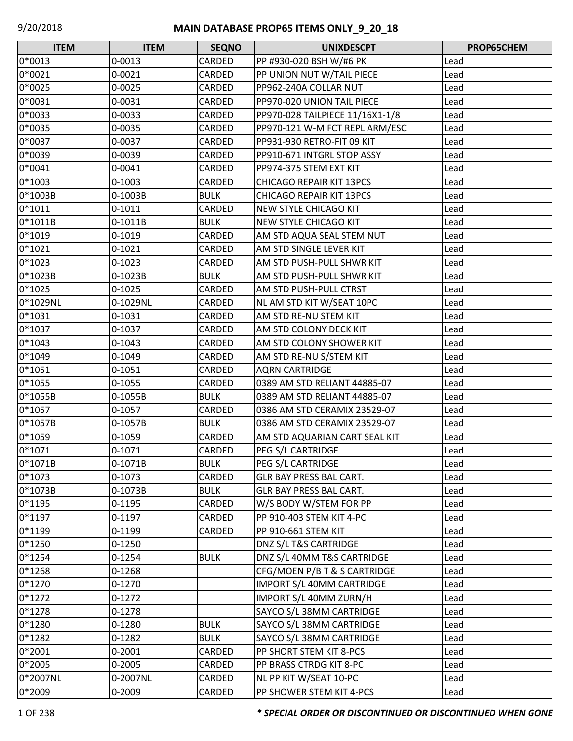# MAIN DATABASE PROP65 ITEMS ONLY_9_20_18

| ITEM | ITEM | SEQNO | UNIXDESCPT | PROP65CHEM |
|---|---|---|---|---|
| 0*0013 | 0-0013 | CARDED | PP #930-020 BSH W/#6 PK | Lead |
| 0*0021 | 0-0021 | CARDED | PP UNION NUT W/TAIL PIECE | Lead |
| 0*0025 | 0-0025 | CARDED | PP962-240A COLLAR NUT | Lead |
| 0*0031 | 0-0031 | CARDED | PP970-020 UNION TAIL PIECE | Lead |
| 0*0033 | 0-0033 | CARDED | PP970-028 TAILPIECE 11/16X1-1/8 | Lead |
| 0*0035 | 0-0035 | CARDED | PP970-121 W-M FCT REPL ARM/ESC | Lead |
| 0*0037 | 0-0037 | CARDED | PP931-930 RETRO-FIT 09 KIT | Lead |
| 0*0039 | 0-0039 | CARDED | PP910-671 INTGRL STOP ASSY | Lead |
| 0*0041 | 0-0041 | CARDED | PP974-375 STEM EXT KIT | Lead |
| 0*1003 | 0-1003 | CARDED | CHICAGO REPAIR KIT 13PCS | Lead |
| 0*1003B | 0-1003B | BULK | CHICAGO REPAIR KIT 13PCS | Lead |
| 0*1011 | 0-1011 | CARDED | NEW STYLE CHICAGO KIT | Lead |
| 0*1011B | 0-1011B | BULK | NEW STYLE CHICAGO KIT | Lead |
| 0*1019 | 0-1019 | CARDED | AM STD AQUA SEAL STEM NUT | Lead |
| 0*1021 | 0-1021 | CARDED | AM STD SINGLE LEVER KIT | Lead |
| 0*1023 | 0-1023 | CARDED | AM STD PUSH-PULL SHWR KIT | Lead |
| 0*1023B | 0-1023B | BULK | AM STD PUSH-PULL SHWR KIT | Lead |
| 0*1025 | 0-1025 | CARDED | AM STD PUSH-PULL CTRST | Lead |
| 0*1029NL | 0-1029NL | CARDED | NL AM STD KIT W/SEAT 10PC | Lead |
| 0*1031 | 0-1031 | CARDED | AM STD RE-NU STEM KIT | Lead |
| 0*1037 | 0-1037 | CARDED | AM STD COLONY DECK KIT | Lead |
| 0*1043 | 0-1043 | CARDED | AM STD COLONY SHOWER KIT | Lead |
| 0*1049 | 0-1049 | CARDED | AM STD RE-NU S/STEM KIT | Lead |
| 0*1051 | 0-1051 | CARDED | AQRN CARTRIDGE | Lead |
| 0*1055 | 0-1055 | CARDED | 0389 AM STD RELIANT 44885-07 | Lead |
| 0*1055B | 0-1055B | BULK | 0389 AM STD RELIANT 44885-07 | Lead |
| 0*1057 | 0-1057 | CARDED | 0386 AM STD CERAMIX 23529-07 | Lead |
| 0*1057B | 0-1057B | BULK | 0386 AM STD CERAMIX 23529-07 | Lead |
| 0*1059 | 0-1059 | CARDED | AM STD AQUARIAN CART SEAL KIT | Lead |
| 0*1071 | 0-1071 | CARDED | PEG S/L CARTRIDGE | Lead |
| 0*1071B | 0-1071B | BULK | PEG S/L CARTRIDGE | Lead |
| 0*1073 | 0-1073 | CARDED | GLR BAY PRESS BAL CART. | Lead |
| 0*1073B | 0-1073B | BULK | GLR BAY PRESS BAL CART. | Lead |
| 0*1195 | 0-1195 | CARDED | W/S BODY W/STEM FOR PP | Lead |
| 0*1197 | 0-1197 | CARDED | PP 910-403 STEM KIT 4-PC | Lead |
| 0*1199 | 0-1199 | CARDED | PP 910-661 STEM KIT | Lead |
| 0*1250 | 0-1250 | | DNZ S/L T&S CARTRIDGE | Lead |
| 0*1254 | 0-1254 | BULK | DNZ S/L 40MM T&S CARTRIDGE | Lead |
| 0*1268 | 0-1268 | | CFG/MOEN P/B T & S CARTRIDGE | Lead |
| 0*1270 | 0-1270 | | IMPORT S/L 40MM CARTRIDGE | Lead |
| 0*1272 | 0-1272 | | IMPORT S/L 40MM ZURN/H | Lead |
| 0*1278 | 0-1278 | | SAYCO S/L 38MM CARTRIDGE | Lead |
| 0*1280 | 0-1280 | BULK | SAYCO S/L 38MM CARTRIDGE | Lead |
| 0*1282 | 0-1282 | BULK | SAYCO S/L 38MM CARTRIDGE | Lead |
| 0*2001 | 0-2001 | CARDED | PP SHORT STEM KIT 8-PCS | Lead |
| 0*2005 | 0-2005 | CARDED | PP BRASS CTRDG KIT 8-PC | Lead |
| 0*2007NL | 0-2007NL | CARDED | NL PP KIT W/SEAT 10-PC | Lead |
| 0*2009 | 0-2009 | CARDED | PP SHOWER STEM KIT 4-PCS | Lead |

***\* SPECIAL ORDER OR DISCONTINUED OR DISCONTINUED WHEN GONE***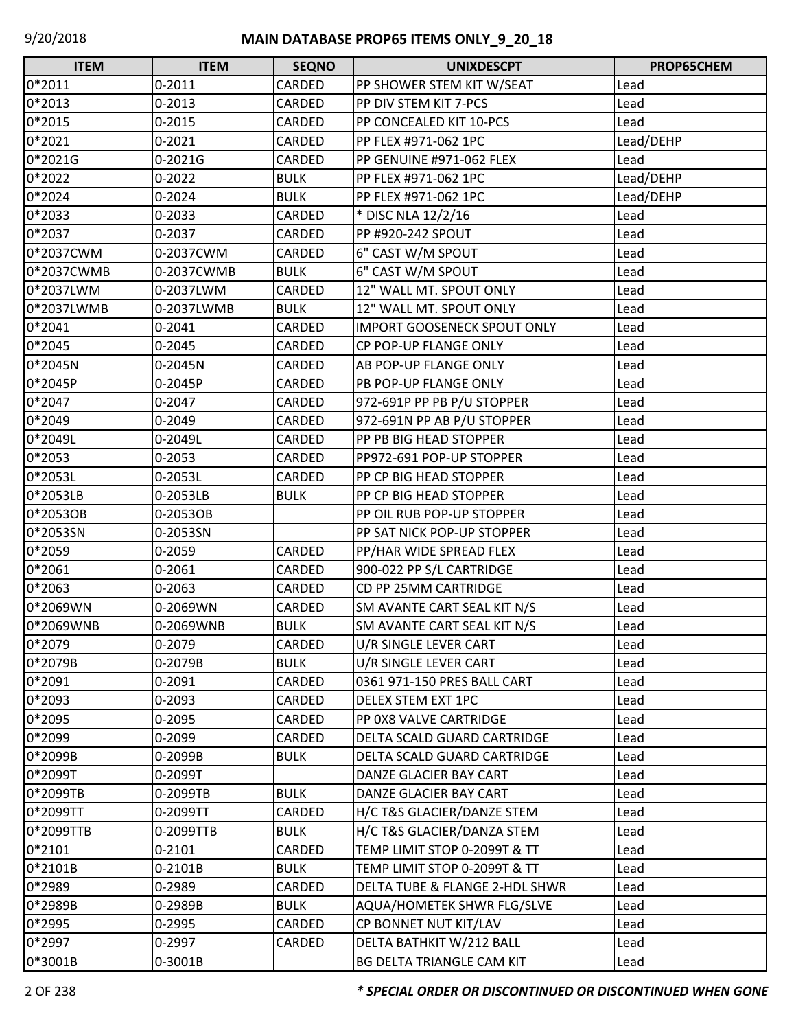## MAIN DATABASE PROP65 ITEMS ONLY_9_20_18

| ITEM | ITEM | SEQNO | UNIXDESCPT | PROP65CHEM |
|---|---|---|---|---|
| 0*2011 | 0-2011 | CARDED | PP SHOWER STEM KIT W/SEAT | Lead |
| 0*2013 | 0-2013 | CARDED | PP DIV STEM KIT 7-PCS | Lead |
| 0*2015 | 0-2015 | CARDED | PP CONCEALED KIT 10-PCS | Lead |
| 0*2021 | 0-2021 | CARDED | PP FLEX #971-062 1PC | Lead/DEHP |
| 0*2021G | 0-2021G | CARDED | PP GENUINE #971-062 FLEX | Lead |
| 0*2022 | 0-2022 | BULK | PP FLEX #971-062 1PC | Lead/DEHP |
| 0*2024 | 0-2024 | BULK | PP FLEX #971-062 1PC | Lead/DEHP |
| 0*2033 | 0-2033 | CARDED | * DISC NLA 12/2/16 | Lead |
| 0*2037 | 0-2037 | CARDED | PP #920-242 SPOUT | Lead |
| 0*2037CWM | 0-2037CWM | CARDED | 6" CAST W/M SPOUT | Lead |
| 0*2037CWMB | 0-2037CWMB | BULK | 6" CAST W/M SPOUT | Lead |
| 0*2037LWM | 0-2037LWM | CARDED | 12" WALL MT. SPOUT ONLY | Lead |
| 0*2037LWMB | 0-2037LWMB | BULK | 12" WALL MT. SPOUT ONLY | Lead |
| 0*2041 | 0-2041 | CARDED | IMPORT GOOSENECK SPOUT ONLY | Lead |
| 0*2045 | 0-2045 | CARDED | CP POP-UP FLANGE ONLY | Lead |
| 0*2045N | 0-2045N | CARDED | AB POP-UP FLANGE ONLY | Lead |
| 0*2045P | 0-2045P | CARDED | PB POP-UP FLANGE ONLY | Lead |
| 0*2047 | 0-2047 | CARDED | 972-691P PP PB P/U STOPPER | Lead |
| 0*2049 | 0-2049 | CARDED | 972-691N PP AB P/U STOPPER | Lead |
| 0*2049L | 0-2049L | CARDED | PP PB BIG HEAD STOPPER | Lead |
| 0*2053 | 0-2053 | CARDED | PP972-691 POP-UP STOPPER | Lead |
| 0*2053L | 0-2053L | CARDED | PP CP BIG HEAD STOPPER | Lead |
| 0*2053LB | 0-2053LB | BULK | PP CP BIG HEAD STOPPER | Lead |
| 0*2053OB | 0-2053OB | | PP OIL RUB POP-UP STOPPER | Lead |
| 0*2053SN | 0-2053SN | | PP SAT NICK POP-UP STOPPER | Lead |
| 0*2059 | 0-2059 | CARDED | PP/HAR WIDE SPREAD FLEX | Lead |
| 0*2061 | 0-2061 | CARDED | 900-022 PP S/L CARTRIDGE | Lead |
| 0*2063 | 0-2063 | CARDED | CD PP 25MM CARTRIDGE | Lead |
| 0*2069WN | 0-2069WN | CARDED | SM AVANTE CART SEAL KIT N/S | Lead |
| 0*2069WNB | 0-2069WNB | BULK | SM AVANTE CART SEAL KIT N/S | Lead |
| 0*2079 | 0-2079 | CARDED | U/R SINGLE LEVER CART | Lead |
| 0*2079B | 0-2079B | BULK | U/R SINGLE LEVER CART | Lead |
| 0*2091 | 0-2091 | CARDED | 0361 971-150 PRES BALL CART | Lead |
| 0*2093 | 0-2093 | CARDED | DELEX STEM EXT 1PC | Lead |
| 0*2095 | 0-2095 | CARDED | PP 0X8 VALVE CARTRIDGE | Lead |
| 0*2099 | 0-2099 | CARDED | DELTA SCALD GUARD CARTRIDGE | Lead |
| 0*2099B | 0-2099B | BULK | DELTA SCALD GUARD CARTRIDGE | Lead |
| 0*2099T | 0-2099T | | DANZE GLACIER BAY CART | Lead |
| 0*2099TB | 0-2099TB | BULK | DANZE GLACIER BAY CART | Lead |
| 0*2099TT | 0-2099TT | CARDED | H/C T&S GLACIER/DANZE STEM | Lead |
| 0*2099TTB | 0-2099TTB | BULK | H/C T&S GLACIER/DANZA STEM | Lead |
| 0*2101 | 0-2101 | CARDED | TEMP LIMIT STOP 0-2099T & TT | Lead |
| 0*2101B | 0-2101B | BULK | TEMP LIMIT STOP 0-2099T & TT | Lead |
| 0*2989 | 0-2989 | CARDED | DELTA TUBE & FLANGE 2-HDL SHWR | Lead |
| 0*2989B | 0-2989B | BULK | AQUA/HOMETEK SHWR FLG/SLVE | Lead |
| 0*2995 | 0-2995 | CARDED | CP BONNET NUT KIT/LAV | Lead |
| 0*2997 | 0-2997 | CARDED | DELTA BATHKIT W/212 BALL | Lead |
| 0*3001B | 0-3001B | | BG DELTA TRIANGLE CAM KIT | Lead |

***\* SPECIAL ORDER OR DISCONTINUED OR DISCONTINUED WHEN GONE***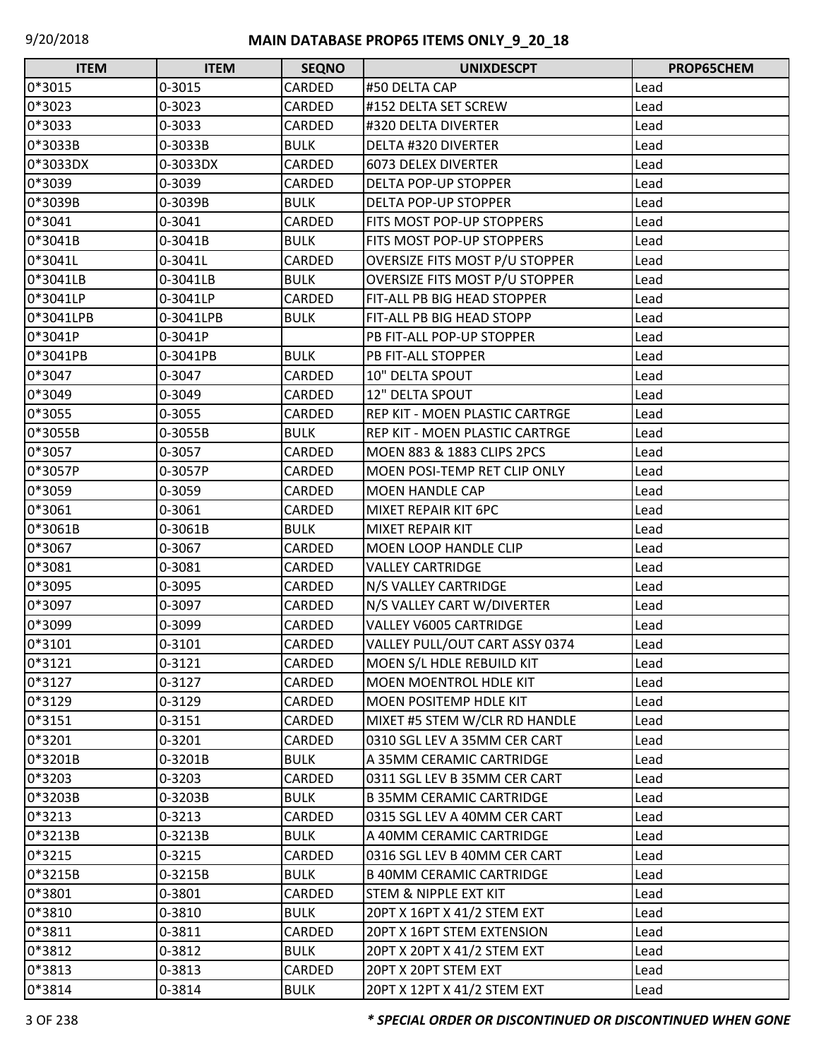## MAIN DATABASE PROP65 ITEMS ONLY_9_20_18

| ITEM | ITEM | SEQNO | UNIXDESCPT | PROP65CHEM |
|---|---|---|---|---|
| 0*3015 | 0-3015 | CARDED | #50 DELTA CAP | Lead |
| 0*3023 | 0-3023 | CARDED | #152 DELTA SET SCREW | Lead |
| 0*3033 | 0-3033 | CARDED | #320 DELTA DIVERTER | Lead |
| 0*3033B | 0-3033B | BULK | DELTA #320 DIVERTER | Lead |
| 0*3033DX | 0-3033DX | CARDED | 6073 DELEX DIVERTER | Lead |
| 0*3039 | 0-3039 | CARDED | DELTA POP-UP STOPPER | Lead |
| 0*3039B | 0-3039B | BULK | DELTA POP-UP STOPPER | Lead |
| 0*3041 | 0-3041 | CARDED | FITS MOST POP-UP STOPPERS | Lead |
| 0*3041B | 0-3041B | BULK | FITS MOST POP-UP STOPPERS | Lead |
| 0*3041L | 0-3041L | CARDED | OVERSIZE FITS MOST P/U STOPPER | Lead |
| 0*3041LB | 0-3041LB | BULK | OVERSIZE FITS MOST P/U STOPPER | Lead |
| 0*3041LP | 0-3041LP | CARDED | FIT-ALL PB BIG HEAD STOPPER | Lead |
| 0*3041LPB | 0-3041LPB | BULK | FIT-ALL PB BIG HEAD STOPP | Lead |
| 0*3041P | 0-3041P | | PB FIT-ALL POP-UP STOPPER | Lead |
| 0*3041PB | 0-3041PB | BULK | PB FIT-ALL STOPPER | Lead |
| 0*3047 | 0-3047 | CARDED | 10" DELTA SPOUT | Lead |
| 0*3049 | 0-3049 | CARDED | 12" DELTA SPOUT | Lead |
| 0*3055 | 0-3055 | CARDED | REP KIT - MOEN PLASTIC CARTRGE | Lead |
| 0*3055B | 0-3055B | BULK | REP KIT - MOEN PLASTIC CARTRGE | Lead |
| 0*3057 | 0-3057 | CARDED | MOEN 883 & 1883 CLIPS 2PCS | Lead |
| 0*3057P | 0-3057P | CARDED | MOEN POSI-TEMP RET CLIP ONLY | Lead |
| 0*3059 | 0-3059 | CARDED | MOEN HANDLE CAP | Lead |
| 0*3061 | 0-3061 | CARDED | MIXET REPAIR KIT 6PC | Lead |
| 0*3061B | 0-3061B | BULK | MIXET REPAIR KIT | Lead |
| 0*3067 | 0-3067 | CARDED | MOEN LOOP HANDLE CLIP | Lead |
| 0*3081 | 0-3081 | CARDED | VALLEY CARTRIDGE | Lead |
| 0*3095 | 0-3095 | CARDED | N/S VALLEY CARTRIDGE | Lead |
| 0*3097 | 0-3097 | CARDED | N/S VALLEY CART W/DIVERTER | Lead |
| 0*3099 | 0-3099 | CARDED | VALLEY V6005 CARTRIDGE | Lead |
| 0*3101 | 0-3101 | CARDED | VALLEY PULL/OUT CART ASSY 0374 | Lead |
| 0*3121 | 0-3121 | CARDED | MOEN S/L HDLE REBUILD KIT | Lead |
| 0*3127 | 0-3127 | CARDED | MOEN MOENTROL HDLE KIT | Lead |
| 0*3129 | 0-3129 | CARDED | MOEN POSITEMP HDLE KIT | Lead |
| 0*3151 | 0-3151 | CARDED | MIXET #5 STEM W/CLR RD HANDLE | Lead |
| 0*3201 | 0-3201 | CARDED | 0310 SGL LEV A 35MM CER CART | Lead |
| 0*3201B | 0-3201B | BULK | A 35MM CERAMIC CARTRIDGE | Lead |
| 0*3203 | 0-3203 | CARDED | 0311 SGL LEV B 35MM CER CART | Lead |
| 0*3203B | 0-3203B | BULK | B 35MM CERAMIC CARTRIDGE | Lead |
| 0*3213 | 0-3213 | CARDED | 0315 SGL LEV A 40MM CER CART | Lead |
| 0*3213B | 0-3213B | BULK | A 40MM CERAMIC CARTRIDGE | Lead |
| 0*3215 | 0-3215 | CARDED | 0316 SGL LEV B 40MM CER CART | Lead |
| 0*3215B | 0-3215B | BULK | B 40MM CERAMIC CARTRIDGE | Lead |
| 0*3801 | 0-3801 | CARDED | STEM & NIPPLE EXT KIT | Lead |
| 0*3810 | 0-3810 | BULK | 20PT X 16PT X 41/2 STEM EXT | Lead |
| 0*3811 | 0-3811 | CARDED | 20PT X 16PT STEM EXTENSION | Lead |
| 0*3812 | 0-3812 | BULK | 20PT X 20PT X 41/2 STEM EXT | Lead |
| 0*3813 | 0-3813 | CARDED | 20PT X 20PT STEM EXT | Lead |
| 0*3814 | 0-3814 | BULK | 20PT X 12PT X 41/2 STEM EXT | Lead |

***\* SPECIAL ORDER OR DISCONTINUED OR DISCONTINUED WHEN GONE***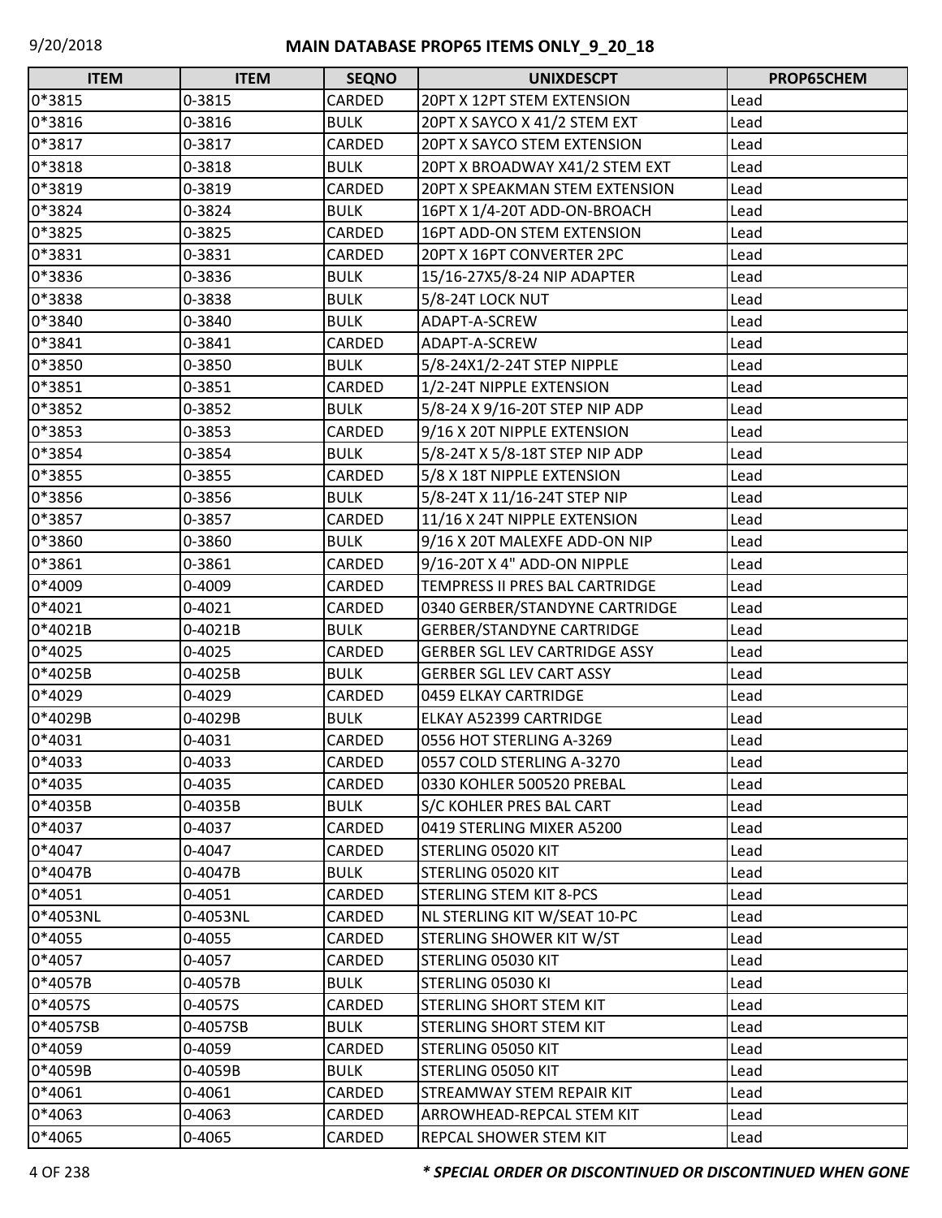| ITEM | ITEM | SEQNO | UNIXDESCPT | PROP65CHEM |
|---|---|---|---|---|
| 0*3815 | 0-3815 | CARDED | 20PT X 12PT STEM EXTENSION | Lead |
| 0*3816 | 0-3816 | BULK | 20PT X SAYCO X 41/2 STEM EXT | Lead |
| 0*3817 | 0-3817 | CARDED | 20PT X SAYCO STEM EXTENSION | Lead |
| 0*3818 | 0-3818 | BULK | 20PT X BROADWAY X41/2 STEM EXT | Lead |
| 0*3819 | 0-3819 | CARDED | 20PT X SPEAKMAN STEM EXTENSION | Lead |
| 0*3824 | 0-3824 | BULK | 16PT X 1/4-20T ADD-ON-BROACH | Lead |
| 0*3825 | 0-3825 | CARDED | 16PT ADD-ON STEM EXTENSION | Lead |
| 0*3831 | 0-3831 | CARDED | 20PT X 16PT CONVERTER 2PC | Lead |
| 0*3836 | 0-3836 | BULK | 15/16-27X5/8-24 NIP ADAPTER | Lead |
| 0*3838 | 0-3838 | BULK | 5/8-24T LOCK NUT | Lead |
| 0*3840 | 0-3840 | BULK | ADAPT-A-SCREW | Lead |
| 0*3841 | 0-3841 | CARDED | ADAPT-A-SCREW | Lead |
| 0*3850 | 0-3850 | BULK | 5/8-24X1/2-24T STEP NIPPLE | Lead |
| 0*3851 | 0-3851 | CARDED | 1/2-24T NIPPLE EXTENSION | Lead |
| 0*3852 | 0-3852 | BULK | 5/8-24 X 9/16-20T STEP NIP ADP | Lead |
| 0*3853 | 0-3853 | CARDED | 9/16 X 20T NIPPLE EXTENSION | Lead |
| 0*3854 | 0-3854 | BULK | 5/8-24T X 5/8-18T STEP NIP ADP | Lead |
| 0*3855 | 0-3855 | CARDED | 5/8 X 18T NIPPLE EXTENSION | Lead |
| 0*3856 | 0-3856 | BULK | 5/8-24T X 11/16-24T STEP NIP | Lead |
| 0*3857 | 0-3857 | CARDED | 11/16 X 24T NIPPLE EXTENSION | Lead |
| 0*3860 | 0-3860 | BULK | 9/16 X 20T MALEXFE ADD-ON NIP | Lead |
| 0*3861 | 0-3861 | CARDED | 9/16-20T X 4" ADD-ON NIPPLE | Lead |
| 0*4009 | 0-4009 | CARDED | TEMPRESS II PRES BAL CARTRIDGE | Lead |
| 0*4021 | 0-4021 | CARDED | 0340 GERBER/STANDYNE CARTRIDGE | Lead |
| 0*4021B | 0-4021B | BULK | GERBER/STANDYNE CARTRIDGE | Lead |
| 0*4025 | 0-4025 | CARDED | GERBER SGL LEV CARTRIDGE ASSY | Lead |
| 0*4025B | 0-4025B | BULK | GERBER SGL LEV CART ASSY | Lead |
| 0*4029 | 0-4029 | CARDED | 0459 ELKAY CARTRIDGE | Lead |
| 0*4029B | 0-4029B | BULK | ELKAY A52399 CARTRIDGE | Lead |
| 0*4031 | 0-4031 | CARDED | 0556 HOT STERLING A-3269 | Lead |
| 0*4033 | 0-4033 | CARDED | 0557 COLD STERLING A-3270 | Lead |
| 0*4035 | 0-4035 | CARDED | 0330 KOHLER 500520 PREBAL | Lead |
| 0*4035B | 0-4035B | BULK | S/C KOHLER PRES BAL CART | Lead |
| 0*4037 | 0-4037 | CARDED | 0419 STERLING MIXER A5200 | Lead |
| 0*4047 | 0-4047 | CARDED | STERLING 05020 KIT | Lead |
| 0*4047B | 0-4047B | BULK | STERLING 05020 KIT | Lead |
| 0*4051 | 0-4051 | CARDED | STERLING STEM KIT 8-PCS | Lead |
| 0*4053NL | 0-4053NL | CARDED | NL STERLING KIT W/SEAT 10-PC | Lead |
| 0*4055 | 0-4055 | CARDED | STERLING SHOWER KIT W/ST | Lead |
| 0*4057 | 0-4057 | CARDED | STERLING 05030 KIT | Lead |
| 0*4057B | 0-4057B | BULK | STERLING 05030 KI | Lead |
| 0*4057S | 0-4057S | CARDED | STERLING SHORT STEM KIT | Lead |
| 0*4057SB | 0-4057SB | BULK | STERLING SHORT STEM KIT | Lead |
| 0*4059 | 0-4059 | CARDED | STERLING 05050 KIT | Lead |
| 0*4059B | 0-4059B | BULK | STERLING 05050 KIT | Lead |
| 0*4061 | 0-4061 | CARDED | STREAMWAY STEM REPAIR KIT | Lead |
| 0*4063 | 0-4063 | CARDED | ARROWHEAD-REPCAL STEM KIT | Lead |
| 0*4065 | 0-4065 | CARDED | REPCAL SHOWER STEM KIT | Lead |

***\* SPECIAL ORDER OR DISCONTINUED OR DISCONTINUED WHEN GONE***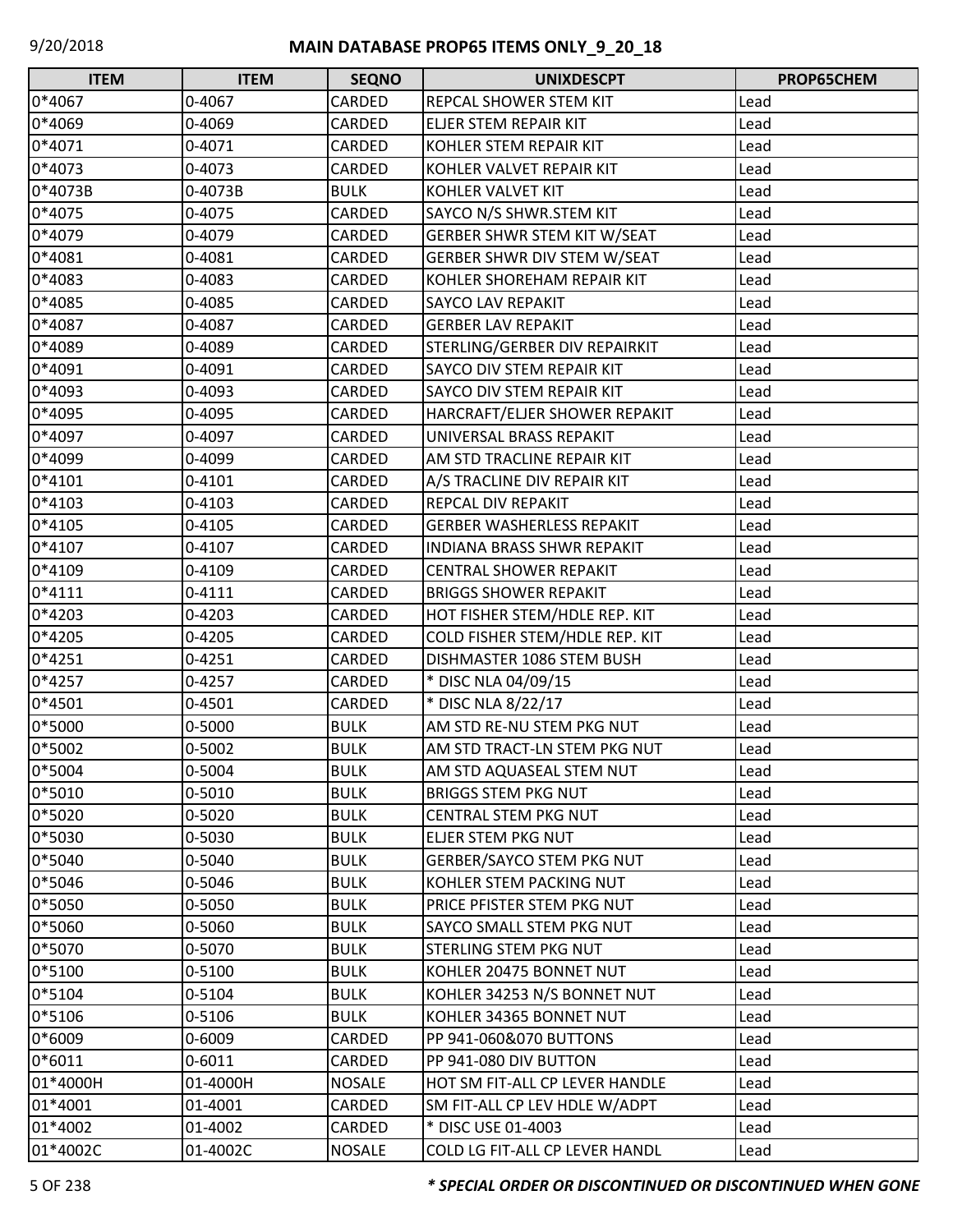# MAIN DATABASE PROP65 ITEMS ONLY_9_20_18

| ITEM | ITEM | SEQNO | UNIXDESCPT | PROP65CHEM |
|---|---|---|---|---|
| 0*4067 | 0-4067 | CARDED | REPCAL SHOWER STEM KIT | Lead |
| 0*4069 | 0-4069 | CARDED | ELJER STEM REPAIR KIT | Lead |
| 0*4071 | 0-4071 | CARDED | KOHLER STEM REPAIR KIT | Lead |
| 0*4073 | 0-4073 | CARDED | KOHLER VALVET REPAIR KIT | Lead |
| 0*4073B | 0-4073B | BULK | KOHLER VALVET KIT | Lead |
| 0*4075 | 0-4075 | CARDED | SAYCO N/S SHWR.STEM KIT | Lead |
| 0*4079 | 0-4079 | CARDED | GERBER SHWR STEM KIT W/SEAT | Lead |
| 0*4081 | 0-4081 | CARDED | GERBER SHWR DIV STEM W/SEAT | Lead |
| 0*4083 | 0-4083 | CARDED | KOHLER SHOREHAM REPAIR KIT | Lead |
| 0*4085 | 0-4085 | CARDED | SAYCO LAV REPAKIT | Lead |
| 0*4087 | 0-4087 | CARDED | GERBER LAV REPAKIT | Lead |
| 0*4089 | 0-4089 | CARDED | STERLING/GERBER DIV REPAIRKIT | Lead |
| 0*4091 | 0-4091 | CARDED | SAYCO DIV STEM REPAIR KIT | Lead |
| 0*4093 | 0-4093 | CARDED | SAYCO DIV STEM REPAIR KIT | Lead |
| 0*4095 | 0-4095 | CARDED | HARCRAFT/ELJER SHOWER REPAKIT | Lead |
| 0*4097 | 0-4097 | CARDED | UNIVERSAL BRASS REPAKIT | Lead |
| 0*4099 | 0-4099 | CARDED | AM STD TRACLINE REPAIR KIT | Lead |
| 0*4101 | 0-4101 | CARDED | A/S TRACLINE DIV REPAIR KIT | Lead |
| 0*4103 | 0-4103 | CARDED | REPCAL DIV REPAKIT | Lead |
| 0*4105 | 0-4105 | CARDED | GERBER WASHERLESS REPAKIT | Lead |
| 0*4107 | 0-4107 | CARDED | INDIANA BRASS SHWR REPAKIT | Lead |
| 0*4109 | 0-4109 | CARDED | CENTRAL SHOWER REPAKIT | Lead |
| 0*4111 | 0-4111 | CARDED | BRIGGS SHOWER REPAKIT | Lead |
| 0*4203 | 0-4203 | CARDED | HOT FISHER STEM/HDLE REP. KIT | Lead |
| 0*4205 | 0-4205 | CARDED | COLD FISHER STEM/HDLE REP. KIT | Lead |
| 0*4251 | 0-4251 | CARDED | DISHMASTER 1086 STEM BUSH | Lead |
| 0*4257 | 0-4257 | CARDED | * DISC NLA 04/09/15 | Lead |
| 0*4501 | 0-4501 | CARDED | * DISC NLA 8/22/17 | Lead |
| 0*5000 | 0-5000 | BULK | AM STD RE-NU STEM PKG NUT | Lead |
| 0*5002 | 0-5002 | BULK | AM STD TRACT-LN STEM PKG NUT | Lead |
| 0*5004 | 0-5004 | BULK | AM STD AQUASEAL STEM NUT | Lead |
| 0*5010 | 0-5010 | BULK | BRIGGS STEM PKG NUT | Lead |
| 0*5020 | 0-5020 | BULK | CENTRAL STEM PKG NUT | Lead |
| 0*5030 | 0-5030 | BULK | ELJER STEM PKG NUT | Lead |
| 0*5040 | 0-5040 | BULK | GERBER/SAYCO STEM PKG NUT | Lead |
| 0*5046 | 0-5046 | BULK | KOHLER STEM PACKING NUT | Lead |
| 0*5050 | 0-5050 | BULK | PRICE PFISTER STEM PKG NUT | Lead |
| 0*5060 | 0-5060 | BULK | SAYCO SMALL STEM PKG NUT | Lead |
| 0*5070 | 0-5070 | BULK | STERLING STEM PKG NUT | Lead |
| 0*5100 | 0-5100 | BULK | KOHLER 20475 BONNET NUT | Lead |
| 0*5104 | 0-5104 | BULK | KOHLER 34253 N/S BONNET NUT | Lead |
| 0*5106 | 0-5106 | BULK | KOHLER 34365 BONNET NUT | Lead |
| 0*6009 | 0-6009 | CARDED | PP 941-060&070 BUTTONS | Lead |
| 0*6011 | 0-6011 | CARDED | PP 941-080 DIV BUTTON | Lead |
| 01*4000H | 01-4000H | NOSALE | HOT SM FIT-ALL CP LEVER HANDLE | Lead |
| 01*4001 | 01-4001 | CARDED | SM FIT-ALL CP LEV HDLE W/ADPT | Lead |
| 01*4002 | 01-4002 | CARDED | * DISC USE 01-4003 | Lead |
| 01*4002C | 01-4002C | NOSALE | COLD LG FIT-ALL CP LEVER HANDL | Lead |

***\* SPECIAL ORDER OR DISCONTINUED OR DISCONTINUED WHEN GONE***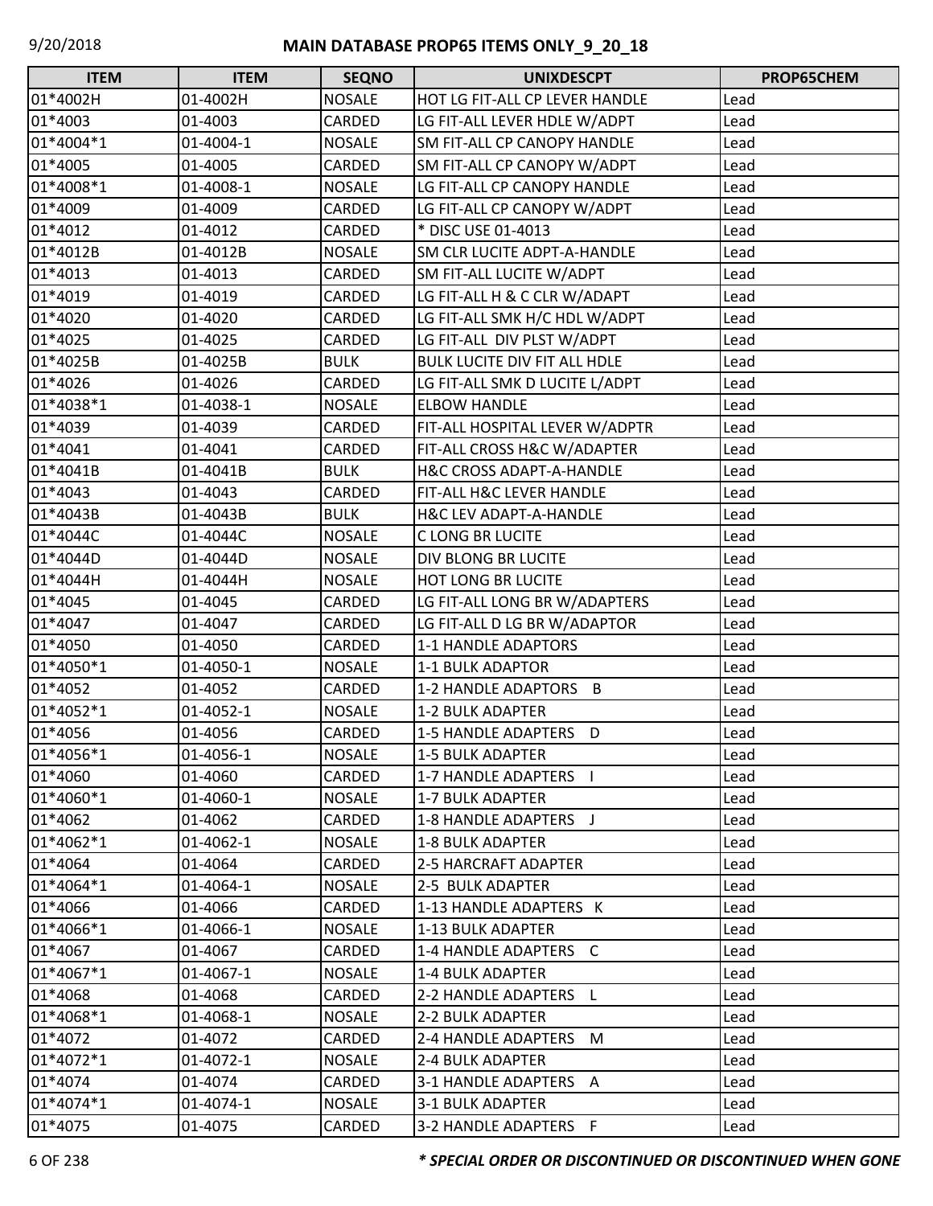# MAIN DATABASE PROP65 ITEMS ONLY_9_20_18

| ITEM | ITEM | SEQNO | UNIXDESCPT | PROP65CHEM |
|---|---|---|---|---|
| 01*4002H | 01-4002H | NOSALE | HOT LG FIT-ALL CP LEVER HANDLE | Lead |
| 01*4003 | 01-4003 | CARDED | LG FIT-ALL LEVER HDLE W/ADPT | Lead |
| 01*4004*1 | 01-4004-1 | NOSALE | SM FIT-ALL CP CANOPY HANDLE | Lead |
| 01*4005 | 01-4005 | CARDED | SM FIT-ALL CP CANOPY W/ADPT | Lead |
| 01*4008*1 | 01-4008-1 | NOSALE | LG FIT-ALL CP CANOPY HANDLE | Lead |
| 01*4009 | 01-4009 | CARDED | LG FIT-ALL CP CANOPY W/ADPT | Lead |
| 01*4012 | 01-4012 | CARDED | * DISC USE 01-4013 | Lead |
| 01*4012B | 01-4012B | NOSALE | SM CLR LUCITE ADPT-A-HANDLE | Lead |
| 01*4013 | 01-4013 | CARDED | SM FIT-ALL LUCITE W/ADPT | Lead |
| 01*4019 | 01-4019 | CARDED | LG FIT-ALL H & C CLR W/ADAPT | Lead |
| 01*4020 | 01-4020 | CARDED | LG FIT-ALL SMK H/C HDL W/ADPT | Lead |
| 01*4025 | 01-4025 | CARDED | LG FIT-ALL DIV PLST W/ADPT | Lead |
| 01*4025B | 01-4025B | BULK | BULK LUCITE DIV FIT ALL HDLE | Lead |
| 01*4026 | 01-4026 | CARDED | LG FIT-ALL SMK D LUCITE L/ADPT | Lead |
| 01*4038*1 | 01-4038-1 | NOSALE | ELBOW HANDLE | Lead |
| 01*4039 | 01-4039 | CARDED | FIT-ALL HOSPITAL LEVER W/ADPTR | Lead |
| 01*4041 | 01-4041 | CARDED | FIT-ALL CROSS H&C W/ADAPTER | Lead |
| 01*4041B | 01-4041B | BULK | H&C CROSS ADAPT-A-HANDLE | Lead |
| 01*4043 | 01-4043 | CARDED | FIT-ALL H&C LEVER HANDLE | Lead |
| 01*4043B | 01-4043B | BULK | H&C LEV ADAPT-A-HANDLE | Lead |
| 01*4044C | 01-4044C | NOSALE | C LONG BR LUCITE | Lead |
| 01*4044D | 01-4044D | NOSALE | DIV BLONG BR LUCITE | Lead |
| 01*4044H | 01-4044H | NOSALE | HOT LONG BR LUCITE | Lead |
| 01*4045 | 01-4045 | CARDED | LG FIT-ALL LONG BR W/ADAPTERS | Lead |
| 01*4047 | 01-4047 | CARDED | LG FIT-ALL D LG BR W/ADAPTOR | Lead |
| 01*4050 | 01-4050 | CARDED | 1-1 HANDLE ADAPTORS | Lead |
| 01*4050*1 | 01-4050-1 | NOSALE | 1-1 BULK ADAPTOR | Lead |
| 01*4052 | 01-4052 | CARDED | 1-2 HANDLE ADAPTORS B | Lead |
| 01*4052*1 | 01-4052-1 | NOSALE | 1-2 BULK ADAPTER | Lead |
| 01*4056 | 01-4056 | CARDED | 1-5 HANDLE ADAPTERS D | Lead |
| 01*4056*1 | 01-4056-1 | NOSALE | 1-5 BULK ADAPTER | Lead |
| 01*4060 | 01-4060 | CARDED | 1-7 HANDLE ADAPTERS I | Lead |
| 01*4060*1 | 01-4060-1 | NOSALE | 1-7 BULK ADAPTER | Lead |
| 01*4062 | 01-4062 | CARDED | 1-8 HANDLE ADAPTERS J | Lead |
| 01*4062*1 | 01-4062-1 | NOSALE | 1-8 BULK ADAPTER | Lead |
| 01*4064 | 01-4064 | CARDED | 2-5 HARCRAFT ADAPTER | Lead |
| 01*4064*1 | 01-4064-1 | NOSALE | 2-5 BULK ADAPTER | Lead |
| 01*4066 | 01-4066 | CARDED | 1-13 HANDLE ADAPTERS K | Lead |
| 01*4066*1 | 01-4066-1 | NOSALE | 1-13 BULK ADAPTER | Lead |
| 01*4067 | 01-4067 | CARDED | 1-4 HANDLE ADAPTERS C | Lead |
| 01*4067*1 | 01-4067-1 | NOSALE | 1-4 BULK ADAPTER | Lead |
| 01*4068 | 01-4068 | CARDED | 2-2 HANDLE ADAPTERS L | Lead |
| 01*4068*1 | 01-4068-1 | NOSALE | 2-2 BULK ADAPTER | Lead |
| 01*4072 | 01-4072 | CARDED | 2-4 HANDLE ADAPTERS M | Lead |
| 01*4072*1 | 01-4072-1 | NOSALE | 2-4 BULK ADAPTER | Lead |
| 01*4074 | 01-4074 | CARDED | 3-1 HANDLE ADAPTERS A | Lead |
| 01*4074*1 | 01-4074-1 | NOSALE | 3-1 BULK ADAPTER | Lead |
| 01*4075 | 01-4075 | CARDED | 3-2 HANDLE ADAPTERS F | Lead |

***\* SPECIAL ORDER OR DISCONTINUED OR DISCONTINUED WHEN GONE***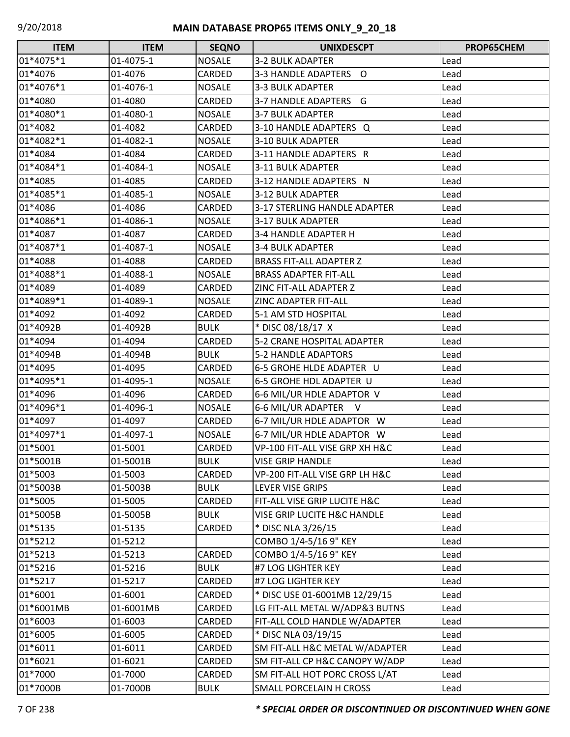# MAIN DATABASE PROP65 ITEMS ONLY_9_20_18

| ITEM | ITEM | SEQNO | UNIXDESCPT | PROP65CHEM |
|---|---|---|---|---|
| 01*4075*1 | 01-4075-1 | NOSALE | 3-2 BULK ADAPTER | Lead |
| 01*4076 | 01-4076 | CARDED | 3-3 HANDLE ADAPTERS O | Lead |
| 01*4076*1 | 01-4076-1 | NOSALE | 3-3 BULK ADAPTER | Lead |
| 01*4080 | 01-4080 | CARDED | 3-7 HANDLE ADAPTERS G | Lead |
| 01*4080*1 | 01-4080-1 | NOSALE | 3-7 BULK ADAPTER | Lead |
| 01*4082 | 01-4082 | CARDED | 3-10 HANDLE ADAPTERS Q | Lead |
| 01*4082*1 | 01-4082-1 | NOSALE | 3-10 BULK ADAPTER | Lead |
| 01*4084 | 01-4084 | CARDED | 3-11 HANDLE ADAPTERS R | Lead |
| 01*4084*1 | 01-4084-1 | NOSALE | 3-11 BULK ADAPTER | Lead |
| 01*4085 | 01-4085 | CARDED | 3-12 HANDLE ADAPTERS N | Lead |
| 01*4085*1 | 01-4085-1 | NOSALE | 3-12 BULK ADAPTER | Lead |
| 01*4086 | 01-4086 | CARDED | 3-17 STERLING HANDLE ADAPTER | Lead |
| 01*4086*1 | 01-4086-1 | NOSALE | 3-17 BULK ADAPTER | Lead |
| 01*4087 | 01-4087 | CARDED | 3-4 HANDLE ADAPTER H | Lead |
| 01*4087*1 | 01-4087-1 | NOSALE | 3-4 BULK ADAPTER | Lead |
| 01*4088 | 01-4088 | CARDED | BRASS FIT-ALL ADAPTER Z | Lead |
| 01*4088*1 | 01-4088-1 | NOSALE | BRASS ADAPTER FIT-ALL | Lead |
| 01*4089 | 01-4089 | CARDED | ZINC FIT-ALL ADAPTER Z | Lead |
| 01*4089*1 | 01-4089-1 | NOSALE | ZINC ADAPTER FIT-ALL | Lead |
| 01*4092 | 01-4092 | CARDED | 5-1 AM STD HOSPITAL | Lead |
| 01*4092B | 01-4092B | BULK | * DISC 08/18/17 X | Lead |
| 01*4094 | 01-4094 | CARDED | 5-2 CRANE HOSPITAL ADAPTER | Lead |
| 01*4094B | 01-4094B | BULK | 5-2 HANDLE ADAPTORS | Lead |
| 01*4095 | 01-4095 | CARDED | 6-5 GROHE HLDE ADAPTER U | Lead |
| 01*4095*1 | 01-4095-1 | NOSALE | 6-5 GROHE HDL ADAPTER U | Lead |
| 01*4096 | 01-4096 | CARDED | 6-6 MIL/UR HDLE ADAPTOR V | Lead |
| 01*4096*1 | 01-4096-1 | NOSALE | 6-6 MIL/UR ADAPTER V | Lead |
| 01*4097 | 01-4097 | CARDED | 6-7 MIL/UR HDLE ADAPTOR W | Lead |
| 01*4097*1 | 01-4097-1 | NOSALE | 6-7 MIL/UR HDLE ADAPTOR W | Lead |
| 01*5001 | 01-5001 | CARDED | VP-100 FIT-ALL VISE GRP XH H&C | Lead |
| 01*5001B | 01-5001B | BULK | VISE GRIP HANDLE | Lead |
| 01*5003 | 01-5003 | CARDED | VP-200 FIT-ALL VISE GRP LH H&C | Lead |
| 01*5003B | 01-5003B | BULK | LEVER VISE GRIPS | Lead |
| 01*5005 | 01-5005 | CARDED | FIT-ALL VISE GRIP LUCITE H&C | Lead |
| 01*5005B | 01-5005B | BULK | VISE GRIP LUCITE H&C HANDLE | Lead |
| 01*5135 | 01-5135 | CARDED | * DISC NLA 3/26/15 | Lead |
| 01*5212 | 01-5212 | | COMBO 1/4-5/16 9" KEY | Lead |
| 01*5213 | 01-5213 | CARDED | COMBO 1/4-5/16 9" KEY | Lead |
| 01*5216 | 01-5216 | BULK | #7 LOG LIGHTER KEY | Lead |
| 01*5217 | 01-5217 | CARDED | #7 LOG LIGHTER KEY | Lead |
| 01*6001 | 01-6001 | CARDED | * DISC USE 01-6001MB 12/29/15 | Lead |
| 01*6001MB | 01-6001MB | CARDED | LG FIT-ALL METAL W/ADP&3 BUTNS | Lead |
| 01*6003 | 01-6003 | CARDED | FIT-ALL COLD HANDLE W/ADAPTER | Lead |
| 01*6005 | 01-6005 | CARDED | * DISC NLA 03/19/15 | Lead |
| 01*6011 | 01-6011 | CARDED | SM FIT-ALL H&C METAL W/ADAPTER | Lead |
| 01*6021 | 01-6021 | CARDED | SM FIT-ALL CP H&C CANOPY W/ADP | Lead |
| 01*7000 | 01-7000 | CARDED | SM FIT-ALL HOT PORC CROSS L/AT | Lead |
| 01*7000B | 01-7000B | BULK | SMALL PORCELAIN H CROSS | Lead |

***\* SPECIAL ORDER OR DISCONTINUED OR DISCONTINUED WHEN GONE***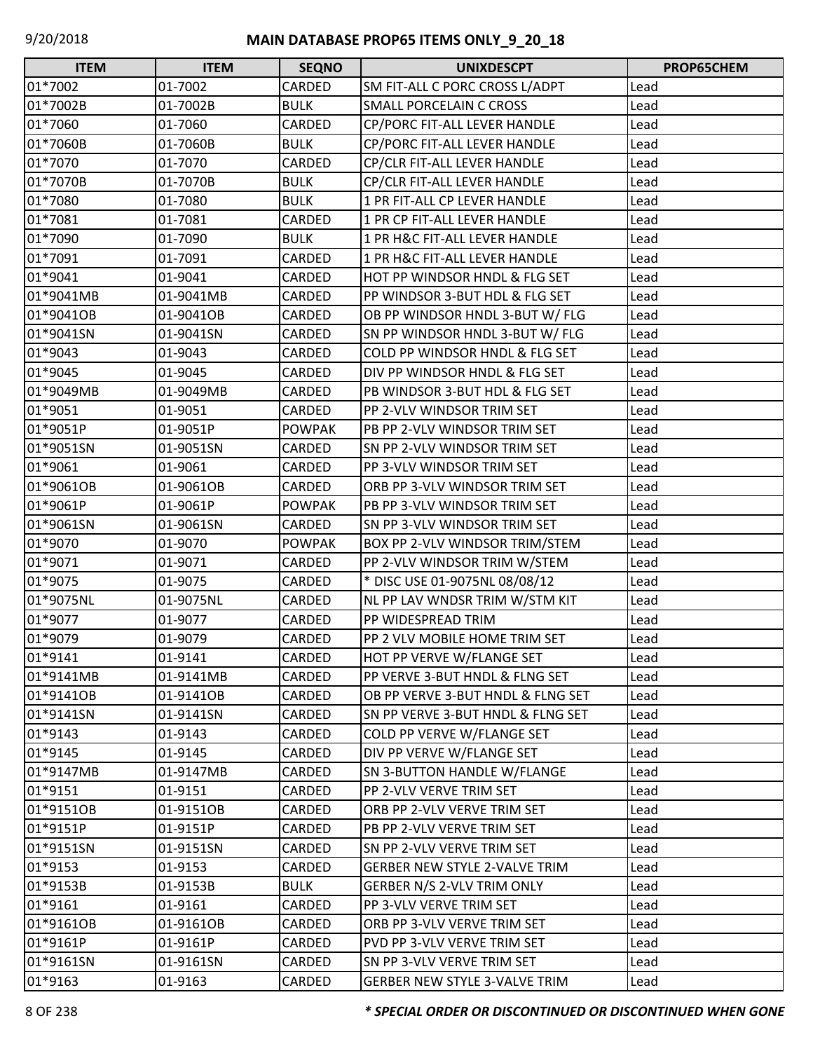# MAIN DATABASE PROP65 ITEMS ONLY_9_20_18

| ITEM | ITEM | SEQNO | UNIXDESCPT | PROP65CHEM |
|---|---|---|---|---|
| 01*7002 | 01-7002 | CARDED | SM FIT-ALL C PORC CROSS L/ADPT | Lead |
| 01*7002B | 01-7002B | BULK | SMALL PORCELAIN C CROSS | Lead |
| 01*7060 | 01-7060 | CARDED | CP/PORC FIT-ALL LEVER HANDLE | Lead |
| 01*7060B | 01-7060B | BULK | CP/PORC FIT-ALL LEVER HANDLE | Lead |
| 01*7070 | 01-7070 | CARDED | CP/CLR FIT-ALL LEVER HANDLE | Lead |
| 01*7070B | 01-7070B | BULK | CP/CLR FIT-ALL LEVER HANDLE | Lead |
| 01*7080 | 01-7080 | BULK | 1 PR FIT-ALL CP LEVER HANDLE | Lead |
| 01*7081 | 01-7081 | CARDED | 1 PR CP FIT-ALL LEVER HANDLE | Lead |
| 01*7090 | 01-7090 | BULK | 1 PR H&C FIT-ALL LEVER HANDLE | Lead |
| 01*7091 | 01-7091 | CARDED | 1 PR H&C FIT-ALL LEVER HANDLE | Lead |
| 01*9041 | 01-9041 | CARDED | HOT PP WINDSOR HNDL & FLG SET | Lead |
| 01*9041MB | 01-9041MB | CARDED | PP WINDSOR 3-BUT HDL & FLG SET | Lead |
| 01*9041OB | 01-9041OB | CARDED | OB PP WINDSOR HNDL 3-BUT W/ FLG | Lead |
| 01*9041SN | 01-9041SN | CARDED | SN PP WINDSOR HNDL 3-BUT W/ FLG | Lead |
| 01*9043 | 01-9043 | CARDED | COLD PP WINDSOR HNDL & FLG SET | Lead |
| 01*9045 | 01-9045 | CARDED | DIV PP WINDSOR HNDL & FLG SET | Lead |
| 01*9049MB | 01-9049MB | CARDED | PB WINDSOR 3-BUT HDL & FLG SET | Lead |
| 01*9051 | 01-9051 | CARDED | PP 2-VLV WINDSOR TRIM SET | Lead |
| 01*9051P | 01-9051P | POWPAK | PB PP 2-VLV WINDSOR TRIM SET | Lead |
| 01*9051SN | 01-9051SN | CARDED | SN PP 2-VLV WINDSOR TRIM SET | Lead |
| 01*9061 | 01-9061 | CARDED | PP 3-VLV WINDSOR TRIM SET | Lead |
| 01*9061OB | 01-9061OB | CARDED | ORB PP 3-VLV WINDSOR TRIM SET | Lead |
| 01*9061P | 01-9061P | POWPAK | PB PP 3-VLV WINDSOR TRIM SET | Lead |
| 01*9061SN | 01-9061SN | CARDED | SN PP 3-VLV WINDSOR TRIM SET | Lead |
| 01*9070 | 01-9070 | POWPAK | BOX PP 2-VLV WINDSOR TRIM/STEM | Lead |
| 01*9071 | 01-9071 | CARDED | PP 2-VLV WINDSOR TRIM W/STEM | Lead |
| 01*9075 | 01-9075 | CARDED | * DISC USE 01-9075NL 08/08/12 | Lead |
| 01*9075NL | 01-9075NL | CARDED | NL PP LAV WNDSR TRIM W/STM KIT | Lead |
| 01*9077 | 01-9077 | CARDED | PP WIDESPREAD TRIM | Lead |
| 01*9079 | 01-9079 | CARDED | PP 2 VLV MOBILE HOME TRIM SET | Lead |
| 01*9141 | 01-9141 | CARDED | HOT PP VERVE W/FLANGE SET | Lead |
| 01*9141MB | 01-9141MB | CARDED | PP VERVE 3-BUT HNDL & FLNG SET | Lead |
| 01*9141OB | 01-9141OB | CARDED | OB PP VERVE 3-BUT HNDL & FLNG SET | Lead |
| 01*9141SN | 01-9141SN | CARDED | SN PP VERVE 3-BUT HNDL & FLNG SET | Lead |
| 01*9143 | 01-9143 | CARDED | COLD PP VERVE W/FLANGE SET | Lead |
| 01*9145 | 01-9145 | CARDED | DIV PP VERVE W/FLANGE SET | Lead |
| 01*9147MB | 01-9147MB | CARDED | SN 3-BUTTON HANDLE W/FLANGE | Lead |
| 01*9151 | 01-9151 | CARDED | PP 2-VLV VERVE TRIM SET | Lead |
| 01*9151OB | 01-9151OB | CARDED | ORB PP 2-VLV VERVE TRIM SET | Lead |
| 01*9151P | 01-9151P | CARDED | PB PP 2-VLV VERVE TRIM SET | Lead |
| 01*9151SN | 01-9151SN | CARDED | SN PP 2-VLV VERVE TRIM SET | Lead |
| 01*9153 | 01-9153 | CARDED | GERBER NEW STYLE 2-VALVE TRIM | Lead |
| 01*9153B | 01-9153B | BULK | GERBER N/S 2-VLV TRIM ONLY | Lead |
| 01*9161 | 01-9161 | CARDED | PP 3-VLV VERVE TRIM SET | Lead |
| 01*9161OB | 01-9161OB | CARDED | ORB PP 3-VLV VERVE TRIM SET | Lead |
| 01*9161P | 01-9161P | CARDED | PVD PP 3-VLV VERVE TRIM SET | Lead |
| 01*9161SN | 01-9161SN | CARDED | SN PP 3-VLV VERVE TRIM SET | Lead |
| 01*9163 | 01-9163 | CARDED | GERBER NEW STYLE 3-VALVE TRIM | Lead |

***\* SPECIAL ORDER OR DISCONTINUED OR DISCONTINUED WHEN GONE***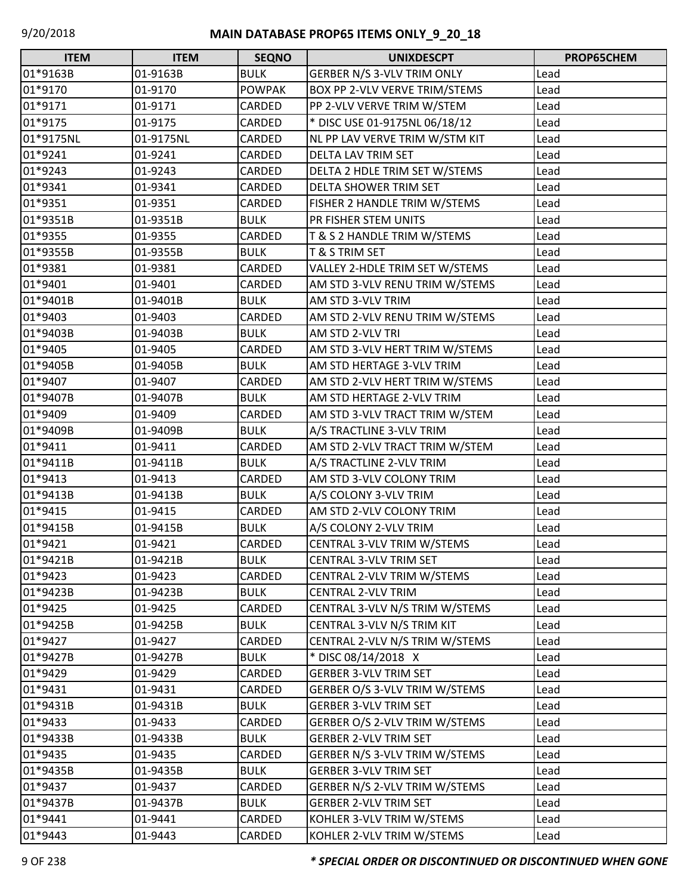| ITEM | ITEM | SEQNO | UNIXDESCPT | PROP65CHEM |
|---|---|---|---|---|
| 01*9163B | 01-9163B | BULK | GERBER N/S 3-VLV TRIM ONLY | Lead |
| 01*9170 | 01-9170 | POWPAK | BOX PP 2-VLV VERVE TRIM/STEMS | Lead |
| 01*9171 | 01-9171 | CARDED | PP 2-VLV VERVE TRIM W/STEM | Lead |
| 01*9175 | 01-9175 | CARDED | * DISC USE 01-9175NL 06/18/12 | Lead |
| 01*9175NL | 01-9175NL | CARDED | NL PP LAV VERVE TRIM W/STM KIT | Lead |
| 01*9241 | 01-9241 | CARDED | DELTA LAV TRIM SET | Lead |
| 01*9243 | 01-9243 | CARDED | DELTA 2 HDLE TRIM SET W/STEMS | Lead |
| 01*9341 | 01-9341 | CARDED | DELTA SHOWER TRIM SET | Lead |
| 01*9351 | 01-9351 | CARDED | FISHER 2 HANDLE TRIM W/STEMS | Lead |
| 01*9351B | 01-9351B | BULK | PR FISHER STEM UNITS | Lead |
| 01*9355 | 01-9355 | CARDED | T & S 2 HANDLE TRIM W/STEMS | Lead |
| 01*9355B | 01-9355B | BULK | T & S TRIM SET | Lead |
| 01*9381 | 01-9381 | CARDED | VALLEY 2-HDLE TRIM SET W/STEMS | Lead |
| 01*9401 | 01-9401 | CARDED | AM STD 3-VLV RENU TRIM W/STEMS | Lead |
| 01*9401B | 01-9401B | BULK | AM STD 3-VLV TRIM | Lead |
| 01*9403 | 01-9403 | CARDED | AM STD 2-VLV RENU TRIM W/STEMS | Lead |
| 01*9403B | 01-9403B | BULK | AM STD 2-VLV TRI | Lead |
| 01*9405 | 01-9405 | CARDED | AM STD 3-VLV HERT TRIM W/STEMS | Lead |
| 01*9405B | 01-9405B | BULK | AM STD HERTAGE 3-VLV TRIM | Lead |
| 01*9407 | 01-9407 | CARDED | AM STD 2-VLV HERT TRIM W/STEMS | Lead |
| 01*9407B | 01-9407B | BULK | AM STD HERTAGE 2-VLV TRIM | Lead |
| 01*9409 | 01-9409 | CARDED | AM STD 3-VLV TRACT TRIM W/STEM | Lead |
| 01*9409B | 01-9409B | BULK | A/S TRACTLINE 3-VLV TRIM | Lead |
| 01*9411 | 01-9411 | CARDED | AM STD 2-VLV TRACT TRIM W/STEM | Lead |
| 01*9411B | 01-9411B | BULK | A/S TRACTLINE 2-VLV TRIM | Lead |
| 01*9413 | 01-9413 | CARDED | AM STD 3-VLV COLONY TRIM | Lead |
| 01*9413B | 01-9413B | BULK | A/S COLONY 3-VLV TRIM | Lead |
| 01*9415 | 01-9415 | CARDED | AM STD 2-VLV COLONY TRIM | Lead |
| 01*9415B | 01-9415B | BULK | A/S COLONY 2-VLV TRIM | Lead |
| 01*9421 | 01-9421 | CARDED | CENTRAL 3-VLV TRIM W/STEMS | Lead |
| 01*9421B | 01-9421B | BULK | CENTRAL 3-VLV TRIM SET | Lead |
| 01*9423 | 01-9423 | CARDED | CENTRAL 2-VLV TRIM W/STEMS | Lead |
| 01*9423B | 01-9423B | BULK | CENTRAL 2-VLV TRIM | Lead |
| 01*9425 | 01-9425 | CARDED | CENTRAL 3-VLV N/S TRIM W/STEMS | Lead |
| 01*9425B | 01-9425B | BULK | CENTRAL 3-VLV N/S TRIM KIT | Lead |
| 01*9427 | 01-9427 | CARDED | CENTRAL 2-VLV N/S TRIM W/STEMS | Lead |
| 01*9427B | 01-9427B | BULK | * DISC 08/14/2018 X | Lead |
| 01*9429 | 01-9429 | CARDED | GERBER 3-VLV TRIM SET | Lead |
| 01*9431 | 01-9431 | CARDED | GERBER O/S 3-VLV TRIM W/STEMS | Lead |
| 01*9431B | 01-9431B | BULK | GERBER 3-VLV TRIM SET | Lead |
| 01*9433 | 01-9433 | CARDED | GERBER O/S 2-VLV TRIM W/STEMS | Lead |
| 01*9433B | 01-9433B | BULK | GERBER 2-VLV TRIM SET | Lead |
| 01*9435 | 01-9435 | CARDED | GERBER N/S 3-VLV TRIM W/STEMS | Lead |
| 01*9435B | 01-9435B | BULK | GERBER 3-VLV TRIM SET | Lead |
| 01*9437 | 01-9437 | CARDED | GERBER N/S 2-VLV TRIM W/STEMS | Lead |
| 01*9437B | 01-9437B | BULK | GERBER 2-VLV TRIM SET | Lead |
| 01*9441 | 01-9441 | CARDED | KOHLER 3-VLV TRIM W/STEMS | Lead |
| 01*9443 | 01-9443 | CARDED | KOHLER 2-VLV TRIM W/STEMS | Lead |

***\* SPECIAL ORDER OR DISCONTINUED OR DISCONTINUED WHEN GONE***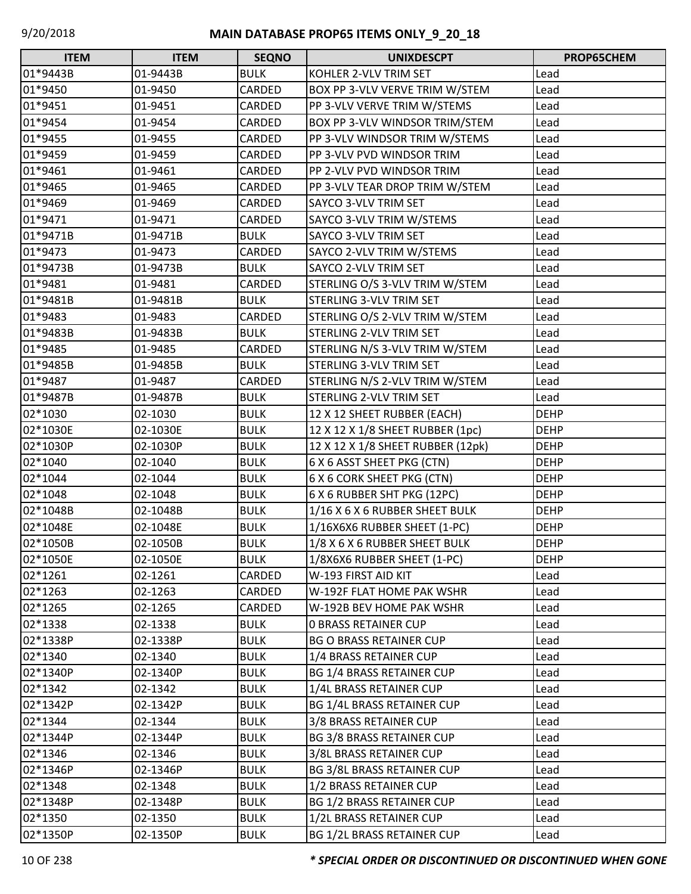## MAIN DATABASE PROP65 ITEMS ONLY_9_20_18

| ITEM | ITEM | SEQNO | UNIXDESCPT | PROP65CHEM |
|---|---|---|---|---|
| 01*9443B | 01-9443B | BULK | KOHLER 2-VLV TRIM SET | Lead |
| 01*9450 | 01-9450 | CARDED | BOX PP 3-VLV VERVE TRIM W/STEM | Lead |
| 01*9451 | 01-9451 | CARDED | PP 3-VLV VERVE TRIM W/STEMS | Lead |
| 01*9454 | 01-9454 | CARDED | BOX PP 3-VLV WINDSOR TRIM/STEM | Lead |
| 01*9455 | 01-9455 | CARDED | PP 3-VLV WINDSOR TRIM W/STEMS | Lead |
| 01*9459 | 01-9459 | CARDED | PP 3-VLV PVD WINDSOR TRIM | Lead |
| 01*9461 | 01-9461 | CARDED | PP 2-VLV PVD WINDSOR TRIM | Lead |
| 01*9465 | 01-9465 | CARDED | PP 3-VLV TEAR DROP TRIM W/STEM | Lead |
| 01*9469 | 01-9469 | CARDED | SAYCO 3-VLV TRIM SET | Lead |
| 01*9471 | 01-9471 | CARDED | SAYCO 3-VLV TRIM W/STEMS | Lead |
| 01*9471B | 01-9471B | BULK | SAYCO 3-VLV TRIM SET | Lead |
| 01*9473 | 01-9473 | CARDED | SAYCO 2-VLV TRIM W/STEMS | Lead |
| 01*9473B | 01-9473B | BULK | SAYCO 2-VLV TRIM SET | Lead |
| 01*9481 | 01-9481 | CARDED | STERLING O/S 3-VLV TRIM W/STEM | Lead |
| 01*9481B | 01-9481B | BULK | STERLING 3-VLV TRIM SET | Lead |
| 01*9483 | 01-9483 | CARDED | STERLING O/S 2-VLV TRIM W/STEM | Lead |
| 01*9483B | 01-9483B | BULK | STERLING 2-VLV TRIM SET | Lead |
| 01*9485 | 01-9485 | CARDED | STERLING N/S 3-VLV TRIM W/STEM | Lead |
| 01*9485B | 01-9485B | BULK | STERLING 3-VLV TRIM SET | Lead |
| 01*9487 | 01-9487 | CARDED | STERLING N/S 2-VLV TRIM W/STEM | Lead |
| 01*9487B | 01-9487B | BULK | STERLING 2-VLV TRIM SET | Lead |
| 02*1030 | 02-1030 | BULK | 12 X 12 SHEET RUBBER (EACH) | DEHP |
| 02*1030E | 02-1030E | BULK | 12 X 12 X 1/8 SHEET RUBBER (1pc) | DEHP |
| 02*1030P | 02-1030P | BULK | 12 X 12 X 1/8 SHEET RUBBER (12pk) | DEHP |
| 02*1040 | 02-1040 | BULK | 6 X 6 ASST SHEET PKG (CTN) | DEHP |
| 02*1044 | 02-1044 | BULK | 6 X 6 CORK SHEET PKG (CTN) | DEHP |
| 02*1048 | 02-1048 | BULK | 6 X 6 RUBBER SHT PKG (12PC) | DEHP |
| 02*1048B | 02-1048B | BULK | 1/16 X 6 X 6 RUBBER SHEET BULK | DEHP |
| 02*1048E | 02-1048E | BULK | 1/16X6X6 RUBBER SHEET (1-PC) | DEHP |
| 02*1050B | 02-1050B | BULK | 1/8 X 6 X 6 RUBBER SHEET BULK | DEHP |
| 02*1050E | 02-1050E | BULK | 1/8X6X6 RUBBER SHEET (1-PC) | DEHP |
| 02*1261 | 02-1261 | CARDED | W-193 FIRST AID KIT | Lead |
| 02*1263 | 02-1263 | CARDED | W-192F FLAT HOME PAK WSHR | Lead |
| 02*1265 | 02-1265 | CARDED | W-192B BEV HOME PAK WSHR | Lead |
| 02*1338 | 02-1338 | BULK | 0 BRASS RETAINER CUP | Lead |
| 02*1338P | 02-1338P | BULK | BG O BRASS RETAINER CUP | Lead |
| 02*1340 | 02-1340 | BULK | 1/4 BRASS RETAINER CUP | Lead |
| 02*1340P | 02-1340P | BULK | BG 1/4 BRASS RETAINER CUP | Lead |
| 02*1342 | 02-1342 | BULK | 1/4L BRASS RETAINER CUP | Lead |
| 02*1342P | 02-1342P | BULK | BG 1/4L BRASS RETAINER CUP | Lead |
| 02*1344 | 02-1344 | BULK | 3/8 BRASS RETAINER CUP | Lead |
| 02*1344P | 02-1344P | BULK | BG 3/8 BRASS RETAINER CUP | Lead |
| 02*1346 | 02-1346 | BULK | 3/8L BRASS RETAINER CUP | Lead |
| 02*1346P | 02-1346P | BULK | BG 3/8L BRASS RETAINER CUP | Lead |
| 02*1348 | 02-1348 | BULK | 1/2 BRASS RETAINER CUP | Lead |
| 02*1348P | 02-1348P | BULK | BG 1/2 BRASS RETAINER CUP | Lead |
| 02*1350 | 02-1350 | BULK | 1/2L BRASS RETAINER CUP | Lead |
| 02*1350P | 02-1350P | BULK | BG 1/2L BRASS RETAINER CUP | Lead |

***** SPECIAL ORDER OR DISCONTINUED OR DISCONTINUED WHEN GONE*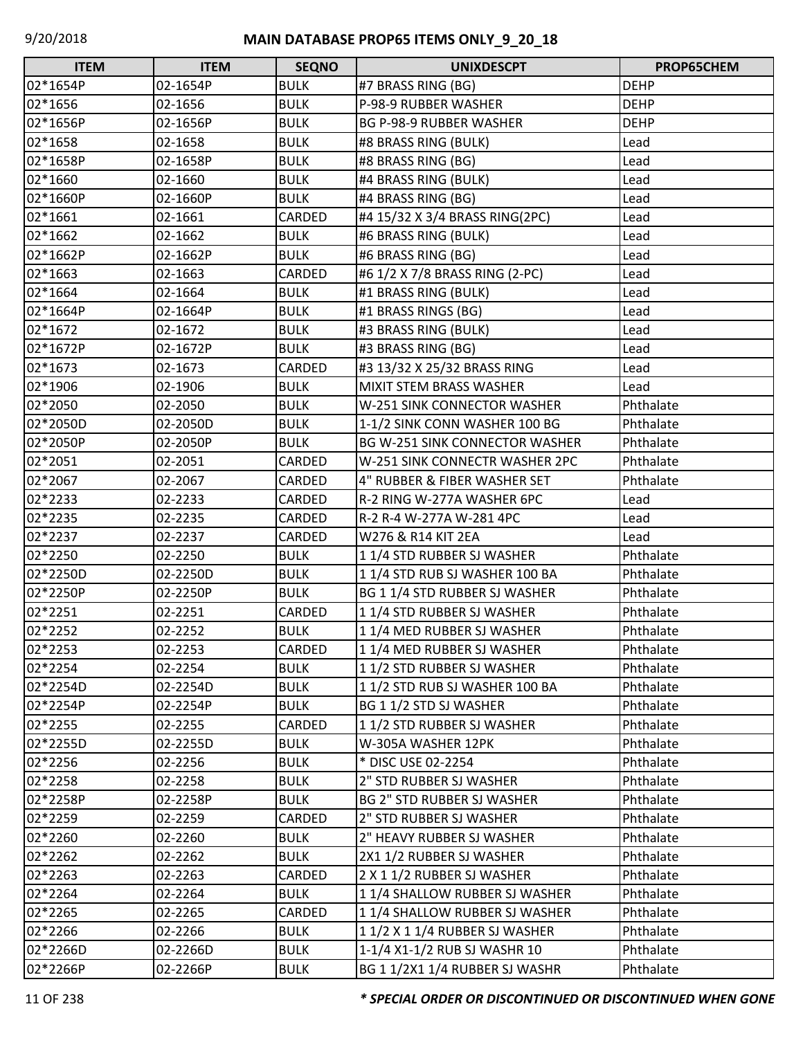| ITEM | ITEM | SEQNO | UNIXDESCPT | PROP65CHEM |
|---|---|---|---|---|
| 02*1654P | 02-1654P | BULK | #7 BRASS RING (BG) | DEHP |
| 02*1656 | 02-1656 | BULK | P-98-9 RUBBER WASHER | DEHP |
| 02*1656P | 02-1656P | BULK | BG P-98-9 RUBBER WASHER | DEHP |
| 02*1658 | 02-1658 | BULK | #8 BRASS RING (BULK) | Lead |
| 02*1658P | 02-1658P | BULK | #8 BRASS RING (BG) | Lead |
| 02*1660 | 02-1660 | BULK | #4 BRASS RING (BULK) | Lead |
| 02*1660P | 02-1660P | BULK | #4 BRASS RING (BG) | Lead |
| 02*1661 | 02-1661 | CARDED | #4 15/32 X 3/4 BRASS RING(2PC) | Lead |
| 02*1662 | 02-1662 | BULK | #6 BRASS RING (BULK) | Lead |
| 02*1662P | 02-1662P | BULK | #6 BRASS RING (BG) | Lead |
| 02*1663 | 02-1663 | CARDED | #6 1/2 X 7/8 BRASS RING (2-PC) | Lead |
| 02*1664 | 02-1664 | BULK | #1 BRASS RING (BULK) | Lead |
| 02*1664P | 02-1664P | BULK | #1 BRASS RINGS (BG) | Lead |
| 02*1672 | 02-1672 | BULK | #3 BRASS RING (BULK) | Lead |
| 02*1672P | 02-1672P | BULK | #3 BRASS RING (BG) | Lead |
| 02*1673 | 02-1673 | CARDED | #3 13/32 X 25/32 BRASS RING | Lead |
| 02*1906 | 02-1906 | BULK | MIXIT STEM BRASS WASHER | Lead |
| 02*2050 | 02-2050 | BULK | W-251 SINK CONNECTOR WASHER | Phthalate |
| 02*2050D | 02-2050D | BULK | 1-1/2 SINK CONN WASHER 100 BG | Phthalate |
| 02*2050P | 02-2050P | BULK | BG W-251 SINK CONNECTOR WASHER | Phthalate |
| 02*2051 | 02-2051 | CARDED | W-251 SINK CONNECTR WASHER 2PC | Phthalate |
| 02*2067 | 02-2067 | CARDED | 4" RUBBER & FIBER WASHER SET | Phthalate |
| 02*2233 | 02-2233 | CARDED | R-2 RING W-277A WASHER 6PC | Lead |
| 02*2235 | 02-2235 | CARDED | R-2 R-4 W-277A W-281 4PC | Lead |
| 02*2237 | 02-2237 | CARDED | W276 & R14 KIT 2EA | Lead |
| 02*2250 | 02-2250 | BULK | 1 1/4 STD RUBBER SJ WASHER | Phthalate |
| 02*2250D | 02-2250D | BULK | 1 1/4 STD RUB SJ WASHER 100 BA | Phthalate |
| 02*2250P | 02-2250P | BULK | BG 1 1/4 STD RUBBER SJ WASHER | Phthalate |
| 02*2251 | 02-2251 | CARDED | 1 1/4 STD RUBBER SJ WASHER | Phthalate |
| 02*2252 | 02-2252 | BULK | 1 1/4 MED RUBBER SJ WASHER | Phthalate |
| 02*2253 | 02-2253 | CARDED | 1 1/4 MED RUBBER SJ WASHER | Phthalate |
| 02*2254 | 02-2254 | BULK | 1 1/2 STD RUBBER SJ WASHER | Phthalate |
| 02*2254D | 02-2254D | BULK | 1 1/2 STD RUB SJ WASHER 100 BA | Phthalate |
| 02*2254P | 02-2254P | BULK | BG 1 1/2 STD SJ WASHER | Phthalate |
| 02*2255 | 02-2255 | CARDED | 1 1/2 STD RUBBER SJ WASHER | Phthalate |
| 02*2255D | 02-2255D | BULK | W-305A WASHER 12PK | Phthalate |
| 02*2256 | 02-2256 | BULK | * DISC USE 02-2254 | Phthalate |
| 02*2258 | 02-2258 | BULK | 2" STD RUBBER SJ WASHER | Phthalate |
| 02*2258P | 02-2258P | BULK | BG 2" STD RUBBER SJ WASHER | Phthalate |
| 02*2259 | 02-2259 | CARDED | 2" STD RUBBER SJ WASHER | Phthalate |
| 02*2260 | 02-2260 | BULK | 2" HEAVY RUBBER SJ WASHER | Phthalate |
| 02*2262 | 02-2262 | BULK | 2X1 1/2 RUBBER SJ WASHER | Phthalate |
| 02*2263 | 02-2263 | CARDED | 2 X 1 1/2 RUBBER SJ WASHER | Phthalate |
| 02*2264 | 02-2264 | BULK | 1 1/4 SHALLOW RUBBER SJ WASHER | Phthalate |
| 02*2265 | 02-2265 | CARDED | 1 1/4 SHALLOW RUBBER SJ WASHER | Phthalate |
| 02*2266 | 02-2266 | BULK | 1 1/2 X 1 1/4 RUBBER SJ WASHER | Phthalate |
| 02*2266D | 02-2266D | BULK | 1-1/4 X1-1/2 RUB SJ WASHR 10 | Phthalate |
| 02*2266P | 02-2266P | BULK | BG 1 1/2X1 1/4 RUBBER SJ WASHR | Phthalate |

***\* SPECIAL ORDER OR DISCONTINUED OR DISCONTINUED WHEN GONE***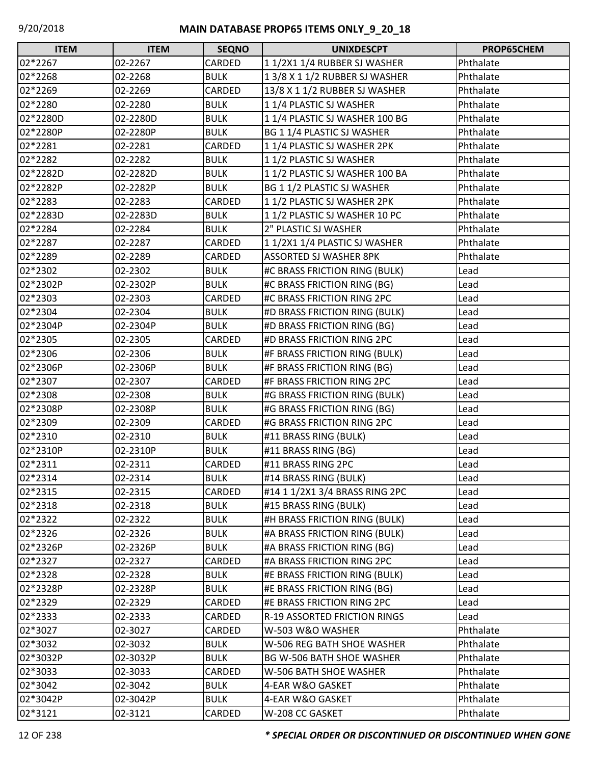## MAIN DATABASE PROP65 ITEMS ONLY_9_20_18

| ITEM | ITEM | SEQNO | UNIXDESCPT | PROP65CHEM |
|---|---|---|---|---|
| 02*2267 | 02-2267 | CARDED | 1 1/2X1 1/4 RUBBER SJ WASHER | Phthalate |
| 02*2268 | 02-2268 | BULK | 1 3/8 X 1 1/2 RUBBER SJ WASHER | Phthalate |
| 02*2269 | 02-2269 | CARDED | 13/8 X 1 1/2 RUBBER SJ WASHER | Phthalate |
| 02*2280 | 02-2280 | BULK | 1 1/4 PLASTIC SJ WASHER | Phthalate |
| 02*2280D | 02-2280D | BULK | 1 1/4 PLASTIC SJ WASHER 100 BG | Phthalate |
| 02*2280P | 02-2280P | BULK | BG 1 1/4 PLASTIC SJ WASHER | Phthalate |
| 02*2281 | 02-2281 | CARDED | 1 1/4 PLASTIC SJ WASHER 2PK | Phthalate |
| 02*2282 | 02-2282 | BULK | 1 1/2 PLASTIC SJ WASHER | Phthalate |
| 02*2282D | 02-2282D | BULK | 1 1/2 PLASTIC SJ WASHER 100 BA | Phthalate |
| 02*2282P | 02-2282P | BULK | BG 1 1/2 PLASTIC SJ WASHER | Phthalate |
| 02*2283 | 02-2283 | CARDED | 1 1/2 PLASTIC SJ WASHER 2PK | Phthalate |
| 02*2283D | 02-2283D | BULK | 1 1/2 PLASTIC SJ WASHER 10 PC | Phthalate |
| 02*2284 | 02-2284 | BULK | 2" PLASTIC SJ WASHER | Phthalate |
| 02*2287 | 02-2287 | CARDED | 1 1/2X1 1/4 PLASTIC SJ WASHER | Phthalate |
| 02*2289 | 02-2289 | CARDED | ASSORTED SJ WASHER 8PK | Phthalate |
| 02*2302 | 02-2302 | BULK | #C BRASS FRICTION RING (BULK) | Lead |
| 02*2302P | 02-2302P | BULK | #C BRASS FRICTION RING (BG) | Lead |
| 02*2303 | 02-2303 | CARDED | #C BRASS FRICTION RING 2PC | Lead |
| 02*2304 | 02-2304 | BULK | #D BRASS FRICTION RING (BULK) | Lead |
| 02*2304P | 02-2304P | BULK | #D BRASS FRICTION RING (BG) | Lead |
| 02*2305 | 02-2305 | CARDED | #D BRASS FRICTION RING 2PC | Lead |
| 02*2306 | 02-2306 | BULK | #F BRASS FRICTION RING (BULK) | Lead |
| 02*2306P | 02-2306P | BULK | #F BRASS FRICTION RING (BG) | Lead |
| 02*2307 | 02-2307 | CARDED | #F BRASS FRICTION RING 2PC | Lead |
| 02*2308 | 02-2308 | BULK | #G BRASS FRICTION RING (BULK) | Lead |
| 02*2308P | 02-2308P | BULK | #G BRASS FRICTION RING (BG) | Lead |
| 02*2309 | 02-2309 | CARDED | #G BRASS FRICTION RING 2PC | Lead |
| 02*2310 | 02-2310 | BULK | #11 BRASS RING (BULK) | Lead |
| 02*2310P | 02-2310P | BULK | #11 BRASS RING (BG) | Lead |
| 02*2311 | 02-2311 | CARDED | #11 BRASS RING 2PC | Lead |
| 02*2314 | 02-2314 | BULK | #14 BRASS RING (BULK) | Lead |
| 02*2315 | 02-2315 | CARDED | #14 1 1/2X1 3/4 BRASS RING 2PC | Lead |
| 02*2318 | 02-2318 | BULK | #15 BRASS RING (BULK) | Lead |
| 02*2322 | 02-2322 | BULK | #H BRASS FRICTION RING (BULK) | Lead |
| 02*2326 | 02-2326 | BULK | #A BRASS FRICTION RING (BULK) | Lead |
| 02*2326P | 02-2326P | BULK | #A BRASS FRICTION RING (BG) | Lead |
| 02*2327 | 02-2327 | CARDED | #A BRASS FRICTION RING 2PC | Lead |
| 02*2328 | 02-2328 | BULK | #E BRASS FRICTION RING (BULK) | Lead |
| 02*2328P | 02-2328P | BULK | #E BRASS FRICTION RING (BG) | Lead |
| 02*2329 | 02-2329 | CARDED | #E BRASS FRICTION RING 2PC | Lead |
| 02*2333 | 02-2333 | CARDED | R-19 ASSORTED FRICTION RINGS | Lead |
| 02*3027 | 02-3027 | CARDED | W-503 W&O WASHER | Phthalate |
| 02*3032 | 02-3032 | BULK | W-506 REG BATH SHOE WASHER | Phthalate |
| 02*3032P | 02-3032P | BULK | BG W-506 BATH SHOE WASHER | Phthalate |
| 02*3033 | 02-3033 | CARDED | W-506 BATH SHOE WASHER | Phthalate |
| 02*3042 | 02-3042 | BULK | 4-EAR W&O GASKET | Phthalate |
| 02*3042P | 02-3042P | BULK | 4-EAR W&O GASKET | Phthalate |
| 02*3121 | 02-3121 | CARDED | W-208 CC GASKET | Phthalate |

***\* SPECIAL ORDER OR DISCONTINUED OR DISCONTINUED WHEN GONE***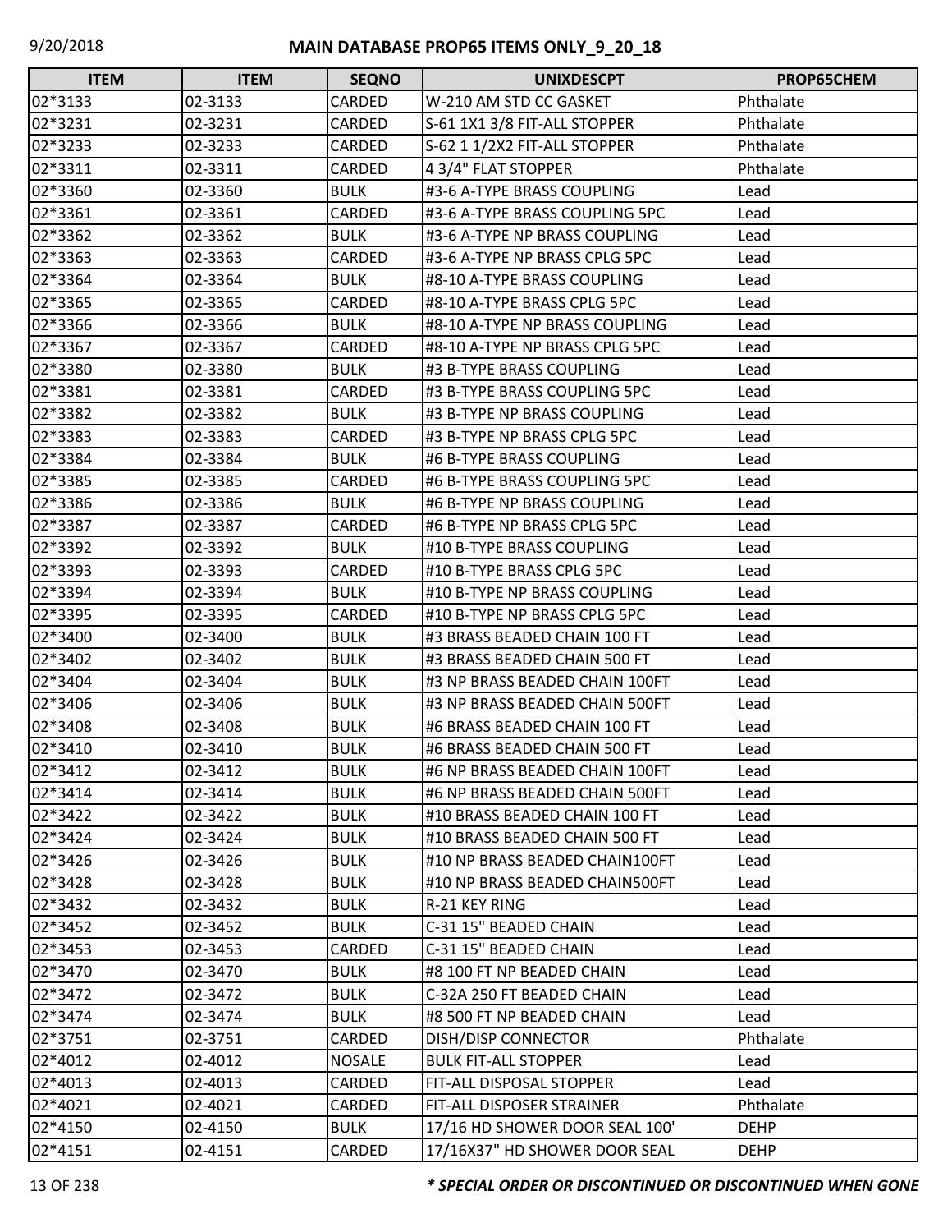# MAIN DATABASE PROP65 ITEMS ONLY_9_20_18

| ITEM | ITEM | SEQNO | UNIXDESCPT | PROP65CHEM |
|---|---|---|---|---|
| 02*3133 | 02-3133 | CARDED | W-210 AM STD CC GASKET | Phthalate |
| 02*3231 | 02-3231 | CARDED | S-61 1X1 3/8 FIT-ALL STOPPER | Phthalate |
| 02*3233 | 02-3233 | CARDED | S-62 1 1/2X2 FIT-ALL STOPPER | Phthalate |
| 02*3311 | 02-3311 | CARDED | 4 3/4" FLAT STOPPER | Phthalate |
| 02*3360 | 02-3360 | BULK | #3-6 A-TYPE BRASS COUPLING | Lead |
| 02*3361 | 02-3361 | CARDED | #3-6 A-TYPE BRASS COUPLING 5PC | Lead |
| 02*3362 | 02-3362 | BULK | #3-6 A-TYPE NP BRASS COUPLING | Lead |
| 02*3363 | 02-3363 | CARDED | #3-6 A-TYPE NP BRASS CPLG 5PC | Lead |
| 02*3364 | 02-3364 | BULK | #8-10 A-TYPE BRASS COUPLING | Lead |
| 02*3365 | 02-3365 | CARDED | #8-10 A-TYPE BRASS CPLG 5PC | Lead |
| 02*3366 | 02-3366 | BULK | #8-10 A-TYPE NP BRASS COUPLING | Lead |
| 02*3367 | 02-3367 | CARDED | #8-10 A-TYPE NP BRASS CPLG 5PC | Lead |
| 02*3380 | 02-3380 | BULK | #3 B-TYPE BRASS COUPLING | Lead |
| 02*3381 | 02-3381 | CARDED | #3 B-TYPE BRASS COUPLING 5PC | Lead |
| 02*3382 | 02-3382 | BULK | #3 B-TYPE NP BRASS COUPLING | Lead |
| 02*3383 | 02-3383 | CARDED | #3 B-TYPE NP BRASS CPLG 5PC | Lead |
| 02*3384 | 02-3384 | BULK | #6 B-TYPE BRASS COUPLING | Lead |
| 02*3385 | 02-3385 | CARDED | #6 B-TYPE BRASS COUPLING 5PC | Lead |
| 02*3386 | 02-3386 | BULK | #6 B-TYPE NP BRASS COUPLING | Lead |
| 02*3387 | 02-3387 | CARDED | #6 B-TYPE NP BRASS CPLG 5PC | Lead |
| 02*3392 | 02-3392 | BULK | #10 B-TYPE BRASS COUPLING | Lead |
| 02*3393 | 02-3393 | CARDED | #10 B-TYPE BRASS CPLG 5PC | Lead |
| 02*3394 | 02-3394 | BULK | #10 B-TYPE NP BRASS COUPLING | Lead |
| 02*3395 | 02-3395 | CARDED | #10 B-TYPE NP BRASS CPLG 5PC | Lead |
| 02*3400 | 02-3400 | BULK | #3 BRASS BEADED CHAIN 100 FT | Lead |
| 02*3402 | 02-3402 | BULK | #3 BRASS BEADED CHAIN 500 FT | Lead |
| 02*3404 | 02-3404 | BULK | #3 NP BRASS BEADED CHAIN 100FT | Lead |
| 02*3406 | 02-3406 | BULK | #3 NP BRASS BEADED CHAIN 500FT | Lead |
| 02*3408 | 02-3408 | BULK | #6 BRASS BEADED CHAIN 100 FT | Lead |
| 02*3410 | 02-3410 | BULK | #6 BRASS BEADED CHAIN 500 FT | Lead |
| 02*3412 | 02-3412 | BULK | #6 NP BRASS BEADED CHAIN 100FT | Lead |
| 02*3414 | 02-3414 | BULK | #6 NP BRASS BEADED CHAIN 500FT | Lead |
| 02*3422 | 02-3422 | BULK | #10 BRASS BEADED CHAIN 100 FT | Lead |
| 02*3424 | 02-3424 | BULK | #10 BRASS BEADED CHAIN 500 FT | Lead |
| 02*3426 | 02-3426 | BULK | #10 NP BRASS BEADED CHAIN100FT | Lead |
| 02*3428 | 02-3428 | BULK | #10 NP BRASS BEADED CHAIN500FT | Lead |
| 02*3432 | 02-3432 | BULK | R-21 KEY RING | Lead |
| 02*3452 | 02-3452 | BULK | C-31 15" BEADED CHAIN | Lead |
| 02*3453 | 02-3453 | CARDED | C-31 15" BEADED CHAIN | Lead |
| 02*3470 | 02-3470 | BULK | #8 100 FT NP BEADED CHAIN | Lead |
| 02*3472 | 02-3472 | BULK | C-32A 250 FT BEADED CHAIN | Lead |
| 02*3474 | 02-3474 | BULK | #8 500 FT NP BEADED CHAIN | Lead |
| 02*3751 | 02-3751 | CARDED | DISH/DISP CONNECTOR | Phthalate |
| 02*4012 | 02-4012 | NOSALE | BULK FIT-ALL STOPPER | Lead |
| 02*4013 | 02-4013 | CARDED | FIT-ALL DISPOSAL STOPPER | Lead |
| 02*4021 | 02-4021 | CARDED | FIT-ALL DISPOSER STRAINER | Phthalate |
| 02*4150 | 02-4150 | BULK | 17/16 HD SHOWER DOOR SEAL 100' | DEHP |
| 02*4151 | 02-4151 | CARDED | 17/16X37" HD SHOWER DOOR SEAL | DEHP |

***\* SPECIAL ORDER OR DISCONTINUED OR DISCONTINUED WHEN GONE***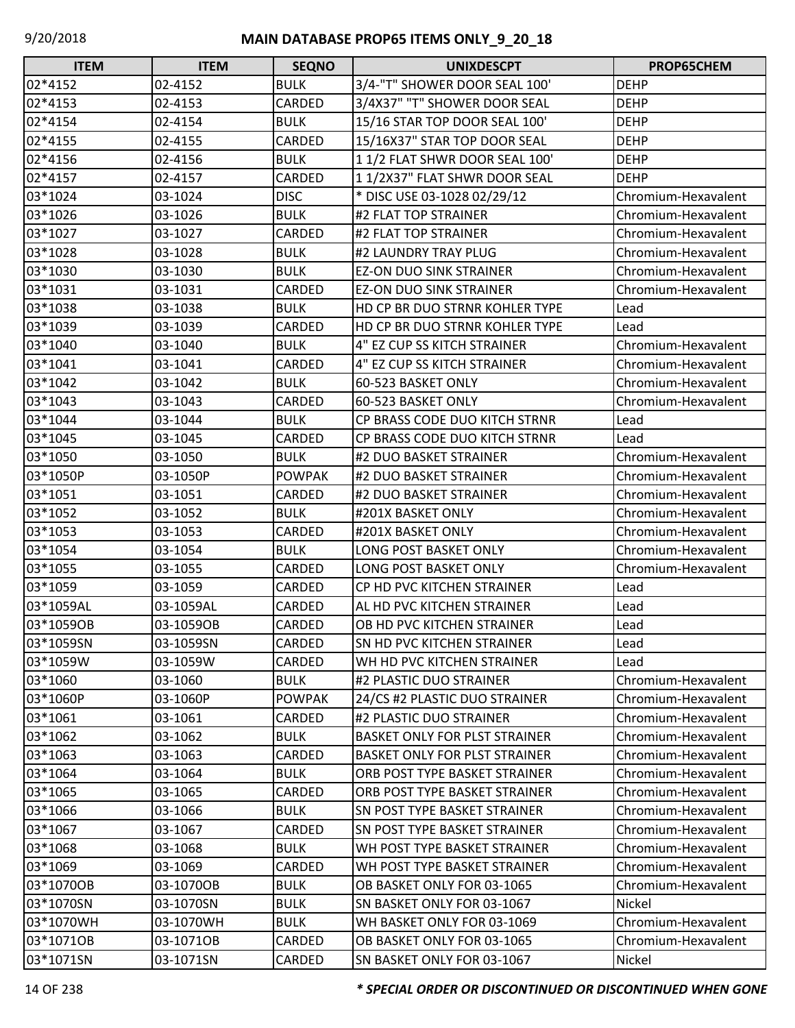# MAIN DATABASE PROP65 ITEMS ONLY_9_20_18

| ITEM | ITEM | SEQNO | UNIXDESCPT | PROP65CHEM |
|---|---|---|---|---|
| 02*4152 | 02-4152 | BULK | 3/4-"T" SHOWER DOOR SEAL 100' | DEHP |
| 02*4153 | 02-4153 | CARDED | 3/4X37" "T" SHOWER DOOR SEAL | DEHP |
| 02*4154 | 02-4154 | BULK | 15/16 STAR TOP DOOR SEAL 100' | DEHP |
| 02*4155 | 02-4155 | CARDED | 15/16X37" STAR TOP DOOR SEAL | DEHP |
| 02*4156 | 02-4156 | BULK | 1 1/2 FLAT SHWR DOOR SEAL 100' | DEHP |
| 02*4157 | 02-4157 | CARDED | 1 1/2X37" FLAT SHWR DOOR SEAL | DEHP |
| 03*1024 | 03-1024 | DISC | * DISC USE 03-1028 02/29/12 | Chromium-Hexavalent |
| 03*1026 | 03-1026 | BULK | #2 FLAT TOP STRAINER | Chromium-Hexavalent |
| 03*1027 | 03-1027 | CARDED | #2 FLAT TOP STRAINER | Chromium-Hexavalent |
| 03*1028 | 03-1028 | BULK | #2 LAUNDRY TRAY PLUG | Chromium-Hexavalent |
| 03*1030 | 03-1030 | BULK | EZ-ON DUO SINK STRAINER | Chromium-Hexavalent |
| 03*1031 | 03-1031 | CARDED | EZ-ON DUO SINK STRAINER | Chromium-Hexavalent |
| 03*1038 | 03-1038 | BULK | HD CP BR DUO STRNR KOHLER TYPE | Lead |
| 03*1039 | 03-1039 | CARDED | HD CP BR DUO STRNR KOHLER TYPE | Lead |
| 03*1040 | 03-1040 | BULK | 4" EZ CUP SS KITCH STRAINER | Chromium-Hexavalent |
| 03*1041 | 03-1041 | CARDED | 4" EZ CUP SS KITCH STRAINER | Chromium-Hexavalent |
| 03*1042 | 03-1042 | BULK | 60-523 BASKET ONLY | Chromium-Hexavalent |
| 03*1043 | 03-1043 | CARDED | 60-523 BASKET ONLY | Chromium-Hexavalent |
| 03*1044 | 03-1044 | BULK | CP BRASS CODE DUO KITCH STRNR | Lead |
| 03*1045 | 03-1045 | CARDED | CP BRASS CODE DUO KITCH STRNR | Lead |
| 03*1050 | 03-1050 | BULK | #2 DUO BASKET STRAINER | Chromium-Hexavalent |
| 03*1050P | 03-1050P | POWPAK | #2 DUO BASKET STRAINER | Chromium-Hexavalent |
| 03*1051 | 03-1051 | CARDED | #2 DUO BASKET STRAINER | Chromium-Hexavalent |
| 03*1052 | 03-1052 | BULK | #201X BASKET ONLY | Chromium-Hexavalent |
| 03*1053 | 03-1053 | CARDED | #201X BASKET ONLY | Chromium-Hexavalent |
| 03*1054 | 03-1054 | BULK | LONG POST BASKET ONLY | Chromium-Hexavalent |
| 03*1055 | 03-1055 | CARDED | LONG POST BASKET ONLY | Chromium-Hexavalent |
| 03*1059 | 03-1059 | CARDED | CP HD PVC KITCHEN STRAINER | Lead |
| 03*1059AL | 03-1059AL | CARDED | AL HD PVC KITCHEN STRAINER | Lead |
| 03*1059OB | 03-1059OB | CARDED | OB HD PVC KITCHEN STRAINER | Lead |
| 03*1059SN | 03-1059SN | CARDED | SN HD PVC KITCHEN STRAINER | Lead |
| 03*1059W | 03-1059W | CARDED | WH HD PVC KITCHEN STRAINER | Lead |
| 03*1060 | 03-1060 | BULK | #2 PLASTIC DUO STRAINER | Chromium-Hexavalent |
| 03*1060P | 03-1060P | POWPAK | 24/CS #2 PLASTIC DUO STRAINER | Chromium-Hexavalent |
| 03*1061 | 03-1061 | CARDED | #2 PLASTIC DUO STRAINER | Chromium-Hexavalent |
| 03*1062 | 03-1062 | BULK | BASKET ONLY FOR PLST STRAINER | Chromium-Hexavalent |
| 03*1063 | 03-1063 | CARDED | BASKET ONLY FOR PLST STRAINER | Chromium-Hexavalent |
| 03*1064 | 03-1064 | BULK | ORB POST TYPE BASKET STRAINER | Chromium-Hexavalent |
| 03*1065 | 03-1065 | CARDED | ORB POST TYPE BASKET STRAINER | Chromium-Hexavalent |
| 03*1066 | 03-1066 | BULK | SN POST TYPE BASKET STRAINER | Chromium-Hexavalent |
| 03*1067 | 03-1067 | CARDED | SN POST TYPE BASKET STRAINER | Chromium-Hexavalent |
| 03*1068 | 03-1068 | BULK | WH POST TYPE BASKET STRAINER | Chromium-Hexavalent |
| 03*1069 | 03-1069 | CARDED | WH POST TYPE BASKET STRAINER | Chromium-Hexavalent |
| 03*1070OB | 03-1070OB | BULK | OB BASKET ONLY FOR 03-1065 | Chromium-Hexavalent |
| 03*1070SN | 03-1070SN | BULK | SN BASKET ONLY FOR 03-1067 | Nickel |
| 03*1070WH | 03-1070WH | BULK | WH BASKET ONLY FOR 03-1069 | Chromium-Hexavalent |
| 03*1071OB | 03-1071OB | CARDED | OB BASKET ONLY FOR 03-1065 | Chromium-Hexavalent |
| 03*1071SN | 03-1071SN | CARDED | SN BASKET ONLY FOR 03-1067 | Nickel |

***\* SPECIAL ORDER OR DISCONTINUED OR DISCONTINUED WHEN GONE***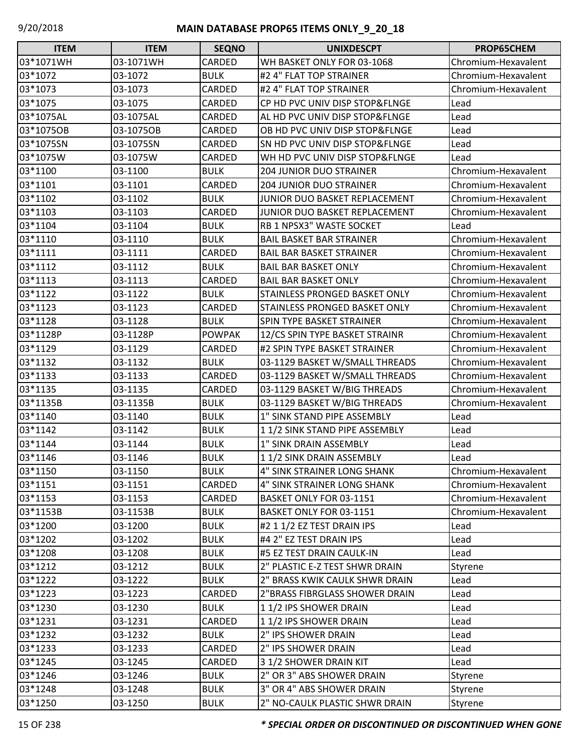| ITEM | ITEM | SEQNO | UNIXDESCPT | PROP65CHEM |
|---|---|---|---|---|
| 03*1071WH | 03-1071WH | CARDED | WH BASKET ONLY FOR 03-1068 | Chromium-Hexavalent |
| 03*1072 | 03-1072 | BULK | #2 4" FLAT TOP STRAINER | Chromium-Hexavalent |
| 03*1073 | 03-1073 | CARDED | #2 4" FLAT TOP STRAINER | Chromium-Hexavalent |
| 03*1075 | 03-1075 | CARDED | CP HD PVC UNIV DISP STOP&FLNGE | Lead |
| 03*1075AL | 03-1075AL | CARDED | AL HD PVC UNIV DISP STOP&FLNGE | Lead |
| 03*1075OB | 03-1075OB | CARDED | OB HD PVC UNIV DISP STOP&FLNGE | Lead |
| 03*1075SN | 03-1075SN | CARDED | SN HD PVC UNIV DISP STOP&FLNGE | Lead |
| 03*1075W | 03-1075W | CARDED | WH HD PVC UNIV DISP STOP&FLNGE | Lead |
| 03*1100 | 03-1100 | BULK | 204 JUNIOR DUO STRAINER | Chromium-Hexavalent |
| 03*1101 | 03-1101 | CARDED | 204 JUNIOR DUO STRAINER | Chromium-Hexavalent |
| 03*1102 | 03-1102 | BULK | JUNIOR DUO BASKET REPLACEMENT | Chromium-Hexavalent |
| 03*1103 | 03-1103 | CARDED | JUNIOR DUO BASKET REPLACEMENT | Chromium-Hexavalent |
| 03*1104 | 03-1104 | BULK | RB 1 NPSX3" WASTE SOCKET | Lead |
| 03*1110 | 03-1110 | BULK | BAIL BASKET BAR STRAINER | Chromium-Hexavalent |
| 03*1111 | 03-1111 | CARDED | BAIL BAR BASKET STRAINER | Chromium-Hexavalent |
| 03*1112 | 03-1112 | BULK | BAIL BAR BASKET ONLY | Chromium-Hexavalent |
| 03*1113 | 03-1113 | CARDED | BAIL BAR BASKET ONLY | Chromium-Hexavalent |
| 03*1122 | 03-1122 | BULK | STAINLESS PRONGED BASKET ONLY | Chromium-Hexavalent |
| 03*1123 | 03-1123 | CARDED | STAINLESS PRONGED BASKET ONLY | Chromium-Hexavalent |
| 03*1128 | 03-1128 | BULK | SPIN TYPE BASKET STRAINER | Chromium-Hexavalent |
| 03*1128P | 03-1128P | POWPAK | 12/CS SPIN TYPE BASKET STRAINR | Chromium-Hexavalent |
| 03*1129 | 03-1129 | CARDED | #2 SPIN TYPE BASKET STRAINER | Chromium-Hexavalent |
| 03*1132 | 03-1132 | BULK | 03-1129 BASKET W/SMALL THREADS | Chromium-Hexavalent |
| 03*1133 | 03-1133 | CARDED | 03-1129 BASKET W/SMALL THREADS | Chromium-Hexavalent |
| 03*1135 | 03-1135 | CARDED | 03-1129 BASKET W/BIG THREADS | Chromium-Hexavalent |
| 03*1135B | 03-1135B | BULK | 03-1129 BASKET W/BIG THREADS | Chromium-Hexavalent |
| 03*1140 | 03-1140 | BULK | 1" SINK STAND PIPE ASSEMBLY | Lead |
| 03*1142 | 03-1142 | BULK | 1 1/2 SINK STAND PIPE ASSEMBLY | Lead |
| 03*1144 | 03-1144 | BULK | 1" SINK DRAIN ASSEMBLY | Lead |
| 03*1146 | 03-1146 | BULK | 1 1/2 SINK DRAIN ASSEMBLY | Lead |
| 03*1150 | 03-1150 | BULK | 4" SINK STRAINER LONG SHANK | Chromium-Hexavalent |
| 03*1151 | 03-1151 | CARDED | 4" SINK STRAINER LONG SHANK | Chromium-Hexavalent |
| 03*1153 | 03-1153 | CARDED | BASKET ONLY FOR 03-1151 | Chromium-Hexavalent |
| 03*1153B | 03-1153B | BULK | BASKET ONLY FOR 03-1151 | Chromium-Hexavalent |
| 03*1200 | 03-1200 | BULK | #2 1 1/2 EZ TEST DRAIN IPS | Lead |
| 03*1202 | 03-1202 | BULK | #4 2" EZ TEST DRAIN IPS | Lead |
| 03*1208 | 03-1208 | BULK | #5 EZ TEST DRAIN CAULK-IN | Lead |
| 03*1212 | 03-1212 | BULK | 2" PLASTIC E-Z TEST SHWR DRAIN | Styrene |
| 03*1222 | 03-1222 | BULK | 2" BRASS KWIK CAULK SHWR DRAIN | Lead |
| 03*1223 | 03-1223 | CARDED | 2"BRASS FIBRGLASS SHOWER DRAIN | Lead |
| 03*1230 | 03-1230 | BULK | 1 1/2 IPS SHOWER DRAIN | Lead |
| 03*1231 | 03-1231 | CARDED | 1 1/2 IPS SHOWER DRAIN | Lead |
| 03*1232 | 03-1232 | BULK | 2" IPS SHOWER DRAIN | Lead |
| 03*1233 | 03-1233 | CARDED | 2" IPS SHOWER DRAIN | Lead |
| 03*1245 | 03-1245 | CARDED | 3 1/2 SHOWER DRAIN KIT | Lead |
| 03*1246 | 03-1246 | BULK | 2" OR 3" ABS SHOWER DRAIN | Styrene |
| 03*1248 | 03-1248 | BULK | 3" OR 4" ABS SHOWER DRAIN | Styrene |
| 03*1250 | 03-1250 | BULK | 2" NO-CAULK PLASTIC SHWR DRAIN | Styrene |

***** SPECIAL ORDER OR DISCONTINUED OR DISCONTINUED WHEN GONE*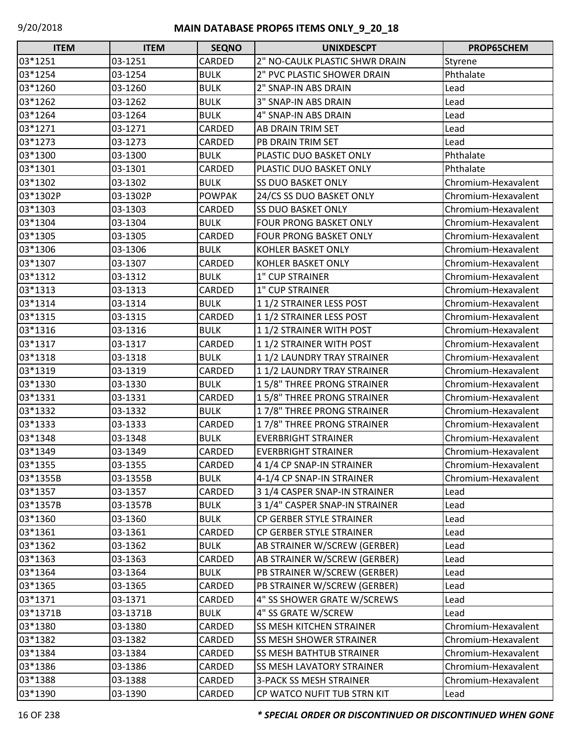# MAIN DATABASE PROP65 ITEMS ONLY_9_20_18

| ITEM | ITEM | SEQNO | UNIXDESCPT | PROP65CHEM |
|---|---|---|---|---|
| 03*1251 | 03-1251 | CARDED | 2" NO-CAULK PLASTIC SHWR DRAIN | Styrene |
| 03*1254 | 03-1254 | BULK | 2" PVC PLASTIC SHOWER DRAIN | Phthalate |
| 03*1260 | 03-1260 | BULK | 2" SNAP-IN ABS DRAIN | Lead |
| 03*1262 | 03-1262 | BULK | 3" SNAP-IN ABS DRAIN | Lead |
| 03*1264 | 03-1264 | BULK | 4" SNAP-IN ABS DRAIN | Lead |
| 03*1271 | 03-1271 | CARDED | AB DRAIN TRIM SET | Lead |
| 03*1273 | 03-1273 | CARDED | PB DRAIN TRIM SET | Lead |
| 03*1300 | 03-1300 | BULK | PLASTIC DUO BASKET ONLY | Phthalate |
| 03*1301 | 03-1301 | CARDED | PLASTIC DUO BASKET ONLY | Phthalate |
| 03*1302 | 03-1302 | BULK | SS DUO BASKET ONLY | Chromium-Hexavalent |
| 03*1302P | 03-1302P | POWPAK | 24/CS SS DUO BASKET ONLY | Chromium-Hexavalent |
| 03*1303 | 03-1303 | CARDED | SS DUO BASKET ONLY | Chromium-Hexavalent |
| 03*1304 | 03-1304 | BULK | FOUR PRONG BASKET ONLY | Chromium-Hexavalent |
| 03*1305 | 03-1305 | CARDED | FOUR PRONG BASKET ONLY | Chromium-Hexavalent |
| 03*1306 | 03-1306 | BULK | KOHLER BASKET ONLY | Chromium-Hexavalent |
| 03*1307 | 03-1307 | CARDED | KOHLER BASKET ONLY | Chromium-Hexavalent |
| 03*1312 | 03-1312 | BULK | 1" CUP STRAINER | Chromium-Hexavalent |
| 03*1313 | 03-1313 | CARDED | 1" CUP STRAINER | Chromium-Hexavalent |
| 03*1314 | 03-1314 | BULK | 1 1/2 STRAINER LESS POST | Chromium-Hexavalent |
| 03*1315 | 03-1315 | CARDED | 1 1/2 STRAINER LESS POST | Chromium-Hexavalent |
| 03*1316 | 03-1316 | BULK | 1 1/2 STRAINER WITH POST | Chromium-Hexavalent |
| 03*1317 | 03-1317 | CARDED | 1 1/2 STRAINER WITH POST | Chromium-Hexavalent |
| 03*1318 | 03-1318 | BULK | 1 1/2 LAUNDRY TRAY STRAINER | Chromium-Hexavalent |
| 03*1319 | 03-1319 | CARDED | 1 1/2 LAUNDRY TRAY STRAINER | Chromium-Hexavalent |
| 03*1330 | 03-1330 | BULK | 1 5/8" THREE PRONG STRAINER | Chromium-Hexavalent |
| 03*1331 | 03-1331 | CARDED | 1 5/8" THREE PRONG STRAINER | Chromium-Hexavalent |
| 03*1332 | 03-1332 | BULK | 1 7/8" THREE PRONG STRAINER | Chromium-Hexavalent |
| 03*1333 | 03-1333 | CARDED | 1 7/8" THREE PRONG STRAINER | Chromium-Hexavalent |
| 03*1348 | 03-1348 | BULK | EVERBRIGHT STRAINER | Chromium-Hexavalent |
| 03*1349 | 03-1349 | CARDED | EVERBRIGHT STRAINER | Chromium-Hexavalent |
| 03*1355 | 03-1355 | CARDED | 4 1/4 CP SNAP-IN STRAINER | Chromium-Hexavalent |
| 03*1355B | 03-1355B | BULK | 4-1/4 CP SNAP-IN STRAINER | Chromium-Hexavalent |
| 03*1357 | 03-1357 | CARDED | 3 1/4 CASPER SNAP-IN STRAINER | Lead |
| 03*1357B | 03-1357B | BULK | 3 1/4" CASPER SNAP-IN STRAINER | Lead |
| 03*1360 | 03-1360 | BULK | CP GERBER STYLE STRAINER | Lead |
| 03*1361 | 03-1361 | CARDED | CP GERBER STYLE STRAINER | Lead |
| 03*1362 | 03-1362 | BULK | AB STRAINER W/SCREW (GERBER) | Lead |
| 03*1363 | 03-1363 | CARDED | AB STRAINER W/SCREW (GERBER) | Lead |
| 03*1364 | 03-1364 | BULK | PB STRAINER W/SCREW (GERBER) | Lead |
| 03*1365 | 03-1365 | CARDED | PB STRAINER W/SCREW (GERBER) | Lead |
| 03*1371 | 03-1371 | CARDED | 4" SS SHOWER GRATE W/SCREWS | Lead |
| 03*1371B | 03-1371B | BULK | 4" SS GRATE W/SCREW | Lead |
| 03*1380 | 03-1380 | CARDED | SS MESH KITCHEN STRAINER | Chromium-Hexavalent |
| 03*1382 | 03-1382 | CARDED | SS MESH SHOWER STRAINER | Chromium-Hexavalent |
| 03*1384 | 03-1384 | CARDED | SS MESH BATHTUB STRAINER | Chromium-Hexavalent |
| 03*1386 | 03-1386 | CARDED | SS MESH LAVATORY STRAINER | Chromium-Hexavalent |
| 03*1388 | 03-1388 | CARDED | 3-PACK SS MESH STRAINER | Chromium-Hexavalent |
| 03*1390 | 03-1390 | CARDED | CP WATCO NUFIT TUB STRN KIT | Lead |

*** SPECIAL ORDER OR DISCONTINUED OR DISCONTINUED WHEN GONE**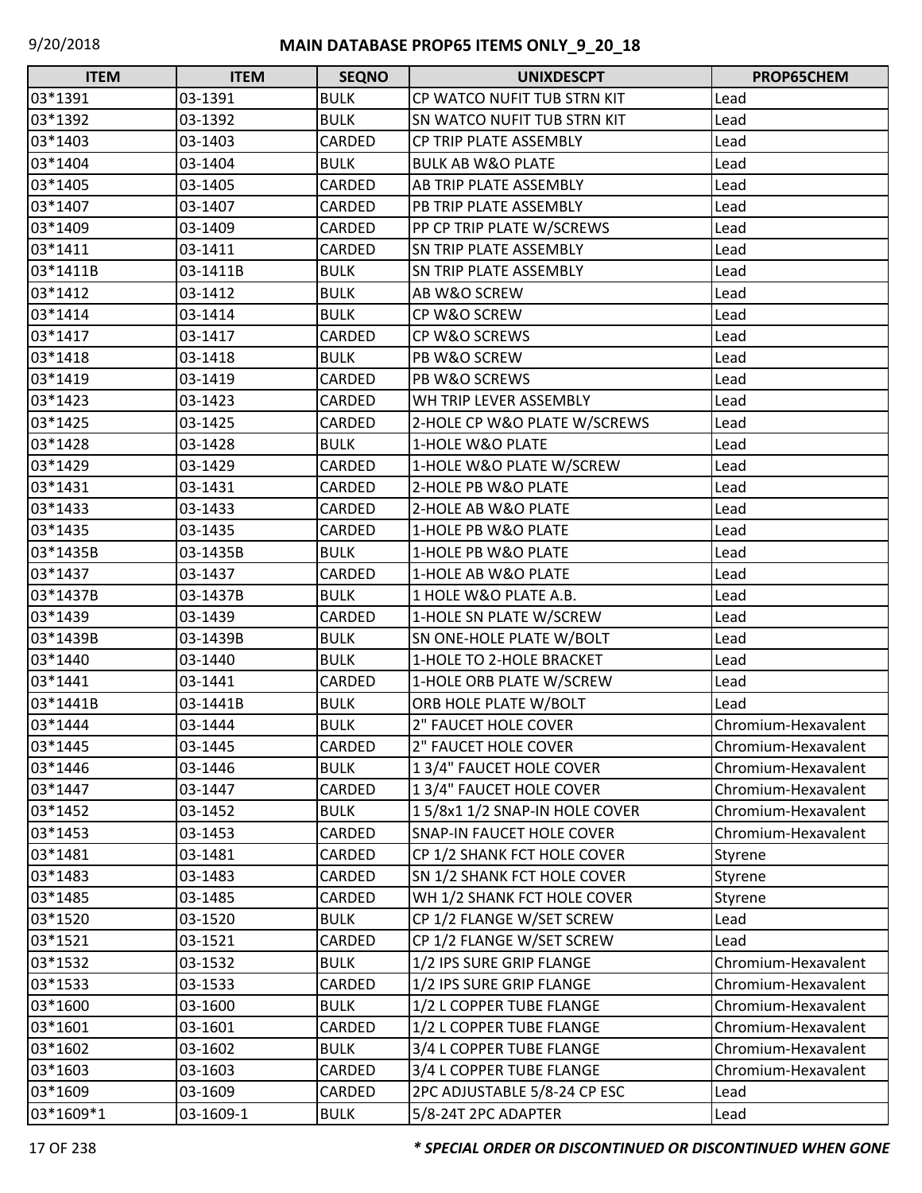# MAIN DATABASE PROP65 ITEMS ONLY_9_20_18

| ITEM | ITEM | SEQNO | UNIXDESCPT | PROP65CHEM |
| --- | --- | --- | --- | --- |
| 03*1391 | 03-1391 | BULK | CP WATCO NUFIT TUB STRN KIT | Lead |
| 03*1392 | 03-1392 | BULK | SN WATCO NUFIT TUB STRN KIT | Lead |
| 03*1403 | 03-1403 | CARDED | CP TRIP PLATE ASSEMBLY | Lead |
| 03*1404 | 03-1404 | BULK | BULK AB W&O PLATE | Lead |
| 03*1405 | 03-1405 | CARDED | AB TRIP PLATE ASSEMBLY | Lead |
| 03*1407 | 03-1407 | CARDED | PB TRIP PLATE ASSEMBLY | Lead |
| 03*1409 | 03-1409 | CARDED | PP CP TRIP PLATE W/SCREWS | Lead |
| 03*1411 | 03-1411 | CARDED | SN TRIP PLATE ASSEMBLY | Lead |
| 03*1411B | 03-1411B | BULK | SN TRIP PLATE ASSEMBLY | Lead |
| 03*1412 | 03-1412 | BULK | AB W&O SCREW | Lead |
| 03*1414 | 03-1414 | BULK | CP W&O SCREW | Lead |
| 03*1417 | 03-1417 | CARDED | CP W&O SCREWS | Lead |
| 03*1418 | 03-1418 | BULK | PB W&O SCREW | Lead |
| 03*1419 | 03-1419 | CARDED | PB W&O SCREWS | Lead |
| 03*1423 | 03-1423 | CARDED | WH TRIP LEVER ASSEMBLY | Lead |
| 03*1425 | 03-1425 | CARDED | 2-HOLE CP W&O PLATE W/SCREWS | Lead |
| 03*1428 | 03-1428 | BULK | 1-HOLE W&O PLATE | Lead |
| 03*1429 | 03-1429 | CARDED | 1-HOLE W&O PLATE W/SCREW | Lead |
| 03*1431 | 03-1431 | CARDED | 2-HOLE PB W&O PLATE | Lead |
| 03*1433 | 03-1433 | CARDED | 2-HOLE AB W&O PLATE | Lead |
| 03*1435 | 03-1435 | CARDED | 1-HOLE PB W&O PLATE | Lead |
| 03*1435B | 03-1435B | BULK | 1-HOLE PB W&O PLATE | Lead |
| 03*1437 | 03-1437 | CARDED | 1-HOLE AB W&O PLATE | Lead |
| 03*1437B | 03-1437B | BULK | 1 HOLE W&O PLATE A.B. | Lead |
| 03*1439 | 03-1439 | CARDED | 1-HOLE SN PLATE W/SCREW | Lead |
| 03*1439B | 03-1439B | BULK | SN ONE-HOLE PLATE W/BOLT | Lead |
| 03*1440 | 03-1440 | BULK | 1-HOLE TO 2-HOLE BRACKET | Lead |
| 03*1441 | 03-1441 | CARDED | 1-HOLE ORB PLATE W/SCREW | Lead |
| 03*1441B | 03-1441B | BULK | ORB HOLE PLATE W/BOLT | Lead |
| 03*1444 | 03-1444 | BULK | 2" FAUCET HOLE COVER | Chromium-Hexavalent |
| 03*1445 | 03-1445 | CARDED | 2" FAUCET HOLE COVER | Chromium-Hexavalent |
| 03*1446 | 03-1446 | BULK | 1 3/4" FAUCET HOLE COVER | Chromium-Hexavalent |
| 03*1447 | 03-1447 | CARDED | 1 3/4" FAUCET HOLE COVER | Chromium-Hexavalent |
| 03*1452 | 03-1452 | BULK | 1 5/8x1 1/2 SNAP-IN HOLE COVER | Chromium-Hexavalent |
| 03*1453 | 03-1453 | CARDED | SNAP-IN FAUCET HOLE COVER | Chromium-Hexavalent |
| 03*1481 | 03-1481 | CARDED | CP 1/2 SHANK FCT HOLE COVER | Styrene |
| 03*1483 | 03-1483 | CARDED | SN 1/2 SHANK FCT HOLE COVER | Styrene |
| 03*1485 | 03-1485 | CARDED | WH 1/2 SHANK FCT HOLE COVER | Styrene |
| 03*1520 | 03-1520 | BULK | CP 1/2 FLANGE W/SET SCREW | Lead |
| 03*1521 | 03-1521 | CARDED | CP 1/2 FLANGE W/SET SCREW | Lead |
| 03*1532 | 03-1532 | BULK | 1/2 IPS SURE GRIP FLANGE | Chromium-Hexavalent |
| 03*1533 | 03-1533 | CARDED | 1/2 IPS SURE GRIP FLANGE | Chromium-Hexavalent |
| 03*1600 | 03-1600 | BULK | 1/2 L COPPER TUBE FLANGE | Chromium-Hexavalent |
| 03*1601 | 03-1601 | CARDED | 1/2 L COPPER TUBE FLANGE | Chromium-Hexavalent |
| 03*1602 | 03-1602 | BULK | 3/4 L COPPER TUBE FLANGE | Chromium-Hexavalent |
| 03*1603 | 03-1603 | CARDED | 3/4 L COPPER TUBE FLANGE | Chromium-Hexavalent |
| 03*1609 | 03-1609 | CARDED | 2PC ADJUSTABLE 5/8-24 CP ESC | Lead |
| 03*1609*1 | 03-1609-1 | BULK | 5/8-24T 2PC ADAPTER | Lead |

***\* SPECIAL ORDER OR DISCONTINUED OR DISCONTINUED WHEN GONE***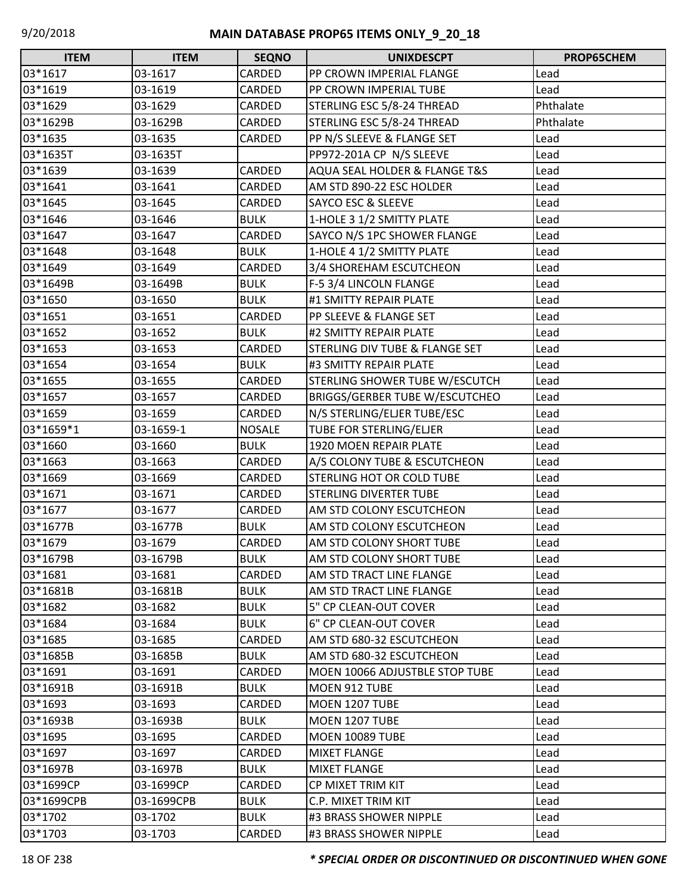# MAIN DATABASE PROP65 ITEMS ONLY_9_20_18

| ITEM | ITEM | SEQNO | UNIXDESCPT | PROP65CHEM |
|---|---|---|---|---|
| 03*1617 | 03-1617 | CARDED | PP CROWN IMPERIAL FLANGE | Lead |
| 03*1619 | 03-1619 | CARDED | PP CROWN IMPERIAL TUBE | Lead |
| 03*1629 | 03-1629 | CARDED | STERLING ESC 5/8-24 THREAD | Phthalate |
| 03*1629B | 03-1629B | CARDED | STERLING ESC 5/8-24 THREAD | Phthalate |
| 03*1635 | 03-1635 | CARDED | PP N/S SLEEVE & FLANGE SET | Lead |
| 03*1635T | 03-1635T | | PP972-201A CP N/S SLEEVE | Lead |
| 03*1639 | 03-1639 | CARDED | AQUA SEAL HOLDER & FLANGE T&S | Lead |
| 03*1641 | 03-1641 | CARDED | AM STD 890-22 ESC HOLDER | Lead |
| 03*1645 | 03-1645 | CARDED | SAYCO ESC & SLEEVE | Lead |
| 03*1646 | 03-1646 | BULK | 1-HOLE 3 1/2 SMITTY PLATE | Lead |
| 03*1647 | 03-1647 | CARDED | SAYCO N/S 1PC SHOWER FLANGE | Lead |
| 03*1648 | 03-1648 | BULK | 1-HOLE 4 1/2 SMITTY PLATE | Lead |
| 03*1649 | 03-1649 | CARDED | 3/4 SHOREHAM ESCUTCHEON | Lead |
| 03*1649B | 03-1649B | BULK | F-5 3/4 LINCOLN FLANGE | Lead |
| 03*1650 | 03-1650 | BULK | #1 SMITTY REPAIR PLATE | Lead |
| 03*1651 | 03-1651 | CARDED | PP SLEEVE & FLANGE SET | Lead |
| 03*1652 | 03-1652 | BULK | #2 SMITTY REPAIR PLATE | Lead |
| 03*1653 | 03-1653 | CARDED | STERLING DIV TUBE & FLANGE SET | Lead |
| 03*1654 | 03-1654 | BULK | #3 SMITTY REPAIR PLATE | Lead |
| 03*1655 | 03-1655 | CARDED | STERLING SHOWER TUBE W/ESCUTCH | Lead |
| 03*1657 | 03-1657 | CARDED | BRIGGS/GERBER TUBE W/ESCUTCHEO | Lead |
| 03*1659 | 03-1659 | CARDED | N/S STERLING/ELJER TUBE/ESC | Lead |
| 03*1659*1 | 03-1659-1 | NOSALE | TUBE FOR STERLING/ELJER | Lead |
| 03*1660 | 03-1660 | BULK | 1920 MOEN REPAIR PLATE | Lead |
| 03*1663 | 03-1663 | CARDED | A/S COLONY TUBE & ESCUTCHEON | Lead |
| 03*1669 | 03-1669 | CARDED | STERLING HOT OR COLD TUBE | Lead |
| 03*1671 | 03-1671 | CARDED | STERLING DIVERTER TUBE | Lead |
| 03*1677 | 03-1677 | CARDED | AM STD COLONY ESCUTCHEON | Lead |
| 03*1677B | 03-1677B | BULK | AM STD COLONY ESCUTCHEON | Lead |
| 03*1679 | 03-1679 | CARDED | AM STD COLONY SHORT TUBE | Lead |
| 03*1679B | 03-1679B | BULK | AM STD COLONY SHORT TUBE | Lead |
| 03*1681 | 03-1681 | CARDED | AM STD TRACT LINE FLANGE | Lead |
| 03*1681B | 03-1681B | BULK | AM STD TRACT LINE FLANGE | Lead |
| 03*1682 | 03-1682 | BULK | 5" CP CLEAN-OUT COVER | Lead |
| 03*1684 | 03-1684 | BULK | 6" CP CLEAN-OUT COVER | Lead |
| 03*1685 | 03-1685 | CARDED | AM STD 680-32 ESCUTCHEON | Lead |
| 03*1685B | 03-1685B | BULK | AM STD 680-32 ESCUTCHEON | Lead |
| 03*1691 | 03-1691 | CARDED | MOEN 10066 ADJUSTBLE STOP TUBE | Lead |
| 03*1691B | 03-1691B | BULK | MOEN 912 TUBE | Lead |
| 03*1693 | 03-1693 | CARDED | MOEN 1207 TUBE | Lead |
| 03*1693B | 03-1693B | BULK | MOEN 1207 TUBE | Lead |
| 03*1695 | 03-1695 | CARDED | MOEN 10089 TUBE | Lead |
| 03*1697 | 03-1697 | CARDED | MIXET FLANGE | Lead |
| 03*1697B | 03-1697B | BULK | MIXET FLANGE | Lead |
| 03*1699CP | 03-1699CP | CARDED | CP MIXET TRIM KIT | Lead |
| 03*1699CPB | 03-1699CPB | BULK | C.P. MIXET TRIM KIT | Lead |
| 03*1702 | 03-1702 | BULK | #3 BRASS SHOWER NIPPLE | Lead |
| 03*1703 | 03-1703 | CARDED | #3 BRASS SHOWER NIPPLE | Lead |

***\* SPECIAL ORDER OR DISCONTINUED OR DISCONTINUED WHEN GONE***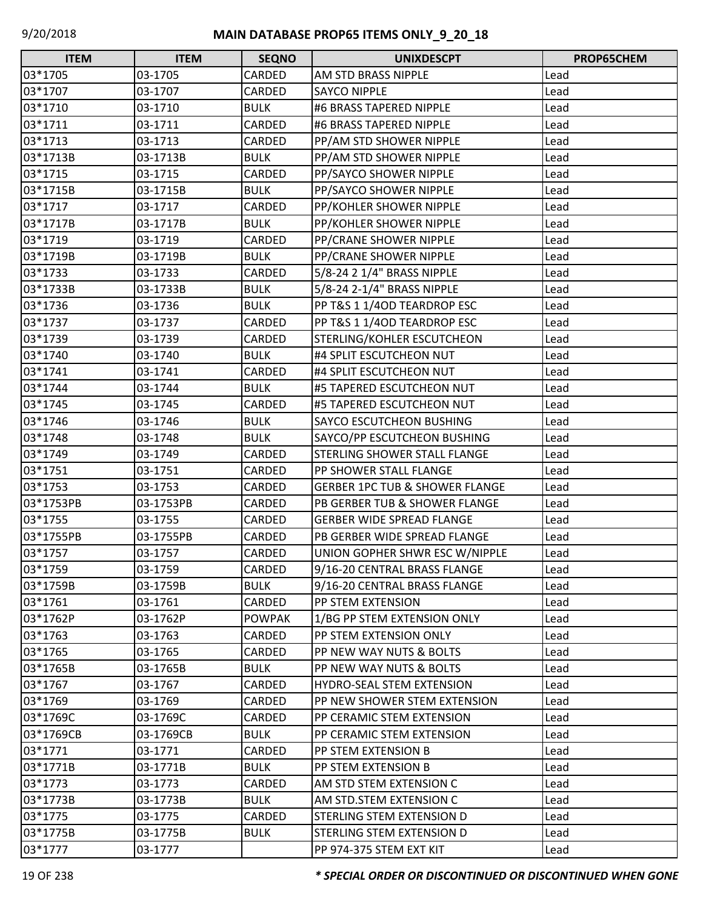| ITEM | ITEM | SEQNO | UNIXDESCPT | PROP65CHEM |
| --- | --- | --- | --- | --- |
| 03*1705 | 03-1705 | CARDED | AM STD BRASS NIPPLE | Lead |
| 03*1707 | 03-1707 | CARDED | SAYCO NIPPLE | Lead |
| 03*1710 | 03-1710 | BULK | #6 BRASS TAPERED NIPPLE | Lead |
| 03*1711 | 03-1711 | CARDED | #6 BRASS TAPERED NIPPLE | Lead |
| 03*1713 | 03-1713 | CARDED | PP/AM STD SHOWER NIPPLE | Lead |
| 03*1713B | 03-1713B | BULK | PP/AM STD SHOWER NIPPLE | Lead |
| 03*1715 | 03-1715 | CARDED | PP/SAYCO SHOWER NIPPLE | Lead |
| 03*1715B | 03-1715B | BULK | PP/SAYCO SHOWER NIPPLE | Lead |
| 03*1717 | 03-1717 | CARDED | PP/KOHLER SHOWER NIPPLE | Lead |
| 03*1717B | 03-1717B | BULK | PP/KOHLER SHOWER NIPPLE | Lead |
| 03*1719 | 03-1719 | CARDED | PP/CRANE SHOWER NIPPLE | Lead |
| 03*1719B | 03-1719B | BULK | PP/CRANE SHOWER NIPPLE | Lead |
| 03*1733 | 03-1733 | CARDED | 5/8-24 2 1/4" BRASS NIPPLE | Lead |
| 03*1733B | 03-1733B | BULK | 5/8-24 2-1/4" BRASS NIPPLE | Lead |
| 03*1736 | 03-1736 | BULK | PP T&S 1 1/4OD TEARDROP ESC | Lead |
| 03*1737 | 03-1737 | CARDED | PP T&S 1 1/4OD TEARDROP ESC | Lead |
| 03*1739 | 03-1739 | CARDED | STERLING/KOHLER ESCUTCHEON | Lead |
| 03*1740 | 03-1740 | BULK | #4 SPLIT ESCUTCHEON NUT | Lead |
| 03*1741 | 03-1741 | CARDED | #4 SPLIT ESCUTCHEON NUT | Lead |
| 03*1744 | 03-1744 | BULK | #5 TAPERED ESCUTCHEON NUT | Lead |
| 03*1745 | 03-1745 | CARDED | #5 TAPERED ESCUTCHEON NUT | Lead |
| 03*1746 | 03-1746 | BULK | SAYCO ESCUTCHEON BUSHING | Lead |
| 03*1748 | 03-1748 | BULK | SAYCO/PP ESCUTCHEON BUSHING | Lead |
| 03*1749 | 03-1749 | CARDED | STERLING SHOWER STALL FLANGE | Lead |
| 03*1751 | 03-1751 | CARDED | PP SHOWER STALL FLANGE | Lead |
| 03*1753 | 03-1753 | CARDED | GERBER 1PC TUB & SHOWER FLANGE | Lead |
| 03*1753PB | 03-1753PB | CARDED | PB GERBER TUB & SHOWER FLANGE | Lead |
| 03*1755 | 03-1755 | CARDED | GERBER WIDE SPREAD FLANGE | Lead |
| 03*1755PB | 03-1755PB | CARDED | PB GERBER WIDE SPREAD FLANGE | Lead |
| 03*1757 | 03-1757 | CARDED | UNION GOPHER SHWR ESC W/NIPPLE | Lead |
| 03*1759 | 03-1759 | CARDED | 9/16-20 CENTRAL BRASS FLANGE | Lead |
| 03*1759B | 03-1759B | BULK | 9/16-20 CENTRAL BRASS FLANGE | Lead |
| 03*1761 | 03-1761 | CARDED | PP STEM EXTENSION | Lead |
| 03*1762P | 03-1762P | POWPAK | 1/BG PP STEM EXTENSION ONLY | Lead |
| 03*1763 | 03-1763 | CARDED | PP STEM EXTENSION ONLY | Lead |
| 03*1765 | 03-1765 | CARDED | PP NEW WAY NUTS & BOLTS | Lead |
| 03*1765B | 03-1765B | BULK | PP NEW WAY NUTS & BOLTS | Lead |
| 03*1767 | 03-1767 | CARDED | HYDRO-SEAL STEM EXTENSION | Lead |
| 03*1769 | 03-1769 | CARDED | PP NEW SHOWER STEM EXTENSION | Lead |
| 03*1769C | 03-1769C | CARDED | PP CERAMIC STEM EXTENSION | Lead |
| 03*1769CB | 03-1769CB | BULK | PP CERAMIC STEM EXTENSION | Lead |
| 03*1771 | 03-1771 | CARDED | PP STEM EXTENSION B | Lead |
| 03*1771B | 03-1771B | BULK | PP STEM EXTENSION B | Lead |
| 03*1773 | 03-1773 | CARDED | AM STD STEM EXTENSION C | Lead |
| 03*1773B | 03-1773B | BULK | AM STD.STEM EXTENSION C | Lead |
| 03*1775 | 03-1775 | CARDED | STERLING STEM EXTENSION D | Lead |
| 03*1775B | 03-1775B | BULK | STERLING STEM EXTENSION D | Lead |
| 03*1777 | 03-1777 | | PP 974-375 STEM EXT KIT | Lead |

*** SPECIAL ORDER OR DISCONTINUED OR DISCONTINUED WHEN GONE**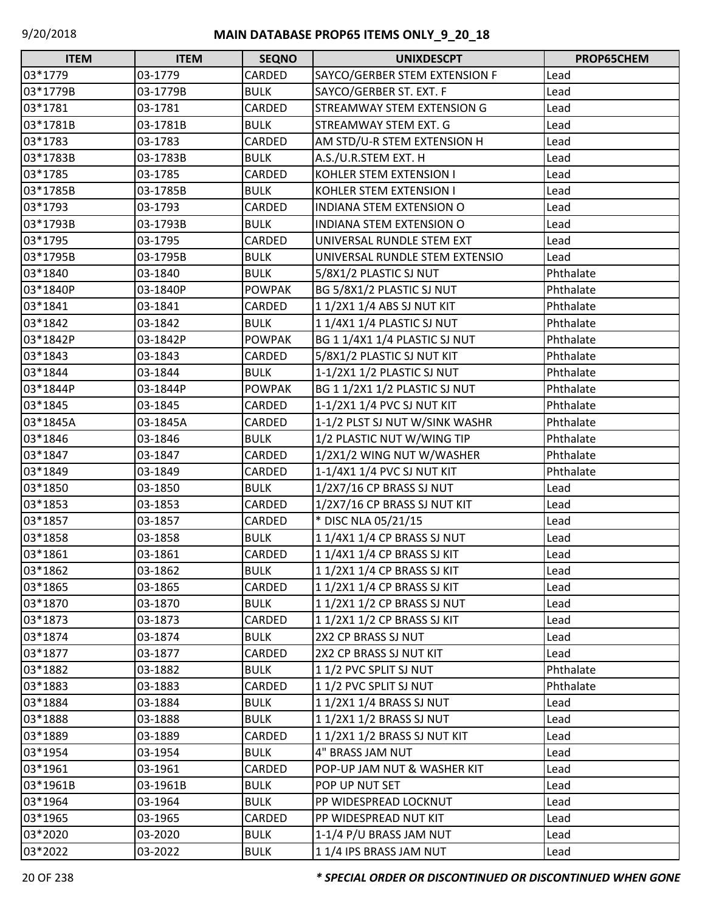## MAIN DATABASE PROP65 ITEMS ONLY_9_20_18

| ITEM | ITEM | SEQNO | UNIXDESCPT | PROP65CHEM |
|---|---|---|---|---|
| 03*1779 | 03-1779 | CARDED | SAYCO/GERBER STEM EXTENSION F | Lead |
| 03*1779B | 03-1779B | BULK | SAYCO/GERBER ST. EXT. F | Lead |
| 03*1781 | 03-1781 | CARDED | STREAMWAY STEM EXTENSION G | Lead |
| 03*1781B | 03-1781B | BULK | STREAMWAY STEM EXT. G | Lead |
| 03*1783 | 03-1783 | CARDED | AM STD/U-R STEM EXTENSION H | Lead |
| 03*1783B | 03-1783B | BULK | A.S./U.R.STEM EXT. H | Lead |
| 03*1785 | 03-1785 | CARDED | KOHLER STEM EXTENSION I | Lead |
| 03*1785B | 03-1785B | BULK | KOHLER STEM EXTENSION I | Lead |
| 03*1793 | 03-1793 | CARDED | INDIANA STEM EXTENSION O | Lead |
| 03*1793B | 03-1793B | BULK | INDIANA STEM EXTENSION O | Lead |
| 03*1795 | 03-1795 | CARDED | UNIVERSAL RUNDLE STEM EXT | Lead |
| 03*1795B | 03-1795B | BULK | UNIVERSAL RUNDLE STEM EXTENSIO | Lead |
| 03*1840 | 03-1840 | BULK | 5/8X1/2 PLASTIC SJ NUT | Phthalate |
| 03*1840P | 03-1840P | POWPAK | BG 5/8X1/2 PLASTIC SJ NUT | Phthalate |
| 03*1841 | 03-1841 | CARDED | 1 1/2X1 1/4 ABS SJ NUT KIT | Phthalate |
| 03*1842 | 03-1842 | BULK | 1 1/4X1 1/4 PLASTIC SJ NUT | Phthalate |
| 03*1842P | 03-1842P | POWPAK | BG 1 1/4X1 1/4 PLASTIC SJ NUT | Phthalate |
| 03*1843 | 03-1843 | CARDED | 5/8X1/2 PLASTIC SJ NUT KIT | Phthalate |
| 03*1844 | 03-1844 | BULK | 1-1/2X1 1/2 PLASTIC SJ NUT | Phthalate |
| 03*1844P | 03-1844P | POWPAK | BG 1 1/2X1 1/2 PLASTIC SJ NUT | Phthalate |
| 03*1845 | 03-1845 | CARDED | 1-1/2X1 1/4 PVC SJ NUT KIT | Phthalate |
| 03*1845A | 03-1845A | CARDED | 1-1/2 PLST SJ NUT W/SINK WASHR | Phthalate |
| 03*1846 | 03-1846 | BULK | 1/2 PLASTIC NUT W/WING TIP | Phthalate |
| 03*1847 | 03-1847 | CARDED | 1/2X1/2 WING NUT W/WASHER | Phthalate |
| 03*1849 | 03-1849 | CARDED | 1-1/4X1 1/4 PVC SJ NUT KIT | Phthalate |
| 03*1850 | 03-1850 | BULK | 1/2X7/16 CP BRASS SJ NUT | Lead |
| 03*1853 | 03-1853 | CARDED | 1/2X7/16 CP BRASS SJ NUT KIT | Lead |
| 03*1857 | 03-1857 | CARDED | * DISC NLA 05/21/15 | Lead |
| 03*1858 | 03-1858 | BULK | 1 1/4X1 1/4 CP BRASS SJ NUT | Lead |
| 03*1861 | 03-1861 | CARDED | 1 1/4X1 1/4 CP BRASS SJ KIT | Lead |
| 03*1862 | 03-1862 | BULK | 1 1/2X1 1/4 CP BRASS SJ KIT | Lead |
| 03*1865 | 03-1865 | CARDED | 1 1/2X1 1/4 CP BRASS SJ KIT | Lead |
| 03*1870 | 03-1870 | BULK | 1 1/2X1 1/2 CP BRASS SJ NUT | Lead |
| 03*1873 | 03-1873 | CARDED | 1 1/2X1 1/2 CP BRASS SJ KIT | Lead |
| 03*1874 | 03-1874 | BULK | 2X2 CP BRASS SJ NUT | Lead |
| 03*1877 | 03-1877 | CARDED | 2X2 CP BRASS SJ NUT KIT | Lead |
| 03*1882 | 03-1882 | BULK | 1 1/2 PVC SPLIT SJ NUT | Phthalate |
| 03*1883 | 03-1883 | CARDED | 1 1/2 PVC SPLIT SJ NUT | Phthalate |
| 03*1884 | 03-1884 | BULK | 1 1/2X1 1/4 BRASS SJ NUT | Lead |
| 03*1888 | 03-1888 | BULK | 1 1/2X1 1/2 BRASS SJ NUT | Lead |
| 03*1889 | 03-1889 | CARDED | 1 1/2X1 1/2 BRASS SJ NUT KIT | Lead |
| 03*1954 | 03-1954 | BULK | 4" BRASS JAM NUT | Lead |
| 03*1961 | 03-1961 | CARDED | POP-UP JAM NUT & WASHER KIT | Lead |
| 03*1961B | 03-1961B | BULK | POP UP NUT SET | Lead |
| 03*1964 | 03-1964 | BULK | PP WIDESPREAD LOCKNUT | Lead |
| 03*1965 | 03-1965 | CARDED | PP WIDESPREAD NUT KIT | Lead |
| 03*2020 | 03-2020 | BULK | 1-1/4 P/U BRASS JAM NUT | Lead |
| 03*2022 | 03-2022 | BULK | 1 1/4 IPS BRASS JAM NUT | Lead |

*** SPECIAL ORDER OR DISCONTINUED OR DISCONTINUED WHEN GONE**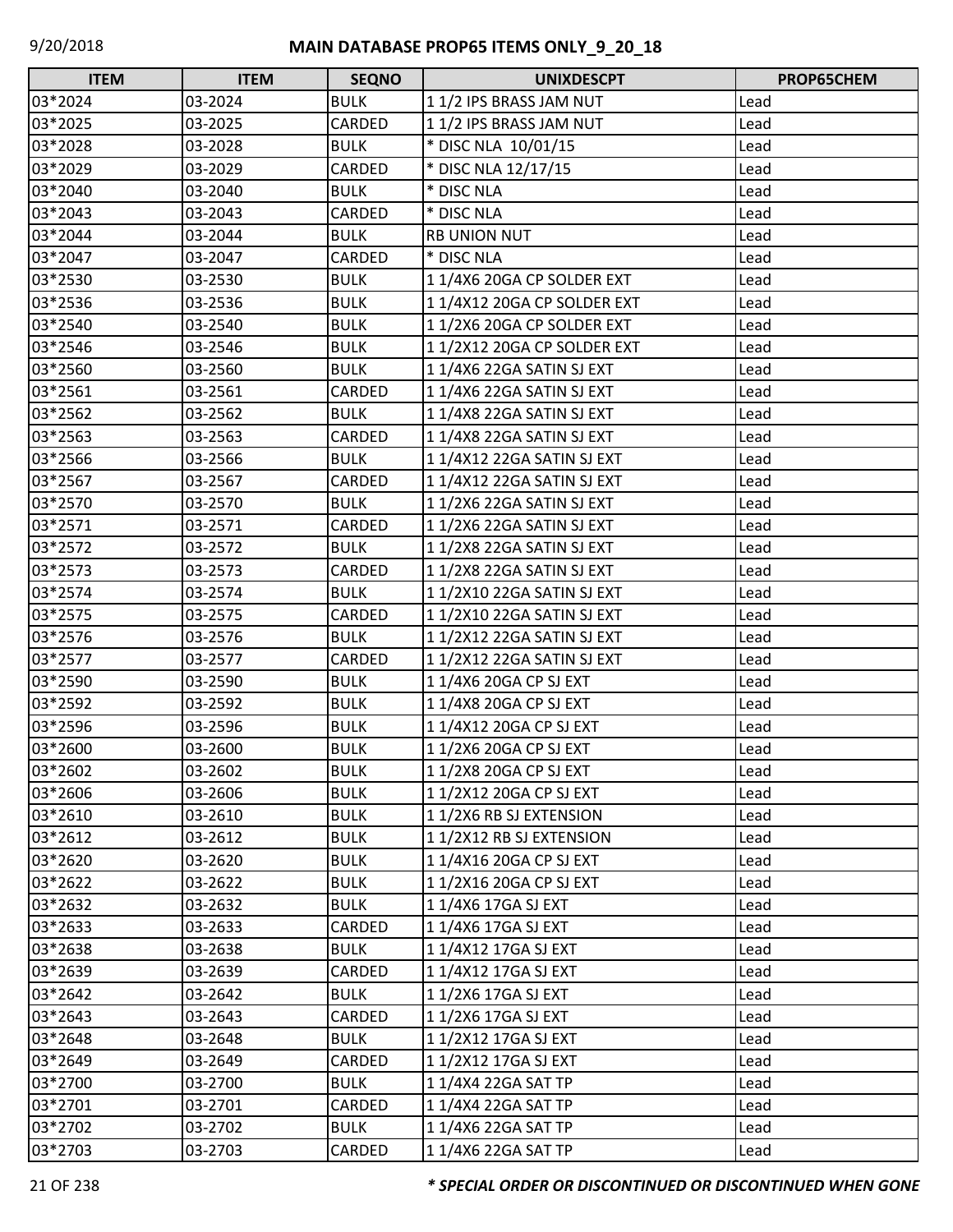# MAIN DATABASE PROP65 ITEMS ONLY_9_20_18

| ITEM | ITEM | SEQNO | UNIXDESCPT | PROP65CHEM |
|---|---|---|---|---|
| 03*2024 | 03-2024 | BULK | 1 1/2 IPS BRASS JAM NUT | Lead |
| 03*2025 | 03-2025 | CARDED | 1 1/2 IPS BRASS JAM NUT | Lead |
| 03*2028 | 03-2028 | BULK | * DISC NLA 10/01/15 | Lead |
| 03*2029 | 03-2029 | CARDED | * DISC NLA 12/17/15 | Lead |
| 03*2040 | 03-2040 | BULK | * DISC NLA | Lead |
| 03*2043 | 03-2043 | CARDED | * DISC NLA | Lead |
| 03*2044 | 03-2044 | BULK | RB UNION NUT | Lead |
| 03*2047 | 03-2047 | CARDED | * DISC NLA | Lead |
| 03*2530 | 03-2530 | BULK | 1 1/4X6 20GA CP SOLDER EXT | Lead |
| 03*2536 | 03-2536 | BULK | 1 1/4X12 20GA CP SOLDER EXT | Lead |
| 03*2540 | 03-2540 | BULK | 1 1/2X6 20GA CP SOLDER EXT | Lead |
| 03*2546 | 03-2546 | BULK | 1 1/2X12 20GA CP SOLDER EXT | Lead |
| 03*2560 | 03-2560 | BULK | 1 1/4X6 22GA SATIN SJ EXT | Lead |
| 03*2561 | 03-2561 | CARDED | 1 1/4X6 22GA SATIN SJ EXT | Lead |
| 03*2562 | 03-2562 | BULK | 1 1/4X8 22GA SATIN SJ EXT | Lead |
| 03*2563 | 03-2563 | CARDED | 1 1/4X8 22GA SATIN SJ EXT | Lead |
| 03*2566 | 03-2566 | BULK | 1 1/4X12 22GA SATIN SJ EXT | Lead |
| 03*2567 | 03-2567 | CARDED | 1 1/4X12 22GA SATIN SJ EXT | Lead |
| 03*2570 | 03-2570 | BULK | 1 1/2X6 22GA SATIN SJ EXT | Lead |
| 03*2571 | 03-2571 | CARDED | 1 1/2X6 22GA SATIN SJ EXT | Lead |
| 03*2572 | 03-2572 | BULK | 1 1/2X8 22GA SATIN SJ EXT | Lead |
| 03*2573 | 03-2573 | CARDED | 1 1/2X8 22GA SATIN SJ EXT | Lead |
| 03*2574 | 03-2574 | BULK | 1 1/2X10 22GA SATIN SJ EXT | Lead |
| 03*2575 | 03-2575 | CARDED | 1 1/2X10 22GA SATIN SJ EXT | Lead |
| 03*2576 | 03-2576 | BULK | 1 1/2X12 22GA SATIN SJ EXT | Lead |
| 03*2577 | 03-2577 | CARDED | 1 1/2X12 22GA SATIN SJ EXT | Lead |
| 03*2590 | 03-2590 | BULK | 1 1/4X6 20GA CP SJ EXT | Lead |
| 03*2592 | 03-2592 | BULK | 1 1/4X8 20GA CP SJ EXT | Lead |
| 03*2596 | 03-2596 | BULK | 1 1/4X12 20GA CP SJ EXT | Lead |
| 03*2600 | 03-2600 | BULK | 1 1/2X6 20GA CP SJ EXT | Lead |
| 03*2602 | 03-2602 | BULK | 1 1/2X8 20GA CP SJ EXT | Lead |
| 03*2606 | 03-2606 | BULK | 1 1/2X12 20GA CP SJ EXT | Lead |
| 03*2610 | 03-2610 | BULK | 1 1/2X6 RB SJ EXTENSION | Lead |
| 03*2612 | 03-2612 | BULK | 1 1/2X12 RB SJ EXTENSION | Lead |
| 03*2620 | 03-2620 | BULK | 1 1/4X16 20GA CP SJ EXT | Lead |
| 03*2622 | 03-2622 | BULK | 1 1/2X16 20GA CP SJ EXT | Lead |
| 03*2632 | 03-2632 | BULK | 1 1/4X6 17GA SJ EXT | Lead |
| 03*2633 | 03-2633 | CARDED | 1 1/4X6 17GA SJ EXT | Lead |
| 03*2638 | 03-2638 | BULK | 1 1/4X12 17GA SJ EXT | Lead |
| 03*2639 | 03-2639 | CARDED | 1 1/4X12 17GA SJ EXT | Lead |
| 03*2642 | 03-2642 | BULK | 1 1/2X6 17GA SJ EXT | Lead |
| 03*2643 | 03-2643 | CARDED | 1 1/2X6 17GA SJ EXT | Lead |
| 03*2648 | 03-2648 | BULK | 1 1/2X12 17GA SJ EXT | Lead |
| 03*2649 | 03-2649 | CARDED | 1 1/2X12 17GA SJ EXT | Lead |
| 03*2700 | 03-2700 | BULK | 1 1/4X4 22GA SAT TP | Lead |
| 03*2701 | 03-2701 | CARDED | 1 1/4X4 22GA SAT TP | Lead |
| 03*2702 | 03-2702 | BULK | 1 1/4X6 22GA SAT TP | Lead |
| 03*2703 | 03-2703 | CARDED | 1 1/4X6 22GA SAT TP | Lead |

*** SPECIAL ORDER OR DISCONTINUED OR DISCONTINUED WHEN GONE**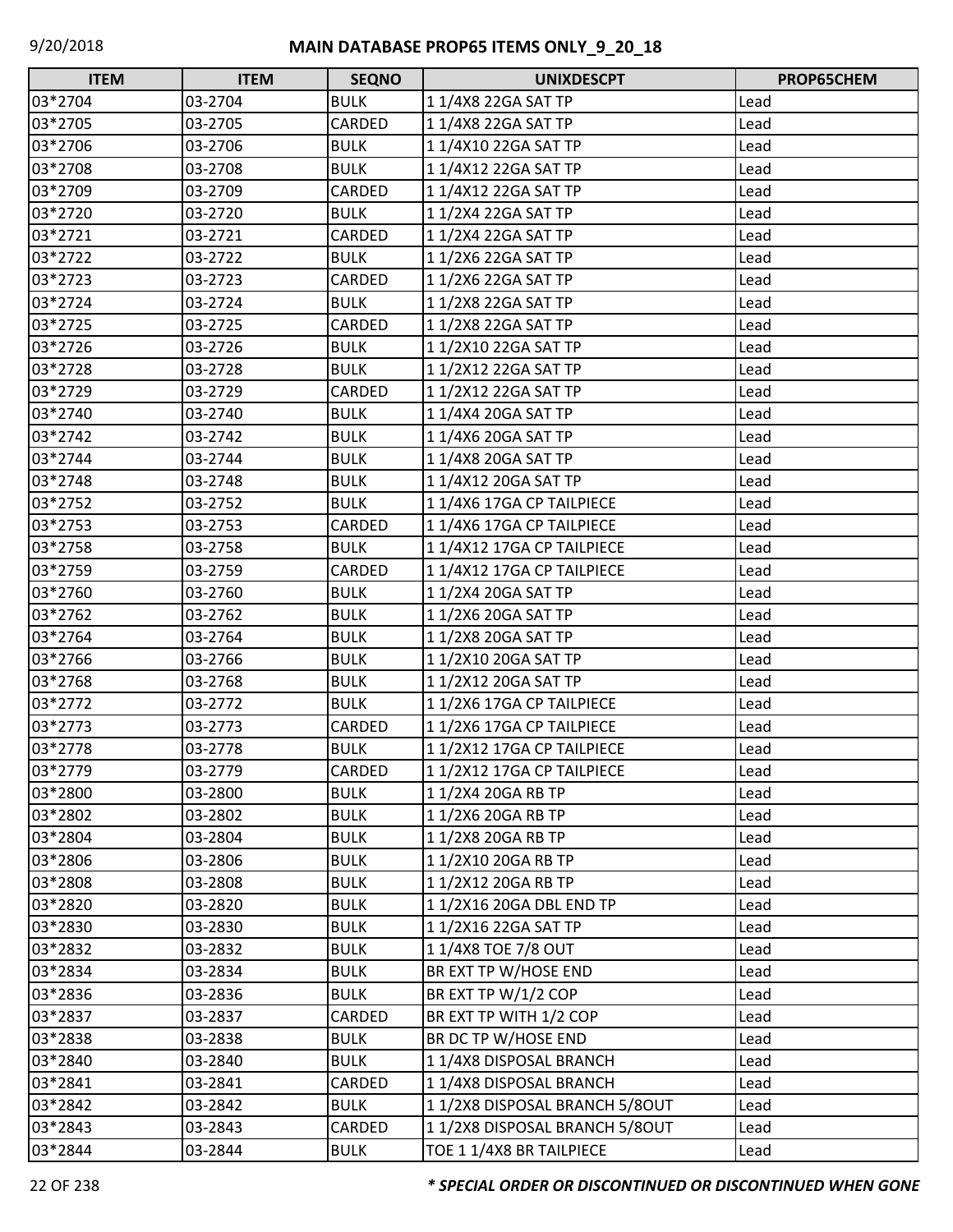| ITEM | ITEM | SEQNO | UNIXDESCPT | PROP65CHEM |
|---|---|---|---|---|
| 03*2704 | 03-2704 | BULK | 1 1/4X8 22GA SAT TP | Lead |
| 03*2705 | 03-2705 | CARDED | 1 1/4X8 22GA SAT TP | Lead |
| 03*2706 | 03-2706 | BULK | 1 1/4X10 22GA SAT TP | Lead |
| 03*2708 | 03-2708 | BULK | 1 1/4X12 22GA SAT TP | Lead |
| 03*2709 | 03-2709 | CARDED | 1 1/4X12 22GA SAT TP | Lead |
| 03*2720 | 03-2720 | BULK | 1 1/2X4 22GA SAT TP | Lead |
| 03*2721 | 03-2721 | CARDED | 1 1/2X4 22GA SAT TP | Lead |
| 03*2722 | 03-2722 | BULK | 1 1/2X6 22GA SAT TP | Lead |
| 03*2723 | 03-2723 | CARDED | 1 1/2X6 22GA SAT TP | Lead |
| 03*2724 | 03-2724 | BULK | 1 1/2X8 22GA SAT TP | Lead |
| 03*2725 | 03-2725 | CARDED | 1 1/2X8 22GA SAT TP | Lead |
| 03*2726 | 03-2726 | BULK | 1 1/2X10 22GA SAT TP | Lead |
| 03*2728 | 03-2728 | BULK | 1 1/2X12 22GA SAT TP | Lead |
| 03*2729 | 03-2729 | CARDED | 1 1/2X12 22GA SAT TP | Lead |
| 03*2740 | 03-2740 | BULK | 1 1/4X4 20GA SAT TP | Lead |
| 03*2742 | 03-2742 | BULK | 1 1/4X6 20GA SAT TP | Lead |
| 03*2744 | 03-2744 | BULK | 1 1/4X8 20GA SAT TP | Lead |
| 03*2748 | 03-2748 | BULK | 1 1/4X12 20GA SAT TP | Lead |
| 03*2752 | 03-2752 | BULK | 1 1/4X6 17GA CP TAILPIECE | Lead |
| 03*2753 | 03-2753 | CARDED | 1 1/4X6 17GA CP TAILPIECE | Lead |
| 03*2758 | 03-2758 | BULK | 1 1/4X12 17GA CP TAILPIECE | Lead |
| 03*2759 | 03-2759 | CARDED | 1 1/4X12 17GA CP TAILPIECE | Lead |
| 03*2760 | 03-2760 | BULK | 1 1/2X4 20GA SAT TP | Lead |
| 03*2762 | 03-2762 | BULK | 1 1/2X6 20GA SAT TP | Lead |
| 03*2764 | 03-2764 | BULK | 1 1/2X8 20GA SAT TP | Lead |
| 03*2766 | 03-2766 | BULK | 1 1/2X10 20GA SAT TP | Lead |
| 03*2768 | 03-2768 | BULK | 1 1/2X12 20GA SAT TP | Lead |
| 03*2772 | 03-2772 | BULK | 1 1/2X6 17GA CP TAILPIECE | Lead |
| 03*2773 | 03-2773 | CARDED | 1 1/2X6 17GA CP TAILPIECE | Lead |
| 03*2778 | 03-2778 | BULK | 1 1/2X12 17GA CP TAILPIECE | Lead |
| 03*2779 | 03-2779 | CARDED | 1 1/2X12 17GA CP TAILPIECE | Lead |
| 03*2800 | 03-2800 | BULK | 1 1/2X4 20GA RB TP | Lead |
| 03*2802 | 03-2802 | BULK | 1 1/2X6 20GA RB TP | Lead |
| 03*2804 | 03-2804 | BULK | 1 1/2X8 20GA RB TP | Lead |
| 03*2806 | 03-2806 | BULK | 1 1/2X10 20GA RB TP | Lead |
| 03*2808 | 03-2808 | BULK | 1 1/2X12 20GA RB TP | Lead |
| 03*2820 | 03-2820 | BULK | 1 1/2X16 20GA DBL END TP | Lead |
| 03*2830 | 03-2830 | BULK | 1 1/2X16 22GA SAT TP | Lead |
| 03*2832 | 03-2832 | BULK | 1 1/4X8 TOE 7/8 OUT | Lead |
| 03*2834 | 03-2834 | BULK | BR EXT TP W/HOSE END | Lead |
| 03*2836 | 03-2836 | BULK | BR EXT TP W/1/2 COP | Lead |
| 03*2837 | 03-2837 | CARDED | BR EXT TP WITH 1/2 COP | Lead |
| 03*2838 | 03-2838 | BULK | BR DC TP W/HOSE END | Lead |
| 03*2840 | 03-2840 | BULK | 1 1/4X8 DISPOSAL BRANCH | Lead |
| 03*2841 | 03-2841 | CARDED | 1 1/4X8 DISPOSAL BRANCH | Lead |
| 03*2842 | 03-2842 | BULK | 1 1/2X8 DISPOSAL BRANCH 5/8OUT | Lead |
| 03*2843 | 03-2843 | CARDED | 1 1/2X8 DISPOSAL BRANCH 5/8OUT | Lead |
| 03*2844 | 03-2844 | BULK | TOE 1 1/4X8 BR TAILPIECE | Lead |

***\* SPECIAL ORDER OR DISCONTINUED OR DISCONTINUED WHEN GONE***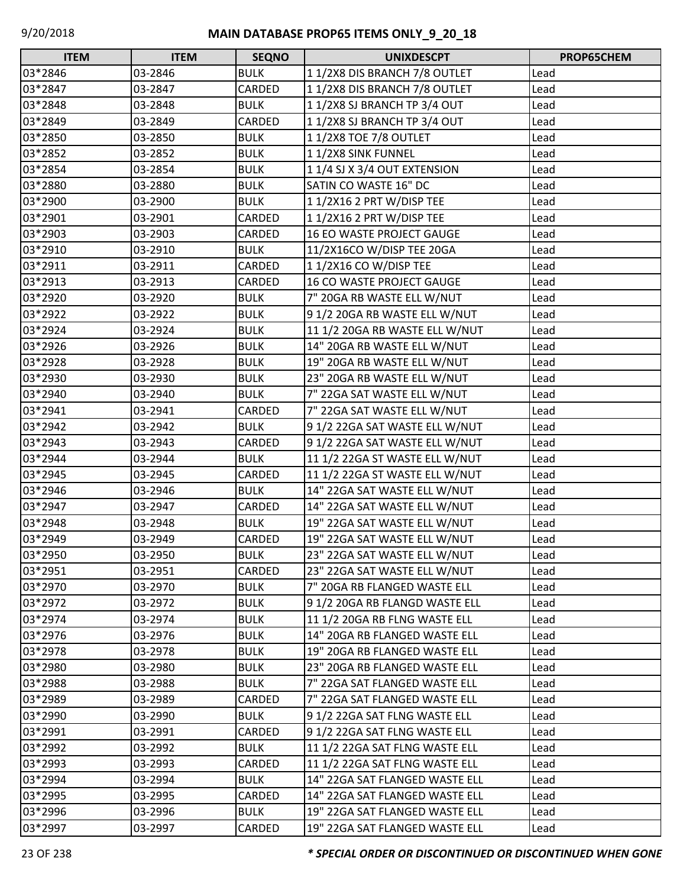## MAIN DATABASE PROP65 ITEMS ONLY_9_20_18

| ITEM | ITEM | SEQNO | UNIXDESCPT | PROP65CHEM |
|---|---|---|---|---|
| 03*2846 | 03-2846 | BULK | 1 1/2X8 DIS BRANCH 7/8 OUTLET | Lead |
| 03*2847 | 03-2847 | CARDED | 1 1/2X8 DIS BRANCH 7/8 OUTLET | Lead |
| 03*2848 | 03-2848 | BULK | 1 1/2X8 SJ BRANCH TP 3/4 OUT | Lead |
| 03*2849 | 03-2849 | CARDED | 1 1/2X8 SJ BRANCH TP 3/4 OUT | Lead |
| 03*2850 | 03-2850 | BULK | 1 1/2X8 TOE 7/8 OUTLET | Lead |
| 03*2852 | 03-2852 | BULK | 1 1/2X8 SINK FUNNEL | Lead |
| 03*2854 | 03-2854 | BULK | 1 1/4 SJ X 3/4 OUT EXTENSION | Lead |
| 03*2880 | 03-2880 | BULK | SATIN CO WASTE 16" DC | Lead |
| 03*2900 | 03-2900 | BULK | 1 1/2X16 2 PRT W/DISP TEE | Lead |
| 03*2901 | 03-2901 | CARDED | 1 1/2X16 2 PRT W/DISP TEE | Lead |
| 03*2903 | 03-2903 | CARDED | 16 EO WASTE PROJECT GAUGE | Lead |
| 03*2910 | 03-2910 | BULK | 11/2X16CO W/DISP TEE 20GA | Lead |
| 03*2911 | 03-2911 | CARDED | 1 1/2X16 CO W/DISP TEE | Lead |
| 03*2913 | 03-2913 | CARDED | 16 CO WASTE PROJECT GAUGE | Lead |
| 03*2920 | 03-2920 | BULK | 7" 20GA RB WASTE ELL W/NUT | Lead |
| 03*2922 | 03-2922 | BULK | 9 1/2 20GA RB WASTE ELL W/NUT | Lead |
| 03*2924 | 03-2924 | BULK | 11 1/2 20GA RB WASTE ELL W/NUT | Lead |
| 03*2926 | 03-2926 | BULK | 14" 20GA RB WASTE ELL W/NUT | Lead |
| 03*2928 | 03-2928 | BULK | 19" 20GA RB WASTE ELL W/NUT | Lead |
| 03*2930 | 03-2930 | BULK | 23" 20GA RB WASTE ELL W/NUT | Lead |
| 03*2940 | 03-2940 | BULK | 7" 22GA SAT WASTE ELL W/NUT | Lead |
| 03*2941 | 03-2941 | CARDED | 7" 22GA SAT WASTE ELL W/NUT | Lead |
| 03*2942 | 03-2942 | BULK | 9 1/2 22GA SAT WASTE ELL W/NUT | Lead |
| 03*2943 | 03-2943 | CARDED | 9 1/2 22GA SAT WASTE ELL W/NUT | Lead |
| 03*2944 | 03-2944 | BULK | 11 1/2 22GA ST WASTE ELL W/NUT | Lead |
| 03*2945 | 03-2945 | CARDED | 11 1/2 22GA ST WASTE ELL W/NUT | Lead |
| 03*2946 | 03-2946 | BULK | 14" 22GA SAT WASTE ELL W/NUT | Lead |
| 03*2947 | 03-2947 | CARDED | 14" 22GA SAT WASTE ELL W/NUT | Lead |
| 03*2948 | 03-2948 | BULK | 19" 22GA SAT WASTE ELL W/NUT | Lead |
| 03*2949 | 03-2949 | CARDED | 19" 22GA SAT WASTE ELL W/NUT | Lead |
| 03*2950 | 03-2950 | BULK | 23" 22GA SAT WASTE ELL W/NUT | Lead |
| 03*2951 | 03-2951 | CARDED | 23" 22GA SAT WASTE ELL W/NUT | Lead |
| 03*2970 | 03-2970 | BULK | 7" 20GA RB FLANGED WASTE ELL | Lead |
| 03*2972 | 03-2972 | BULK | 9 1/2 20GA RB FLANGD WASTE ELL | Lead |
| 03*2974 | 03-2974 | BULK | 11 1/2 20GA RB FLNG WASTE ELL | Lead |
| 03*2976 | 03-2976 | BULK | 14" 20GA RB FLANGED WASTE ELL | Lead |
| 03*2978 | 03-2978 | BULK | 19" 20GA RB FLANGED WASTE ELL | Lead |
| 03*2980 | 03-2980 | BULK | 23" 20GA RB FLANGED WASTE ELL | Lead |
| 03*2988 | 03-2988 | BULK | 7" 22GA SAT FLANGED WASTE ELL | Lead |
| 03*2989 | 03-2989 | CARDED | 7" 22GA SAT FLANGED WASTE ELL | Lead |
| 03*2990 | 03-2990 | BULK | 9 1/2 22GA SAT FLNG WASTE ELL | Lead |
| 03*2991 | 03-2991 | CARDED | 9 1/2 22GA SAT FLNG WASTE ELL | Lead |
| 03*2992 | 03-2992 | BULK | 11 1/2 22GA SAT FLNG WASTE ELL | Lead |
| 03*2993 | 03-2993 | CARDED | 11 1/2 22GA SAT FLNG WASTE ELL | Lead |
| 03*2994 | 03-2994 | BULK | 14" 22GA SAT FLANGED WASTE ELL | Lead |
| 03*2995 | 03-2995 | CARDED | 14" 22GA SAT FLANGED WASTE ELL | Lead |
| 03*2996 | 03-2996 | BULK | 19" 22GA SAT FLANGED WASTE ELL | Lead |
| 03*2997 | 03-2997 | CARDED | 19" 22GA SAT FLANGED WASTE ELL | Lead |

***\* SPECIAL ORDER OR DISCONTINUED OR DISCONTINUED WHEN GONE***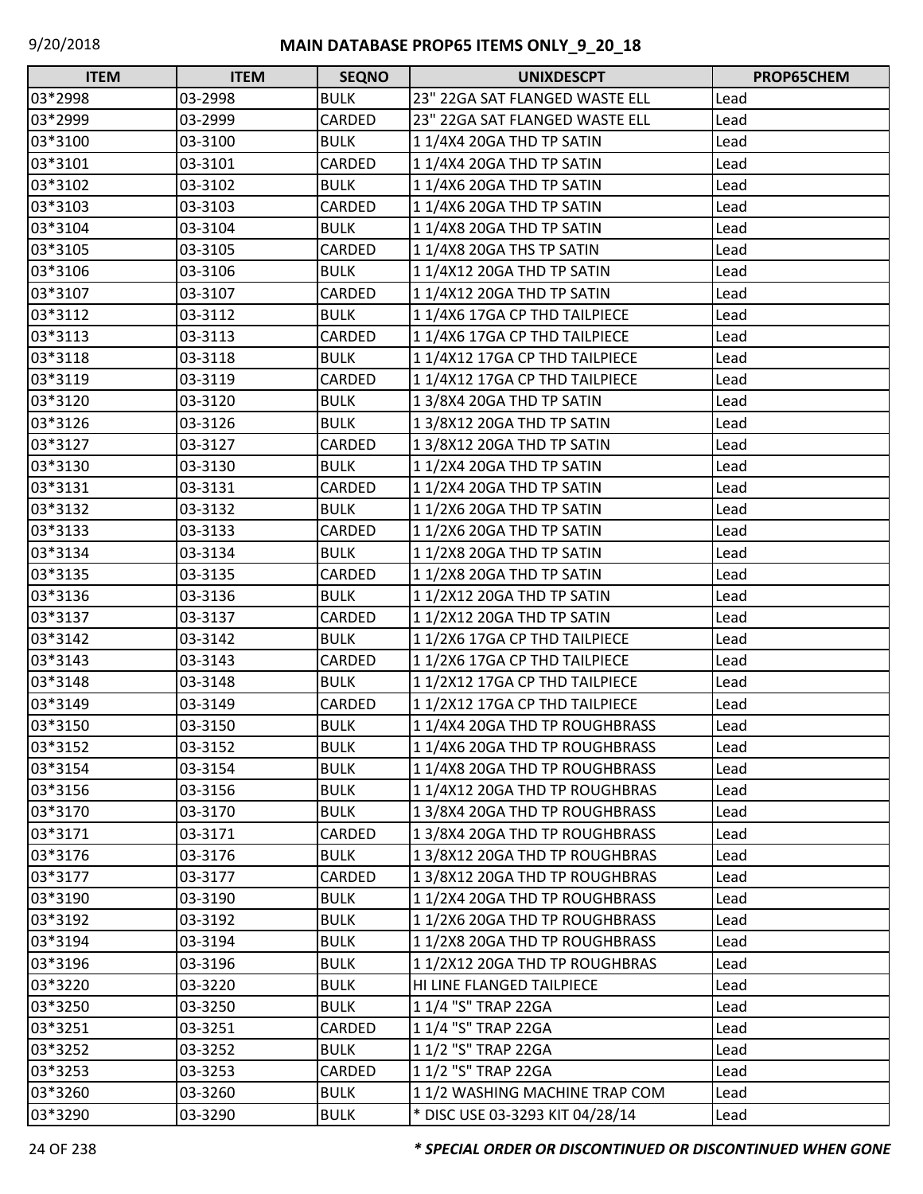| ITEM | ITEM | SEQNO | UNIXDESCPT | PROP65CHEM |
|---|---|---|---|---|
| 03*2998 | 03-2998 | BULK | 23" 22GA SAT FLANGED WASTE ELL | Lead |
| 03*2999 | 03-2999 | CARDED | 23" 22GA SAT FLANGED WASTE ELL | Lead |
| 03*3100 | 03-3100 | BULK | 1 1/4X4 20GA THD TP SATIN | Lead |
| 03*3101 | 03-3101 | CARDED | 1 1/4X4 20GA THD TP SATIN | Lead |
| 03*3102 | 03-3102 | BULK | 1 1/4X6 20GA THD TP SATIN | Lead |
| 03*3103 | 03-3103 | CARDED | 1 1/4X6 20GA THD TP SATIN | Lead |
| 03*3104 | 03-3104 | BULK | 1 1/4X8 20GA THD TP SATIN | Lead |
| 03*3105 | 03-3105 | CARDED | 1 1/4X8 20GA THS TP SATIN | Lead |
| 03*3106 | 03-3106 | BULK | 1 1/4X12 20GA THD TP SATIN | Lead |
| 03*3107 | 03-3107 | CARDED | 1 1/4X12 20GA THD TP SATIN | Lead |
| 03*3112 | 03-3112 | BULK | 1 1/4X6 17GA CP THD TAILPIECE | Lead |
| 03*3113 | 03-3113 | CARDED | 1 1/4X6 17GA CP THD TAILPIECE | Lead |
| 03*3118 | 03-3118 | BULK | 1 1/4X12 17GA CP THD TAILPIECE | Lead |
| 03*3119 | 03-3119 | CARDED | 1 1/4X12 17GA CP THD TAILPIECE | Lead |
| 03*3120 | 03-3120 | BULK | 1 3/8X4 20GA THD TP SATIN | Lead |
| 03*3126 | 03-3126 | BULK | 1 3/8X12 20GA THD TP SATIN | Lead |
| 03*3127 | 03-3127 | CARDED | 1 3/8X12 20GA THD TP SATIN | Lead |
| 03*3130 | 03-3130 | BULK | 1 1/2X4 20GA THD TP SATIN | Lead |
| 03*3131 | 03-3131 | CARDED | 1 1/2X4 20GA THD TP SATIN | Lead |
| 03*3132 | 03-3132 | BULK | 1 1/2X6 20GA THD TP SATIN | Lead |
| 03*3133 | 03-3133 | CARDED | 1 1/2X6 20GA THD TP SATIN | Lead |
| 03*3134 | 03-3134 | BULK | 1 1/2X8 20GA THD TP SATIN | Lead |
| 03*3135 | 03-3135 | CARDED | 1 1/2X8 20GA THD TP SATIN | Lead |
| 03*3136 | 03-3136 | BULK | 1 1/2X12 20GA THD TP SATIN | Lead |
| 03*3137 | 03-3137 | CARDED | 1 1/2X12 20GA THD TP SATIN | Lead |
| 03*3142 | 03-3142 | BULK | 1 1/2X6 17GA CP THD TAILPIECE | Lead |
| 03*3143 | 03-3143 | CARDED | 1 1/2X6 17GA CP THD TAILPIECE | Lead |
| 03*3148 | 03-3148 | BULK | 1 1/2X12 17GA CP THD TAILPIECE | Lead |
| 03*3149 | 03-3149 | CARDED | 1 1/2X12 17GA CP THD TAILPIECE | Lead |
| 03*3150 | 03-3150 | BULK | 1 1/4X4 20GA THD TP ROUGHBRASS | Lead |
| 03*3152 | 03-3152 | BULK | 1 1/4X6 20GA THD TP ROUGHBRASS | Lead |
| 03*3154 | 03-3154 | BULK | 1 1/4X8 20GA THD TP ROUGHBRASS | Lead |
| 03*3156 | 03-3156 | BULK | 1 1/4X12 20GA THD TP ROUGHBRAS | Lead |
| 03*3170 | 03-3170 | BULK | 1 3/8X4 20GA THD TP ROUGHBRASS | Lead |
| 03*3171 | 03-3171 | CARDED | 1 3/8X4 20GA THD TP ROUGHBRASS | Lead |
| 03*3176 | 03-3176 | BULK | 1 3/8X12 20GA THD TP ROUGHBRAS | Lead |
| 03*3177 | 03-3177 | CARDED | 1 3/8X12 20GA THD TP ROUGHBRAS | Lead |
| 03*3190 | 03-3190 | BULK | 1 1/2X4 20GA THD TP ROUGHBRASS | Lead |
| 03*3192 | 03-3192 | BULK | 1 1/2X6 20GA THD TP ROUGHBRASS | Lead |
| 03*3194 | 03-3194 | BULK | 1 1/2X8 20GA THD TP ROUGHBRASS | Lead |
| 03*3196 | 03-3196 | BULK | 1 1/2X12 20GA THD TP ROUGHBRAS | Lead |
| 03*3220 | 03-3220 | BULK | HI LINE FLANGED TAILPIECE | Lead |
| 03*3250 | 03-3250 | BULK | 1 1/4 "S" TRAP 22GA | Lead |
| 03*3251 | 03-3251 | CARDED | 1 1/4 "S" TRAP 22GA | Lead |
| 03*3252 | 03-3252 | BULK | 1 1/2 "S" TRAP 22GA | Lead |
| 03*3253 | 03-3253 | CARDED | 1 1/2 "S" TRAP 22GA | Lead |
| 03*3260 | 03-3260 | BULK | 1 1/2 WASHING MACHINE TRAP COM | Lead |
| 03*3290 | 03-3290 | BULK | * DISC USE 03-3293 KIT 04/28/14 | Lead |

***\* SPECIAL ORDER OR DISCONTINUED OR DISCONTINUED WHEN GONE***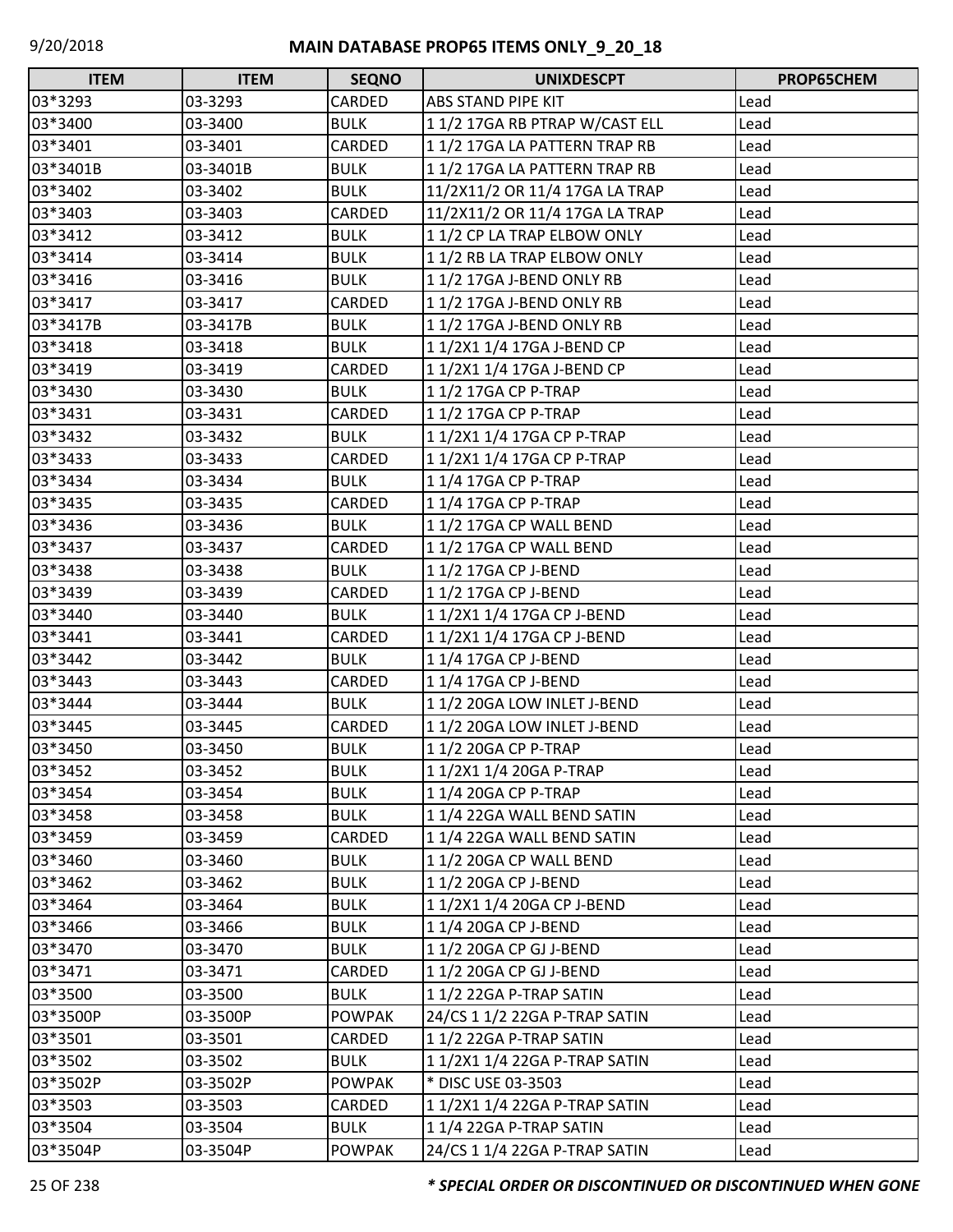| ITEM | ITEM | SEQNO | UNIXDESCPT | PROP65CHEM |
|---|---|---|---|---|
| 03*3293 | 03-3293 | CARDED | ABS STAND PIPE KIT | Lead |
| 03*3400 | 03-3400 | BULK | 1 1/2 17GA RB PTRAP W/CAST ELL | Lead |
| 03*3401 | 03-3401 | CARDED | 1 1/2 17GA LA PATTERN TRAP RB | Lead |
| 03*3401B | 03-3401B | BULK | 1 1/2 17GA LA PATTERN TRAP RB | Lead |
| 03*3402 | 03-3402 | BULK | 11/2X11/2 OR 11/4 17GA LA TRAP | Lead |
| 03*3403 | 03-3403 | CARDED | 11/2X11/2 OR 11/4 17GA LA TRAP | Lead |
| 03*3412 | 03-3412 | BULK | 1 1/2 CP LA TRAP ELBOW ONLY | Lead |
| 03*3414 | 03-3414 | BULK | 1 1/2 RB LA TRAP ELBOW ONLY | Lead |
| 03*3416 | 03-3416 | BULK | 1 1/2 17GA J-BEND ONLY RB | Lead |
| 03*3417 | 03-3417 | CARDED | 1 1/2 17GA J-BEND ONLY RB | Lead |
| 03*3417B | 03-3417B | BULK | 1 1/2 17GA J-BEND ONLY RB | Lead |
| 03*3418 | 03-3418 | BULK | 1 1/2X1 1/4 17GA J-BEND CP | Lead |
| 03*3419 | 03-3419 | CARDED | 1 1/2X1 1/4 17GA J-BEND CP | Lead |
| 03*3430 | 03-3430 | BULK | 1 1/2 17GA CP P-TRAP | Lead |
| 03*3431 | 03-3431 | CARDED | 1 1/2 17GA CP P-TRAP | Lead |
| 03*3432 | 03-3432 | BULK | 1 1/2X1 1/4 17GA CP P-TRAP | Lead |
| 03*3433 | 03-3433 | CARDED | 1 1/2X1 1/4 17GA CP P-TRAP | Lead |
| 03*3434 | 03-3434 | BULK | 1 1/4 17GA CP P-TRAP | Lead |
| 03*3435 | 03-3435 | CARDED | 1 1/4 17GA CP P-TRAP | Lead |
| 03*3436 | 03-3436 | BULK | 1 1/2 17GA CP WALL BEND | Lead |
| 03*3437 | 03-3437 | CARDED | 1 1/2 17GA CP WALL BEND | Lead |
| 03*3438 | 03-3438 | BULK | 1 1/2 17GA CP J-BEND | Lead |
| 03*3439 | 03-3439 | CARDED | 1 1/2 17GA CP J-BEND | Lead |
| 03*3440 | 03-3440 | BULK | 1 1/2X1 1/4 17GA CP J-BEND | Lead |
| 03*3441 | 03-3441 | CARDED | 1 1/2X1 1/4 17GA CP J-BEND | Lead |
| 03*3442 | 03-3442 | BULK | 1 1/4 17GA CP J-BEND | Lead |
| 03*3443 | 03-3443 | CARDED | 1 1/4 17GA CP J-BEND | Lead |
| 03*3444 | 03-3444 | BULK | 1 1/2 20GA LOW INLET J-BEND | Lead |
| 03*3445 | 03-3445 | CARDED | 1 1/2 20GA LOW INLET J-BEND | Lead |
| 03*3450 | 03-3450 | BULK | 1 1/2 20GA CP P-TRAP | Lead |
| 03*3452 | 03-3452 | BULK | 1 1/2X1 1/4 20GA P-TRAP | Lead |
| 03*3454 | 03-3454 | BULK | 1 1/4 20GA CP P-TRAP | Lead |
| 03*3458 | 03-3458 | BULK | 1 1/4 22GA WALL BEND SATIN | Lead |
| 03*3459 | 03-3459 | CARDED | 1 1/4 22GA WALL BEND SATIN | Lead |
| 03*3460 | 03-3460 | BULK | 1 1/2 20GA CP WALL BEND | Lead |
| 03*3462 | 03-3462 | BULK | 1 1/2 20GA CP J-BEND | Lead |
| 03*3464 | 03-3464 | BULK | 1 1/2X1 1/4 20GA CP J-BEND | Lead |
| 03*3466 | 03-3466 | BULK | 1 1/4 20GA CP J-BEND | Lead |
| 03*3470 | 03-3470 | BULK | 1 1/2 20GA CP GJ J-BEND | Lead |
| 03*3471 | 03-3471 | CARDED | 1 1/2 20GA CP GJ J-BEND | Lead |
| 03*3500 | 03-3500 | BULK | 1 1/2 22GA P-TRAP SATIN | Lead |
| 03*3500P | 03-3500P | POWPAK | 24/CS 1 1/2 22GA P-TRAP SATIN | Lead |
| 03*3501 | 03-3501 | CARDED | 1 1/2 22GA P-TRAP SATIN | Lead |
| 03*3502 | 03-3502 | BULK | 1 1/2X1 1/4 22GA P-TRAP SATIN | Lead |
| 03*3502P | 03-3502P | POWPAK | * DISC USE 03-3503 | Lead |
| 03*3503 | 03-3503 | CARDED | 1 1/2X1 1/4 22GA P-TRAP SATIN | Lead |
| 03*3504 | 03-3504 | BULK | 1 1/4 22GA P-TRAP SATIN | Lead |
| 03*3504P | 03-3504P | POWPAK | 24/CS 1 1/4 22GA P-TRAP SATIN | Lead |

***\* SPECIAL ORDER OR DISCONTINUED OR DISCONTINUED WHEN GONE***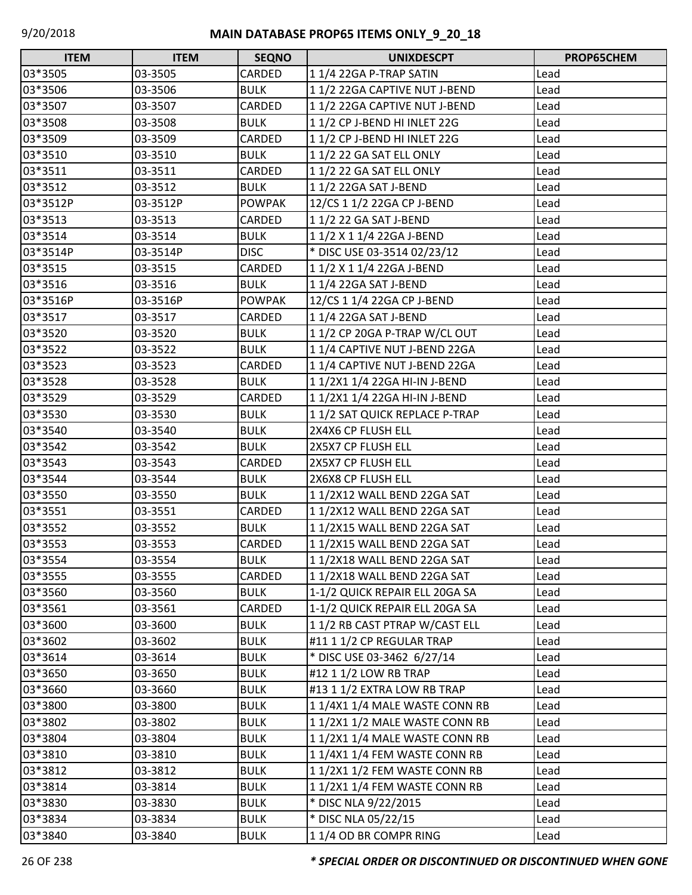# MAIN DATABASE PROP65 ITEMS ONLY_9_20_18

| ITEM | ITEM | SEQNO | UNIXDESCPT | PROP65CHEM |
|---|---|---|---|---|
| 03*3505 | 03-3505 | CARDED | 1 1/4 22GA P-TRAP SATIN | Lead |
| 03*3506 | 03-3506 | BULK | 1 1/2 22GA CAPTIVE NUT J-BEND | Lead |
| 03*3507 | 03-3507 | CARDED | 1 1/2 22GA CAPTIVE NUT J-BEND | Lead |
| 03*3508 | 03-3508 | BULK | 1 1/2 CP J-BEND HI INLET 22G | Lead |
| 03*3509 | 03-3509 | CARDED | 1 1/2 CP J-BEND HI INLET 22G | Lead |
| 03*3510 | 03-3510 | BULK | 1 1/2 22 GA SAT ELL ONLY | Lead |
| 03*3511 | 03-3511 | CARDED | 1 1/2 22 GA SAT ELL ONLY | Lead |
| 03*3512 | 03-3512 | BULK | 1 1/2 22GA SAT J-BEND | Lead |
| 03*3512P | 03-3512P | POWPAK | 12/CS 1 1/2 22GA CP J-BEND | Lead |
| 03*3513 | 03-3513 | CARDED | 1 1/2 22 GA SAT J-BEND | Lead |
| 03*3514 | 03-3514 | BULK | 1 1/2 X 1 1/4 22GA J-BEND | Lead |
| 03*3514P | 03-3514P | DISC | * DISC USE 03-3514 02/23/12 | Lead |
| 03*3515 | 03-3515 | CARDED | 1 1/2 X 1 1/4 22GA J-BEND | Lead |
| 03*3516 | 03-3516 | BULK | 1 1/4 22GA SAT J-BEND | Lead |
| 03*3516P | 03-3516P | POWPAK | 12/CS 1 1/4 22GA CP J-BEND | Lead |
| 03*3517 | 03-3517 | CARDED | 1 1/4 22GA SAT J-BEND | Lead |
| 03*3520 | 03-3520 | BULK | 1 1/2 CP 20GA P-TRAP W/CL OUT | Lead |
| 03*3522 | 03-3522 | BULK | 1 1/4 CAPTIVE NUT J-BEND 22GA | Lead |
| 03*3523 | 03-3523 | CARDED | 1 1/4 CAPTIVE NUT J-BEND 22GA | Lead |
| 03*3528 | 03-3528 | BULK | 1 1/2X1 1/4 22GA HI-IN J-BEND | Lead |
| 03*3529 | 03-3529 | CARDED | 1 1/2X1 1/4 22GA HI-IN J-BEND | Lead |
| 03*3530 | 03-3530 | BULK | 1 1/2 SAT QUICK REPLACE P-TRAP | Lead |
| 03*3540 | 03-3540 | BULK | 2X4X6 CP FLUSH ELL | Lead |
| 03*3542 | 03-3542 | BULK | 2X5X7 CP FLUSH ELL | Lead |
| 03*3543 | 03-3543 | CARDED | 2X5X7 CP FLUSH ELL | Lead |
| 03*3544 | 03-3544 | BULK | 2X6X8 CP FLUSH ELL | Lead |
| 03*3550 | 03-3550 | BULK | 1 1/2X12 WALL BEND 22GA SAT | Lead |
| 03*3551 | 03-3551 | CARDED | 1 1/2X12 WALL BEND 22GA SAT | Lead |
| 03*3552 | 03-3552 | BULK | 1 1/2X15 WALL BEND 22GA SAT | Lead |
| 03*3553 | 03-3553 | CARDED | 1 1/2X15 WALL BEND 22GA SAT | Lead |
| 03*3554 | 03-3554 | BULK | 1 1/2X18 WALL BEND 22GA SAT | Lead |
| 03*3555 | 03-3555 | CARDED | 1 1/2X18 WALL BEND 22GA SAT | Lead |
| 03*3560 | 03-3560 | BULK | 1-1/2 QUICK REPAIR ELL 20GA SA | Lead |
| 03*3561 | 03-3561 | CARDED | 1-1/2 QUICK REPAIR ELL 20GA SA | Lead |
| 03*3600 | 03-3600 | BULK | 1 1/2 RB CAST PTRAP W/CAST ELL | Lead |
| 03*3602 | 03-3602 | BULK | #11 1 1/2 CP REGULAR TRAP | Lead |
| 03*3614 | 03-3614 | BULK | * DISC USE 03-3462 6/27/14 | Lead |
| 03*3650 | 03-3650 | BULK | #12 1 1/2 LOW RB TRAP | Lead |
| 03*3660 | 03-3660 | BULK | #13 1 1/2 EXTRA LOW RB TRAP | Lead |
| 03*3800 | 03-3800 | BULK | 1 1/4X1 1/4 MALE WASTE CONN RB | Lead |
| 03*3802 | 03-3802 | BULK | 1 1/2X1 1/2 MALE WASTE CONN RB | Lead |
| 03*3804 | 03-3804 | BULK | 1 1/2X1 1/4 MALE WASTE CONN RB | Lead |
| 03*3810 | 03-3810 | BULK | 1 1/4X1 1/4 FEM WASTE CONN RB | Lead |
| 03*3812 | 03-3812 | BULK | 1 1/2X1 1/2 FEM WASTE CONN RB | Lead |
| 03*3814 | 03-3814 | BULK | 1 1/2X1 1/4 FEM WASTE CONN RB | Lead |
| 03*3830 | 03-3830 | BULK | * DISC NLA 9/22/2015 | Lead |
| 03*3834 | 03-3834 | BULK | * DISC NLA 05/22/15 | Lead |
| 03*3840 | 03-3840 | BULK | 1 1/4 OD BR COMPR RING | Lead |

***\* SPECIAL ORDER OR DISCONTINUED OR DISCONTINUED WHEN GONE***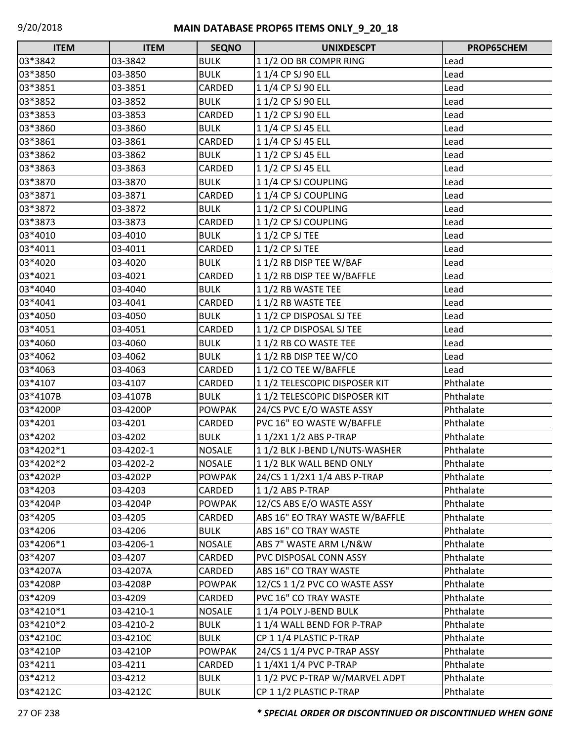# MAIN DATABASE PROP65 ITEMS ONLY_9_20_18

| ITEM | ITEM | SEQNO | UNIXDESCPT | PROP65CHEM |
|---|---|---|---|---|
| 03*3842 | 03-3842 | BULK | 1 1/2 OD BR COMPR RING | Lead |
| 03*3850 | 03-3850 | BULK | 1 1/4 CP SJ 90 ELL | Lead |
| 03*3851 | 03-3851 | CARDED | 1 1/4 CP SJ 90 ELL | Lead |
| 03*3852 | 03-3852 | BULK | 1 1/2 CP SJ 90 ELL | Lead |
| 03*3853 | 03-3853 | CARDED | 1 1/2 CP SJ 90 ELL | Lead |
| 03*3860 | 03-3860 | BULK | 1 1/4 CP SJ 45 ELL | Lead |
| 03*3861 | 03-3861 | CARDED | 1 1/4 CP SJ 45 ELL | Lead |
| 03*3862 | 03-3862 | BULK | 1 1/2 CP SJ 45 ELL | Lead |
| 03*3863 | 03-3863 | CARDED | 1 1/2 CP SJ 45 ELL | Lead |
| 03*3870 | 03-3870 | BULK | 1 1/4 CP SJ COUPLING | Lead |
| 03*3871 | 03-3871 | CARDED | 1 1/4 CP SJ COUPLING | Lead |
| 03*3872 | 03-3872 | BULK | 1 1/2 CP SJ COUPLING | Lead |
| 03*3873 | 03-3873 | CARDED | 1 1/2 CP SJ COUPLING | Lead |
| 03*4010 | 03-4010 | BULK | 1 1/2 CP SJ TEE | Lead |
| 03*4011 | 03-4011 | CARDED | 1 1/2 CP SJ TEE | Lead |
| 03*4020 | 03-4020 | BULK | 1 1/2 RB DISP TEE W/BAF | Lead |
| 03*4021 | 03-4021 | CARDED | 1 1/2 RB DISP TEE W/BAFFLE | Lead |
| 03*4040 | 03-4040 | BULK | 1 1/2 RB WASTE TEE | Lead |
| 03*4041 | 03-4041 | CARDED | 1 1/2 RB WASTE TEE | Lead |
| 03*4050 | 03-4050 | BULK | 1 1/2 CP DISPOSAL SJ TEE | Lead |
| 03*4051 | 03-4051 | CARDED | 1 1/2 CP DISPOSAL SJ TEE | Lead |
| 03*4060 | 03-4060 | BULK | 1 1/2 RB CO WASTE TEE | Lead |
| 03*4062 | 03-4062 | BULK | 1 1/2 RB DISP TEE W/CO | Lead |
| 03*4063 | 03-4063 | CARDED | 1 1/2 CO TEE W/BAFFLE | Lead |
| 03*4107 | 03-4107 | CARDED | 1 1/2 TELESCOPIC DISPOSER KIT | Phthalate |
| 03*4107B | 03-4107B | BULK | 1 1/2 TELESCOPIC DISPOSER KIT | Phthalate |
| 03*4200P | 03-4200P | POWPAK | 24/CS PVC E/O WASTE ASSY | Phthalate |
| 03*4201 | 03-4201 | CARDED | PVC 16" EO WASTE W/BAFFLE | Phthalate |
| 03*4202 | 03-4202 | BULK | 1 1/2X1 1/2 ABS P-TRAP | Phthalate |
| 03*4202*1 | 03-4202-1 | NOSALE | 1 1/2 BLK J-BEND L/NUTS-WASHER | Phthalate |
| 03*4202*2 | 03-4202-2 | NOSALE | 1 1/2 BLK WALL BEND ONLY | Phthalate |
| 03*4202P | 03-4202P | POWPAK | 24/CS 1 1/2X1 1/4 ABS P-TRAP | Phthalate |
| 03*4203 | 03-4203 | CARDED | 1 1/2 ABS P-TRAP | Phthalate |
| 03*4204P | 03-4204P | POWPAK | 12/CS ABS E/O WASTE ASSY | Phthalate |
| 03*4205 | 03-4205 | CARDED | ABS 16" EO TRAY WASTE W/BAFFLE | Phthalate |
| 03*4206 | 03-4206 | BULK | ABS 16" CO TRAY WASTE | Phthalate |
| 03*4206*1 | 03-4206-1 | NOSALE | ABS 7" WASTE ARM L/N&W | Phthalate |
| 03*4207 | 03-4207 | CARDED | PVC DISPOSAL CONN ASSY | Phthalate |
| 03*4207A | 03-4207A | CARDED | ABS 16" CO TRAY WASTE | Phthalate |
| 03*4208P | 03-4208P | POWPAK | 12/CS 1 1/2 PVC CO WASTE ASSY | Phthalate |
| 03*4209 | 03-4209 | CARDED | PVC 16" CO TRAY WASTE | Phthalate |
| 03*4210*1 | 03-4210-1 | NOSALE | 1 1/4 POLY J-BEND BULK | Phthalate |
| 03*4210*2 | 03-4210-2 | BULK | 1 1/4 WALL BEND FOR P-TRAP | Phthalate |
| 03*4210C | 03-4210C | BULK | CP 1 1/4 PLASTIC P-TRAP | Phthalate |
| 03*4210P | 03-4210P | POWPAK | 24/CS 1 1/4 PVC P-TRAP ASSY | Phthalate |
| 03*4211 | 03-4211 | CARDED | 1 1/4X1 1/4 PVC P-TRAP | Phthalate |
| 03*4212 | 03-4212 | BULK | 1 1/2 PVC P-TRAP W/MARVEL ADPT | Phthalate |
| 03*4212C | 03-4212C | BULK | CP 1 1/2 PLASTIC P-TRAP | Phthalate |

***\* SPECIAL ORDER OR DISCONTINUED OR DISCONTINUED WHEN GONE***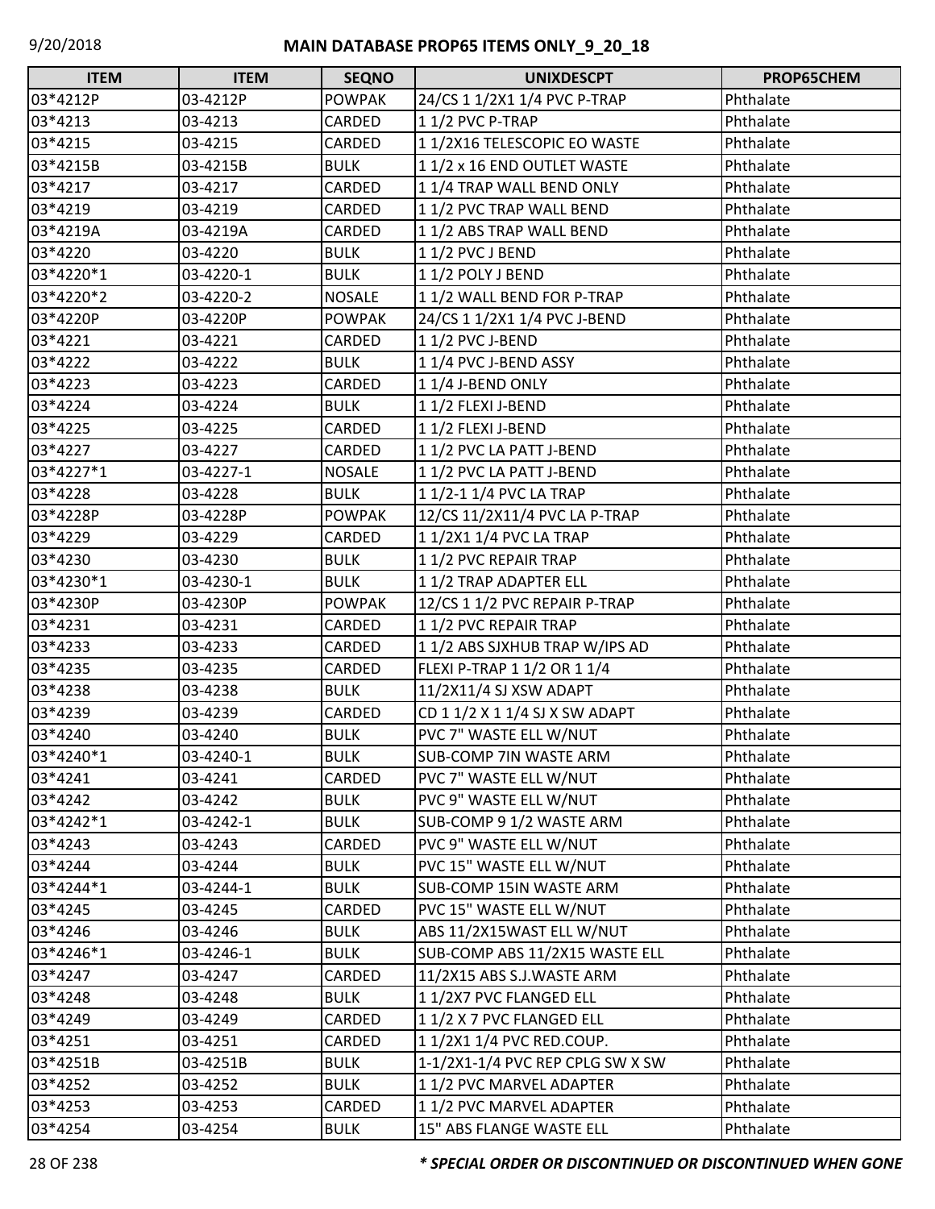# MAIN DATABASE PROP65 ITEMS ONLY_9_20_18

| ITEM | ITEM | SEQNO | UNIXDESCPT | PROP65CHEM |
|---|---|---|---|---|
| 03*4212P | 03-4212P | POWPAK | 24/CS 1 1/2X1 1/4 PVC P-TRAP | Phthalate |
| 03*4213 | 03-4213 | CARDED | 1 1/2 PVC P-TRAP | Phthalate |
| 03*4215 | 03-4215 | CARDED | 1 1/2X16 TELESCOPIC EO WASTE | Phthalate |
| 03*4215B | 03-4215B | BULK | 1 1/2 x 16 END OUTLET WASTE | Phthalate |
| 03*4217 | 03-4217 | CARDED | 1 1/4 TRAP WALL BEND ONLY | Phthalate |
| 03*4219 | 03-4219 | CARDED | 1 1/2 PVC TRAP WALL BEND | Phthalate |
| 03*4219A | 03-4219A | CARDED | 1 1/2 ABS TRAP WALL BEND | Phthalate |
| 03*4220 | 03-4220 | BULK | 1 1/2 PVC J BEND | Phthalate |
| 03*4220*1 | 03-4220-1 | BULK | 1 1/2 POLY J BEND | Phthalate |
| 03*4220*2 | 03-4220-2 | NOSALE | 1 1/2 WALL BEND FOR P-TRAP | Phthalate |
| 03*4220P | 03-4220P | POWPAK | 24/CS 1 1/2X1 1/4 PVC J-BEND | Phthalate |
| 03*4221 | 03-4221 | CARDED | 1 1/2 PVC J-BEND | Phthalate |
| 03*4222 | 03-4222 | BULK | 1 1/4 PVC J-BEND ASSY | Phthalate |
| 03*4223 | 03-4223 | CARDED | 1 1/4 J-BEND ONLY | Phthalate |
| 03*4224 | 03-4224 | BULK | 1 1/2 FLEXI J-BEND | Phthalate |
| 03*4225 | 03-4225 | CARDED | 1 1/2 FLEXI J-BEND | Phthalate |
| 03*4227 | 03-4227 | CARDED | 1 1/2 PVC LA PATT J-BEND | Phthalate |
| 03*4227*1 | 03-4227-1 | NOSALE | 1 1/2 PVC LA PATT J-BEND | Phthalate |
| 03*4228 | 03-4228 | BULK | 1 1/2-1 1/4 PVC LA TRAP | Phthalate |
| 03*4228P | 03-4228P | POWPAK | 12/CS 11/2X11/4 PVC LA P-TRAP | Phthalate |
| 03*4229 | 03-4229 | CARDED | 1 1/2X1 1/4 PVC LA TRAP | Phthalate |
| 03*4230 | 03-4230 | BULK | 1 1/2 PVC REPAIR TRAP | Phthalate |
| 03*4230*1 | 03-4230-1 | BULK | 1 1/2 TRAP ADAPTER ELL | Phthalate |
| 03*4230P | 03-4230P | POWPAK | 12/CS 1 1/2 PVC REPAIR P-TRAP | Phthalate |
| 03*4231 | 03-4231 | CARDED | 1 1/2 PVC REPAIR TRAP | Phthalate |
| 03*4233 | 03-4233 | CARDED | 1 1/2 ABS SJXHUB TRAP W/IPS AD | Phthalate |
| 03*4235 | 03-4235 | CARDED | FLEXI P-TRAP 1 1/2 OR 1 1/4 | Phthalate |
| 03*4238 | 03-4238 | BULK | 11/2X11/4 SJ XSW ADAPT | Phthalate |
| 03*4239 | 03-4239 | CARDED | CD 1 1/2 X 1 1/4 SJ X SW ADAPT | Phthalate |
| 03*4240 | 03-4240 | BULK | PVC 7" WASTE ELL W/NUT | Phthalate |
| 03*4240*1 | 03-4240-1 | BULK | SUB-COMP 7IN WASTE ARM | Phthalate |
| 03*4241 | 03-4241 | CARDED | PVC 7" WASTE ELL W/NUT | Phthalate |
| 03*4242 | 03-4242 | BULK | PVC 9" WASTE ELL W/NUT | Phthalate |
| 03*4242*1 | 03-4242-1 | BULK | SUB-COMP 9 1/2 WASTE ARM | Phthalate |
| 03*4243 | 03-4243 | CARDED | PVC 9" WASTE ELL W/NUT | Phthalate |
| 03*4244 | 03-4244 | BULK | PVC 15" WASTE ELL W/NUT | Phthalate |
| 03*4244*1 | 03-4244-1 | BULK | SUB-COMP 15IN WASTE ARM | Phthalate |
| 03*4245 | 03-4245 | CARDED | PVC 15" WASTE ELL W/NUT | Phthalate |
| 03*4246 | 03-4246 | BULK | ABS 11/2X15WAST ELL W/NUT | Phthalate |
| 03*4246*1 | 03-4246-1 | BULK | SUB-COMP ABS 11/2X15 WASTE ELL | Phthalate |
| 03*4247 | 03-4247 | CARDED | 11/2X15 ABS S.J.WASTE ARM | Phthalate |
| 03*4248 | 03-4248 | BULK | 1 1/2X7 PVC FLANGED ELL | Phthalate |
| 03*4249 | 03-4249 | CARDED | 1 1/2 X 7 PVC FLANGED ELL | Phthalate |
| 03*4251 | 03-4251 | CARDED | 1 1/2X1 1/4 PVC RED.COUP. | Phthalate |
| 03*4251B | 03-4251B | BULK | 1-1/2X1-1/4 PVC REP CPLG SW X SW | Phthalate |
| 03*4252 | 03-4252 | BULK | 1 1/2 PVC MARVEL ADAPTER | Phthalate |
| 03*4253 | 03-4253 | CARDED | 1 1/2 PVC MARVEL ADAPTER | Phthalate |
| 03*4254 | 03-4254 | BULK | 15" ABS FLANGE WASTE ELL | Phthalate |

***\* SPECIAL ORDER OR DISCONTINUED OR DISCONTINUED WHEN GONE***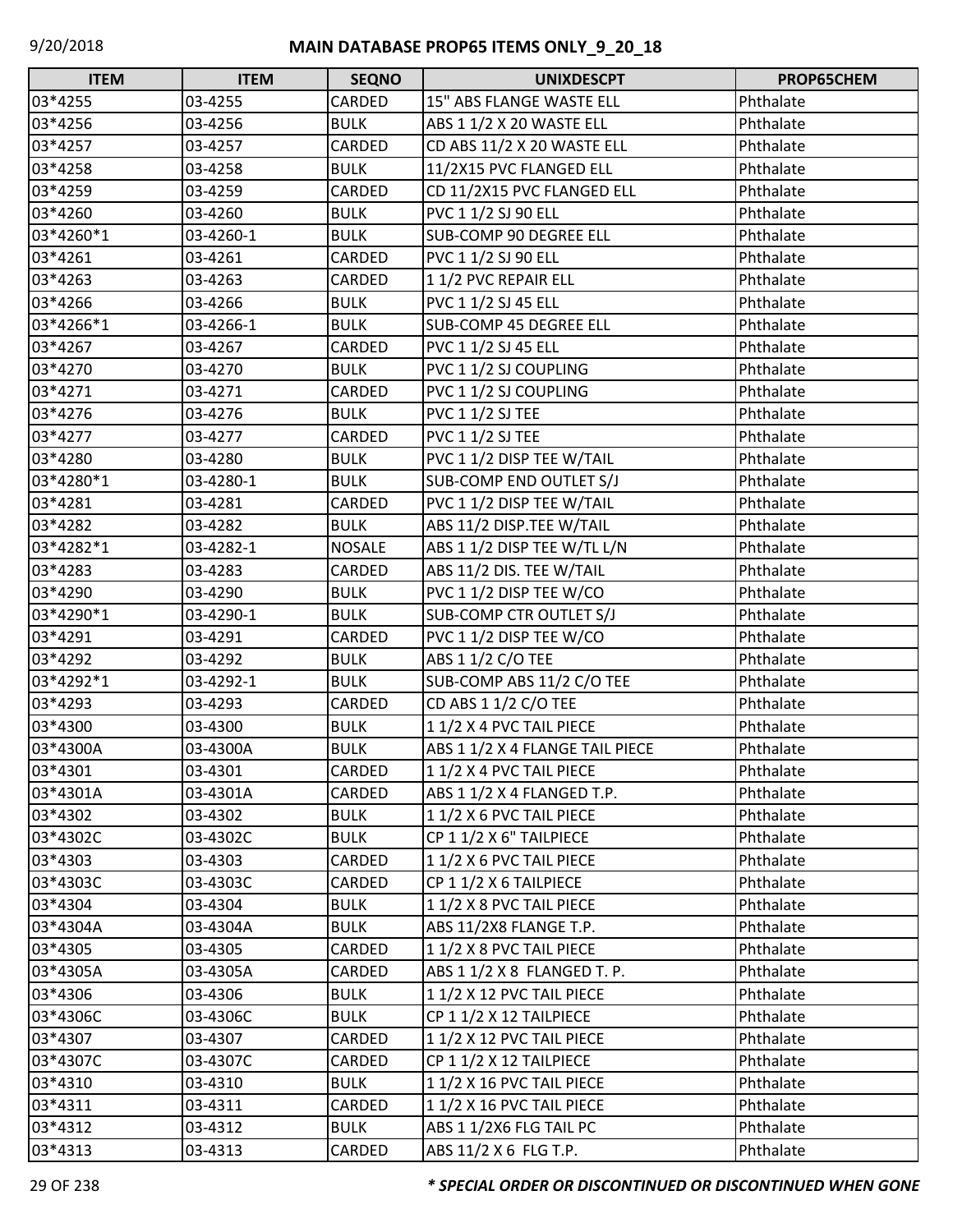# MAIN DATABASE PROP65 ITEMS ONLY_9_20_18

| ITEM | ITEM | SEQNO | UNIXDESCPT | PROP65CHEM |
|---|---|---|---|---|
| 03*4255 | 03-4255 | CARDED | 15" ABS FLANGE WASTE ELL | Phthalate |
| 03*4256 | 03-4256 | BULK | ABS 1 1/2 X 20 WASTE ELL | Phthalate |
| 03*4257 | 03-4257 | CARDED | CD ABS 11/2 X 20 WASTE ELL | Phthalate |
| 03*4258 | 03-4258 | BULK | 11/2X15 PVC FLANGED ELL | Phthalate |
| 03*4259 | 03-4259 | CARDED | CD 11/2X15 PVC FLANGED ELL | Phthalate |
| 03*4260 | 03-4260 | BULK | PVC 1 1/2 SJ 90 ELL | Phthalate |
| 03*4260*1 | 03-4260-1 | BULK | SUB-COMP 90 DEGREE ELL | Phthalate |
| 03*4261 | 03-4261 | CARDED | PVC 1 1/2 SJ 90 ELL | Phthalate |
| 03*4263 | 03-4263 | CARDED | 1 1/2 PVC REPAIR ELL | Phthalate |
| 03*4266 | 03-4266 | BULK | PVC 1 1/2 SJ 45 ELL | Phthalate |
| 03*4266*1 | 03-4266-1 | BULK | SUB-COMP 45 DEGREE ELL | Phthalate |
| 03*4267 | 03-4267 | CARDED | PVC 1 1/2 SJ 45 ELL | Phthalate |
| 03*4270 | 03-4270 | BULK | PVC 1 1/2 SJ COUPLING | Phthalate |
| 03*4271 | 03-4271 | CARDED | PVC 1 1/2 SJ COUPLING | Phthalate |
| 03*4276 | 03-4276 | BULK | PVC 1 1/2 SJ TEE | Phthalate |
| 03*4277 | 03-4277 | CARDED | PVC 1 1/2 SJ TEE | Phthalate |
| 03*4280 | 03-4280 | BULK | PVC 1 1/2 DISP TEE W/TAIL | Phthalate |
| 03*4280*1 | 03-4280-1 | BULK | SUB-COMP END OUTLET S/J | Phthalate |
| 03*4281 | 03-4281 | CARDED | PVC 1 1/2 DISP TEE W/TAIL | Phthalate |
| 03*4282 | 03-4282 | BULK | ABS 11/2 DISP.TEE W/TAIL | Phthalate |
| 03*4282*1 | 03-4282-1 | NOSALE | ABS 1 1/2 DISP TEE W/TL L/N | Phthalate |
| 03*4283 | 03-4283 | CARDED | ABS 11/2 DIS. TEE W/TAIL | Phthalate |
| 03*4290 | 03-4290 | BULK | PVC 1 1/2 DISP TEE W/CO | Phthalate |
| 03*4290*1 | 03-4290-1 | BULK | SUB-COMP CTR OUTLET S/J | Phthalate |
| 03*4291 | 03-4291 | CARDED | PVC 1 1/2 DISP TEE W/CO | Phthalate |
| 03*4292 | 03-4292 | BULK | ABS 1 1/2 C/O TEE | Phthalate |
| 03*4292*1 | 03-4292-1 | BULK | SUB-COMP ABS 11/2 C/O TEE | Phthalate |
| 03*4293 | 03-4293 | CARDED | CD ABS 1 1/2 C/O TEE | Phthalate |
| 03*4300 | 03-4300 | BULK | 1 1/2 X 4 PVC TAIL PIECE | Phthalate |
| 03*4300A | 03-4300A | BULK | ABS 1 1/2 X 4 FLANGE TAIL PIECE | Phthalate |
| 03*4301 | 03-4301 | CARDED | 1 1/2 X 4 PVC TAIL PIECE | Phthalate |
| 03*4301A | 03-4301A | CARDED | ABS 1 1/2 X 4 FLANGED T.P. | Phthalate |
| 03*4302 | 03-4302 | BULK | 1 1/2 X 6 PVC TAIL PIECE | Phthalate |
| 03*4302C | 03-4302C | BULK | CP 1 1/2 X 6" TAILPIECE | Phthalate |
| 03*4303 | 03-4303 | CARDED | 1 1/2 X 6 PVC TAIL PIECE | Phthalate |
| 03*4303C | 03-4303C | CARDED | CP 1 1/2 X 6 TAILPIECE | Phthalate |
| 03*4304 | 03-4304 | BULK | 1 1/2 X 8 PVC TAIL PIECE | Phthalate |
| 03*4304A | 03-4304A | BULK | ABS 11/2X8 FLANGE T.P. | Phthalate |
| 03*4305 | 03-4305 | CARDED | 1 1/2 X 8 PVC TAIL PIECE | Phthalate |
| 03*4305A | 03-4305A | CARDED | ABS 1 1/2 X 8 FLANGED T. P. | Phthalate |
| 03*4306 | 03-4306 | BULK | 1 1/2 X 12 PVC TAIL PIECE | Phthalate |
| 03*4306C | 03-4306C | BULK | CP 1 1/2 X 12 TAILPIECE | Phthalate |
| 03*4307 | 03-4307 | CARDED | 1 1/2 X 12 PVC TAIL PIECE | Phthalate |
| 03*4307C | 03-4307C | CARDED | CP 1 1/2 X 12 TAILPIECE | Phthalate |
| 03*4310 | 03-4310 | BULK | 1 1/2 X 16 PVC TAIL PIECE | Phthalate |
| 03*4311 | 03-4311 | CARDED | 1 1/2 X 16 PVC TAIL PIECE | Phthalate |
| 03*4312 | 03-4312 | BULK | ABS 1 1/2X6 FLG TAIL PC | Phthalate |
| 03*4313 | 03-4313 | CARDED | ABS 11/2 X 6 FLG T.P. | Phthalate |

*** SPECIAL ORDER OR DISCONTINUED OR DISCONTINUED WHEN GONE**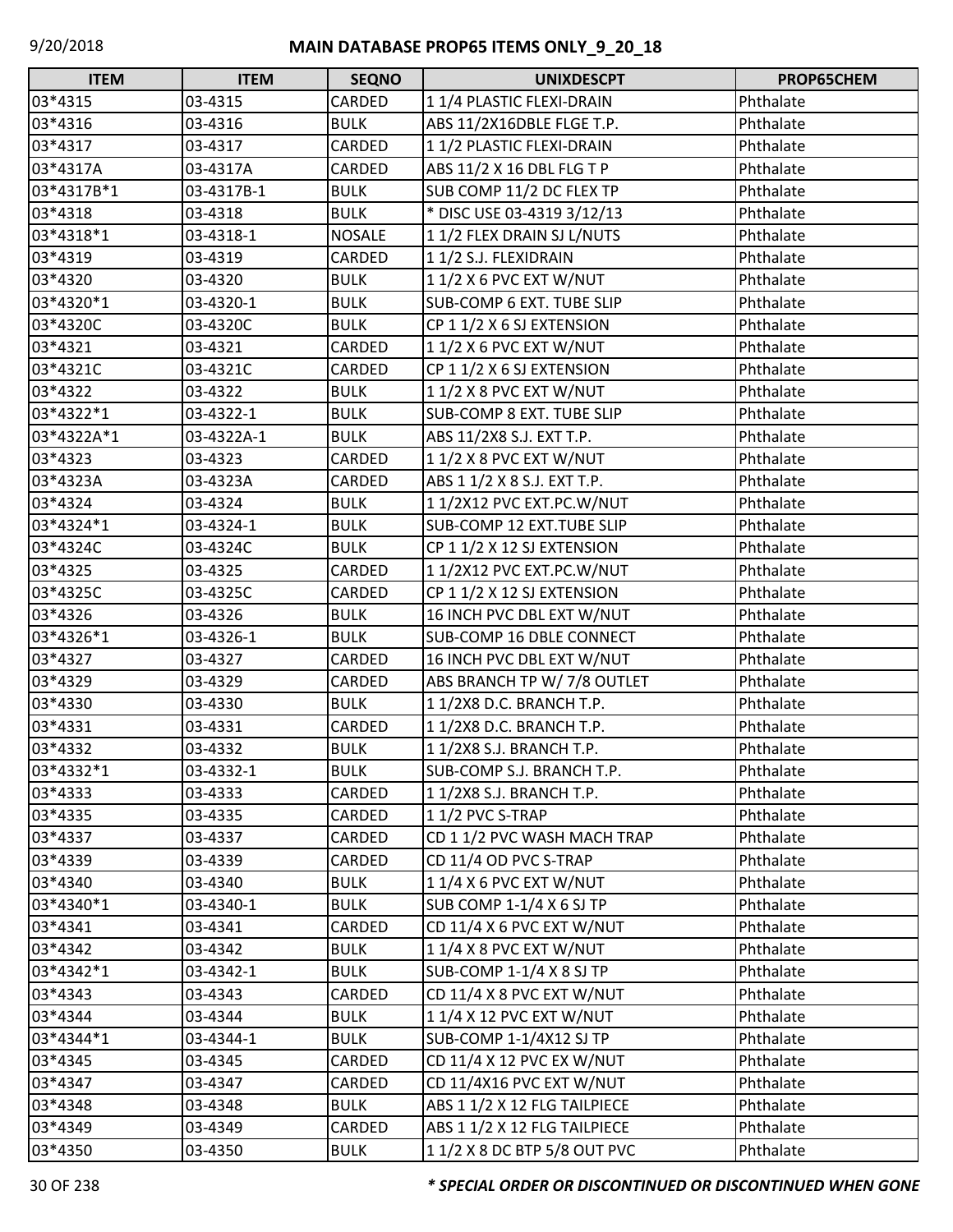# MAIN DATABASE PROP65 ITEMS ONLY_9_20_18

| ITEM | ITEM | SEQNO | UNIXDESCPT | PROP65CHEM |
|---|---|---|---|---|
| 03*4315 | 03-4315 | CARDED | 1 1/4 PLASTIC FLEXI-DRAIN | Phthalate |
| 03*4316 | 03-4316 | BULK | ABS 11/2X16DBLE FLGE T.P. | Phthalate |
| 03*4317 | 03-4317 | CARDED | 1 1/2 PLASTIC FLEXI-DRAIN | Phthalate |
| 03*4317A | 03-4317A | CARDED | ABS 11/2 X 16 DBL FLG T P | Phthalate |
| 03*4317B*1 | 03-4317B-1 | BULK | SUB COMP 11/2 DC FLEX TP | Phthalate |
| 03*4318 | 03-4318 | BULK | * DISC USE 03-4319 3/12/13 | Phthalate |
| 03*4318*1 | 03-4318-1 | NOSALE | 1 1/2 FLEX DRAIN SJ L/NUTS | Phthalate |
| 03*4319 | 03-4319 | CARDED | 1 1/2 S.J. FLEXIDRAIN | Phthalate |
| 03*4320 | 03-4320 | BULK | 1 1/2 X 6 PVC EXT W/NUT | Phthalate |
| 03*4320*1 | 03-4320-1 | BULK | SUB-COMP 6 EXT. TUBE SLIP | Phthalate |
| 03*4320C | 03-4320C | BULK | CP 1 1/2 X 6 SJ EXTENSION | Phthalate |
| 03*4321 | 03-4321 | CARDED | 1 1/2 X 6 PVC EXT W/NUT | Phthalate |
| 03*4321C | 03-4321C | CARDED | CP 1 1/2 X 6 SJ EXTENSION | Phthalate |
| 03*4322 | 03-4322 | BULK | 1 1/2 X 8 PVC EXT W/NUT | Phthalate |
| 03*4322*1 | 03-4322-1 | BULK | SUB-COMP 8 EXT. TUBE SLIP | Phthalate |
| 03*4322A*1 | 03-4322A-1 | BULK | ABS 11/2X8 S.J. EXT T.P. | Phthalate |
| 03*4323 | 03-4323 | CARDED | 1 1/2 X 8 PVC EXT W/NUT | Phthalate |
| 03*4323A | 03-4323A | CARDED | ABS 1 1/2 X 8 S.J. EXT T.P. | Phthalate |
| 03*4324 | 03-4324 | BULK | 1 1/2X12 PVC EXT.PC.W/NUT | Phthalate |
| 03*4324*1 | 03-4324-1 | BULK | SUB-COMP 12 EXT.TUBE SLIP | Phthalate |
| 03*4324C | 03-4324C | BULK | CP 1 1/2 X 12 SJ EXTENSION | Phthalate |
| 03*4325 | 03-4325 | CARDED | 1 1/2X12 PVC EXT.PC.W/NUT | Phthalate |
| 03*4325C | 03-4325C | CARDED | CP 1 1/2 X 12 SJ EXTENSION | Phthalate |
| 03*4326 | 03-4326 | BULK | 16 INCH PVC DBL EXT W/NUT | Phthalate |
| 03*4326*1 | 03-4326-1 | BULK | SUB-COMP 16 DBLE CONNECT | Phthalate |
| 03*4327 | 03-4327 | CARDED | 16 INCH PVC DBL EXT W/NUT | Phthalate |
| 03*4329 | 03-4329 | CARDED | ABS BRANCH TP W/ 7/8 OUTLET | Phthalate |
| 03*4330 | 03-4330 | BULK | 1 1/2X8 D.C. BRANCH T.P. | Phthalate |
| 03*4331 | 03-4331 | CARDED | 1 1/2X8 D.C. BRANCH T.P. | Phthalate |
| 03*4332 | 03-4332 | BULK | 1 1/2X8 S.J. BRANCH T.P. | Phthalate |
| 03*4332*1 | 03-4332-1 | BULK | SUB-COMP S.J. BRANCH T.P. | Phthalate |
| 03*4333 | 03-4333 | CARDED | 1 1/2X8 S.J. BRANCH T.P. | Phthalate |
| 03*4335 | 03-4335 | CARDED | 1 1/2 PVC S-TRAP | Phthalate |
| 03*4337 | 03-4337 | CARDED | CD 1 1/2 PVC WASH MACH TRAP | Phthalate |
| 03*4339 | 03-4339 | CARDED | CD 11/4 OD PVC S-TRAP | Phthalate |
| 03*4340 | 03-4340 | BULK | 1 1/4 X 6 PVC EXT W/NUT | Phthalate |
| 03*4340*1 | 03-4340-1 | BULK | SUB COMP 1-1/4 X 6 SJ TP | Phthalate |
| 03*4341 | 03-4341 | CARDED | CD 11/4 X 6 PVC EXT W/NUT | Phthalate |
| 03*4342 | 03-4342 | BULK | 1 1/4 X 8 PVC EXT W/NUT | Phthalate |
| 03*4342*1 | 03-4342-1 | BULK | SUB-COMP 1-1/4 X 8 SJ TP | Phthalate |
| 03*4343 | 03-4343 | CARDED | CD 11/4 X 8 PVC EXT W/NUT | Phthalate |
| 03*4344 | 03-4344 | BULK | 1 1/4 X 12 PVC EXT W/NUT | Phthalate |
| 03*4344*1 | 03-4344-1 | BULK | SUB-COMP 1-1/4X12 SJ TP | Phthalate |
| 03*4345 | 03-4345 | CARDED | CD 11/4 X 12 PVC EX W/NUT | Phthalate |
| 03*4347 | 03-4347 | CARDED | CD 11/4X16 PVC EXT W/NUT | Phthalate |
| 03*4348 | 03-4348 | BULK | ABS 1 1/2 X 12 FLG TAILPIECE | Phthalate |
| 03*4349 | 03-4349 | CARDED | ABS 1 1/2 X 12 FLG TAILPIECE | Phthalate |
| 03*4350 | 03-4350 | BULK | 1 1/2 X 8 DC BTP 5/8 OUT PVC | Phthalate |

***\* SPECIAL ORDER OR DISCONTINUED OR DISCONTINUED WHEN GONE***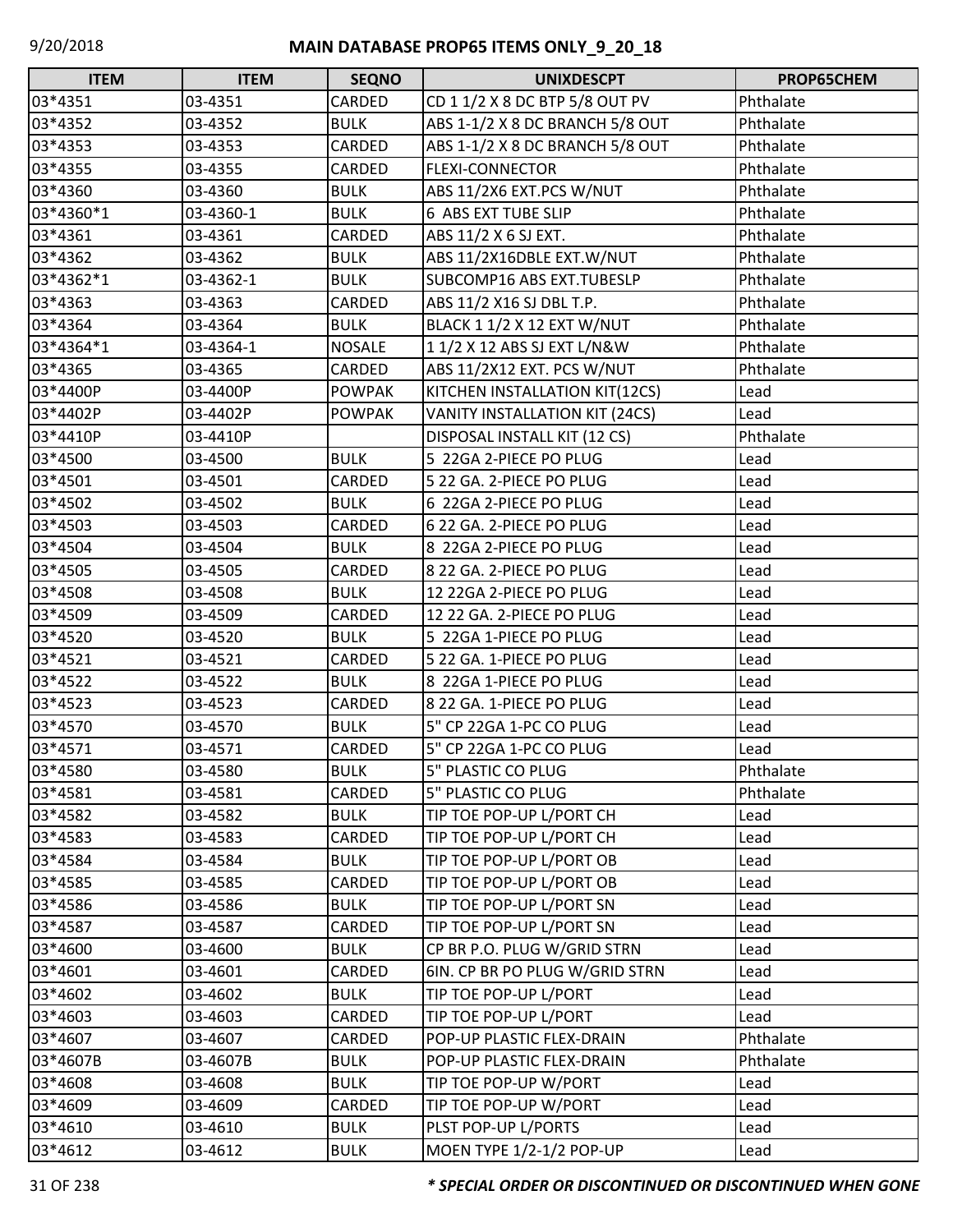# MAIN DATABASE PROP65 ITEMS ONLY_9_20_18

| ITEM | ITEM | SEQNO | UNIXDESCPT | PROP65CHEM |
|---|---|---|---|---|
| 03*4351 | 03-4351 | CARDED | CD 1 1/2 X 8 DC BTP 5/8 OUT PV | Phthalate |
| 03*4352 | 03-4352 | BULK | ABS 1-1/2 X 8 DC BRANCH 5/8 OUT | Phthalate |
| 03*4353 | 03-4353 | CARDED | ABS 1-1/2 X 8 DC BRANCH 5/8 OUT | Phthalate |
| 03*4355 | 03-4355 | CARDED | FLEXI-CONNECTOR | Phthalate |
| 03*4360 | 03-4360 | BULK | ABS 11/2X6 EXT.PCS W/NUT | Phthalate |
| 03*4360*1 | 03-4360-1 | BULK | 6 ABS EXT TUBE SLIP | Phthalate |
| 03*4361 | 03-4361 | CARDED | ABS 11/2 X 6 SJ EXT. | Phthalate |
| 03*4362 | 03-4362 | BULK | ABS 11/2X16DBLE EXT.W/NUT | Phthalate |
| 03*4362*1 | 03-4362-1 | BULK | SUBCOMP16 ABS EXT.TUBESLP | Phthalate |
| 03*4363 | 03-4363 | CARDED | ABS 11/2 X16 SJ DBL T.P. | Phthalate |
| 03*4364 | 03-4364 | BULK | BLACK 1 1/2 X 12 EXT W/NUT | Phthalate |
| 03*4364*1 | 03-4364-1 | NOSALE | 1 1/2 X 12 ABS SJ EXT L/N&W | Phthalate |
| 03*4365 | 03-4365 | CARDED | ABS 11/2X12 EXT. PCS W/NUT | Phthalate |
| 03*4400P | 03-4400P | POWPAK | KITCHEN INSTALLATION KIT(12CS) | Lead |
| 03*4402P | 03-4402P | POWPAK | VANITY INSTALLATION KIT (24CS) | Lead |
| 03*4410P | 03-4410P | | DISPOSAL INSTALL KIT (12 CS) | Phthalate |
| 03*4500 | 03-4500 | BULK | 5 22GA 2-PIECE PO PLUG | Lead |
| 03*4501 | 03-4501 | CARDED | 5 22 GA. 2-PIECE PO PLUG | Lead |
| 03*4502 | 03-4502 | BULK | 6 22GA 2-PIECE PO PLUG | Lead |
| 03*4503 | 03-4503 | CARDED | 6 22 GA. 2-PIECE PO PLUG | Lead |
| 03*4504 | 03-4504 | BULK | 8 22GA 2-PIECE PO PLUG | Lead |
| 03*4505 | 03-4505 | CARDED | 8 22 GA. 2-PIECE PO PLUG | Lead |
| 03*4508 | 03-4508 | BULK | 12 22GA 2-PIECE PO PLUG | Lead |
| 03*4509 | 03-4509 | CARDED | 12 22 GA. 2-PIECE PO PLUG | Lead |
| 03*4520 | 03-4520 | BULK | 5 22GA 1-PIECE PO PLUG | Lead |
| 03*4521 | 03-4521 | CARDED | 5 22 GA. 1-PIECE PO PLUG | Lead |
| 03*4522 | 03-4522 | BULK | 8 22GA 1-PIECE PO PLUG | Lead |
| 03*4523 | 03-4523 | CARDED | 8 22 GA. 1-PIECE PO PLUG | Lead |
| 03*4570 | 03-4570 | BULK | 5" CP 22GA 1-PC CO PLUG | Lead |
| 03*4571 | 03-4571 | CARDED | 5" CP 22GA 1-PC CO PLUG | Lead |
| 03*4580 | 03-4580 | BULK | 5" PLASTIC CO PLUG | Phthalate |
| 03*4581 | 03-4581 | CARDED | 5" PLASTIC CO PLUG | Phthalate |
| 03*4582 | 03-4582 | BULK | TIP TOE POP-UP L/PORT CH | Lead |
| 03*4583 | 03-4583 | CARDED | TIP TOE POP-UP L/PORT CH | Lead |
| 03*4584 | 03-4584 | BULK | TIP TOE POP-UP L/PORT OB | Lead |
| 03*4585 | 03-4585 | CARDED | TIP TOE POP-UP L/PORT OB | Lead |
| 03*4586 | 03-4586 | BULK | TIP TOE POP-UP L/PORT SN | Lead |
| 03*4587 | 03-4587 | CARDED | TIP TOE POP-UP L/PORT SN | Lead |
| 03*4600 | 03-4600 | BULK | CP BR P.O. PLUG W/GRID STRN | Lead |
| 03*4601 | 03-4601 | CARDED | 6IN. CP BR PO PLUG W/GRID STRN | Lead |
| 03*4602 | 03-4602 | BULK | TIP TOE POP-UP L/PORT | Lead |
| 03*4603 | 03-4603 | CARDED | TIP TOE POP-UP L/PORT | Lead |
| 03*4607 | 03-4607 | CARDED | POP-UP PLASTIC FLEX-DRAIN | Phthalate |
| 03*4607B | 03-4607B | BULK | POP-UP PLASTIC FLEX-DRAIN | Phthalate |
| 03*4608 | 03-4608 | BULK | TIP TOE POP-UP W/PORT | Lead |
| 03*4609 | 03-4609 | CARDED | TIP TOE POP-UP W/PORT | Lead |
| 03*4610 | 03-4610 | BULK | PLST POP-UP L/PORTS | Lead |
| 03*4612 | 03-4612 | BULK | MOEN TYPE 1/2-1/2 POP-UP | Lead |

***\* SPECIAL ORDER OR DISCONTINUED OR DISCONTINUED WHEN GONE***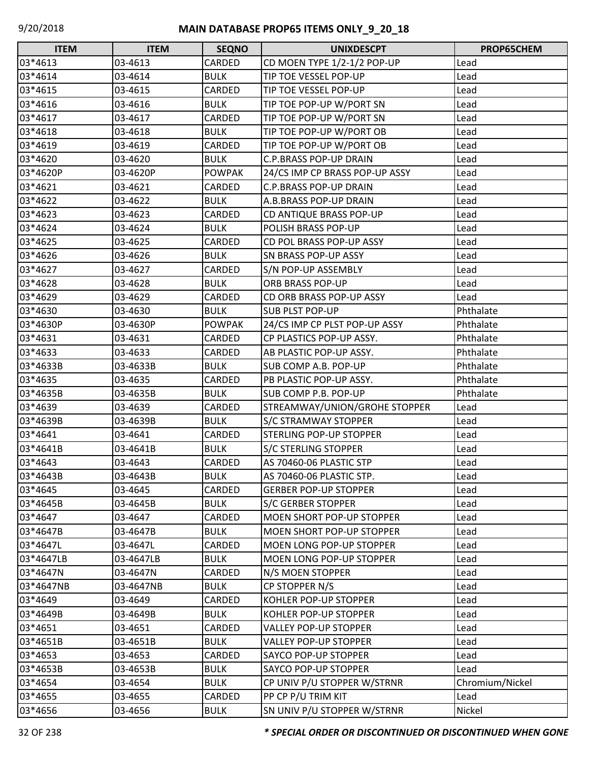| ITEM | ITEM | SEQNO | UNIXDESCPT | PROP65CHEM |
|---|---|---|---|---|
| 03*4613 | 03-4613 | CARDED | CD MOEN TYPE 1/2-1/2 POP-UP | Lead |
| 03*4614 | 03-4614 | BULK | TIP TOE VESSEL POP-UP | Lead |
| 03*4615 | 03-4615 | CARDED | TIP TOE VESSEL POP-UP | Lead |
| 03*4616 | 03-4616 | BULK | TIP TOE POP-UP W/PORT SN | Lead |
| 03*4617 | 03-4617 | CARDED | TIP TOE POP-UP W/PORT SN | Lead |
| 03*4618 | 03-4618 | BULK | TIP TOE POP-UP W/PORT OB | Lead |
| 03*4619 | 03-4619 | CARDED | TIP TOE POP-UP W/PORT OB | Lead |
| 03*4620 | 03-4620 | BULK | C.P.BRASS POP-UP DRAIN | Lead |
| 03*4620P | 03-4620P | POWPAK | 24/CS IMP CP BRASS POP-UP ASSY | Lead |
| 03*4621 | 03-4621 | CARDED | C.P.BRASS POP-UP DRAIN | Lead |
| 03*4622 | 03-4622 | BULK | A.B.BRASS POP-UP DRAIN | Lead |
| 03*4623 | 03-4623 | CARDED | CD ANTIQUE BRASS POP-UP | Lead |
| 03*4624 | 03-4624 | BULK | POLISH BRASS POP-UP | Lead |
| 03*4625 | 03-4625 | CARDED | CD POL BRASS POP-UP ASSY | Lead |
| 03*4626 | 03-4626 | BULK | SN BRASS POP-UP ASSY | Lead |
| 03*4627 | 03-4627 | CARDED | S/N POP-UP ASSEMBLY | Lead |
| 03*4628 | 03-4628 | BULK | ORB BRASS POP-UP | Lead |
| 03*4629 | 03-4629 | CARDED | CD ORB BRASS POP-UP ASSY | Lead |
| 03*4630 | 03-4630 | BULK | SUB PLST POP-UP | Phthalate |
| 03*4630P | 03-4630P | POWPAK | 24/CS IMP CP PLST POP-UP ASSY | Phthalate |
| 03*4631 | 03-4631 | CARDED | CP PLASTICS POP-UP ASSY. | Phthalate |
| 03*4633 | 03-4633 | CARDED | AB PLASTIC POP-UP ASSY. | Phthalate |
| 03*4633B | 03-4633B | BULK | SUB COMP A.B. POP-UP | Phthalate |
| 03*4635 | 03-4635 | CARDED | PB PLASTIC POP-UP ASSY. | Phthalate |
| 03*4635B | 03-4635B | BULK | SUB COMP P.B. POP-UP | Phthalate |
| 03*4639 | 03-4639 | CARDED | STREAMWAY/UNION/GROHE STOPPER | Lead |
| 03*4639B | 03-4639B | BULK | S/C STRAMWAY STOPPER | Lead |
| 03*4641 | 03-4641 | CARDED | STERLING POP-UP STOPPER | Lead |
| 03*4641B | 03-4641B | BULK | S/C STERLING STOPPER | Lead |
| 03*4643 | 03-4643 | CARDED | AS 70460-06 PLASTIC STP | Lead |
| 03*4643B | 03-4643B | BULK | AS 70460-06 PLASTIC STP. | Lead |
| 03*4645 | 03-4645 | CARDED | GERBER POP-UP STOPPER | Lead |
| 03*4645B | 03-4645B | BULK | S/C GERBER STOPPER | Lead |
| 03*4647 | 03-4647 | CARDED | MOEN SHORT POP-UP STOPPER | Lead |
| 03*4647B | 03-4647B | BULK | MOEN SHORT POP-UP STOPPER | Lead |
| 03*4647L | 03-4647L | CARDED | MOEN LONG POP-UP STOPPER | Lead |
| 03*4647LB | 03-4647LB | BULK | MOEN LONG POP-UP STOPPER | Lead |
| 03*4647N | 03-4647N | CARDED | N/S MOEN STOPPER | Lead |
| 03*4647NB | 03-4647NB | BULK | CP STOPPER N/S | Lead |
| 03*4649 | 03-4649 | CARDED | KOHLER POP-UP STOPPER | Lead |
| 03*4649B | 03-4649B | BULK | KOHLER POP-UP STOPPER | Lead |
| 03*4651 | 03-4651 | CARDED | VALLEY POP-UP STOPPER | Lead |
| 03*4651B | 03-4651B | BULK | VALLEY POP-UP STOPPER | Lead |
| 03*4653 | 03-4653 | CARDED | SAYCO POP-UP STOPPER | Lead |
| 03*4653B | 03-4653B | BULK | SAYCO POP-UP STOPPER | Lead |
| 03*4654 | 03-4654 | BULK | CP UNIV P/U STOPPER W/STRNR | Chromium/Nickel |
| 03*4655 | 03-4655 | CARDED | PP CP P/U TRIM KIT | Lead |
| 03*4656 | 03-4656 | BULK | SN UNIV P/U STOPPER W/STRNR | Nickel |

*** SPECIAL ORDER OR DISCONTINUED OR DISCONTINUED WHEN GONE**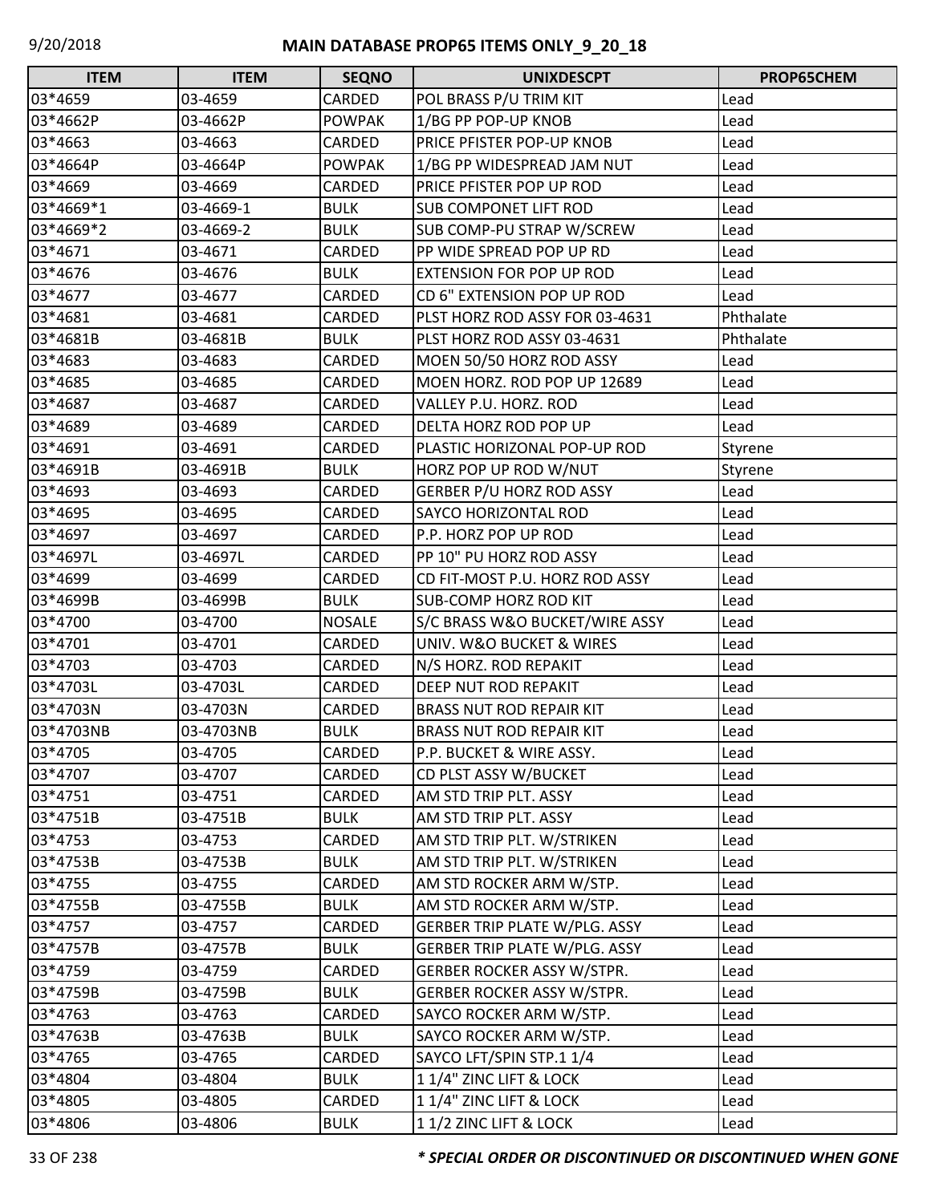# MAIN DATABASE PROP65 ITEMS ONLY_9_20_18

| ITEM | ITEM | SEQNO | UNIXDESCPT | PROP65CHEM |
|---|---|---|---|---|
| 03*4659 | 03-4659 | CARDED | POL BRASS P/U TRIM KIT | Lead |
| 03*4662P | 03-4662P | POWPAK | 1/BG PP POP-UP KNOB | Lead |
| 03*4663 | 03-4663 | CARDED | PRICE PFISTER POP-UP KNOB | Lead |
| 03*4664P | 03-4664P | POWPAK | 1/BG PP WIDESPREAD JAM NUT | Lead |
| 03*4669 | 03-4669 | CARDED | PRICE PFISTER POP UP ROD | Lead |
| 03*4669*1 | 03-4669-1 | BULK | SUB COMPONET LIFT ROD | Lead |
| 03*4669*2 | 03-4669-2 | BULK | SUB COMP-PU STRAP W/SCREW | Lead |
| 03*4671 | 03-4671 | CARDED | PP WIDE SPREAD POP UP RD | Lead |
| 03*4676 | 03-4676 | BULK | EXTENSION FOR POP UP ROD | Lead |
| 03*4677 | 03-4677 | CARDED | CD 6" EXTENSION POP UP ROD | Lead |
| 03*4681 | 03-4681 | CARDED | PLST HORZ ROD ASSY FOR 03-4631 | Phthalate |
| 03*4681B | 03-4681B | BULK | PLST HORZ ROD ASSY 03-4631 | Phthalate |
| 03*4683 | 03-4683 | CARDED | MOEN 50/50 HORZ ROD ASSY | Lead |
| 03*4685 | 03-4685 | CARDED | MOEN HORZ. ROD POP UP 12689 | Lead |
| 03*4687 | 03-4687 | CARDED | VALLEY P.U. HORZ. ROD | Lead |
| 03*4689 | 03-4689 | CARDED | DELTA HORZ ROD POP UP | Lead |
| 03*4691 | 03-4691 | CARDED | PLASTIC HORIZONAL POP-UP ROD | Styrene |
| 03*4691B | 03-4691B | BULK | HORZ POP UP ROD W/NUT | Styrene |
| 03*4693 | 03-4693 | CARDED | GERBER P/U HORZ ROD ASSY | Lead |
| 03*4695 | 03-4695 | CARDED | SAYCO HORIZONTAL ROD | Lead |
| 03*4697 | 03-4697 | CARDED | P.P. HORZ POP UP ROD | Lead |
| 03*4697L | 03-4697L | CARDED | PP 10" PU HORZ ROD ASSY | Lead |
| 03*4699 | 03-4699 | CARDED | CD FIT-MOST P.U. HORZ ROD ASSY | Lead |
| 03*4699B | 03-4699B | BULK | SUB-COMP HORZ ROD KIT | Lead |
| 03*4700 | 03-4700 | NOSALE | S/C BRASS W&O BUCKET/WIRE ASSY | Lead |
| 03*4701 | 03-4701 | CARDED | UNIV. W&O BUCKET & WIRES | Lead |
| 03*4703 | 03-4703 | CARDED | N/S HORZ. ROD REPAKIT | Lead |
| 03*4703L | 03-4703L | CARDED | DEEP NUT ROD REPAKIT | Lead |
| 03*4703N | 03-4703N | CARDED | BRASS NUT ROD REPAIR KIT | Lead |
| 03*4703NB | 03-4703NB | BULK | BRASS NUT ROD REPAIR KIT | Lead |
| 03*4705 | 03-4705 | CARDED | P.P. BUCKET & WIRE ASSY. | Lead |
| 03*4707 | 03-4707 | CARDED | CD PLST ASSY W/BUCKET | Lead |
| 03*4751 | 03-4751 | CARDED | AM STD TRIP PLT. ASSY | Lead |
| 03*4751B | 03-4751B | BULK | AM STD TRIP PLT. ASSY | Lead |
| 03*4753 | 03-4753 | CARDED | AM STD TRIP PLT. W/STRIKEN | Lead |
| 03*4753B | 03-4753B | BULK | AM STD TRIP PLT. W/STRIKEN | Lead |
| 03*4755 | 03-4755 | CARDED | AM STD ROCKER ARM W/STP. | Lead |
| 03*4755B | 03-4755B | BULK | AM STD ROCKER ARM W/STP. | Lead |
| 03*4757 | 03-4757 | CARDED | GERBER TRIP PLATE W/PLG. ASSY | Lead |
| 03*4757B | 03-4757B | BULK | GERBER TRIP PLATE W/PLG. ASSY | Lead |
| 03*4759 | 03-4759 | CARDED | GERBER ROCKER ASSY W/STPR. | Lead |
| 03*4759B | 03-4759B | BULK | GERBER ROCKER ASSY W/STPR. | Lead |
| 03*4763 | 03-4763 | CARDED | SAYCO ROCKER ARM W/STP. | Lead |
| 03*4763B | 03-4763B | BULK | SAYCO ROCKER ARM W/STP. | Lead |
| 03*4765 | 03-4765 | CARDED | SAYCO LFT/SPIN STP.1 1/4 | Lead |
| 03*4804 | 03-4804 | BULK | 1 1/4" ZINC LIFT & LOCK | Lead |
| 03*4805 | 03-4805 | CARDED | 1 1/4" ZINC LIFT & LOCK | Lead |
| 03*4806 | 03-4806 | BULK | 1 1/2 ZINC LIFT & LOCK | Lead |

*** SPECIAL ORDER OR DISCONTINUED OR DISCONTINUED WHEN GONE**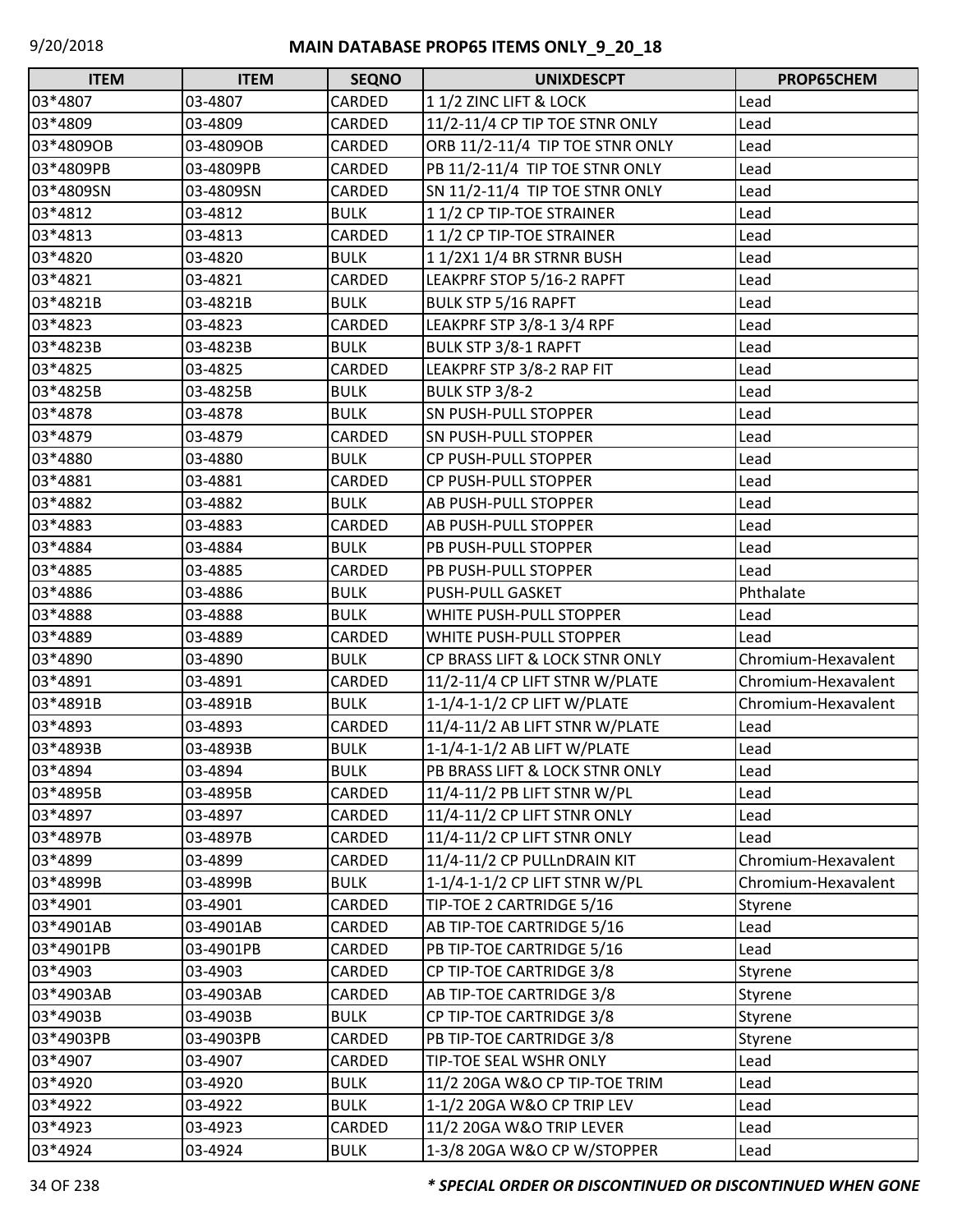# MAIN DATABASE PROP65 ITEMS ONLY_9_20_18

| ITEM | ITEM | SEQNO | UNIXDESCPT | PROP65CHEM |
|---|---|---|---|---|
| 03*4807 | 03-4807 | CARDED | 1 1/2 ZINC LIFT & LOCK | Lead |
| 03*4809 | 03-4809 | CARDED | 11/2-11/4 CP TIP TOE STNR ONLY | Lead |
| 03*4809OB | 03-4809OB | CARDED | ORB 11/2-11/4 TIP TOE STNR ONLY | Lead |
| 03*4809PB | 03-4809PB | CARDED | PB 11/2-11/4 TIP TOE STNR ONLY | Lead |
| 03*4809SN | 03-4809SN | CARDED | SN 11/2-11/4 TIP TOE STNR ONLY | Lead |
| 03*4812 | 03-4812 | BULK | 1 1/2 CP TIP-TOE STRAINER | Lead |
| 03*4813 | 03-4813 | CARDED | 1 1/2 CP TIP-TOE STRAINER | Lead |
| 03*4820 | 03-4820 | BULK | 1 1/2X1 1/4 BR STRNR BUSH | Lead |
| 03*4821 | 03-4821 | CARDED | LEAKPRF STOP 5/16-2 RAPFT | Lead |
| 03*4821B | 03-4821B | BULK | BULK STP 5/16 RAPFT | Lead |
| 03*4823 | 03-4823 | CARDED | LEAKPRF STP 3/8-1 3/4 RPF | Lead |
| 03*4823B | 03-4823B | BULK | BULK STP 3/8-1 RAPFT | Lead |
| 03*4825 | 03-4825 | CARDED | LEAKPRF STP 3/8-2 RAP FIT | Lead |
| 03*4825B | 03-4825B | BULK | BULK STP 3/8-2 | Lead |
| 03*4878 | 03-4878 | BULK | SN PUSH-PULL STOPPER | Lead |
| 03*4879 | 03-4879 | CARDED | SN PUSH-PULL STOPPER | Lead |
| 03*4880 | 03-4880 | BULK | CP PUSH-PULL STOPPER | Lead |
| 03*4881 | 03-4881 | CARDED | CP PUSH-PULL STOPPER | Lead |
| 03*4882 | 03-4882 | BULK | AB PUSH-PULL STOPPER | Lead |
| 03*4883 | 03-4883 | CARDED | AB PUSH-PULL STOPPER | Lead |
| 03*4884 | 03-4884 | BULK | PB PUSH-PULL STOPPER | Lead |
| 03*4885 | 03-4885 | CARDED | PB PUSH-PULL STOPPER | Lead |
| 03*4886 | 03-4886 | BULK | PUSH-PULL GASKET | Phthalate |
| 03*4888 | 03-4888 | BULK | WHITE PUSH-PULL STOPPER | Lead |
| 03*4889 | 03-4889 | CARDED | WHITE PUSH-PULL STOPPER | Lead |
| 03*4890 | 03-4890 | BULK | CP BRASS LIFT & LOCK STNR ONLY | Chromium-Hexavalent |
| 03*4891 | 03-4891 | CARDED | 11/2-11/4 CP LIFT STNR W/PLATE | Chromium-Hexavalent |
| 03*4891B | 03-4891B | BULK | 1-1/4-1-1/2 CP LIFT W/PLATE | Chromium-Hexavalent |
| 03*4893 | 03-4893 | CARDED | 11/4-11/2 AB LIFT STNR W/PLATE | Lead |
| 03*4893B | 03-4893B | BULK | 1-1/4-1-1/2 AB LIFT W/PLATE | Lead |
| 03*4894 | 03-4894 | BULK | PB BRASS LIFT & LOCK STNR ONLY | Lead |
| 03*4895B | 03-4895B | CARDED | 11/4-11/2 PB LIFT STNR W/PL | Lead |
| 03*4897 | 03-4897 | CARDED | 11/4-11/2 CP LIFT STNR ONLY | Lead |
| 03*4897B | 03-4897B | CARDED | 11/4-11/2 CP LIFT STNR ONLY | Lead |
| 03*4899 | 03-4899 | CARDED | 11/4-11/2 CP PULLnDRAIN KIT | Chromium-Hexavalent |
| 03*4899B | 03-4899B | BULK | 1-1/4-1-1/2 CP LIFT STNR W/PL | Chromium-Hexavalent |
| 03*4901 | 03-4901 | CARDED | TIP-TOE 2 CARTRIDGE 5/16 | Styrene |
| 03*4901AB | 03-4901AB | CARDED | AB TIP-TOE CARTRIDGE 5/16 | Lead |
| 03*4901PB | 03-4901PB | CARDED | PB TIP-TOE CARTRIDGE 5/16 | Lead |
| 03*4903 | 03-4903 | CARDED | CP TIP-TOE CARTRIDGE 3/8 | Styrene |
| 03*4903AB | 03-4903AB | CARDED | AB TIP-TOE CARTRIDGE 3/8 | Styrene |
| 03*4903B | 03-4903B | BULK | CP TIP-TOE CARTRIDGE 3/8 | Styrene |
| 03*4903PB | 03-4903PB | CARDED | PB TIP-TOE CARTRIDGE 3/8 | Styrene |
| 03*4907 | 03-4907 | CARDED | TIP-TOE SEAL WSHR ONLY | Lead |
| 03*4920 | 03-4920 | BULK | 11/2 20GA W&O CP TIP-TOE TRIM | Lead |
| 03*4922 | 03-4922 | BULK | 1-1/2 20GA W&O CP TRIP LEV | Lead |
| 03*4923 | 03-4923 | CARDED | 11/2 20GA W&O TRIP LEVER | Lead |
| 03*4924 | 03-4924 | BULK | 1-3/8 20GA W&O CP W/STOPPER | Lead |

*** SPECIAL ORDER OR DISCONTINUED OR DISCONTINUED WHEN GONE**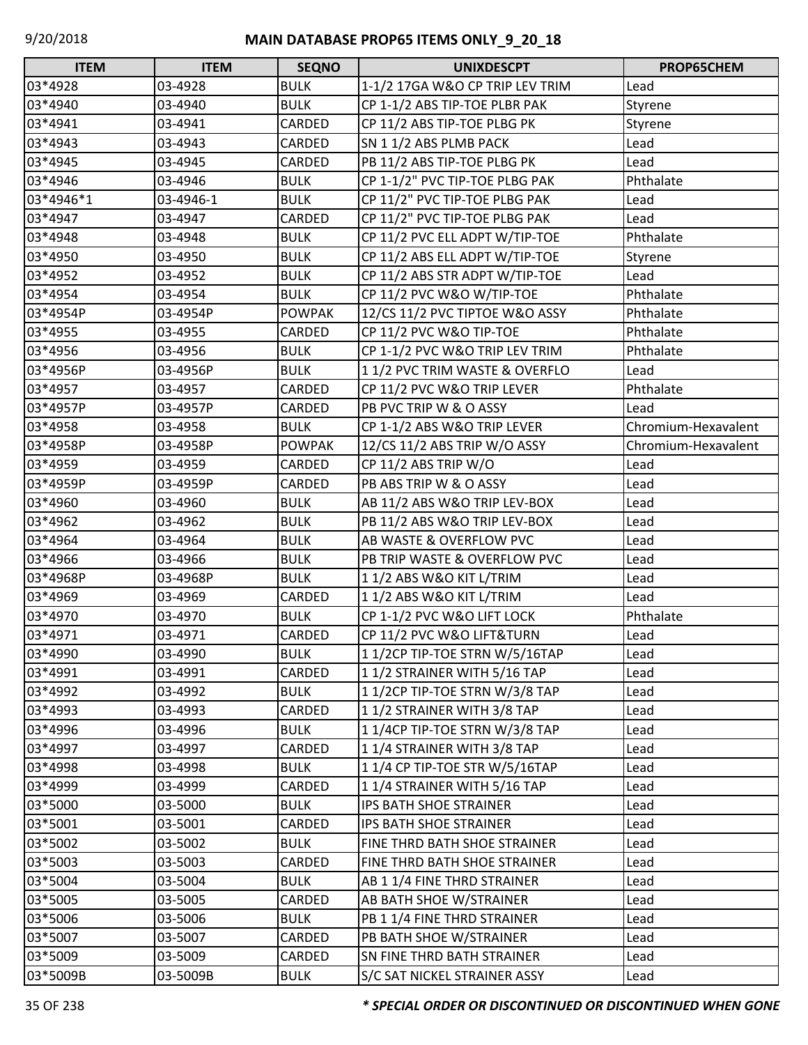| ITEM | ITEM | SEQNO | UNIXDESCPT | PROP65CHEM |
|---|---|---|---|---|
| 03*4928 | 03-4928 | BULK | 1-1/2 17GA W&O CP TRIP LEV TRIM | Lead |
| 03*4940 | 03-4940 | BULK | CP 1-1/2 ABS TIP-TOE PLBR PAK | Styrene |
| 03*4941 | 03-4941 | CARDED | CP 11/2 ABS TIP-TOE PLBG PK | Styrene |
| 03*4943 | 03-4943 | CARDED | SN 1 1/2 ABS PLMB PACK | Lead |
| 03*4945 | 03-4945 | CARDED | PB 11/2 ABS TIP-TOE PLBG PK | Lead |
| 03*4946 | 03-4946 | BULK | CP 1-1/2" PVC TIP-TOE PLBG PAK | Phthalate |
| 03*4946*1 | 03-4946-1 | BULK | CP 11/2" PVC TIP-TOE PLBG PAK | Lead |
| 03*4947 | 03-4947 | CARDED | CP 11/2" PVC TIP-TOE PLBG PAK | Lead |
| 03*4948 | 03-4948 | BULK | CP 11/2 PVC ELL ADPT W/TIP-TOE | Phthalate |
| 03*4950 | 03-4950 | BULK | CP 11/2 ABS ELL ADPT W/TIP-TOE | Styrene |
| 03*4952 | 03-4952 | BULK | CP 11/2 ABS STR ADPT W/TIP-TOE | Lead |
| 03*4954 | 03-4954 | BULK | CP 11/2 PVC W&O W/TIP-TOE | Phthalate |
| 03*4954P | 03-4954P | POWPAK | 12/CS 11/2 PVC TIPTOE W&O ASSY | Phthalate |
| 03*4955 | 03-4955 | CARDED | CP 11/2 PVC W&O TIP-TOE | Phthalate |
| 03*4956 | 03-4956 | BULK | CP 1-1/2 PVC W&O TRIP LEV TRIM | Phthalate |
| 03*4956P | 03-4956P | BULK | 1 1/2 PVC TRIM WASTE & OVERFLO | Lead |
| 03*4957 | 03-4957 | CARDED | CP 11/2 PVC W&O TRIP LEVER | Phthalate |
| 03*4957P | 03-4957P | CARDED | PB PVC TRIP W & O ASSY | Lead |
| 03*4958 | 03-4958 | BULK | CP 1-1/2 ABS W&O TRIP LEVER | Chromium-Hexavalent |
| 03*4958P | 03-4958P | POWPAK | 12/CS 11/2 ABS TRIP W/O ASSY | Chromium-Hexavalent |
| 03*4959 | 03-4959 | CARDED | CP 11/2 ABS TRIP W/O | Lead |
| 03*4959P | 03-4959P | CARDED | PB ABS TRIP W & O ASSY | Lead |
| 03*4960 | 03-4960 | BULK | AB 11/2 ABS W&O TRIP LEV-BOX | Lead |
| 03*4962 | 03-4962 | BULK | PB 11/2 ABS W&O TRIP LEV-BOX | Lead |
| 03*4964 | 03-4964 | BULK | AB WASTE & OVERFLOW PVC | Lead |
| 03*4966 | 03-4966 | BULK | PB TRIP WASTE & OVERFLOW PVC | Lead |
| 03*4968P | 03-4968P | BULK | 1 1/2 ABS W&O KIT L/TRIM | Lead |
| 03*4969 | 03-4969 | CARDED | 1 1/2 ABS W&O KIT L/TRIM | Lead |
| 03*4970 | 03-4970 | BULK | CP 1-1/2 PVC W&O LIFT LOCK | Phthalate |
| 03*4971 | 03-4971 | CARDED | CP 11/2 PVC W&O LIFT&TURN | Lead |
| 03*4990 | 03-4990 | BULK | 1 1/2CP TIP-TOE STRN W/5/16TAP | Lead |
| 03*4991 | 03-4991 | CARDED | 1 1/2 STRAINER WITH 5/16 TAP | Lead |
| 03*4992 | 03-4992 | BULK | 1 1/2CP TIP-TOE STRN W/3/8 TAP | Lead |
| 03*4993 | 03-4993 | CARDED | 1 1/2 STRAINER WITH 3/8 TAP | Lead |
| 03*4996 | 03-4996 | BULK | 1 1/4CP TIP-TOE STRN W/3/8 TAP | Lead |
| 03*4997 | 03-4997 | CARDED | 1 1/4 STRAINER WITH 3/8 TAP | Lead |
| 03*4998 | 03-4998 | BULK | 1 1/4 CP TIP-TOE STR W/5/16TAP | Lead |
| 03*4999 | 03-4999 | CARDED | 1 1/4 STRAINER WITH 5/16 TAP | Lead |
| 03*5000 | 03-5000 | BULK | IPS BATH SHOE STRAINER | Lead |
| 03*5001 | 03-5001 | CARDED | IPS BATH SHOE STRAINER | Lead |
| 03*5002 | 03-5002 | BULK | FINE THRD BATH SHOE STRAINER | Lead |
| 03*5003 | 03-5003 | CARDED | FINE THRD BATH SHOE STRAINER | Lead |
| 03*5004 | 03-5004 | BULK | AB 1 1/4 FINE THRD STRAINER | Lead |
| 03*5005 | 03-5005 | CARDED | AB BATH SHOE W/STRAINER | Lead |
| 03*5006 | 03-5006 | BULK | PB 1 1/4 FINE THRD STRAINER | Lead |
| 03*5007 | 03-5007 | CARDED | PB BATH SHOE W/STRAINER | Lead |
| 03*5009 | 03-5009 | CARDED | SN FINE THRD BATH STRAINER | Lead |
| 03*5009B | 03-5009B | BULK | S/C SAT NICKEL STRAINER ASSY | Lead |

***\* SPECIAL ORDER OR DISCONTINUED OR DISCONTINUED WHEN GONE***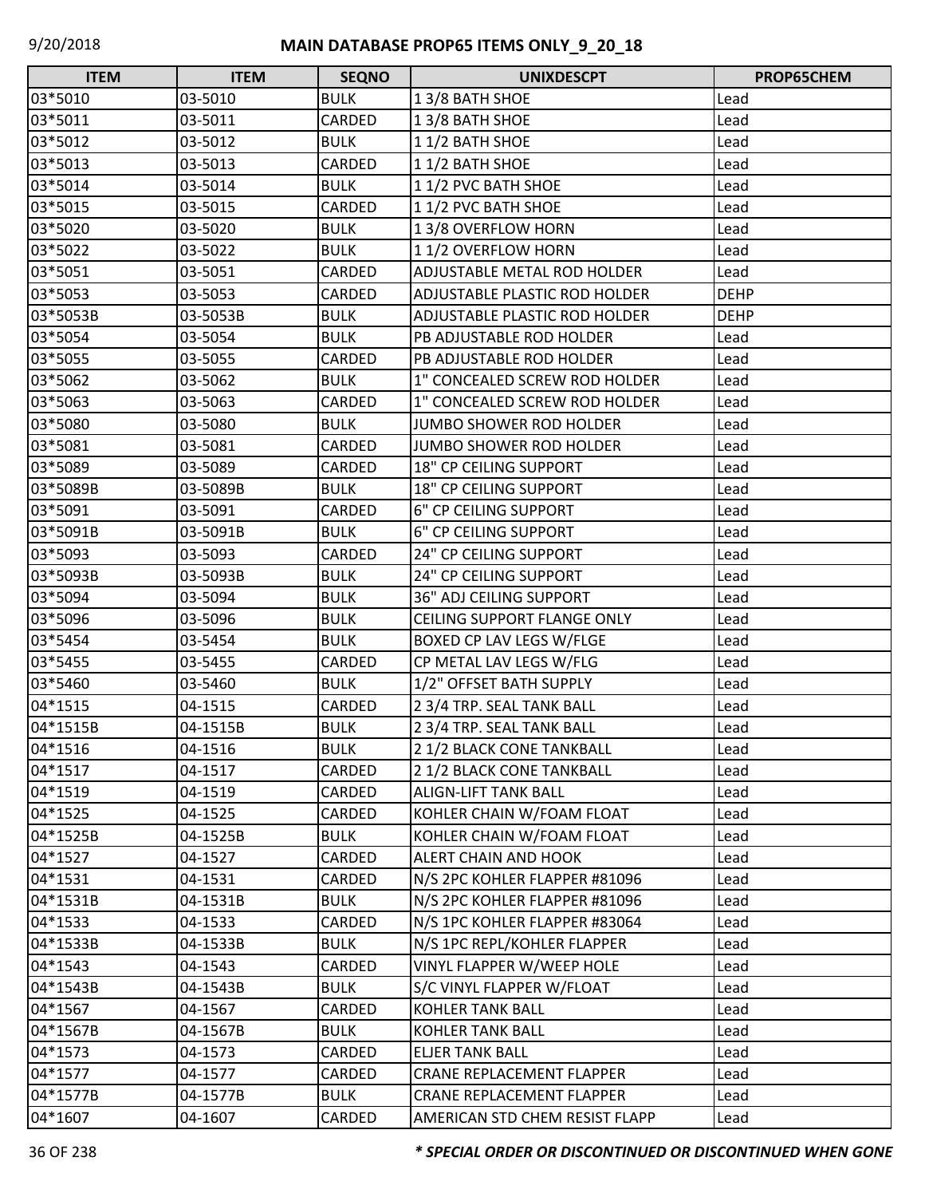| ITEM | ITEM | SEQNO | UNIXDESCPT | PROP65CHEM |
|---|---|---|---|---|
| 03*5010 | 03-5010 | BULK | 1 3/8 BATH SHOE | Lead |
| 03*5011 | 03-5011 | CARDED | 1 3/8 BATH SHOE | Lead |
| 03*5012 | 03-5012 | BULK | 1 1/2 BATH SHOE | Lead |
| 03*5013 | 03-5013 | CARDED | 1 1/2 BATH SHOE | Lead |
| 03*5014 | 03-5014 | BULK | 1 1/2 PVC BATH SHOE | Lead |
| 03*5015 | 03-5015 | CARDED | 1 1/2 PVC BATH SHOE | Lead |
| 03*5020 | 03-5020 | BULK | 1 3/8 OVERFLOW HORN | Lead |
| 03*5022 | 03-5022 | BULK | 1 1/2 OVERFLOW HORN | Lead |
| 03*5051 | 03-5051 | CARDED | ADJUSTABLE METAL ROD HOLDER | Lead |
| 03*5053 | 03-5053 | CARDED | ADJUSTABLE PLASTIC ROD HOLDER | DEHP |
| 03*5053B | 03-5053B | BULK | ADJUSTABLE PLASTIC ROD HOLDER | DEHP |
| 03*5054 | 03-5054 | BULK | PB ADJUSTABLE ROD HOLDER | Lead |
| 03*5055 | 03-5055 | CARDED | PB ADJUSTABLE ROD HOLDER | Lead |
| 03*5062 | 03-5062 | BULK | 1" CONCEALED SCREW ROD HOLDER | Lead |
| 03*5063 | 03-5063 | CARDED | 1" CONCEALED SCREW ROD HOLDER | Lead |
| 03*5080 | 03-5080 | BULK | JUMBO SHOWER ROD HOLDER | Lead |
| 03*5081 | 03-5081 | CARDED | JUMBO SHOWER ROD HOLDER | Lead |
| 03*5089 | 03-5089 | CARDED | 18" CP CEILING SUPPORT | Lead |
| 03*5089B | 03-5089B | BULK | 18" CP CEILING SUPPORT | Lead |
| 03*5091 | 03-5091 | CARDED | 6" CP CEILING SUPPORT | Lead |
| 03*5091B | 03-5091B | BULK | 6" CP CEILING SUPPORT | Lead |
| 03*5093 | 03-5093 | CARDED | 24" CP CEILING SUPPORT | Lead |
| 03*5093B | 03-5093B | BULK | 24" CP CEILING SUPPORT | Lead |
| 03*5094 | 03-5094 | BULK | 36" ADJ CEILING SUPPORT | Lead |
| 03*5096 | 03-5096 | BULK | CEILING SUPPORT FLANGE ONLY | Lead |
| 03*5454 | 03-5454 | BULK | BOXED CP LAV LEGS W/FLGE | Lead |
| 03*5455 | 03-5455 | CARDED | CP METAL LAV LEGS W/FLG | Lead |
| 03*5460 | 03-5460 | BULK | 1/2" OFFSET BATH SUPPLY | Lead |
| 04*1515 | 04-1515 | CARDED | 2 3/4 TRP. SEAL TANK BALL | Lead |
| 04*1515B | 04-1515B | BULK | 2 3/4 TRP. SEAL TANK BALL | Lead |
| 04*1516 | 04-1516 | BULK | 2 1/2 BLACK CONE TANKBALL | Lead |
| 04*1517 | 04-1517 | CARDED | 2 1/2 BLACK CONE TANKBALL | Lead |
| 04*1519 | 04-1519 | CARDED | ALIGN-LIFT TANK BALL | Lead |
| 04*1525 | 04-1525 | CARDED | KOHLER CHAIN W/FOAM FLOAT | Lead |
| 04*1525B | 04-1525B | BULK | KOHLER CHAIN W/FOAM FLOAT | Lead |
| 04*1527 | 04-1527 | CARDED | ALERT CHAIN AND HOOK | Lead |
| 04*1531 | 04-1531 | CARDED | N/S 2PC KOHLER FLAPPER #81096 | Lead |
| 04*1531B | 04-1531B | BULK | N/S 2PC KOHLER FLAPPER #81096 | Lead |
| 04*1533 | 04-1533 | CARDED | N/S 1PC KOHLER FLAPPER #83064 | Lead |
| 04*1533B | 04-1533B | BULK | N/S 1PC REPL/KOHLER FLAPPER | Lead |
| 04*1543 | 04-1543 | CARDED | VINYL FLAPPER W/WEEP HOLE | Lead |
| 04*1543B | 04-1543B | BULK | S/C VINYL FLAPPER W/FLOAT | Lead |
| 04*1567 | 04-1567 | CARDED | KOHLER TANK BALL | Lead |
| 04*1567B | 04-1567B | BULK | KOHLER TANK BALL | Lead |
| 04*1573 | 04-1573 | CARDED | ELJER TANK BALL | Lead |
| 04*1577 | 04-1577 | CARDED | CRANE REPLACEMENT FLAPPER | Lead |
| 04*1577B | 04-1577B | BULK | CRANE REPLACEMENT FLAPPER | Lead |
| 04*1607 | 04-1607 | CARDED | AMERICAN STD CHEM RESIST FLAPP | Lead |

*** SPECIAL ORDER OR DISCONTINUED OR DISCONTINUED WHEN GONE**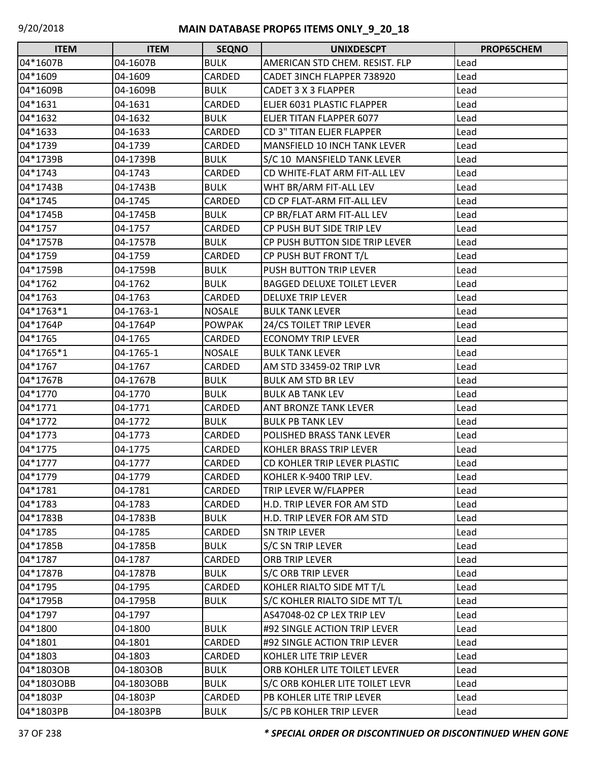# MAIN DATABASE PROP65 ITEMS ONLY_9_20_18

| ITEM | ITEM | SEQNO | UNIXDESCPT | PROP65CHEM |
|---|---|---|---|---|
| 04*1607B | 04-1607B | BULK | AMERICAN STD CHEM. RESIST. FLP | Lead |
| 04*1609 | 04-1609 | CARDED | CADET 3INCH FLAPPER 738920 | Lead |
| 04*1609B | 04-1609B | BULK | CADET 3 X 3 FLAPPER | Lead |
| 04*1631 | 04-1631 | CARDED | ELJER 6031 PLASTIC FLAPPER | Lead |
| 04*1632 | 04-1632 | BULK | ELJER TITAN FLAPPER 6077 | Lead |
| 04*1633 | 04-1633 | CARDED | CD 3" TITAN ELJER FLAPPER | Lead |
| 04*1739 | 04-1739 | CARDED | MANSFIELD 10 INCH TANK LEVER | Lead |
| 04*1739B | 04-1739B | BULK | S/C 10 MANSFIELD TANK LEVER | Lead |
| 04*1743 | 04-1743 | CARDED | CD WHITE-FLAT ARM FIT-ALL LEV | Lead |
| 04*1743B | 04-1743B | BULK | WHT BR/ARM FIT-ALL LEV | Lead |
| 04*1745 | 04-1745 | CARDED | CD CP FLAT-ARM FIT-ALL LEV | Lead |
| 04*1745B | 04-1745B | BULK | CP BR/FLAT ARM FIT-ALL LEV | Lead |
| 04*1757 | 04-1757 | CARDED | CP PUSH BUT SIDE TRIP LEV | Lead |
| 04*1757B | 04-1757B | BULK | CP PUSH BUTTON SIDE TRIP LEVER | Lead |
| 04*1759 | 04-1759 | CARDED | CP PUSH BUT FRONT T/L | Lead |
| 04*1759B | 04-1759B | BULK | PUSH BUTTON TRIP LEVER | Lead |
| 04*1762 | 04-1762 | BULK | BAGGED DELUXE TOILET LEVER | Lead |
| 04*1763 | 04-1763 | CARDED | DELUXE TRIP LEVER | Lead |
| 04*1763*1 | 04-1763-1 | NOSALE | BULK TANK LEVER | Lead |
| 04*1764P | 04-1764P | POWPAK | 24/CS TOILET TRIP LEVER | Lead |
| 04*1765 | 04-1765 | CARDED | ECONOMY TRIP LEVER | Lead |
| 04*1765*1 | 04-1765-1 | NOSALE | BULK TANK LEVER | Lead |
| 04*1767 | 04-1767 | CARDED | AM STD 33459-02 TRIP LVR | Lead |
| 04*1767B | 04-1767B | BULK | BULK AM STD BR LEV | Lead |
| 04*1770 | 04-1770 | BULK | BULK AB TANK LEV | Lead |
| 04*1771 | 04-1771 | CARDED | ANT BRONZE TANK LEVER | Lead |
| 04*1772 | 04-1772 | BULK | BULK PB TANK LEV | Lead |
| 04*1773 | 04-1773 | CARDED | POLISHED BRASS TANK LEVER | Lead |
| 04*1775 | 04-1775 | CARDED | KOHLER BRASS TRIP LEVER | Lead |
| 04*1777 | 04-1777 | CARDED | CD KOHLER TRIP LEVER PLASTIC | Lead |
| 04*1779 | 04-1779 | CARDED | KOHLER K-9400 TRIP LEV. | Lead |
| 04*1781 | 04-1781 | CARDED | TRIP LEVER W/FLAPPER | Lead |
| 04*1783 | 04-1783 | CARDED | H.D. TRIP LEVER FOR AM STD | Lead |
| 04*1783B | 04-1783B | BULK | H.D. TRIP LEVER FOR AM STD | Lead |
| 04*1785 | 04-1785 | CARDED | SN TRIP LEVER | Lead |
| 04*1785B | 04-1785B | BULK | S/C SN TRIP LEVER | Lead |
| 04*1787 | 04-1787 | CARDED | ORB TRIP LEVER | Lead |
| 04*1787B | 04-1787B | BULK | S/C ORB TRIP LEVER | Lead |
| 04*1795 | 04-1795 | CARDED | KOHLER RIALTO SIDE MT T/L | Lead |
| 04*1795B | 04-1795B | BULK | S/C KOHLER RIALTO SIDE MT T/L | Lead |
| 04*1797 | 04-1797 | | AS47048-02 CP LEX TRIP LEV | Lead |
| 04*1800 | 04-1800 | BULK | #92 SINGLE ACTION TRIP LEVER | Lead |
| 04*1801 | 04-1801 | CARDED | #92 SINGLE ACTION TRIP LEVER | Lead |
| 04*1803 | 04-1803 | CARDED | KOHLER LITE TRIP LEVER | Lead |
| 04*1803OB | 04-1803OB | BULK | ORB KOHLER LITE TOILET LEVER | Lead |
| 04*1803OBB | 04-1803OBB | BULK | S/C ORB KOHLER LITE TOILET LEVR | Lead |
| 04*1803P | 04-1803P | CARDED | PB KOHLER LITE TRIP LEVER | Lead |
| 04*1803PB | 04-1803PB | BULK | S/C PB KOHLER TRIP LEVER | Lead |

*** SPECIAL ORDER OR DISCONTINUED OR DISCONTINUED WHEN GONE**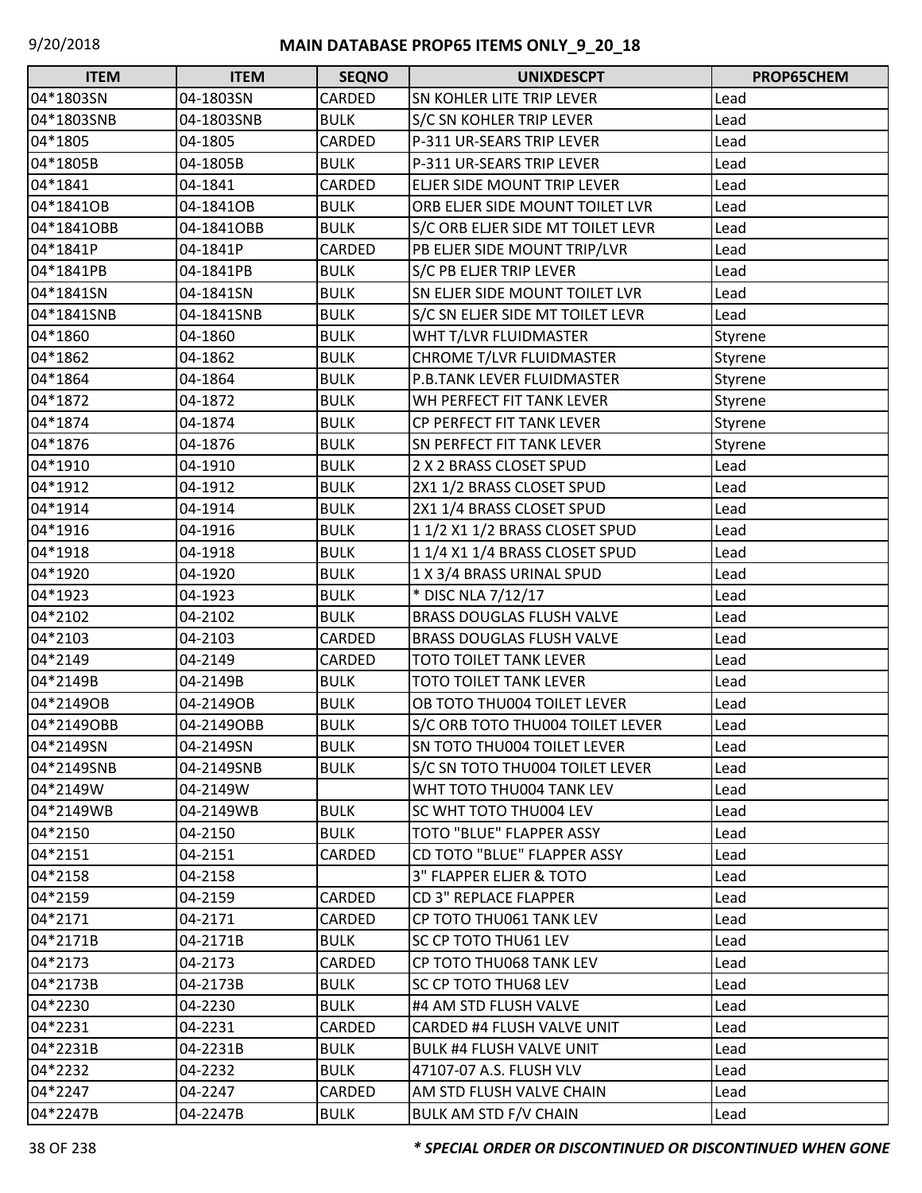# MAIN DATABASE PROP65 ITEMS ONLY_9_20_18

| ITEM | ITEM | SEQNO | UNIXDESCPT | PROP65CHEM |
|---|---|---|---|---|
| 04*1803SN | 04-1803SN | CARDED | SN KOHLER LITE TRIP LEVER | Lead |
| 04*1803SNB | 04-1803SNB | BULK | S/C SN KOHLER TRIP LEVER | Lead |
| 04*1805 | 04-1805 | CARDED | P-311 UR-SEARS TRIP LEVER | Lead |
| 04*1805B | 04-1805B | BULK | P-311 UR-SEARS TRIP LEVER | Lead |
| 04*1841 | 04-1841 | CARDED | ELJER SIDE MOUNT TRIP LEVER | Lead |
| 04*1841OB | 04-1841OB | BULK | ORB ELJER SIDE MOUNT TOILET LVR | Lead |
| 04*1841OBB | 04-1841OBB | BULK | S/C ORB ELJER SIDE MT TOILET LEVR | Lead |
| 04*1841P | 04-1841P | CARDED | PB ELJER SIDE MOUNT TRIP/LVR | Lead |
| 04*1841PB | 04-1841PB | BULK | S/C PB ELJER TRIP LEVER | Lead |
| 04*1841SN | 04-1841SN | BULK | SN ELJER SIDE MOUNT TOILET LVR | Lead |
| 04*1841SNB | 04-1841SNB | BULK | S/C SN ELJER SIDE MT TOILET LEVR | Lead |
| 04*1860 | 04-1860 | BULK | WHT T/LVR FLUIDMASTER | Styrene |
| 04*1862 | 04-1862 | BULK | CHROME T/LVR FLUIDMASTER | Styrene |
| 04*1864 | 04-1864 | BULK | P.B.TANK LEVER FLUIDMASTER | Styrene |
| 04*1872 | 04-1872 | BULK | WH PERFECT FIT TANK LEVER | Styrene |
| 04*1874 | 04-1874 | BULK | CP PERFECT FIT TANK LEVER | Styrene |
| 04*1876 | 04-1876 | BULK | SN PERFECT FIT TANK LEVER | Styrene |
| 04*1910 | 04-1910 | BULK | 2 X 2 BRASS CLOSET SPUD | Lead |
| 04*1912 | 04-1912 | BULK | 2X1 1/2 BRASS CLOSET SPUD | Lead |
| 04*1914 | 04-1914 | BULK | 2X1 1/4 BRASS CLOSET SPUD | Lead |
| 04*1916 | 04-1916 | BULK | 1 1/2 X1 1/2 BRASS CLOSET SPUD | Lead |
| 04*1918 | 04-1918 | BULK | 1 1/4 X1 1/4 BRASS CLOSET SPUD | Lead |
| 04*1920 | 04-1920 | BULK | 1 X 3/4 BRASS URINAL SPUD | Lead |
| 04*1923 | 04-1923 | BULK | * DISC NLA 7/12/17 | Lead |
| 04*2102 | 04-2102 | BULK | BRASS DOUGLAS FLUSH VALVE | Lead |
| 04*2103 | 04-2103 | CARDED | BRASS DOUGLAS FLUSH VALVE | Lead |
| 04*2149 | 04-2149 | CARDED | TOTO TOILET TANK LEVER | Lead |
| 04*2149B | 04-2149B | BULK | TOTO TOILET TANK LEVER | Lead |
| 04*2149OB | 04-2149OB | BULK | OB TOTO THU004 TOILET LEVER | Lead |
| 04*2149OBB | 04-2149OBB | BULK | S/C ORB TOTO THU004 TOILET LEVER | Lead |
| 04*2149SN | 04-2149SN | BULK | SN TOTO THU004 TOILET LEVER | Lead |
| 04*2149SNB | 04-2149SNB | BULK | S/C SN TOTO THU004 TOILET LEVER | Lead |
| 04*2149W | 04-2149W | | WHT TOTO THU004 TANK LEV | Lead |
| 04*2149WB | 04-2149WB | BULK | SC WHT TOTO THU004 LEV | Lead |
| 04*2150 | 04-2150 | BULK | TOTO "BLUE" FLAPPER ASSY | Lead |
| 04*2151 | 04-2151 | CARDED | CD TOTO "BLUE" FLAPPER ASSY | Lead |
| 04*2158 | 04-2158 | | 3" FLAPPER ELJER & TOTO | Lead |
| 04*2159 | 04-2159 | CARDED | CD 3" REPLACE FLAPPER | Lead |
| 04*2171 | 04-2171 | CARDED | CP TOTO THU061 TANK LEV | Lead |
| 04*2171B | 04-2171B | BULK | SC CP TOTO THU61 LEV | Lead |
| 04*2173 | 04-2173 | CARDED | CP TOTO THU068 TANK LEV | Lead |
| 04*2173B | 04-2173B | BULK | SC CP TOTO THU68 LEV | Lead |
| 04*2230 | 04-2230 | BULK | #4 AM STD FLUSH VALVE | Lead |
| 04*2231 | 04-2231 | CARDED | CARDED #4 FLUSH VALVE UNIT | Lead |
| 04*2231B | 04-2231B | BULK | BULK #4 FLUSH VALVE UNIT | Lead |
| 04*2232 | 04-2232 | BULK | 47107-07 A.S. FLUSH VLV | Lead |
| 04*2247 | 04-2247 | CARDED | AM STD FLUSH VALVE CHAIN | Lead |
| 04*2247B | 04-2247B | BULK | BULK AM STD F/V CHAIN | Lead |

***\* SPECIAL ORDER OR DISCONTINUED OR DISCONTINUED WHEN GONE***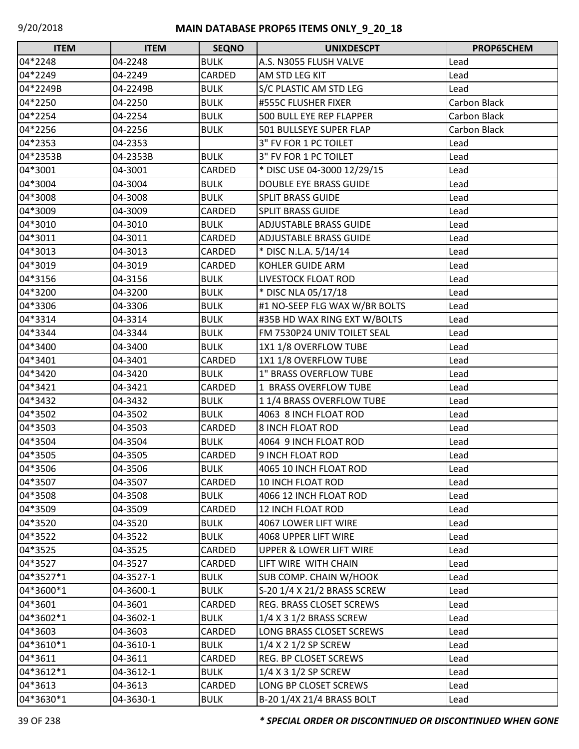# MAIN DATABASE PROP65 ITEMS ONLY_9_20_18

| ITEM | ITEM | SEQNO | UNIXDESCPT | PROP65CHEM |
|---|---|---|---|---|
| 04*2248 | 04-2248 | BULK | A.S. N3055 FLUSH VALVE | Lead |
| 04*2249 | 04-2249 | CARDED | AM STD LEG KIT | Lead |
| 04*2249B | 04-2249B | BULK | S/C PLASTIC AM STD LEG | Lead |
| 04*2250 | 04-2250 | BULK | #555C FLUSHER FIXER | Carbon Black |
| 04*2254 | 04-2254 | BULK | 500 BULL EYE REP FLAPPER | Carbon Black |
| 04*2256 | 04-2256 | BULK | 501 BULLSEYE SUPER FLAP | Carbon Black |
| 04*2353 | 04-2353 | | 3" FV FOR 1 PC TOILET | Lead |
| 04*2353B | 04-2353B | BULK | 3" FV FOR 1 PC TOILET | Lead |
| 04*3001 | 04-3001 | CARDED | * DISC USE 04-3000 12/29/15 | Lead |
| 04*3004 | 04-3004 | BULK | DOUBLE EYE BRASS GUIDE | Lead |
| 04*3008 | 04-3008 | BULK | SPLIT BRASS GUIDE | Lead |
| 04*3009 | 04-3009 | CARDED | SPLIT BRASS GUIDE | Lead |
| 04*3010 | 04-3010 | BULK | ADJUSTABLE BRASS GUIDE | Lead |
| 04*3011 | 04-3011 | CARDED | ADJUSTABLE BRASS GUIDE | Lead |
| 04*3013 | 04-3013 | CARDED | * DISC N.L.A. 5/14/14 | Lead |
| 04*3019 | 04-3019 | CARDED | KOHLER GUIDE ARM | Lead |
| 04*3156 | 04-3156 | BULK | LIVESTOCK FLOAT ROD | Lead |
| 04*3200 | 04-3200 | BULK | * DISC NLA 05/17/18 | Lead |
| 04*3306 | 04-3306 | BULK | #1 NO-SEEP FLG WAX W/BR BOLTS | Lead |
| 04*3314 | 04-3314 | BULK | #35B HD WAX RING EXT W/BOLTS | Lead |
| 04*3344 | 04-3344 | BULK | FM 7530P24 UNIV TOILET SEAL | Lead |
| 04*3400 | 04-3400 | BULK | 1X1 1/8 OVERFLOW TUBE | Lead |
| 04*3401 | 04-3401 | CARDED | 1X1 1/8 OVERFLOW TUBE | Lead |
| 04*3420 | 04-3420 | BULK | 1" BRASS OVERFLOW TUBE | Lead |
| 04*3421 | 04-3421 | CARDED | 1 BRASS OVERFLOW TUBE | Lead |
| 04*3432 | 04-3432 | BULK | 1 1/4 BRASS OVERFLOW TUBE | Lead |
| 04*3502 | 04-3502 | BULK | 4063 8 INCH FLOAT ROD | Lead |
| 04*3503 | 04-3503 | CARDED | 8 INCH FLOAT ROD | Lead |
| 04*3504 | 04-3504 | BULK | 4064 9 INCH FLOAT ROD | Lead |
| 04*3505 | 04-3505 | CARDED | 9 INCH FLOAT ROD | Lead |
| 04*3506 | 04-3506 | BULK | 4065 10 INCH FLOAT ROD | Lead |
| 04*3507 | 04-3507 | CARDED | 10 INCH FLOAT ROD | Lead |
| 04*3508 | 04-3508 | BULK | 4066 12 INCH FLOAT ROD | Lead |
| 04*3509 | 04-3509 | CARDED | 12 INCH FLOAT ROD | Lead |
| 04*3520 | 04-3520 | BULK | 4067 LOWER LIFT WIRE | Lead |
| 04*3522 | 04-3522 | BULK | 4068 UPPER LIFT WIRE | Lead |
| 04*3525 | 04-3525 | CARDED | UPPER & LOWER LIFT WIRE | Lead |
| 04*3527 | 04-3527 | CARDED | LIFT WIRE WITH CHAIN | Lead |
| 04*3527*1 | 04-3527-1 | BULK | SUB COMP. CHAIN W/HOOK | Lead |
| 04*3600*1 | 04-3600-1 | BULK | S-20 1/4 X 21/2 BRASS SCREW | Lead |
| 04*3601 | 04-3601 | CARDED | REG. BRASS CLOSET SCREWS | Lead |
| 04*3602*1 | 04-3602-1 | BULK | 1/4 X 3 1/2 BRASS SCREW | Lead |
| 04*3603 | 04-3603 | CARDED | LONG BRASS CLOSET SCREWS | Lead |
| 04*3610*1 | 04-3610-1 | BULK | 1/4 X 2 1/2 SP SCREW | Lead |
| 04*3611 | 04-3611 | CARDED | REG. BP CLOSET SCREWS | Lead |
| 04*3612*1 | 04-3612-1 | BULK | 1/4 X 3 1/2 SP SCREW | Lead |
| 04*3613 | 04-3613 | CARDED | LONG BP CLOSET SCREWS | Lead |
| 04*3630*1 | 04-3630-1 | BULK | B-20 1/4X 21/4 BRASS BOLT | Lead |

***\* SPECIAL ORDER OR DISCONTINUED OR DISCONTINUED WHEN GONE***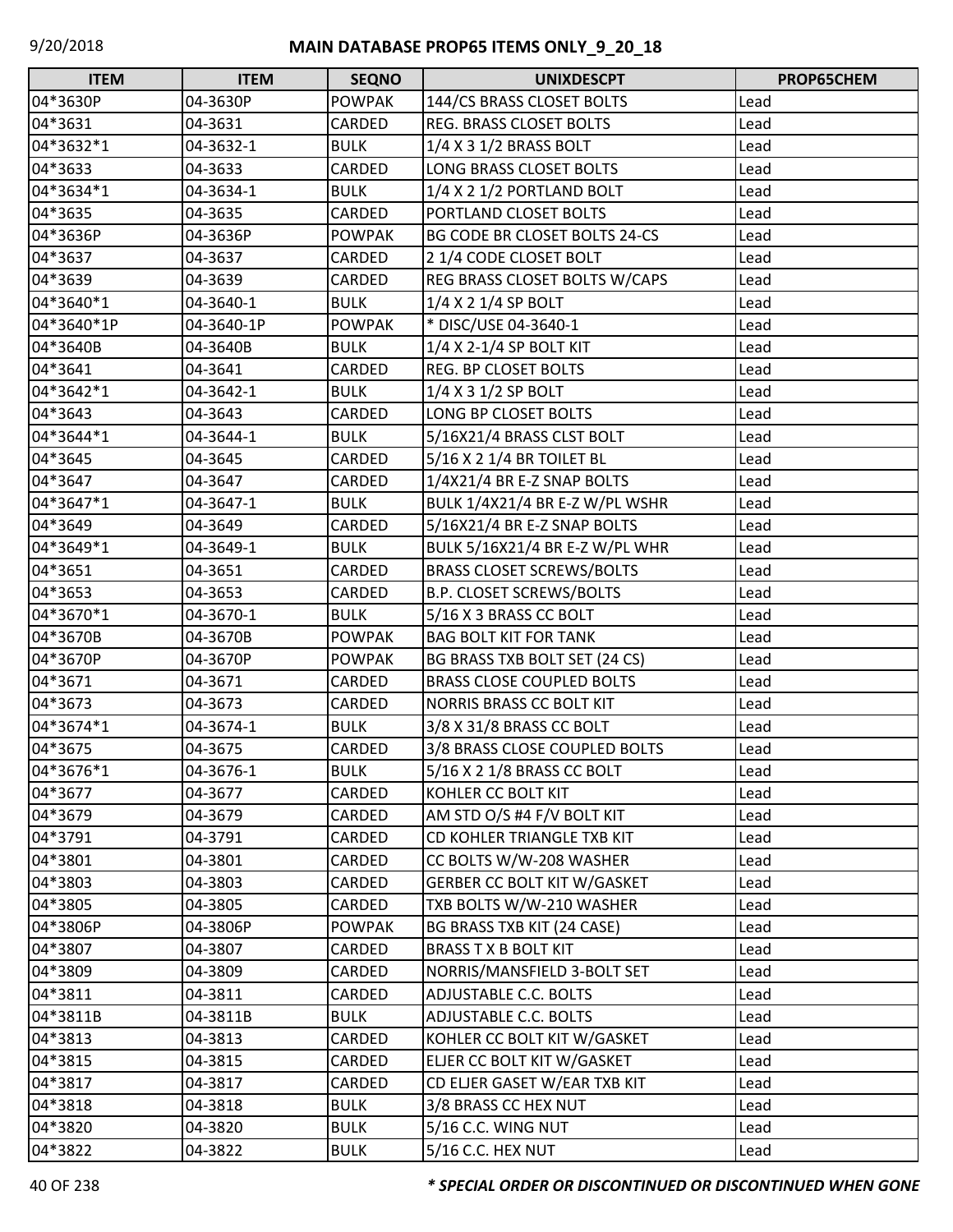| ITEM | ITEM | SEQNO | UNIXDESCPT | PROP65CHEM |
|---|---|---|---|---|
| 04*3630P | 04-3630P | POWPAK | 144/CS BRASS CLOSET BOLTS | Lead |
| 04*3631 | 04-3631 | CARDED | REG. BRASS CLOSET BOLTS | Lead |
| 04*3632*1 | 04-3632-1 | BULK | 1/4 X 3 1/2 BRASS BOLT | Lead |
| 04*3633 | 04-3633 | CARDED | LONG BRASS CLOSET BOLTS | Lead |
| 04*3634*1 | 04-3634-1 | BULK | 1/4 X 2 1/2 PORTLAND BOLT | Lead |
| 04*3635 | 04-3635 | CARDED | PORTLAND CLOSET BOLTS | Lead |
| 04*3636P | 04-3636P | POWPAK | BG CODE BR CLOSET BOLTS 24-CS | Lead |
| 04*3637 | 04-3637 | CARDED | 2 1/4 CODE CLOSET BOLT | Lead |
| 04*3639 | 04-3639 | CARDED | REG BRASS CLOSET BOLTS W/CAPS | Lead |
| 04*3640*1 | 04-3640-1 | BULK | 1/4 X 2 1/4 SP BOLT | Lead |
| 04*3640*1P | 04-3640-1P | POWPAK | * DISC/USE 04-3640-1 | Lead |
| 04*3640B | 04-3640B | BULK | 1/4 X 2-1/4 SP BOLT KIT | Lead |
| 04*3641 | 04-3641 | CARDED | REG. BP CLOSET BOLTS | Lead |
| 04*3642*1 | 04-3642-1 | BULK | 1/4 X 3 1/2 SP BOLT | Lead |
| 04*3643 | 04-3643 | CARDED | LONG BP CLOSET BOLTS | Lead |
| 04*3644*1 | 04-3644-1 | BULK | 5/16X21/4 BRASS CLST BOLT | Lead |
| 04*3645 | 04-3645 | CARDED | 5/16 X 2 1/4 BR TOILET BL | Lead |
| 04*3647 | 04-3647 | CARDED | 1/4X21/4 BR E-Z SNAP BOLTS | Lead |
| 04*3647*1 | 04-3647-1 | BULK | BULK 1/4X21/4 BR E-Z W/PL WSHR | Lead |
| 04*3649 | 04-3649 | CARDED | 5/16X21/4 BR E-Z SNAP BOLTS | Lead |
| 04*3649*1 | 04-3649-1 | BULK | BULK 5/16X21/4 BR E-Z W/PL WHR | Lead |
| 04*3651 | 04-3651 | CARDED | BRASS CLOSET SCREWS/BOLTS | Lead |
| 04*3653 | 04-3653 | CARDED | B.P. CLOSET SCREWS/BOLTS | Lead |
| 04*3670*1 | 04-3670-1 | BULK | 5/16 X 3 BRASS CC BOLT | Lead |
| 04*3670B | 04-3670B | POWPAK | BAG BOLT KIT FOR TANK | Lead |
| 04*3670P | 04-3670P | POWPAK | BG BRASS TXB BOLT SET (24 CS) | Lead |
| 04*3671 | 04-3671 | CARDED | BRASS CLOSE COUPLED BOLTS | Lead |
| 04*3673 | 04-3673 | CARDED | NORRIS BRASS CC BOLT KIT | Lead |
| 04*3674*1 | 04-3674-1 | BULK | 3/8 X 31/8 BRASS CC BOLT | Lead |
| 04*3675 | 04-3675 | CARDED | 3/8 BRASS CLOSE COUPLED BOLTS | Lead |
| 04*3676*1 | 04-3676-1 | BULK | 5/16 X 2 1/8 BRASS CC BOLT | Lead |
| 04*3677 | 04-3677 | CARDED | KOHLER CC BOLT KIT | Lead |
| 04*3679 | 04-3679 | CARDED | AM STD O/S #4 F/V BOLT KIT | Lead |
| 04*3791 | 04-3791 | CARDED | CD KOHLER TRIANGLE TXB KIT | Lead |
| 04*3801 | 04-3801 | CARDED | CC BOLTS W/W-208 WASHER | Lead |
| 04*3803 | 04-3803 | CARDED | GERBER CC BOLT KIT W/GASKET | Lead |
| 04*3805 | 04-3805 | CARDED | TXB BOLTS W/W-210 WASHER | Lead |
| 04*3806P | 04-3806P | POWPAK | BG BRASS TXB KIT (24 CASE) | Lead |
| 04*3807 | 04-3807 | CARDED | BRASS T X B BOLT KIT | Lead |
| 04*3809 | 04-3809 | CARDED | NORRIS/MANSFIELD 3-BOLT SET | Lead |
| 04*3811 | 04-3811 | CARDED | ADJUSTABLE C.C. BOLTS | Lead |
| 04*3811B | 04-3811B | BULK | ADJUSTABLE C.C. BOLTS | Lead |
| 04*3813 | 04-3813 | CARDED | KOHLER CC BOLT KIT W/GASKET | Lead |
| 04*3815 | 04-3815 | CARDED | ELJER CC BOLT KIT W/GASKET | Lead |
| 04*3817 | 04-3817 | CARDED | CD ELJER GASET W/EAR TXB KIT | Lead |
| 04*3818 | 04-3818 | BULK | 3/8 BRASS CC HEX NUT | Lead |
| 04*3820 | 04-3820 | BULK | 5/16 C.C. WING NUT | Lead |
| 04*3822 | 04-3822 | BULK | 5/16 C.C. HEX NUT | Lead |

***\* SPECIAL ORDER OR DISCONTINUED OR DISCONTINUED WHEN GONE***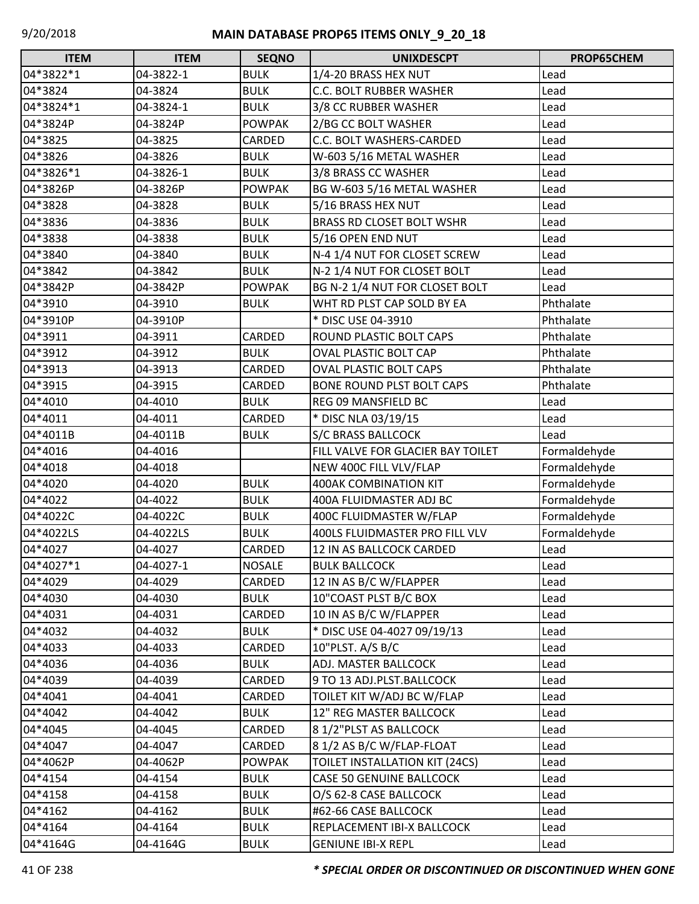## MAIN DATABASE PROP65 ITEMS ONLY_9_20_18

| ITEM | ITEM | SEQNO | UNIXDESCPT | PROP65CHEM |
|---|---|---|---|---|
| 04*3822*1 | 04-3822-1 | BULK | 1/4-20 BRASS HEX NUT | Lead |
| 04*3824 | 04-3824 | BULK | C.C. BOLT RUBBER WASHER | Lead |
| 04*3824*1 | 04-3824-1 | BULK | 3/8 CC RUBBER WASHER | Lead |
| 04*3824P | 04-3824P | POWPAK | 2/BG CC BOLT WASHER | Lead |
| 04*3825 | 04-3825 | CARDED | C.C. BOLT WASHERS-CARDED | Lead |
| 04*3826 | 04-3826 | BULK | W-603 5/16 METAL WASHER | Lead |
| 04*3826*1 | 04-3826-1 | BULK | 3/8 BRASS CC WASHER | Lead |
| 04*3826P | 04-3826P | POWPAK | BG W-603 5/16 METAL WASHER | Lead |
| 04*3828 | 04-3828 | BULK | 5/16 BRASS HEX NUT | Lead |
| 04*3836 | 04-3836 | BULK | BRASS RD CLOSET BOLT WSHR | Lead |
| 04*3838 | 04-3838 | BULK | 5/16 OPEN END NUT | Lead |
| 04*3840 | 04-3840 | BULK | N-4 1/4 NUT FOR CLOSET SCREW | Lead |
| 04*3842 | 04-3842 | BULK | N-2 1/4 NUT FOR CLOSET BOLT | Lead |
| 04*3842P | 04-3842P | POWPAK | BG N-2 1/4 NUT FOR CLOSET BOLT | Lead |
| 04*3910 | 04-3910 | BULK | WHT RD PLST CAP SOLD BY EA | Phthalate |
| 04*3910P | 04-3910P | | * DISC USE 04-3910 | Phthalate |
| 04*3911 | 04-3911 | CARDED | ROUND PLASTIC BOLT CAPS | Phthalate |
| 04*3912 | 04-3912 | BULK | OVAL PLASTIC BOLT CAP | Phthalate |
| 04*3913 | 04-3913 | CARDED | OVAL PLASTIC BOLT CAPS | Phthalate |
| 04*3915 | 04-3915 | CARDED | BONE ROUND PLST BOLT CAPS | Phthalate |
| 04*4010 | 04-4010 | BULK | REG 09 MANSFIELD BC | Lead |
| 04*4011 | 04-4011 | CARDED | * DISC NLA 03/19/15 | Lead |
| 04*4011B | 04-4011B | BULK | S/C BRASS BALLCOCK | Lead |
| 04*4016 | 04-4016 | | FILL VALVE FOR GLACIER BAY TOILET | Formaldehyde |
| 04*4018 | 04-4018 | | NEW 400C FILL VLV/FLAP | Formaldehyde |
| 04*4020 | 04-4020 | BULK | 400AK COMBINATION KIT | Formaldehyde |
| 04*4022 | 04-4022 | BULK | 400A FLUIDMASTER ADJ BC | Formaldehyde |
| 04*4022C | 04-4022C | BULK | 400C FLUIDMASTER W/FLAP | Formaldehyde |
| 04*4022LS | 04-4022LS | BULK | 400LS FLUIDMASTER PRO FILL VLV | Formaldehyde |
| 04*4027 | 04-4027 | CARDED | 12 IN AS BALLCOCK CARDED | Lead |
| 04*4027*1 | 04-4027-1 | NOSALE | BULK BALLCOCK | Lead |
| 04*4029 | 04-4029 | CARDED | 12 IN AS B/C W/FLAPPER | Lead |
| 04*4030 | 04-4030 | BULK | 10"COAST PLST B/C BOX | Lead |
| 04*4031 | 04-4031 | CARDED | 10 IN AS B/C W/FLAPPER | Lead |
| 04*4032 | 04-4032 | BULK | * DISC USE 04-4027 09/19/13 | Lead |
| 04*4033 | 04-4033 | CARDED | 10"PLST. A/S B/C | Lead |
| 04*4036 | 04-4036 | BULK | ADJ. MASTER BALLCOCK | Lead |
| 04*4039 | 04-4039 | CARDED | 9 TO 13 ADJ.PLST.BALLCOCK | Lead |
| 04*4041 | 04-4041 | CARDED | TOILET KIT W/ADJ BC W/FLAP | Lead |
| 04*4042 | 04-4042 | BULK | 12" REG MASTER BALLCOCK | Lead |
| 04*4045 | 04-4045 | CARDED | 8 1/2"PLST AS BALLCOCK | Lead |
| 04*4047 | 04-4047 | CARDED | 8 1/2 AS B/C W/FLAP-FLOAT | Lead |
| 04*4062P | 04-4062P | POWPAK | TOILET INSTALLATION KIT (24CS) | Lead |
| 04*4154 | 04-4154 | BULK | CASE 50 GENUINE BALLCOCK | Lead |
| 04*4158 | 04-4158 | BULK | O/S 62-8 CASE BALLCOCK | Lead |
| 04*4162 | 04-4162 | BULK | #62-66 CASE BALLCOCK | Lead |
| 04*4164 | 04-4164 | BULK | REPLACEMENT IBI-X BALLCOCK | Lead |
| 04*4164G | 04-4164G | BULK | GENIUNE IBI-X REPL | Lead |

***\* SPECIAL ORDER OR DISCONTINUED OR DISCONTINUED WHEN GONE***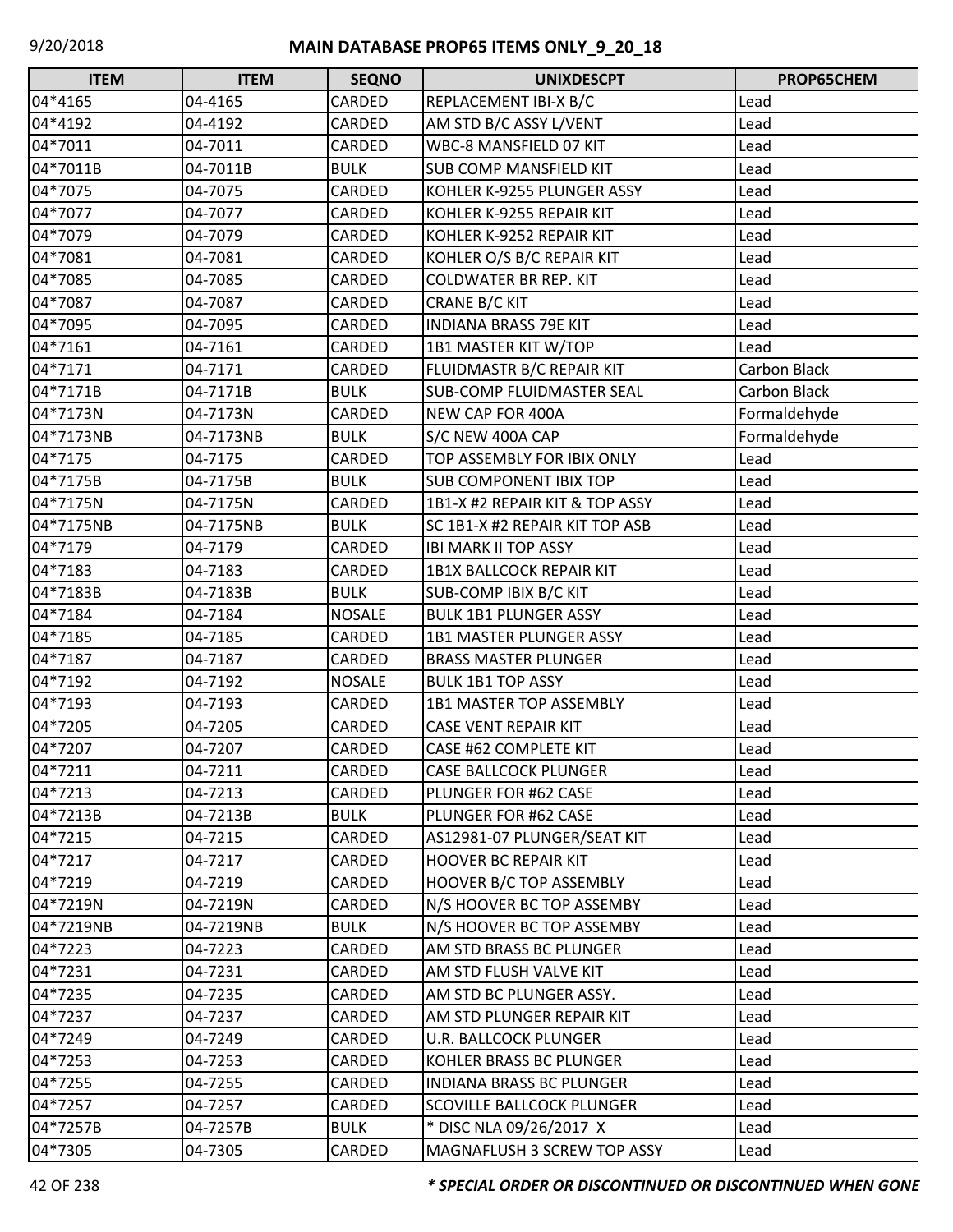| ITEM | ITEM | SEQNO | UNIXDESCPT | PROP65CHEM |
|---|---|---|---|---|
| 04*4165 | 04-4165 | CARDED | REPLACEMENT IBI-X B/C | Lead |
| 04*4192 | 04-4192 | CARDED | AM STD B/C ASSY L/VENT | Lead |
| 04*7011 | 04-7011 | CARDED | WBC-8 MANSFIELD 07 KIT | Lead |
| 04*7011B | 04-7011B | BULK | SUB COMP MANSFIELD KIT | Lead |
| 04*7075 | 04-7075 | CARDED | KOHLER K-9255 PLUNGER ASSY | Lead |
| 04*7077 | 04-7077 | CARDED | KOHLER K-9255 REPAIR KIT | Lead |
| 04*7079 | 04-7079 | CARDED | KOHLER K-9252 REPAIR KIT | Lead |
| 04*7081 | 04-7081 | CARDED | KOHLER O/S B/C REPAIR KIT | Lead |
| 04*7085 | 04-7085 | CARDED | COLDWATER BR REP. KIT | Lead |
| 04*7087 | 04-7087 | CARDED | CRANE B/C KIT | Lead |
| 04*7095 | 04-7095 | CARDED | INDIANA BRASS 79E KIT | Lead |
| 04*7161 | 04-7161 | CARDED | 1B1 MASTER KIT W/TOP | Lead |
| 04*7171 | 04-7171 | CARDED | FLUIDMASTR B/C REPAIR KIT | Carbon Black |
| 04*7171B | 04-7171B | BULK | SUB-COMP FLUIDMASTER SEAL | Carbon Black |
| 04*7173N | 04-7173N | CARDED | NEW CAP FOR 400A | Formaldehyde |
| 04*7173NB | 04-7173NB | BULK | S/C NEW 400A CAP | Formaldehyde |
| 04*7175 | 04-7175 | CARDED | TOP ASSEMBLY FOR IBIX ONLY | Lead |
| 04*7175B | 04-7175B | BULK | SUB COMPONENT IBIX TOP | Lead |
| 04*7175N | 04-7175N | CARDED | 1B1-X #2 REPAIR KIT & TOP ASSY | Lead |
| 04*7175NB | 04-7175NB | BULK | SC 1B1-X #2 REPAIR KIT TOP ASB | Lead |
| 04*7179 | 04-7179 | CARDED | IBI MARK II TOP ASSY | Lead |
| 04*7183 | 04-7183 | CARDED | 1B1X BALLCOCK REPAIR KIT | Lead |
| 04*7183B | 04-7183B | BULK | SUB-COMP IBIX B/C KIT | Lead |
| 04*7184 | 04-7184 | NOSALE | BULK 1B1 PLUNGER ASSY | Lead |
| 04*7185 | 04-7185 | CARDED | 1B1 MASTER PLUNGER ASSY | Lead |
| 04*7187 | 04-7187 | CARDED | BRASS MASTER PLUNGER | Lead |
| 04*7192 | 04-7192 | NOSALE | BULK 1B1 TOP ASSY | Lead |
| 04*7193 | 04-7193 | CARDED | 1B1 MASTER TOP ASSEMBLY | Lead |
| 04*7205 | 04-7205 | CARDED | CASE VENT REPAIR KIT | Lead |
| 04*7207 | 04-7207 | CARDED | CASE #62 COMPLETE KIT | Lead |
| 04*7211 | 04-7211 | CARDED | CASE BALLCOCK PLUNGER | Lead |
| 04*7213 | 04-7213 | CARDED | PLUNGER FOR #62 CASE | Lead |
| 04*7213B | 04-7213B | BULK | PLUNGER FOR #62 CASE | Lead |
| 04*7215 | 04-7215 | CARDED | AS12981-07 PLUNGER/SEAT KIT | Lead |
| 04*7217 | 04-7217 | CARDED | HOOVER BC REPAIR KIT | Lead |
| 04*7219 | 04-7219 | CARDED | HOOVER B/C TOP ASSEMBLY | Lead |
| 04*7219N | 04-7219N | CARDED | N/S HOOVER BC TOP ASSEMBY | Lead |
| 04*7219NB | 04-7219NB | BULK | N/S HOOVER BC TOP ASSEMBY | Lead |
| 04*7223 | 04-7223 | CARDED | AM STD BRASS BC PLUNGER | Lead |
| 04*7231 | 04-7231 | CARDED | AM STD FLUSH VALVE KIT | Lead |
| 04*7235 | 04-7235 | CARDED | AM STD BC PLUNGER ASSY. | Lead |
| 04*7237 | 04-7237 | CARDED | AM STD PLUNGER REPAIR KIT | Lead |
| 04*7249 | 04-7249 | CARDED | U.R. BALLCOCK PLUNGER | Lead |
| 04*7253 | 04-7253 | CARDED | KOHLER BRASS BC PLUNGER | Lead |
| 04*7255 | 04-7255 | CARDED | INDIANA BRASS BC PLUNGER | Lead |
| 04*7257 | 04-7257 | CARDED | SCOVILLE BALLCOCK PLUNGER | Lead |
| 04*7257B | 04-7257B | BULK | * DISC NLA 09/26/2017 X | Lead |
| 04*7305 | 04-7305 | CARDED | MAGNAFLUSH 3 SCREW TOP ASSY | Lead |

***\* SPECIAL ORDER OR DISCONTINUED OR DISCONTINUED WHEN GONE***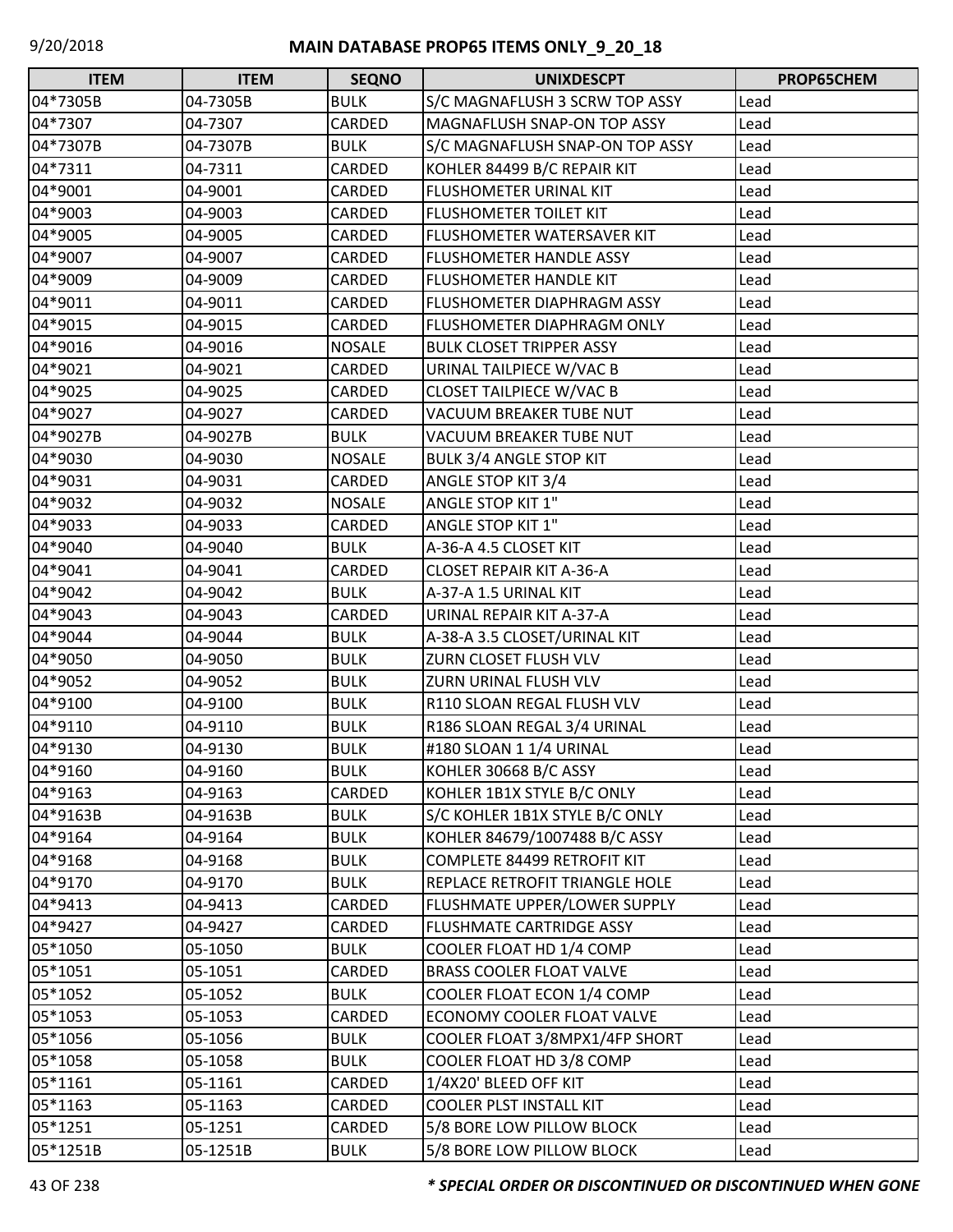| ITEM | ITEM | SEQNO | UNIXDESCPT | PROP65CHEM |
|---|---|---|---|---|
| 04*7305B | 04-7305B | BULK | S/C MAGNAFLUSH 3 SCRW TOP ASSY | Lead |
| 04*7307 | 04-7307 | CARDED | MAGNAFLUSH SNAP-ON TOP ASSY | Lead |
| 04*7307B | 04-7307B | BULK | S/C MAGNAFLUSH SNAP-ON TOP ASSY | Lead |
| 04*7311 | 04-7311 | CARDED | KOHLER 84499 B/C REPAIR KIT | Lead |
| 04*9001 | 04-9001 | CARDED | FLUSHOMETER URINAL KIT | Lead |
| 04*9003 | 04-9003 | CARDED | FLUSHOMETER TOILET KIT | Lead |
| 04*9005 | 04-9005 | CARDED | FLUSHOMETER WATERSAVER KIT | Lead |
| 04*9007 | 04-9007 | CARDED | FLUSHOMETER HANDLE ASSY | Lead |
| 04*9009 | 04-9009 | CARDED | FLUSHOMETER HANDLE KIT | Lead |
| 04*9011 | 04-9011 | CARDED | FLUSHOMETER DIAPHRAGM ASSY | Lead |
| 04*9015 | 04-9015 | CARDED | FLUSHOMETER DIAPHRAGM ONLY | Lead |
| 04*9016 | 04-9016 | NOSALE | BULK CLOSET TRIPPER ASSY | Lead |
| 04*9021 | 04-9021 | CARDED | URINAL TAILPIECE W/VAC B | Lead |
| 04*9025 | 04-9025 | CARDED | CLOSET TAILPIECE W/VAC B | Lead |
| 04*9027 | 04-9027 | CARDED | VACUUM BREAKER TUBE NUT | Lead |
| 04*9027B | 04-9027B | BULK | VACUUM BREAKER TUBE NUT | Lead |
| 04*9030 | 04-9030 | NOSALE | BULK 3/4 ANGLE STOP KIT | Lead |
| 04*9031 | 04-9031 | CARDED | ANGLE STOP KIT 3/4 | Lead |
| 04*9032 | 04-9032 | NOSALE | ANGLE STOP KIT 1" | Lead |
| 04*9033 | 04-9033 | CARDED | ANGLE STOP KIT 1" | Lead |
| 04*9040 | 04-9040 | BULK | A-36-A 4.5 CLOSET KIT | Lead |
| 04*9041 | 04-9041 | CARDED | CLOSET REPAIR KIT A-36-A | Lead |
| 04*9042 | 04-9042 | BULK | A-37-A 1.5 URINAL KIT | Lead |
| 04*9043 | 04-9043 | CARDED | URINAL REPAIR KIT A-37-A | Lead |
| 04*9044 | 04-9044 | BULK | A-38-A 3.5 CLOSET/URINAL KIT | Lead |
| 04*9050 | 04-9050 | BULK | ZURN CLOSET FLUSH VLV | Lead |
| 04*9052 | 04-9052 | BULK | ZURN URINAL FLUSH VLV | Lead |
| 04*9100 | 04-9100 | BULK | R110 SLOAN REGAL FLUSH VLV | Lead |
| 04*9110 | 04-9110 | BULK | R186 SLOAN REGAL 3/4 URINAL | Lead |
| 04*9130 | 04-9130 | BULK | #180 SLOAN 1 1/4 URINAL | Lead |
| 04*9160 | 04-9160 | BULK | KOHLER 30668 B/C ASSY | Lead |
| 04*9163 | 04-9163 | CARDED | KOHLER 1B1X STYLE B/C ONLY | Lead |
| 04*9163B | 04-9163B | BULK | S/C KOHLER 1B1X STYLE B/C ONLY | Lead |
| 04*9164 | 04-9164 | BULK | KOHLER 84679/1007488 B/C ASSY | Lead |
| 04*9168 | 04-9168 | BULK | COMPLETE 84499 RETROFIT KIT | Lead |
| 04*9170 | 04-9170 | BULK | REPLACE RETROFIT TRIANGLE HOLE | Lead |
| 04*9413 | 04-9413 | CARDED | FLUSHMATE UPPER/LOWER SUPPLY | Lead |
| 04*9427 | 04-9427 | CARDED | FLUSHMATE CARTRIDGE ASSY | Lead |
| 05*1050 | 05-1050 | BULK | COOLER FLOAT HD 1/4 COMP | Lead |
| 05*1051 | 05-1051 | CARDED | BRASS COOLER FLOAT VALVE | Lead |
| 05*1052 | 05-1052 | BULK | COOLER FLOAT ECON 1/4 COMP | Lead |
| 05*1053 | 05-1053 | CARDED | ECONOMY COOLER FLOAT VALVE | Lead |
| 05*1056 | 05-1056 | BULK | COOLER FLOAT 3/8MPX1/4FP SHORT | Lead |
| 05*1058 | 05-1058 | BULK | COOLER FLOAT HD 3/8 COMP | Lead |
| 05*1161 | 05-1161 | CARDED | 1/4X20' BLEED OFF KIT | Lead |
| 05*1163 | 05-1163 | CARDED | COOLER PLST INSTALL KIT | Lead |
| 05*1251 | 05-1251 | CARDED | 5/8 BORE LOW PILLOW BLOCK | Lead |
| 05*1251B | 05-1251B | BULK | 5/8 BORE LOW PILLOW BLOCK | Lead |

***\* SPECIAL ORDER OR DISCONTINUED OR DISCONTINUED WHEN GONE***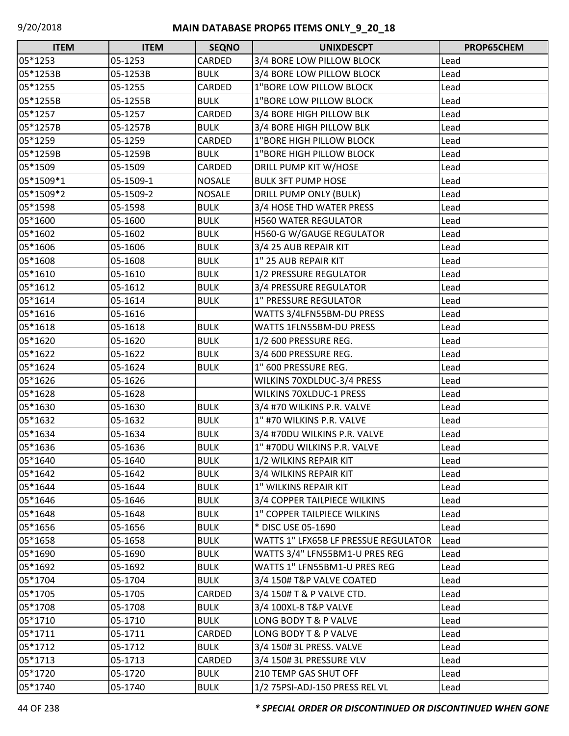## MAIN DATABASE PROP65 ITEMS ONLY_9_20_18

| ITEM | ITEM | SEQNO | UNIXDESCPT | PROP65CHEM |
|---|---|---|---|---|
| 05*1253 | 05-1253 | CARDED | 3/4 BORE LOW PILLOW BLOCK | Lead |
| 05*1253B | 05-1253B | BULK | 3/4 BORE LOW PILLOW BLOCK | Lead |
| 05*1255 | 05-1255 | CARDED | 1"BORE LOW PILLOW BLOCK | Lead |
| 05*1255B | 05-1255B | BULK | 1"BORE LOW PILLOW BLOCK | Lead |
| 05*1257 | 05-1257 | CARDED | 3/4 BORE HIGH PILLOW BLK | Lead |
| 05*1257B | 05-1257B | BULK | 3/4 BORE HIGH PILLOW BLK | Lead |
| 05*1259 | 05-1259 | CARDED | 1"BORE HIGH PILLOW BLOCK | Lead |
| 05*1259B | 05-1259B | BULK | 1"BORE HIGH PILLOW BLOCK | Lead |
| 05*1509 | 05-1509 | CARDED | DRILL PUMP KIT W/HOSE | Lead |
| 05*1509*1 | 05-1509-1 | NOSALE | BULK 3FT PUMP HOSE | Lead |
| 05*1509*2 | 05-1509-2 | NOSALE | DRILL PUMP ONLY (BULK) | Lead |
| 05*1598 | 05-1598 | BULK | 3/4 HOSE THD WATER PRESS | Lead |
| 05*1600 | 05-1600 | BULK | H560 WATER REGULATOR | Lead |
| 05*1602 | 05-1602 | BULK | H560-G W/GAUGE REGULATOR | Lead |
| 05*1606 | 05-1606 | BULK | 3/4 25 AUB REPAIR KIT | Lead |
| 05*1608 | 05-1608 | BULK | 1" 25 AUB REPAIR KIT | Lead |
| 05*1610 | 05-1610 | BULK | 1/2 PRESSURE REGULATOR | Lead |
| 05*1612 | 05-1612 | BULK | 3/4 PRESSURE REGULATOR | Lead |
| 05*1614 | 05-1614 | BULK | 1" PRESSURE REGULATOR | Lead |
| 05*1616 | 05-1616 | | WATTS 3/4LFN55BM-DU PRESS | Lead |
| 05*1618 | 05-1618 | BULK | WATTS 1FLN55BM-DU PRESS | Lead |
| 05*1620 | 05-1620 | BULK | 1/2 600 PRESSURE REG. | Lead |
| 05*1622 | 05-1622 | BULK | 3/4 600 PRESSURE REG. | Lead |
| 05*1624 | 05-1624 | BULK | 1" 600 PRESSURE REG. | Lead |
| 05*1626 | 05-1626 | | WILKINS 70XDLDUC-3/4 PRESS | Lead |
| 05*1628 | 05-1628 | | WILKINS 70XLDUC-1 PRESS | Lead |
| 05*1630 | 05-1630 | BULK | 3/4 #70 WILKINS P.R. VALVE | Lead |
| 05*1632 | 05-1632 | BULK | 1" #70 WILKINS P.R. VALVE | Lead |
| 05*1634 | 05-1634 | BULK | 3/4 #70DU WILKINS P.R. VALVE | Lead |
| 05*1636 | 05-1636 | BULK | 1" #70DU WILKINS P.R. VALVE | Lead |
| 05*1640 | 05-1640 | BULK | 1/2 WILKINS REPAIR KIT | Lead |
| 05*1642 | 05-1642 | BULK | 3/4 WILKINS REPAIR KIT | Lead |
| 05*1644 | 05-1644 | BULK | 1" WILKINS REPAIR KIT | Lead |
| 05*1646 | 05-1646 | BULK | 3/4 COPPER TAILPIECE WILKINS | Lead |
| 05*1648 | 05-1648 | BULK | 1" COPPER TAILPIECE WILKINS | Lead |
| 05*1656 | 05-1656 | BULK | * DISC USE 05-1690 | Lead |
| 05*1658 | 05-1658 | BULK | WATTS 1" LFX65B LF PRESSUE REGULATOR | Lead |
| 05*1690 | 05-1690 | BULK | WATTS 3/4" LFN55BM1-U PRES REG | Lead |
| 05*1692 | 05-1692 | BULK | WATTS 1" LFN55BM1-U PRES REG | Lead |
| 05*1704 | 05-1704 | BULK | 3/4 150# T&P VALVE COATED | Lead |
| 05*1705 | 05-1705 | CARDED | 3/4 150# T & P VALVE CTD. | Lead |
| 05*1708 | 05-1708 | BULK | 3/4 100XL-8 T&P VALVE | Lead |
| 05*1710 | 05-1710 | BULK | LONG BODY T & P VALVE | Lead |
| 05*1711 | 05-1711 | CARDED | LONG BODY T & P VALVE | Lead |
| 05*1712 | 05-1712 | BULK | 3/4 150# 3L PRESS. VALVE | Lead |
| 05*1713 | 05-1713 | CARDED | 3/4 150# 3L PRESSURE VLV | Lead |
| 05*1720 | 05-1720 | BULK | 210 TEMP GAS SHUT OFF | Lead |
| 05*1740 | 05-1740 | BULK | 1/2 75PSI-ADJ-150 PRESS REL VL | Lead |

***\* SPECIAL ORDER OR DISCONTINUED OR DISCONTINUED WHEN GONE***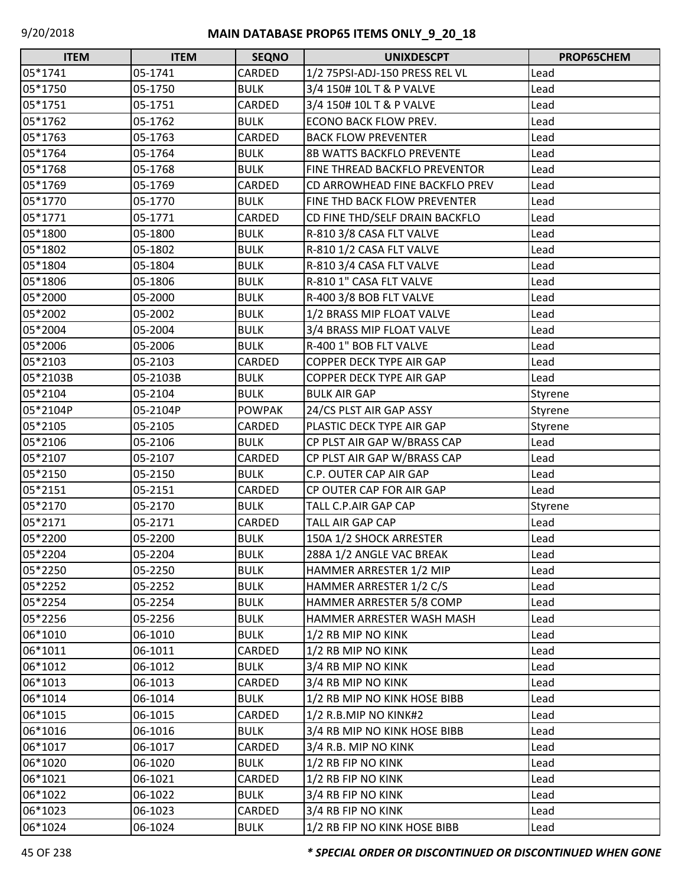## MAIN DATABASE PROP65 ITEMS ONLY_9_20_18

| ITEM | ITEM | SEQNO | UNIXDESCPT | PROP65CHEM |
|---|---|---|---|---|
| 05*1741 | 05-1741 | CARDED | 1/2 75PSI-ADJ-150 PRESS REL VL | Lead |
| 05*1750 | 05-1750 | BULK | 3/4 150# 10L T & P VALVE | Lead |
| 05*1751 | 05-1751 | CARDED | 3/4 150# 10L T & P VALVE | Lead |
| 05*1762 | 05-1762 | BULK | ECONO BACK FLOW PREV. | Lead |
| 05*1763 | 05-1763 | CARDED | BACK FLOW PREVENTER | Lead |
| 05*1764 | 05-1764 | BULK | 8B WATTS BACKFLO PREVENTE | Lead |
| 05*1768 | 05-1768 | BULK | FINE THREAD BACKFLO PREVENTOR | Lead |
| 05*1769 | 05-1769 | CARDED | CD ARROWHEAD FINE BACKFLO PREV | Lead |
| 05*1770 | 05-1770 | BULK | FINE THD BACK FLOW PREVENTER | Lead |
| 05*1771 | 05-1771 | CARDED | CD FINE THD/SELF DRAIN BACKFLO | Lead |
| 05*1800 | 05-1800 | BULK | R-810 3/8 CASA FLT VALVE | Lead |
| 05*1802 | 05-1802 | BULK | R-810 1/2 CASA FLT VALVE | Lead |
| 05*1804 | 05-1804 | BULK | R-810 3/4 CASA FLT VALVE | Lead |
| 05*1806 | 05-1806 | BULK | R-810 1" CASA FLT VALVE | Lead |
| 05*2000 | 05-2000 | BULK | R-400 3/8 BOB FLT VALVE | Lead |
| 05*2002 | 05-2002 | BULK | 1/2 BRASS MIP FLOAT VALVE | Lead |
| 05*2004 | 05-2004 | BULK | 3/4 BRASS MIP FLOAT VALVE | Lead |
| 05*2006 | 05-2006 | BULK | R-400 1" BOB FLT VALVE | Lead |
| 05*2103 | 05-2103 | CARDED | COPPER DECK TYPE AIR GAP | Lead |
| 05*2103B | 05-2103B | BULK | COPPER DECK TYPE AIR GAP | Lead |
| 05*2104 | 05-2104 | BULK | BULK AIR GAP | Styrene |
| 05*2104P | 05-2104P | POWPAK | 24/CS PLST AIR GAP ASSY | Styrene |
| 05*2105 | 05-2105 | CARDED | PLASTIC DECK TYPE AIR GAP | Styrene |
| 05*2106 | 05-2106 | BULK | CP PLST AIR GAP W/BRASS CAP | Lead |
| 05*2107 | 05-2107 | CARDED | CP PLST AIR GAP W/BRASS CAP | Lead |
| 05*2150 | 05-2150 | BULK | C.P. OUTER CAP AIR GAP | Lead |
| 05*2151 | 05-2151 | CARDED | CP OUTER CAP FOR AIR GAP | Lead |
| 05*2170 | 05-2170 | BULK | TALL C.P.AIR GAP CAP | Styrene |
| 05*2171 | 05-2171 | CARDED | TALL AIR GAP CAP | Lead |
| 05*2200 | 05-2200 | BULK | 150A 1/2 SHOCK ARRESTER | Lead |
| 05*2204 | 05-2204 | BULK | 288A 1/2 ANGLE VAC BREAK | Lead |
| 05*2250 | 05-2250 | BULK | HAMMER ARRESTER 1/2 MIP | Lead |
| 05*2252 | 05-2252 | BULK | HAMMER ARRESTER 1/2 C/S | Lead |
| 05*2254 | 05-2254 | BULK | HAMMER ARRESTER 5/8 COMP | Lead |
| 05*2256 | 05-2256 | BULK | HAMMER ARRESTER WASH MASH | Lead |
| 06*1010 | 06-1010 | BULK | 1/2 RB MIP NO KINK | Lead |
| 06*1011 | 06-1011 | CARDED | 1/2 RB MIP NO KINK | Lead |
| 06*1012 | 06-1012 | BULK | 3/4 RB MIP NO KINK | Lead |
| 06*1013 | 06-1013 | CARDED | 3/4 RB MIP NO KINK | Lead |
| 06*1014 | 06-1014 | BULK | 1/2 RB MIP NO KINK HOSE BIBB | Lead |
| 06*1015 | 06-1015 | CARDED | 1/2 R.B.MIP NO KINK#2 | Lead |
| 06*1016 | 06-1016 | BULK | 3/4 RB MIP NO KINK HOSE BIBB | Lead |
| 06*1017 | 06-1017 | CARDED | 3/4 R.B. MIP NO KINK | Lead |
| 06*1020 | 06-1020 | BULK | 1/2 RB FIP NO KINK | Lead |
| 06*1021 | 06-1021 | CARDED | 1/2 RB FIP NO KINK | Lead |
| 06*1022 | 06-1022 | BULK | 3/4 RB FIP NO KINK | Lead |
| 06*1023 | 06-1023 | CARDED | 3/4 RB FIP NO KINK | Lead |
| 06*1024 | 06-1024 | BULK | 1/2 RB FIP NO KINK HOSE BIBB | Lead |

***** *SPECIAL ORDER OR DISCONTINUED OR DISCONTINUED WHEN GONE*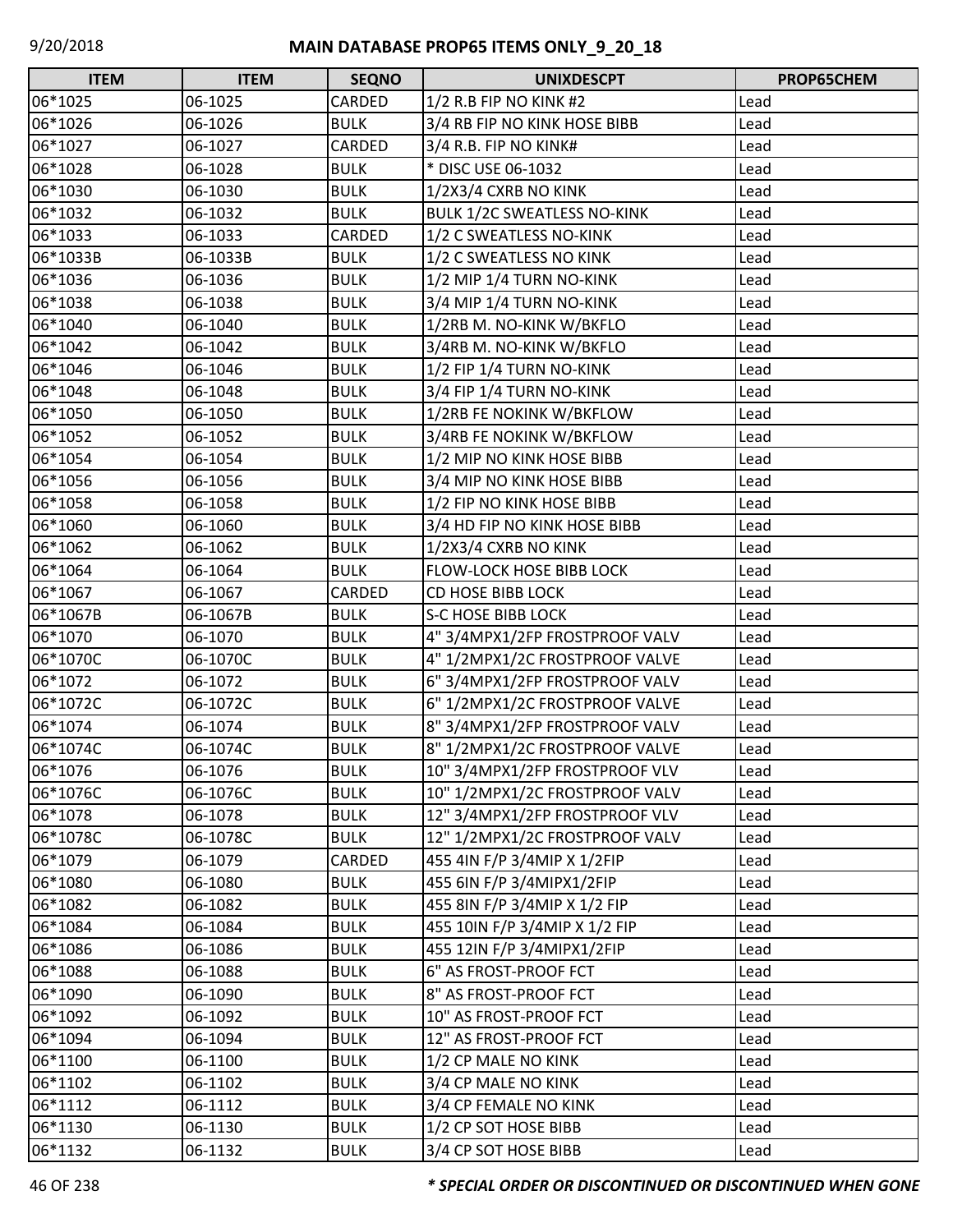| ITEM | ITEM | SEQNO | UNIXDESCPT | PROP65CHEM |
|---|---|---|---|---|
| 06*1025 | 06-1025 | CARDED | 1/2 R.B FIP NO KINK #2 | Lead |
| 06*1026 | 06-1026 | BULK | 3/4 RB FIP NO KINK HOSE BIBB | Lead |
| 06*1027 | 06-1027 | CARDED | 3/4 R.B. FIP NO KINK# | Lead |
| 06*1028 | 06-1028 | BULK | * DISC USE 06-1032 | Lead |
| 06*1030 | 06-1030 | BULK | 1/2X3/4 CXRB NO KINK | Lead |
| 06*1032 | 06-1032 | BULK | BULK 1/2C SWEATLESS NO-KINK | Lead |
| 06*1033 | 06-1033 | CARDED | 1/2 C SWEATLESS NO-KINK | Lead |
| 06*1033B | 06-1033B | BULK | 1/2 C SWEATLESS NO KINK | Lead |
| 06*1036 | 06-1036 | BULK | 1/2 MIP 1/4 TURN NO-KINK | Lead |
| 06*1038 | 06-1038 | BULK | 3/4 MIP 1/4 TURN NO-KINK | Lead |
| 06*1040 | 06-1040 | BULK | 1/2RB M. NO-KINK W/BKFLO | Lead |
| 06*1042 | 06-1042 | BULK | 3/4RB M. NO-KINK W/BKFLO | Lead |
| 06*1046 | 06-1046 | BULK | 1/2 FIP 1/4 TURN NO-KINK | Lead |
| 06*1048 | 06-1048 | BULK | 3/4 FIP 1/4 TURN NO-KINK | Lead |
| 06*1050 | 06-1050 | BULK | 1/2RB FE NOKINK W/BKFLOW | Lead |
| 06*1052 | 06-1052 | BULK | 3/4RB FE NOKINK W/BKFLOW | Lead |
| 06*1054 | 06-1054 | BULK | 1/2 MIP NO KINK HOSE BIBB | Lead |
| 06*1056 | 06-1056 | BULK | 3/4 MIP NO KINK HOSE BIBB | Lead |
| 06*1058 | 06-1058 | BULK | 1/2 FIP NO KINK HOSE BIBB | Lead |
| 06*1060 | 06-1060 | BULK | 3/4 HD FIP NO KINK HOSE BIBB | Lead |
| 06*1062 | 06-1062 | BULK | 1/2X3/4 CXRB NO KINK | Lead |
| 06*1064 | 06-1064 | BULK | FLOW-LOCK HOSE BIBB LOCK | Lead |
| 06*1067 | 06-1067 | CARDED | CD HOSE BIBB LOCK | Lead |
| 06*1067B | 06-1067B | BULK | S-C HOSE BIBB LOCK | Lead |
| 06*1070 | 06-1070 | BULK | 4" 3/4MPX1/2FP FROSTPROOF VALV | Lead |
| 06*1070C | 06-1070C | BULK | 4" 1/2MPX1/2C FROSTPROOF VALVE | Lead |
| 06*1072 | 06-1072 | BULK | 6" 3/4MPX1/2FP FROSTPROOF VALV | Lead |
| 06*1072C | 06-1072C | BULK | 6" 1/2MPX1/2C FROSTPROOF VALVE | Lead |
| 06*1074 | 06-1074 | BULK | 8" 3/4MPX1/2FP FROSTPROOF VALV | Lead |
| 06*1074C | 06-1074C | BULK | 8" 1/2MPX1/2C FROSTPROOF VALVE | Lead |
| 06*1076 | 06-1076 | BULK | 10" 3/4MPX1/2FP FROSTPROOF VLV | Lead |
| 06*1076C | 06-1076C | BULK | 10" 1/2MPX1/2C FROSTPROOF VALV | Lead |
| 06*1078 | 06-1078 | BULK | 12" 3/4MPX1/2FP FROSTPROOF VLV | Lead |
| 06*1078C | 06-1078C | BULK | 12" 1/2MPX1/2C FROSTPROOF VALV | Lead |
| 06*1079 | 06-1079 | CARDED | 455 4IN F/P 3/4MIP X 1/2FIP | Lead |
| 06*1080 | 06-1080 | BULK | 455 6IN F/P 3/4MIPX1/2FIP | Lead |
| 06*1082 | 06-1082 | BULK | 455 8IN F/P 3/4MIP X 1/2 FIP | Lead |
| 06*1084 | 06-1084 | BULK | 455 10IN F/P 3/4MIP X 1/2 FIP | Lead |
| 06*1086 | 06-1086 | BULK | 455 12IN F/P 3/4MIPX1/2FIP | Lead |
| 06*1088 | 06-1088 | BULK | 6" AS FROST-PROOF FCT | Lead |
| 06*1090 | 06-1090 | BULK | 8" AS FROST-PROOF FCT | Lead |
| 06*1092 | 06-1092 | BULK | 10" AS FROST-PROOF FCT | Lead |
| 06*1094 | 06-1094 | BULK | 12" AS FROST-PROOF FCT | Lead |
| 06*1100 | 06-1100 | BULK | 1/2 CP MALE NO KINK | Lead |
| 06*1102 | 06-1102 | BULK | 3/4 CP MALE NO KINK | Lead |
| 06*1112 | 06-1112 | BULK | 3/4 CP FEMALE NO KINK | Lead |
| 06*1130 | 06-1130 | BULK | 1/2 CP SOT HOSE BIBB | Lead |
| 06*1132 | 06-1132 | BULK | 3/4 CP SOT HOSE BIBB | Lead |

***\* SPECIAL ORDER OR DISCONTINUED OR DISCONTINUED WHEN GONE***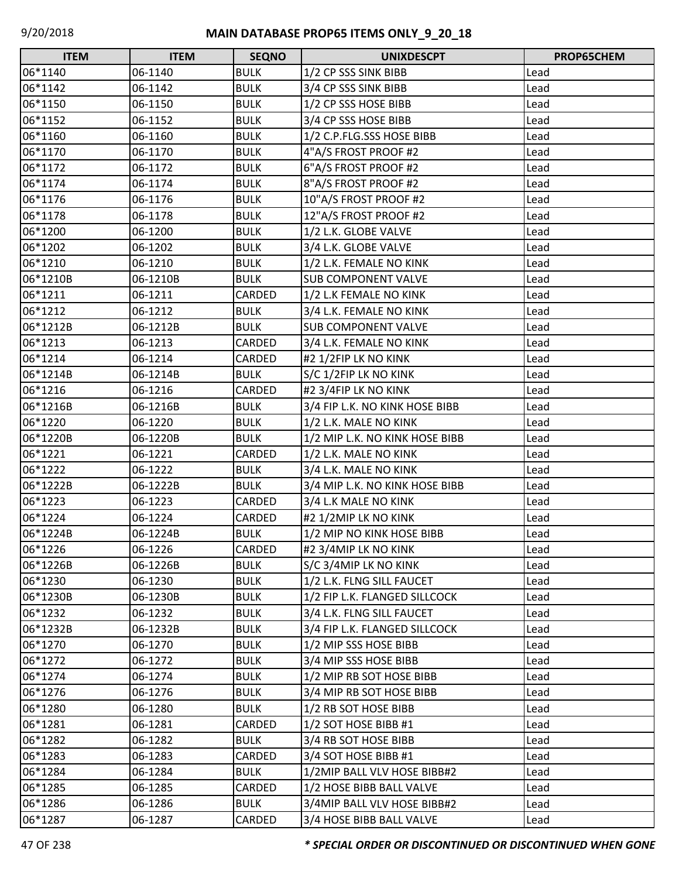| ITEM | ITEM | SEQNO | UNIXDESCPT | PROP65CHEM |
|---|---|---|---|---|
| 06*1140 | 06-1140 | BULK | 1/2 CP SSS SINK BIBB | Lead |
| 06*1142 | 06-1142 | BULK | 3/4 CP SSS SINK BIBB | Lead |
| 06*1150 | 06-1150 | BULK | 1/2 CP SSS HOSE BIBB | Lead |
| 06*1152 | 06-1152 | BULK | 3/4 CP SSS HOSE BIBB | Lead |
| 06*1160 | 06-1160 | BULK | 1/2 C.P.FLG.SSS HOSE BIBB | Lead |
| 06*1170 | 06-1170 | BULK | 4"A/S FROST PROOF #2 | Lead |
| 06*1172 | 06-1172 | BULK | 6"A/S FROST PROOF #2 | Lead |
| 06*1174 | 06-1174 | BULK | 8"A/S FROST PROOF #2 | Lead |
| 06*1176 | 06-1176 | BULK | 10"A/S FROST PROOF #2 | Lead |
| 06*1178 | 06-1178 | BULK | 12"A/S FROST PROOF #2 | Lead |
| 06*1200 | 06-1200 | BULK | 1/2 L.K. GLOBE VALVE | Lead |
| 06*1202 | 06-1202 | BULK | 3/4 L.K. GLOBE VALVE | Lead |
| 06*1210 | 06-1210 | BULK | 1/2 L.K. FEMALE NO KINK | Lead |
| 06*1210B | 06-1210B | BULK | SUB COMPONENT VALVE | Lead |
| 06*1211 | 06-1211 | CARDED | 1/2 L.K FEMALE NO KINK | Lead |
| 06*1212 | 06-1212 | BULK | 3/4 L.K. FEMALE NO KINK | Lead |
| 06*1212B | 06-1212B | BULK | SUB COMPONENT VALVE | Lead |
| 06*1213 | 06-1213 | CARDED | 3/4 L.K. FEMALE NO KINK | Lead |
| 06*1214 | 06-1214 | CARDED | #2 1/2FIP LK NO KINK | Lead |
| 06*1214B | 06-1214B | BULK | S/C 1/2FIP LK NO KINK | Lead |
| 06*1216 | 06-1216 | CARDED | #2 3/4FIP LK NO KINK | Lead |
| 06*1216B | 06-1216B | BULK | 3/4 FIP L.K. NO KINK HOSE BIBB | Lead |
| 06*1220 | 06-1220 | BULK | 1/2 L.K. MALE NO KINK | Lead |
| 06*1220B | 06-1220B | BULK | 1/2 MIP L.K. NO KINK HOSE BIBB | Lead |
| 06*1221 | 06-1221 | CARDED | 1/2 L.K. MALE NO KINK | Lead |
| 06*1222 | 06-1222 | BULK | 3/4 L.K. MALE NO KINK | Lead |
| 06*1222B | 06-1222B | BULK | 3/4 MIP L.K. NO KINK HOSE BIBB | Lead |
| 06*1223 | 06-1223 | CARDED | 3/4 L.K MALE NO KINK | Lead |
| 06*1224 | 06-1224 | CARDED | #2 1/2MIP LK NO KINK | Lead |
| 06*1224B | 06-1224B | BULK | 1/2 MIP NO KINK HOSE BIBB | Lead |
| 06*1226 | 06-1226 | CARDED | #2 3/4MIP LK NO KINK | Lead |
| 06*1226B | 06-1226B | BULK | S/C 3/4MIP LK NO KINK | Lead |
| 06*1230 | 06-1230 | BULK | 1/2 L.K. FLNG SILL FAUCET | Lead |
| 06*1230B | 06-1230B | BULK | 1/2 FIP L.K. FLANGED SILLCOCK | Lead |
| 06*1232 | 06-1232 | BULK | 3/4 L.K. FLNG SILL FAUCET | Lead |
| 06*1232B | 06-1232B | BULK | 3/4 FIP L.K. FLANGED SILLCOCK | Lead |
| 06*1270 | 06-1270 | BULK | 1/2 MIP SSS HOSE BIBB | Lead |
| 06*1272 | 06-1272 | BULK | 3/4 MIP SSS HOSE BIBB | Lead |
| 06*1274 | 06-1274 | BULK | 1/2 MIP RB SOT HOSE BIBB | Lead |
| 06*1276 | 06-1276 | BULK | 3/4 MIP RB SOT HOSE BIBB | Lead |
| 06*1280 | 06-1280 | BULK | 1/2 RB SOT HOSE BIBB | Lead |
| 06*1281 | 06-1281 | CARDED | 1/2 SOT HOSE BIBB #1 | Lead |
| 06*1282 | 06-1282 | BULK | 3/4 RB SOT HOSE BIBB | Lead |
| 06*1283 | 06-1283 | CARDED | 3/4 SOT HOSE BIBB #1 | Lead |
| 06*1284 | 06-1284 | BULK | 1/2MIP BALL VLV HOSE BIBB#2 | Lead |
| 06*1285 | 06-1285 | CARDED | 1/2 HOSE BIBB BALL VALVE | Lead |
| 06*1286 | 06-1286 | BULK | 3/4MIP BALL VLV HOSE BIBB#2 | Lead |
| 06*1287 | 06-1287 | CARDED | 3/4 HOSE BIBB BALL VALVE | Lead |

***\* SPECIAL ORDER OR DISCONTINUED OR DISCONTINUED WHEN GONE***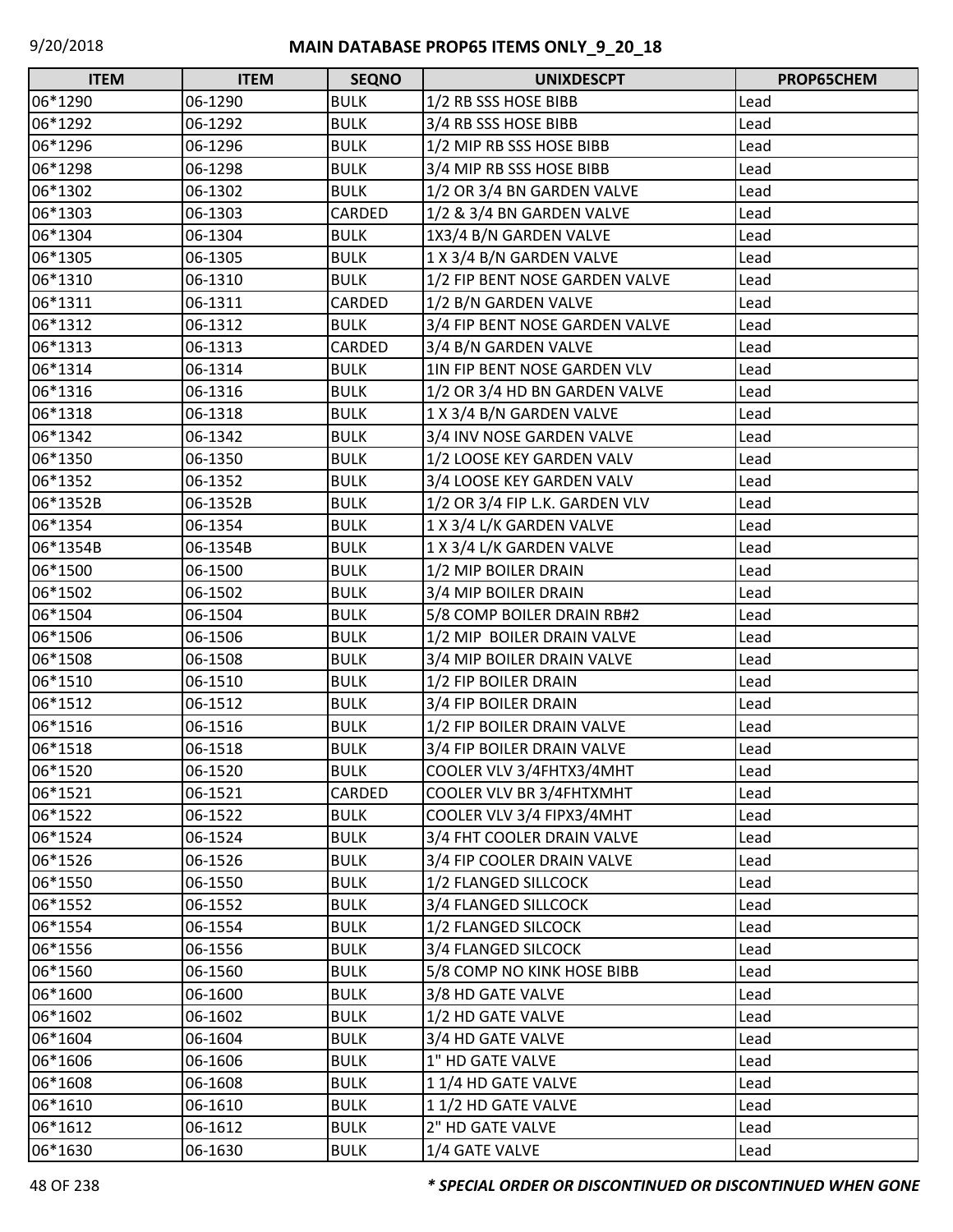| ITEM | ITEM | SEQNO | UNIXDESCPT | PROP65CHEM |
|---|---|---|---|---|
| 06*1290 | 06-1290 | BULK | 1/2 RB SSS HOSE BIBB | Lead |
| 06*1292 | 06-1292 | BULK | 3/4 RB SSS HOSE BIBB | Lead |
| 06*1296 | 06-1296 | BULK | 1/2 MIP RB SSS HOSE BIBB | Lead |
| 06*1298 | 06-1298 | BULK | 3/4 MIP RB SSS HOSE BIBB | Lead |
| 06*1302 | 06-1302 | BULK | 1/2 OR 3/4 BN GARDEN VALVE | Lead |
| 06*1303 | 06-1303 | CARDED | 1/2 & 3/4 BN GARDEN VALVE | Lead |
| 06*1304 | 06-1304 | BULK | 1X3/4 B/N GARDEN VALVE | Lead |
| 06*1305 | 06-1305 | BULK | 1 X 3/4 B/N GARDEN VALVE | Lead |
| 06*1310 | 06-1310 | BULK | 1/2 FIP BENT NOSE GARDEN VALVE | Lead |
| 06*1311 | 06-1311 | CARDED | 1/2 B/N GARDEN VALVE | Lead |
| 06*1312 | 06-1312 | BULK | 3/4 FIP BENT NOSE GARDEN VALVE | Lead |
| 06*1313 | 06-1313 | CARDED | 3/4 B/N GARDEN VALVE | Lead |
| 06*1314 | 06-1314 | BULK | 1IN FIP BENT NOSE GARDEN VLV | Lead |
| 06*1316 | 06-1316 | BULK | 1/2 OR 3/4 HD BN GARDEN VALVE | Lead |
| 06*1318 | 06-1318 | BULK | 1 X 3/4 B/N GARDEN VALVE | Lead |
| 06*1342 | 06-1342 | BULK | 3/4 INV NOSE GARDEN VALVE | Lead |
| 06*1350 | 06-1350 | BULK | 1/2 LOOSE KEY GARDEN VALV | Lead |
| 06*1352 | 06-1352 | BULK | 3/4 LOOSE KEY GARDEN VALV | Lead |
| 06*1352B | 06-1352B | BULK | 1/2 OR 3/4 FIP L.K. GARDEN VLV | Lead |
| 06*1354 | 06-1354 | BULK | 1 X 3/4 L/K GARDEN VALVE | Lead |
| 06*1354B | 06-1354B | BULK | 1 X 3/4 L/K GARDEN VALVE | Lead |
| 06*1500 | 06-1500 | BULK | 1/2 MIP BOILER DRAIN | Lead |
| 06*1502 | 06-1502 | BULK | 3/4 MIP BOILER DRAIN | Lead |
| 06*1504 | 06-1504 | BULK | 5/8 COMP BOILER DRAIN RB#2 | Lead |
| 06*1506 | 06-1506 | BULK | 1/2 MIP  BOILER DRAIN VALVE | Lead |
| 06*1508 | 06-1508 | BULK | 3/4 MIP BOILER DRAIN VALVE | Lead |
| 06*1510 | 06-1510 | BULK | 1/2 FIP BOILER DRAIN | Lead |
| 06*1512 | 06-1512 | BULK | 3/4 FIP BOILER DRAIN | Lead |
| 06*1516 | 06-1516 | BULK | 1/2 FIP BOILER DRAIN VALVE | Lead |
| 06*1518 | 06-1518 | BULK | 3/4 FIP BOILER DRAIN VALVE | Lead |
| 06*1520 | 06-1520 | BULK | COOLER VLV 3/4FHTX3/4MHT | Lead |
| 06*1521 | 06-1521 | CARDED | COOLER VLV BR 3/4FHTXMHT | Lead |
| 06*1522 | 06-1522 | BULK | COOLER VLV 3/4 FIPX3/4MHT | Lead |
| 06*1524 | 06-1524 | BULK | 3/4 FHT COOLER DRAIN VALVE | Lead |
| 06*1526 | 06-1526 | BULK | 3/4 FIP COOLER DRAIN VALVE | Lead |
| 06*1550 | 06-1550 | BULK | 1/2 FLANGED SILLCOCK | Lead |
| 06*1552 | 06-1552 | BULK | 3/4 FLANGED SILLCOCK | Lead |
| 06*1554 | 06-1554 | BULK | 1/2 FLANGED SILCOCK | Lead |
| 06*1556 | 06-1556 | BULK | 3/4 FLANGED SILCOCK | Lead |
| 06*1560 | 06-1560 | BULK | 5/8 COMP NO KINK HOSE BIBB | Lead |
| 06*1600 | 06-1600 | BULK | 3/8 HD GATE VALVE | Lead |
| 06*1602 | 06-1602 | BULK | 1/2 HD GATE VALVE | Lead |
| 06*1604 | 06-1604 | BULK | 3/4 HD GATE VALVE | Lead |
| 06*1606 | 06-1606 | BULK | 1" HD GATE VALVE | Lead |
| 06*1608 | 06-1608 | BULK | 1 1/4 HD GATE VALVE | Lead |
| 06*1610 | 06-1610 | BULK | 1 1/2 HD GATE VALVE | Lead |
| 06*1612 | 06-1612 | BULK | 2" HD GATE VALVE | Lead |
| 06*1630 | 06-1630 | BULK | 1/4 GATE VALVE | Lead |

***\* SPECIAL ORDER OR DISCONTINUED OR DISCONTINUED WHEN GONE***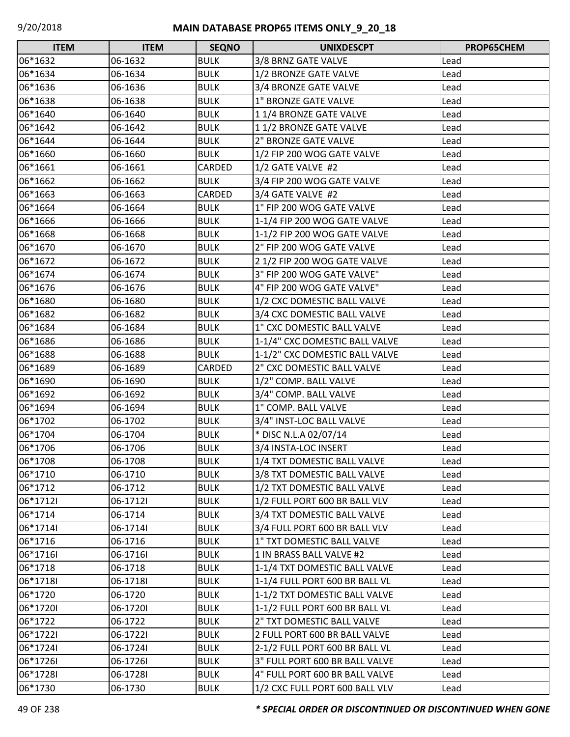| ITEM | ITEM | SEQNO | UNIXDESCPT | PROP65CHEM |
|---|---|---|---|---|
| 06*1632 | 06-1632 | BULK | 3/8 BRNZ GATE VALVE | Lead |
| 06*1634 | 06-1634 | BULK | 1/2 BRONZE GATE VALVE | Lead |
| 06*1636 | 06-1636 | BULK | 3/4 BRONZE GATE VALVE | Lead |
| 06*1638 | 06-1638 | BULK | 1" BRONZE GATE VALVE | Lead |
| 06*1640 | 06-1640 | BULK | 1 1/4 BRONZE GATE VALVE | Lead |
| 06*1642 | 06-1642 | BULK | 1 1/2 BRONZE GATE VALVE | Lead |
| 06*1644 | 06-1644 | BULK | 2" BRONZE GATE VALVE | Lead |
| 06*1660 | 06-1660 | BULK | 1/2 FIP 200 WOG GATE VALVE | Lead |
| 06*1661 | 06-1661 | CARDED | 1/2 GATE VALVE #2 | Lead |
| 06*1662 | 06-1662 | BULK | 3/4 FIP 200 WOG GATE VALVE | Lead |
| 06*1663 | 06-1663 | CARDED | 3/4 GATE VALVE #2 | Lead |
| 06*1664 | 06-1664 | BULK | 1" FIP 200 WOG GATE VALVE | Lead |
| 06*1666 | 06-1666 | BULK | 1-1/4 FIP 200 WOG GATE VALVE | Lead |
| 06*1668 | 06-1668 | BULK | 1-1/2 FIP 200 WOG GATE VALVE | Lead |
| 06*1670 | 06-1670 | BULK | 2" FIP 200 WOG GATE VALVE | Lead |
| 06*1672 | 06-1672 | BULK | 2 1/2 FIP 200 WOG GATE VALVE | Lead |
| 06*1674 | 06-1674 | BULK | 3" FIP 200 WOG GATE VALVE" | Lead |
| 06*1676 | 06-1676 | BULK | 4" FIP 200 WOG GATE VALVE" | Lead |
| 06*1680 | 06-1680 | BULK | 1/2 CXC DOMESTIC BALL VALVE | Lead |
| 06*1682 | 06-1682 | BULK | 3/4 CXC DOMESTIC BALL VALVE | Lead |
| 06*1684 | 06-1684 | BULK | 1" CXC DOMESTIC BALL VALVE | Lead |
| 06*1686 | 06-1686 | BULK | 1-1/4" CXC DOMESTIC BALL VALVE | Lead |
| 06*1688 | 06-1688 | BULK | 1-1/2" CXC DOMESTIC BALL VALVE | Lead |
| 06*1689 | 06-1689 | CARDED | 2" CXC DOMESTIC BALL VALVE | Lead |
| 06*1690 | 06-1690 | BULK | 1/2" COMP. BALL VALVE | Lead |
| 06*1692 | 06-1692 | BULK | 3/4" COMP. BALL VALVE | Lead |
| 06*1694 | 06-1694 | BULK | 1" COMP. BALL VALVE | Lead |
| 06*1702 | 06-1702 | BULK | 3/4" INST-LOC BALL VALVE | Lead |
| 06*1704 | 06-1704 | BULK | * DISC N.L.A 02/07/14 | Lead |
| 06*1706 | 06-1706 | BULK | 3/4 INSTA-LOC INSERT | Lead |
| 06*1708 | 06-1708 | BULK | 1/4 TXT DOMESTIC BALL VALVE | Lead |
| 06*1710 | 06-1710 | BULK | 3/8 TXT DOMESTIC BALL VALVE | Lead |
| 06*1712 | 06-1712 | BULK | 1/2 TXT DOMESTIC BALL VALVE | Lead |
| 06*1712I | 06-1712I | BULK | 1/2 FULL PORT 600 BR BALL VLV | Lead |
| 06*1714 | 06-1714 | BULK | 3/4 TXT DOMESTIC BALL VALVE | Lead |
| 06*1714I | 06-1714I | BULK | 3/4 FULL PORT 600 BR BALL VLV | Lead |
| 06*1716 | 06-1716 | BULK | 1" TXT DOMESTIC BALL VALVE | Lead |
| 06*1716I | 06-1716I | BULK | 1 IN BRASS BALL VALVE #2 | Lead |
| 06*1718 | 06-1718 | BULK | 1-1/4 TXT DOMESTIC BALL VALVE | Lead |
| 06*1718I | 06-1718I | BULK | 1-1/4 FULL PORT 600 BR BALL VL | Lead |
| 06*1720 | 06-1720 | BULK | 1-1/2 TXT DOMESTIC BALL VALVE | Lead |
| 06*1720I | 06-1720I | BULK | 1-1/2 FULL PORT 600 BR BALL VL | Lead |
| 06*1722 | 06-1722 | BULK | 2" TXT DOMESTIC BALL VALVE | Lead |
| 06*1722I | 06-1722I | BULK | 2 FULL PORT 600 BR BALL VALVE | Lead |
| 06*1724I | 06-1724I | BULK | 2-1/2 FULL PORT 600 BR BALL VL | Lead |
| 06*1726I | 06-1726I | BULK | 3" FULL PORT 600 BR BALL VALVE | Lead |
| 06*1728I | 06-1728I | BULK | 4" FULL PORT 600 BR BALL VALVE | Lead |
| 06*1730 | 06-1730 | BULK | 1/2 CXC FULL PORT 600 BALL VLV | Lead |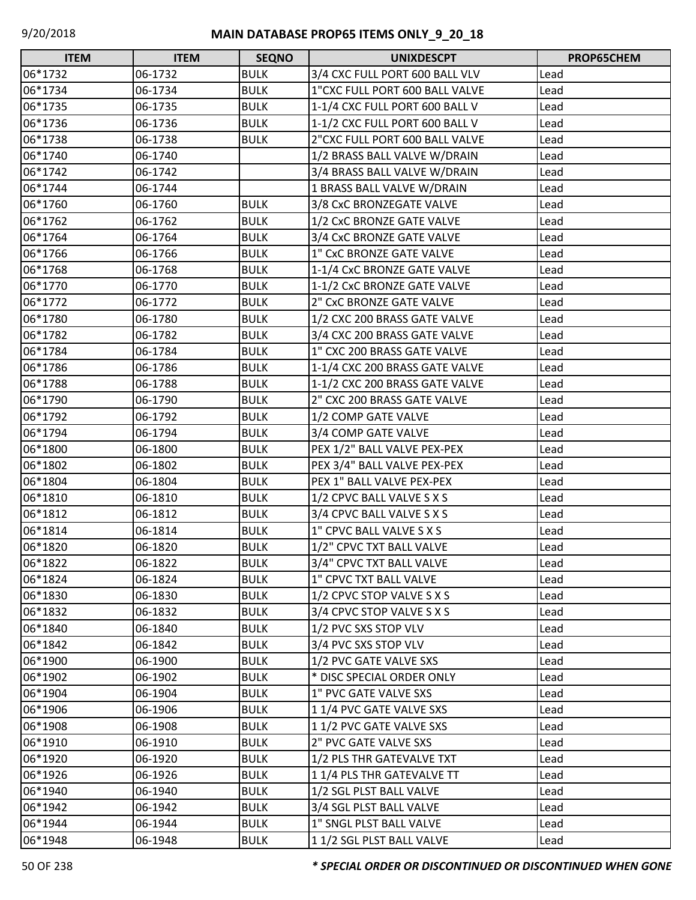# MAIN DATABASE PROP65 ITEMS ONLY_9_20_18

| ITEM | ITEM | SEQNO | UNIXDESCPT | PROP65CHEM |
|---|---|---|---|---|
| 06*1732 | 06-1732 | BULK | 3/4 CXC FULL PORT 600 BALL VLV | Lead |
| 06*1734 | 06-1734 | BULK | 1"CXC FULL PORT 600 BALL VALVE | Lead |
| 06*1735 | 06-1735 | BULK | 1-1/4 CXC FULL PORT 600 BALL V | Lead |
| 06*1736 | 06-1736 | BULK | 1-1/2 CXC FULL PORT 600 BALL V | Lead |
| 06*1738 | 06-1738 | BULK | 2"CXC FULL PORT 600 BALL VALVE | Lead |
| 06*1740 | 06-1740 | | 1/2 BRASS BALL VALVE W/DRAIN | Lead |
| 06*1742 | 06-1742 | | 3/4 BRASS BALL VALVE W/DRAIN | Lead |
| 06*1744 | 06-1744 | | 1 BRASS BALL VALVE W/DRAIN | Lead |
| 06*1760 | 06-1760 | BULK | 3/8 CxC BRONZEGATE VALVE | Lead |
| 06*1762 | 06-1762 | BULK | 1/2 CxC BRONZE GATE VALVE | Lead |
| 06*1764 | 06-1764 | BULK | 3/4 CxC BRONZE GATE VALVE | Lead |
| 06*1766 | 06-1766 | BULK | 1" CxC BRONZE GATE VALVE | Lead |
| 06*1768 | 06-1768 | BULK | 1-1/4 CxC BRONZE GATE VALVE | Lead |
| 06*1770 | 06-1770 | BULK | 1-1/2 CxC BRONZE GATE VALVE | Lead |
| 06*1772 | 06-1772 | BULK | 2" CxC BRONZE GATE VALVE | Lead |
| 06*1780 | 06-1780 | BULK | 1/2 CXC 200 BRASS GATE VALVE | Lead |
| 06*1782 | 06-1782 | BULK | 3/4 CXC 200 BRASS GATE VALVE | Lead |
| 06*1784 | 06-1784 | BULK | 1" CXC 200 BRASS GATE VALVE | Lead |
| 06*1786 | 06-1786 | BULK | 1-1/4 CXC 200 BRASS GATE VALVE | Lead |
| 06*1788 | 06-1788 | BULK | 1-1/2 CXC 200 BRASS GATE VALVE | Lead |
| 06*1790 | 06-1790 | BULK | 2" CXC 200 BRASS GATE VALVE | Lead |
| 06*1792 | 06-1792 | BULK | 1/2 COMP GATE VALVE | Lead |
| 06*1794 | 06-1794 | BULK | 3/4 COMP GATE VALVE | Lead |
| 06*1800 | 06-1800 | BULK | PEX 1/2" BALL VALVE PEX-PEX | Lead |
| 06*1802 | 06-1802 | BULK | PEX 3/4" BALL VALVE PEX-PEX | Lead |
| 06*1804 | 06-1804 | BULK | PEX 1" BALL VALVE PEX-PEX | Lead |
| 06*1810 | 06-1810 | BULK | 1/2 CPVC BALL VALVE S X S | Lead |
| 06*1812 | 06-1812 | BULK | 3/4 CPVC BALL VALVE S X S | Lead |
| 06*1814 | 06-1814 | BULK | 1" CPVC BALL VALVE S X S | Lead |
| 06*1820 | 06-1820 | BULK | 1/2" CPVC TXT BALL VALVE | Lead |
| 06*1822 | 06-1822 | BULK | 3/4" CPVC TXT BALL VALVE | Lead |
| 06*1824 | 06-1824 | BULK | 1" CPVC TXT BALL VALVE | Lead |
| 06*1830 | 06-1830 | BULK | 1/2 CPVC STOP VALVE S X S | Lead |
| 06*1832 | 06-1832 | BULK | 3/4 CPVC STOP VALVE S X S | Lead |
| 06*1840 | 06-1840 | BULK | 1/2 PVC SXS STOP VLV | Lead |
| 06*1842 | 06-1842 | BULK | 3/4 PVC SXS STOP VLV | Lead |
| 06*1900 | 06-1900 | BULK | 1/2 PVC GATE VALVE SXS | Lead |
| 06*1902 | 06-1902 | BULK | * DISC SPECIAL ORDER ONLY | Lead |
| 06*1904 | 06-1904 | BULK | 1" PVC GATE VALVE SXS | Lead |
| 06*1906 | 06-1906 | BULK | 1 1/4 PVC GATE VALVE SXS | Lead |
| 06*1908 | 06-1908 | BULK | 1 1/2 PVC GATE VALVE SXS | Lead |
| 06*1910 | 06-1910 | BULK | 2" PVC GATE VALVE SXS | Lead |
| 06*1920 | 06-1920 | BULK | 1/2 PLS THR GATEVALVE TXT | Lead |
| 06*1926 | 06-1926 | BULK | 1 1/4 PLS THR GATEVALVE TT | Lead |
| 06*1940 | 06-1940 | BULK | 1/2 SGL PLST BALL VALVE | Lead |
| 06*1942 | 06-1942 | BULK | 3/4 SGL PLST BALL VALVE | Lead |
| 06*1944 | 06-1944 | BULK | 1" SNGL PLST BALL VALVE | Lead |
| 06*1948 | 06-1948 | BULK | 1 1/2 SGL PLST BALL VALVE | Lead |

***\* SPECIAL ORDER OR DISCONTINUED OR DISCONTINUED WHEN GONE***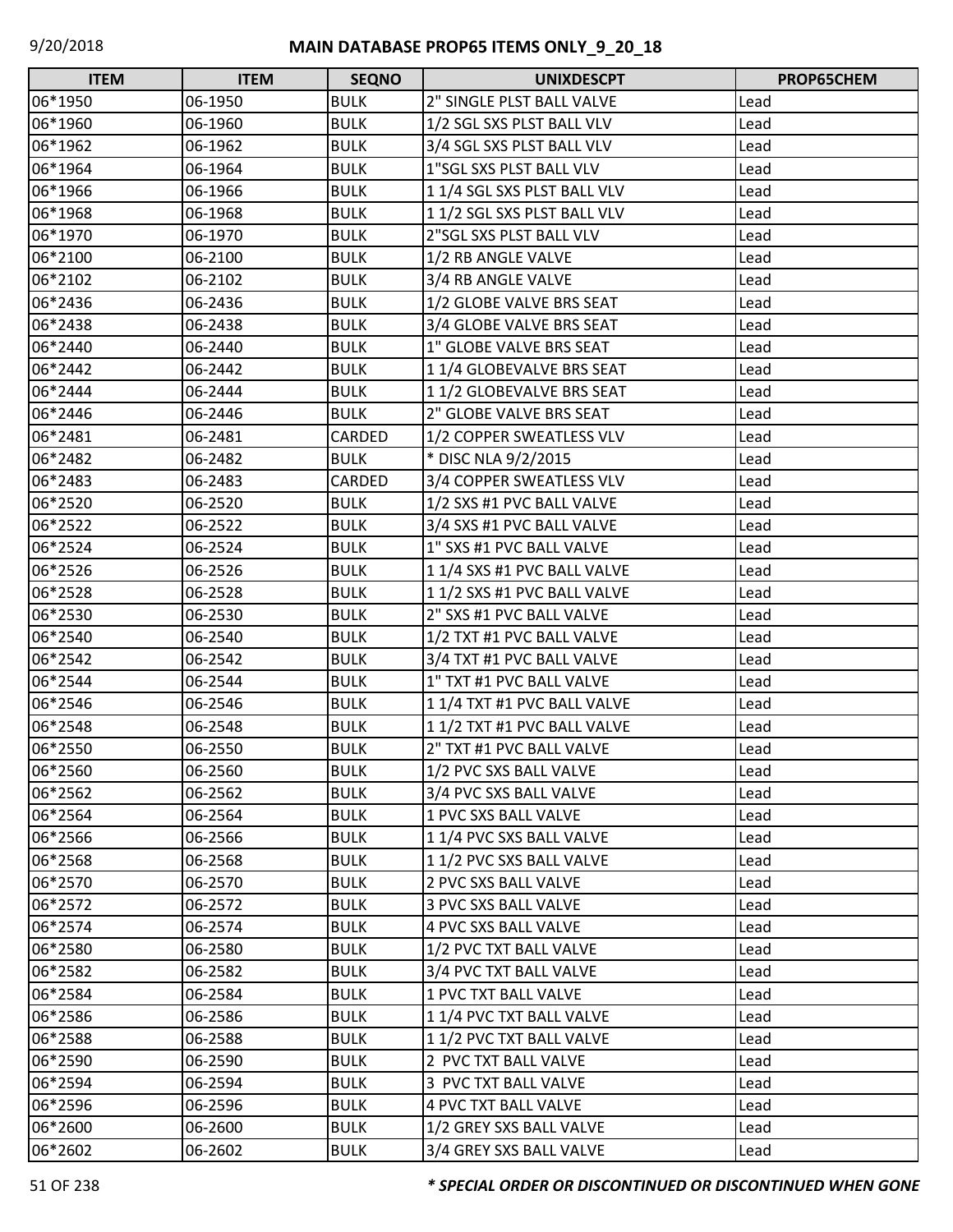## MAIN DATABASE PROP65 ITEMS ONLY_9_20_18

| ITEM | ITEM | SEQNO | UNIXDESCPT | PROP65CHEM |
|---|---|---|---|---|
| 06*1950 | 06-1950 | BULK | 2" SINGLE PLST BALL VALVE | Lead |
| 06*1960 | 06-1960 | BULK | 1/2 SGL SXS PLST BALL VLV | Lead |
| 06*1962 | 06-1962 | BULK | 3/4 SGL SXS PLST BALL VLV | Lead |
| 06*1964 | 06-1964 | BULK | 1"SGL SXS PLST BALL VLV | Lead |
| 06*1966 | 06-1966 | BULK | 1 1/4 SGL SXS PLST BALL VLV | Lead |
| 06*1968 | 06-1968 | BULK | 1 1/2 SGL SXS PLST BALL VLV | Lead |
| 06*1970 | 06-1970 | BULK | 2"SGL SXS PLST BALL VLV | Lead |
| 06*2100 | 06-2100 | BULK | 1/2 RB ANGLE VALVE | Lead |
| 06*2102 | 06-2102 | BULK | 3/4 RB ANGLE VALVE | Lead |
| 06*2436 | 06-2436 | BULK | 1/2 GLOBE VALVE BRS SEAT | Lead |
| 06*2438 | 06-2438 | BULK | 3/4 GLOBE VALVE BRS SEAT | Lead |
| 06*2440 | 06-2440 | BULK | 1" GLOBE VALVE BRS SEAT | Lead |
| 06*2442 | 06-2442 | BULK | 1 1/4 GLOBEVALVE BRS SEAT | Lead |
| 06*2444 | 06-2444 | BULK | 1 1/2 GLOBEVALVE BRS SEAT | Lead |
| 06*2446 | 06-2446 | BULK | 2" GLOBE VALVE BRS SEAT | Lead |
| 06*2481 | 06-2481 | CARDED | 1/2 COPPER SWEATLESS VLV | Lead |
| 06*2482 | 06-2482 | BULK | * DISC NLA 9/2/2015 | Lead |
| 06*2483 | 06-2483 | CARDED | 3/4 COPPER SWEATLESS VLV | Lead |
| 06*2520 | 06-2520 | BULK | 1/2 SXS #1 PVC BALL VALVE | Lead |
| 06*2522 | 06-2522 | BULK | 3/4 SXS #1 PVC BALL VALVE | Lead |
| 06*2524 | 06-2524 | BULK | 1" SXS #1 PVC BALL VALVE | Lead |
| 06*2526 | 06-2526 | BULK | 1 1/4 SXS #1 PVC BALL VALVE | Lead |
| 06*2528 | 06-2528 | BULK | 1 1/2 SXS #1 PVC BALL VALVE | Lead |
| 06*2530 | 06-2530 | BULK | 2" SXS #1 PVC BALL VALVE | Lead |
| 06*2540 | 06-2540 | BULK | 1/2 TXT #1 PVC BALL VALVE | Lead |
| 06*2542 | 06-2542 | BULK | 3/4 TXT #1 PVC BALL VALVE | Lead |
| 06*2544 | 06-2544 | BULK | 1" TXT #1 PVC BALL VALVE | Lead |
| 06*2546 | 06-2546 | BULK | 1 1/4 TXT #1 PVC BALL VALVE | Lead |
| 06*2548 | 06-2548 | BULK | 1 1/2 TXT #1 PVC BALL VALVE | Lead |
| 06*2550 | 06-2550 | BULK | 2" TXT #1 PVC BALL VALVE | Lead |
| 06*2560 | 06-2560 | BULK | 1/2 PVC SXS BALL VALVE | Lead |
| 06*2562 | 06-2562 | BULK | 3/4 PVC SXS BALL VALVE | Lead |
| 06*2564 | 06-2564 | BULK | 1 PVC SXS BALL VALVE | Lead |
| 06*2566 | 06-2566 | BULK | 1 1/4 PVC SXS BALL VALVE | Lead |
| 06*2568 | 06-2568 | BULK | 1 1/2 PVC SXS BALL VALVE | Lead |
| 06*2570 | 06-2570 | BULK | 2 PVC SXS BALL VALVE | Lead |
| 06*2572 | 06-2572 | BULK | 3 PVC SXS BALL VALVE | Lead |
| 06*2574 | 06-2574 | BULK | 4 PVC SXS BALL VALVE | Lead |
| 06*2580 | 06-2580 | BULK | 1/2 PVC TXT BALL VALVE | Lead |
| 06*2582 | 06-2582 | BULK | 3/4 PVC TXT BALL VALVE | Lead |
| 06*2584 | 06-2584 | BULK | 1 PVC TXT BALL VALVE | Lead |
| 06*2586 | 06-2586 | BULK | 1 1/4 PVC TXT BALL VALVE | Lead |
| 06*2588 | 06-2588 | BULK | 1 1/2 PVC TXT BALL VALVE | Lead |
| 06*2590 | 06-2590 | BULK | 2 PVC TXT BALL VALVE | Lead |
| 06*2594 | 06-2594 | BULK | 3 PVC TXT BALL VALVE | Lead |
| 06*2596 | 06-2596 | BULK | 4 PVC TXT BALL VALVE | Lead |
| 06*2600 | 06-2600 | BULK | 1/2 GREY SXS BALL VALVE | Lead |
| 06*2602 | 06-2602 | BULK | 3/4 GREY SXS BALL VALVE | Lead |

***\* SPECIAL ORDER OR DISCONTINUED OR DISCONTINUED WHEN GONE***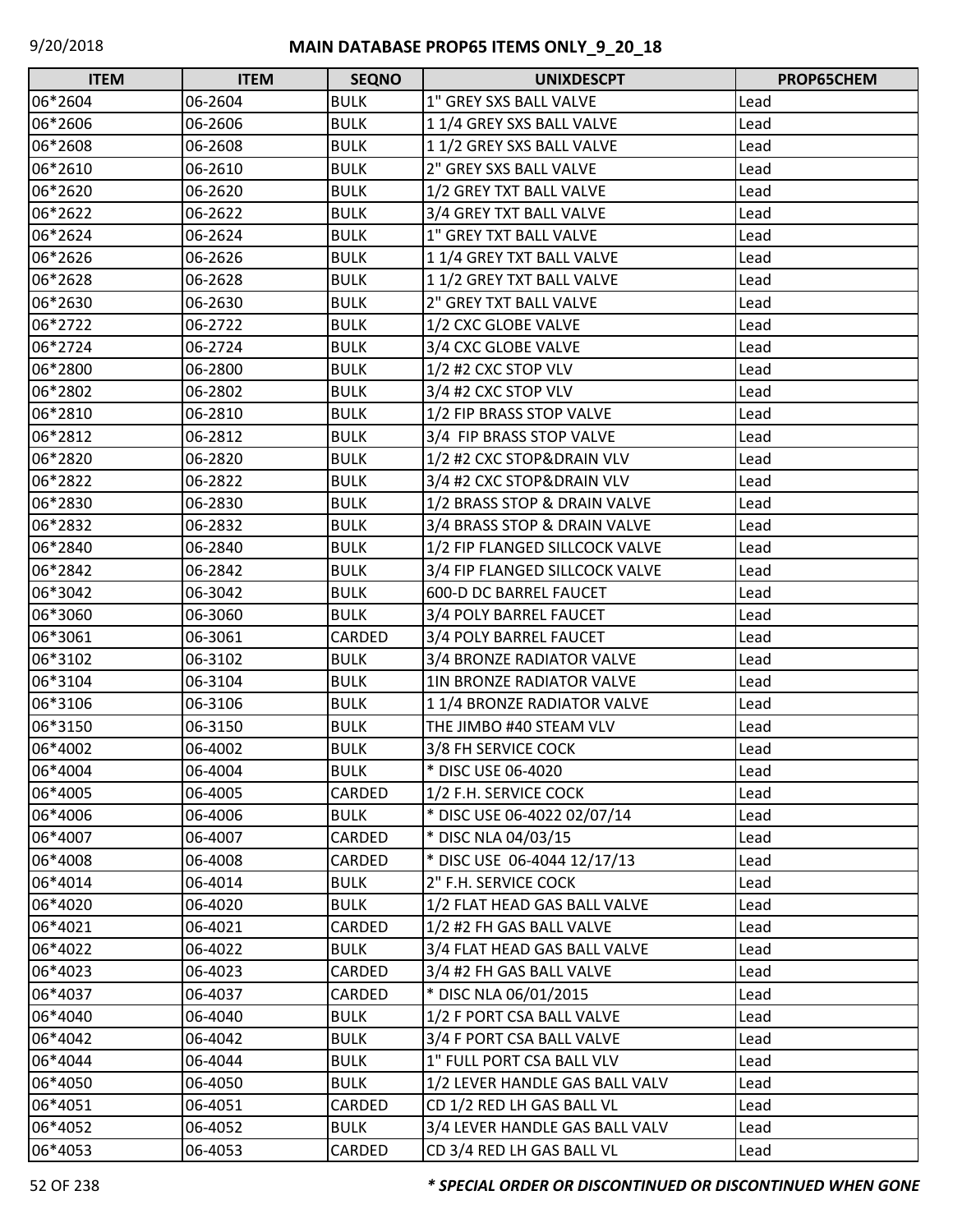| ITEM | ITEM | SEQNO | UNIXDESCPT | PROP65CHEM |
|---|---|---|---|---|
| 06*2604 | 06-2604 | BULK | 1" GREY SXS BALL VALVE | Lead |
| 06*2606 | 06-2606 | BULK | 1 1/4 GREY SXS BALL VALVE | Lead |
| 06*2608 | 06-2608 | BULK | 1 1/2 GREY SXS BALL VALVE | Lead |
| 06*2610 | 06-2610 | BULK | 2" GREY SXS BALL VALVE | Lead |
| 06*2620 | 06-2620 | BULK | 1/2 GREY TXT BALL VALVE | Lead |
| 06*2622 | 06-2622 | BULK | 3/4 GREY TXT BALL VALVE | Lead |
| 06*2624 | 06-2624 | BULK | 1" GREY TXT BALL VALVE | Lead |
| 06*2626 | 06-2626 | BULK | 1 1/4 GREY TXT BALL VALVE | Lead |
| 06*2628 | 06-2628 | BULK | 1 1/2 GREY TXT BALL VALVE | Lead |
| 06*2630 | 06-2630 | BULK | 2" GREY TXT BALL VALVE | Lead |
| 06*2722 | 06-2722 | BULK | 1/2 CXC GLOBE VALVE | Lead |
| 06*2724 | 06-2724 | BULK | 3/4 CXC GLOBE VALVE | Lead |
| 06*2800 | 06-2800 | BULK | 1/2 #2 CXC STOP VLV | Lead |
| 06*2802 | 06-2802 | BULK | 3/4 #2 CXC STOP VLV | Lead |
| 06*2810 | 06-2810 | BULK | 1/2 FIP BRASS STOP VALVE | Lead |
| 06*2812 | 06-2812 | BULK | 3/4  FIP BRASS STOP VALVE | Lead |
| 06*2820 | 06-2820 | BULK | 1/2 #2 CXC STOP&DRAIN VLV | Lead |
| 06*2822 | 06-2822 | BULK | 3/4 #2 CXC STOP&DRAIN VLV | Lead |
| 06*2830 | 06-2830 | BULK | 1/2 BRASS STOP & DRAIN VALVE | Lead |
| 06*2832 | 06-2832 | BULK | 3/4 BRASS STOP & DRAIN VALVE | Lead |
| 06*2840 | 06-2840 | BULK | 1/2 FIP FLANGED SILLCOCK VALVE | Lead |
| 06*2842 | 06-2842 | BULK | 3/4 FIP FLANGED SILLCOCK VALVE | Lead |
| 06*3042 | 06-3042 | BULK | 600-D DC BARREL FAUCET | Lead |
| 06*3060 | 06-3060 | BULK | 3/4 POLY BARREL FAUCET | Lead |
| 06*3061 | 06-3061 | CARDED | 3/4 POLY BARREL FAUCET | Lead |
| 06*3102 | 06-3102 | BULK | 3/4 BRONZE RADIATOR VALVE | Lead |
| 06*3104 | 06-3104 | BULK | 1IN BRONZE RADIATOR VALVE | Lead |
| 06*3106 | 06-3106 | BULK | 1 1/4 BRONZE RADIATOR VALVE | Lead |
| 06*3150 | 06-3150 | BULK | THE JIMBO #40 STEAM VLV | Lead |
| 06*4002 | 06-4002 | BULK | 3/8 FH SERVICE COCK | Lead |
| 06*4004 | 06-4004 | BULK | * DISC USE 06-4020 | Lead |
| 06*4005 | 06-4005 | CARDED | 1/2 F.H. SERVICE COCK | Lead |
| 06*4006 | 06-4006 | BULK | * DISC USE 06-4022 02/07/14 | Lead |
| 06*4007 | 06-4007 | CARDED | * DISC NLA 04/03/15 | Lead |
| 06*4008 | 06-4008 | CARDED | * DISC USE  06-4044 12/17/13 | Lead |
| 06*4014 | 06-4014 | BULK | 2" F.H. SERVICE COCK | Lead |
| 06*4020 | 06-4020 | BULK | 1/2 FLAT HEAD GAS BALL VALVE | Lead |
| 06*4021 | 06-4021 | CARDED | 1/2 #2 FH GAS BALL VALVE | Lead |
| 06*4022 | 06-4022 | BULK | 3/4 FLAT HEAD GAS BALL VALVE | Lead |
| 06*4023 | 06-4023 | CARDED | 3/4 #2 FH GAS BALL VALVE | Lead |
| 06*4037 | 06-4037 | CARDED | * DISC NLA 06/01/2015 | Lead |
| 06*4040 | 06-4040 | BULK | 1/2 F PORT CSA BALL VALVE | Lead |
| 06*4042 | 06-4042 | BULK | 3/4 F PORT CSA BALL VALVE | Lead |
| 06*4044 | 06-4044 | BULK | 1" FULL PORT CSA BALL VLV | Lead |
| 06*4050 | 06-4050 | BULK | 1/2 LEVER HANDLE GAS BALL VALV | Lead |
| 06*4051 | 06-4051 | CARDED | CD 1/2 RED LH GAS BALL VL | Lead |
| 06*4052 | 06-4052 | BULK | 3/4 LEVER HANDLE GAS BALL VALV | Lead |
| 06*4053 | 06-4053 | CARDED | CD 3/4 RED LH GAS BALL VL | Lead |

***\* SPECIAL ORDER OR DISCONTINUED OR DISCONTINUED WHEN GONE***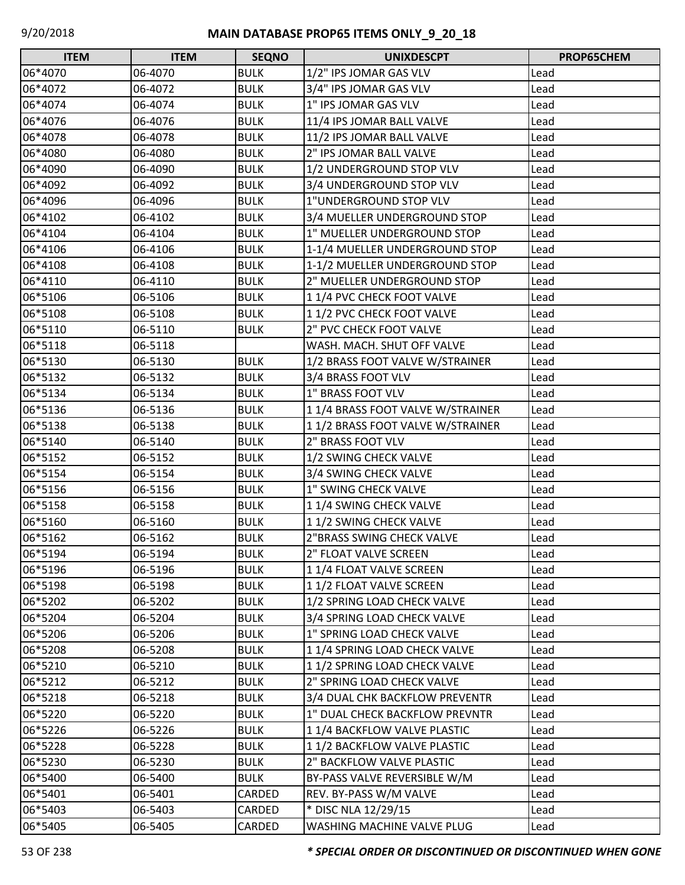| ITEM | ITEM | SEQNO | UNIXDESCPT | PROP65CHEM |
|---|---|---|---|---|
| 06*4070 | 06-4070 | BULK | 1/2" IPS JOMAR GAS VLV | Lead |
| 06*4072 | 06-4072 | BULK | 3/4" IPS JOMAR GAS VLV | Lead |
| 06*4074 | 06-4074 | BULK | 1" IPS JOMAR GAS VLV | Lead |
| 06*4076 | 06-4076 | BULK | 11/4 IPS JOMAR BALL VALVE | Lead |
| 06*4078 | 06-4078 | BULK | 11/2 IPS JOMAR BALL VALVE | Lead |
| 06*4080 | 06-4080 | BULK | 2" IPS JOMAR BALL VALVE | Lead |
| 06*4090 | 06-4090 | BULK | 1/2 UNDERGROUND STOP VLV | Lead |
| 06*4092 | 06-4092 | BULK | 3/4 UNDERGROUND STOP VLV | Lead |
| 06*4096 | 06-4096 | BULK | 1"UNDERGROUND STOP VLV | Lead |
| 06*4102 | 06-4102 | BULK | 3/4 MUELLER UNDERGROUND STOP | Lead |
| 06*4104 | 06-4104 | BULK | 1" MUELLER UNDERGROUND STOP | Lead |
| 06*4106 | 06-4106 | BULK | 1-1/4 MUELLER UNDERGROUND STOP | Lead |
| 06*4108 | 06-4108 | BULK | 1-1/2 MUELLER UNDERGROUND STOP | Lead |
| 06*4110 | 06-4110 | BULK | 2" MUELLER UNDERGROUND STOP | Lead |
| 06*5106 | 06-5106 | BULK | 1 1/4 PVC CHECK FOOT VALVE | Lead |
| 06*5108 | 06-5108 | BULK | 1 1/2 PVC CHECK FOOT VALVE | Lead |
| 06*5110 | 06-5110 | BULK | 2" PVC CHECK FOOT VALVE | Lead |
| 06*5118 | 06-5118 | | WASH. MACH. SHUT OFF VALVE | Lead |
| 06*5130 | 06-5130 | BULK | 1/2 BRASS FOOT VALVE W/STRAINER | Lead |
| 06*5132 | 06-5132 | BULK | 3/4 BRASS FOOT VLV | Lead |
| 06*5134 | 06-5134 | BULK | 1" BRASS FOOT VLV | Lead |
| 06*5136 | 06-5136 | BULK | 1 1/4 BRASS FOOT VALVE W/STRAINER | Lead |
| 06*5138 | 06-5138 | BULK | 1 1/2 BRASS FOOT VALVE W/STRAINER | Lead |
| 06*5140 | 06-5140 | BULK | 2" BRASS FOOT VLV | Lead |
| 06*5152 | 06-5152 | BULK | 1/2 SWING CHECK VALVE | Lead |
| 06*5154 | 06-5154 | BULK | 3/4 SWING CHECK VALVE | Lead |
| 06*5156 | 06-5156 | BULK | 1" SWING CHECK VALVE | Lead |
| 06*5158 | 06-5158 | BULK | 1 1/4 SWING CHECK VALVE | Lead |
| 06*5160 | 06-5160 | BULK | 1 1/2 SWING CHECK VALVE | Lead |
| 06*5162 | 06-5162 | BULK | 2"BRASS SWING CHECK VALVE | Lead |
| 06*5194 | 06-5194 | BULK | 2" FLOAT VALVE SCREEN | Lead |
| 06*5196 | 06-5196 | BULK | 1 1/4 FLOAT VALVE SCREEN | Lead |
| 06*5198 | 06-5198 | BULK | 1 1/2 FLOAT VALVE SCREEN | Lead |
| 06*5202 | 06-5202 | BULK | 1/2 SPRING LOAD CHECK VALVE | Lead |
| 06*5204 | 06-5204 | BULK | 3/4 SPRING LOAD CHECK VALVE | Lead |
| 06*5206 | 06-5206 | BULK | 1" SPRING LOAD CHECK VALVE | Lead |
| 06*5208 | 06-5208 | BULK | 1 1/4 SPRING LOAD CHECK VALVE | Lead |
| 06*5210 | 06-5210 | BULK | 1 1/2 SPRING LOAD CHECK VALVE | Lead |
| 06*5212 | 06-5212 | BULK | 2" SPRING LOAD CHECK VALVE | Lead |
| 06*5218 | 06-5218 | BULK | 3/4 DUAL CHK BACKFLOW PREVENTR | Lead |
| 06*5220 | 06-5220 | BULK | 1" DUAL CHECK BACKFLOW PREVNTR | Lead |
| 06*5226 | 06-5226 | BULK | 1 1/4 BACKFLOW VALVE PLASTIC | Lead |
| 06*5228 | 06-5228 | BULK | 1 1/2 BACKFLOW VALVE PLASTIC | Lead |
| 06*5230 | 06-5230 | BULK | 2" BACKFLOW VALVE PLASTIC | Lead |
| 06*5400 | 06-5400 | BULK | BY-PASS VALVE REVERSIBLE W/M | Lead |
| 06*5401 | 06-5401 | CARDED | REV. BY-PASS W/M VALVE | Lead |
| 06*5403 | 06-5403 | CARDED | * DISC NLA 12/29/15 | Lead |
| 06*5405 | 06-5405 | CARDED | WASHING MACHINE VALVE PLUG | Lead |

***\* SPECIAL ORDER OR DISCONTINUED OR DISCONTINUED WHEN GONE***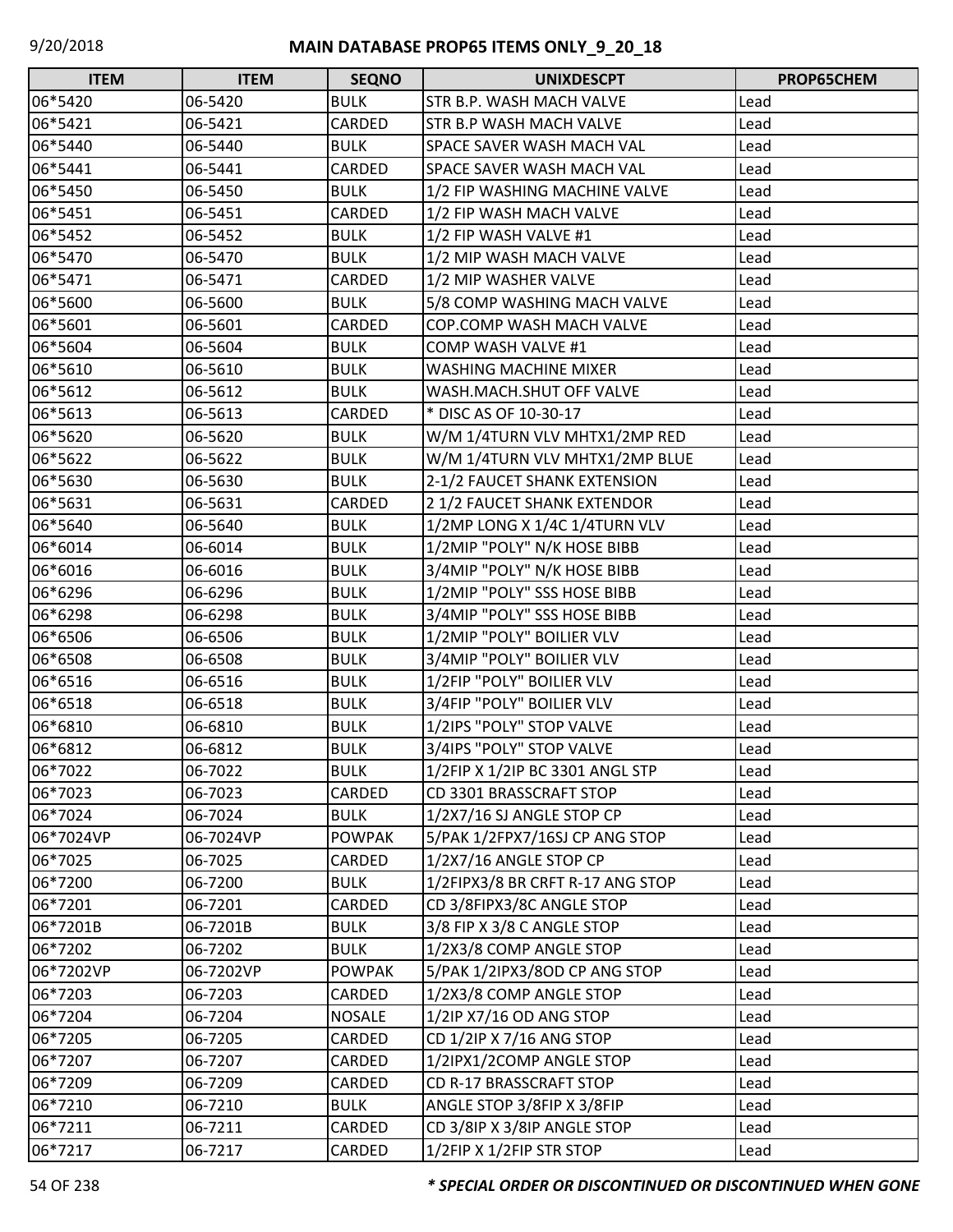| ITEM | ITEM | SEQNO | UNIXDESCPT | PROP65CHEM |
|---|---|---|---|---|
| 06*5420 | 06-5420 | BULK | STR B.P. WASH MACH VALVE | Lead |
| 06*5421 | 06-5421 | CARDED | STR B.P WASH MACH VALVE | Lead |
| 06*5440 | 06-5440 | BULK | SPACE SAVER WASH MACH VAL | Lead |
| 06*5441 | 06-5441 | CARDED | SPACE SAVER WASH MACH VAL | Lead |
| 06*5450 | 06-5450 | BULK | 1/2 FIP WASHING MACHINE VALVE | Lead |
| 06*5451 | 06-5451 | CARDED | 1/2 FIP WASH MACH VALVE | Lead |
| 06*5452 | 06-5452 | BULK | 1/2 FIP WASH VALVE #1 | Lead |
| 06*5470 | 06-5470 | BULK | 1/2 MIP WASH MACH VALVE | Lead |
| 06*5471 | 06-5471 | CARDED | 1/2 MIP WASHER VALVE | Lead |
| 06*5600 | 06-5600 | BULK | 5/8 COMP WASHING MACH VALVE | Lead |
| 06*5601 | 06-5601 | CARDED | COP.COMP WASH MACH VALVE | Lead |
| 06*5604 | 06-5604 | BULK | COMP WASH VALVE #1 | Lead |
| 06*5610 | 06-5610 | BULK | WASHING MACHINE MIXER | Lead |
| 06*5612 | 06-5612 | BULK | WASH.MACH.SHUT OFF VALVE | Lead |
| 06*5613 | 06-5613 | CARDED | * DISC AS OF 10-30-17 | Lead |
| 06*5620 | 06-5620 | BULK | W/M 1/4TURN VLV MHTX1/2MP RED | Lead |
| 06*5622 | 06-5622 | BULK | W/M 1/4TURN VLV MHTX1/2MP BLUE | Lead |
| 06*5630 | 06-5630 | BULK | 2-1/2 FAUCET SHANK EXTENSION | Lead |
| 06*5631 | 06-5631 | CARDED | 2 1/2 FAUCET SHANK EXTENDOR | Lead |
| 06*5640 | 06-5640 | BULK | 1/2MP LONG X 1/4C 1/4TURN VLV | Lead |
| 06*6014 | 06-6014 | BULK | 1/2MIP "POLY" N/K HOSE BIBB | Lead |
| 06*6016 | 06-6016 | BULK | 3/4MIP "POLY" N/K HOSE BIBB | Lead |
| 06*6296 | 06-6296 | BULK | 1/2MIP "POLY" SSS HOSE BIBB | Lead |
| 06*6298 | 06-6298 | BULK | 3/4MIP "POLY" SSS HOSE BIBB | Lead |
| 06*6506 | 06-6506 | BULK | 1/2MIP "POLY" BOILIER VLV | Lead |
| 06*6508 | 06-6508 | BULK | 3/4MIP "POLY" BOILIER VLV | Lead |
| 06*6516 | 06-6516 | BULK | 1/2FIP "POLY" BOILIER VLV | Lead |
| 06*6518 | 06-6518 | BULK | 3/4FIP "POLY" BOILIER VLV | Lead |
| 06*6810 | 06-6810 | BULK | 1/2IPS "POLY" STOP VALVE | Lead |
| 06*6812 | 06-6812 | BULK | 3/4IPS "POLY" STOP VALVE | Lead |
| 06*7022 | 06-7022 | BULK | 1/2FIP X 1/2IP BC 3301 ANGL STP | Lead |
| 06*7023 | 06-7023 | CARDED | CD 3301 BRASSCRAFT STOP | Lead |
| 06*7024 | 06-7024 | BULK | 1/2X7/16 SJ ANGLE STOP CP | Lead |
| 06*7024VP | 06-7024VP | POWPAK | 5/PAK 1/2FPX7/16SJ CP ANG STOP | Lead |
| 06*7025 | 06-7025 | CARDED | 1/2X7/16 ANGLE STOP CP | Lead |
| 06*7200 | 06-7200 | BULK | 1/2FIPX3/8 BR CRFT R-17 ANG STOP | Lead |
| 06*7201 | 06-7201 | CARDED | CD 3/8FIPX3/8C ANGLE STOP | Lead |
| 06*7201B | 06-7201B | BULK | 3/8 FIP X 3/8 C ANGLE STOP | Lead |
| 06*7202 | 06-7202 | BULK | 1/2X3/8 COMP ANGLE STOP | Lead |
| 06*7202VP | 06-7202VP | POWPAK | 5/PAK 1/2IPX3/8OD CP ANG STOP | Lead |
| 06*7203 | 06-7203 | CARDED | 1/2X3/8 COMP ANGLE STOP | Lead |
| 06*7204 | 06-7204 | NOSALE | 1/2IP X7/16 OD ANG STOP | Lead |
| 06*7205 | 06-7205 | CARDED | CD 1/2IP X 7/16 ANG STOP | Lead |
| 06*7207 | 06-7207 | CARDED | 1/2IPX1/2COMP ANGLE STOP | Lead |
| 06*7209 | 06-7209 | CARDED | CD R-17 BRASSCRAFT STOP | Lead |
| 06*7210 | 06-7210 | BULK | ANGLE STOP 3/8FIP X 3/8FIP | Lead |
| 06*7211 | 06-7211 | CARDED | CD 3/8IP X 3/8IP ANGLE STOP | Lead |
| 06*7217 | 06-7217 | CARDED | 1/2FIP X 1/2FIP STR STOP | Lead |

***\* SPECIAL ORDER OR DISCONTINUED OR DISCONTINUED WHEN GONE***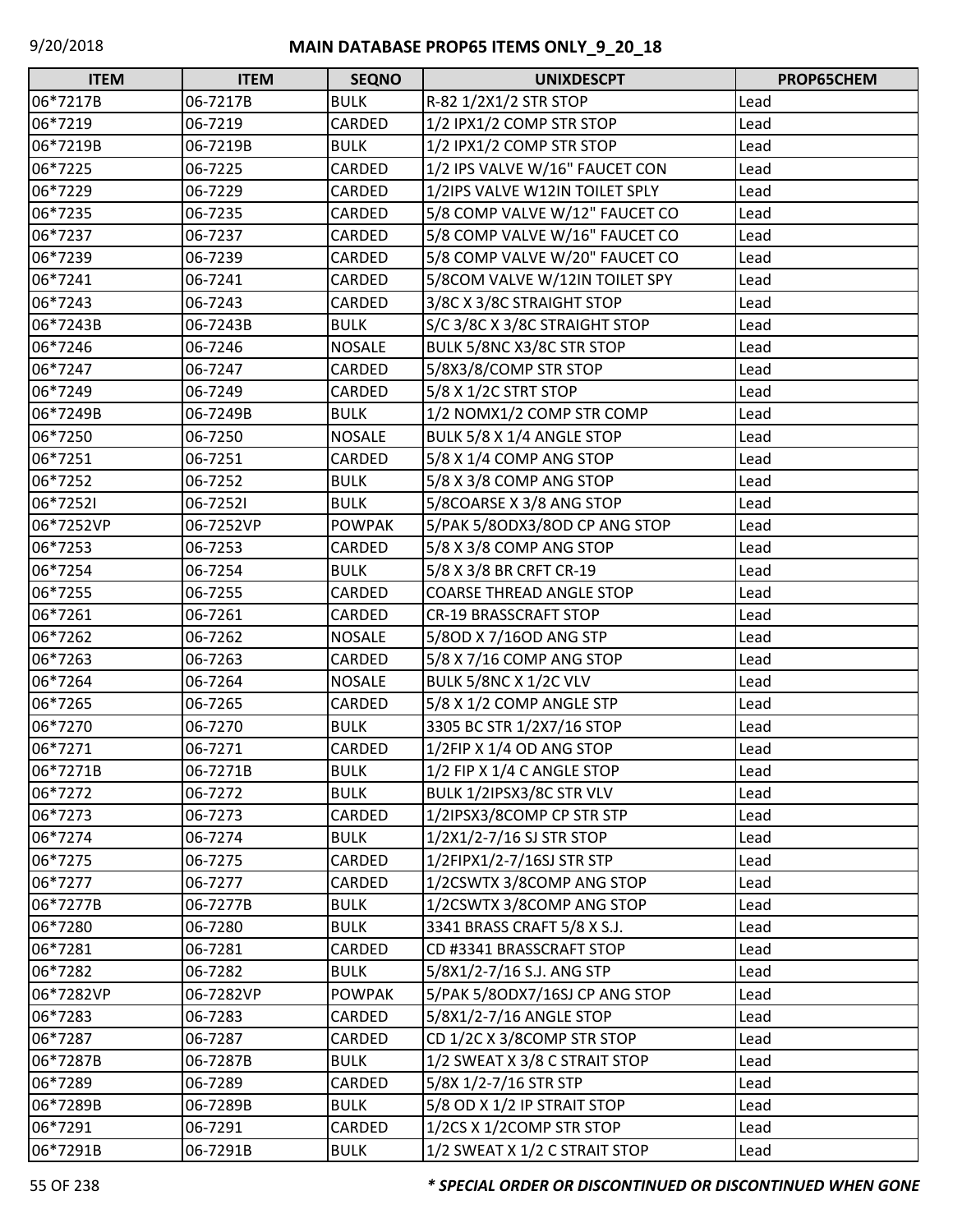# MAIN DATABASE PROP65 ITEMS ONLY_9_20_18

| ITEM | ITEM | SEQNO | UNIXDESCPT | PROP65CHEM |
|---|---|---|---|---|
| 06*7217B | 06-7217B | BULK | R-82 1/2X1/2 STR STOP | Lead |
| 06*7219 | 06-7219 | CARDED | 1/2 IPX1/2 COMP STR STOP | Lead |
| 06*7219B | 06-7219B | BULK | 1/2 IPX1/2 COMP STR STOP | Lead |
| 06*7225 | 06-7225 | CARDED | 1/2 IPS VALVE W/16" FAUCET CON | Lead |
| 06*7229 | 06-7229 | CARDED | 1/2IPS VALVE W12IN TOILET SPLY | Lead |
| 06*7235 | 06-7235 | CARDED | 5/8 COMP VALVE W/12" FAUCET CO | Lead |
| 06*7237 | 06-7237 | CARDED | 5/8 COMP VALVE W/16" FAUCET CO | Lead |
| 06*7239 | 06-7239 | CARDED | 5/8 COMP VALVE W/20" FAUCET CO | Lead |
| 06*7241 | 06-7241 | CARDED | 5/8COM VALVE W/12IN TOILET SPY | Lead |
| 06*7243 | 06-7243 | CARDED | 3/8C X 3/8C STRAIGHT STOP | Lead |
| 06*7243B | 06-7243B | BULK | S/C 3/8C X 3/8C STRAIGHT STOP | Lead |
| 06*7246 | 06-7246 | NOSALE | BULK 5/8NC X3/8C STR STOP | Lead |
| 06*7247 | 06-7247 | CARDED | 5/8X3/8/COMP STR STOP | Lead |
| 06*7249 | 06-7249 | CARDED | 5/8 X 1/2C STRT STOP | Lead |
| 06*7249B | 06-7249B | BULK | 1/2 NOMX1/2 COMP STR COMP | Lead |
| 06*7250 | 06-7250 | NOSALE | BULK 5/8 X 1/4 ANGLE STOP | Lead |
| 06*7251 | 06-7251 | CARDED | 5/8 X 1/4 COMP ANG STOP | Lead |
| 06*7252 | 06-7252 | BULK | 5/8 X 3/8 COMP ANG STOP | Lead |
| 06*7252I | 06-7252I | BULK | 5/8COARSE X 3/8 ANG STOP | Lead |
| 06*7252VP | 06-7252VP | POWPAK | 5/PAK 5/8ODX3/8OD CP ANG STOP | Lead |
| 06*7253 | 06-7253 | CARDED | 5/8 X 3/8 COMP ANG STOP | Lead |
| 06*7254 | 06-7254 | BULK | 5/8 X 3/8 BR CRFT CR-19 | Lead |
| 06*7255 | 06-7255 | CARDED | COARSE THREAD ANGLE STOP | Lead |
| 06*7261 | 06-7261 | CARDED | CR-19 BRASSCRAFT STOP | Lead |
| 06*7262 | 06-7262 | NOSALE | 5/8OD X 7/16OD ANG STP | Lead |
| 06*7263 | 06-7263 | CARDED | 5/8 X 7/16 COMP ANG STOP | Lead |
| 06*7264 | 06-7264 | NOSALE | BULK 5/8NC X 1/2C VLV | Lead |
| 06*7265 | 06-7265 | CARDED | 5/8 X 1/2 COMP ANGLE STP | Lead |
| 06*7270 | 06-7270 | BULK | 3305 BC STR 1/2X7/16 STOP | Lead |
| 06*7271 | 06-7271 | CARDED | 1/2FIP X 1/4 OD ANG STOP | Lead |
| 06*7271B | 06-7271B | BULK | 1/2 FIP X 1/4 C ANGLE STOP | Lead |
| 06*7272 | 06-7272 | BULK | BULK 1/2IPSX3/8C STR VLV | Lead |
| 06*7273 | 06-7273 | CARDED | 1/2IPSX3/8COMP CP STR STP | Lead |
| 06*7274 | 06-7274 | BULK | 1/2X1/2-7/16 SJ STR STOP | Lead |
| 06*7275 | 06-7275 | CARDED | 1/2FIPX1/2-7/16SJ STR STP | Lead |
| 06*7277 | 06-7277 | CARDED | 1/2CSWTX 3/8COMP ANG STOP | Lead |
| 06*7277B | 06-7277B | BULK | 1/2CSWTX 3/8COMP ANG STOP | Lead |
| 06*7280 | 06-7280 | BULK | 3341 BRASS CRAFT 5/8 X S.J. | Lead |
| 06*7281 | 06-7281 | CARDED | CD #3341 BRASSCRAFT STOP | Lead |
| 06*7282 | 06-7282 | BULK | 5/8X1/2-7/16 S.J. ANG STP | Lead |
| 06*7282VP | 06-7282VP | POWPAK | 5/PAK 5/8ODX7/16SJ CP ANG STOP | Lead |
| 06*7283 | 06-7283 | CARDED | 5/8X1/2-7/16 ANGLE STOP | Lead |
| 06*7287 | 06-7287 | CARDED | CD 1/2C X 3/8COMP STR STOP | Lead |
| 06*7287B | 06-7287B | BULK | 1/2 SWEAT X 3/8 C STRAIT STOP | Lead |
| 06*7289 | 06-7289 | CARDED | 5/8X 1/2-7/16 STR STP | Lead |
| 06*7289B | 06-7289B | BULK | 5/8 OD X 1/2 IP STRAIT STOP | Lead |
| 06*7291 | 06-7291 | CARDED | 1/2CS X 1/2COMP STR STOP | Lead |
| 06*7291B | 06-7291B | BULK | 1/2 SWEAT X 1/2 C STRAIT STOP | Lead |

***\* SPECIAL ORDER OR DISCONTINUED OR DISCONTINUED WHEN GONE***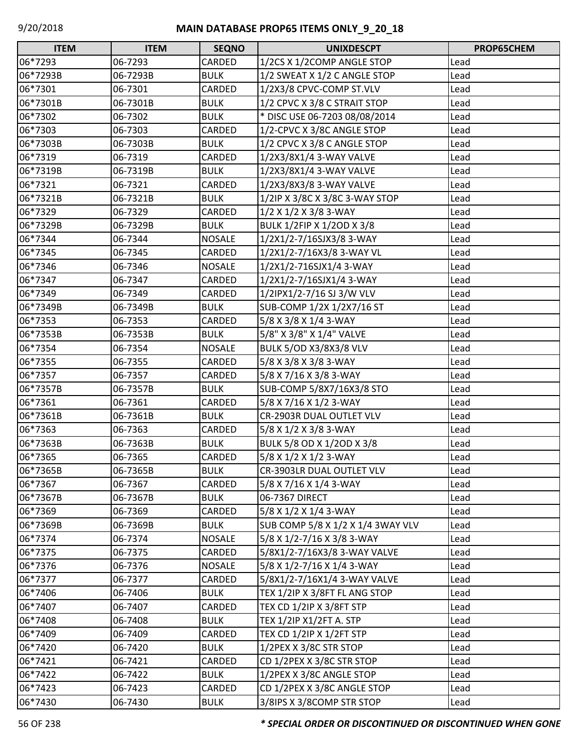| ITEM | ITEM | SEQNO | UNIXDESCPT | PROP65CHEM |
|---|---|---|---|---|
| 06*7293 | 06-7293 | CARDED | 1/2CS X 1/2COMP ANGLE STOP | Lead |
| 06*7293B | 06-7293B | BULK | 1/2 SWEAT X 1/2 C ANGLE STOP | Lead |
| 06*7301 | 06-7301 | CARDED | 1/2X3/8 CPVC-COMP ST.VLV | Lead |
| 06*7301B | 06-7301B | BULK | 1/2 CPVC X 3/8 C STRAIT STOP | Lead |
| 06*7302 | 06-7302 | BULK | * DISC USE 06-7203 08/08/2014 | Lead |
| 06*7303 | 06-7303 | CARDED | 1/2-CPVC X 3/8C ANGLE STOP | Lead |
| 06*7303B | 06-7303B | BULK | 1/2 CPVC X 3/8 C ANGLE STOP | Lead |
| 06*7319 | 06-7319 | CARDED | 1/2X3/8X1/4 3-WAY VALVE | Lead |
| 06*7319B | 06-7319B | BULK | 1/2X3/8X1/4 3-WAY VALVE | Lead |
| 06*7321 | 06-7321 | CARDED | 1/2X3/8X3/8 3-WAY VALVE | Lead |
| 06*7321B | 06-7321B | BULK | 1/2IP X 3/8C X 3/8C 3-WAY STOP | Lead |
| 06*7329 | 06-7329 | CARDED | 1/2 X 1/2 X 3/8 3-WAY | Lead |
| 06*7329B | 06-7329B | BULK | BULK 1/2FIP X 1/2OD X 3/8 | Lead |
| 06*7344 | 06-7344 | NOSALE | 1/2X1/2-7/16SJX3/8 3-WAY | Lead |
| 06*7345 | 06-7345 | CARDED | 1/2X1/2-7/16X3/8 3-WAY VL | Lead |
| 06*7346 | 06-7346 | NOSALE | 1/2X1/2-716SJX1/4 3-WAY | Lead |
| 06*7347 | 06-7347 | CARDED | 1/2X1/2-7/16SJX1/4 3-WAY | Lead |
| 06*7349 | 06-7349 | CARDED | 1/2IPX1/2-7/16 SJ 3/W VLV | Lead |
| 06*7349B | 06-7349B | BULK | SUB-COMP 1/2X 1/2X7/16 ST | Lead |
| 06*7353 | 06-7353 | CARDED | 5/8 X 3/8 X 1/4 3-WAY | Lead |
| 06*7353B | 06-7353B | BULK | 5/8" X 3/8" X 1/4" VALVE | Lead |
| 06*7354 | 06-7354 | NOSALE | BULK 5/OD X3/8X3/8 VLV | Lead |
| 06*7355 | 06-7355 | CARDED | 5/8 X 3/8 X 3/8 3-WAY | Lead |
| 06*7357 | 06-7357 | CARDED | 5/8 X 7/16 X 3/8 3-WAY | Lead |
| 06*7357B | 06-7357B | BULK | SUB-COMP 5/8X7/16X3/8 STO | Lead |
| 06*7361 | 06-7361 | CARDED | 5/8 X 7/16 X 1/2 3-WAY | Lead |
| 06*7361B | 06-7361B | BULK | CR-2903R DUAL OUTLET VLV | Lead |
| 06*7363 | 06-7363 | CARDED | 5/8 X 1/2 X 3/8 3-WAY | Lead |
| 06*7363B | 06-7363B | BULK | BULK 5/8 OD X 1/2OD X 3/8 | Lead |
| 06*7365 | 06-7365 | CARDED | 5/8 X 1/2 X 1/2 3-WAY | Lead |
| 06*7365B | 06-7365B | BULK | CR-3903LR DUAL OUTLET VLV | Lead |
| 06*7367 | 06-7367 | CARDED | 5/8 X 7/16 X 1/4 3-WAY | Lead |
| 06*7367B | 06-7367B | BULK | 06-7367 DIRECT | Lead |
| 06*7369 | 06-7369 | CARDED | 5/8 X 1/2 X 1/4 3-WAY | Lead |
| 06*7369B | 06-7369B | BULK | SUB COMP 5/8 X 1/2 X 1/4 3WAY VLV | Lead |
| 06*7374 | 06-7374 | NOSALE | 5/8 X 1/2-7/16 X 3/8 3-WAY | Lead |
| 06*7375 | 06-7375 | CARDED | 5/8X1/2-7/16X3/8 3-WAY VALVE | Lead |
| 06*7376 | 06-7376 | NOSALE | 5/8 X 1/2-7/16 X 1/4 3-WAY | Lead |
| 06*7377 | 06-7377 | CARDED | 5/8X1/2-7/16X1/4 3-WAY VALVE | Lead |
| 06*7406 | 06-7406 | BULK | TEX 1/2IP X 3/8FT FL ANG STOP | Lead |
| 06*7407 | 06-7407 | CARDED | TEX CD 1/2IP X 3/8FT STP | Lead |
| 06*7408 | 06-7408 | BULK | TEX 1/2IP X1/2FT A. STP | Lead |
| 06*7409 | 06-7409 | CARDED | TEX CD 1/2IP X 1/2FT STP | Lead |
| 06*7420 | 06-7420 | BULK | 1/2PEX X 3/8C STR STOP | Lead |
| 06*7421 | 06-7421 | CARDED | CD 1/2PEX X 3/8C STR STOP | Lead |
| 06*7422 | 06-7422 | BULK | 1/2PEX X 3/8C ANGLE STOP | Lead |
| 06*7423 | 06-7423 | CARDED | CD 1/2PEX X 3/8C ANGLE STOP | Lead |
| 06*7430 | 06-7430 | BULK | 3/8IPS X 3/8COMP STR STOP | Lead |

***\* SPECIAL ORDER OR DISCONTINUED OR DISCONTINUED WHEN GONE***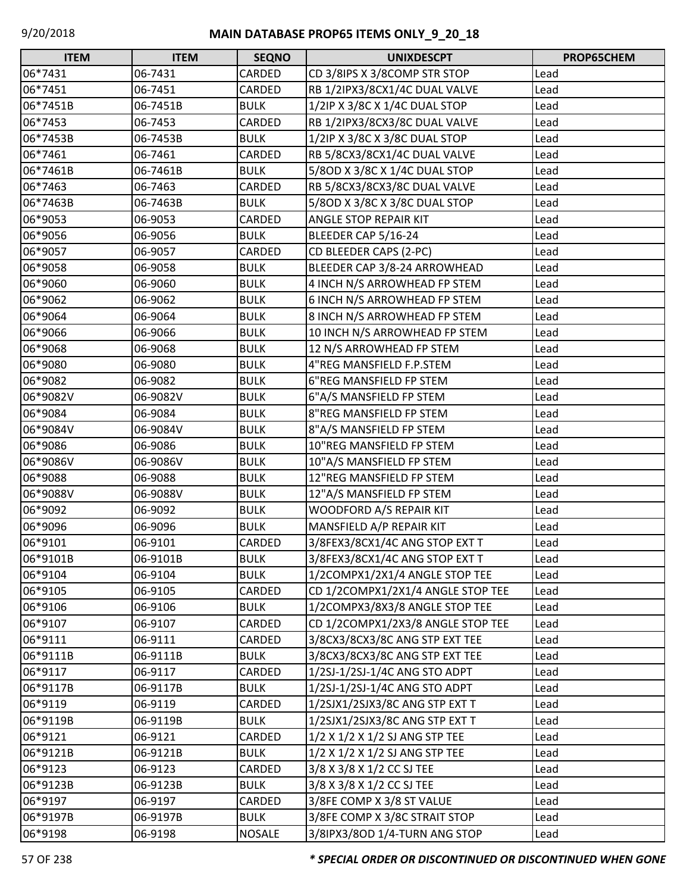# MAIN DATABASE PROP65 ITEMS ONLY_9_20_18

| ITEM | ITEM | SEQNO | UNIXDESCPT | PROP65CHEM |
|---|---|---|---|---|
| 06*7431 | 06-7431 | CARDED | CD 3/8IPS X 3/8COMP STR STOP | Lead |
| 06*7451 | 06-7451 | CARDED | RB 1/2IPX3/8CX1/4C DUAL VALVE | Lead |
| 06*7451B | 06-7451B | BULK | 1/2IP X 3/8C X 1/4C DUAL STOP | Lead |
| 06*7453 | 06-7453 | CARDED | RB 1/2IPX3/8CX3/8C DUAL VALVE | Lead |
| 06*7453B | 06-7453B | BULK | 1/2IP X 3/8C X 3/8C DUAL STOP | Lead |
| 06*7461 | 06-7461 | CARDED | RB 5/8CX3/8CX1/4C DUAL VALVE | Lead |
| 06*7461B | 06-7461B | BULK | 5/8OD X 3/8C X 1/4C DUAL STOP | Lead |
| 06*7463 | 06-7463 | CARDED | RB 5/8CX3/8CX3/8C DUAL VALVE | Lead |
| 06*7463B | 06-7463B | BULK | 5/8OD X 3/8C X 3/8C DUAL STOP | Lead |
| 06*9053 | 06-9053 | CARDED | ANGLE STOP REPAIR KIT | Lead |
| 06*9056 | 06-9056 | BULK | BLEEDER CAP 5/16-24 | Lead |
| 06*9057 | 06-9057 | CARDED | CD BLEEDER CAPS (2-PC) | Lead |
| 06*9058 | 06-9058 | BULK | BLEEDER CAP 3/8-24 ARROWHEAD | Lead |
| 06*9060 | 06-9060 | BULK | 4 INCH N/S ARROWHEAD FP STEM | Lead |
| 06*9062 | 06-9062 | BULK | 6 INCH N/S ARROWHEAD FP STEM | Lead |
| 06*9064 | 06-9064 | BULK | 8 INCH N/S ARROWHEAD FP STEM | Lead |
| 06*9066 | 06-9066 | BULK | 10 INCH N/S ARROWHEAD FP STEM | Lead |
| 06*9068 | 06-9068 | BULK | 12 N/S ARROWHEAD FP STEM | Lead |
| 06*9080 | 06-9080 | BULK | 4"REG MANSFIELD F.P.STEM | Lead |
| 06*9082 | 06-9082 | BULK | 6"REG MANSFIELD FP STEM | Lead |
| 06*9082V | 06-9082V | BULK | 6"A/S MANSFIELD FP STEM | Lead |
| 06*9084 | 06-9084 | BULK | 8"REG MANSFIELD FP STEM | Lead |
| 06*9084V | 06-9084V | BULK | 8"A/S MANSFIELD FP STEM | Lead |
| 06*9086 | 06-9086 | BULK | 10"REG MANSFIELD FP STEM | Lead |
| 06*9086V | 06-9086V | BULK | 10"A/S MANSFIELD FP STEM | Lead |
| 06*9088 | 06-9088 | BULK | 12"REG MANSFIELD FP STEM | Lead |
| 06*9088V | 06-9088V | BULK | 12"A/S MANSFIELD FP STEM | Lead |
| 06*9092 | 06-9092 | BULK | WOODFORD A/S REPAIR KIT | Lead |
| 06*9096 | 06-9096 | BULK | MANSFIELD A/P REPAIR KIT | Lead |
| 06*9101 | 06-9101 | CARDED | 3/8FEX3/8CX1/4C ANG STOP EXT T | Lead |
| 06*9101B | 06-9101B | BULK | 3/8FEX3/8CX1/4C ANG STOP EXT T | Lead |
| 06*9104 | 06-9104 | BULK | 1/2COMPX1/2X1/4 ANGLE STOP TEE | Lead |
| 06*9105 | 06-9105 | CARDED | CD 1/2COMPX1/2X1/4 ANGLE STOP TEE | Lead |
| 06*9106 | 06-9106 | BULK | 1/2COMPX3/8X3/8 ANGLE STOP TEE | Lead |
| 06*9107 | 06-9107 | CARDED | CD 1/2COMPX1/2X3/8 ANGLE STOP TEE | Lead |
| 06*9111 | 06-9111 | CARDED | 3/8CX3/8CX3/8C ANG STP EXT TEE | Lead |
| 06*9111B | 06-9111B | BULK | 3/8CX3/8CX3/8C ANG STP EXT TEE | Lead |
| 06*9117 | 06-9117 | CARDED | 1/2SJ-1/2SJ-1/4C ANG STO ADPT | Lead |
| 06*9117B | 06-9117B | BULK | 1/2SJ-1/2SJ-1/4C ANG STO ADPT | Lead |
| 06*9119 | 06-9119 | CARDED | 1/2SJX1/2SJX3/8C ANG STP EXT T | Lead |
| 06*9119B | 06-9119B | BULK | 1/2SJX1/2SJX3/8C ANG STP EXT T | Lead |
| 06*9121 | 06-9121 | CARDED | 1/2 X 1/2 X 1/2 SJ ANG STP TEE | Lead |
| 06*9121B | 06-9121B | BULK | 1/2 X 1/2 X 1/2 SJ ANG STP TEE | Lead |
| 06*9123 | 06-9123 | CARDED | 3/8 X 3/8 X 1/2 CC SJ TEE | Lead |
| 06*9123B | 06-9123B | BULK | 3/8 X 3/8 X 1/2 CC SJ TEE | Lead |
| 06*9197 | 06-9197 | CARDED | 3/8FE COMP X 3/8 ST VALUE | Lead |
| 06*9197B | 06-9197B | BULK | 3/8FE COMP X 3/8C STRAIT STOP | Lead |
| 06*9198 | 06-9198 | NOSALE | 3/8IPX3/8OD 1/4-TURN ANG STOP | Lead |

***** SPECIAL ORDER OR DISCONTINUED OR DISCONTINUED WHEN GONE*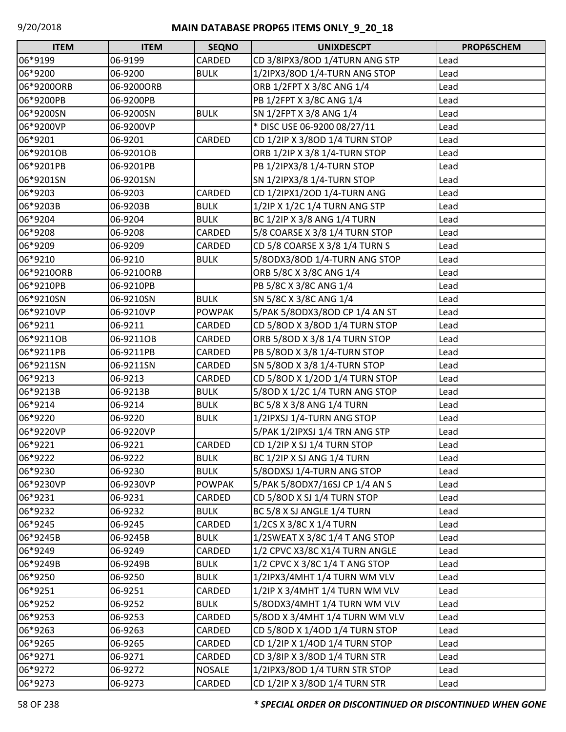# MAIN DATABASE PROP65 ITEMS ONLY_9_20_18

| ITEM | ITEM | SEQNO | UNIXDESCPT | PROP65CHEM |
|---|---|---|---|---|
| 06*9199 | 06-9199 | CARDED | CD 3/8IPX3/8OD 1/4TURN ANG STP | Lead |
| 06*9200 | 06-9200 | BULK | 1/2IPX3/8OD 1/4-TURN ANG STOP | Lead |
| 06*9200ORB | 06-9200ORB | | ORB 1/2FPT X 3/8C ANG 1/4 | Lead |
| 06*9200PB | 06-9200PB | | PB 1/2FPT X 3/8C ANG 1/4 | Lead |
| 06*9200SN | 06-9200SN | BULK | SN 1/2FPT X 3/8 ANG 1/4 | Lead |
| 06*9200VP | 06-9200VP | | * DISC USE 06-9200 08/27/11 | Lead |
| 06*9201 | 06-9201 | CARDED | CD 1/2IP X 3/8OD 1/4 TURN STOP | Lead |
| 06*9201OB | 06-9201OB | | ORB 1/2IP X 3/8 1/4-TURN STOP | Lead |
| 06*9201PB | 06-9201PB | | PB 1/2IPX3/8 1/4-TURN STOP | Lead |
| 06*9201SN | 06-9201SN | | SN 1/2IPX3/8 1/4-TURN STOP | Lead |
| 06*9203 | 06-9203 | CARDED | CD 1/2IPX1/2OD 1/4-TURN ANG | Lead |
| 06*9203B | 06-9203B | BULK | 1/2IP X 1/2C 1/4 TURN ANG STP | Lead |
| 06*9204 | 06-9204 | BULK | BC 1/2IP X 3/8 ANG 1/4 TURN | Lead |
| 06*9208 | 06-9208 | CARDED | 5/8 COARSE X 3/8 1/4 TURN STOP | Lead |
| 06*9209 | 06-9209 | CARDED | CD 5/8 COARSE X 3/8 1/4 TURN S | Lead |
| 06*9210 | 06-9210 | BULK | 5/8ODX3/8OD 1/4-TURN ANG STOP | Lead |
| 06*9210ORB | 06-9210ORB | | ORB 5/8C X 3/8C ANG 1/4 | Lead |
| 06*9210PB | 06-9210PB | | PB 5/8C X 3/8C ANG 1/4 | Lead |
| 06*9210SN | 06-9210SN | BULK | SN 5/8C X 3/8C ANG 1/4 | Lead |
| 06*9210VP | 06-9210VP | POWPAK | 5/PAK 5/8ODX3/8OD CP 1/4 AN ST | Lead |
| 06*9211 | 06-9211 | CARDED | CD 5/8OD X 3/8OD 1/4 TURN STOP | Lead |
| 06*9211OB | 06-9211OB | CARDED | ORB 5/8OD X 3/8 1/4 TURN STOP | Lead |
| 06*9211PB | 06-9211PB | CARDED | PB 5/8OD X 3/8 1/4-TURN STOP | Lead |
| 06*9211SN | 06-9211SN | CARDED | SN 5/8OD X 3/8 1/4-TURN STOP | Lead |
| 06*9213 | 06-9213 | CARDED | CD 5/8OD X 1/2OD 1/4 TURN STOP | Lead |
| 06*9213B | 06-9213B | BULK | 5/8OD X 1/2C 1/4 TURN ANG STOP | Lead |
| 06*9214 | 06-9214 | BULK | BC 5/8 X 3/8 ANG 1/4 TURN | Lead |
| 06*9220 | 06-9220 | BULK | 1/2IPXSJ 1/4-TURN ANG STOP | Lead |
| 06*9220VP | 06-9220VP | | 5/PAK 1/2IPXSJ 1/4 TRN ANG STP | Lead |
| 06*9221 | 06-9221 | CARDED | CD 1/2IP X SJ 1/4 TURN STOP | Lead |
| 06*9222 | 06-9222 | BULK | BC 1/2IP X SJ ANG 1/4 TURN | Lead |
| 06*9230 | 06-9230 | BULK | 5/8ODXSJ 1/4-TURN ANG STOP | Lead |
| 06*9230VP | 06-9230VP | POWPAK | 5/PAK 5/8ODX7/16SJ CP 1/4 AN S | Lead |
| 06*9231 | 06-9231 | CARDED | CD 5/8OD X SJ 1/4 TURN STOP | Lead |
| 06*9232 | 06-9232 | BULK | BC 5/8 X SJ ANGLE 1/4 TURN | Lead |
| 06*9245 | 06-9245 | CARDED | 1/2CS X 3/8C X 1/4 TURN | Lead |
| 06*9245B | 06-9245B | BULK | 1/2SWEAT X 3/8C 1/4 T ANG STOP | Lead |
| 06*9249 | 06-9249 | CARDED | 1/2 CPVC X3/8C X1/4 TURN ANGLE | Lead |
| 06*9249B | 06-9249B | BULK | 1/2 CPVC X 3/8C 1/4 T ANG STOP | Lead |
| 06*9250 | 06-9250 | BULK | 1/2IPX3/4MHT 1/4 TURN WM VLV | Lead |
| 06*9251 | 06-9251 | CARDED | 1/2IP X 3/4MHT 1/4 TURN WM VLV | Lead |
| 06*9252 | 06-9252 | BULK | 5/8ODX3/4MHT 1/4 TURN WM VLV | Lead |
| 06*9253 | 06-9253 | CARDED | 5/8OD X 3/4MHT 1/4 TURN WM VLV | Lead |
| 06*9263 | 06-9263 | CARDED | CD 5/8OD X 1/4OD 1/4 TURN STOP | Lead |
| 06*9265 | 06-9265 | CARDED | CD 1/2IP X 1/4OD 1/4 TURN STOP | Lead |
| 06*9271 | 06-9271 | CARDED | CD 3/8IP X 3/8OD 1/4 TURN STR | Lead |
| 06*9272 | 06-9272 | NOSALE | 1/2IPX3/8OD 1/4 TURN STR STOP | Lead |
| 06*9273 | 06-9273 | CARDED | CD 1/2IP X 3/8OD 1/4 TURN STR | Lead |

***\* SPECIAL ORDER OR DISCONTINUED OR DISCONTINUED WHEN GONE***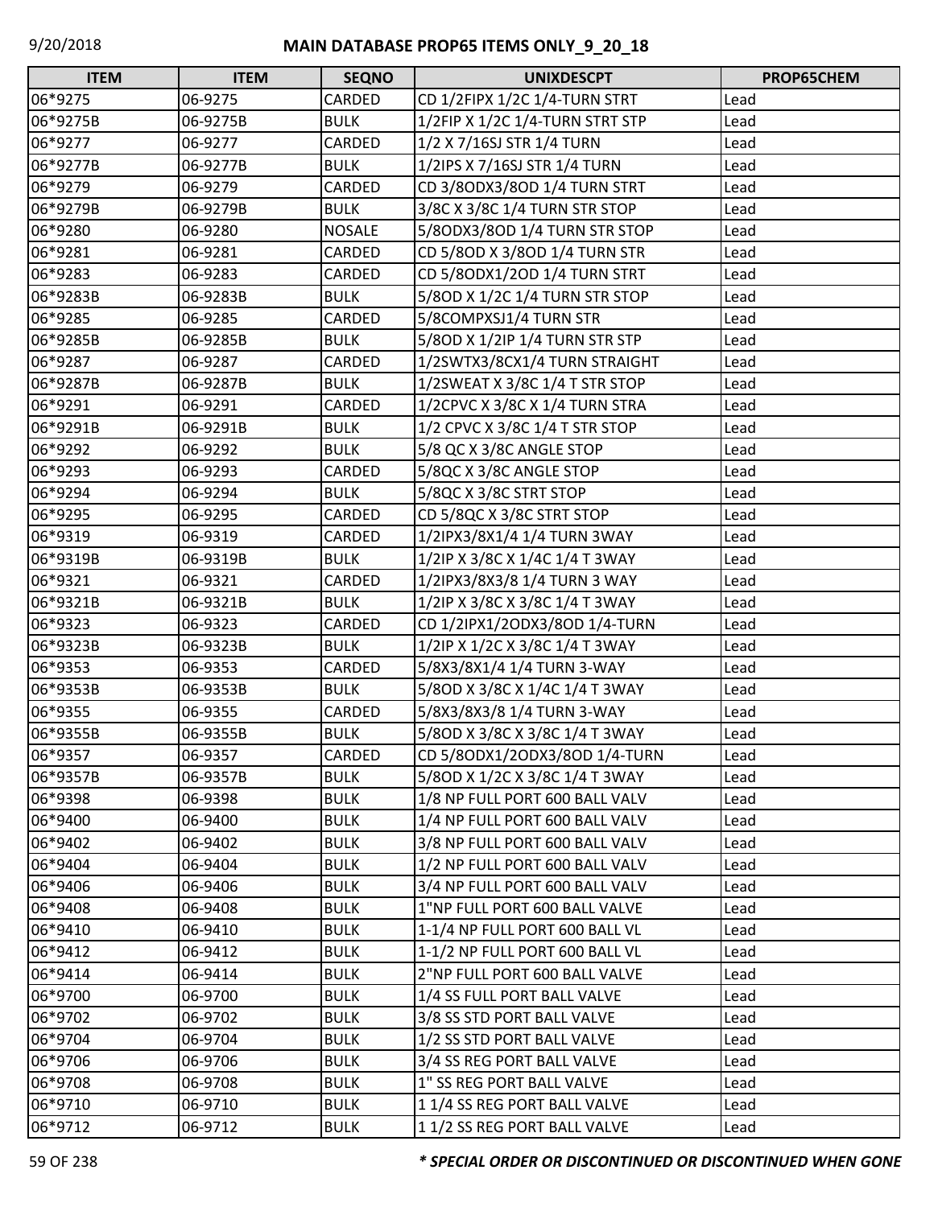# MAIN DATABASE PROP65 ITEMS ONLY_9_20_18

| ITEM | ITEM | SEQNO | UNIXDESCPT | PROP65CHEM |
|---|---|---|---|---|
| 06*9275 | 06-9275 | CARDED | CD 1/2FIPX 1/2C 1/4-TURN STRT | Lead |
| 06*9275B | 06-9275B | BULK | 1/2FIP X 1/2C 1/4-TURN STRT STP | Lead |
| 06*9277 | 06-9277 | CARDED | 1/2 X 7/16SJ STR 1/4 TURN | Lead |
| 06*9277B | 06-9277B | BULK | 1/2IPS X 7/16SJ STR 1/4 TURN | Lead |
| 06*9279 | 06-9279 | CARDED | CD 3/8ODX3/8OD 1/4 TURN STRT | Lead |
| 06*9279B | 06-9279B | BULK | 3/8C X 3/8C 1/4 TURN STR STOP | Lead |
| 06*9280 | 06-9280 | NOSALE | 5/8ODX3/8OD 1/4 TURN STR STOP | Lead |
| 06*9281 | 06-9281 | CARDED | CD 5/8OD X 3/8OD 1/4 TURN STR | Lead |
| 06*9283 | 06-9283 | CARDED | CD 5/8ODX1/2OD 1/4 TURN STRT | Lead |
| 06*9283B | 06-9283B | BULK | 5/8OD X 1/2C 1/4 TURN STR STOP | Lead |
| 06*9285 | 06-9285 | CARDED | 5/8COMPXSJ1/4 TURN STR | Lead |
| 06*9285B | 06-9285B | BULK | 5/8OD X 1/2IP 1/4 TURN STR STP | Lead |
| 06*9287 | 06-9287 | CARDED | 1/2SWTX3/8CX1/4 TURN STRAIGHT | Lead |
| 06*9287B | 06-9287B | BULK | 1/2SWEAT X 3/8C 1/4 T STR STOP | Lead |
| 06*9291 | 06-9291 | CARDED | 1/2CPVC X 3/8C X 1/4 TURN STRA | Lead |
| 06*9291B | 06-9291B | BULK | 1/2 CPVC X 3/8C 1/4 T STR STOP | Lead |
| 06*9292 | 06-9292 | BULK | 5/8 QC X 3/8C ANGLE STOP | Lead |
| 06*9293 | 06-9293 | CARDED | 5/8QC X 3/8C ANGLE STOP | Lead |
| 06*9294 | 06-9294 | BULK | 5/8QC X 3/8C STRT STOP | Lead |
| 06*9295 | 06-9295 | CARDED | CD 5/8QC X 3/8C STRT STOP | Lead |
| 06*9319 | 06-9319 | CARDED | 1/2IPX3/8X1/4 1/4 TURN 3WAY | Lead |
| 06*9319B | 06-9319B | BULK | 1/2IP X 3/8C X 1/4C 1/4 T 3WAY | Lead |
| 06*9321 | 06-9321 | CARDED | 1/2IPX3/8X3/8 1/4 TURN 3 WAY | Lead |
| 06*9321B | 06-9321B | BULK | 1/2IP X 3/8C X 3/8C 1/4 T 3WAY | Lead |
| 06*9323 | 06-9323 | CARDED | CD 1/2IPX1/2ODX3/8OD 1/4-TURN | Lead |
| 06*9323B | 06-9323B | BULK | 1/2IP X 1/2C X 3/8C 1/4 T 3WAY | Lead |
| 06*9353 | 06-9353 | CARDED | 5/8X3/8X1/4 1/4 TURN 3-WAY | Lead |
| 06*9353B | 06-9353B | BULK | 5/8OD X 3/8C X 1/4C 1/4 T 3WAY | Lead |
| 06*9355 | 06-9355 | CARDED | 5/8X3/8X3/8 1/4 TURN 3-WAY | Lead |
| 06*9355B | 06-9355B | BULK | 5/8OD X 3/8C X 3/8C 1/4 T 3WAY | Lead |
| 06*9357 | 06-9357 | CARDED | CD 5/8ODX1/2ODX3/8OD 1/4-TURN | Lead |
| 06*9357B | 06-9357B | BULK | 5/8OD X 1/2C X 3/8C 1/4 T 3WAY | Lead |
| 06*9398 | 06-9398 | BULK | 1/8 NP FULL PORT 600 BALL VALV | Lead |
| 06*9400 | 06-9400 | BULK | 1/4 NP FULL PORT 600 BALL VALV | Lead |
| 06*9402 | 06-9402 | BULK | 3/8 NP FULL PORT 600 BALL VALV | Lead |
| 06*9404 | 06-9404 | BULK | 1/2 NP FULL PORT 600 BALL VALV | Lead |
| 06*9406 | 06-9406 | BULK | 3/4 NP FULL PORT 600 BALL VALV | Lead |
| 06*9408 | 06-9408 | BULK | 1"NP FULL PORT 600 BALL VALVE | Lead |
| 06*9410 | 06-9410 | BULK | 1-1/4 NP FULL PORT 600 BALL VL | Lead |
| 06*9412 | 06-9412 | BULK | 1-1/2 NP FULL PORT 600 BALL VL | Lead |
| 06*9414 | 06-9414 | BULK | 2"NP FULL PORT 600 BALL VALVE | Lead |
| 06*9700 | 06-9700 | BULK | 1/4 SS FULL PORT BALL VALVE | Lead |
| 06*9702 | 06-9702 | BULK | 3/8 SS STD PORT BALL VALVE | Lead |
| 06*9704 | 06-9704 | BULK | 1/2 SS STD PORT BALL VALVE | Lead |
| 06*9706 | 06-9706 | BULK | 3/4 SS REG PORT BALL VALVE | Lead |
| 06*9708 | 06-9708 | BULK | 1" SS REG PORT BALL VALVE | Lead |
| 06*9710 | 06-9710 | BULK | 1 1/4 SS REG PORT BALL VALVE | Lead |
| 06*9712 | 06-9712 | BULK | 1 1/2 SS REG PORT BALL VALVE | Lead |

***\* SPECIAL ORDER OR DISCONTINUED OR DISCONTINUED WHEN GONE***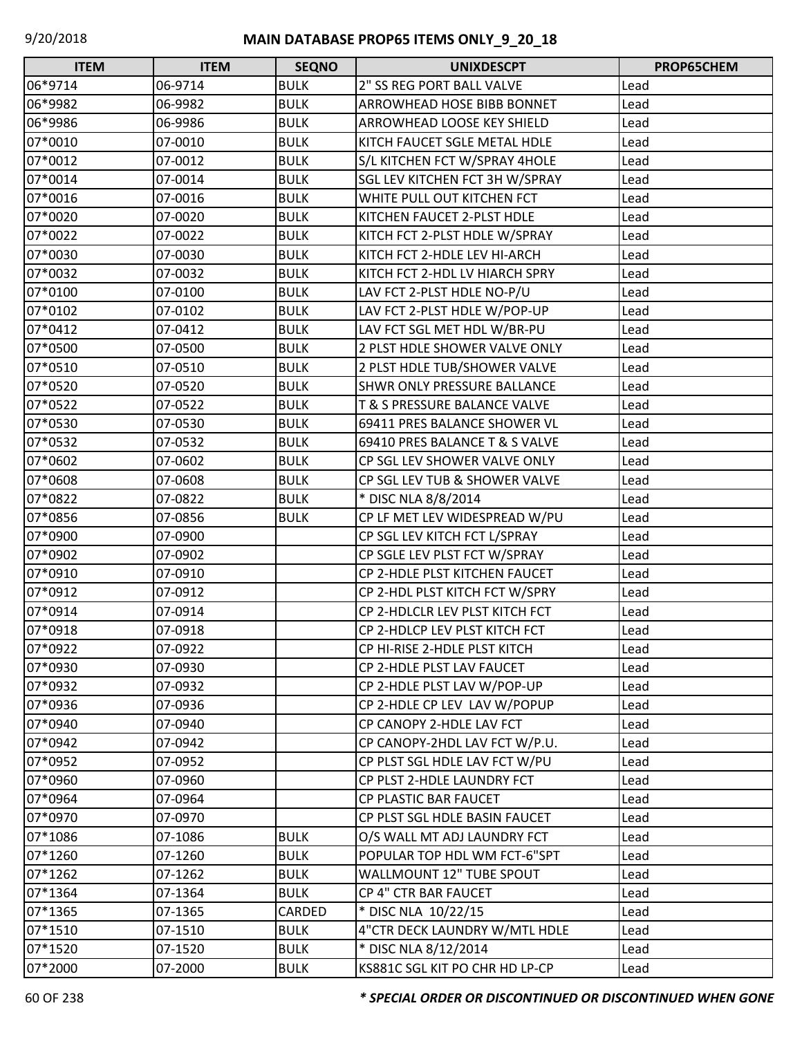| ITEM | ITEM | SEQNO | UNIXDESCPT | PROP65CHEM |
|---|---|---|---|---|
| 06*9714 | 06-9714 | BULK | 2" SS REG PORT BALL VALVE | Lead |
| 06*9982 | 06-9982 | BULK | ARROWHEAD HOSE BIBB BONNET | Lead |
| 06*9986 | 06-9986 | BULK | ARROWHEAD LOOSE KEY SHIELD | Lead |
| 07*0010 | 07-0010 | BULK | KITCH FAUCET SGLE METAL HDLE | Lead |
| 07*0012 | 07-0012 | BULK | S/L KITCHEN FCT W/SPRAY 4HOLE | Lead |
| 07*0014 | 07-0014 | BULK | SGL LEV KITCHEN FCT 3H W/SPRAY | Lead |
| 07*0016 | 07-0016 | BULK | WHITE PULL OUT KITCHEN FCT | Lead |
| 07*0020 | 07-0020 | BULK | KITCHEN FAUCET 2-PLST HDLE | Lead |
| 07*0022 | 07-0022 | BULK | KITCH FCT 2-PLST HDLE W/SPRAY | Lead |
| 07*0030 | 07-0030 | BULK | KITCH FCT 2-HDLE LEV HI-ARCH | Lead |
| 07*0032 | 07-0032 | BULK | KITCH FCT 2-HDL LV HIARCH SPRY | Lead |
| 07*0100 | 07-0100 | BULK | LAV FCT 2-PLST HDLE NO-P/U | Lead |
| 07*0102 | 07-0102 | BULK | LAV FCT 2-PLST HDLE W/POP-UP | Lead |
| 07*0412 | 07-0412 | BULK | LAV FCT SGL MET HDL W/BR-PU | Lead |
| 07*0500 | 07-0500 | BULK | 2 PLST HDLE SHOWER VALVE ONLY | Lead |
| 07*0510 | 07-0510 | BULK | 2 PLST HDLE TUB/SHOWER VALVE | Lead |
| 07*0520 | 07-0520 | BULK | SHWR ONLY PRESSURE BALLANCE | Lead |
| 07*0522 | 07-0522 | BULK | T & S PRESSURE BALANCE VALVE | Lead |
| 07*0530 | 07-0530 | BULK | 69411 PRES BALANCE SHOWER VL | Lead |
| 07*0532 | 07-0532 | BULK | 69410 PRES BALANCE T & S VALVE | Lead |
| 07*0602 | 07-0602 | BULK | CP SGL LEV SHOWER VALVE ONLY | Lead |
| 07*0608 | 07-0608 | BULK | CP SGL LEV TUB & SHOWER VALVE | Lead |
| 07*0822 | 07-0822 | BULK | * DISC NLA 8/8/2014 | Lead |
| 07*0856 | 07-0856 | BULK | CP LF MET LEV WIDESPREAD W/PU | Lead |
| 07*0900 | 07-0900 | | CP SGL LEV KITCH FCT L/SPRAY | Lead |
| 07*0902 | 07-0902 | | CP SGLE LEV PLST FCT W/SPRAY | Lead |
| 07*0910 | 07-0910 | | CP 2-HDLE PLST KITCHEN FAUCET | Lead |
| 07*0912 | 07-0912 | | CP 2-HDL PLST KITCH FCT W/SPRY | Lead |
| 07*0914 | 07-0914 | | CP 2-HDLCLR LEV PLST KITCH FCT | Lead |
| 07*0918 | 07-0918 | | CP 2-HDLCP LEV PLST KITCH FCT | Lead |
| 07*0922 | 07-0922 | | CP HI-RISE 2-HDLE PLST KITCH | Lead |
| 07*0930 | 07-0930 | | CP 2-HDLE PLST LAV FAUCET | Lead |
| 07*0932 | 07-0932 | | CP 2-HDLE PLST LAV W/POP-UP | Lead |
| 07*0936 | 07-0936 | | CP 2-HDLE CP LEV LAV W/POPUP | Lead |
| 07*0940 | 07-0940 | | CP CANOPY 2-HDLE LAV FCT | Lead |
| 07*0942 | 07-0942 | | CP CANOPY-2HDL LAV FCT W/P.U. | Lead |
| 07*0952 | 07-0952 | | CP PLST SGL HDLE LAV FCT W/PU | Lead |
| 07*0960 | 07-0960 | | CP PLST 2-HDLE LAUNDRY FCT | Lead |
| 07*0964 | 07-0964 | | CP PLASTIC BAR FAUCET | Lead |
| 07*0970 | 07-0970 | | CP PLST SGL HDLE BASIN FAUCET | Lead |
| 07*1086 | 07-1086 | BULK | O/S WALL MT ADJ LAUNDRY FCT | Lead |
| 07*1260 | 07-1260 | BULK | POPULAR TOP HDL WM FCT-6"SPT | Lead |
| 07*1262 | 07-1262 | BULK | WALLMOUNT 12" TUBE SPOUT | Lead |
| 07*1364 | 07-1364 | BULK | CP 4" CTR BAR FAUCET | Lead |
| 07*1365 | 07-1365 | CARDED | * DISC NLA 10/22/15 | Lead |
| 07*1510 | 07-1510 | BULK | 4"CTR DECK LAUNDRY W/MTL HDLE | Lead |
| 07*1520 | 07-1520 | BULK | * DISC NLA 8/12/2014 | Lead |
| 07*2000 | 07-2000 | BULK | KS881C SGL KIT PO CHR HD LP-CP | Lead |

***\* SPECIAL ORDER OR DISCONTINUED OR DISCONTINUED WHEN GONE***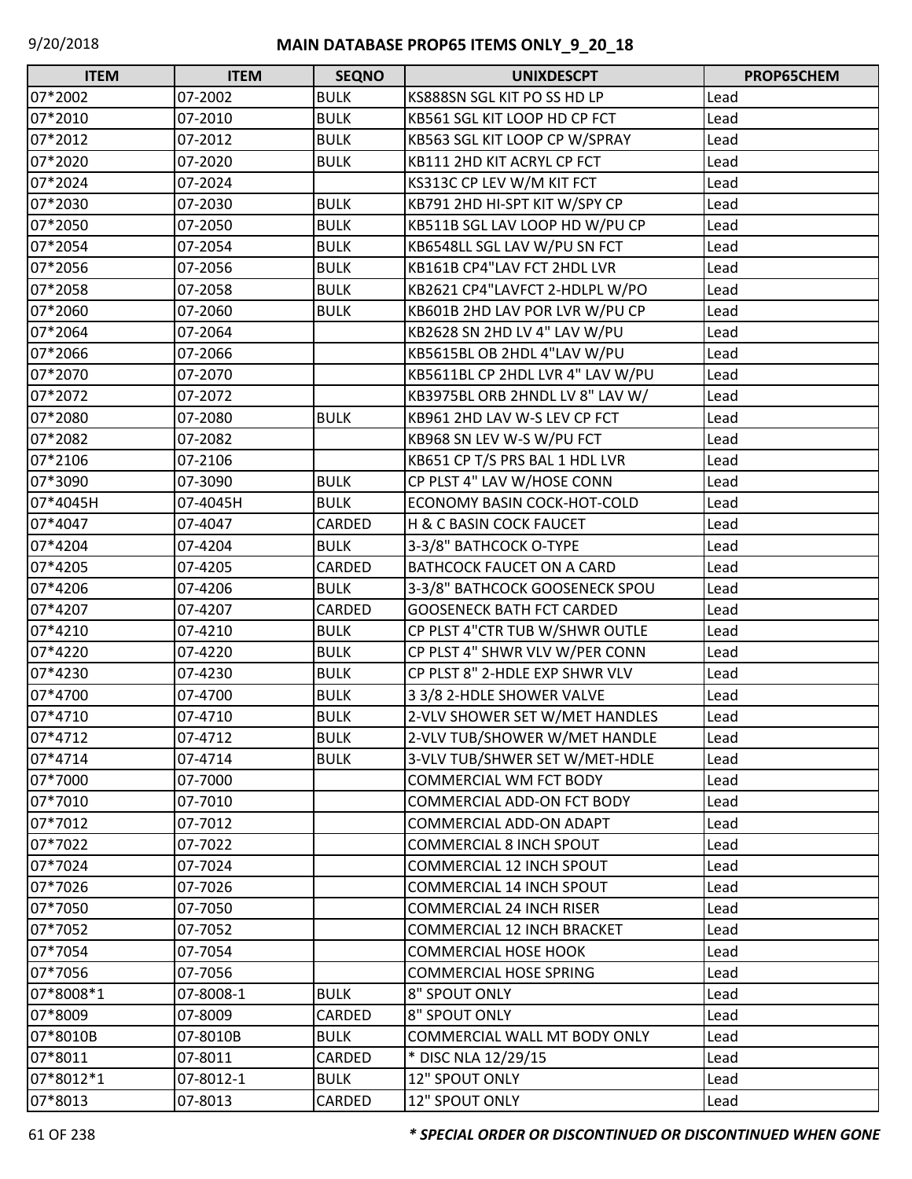# MAIN DATABASE PROP65 ITEMS ONLY_9_20_18

| ITEM | ITEM | SEQNO | UNIXDESCPT | PROP65CHEM |
|---|---|---|---|---|
| 07*2002 | 07-2002 | BULK | KS888SN SGL KIT PO SS HD LP | Lead |
| 07*2010 | 07-2010 | BULK | KB561 SGL KIT LOOP HD CP FCT | Lead |
| 07*2012 | 07-2012 | BULK | KB563 SGL KIT LOOP CP W/SPRAY | Lead |
| 07*2020 | 07-2020 | BULK | KB111 2HD KIT ACRYL CP FCT | Lead |
| 07*2024 | 07-2024 | | KS313C CP LEV W/M KIT FCT | Lead |
| 07*2030 | 07-2030 | BULK | KB791 2HD HI-SPT KIT W/SPY CP | Lead |
| 07*2050 | 07-2050 | BULK | KB511B SGL LAV LOOP HD W/PU CP | Lead |
| 07*2054 | 07-2054 | BULK | KB6548LL SGL LAV W/PU SN FCT | Lead |
| 07*2056 | 07-2056 | BULK | KB161B CP4"LAV FCT 2HDL LVR | Lead |
| 07*2058 | 07-2058 | BULK | KB2621 CP4"LAVFCT 2-HDLPL W/PO | Lead |
| 07*2060 | 07-2060 | BULK | KB601B 2HD LAV POR LVR W/PU CP | Lead |
| 07*2064 | 07-2064 | | KB2628 SN 2HD LV 4" LAV W/PU | Lead |
| 07*2066 | 07-2066 | | KB5615BL OB 2HDL 4"LAV W/PU | Lead |
| 07*2070 | 07-2070 | | KB5611BL CP 2HDL LVR 4" LAV W/PU | Lead |
| 07*2072 | 07-2072 | | KB3975BL ORB 2HNDL LV 8" LAV W/ | Lead |
| 07*2080 | 07-2080 | BULK | KB961 2HD LAV W-S LEV CP FCT | Lead |
| 07*2082 | 07-2082 | | KB968 SN LEV W-S W/PU FCT | Lead |
| 07*2106 | 07-2106 | | KB651 CP T/S PRS BAL 1 HDL LVR | Lead |
| 07*3090 | 07-3090 | BULK | CP PLST 4" LAV W/HOSE CONN | Lead |
| 07*4045H | 07-4045H | BULK | ECONOMY BASIN COCK-HOT-COLD | Lead |
| 07*4047 | 07-4047 | CARDED | H & C BASIN COCK FAUCET | Lead |
| 07*4204 | 07-4204 | BULK | 3-3/8" BATHCOCK O-TYPE | Lead |
| 07*4205 | 07-4205 | CARDED | BATHCOCK FAUCET ON A CARD | Lead |
| 07*4206 | 07-4206 | BULK | 3-3/8" BATHCOCK GOOSENECK SPOU | Lead |
| 07*4207 | 07-4207 | CARDED | GOOSENECK BATH FCT CARDED | Lead |
| 07*4210 | 07-4210 | BULK | CP PLST 4"CTR TUB W/SHWR OUTLE | Lead |
| 07*4220 | 07-4220 | BULK | CP PLST 4" SHWR VLV W/PER CONN | Lead |
| 07*4230 | 07-4230 | BULK | CP PLST 8" 2-HDLE EXP SHWR VLV | Lead |
| 07*4700 | 07-4700 | BULK | 3 3/8 2-HDLE SHOWER VALVE | Lead |
| 07*4710 | 07-4710 | BULK | 2-VLV SHOWER SET W/MET HANDLES | Lead |
| 07*4712 | 07-4712 | BULK | 2-VLV TUB/SHOWER W/MET HANDLE | Lead |
| 07*4714 | 07-4714 | BULK | 3-VLV TUB/SHWER SET W/MET-HDLE | Lead |
| 07*7000 | 07-7000 | | COMMERCIAL WM FCT BODY | Lead |
| 07*7010 | 07-7010 | | COMMERCIAL ADD-ON FCT BODY | Lead |
| 07*7012 | 07-7012 | | COMMERCIAL ADD-ON ADAPT | Lead |
| 07*7022 | 07-7022 | | COMMERCIAL 8 INCH SPOUT | Lead |
| 07*7024 | 07-7024 | | COMMERCIAL 12 INCH SPOUT | Lead |
| 07*7026 | 07-7026 | | COMMERCIAL 14 INCH SPOUT | Lead |
| 07*7050 | 07-7050 | | COMMERCIAL 24 INCH RISER | Lead |
| 07*7052 | 07-7052 | | COMMERCIAL 12 INCH BRACKET | Lead |
| 07*7054 | 07-7054 | | COMMERCIAL HOSE HOOK | Lead |
| 07*7056 | 07-7056 | | COMMERCIAL HOSE SPRING | Lead |
| 07*8008*1 | 07-8008-1 | BULK | 8" SPOUT ONLY | Lead |
| 07*8009 | 07-8009 | CARDED | 8" SPOUT ONLY | Lead |
| 07*8010B | 07-8010B | BULK | COMMERCIAL WALL MT BODY ONLY | Lead |
| 07*8011 | 07-8011 | CARDED | * DISC NLA 12/29/15 | Lead |
| 07*8012*1 | 07-8012-1 | BULK | 12" SPOUT ONLY | Lead |
| 07*8013 | 07-8013 | CARDED | 12" SPOUT ONLY | Lead |

***\* SPECIAL ORDER OR DISCONTINUED OR DISCONTINUED WHEN GONE***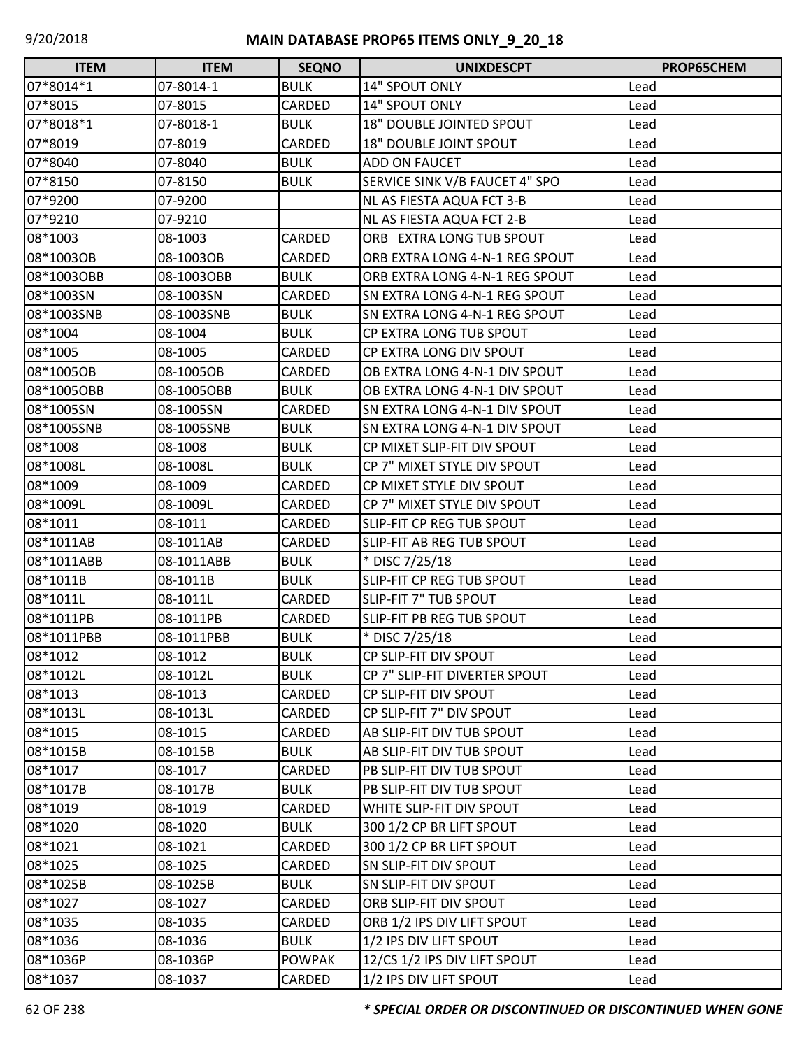# MAIN DATABASE PROP65 ITEMS ONLY_9_20_18

| ITEM | ITEM | SEQNO | UNIXDESCPT | PROP65CHEM |
|---|---|---|---|---|
| 07*8014*1 | 07-8014-1 | BULK | 14" SPOUT ONLY | Lead |
| 07*8015 | 07-8015 | CARDED | 14" SPOUT ONLY | Lead |
| 07*8018*1 | 07-8018-1 | BULK | 18" DOUBLE JOINTED SPOUT | Lead |
| 07*8019 | 07-8019 | CARDED | 18" DOUBLE JOINT SPOUT | Lead |
| 07*8040 | 07-8040 | BULK | ADD ON FAUCET | Lead |
| 07*8150 | 07-8150 | BULK | SERVICE SINK V/B FAUCET 4" SPO | Lead |
| 07*9200 | 07-9200 | | NL AS FIESTA AQUA FCT 3-B | Lead |
| 07*9210 | 07-9210 | | NL AS FIESTA AQUA FCT 2-B | Lead |
| 08*1003 | 08-1003 | CARDED | ORB EXTRA LONG TUB SPOUT | Lead |
| 08*1003OB | 08-1003OB | CARDED | ORB EXTRA LONG 4-N-1 REG SPOUT | Lead |
| 08*1003OBB | 08-1003OBB | BULK | ORB EXTRA LONG 4-N-1 REG SPOUT | Lead |
| 08*1003SN | 08-1003SN | CARDED | SN EXTRA LONG 4-N-1 REG SPOUT | Lead |
| 08*1003SNB | 08-1003SNB | BULK | SN EXTRA LONG 4-N-1 REG SPOUT | Lead |
| 08*1004 | 08-1004 | BULK | CP EXTRA LONG TUB SPOUT | Lead |
| 08*1005 | 08-1005 | CARDED | CP EXTRA LONG DIV SPOUT | Lead |
| 08*1005OB | 08-1005OB | CARDED | OB EXTRA LONG 4-N-1 DIV SPOUT | Lead |
| 08*1005OBB | 08-1005OBB | BULK | OB EXTRA LONG 4-N-1 DIV SPOUT | Lead |
| 08*1005SN | 08-1005SN | CARDED | SN EXTRA LONG 4-N-1 DIV SPOUT | Lead |
| 08*1005SNB | 08-1005SNB | BULK | SN EXTRA LONG 4-N-1 DIV SPOUT | Lead |
| 08*1008 | 08-1008 | BULK | CP MIXET SLIP-FIT DIV SPOUT | Lead |
| 08*1008L | 08-1008L | BULK | CP 7" MIXET STYLE DIV SPOUT | Lead |
| 08*1009 | 08-1009 | CARDED | CP MIXET STYLE DIV SPOUT | Lead |
| 08*1009L | 08-1009L | CARDED | CP 7" MIXET STYLE DIV SPOUT | Lead |
| 08*1011 | 08-1011 | CARDED | SLIP-FIT CP REG TUB SPOUT | Lead |
| 08*1011AB | 08-1011AB | CARDED | SLIP-FIT AB REG TUB SPOUT | Lead |
| 08*1011ABB | 08-1011ABB | BULK | * DISC 7/25/18 | Lead |
| 08*1011B | 08-1011B | BULK | SLIP-FIT CP REG TUB SPOUT | Lead |
| 08*1011L | 08-1011L | CARDED | SLIP-FIT 7" TUB SPOUT | Lead |
| 08*1011PB | 08-1011PB | CARDED | SLIP-FIT PB REG TUB SPOUT | Lead |
| 08*1011PBB | 08-1011PBB | BULK | * DISC 7/25/18 | Lead |
| 08*1012 | 08-1012 | BULK | CP SLIP-FIT DIV SPOUT | Lead |
| 08*1012L | 08-1012L | BULK | CP 7" SLIP-FIT DIVERTER SPOUT | Lead |
| 08*1013 | 08-1013 | CARDED | CP SLIP-FIT DIV SPOUT | Lead |
| 08*1013L | 08-1013L | CARDED | CP SLIP-FIT 7" DIV SPOUT | Lead |
| 08*1015 | 08-1015 | CARDED | AB SLIP-FIT DIV TUB SPOUT | Lead |
| 08*1015B | 08-1015B | BULK | AB SLIP-FIT DIV TUB SPOUT | Lead |
| 08*1017 | 08-1017 | CARDED | PB SLIP-FIT DIV TUB SPOUT | Lead |
| 08*1017B | 08-1017B | BULK | PB SLIP-FIT DIV TUB SPOUT | Lead |
| 08*1019 | 08-1019 | CARDED | WHITE SLIP-FIT DIV SPOUT | Lead |
| 08*1020 | 08-1020 | BULK | 300 1/2 CP BR LIFT SPOUT | Lead |
| 08*1021 | 08-1021 | CARDED | 300 1/2 CP BR LIFT SPOUT | Lead |
| 08*1025 | 08-1025 | CARDED | SN SLIP-FIT DIV SPOUT | Lead |
| 08*1025B | 08-1025B | BULK | SN SLIP-FIT DIV SPOUT | Lead |
| 08*1027 | 08-1027 | CARDED | ORB SLIP-FIT DIV SPOUT | Lead |
| 08*1035 | 08-1035 | CARDED | ORB 1/2 IPS DIV LIFT SPOUT | Lead |
| 08*1036 | 08-1036 | BULK | 1/2 IPS DIV LIFT SPOUT | Lead |
| 08*1036P | 08-1036P | POWPAK | 12/CS 1/2 IPS DIV LIFT SPOUT | Lead |
| 08*1037 | 08-1037 | CARDED | 1/2 IPS DIV LIFT SPOUT | Lead |

***\* SPECIAL ORDER OR DISCONTINUED OR DISCONTINUED WHEN GONE***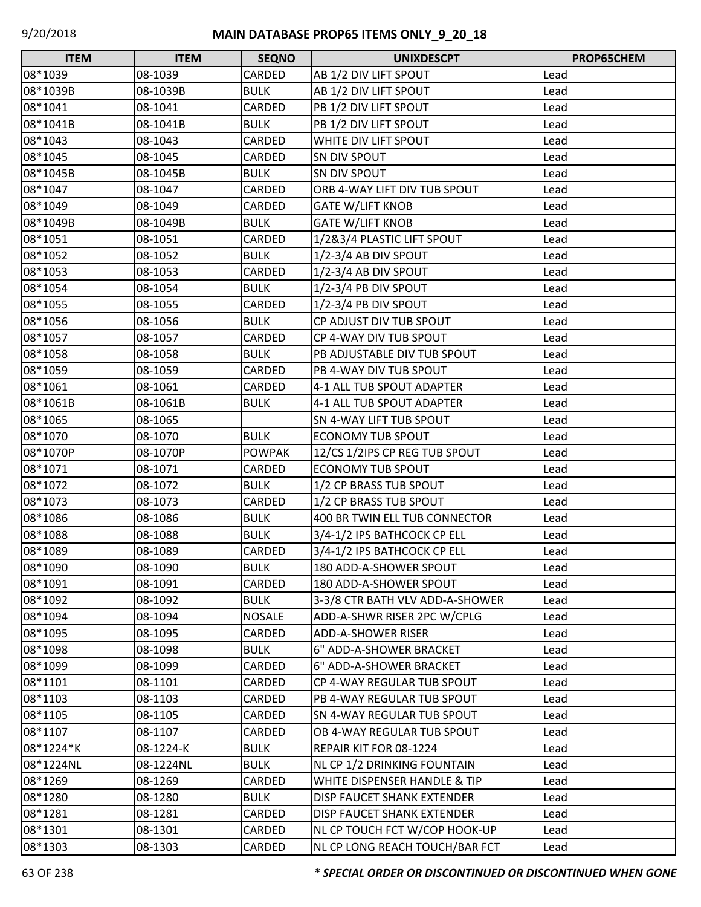| ITEM | ITEM | SEQNO | UNIXDESCPT | PROP65CHEM |
|---|---|---|---|---|
| 08*1039 | 08-1039 | CARDED | AB 1/2 DIV LIFT SPOUT | Lead |
| 08*1039B | 08-1039B | BULK | AB 1/2 DIV LIFT SPOUT | Lead |
| 08*1041 | 08-1041 | CARDED | PB 1/2 DIV LIFT SPOUT | Lead |
| 08*1041B | 08-1041B | BULK | PB 1/2 DIV LIFT SPOUT | Lead |
| 08*1043 | 08-1043 | CARDED | WHITE DIV LIFT SPOUT | Lead |
| 08*1045 | 08-1045 | CARDED | SN DIV SPOUT | Lead |
| 08*1045B | 08-1045B | BULK | SN DIV SPOUT | Lead |
| 08*1047 | 08-1047 | CARDED | ORB 4-WAY LIFT DIV TUB SPOUT | Lead |
| 08*1049 | 08-1049 | CARDED | GATE W/LIFT KNOB | Lead |
| 08*1049B | 08-1049B | BULK | GATE W/LIFT KNOB | Lead |
| 08*1051 | 08-1051 | CARDED | 1/2&3/4 PLASTIC LIFT SPOUT | Lead |
| 08*1052 | 08-1052 | BULK | 1/2-3/4 AB DIV SPOUT | Lead |
| 08*1053 | 08-1053 | CARDED | 1/2-3/4 AB DIV SPOUT | Lead |
| 08*1054 | 08-1054 | BULK | 1/2-3/4 PB DIV SPOUT | Lead |
| 08*1055 | 08-1055 | CARDED | 1/2-3/4 PB DIV SPOUT | Lead |
| 08*1056 | 08-1056 | BULK | CP ADJUST DIV TUB SPOUT | Lead |
| 08*1057 | 08-1057 | CARDED | CP 4-WAY DIV TUB SPOUT | Lead |
| 08*1058 | 08-1058 | BULK | PB ADJUSTABLE DIV TUB SPOUT | Lead |
| 08*1059 | 08-1059 | CARDED | PB 4-WAY DIV TUB SPOUT | Lead |
| 08*1061 | 08-1061 | CARDED | 4-1 ALL TUB SPOUT ADAPTER | Lead |
| 08*1061B | 08-1061B | BULK | 4-1 ALL TUB SPOUT ADAPTER | Lead |
| 08*1065 | 08-1065 | | SN 4-WAY LIFT TUB SPOUT | Lead |
| 08*1070 | 08-1070 | BULK | ECONOMY TUB SPOUT | Lead |
| 08*1070P | 08-1070P | POWPAK | 12/CS 1/2IPS CP REG TUB SPOUT | Lead |
| 08*1071 | 08-1071 | CARDED | ECONOMY TUB SPOUT | Lead |
| 08*1072 | 08-1072 | BULK | 1/2 CP BRASS TUB SPOUT | Lead |
| 08*1073 | 08-1073 | CARDED | 1/2 CP BRASS TUB SPOUT | Lead |
| 08*1086 | 08-1086 | BULK | 400 BR TWIN ELL TUB CONNECTOR | Lead |
| 08*1088 | 08-1088 | BULK | 3/4-1/2 IPS BATHCOCK CP ELL | Lead |
| 08*1089 | 08-1089 | CARDED | 3/4-1/2 IPS BATHCOCK CP ELL | Lead |
| 08*1090 | 08-1090 | BULK | 180 ADD-A-SHOWER SPOUT | Lead |
| 08*1091 | 08-1091 | CARDED | 180 ADD-A-SHOWER SPOUT | Lead |
| 08*1092 | 08-1092 | BULK | 3-3/8 CTR BATH VLV ADD-A-SHOWER | Lead |
| 08*1094 | 08-1094 | NOSALE | ADD-A-SHWR RISER 2PC W/CPLG | Lead |
| 08*1095 | 08-1095 | CARDED | ADD-A-SHOWER RISER | Lead |
| 08*1098 | 08-1098 | BULK | 6" ADD-A-SHOWER BRACKET | Lead |
| 08*1099 | 08-1099 | CARDED | 6" ADD-A-SHOWER BRACKET | Lead |
| 08*1101 | 08-1101 | CARDED | CP 4-WAY REGULAR TUB SPOUT | Lead |
| 08*1103 | 08-1103 | CARDED | PB 4-WAY REGULAR TUB SPOUT | Lead |
| 08*1105 | 08-1105 | CARDED | SN 4-WAY REGULAR TUB SPOUT | Lead |
| 08*1107 | 08-1107 | CARDED | OB 4-WAY REGULAR TUB SPOUT | Lead |
| 08*1224*K | 08-1224-K | BULK | REPAIR KIT FOR 08-1224 | Lead |
| 08*1224NL | 08-1224NL | BULK | NL CP 1/2 DRINKING FOUNTAIN | Lead |
| 08*1269 | 08-1269 | CARDED | WHITE DISPENSER HANDLE & TIP | Lead |
| 08*1280 | 08-1280 | BULK | DISP FAUCET SHANK EXTENDER | Lead |
| 08*1281 | 08-1281 | CARDED | DISP FAUCET SHANK EXTENDER | Lead |
| 08*1301 | 08-1301 | CARDED | NL CP TOUCH FCT W/COP HOOK-UP | Lead |
| 08*1303 | 08-1303 | CARDED | NL CP LONG REACH TOUCH/BAR FCT | Lead |

*** SPECIAL ORDER OR DISCONTINUED OR DISCONTINUED WHEN GONE**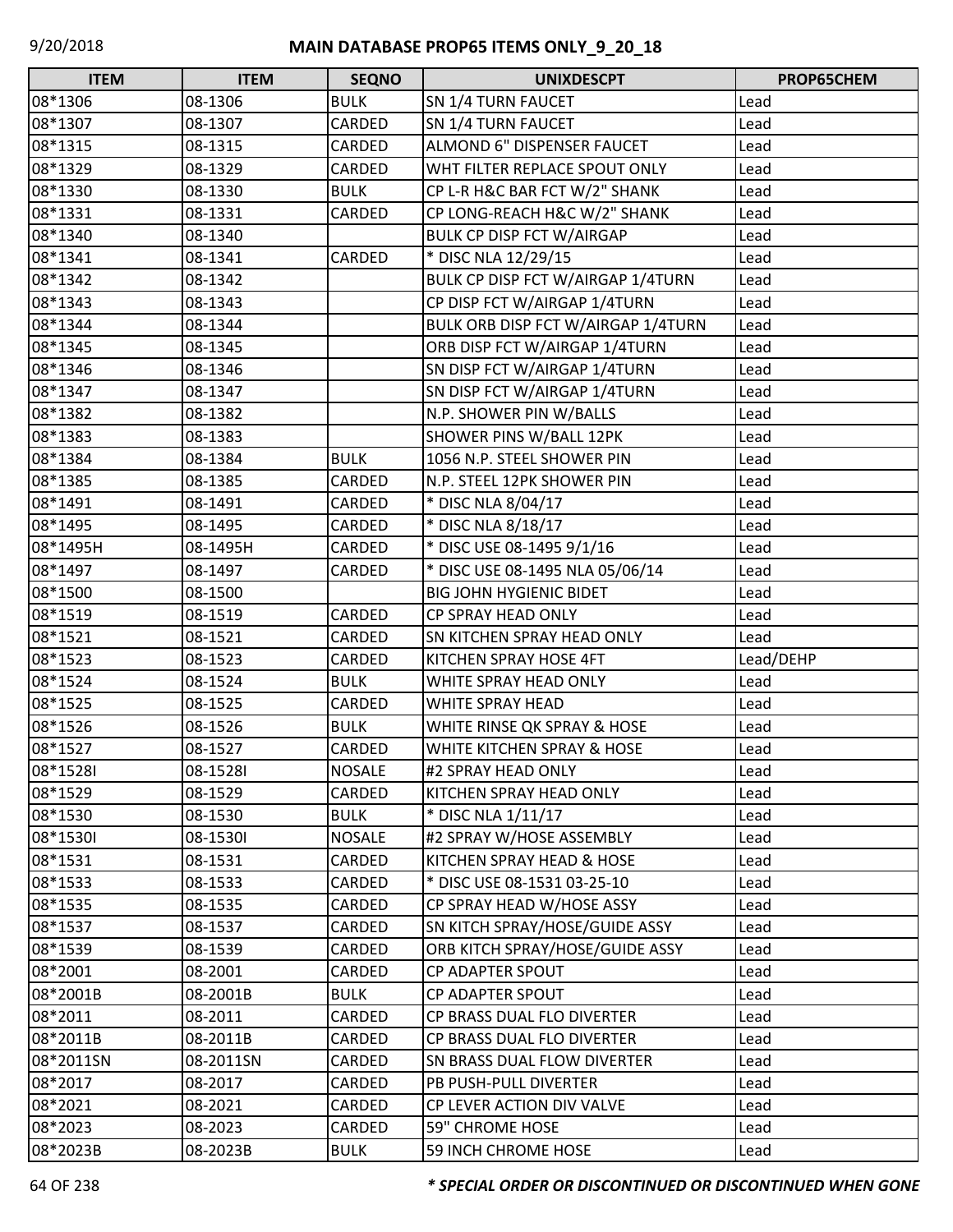# MAIN DATABASE PROP65 ITEMS ONLY_9_20_18

| ITEM | ITEM | SEQNO | UNIXDESCPT | PROP65CHEM |
|---|---|---|---|---|
| 08*1306 | 08-1306 | BULK | SN 1/4 TURN FAUCET | Lead |
| 08*1307 | 08-1307 | CARDED | SN 1/4 TURN FAUCET | Lead |
| 08*1315 | 08-1315 | CARDED | ALMOND 6" DISPENSER FAUCET | Lead |
| 08*1329 | 08-1329 | CARDED | WHT FILTER REPLACE SPOUT ONLY | Lead |
| 08*1330 | 08-1330 | BULK | CP L-R H&C BAR FCT W/2" SHANK | Lead |
| 08*1331 | 08-1331 | CARDED | CP LONG-REACH H&C W/2" SHANK | Lead |
| 08*1340 | 08-1340 | | BULK CP DISP FCT W/AIRGAP | Lead |
| 08*1341 | 08-1341 | CARDED | * DISC NLA 12/29/15 | Lead |
| 08*1342 | 08-1342 | | BULK CP DISP FCT W/AIRGAP 1/4TURN | Lead |
| 08*1343 | 08-1343 | | CP DISP FCT W/AIRGAP 1/4TURN | Lead |
| 08*1344 | 08-1344 | | BULK ORB DISP FCT W/AIRGAP 1/4TURN | Lead |
| 08*1345 | 08-1345 | | ORB DISP FCT W/AIRGAP 1/4TURN | Lead |
| 08*1346 | 08-1346 | | SN DISP FCT W/AIRGAP 1/4TURN | Lead |
| 08*1347 | 08-1347 | | SN DISP FCT W/AIRGAP 1/4TURN | Lead |
| 08*1382 | 08-1382 | | N.P. SHOWER PIN W/BALLS | Lead |
| 08*1383 | 08-1383 | | SHOWER PINS W/BALL 12PK | Lead |
| 08*1384 | 08-1384 | BULK | 1056 N.P. STEEL SHOWER PIN | Lead |
| 08*1385 | 08-1385 | CARDED | N.P. STEEL 12PK SHOWER PIN | Lead |
| 08*1491 | 08-1491 | CARDED | * DISC NLA 8/04/17 | Lead |
| 08*1495 | 08-1495 | CARDED | * DISC NLA 8/18/17 | Lead |
| 08*1495H | 08-1495H | CARDED | * DISC USE 08-1495 9/1/16 | Lead |
| 08*1497 | 08-1497 | CARDED | * DISC USE 08-1495 NLA 05/06/14 | Lead |
| 08*1500 | 08-1500 | | BIG JOHN HYGIENIC BIDET | Lead |
| 08*1519 | 08-1519 | CARDED | CP SPRAY HEAD ONLY | Lead |
| 08*1521 | 08-1521 | CARDED | SN KITCHEN SPRAY HEAD ONLY | Lead |
| 08*1523 | 08-1523 | CARDED | KITCHEN SPRAY HOSE 4FT | Lead/DEHP |
| 08*1524 | 08-1524 | BULK | WHITE SPRAY HEAD ONLY | Lead |
| 08*1525 | 08-1525 | CARDED | WHITE SPRAY HEAD | Lead |
| 08*1526 | 08-1526 | BULK | WHITE RINSE QK SPRAY & HOSE | Lead |
| 08*1527 | 08-1527 | CARDED | WHITE KITCHEN SPRAY & HOSE | Lead |
| 08*1528I | 08-1528I | NOSALE | #2 SPRAY HEAD ONLY | Lead |
| 08*1529 | 08-1529 | CARDED | KITCHEN SPRAY HEAD ONLY | Lead |
| 08*1530 | 08-1530 | BULK | * DISC NLA 1/11/17 | Lead |
| 08*1530I | 08-1530I | NOSALE | #2 SPRAY W/HOSE ASSEMBLY | Lead |
| 08*1531 | 08-1531 | CARDED | KITCHEN SPRAY HEAD & HOSE | Lead |
| 08*1533 | 08-1533 | CARDED | * DISC USE 08-1531 03-25-10 | Lead |
| 08*1535 | 08-1535 | CARDED | CP SPRAY HEAD W/HOSE ASSY | Lead |
| 08*1537 | 08-1537 | CARDED | SN KITCH SPRAY/HOSE/GUIDE ASSY | Lead |
| 08*1539 | 08-1539 | CARDED | ORB KITCH SPRAY/HOSE/GUIDE ASSY | Lead |
| 08*2001 | 08-2001 | CARDED | CP ADAPTER SPOUT | Lead |
| 08*2001B | 08-2001B | BULK | CP ADAPTER SPOUT | Lead |
| 08*2011 | 08-2011 | CARDED | CP BRASS DUAL FLO DIVERTER | Lead |
| 08*2011B | 08-2011B | CARDED | CP BRASS DUAL FLO DIVERTER | Lead |
| 08*2011SN | 08-2011SN | CARDED | SN BRASS DUAL FLOW DIVERTER | Lead |
| 08*2017 | 08-2017 | CARDED | PB PUSH-PULL DIVERTER | Lead |
| 08*2021 | 08-2021 | CARDED | CP LEVER ACTION DIV VALVE | Lead |
| 08*2023 | 08-2023 | CARDED | 59" CHROME HOSE | Lead |
| 08*2023B | 08-2023B | BULK | 59 INCH CHROME HOSE | Lead |

*** SPECIAL ORDER OR DISCONTINUED OR DISCONTINUED WHEN GONE**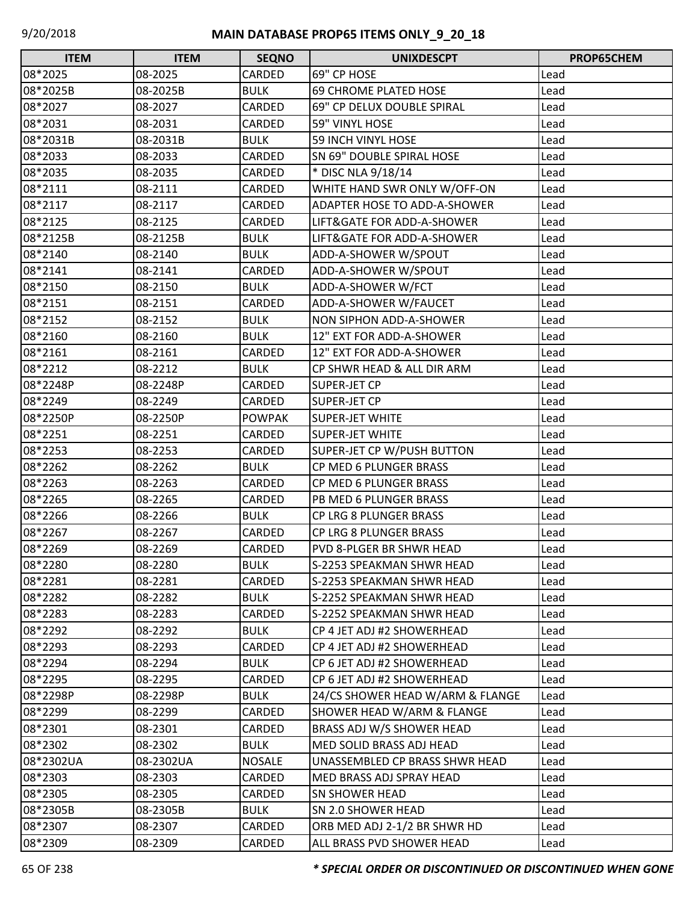# MAIN DATABASE PROP65 ITEMS ONLY_9_20_18

| ITEM | ITEM | SEQNO | UNIXDESCPT | PROP65CHEM |
|---|---|---|---|---|
| 08*2025 | 08-2025 | CARDED | 69" CP HOSE | Lead |
| 08*2025B | 08-2025B | BULK | 69 CHROME PLATED HOSE | Lead |
| 08*2027 | 08-2027 | CARDED | 69" CP DELUX DOUBLE SPIRAL | Lead |
| 08*2031 | 08-2031 | CARDED | 59" VINYL HOSE | Lead |
| 08*2031B | 08-2031B | BULK | 59 INCH VINYL HOSE | Lead |
| 08*2033 | 08-2033 | CARDED | SN 69" DOUBLE SPIRAL HOSE | Lead |
| 08*2035 | 08-2035 | CARDED | * DISC NLA 9/18/14 | Lead |
| 08*2111 | 08-2111 | CARDED | WHITE HAND SWR ONLY W/OFF-ON | Lead |
| 08*2117 | 08-2117 | CARDED | ADAPTER HOSE TO ADD-A-SHOWER | Lead |
| 08*2125 | 08-2125 | CARDED | LIFT&GATE FOR ADD-A-SHOWER | Lead |
| 08*2125B | 08-2125B | BULK | LIFT&GATE FOR ADD-A-SHOWER | Lead |
| 08*2140 | 08-2140 | BULK | ADD-A-SHOWER W/SPOUT | Lead |
| 08*2141 | 08-2141 | CARDED | ADD-A-SHOWER W/SPOUT | Lead |
| 08*2150 | 08-2150 | BULK | ADD-A-SHOWER W/FCT | Lead |
| 08*2151 | 08-2151 | CARDED | ADD-A-SHOWER W/FAUCET | Lead |
| 08*2152 | 08-2152 | BULK | NON SIPHON ADD-A-SHOWER | Lead |
| 08*2160 | 08-2160 | BULK | 12" EXT FOR ADD-A-SHOWER | Lead |
| 08*2161 | 08-2161 | CARDED | 12" EXT FOR ADD-A-SHOWER | Lead |
| 08*2212 | 08-2212 | BULK | CP SHWR HEAD & ALL DIR ARM | Lead |
| 08*2248P | 08-2248P | CARDED | SUPER-JET CP | Lead |
| 08*2249 | 08-2249 | CARDED | SUPER-JET CP | Lead |
| 08*2250P | 08-2250P | POWPAK | SUPER-JET WHITE | Lead |
| 08*2251 | 08-2251 | CARDED | SUPER-JET WHITE | Lead |
| 08*2253 | 08-2253 | CARDED | SUPER-JET CP W/PUSH BUTTON | Lead |
| 08*2262 | 08-2262 | BULK | CP MED 6 PLUNGER BRASS | Lead |
| 08*2263 | 08-2263 | CARDED | CP MED 6 PLUNGER BRASS | Lead |
| 08*2265 | 08-2265 | CARDED | PB MED 6 PLUNGER BRASS | Lead |
| 08*2266 | 08-2266 | BULK | CP LRG 8 PLUNGER BRASS | Lead |
| 08*2267 | 08-2267 | CARDED | CP LRG 8 PLUNGER BRASS | Lead |
| 08*2269 | 08-2269 | CARDED | PVD 8-PLGER BR SHWR HEAD | Lead |
| 08*2280 | 08-2280 | BULK | S-2253 SPEAKMAN SHWR HEAD | Lead |
| 08*2281 | 08-2281 | CARDED | S-2253 SPEAKMAN SHWR HEAD | Lead |
| 08*2282 | 08-2282 | BULK | S-2252 SPEAKMAN SHWR HEAD | Lead |
| 08*2283 | 08-2283 | CARDED | S-2252 SPEAKMAN SHWR HEAD | Lead |
| 08*2292 | 08-2292 | BULK | CP 4 JET ADJ #2 SHOWERHEAD | Lead |
| 08*2293 | 08-2293 | CARDED | CP 4 JET ADJ #2 SHOWERHEAD | Lead |
| 08*2294 | 08-2294 | BULK | CP 6 JET ADJ #2 SHOWERHEAD | Lead |
| 08*2295 | 08-2295 | CARDED | CP 6 JET ADJ #2 SHOWERHEAD | Lead |
| 08*2298P | 08-2298P | BULK | 24/CS SHOWER HEAD W/ARM & FLANGE | Lead |
| 08*2299 | 08-2299 | CARDED | SHOWER HEAD W/ARM & FLANGE | Lead |
| 08*2301 | 08-2301 | CARDED | BRASS ADJ W/S SHOWER HEAD | Lead |
| 08*2302 | 08-2302 | BULK | MED SOLID BRASS ADJ HEAD | Lead |
| 08*2302UA | 08-2302UA | NOSALE | UNASSEMBLED CP BRASS SHWR HEAD | Lead |
| 08*2303 | 08-2303 | CARDED | MED BRASS ADJ SPRAY HEAD | Lead |
| 08*2305 | 08-2305 | CARDED | SN SHOWER HEAD | Lead |
| 08*2305B | 08-2305B | BULK | SN 2.0 SHOWER HEAD | Lead |
| 08*2307 | 08-2307 | CARDED | ORB MED ADJ 2-1/2 BR SHWR HD | Lead |
| 08*2309 | 08-2309 | CARDED | ALL BRASS PVD SHOWER HEAD | Lead |

***** SPECIAL ORDER OR DISCONTINUED OR DISCONTINUED WHEN GONE**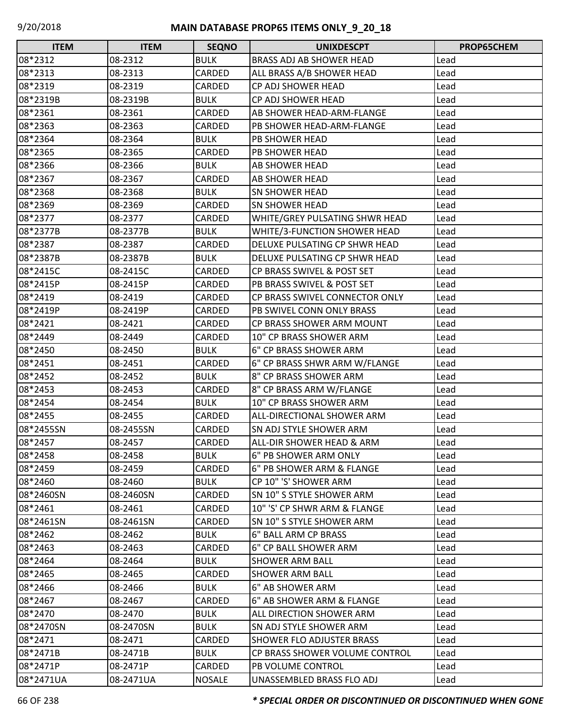# MAIN DATABASE PROP65 ITEMS ONLY_9_20_18

| ITEM | ITEM | SEQNO | UNIXDESCPT | PROP65CHEM |
|---|---|---|---|---|
| 08*2312 | 08-2312 | BULK | BRASS ADJ AB SHOWER HEAD | Lead |
| 08*2313 | 08-2313 | CARDED | ALL BRASS A/B SHOWER HEAD | Lead |
| 08*2319 | 08-2319 | CARDED | CP ADJ SHOWER HEAD | Lead |
| 08*2319B | 08-2319B | BULK | CP ADJ SHOWER HEAD | Lead |
| 08*2361 | 08-2361 | CARDED | AB SHOWER HEAD-ARM-FLANGE | Lead |
| 08*2363 | 08-2363 | CARDED | PB SHOWER HEAD-ARM-FLANGE | Lead |
| 08*2364 | 08-2364 | BULK | PB SHOWER HEAD | Lead |
| 08*2365 | 08-2365 | CARDED | PB SHOWER HEAD | Lead |
| 08*2366 | 08-2366 | BULK | AB SHOWER HEAD | Lead |
| 08*2367 | 08-2367 | CARDED | AB SHOWER HEAD | Lead |
| 08*2368 | 08-2368 | BULK | SN SHOWER HEAD | Lead |
| 08*2369 | 08-2369 | CARDED | SN SHOWER HEAD | Lead |
| 08*2377 | 08-2377 | CARDED | WHITE/GREY PULSATING SHWR HEAD | Lead |
| 08*2377B | 08-2377B | BULK | WHITE/3-FUNCTION SHOWER HEAD | Lead |
| 08*2387 | 08-2387 | CARDED | DELUXE PULSATING CP SHWR HEAD | Lead |
| 08*2387B | 08-2387B | BULK | DELUXE PULSATING CP SHWR HEAD | Lead |
| 08*2415C | 08-2415C | CARDED | CP BRASS SWIVEL & POST SET | Lead |
| 08*2415P | 08-2415P | CARDED | PB BRASS SWIVEL & POST SET | Lead |
| 08*2419 | 08-2419 | CARDED | CP BRASS SWIVEL CONNECTOR ONLY | Lead |
| 08*2419P | 08-2419P | CARDED | PB SWIVEL CONN ONLY BRASS | Lead |
| 08*2421 | 08-2421 | CARDED | CP BRASS SHOWER ARM MOUNT | Lead |
| 08*2449 | 08-2449 | CARDED | 10" CP BRASS SHOWER ARM | Lead |
| 08*2450 | 08-2450 | BULK | 6" CP BRASS SHOWER ARM | Lead |
| 08*2451 | 08-2451 | CARDED | 6" CP BRASS SHWR ARM W/FLANGE | Lead |
| 08*2452 | 08-2452 | BULK | 8" CP BRASS SHOWER ARM | Lead |
| 08*2453 | 08-2453 | CARDED | 8" CP BRASS ARM W/FLANGE | Lead |
| 08*2454 | 08-2454 | BULK | 10" CP BRASS SHOWER ARM | Lead |
| 08*2455 | 08-2455 | CARDED | ALL-DIRECTIONAL SHOWER ARM | Lead |
| 08*2455SN | 08-2455SN | CARDED | SN ADJ STYLE SHOWER ARM | Lead |
| 08*2457 | 08-2457 | CARDED | ALL-DIR SHOWER HEAD & ARM | Lead |
| 08*2458 | 08-2458 | BULK | 6" PB SHOWER ARM ONLY | Lead |
| 08*2459 | 08-2459 | CARDED | 6" PB SHOWER ARM & FLANGE | Lead |
| 08*2460 | 08-2460 | BULK | CP 10" 'S' SHOWER ARM | Lead |
| 08*2460SN | 08-2460SN | CARDED | SN 10" S STYLE SHOWER ARM | Lead |
| 08*2461 | 08-2461 | CARDED | 10" 'S' CP SHWR ARM & FLANGE | Lead |
| 08*2461SN | 08-2461SN | CARDED | SN 10" S STYLE SHOWER ARM | Lead |
| 08*2462 | 08-2462 | BULK | 6" BALL ARM CP BRASS | Lead |
| 08*2463 | 08-2463 | CARDED | 6" CP BALL SHOWER ARM | Lead |
| 08*2464 | 08-2464 | BULK | SHOWER ARM BALL | Lead |
| 08*2465 | 08-2465 | CARDED | SHOWER ARM BALL | Lead |
| 08*2466 | 08-2466 | BULK | 6" AB SHOWER ARM | Lead |
| 08*2467 | 08-2467 | CARDED | 6" AB SHOWER ARM & FLANGE | Lead |
| 08*2470 | 08-2470 | BULK | ALL DIRECTION SHOWER ARM | Lead |
| 08*2470SN | 08-2470SN | BULK | SN ADJ STYLE SHOWER ARM | Lead |
| 08*2471 | 08-2471 | CARDED | SHOWER FLO ADJUSTER BRASS | Lead |
| 08*2471B | 08-2471B | BULK | CP BRASS SHOWER VOLUME CONTROL | Lead |
| 08*2471P | 08-2471P | CARDED | PB VOLUME CONTROL | Lead |
| 08*2471UA | 08-2471UA | NOSALE | UNASSEMBLED BRASS FLO ADJ | Lead |

***\* SPECIAL ORDER OR DISCONTINUED OR DISCONTINUED WHEN GONE***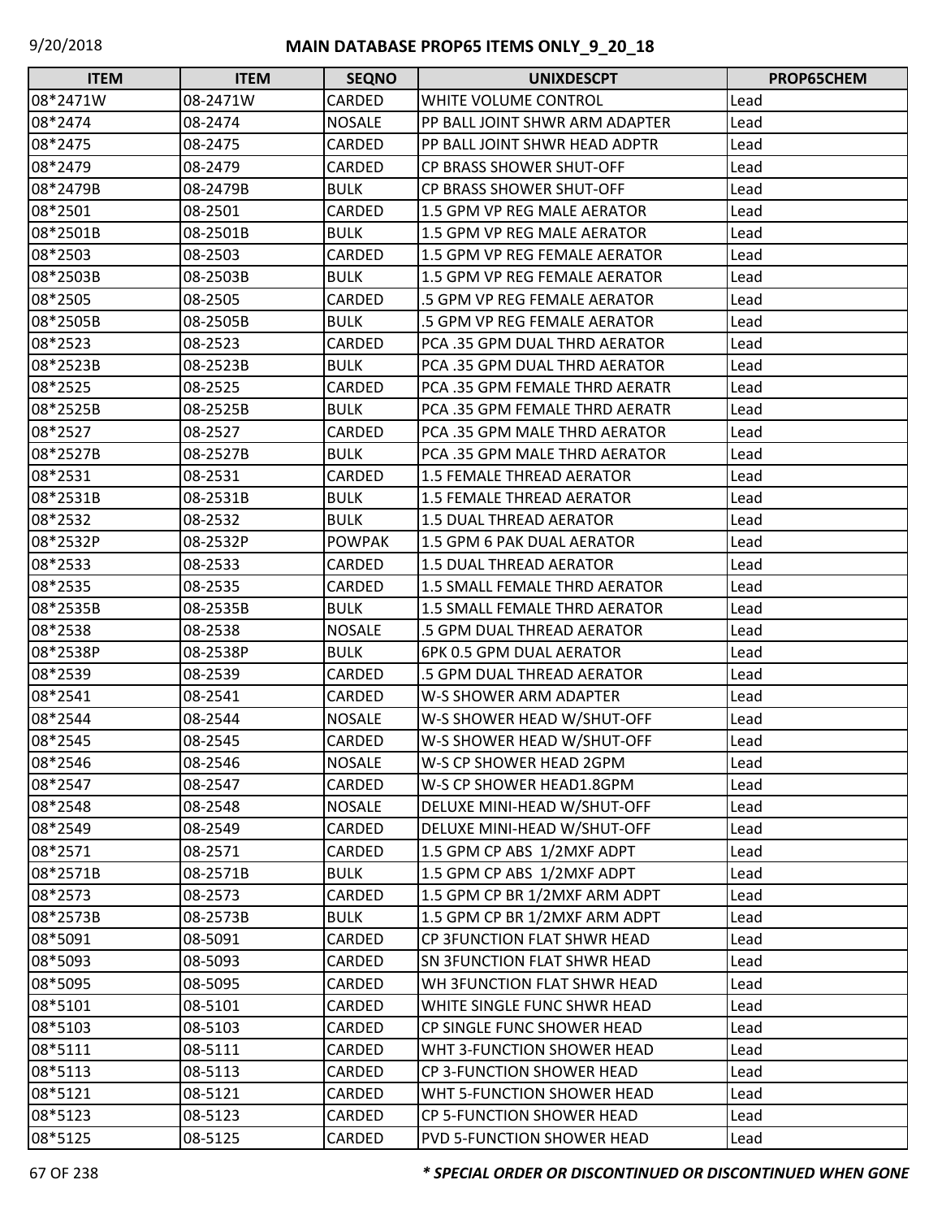| ITEM | ITEM | SEQNO | UNIXDESCPT | PROP65CHEM |
|---|---|---|---|---|
| 08*2471W | 08-2471W | CARDED | WHITE VOLUME CONTROL | Lead |
| 08*2474 | 08-2474 | NOSALE | PP BALL JOINT SHWR ARM ADAPTER | Lead |
| 08*2475 | 08-2475 | CARDED | PP BALL JOINT SHWR HEAD ADPTR | Lead |
| 08*2479 | 08-2479 | CARDED | CP BRASS SHOWER SHUT-OFF | Lead |
| 08*2479B | 08-2479B | BULK | CP BRASS SHOWER SHUT-OFF | Lead |
| 08*2501 | 08-2501 | CARDED | 1.5 GPM VP REG MALE AERATOR | Lead |
| 08*2501B | 08-2501B | BULK | 1.5 GPM VP REG MALE AERATOR | Lead |
| 08*2503 | 08-2503 | CARDED | 1.5 GPM VP REG FEMALE AERATOR | Lead |
| 08*2503B | 08-2503B | BULK | 1.5 GPM VP REG FEMALE AERATOR | Lead |
| 08*2505 | 08-2505 | CARDED | .5 GPM VP REG FEMALE AERATOR | Lead |
| 08*2505B | 08-2505B | BULK | .5 GPM VP REG FEMALE AERATOR | Lead |
| 08*2523 | 08-2523 | CARDED | PCA .35 GPM DUAL THRD AERATOR | Lead |
| 08*2523B | 08-2523B | BULK | PCA .35 GPM DUAL THRD AERATOR | Lead |
| 08*2525 | 08-2525 | CARDED | PCA .35 GPM FEMALE THRD AERATR | Lead |
| 08*2525B | 08-2525B | BULK | PCA .35 GPM FEMALE THRD AERATR | Lead |
| 08*2527 | 08-2527 | CARDED | PCA .35 GPM MALE THRD AERATOR | Lead |
| 08*2527B | 08-2527B | BULK | PCA .35 GPM MALE THRD AERATOR | Lead |
| 08*2531 | 08-2531 | CARDED | 1.5 FEMALE THREAD AERATOR | Lead |
| 08*2531B | 08-2531B | BULK | 1.5 FEMALE THREAD AERATOR | Lead |
| 08*2532 | 08-2532 | BULK | 1.5 DUAL THREAD AERATOR | Lead |
| 08*2532P | 08-2532P | POWPAK | 1.5 GPM 6 PAK DUAL AERATOR | Lead |
| 08*2533 | 08-2533 | CARDED | 1.5 DUAL THREAD AERATOR | Lead |
| 08*2535 | 08-2535 | CARDED | 1.5 SMALL FEMALE THRD AERATOR | Lead |
| 08*2535B | 08-2535B | BULK | 1.5 SMALL FEMALE THRD AERATOR | Lead |
| 08*2538 | 08-2538 | NOSALE | .5 GPM DUAL THREAD AERATOR | Lead |
| 08*2538P | 08-2538P | BULK | 6PK 0.5 GPM DUAL AERATOR | Lead |
| 08*2539 | 08-2539 | CARDED | .5 GPM DUAL THREAD AERATOR | Lead |
| 08*2541 | 08-2541 | CARDED | W-S SHOWER ARM ADAPTER | Lead |
| 08*2544 | 08-2544 | NOSALE | W-S SHOWER HEAD W/SHUT-OFF | Lead |
| 08*2545 | 08-2545 | CARDED | W-S SHOWER HEAD W/SHUT-OFF | Lead |
| 08*2546 | 08-2546 | NOSALE | W-S CP SHOWER HEAD 2GPM | Lead |
| 08*2547 | 08-2547 | CARDED | W-S CP SHOWER HEAD1.8GPM | Lead |
| 08*2548 | 08-2548 | NOSALE | DELUXE MINI-HEAD W/SHUT-OFF | Lead |
| 08*2549 | 08-2549 | CARDED | DELUXE MINI-HEAD W/SHUT-OFF | Lead |
| 08*2571 | 08-2571 | CARDED | 1.5 GPM CP ABS 1/2MXF ADPT | Lead |
| 08*2571B | 08-2571B | BULK | 1.5 GPM CP ABS 1/2MXF ADPT | Lead |
| 08*2573 | 08-2573 | CARDED | 1.5 GPM CP BR 1/2MXF ARM ADPT | Lead |
| 08*2573B | 08-2573B | BULK | 1.5 GPM CP BR 1/2MXF ARM ADPT | Lead |
| 08*5091 | 08-5091 | CARDED | CP 3FUNCTION FLAT SHWR HEAD | Lead |
| 08*5093 | 08-5093 | CARDED | SN 3FUNCTION FLAT SHWR HEAD | Lead |
| 08*5095 | 08-5095 | CARDED | WH 3FUNCTION FLAT SHWR HEAD | Lead |
| 08*5101 | 08-5101 | CARDED | WHITE SINGLE FUNC SHWR HEAD | Lead |
| 08*5103 | 08-5103 | CARDED | CP SINGLE FUNC SHOWER HEAD | Lead |
| 08*5111 | 08-5111 | CARDED | WHT 3-FUNCTION SHOWER HEAD | Lead |
| 08*5113 | 08-5113 | CARDED | CP 3-FUNCTION SHOWER HEAD | Lead |
| 08*5121 | 08-5121 | CARDED | WHT 5-FUNCTION SHOWER HEAD | Lead |
| 08*5123 | 08-5123 | CARDED | CP 5-FUNCTION SHOWER HEAD | Lead |
| 08*5125 | 08-5125 | CARDED | PVD 5-FUNCTION SHOWER HEAD | Lead |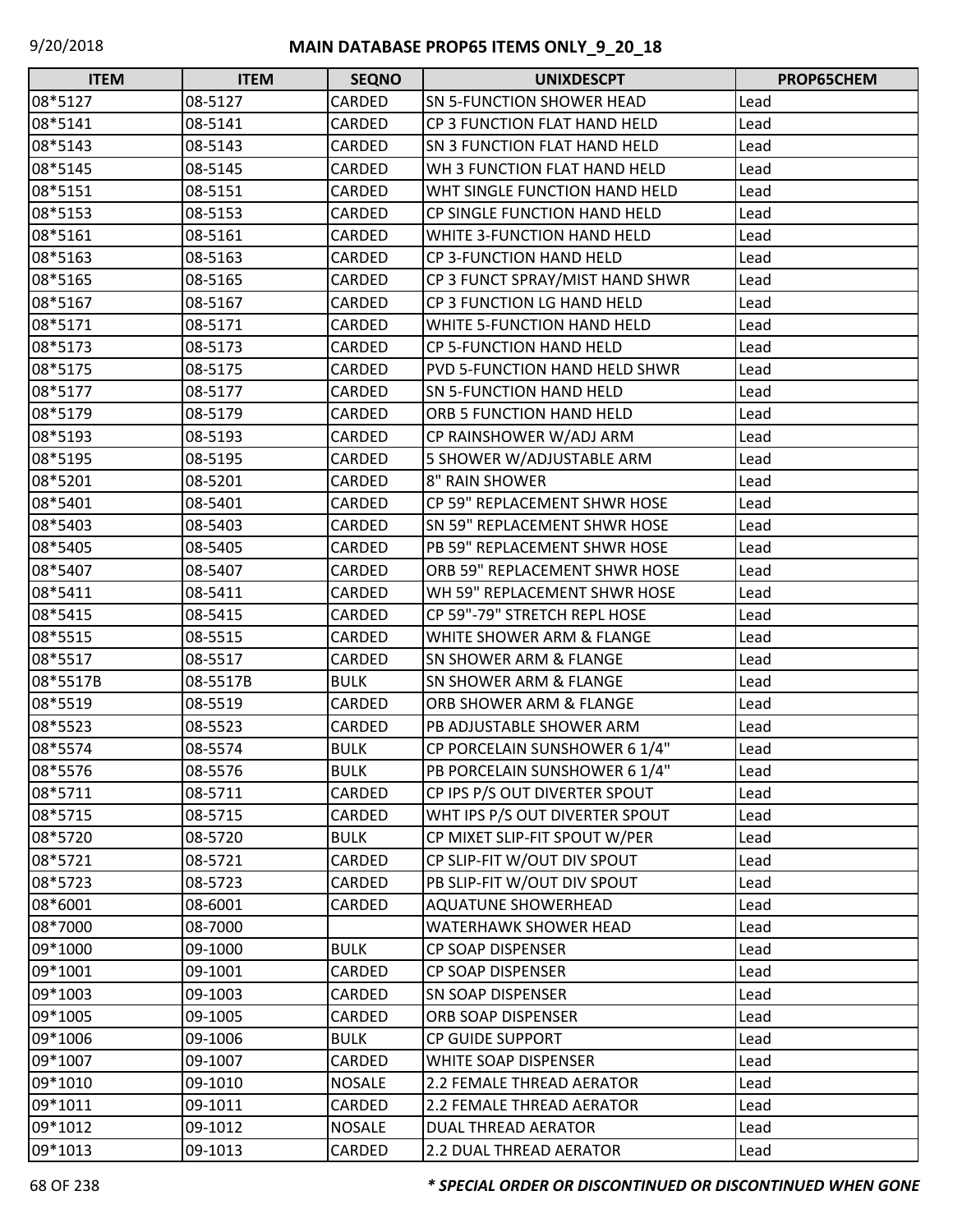| ITEM | ITEM | SEQNO | UNIXDESCPT | PROP65CHEM |
|---|---|---|---|---|
| 08*5127 | 08-5127 | CARDED | SN 5-FUNCTION SHOWER HEAD | Lead |
| 08*5141 | 08-5141 | CARDED | CP 3 FUNCTION FLAT HAND HELD | Lead |
| 08*5143 | 08-5143 | CARDED | SN 3 FUNCTION FLAT HAND HELD | Lead |
| 08*5145 | 08-5145 | CARDED | WH 3 FUNCTION FLAT HAND HELD | Lead |
| 08*5151 | 08-5151 | CARDED | WHT SINGLE FUNCTION HAND HELD | Lead |
| 08*5153 | 08-5153 | CARDED | CP SINGLE FUNCTION HAND HELD | Lead |
| 08*5161 | 08-5161 | CARDED | WHITE 3-FUNCTION HAND HELD | Lead |
| 08*5163 | 08-5163 | CARDED | CP 3-FUNCTION HAND HELD | Lead |
| 08*5165 | 08-5165 | CARDED | CP 3 FUNCT SPRAY/MIST HAND SHWR | Lead |
| 08*5167 | 08-5167 | CARDED | CP 3 FUNCTION LG HAND HELD | Lead |
| 08*5171 | 08-5171 | CARDED | WHITE 5-FUNCTION HAND HELD | Lead |
| 08*5173 | 08-5173 | CARDED | CP 5-FUNCTION HAND HELD | Lead |
| 08*5175 | 08-5175 | CARDED | PVD 5-FUNCTION HAND HELD SHWR | Lead |
| 08*5177 | 08-5177 | CARDED | SN 5-FUNCTION HAND HELD | Lead |
| 08*5179 | 08-5179 | CARDED | ORB 5 FUNCTION HAND HELD | Lead |
| 08*5193 | 08-5193 | CARDED | CP RAINSHOWER W/ADJ ARM | Lead |
| 08*5195 | 08-5195 | CARDED | 5 SHOWER W/ADJUSTABLE ARM | Lead |
| 08*5201 | 08-5201 | CARDED | 8" RAIN SHOWER | Lead |
| 08*5401 | 08-5401 | CARDED | CP 59" REPLACEMENT SHWR HOSE | Lead |
| 08*5403 | 08-5403 | CARDED | SN 59" REPLACEMENT SHWR HOSE | Lead |
| 08*5405 | 08-5405 | CARDED | PB 59" REPLACEMENT SHWR HOSE | Lead |
| 08*5407 | 08-5407 | CARDED | ORB 59" REPLACEMENT SHWR HOSE | Lead |
| 08*5411 | 08-5411 | CARDED | WH 59" REPLACEMENT SHWR HOSE | Lead |
| 08*5415 | 08-5415 | CARDED | CP 59"-79" STRETCH REPL HOSE | Lead |
| 08*5515 | 08-5515 | CARDED | WHITE SHOWER ARM & FLANGE | Lead |
| 08*5517 | 08-5517 | CARDED | SN SHOWER ARM & FLANGE | Lead |
| 08*5517B | 08-5517B | BULK | SN SHOWER ARM & FLANGE | Lead |
| 08*5519 | 08-5519 | CARDED | ORB SHOWER ARM & FLANGE | Lead |
| 08*5523 | 08-5523 | CARDED | PB ADJUSTABLE SHOWER ARM | Lead |
| 08*5574 | 08-5574 | BULK | CP PORCELAIN SUNSHOWER 6 1/4" | Lead |
| 08*5576 | 08-5576 | BULK | PB PORCELAIN SUNSHOWER 6 1/4" | Lead |
| 08*5711 | 08-5711 | CARDED | CP IPS P/S OUT DIVERTER SPOUT | Lead |
| 08*5715 | 08-5715 | CARDED | WHT IPS P/S OUT DIVERTER SPOUT | Lead |
| 08*5720 | 08-5720 | BULK | CP MIXET SLIP-FIT SPOUT W/PER | Lead |
| 08*5721 | 08-5721 | CARDED | CP SLIP-FIT W/OUT DIV SPOUT | Lead |
| 08*5723 | 08-5723 | CARDED | PB SLIP-FIT W/OUT DIV SPOUT | Lead |
| 08*6001 | 08-6001 | CARDED | AQUATUNE SHOWERHEAD | Lead |
| 08*7000 | 08-7000 | | WATERHAWK SHOWER HEAD | Lead |
| 09*1000 | 09-1000 | BULK | CP SOAP DISPENSER | Lead |
| 09*1001 | 09-1001 | CARDED | CP SOAP DISPENSER | Lead |
| 09*1003 | 09-1003 | CARDED | SN SOAP DISPENSER | Lead |
| 09*1005 | 09-1005 | CARDED | ORB SOAP DISPENSER | Lead |
| 09*1006 | 09-1006 | BULK | CP GUIDE SUPPORT | Lead |
| 09*1007 | 09-1007 | CARDED | WHITE SOAP DISPENSER | Lead |
| 09*1010 | 09-1010 | NOSALE | 2.2 FEMALE THREAD AERATOR | Lead |
| 09*1011 | 09-1011 | CARDED | 2.2 FEMALE THREAD AERATOR | Lead |
| 09*1012 | 09-1012 | NOSALE | DUAL THREAD AERATOR | Lead |
| 09*1013 | 09-1013 | CARDED | 2.2 DUAL THREAD AERATOR | Lead |

***\* SPECIAL ORDER OR DISCONTINUED OR DISCONTINUED WHEN GONE***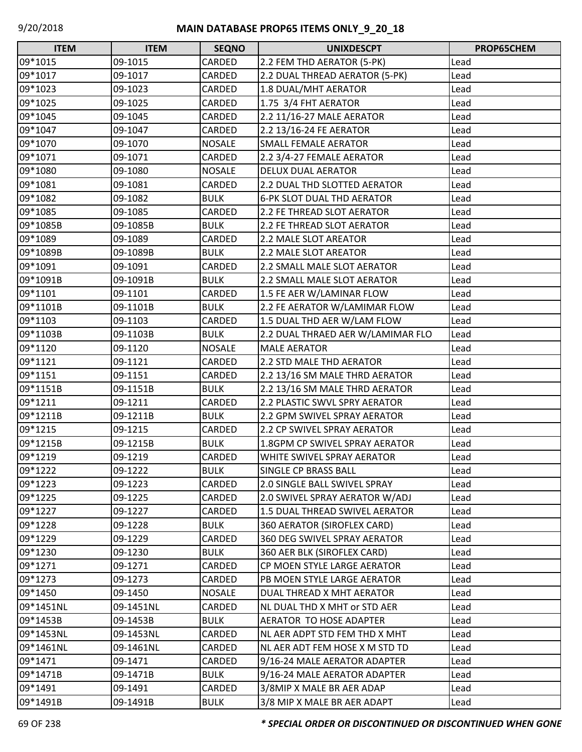| ITEM | ITEM | SEQNO | UNIXDESCPT | PROP65CHEM |
|---|---|---|---|---|
| 09*1015 | 09-1015 | CARDED | 2.2 FEM THD AERATOR (5-PK) | Lead |
| 09*1017 | 09-1017 | CARDED | 2.2 DUAL THREAD AERATOR (5-PK) | Lead |
| 09*1023 | 09-1023 | CARDED | 1.8 DUAL/MHT AERATOR | Lead |
| 09*1025 | 09-1025 | CARDED | 1.75 3/4 FHT AERATOR | Lead |
| 09*1045 | 09-1045 | CARDED | 2.2 11/16-27 MALE AERATOR | Lead |
| 09*1047 | 09-1047 | CARDED | 2.2 13/16-24 FE AERATOR | Lead |
| 09*1070 | 09-1070 | NOSALE | SMALL FEMALE AERATOR | Lead |
| 09*1071 | 09-1071 | CARDED | 2.2 3/4-27 FEMALE AERATOR | Lead |
| 09*1080 | 09-1080 | NOSALE | DELUX DUAL AERATOR | Lead |
| 09*1081 | 09-1081 | CARDED | 2.2 DUAL THD SLOTTED AERATOR | Lead |
| 09*1082 | 09-1082 | BULK | 6-PK SLOT DUAL THD AERATOR | Lead |
| 09*1085 | 09-1085 | CARDED | 2.2 FE THREAD SLOT AERATOR | Lead |
| 09*1085B | 09-1085B | BULK | 2.2 FE THREAD SLOT AERATOR | Lead |
| 09*1089 | 09-1089 | CARDED | 2.2 MALE SLOT AREATOR | Lead |
| 09*1089B | 09-1089B | BULK | 2.2 MALE SLOT AREATOR | Lead |
| 09*1091 | 09-1091 | CARDED | 2.2 SMALL MALE SLOT AERATOR | Lead |
| 09*1091B | 09-1091B | BULK | 2.2 SMALL MALE SLOT AERATOR | Lead |
| 09*1101 | 09-1101 | CARDED | 1.5 FE AER W/LAMINAR FLOW | Lead |
| 09*1101B | 09-1101B | BULK | 2.2 FE AERATOR W/LAMIMAR FLOW | Lead |
| 09*1103 | 09-1103 | CARDED | 1.5 DUAL THD AER W/LAM FLOW | Lead |
| 09*1103B | 09-1103B | BULK | 2.2 DUAL THRAED AER W/LAMIMAR FLO | Lead |
| 09*1120 | 09-1120 | NOSALE | MALE AERATOR | Lead |
| 09*1121 | 09-1121 | CARDED | 2.2 STD MALE THD AERATOR | Lead |
| 09*1151 | 09-1151 | CARDED | 2.2 13/16 SM MALE THRD AERATOR | Lead |
| 09*1151B | 09-1151B | BULK | 2.2 13/16 SM MALE THRD AERATOR | Lead |
| 09*1211 | 09-1211 | CARDED | 2.2 PLASTIC SWVL SPRY AERATOR | Lead |
| 09*1211B | 09-1211B | BULK | 2.2 GPM SWIVEL SPRAY AERATOR | Lead |
| 09*1215 | 09-1215 | CARDED | 2.2 CP SWIVEL SPRAY AERATOR | Lead |
| 09*1215B | 09-1215B | BULK | 1.8GPM CP SWIVEL SPRAY AERATOR | Lead |
| 09*1219 | 09-1219 | CARDED | WHITE SWIVEL SPRAY AERATOR | Lead |
| 09*1222 | 09-1222 | BULK | SINGLE CP BRASS BALL | Lead |
| 09*1223 | 09-1223 | CARDED | 2.0 SINGLE BALL SWIVEL SPRAY | Lead |
| 09*1225 | 09-1225 | CARDED | 2.0 SWIVEL SPRAY AERATOR W/ADJ | Lead |
| 09*1227 | 09-1227 | CARDED | 1.5 DUAL THREAD SWIVEL AERATOR | Lead |
| 09*1228 | 09-1228 | BULK | 360 AERATOR (SIROFLEX CARD) | Lead |
| 09*1229 | 09-1229 | CARDED | 360 DEG SWIVEL SPRAY AERATOR | Lead |
| 09*1230 | 09-1230 | BULK | 360 AER BLK (SIROFLEX CARD) | Lead |
| 09*1271 | 09-1271 | CARDED | CP MOEN STYLE LARGE AERATOR | Lead |
| 09*1273 | 09-1273 | CARDED | PB MOEN STYLE LARGE AERATOR | Lead |
| 09*1450 | 09-1450 | NOSALE | DUAL THREAD X MHT AERATOR | Lead |
| 09*1451NL | 09-1451NL | CARDED | NL DUAL THD X MHT or STD AER | Lead |
| 09*1453B | 09-1453B | BULK | AERATOR TO HOSE ADAPTER | Lead |
| 09*1453NL | 09-1453NL | CARDED | NL AER ADPT STD FEM THD X MHT | Lead |
| 09*1461NL | 09-1461NL | CARDED | NL AER ADT FEM HOSE X M STD TD | Lead |
| 09*1471 | 09-1471 | CARDED | 9/16-24 MALE AERATOR ADAPTER | Lead |
| 09*1471B | 09-1471B | BULK | 9/16-24 MALE AERATOR ADAPTER | Lead |
| 09*1491 | 09-1491 | CARDED | 3/8MIP X MALE BR AER ADAP | Lead |
| 09*1491B | 09-1491B | BULK | 3/8 MIP X MALE BR AER ADAPT | Lead |

***\* SPECIAL ORDER OR DISCONTINUED OR DISCONTINUED WHEN GONE***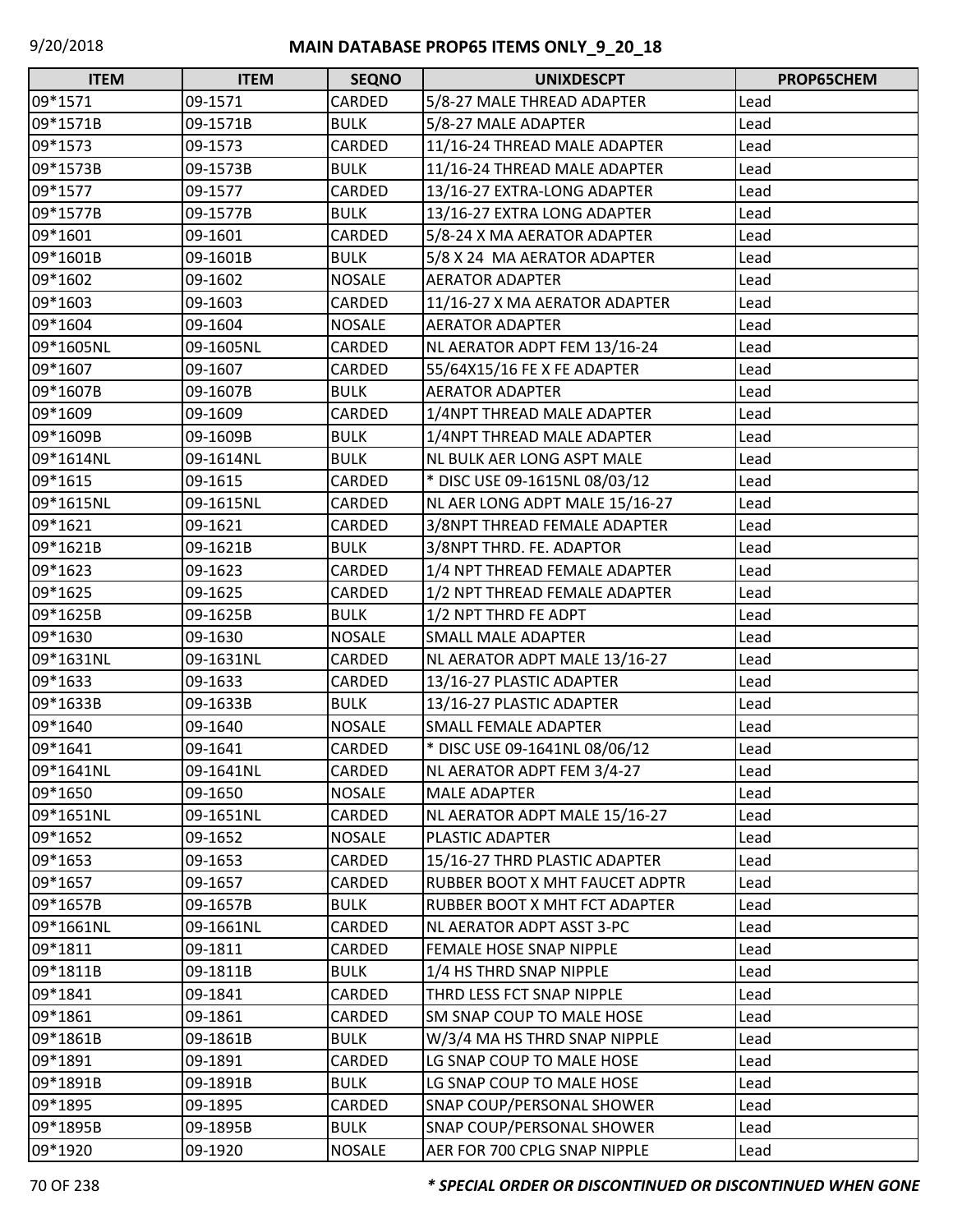**MAIN DATABASE PROP65 ITEMS ONLY_9_20_18**

| ITEM | ITEM | SEQNO | UNIXDESCPT | PROP65CHEM |
|---|---|---|---|---|
| 09*1571 | 09-1571 | CARDED | 5/8-27 MALE THREAD ADAPTER | Lead |
| 09*1571B | 09-1571B | BULK | 5/8-27 MALE ADAPTER | Lead |
| 09*1573 | 09-1573 | CARDED | 11/16-24 THREAD MALE ADAPTER | Lead |
| 09*1573B | 09-1573B | BULK | 11/16-24 THREAD MALE ADAPTER | Lead |
| 09*1577 | 09-1577 | CARDED | 13/16-27 EXTRA-LONG ADAPTER | Lead |
| 09*1577B | 09-1577B | BULK | 13/16-27 EXTRA LONG ADAPTER | Lead |
| 09*1601 | 09-1601 | CARDED | 5/8-24 X MA AERATOR ADAPTER | Lead |
| 09*1601B | 09-1601B | BULK | 5/8 X 24 MA AERATOR ADAPTER | Lead |
| 09*1602 | 09-1602 | NOSALE | AERATOR ADAPTER | Lead |
| 09*1603 | 09-1603 | CARDED | 11/16-27 X MA AERATOR ADAPTER | Lead |
| 09*1604 | 09-1604 | NOSALE | AERATOR ADAPTER | Lead |
| 09*1605NL | 09-1605NL | CARDED | NL AERATOR ADPT FEM 13/16-24 | Lead |
| 09*1607 | 09-1607 | CARDED | 55/64X15/16 FE X FE ADAPTER | Lead |
| 09*1607B | 09-1607B | BULK | AERATOR ADAPTER | Lead |
| 09*1609 | 09-1609 | CARDED | 1/4NPT THREAD MALE ADAPTER | Lead |
| 09*1609B | 09-1609B | BULK | 1/4NPT THREAD MALE ADAPTER | Lead |
| 09*1614NL | 09-1614NL | BULK | NL BULK AER LONG ASPT MALE | Lead |
| 09*1615 | 09-1615 | CARDED | * DISC USE 09-1615NL 08/03/12 | Lead |
| 09*1615NL | 09-1615NL | CARDED | NL AER LONG ADPT MALE 15/16-27 | Lead |
| 09*1621 | 09-1621 | CARDED | 3/8NPT THREAD FEMALE ADAPTER | Lead |
| 09*1621B | 09-1621B | BULK | 3/8NPT THRD. FE. ADAPTOR | Lead |
| 09*1623 | 09-1623 | CARDED | 1/4 NPT THREAD FEMALE ADAPTER | Lead |
| 09*1625 | 09-1625 | CARDED | 1/2 NPT THREAD FEMALE ADAPTER | Lead |
| 09*1625B | 09-1625B | BULK | 1/2 NPT THRD FE ADPT | Lead |
| 09*1630 | 09-1630 | NOSALE | SMALL MALE ADAPTER | Lead |
| 09*1631NL | 09-1631NL | CARDED | NL AERATOR ADPT MALE 13/16-27 | Lead |
| 09*1633 | 09-1633 | CARDED | 13/16-27 PLASTIC ADAPTER | Lead |
| 09*1633B | 09-1633B | BULK | 13/16-27 PLASTIC ADAPTER | Lead |
| 09*1640 | 09-1640 | NOSALE | SMALL FEMALE ADAPTER | Lead |
| 09*1641 | 09-1641 | CARDED | * DISC USE 09-1641NL 08/06/12 | Lead |
| 09*1641NL | 09-1641NL | CARDED | NL AERATOR ADPT FEM 3/4-27 | Lead |
| 09*1650 | 09-1650 | NOSALE | MALE ADAPTER | Lead |
| 09*1651NL | 09-1651NL | CARDED | NL AERATOR ADPT MALE 15/16-27 | Lead |
| 09*1652 | 09-1652 | NOSALE | PLASTIC ADAPTER | Lead |
| 09*1653 | 09-1653 | CARDED | 15/16-27 THRD PLASTIC ADAPTER | Lead |
| 09*1657 | 09-1657 | CARDED | RUBBER BOOT X MHT FAUCET ADPTR | Lead |
| 09*1657B | 09-1657B | BULK | RUBBER BOOT X MHT FCT ADAPTER | Lead |
| 09*1661NL | 09-1661NL | CARDED | NL AERATOR ADPT ASST 3-PC | Lead |
| 09*1811 | 09-1811 | CARDED | FEMALE HOSE SNAP NIPPLE | Lead |
| 09*1811B | 09-1811B | BULK | 1/4 HS THRD SNAP NIPPLE | Lead |
| 09*1841 | 09-1841 | CARDED | THRD LESS FCT SNAP NIPPLE | Lead |
| 09*1861 | 09-1861 | CARDED | SM SNAP COUP TO MALE HOSE | Lead |
| 09*1861B | 09-1861B | BULK | W/3/4 MA HS THRD SNAP NIPPLE | Lead |
| 09*1891 | 09-1891 | CARDED | LG SNAP COUP TO MALE HOSE | Lead |
| 09*1891B | 09-1891B | BULK | LG SNAP COUP TO MALE HOSE | Lead |
| 09*1895 | 09-1895 | CARDED | SNAP COUP/PERSONAL SHOWER | Lead |
| 09*1895B | 09-1895B | BULK | SNAP COUP/PERSONAL SHOWER | Lead |
| 09*1920 | 09-1920 | NOSALE | AER FOR 700 CPLG SNAP NIPPLE | Lead |

***\* SPECIAL ORDER OR DISCONTINUED OR DISCONTINUED WHEN GONE***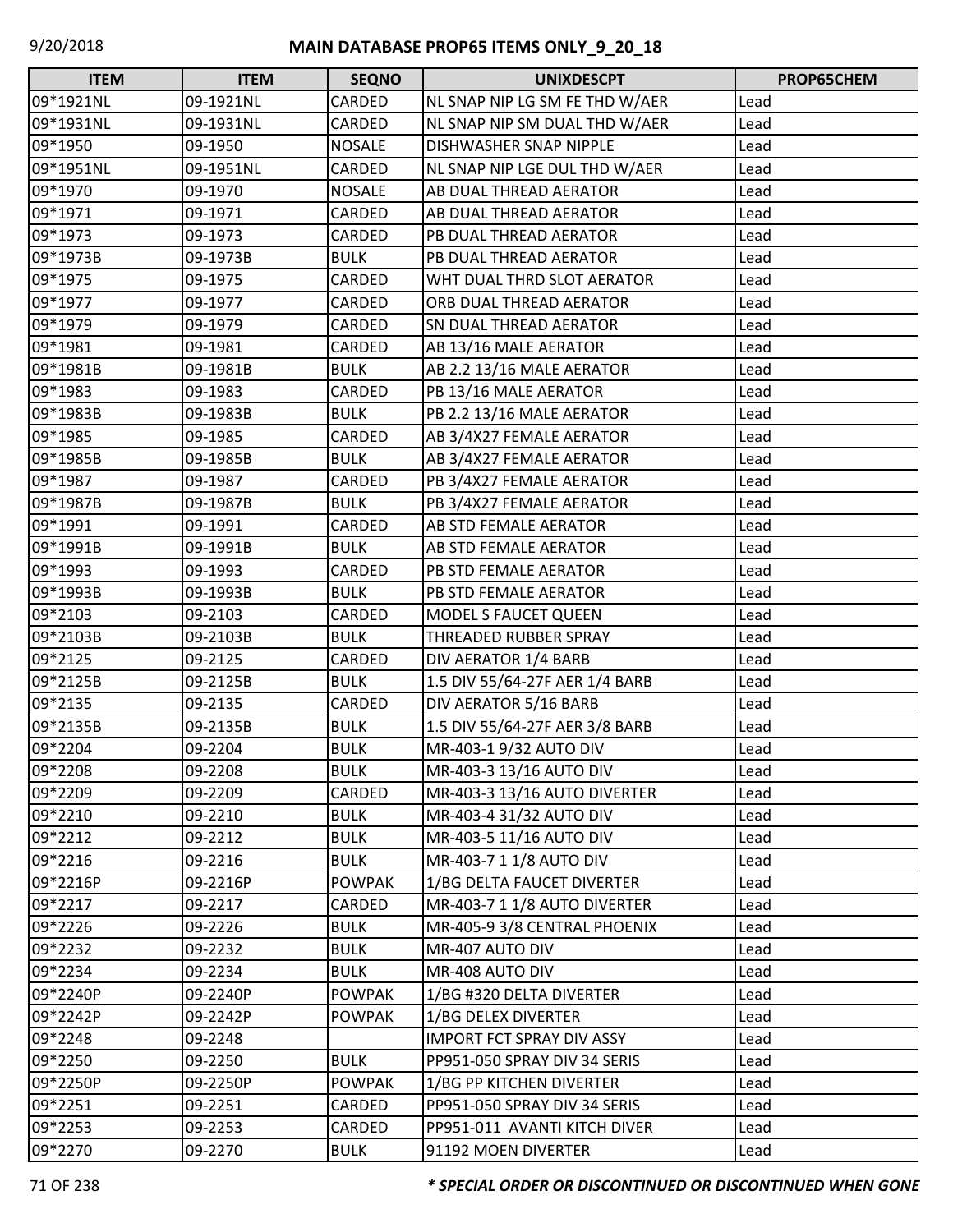| ITEM | ITEM | SEQNO | UNIXDESCPT | PROP65CHEM |
|---|---|---|---|---|
| 09*1921NL | 09-1921NL | CARDED | NL SNAP NIP LG SM FE THD W/AER | Lead |
| 09*1931NL | 09-1931NL | CARDED | NL SNAP NIP SM DUAL THD W/AER | Lead |
| 09*1950 | 09-1950 | NOSALE | DISHWASHER SNAP NIPPLE | Lead |
| 09*1951NL | 09-1951NL | CARDED | NL SNAP NIP LGE DUL THD W/AER | Lead |
| 09*1970 | 09-1970 | NOSALE | AB DUAL THREAD AERATOR | Lead |
| 09*1971 | 09-1971 | CARDED | AB DUAL THREAD AERATOR | Lead |
| 09*1973 | 09-1973 | CARDED | PB DUAL THREAD AERATOR | Lead |
| 09*1973B | 09-1973B | BULK | PB DUAL THREAD AERATOR | Lead |
| 09*1975 | 09-1975 | CARDED | WHT DUAL THRD SLOT AERATOR | Lead |
| 09*1977 | 09-1977 | CARDED | ORB DUAL THREAD AERATOR | Lead |
| 09*1979 | 09-1979 | CARDED | SN DUAL THREAD AERATOR | Lead |
| 09*1981 | 09-1981 | CARDED | AB 13/16 MALE AERATOR | Lead |
| 09*1981B | 09-1981B | BULK | AB 2.2 13/16 MALE AERATOR | Lead |
| 09*1983 | 09-1983 | CARDED | PB 13/16 MALE AERATOR | Lead |
| 09*1983B | 09-1983B | BULK | PB 2.2 13/16 MALE AERATOR | Lead |
| 09*1985 | 09-1985 | CARDED | AB 3/4X27 FEMALE AERATOR | Lead |
| 09*1985B | 09-1985B | BULK | AB 3/4X27 FEMALE AERATOR | Lead |
| 09*1987 | 09-1987 | CARDED | PB 3/4X27 FEMALE AERATOR | Lead |
| 09*1987B | 09-1987B | BULK | PB 3/4X27 FEMALE AERATOR | Lead |
| 09*1991 | 09-1991 | CARDED | AB STD FEMALE AERATOR | Lead |
| 09*1991B | 09-1991B | BULK | AB STD FEMALE AERATOR | Lead |
| 09*1993 | 09-1993 | CARDED | PB STD FEMALE AERATOR | Lead |
| 09*1993B | 09-1993B | BULK | PB STD FEMALE AERATOR | Lead |
| 09*2103 | 09-2103 | CARDED | MODEL S FAUCET QUEEN | Lead |
| 09*2103B | 09-2103B | BULK | THREADED RUBBER SPRAY | Lead |
| 09*2125 | 09-2125 | CARDED | DIV AERATOR 1/4 BARB | Lead |
| 09*2125B | 09-2125B | BULK | 1.5 DIV 55/64-27F AER 1/4 BARB | Lead |
| 09*2135 | 09-2135 | CARDED | DIV AERATOR 5/16 BARB | Lead |
| 09*2135B | 09-2135B | BULK | 1.5 DIV 55/64-27F AER 3/8 BARB | Lead |
| 09*2204 | 09-2204 | BULK | MR-403-1 9/32 AUTO DIV | Lead |
| 09*2208 | 09-2208 | BULK | MR-403-3 13/16 AUTO DIV | Lead |
| 09*2209 | 09-2209 | CARDED | MR-403-3 13/16 AUTO DIVERTER | Lead |
| 09*2210 | 09-2210 | BULK | MR-403-4 31/32 AUTO DIV | Lead |
| 09*2212 | 09-2212 | BULK | MR-403-5 11/16 AUTO DIV | Lead |
| 09*2216 | 09-2216 | BULK | MR-403-7 1 1/8 AUTO DIV | Lead |
| 09*2216P | 09-2216P | POWPAK | 1/BG DELTA FAUCET DIVERTER | Lead |
| 09*2217 | 09-2217 | CARDED | MR-403-7 1 1/8 AUTO DIVERTER | Lead |
| 09*2226 | 09-2226 | BULK | MR-405-9 3/8 CENTRAL PHOENIX | Lead |
| 09*2232 | 09-2232 | BULK | MR-407 AUTO DIV | Lead |
| 09*2234 | 09-2234 | BULK | MR-408 AUTO DIV | Lead |
| 09*2240P | 09-2240P | POWPAK | 1/BG #320 DELTA DIVERTER | Lead |
| 09*2242P | 09-2242P | POWPAK | 1/BG DELEX DIVERTER | Lead |
| 09*2248 | 09-2248 | | IMPORT FCT SPRAY DIV ASSY | Lead |
| 09*2250 | 09-2250 | BULK | PP951-050 SPRAY DIV 34 SERIS | Lead |
| 09*2250P | 09-2250P | POWPAK | 1/BG PP KITCHEN DIVERTER | Lead |
| 09*2251 | 09-2251 | CARDED | PP951-050 SPRAY DIV 34 SERIS | Lead |
| 09*2253 | 09-2253 | CARDED | PP951-011 AVANTI KITCH DIVER | Lead |
| 09*2270 | 09-2270 | BULK | 91192 MOEN DIVERTER | Lead |

*** SPECIAL ORDER OR DISCONTINUED OR DISCONTINUED WHEN GONE**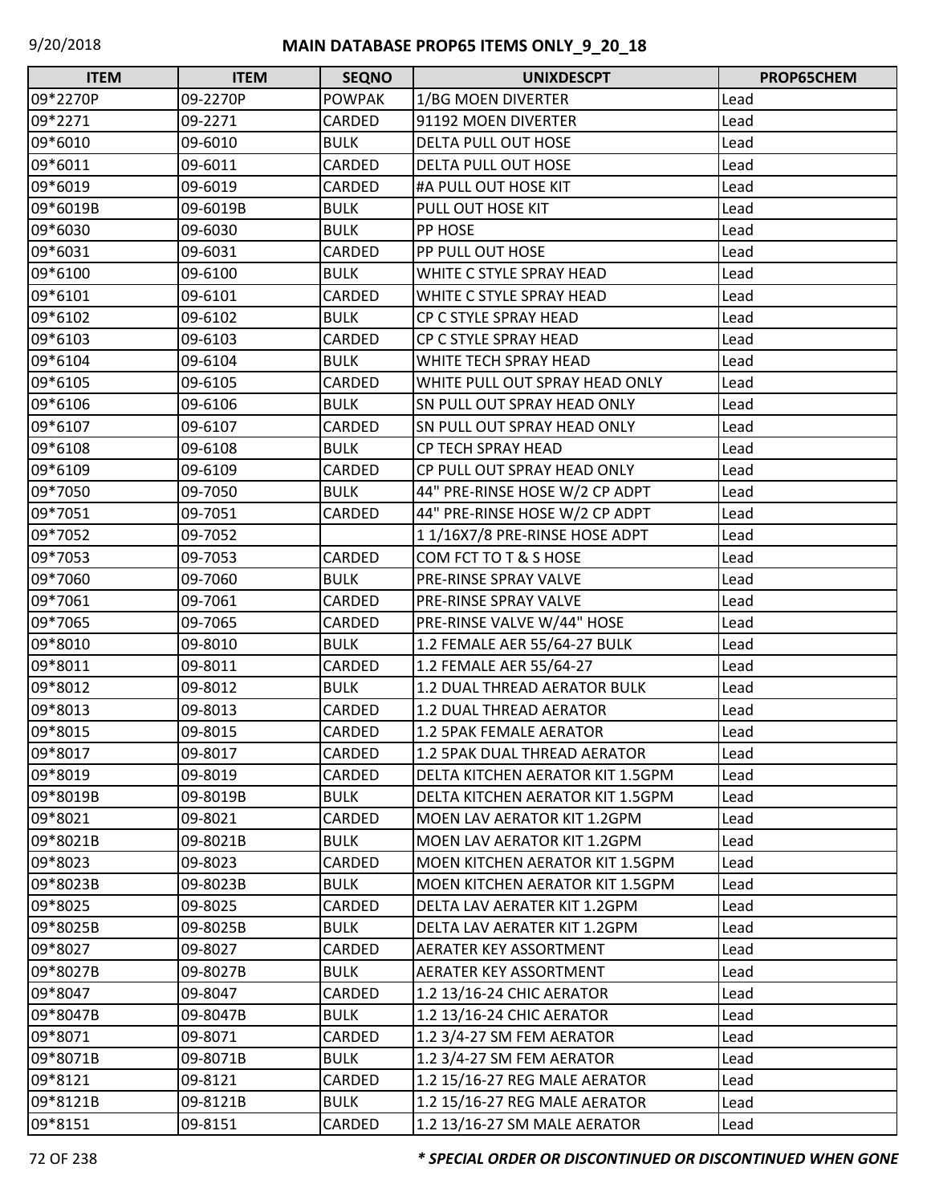# MAIN DATABASE PROP65 ITEMS ONLY_9_20_18

| ITEM | ITEM | SEQNO | UNIXDESCPT | PROP65CHEM |
|---|---|---|---|---|
| 09*2270P | 09-2270P | POWPAK | 1/BG MOEN DIVERTER | Lead |
| 09*2271 | 09-2271 | CARDED | 91192 MOEN DIVERTER | Lead |
| 09*6010 | 09-6010 | BULK | DELTA PULL OUT HOSE | Lead |
| 09*6011 | 09-6011 | CARDED | DELTA PULL OUT HOSE | Lead |
| 09*6019 | 09-6019 | CARDED | #A PULL OUT HOSE KIT | Lead |
| 09*6019B | 09-6019B | BULK | PULL OUT HOSE KIT | Lead |
| 09*6030 | 09-6030 | BULK | PP HOSE | Lead |
| 09*6031 | 09-6031 | CARDED | PP PULL OUT HOSE | Lead |
| 09*6100 | 09-6100 | BULK | WHITE C STYLE SPRAY HEAD | Lead |
| 09*6101 | 09-6101 | CARDED | WHITE C STYLE SPRAY HEAD | Lead |
| 09*6102 | 09-6102 | BULK | CP C STYLE SPRAY HEAD | Lead |
| 09*6103 | 09-6103 | CARDED | CP C STYLE SPRAY HEAD | Lead |
| 09*6104 | 09-6104 | BULK | WHITE TECH SPRAY HEAD | Lead |
| 09*6105 | 09-6105 | CARDED | WHITE PULL OUT SPRAY HEAD ONLY | Lead |
| 09*6106 | 09-6106 | BULK | SN PULL OUT SPRAY HEAD ONLY | Lead |
| 09*6107 | 09-6107 | CARDED | SN PULL OUT SPRAY HEAD ONLY | Lead |
| 09*6108 | 09-6108 | BULK | CP TECH SPRAY HEAD | Lead |
| 09*6109 | 09-6109 | CARDED | CP PULL OUT SPRAY HEAD ONLY | Lead |
| 09*7050 | 09-7050 | BULK | 44" PRE-RINSE HOSE W/2 CP ADPT | Lead |
| 09*7051 | 09-7051 | CARDED | 44" PRE-RINSE HOSE W/2 CP ADPT | Lead |
| 09*7052 | 09-7052 | | 1 1/16X7/8 PRE-RINSE HOSE ADPT | Lead |
| 09*7053 | 09-7053 | CARDED | COM FCT TO T & S HOSE | Lead |
| 09*7060 | 09-7060 | BULK | PRE-RINSE SPRAY VALVE | Lead |
| 09*7061 | 09-7061 | CARDED | PRE-RINSE SPRAY VALVE | Lead |
| 09*7065 | 09-7065 | CARDED | PRE-RINSE VALVE W/44" HOSE | Lead |
| 09*8010 | 09-8010 | BULK | 1.2 FEMALE AER 55/64-27 BULK | Lead |
| 09*8011 | 09-8011 | CARDED | 1.2 FEMALE AER 55/64-27 | Lead |
| 09*8012 | 09-8012 | BULK | 1.2 DUAL THREAD AERATOR BULK | Lead |
| 09*8013 | 09-8013 | CARDED | 1.2 DUAL THREAD AERATOR | Lead |
| 09*8015 | 09-8015 | CARDED | 1.2 5PAK FEMALE AERATOR | Lead |
| 09*8017 | 09-8017 | CARDED | 1.2 5PAK DUAL THREAD AERATOR | Lead |
| 09*8019 | 09-8019 | CARDED | DELTA KITCHEN AERATOR KIT 1.5GPM | Lead |
| 09*8019B | 09-8019B | BULK | DELTA KITCHEN AERATOR KIT 1.5GPM | Lead |
| 09*8021 | 09-8021 | CARDED | MOEN LAV AERATOR KIT 1.2GPM | Lead |
| 09*8021B | 09-8021B | BULK | MOEN LAV AERATOR KIT 1.2GPM | Lead |
| 09*8023 | 09-8023 | CARDED | MOEN KITCHEN AERATOR KIT 1.5GPM | Lead |
| 09*8023B | 09-8023B | BULK | MOEN KITCHEN AERATOR KIT 1.5GPM | Lead |
| 09*8025 | 09-8025 | CARDED | DELTA LAV AERATER KIT 1.2GPM | Lead |
| 09*8025B | 09-8025B | BULK | DELTA LAV AERATER KIT 1.2GPM | Lead |
| 09*8027 | 09-8027 | CARDED | AERATER KEY ASSORTMENT | Lead |
| 09*8027B | 09-8027B | BULK | AERATER KEY ASSORTMENT | Lead |
| 09*8047 | 09-8047 | CARDED | 1.2 13/16-24 CHIC AERATOR | Lead |
| 09*8047B | 09-8047B | BULK | 1.2 13/16-24 CHIC AERATOR | Lead |
| 09*8071 | 09-8071 | CARDED | 1.2 3/4-27 SM FEM AERATOR | Lead |
| 09*8071B | 09-8071B | BULK | 1.2 3/4-27 SM FEM AERATOR | Lead |
| 09*8121 | 09-8121 | CARDED | 1.2 15/16-27 REG MALE AERATOR | Lead |
| 09*8121B | 09-8121B | BULK | 1.2 15/16-27 REG MALE AERATOR | Lead |
| 09*8151 | 09-8151 | CARDED | 1.2 13/16-27 SM MALE AERATOR | Lead |

*** SPECIAL ORDER OR DISCONTINUED OR DISCONTINUED WHEN GONE**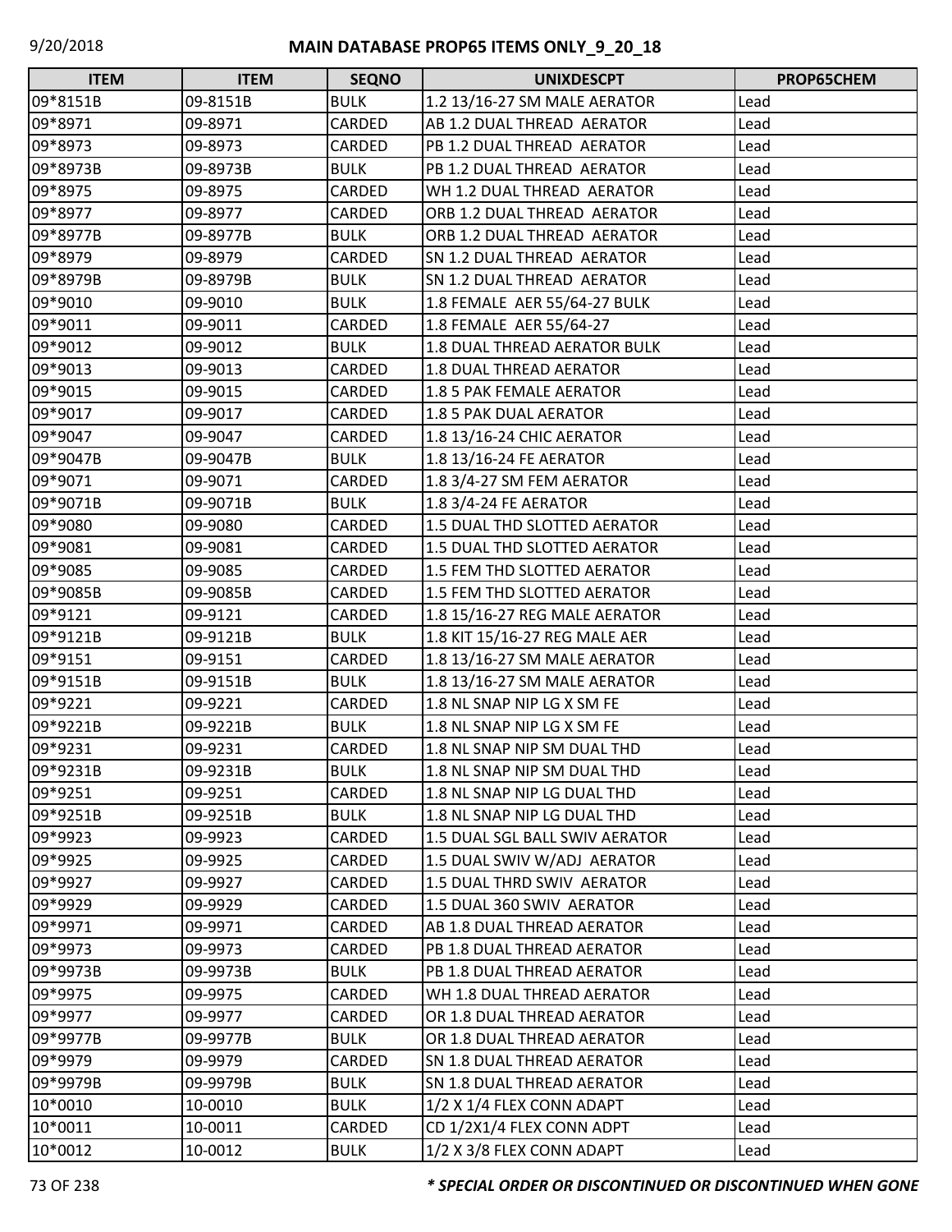| ITEM | ITEM | SEQNO | UNIXDESCPT | PROP65CHEM |
|---|---|---|---|---|
| 09*8151B | 09-8151B | BULK | 1.2 13/16-27 SM MALE AERATOR | Lead |
| 09*8971 | 09-8971 | CARDED | AB 1.2 DUAL THREAD AERATOR | Lead |
| 09*8973 | 09-8973 | CARDED | PB 1.2 DUAL THREAD AERATOR | Lead |
| 09*8973B | 09-8973B | BULK | PB 1.2 DUAL THREAD AERATOR | Lead |
| 09*8975 | 09-8975 | CARDED | WH 1.2 DUAL THREAD AERATOR | Lead |
| 09*8977 | 09-8977 | CARDED | ORB 1.2 DUAL THREAD AERATOR | Lead |
| 09*8977B | 09-8977B | BULK | ORB 1.2 DUAL THREAD AERATOR | Lead |
| 09*8979 | 09-8979 | CARDED | SN 1.2 DUAL THREAD AERATOR | Lead |
| 09*8979B | 09-8979B | BULK | SN 1.2 DUAL THREAD AERATOR | Lead |
| 09*9010 | 09-9010 | BULK | 1.8 FEMALE AER 55/64-27 BULK | Lead |
| 09*9011 | 09-9011 | CARDED | 1.8 FEMALE AER 55/64-27 | Lead |
| 09*9012 | 09-9012 | BULK | 1.8 DUAL THREAD AERATOR BULK | Lead |
| 09*9013 | 09-9013 | CARDED | 1.8 DUAL THREAD AERATOR | Lead |
| 09*9015 | 09-9015 | CARDED | 1.8 5 PAK FEMALE AERATOR | Lead |
| 09*9017 | 09-9017 | CARDED | 1.8 5 PAK DUAL AERATOR | Lead |
| 09*9047 | 09-9047 | CARDED | 1.8 13/16-24 CHIC AERATOR | Lead |
| 09*9047B | 09-9047B | BULK | 1.8 13/16-24 FE AERATOR | Lead |
| 09*9071 | 09-9071 | CARDED | 1.8 3/4-27 SM FEM AERATOR | Lead |
| 09*9071B | 09-9071B | BULK | 1.8 3/4-24 FE AERATOR | Lead |
| 09*9080 | 09-9080 | CARDED | 1.5 DUAL THD SLOTTED AERATOR | Lead |
| 09*9081 | 09-9081 | CARDED | 1.5 DUAL THD SLOTTED AERATOR | Lead |
| 09*9085 | 09-9085 | CARDED | 1.5 FEM THD SLOTTED AERATOR | Lead |
| 09*9085B | 09-9085B | CARDED | 1.5 FEM THD SLOTTED AERATOR | Lead |
| 09*9121 | 09-9121 | CARDED | 1.8 15/16-27 REG MALE AERATOR | Lead |
| 09*9121B | 09-9121B | BULK | 1.8 KIT 15/16-27 REG MALE AER | Lead |
| 09*9151 | 09-9151 | CARDED | 1.8 13/16-27 SM MALE AERATOR | Lead |
| 09*9151B | 09-9151B | BULK | 1.8 13/16-27 SM MALE AERATOR | Lead |
| 09*9221 | 09-9221 | CARDED | 1.8 NL SNAP NIP LG X SM FE | Lead |
| 09*9221B | 09-9221B | BULK | 1.8 NL SNAP NIP LG X SM FE | Lead |
| 09*9231 | 09-9231 | CARDED | 1.8 NL SNAP NIP SM DUAL THD | Lead |
| 09*9231B | 09-9231B | BULK | 1.8 NL SNAP NIP SM DUAL THD | Lead |
| 09*9251 | 09-9251 | CARDED | 1.8 NL SNAP NIP LG DUAL THD | Lead |
| 09*9251B | 09-9251B | BULK | 1.8 NL SNAP NIP LG DUAL THD | Lead |
| 09*9923 | 09-9923 | CARDED | 1.5 DUAL SGL BALL SWIV AERATOR | Lead |
| 09*9925 | 09-9925 | CARDED | 1.5 DUAL SWIV W/ADJ AERATOR | Lead |
| 09*9927 | 09-9927 | CARDED | 1.5 DUAL THRD SWIV AERATOR | Lead |
| 09*9929 | 09-9929 | CARDED | 1.5 DUAL 360 SWIV AERATOR | Lead |
| 09*9971 | 09-9971 | CARDED | AB 1.8 DUAL THREAD AERATOR | Lead |
| 09*9973 | 09-9973 | CARDED | PB 1.8 DUAL THREAD AERATOR | Lead |
| 09*9973B | 09-9973B | BULK | PB 1.8 DUAL THREAD AERATOR | Lead |
| 09*9975 | 09-9975 | CARDED | WH 1.8 DUAL THREAD AERATOR | Lead |
| 09*9977 | 09-9977 | CARDED | OR 1.8 DUAL THREAD AERATOR | Lead |
| 09*9977B | 09-9977B | BULK | OR 1.8 DUAL THREAD AERATOR | Lead |
| 09*9979 | 09-9979 | CARDED | SN 1.8 DUAL THREAD AERATOR | Lead |
| 09*9979B | 09-9979B | BULK | SN 1.8 DUAL THREAD AERATOR | Lead |
| 10*0010 | 10-0010 | BULK | 1/2 X 1/4 FLEX CONN ADAPT | Lead |
| 10*0011 | 10-0011 | CARDED | CD 1/2X1/4 FLEX CONN ADPT | Lead |
| 10*0012 | 10-0012 | BULK | 1/2 X 3/8 FLEX CONN ADAPT | Lead |

*** SPECIAL ORDER OR DISCONTINUED OR DISCONTINUED WHEN GONE**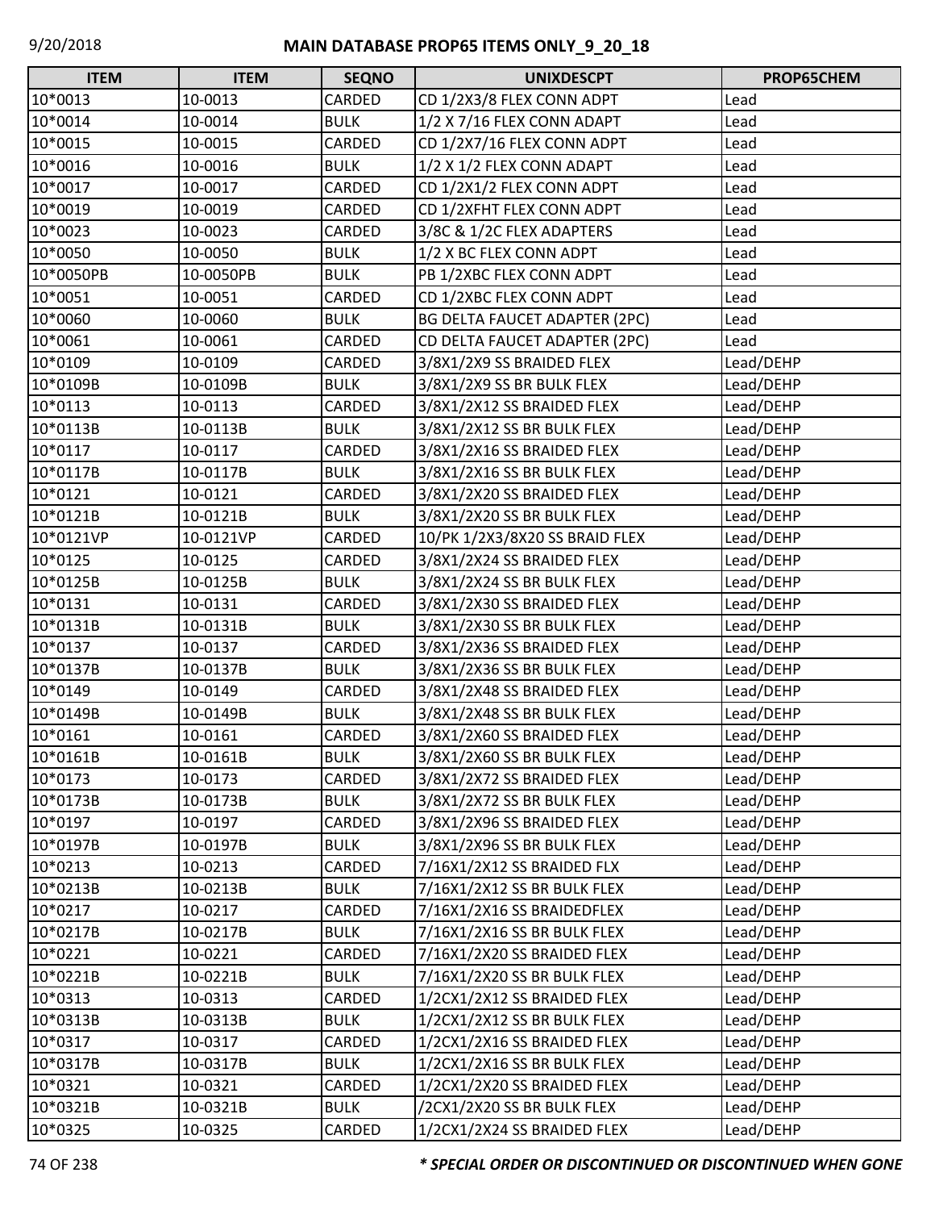| ITEM | ITEM | SEQNO | UNIXDESCPT | PROP65CHEM |
|---|---|---|---|---|
| 10*0013 | 10-0013 | CARDED | CD 1/2X3/8 FLEX CONN ADPT | Lead |
| 10*0014 | 10-0014 | BULK | 1/2 X 7/16 FLEX CONN ADAPT | Lead |
| 10*0015 | 10-0015 | CARDED | CD 1/2X7/16 FLEX CONN ADPT | Lead |
| 10*0016 | 10-0016 | BULK | 1/2 X 1/2 FLEX CONN ADAPT | Lead |
| 10*0017 | 10-0017 | CARDED | CD 1/2X1/2 FLEX CONN ADPT | Lead |
| 10*0019 | 10-0019 | CARDED | CD 1/2XFHT FLEX CONN ADPT | Lead |
| 10*0023 | 10-0023 | CARDED | 3/8C & 1/2C FLEX ADAPTERS | Lead |
| 10*0050 | 10-0050 | BULK | 1/2 X BC FLEX CONN ADPT | Lead |
| 10*0050PB | 10-0050PB | BULK | PB 1/2XBC FLEX CONN ADPT | Lead |
| 10*0051 | 10-0051 | CARDED | CD 1/2XBC FLEX CONN ADPT | Lead |
| 10*0060 | 10-0060 | BULK | BG DELTA FAUCET ADAPTER (2PC) | Lead |
| 10*0061 | 10-0061 | CARDED | CD DELTA FAUCET ADAPTER (2PC) | Lead |
| 10*0109 | 10-0109 | CARDED | 3/8X1/2X9 SS BRAIDED FLEX | Lead/DEHP |
| 10*0109B | 10-0109B | BULK | 3/8X1/2X9 SS BR BULK FLEX | Lead/DEHP |
| 10*0113 | 10-0113 | CARDED | 3/8X1/2X12 SS BRAIDED FLEX | Lead/DEHP |
| 10*0113B | 10-0113B | BULK | 3/8X1/2X12 SS BR BULK FLEX | Lead/DEHP |
| 10*0117 | 10-0117 | CARDED | 3/8X1/2X16 SS BRAIDED FLEX | Lead/DEHP |
| 10*0117B | 10-0117B | BULK | 3/8X1/2X16 SS BR BULK FLEX | Lead/DEHP |
| 10*0121 | 10-0121 | CARDED | 3/8X1/2X20 SS BRAIDED FLEX | Lead/DEHP |
| 10*0121B | 10-0121B | BULK | 3/8X1/2X20 SS BR BULK FLEX | Lead/DEHP |
| 10*0121VP | 10-0121VP | CARDED | 10/PK 1/2X3/8X20 SS BRAID FLEX | Lead/DEHP |
| 10*0125 | 10-0125 | CARDED | 3/8X1/2X24 SS BRAIDED FLEX | Lead/DEHP |
| 10*0125B | 10-0125B | BULK | 3/8X1/2X24 SS BR BULK FLEX | Lead/DEHP |
| 10*0131 | 10-0131 | CARDED | 3/8X1/2X30 SS BRAIDED FLEX | Lead/DEHP |
| 10*0131B | 10-0131B | BULK | 3/8X1/2X30 SS BR BULK FLEX | Lead/DEHP |
| 10*0137 | 10-0137 | CARDED | 3/8X1/2X36 SS BRAIDED FLEX | Lead/DEHP |
| 10*0137B | 10-0137B | BULK | 3/8X1/2X36 SS BR BULK FLEX | Lead/DEHP |
| 10*0149 | 10-0149 | CARDED | 3/8X1/2X48 SS BRAIDED FLEX | Lead/DEHP |
| 10*0149B | 10-0149B | BULK | 3/8X1/2X48 SS BR BULK FLEX | Lead/DEHP |
| 10*0161 | 10-0161 | CARDED | 3/8X1/2X60 SS BRAIDED FLEX | Lead/DEHP |
| 10*0161B | 10-0161B | BULK | 3/8X1/2X60 SS BR BULK FLEX | Lead/DEHP |
| 10*0173 | 10-0173 | CARDED | 3/8X1/2X72 SS BRAIDED FLEX | Lead/DEHP |
| 10*0173B | 10-0173B | BULK | 3/8X1/2X72 SS BR BULK FLEX | Lead/DEHP |
| 10*0197 | 10-0197 | CARDED | 3/8X1/2X96 SS BRAIDED FLEX | Lead/DEHP |
| 10*0197B | 10-0197B | BULK | 3/8X1/2X96 SS BR BULK FLEX | Lead/DEHP |
| 10*0213 | 10-0213 | CARDED | 7/16X1/2X12 SS BRAIDED FLX | Lead/DEHP |
| 10*0213B | 10-0213B | BULK | 7/16X1/2X12 SS BR BULK FLEX | Lead/DEHP |
| 10*0217 | 10-0217 | CARDED | 7/16X1/2X16 SS BRAIDEDFLEX | Lead/DEHP |
| 10*0217B | 10-0217B | BULK | 7/16X1/2X16 SS BR BULK FLEX | Lead/DEHP |
| 10*0221 | 10-0221 | CARDED | 7/16X1/2X20 SS BRAIDED FLEX | Lead/DEHP |
| 10*0221B | 10-0221B | BULK | 7/16X1/2X20 SS BR BULK FLEX | Lead/DEHP |
| 10*0313 | 10-0313 | CARDED | 1/2CX1/2X12 SS BRAIDED FLEX | Lead/DEHP |
| 10*0313B | 10-0313B | BULK | 1/2CX1/2X12 SS BR BULK FLEX | Lead/DEHP |
| 10*0317 | 10-0317 | CARDED | 1/2CX1/2X16 SS BRAIDED FLEX | Lead/DEHP |
| 10*0317B | 10-0317B | BULK | 1/2CX1/2X16 SS BR BULK FLEX | Lead/DEHP |
| 10*0321 | 10-0321 | CARDED | 1/2CX1/2X20 SS BRAIDED FLEX | Lead/DEHP |
| 10*0321B | 10-0321B | BULK | /2CX1/2X20 SS BR BULK FLEX | Lead/DEHP |
| 10*0325 | 10-0325 | CARDED | 1/2CX1/2X24 SS BRAIDED FLEX | Lead/DEHP |

***** SPECIAL ORDER OR DISCONTINUED OR DISCONTINUED WHEN GONE**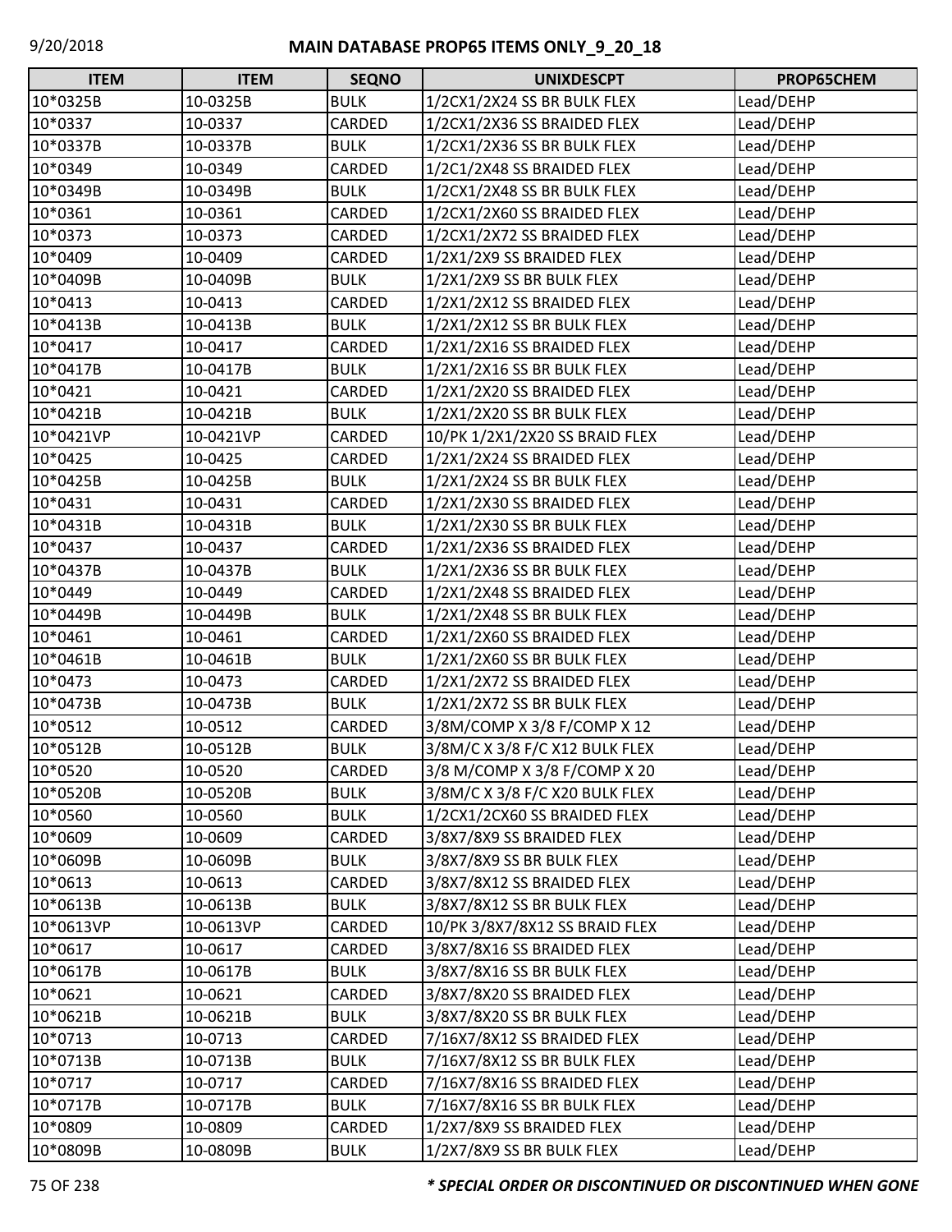| ITEM | ITEM | SEQNO | UNIXDESCPT | PROP65CHEM |
|---|---|---|---|---|
| 10*0325B | 10-0325B | BULK | 1/2CX1/2X24 SS BR BULK FLEX | Lead/DEHP |
| 10*0337 | 10-0337 | CARDED | 1/2CX1/2X36 SS BRAIDED FLEX | Lead/DEHP |
| 10*0337B | 10-0337B | BULK | 1/2CX1/2X36 SS BR BULK FLEX | Lead/DEHP |
| 10*0349 | 10-0349 | CARDED | 1/2C1/2X48 SS BRAIDED FLEX | Lead/DEHP |
| 10*0349B | 10-0349B | BULK | 1/2CX1/2X48 SS BR BULK FLEX | Lead/DEHP |
| 10*0361 | 10-0361 | CARDED | 1/2CX1/2X60 SS BRAIDED FLEX | Lead/DEHP |
| 10*0373 | 10-0373 | CARDED | 1/2CX1/2X72 SS BRAIDED FLEX | Lead/DEHP |
| 10*0409 | 10-0409 | CARDED | 1/2X1/2X9 SS BRAIDED FLEX | Lead/DEHP |
| 10*0409B | 10-0409B | BULK | 1/2X1/2X9 SS BR BULK FLEX | Lead/DEHP |
| 10*0413 | 10-0413 | CARDED | 1/2X1/2X12 SS BRAIDED FLEX | Lead/DEHP |
| 10*0413B | 10-0413B | BULK | 1/2X1/2X12 SS BR BULK FLEX | Lead/DEHP |
| 10*0417 | 10-0417 | CARDED | 1/2X1/2X16 SS BRAIDED FLEX | Lead/DEHP |
| 10*0417B | 10-0417B | BULK | 1/2X1/2X16 SS BR BULK FLEX | Lead/DEHP |
| 10*0421 | 10-0421 | CARDED | 1/2X1/2X20 SS BRAIDED FLEX | Lead/DEHP |
| 10*0421B | 10-0421B | BULK | 1/2X1/2X20 SS BR BULK FLEX | Lead/DEHP |
| 10*0421VP | 10-0421VP | CARDED | 10/PK 1/2X1/2X20 SS BRAID FLEX | Lead/DEHP |
| 10*0425 | 10-0425 | CARDED | 1/2X1/2X24 SS BRAIDED FLEX | Lead/DEHP |
| 10*0425B | 10-0425B | BULK | 1/2X1/2X24 SS BR BULK FLEX | Lead/DEHP |
| 10*0431 | 10-0431 | CARDED | 1/2X1/2X30 SS BRAIDED FLEX | Lead/DEHP |
| 10*0431B | 10-0431B | BULK | 1/2X1/2X30 SS BR BULK FLEX | Lead/DEHP |
| 10*0437 | 10-0437 | CARDED | 1/2X1/2X36 SS BRAIDED FLEX | Lead/DEHP |
| 10*0437B | 10-0437B | BULK | 1/2X1/2X36 SS BR BULK FLEX | Lead/DEHP |
| 10*0449 | 10-0449 | CARDED | 1/2X1/2X48 SS BRAIDED FLEX | Lead/DEHP |
| 10*0449B | 10-0449B | BULK | 1/2X1/2X48 SS BR BULK FLEX | Lead/DEHP |
| 10*0461 | 10-0461 | CARDED | 1/2X1/2X60 SS BRAIDED FLEX | Lead/DEHP |
| 10*0461B | 10-0461B | BULK | 1/2X1/2X60 SS BR BULK FLEX | Lead/DEHP |
| 10*0473 | 10-0473 | CARDED | 1/2X1/2X72 SS BRAIDED FLEX | Lead/DEHP |
| 10*0473B | 10-0473B | BULK | 1/2X1/2X72 SS BR BULK FLEX | Lead/DEHP |
| 10*0512 | 10-0512 | CARDED | 3/8M/COMP X 3/8 F/COMP X 12 | Lead/DEHP |
| 10*0512B | 10-0512B | BULK | 3/8M/C X 3/8 F/C X12 BULK FLEX | Lead/DEHP |
| 10*0520 | 10-0520 | CARDED | 3/8 M/COMP X 3/8 F/COMP X 20 | Lead/DEHP |
| 10*0520B | 10-0520B | BULK | 3/8M/C X 3/8 F/C X20 BULK FLEX | Lead/DEHP |
| 10*0560 | 10-0560 | BULK | 1/2CX1/2CX60 SS BRAIDED FLEX | Lead/DEHP |
| 10*0609 | 10-0609 | CARDED | 3/8X7/8X9 SS BRAIDED FLEX | Lead/DEHP |
| 10*0609B | 10-0609B | BULK | 3/8X7/8X9 SS BR BULK FLEX | Lead/DEHP |
| 10*0613 | 10-0613 | CARDED | 3/8X7/8X12 SS BRAIDED FLEX | Lead/DEHP |
| 10*0613B | 10-0613B | BULK | 3/8X7/8X12 SS BR BULK FLEX | Lead/DEHP |
| 10*0613VP | 10-0613VP | CARDED | 10/PK 3/8X7/8X12 SS BRAID FLEX | Lead/DEHP |
| 10*0617 | 10-0617 | CARDED | 3/8X7/8X16 SS BRAIDED FLEX | Lead/DEHP |
| 10*0617B | 10-0617B | BULK | 3/8X7/8X16 SS BR BULK FLEX | Lead/DEHP |
| 10*0621 | 10-0621 | CARDED | 3/8X7/8X20 SS BRAIDED FLEX | Lead/DEHP |
| 10*0621B | 10-0621B | BULK | 3/8X7/8X20 SS BR BULK FLEX | Lead/DEHP |
| 10*0713 | 10-0713 | CARDED | 7/16X7/8X12 SS BRAIDED FLEX | Lead/DEHP |
| 10*0713B | 10-0713B | BULK | 7/16X7/8X12 SS BR BULK FLEX | Lead/DEHP |
| 10*0717 | 10-0717 | CARDED | 7/16X7/8X16 SS BRAIDED FLEX | Lead/DEHP |
| 10*0717B | 10-0717B | BULK | 7/16X7/8X16 SS BR BULK FLEX | Lead/DEHP |
| 10*0809 | 10-0809 | CARDED | 1/2X7/8X9 SS BRAIDED FLEX | Lead/DEHP |
| 10*0809B | 10-0809B | BULK | 1/2X7/8X9 SS BR BULK FLEX | Lead/DEHP |

***\* SPECIAL ORDER OR DISCONTINUED OR DISCONTINUED WHEN GONE***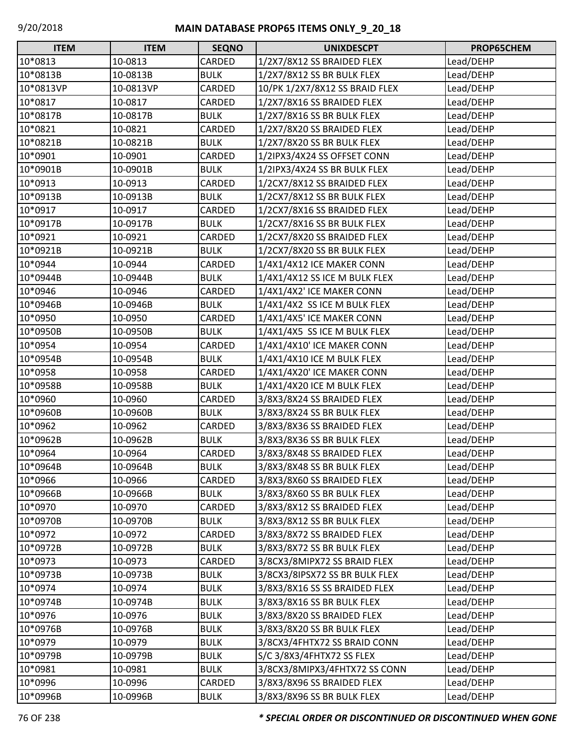## MAIN DATABASE PROP65 ITEMS ONLY_9_20_18

| ITEM | ITEM | SEQNO | UNIXDESCPT | PROP65CHEM |
|---|---|---|---|---|
| 10*0813 | 10-0813 | CARDED | 1/2X7/8X12 SS BRAIDED FLEX | Lead/DEHP |
| 10*0813B | 10-0813B | BULK | 1/2X7/8X12 SS BR BULK FLEX | Lead/DEHP |
| 10*0813VP | 10-0813VP | CARDED | 10/PK 1/2X7/8X12 SS BRAID FLEX | Lead/DEHP |
| 10*0817 | 10-0817 | CARDED | 1/2X7/8X16 SS BRAIDED FLEX | Lead/DEHP |
| 10*0817B | 10-0817B | BULK | 1/2X7/8X16 SS BR BULK FLEX | Lead/DEHP |
| 10*0821 | 10-0821 | CARDED | 1/2X7/8X20 SS BRAIDED FLEX | Lead/DEHP |
| 10*0821B | 10-0821B | BULK | 1/2X7/8X20 SS BR BULK FLEX | Lead/DEHP |
| 10*0901 | 10-0901 | CARDED | 1/2IPX3/4X24 SS OFFSET CONN | Lead/DEHP |
| 10*0901B | 10-0901B | BULK | 1/2IPX3/4X24 SS BR BULK FLEX | Lead/DEHP |
| 10*0913 | 10-0913 | CARDED | 1/2CX7/8X12 SS BRAIDED FLEX | Lead/DEHP |
| 10*0913B | 10-0913B | BULK | 1/2CX7/8X12 SS BR BULK FLEX | Lead/DEHP |
| 10*0917 | 10-0917 | CARDED | 1/2CX7/8X16 SS BRAIDED FLEX | Lead/DEHP |
| 10*0917B | 10-0917B | BULK | 1/2CX7/8X16 SS BR BULK FLEX | Lead/DEHP |
| 10*0921 | 10-0921 | CARDED | 1/2CX7/8X20 SS BRAIDED FLEX | Lead/DEHP |
| 10*0921B | 10-0921B | BULK | 1/2CX7/8X20 SS BR BULK FLEX | Lead/DEHP |
| 10*0944 | 10-0944 | CARDED | 1/4X1/4X12 ICE MAKER CONN | Lead/DEHP |
| 10*0944B | 10-0944B | BULK | 1/4X1/4X12 SS ICE M BULK FLEX | Lead/DEHP |
| 10*0946 | 10-0946 | CARDED | 1/4X1/4X2' ICE MAKER CONN | Lead/DEHP |
| 10*0946B | 10-0946B | BULK | 1/4X1/4X2  SS ICE M BULK FLEX | Lead/DEHP |
| 10*0950 | 10-0950 | CARDED | 1/4X1/4X5' ICE MAKER CONN | Lead/DEHP |
| 10*0950B | 10-0950B | BULK | 1/4X1/4X5  SS ICE M BULK FLEX | Lead/DEHP |
| 10*0954 | 10-0954 | CARDED | 1/4X1/4X10' ICE MAKER CONN | Lead/DEHP |
| 10*0954B | 10-0954B | BULK | 1/4X1/4X10 ICE M BULK FLEX | Lead/DEHP |
| 10*0958 | 10-0958 | CARDED | 1/4X1/4X20' ICE MAKER CONN | Lead/DEHP |
| 10*0958B | 10-0958B | BULK | 1/4X1/4X20 ICE M BULK FLEX | Lead/DEHP |
| 10*0960 | 10-0960 | CARDED | 3/8X3/8X24 SS BRAIDED FLEX | Lead/DEHP |
| 10*0960B | 10-0960B | BULK | 3/8X3/8X24 SS BR BULK FLEX | Lead/DEHP |
| 10*0962 | 10-0962 | CARDED | 3/8X3/8X36 SS BRAIDED FLEX | Lead/DEHP |
| 10*0962B | 10-0962B | BULK | 3/8X3/8X36 SS BR BULK FLEX | Lead/DEHP |
| 10*0964 | 10-0964 | CARDED | 3/8X3/8X48 SS BRAIDED FLEX | Lead/DEHP |
| 10*0964B | 10-0964B | BULK | 3/8X3/8X48 SS BR BULK FLEX | Lead/DEHP |
| 10*0966 | 10-0966 | CARDED | 3/8X3/8X60 SS BRAIDED FLEX | Lead/DEHP |
| 10*0966B | 10-0966B | BULK | 3/8X3/8X60 SS BR BULK FLEX | Lead/DEHP |
| 10*0970 | 10-0970 | CARDED | 3/8X3/8X12 SS BRAIDED FLEX | Lead/DEHP |
| 10*0970B | 10-0970B | BULK | 3/8X3/8X12 SS BR BULK FLEX | Lead/DEHP |
| 10*0972 | 10-0972 | CARDED | 3/8X3/8X72 SS BRAIDED FLEX | Lead/DEHP |
| 10*0972B | 10-0972B | BULK | 3/8X3/8X72 SS BR BULK FLEX | Lead/DEHP |
| 10*0973 | 10-0973 | CARDED | 3/8CX3/8MIPX72 SS BRAID FLEX | Lead/DEHP |
| 10*0973B | 10-0973B | BULK | 3/8CX3/8IPSX72 SS BR BULK FLEX | Lead/DEHP |
| 10*0974 | 10-0974 | BULK | 3/8X3/8X16 SS SS BRAIDED FLEX | Lead/DEHP |
| 10*0974B | 10-0974B | BULK | 3/8X3/8X16 SS BR BULK FLEX | Lead/DEHP |
| 10*0976 | 10-0976 | BULK | 3/8X3/8X20 SS BRAIDED FLEX | Lead/DEHP |
| 10*0976B | 10-0976B | BULK | 3/8X3/8X20 SS BR BULK FLEX | Lead/DEHP |
| 10*0979 | 10-0979 | BULK | 3/8CX3/4FHTX72 SS BRAID CONN | Lead/DEHP |
| 10*0979B | 10-0979B | BULK | S/C 3/8X3/4FHTX72 SS FLEX | Lead/DEHP |
| 10*0981 | 10-0981 | BULK | 3/8CX3/8MIPX3/4FHTX72 SS CONN | Lead/DEHP |
| 10*0996 | 10-0996 | CARDED | 3/8X3/8X96 SS BRAIDED FLEX | Lead/DEHP |
| 10*0996B | 10-0996B | BULK | 3/8X3/8X96 SS BR BULK FLEX | Lead/DEHP |

***\* SPECIAL ORDER OR DISCONTINUED OR DISCONTINUED WHEN GONE***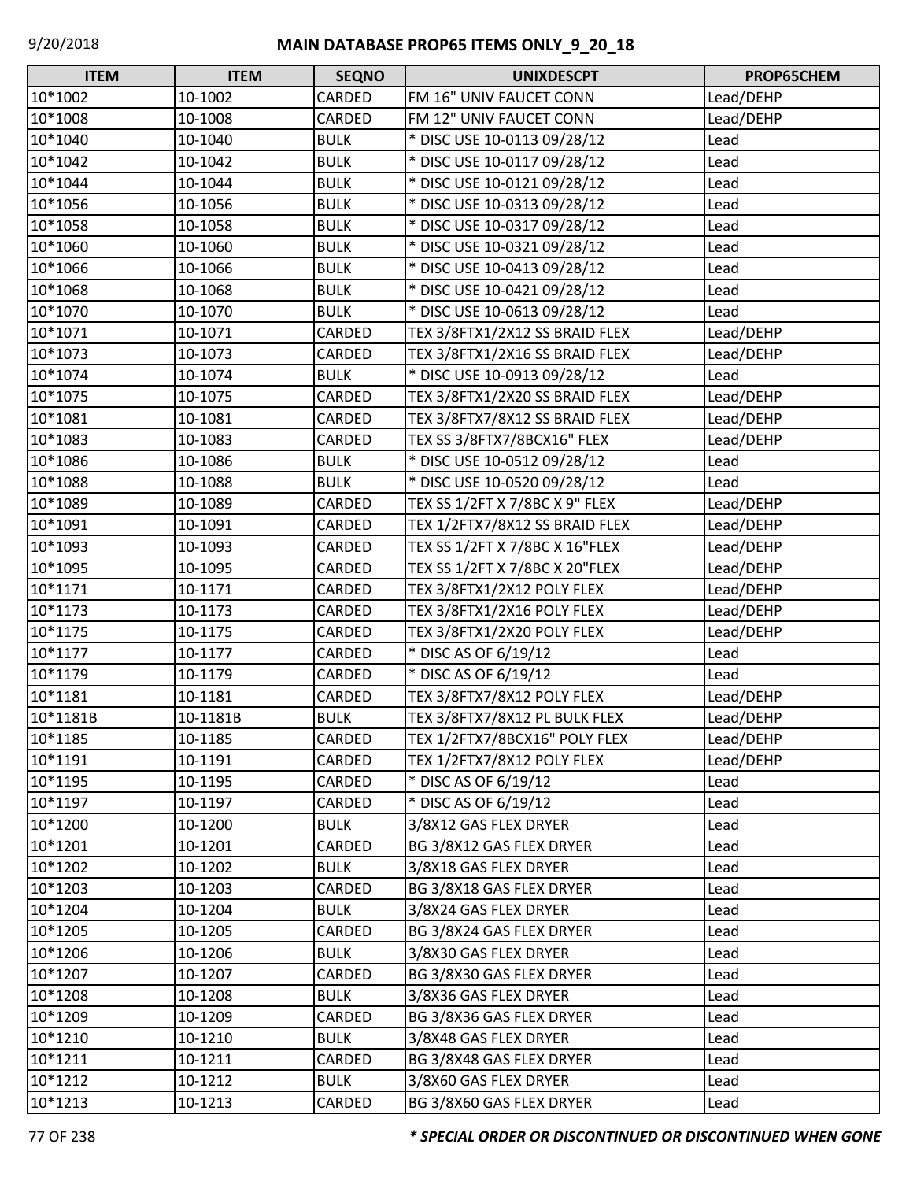# MAIN DATABASE PROP65 ITEMS ONLY_9_20_18

| ITEM | ITEM | SEQNO | UNIXDESCPT | PROP65CHEM |
|---|---|---|---|---|
| 10*1002 | 10-1002 | CARDED | FM 16" UNIV FAUCET CONN | Lead/DEHP |
| 10*1008 | 10-1008 | CARDED | FM 12" UNIV FAUCET CONN | Lead/DEHP |
| 10*1040 | 10-1040 | BULK | * DISC USE 10-0113 09/28/12 | Lead |
| 10*1042 | 10-1042 | BULK | * DISC USE 10-0117 09/28/12 | Lead |
| 10*1044 | 10-1044 | BULK | * DISC USE 10-0121 09/28/12 | Lead |
| 10*1056 | 10-1056 | BULK | * DISC USE 10-0313 09/28/12 | Lead |
| 10*1058 | 10-1058 | BULK | * DISC USE 10-0317 09/28/12 | Lead |
| 10*1060 | 10-1060 | BULK | * DISC USE 10-0321 09/28/12 | Lead |
| 10*1066 | 10-1066 | BULK | * DISC USE 10-0413 09/28/12 | Lead |
| 10*1068 | 10-1068 | BULK | * DISC USE 10-0421 09/28/12 | Lead |
| 10*1070 | 10-1070 | BULK | * DISC USE 10-0613 09/28/12 | Lead |
| 10*1071 | 10-1071 | CARDED | TEX 3/8FTX1/2X12 SS BRAID FLEX | Lead/DEHP |
| 10*1073 | 10-1073 | CARDED | TEX 3/8FTX1/2X16 SS BRAID FLEX | Lead/DEHP |
| 10*1074 | 10-1074 | BULK | * DISC USE 10-0913 09/28/12 | Lead |
| 10*1075 | 10-1075 | CARDED | TEX 3/8FTX1/2X20 SS BRAID FLEX | Lead/DEHP |
| 10*1081 | 10-1081 | CARDED | TEX 3/8FTX7/8X12 SS BRAID FLEX | Lead/DEHP |
| 10*1083 | 10-1083 | CARDED | TEX SS 3/8FTX7/8BCX16" FLEX | Lead/DEHP |
| 10*1086 | 10-1086 | BULK | * DISC USE 10-0512 09/28/12 | Lead |
| 10*1088 | 10-1088 | BULK | * DISC USE 10-0520 09/28/12 | Lead |
| 10*1089 | 10-1089 | CARDED | TEX SS 1/2FT X 7/8BC X 9" FLEX | Lead/DEHP |
| 10*1091 | 10-1091 | CARDED | TEX 1/2FTX7/8X12 SS BRAID FLEX | Lead/DEHP |
| 10*1093 | 10-1093 | CARDED | TEX SS 1/2FT X 7/8BC X 16"FLEX | Lead/DEHP |
| 10*1095 | 10-1095 | CARDED | TEX SS 1/2FT X 7/8BC X 20"FLEX | Lead/DEHP |
| 10*1171 | 10-1171 | CARDED | TEX 3/8FTX1/2X12 POLY FLEX | Lead/DEHP |
| 10*1173 | 10-1173 | CARDED | TEX 3/8FTX1/2X16 POLY FLEX | Lead/DEHP |
| 10*1175 | 10-1175 | CARDED | TEX 3/8FTX1/2X20 POLY FLEX | Lead/DEHP |
| 10*1177 | 10-1177 | CARDED | * DISC AS OF 6/19/12 | Lead |
| 10*1179 | 10-1179 | CARDED | * DISC AS OF 6/19/12 | Lead |
| 10*1181 | 10-1181 | CARDED | TEX 3/8FTX7/8X12 POLY FLEX | Lead/DEHP |
| 10*1181B | 10-1181B | BULK | TEX 3/8FTX7/8X12 PL BULK FLEX | Lead/DEHP |
| 10*1185 | 10-1185 | CARDED | TEX 1/2FTX7/8BCX16" POLY FLEX | Lead/DEHP |
| 10*1191 | 10-1191 | CARDED | TEX 1/2FTX7/8X12 POLY FLEX | Lead/DEHP |
| 10*1195 | 10-1195 | CARDED | * DISC AS OF 6/19/12 | Lead |
| 10*1197 | 10-1197 | CARDED | * DISC AS OF 6/19/12 | Lead |
| 10*1200 | 10-1200 | BULK | 3/8X12 GAS FLEX DRYER | Lead |
| 10*1201 | 10-1201 | CARDED | BG 3/8X12 GAS FLEX DRYER | Lead |
| 10*1202 | 10-1202 | BULK | 3/8X18 GAS FLEX DRYER | Lead |
| 10*1203 | 10-1203 | CARDED | BG 3/8X18 GAS FLEX DRYER | Lead |
| 10*1204 | 10-1204 | BULK | 3/8X24 GAS FLEX DRYER | Lead |
| 10*1205 | 10-1205 | CARDED | BG 3/8X24 GAS FLEX DRYER | Lead |
| 10*1206 | 10-1206 | BULK | 3/8X30 GAS FLEX DRYER | Lead |
| 10*1207 | 10-1207 | CARDED | BG 3/8X30 GAS FLEX DRYER | Lead |
| 10*1208 | 10-1208 | BULK | 3/8X36 GAS FLEX DRYER | Lead |
| 10*1209 | 10-1209 | CARDED | BG 3/8X36 GAS FLEX DRYER | Lead |
| 10*1210 | 10-1210 | BULK | 3/8X48 GAS FLEX DRYER | Lead |
| 10*1211 | 10-1211 | CARDED | BG 3/8X48 GAS FLEX DRYER | Lead |
| 10*1212 | 10-1212 | BULK | 3/8X60 GAS FLEX DRYER | Lead |
| 10*1213 | 10-1213 | CARDED | BG 3/8X60 GAS FLEX DRYER | Lead |

***\* SPECIAL ORDER OR DISCONTINUED OR DISCONTINUED WHEN GONE***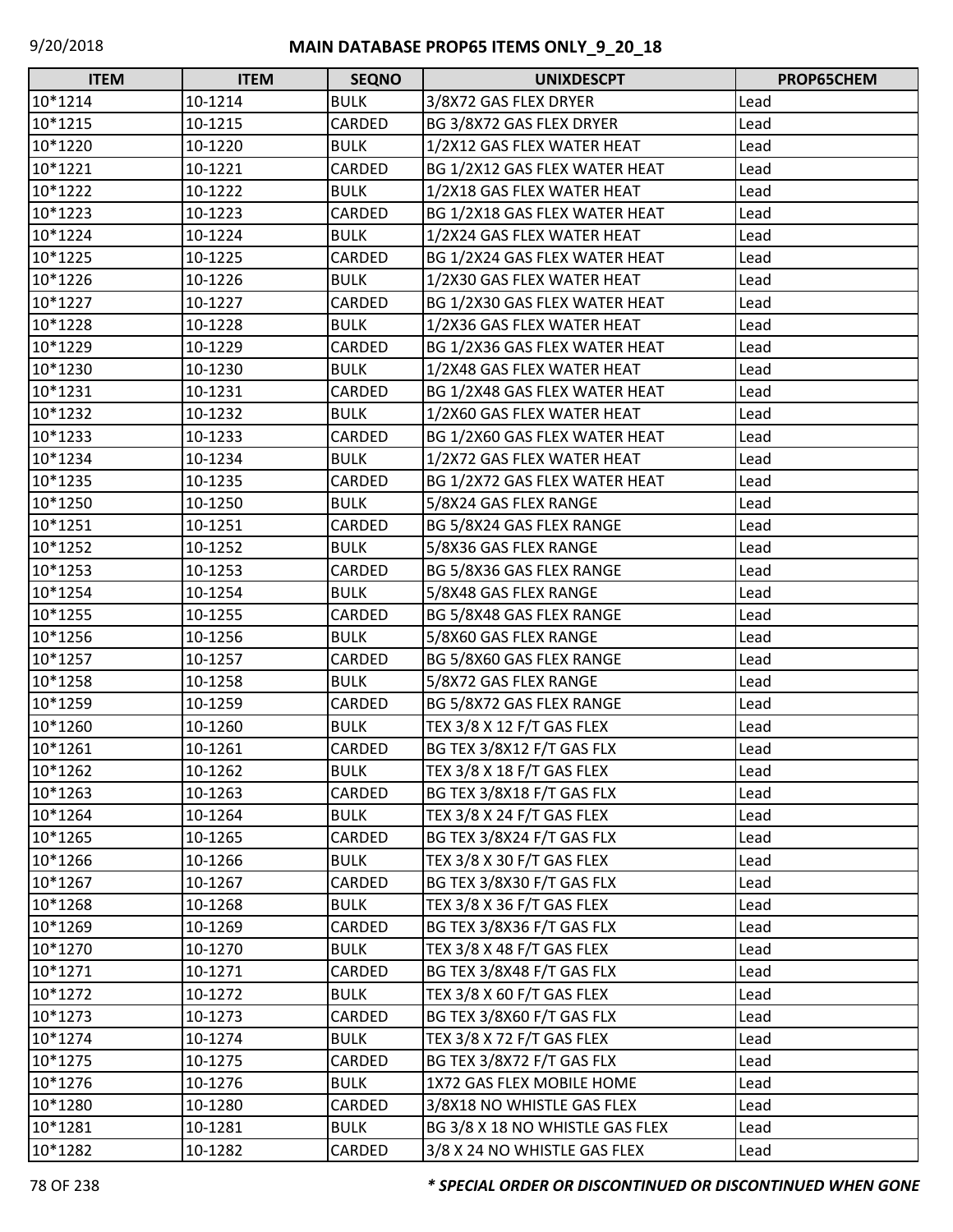| ITEM | ITEM | SEQNO | UNIXDESCPT | PROP65CHEM |
|---|---|---|---|---|
| 10*1214 | 10-1214 | BULK | 3/8X72 GAS FLEX DRYER | Lead |
| 10*1215 | 10-1215 | CARDED | BG 3/8X72 GAS FLEX DRYER | Lead |
| 10*1220 | 10-1220 | BULK | 1/2X12 GAS FLEX WATER HEAT | Lead |
| 10*1221 | 10-1221 | CARDED | BG 1/2X12 GAS FLEX WATER HEAT | Lead |
| 10*1222 | 10-1222 | BULK | 1/2X18 GAS FLEX WATER HEAT | Lead |
| 10*1223 | 10-1223 | CARDED | BG 1/2X18 GAS FLEX WATER HEAT | Lead |
| 10*1224 | 10-1224 | BULK | 1/2X24 GAS FLEX WATER HEAT | Lead |
| 10*1225 | 10-1225 | CARDED | BG 1/2X24 GAS FLEX WATER HEAT | Lead |
| 10*1226 | 10-1226 | BULK | 1/2X30 GAS FLEX WATER HEAT | Lead |
| 10*1227 | 10-1227 | CARDED | BG 1/2X30 GAS FLEX WATER HEAT | Lead |
| 10*1228 | 10-1228 | BULK | 1/2X36 GAS FLEX WATER HEAT | Lead |
| 10*1229 | 10-1229 | CARDED | BG 1/2X36 GAS FLEX WATER HEAT | Lead |
| 10*1230 | 10-1230 | BULK | 1/2X48 GAS FLEX WATER HEAT | Lead |
| 10*1231 | 10-1231 | CARDED | BG 1/2X48 GAS FLEX WATER HEAT | Lead |
| 10*1232 | 10-1232 | BULK | 1/2X60 GAS FLEX WATER HEAT | Lead |
| 10*1233 | 10-1233 | CARDED | BG 1/2X60 GAS FLEX WATER HEAT | Lead |
| 10*1234 | 10-1234 | BULK | 1/2X72 GAS FLEX WATER HEAT | Lead |
| 10*1235 | 10-1235 | CARDED | BG 1/2X72 GAS FLEX WATER HEAT | Lead |
| 10*1250 | 10-1250 | BULK | 5/8X24 GAS FLEX RANGE | Lead |
| 10*1251 | 10-1251 | CARDED | BG 5/8X24 GAS FLEX RANGE | Lead |
| 10*1252 | 10-1252 | BULK | 5/8X36 GAS FLEX RANGE | Lead |
| 10*1253 | 10-1253 | CARDED | BG 5/8X36 GAS FLEX RANGE | Lead |
| 10*1254 | 10-1254 | BULK | 5/8X48 GAS FLEX RANGE | Lead |
| 10*1255 | 10-1255 | CARDED | BG 5/8X48 GAS FLEX RANGE | Lead |
| 10*1256 | 10-1256 | BULK | 5/8X60 GAS FLEX RANGE | Lead |
| 10*1257 | 10-1257 | CARDED | BG 5/8X60 GAS FLEX RANGE | Lead |
| 10*1258 | 10-1258 | BULK | 5/8X72 GAS FLEX RANGE | Lead |
| 10*1259 | 10-1259 | CARDED | BG 5/8X72 GAS FLEX RANGE | Lead |
| 10*1260 | 10-1260 | BULK | TEX 3/8 X 12 F/T GAS FLEX | Lead |
| 10*1261 | 10-1261 | CARDED | BG TEX 3/8X12 F/T GAS FLX | Lead |
| 10*1262 | 10-1262 | BULK | TEX 3/8 X 18 F/T GAS FLEX | Lead |
| 10*1263 | 10-1263 | CARDED | BG TEX 3/8X18 F/T GAS FLX | Lead |
| 10*1264 | 10-1264 | BULK | TEX 3/8 X 24 F/T GAS FLEX | Lead |
| 10*1265 | 10-1265 | CARDED | BG TEX 3/8X24 F/T GAS FLX | Lead |
| 10*1266 | 10-1266 | BULK | TEX 3/8 X 30 F/T GAS FLEX | Lead |
| 10*1267 | 10-1267 | CARDED | BG TEX 3/8X30 F/T GAS FLX | Lead |
| 10*1268 | 10-1268 | BULK | TEX 3/8 X 36 F/T GAS FLEX | Lead |
| 10*1269 | 10-1269 | CARDED | BG TEX 3/8X36 F/T GAS FLX | Lead |
| 10*1270 | 10-1270 | BULK | TEX 3/8 X 48 F/T GAS FLEX | Lead |
| 10*1271 | 10-1271 | CARDED | BG TEX 3/8X48 F/T GAS FLX | Lead |
| 10*1272 | 10-1272 | BULK | TEX 3/8 X 60 F/T GAS FLEX | Lead |
| 10*1273 | 10-1273 | CARDED | BG TEX 3/8X60 F/T GAS FLX | Lead |
| 10*1274 | 10-1274 | BULK | TEX 3/8 X 72 F/T GAS FLEX | Lead |
| 10*1275 | 10-1275 | CARDED | BG TEX 3/8X72 F/T GAS FLX | Lead |
| 10*1276 | 10-1276 | BULK | 1X72 GAS FLEX MOBILE HOME | Lead |
| 10*1280 | 10-1280 | CARDED | 3/8X18 NO WHISTLE GAS FLEX | Lead |
| 10*1281 | 10-1281 | BULK | BG 3/8 X 18 NO WHISTLE GAS FLEX | Lead |
| 10*1282 | 10-1282 | CARDED | 3/8 X 24 NO WHISTLE GAS FLEX | Lead |

*** SPECIAL ORDER OR DISCONTINUED OR DISCONTINUED WHEN GONE**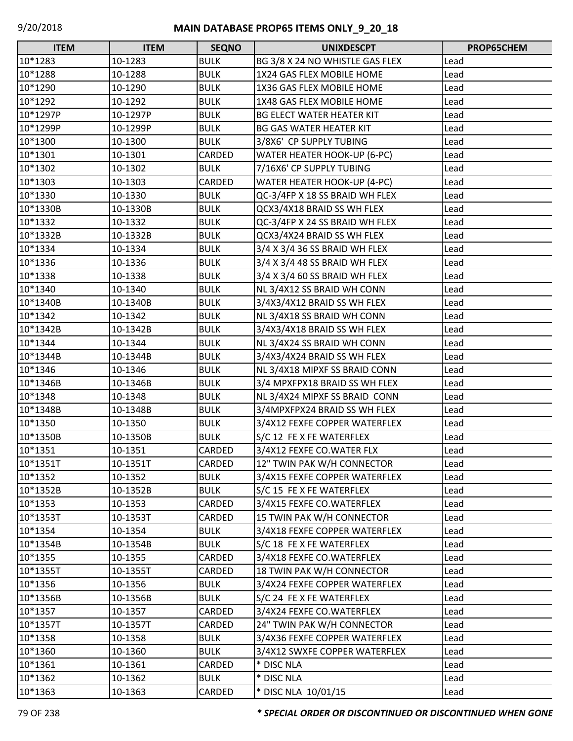| ITEM | ITEM | SEQNO | UNIXDESCPT | PROP65CHEM |
|---|---|---|---|---|
| 10*1283 | 10-1283 | BULK | BG 3/8 X 24 NO WHISTLE GAS FLEX | Lead |
| 10*1288 | 10-1288 | BULK | 1X24 GAS FLEX MOBILE HOME | Lead |
| 10*1290 | 10-1290 | BULK | 1X36 GAS FLEX MOBILE HOME | Lead |
| 10*1292 | 10-1292 | BULK | 1X48 GAS FLEX MOBILE HOME | Lead |
| 10*1297P | 10-1297P | BULK | BG ELECT WATER HEATER KIT | Lead |
| 10*1299P | 10-1299P | BULK | BG GAS WATER HEATER KIT | Lead |
| 10*1300 | 10-1300 | BULK | 3/8X6' CP SUPPLY TUBING | Lead |
| 10*1301 | 10-1301 | CARDED | WATER HEATER HOOK-UP (6-PC) | Lead |
| 10*1302 | 10-1302 | BULK | 7/16X6' CP SUPPLY TUBING | Lead |
| 10*1303 | 10-1303 | CARDED | WATER HEATER HOOK-UP (4-PC) | Lead |
| 10*1330 | 10-1330 | BULK | QC-3/4FP X 18 SS BRAID WH FLEX | Lead |
| 10*1330B | 10-1330B | BULK | QCX3/4X18 BRAID SS WH FLEX | Lead |
| 10*1332 | 10-1332 | BULK | QC-3/4FP X 24 SS BRAID WH FLEX | Lead |
| 10*1332B | 10-1332B | BULK | QCX3/4X24 BRAID SS WH FLEX | Lead |
| 10*1334 | 10-1334 | BULK | 3/4 X 3/4 36 SS BRAID WH FLEX | Lead |
| 10*1336 | 10-1336 | BULK | 3/4 X 3/4 48 SS BRAID WH FLEX | Lead |
| 10*1338 | 10-1338 | BULK | 3/4 X 3/4 60 SS BRAID WH FLEX | Lead |
| 10*1340 | 10-1340 | BULK | NL 3/4X12 SS BRAID WH CONN | Lead |
| 10*1340B | 10-1340B | BULK | 3/4X3/4X12 BRAID SS WH FLEX | Lead |
| 10*1342 | 10-1342 | BULK | NL 3/4X18 SS BRAID WH CONN | Lead |
| 10*1342B | 10-1342B | BULK | 3/4X3/4X18 BRAID SS WH FLEX | Lead |
| 10*1344 | 10-1344 | BULK | NL 3/4X24 SS BRAID WH CONN | Lead |
| 10*1344B | 10-1344B | BULK | 3/4X3/4X24 BRAID SS WH FLEX | Lead |
| 10*1346 | 10-1346 | BULK | NL 3/4X18 MIPXF SS BRAID CONN | Lead |
| 10*1346B | 10-1346B | BULK | 3/4 MPXFPX18 BRAID SS WH FLEX | Lead |
| 10*1348 | 10-1348 | BULK | NL 3/4X24 MIPXF SS BRAID CONN | Lead |
| 10*1348B | 10-1348B | BULK | 3/4MPXFPX24 BRAID SS WH FLEX | Lead |
| 10*1350 | 10-1350 | BULK | 3/4X12 FEXFE COPPER WATERFLEX | Lead |
| 10*1350B | 10-1350B | BULK | S/C 12 FE X FE WATERFLEX | Lead |
| 10*1351 | 10-1351 | CARDED | 3/4X12 FEXFE CO.WATER FLX | Lead |
| 10*1351T | 10-1351T | CARDED | 12" TWIN PAK W/H CONNECTOR | Lead |
| 10*1352 | 10-1352 | BULK | 3/4X15 FEXFE COPPER WATERFLEX | Lead |
| 10*1352B | 10-1352B | BULK | S/C 15 FE X FE WATERFLEX | Lead |
| 10*1353 | 10-1353 | CARDED | 3/4X15 FEXFE CO.WATERFLEX | Lead |
| 10*1353T | 10-1353T | CARDED | 15 TWIN PAK W/H CONNECTOR | Lead |
| 10*1354 | 10-1354 | BULK | 3/4X18 FEXFE COPPER WATERFLEX | Lead |
| 10*1354B | 10-1354B | BULK | S/C 18 FE X FE WATERFLEX | Lead |
| 10*1355 | 10-1355 | CARDED | 3/4X18 FEXFE CO.WATERFLEX | Lead |
| 10*1355T | 10-1355T | CARDED | 18 TWIN PAK W/H CONNECTOR | Lead |
| 10*1356 | 10-1356 | BULK | 3/4X24 FEXFE COPPER WATERFLEX | Lead |
| 10*1356B | 10-1356B | BULK | S/C 24 FE X FE WATERFLEX | Lead |
| 10*1357 | 10-1357 | CARDED | 3/4X24 FEXFE CO.WATERFLEX | Lead |
| 10*1357T | 10-1357T | CARDED | 24" TWIN PAK W/H CONNECTOR | Lead |
| 10*1358 | 10-1358 | BULK | 3/4X36 FEXFE COPPER WATERFLEX | Lead |
| 10*1360 | 10-1360 | BULK | 3/4X12 SWXFE COPPER WATERFLEX | Lead |
| 10*1361 | 10-1361 | CARDED | * DISC NLA | Lead |
| 10*1362 | 10-1362 | BULK | * DISC NLA | Lead |
| 10*1363 | 10-1363 | CARDED | * DISC NLA 10/01/15 | Lead |

***\* SPECIAL ORDER OR DISCONTINUED OR DISCONTINUED WHEN GONE***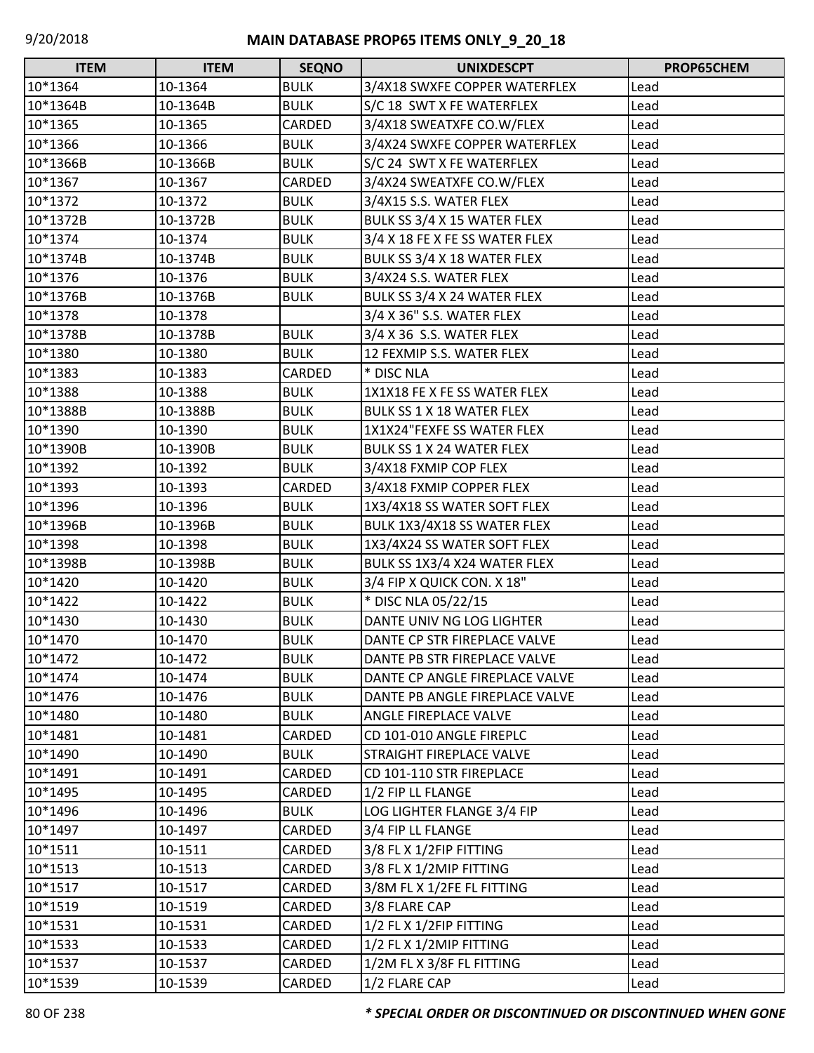# MAIN DATABASE PROP65 ITEMS ONLY_9_20_18

| ITEM | ITEM | SEQNO | UNIXDESCPT | PROP65CHEM |
|---|---|---|---|---|
| 10*1364 | 10-1364 | BULK | 3/4X18 SWXFE COPPER WATERFLEX | Lead |
| 10*1364B | 10-1364B | BULK | S/C 18 SWT X FE WATERFLEX | Lead |
| 10*1365 | 10-1365 | CARDED | 3/4X18 SWEATXFE CO.W/FLEX | Lead |
| 10*1366 | 10-1366 | BULK | 3/4X24 SWXFE COPPER WATERFLEX | Lead |
| 10*1366B | 10-1366B | BULK | S/C 24 SWT X FE WATERFLEX | Lead |
| 10*1367 | 10-1367 | CARDED | 3/4X24 SWEATXFE CO.W/FLEX | Lead |
| 10*1372 | 10-1372 | BULK | 3/4X15 S.S. WATER FLEX | Lead |
| 10*1372B | 10-1372B | BULK | BULK SS 3/4 X 15 WATER FLEX | Lead |
| 10*1374 | 10-1374 | BULK | 3/4 X 18 FE X FE SS WATER FLEX | Lead |
| 10*1374B | 10-1374B | BULK | BULK SS 3/4 X 18 WATER FLEX | Lead |
| 10*1376 | 10-1376 | BULK | 3/4X24 S.S. WATER FLEX | Lead |
| 10*1376B | 10-1376B | BULK | BULK SS 3/4 X 24 WATER FLEX | Lead |
| 10*1378 | 10-1378 | | 3/4 X 36" S.S. WATER FLEX | Lead |
| 10*1378B | 10-1378B | BULK | 3/4 X 36 S.S. WATER FLEX | Lead |
| 10*1380 | 10-1380 | BULK | 12 FEXMIP S.S. WATER FLEX | Lead |
| 10*1383 | 10-1383 | CARDED | * DISC NLA | Lead |
| 10*1388 | 10-1388 | BULK | 1X1X18 FE X FE SS WATER FLEX | Lead |
| 10*1388B | 10-1388B | BULK | BULK SS 1 X 18 WATER FLEX | Lead |
| 10*1390 | 10-1390 | BULK | 1X1X24"FEXFE SS WATER FLEX | Lead |
| 10*1390B | 10-1390B | BULK | BULK SS 1 X 24 WATER FLEX | Lead |
| 10*1392 | 10-1392 | BULK | 3/4X18 FXMIP COP FLEX | Lead |
| 10*1393 | 10-1393 | CARDED | 3/4X18 FXMIP COPPER FLEX | Lead |
| 10*1396 | 10-1396 | BULK | 1X3/4X18 SS WATER SOFT FLEX | Lead |
| 10*1396B | 10-1396B | BULK | BULK 1X3/4X18 SS WATER FLEX | Lead |
| 10*1398 | 10-1398 | BULK | 1X3/4X24 SS WATER SOFT FLEX | Lead |
| 10*1398B | 10-1398B | BULK | BULK SS 1X3/4 X24 WATER FLEX | Lead |
| 10*1420 | 10-1420 | BULK | 3/4 FIP X QUICK CON. X 18" | Lead |
| 10*1422 | 10-1422 | BULK | * DISC NLA 05/22/15 | Lead |
| 10*1430 | 10-1430 | BULK | DANTE UNIV NG LOG LIGHTER | Lead |
| 10*1470 | 10-1470 | BULK | DANTE CP STR FIREPLACE VALVE | Lead |
| 10*1472 | 10-1472 | BULK | DANTE PB STR FIREPLACE VALVE | Lead |
| 10*1474 | 10-1474 | BULK | DANTE CP ANGLE FIREPLACE VALVE | Lead |
| 10*1476 | 10-1476 | BULK | DANTE PB ANGLE FIREPLACE VALVE | Lead |
| 10*1480 | 10-1480 | BULK | ANGLE FIREPLACE VALVE | Lead |
| 10*1481 | 10-1481 | CARDED | CD 101-010 ANGLE FIREPLC | Lead |
| 10*1490 | 10-1490 | BULK | STRAIGHT FIREPLACE VALVE | Lead |
| 10*1491 | 10-1491 | CARDED | CD 101-110 STR FIREPLACE | Lead |
| 10*1495 | 10-1495 | CARDED | 1/2 FIP LL FLANGE | Lead |
| 10*1496 | 10-1496 | BULK | LOG LIGHTER FLANGE 3/4 FIP | Lead |
| 10*1497 | 10-1497 | CARDED | 3/4 FIP LL FLANGE | Lead |
| 10*1511 | 10-1511 | CARDED | 3/8 FL X 1/2FIP FITTING | Lead |
| 10*1513 | 10-1513 | CARDED | 3/8 FL X 1/2MIP FITTING | Lead |
| 10*1517 | 10-1517 | CARDED | 3/8M FL X 1/2FE FL FITTING | Lead |
| 10*1519 | 10-1519 | CARDED | 3/8 FLARE CAP | Lead |
| 10*1531 | 10-1531 | CARDED | 1/2 FL X 1/2FIP FITTING | Lead |
| 10*1533 | 10-1533 | CARDED | 1/2 FL X 1/2MIP FITTING | Lead |
| 10*1537 | 10-1537 | CARDED | 1/2M FL X 3/8F FL FITTING | Lead |
| 10*1539 | 10-1539 | CARDED | 1/2 FLARE CAP | Lead |

***\* SPECIAL ORDER OR DISCONTINUED OR DISCONTINUED WHEN GONE***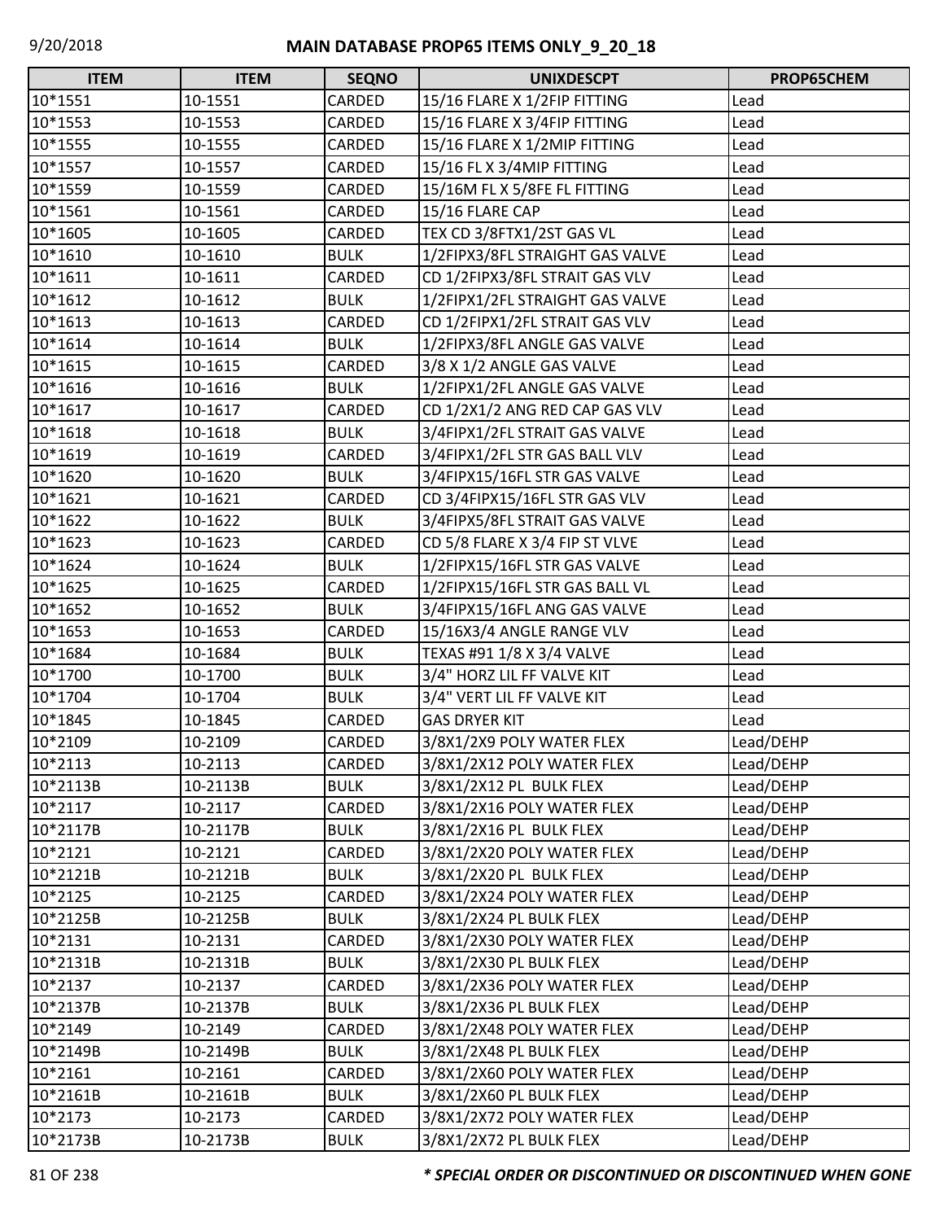# MAIN DATABASE PROP65 ITEMS ONLY_9_20_18

| ITEM | ITEM | SEQNO | UNIXDESCPT | PROP65CHEM |
|---|---|---|---|---|
| 10*1551 | 10-1551 | CARDED | 15/16 FLARE X 1/2FIP FITTING | Lead |
| 10*1553 | 10-1553 | CARDED | 15/16 FLARE X 3/4FIP FITTING | Lead |
| 10*1555 | 10-1555 | CARDED | 15/16 FLARE X 1/2MIP FITTING | Lead |
| 10*1557 | 10-1557 | CARDED | 15/16 FL X 3/4MIP FITTING | Lead |
| 10*1559 | 10-1559 | CARDED | 15/16M FL X 5/8FE FL FITTING | Lead |
| 10*1561 | 10-1561 | CARDED | 15/16 FLARE CAP | Lead |
| 10*1605 | 10-1605 | CARDED | TEX CD 3/8FTX1/2ST GAS VL | Lead |
| 10*1610 | 10-1610 | BULK | 1/2FIPX3/8FL STRAIGHT GAS VALVE | Lead |
| 10*1611 | 10-1611 | CARDED | CD 1/2FIPX3/8FL STRAIT GAS VLV | Lead |
| 10*1612 | 10-1612 | BULK | 1/2FIPX1/2FL STRAIGHT GAS VALVE | Lead |
| 10*1613 | 10-1613 | CARDED | CD 1/2FIPX1/2FL STRAIT GAS VLV | Lead |
| 10*1614 | 10-1614 | BULK | 1/2FIPX3/8FL ANGLE GAS VALVE | Lead |
| 10*1615 | 10-1615 | CARDED | 3/8 X 1/2 ANGLE GAS VALVE | Lead |
| 10*1616 | 10-1616 | BULK | 1/2FIPX1/2FL ANGLE GAS VALVE | Lead |
| 10*1617 | 10-1617 | CARDED | CD 1/2X1/2 ANG RED CAP GAS VLV | Lead |
| 10*1618 | 10-1618 | BULK | 3/4FIPX1/2FL STRAIT GAS VALVE | Lead |
| 10*1619 | 10-1619 | CARDED | 3/4FIPX1/2FL STR GAS BALL VLV | Lead |
| 10*1620 | 10-1620 | BULK | 3/4FIPX15/16FL STR GAS VALVE | Lead |
| 10*1621 | 10-1621 | CARDED | CD 3/4FIPX15/16FL STR GAS VLV | Lead |
| 10*1622 | 10-1622 | BULK | 3/4FIPX5/8FL STRAIT GAS VALVE | Lead |
| 10*1623 | 10-1623 | CARDED | CD 5/8 FLARE X 3/4 FIP ST VLVE | Lead |
| 10*1624 | 10-1624 | BULK | 1/2FIPX15/16FL STR GAS VALVE | Lead |
| 10*1625 | 10-1625 | CARDED | 1/2FIPX15/16FL STR GAS BALL VL | Lead |
| 10*1652 | 10-1652 | BULK | 3/4FIPX15/16FL ANG GAS VALVE | Lead |
| 10*1653 | 10-1653 | CARDED | 15/16X3/4 ANGLE RANGE VLV | Lead |
| 10*1684 | 10-1684 | BULK | TEXAS #91 1/8 X 3/4 VALVE | Lead |
| 10*1700 | 10-1700 | BULK | 3/4" HORZ LIL FF VALVE KIT | Lead |
| 10*1704 | 10-1704 | BULK | 3/4" VERT LIL FF VALVE KIT | Lead |
| 10*1845 | 10-1845 | CARDED | GAS DRYER KIT | Lead |
| 10*2109 | 10-2109 | CARDED | 3/8X1/2X9 POLY WATER FLEX | Lead/DEHP |
| 10*2113 | 10-2113 | CARDED | 3/8X1/2X12 POLY WATER FLEX | Lead/DEHP |
| 10*2113B | 10-2113B | BULK | 3/8X1/2X12 PL BULK FLEX | Lead/DEHP |
| 10*2117 | 10-2117 | CARDED | 3/8X1/2X16 POLY WATER FLEX | Lead/DEHP |
| 10*2117B | 10-2117B | BULK | 3/8X1/2X16 PL BULK FLEX | Lead/DEHP |
| 10*2121 | 10-2121 | CARDED | 3/8X1/2X20 POLY WATER FLEX | Lead/DEHP |
| 10*2121B | 10-2121B | BULK | 3/8X1/2X20 PL BULK FLEX | Lead/DEHP |
| 10*2125 | 10-2125 | CARDED | 3/8X1/2X24 POLY WATER FLEX | Lead/DEHP |
| 10*2125B | 10-2125B | BULK | 3/8X1/2X24 PL BULK FLEX | Lead/DEHP |
| 10*2131 | 10-2131 | CARDED | 3/8X1/2X30 POLY WATER FLEX | Lead/DEHP |
| 10*2131B | 10-2131B | BULK | 3/8X1/2X30 PL BULK FLEX | Lead/DEHP |
| 10*2137 | 10-2137 | CARDED | 3/8X1/2X36 POLY WATER FLEX | Lead/DEHP |
| 10*2137B | 10-2137B | BULK | 3/8X1/2X36 PL BULK FLEX | Lead/DEHP |
| 10*2149 | 10-2149 | CARDED | 3/8X1/2X48 POLY WATER FLEX | Lead/DEHP |
| 10*2149B | 10-2149B | BULK | 3/8X1/2X48 PL BULK FLEX | Lead/DEHP |
| 10*2161 | 10-2161 | CARDED | 3/8X1/2X60 POLY WATER FLEX | Lead/DEHP |
| 10*2161B | 10-2161B | BULK | 3/8X1/2X60 PL BULK FLEX | Lead/DEHP |
| 10*2173 | 10-2173 | CARDED | 3/8X1/2X72 POLY WATER FLEX | Lead/DEHP |
| 10*2173B | 10-2173B | BULK | 3/8X1/2X72 PL BULK FLEX | Lead/DEHP |

***\* SPECIAL ORDER OR DISCONTINUED OR DISCONTINUED WHEN GONE***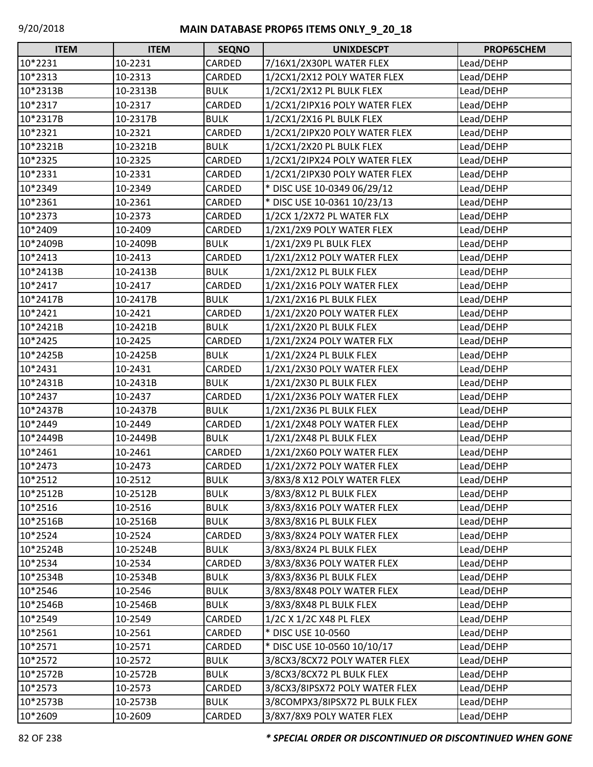| ITEM | ITEM | SEQNO | UNIXDESCPT | PROP65CHEM |
|---|---|---|---|---|
| 10*2231 | 10-2231 | CARDED | 7/16X1/2X30PL WATER FLEX | Lead/DEHP |
| 10*2313 | 10-2313 | CARDED | 1/2CX1/2X12 POLY WATER FLEX | Lead/DEHP |
| 10*2313B | 10-2313B | BULK | 1/2CX1/2X12 PL BULK FLEX | Lead/DEHP |
| 10*2317 | 10-2317 | CARDED | 1/2CX1/2IPX16 POLY WATER FLEX | Lead/DEHP |
| 10*2317B | 10-2317B | BULK | 1/2CX1/2X16 PL BULK FLEX | Lead/DEHP |
| 10*2321 | 10-2321 | CARDED | 1/2CX1/2IPX20 POLY WATER FLEX | Lead/DEHP |
| 10*2321B | 10-2321B | BULK | 1/2CX1/2X20 PL BULK FLEX | Lead/DEHP |
| 10*2325 | 10-2325 | CARDED | 1/2CX1/2IPX24 POLY WATER FLEX | Lead/DEHP |
| 10*2331 | 10-2331 | CARDED | 1/2CX1/2IPX30 POLY WATER FLEX | Lead/DEHP |
| 10*2349 | 10-2349 | CARDED | * DISC USE 10-0349 06/29/12 | Lead/DEHP |
| 10*2361 | 10-2361 | CARDED | * DISC USE 10-0361 10/23/13 | Lead/DEHP |
| 10*2373 | 10-2373 | CARDED | 1/2CX 1/2X72 PL WATER FLX | Lead/DEHP |
| 10*2409 | 10-2409 | CARDED | 1/2X1/2X9 POLY WATER FLEX | Lead/DEHP |
| 10*2409B | 10-2409B | BULK | 1/2X1/2X9 PL BULK FLEX | Lead/DEHP |
| 10*2413 | 10-2413 | CARDED | 1/2X1/2X12 POLY WATER FLEX | Lead/DEHP |
| 10*2413B | 10-2413B | BULK | 1/2X1/2X12 PL BULK FLEX | Lead/DEHP |
| 10*2417 | 10-2417 | CARDED | 1/2X1/2X16 POLY WATER FLEX | Lead/DEHP |
| 10*2417B | 10-2417B | BULK | 1/2X1/2X16 PL BULK FLEX | Lead/DEHP |
| 10*2421 | 10-2421 | CARDED | 1/2X1/2X20 POLY WATER FLEX | Lead/DEHP |
| 10*2421B | 10-2421B | BULK | 1/2X1/2X20 PL BULK FLEX | Lead/DEHP |
| 10*2425 | 10-2425 | CARDED | 1/2X1/2X24 POLY WATER FLX | Lead/DEHP |
| 10*2425B | 10-2425B | BULK | 1/2X1/2X24 PL BULK FLEX | Lead/DEHP |
| 10*2431 | 10-2431 | CARDED | 1/2X1/2X30 POLY WATER FLEX | Lead/DEHP |
| 10*2431B | 10-2431B | BULK | 1/2X1/2X30 PL BULK FLEX | Lead/DEHP |
| 10*2437 | 10-2437 | CARDED | 1/2X1/2X36 POLY WATER FLEX | Lead/DEHP |
| 10*2437B | 10-2437B | BULK | 1/2X1/2X36 PL BULK FLEX | Lead/DEHP |
| 10*2449 | 10-2449 | CARDED | 1/2X1/2X48 POLY WATER FLEX | Lead/DEHP |
| 10*2449B | 10-2449B | BULK | 1/2X1/2X48 PL BULK FLEX | Lead/DEHP |
| 10*2461 | 10-2461 | CARDED | 1/2X1/2X60 POLY WATER FLEX | Lead/DEHP |
| 10*2473 | 10-2473 | CARDED | 1/2X1/2X72 POLY WATER FLEX | Lead/DEHP |
| 10*2512 | 10-2512 | BULK | 3/8X3/8 X12 POLY WATER FLEX | Lead/DEHP |
| 10*2512B | 10-2512B | BULK | 3/8X3/8X12 PL BULK FLEX | Lead/DEHP |
| 10*2516 | 10-2516 | BULK | 3/8X3/8X16 POLY WATER FLEX | Lead/DEHP |
| 10*2516B | 10-2516B | BULK | 3/8X3/8X16 PL BULK FLEX | Lead/DEHP |
| 10*2524 | 10-2524 | CARDED | 3/8X3/8X24 POLY WATER FLEX | Lead/DEHP |
| 10*2524B | 10-2524B | BULK | 3/8X3/8X24 PL BULK FLEX | Lead/DEHP |
| 10*2534 | 10-2534 | CARDED | 3/8X3/8X36 POLY WATER FLEX | Lead/DEHP |
| 10*2534B | 10-2534B | BULK | 3/8X3/8X36 PL BULK FLEX | Lead/DEHP |
| 10*2546 | 10-2546 | BULK | 3/8X3/8X48 POLY WATER FLEX | Lead/DEHP |
| 10*2546B | 10-2546B | BULK | 3/8X3/8X48 PL BULK FLEX | Lead/DEHP |
| 10*2549 | 10-2549 | CARDED | 1/2C X 1/2C X48 PL FLEX | Lead/DEHP |
| 10*2561 | 10-2561 | CARDED | * DISC USE 10-0560 | Lead/DEHP |
| 10*2571 | 10-2571 | CARDED | * DISC USE 10-0560 10/10/17 | Lead/DEHP |
| 10*2572 | 10-2572 | BULK | 3/8CX3/8CX72 POLY WATER FLEX | Lead/DEHP |
| 10*2572B | 10-2572B | BULK | 3/8CX3/8CX72 PL BULK FLEX | Lead/DEHP |
| 10*2573 | 10-2573 | CARDED | 3/8CX3/8IPSX72 POLY WATER FLEX | Lead/DEHP |
| 10*2573B | 10-2573B | BULK | 3/8COMPX3/8IPSX72 PL BULK FLEX | Lead/DEHP |
| 10*2609 | 10-2609 | CARDED | 3/8X7/8X9 POLY WATER FLEX | Lead/DEHP |

***\* SPECIAL ORDER OR DISCONTINUED OR DISCONTINUED WHEN GONE***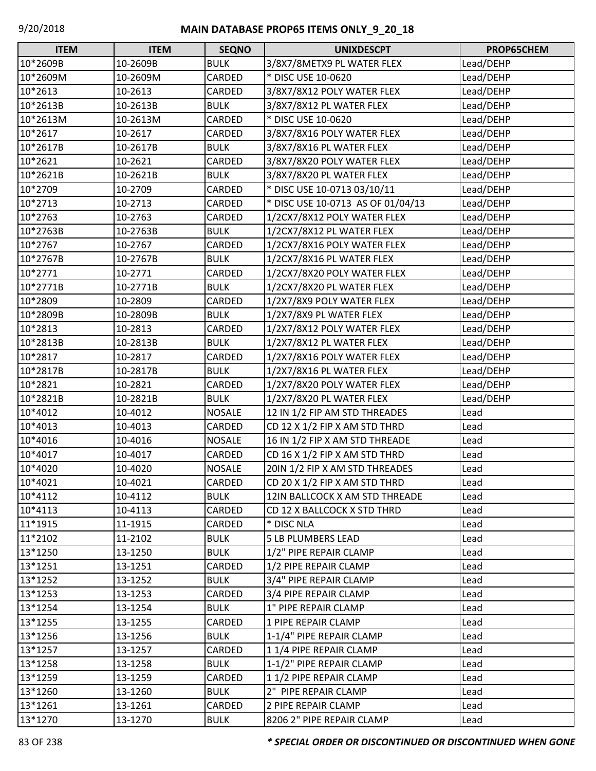# MAIN DATABASE PROP65 ITEMS ONLY_9_20_18

| ITEM | ITEM | SEQNO | UNIXDESCPT | PROP65CHEM |
|---|---|---|---|---|
| 10*2609B | 10-2609B | BULK | 3/8X7/8METX9 PL WATER FLEX | Lead/DEHP |
| 10*2609M | 10-2609M | CARDED | * DISC USE 10-0620 | Lead/DEHP |
| 10*2613 | 10-2613 | CARDED | 3/8X7/8X12 POLY WATER FLEX | Lead/DEHP |
| 10*2613B | 10-2613B | BULK | 3/8X7/8X12 PL WATER FLEX | Lead/DEHP |
| 10*2613M | 10-2613M | CARDED | * DISC USE 10-0620 | Lead/DEHP |
| 10*2617 | 10-2617 | CARDED | 3/8X7/8X16 POLY WATER FLEX | Lead/DEHP |
| 10*2617B | 10-2617B | BULK | 3/8X7/8X16 PL WATER FLEX | Lead/DEHP |
| 10*2621 | 10-2621 | CARDED | 3/8X7/8X20 POLY WATER FLEX | Lead/DEHP |
| 10*2621B | 10-2621B | BULK | 3/8X7/8X20 PL WATER FLEX | Lead/DEHP |
| 10*2709 | 10-2709 | CARDED | * DISC USE 10-0713 03/10/11 | Lead/DEHP |
| 10*2713 | 10-2713 | CARDED | * DISC USE 10-0713 AS OF 01/04/13 | Lead/DEHP |
| 10*2763 | 10-2763 | CARDED | 1/2CX7/8X12 POLY WATER FLEX | Lead/DEHP |
| 10*2763B | 10-2763B | BULK | 1/2CX7/8X12 PL WATER FLEX | Lead/DEHP |
| 10*2767 | 10-2767 | CARDED | 1/2CX7/8X16 POLY WATER FLEX | Lead/DEHP |
| 10*2767B | 10-2767B | BULK | 1/2CX7/8X16 PL WATER FLEX | Lead/DEHP |
| 10*2771 | 10-2771 | CARDED | 1/2CX7/8X20 POLY WATER FLEX | Lead/DEHP |
| 10*2771B | 10-2771B | BULK | 1/2CX7/8X20 PL WATER FLEX | Lead/DEHP |
| 10*2809 | 10-2809 | CARDED | 1/2X7/8X9 POLY WATER FLEX | Lead/DEHP |
| 10*2809B | 10-2809B | BULK | 1/2X7/8X9 PL WATER FLEX | Lead/DEHP |
| 10*2813 | 10-2813 | CARDED | 1/2X7/8X12 POLY WATER FLEX | Lead/DEHP |
| 10*2813B | 10-2813B | BULK | 1/2X7/8X12 PL WATER FLEX | Lead/DEHP |
| 10*2817 | 10-2817 | CARDED | 1/2X7/8X16 POLY WATER FLEX | Lead/DEHP |
| 10*2817B | 10-2817B | BULK | 1/2X7/8X16 PL WATER FLEX | Lead/DEHP |
| 10*2821 | 10-2821 | CARDED | 1/2X7/8X20 POLY WATER FLEX | Lead/DEHP |
| 10*2821B | 10-2821B | BULK | 1/2X7/8X20 PL WATER FLEX | Lead/DEHP |
| 10*4012 | 10-4012 | NOSALE | 12 IN 1/2 FIP AM STD THREADES | Lead |
| 10*4013 | 10-4013 | CARDED | CD 12 X 1/2 FIP X AM STD THRD | Lead |
| 10*4016 | 10-4016 | NOSALE | 16 IN 1/2 FIP X AM STD THREADE | Lead |
| 10*4017 | 10-4017 | CARDED | CD 16 X 1/2 FIP X AM STD THRD | Lead |
| 10*4020 | 10-4020 | NOSALE | 20IN 1/2 FIP X AM STD THREADES | Lead |
| 10*4021 | 10-4021 | CARDED | CD 20 X 1/2 FIP X AM STD THRD | Lead |
| 10*4112 | 10-4112 | BULK | 12IN BALLCOCK X AM STD THREADE | Lead |
| 10*4113 | 10-4113 | CARDED | CD 12 X BALLCOCK X STD THRD | Lead |
| 11*1915 | 11-1915 | CARDED | * DISC NLA | Lead |
| 11*2102 | 11-2102 | BULK | 5 LB PLUMBERS LEAD | Lead |
| 13*1250 | 13-1250 | BULK | 1/2" PIPE REPAIR CLAMP | Lead |
| 13*1251 | 13-1251 | CARDED | 1/2 PIPE REPAIR CLAMP | Lead |
| 13*1252 | 13-1252 | BULK | 3/4" PIPE REPAIR CLAMP | Lead |
| 13*1253 | 13-1253 | CARDED | 3/4 PIPE REPAIR CLAMP | Lead |
| 13*1254 | 13-1254 | BULK | 1" PIPE REPAIR CLAMP | Lead |
| 13*1255 | 13-1255 | CARDED | 1 PIPE REPAIR CLAMP | Lead |
| 13*1256 | 13-1256 | BULK | 1-1/4" PIPE REPAIR CLAMP | Lead |
| 13*1257 | 13-1257 | CARDED | 1 1/4 PIPE REPAIR CLAMP | Lead |
| 13*1258 | 13-1258 | BULK | 1-1/2" PIPE REPAIR CLAMP | Lead |
| 13*1259 | 13-1259 | CARDED | 1 1/2 PIPE REPAIR CLAMP | Lead |
| 13*1260 | 13-1260 | BULK | 2" PIPE REPAIR CLAMP | Lead |
| 13*1261 | 13-1261 | CARDED | 2 PIPE REPAIR CLAMP | Lead |
| 13*1270 | 13-1270 | BULK | 8206 2" PIPE REPAIR CLAMP | Lead |

***\* SPECIAL ORDER OR DISCONTINUED OR DISCONTINUED WHEN GONE***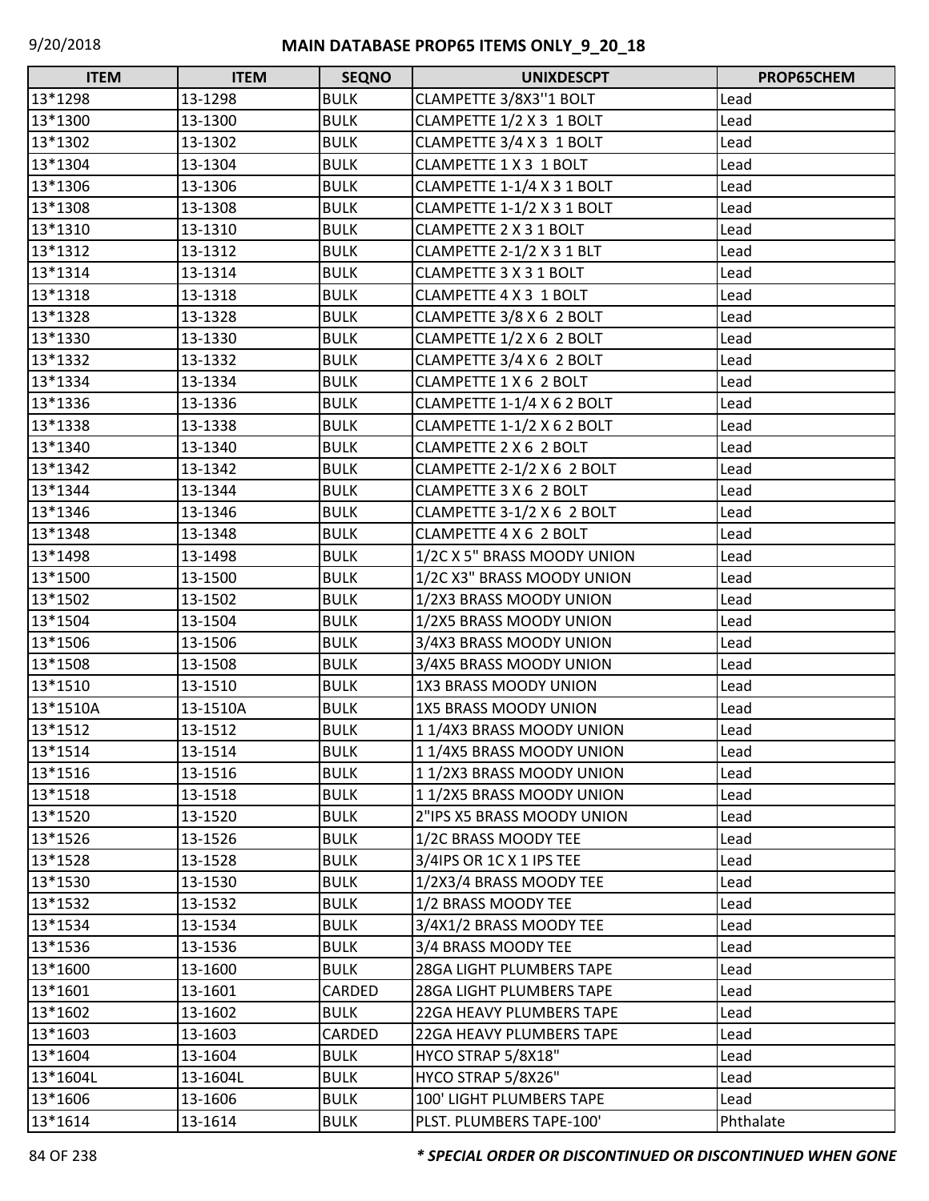# MAIN DATABASE PROP65 ITEMS ONLY_9_20_18

| ITEM | ITEM | SEQNO | UNIXDESCPT | PROP65CHEM |
|---|---|---|---|---|
| 13*1298 | 13-1298 | BULK | CLAMPETTE 3/8X3''1 BOLT | Lead |
| 13*1300 | 13-1300 | BULK | CLAMPETTE 1/2 X 3 1 BOLT | Lead |
| 13*1302 | 13-1302 | BULK | CLAMPETTE 3/4 X 3 1 BOLT | Lead |
| 13*1304 | 13-1304 | BULK | CLAMPETTE 1 X 3 1 BOLT | Lead |
| 13*1306 | 13-1306 | BULK | CLAMPETTE 1-1/4 X 3 1 BOLT | Lead |
| 13*1308 | 13-1308 | BULK | CLAMPETTE 1-1/2 X 3 1 BOLT | Lead |
| 13*1310 | 13-1310 | BULK | CLAMPETTE 2 X 3 1 BOLT | Lead |
| 13*1312 | 13-1312 | BULK | CLAMPETTE 2-1/2 X 3 1 BLT | Lead |
| 13*1314 | 13-1314 | BULK | CLAMPETTE 3 X 3 1 BOLT | Lead |
| 13*1318 | 13-1318 | BULK | CLAMPETTE 4 X 3 1 BOLT | Lead |
| 13*1328 | 13-1328 | BULK | CLAMPETTE 3/8 X 6 2 BOLT | Lead |
| 13*1330 | 13-1330 | BULK | CLAMPETTE 1/2 X 6 2 BOLT | Lead |
| 13*1332 | 13-1332 | BULK | CLAMPETTE 3/4 X 6 2 BOLT | Lead |
| 13*1334 | 13-1334 | BULK | CLAMPETTE 1 X 6 2 BOLT | Lead |
| 13*1336 | 13-1336 | BULK | CLAMPETTE 1-1/4 X 6 2 BOLT | Lead |
| 13*1338 | 13-1338 | BULK | CLAMPETTE 1-1/2 X 6 2 BOLT | Lead |
| 13*1340 | 13-1340 | BULK | CLAMPETTE 2 X 6 2 BOLT | Lead |
| 13*1342 | 13-1342 | BULK | CLAMPETTE 2-1/2 X 6 2 BOLT | Lead |
| 13*1344 | 13-1344 | BULK | CLAMPETTE 3 X 6 2 BOLT | Lead |
| 13*1346 | 13-1346 | BULK | CLAMPETTE 3-1/2 X 6 2 BOLT | Lead |
| 13*1348 | 13-1348 | BULK | CLAMPETTE 4 X 6 2 BOLT | Lead |
| 13*1498 | 13-1498 | BULK | 1/2C X 5" BRASS MOODY UNION | Lead |
| 13*1500 | 13-1500 | BULK | 1/2C X3" BRASS MOODY UNION | Lead |
| 13*1502 | 13-1502 | BULK | 1/2X3 BRASS MOODY UNION | Lead |
| 13*1504 | 13-1504 | BULK | 1/2X5 BRASS MOODY UNION | Lead |
| 13*1506 | 13-1506 | BULK | 3/4X3 BRASS MOODY UNION | Lead |
| 13*1508 | 13-1508 | BULK | 3/4X5 BRASS MOODY UNION | Lead |
| 13*1510 | 13-1510 | BULK | 1X3 BRASS MOODY UNION | Lead |
| 13*1510A | 13-1510A | BULK | 1X5 BRASS MOODY UNION | Lead |
| 13*1512 | 13-1512 | BULK | 1 1/4X3 BRASS MOODY UNION | Lead |
| 13*1514 | 13-1514 | BULK | 1 1/4X5 BRASS MOODY UNION | Lead |
| 13*1516 | 13-1516 | BULK | 1 1/2X3 BRASS MOODY UNION | Lead |
| 13*1518 | 13-1518 | BULK | 1 1/2X5 BRASS MOODY UNION | Lead |
| 13*1520 | 13-1520 | BULK | 2"IPS X5 BRASS MOODY UNION | Lead |
| 13*1526 | 13-1526 | BULK | 1/2C BRASS MOODY TEE | Lead |
| 13*1528 | 13-1528 | BULK | 3/4IPS OR 1C X 1 IPS TEE | Lead |
| 13*1530 | 13-1530 | BULK | 1/2X3/4 BRASS MOODY TEE | Lead |
| 13*1532 | 13-1532 | BULK | 1/2 BRASS MOODY TEE | Lead |
| 13*1534 | 13-1534 | BULK | 3/4X1/2 BRASS MOODY TEE | Lead |
| 13*1536 | 13-1536 | BULK | 3/4 BRASS MOODY TEE | Lead |
| 13*1600 | 13-1600 | BULK | 28GA LIGHT PLUMBERS TAPE | Lead |
| 13*1601 | 13-1601 | CARDED | 28GA LIGHT PLUMBERS TAPE | Lead |
| 13*1602 | 13-1602 | BULK | 22GA HEAVY PLUMBERS TAPE | Lead |
| 13*1603 | 13-1603 | CARDED | 22GA HEAVY PLUMBERS TAPE | Lead |
| 13*1604 | 13-1604 | BULK | HYCO STRAP 5/8X18" | Lead |
| 13*1604L | 13-1604L | BULK | HYCO STRAP 5/8X26" | Lead |
| 13*1606 | 13-1606 | BULK | 100' LIGHT PLUMBERS TAPE | Lead |
| 13*1614 | 13-1614 | BULK | PLST. PLUMBERS TAPE-100' | Phthalate |

*** SPECIAL ORDER OR DISCONTINUED OR DISCONTINUED WHEN GONE**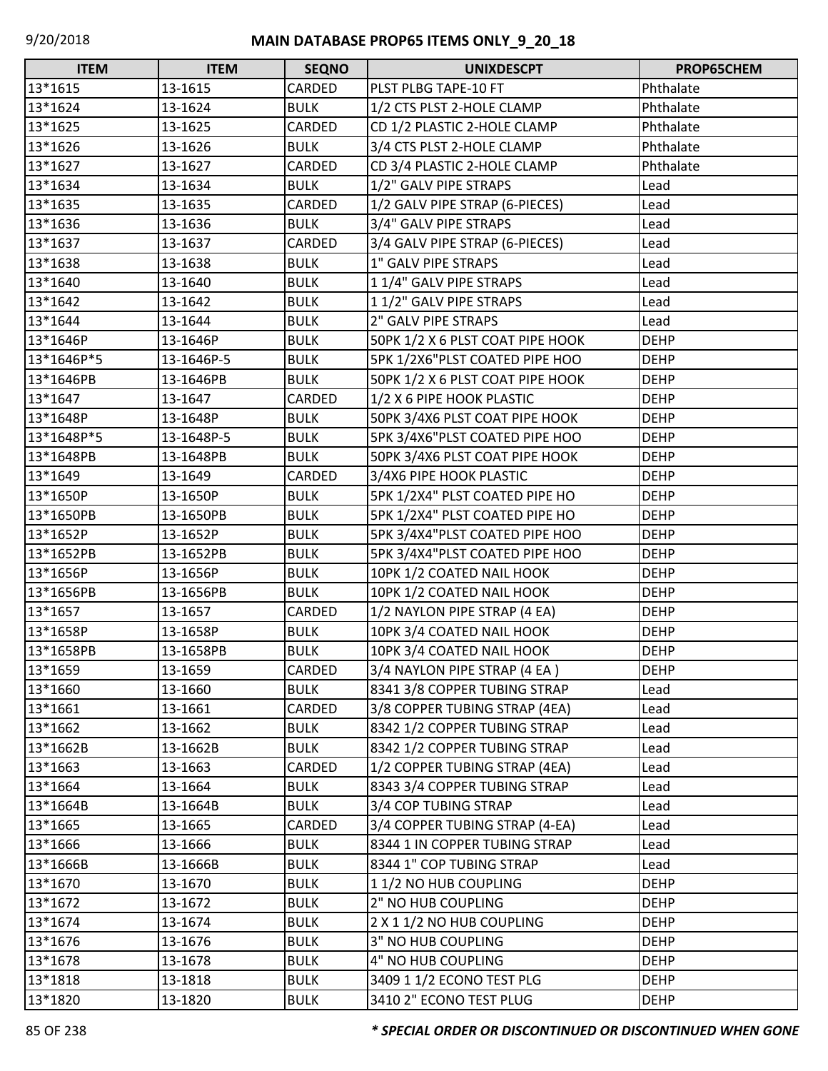# MAIN DATABASE PROP65 ITEMS ONLY_9_20_18

| ITEM | ITEM | SEQNO | UNIXDESCPT | PROP65CHEM |
|---|---|---|---|---|
| 13*1615 | 13-1615 | CARDED | PLST PLBG TAPE-10 FT | Phthalate |
| 13*1624 | 13-1624 | BULK | 1/2 CTS PLST 2-HOLE CLAMP | Phthalate |
| 13*1625 | 13-1625 | CARDED | CD 1/2 PLASTIC 2-HOLE CLAMP | Phthalate |
| 13*1626 | 13-1626 | BULK | 3/4 CTS PLST 2-HOLE CLAMP | Phthalate |
| 13*1627 | 13-1627 | CARDED | CD 3/4 PLASTIC 2-HOLE CLAMP | Phthalate |
| 13*1634 | 13-1634 | BULK | 1/2" GALV PIPE STRAPS | Lead |
| 13*1635 | 13-1635 | CARDED | 1/2 GALV PIPE STRAP (6-PIECES) | Lead |
| 13*1636 | 13-1636 | BULK | 3/4" GALV PIPE STRAPS | Lead |
| 13*1637 | 13-1637 | CARDED | 3/4 GALV PIPE STRAP (6-PIECES) | Lead |
| 13*1638 | 13-1638 | BULK | 1" GALV PIPE STRAPS | Lead |
| 13*1640 | 13-1640 | BULK | 1 1/4" GALV PIPE STRAPS | Lead |
| 13*1642 | 13-1642 | BULK | 1 1/2" GALV PIPE STRAPS | Lead |
| 13*1644 | 13-1644 | BULK | 2" GALV PIPE STRAPS | Lead |
| 13*1646P | 13-1646P | BULK | 50PK 1/2 X 6 PLST COAT PIPE HOOK | DEHP |
| 13*1646P*5 | 13-1646P-5 | BULK | 5PK 1/2X6"PLST COATED PIPE HOO | DEHP |
| 13*1646PB | 13-1646PB | BULK | 50PK 1/2 X 6 PLST COAT PIPE HOOK | DEHP |
| 13*1647 | 13-1647 | CARDED | 1/2 X 6 PIPE HOOK PLASTIC | DEHP |
| 13*1648P | 13-1648P | BULK | 50PK 3/4X6 PLST COAT PIPE HOOK | DEHP |
| 13*1648P*5 | 13-1648P-5 | BULK | 5PK 3/4X6"PLST COATED PIPE HOO | DEHP |
| 13*1648PB | 13-1648PB | BULK | 50PK 3/4X6 PLST COAT PIPE HOOK | DEHP |
| 13*1649 | 13-1649 | CARDED | 3/4X6 PIPE HOOK PLASTIC | DEHP |
| 13*1650P | 13-1650P | BULK | 5PK 1/2X4" PLST COATED PIPE HO | DEHP |
| 13*1650PB | 13-1650PB | BULK | 5PK 1/2X4" PLST COATED PIPE HO | DEHP |
| 13*1652P | 13-1652P | BULK | 5PK 3/4X4"PLST COATED PIPE HOO | DEHP |
| 13*1652PB | 13-1652PB | BULK | 5PK 3/4X4"PLST COATED PIPE HOO | DEHP |
| 13*1656P | 13-1656P | BULK | 10PK 1/2 COATED NAIL HOOK | DEHP |
| 13*1656PB | 13-1656PB | BULK | 10PK 1/2 COATED NAIL HOOK | DEHP |
| 13*1657 | 13-1657 | CARDED | 1/2 NAYLON PIPE STRAP (4 EA) | DEHP |
| 13*1658P | 13-1658P | BULK | 10PK 3/4 COATED NAIL HOOK | DEHP |
| 13*1658PB | 13-1658PB | BULK | 10PK 3/4 COATED NAIL HOOK | DEHP |
| 13*1659 | 13-1659 | CARDED | 3/4 NAYLON PIPE STRAP (4 EA ) | DEHP |
| 13*1660 | 13-1660 | BULK | 8341 3/8 COPPER TUBING STRAP | Lead |
| 13*1661 | 13-1661 | CARDED | 3/8 COPPER TUBING STRAP (4EA) | Lead |
| 13*1662 | 13-1662 | BULK | 8342 1/2 COPPER TUBING STRAP | Lead |
| 13*1662B | 13-1662B | BULK | 8342 1/2 COPPER TUBING STRAP | Lead |
| 13*1663 | 13-1663 | CARDED | 1/2 COPPER TUBING STRAP (4EA) | Lead |
| 13*1664 | 13-1664 | BULK | 8343 3/4 COPPER TUBING STRAP | Lead |
| 13*1664B | 13-1664B | BULK | 3/4 COP TUBING STRAP | Lead |
| 13*1665 | 13-1665 | CARDED | 3/4 COPPER TUBING STRAP (4-EA) | Lead |
| 13*1666 | 13-1666 | BULK | 8344 1 IN COPPER TUBING STRAP | Lead |
| 13*1666B | 13-1666B | BULK | 8344 1" COP TUBING STRAP | Lead |
| 13*1670 | 13-1670 | BULK | 1 1/2 NO HUB COUPLING | DEHP |
| 13*1672 | 13-1672 | BULK | 2" NO HUB COUPLING | DEHP |
| 13*1674 | 13-1674 | BULK | 2 X 1 1/2 NO HUB COUPLING | DEHP |
| 13*1676 | 13-1676 | BULK | 3" NO HUB COUPLING | DEHP |
| 13*1678 | 13-1678 | BULK | 4" NO HUB COUPLING | DEHP |
| 13*1818 | 13-1818 | BULK | 3409 1 1/2 ECONO TEST PLG | DEHP |
| 13*1820 | 13-1820 | BULK | 3410 2" ECONO TEST PLUG | DEHP |

***\* SPECIAL ORDER OR DISCONTINUED OR DISCONTINUED WHEN GONE***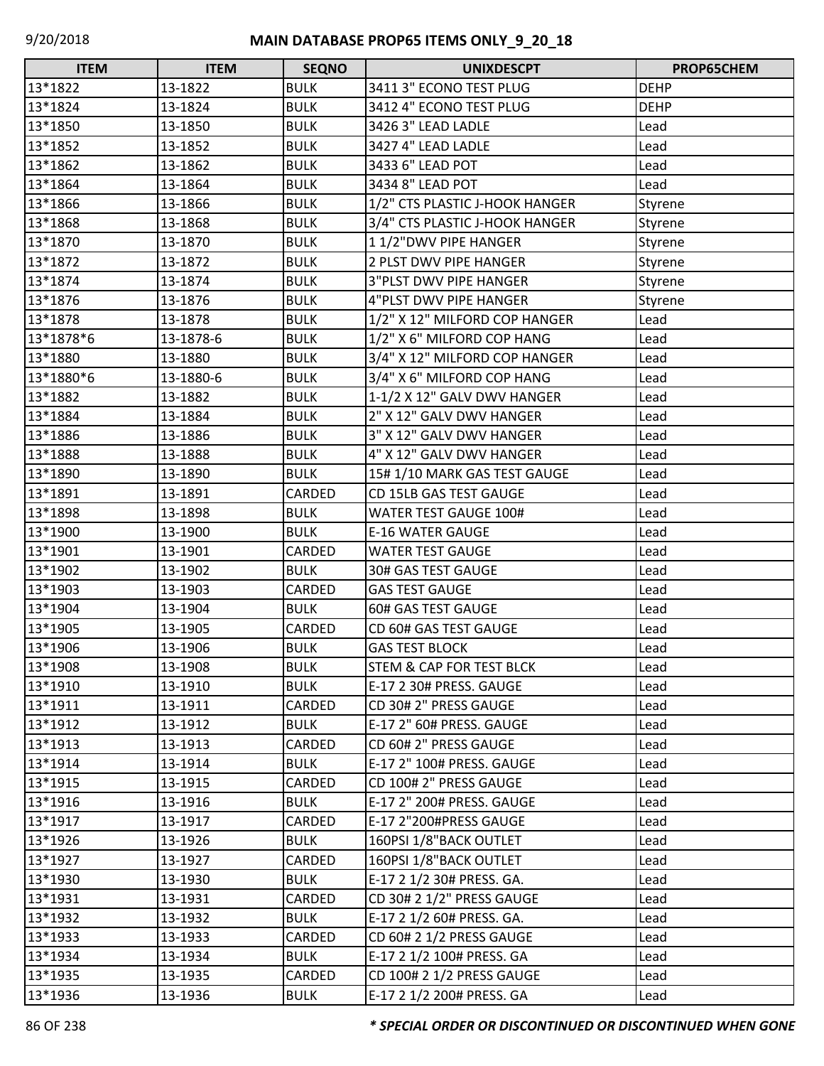| ITEM | ITEM | SEQNO | UNIXDESCPT | PROP65CHEM |
|---|---|---|---|---|
| 13*1822 | 13-1822 | BULK | 3411 3" ECONO TEST PLUG | DEHP |
| 13*1824 | 13-1824 | BULK | 3412 4" ECONO TEST PLUG | DEHP |
| 13*1850 | 13-1850 | BULK | 3426 3" LEAD LADLE | Lead |
| 13*1852 | 13-1852 | BULK | 3427 4" LEAD LADLE | Lead |
| 13*1862 | 13-1862 | BULK | 3433 6" LEAD POT | Lead |
| 13*1864 | 13-1864 | BULK | 3434 8" LEAD POT | Lead |
| 13*1866 | 13-1866 | BULK | 1/2" CTS PLASTIC J-HOOK HANGER | Styrene |
| 13*1868 | 13-1868 | BULK | 3/4" CTS PLASTIC J-HOOK HANGER | Styrene |
| 13*1870 | 13-1870 | BULK | 1 1/2"DWV PIPE HANGER | Styrene |
| 13*1872 | 13-1872 | BULK | 2 PLST DWV PIPE HANGER | Styrene |
| 13*1874 | 13-1874 | BULK | 3"PLST DWV PIPE HANGER | Styrene |
| 13*1876 | 13-1876 | BULK | 4"PLST DWV PIPE HANGER | Styrene |
| 13*1878 | 13-1878 | BULK | 1/2" X 12" MILFORD COP HANGER | Lead |
| 13*1878*6 | 13-1878-6 | BULK | 1/2" X 6" MILFORD COP HANG | Lead |
| 13*1880 | 13-1880 | BULK | 3/4" X 12" MILFORD COP HANGER | Lead |
| 13*1880*6 | 13-1880-6 | BULK | 3/4" X 6" MILFORD COP HANG | Lead |
| 13*1882 | 13-1882 | BULK | 1-1/2 X 12" GALV DWV HANGER | Lead |
| 13*1884 | 13-1884 | BULK | 2" X 12" GALV DWV HANGER | Lead |
| 13*1886 | 13-1886 | BULK | 3" X 12" GALV DWV HANGER | Lead |
| 13*1888 | 13-1888 | BULK | 4" X 12" GALV DWV HANGER | Lead |
| 13*1890 | 13-1890 | BULK | 15# 1/10 MARK GAS TEST GAUGE | Lead |
| 13*1891 | 13-1891 | CARDED | CD 15LB GAS TEST GAUGE | Lead |
| 13*1898 | 13-1898 | BULK | WATER TEST GAUGE 100# | Lead |
| 13*1900 | 13-1900 | BULK | E-16 WATER GAUGE | Lead |
| 13*1901 | 13-1901 | CARDED | WATER TEST GAUGE | Lead |
| 13*1902 | 13-1902 | BULK | 30# GAS TEST GAUGE | Lead |
| 13*1903 | 13-1903 | CARDED | GAS TEST GAUGE | Lead |
| 13*1904 | 13-1904 | BULK | 60# GAS TEST GAUGE | Lead |
| 13*1905 | 13-1905 | CARDED | CD 60# GAS TEST GAUGE | Lead |
| 13*1906 | 13-1906 | BULK | GAS TEST BLOCK | Lead |
| 13*1908 | 13-1908 | BULK | STEM & CAP FOR TEST BLCK | Lead |
| 13*1910 | 13-1910 | BULK | E-17 2 30# PRESS. GAUGE | Lead |
| 13*1911 | 13-1911 | CARDED | CD 30# 2" PRESS GAUGE | Lead |
| 13*1912 | 13-1912 | BULK | E-17 2" 60# PRESS. GAUGE | Lead |
| 13*1913 | 13-1913 | CARDED | CD 60# 2" PRESS GAUGE | Lead |
| 13*1914 | 13-1914 | BULK | E-17 2" 100# PRESS. GAUGE | Lead |
| 13*1915 | 13-1915 | CARDED | CD 100# 2" PRESS GAUGE | Lead |
| 13*1916 | 13-1916 | BULK | E-17 2" 200# PRESS. GAUGE | Lead |
| 13*1917 | 13-1917 | CARDED | E-17 2"200#PRESS GAUGE | Lead |
| 13*1926 | 13-1926 | BULK | 160PSI 1/8"BACK OUTLET | Lead |
| 13*1927 | 13-1927 | CARDED | 160PSI 1/8"BACK OUTLET | Lead |
| 13*1930 | 13-1930 | BULK | E-17 2 1/2 30# PRESS. GA. | Lead |
| 13*1931 | 13-1931 | CARDED | CD 30# 2 1/2" PRESS GAUGE | Lead |
| 13*1932 | 13-1932 | BULK | E-17 2 1/2 60# PRESS. GA. | Lead |
| 13*1933 | 13-1933 | CARDED | CD 60# 2 1/2 PRESS GAUGE | Lead |
| 13*1934 | 13-1934 | BULK | E-17 2 1/2 100# PRESS. GA | Lead |
| 13*1935 | 13-1935 | CARDED | CD 100# 2 1/2 PRESS GAUGE | Lead |
| 13*1936 | 13-1936 | BULK | E-17 2 1/2 200# PRESS. GA | Lead |

***\* SPECIAL ORDER OR DISCONTINUED OR DISCONTINUED WHEN GONE***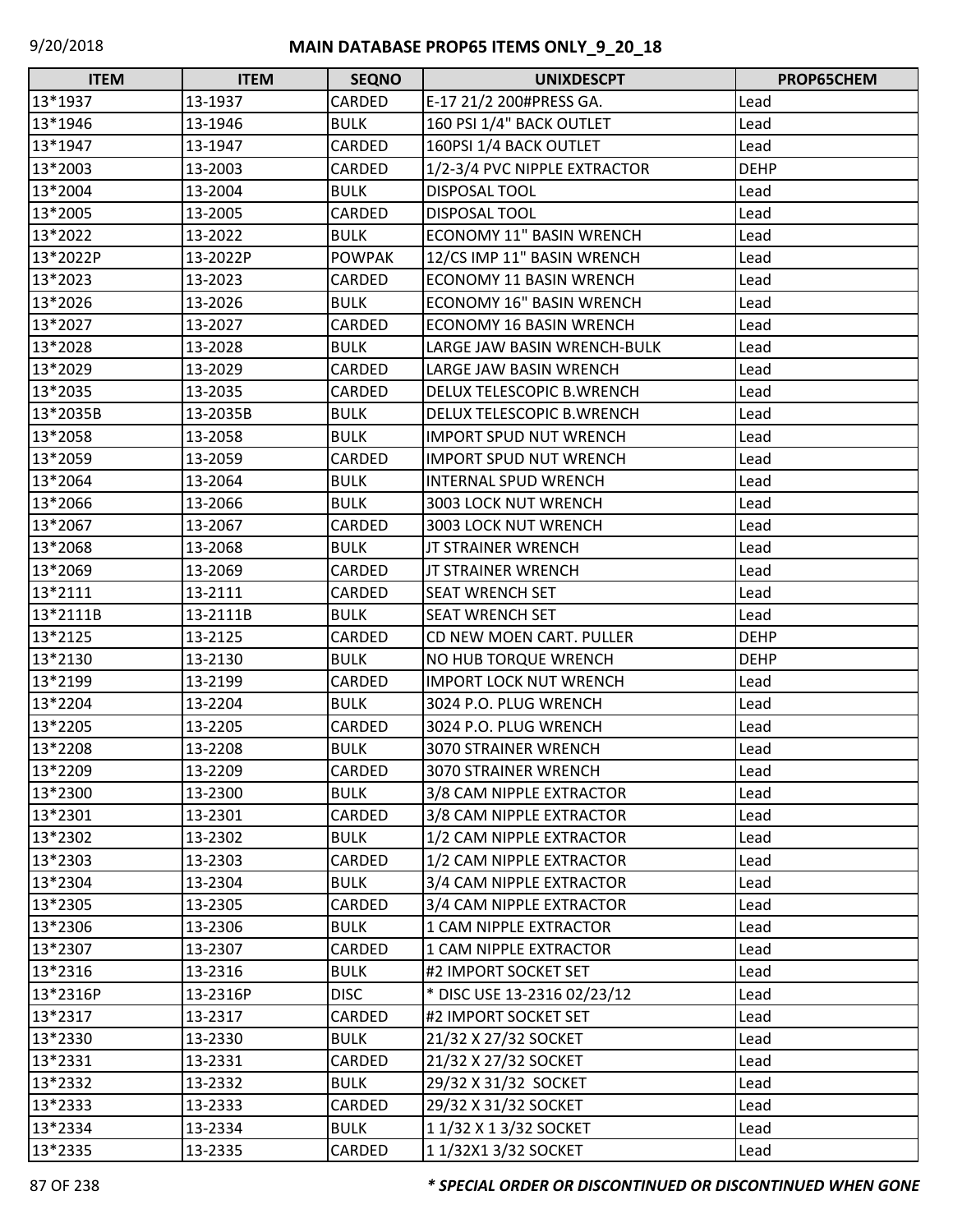# MAIN DATABASE PROP65 ITEMS ONLY_9_20_18

| ITEM | ITEM | SEQNO | UNIXDESCPT | PROP65CHEM |
|---|---|---|---|---|
| 13*1937 | 13-1937 | CARDED | E-17 21/2 200#PRESS GA. | Lead |
| 13*1946 | 13-1946 | BULK | 160 PSI 1/4" BACK OUTLET | Lead |
| 13*1947 | 13-1947 | CARDED | 160PSI 1/4 BACK OUTLET | Lead |
| 13*2003 | 13-2003 | CARDED | 1/2-3/4 PVC NIPPLE EXTRACTOR | DEHP |
| 13*2004 | 13-2004 | BULK | DISPOSAL TOOL | Lead |
| 13*2005 | 13-2005 | CARDED | DISPOSAL TOOL | Lead |
| 13*2022 | 13-2022 | BULK | ECONOMY 11" BASIN WRENCH | Lead |
| 13*2022P | 13-2022P | POWPAK | 12/CS IMP 11" BASIN WRENCH | Lead |
| 13*2023 | 13-2023 | CARDED | ECONOMY 11 BASIN WRENCH | Lead |
| 13*2026 | 13-2026 | BULK | ECONOMY 16" BASIN WRENCH | Lead |
| 13*2027 | 13-2027 | CARDED | ECONOMY 16 BASIN WRENCH | Lead |
| 13*2028 | 13-2028 | BULK | LARGE JAW BASIN WRENCH-BULK | Lead |
| 13*2029 | 13-2029 | CARDED | LARGE JAW BASIN WRENCH | Lead |
| 13*2035 | 13-2035 | CARDED | DELUX TELESCOPIC B.WRENCH | Lead |
| 13*2035B | 13-2035B | BULK | DELUX TELESCOPIC B.WRENCH | Lead |
| 13*2058 | 13-2058 | BULK | IMPORT SPUD NUT WRENCH | Lead |
| 13*2059 | 13-2059 | CARDED | IMPORT SPUD NUT WRENCH | Lead |
| 13*2064 | 13-2064 | BULK | INTERNAL SPUD WRENCH | Lead |
| 13*2066 | 13-2066 | BULK | 3003 LOCK NUT WRENCH | Lead |
| 13*2067 | 13-2067 | CARDED | 3003 LOCK NUT WRENCH | Lead |
| 13*2068 | 13-2068 | BULK | JT STRAINER WRENCH | Lead |
| 13*2069 | 13-2069 | CARDED | JT STRAINER WRENCH | Lead |
| 13*2111 | 13-2111 | CARDED | SEAT WRENCH SET | Lead |
| 13*2111B | 13-2111B | BULK | SEAT WRENCH SET | Lead |
| 13*2125 | 13-2125 | CARDED | CD NEW MOEN CART. PULLER | DEHP |
| 13*2130 | 13-2130 | BULK | NO HUB TORQUE WRENCH | DEHP |
| 13*2199 | 13-2199 | CARDED | IMPORT LOCK NUT WRENCH | Lead |
| 13*2204 | 13-2204 | BULK | 3024 P.O. PLUG WRENCH | Lead |
| 13*2205 | 13-2205 | CARDED | 3024 P.O. PLUG WRENCH | Lead |
| 13*2208 | 13-2208 | BULK | 3070 STRAINER WRENCH | Lead |
| 13*2209 | 13-2209 | CARDED | 3070 STRAINER WRENCH | Lead |
| 13*2300 | 13-2300 | BULK | 3/8 CAM NIPPLE EXTRACTOR | Lead |
| 13*2301 | 13-2301 | CARDED | 3/8 CAM NIPPLE EXTRACTOR | Lead |
| 13*2302 | 13-2302 | BULK | 1/2 CAM NIPPLE EXTRACTOR | Lead |
| 13*2303 | 13-2303 | CARDED | 1/2 CAM NIPPLE EXTRACTOR | Lead |
| 13*2304 | 13-2304 | BULK | 3/4 CAM NIPPLE EXTRACTOR | Lead |
| 13*2305 | 13-2305 | CARDED | 3/4 CAM NIPPLE EXTRACTOR | Lead |
| 13*2306 | 13-2306 | BULK | 1 CAM NIPPLE EXTRACTOR | Lead |
| 13*2307 | 13-2307 | CARDED | 1 CAM NIPPLE EXTRACTOR | Lead |
| 13*2316 | 13-2316 | BULK | #2 IMPORT SOCKET SET | Lead |
| 13*2316P | 13-2316P | DISC | * DISC USE 13-2316 02/23/12 | Lead |
| 13*2317 | 13-2317 | CARDED | #2 IMPORT SOCKET SET | Lead |
| 13*2330 | 13-2330 | BULK | 21/32 X 27/32 SOCKET | Lead |
| 13*2331 | 13-2331 | CARDED | 21/32 X 27/32 SOCKET | Lead |
| 13*2332 | 13-2332 | BULK | 29/32 X 31/32 SOCKET | Lead |
| 13*2333 | 13-2333 | CARDED | 29/32 X 31/32 SOCKET | Lead |
| 13*2334 | 13-2334 | BULK | 1 1/32 X 1 3/32 SOCKET | Lead |
| 13*2335 | 13-2335 | CARDED | 1 1/32X1 3/32 SOCKET | Lead |

***\* SPECIAL ORDER OR DISCONTINUED OR DISCONTINUED WHEN GONE***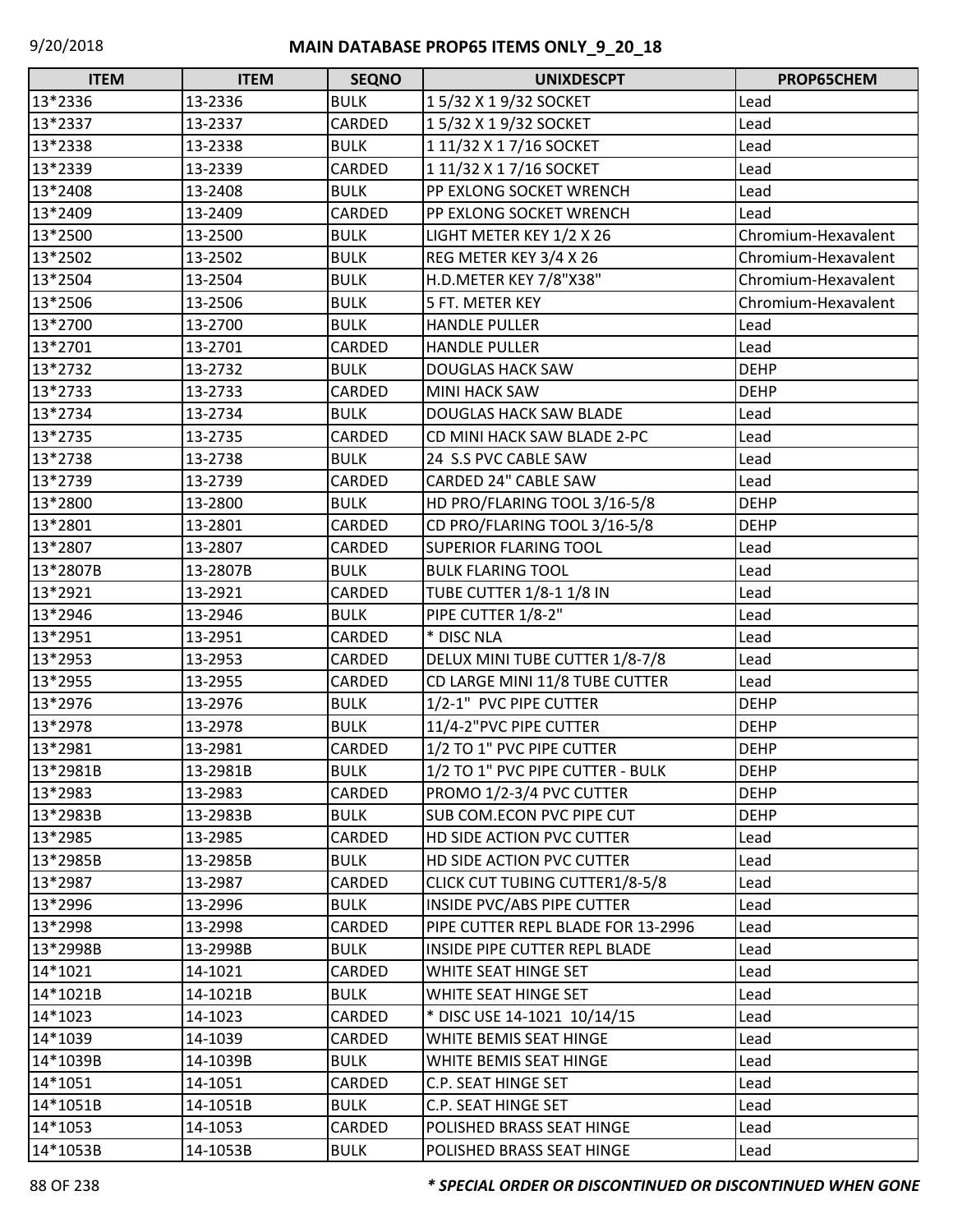## MAIN DATABASE PROP65 ITEMS ONLY_9_20_18

| ITEM | ITEM | SEQNO | UNIXDESCPT | PROP65CHEM |
|---|---|---|---|---|
| 13*2336 | 13-2336 | BULK | 1 5/32 X 1 9/32 SOCKET | Lead |
| 13*2337 | 13-2337 | CARDED | 1 5/32 X 1 9/32 SOCKET | Lead |
| 13*2338 | 13-2338 | BULK | 1 11/32 X 1 7/16 SOCKET | Lead |
| 13*2339 | 13-2339 | CARDED | 1 11/32 X 1 7/16 SOCKET | Lead |
| 13*2408 | 13-2408 | BULK | PP EXLONG SOCKET WRENCH | Lead |
| 13*2409 | 13-2409 | CARDED | PP EXLONG SOCKET WRENCH | Lead |
| 13*2500 | 13-2500 | BULK | LIGHT METER KEY 1/2 X 26 | Chromium-Hexavalent |
| 13*2502 | 13-2502 | BULK | REG METER KEY 3/4 X 26 | Chromium-Hexavalent |
| 13*2504 | 13-2504 | BULK | H.D.METER KEY 7/8"X38" | Chromium-Hexavalent |
| 13*2506 | 13-2506 | BULK | 5 FT. METER KEY | Chromium-Hexavalent |
| 13*2700 | 13-2700 | BULK | HANDLE PULLER | Lead |
| 13*2701 | 13-2701 | CARDED | HANDLE PULLER | Lead |
| 13*2732 | 13-2732 | BULK | DOUGLAS HACK SAW | DEHP |
| 13*2733 | 13-2733 | CARDED | MINI HACK SAW | DEHP |
| 13*2734 | 13-2734 | BULK | DOUGLAS HACK SAW BLADE | Lead |
| 13*2735 | 13-2735 | CARDED | CD MINI HACK SAW BLADE 2-PC | Lead |
| 13*2738 | 13-2738 | BULK | 24 S.S PVC CABLE SAW | Lead |
| 13*2739 | 13-2739 | CARDED | CARDED 24" CABLE SAW | Lead |
| 13*2800 | 13-2800 | BULK | HD PRO/FLARING TOOL 3/16-5/8 | DEHP |
| 13*2801 | 13-2801 | CARDED | CD PRO/FLARING TOOL 3/16-5/8 | DEHP |
| 13*2807 | 13-2807 | CARDED | SUPERIOR FLARING TOOL | Lead |
| 13*2807B | 13-2807B | BULK | BULK FLARING TOOL | Lead |
| 13*2921 | 13-2921 | CARDED | TUBE CUTTER 1/8-1 1/8 IN | Lead |
| 13*2946 | 13-2946 | BULK | PIPE CUTTER 1/8-2" | Lead |
| 13*2951 | 13-2951 | CARDED | * DISC NLA | Lead |
| 13*2953 | 13-2953 | CARDED | DELUX MINI TUBE CUTTER 1/8-7/8 | Lead |
| 13*2955 | 13-2955 | CARDED | CD LARGE MINI 11/8 TUBE CUTTER | Lead |
| 13*2976 | 13-2976 | BULK | 1/2-1" PVC PIPE CUTTER | DEHP |
| 13*2978 | 13-2978 | BULK | 11/4-2"PVC PIPE CUTTER | DEHP |
| 13*2981 | 13-2981 | CARDED | 1/2 TO 1" PVC PIPE CUTTER | DEHP |
| 13*2981B | 13-2981B | BULK | 1/2 TO 1" PVC PIPE CUTTER - BULK | DEHP |
| 13*2983 | 13-2983 | CARDED | PROMO 1/2-3/4 PVC CUTTER | DEHP |
| 13*2983B | 13-2983B | BULK | SUB COM.ECON PVC PIPE CUT | DEHP |
| 13*2985 | 13-2985 | CARDED | HD SIDE ACTION PVC CUTTER | Lead |
| 13*2985B | 13-2985B | BULK | HD SIDE ACTION PVC CUTTER | Lead |
| 13*2987 | 13-2987 | CARDED | CLICK CUT TUBING CUTTER1/8-5/8 | Lead |
| 13*2996 | 13-2996 | BULK | INSIDE PVC/ABS PIPE CUTTER | Lead |
| 13*2998 | 13-2998 | CARDED | PIPE CUTTER REPL BLADE FOR 13-2996 | Lead |
| 13*2998B | 13-2998B | BULK | INSIDE PIPE CUTTER REPL BLADE | Lead |
| 14*1021 | 14-1021 | CARDED | WHITE SEAT HINGE SET | Lead |
| 14*1021B | 14-1021B | BULK | WHITE SEAT HINGE SET | Lead |
| 14*1023 | 14-1023 | CARDED | * DISC USE 14-1021 10/14/15 | Lead |
| 14*1039 | 14-1039 | CARDED | WHITE BEMIS SEAT HINGE | Lead |
| 14*1039B | 14-1039B | BULK | WHITE BEMIS SEAT HINGE | Lead |
| 14*1051 | 14-1051 | CARDED | C.P. SEAT HINGE SET | Lead |
| 14*1051B | 14-1051B | BULK | C.P. SEAT HINGE SET | Lead |
| 14*1053 | 14-1053 | CARDED | POLISHED BRASS SEAT HINGE | Lead |
| 14*1053B | 14-1053B | BULK | POLISHED BRASS SEAT HINGE | Lead |

***\* SPECIAL ORDER OR DISCONTINUED OR DISCONTINUED WHEN GONE***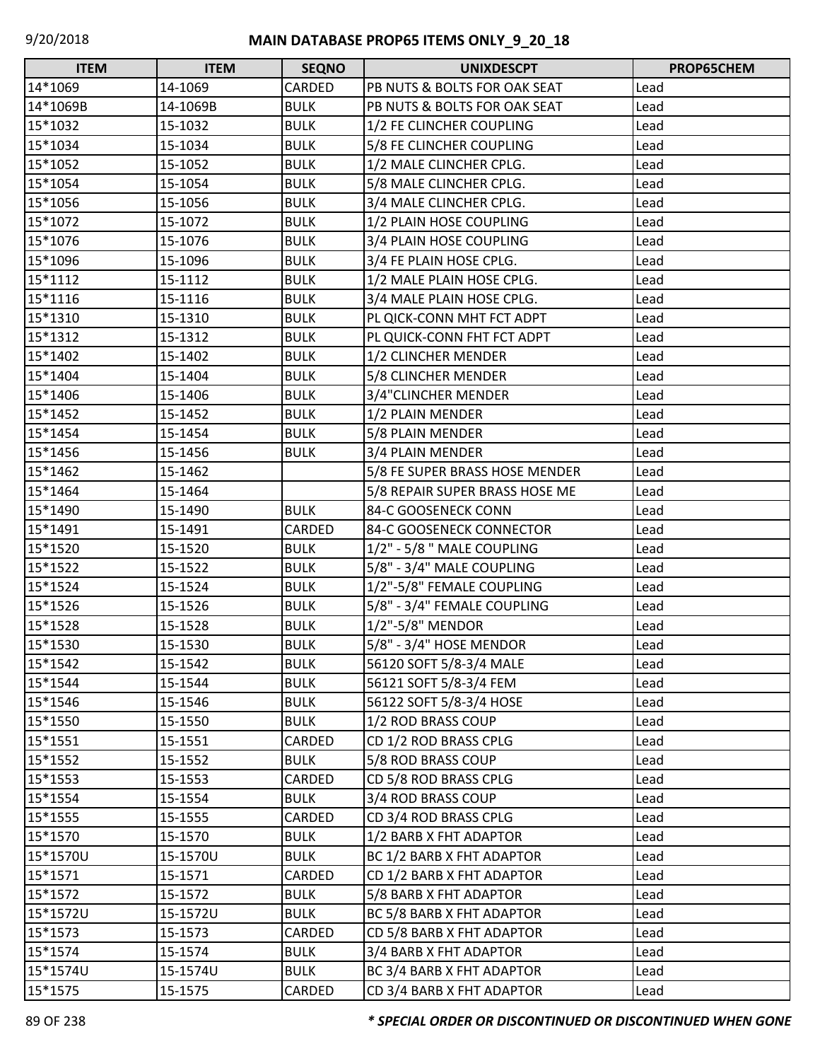# MAIN DATABASE PROP65 ITEMS ONLY_9_20_18

| ITEM | ITEM | SEQNO | UNIXDESCPT | PROP65CHEM |
|---|---|---|---|---|
| 14*1069 | 14-1069 | CARDED | PB NUTS & BOLTS FOR OAK SEAT | Lead |
| 14*1069B | 14-1069B | BULK | PB NUTS & BOLTS FOR OAK SEAT | Lead |
| 15*1032 | 15-1032 | BULK | 1/2 FE CLINCHER COUPLING | Lead |
| 15*1034 | 15-1034 | BULK | 5/8 FE CLINCHER COUPLING | Lead |
| 15*1052 | 15-1052 | BULK | 1/2 MALE CLINCHER CPLG. | Lead |
| 15*1054 | 15-1054 | BULK | 5/8 MALE CLINCHER CPLG. | Lead |
| 15*1056 | 15-1056 | BULK | 3/4 MALE CLINCHER CPLG. | Lead |
| 15*1072 | 15-1072 | BULK | 1/2 PLAIN HOSE COUPLING | Lead |
| 15*1076 | 15-1076 | BULK | 3/4 PLAIN HOSE COUPLING | Lead |
| 15*1096 | 15-1096 | BULK | 3/4 FE PLAIN HOSE CPLG. | Lead |
| 15*1112 | 15-1112 | BULK | 1/2 MALE PLAIN HOSE CPLG. | Lead |
| 15*1116 | 15-1116 | BULK | 3/4 MALE PLAIN HOSE CPLG. | Lead |
| 15*1310 | 15-1310 | BULK | PL QICK-CONN MHT FCT ADPT | Lead |
| 15*1312 | 15-1312 | BULK | PL QUICK-CONN FHT FCT ADPT | Lead |
| 15*1402 | 15-1402 | BULK | 1/2 CLINCHER MENDER | Lead |
| 15*1404 | 15-1404 | BULK | 5/8 CLINCHER MENDER | Lead |
| 15*1406 | 15-1406 | BULK | 3/4"CLINCHER MENDER | Lead |
| 15*1452 | 15-1452 | BULK | 1/2 PLAIN MENDER | Lead |
| 15*1454 | 15-1454 | BULK | 5/8 PLAIN MENDER | Lead |
| 15*1456 | 15-1456 | BULK | 3/4 PLAIN MENDER | Lead |
| 15*1462 | 15-1462 | | 5/8 FE SUPER BRASS HOSE MENDER | Lead |
| 15*1464 | 15-1464 | | 5/8 REPAIR SUPER BRASS HOSE ME | Lead |
| 15*1490 | 15-1490 | BULK | 84-C GOOSENECK CONN | Lead |
| 15*1491 | 15-1491 | CARDED | 84-C GOOSENECK CONNECTOR | Lead |
| 15*1520 | 15-1520 | BULK | 1/2" - 5/8 " MALE COUPLING | Lead |
| 15*1522 | 15-1522 | BULK | 5/8" - 3/4" MALE COUPLING | Lead |
| 15*1524 | 15-1524 | BULK | 1/2"-5/8" FEMALE COUPLING | Lead |
| 15*1526 | 15-1526 | BULK | 5/8" - 3/4" FEMALE COUPLING | Lead |
| 15*1528 | 15-1528 | BULK | 1/2"-5/8" MENDOR | Lead |
| 15*1530 | 15-1530 | BULK | 5/8" - 3/4" HOSE MENDOR | Lead |
| 15*1542 | 15-1542 | BULK | 56120 SOFT 5/8-3/4 MALE | Lead |
| 15*1544 | 15-1544 | BULK | 56121 SOFT 5/8-3/4 FEM | Lead |
| 15*1546 | 15-1546 | BULK | 56122 SOFT 5/8-3/4 HOSE | Lead |
| 15*1550 | 15-1550 | BULK | 1/2 ROD BRASS COUP | Lead |
| 15*1551 | 15-1551 | CARDED | CD 1/2 ROD BRASS CPLG | Lead |
| 15*1552 | 15-1552 | BULK | 5/8 ROD BRASS COUP | Lead |
| 15*1553 | 15-1553 | CARDED | CD 5/8 ROD BRASS CPLG | Lead |
| 15*1554 | 15-1554 | BULK | 3/4 ROD BRASS COUP | Lead |
| 15*1555 | 15-1555 | CARDED | CD 3/4 ROD BRASS CPLG | Lead |
| 15*1570 | 15-1570 | BULK | 1/2 BARB X FHT ADAPTOR | Lead |
| 15*1570U | 15-1570U | BULK | BC 1/2 BARB X FHT ADAPTOR | Lead |
| 15*1571 | 15-1571 | CARDED | CD 1/2 BARB X FHT ADAPTOR | Lead |
| 15*1572 | 15-1572 | BULK | 5/8 BARB X FHT ADAPTOR | Lead |
| 15*1572U | 15-1572U | BULK | BC 5/8 BARB X FHT ADAPTOR | Lead |
| 15*1573 | 15-1573 | CARDED | CD 5/8 BARB X FHT ADAPTOR | Lead |
| 15*1574 | 15-1574 | BULK | 3/4 BARB X FHT ADAPTOR | Lead |
| 15*1574U | 15-1574U | BULK | BC 3/4 BARB X FHT ADAPTOR | Lead |
| 15*1575 | 15-1575 | CARDED | CD 3/4 BARB X FHT ADAPTOR | Lead |

***\* SPECIAL ORDER OR DISCONTINUED OR DISCONTINUED WHEN GONE***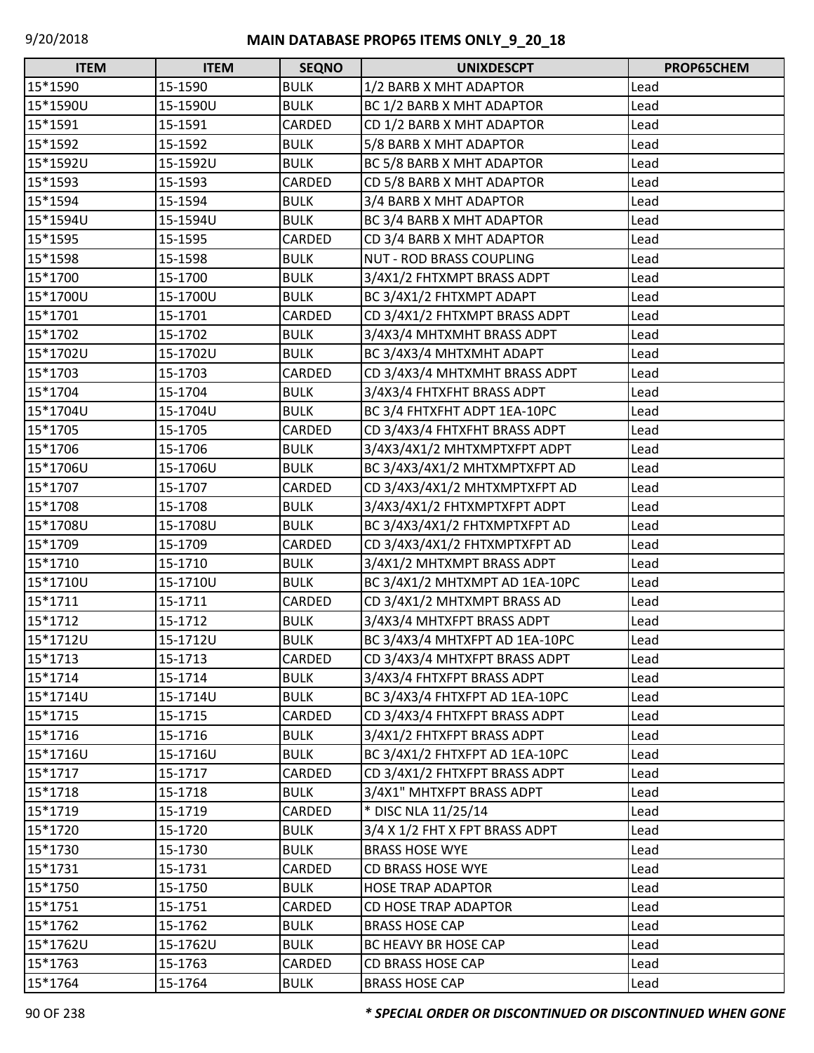| ITEM | ITEM | SEQNO | UNIXDESCPT | PROP65CHEM |
|---|---|---|---|---|
| 15*1590 | 15-1590 | BULK | 1/2 BARB X MHT ADAPTOR | Lead |
| 15*1590U | 15-1590U | BULK | BC 1/2 BARB X MHT ADAPTOR | Lead |
| 15*1591 | 15-1591 | CARDED | CD 1/2 BARB X MHT ADAPTOR | Lead |
| 15*1592 | 15-1592 | BULK | 5/8 BARB X MHT ADAPTOR | Lead |
| 15*1592U | 15-1592U | BULK | BC 5/8 BARB X MHT ADAPTOR | Lead |
| 15*1593 | 15-1593 | CARDED | CD 5/8 BARB X MHT ADAPTOR | Lead |
| 15*1594 | 15-1594 | BULK | 3/4 BARB X MHT ADAPTOR | Lead |
| 15*1594U | 15-1594U | BULK | BC 3/4 BARB X MHT ADAPTOR | Lead |
| 15*1595 | 15-1595 | CARDED | CD 3/4 BARB X MHT ADAPTOR | Lead |
| 15*1598 | 15-1598 | BULK | NUT - ROD BRASS COUPLING | Lead |
| 15*1700 | 15-1700 | BULK | 3/4X1/2 FHTXMPT BRASS ADPT | Lead |
| 15*1700U | 15-1700U | BULK | BC 3/4X1/2 FHTXMPT ADAPT | Lead |
| 15*1701 | 15-1701 | CARDED | CD 3/4X1/2 FHTXMPT BRASS ADPT | Lead |
| 15*1702 | 15-1702 | BULK | 3/4X3/4 MHTXMHT BRASS ADPT | Lead |
| 15*1702U | 15-1702U | BULK | BC 3/4X3/4 MHTXMHT ADAPT | Lead |
| 15*1703 | 15-1703 | CARDED | CD 3/4X3/4 MHTXMHT BRASS ADPT | Lead |
| 15*1704 | 15-1704 | BULK | 3/4X3/4 FHTXFHT BRASS ADPT | Lead |
| 15*1704U | 15-1704U | BULK | BC 3/4 FHTXFHT ADPT 1EA-10PC | Lead |
| 15*1705 | 15-1705 | CARDED | CD 3/4X3/4 FHTXFHT BRASS ADPT | Lead |
| 15*1706 | 15-1706 | BULK | 3/4X3/4X1/2 MHTXMPTXFPT ADPT | Lead |
| 15*1706U | 15-1706U | BULK | BC 3/4X3/4X1/2 MHTXMPTXFPT AD | Lead |
| 15*1707 | 15-1707 | CARDED | CD 3/4X3/4X1/2 MHTXMPTXFPT AD | Lead |
| 15*1708 | 15-1708 | BULK | 3/4X3/4X1/2 FHTXMPTXFPT ADPT | Lead |
| 15*1708U | 15-1708U | BULK | BC 3/4X3/4X1/2 FHTXMPTXFPT AD | Lead |
| 15*1709 | 15-1709 | CARDED | CD 3/4X3/4X1/2 FHTXMPTXFPT AD | Lead |
| 15*1710 | 15-1710 | BULK | 3/4X1/2 MHTXMPT BRASS ADPT | Lead |
| 15*1710U | 15-1710U | BULK | BC 3/4X1/2 MHTXMPT AD 1EA-10PC | Lead |
| 15*1711 | 15-1711 | CARDED | CD 3/4X1/2 MHTXMPT BRASS AD | Lead |
| 15*1712 | 15-1712 | BULK | 3/4X3/4 MHTXFPT BRASS ADPT | Lead |
| 15*1712U | 15-1712U | BULK | BC 3/4X3/4 MHTXFPT AD 1EA-10PC | Lead |
| 15*1713 | 15-1713 | CARDED | CD 3/4X3/4 MHTXFPT BRASS ADPT | Lead |
| 15*1714 | 15-1714 | BULK | 3/4X3/4 FHTXFPT BRASS ADPT | Lead |
| 15*1714U | 15-1714U | BULK | BC 3/4X3/4 FHTXFPT AD 1EA-10PC | Lead |
| 15*1715 | 15-1715 | CARDED | CD 3/4X3/4 FHTXFPT BRASS ADPT | Lead |
| 15*1716 | 15-1716 | BULK | 3/4X1/2 FHTXFPT BRASS ADPT | Lead |
| 15*1716U | 15-1716U | BULK | BC 3/4X1/2 FHTXFPT AD 1EA-10PC | Lead |
| 15*1717 | 15-1717 | CARDED | CD 3/4X1/2 FHTXFPT BRASS ADPT | Lead |
| 15*1718 | 15-1718 | BULK | 3/4X1" MHTXFPT BRASS ADPT | Lead |
| 15*1719 | 15-1719 | CARDED | * DISC NLA 11/25/14 | Lead |
| 15*1720 | 15-1720 | BULK | 3/4 X 1/2 FHT X FPT BRASS ADPT | Lead |
| 15*1730 | 15-1730 | BULK | BRASS HOSE WYE | Lead |
| 15*1731 | 15-1731 | CARDED | CD BRASS HOSE WYE | Lead |
| 15*1750 | 15-1750 | BULK | HOSE TRAP ADAPTOR | Lead |
| 15*1751 | 15-1751 | CARDED | CD HOSE TRAP ADAPTOR | Lead |
| 15*1762 | 15-1762 | BULK | BRASS HOSE CAP | Lead |
| 15*1762U | 15-1762U | BULK | BC HEAVY BR HOSE CAP | Lead |
| 15*1763 | 15-1763 | CARDED | CD BRASS HOSE CAP | Lead |
| 15*1764 | 15-1764 | BULK | BRASS HOSE CAP | Lead |

*\* SPECIAL ORDER OR DISCONTINUED OR DISCONTINUED WHEN GONE*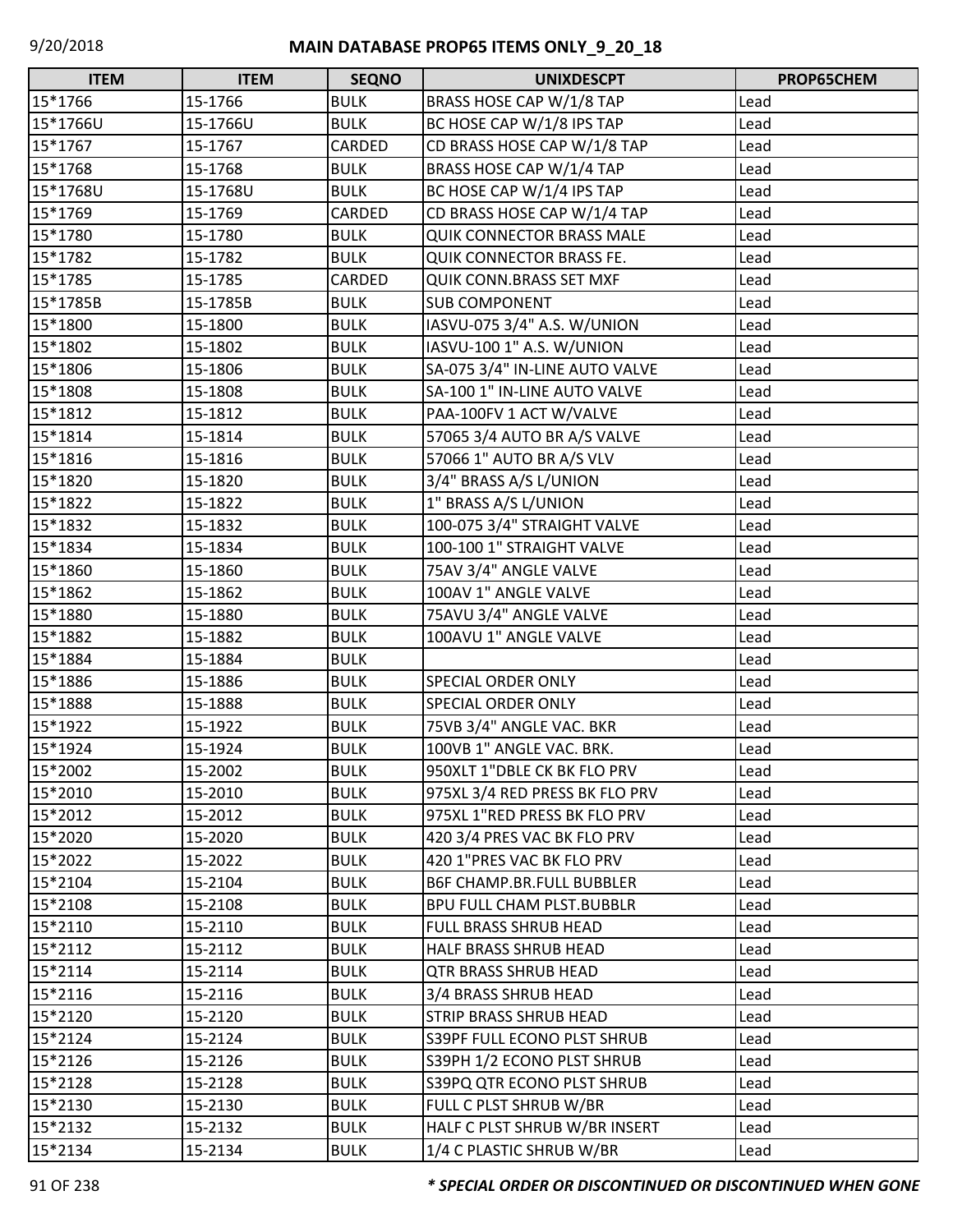## MAIN DATABASE PROP65 ITEMS ONLY_9_20_18

| ITEM | ITEM | SEQNO | UNIXDESCPT | PROP65CHEM |
|---|---|---|---|---|
| 15*1766 | 15-1766 | BULK | BRASS HOSE CAP W/1/8 TAP | Lead |
| 15*1766U | 15-1766U | BULK | BC HOSE CAP W/1/8 IPS TAP | Lead |
| 15*1767 | 15-1767 | CARDED | CD BRASS HOSE CAP W/1/8 TAP | Lead |
| 15*1768 | 15-1768 | BULK | BRASS HOSE CAP W/1/4 TAP | Lead |
| 15*1768U | 15-1768U | BULK | BC HOSE CAP W/1/4 IPS TAP | Lead |
| 15*1769 | 15-1769 | CARDED | CD BRASS HOSE CAP W/1/4 TAP | Lead |
| 15*1780 | 15-1780 | BULK | QUIK CONNECTOR BRASS MALE | Lead |
| 15*1782 | 15-1782 | BULK | QUIK CONNECTOR BRASS FE. | Lead |
| 15*1785 | 15-1785 | CARDED | QUIK CONN.BRASS SET MXF | Lead |
| 15*1785B | 15-1785B | BULK | SUB COMPONENT | Lead |
| 15*1800 | 15-1800 | BULK | IASVU-075 3/4" A.S. W/UNION | Lead |
| 15*1802 | 15-1802 | BULK | IASVU-100 1" A.S. W/UNION | Lead |
| 15*1806 | 15-1806 | BULK | SA-075 3/4" IN-LINE AUTO VALVE | Lead |
| 15*1808 | 15-1808 | BULK | SA-100 1" IN-LINE AUTO VALVE | Lead |
| 15*1812 | 15-1812 | BULK | PAA-100FV 1 ACT W/VALVE | Lead |
| 15*1814 | 15-1814 | BULK | 57065 3/4 AUTO BR A/S VALVE | Lead |
| 15*1816 | 15-1816 | BULK | 57066 1" AUTO BR A/S VLV | Lead |
| 15*1820 | 15-1820 | BULK | 3/4" BRASS A/S L/UNION | Lead |
| 15*1822 | 15-1822 | BULK | 1" BRASS A/S L/UNION | Lead |
| 15*1832 | 15-1832 | BULK | 100-075 3/4" STRAIGHT VALVE | Lead |
| 15*1834 | 15-1834 | BULK | 100-100 1" STRAIGHT VALVE | Lead |
| 15*1860 | 15-1860 | BULK | 75AV 3/4" ANGLE VALVE | Lead |
| 15*1862 | 15-1862 | BULK | 100AV 1" ANGLE VALVE | Lead |
| 15*1880 | 15-1880 | BULK | 75AVU 3/4" ANGLE VALVE | Lead |
| 15*1882 | 15-1882 | BULK | 100AVU 1" ANGLE VALVE | Lead |
| 15*1884 | 15-1884 | BULK | | Lead |
| 15*1886 | 15-1886 | BULK | SPECIAL ORDER ONLY | Lead |
| 15*1888 | 15-1888 | BULK | SPECIAL ORDER ONLY | Lead |
| 15*1922 | 15-1922 | BULK | 75VB 3/4" ANGLE VAC. BKR | Lead |
| 15*1924 | 15-1924 | BULK | 100VB 1" ANGLE VAC. BRK. | Lead |
| 15*2002 | 15-2002 | BULK | 950XLT 1"DBLE CK BK FLO PRV | Lead |
| 15*2010 | 15-2010 | BULK | 975XL 3/4 RED PRESS BK FLO PRV | Lead |
| 15*2012 | 15-2012 | BULK | 975XL 1"RED PRESS BK FLO PRV | Lead |
| 15*2020 | 15-2020 | BULK | 420 3/4 PRES VAC BK FLO PRV | Lead |
| 15*2022 | 15-2022 | BULK | 420 1"PRES VAC BK FLO PRV | Lead |
| 15*2104 | 15-2104 | BULK | B6F CHAMP.BR.FULL BUBBLER | Lead |
| 15*2108 | 15-2108 | BULK | BPU FULL CHAM PLST.BUBBLR | Lead |
| 15*2110 | 15-2110 | BULK | FULL BRASS SHRUB HEAD | Lead |
| 15*2112 | 15-2112 | BULK | HALF BRASS SHRUB HEAD | Lead |
| 15*2114 | 15-2114 | BULK | QTR BRASS SHRUB HEAD | Lead |
| 15*2116 | 15-2116 | BULK | 3/4 BRASS SHRUB HEAD | Lead |
| 15*2120 | 15-2120 | BULK | STRIP BRASS SHRUB HEAD | Lead |
| 15*2124 | 15-2124 | BULK | S39PF FULL ECONO PLST SHRUB | Lead |
| 15*2126 | 15-2126 | BULK | S39PH 1/2 ECONO PLST SHRUB | Lead |
| 15*2128 | 15-2128 | BULK | S39PQ QTR ECONO PLST SHRUB | Lead |
| 15*2130 | 15-2130 | BULK | FULL C PLST SHRUB W/BR | Lead |
| 15*2132 | 15-2132 | BULK | HALF C PLST SHRUB W/BR INSERT | Lead |
| 15*2134 | 15-2134 | BULK | 1/4 C PLASTIC SHRUB W/BR | Lead |

***SPECIAL ORDER OR DISCONTINUED OR DISCONTINUED WHEN GONE***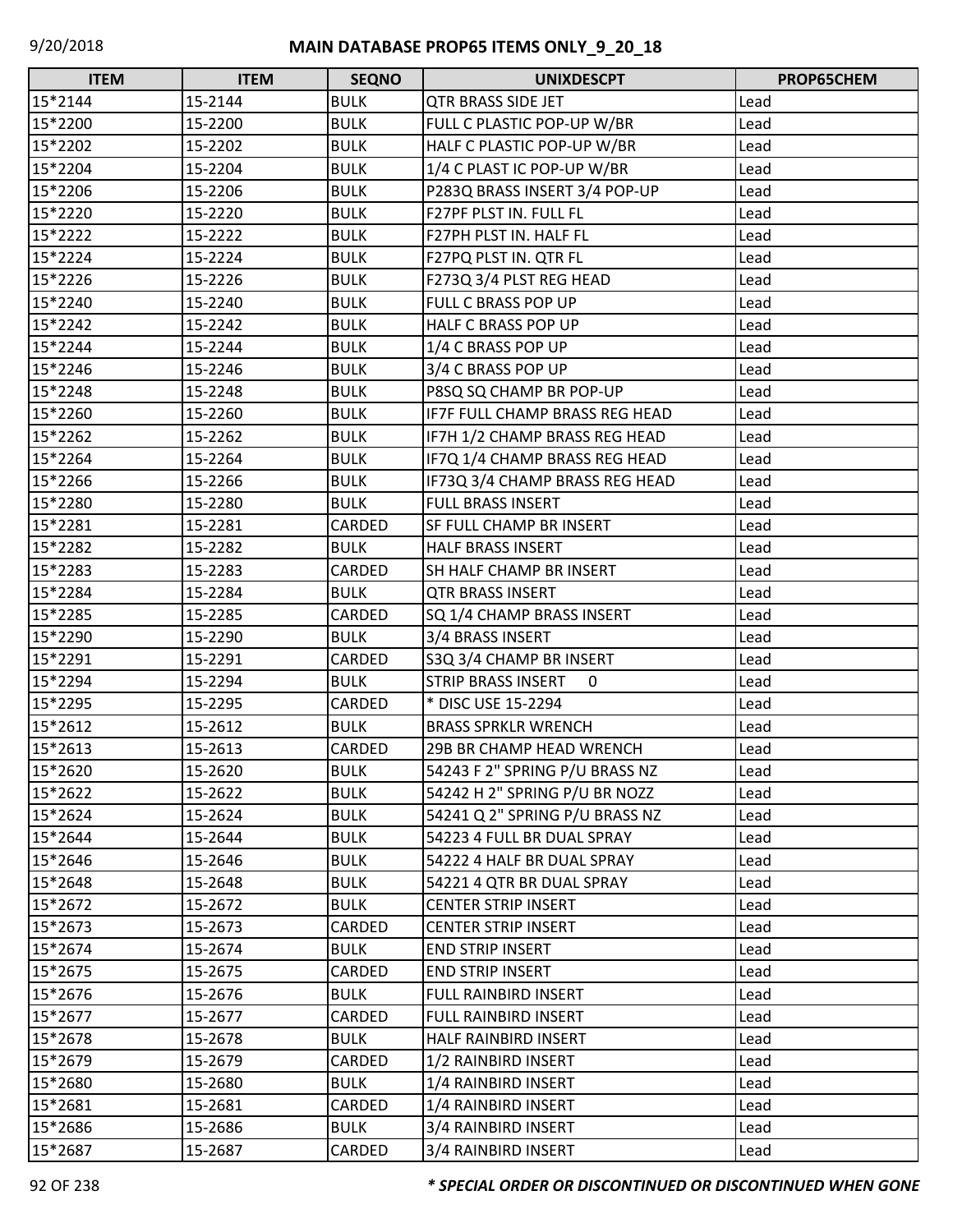## MAIN DATABASE PROP65 ITEMS ONLY_9_20_18

| ITEM | ITEM | SEQNO | UNIXDESCPT | PROP65CHEM |
|---|---|---|---|---|
| 15*2144 | 15-2144 | BULK | QTR BRASS SIDE JET | Lead |
| 15*2200 | 15-2200 | BULK | FULL C PLASTIC POP-UP W/BR | Lead |
| 15*2202 | 15-2202 | BULK | HALF C PLASTIC POP-UP W/BR | Lead |
| 15*2204 | 15-2204 | BULK | 1/4 C PLAST IC POP-UP W/BR | Lead |
| 15*2206 | 15-2206 | BULK | P283Q BRASS INSERT 3/4 POP-UP | Lead |
| 15*2220 | 15-2220 | BULK | F27PF PLST IN. FULL FL | Lead |
| 15*2222 | 15-2222 | BULK | F27PH PLST IN. HALF FL | Lead |
| 15*2224 | 15-2224 | BULK | F27PQ PLST IN. QTR FL | Lead |
| 15*2226 | 15-2226 | BULK | F273Q 3/4 PLST REG HEAD | Lead |
| 15*2240 | 15-2240 | BULK | FULL C BRASS POP UP | Lead |
| 15*2242 | 15-2242 | BULK | HALF C BRASS POP UP | Lead |
| 15*2244 | 15-2244 | BULK | 1/4 C BRASS POP UP | Lead |
| 15*2246 | 15-2246 | BULK | 3/4 C BRASS POP UP | Lead |
| 15*2248 | 15-2248 | BULK | P8SQ SQ CHAMP BR POP-UP | Lead |
| 15*2260 | 15-2260 | BULK | IF7F FULL CHAMP BRASS REG HEAD | Lead |
| 15*2262 | 15-2262 | BULK | IF7H 1/2 CHAMP BRASS REG HEAD | Lead |
| 15*2264 | 15-2264 | BULK | IF7Q 1/4 CHAMP BRASS REG HEAD | Lead |
| 15*2266 | 15-2266 | BULK | IF73Q 3/4 CHAMP BRASS REG HEAD | Lead |
| 15*2280 | 15-2280 | BULK | FULL BRASS INSERT | Lead |
| 15*2281 | 15-2281 | CARDED | SF FULL CHAMP BR INSERT | Lead |
| 15*2282 | 15-2282 | BULK | HALF BRASS INSERT | Lead |
| 15*2283 | 15-2283 | CARDED | SH HALF CHAMP BR INSERT | Lead |
| 15*2284 | 15-2284 | BULK | QTR BRASS INSERT | Lead |
| 15*2285 | 15-2285 | CARDED | SQ 1/4 CHAMP BRASS INSERT | Lead |
| 15*2290 | 15-2290 | BULK | 3/4 BRASS INSERT | Lead |
| 15*2291 | 15-2291 | CARDED | S3Q 3/4 CHAMP BR INSERT | Lead |
| 15*2294 | 15-2294 | BULK | STRIP BRASS INSERT 0 | Lead |
| 15*2295 | 15-2295 | CARDED | * DISC USE 15-2294 | Lead |
| 15*2612 | 15-2612 | BULK | BRASS SPRKLR WRENCH | Lead |
| 15*2613 | 15-2613 | CARDED | 29B BR CHAMP HEAD WRENCH | Lead |
| 15*2620 | 15-2620 | BULK | 54243 F 2" SPRING P/U BRASS NZ | Lead |
| 15*2622 | 15-2622 | BULK | 54242 H 2" SPRING P/U BR NOZZ | Lead |
| 15*2624 | 15-2624 | BULK | 54241 Q 2" SPRING P/U BRASS NZ | Lead |
| 15*2644 | 15-2644 | BULK | 54223 4 FULL BR DUAL SPRAY | Lead |
| 15*2646 | 15-2646 | BULK | 54222 4 HALF BR DUAL SPRAY | Lead |
| 15*2648 | 15-2648 | BULK | 54221 4 QTR BR DUAL SPRAY | Lead |
| 15*2672 | 15-2672 | BULK | CENTER STRIP INSERT | Lead |
| 15*2673 | 15-2673 | CARDED | CENTER STRIP INSERT | Lead |
| 15*2674 | 15-2674 | BULK | END STRIP INSERT | Lead |
| 15*2675 | 15-2675 | CARDED | END STRIP INSERT | Lead |
| 15*2676 | 15-2676 | BULK | FULL RAINBIRD INSERT | Lead |
| 15*2677 | 15-2677 | CARDED | FULL RAINBIRD INSERT | Lead |
| 15*2678 | 15-2678 | BULK | HALF RAINBIRD INSERT | Lead |
| 15*2679 | 15-2679 | CARDED | 1/2 RAINBIRD INSERT | Lead |
| 15*2680 | 15-2680 | BULK | 1/4 RAINBIRD INSERT | Lead |
| 15*2681 | 15-2681 | CARDED | 1/4 RAINBIRD INSERT | Lead |
| 15*2686 | 15-2686 | BULK | 3/4 RAINBIRD INSERT | Lead |
| 15*2687 | 15-2687 | CARDED | 3/4 RAINBIRD INSERT | Lead |

***\* SPECIAL ORDER OR DISCONTINUED OR DISCONTINUED WHEN GONE***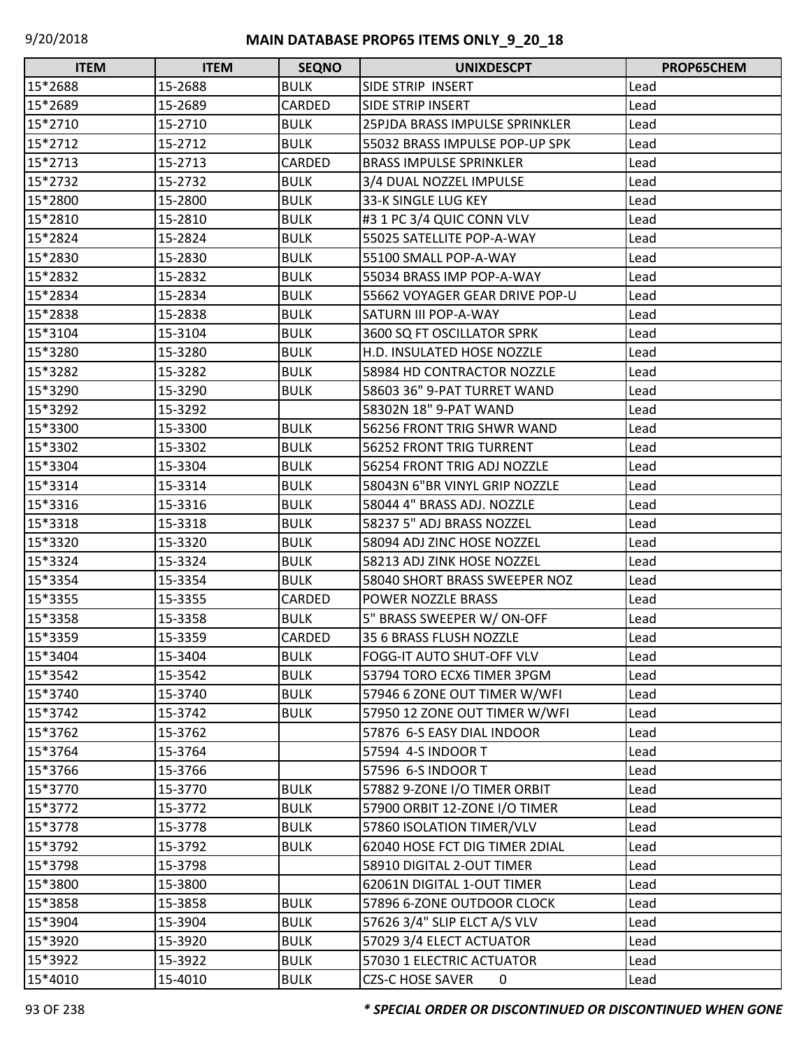# MAIN DATABASE PROP65 ITEMS ONLY_9_20_18

| ITEM | ITEM | SEQNO | UNIXDESCPT | PROP65CHEM |
|---|---|---|---|---|
| 15*2688 | 15-2688 | BULK | SIDE STRIP  INSERT | Lead |
| 15*2689 | 15-2689 | CARDED | SIDE STRIP INSERT | Lead |
| 15*2710 | 15-2710 | BULK | 25PJDA BRASS IMPULSE SPRINKLER | Lead |
| 15*2712 | 15-2712 | BULK | 55032 BRASS IMPULSE POP-UP SPK | Lead |
| 15*2713 | 15-2713 | CARDED | BRASS IMPULSE SPRINKLER | Lead |
| 15*2732 | 15-2732 | BULK | 3/4 DUAL NOZZLE IMPULSE | Lead |
| 15*2800 | 15-2800 | BULK | 33-K SINGLE LUG KEY | Lead |
| 15*2810 | 15-2810 | BULK | #3 1 PC 3/4 QUIC CONN VLV | Lead |
| 15*2824 | 15-2824 | BULK | 55025 SATELLITE POP-A-WAY | Lead |
| 15*2830 | 15-2830 | BULK | 55100 SMALL POP-A-WAY | Lead |
| 15*2832 | 15-2832 | BULK | 55034 BRASS IMP POP-A-WAY | Lead |
| 15*2834 | 15-2834 | BULK | 55662 VOYAGER GEAR DRIVE POP-U | Lead |
| 15*2838 | 15-2838 | BULK | SATURN III POP-A-WAY | Lead |
| 15*3104 | 15-3104 | BULK | 3600 SQ FT OSCILLATOR SPRK | Lead |
| 15*3280 | 15-3280 | BULK | H.D. INSULATED HOSE NOZZLE | Lead |
| 15*3282 | 15-3282 | BULK | 58984 HD CONTRACTOR NOZZLE | Lead |
| 15*3290 | 15-3290 | BULK | 58603 36" 9-PAT TURRET WAND | Lead |
| 15*3292 | 15-3292 | | 58302N 18" 9-PAT WAND | Lead |
| 15*3300 | 15-3300 | BULK | 56256 FRONT TRIG SHWR WAND | Lead |
| 15*3302 | 15-3302 | BULK | 56252 FRONT TRIG TURRENT | Lead |
| 15*3304 | 15-3304 | BULK | 56254 FRONT TRIG ADJ NOZZLE | Lead |
| 15*3314 | 15-3314 | BULK | 58043N 6"BR VINYL GRIP NOZZLE | Lead |
| 15*3316 | 15-3316 | BULK | 58044 4" BRASS ADJ. NOZZLE | Lead |
| 15*3318 | 15-3318 | BULK | 58237 5" ADJ BRASS NOZZEL | Lead |
| 15*3320 | 15-3320 | BULK | 58094 ADJ ZINC HOSE NOZZEL | Lead |
| 15*3324 | 15-3324 | BULK | 58213 ADJ ZINK HOSE NOZZEL | Lead |
| 15*3354 | 15-3354 | BULK | 58040 SHORT BRASS SWEEPER NOZ | Lead |
| 15*3355 | 15-3355 | CARDED | POWER NOZZLE BRASS | Lead |
| 15*3358 | 15-3358 | BULK | 5" BRASS SWEEPER W/ ON-OFF | Lead |
| 15*3359 | 15-3359 | CARDED | 35 6 BRASS FLUSH NOZZLE | Lead |
| 15*3404 | 15-3404 | BULK | FOGG-IT AUTO SHUT-OFF VLV | Lead |
| 15*3542 | 15-3542 | BULK | 53794 TORO ECX6 TIMER 3PGM | Lead |
| 15*3740 | 15-3740 | BULK | 57946 6 ZONE OUT TIMER W/WFI | Lead |
| 15*3742 | 15-3742 | BULK | 57950 12 ZONE OUT TIMER W/WFI | Lead |
| 15*3762 | 15-3762 | | 57876  6-S EASY DIAL INDOOR | Lead |
| 15*3764 | 15-3764 | | 57594  4-S INDOOR T | Lead |
| 15*3766 | 15-3766 | | 57596  6-S INDOOR T | Lead |
| 15*3770 | 15-3770 | BULK | 57882 9-ZONE I/O TIMER ORBIT | Lead |
| 15*3772 | 15-3772 | BULK | 57900 ORBIT 12-ZONE I/O TIMER | Lead |
| 15*3778 | 15-3778 | BULK | 57860 ISOLATION TIMER/VLV | Lead |
| 15*3792 | 15-3792 | BULK | 62040 HOSE FCT DIG TIMER 2DIAL | Lead |
| 15*3798 | 15-3798 | | 58910 DIGITAL 2-OUT TIMER | Lead |
| 15*3800 | 15-3800 | | 62061N DIGITAL 1-OUT TIMER | Lead |
| 15*3858 | 15-3858 | BULK | 57896 6-ZONE OUTDOOR CLOCK | Lead |
| 15*3904 | 15-3904 | BULK | 57626 3/4" SLIP ELCT A/S VLV | Lead |
| 15*3920 | 15-3920 | BULK | 57029 3/4 ELECT ACTUATOR | Lead |
| 15*3922 | 15-3922 | BULK | 57030 1 ELECTRIC ACTUATOR | Lead |
| 15*4010 | 15-4010 | BULK | CZS-C HOSE SAVER      0 | Lead |

*** SPECIAL ORDER OR DISCONTINUED OR DISCONTINUED WHEN GONE**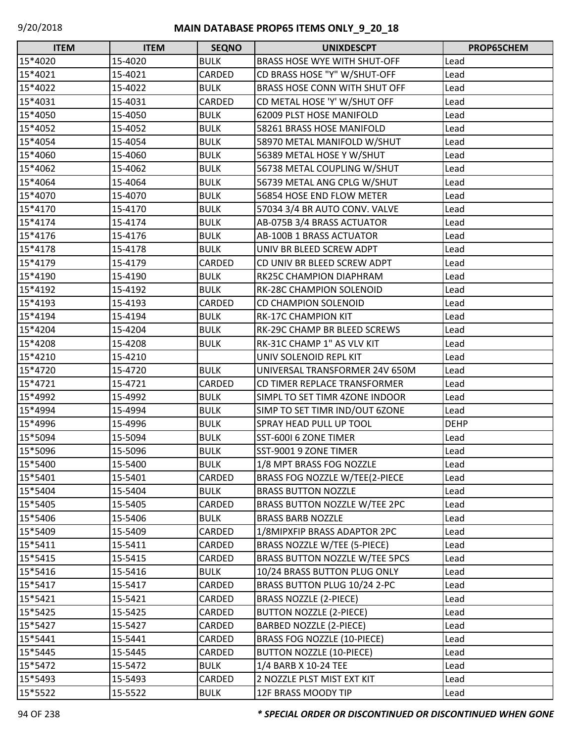# MAIN DATABASE PROP65 ITEMS ONLY_9_20_18

| ITEM | ITEM | SEQNO | UNIXDESCPT | PROP65CHEM |
|---|---|---|---|---|
| 15*4020 | 15-4020 | BULK | BRASS HOSE WYE WITH SHUT-OFF | Lead |
| 15*4021 | 15-4021 | CARDED | CD BRASS HOSE "Y" W/SHUT-OFF | Lead |
| 15*4022 | 15-4022 | BULK | BRASS HOSE CONN WITH SHUT OFF | Lead |
| 15*4031 | 15-4031 | CARDED | CD METAL HOSE 'Y' W/SHUT OFF | Lead |
| 15*4050 | 15-4050 | BULK | 62009 PLST HOSE MANIFOLD | Lead |
| 15*4052 | 15-4052 | BULK | 58261 BRASS HOSE MANIFOLD | Lead |
| 15*4054 | 15-4054 | BULK | 58970 METAL MANIFOLD W/SHUT | Lead |
| 15*4060 | 15-4060 | BULK | 56389 METAL HOSE Y W/SHUT | Lead |
| 15*4062 | 15-4062 | BULK | 56738 METAL COUPLING W/SHUT | Lead |
| 15*4064 | 15-4064 | BULK | 56739 METAL ANG CPLG W/SHUT | Lead |
| 15*4070 | 15-4070 | BULK | 56854 HOSE END FLOW METER | Lead |
| 15*4170 | 15-4170 | BULK | 57034 3/4 BR AUTO CONV. VALVE | Lead |
| 15*4174 | 15-4174 | BULK | AB-075B 3/4 BRASS ACTUATOR | Lead |
| 15*4176 | 15-4176 | BULK | AB-100B 1 BRASS ACTUATOR | Lead |
| 15*4178 | 15-4178 | BULK | UNIV BR BLEED SCREW ADPT | Lead |
| 15*4179 | 15-4179 | CARDED | CD UNIV BR BLEED SCREW ADPT | Lead |
| 15*4190 | 15-4190 | BULK | RK25C CHAMPION DIAPHRAM | Lead |
| 15*4192 | 15-4192 | BULK | RK-28C CHAMPION SOLENOID | Lead |
| 15*4193 | 15-4193 | CARDED | CD CHAMPION SOLENOID | Lead |
| 15*4194 | 15-4194 | BULK | RK-17C CHAMPION KIT | Lead |
| 15*4204 | 15-4204 | BULK | RK-29C CHAMP BR BLEED SCREWS | Lead |
| 15*4208 | 15-4208 | BULK | RK-31C CHAMP 1" AS VLV KIT | Lead |
| 15*4210 | 15-4210 | | UNIV SOLENOID REPL KIT | Lead |
| 15*4720 | 15-4720 | BULK | UNIVERSAL TRANSFORMER 24V 650M | Lead |
| 15*4721 | 15-4721 | CARDED | CD TIMER REPLACE TRANSFORMER | Lead |
| 15*4992 | 15-4992 | BULK | SIMPL TO SET TIMR 4ZONE INDOOR | Lead |
| 15*4994 | 15-4994 | BULK | SIMP TO SET TIMR IND/OUT 6ZONE | Lead |
| 15*4996 | 15-4996 | BULK | SPRAY HEAD PULL UP TOOL | DEHP |
| 15*5094 | 15-5094 | BULK | SST-600I 6 ZONE TIMER | Lead |
| 15*5096 | 15-5096 | BULK | SST-9001 9 ZONE TIMER | Lead |
| 15*5400 | 15-5400 | BULK | 1/8 MPT BRASS FOG NOZZLE | Lead |
| 15*5401 | 15-5401 | CARDED | BRASS FOG NOZZLE W/TEE(2-PIECE | Lead |
| 15*5404 | 15-5404 | BULK | BRASS BUTTON NOZZLE | Lead |
| 15*5405 | 15-5405 | CARDED | BRASS BUTTON NOZZLE W/TEE 2PC | Lead |
| 15*5406 | 15-5406 | BULK | BRASS BARB NOZZLE | Lead |
| 15*5409 | 15-5409 | CARDED | 1/8MIPXFIP BRASS ADAPTOR 2PC | Lead |
| 15*5411 | 15-5411 | CARDED | BRASS NOZZLE W/TEE (5-PIECE) | Lead |
| 15*5415 | 15-5415 | CARDED | BRASS BUTTON NOZZLE W/TEE 5PCS | Lead |
| 15*5416 | 15-5416 | BULK | 10/24 BRASS BUTTON PLUG ONLY | Lead |
| 15*5417 | 15-5417 | CARDED | BRASS BUTTON PLUG 10/24 2-PC | Lead |
| 15*5421 | 15-5421 | CARDED | BRASS NOZZLE (2-PIECE) | Lead |
| 15*5425 | 15-5425 | CARDED | BUTTON NOZZLE (2-PIECE) | Lead |
| 15*5427 | 15-5427 | CARDED | BARBED NOZZLE (2-PIECE) | Lead |
| 15*5441 | 15-5441 | CARDED | BRASS FOG NOZZLE (10-PIECE) | Lead |
| 15*5445 | 15-5445 | CARDED | BUTTON NOZZLE (10-PIECE) | Lead |
| 15*5472 | 15-5472 | BULK | 1/4 BARB X 10-24 TEE | Lead |
| 15*5493 | 15-5493 | CARDED | 2 NOZZLE PLST MIST EXT KIT | Lead |
| 15*5522 | 15-5522 | BULK | 12F BRASS MOODY TIP | Lead |

***\* SPECIAL ORDER OR DISCONTINUED OR DISCONTINUED WHEN GONE***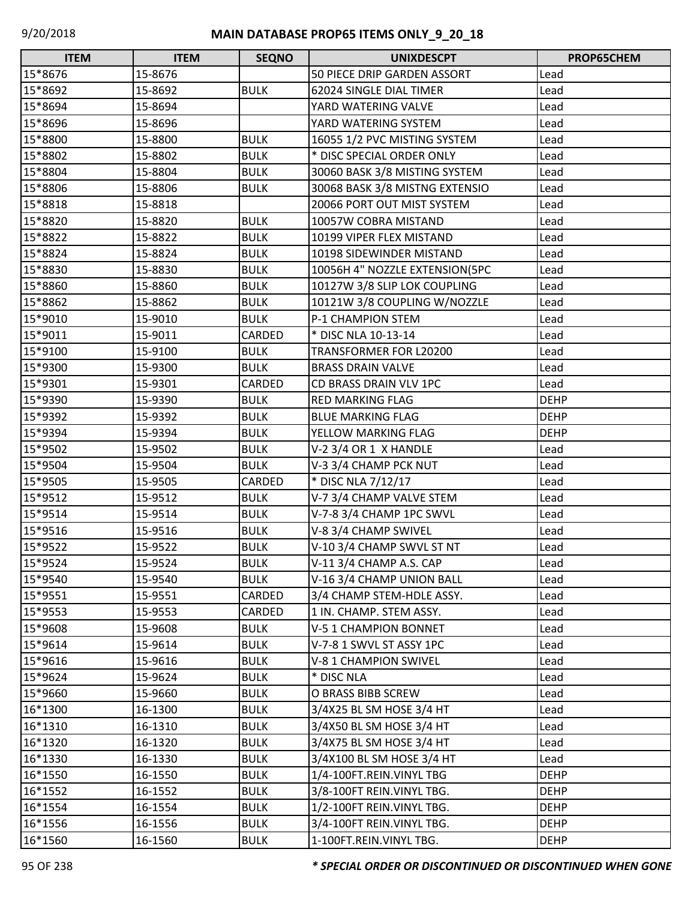# MAIN DATABASE PROP65 ITEMS ONLY_9_20_18

| ITEM | ITEM | SEQNO | UNIXDESCPT | PROP65CHEM |
|---|---|---|---|---|
| 15*8676 | 15-8676 | | 50 PIECE DRIP GARDEN ASSORT | Lead |
| 15*8692 | 15-8692 | BULK | 62024 SINGLE DIAL TIMER | Lead |
| 15*8694 | 15-8694 | | YARD WATERING VALVE | Lead |
| 15*8696 | 15-8696 | | YARD WATERING SYSTEM | Lead |
| 15*8800 | 15-8800 | BULK | 16055 1/2 PVC MISTING SYSTEM | Lead |
| 15*8802 | 15-8802 | BULK | * DISC SPECIAL ORDER ONLY | Lead |
| 15*8804 | 15-8804 | BULK | 30060 BASK 3/8 MISTING SYSTEM | Lead |
| 15*8806 | 15-8806 | BULK | 30068 BASK 3/8 MISTNG EXTENSIO | Lead |
| 15*8818 | 15-8818 | | 20066 PORT OUT MIST SYSTEM | Lead |
| 15*8820 | 15-8820 | BULK | 10057W COBRA MISTAND | Lead |
| 15*8822 | 15-8822 | BULK | 10199 VIPER FLEX MISTAND | Lead |
| 15*8824 | 15-8824 | BULK | 10198 SIDEWINDER MISTAND | Lead |
| 15*8830 | 15-8830 | BULK | 10056H 4" NOZZLE EXTENSION(5PC | Lead |
| 15*8860 | 15-8860 | BULK | 10127W 3/8 SLIP LOK COUPLING | Lead |
| 15*8862 | 15-8862 | BULK | 10121W 3/8 COUPLING W/NOZZLE | Lead |
| 15*9010 | 15-9010 | BULK | P-1 CHAMPION STEM | Lead |
| 15*9011 | 15-9011 | CARDED | * DISC NLA 10-13-14 | Lead |
| 15*9100 | 15-9100 | BULK | TRANSFORMER FOR L20200 | Lead |
| 15*9300 | 15-9300 | BULK | BRASS DRAIN VALVE | Lead |
| 15*9301 | 15-9301 | CARDED | CD BRASS DRAIN VLV 1PC | Lead |
| 15*9390 | 15-9390 | BULK | RED MARKING FLAG | DEHP |
| 15*9392 | 15-9392 | BULK | BLUE MARKING FLAG | DEHP |
| 15*9394 | 15-9394 | BULK | YELLOW MARKING FLAG | DEHP |
| 15*9502 | 15-9502 | BULK | V-2 3/4 OR 1 X HANDLE | Lead |
| 15*9504 | 15-9504 | BULK | V-3 3/4 CHAMP PCK NUT | Lead |
| 15*9505 | 15-9505 | CARDED | * DISC NLA 7/12/17 | Lead |
| 15*9512 | 15-9512 | BULK | V-7 3/4 CHAMP VALVE STEM | Lead |
| 15*9514 | 15-9514 | BULK | V-7-8 3/4 CHAMP 1PC SWVL | Lead |
| 15*9516 | 15-9516 | BULK | V-8 3/4 CHAMP SWIVEL | Lead |
| 15*9522 | 15-9522 | BULK | V-10 3/4 CHAMP SWVL ST NT | Lead |
| 15*9524 | 15-9524 | BULK | V-11 3/4 CHAMP A.S. CAP | Lead |
| 15*9540 | 15-9540 | BULK | V-16 3/4 CHAMP UNION BALL | Lead |
| 15*9551 | 15-9551 | CARDED | 3/4 CHAMP STEM-HDLE ASSY. | Lead |
| 15*9553 | 15-9553 | CARDED | 1 IN. CHAMP. STEM ASSY. | Lead |
| 15*9608 | 15-9608 | BULK | V-5 1 CHAMPION BONNET | Lead |
| 15*9614 | 15-9614 | BULK | V-7-8 1 SWVL ST ASSY 1PC | Lead |
| 15*9616 | 15-9616 | BULK | V-8 1 CHAMPION SWIVEL | Lead |
| 15*9624 | 15-9624 | BULK | * DISC NLA | Lead |
| 15*9660 | 15-9660 | BULK | O BRASS BIBB SCREW | Lead |
| 16*1300 | 16-1300 | BULK | 3/4X25 BL SM HOSE 3/4 HT | Lead |
| 16*1310 | 16-1310 | BULK | 3/4X50 BL SM HOSE 3/4 HT | Lead |
| 16*1320 | 16-1320 | BULK | 3/4X75 BL SM HOSE 3/4 HT | Lead |
| 16*1330 | 16-1330 | BULK | 3/4X100 BL SM HOSE 3/4 HT | Lead |
| 16*1550 | 16-1550 | BULK | 1/4-100FT.REIN.VINYL TBG | DEHP |
| 16*1552 | 16-1552 | BULK | 3/8-100FT REIN.VINYL TBG. | DEHP |
| 16*1554 | 16-1554 | BULK | 1/2-100FT REIN.VINYL TBG. | DEHP |
| 16*1556 | 16-1556 | BULK | 3/4-100FT REIN.VINYL TBG. | DEHP |
| 16*1560 | 16-1560 | BULK | 1-100FT.REIN.VINYL TBG. | DEHP |

*** SPECIAL ORDER OR DISCONTINUED OR DISCONTINUED WHEN GONE**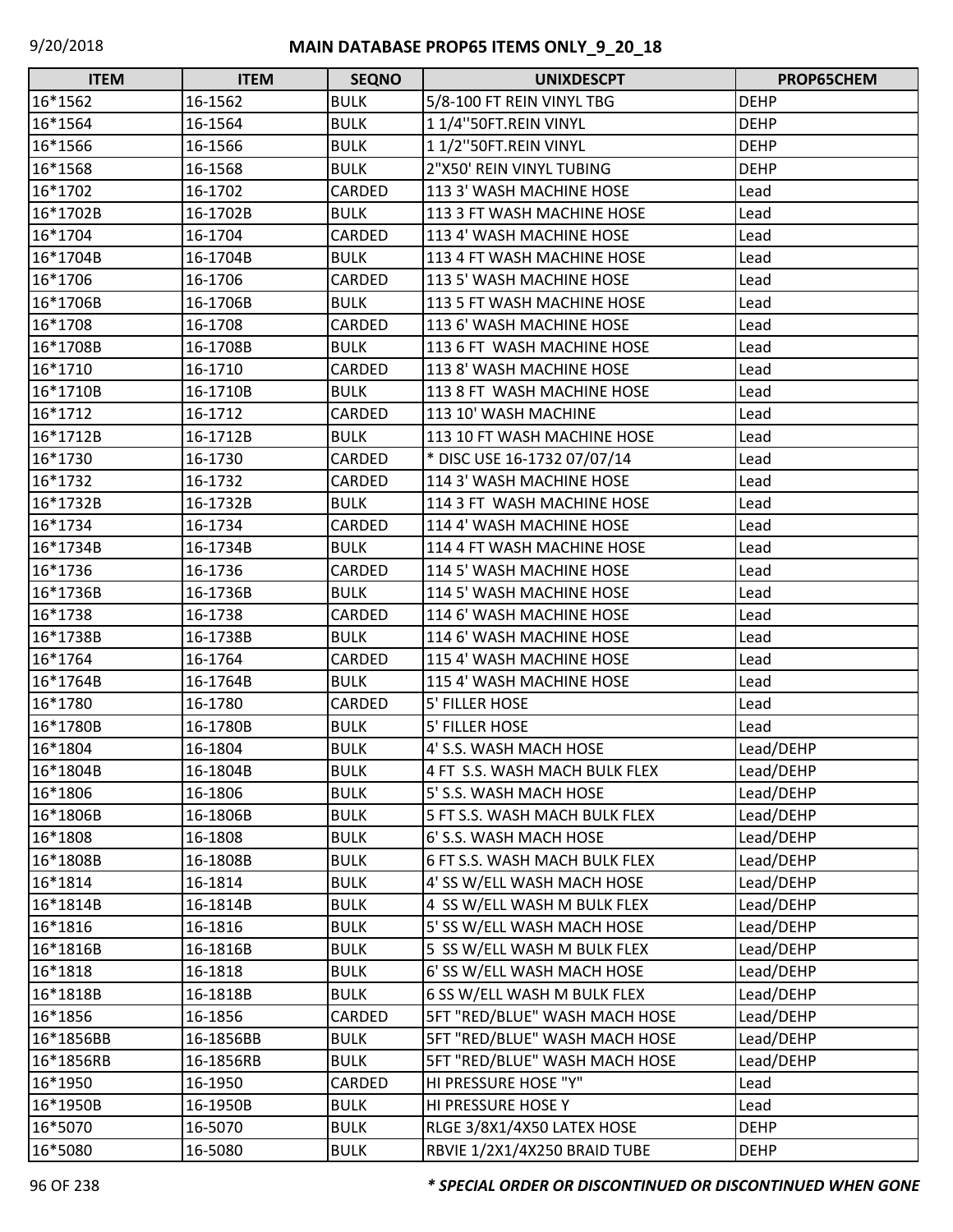# MAIN DATABASE PROP65 ITEMS ONLY_9_20_18

| ITEM | ITEM | SEQNO | UNIXDESCPT | PROP65CHEM |
|---|---|---|---|---|
| 16*1562 | 16-1562 | BULK | 5/8-100 FT REIN VINYL TBG | DEHP |
| 16*1564 | 16-1564 | BULK | 1 1/4''50FT.REIN VINYL | DEHP |
| 16*1566 | 16-1566 | BULK | 1 1/2''50FT.REIN VINYL | DEHP |
| 16*1568 | 16-1568 | BULK | 2"X50' REIN VINYL TUBING | DEHP |
| 16*1702 | 16-1702 | CARDED | 113 3' WASH MACHINE HOSE | Lead |
| 16*1702B | 16-1702B | BULK | 113 3 FT WASH MACHINE HOSE | Lead |
| 16*1704 | 16-1704 | CARDED | 113 4' WASH MACHINE HOSE | Lead |
| 16*1704B | 16-1704B | BULK | 113 4 FT WASH MACHINE HOSE | Lead |
| 16*1706 | 16-1706 | CARDED | 113 5' WASH MACHINE HOSE | Lead |
| 16*1706B | 16-1706B | BULK | 113 5 FT WASH MACHINE HOSE | Lead |
| 16*1708 | 16-1708 | CARDED | 113 6' WASH MACHINE HOSE | Lead |
| 16*1708B | 16-1708B | BULK | 113 6 FT  WASH MACHINE HOSE | Lead |
| 16*1710 | 16-1710 | CARDED | 113 8' WASH MACHINE HOSE | Lead |
| 16*1710B | 16-1710B | BULK | 113 8 FT  WASH MACHINE HOSE | Lead |
| 16*1712 | 16-1712 | CARDED | 113 10' WASH MACHINE | Lead |
| 16*1712B | 16-1712B | BULK | 113 10 FT WASH MACHINE HOSE | Lead |
| 16*1730 | 16-1730 | CARDED | * DISC USE 16-1732 07/07/14 | Lead |
| 16*1732 | 16-1732 | CARDED | 114 3' WASH MACHINE HOSE | Lead |
| 16*1732B | 16-1732B | BULK | 114 3 FT  WASH MACHINE HOSE | Lead |
| 16*1734 | 16-1734 | CARDED | 114 4' WASH MACHINE HOSE | Lead |
| 16*1734B | 16-1734B | BULK | 114 4 FT WASH MACHINE HOSE | Lead |
| 16*1736 | 16-1736 | CARDED | 114 5' WASH MACHINE HOSE | Lead |
| 16*1736B | 16-1736B | BULK | 114 5' WASH MACHINE HOSE | Lead |
| 16*1738 | 16-1738 | CARDED | 114 6' WASH MACHINE HOSE | Lead |
| 16*1738B | 16-1738B | BULK | 114 6' WASH MACHINE HOSE | Lead |
| 16*1764 | 16-1764 | CARDED | 115 4' WASH MACHINE HOSE | Lead |
| 16*1764B | 16-1764B | BULK | 115 4' WASH MACHINE HOSE | Lead |
| 16*1780 | 16-1780 | CARDED | 5' FILLER HOSE | Lead |
| 16*1780B | 16-1780B | BULK | 5' FILLER HOSE | Lead |
| 16*1804 | 16-1804 | BULK | 4' S.S. WASH MACH HOSE | Lead/DEHP |
| 16*1804B | 16-1804B | BULK | 4 FT  S.S. WASH MACH BULK FLEX | Lead/DEHP |
| 16*1806 | 16-1806 | BULK | 5' S.S. WASH MACH HOSE | Lead/DEHP |
| 16*1806B | 16-1806B | BULK | 5 FT S.S. WASH MACH BULK FLEX | Lead/DEHP |
| 16*1808 | 16-1808 | BULK | 6' S.S. WASH MACH HOSE | Lead/DEHP |
| 16*1808B | 16-1808B | BULK | 6 FT S.S. WASH MACH BULK FLEX | Lead/DEHP |
| 16*1814 | 16-1814 | BULK | 4' SS W/ELL WASH MACH HOSE | Lead/DEHP |
| 16*1814B | 16-1814B | BULK | 4  SS W/ELL WASH M BULK FLEX | Lead/DEHP |
| 16*1816 | 16-1816 | BULK | 5' SS W/ELL WASH MACH HOSE | Lead/DEHP |
| 16*1816B | 16-1816B | BULK | 5  SS W/ELL WASH M BULK FLEX | Lead/DEHP |
| 16*1818 | 16-1818 | BULK | 6' SS W/ELL WASH MACH HOSE | Lead/DEHP |
| 16*1818B | 16-1818B | BULK | 6 SS W/ELL WASH M BULK FLEX | Lead/DEHP |
| 16*1856 | 16-1856 | CARDED | 5FT "RED/BLUE" WASH MACH HOSE | Lead/DEHP |
| 16*1856BB | 16-1856BB | BULK | 5FT "RED/BLUE" WASH MACH HOSE | Lead/DEHP |
| 16*1856RB | 16-1856RB | BULK | 5FT "RED/BLUE" WASH MACH HOSE | Lead/DEHP |
| 16*1950 | 16-1950 | CARDED | HI PRESSURE HOSE "Y" | Lead |
| 16*1950B | 16-1950B | BULK | HI PRESSURE HOSE Y | Lead |
| 16*5070 | 16-5070 | BULK | RLGE 3/8X1/4X50 LATEX HOSE | DEHP |
| 16*5080 | 16-5080 | BULK | RBVIE 1/2X1/4X250 BRAID TUBE | DEHP |

*\* SPECIAL ORDER OR DISCONTINUED OR DISCONTINUED WHEN GONE*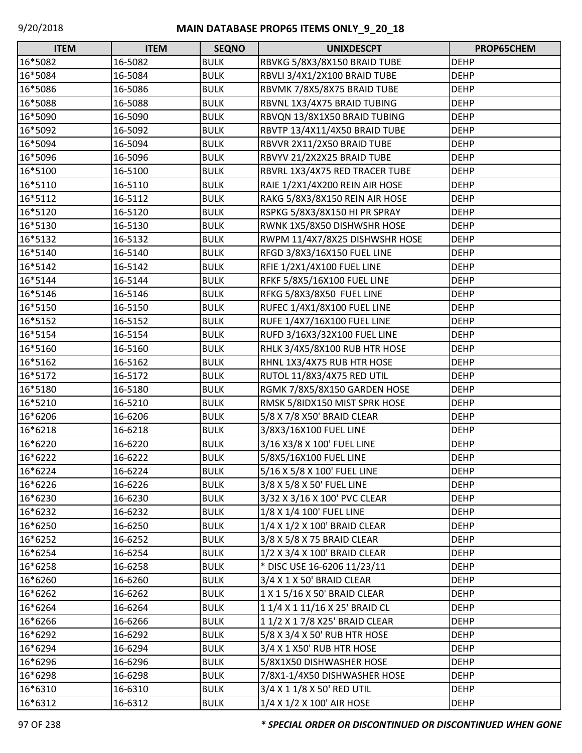| ITEM | ITEM | SEQNO | UNIXDESCPT | PROP65CHEM |
|---|---|---|---|---|
| 16*5082 | 16-5082 | BULK | RBVKG 5/8X3/8X150 BRAID TUBE | DEHP |
| 16*5084 | 16-5084 | BULK | RBVLI 3/4X1/2X100 BRAID TUBE | DEHP |
| 16*5086 | 16-5086 | BULK | RBVMK 7/8X5/8X75 BRAID TUBE | DEHP |
| 16*5088 | 16-5088 | BULK | RBVNL 1X3/4X75 BRAID TUBING | DEHP |
| 16*5090 | 16-5090 | BULK | RBVQN 13/8X1X50 BRAID TUBING | DEHP |
| 16*5092 | 16-5092 | BULK | RBVTP 13/4X11/4X50 BRAID TUBE | DEHP |
| 16*5094 | 16-5094 | BULK | RBVVR 2X11/2X50 BRAID TUBE | DEHP |
| 16*5096 | 16-5096 | BULK | RBVYV 21/2X2X25 BRAID TUBE | DEHP |
| 16*5100 | 16-5100 | BULK | RBVRL 1X3/4X75 RED TRACER TUBE | DEHP |
| 16*5110 | 16-5110 | BULK | RAIE 1/2X1/4X200 REIN AIR HOSE | DEHP |
| 16*5112 | 16-5112 | BULK | RAKG 5/8X3/8X150 REIN AIR HOSE | DEHP |
| 16*5120 | 16-5120 | BULK | RSPKG 5/8X3/8X150 HI PR SPRAY | DEHP |
| 16*5130 | 16-5130 | BULK | RWNK 1X5/8X50 DISHWSHR HOSE | DEHP |
| 16*5132 | 16-5132 | BULK | RWPM 11/4X7/8X25 DISHWSHR HOSE | DEHP |
| 16*5140 | 16-5140 | BULK | RFGD 3/8X3/16X150 FUEL LINE | DEHP |
| 16*5142 | 16-5142 | BULK | RFIE 1/2X1/4X100 FUEL LINE | DEHP |
| 16*5144 | 16-5144 | BULK | RFKF 5/8X5/16X100 FUEL LINE | DEHP |
| 16*5146 | 16-5146 | BULK | RFKG 5/8X3/8X50 FUEL LINE | DEHP |
| 16*5150 | 16-5150 | BULK | RUFEC 1/4X1/8X100 FUEL LINE | DEHP |
| 16*5152 | 16-5152 | BULK | RUFE 1/4X7/16X100 FUEL LINE | DEHP |
| 16*5154 | 16-5154 | BULK | RUFD 3/16X3/32X100 FUEL LINE | DEHP |
| 16*5160 | 16-5160 | BULK | RHLK 3/4X5/8X100 RUB HTR HOSE | DEHP |
| 16*5162 | 16-5162 | BULK | RHNL 1X3/4X75 RUB HTR HOSE | DEHP |
| 16*5172 | 16-5172 | BULK | RUTOL 11/8X3/4X75 RED UTIL | DEHP |
| 16*5180 | 16-5180 | BULK | RGMK 7/8X5/8X150 GARDEN HOSE | DEHP |
| 16*5210 | 16-5210 | BULK | RMSK 5/8IDX150 MIST SPRK HOSE | DEHP |
| 16*6206 | 16-6206 | BULK | 5/8 X 7/8 X50' BRAID CLEAR | DEHP |
| 16*6218 | 16-6218 | BULK | 3/8X3/16X100 FUEL LINE | DEHP |
| 16*6220 | 16-6220 | BULK | 3/16 X3/8 X 100' FUEL LINE | DEHP |
| 16*6222 | 16-6222 | BULK | 5/8X5/16X100 FUEL LINE | DEHP |
| 16*6224 | 16-6224 | BULK | 5/16 X 5/8 X 100' FUEL LINE | DEHP |
| 16*6226 | 16-6226 | BULK | 3/8 X 5/8 X 50' FUEL LINE | DEHP |
| 16*6230 | 16-6230 | BULK | 3/32 X 3/16 X 100' PVC CLEAR | DEHP |
| 16*6232 | 16-6232 | BULK | 1/8 X 1/4 100' FUEL LINE | DEHP |
| 16*6250 | 16-6250 | BULK | 1/4 X 1/2 X 100' BRAID CLEAR | DEHP |
| 16*6252 | 16-6252 | BULK | 3/8 X 5/8 X 75 BRAID CLEAR | DEHP |
| 16*6254 | 16-6254 | BULK | 1/2 X 3/4 X 100' BRAID CLEAR | DEHP |
| 16*6258 | 16-6258 | BULK | * DISC USE 16-6206 11/23/11 | DEHP |
| 16*6260 | 16-6260 | BULK | 3/4 X 1 X 50' BRAID CLEAR | DEHP |
| 16*6262 | 16-6262 | BULK | 1 X 1 5/16 X 50' BRAID CLEAR | DEHP |
| 16*6264 | 16-6264 | BULK | 1 1/4 X 1 11/16 X 25' BRAID CL | DEHP |
| 16*6266 | 16-6266 | BULK | 1 1/2 X 1 7/8 X25' BRAID CLEAR | DEHP |
| 16*6292 | 16-6292 | BULK | 5/8 X 3/4 X 50' RUB HTR HOSE | DEHP |
| 16*6294 | 16-6294 | BULK | 3/4 X 1 X50' RUB HTR HOSE | DEHP |
| 16*6296 | 16-6296 | BULK | 5/8X1X50 DISHWASHER HOSE | DEHP |
| 16*6298 | 16-6298 | BULK | 7/8X1-1/4X50 DISHWASHER HOSE | DEHP |
| 16*6310 | 16-6310 | BULK | 3/4 X 1 1/8 X 50' RED UTIL | DEHP |
| 16*6312 | 16-6312 | BULK | 1/4 X 1/2 X 100' AIR HOSE | DEHP |

***\* SPECIAL ORDER OR DISCONTINUED OR DISCONTINUED WHEN GONE***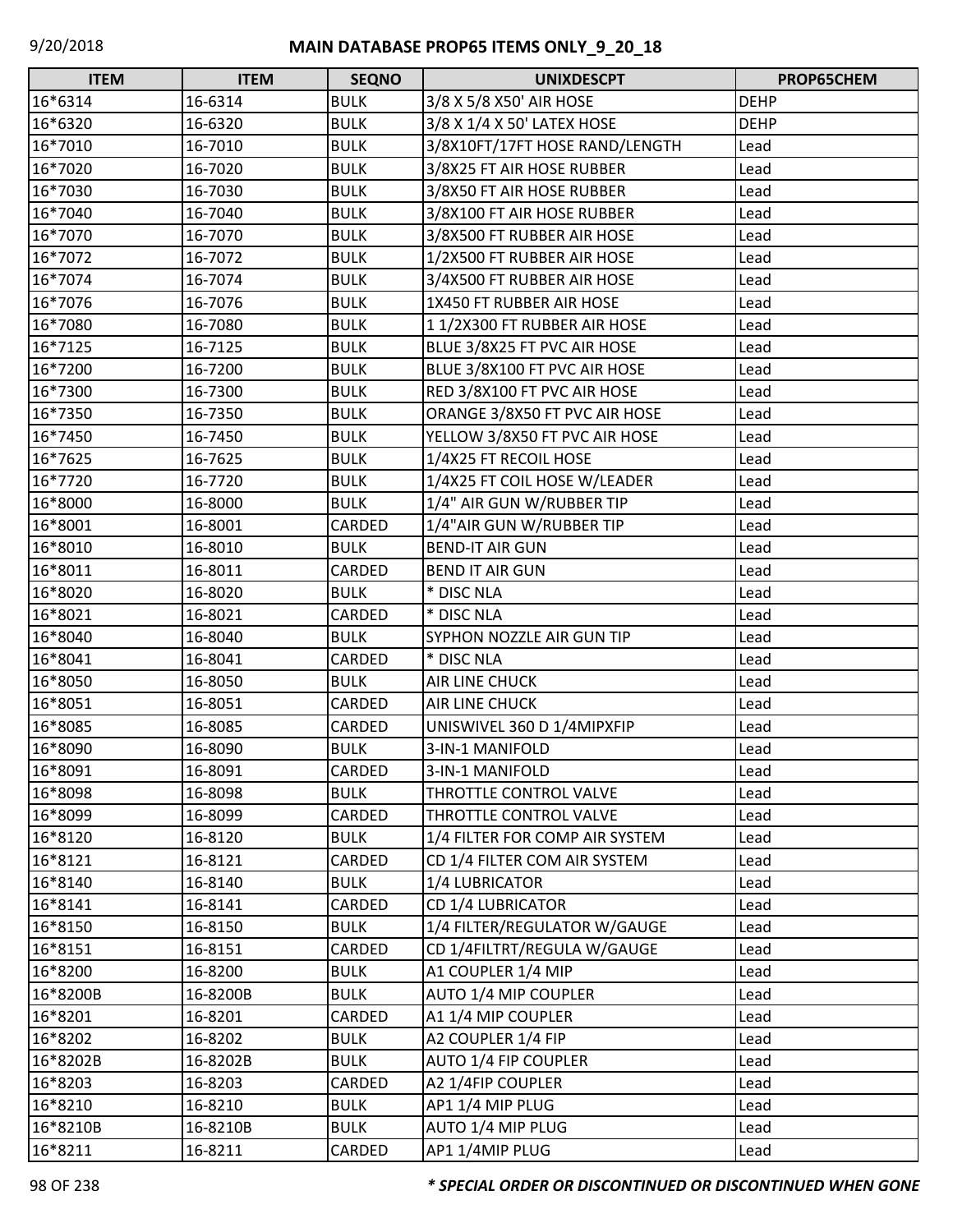| ITEM | ITEM | SEQNO | UNIXDESCPT | PROP65CHEM |
|---|---|---|---|---|
| 16*6314 | 16-6314 | BULK | 3/8 X 5/8 X50' AIR HOSE | DEHP |
| 16*6320 | 16-6320 | BULK | 3/8 X 1/4 X 50' LATEX HOSE | DEHP |
| 16*7010 | 16-7010 | BULK | 3/8X10FT/17FT HOSE RAND/LENGTH | Lead |
| 16*7020 | 16-7020 | BULK | 3/8X25 FT AIR HOSE RUBBER | Lead |
| 16*7030 | 16-7030 | BULK | 3/8X50 FT AIR HOSE RUBBER | Lead |
| 16*7040 | 16-7040 | BULK | 3/8X100 FT AIR HOSE RUBBER | Lead |
| 16*7070 | 16-7070 | BULK | 3/8X500 FT RUBBER AIR HOSE | Lead |
| 16*7072 | 16-7072 | BULK | 1/2X500 FT RUBBER AIR HOSE | Lead |
| 16*7074 | 16-7074 | BULK | 3/4X500 FT RUBBER AIR HOSE | Lead |
| 16*7076 | 16-7076 | BULK | 1X450 FT RUBBER AIR HOSE | Lead |
| 16*7080 | 16-7080 | BULK | 1 1/2X300 FT RUBBER AIR HOSE | Lead |
| 16*7125 | 16-7125 | BULK | BLUE 3/8X25 FT PVC AIR HOSE | Lead |
| 16*7200 | 16-7200 | BULK | BLUE 3/8X100 FT PVC AIR HOSE | Lead |
| 16*7300 | 16-7300 | BULK | RED 3/8X100 FT PVC AIR HOSE | Lead |
| 16*7350 | 16-7350 | BULK | ORANGE 3/8X50 FT PVC AIR HOSE | Lead |
| 16*7450 | 16-7450 | BULK | YELLOW 3/8X50 FT PVC AIR HOSE | Lead |
| 16*7625 | 16-7625 | BULK | 1/4X25 FT RECOIL HOSE | Lead |
| 16*7720 | 16-7720 | BULK | 1/4X25 FT COIL HOSE W/LEADER | Lead |
| 16*8000 | 16-8000 | BULK | 1/4" AIR GUN W/RUBBER TIP | Lead |
| 16*8001 | 16-8001 | CARDED | 1/4"AIR GUN W/RUBBER TIP | Lead |
| 16*8010 | 16-8010 | BULK | BEND-IT AIR GUN | Lead |
| 16*8011 | 16-8011 | CARDED | BEND IT AIR GUN | Lead |
| 16*8020 | 16-8020 | BULK | * DISC NLA | Lead |
| 16*8021 | 16-8021 | CARDED | * DISC NLA | Lead |
| 16*8040 | 16-8040 | BULK | SYPHON NOZZLE AIR GUN TIP | Lead |
| 16*8041 | 16-8041 | CARDED | * DISC NLA | Lead |
| 16*8050 | 16-8050 | BULK | AIR LINE CHUCK | Lead |
| 16*8051 | 16-8051 | CARDED | AIR LINE CHUCK | Lead |
| 16*8085 | 16-8085 | CARDED | UNISWIVEL 360 D 1/4MIPXFIP | Lead |
| 16*8090 | 16-8090 | BULK | 3-IN-1 MANIFOLD | Lead |
| 16*8091 | 16-8091 | CARDED | 3-IN-1 MANIFOLD | Lead |
| 16*8098 | 16-8098 | BULK | THROTTLE CONTROL VALVE | Lead |
| 16*8099 | 16-8099 | CARDED | THROTTLE CONTROL VALVE | Lead |
| 16*8120 | 16-8120 | BULK | 1/4 FILTER FOR COMP AIR SYSTEM | Lead |
| 16*8121 | 16-8121 | CARDED | CD 1/4 FILTER COM AIR SYSTEM | Lead |
| 16*8140 | 16-8140 | BULK | 1/4 LUBRICATOR | Lead |
| 16*8141 | 16-8141 | CARDED | CD 1/4 LUBRICATOR | Lead |
| 16*8150 | 16-8150 | BULK | 1/4 FILTER/REGULATOR W/GAUGE | Lead |
| 16*8151 | 16-8151 | CARDED | CD 1/4FILTRT/REGULA W/GAUGE | Lead |
| 16*8200 | 16-8200 | BULK | A1 COUPLER 1/4 MIP | Lead |
| 16*8200B | 16-8200B | BULK | AUTO 1/4 MIP COUPLER | Lead |
| 16*8201 | 16-8201 | CARDED | A1 1/4 MIP COUPLER | Lead |
| 16*8202 | 16-8202 | BULK | A2 COUPLER 1/4 FIP | Lead |
| 16*8202B | 16-8202B | BULK | AUTO 1/4 FIP COUPLER | Lead |
| 16*8203 | 16-8203 | CARDED | A2 1/4FIP COUPLER | Lead |
| 16*8210 | 16-8210 | BULK | AP1 1/4 MIP PLUG | Lead |
| 16*8210B | 16-8210B | BULK | AUTO 1/4 MIP PLUG | Lead |
| 16*8211 | 16-8211 | CARDED | AP1 1/4MIP PLUG | Lead |

***\* SPECIAL ORDER OR DISCONTINUED OR DISCONTINUED WHEN GONE***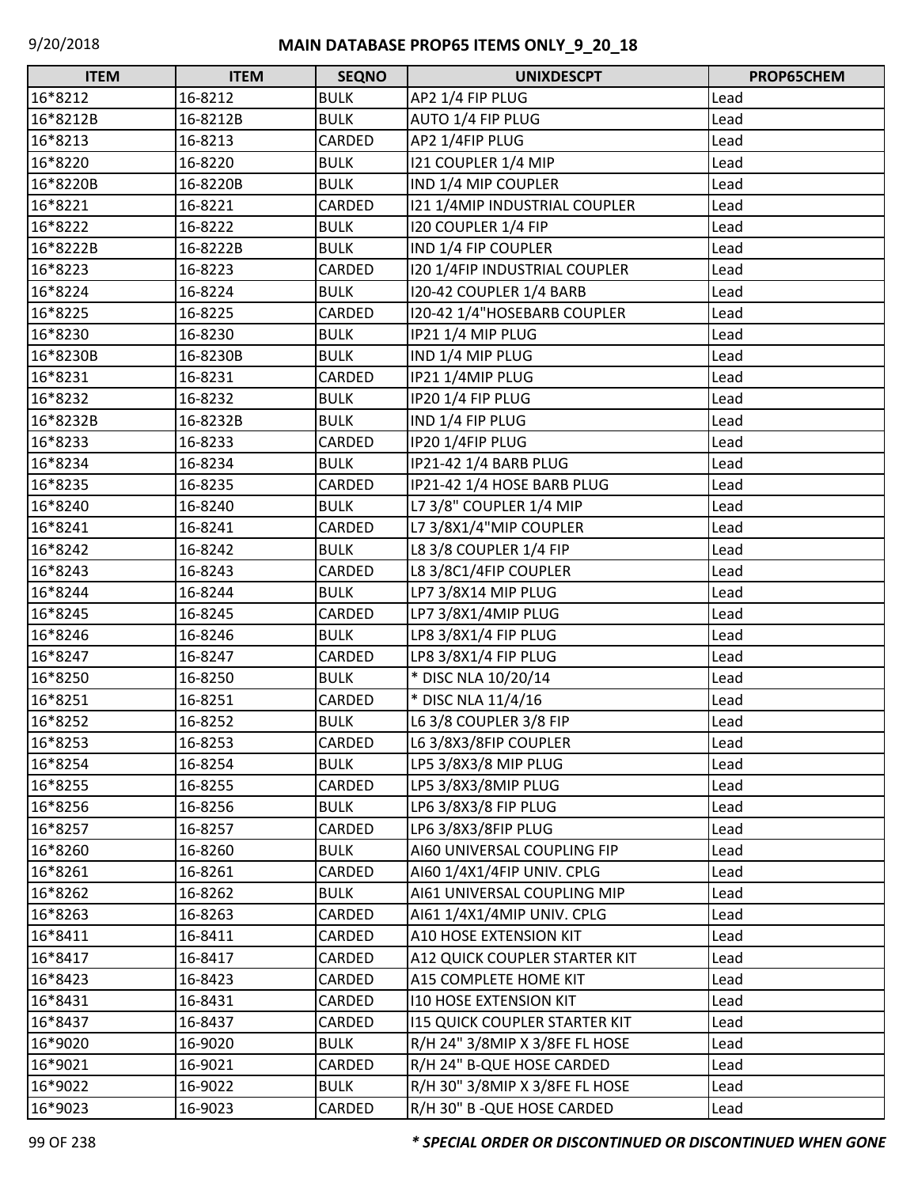# MAIN DATABASE PROP65 ITEMS ONLY_9_20_18

| ITEM | ITEM | SEQNO | UNIXDESCPT | PROP65CHEM |
|---|---|---|---|---|
| 16*8212 | 16-8212 | BULK | AP2 1/4 FIP PLUG | Lead |
| 16*8212B | 16-8212B | BULK | AUTO 1/4 FIP PLUG | Lead |
| 16*8213 | 16-8213 | CARDED | AP2 1/4FIP PLUG | Lead |
| 16*8220 | 16-8220 | BULK | I21 COUPLER 1/4 MIP | Lead |
| 16*8220B | 16-8220B | BULK | IND 1/4 MIP COUPLER | Lead |
| 16*8221 | 16-8221 | CARDED | I21 1/4MIP INDUSTRIAL COUPLER | Lead |
| 16*8222 | 16-8222 | BULK | I20 COUPLER 1/4 FIP | Lead |
| 16*8222B | 16-8222B | BULK | IND 1/4 FIP COUPLER | Lead |
| 16*8223 | 16-8223 | CARDED | I20 1/4FIP INDUSTRIAL COUPLER | Lead |
| 16*8224 | 16-8224 | BULK | I20-42 COUPLER 1/4 BARB | Lead |
| 16*8225 | 16-8225 | CARDED | I20-42 1/4"HOSEBARB COUPLER | Lead |
| 16*8230 | 16-8230 | BULK | IP21 1/4 MIP PLUG | Lead |
| 16*8230B | 16-8230B | BULK | IND 1/4 MIP PLUG | Lead |
| 16*8231 | 16-8231 | CARDED | IP21 1/4MIP PLUG | Lead |
| 16*8232 | 16-8232 | BULK | IP20 1/4 FIP PLUG | Lead |
| 16*8232B | 16-8232B | BULK | IND 1/4 FIP PLUG | Lead |
| 16*8233 | 16-8233 | CARDED | IP20 1/4FIP PLUG | Lead |
| 16*8234 | 16-8234 | BULK | IP21-42 1/4 BARB PLUG | Lead |
| 16*8235 | 16-8235 | CARDED | IP21-42 1/4 HOSE BARB PLUG | Lead |
| 16*8240 | 16-8240 | BULK | L7 3/8" COUPLER 1/4 MIP | Lead |
| 16*8241 | 16-8241 | CARDED | L7 3/8X1/4"MIP COUPLER | Lead |
| 16*8242 | 16-8242 | BULK | L8 3/8 COUPLER 1/4 FIP | Lead |
| 16*8243 | 16-8243 | CARDED | L8 3/8C1/4FIP COUPLER | Lead |
| 16*8244 | 16-8244 | BULK | LP7 3/8X14 MIP PLUG | Lead |
| 16*8245 | 16-8245 | CARDED | LP7 3/8X1/4MIP PLUG | Lead |
| 16*8246 | 16-8246 | BULK | LP8 3/8X1/4 FIP PLUG | Lead |
| 16*8247 | 16-8247 | CARDED | LP8 3/8X1/4 FIP PLUG | Lead |
| 16*8250 | 16-8250 | BULK | * DISC NLA 10/20/14 | Lead |
| 16*8251 | 16-8251 | CARDED | * DISC NLA 11/4/16 | Lead |
| 16*8252 | 16-8252 | BULK | L6 3/8 COUPLER 3/8 FIP | Lead |
| 16*8253 | 16-8253 | CARDED | L6 3/8X3/8FIP COUPLER | Lead |
| 16*8254 | 16-8254 | BULK | LP5 3/8X3/8 MIP PLUG | Lead |
| 16*8255 | 16-8255 | CARDED | LP5 3/8X3/8MIP PLUG | Lead |
| 16*8256 | 16-8256 | BULK | LP6 3/8X3/8 FIP PLUG | Lead |
| 16*8257 | 16-8257 | CARDED | LP6 3/8X3/8FIP PLUG | Lead |
| 16*8260 | 16-8260 | BULK | AI60 UNIVERSAL COUPLING FIP | Lead |
| 16*8261 | 16-8261 | CARDED | AI60 1/4X1/4FIP UNIV. CPLG | Lead |
| 16*8262 | 16-8262 | BULK | AI61 UNIVERSAL COUPLING MIP | Lead |
| 16*8263 | 16-8263 | CARDED | AI61 1/4X1/4MIP UNIV. CPLG | Lead |
| 16*8411 | 16-8411 | CARDED | A10 HOSE EXTENSION KIT | Lead |
| 16*8417 | 16-8417 | CARDED | A12 QUICK COUPLER STARTER KIT | Lead |
| 16*8423 | 16-8423 | CARDED | A15 COMPLETE HOME KIT | Lead |
| 16*8431 | 16-8431 | CARDED | I10 HOSE EXTENSION KIT | Lead |
| 16*8437 | 16-8437 | CARDED | I15 QUICK COUPLER STARTER KIT | Lead |
| 16*9020 | 16-9020 | BULK | R/H 24" 3/8MIP X 3/8FE FL HOSE | Lead |
| 16*9021 | 16-9021 | CARDED | R/H 24" B-QUE HOSE CARDED | Lead |
| 16*9022 | 16-9022 | BULK | R/H 30" 3/8MIP X 3/8FE FL HOSE | Lead |
| 16*9023 | 16-9023 | CARDED | R/H 30" B -QUE HOSE CARDED | Lead |

*** SPECIAL ORDER OR DISCONTINUED OR DISCONTINUED WHEN GONE**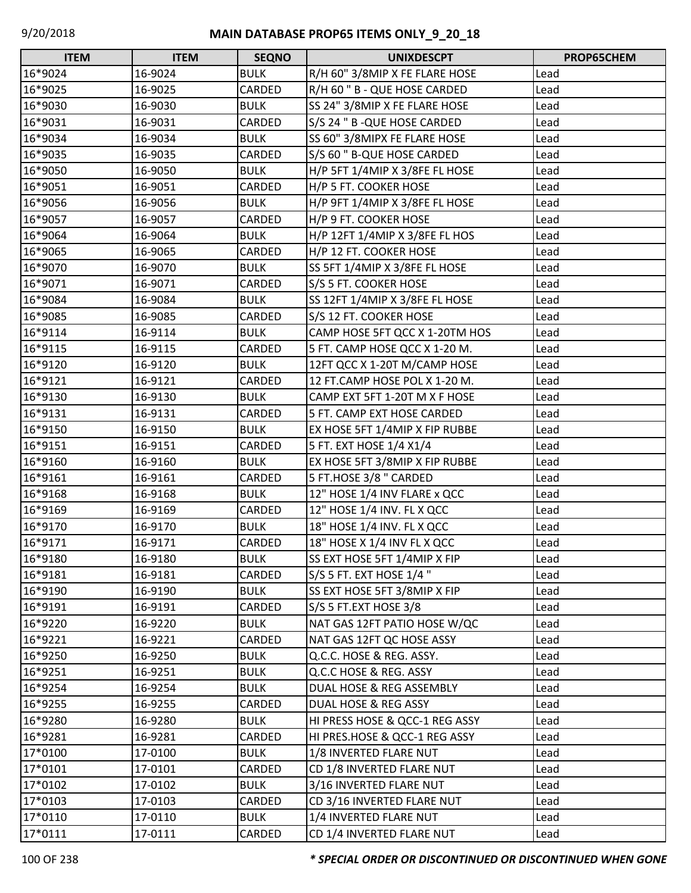# MAIN DATABASE PROP65 ITEMS ONLY_9_20_18

| ITEM | ITEM | SEQNO | UNIXDESCPT | PROP65CHEM |
|---|---|---|---|---|
| 16*9024 | 16-9024 | BULK | R/H 60" 3/8MIP X FE FLARE HOSE | Lead |
| 16*9025 | 16-9025 | CARDED | R/H 60 " B - QUE HOSE CARDED | Lead |
| 16*9030 | 16-9030 | BULK | SS 24" 3/8MIP X FE FLARE HOSE | Lead |
| 16*9031 | 16-9031 | CARDED | S/S 24 " B -QUE HOSE CARDED | Lead |
| 16*9034 | 16-9034 | BULK | SS 60" 3/8MIPX FE FLARE HOSE | Lead |
| 16*9035 | 16-9035 | CARDED | S/S 60 " B-QUE HOSE CARDED | Lead |
| 16*9050 | 16-9050 | BULK | H/P 5FT 1/4MIP X 3/8FE FL HOSE | Lead |
| 16*9051 | 16-9051 | CARDED | H/P 5 FT. COOKER HOSE | Lead |
| 16*9056 | 16-9056 | BULK | H/P 9FT 1/4MIP X 3/8FE FL HOSE | Lead |
| 16*9057 | 16-9057 | CARDED | H/P 9 FT. COOKER HOSE | Lead |
| 16*9064 | 16-9064 | BULK | H/P 12FT 1/4MIP X 3/8FE FL HOS | Lead |
| 16*9065 | 16-9065 | CARDED | H/P 12 FT. COOKER HOSE | Lead |
| 16*9070 | 16-9070 | BULK | SS 5FT 1/4MIP X 3/8FE FL HOSE | Lead |
| 16*9071 | 16-9071 | CARDED | S/S 5 FT. COOKER HOSE | Lead |
| 16*9084 | 16-9084 | BULK | SS 12FT 1/4MIP X 3/8FE FL HOSE | Lead |
| 16*9085 | 16-9085 | CARDED | S/S 12 FT. COOKER HOSE | Lead |
| 16*9114 | 16-9114 | BULK | CAMP HOSE 5FT QCC X 1-20TM HOS | Lead |
| 16*9115 | 16-9115 | CARDED | 5 FT. CAMP HOSE QCC X 1-20 M. | Lead |
| 16*9120 | 16-9120 | BULK | 12FT QCC X 1-20T M/CAMP HOSE | Lead |
| 16*9121 | 16-9121 | CARDED | 12 FT.CAMP HOSE POL X 1-20 M. | Lead |
| 16*9130 | 16-9130 | BULK | CAMP EXT 5FT 1-20T M X F HOSE | Lead |
| 16*9131 | 16-9131 | CARDED | 5 FT. CAMP EXT HOSE CARDED | Lead |
| 16*9150 | 16-9150 | BULK | EX HOSE 5FT 1/4MIP X FIP RUBBE | Lead |
| 16*9151 | 16-9151 | CARDED | 5 FT. EXT HOSE 1/4 X1/4 | Lead |
| 16*9160 | 16-9160 | BULK | EX HOSE 5FT 3/8MIP X FIP RUBBE | Lead |
| 16*9161 | 16-9161 | CARDED | 5 FT.HOSE 3/8 " CARDED | Lead |
| 16*9168 | 16-9168 | BULK | 12" HOSE 1/4 INV FLARE x QCC | Lead |
| 16*9169 | 16-9169 | CARDED | 12" HOSE 1/4 INV. FL X QCC | Lead |
| 16*9170 | 16-9170 | BULK | 18" HOSE 1/4 INV. FL X QCC | Lead |
| 16*9171 | 16-9171 | CARDED | 18" HOSE X 1/4 INV FL X QCC | Lead |
| 16*9180 | 16-9180 | BULK | SS EXT HOSE 5FT 1/4MIP X FIP | Lead |
| 16*9181 | 16-9181 | CARDED | S/S 5 FT. EXT HOSE 1/4 " | Lead |
| 16*9190 | 16-9190 | BULK | SS EXT HOSE 5FT 3/8MIP X FIP | Lead |
| 16*9191 | 16-9191 | CARDED | S/S 5 FT.EXT HOSE 3/8 | Lead |
| 16*9220 | 16-9220 | BULK | NAT GAS 12FT PATIO HOSE W/QC | Lead |
| 16*9221 | 16-9221 | CARDED | NAT GAS 12FT QC HOSE ASSY | Lead |
| 16*9250 | 16-9250 | BULK | Q.C.C. HOSE & REG. ASSY. | Lead |
| 16*9251 | 16-9251 | BULK | Q.C.C HOSE & REG. ASSY | Lead |
| 16*9254 | 16-9254 | BULK | DUAL HOSE & REG ASSEMBLY | Lead |
| 16*9255 | 16-9255 | CARDED | DUAL HOSE & REG ASSY | Lead |
| 16*9280 | 16-9280 | BULK | HI PRESS HOSE & QCC-1 REG ASSY | Lead |
| 16*9281 | 16-9281 | CARDED | HI PRES.HOSE & QCC-1 REG ASSY | Lead |
| 17*0100 | 17-0100 | BULK | 1/8 INVERTED FLARE NUT | Lead |
| 17*0101 | 17-0101 | CARDED | CD 1/8 INVERTED FLARE NUT | Lead |
| 17*0102 | 17-0102 | BULK | 3/16 INVERTED FLARE NUT | Lead |
| 17*0103 | 17-0103 | CARDED | CD 3/16 INVERTED FLARE NUT | Lead |
| 17*0110 | 17-0110 | BULK | 1/4 INVERTED FLARE NUT | Lead |
| 17*0111 | 17-0111 | CARDED | CD 1/4 INVERTED FLARE NUT | Lead |

*** SPECIAL ORDER OR DISCONTINUED OR DISCONTINUED WHEN GONE**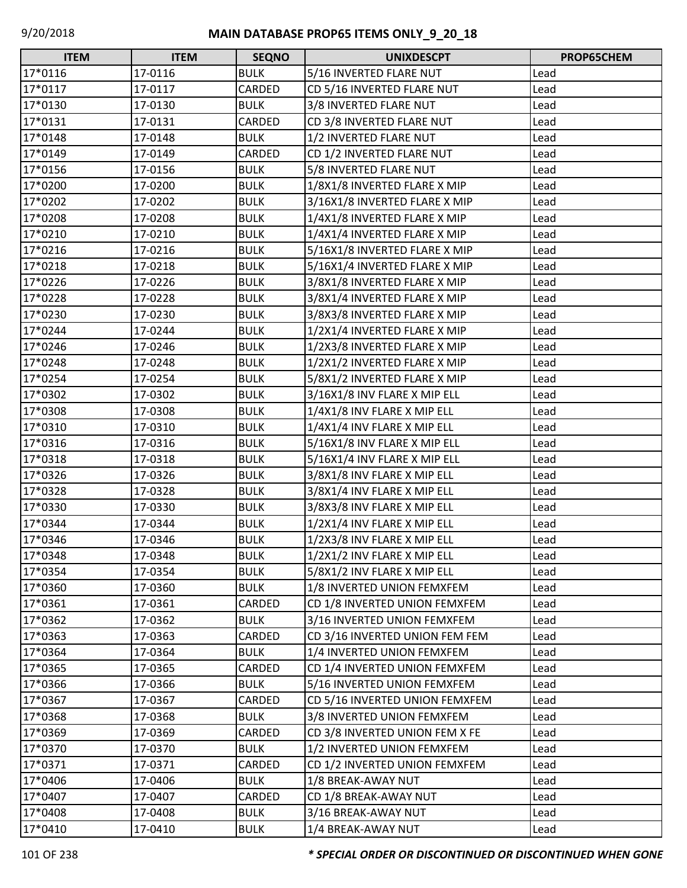# MAIN DATABASE PROP65 ITEMS ONLY_9_20_18

| ITEM | ITEM | SEQNO | UNIXDESCPT | PROP65CHEM |
|---|---|---|---|---|
| 17*0116 | 17-0116 | BULK | 5/16 INVERTED FLARE NUT | Lead |
| 17*0117 | 17-0117 | CARDED | CD 5/16 INVERTED FLARE NUT | Lead |
| 17*0130 | 17-0130 | BULK | 3/8 INVERTED FLARE NUT | Lead |
| 17*0131 | 17-0131 | CARDED | CD 3/8 INVERTED FLARE NUT | Lead |
| 17*0148 | 17-0148 | BULK | 1/2 INVERTED FLARE NUT | Lead |
| 17*0149 | 17-0149 | CARDED | CD 1/2 INVERTED FLARE NUT | Lead |
| 17*0156 | 17-0156 | BULK | 5/8 INVERTED FLARE NUT | Lead |
| 17*0200 | 17-0200 | BULK | 1/8X1/8 INVERTED FLARE X MIP | Lead |
| 17*0202 | 17-0202 | BULK | 3/16X1/8 INVERTED FLARE X MIP | Lead |
| 17*0208 | 17-0208 | BULK | 1/4X1/8 INVERTED FLARE X MIP | Lead |
| 17*0210 | 17-0210 | BULK | 1/4X1/4 INVERTED FLARE X MIP | Lead |
| 17*0216 | 17-0216 | BULK | 5/16X1/8 INVERTED FLARE X MIP | Lead |
| 17*0218 | 17-0218 | BULK | 5/16X1/4 INVERTED FLARE X MIP | Lead |
| 17*0226 | 17-0226 | BULK | 3/8X1/8 INVERTED FLARE X MIP | Lead |
| 17*0228 | 17-0228 | BULK | 3/8X1/4 INVERTED FLARE X MIP | Lead |
| 17*0230 | 17-0230 | BULK | 3/8X3/8 INVERTED FLARE X MIP | Lead |
| 17*0244 | 17-0244 | BULK | 1/2X1/4 INVERTED FLARE X MIP | Lead |
| 17*0246 | 17-0246 | BULK | 1/2X3/8 INVERTED FLARE X MIP | Lead |
| 17*0248 | 17-0248 | BULK | 1/2X1/2 INVERTED FLARE X MIP | Lead |
| 17*0254 | 17-0254 | BULK | 5/8X1/2 INVERTED FLARE X MIP | Lead |
| 17*0302 | 17-0302 | BULK | 3/16X1/8 INV FLARE X MIP ELL | Lead |
| 17*0308 | 17-0308 | BULK | 1/4X1/8 INV FLARE X MIP ELL | Lead |
| 17*0310 | 17-0310 | BULK | 1/4X1/4 INV FLARE X MIP ELL | Lead |
| 17*0316 | 17-0316 | BULK | 5/16X1/8 INV FLARE X MIP ELL | Lead |
| 17*0318 | 17-0318 | BULK | 5/16X1/4 INV FLARE X MIP ELL | Lead |
| 17*0326 | 17-0326 | BULK | 3/8X1/8 INV FLARE X MIP ELL | Lead |
| 17*0328 | 17-0328 | BULK | 3/8X1/4 INV FLARE X MIP ELL | Lead |
| 17*0330 | 17-0330 | BULK | 3/8X3/8 INV FLARE X MIP ELL | Lead |
| 17*0344 | 17-0344 | BULK | 1/2X1/4 INV FLARE X MIP ELL | Lead |
| 17*0346 | 17-0346 | BULK | 1/2X3/8 INV FLARE X MIP ELL | Lead |
| 17*0348 | 17-0348 | BULK | 1/2X1/2 INV FLARE X MIP ELL | Lead |
| 17*0354 | 17-0354 | BULK | 5/8X1/2 INV FLARE X MIP ELL | Lead |
| 17*0360 | 17-0360 | BULK | 1/8 INVERTED UNION FEMXFEM | Lead |
| 17*0361 | 17-0361 | CARDED | CD 1/8 INVERTED UNION FEMXFEM | Lead |
| 17*0362 | 17-0362 | BULK | 3/16 INVERTED UNION FEMXFEM | Lead |
| 17*0363 | 17-0363 | CARDED | CD 3/16 INVERTED UNION FEM FEM | Lead |
| 17*0364 | 17-0364 | BULK | 1/4 INVERTED UNION FEMXFEM | Lead |
| 17*0365 | 17-0365 | CARDED | CD 1/4 INVERTED UNION FEMXFEM | Lead |
| 17*0366 | 17-0366 | BULK | 5/16 INVERTED UNION FEMXFEM | Lead |
| 17*0367 | 17-0367 | CARDED | CD 5/16 INVERTED UNION FEMXFEM | Lead |
| 17*0368 | 17-0368 | BULK | 3/8 INVERTED UNION FEMXFEM | Lead |
| 17*0369 | 17-0369 | CARDED | CD 3/8 INVERTED UNION FEM X FE | Lead |
| 17*0370 | 17-0370 | BULK | 1/2 INVERTED UNION FEMXFEM | Lead |
| 17*0371 | 17-0371 | CARDED | CD 1/2 INVERTED UNION FEMXFEM | Lead |
| 17*0406 | 17-0406 | BULK | 1/8 BREAK-AWAY NUT | Lead |
| 17*0407 | 17-0407 | CARDED | CD 1/8 BREAK-AWAY NUT | Lead |
| 17*0408 | 17-0408 | BULK | 3/16 BREAK-AWAY NUT | Lead |
| 17*0410 | 17-0410 | BULK | 1/4 BREAK-AWAY NUT | Lead |

***\* SPECIAL ORDER OR DISCONTINUED OR DISCONTINUED WHEN GONE***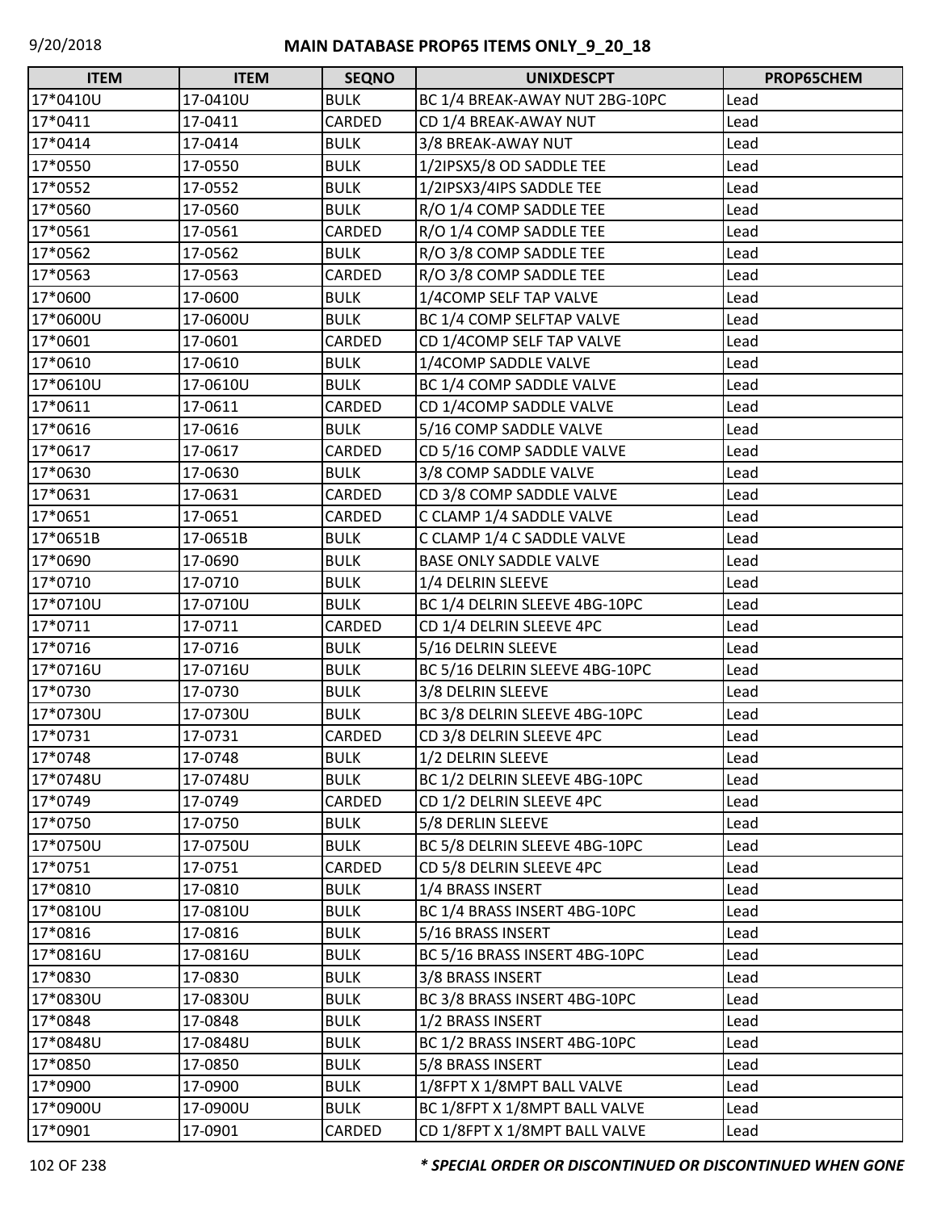# MAIN DATABASE PROP65 ITEMS ONLY_9_20_18

| ITEM | ITEM | SEQNO | UNIXDESCPT | PROP65CHEM |
|---|---|---|---|---|
| 17*0410U | 17-0410U | BULK | BC 1/4 BREAK-AWAY NUT 2BG-10PC | Lead |
| 17*0411 | 17-0411 | CARDED | CD 1/4 BREAK-AWAY NUT | Lead |
| 17*0414 | 17-0414 | BULK | 3/8 BREAK-AWAY NUT | Lead |
| 17*0550 | 17-0550 | BULK | 1/2IPSX5/8 OD SADDLE TEE | Lead |
| 17*0552 | 17-0552 | BULK | 1/2IPSX3/4IPS SADDLE TEE | Lead |
| 17*0560 | 17-0560 | BULK | R/O 1/4 COMP SADDLE TEE | Lead |
| 17*0561 | 17-0561 | CARDED | R/O 1/4 COMP SADDLE TEE | Lead |
| 17*0562 | 17-0562 | BULK | R/O 3/8 COMP SADDLE TEE | Lead |
| 17*0563 | 17-0563 | CARDED | R/O 3/8 COMP SADDLE TEE | Lead |
| 17*0600 | 17-0600 | BULK | 1/4COMP SELF TAP VALVE | Lead |
| 17*0600U | 17-0600U | BULK | BC 1/4 COMP SELFTAP VALVE | Lead |
| 17*0601 | 17-0601 | CARDED | CD 1/4COMP SELF TAP VALVE | Lead |
| 17*0610 | 17-0610 | BULK | 1/4COMP SADDLE VALVE | Lead |
| 17*0610U | 17-0610U | BULK | BC 1/4 COMP SADDLE VALVE | Lead |
| 17*0611 | 17-0611 | CARDED | CD 1/4COMP SADDLE VALVE | Lead |
| 17*0616 | 17-0616 | BULK | 5/16 COMP SADDLE VALVE | Lead |
| 17*0617 | 17-0617 | CARDED | CD 5/16 COMP SADDLE VALVE | Lead |
| 17*0630 | 17-0630 | BULK | 3/8 COMP SADDLE VALVE | Lead |
| 17*0631 | 17-0631 | CARDED | CD 3/8 COMP SADDLE VALVE | Lead |
| 17*0651 | 17-0651 | CARDED | C CLAMP 1/4 SADDLE VALVE | Lead |
| 17*0651B | 17-0651B | BULK | C CLAMP 1/4 C SADDLE VALVE | Lead |
| 17*0690 | 17-0690 | BULK | BASE ONLY SADDLE VALVE | Lead |
| 17*0710 | 17-0710 | BULK | 1/4 DELRIN SLEEVE | Lead |
| 17*0710U | 17-0710U | BULK | BC 1/4 DELRIN SLEEVE 4BG-10PC | Lead |
| 17*0711 | 17-0711 | CARDED | CD 1/4 DELRIN SLEEVE 4PC | Lead |
| 17*0716 | 17-0716 | BULK | 5/16 DELRIN SLEEVE | Lead |
| 17*0716U | 17-0716U | BULK | BC 5/16 DELRIN SLEEVE 4BG-10PC | Lead |
| 17*0730 | 17-0730 | BULK | 3/8 DELRIN SLEEVE | Lead |
| 17*0730U | 17-0730U | BULK | BC 3/8 DELRIN SLEEVE 4BG-10PC | Lead |
| 17*0731 | 17-0731 | CARDED | CD 3/8 DELRIN SLEEVE 4PC | Lead |
| 17*0748 | 17-0748 | BULK | 1/2 DELRIN SLEEVE | Lead |
| 17*0748U | 17-0748U | BULK | BC 1/2 DELRIN SLEEVE 4BG-10PC | Lead |
| 17*0749 | 17-0749 | CARDED | CD 1/2 DELRIN SLEEVE 4PC | Lead |
| 17*0750 | 17-0750 | BULK | 5/8 DERLIN SLEEVE | Lead |
| 17*0750U | 17-0750U | BULK | BC 5/8 DELRIN SLEEVE 4BG-10PC | Lead |
| 17*0751 | 17-0751 | CARDED | CD 5/8 DELRIN SLEEVE 4PC | Lead |
| 17*0810 | 17-0810 | BULK | 1/4 BRASS INSERT | Lead |
| 17*0810U | 17-0810U | BULK | BC 1/4 BRASS INSERT 4BG-10PC | Lead |
| 17*0816 | 17-0816 | BULK | 5/16 BRASS INSERT | Lead |
| 17*0816U | 17-0816U | BULK | BC 5/16 BRASS INSERT 4BG-10PC | Lead |
| 17*0830 | 17-0830 | BULK | 3/8 BRASS INSERT | Lead |
| 17*0830U | 17-0830U | BULK | BC 3/8 BRASS INSERT 4BG-10PC | Lead |
| 17*0848 | 17-0848 | BULK | 1/2 BRASS INSERT | Lead |
| 17*0848U | 17-0848U | BULK | BC 1/2 BRASS INSERT 4BG-10PC | Lead |
| 17*0850 | 17-0850 | BULK | 5/8 BRASS INSERT | Lead |
| 17*0900 | 17-0900 | BULK | 1/8FPT X 1/8MPT BALL VALVE | Lead |
| 17*0900U | 17-0900U | BULK | BC 1/8FPT X 1/8MPT BALL VALVE | Lead |
| 17*0901 | 17-0901 | CARDED | CD 1/8FPT X 1/8MPT BALL VALVE | Lead |

*** SPECIAL ORDER OR DISCONTINUED OR DISCONTINUED WHEN GONE**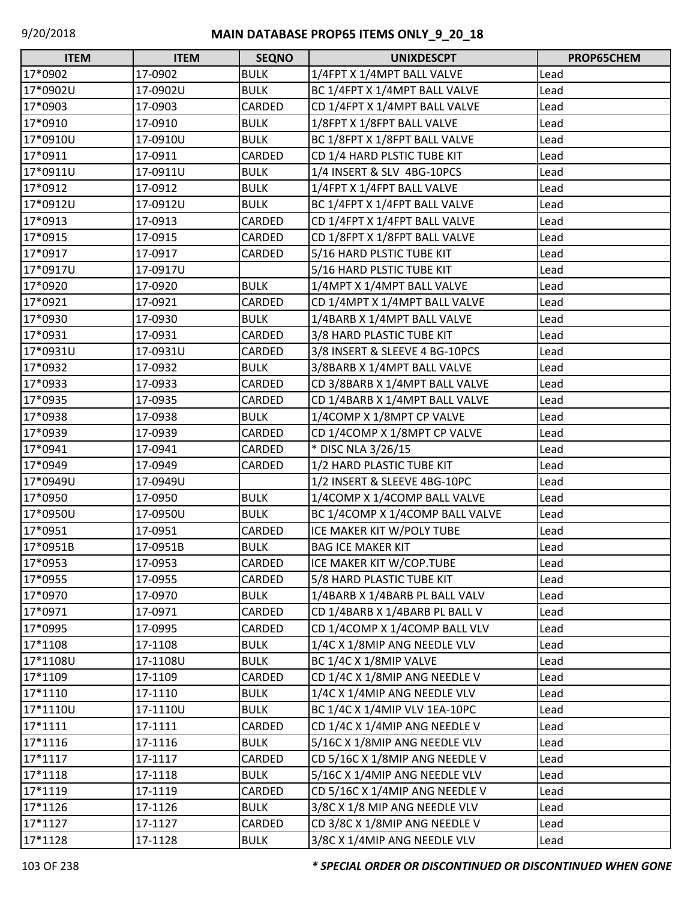| ITEM | ITEM | SEQNO | UNIXDESCPT | PROP65CHEM |
|---|---|---|---|---|
| 17*0902 | 17-0902 | BULK | 1/4FPT X 1/4MPT BALL VALVE | Lead |
| 17*0902U | 17-0902U | BULK | BC 1/4FPT X 1/4MPT BALL VALVE | Lead |
| 17*0903 | 17-0903 | CARDED | CD 1/4FPT X 1/4MPT BALL VALVE | Lead |
| 17*0910 | 17-0910 | BULK | 1/8FPT X 1/8FPT BALL VALVE | Lead |
| 17*0910U | 17-0910U | BULK | BC 1/8FPT X 1/8FPT BALL VALVE | Lead |
| 17*0911 | 17-0911 | CARDED | CD 1/4 HARD PLSTIC TUBE KIT | Lead |
| 17*0911U | 17-0911U | BULK | 1/4 INSERT & SLV 4BG-10PCS | Lead |
| 17*0912 | 17-0912 | BULK | 1/4FPT X 1/4FPT BALL VALVE | Lead |
| 17*0912U | 17-0912U | BULK | BC 1/4FPT X 1/4FPT BALL VALVE | Lead |
| 17*0913 | 17-0913 | CARDED | CD 1/4FPT X 1/4FPT BALL VALVE | Lead |
| 17*0915 | 17-0915 | CARDED | CD 1/8FPT X 1/8FPT BALL VALVE | Lead |
| 17*0917 | 17-0917 | CARDED | 5/16 HARD PLSTIC TUBE KIT | Lead |
| 17*0917U | 17-0917U | | 5/16 HARD PLSTIC TUBE KIT | Lead |
| 17*0920 | 17-0920 | BULK | 1/4MPT X 1/4MPT BALL VALVE | Lead |
| 17*0921 | 17-0921 | CARDED | CD 1/4MPT X 1/4MPT BALL VALVE | Lead |
| 17*0930 | 17-0930 | BULK | 1/4BARB X 1/4MPT BALL VALVE | Lead |
| 17*0931 | 17-0931 | CARDED | 3/8 HARD PLASTIC TUBE KIT | Lead |
| 17*0931U | 17-0931U | CARDED | 3/8 INSERT & SLEEVE 4 BG-10PCS | Lead |
| 17*0932 | 17-0932 | BULK | 3/8BARB X 1/4MPT BALL VALVE | Lead |
| 17*0933 | 17-0933 | CARDED | CD 3/8BARB X 1/4MPT BALL VALVE | Lead |
| 17*0935 | 17-0935 | CARDED | CD 1/4BARB X 1/4MPT BALL VALVE | Lead |
| 17*0938 | 17-0938 | BULK | 1/4COMP X 1/8MPT CP VALVE | Lead |
| 17*0939 | 17-0939 | CARDED | CD 1/4COMP X 1/8MPT CP VALVE | Lead |
| 17*0941 | 17-0941 | CARDED | * DISC NLA 3/26/15 | Lead |
| 17*0949 | 17-0949 | CARDED | 1/2 HARD PLASTIC TUBE KIT | Lead |
| 17*0949U | 17-0949U | | 1/2 INSERT & SLEEVE 4BG-10PC | Lead |
| 17*0950 | 17-0950 | BULK | 1/4COMP X 1/4COMP BALL VALVE | Lead |
| 17*0950U | 17-0950U | BULK | BC 1/4COMP X 1/4COMP BALL VALVE | Lead |
| 17*0951 | 17-0951 | CARDED | ICE MAKER KIT W/POLY TUBE | Lead |
| 17*0951B | 17-0951B | BULK | BAG ICE MAKER KIT | Lead |
| 17*0953 | 17-0953 | CARDED | ICE MAKER KIT W/COP.TUBE | Lead |
| 17*0955 | 17-0955 | CARDED | 5/8 HARD PLASTIC TUBE KIT | Lead |
| 17*0970 | 17-0970 | BULK | 1/4BARB X 1/4BARB PL BALL VALV | Lead |
| 17*0971 | 17-0971 | CARDED | CD 1/4BARB X 1/4BARB PL BALL V | Lead |
| 17*0995 | 17-0995 | CARDED | CD 1/4COMP X 1/4COMP BALL VLV | Lead |
| 17*1108 | 17-1108 | BULK | 1/4C X 1/8MIP ANG NEEDLE VLV | Lead |
| 17*1108U | 17-1108U | BULK | BC 1/4C X 1/8MIP VALVE | Lead |
| 17*1109 | 17-1109 | CARDED | CD 1/4C X 1/8MIP ANG NEEDLE V | Lead |
| 17*1110 | 17-1110 | BULK | 1/4C X 1/4MIP ANG NEEDLE VLV | Lead |
| 17*1110U | 17-1110U | BULK | BC 1/4C X 1/4MIP VLV 1EA-10PC | Lead |
| 17*1111 | 17-1111 | CARDED | CD 1/4C X 1/4MIP ANG NEEDLE V | Lead |
| 17*1116 | 17-1116 | BULK | 5/16C X 1/8MIP ANG NEEDLE VLV | Lead |
| 17*1117 | 17-1117 | CARDED | CD 5/16C X 1/8MIP ANG NEEDLE V | Lead |
| 17*1118 | 17-1118 | BULK | 5/16C X 1/4MIP ANG NEEDLE VLV | Lead |
| 17*1119 | 17-1119 | CARDED | CD 5/16C X 1/4MIP ANG NEEDLE V | Lead |
| 17*1126 | 17-1126 | BULK | 3/8C X 1/8 MIP ANG NEEDLE VLV | Lead |
| 17*1127 | 17-1127 | CARDED | CD 3/8C X 1/8MIP ANG NEEDLE V | Lead |
| 17*1128 | 17-1128 | BULK | 3/8C X 1/4MIP ANG NEEDLE VLV | Lead |

***\* SPECIAL ORDER OR DISCONTINUED OR DISCONTINUED WHEN GONE***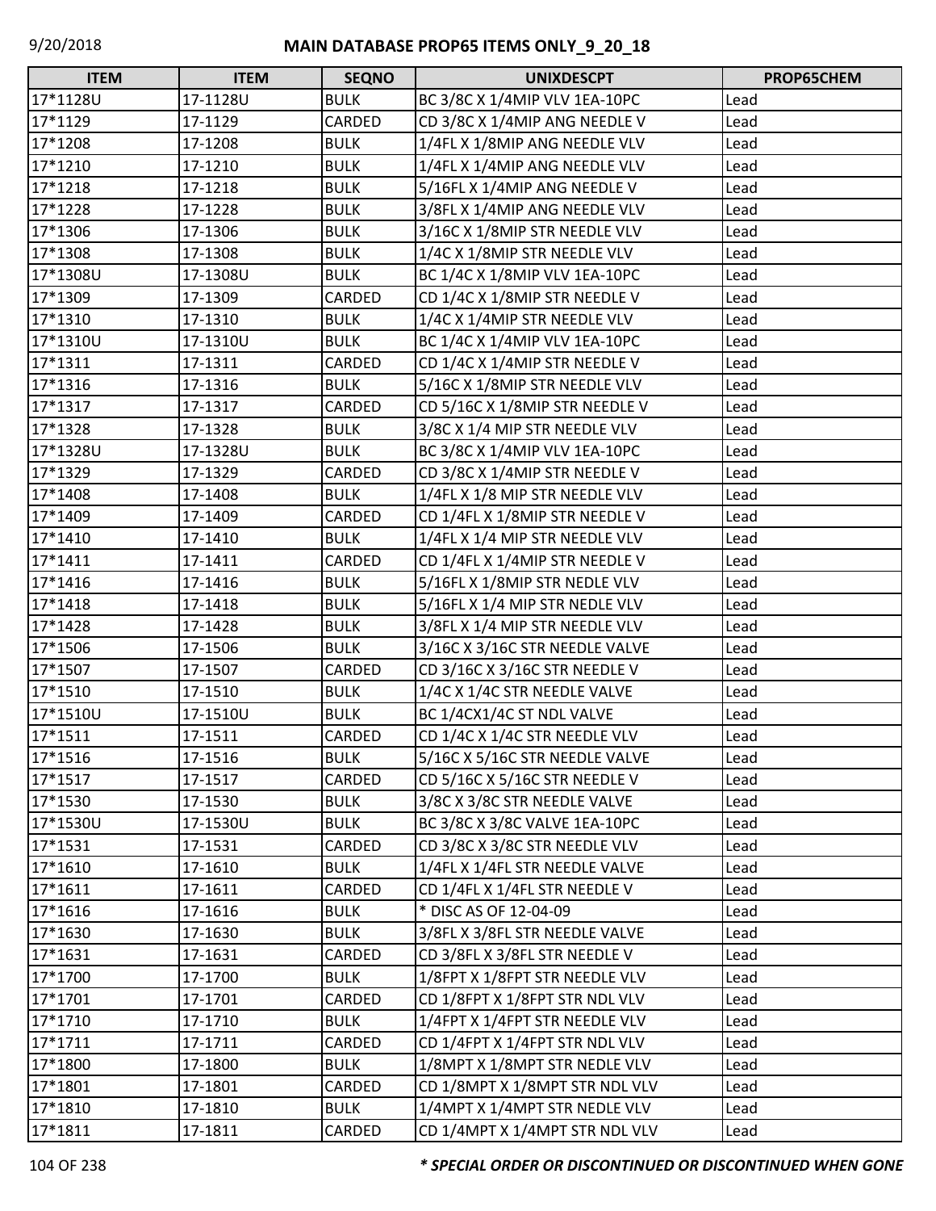| ITEM | ITEM | SEQNO | UNIXDESCPT | PROP65CHEM |
|---|---|---|---|---|
| 17*1128U | 17-1128U | BULK | BC 3/8C X 1/4MIP VLV 1EA-10PC | Lead |
| 17*1129 | 17-1129 | CARDED | CD 3/8C X 1/4MIP ANG NEEDLE V | Lead |
| 17*1208 | 17-1208 | BULK | 1/4FL X 1/8MIP ANG NEEDLE VLV | Lead |
| 17*1210 | 17-1210 | BULK | 1/4FL X 1/4MIP ANG NEEDLE VLV | Lead |
| 17*1218 | 17-1218 | BULK | 5/16FL X 1/4MIP ANG NEEDLE V | Lead |
| 17*1228 | 17-1228 | BULK | 3/8FL X 1/4MIP ANG NEEDLE VLV | Lead |
| 17*1306 | 17-1306 | BULK | 3/16C X 1/8MIP STR NEEDLE VLV | Lead |
| 17*1308 | 17-1308 | BULK | 1/4C X 1/8MIP STR NEEDLE VLV | Lead |
| 17*1308U | 17-1308U | BULK | BC 1/4C X 1/8MIP VLV 1EA-10PC | Lead |
| 17*1309 | 17-1309 | CARDED | CD 1/4C X 1/8MIP STR NEEDLE V | Lead |
| 17*1310 | 17-1310 | BULK | 1/4C X 1/4MIP STR NEEDLE VLV | Lead |
| 17*1310U | 17-1310U | BULK | BC 1/4C X 1/4MIP VLV 1EA-10PC | Lead |
| 17*1311 | 17-1311 | CARDED | CD 1/4C X 1/4MIP STR NEEDLE V | Lead |
| 17*1316 | 17-1316 | BULK | 5/16C X 1/8MIP STR NEEDLE VLV | Lead |
| 17*1317 | 17-1317 | CARDED | CD 5/16C X 1/8MIP STR NEEDLE V | Lead |
| 17*1328 | 17-1328 | BULK | 3/8C X 1/4 MIP STR NEEDLE VLV | Lead |
| 17*1328U | 17-1328U | BULK | BC 3/8C X 1/4MIP VLV 1EA-10PC | Lead |
| 17*1329 | 17-1329 | CARDED | CD 3/8C X 1/4MIP STR NEEDLE V | Lead |
| 17*1408 | 17-1408 | BULK | 1/4FL X 1/8 MIP STR NEEDLE VLV | Lead |
| 17*1409 | 17-1409 | CARDED | CD 1/4FL X 1/8MIP STR NEEDLE V | Lead |
| 17*1410 | 17-1410 | BULK | 1/4FL X 1/4 MIP STR NEEDLE VLV | Lead |
| 17*1411 | 17-1411 | CARDED | CD 1/4FL X 1/4MIP STR NEEDLE V | Lead |
| 17*1416 | 17-1416 | BULK | 5/16FL X 1/8MIP STR NEDLE VLV | Lead |
| 17*1418 | 17-1418 | BULK | 5/16FL X 1/4 MIP STR NEDLE VLV | Lead |
| 17*1428 | 17-1428 | BULK | 3/8FL X 1/4 MIP STR NEEDLE VLV | Lead |
| 17*1506 | 17-1506 | BULK | 3/16C X 3/16C STR NEEDLE VALVE | Lead |
| 17*1507 | 17-1507 | CARDED | CD 3/16C X 3/16C STR NEEDLE V | Lead |
| 17*1510 | 17-1510 | BULK | 1/4C X 1/4C STR NEEDLE VALVE | Lead |
| 17*1510U | 17-1510U | BULK | BC 1/4CX1/4C ST NDL VALVE | Lead |
| 17*1511 | 17-1511 | CARDED | CD 1/4C X 1/4C STR NEEDLE VLV | Lead |
| 17*1516 | 17-1516 | BULK | 5/16C X 5/16C STR NEEDLE VALVE | Lead |
| 17*1517 | 17-1517 | CARDED | CD 5/16C X 5/16C STR NEEDLE V | Lead |
| 17*1530 | 17-1530 | BULK | 3/8C X 3/8C STR NEEDLE VALVE | Lead |
| 17*1530U | 17-1530U | BULK | BC 3/8C X 3/8C VALVE 1EA-10PC | Lead |
| 17*1531 | 17-1531 | CARDED | CD 3/8C X 3/8C STR NEEDLE VLV | Lead |
| 17*1610 | 17-1610 | BULK | 1/4FL X 1/4FL STR NEEDLE VALVE | Lead |
| 17*1611 | 17-1611 | CARDED | CD 1/4FL X 1/4FL STR NEEDLE V | Lead |
| 17*1616 | 17-1616 | BULK | * DISC AS OF 12-04-09 | Lead |
| 17*1630 | 17-1630 | BULK | 3/8FL X 3/8FL STR NEEDLE VALVE | Lead |
| 17*1631 | 17-1631 | CARDED | CD 3/8FL X 3/8FL STR NEEDLE V | Lead |
| 17*1700 | 17-1700 | BULK | 1/8FPT X 1/8FPT STR NEEDLE VLV | Lead |
| 17*1701 | 17-1701 | CARDED | CD 1/8FPT X 1/8FPT STR NDL VLV | Lead |
| 17*1710 | 17-1710 | BULK | 1/4FPT X 1/4FPT STR NEEDLE VLV | Lead |
| 17*1711 | 17-1711 | CARDED | CD 1/4FPT X 1/4FPT STR NDL VLV | Lead |
| 17*1800 | 17-1800 | BULK | 1/8MPT X 1/8MPT STR NEDLE VLV | Lead |
| 17*1801 | 17-1801 | CARDED | CD 1/8MPT X 1/8MPT STR NDL VLV | Lead |
| 17*1810 | 17-1810 | BULK | 1/4MPT X 1/4MPT STR NEDLE VLV | Lead |
| 17*1811 | 17-1811 | CARDED | CD 1/4MPT X 1/4MPT STR NDL VLV | Lead |

*** SPECIAL ORDER OR DISCONTINUED OR DISCONTINUED WHEN GONE**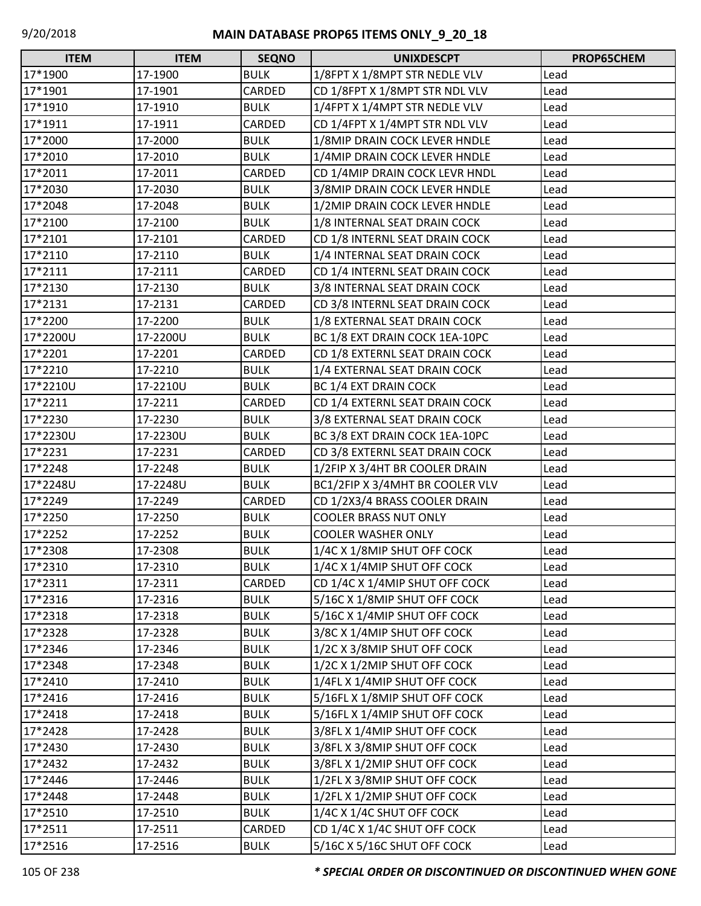| ITEM | ITEM | SEQNO | UNIXDESCPT | PROP65CHEM |
|---|---|---|---|---|
| 17*1900 | 17-1900 | BULK | 1/8FPT X 1/8MPT STR NEDLE VLV | Lead |
| 17*1901 | 17-1901 | CARDED | CD 1/8FPT X 1/8MPT STR NDL VLV | Lead |
| 17*1910 | 17-1910 | BULK | 1/4FPT X 1/4MPT STR NEDLE VLV | Lead |
| 17*1911 | 17-1911 | CARDED | CD 1/4FPT X 1/4MPT STR NDL VLV | Lead |
| 17*2000 | 17-2000 | BULK | 1/8MIP DRAIN COCK LEVER HNDLE | Lead |
| 17*2010 | 17-2010 | BULK | 1/4MIP DRAIN COCK LEVER HNDLE | Lead |
| 17*2011 | 17-2011 | CARDED | CD 1/4MIP DRAIN COCK LEVR HNDL | Lead |
| 17*2030 | 17-2030 | BULK | 3/8MIP DRAIN COCK LEVER HNDLE | Lead |
| 17*2048 | 17-2048 | BULK | 1/2MIP DRAIN COCK LEVER HNDLE | Lead |
| 17*2100 | 17-2100 | BULK | 1/8 INTERNAL SEAT DRAIN COCK | Lead |
| 17*2101 | 17-2101 | CARDED | CD 1/8 INTERNL SEAT DRAIN COCK | Lead |
| 17*2110 | 17-2110 | BULK | 1/4 INTERNAL SEAT DRAIN COCK | Lead |
| 17*2111 | 17-2111 | CARDED | CD 1/4 INTERNL SEAT DRAIN COCK | Lead |
| 17*2130 | 17-2130 | BULK | 3/8 INTERNAL SEAT DRAIN COCK | Lead |
| 17*2131 | 17-2131 | CARDED | CD 3/8 INTERNL SEAT DRAIN COCK | Lead |
| 17*2200 | 17-2200 | BULK | 1/8 EXTERNAL SEAT DRAIN COCK | Lead |
| 17*2200U | 17-2200U | BULK | BC 1/8 EXT DRAIN COCK 1EA-10PC | Lead |
| 17*2201 | 17-2201 | CARDED | CD 1/8 EXTERNL SEAT DRAIN COCK | Lead |
| 17*2210 | 17-2210 | BULK | 1/4 EXTERNAL SEAT DRAIN COCK | Lead |
| 17*2210U | 17-2210U | BULK | BC 1/4 EXT DRAIN COCK | Lead |
| 17*2211 | 17-2211 | CARDED | CD 1/4 EXTERNL SEAT DRAIN COCK | Lead |
| 17*2230 | 17-2230 | BULK | 3/8 EXTERNAL SEAT DRAIN COCK | Lead |
| 17*2230U | 17-2230U | BULK | BC 3/8 EXT DRAIN COCK 1EA-10PC | Lead |
| 17*2231 | 17-2231 | CARDED | CD 3/8 EXTERNL SEAT DRAIN COCK | Lead |
| 17*2248 | 17-2248 | BULK | 1/2FIP X 3/4HT BR COOLER DRAIN | Lead |
| 17*2248U | 17-2248U | BULK | BC1/2FIP X 3/4MHT BR COOLER VLV | Lead |
| 17*2249 | 17-2249 | CARDED | CD 1/2X3/4 BRASS COOLER DRAIN | Lead |
| 17*2250 | 17-2250 | BULK | COOLER BRASS NUT ONLY | Lead |
| 17*2252 | 17-2252 | BULK | COOLER WASHER ONLY | Lead |
| 17*2308 | 17-2308 | BULK | 1/4C X 1/8MIP SHUT OFF COCK | Lead |
| 17*2310 | 17-2310 | BULK | 1/4C X 1/4MIP SHUT OFF COCK | Lead |
| 17*2311 | 17-2311 | CARDED | CD 1/4C X 1/4MIP SHUT OFF COCK | Lead |
| 17*2316 | 17-2316 | BULK | 5/16C X 1/8MIP SHUT OFF COCK | Lead |
| 17*2318 | 17-2318 | BULK | 5/16C X 1/4MIP SHUT OFF COCK | Lead |
| 17*2328 | 17-2328 | BULK | 3/8C X 1/4MIP SHUT OFF COCK | Lead |
| 17*2346 | 17-2346 | BULK | 1/2C X 3/8MIP SHUT OFF COCK | Lead |
| 17*2348 | 17-2348 | BULK | 1/2C X 1/2MIP SHUT OFF COCK | Lead |
| 17*2410 | 17-2410 | BULK | 1/4FL X 1/4MIP SHUT OFF COCK | Lead |
| 17*2416 | 17-2416 | BULK | 5/16FL X 1/8MIP SHUT OFF COCK | Lead |
| 17*2418 | 17-2418 | BULK | 5/16FL X 1/4MIP SHUT OFF COCK | Lead |
| 17*2428 | 17-2428 | BULK | 3/8FL X 1/4MIP SHUT OFF COCK | Lead |
| 17*2430 | 17-2430 | BULK | 3/8FL X 3/8MIP SHUT OFF COCK | Lead |
| 17*2432 | 17-2432 | BULK | 3/8FL X 1/2MIP SHUT OFF COCK | Lead |
| 17*2446 | 17-2446 | BULK | 1/2FL X 3/8MIP SHUT OFF COCK | Lead |
| 17*2448 | 17-2448 | BULK | 1/2FL X 1/2MIP SHUT OFF COCK | Lead |
| 17*2510 | 17-2510 | BULK | 1/4C X 1/4C SHUT OFF COCK | Lead |
| 17*2511 | 17-2511 | CARDED | CD 1/4C X 1/4C SHUT OFF COCK | Lead |
| 17*2516 | 17-2516 | BULK | 5/16C X 5/16C SHUT OFF COCK | Lead |

***** SPECIAL ORDER OR DISCONTINUED OR DISCONTINUED WHEN GONE*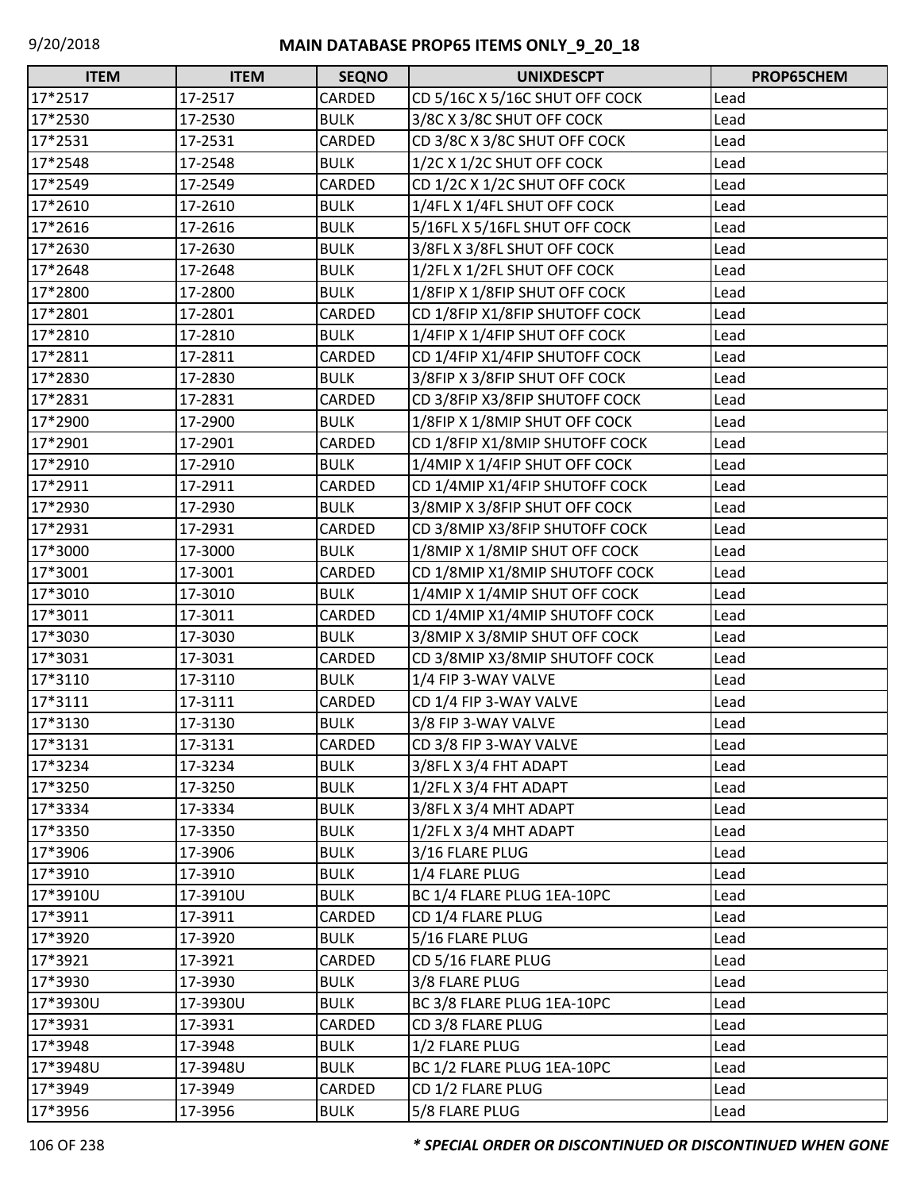| ITEM | ITEM | SEQNO | UNIXDESCPT | PROP65CHEM |
|---|---|---|---|---|
| 17*2517 | 17-2517 | CARDED | CD 5/16C X 5/16C SHUT OFF COCK | Lead |
| 17*2530 | 17-2530 | BULK | 3/8C X 3/8C SHUT OFF COCK | Lead |
| 17*2531 | 17-2531 | CARDED | CD 3/8C X 3/8C SHUT OFF COCK | Lead |
| 17*2548 | 17-2548 | BULK | 1/2C X 1/2C SHUT OFF COCK | Lead |
| 17*2549 | 17-2549 | CARDED | CD 1/2C X 1/2C SHUT OFF COCK | Lead |
| 17*2610 | 17-2610 | BULK | 1/4FL X 1/4FL SHUT OFF COCK | Lead |
| 17*2616 | 17-2616 | BULK | 5/16FL X 5/16FL SHUT OFF COCK | Lead |
| 17*2630 | 17-2630 | BULK | 3/8FL X 3/8FL SHUT OFF COCK | Lead |
| 17*2648 | 17-2648 | BULK | 1/2FL X 1/2FL SHUT OFF COCK | Lead |
| 17*2800 | 17-2800 | BULK | 1/8FIP X 1/8FIP SHUT OFF COCK | Lead |
| 17*2801 | 17-2801 | CARDED | CD 1/8FIP X1/8FIP SHUTOFF COCK | Lead |
| 17*2810 | 17-2810 | BULK | 1/4FIP X 1/4FIP SHUT OFF COCK | Lead |
| 17*2811 | 17-2811 | CARDED | CD 1/4FIP X1/4FIP SHUTOFF COCK | Lead |
| 17*2830 | 17-2830 | BULK | 3/8FIP X 3/8FIP SHUT OFF COCK | Lead |
| 17*2831 | 17-2831 | CARDED | CD 3/8FIP X3/8FIP SHUTOFF COCK | Lead |
| 17*2900 | 17-2900 | BULK | 1/8FIP X 1/8MIP SHUT OFF COCK | Lead |
| 17*2901 | 17-2901 | CARDED | CD 1/8FIP X1/8MIP SHUTOFF COCK | Lead |
| 17*2910 | 17-2910 | BULK | 1/4MIP X 1/4FIP SHUT OFF COCK | Lead |
| 17*2911 | 17-2911 | CARDED | CD 1/4MIP X1/4FIP SHUTOFF COCK | Lead |
| 17*2930 | 17-2930 | BULK | 3/8MIP X 3/8FIP SHUT OFF COCK | Lead |
| 17*2931 | 17-2931 | CARDED | CD 3/8MIP X3/8FIP SHUTOFF COCK | Lead |
| 17*3000 | 17-3000 | BULK | 1/8MIP X 1/8MIP SHUT OFF COCK | Lead |
| 17*3001 | 17-3001 | CARDED | CD 1/8MIP X1/8MIP SHUTOFF COCK | Lead |
| 17*3010 | 17-3010 | BULK | 1/4MIP X 1/4MIP SHUT OFF COCK | Lead |
| 17*3011 | 17-3011 | CARDED | CD 1/4MIP X1/4MIP SHUTOFF COCK | Lead |
| 17*3030 | 17-3030 | BULK | 3/8MIP X 3/8MIP SHUT OFF COCK | Lead |
| 17*3031 | 17-3031 | CARDED | CD 3/8MIP X3/8MIP SHUTOFF COCK | Lead |
| 17*3110 | 17-3110 | BULK | 1/4 FIP 3-WAY VALVE | Lead |
| 17*3111 | 17-3111 | CARDED | CD 1/4 FIP 3-WAY VALVE | Lead |
| 17*3130 | 17-3130 | BULK | 3/8 FIP 3-WAY VALVE | Lead |
| 17*3131 | 17-3131 | CARDED | CD 3/8 FIP 3-WAY VALVE | Lead |
| 17*3234 | 17-3234 | BULK | 3/8FL X 3/4 FHT ADAPT | Lead |
| 17*3250 | 17-3250 | BULK | 1/2FL X 3/4 FHT ADAPT | Lead |
| 17*3334 | 17-3334 | BULK | 3/8FL X 3/4 MHT ADAPT | Lead |
| 17*3350 | 17-3350 | BULK | 1/2FL X 3/4 MHT ADAPT | Lead |
| 17*3906 | 17-3906 | BULK | 3/16 FLARE PLUG | Lead |
| 17*3910 | 17-3910 | BULK | 1/4 FLARE PLUG | Lead |
| 17*3910U | 17-3910U | BULK | BC 1/4 FLARE PLUG 1EA-10PC | Lead |
| 17*3911 | 17-3911 | CARDED | CD 1/4 FLARE PLUG | Lead |
| 17*3920 | 17-3920 | BULK | 5/16 FLARE PLUG | Lead |
| 17*3921 | 17-3921 | CARDED | CD 5/16 FLARE PLUG | Lead |
| 17*3930 | 17-3930 | BULK | 3/8 FLARE PLUG | Lead |
| 17*3930U | 17-3930U | BULK | BC 3/8 FLARE PLUG 1EA-10PC | Lead |
| 17*3931 | 17-3931 | CARDED | CD 3/8 FLARE PLUG | Lead |
| 17*3948 | 17-3948 | BULK | 1/2 FLARE PLUG | Lead |
| 17*3948U | 17-3948U | BULK | BC 1/2 FLARE PLUG 1EA-10PC | Lead |
| 17*3949 | 17-3949 | CARDED | CD 1/2 FLARE PLUG | Lead |
| 17*3956 | 17-3956 | BULK | 5/8 FLARE PLUG | Lead |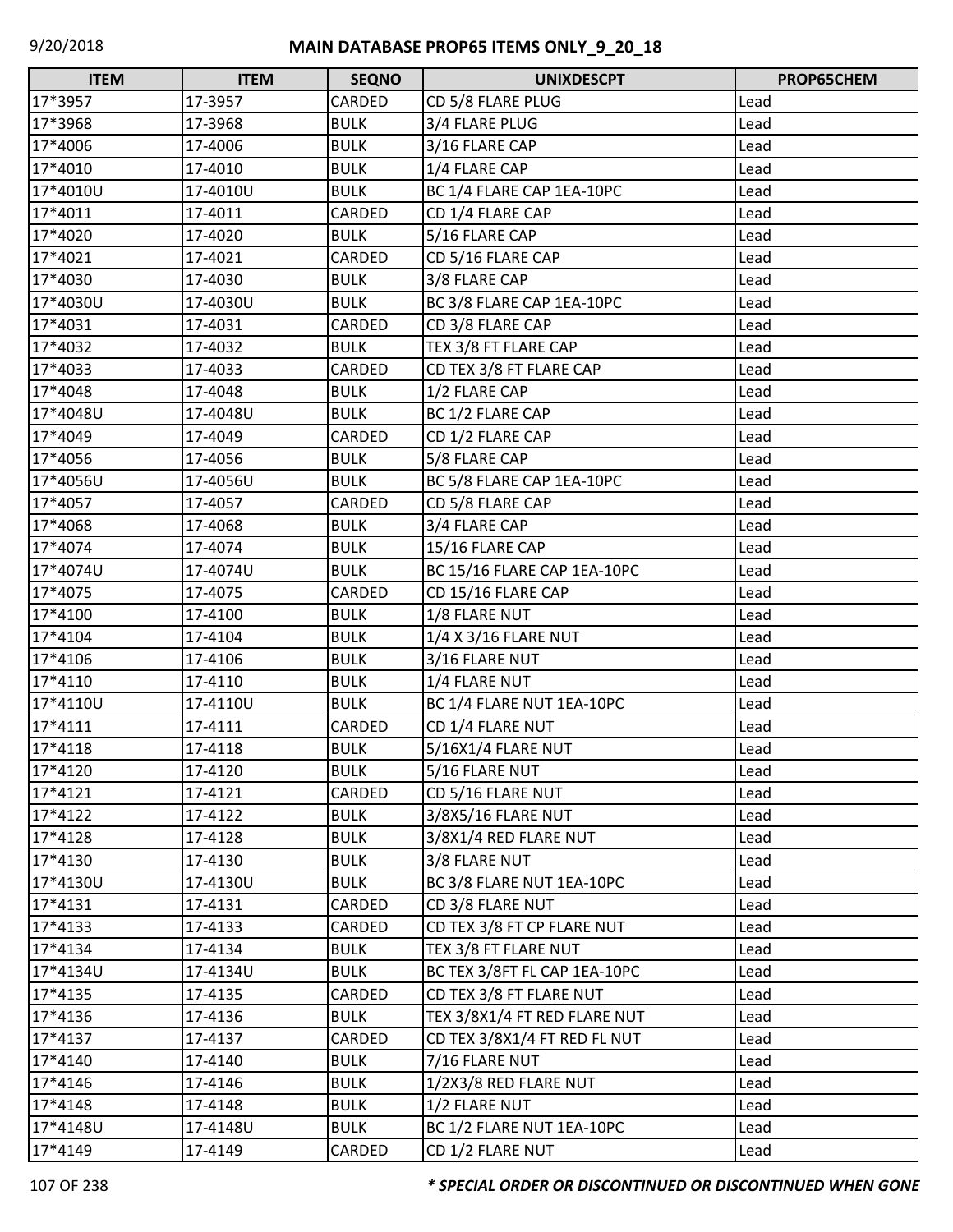| ITEM | ITEM | SEQNO | UNIXDESCPT | PROP65CHEM |
|---|---|---|---|---|
| 17*3957 | 17-3957 | CARDED | CD 5/8 FLARE PLUG | Lead |
| 17*3968 | 17-3968 | BULK | 3/4 FLARE PLUG | Lead |
| 17*4006 | 17-4006 | BULK | 3/16 FLARE CAP | Lead |
| 17*4010 | 17-4010 | BULK | 1/4 FLARE CAP | Lead |
| 17*4010U | 17-4010U | BULK | BC 1/4 FLARE CAP 1EA-10PC | Lead |
| 17*4011 | 17-4011 | CARDED | CD 1/4 FLARE CAP | Lead |
| 17*4020 | 17-4020 | BULK | 5/16 FLARE CAP | Lead |
| 17*4021 | 17-4021 | CARDED | CD 5/16 FLARE CAP | Lead |
| 17*4030 | 17-4030 | BULK | 3/8 FLARE CAP | Lead |
| 17*4030U | 17-4030U | BULK | BC 3/8 FLARE CAP 1EA-10PC | Lead |
| 17*4031 | 17-4031 | CARDED | CD 3/8 FLARE CAP | Lead |
| 17*4032 | 17-4032 | BULK | TEX 3/8 FT FLARE CAP | Lead |
| 17*4033 | 17-4033 | CARDED | CD TEX 3/8 FT FLARE CAP | Lead |
| 17*4048 | 17-4048 | BULK | 1/2 FLARE CAP | Lead |
| 17*4048U | 17-4048U | BULK | BC 1/2 FLARE CAP | Lead |
| 17*4049 | 17-4049 | CARDED | CD 1/2 FLARE CAP | Lead |
| 17*4056 | 17-4056 | BULK | 5/8 FLARE CAP | Lead |
| 17*4056U | 17-4056U | BULK | BC 5/8 FLARE CAP 1EA-10PC | Lead |
| 17*4057 | 17-4057 | CARDED | CD 5/8 FLARE CAP | Lead |
| 17*4068 | 17-4068 | BULK | 3/4 FLARE CAP | Lead |
| 17*4074 | 17-4074 | BULK | 15/16 FLARE CAP | Lead |
| 17*4074U | 17-4074U | BULK | BC 15/16 FLARE CAP 1EA-10PC | Lead |
| 17*4075 | 17-4075 | CARDED | CD 15/16 FLARE CAP | Lead |
| 17*4100 | 17-4100 | BULK | 1/8 FLARE NUT | Lead |
| 17*4104 | 17-4104 | BULK | 1/4 X 3/16 FLARE NUT | Lead |
| 17*4106 | 17-4106 | BULK | 3/16 FLARE NUT | Lead |
| 17*4110 | 17-4110 | BULK | 1/4 FLARE NUT | Lead |
| 17*4110U | 17-4110U | BULK | BC 1/4 FLARE NUT 1EA-10PC | Lead |
| 17*4111 | 17-4111 | CARDED | CD 1/4 FLARE NUT | Lead |
| 17*4118 | 17-4118 | BULK | 5/16X1/4 FLARE NUT | Lead |
| 17*4120 | 17-4120 | BULK | 5/16 FLARE NUT | Lead |
| 17*4121 | 17-4121 | CARDED | CD 5/16 FLARE NUT | Lead |
| 17*4122 | 17-4122 | BULK | 3/8X5/16 FLARE NUT | Lead |
| 17*4128 | 17-4128 | BULK | 3/8X1/4 RED FLARE NUT | Lead |
| 17*4130 | 17-4130 | BULK | 3/8 FLARE NUT | Lead |
| 17*4130U | 17-4130U | BULK | BC 3/8 FLARE NUT 1EA-10PC | Lead |
| 17*4131 | 17-4131 | CARDED | CD 3/8 FLARE NUT | Lead |
| 17*4133 | 17-4133 | CARDED | CD TEX 3/8 FT CP FLARE NUT | Lead |
| 17*4134 | 17-4134 | BULK | TEX 3/8 FT FLARE NUT | Lead |
| 17*4134U | 17-4134U | BULK | BC TEX 3/8FT FL CAP 1EA-10PC | Lead |
| 17*4135 | 17-4135 | CARDED | CD TEX 3/8 FT FLARE NUT | Lead |
| 17*4136 | 17-4136 | BULK | TEX 3/8X1/4 FT RED FLARE NUT | Lead |
| 17*4137 | 17-4137 | CARDED | CD TEX 3/8X1/4 FT RED FL NUT | Lead |
| 17*4140 | 17-4140 | BULK | 7/16 FLARE NUT | Lead |
| 17*4146 | 17-4146 | BULK | 1/2X3/8 RED FLARE NUT | Lead |
| 17*4148 | 17-4148 | BULK | 1/2 FLARE NUT | Lead |
| 17*4148U | 17-4148U | BULK | BC 1/2 FLARE NUT 1EA-10PC | Lead |
| 17*4149 | 17-4149 | CARDED | CD 1/2 FLARE NUT | Lead |

***\* SPECIAL ORDER OR DISCONTINUED OR DISCONTINUED WHEN GONE***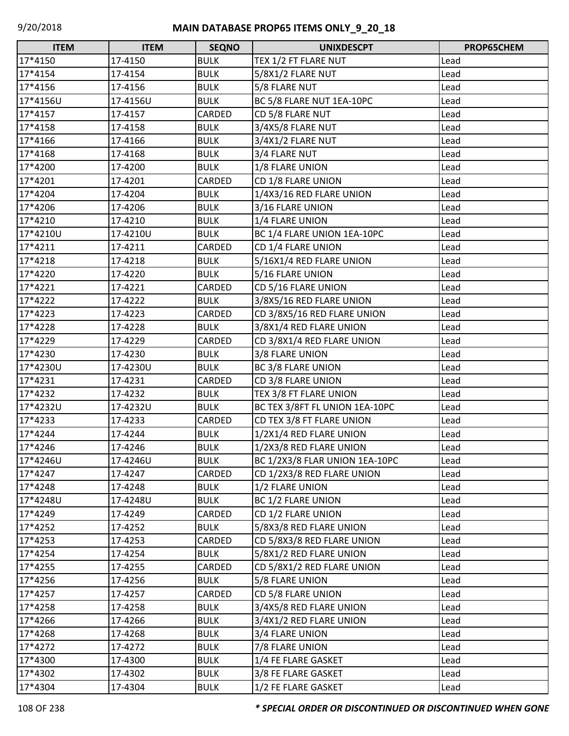| ITEM | ITEM | SEQNO | UNIXDESCPT | PROP65CHEM |
|---|---|---|---|---|
| 17*4150 | 17-4150 | BULK | TEX 1/2 FT FLARE NUT | Lead |
| 17*4154 | 17-4154 | BULK | 5/8X1/2 FLARE NUT | Lead |
| 17*4156 | 17-4156 | BULK | 5/8 FLARE NUT | Lead |
| 17*4156U | 17-4156U | BULK | BC 5/8 FLARE NUT 1EA-10PC | Lead |
| 17*4157 | 17-4157 | CARDED | CD 5/8 FLARE NUT | Lead |
| 17*4158 | 17-4158 | BULK | 3/4X5/8 FLARE NUT | Lead |
| 17*4166 | 17-4166 | BULK | 3/4X1/2 FLARE NUT | Lead |
| 17*4168 | 17-4168 | BULK | 3/4 FLARE NUT | Lead |
| 17*4200 | 17-4200 | BULK | 1/8 FLARE UNION | Lead |
| 17*4201 | 17-4201 | CARDED | CD 1/8 FLARE UNION | Lead |
| 17*4204 | 17-4204 | BULK | 1/4X3/16 RED FLARE UNION | Lead |
| 17*4206 | 17-4206 | BULK | 3/16 FLARE UNION | Lead |
| 17*4210 | 17-4210 | BULK | 1/4 FLARE UNION | Lead |
| 17*4210U | 17-4210U | BULK | BC 1/4 FLARE UNION 1EA-10PC | Lead |
| 17*4211 | 17-4211 | CARDED | CD 1/4 FLARE UNION | Lead |
| 17*4218 | 17-4218 | BULK | 5/16X1/4 RED FLARE UNION | Lead |
| 17*4220 | 17-4220 | BULK | 5/16 FLARE UNION | Lead |
| 17*4221 | 17-4221 | CARDED | CD 5/16 FLARE UNION | Lead |
| 17*4222 | 17-4222 | BULK | 3/8X5/16 RED FLARE UNION | Lead |
| 17*4223 | 17-4223 | CARDED | CD 3/8X5/16 RED FLARE UNION | Lead |
| 17*4228 | 17-4228 | BULK | 3/8X1/4 RED FLARE UNION | Lead |
| 17*4229 | 17-4229 | CARDED | CD 3/8X1/4 RED FLARE UNION | Lead |
| 17*4230 | 17-4230 | BULK | 3/8 FLARE UNION | Lead |
| 17*4230U | 17-4230U | BULK | BC 3/8 FLARE UNION | Lead |
| 17*4231 | 17-4231 | CARDED | CD 3/8 FLARE UNION | Lead |
| 17*4232 | 17-4232 | BULK | TEX 3/8 FT FLARE UNION | Lead |
| 17*4232U | 17-4232U | BULK | BC TEX 3/8FT FL UNION 1EA-10PC | Lead |
| 17*4233 | 17-4233 | CARDED | CD TEX 3/8 FT FLARE UNION | Lead |
| 17*4244 | 17-4244 | BULK | 1/2X1/4 RED FLARE UNION | Lead |
| 17*4246 | 17-4246 | BULK | 1/2X3/8 RED FLARE UNION | Lead |
| 17*4246U | 17-4246U | BULK | BC 1/2X3/8 FLAR UNION 1EA-10PC | Lead |
| 17*4247 | 17-4247 | CARDED | CD 1/2X3/8 RED FLARE UNION | Lead |
| 17*4248 | 17-4248 | BULK | 1/2 FLARE UNION | Lead |
| 17*4248U | 17-4248U | BULK | BC 1/2 FLARE UNION | Lead |
| 17*4249 | 17-4249 | CARDED | CD 1/2 FLARE UNION | Lead |
| 17*4252 | 17-4252 | BULK | 5/8X3/8 RED FLARE UNION | Lead |
| 17*4253 | 17-4253 | CARDED | CD 5/8X3/8 RED FLARE UNION | Lead |
| 17*4254 | 17-4254 | BULK | 5/8X1/2 RED FLARE UNION | Lead |
| 17*4255 | 17-4255 | CARDED | CD 5/8X1/2 RED FLARE UNION | Lead |
| 17*4256 | 17-4256 | BULK | 5/8 FLARE UNION | Lead |
| 17*4257 | 17-4257 | CARDED | CD 5/8 FLARE UNION | Lead |
| 17*4258 | 17-4258 | BULK | 3/4X5/8 RED FLARE UNION | Lead |
| 17*4266 | 17-4266 | BULK | 3/4X1/2 RED FLARE UNION | Lead |
| 17*4268 | 17-4268 | BULK | 3/4 FLARE UNION | Lead |
| 17*4272 | 17-4272 | BULK | 7/8 FLARE UNION | Lead |
| 17*4300 | 17-4300 | BULK | 1/4 FE FLARE GASKET | Lead |
| 17*4302 | 17-4302 | BULK | 3/8 FE FLARE GASKET | Lead |
| 17*4304 | 17-4304 | BULK | 1/2 FE FLARE GASKET | Lead |

***\* SPECIAL ORDER OR DISCONTINUED OR DISCONTINUED WHEN GONE***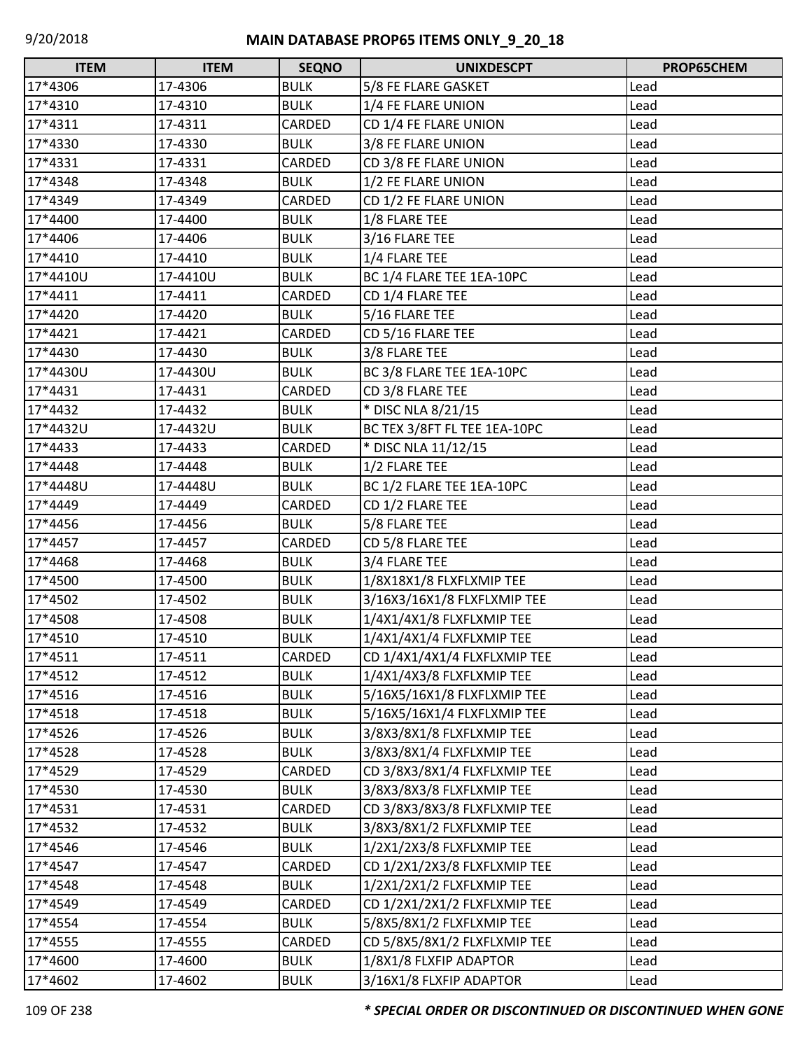| ITEM | ITEM | SEQNO | UNIXDESCPT | PROP65CHEM |
| --- | --- | --- | --- | --- |
| 17*4306 | 17-4306 | BULK | 5/8 FE FLARE GASKET | Lead |
| 17*4310 | 17-4310 | BULK | 1/4 FE FLARE UNION | Lead |
| 17*4311 | 17-4311 | CARDED | CD 1/4 FE FLARE UNION | Lead |
| 17*4330 | 17-4330 | BULK | 3/8 FE FLARE UNION | Lead |
| 17*4331 | 17-4331 | CARDED | CD 3/8 FE FLARE UNION | Lead |
| 17*4348 | 17-4348 | BULK | 1/2 FE FLARE UNION | Lead |
| 17*4349 | 17-4349 | CARDED | CD 1/2 FE FLARE UNION | Lead |
| 17*4400 | 17-4400 | BULK | 1/8 FLARE TEE | Lead |
| 17*4406 | 17-4406 | BULK | 3/16 FLARE TEE | Lead |
| 17*4410 | 17-4410 | BULK | 1/4 FLARE TEE | Lead |
| 17*4410U | 17-4410U | BULK | BC 1/4 FLARE TEE 1EA-10PC | Lead |
| 17*4411 | 17-4411 | CARDED | CD 1/4 FLARE TEE | Lead |
| 17*4420 | 17-4420 | BULK | 5/16 FLARE TEE | Lead |
| 17*4421 | 17-4421 | CARDED | CD 5/16 FLARE TEE | Lead |
| 17*4430 | 17-4430 | BULK | 3/8 FLARE TEE | Lead |
| 17*4430U | 17-4430U | BULK | BC 3/8 FLARE TEE 1EA-10PC | Lead |
| 17*4431 | 17-4431 | CARDED | CD 3/8 FLARE TEE | Lead |
| 17*4432 | 17-4432 | BULK | * DISC NLA 8/21/15 | Lead |
| 17*4432U | 17-4432U | BULK | BC TEX 3/8FT FL TEE 1EA-10PC | Lead |
| 17*4433 | 17-4433 | CARDED | * DISC NLA 11/12/15 | Lead |
| 17*4448 | 17-4448 | BULK | 1/2 FLARE TEE | Lead |
| 17*4448U | 17-4448U | BULK | BC 1/2 FLARE TEE 1EA-10PC | Lead |
| 17*4449 | 17-4449 | CARDED | CD 1/2 FLARE TEE | Lead |
| 17*4456 | 17-4456 | BULK | 5/8 FLARE TEE | Lead |
| 17*4457 | 17-4457 | CARDED | CD 5/8 FLARE TEE | Lead |
| 17*4468 | 17-4468 | BULK | 3/4 FLARE TEE | Lead |
| 17*4500 | 17-4500 | BULK | 1/8X18X1/8 FLXFLXMIP TEE | Lead |
| 17*4502 | 17-4502 | BULK | 3/16X3/16X1/8 FLXFLXMIP TEE | Lead |
| 17*4508 | 17-4508 | BULK | 1/4X1/4X1/8 FLXFLXMIP TEE | Lead |
| 17*4510 | 17-4510 | BULK | 1/4X1/4X1/4 FLXFLXMIP TEE | Lead |
| 17*4511 | 17-4511 | CARDED | CD 1/4X1/4X1/4 FLXFLXMIP TEE | Lead |
| 17*4512 | 17-4512 | BULK | 1/4X1/4X3/8 FLXFLXMIP TEE | Lead |
| 17*4516 | 17-4516 | BULK | 5/16X5/16X1/8 FLXFLXMIP TEE | Lead |
| 17*4518 | 17-4518 | BULK | 5/16X5/16X1/4 FLXFLXMIP TEE | Lead |
| 17*4526 | 17-4526 | BULK | 3/8X3/8X1/8 FLXFLXMIP TEE | Lead |
| 17*4528 | 17-4528 | BULK | 3/8X3/8X1/4 FLXFLXMIP TEE | Lead |
| 17*4529 | 17-4529 | CARDED | CD 3/8X3/8X1/4 FLXFLXMIP TEE | Lead |
| 17*4530 | 17-4530 | BULK | 3/8X3/8X3/8 FLXFLXMIP TEE | Lead |
| 17*4531 | 17-4531 | CARDED | CD 3/8X3/8X3/8 FLXFLXMIP TEE | Lead |
| 17*4532 | 17-4532 | BULK | 3/8X3/8X1/2 FLXFLXMIP TEE | Lead |
| 17*4546 | 17-4546 | BULK | 1/2X1/2X3/8 FLXFLXMIP TEE | Lead |
| 17*4547 | 17-4547 | CARDED | CD 1/2X1/2X3/8 FLXFLXMIP TEE | Lead |
| 17*4548 | 17-4548 | BULK | 1/2X1/2X1/2 FLXFLXMIP TEE | Lead |
| 17*4549 | 17-4549 | CARDED | CD 1/2X1/2X1/2 FLXFLXMIP TEE | Lead |
| 17*4554 | 17-4554 | BULK | 5/8X5/8X1/2 FLXFLXMIP TEE | Lead |
| 17*4555 | 17-4555 | CARDED | CD 5/8X5/8X1/2 FLXFLXMIP TEE | Lead |
| 17*4600 | 17-4600 | BULK | 1/8X1/8 FLXFIP ADAPTOR | Lead |
| 17*4602 | 17-4602 | BULK | 3/16X1/8 FLXFIP ADAPTOR | Lead |

*** SPECIAL ORDER OR DISCONTINUED OR DISCONTINUED WHEN GONE**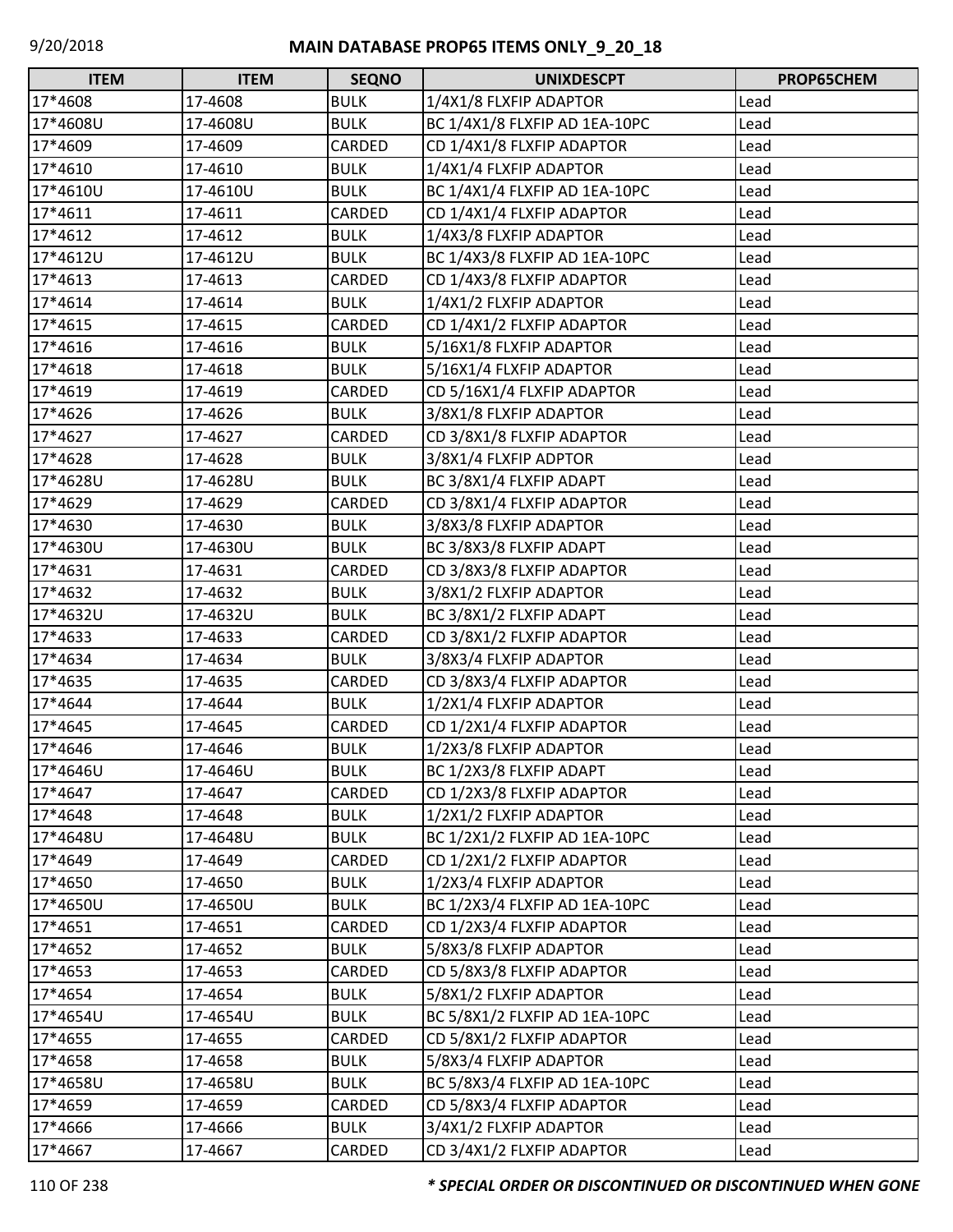| ITEM | ITEM | SEQNO | UNIXDESCPT | PROP65CHEM |
|---|---|---|---|---|
| 17*4608 | 17-4608 | BULK | 1/4X1/8 FLXFIP ADAPTOR | Lead |
| 17*4608U | 17-4608U | BULK | BC 1/4X1/8 FLXFIP AD 1EA-10PC | Lead |
| 17*4609 | 17-4609 | CARDED | CD 1/4X1/8 FLXFIP ADAPTOR | Lead |
| 17*4610 | 17-4610 | BULK | 1/4X1/4 FLXFIP ADAPTOR | Lead |
| 17*4610U | 17-4610U | BULK | BC 1/4X1/4 FLXFIP AD 1EA-10PC | Lead |
| 17*4611 | 17-4611 | CARDED | CD 1/4X1/4 FLXFIP ADAPTOR | Lead |
| 17*4612 | 17-4612 | BULK | 1/4X3/8 FLXFIP ADAPTOR | Lead |
| 17*4612U | 17-4612U | BULK | BC 1/4X3/8 FLXFIP AD 1EA-10PC | Lead |
| 17*4613 | 17-4613 | CARDED | CD 1/4X3/8 FLXFIP ADAPTOR | Lead |
| 17*4614 | 17-4614 | BULK | 1/4X1/2 FLXFIP ADAPTOR | Lead |
| 17*4615 | 17-4615 | CARDED | CD 1/4X1/2 FLXFIP ADAPTOR | Lead |
| 17*4616 | 17-4616 | BULK | 5/16X1/8 FLXFIP ADAPTOR | Lead |
| 17*4618 | 17-4618 | BULK | 5/16X1/4 FLXFIP ADAPTOR | Lead |
| 17*4619 | 17-4619 | CARDED | CD 5/16X1/4 FLXFIP ADAPTOR | Lead |
| 17*4626 | 17-4626 | BULK | 3/8X1/8 FLXFIP ADAPTOR | Lead |
| 17*4627 | 17-4627 | CARDED | CD 3/8X1/8 FLXFIP ADAPTOR | Lead |
| 17*4628 | 17-4628 | BULK | 3/8X1/4 FLXFIP ADPTOR | Lead |
| 17*4628U | 17-4628U | BULK | BC 3/8X1/4 FLXFIP ADAPT | Lead |
| 17*4629 | 17-4629 | CARDED | CD 3/8X1/4 FLXFIP ADAPTOR | Lead |
| 17*4630 | 17-4630 | BULK | 3/8X3/8 FLXFIP ADAPTOR | Lead |
| 17*4630U | 17-4630U | BULK | BC 3/8X3/8 FLXFIP ADAPT | Lead |
| 17*4631 | 17-4631 | CARDED | CD 3/8X3/8 FLXFIP ADAPTOR | Lead |
| 17*4632 | 17-4632 | BULK | 3/8X1/2 FLXFIP ADAPTOR | Lead |
| 17*4632U | 17-4632U | BULK | BC 3/8X1/2 FLXFIP ADAPT | Lead |
| 17*4633 | 17-4633 | CARDED | CD 3/8X1/2 FLXFIP ADAPTOR | Lead |
| 17*4634 | 17-4634 | BULK | 3/8X3/4 FLXFIP ADAPTOR | Lead |
| 17*4635 | 17-4635 | CARDED | CD 3/8X3/4 FLXFIP ADAPTOR | Lead |
| 17*4644 | 17-4644 | BULK | 1/2X1/4 FLXFIP ADAPTOR | Lead |
| 17*4645 | 17-4645 | CARDED | CD 1/2X1/4 FLXFIP ADAPTOR | Lead |
| 17*4646 | 17-4646 | BULK | 1/2X3/8 FLXFIP ADAPTOR | Lead |
| 17*4646U | 17-4646U | BULK | BC 1/2X3/8 FLXFIP ADAPT | Lead |
| 17*4647 | 17-4647 | CARDED | CD 1/2X3/8 FLXFIP ADAPTOR | Lead |
| 17*4648 | 17-4648 | BULK | 1/2X1/2 FLXFIP ADAPTOR | Lead |
| 17*4648U | 17-4648U | BULK | BC 1/2X1/2 FLXFIP AD 1EA-10PC | Lead |
| 17*4649 | 17-4649 | CARDED | CD 1/2X1/2 FLXFIP ADAPTOR | Lead |
| 17*4650 | 17-4650 | BULK | 1/2X3/4 FLXFIP ADAPTOR | Lead |
| 17*4650U | 17-4650U | BULK | BC 1/2X3/4 FLXFIP AD 1EA-10PC | Lead |
| 17*4651 | 17-4651 | CARDED | CD 1/2X3/4 FLXFIP ADAPTOR | Lead |
| 17*4652 | 17-4652 | BULK | 5/8X3/8 FLXFIP ADAPTOR | Lead |
| 17*4653 | 17-4653 | CARDED | CD 5/8X3/8 FLXFIP ADAPTOR | Lead |
| 17*4654 | 17-4654 | BULK | 5/8X1/2 FLXFIP ADAPTOR | Lead |
| 17*4654U | 17-4654U | BULK | BC 5/8X1/2 FLXFIP AD 1EA-10PC | Lead |
| 17*4655 | 17-4655 | CARDED | CD 5/8X1/2 FLXFIP ADAPTOR | Lead |
| 17*4658 | 17-4658 | BULK | 5/8X3/4 FLXFIP ADAPTOR | Lead |
| 17*4658U | 17-4658U | BULK | BC 5/8X3/4 FLXFIP AD 1EA-10PC | Lead |
| 17*4659 | 17-4659 | CARDED | CD 5/8X3/4 FLXFIP ADAPTOR | Lead |
| 17*4666 | 17-4666 | BULK | 3/4X1/2 FLXFIP ADAPTOR | Lead |
| 17*4667 | 17-4667 | CARDED | CD 3/4X1/2 FLXFIP ADAPTOR | Lead |

*** SPECIAL ORDER OR DISCONTINUED OR DISCONTINUED WHEN GONE**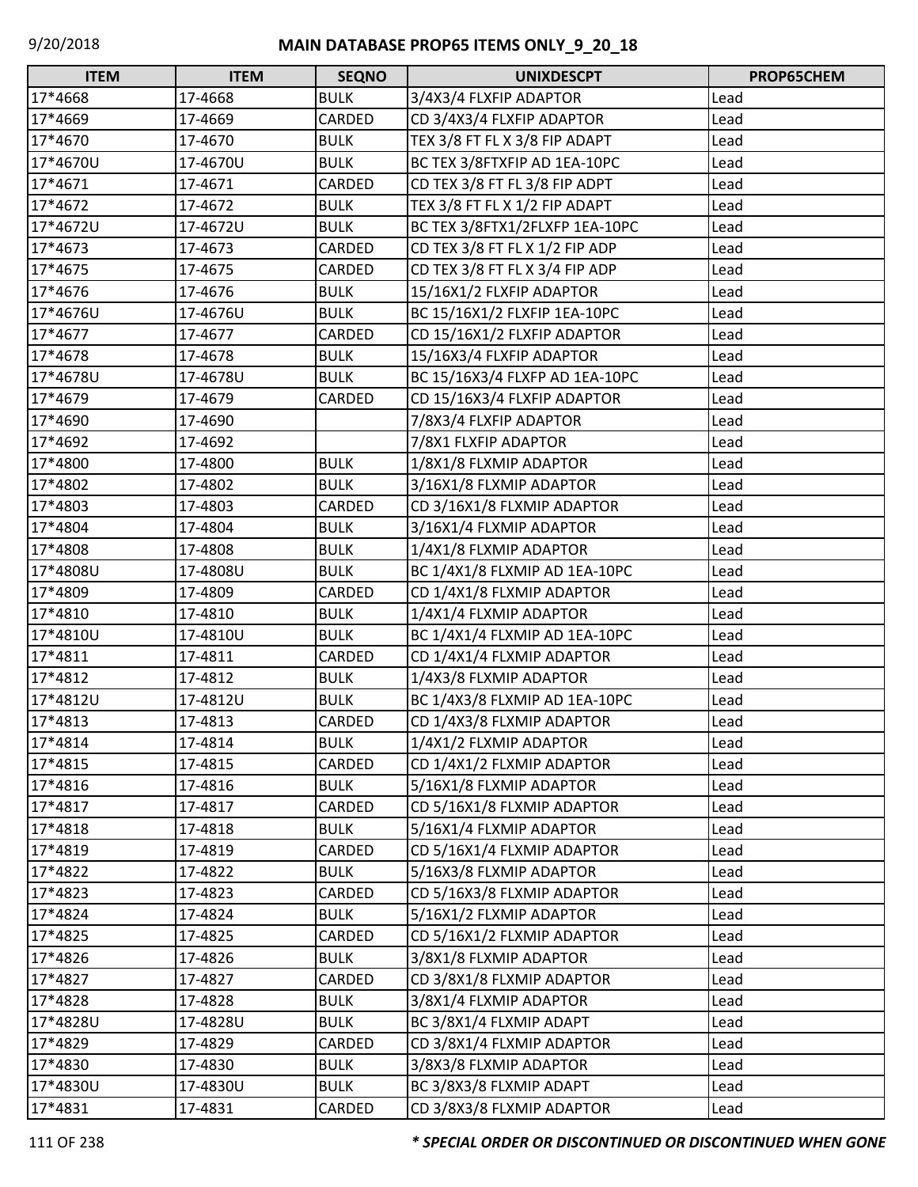# MAIN DATABASE PROP65 ITEMS ONLY_9_20_18

| ITEM | ITEM | SEQNO | UNIXDESCPT | PROP65CHEM |
|---|---|---|---|---|
| 17*4668 | 17-4668 | BULK | 3/4X3/4 FLXFIP ADAPTOR | Lead |
| 17*4669 | 17-4669 | CARDED | CD 3/4X3/4 FLXFIP ADAPTOR | Lead |
| 17*4670 | 17-4670 | BULK | TEX 3/8 FT FL X 3/8 FIP ADAPT | Lead |
| 17*4670U | 17-4670U | BULK | BC TEX 3/8FTXFIP AD 1EA-10PC | Lead |
| 17*4671 | 17-4671 | CARDED | CD TEX 3/8 FT FL 3/8 FIP ADPT | Lead |
| 17*4672 | 17-4672 | BULK | TEX 3/8 FT FL X 1/2 FIP ADAPT | Lead |
| 17*4672U | 17-4672U | BULK | BC TEX 3/8FTX1/2FLXFP 1EA-10PC | Lead |
| 17*4673 | 17-4673 | CARDED | CD TEX 3/8 FT FL X 1/2 FIP ADP | Lead |
| 17*4675 | 17-4675 | CARDED | CD TEX 3/8 FT FL X 3/4 FIP ADP | Lead |
| 17*4676 | 17-4676 | BULK | 15/16X1/2 FLXFIP ADAPTOR | Lead |
| 17*4676U | 17-4676U | BULK | BC 15/16X1/2 FLXFIP 1EA-10PC | Lead |
| 17*4677 | 17-4677 | CARDED | CD 15/16X1/2 FLXFIP ADAPTOR | Lead |
| 17*4678 | 17-4678 | BULK | 15/16X3/4 FLXFIP ADAPTOR | Lead |
| 17*4678U | 17-4678U | BULK | BC 15/16X3/4 FLXFP AD 1EA-10PC | Lead |
| 17*4679 | 17-4679 | CARDED | CD 15/16X3/4 FLXFIP ADAPTOR | Lead |
| 17*4690 | 17-4690 | | 7/8X3/4 FLXFIP ADAPTOR | Lead |
| 17*4692 | 17-4692 | | 7/8X1 FLXFIP ADAPTOR | Lead |
| 17*4800 | 17-4800 | BULK | 1/8X1/8 FLXMIP ADAPTOR | Lead |
| 17*4802 | 17-4802 | BULK | 3/16X1/8 FLXMIP ADAPTOR | Lead |
| 17*4803 | 17-4803 | CARDED | CD 3/16X1/8 FLXMIP ADAPTOR | Lead |
| 17*4804 | 17-4804 | BULK | 3/16X1/4 FLXMIP ADAPTOR | Lead |
| 17*4808 | 17-4808 | BULK | 1/4X1/8 FLXMIP ADAPTOR | Lead |
| 17*4808U | 17-4808U | BULK | BC 1/4X1/8 FLXMIP AD 1EA-10PC | Lead |
| 17*4809 | 17-4809 | CARDED | CD 1/4X1/8 FLXMIP ADAPTOR | Lead |
| 17*4810 | 17-4810 | BULK | 1/4X1/4 FLXMIP ADAPTOR | Lead |
| 17*4810U | 17-4810U | BULK | BC 1/4X1/4 FLXMIP AD 1EA-10PC | Lead |
| 17*4811 | 17-4811 | CARDED | CD 1/4X1/4 FLXMIP ADAPTOR | Lead |
| 17*4812 | 17-4812 | BULK | 1/4X3/8 FLXMIP ADAPTOR | Lead |
| 17*4812U | 17-4812U | BULK | BC 1/4X3/8 FLXMIP AD 1EA-10PC | Lead |
| 17*4813 | 17-4813 | CARDED | CD 1/4X3/8 FLXMIP ADAPTOR | Lead |
| 17*4814 | 17-4814 | BULK | 1/4X1/2 FLXMIP ADAPTOR | Lead |
| 17*4815 | 17-4815 | CARDED | CD 1/4X1/2 FLXMIP ADAPTOR | Lead |
| 17*4816 | 17-4816 | BULK | 5/16X1/8 FLXMIP ADAPTOR | Lead |
| 17*4817 | 17-4817 | CARDED | CD 5/16X1/8 FLXMIP ADAPTOR | Lead |
| 17*4818 | 17-4818 | BULK | 5/16X1/4 FLXMIP ADAPTOR | Lead |
| 17*4819 | 17-4819 | CARDED | CD 5/16X1/4 FLXMIP ADAPTOR | Lead |
| 17*4822 | 17-4822 | BULK | 5/16X3/8 FLXMIP ADAPTOR | Lead |
| 17*4823 | 17-4823 | CARDED | CD 5/16X3/8 FLXMIP ADAPTOR | Lead |
| 17*4824 | 17-4824 | BULK | 5/16X1/2 FLXMIP ADAPTOR | Lead |
| 17*4825 | 17-4825 | CARDED | CD 5/16X1/2 FLXMIP ADAPTOR | Lead |
| 17*4826 | 17-4826 | BULK | 3/8X1/8 FLXMIP ADAPTOR | Lead |
| 17*4827 | 17-4827 | CARDED | CD 3/8X1/8 FLXMIP ADAPTOR | Lead |
| 17*4828 | 17-4828 | BULK | 3/8X1/4 FLXMIP ADAPTOR | Lead |
| 17*4828U | 17-4828U | BULK | BC 3/8X1/4 FLXMIP ADAPT | Lead |
| 17*4829 | 17-4829 | CARDED | CD 3/8X1/4 FLXMIP ADAPTOR | Lead |
| 17*4830 | 17-4830 | BULK | 3/8X3/8 FLXMIP ADAPTOR | Lead |
| 17*4830U | 17-4830U | BULK | BC 3/8X3/8 FLXMIP ADAPT | Lead |
| 17*4831 | 17-4831 | CARDED | CD 3/8X3/8 FLXMIP ADAPTOR | Lead |

***\* SPECIAL ORDER OR DISCONTINUED OR DISCONTINUED WHEN GONE***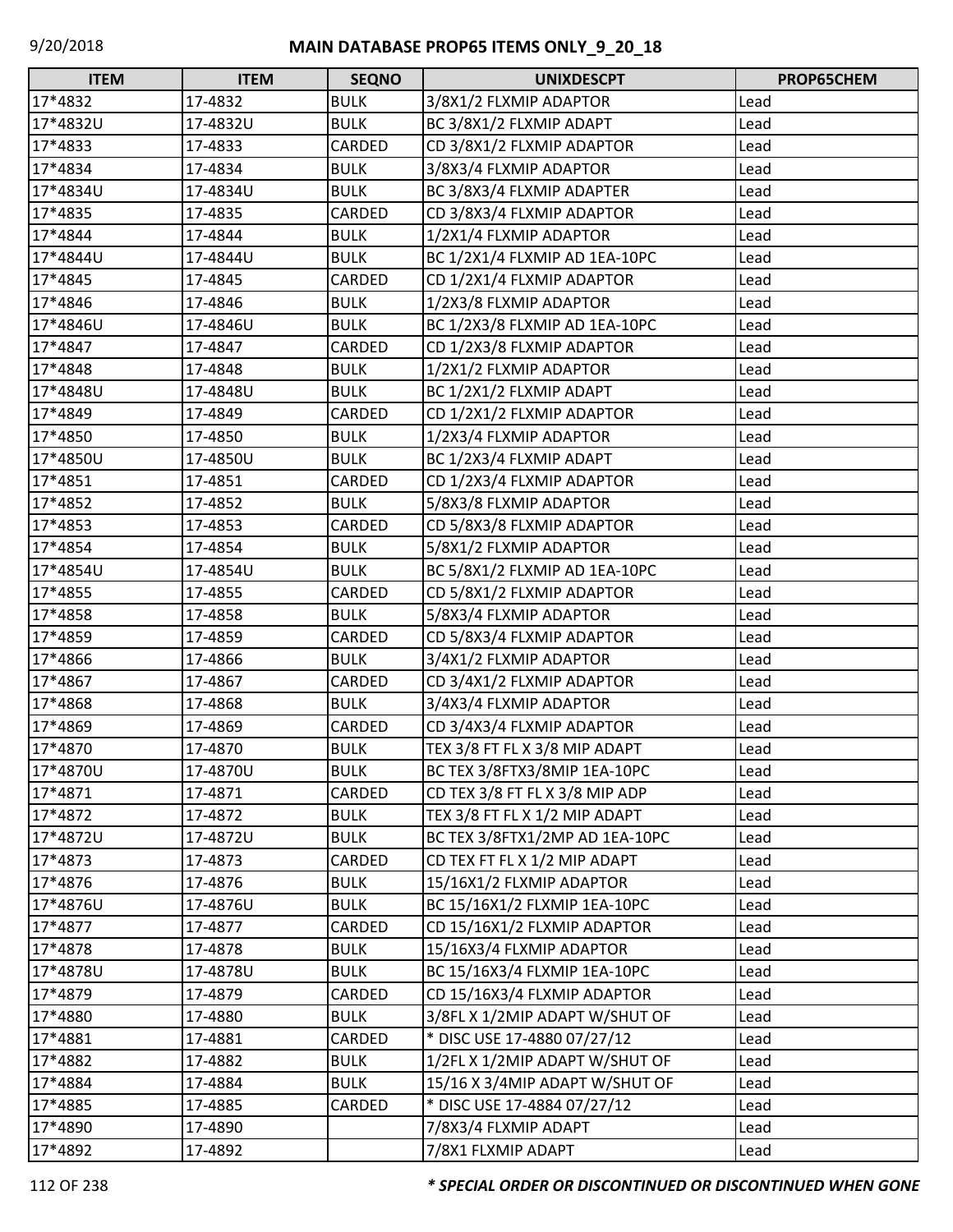# MAIN DATABASE PROP65 ITEMS ONLY_9_20_18

| ITEM | ITEM | SEQNO | UNIXDESCPT | PROP65CHEM |
|---|---|---|---|---|
| 17*4832 | 17-4832 | BULK | 3/8X1/2 FLXMIP ADAPTOR | Lead |
| 17*4832U | 17-4832U | BULK | BC 3/8X1/2 FLXMIP ADAPT | Lead |
| 17*4833 | 17-4833 | CARDED | CD 3/8X1/2 FLXMIP ADAPTOR | Lead |
| 17*4834 | 17-4834 | BULK | 3/8X3/4 FLXMIP ADAPTOR | Lead |
| 17*4834U | 17-4834U | BULK | BC 3/8X3/4 FLXMIP ADAPTER | Lead |
| 17*4835 | 17-4835 | CARDED | CD 3/8X3/4 FLXMIP ADAPTOR | Lead |
| 17*4844 | 17-4844 | BULK | 1/2X1/4 FLXMIP ADAPTOR | Lead |
| 17*4844U | 17-4844U | BULK | BC 1/2X1/4 FLXMIP AD 1EA-10PC | Lead |
| 17*4845 | 17-4845 | CARDED | CD 1/2X1/4 FLXMIP ADAPTOR | Lead |
| 17*4846 | 17-4846 | BULK | 1/2X3/8 FLXMIP ADAPTOR | Lead |
| 17*4846U | 17-4846U | BULK | BC 1/2X3/8 FLXMIP AD 1EA-10PC | Lead |
| 17*4847 | 17-4847 | CARDED | CD 1/2X3/8 FLXMIP ADAPTOR | Lead |
| 17*4848 | 17-4848 | BULK | 1/2X1/2 FLXMIP ADAPTOR | Lead |
| 17*4848U | 17-4848U | BULK | BC 1/2X1/2 FLXMIP ADAPT | Lead |
| 17*4849 | 17-4849 | CARDED | CD 1/2X1/2 FLXMIP ADAPTOR | Lead |
| 17*4850 | 17-4850 | BULK | 1/2X3/4 FLXMIP ADAPTOR | Lead |
| 17*4850U | 17-4850U | BULK | BC 1/2X3/4 FLXMIP ADAPT | Lead |
| 17*4851 | 17-4851 | CARDED | CD 1/2X3/4 FLXMIP ADAPTOR | Lead |
| 17*4852 | 17-4852 | BULK | 5/8X3/8 FLXMIP ADAPTOR | Lead |
| 17*4853 | 17-4853 | CARDED | CD 5/8X3/8 FLXMIP ADAPTOR | Lead |
| 17*4854 | 17-4854 | BULK | 5/8X1/2 FLXMIP ADAPTOR | Lead |
| 17*4854U | 17-4854U | BULK | BC 5/8X1/2 FLXMIP AD 1EA-10PC | Lead |
| 17*4855 | 17-4855 | CARDED | CD 5/8X1/2 FLXMIP ADAPTOR | Lead |
| 17*4858 | 17-4858 | BULK | 5/8X3/4 FLXMIP ADAPTOR | Lead |
| 17*4859 | 17-4859 | CARDED | CD 5/8X3/4 FLXMIP ADAPTOR | Lead |
| 17*4866 | 17-4866 | BULK | 3/4X1/2 FLXMIP ADAPTOR | Lead |
| 17*4867 | 17-4867 | CARDED | CD 3/4X1/2 FLXMIP ADAPTOR | Lead |
| 17*4868 | 17-4868 | BULK | 3/4X3/4 FLXMIP ADAPTOR | Lead |
| 17*4869 | 17-4869 | CARDED | CD 3/4X3/4 FLXMIP ADAPTOR | Lead |
| 17*4870 | 17-4870 | BULK | TEX 3/8 FT FL X 3/8 MIP ADAPT | Lead |
| 17*4870U | 17-4870U | BULK | BC TEX 3/8FTX3/8MIP 1EA-10PC | Lead |
| 17*4871 | 17-4871 | CARDED | CD TEX 3/8 FT FL X 3/8 MIP ADP | Lead |
| 17*4872 | 17-4872 | BULK | TEX 3/8 FT FL X 1/2 MIP ADAPT | Lead |
| 17*4872U | 17-4872U | BULK | BC TEX 3/8FTX1/2MP AD 1EA-10PC | Lead |
| 17*4873 | 17-4873 | CARDED | CD TEX FT FL X 1/2 MIP ADAPT | Lead |
| 17*4876 | 17-4876 | BULK | 15/16X1/2 FLXMIP ADAPTOR | Lead |
| 17*4876U | 17-4876U | BULK | BC 15/16X1/2 FLXMIP 1EA-10PC | Lead |
| 17*4877 | 17-4877 | CARDED | CD 15/16X1/2 FLXMIP ADAPTOR | Lead |
| 17*4878 | 17-4878 | BULK | 15/16X3/4 FLXMIP ADAPTOR | Lead |
| 17*4878U | 17-4878U | BULK | BC 15/16X3/4 FLXMIP 1EA-10PC | Lead |
| 17*4879 | 17-4879 | CARDED | CD 15/16X3/4 FLXMIP ADAPTOR | Lead |
| 17*4880 | 17-4880 | BULK | 3/8FL X 1/2MIP ADAPT W/SHUT OF | Lead |
| 17*4881 | 17-4881 | CARDED | * DISC USE 17-4880 07/27/12 | Lead |
| 17*4882 | 17-4882 | BULK | 1/2FL X 1/2MIP ADAPT W/SHUT OF | Lead |
| 17*4884 | 17-4884 | BULK | 15/16 X 3/4MIP ADAPT W/SHUT OF | Lead |
| 17*4885 | 17-4885 | CARDED | * DISC USE 17-4884 07/27/12 | Lead |
| 17*4890 | 17-4890 | | 7/8X3/4 FLXMIP ADAPT | Lead |
| 17*4892 | 17-4892 | | 7/8X1 FLXMIP ADAPT | Lead |

*\* SPECIAL ORDER OR DISCONTINUED OR DISCONTINUED WHEN GONE*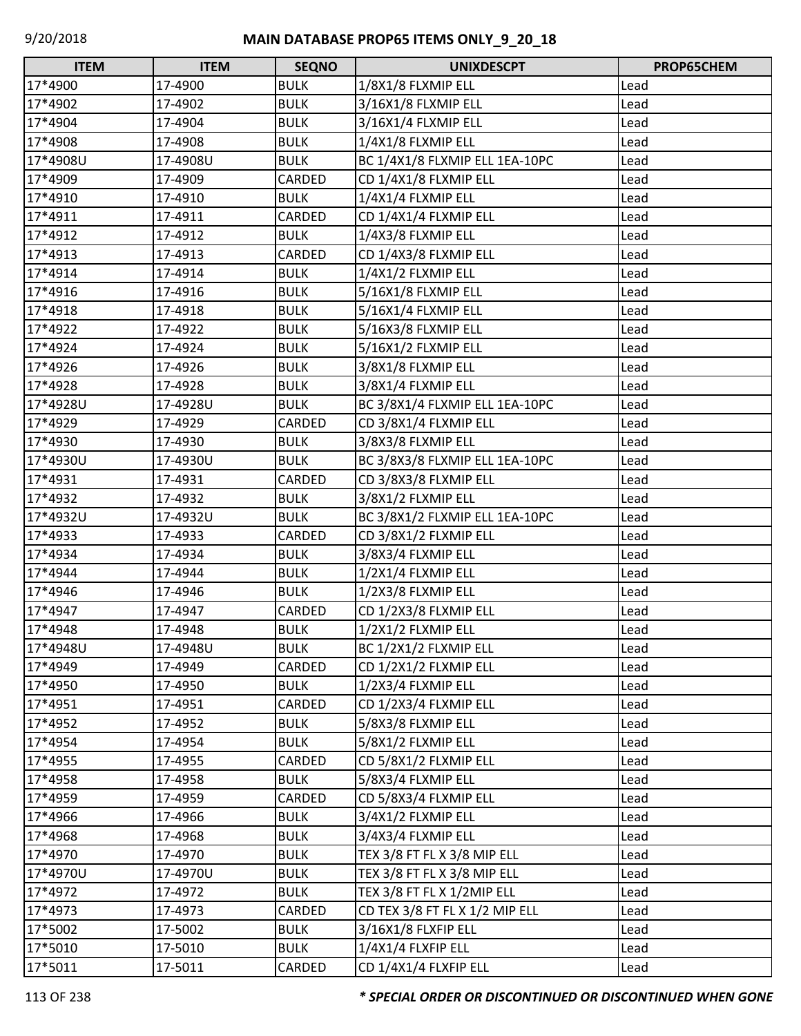| ITEM | ITEM | SEQNO | UNIXDESCPT | PROP65CHEM |
| --- | --- | --- | --- | --- |
| 17*4900 | 17-4900 | BULK | 1/8X1/8 FLXMIP ELL | Lead |
| 17*4902 | 17-4902 | BULK | 3/16X1/8 FLXMIP ELL | Lead |
| 17*4904 | 17-4904 | BULK | 3/16X1/4 FLXMIP ELL | Lead |
| 17*4908 | 17-4908 | BULK | 1/4X1/8 FLXMIP ELL | Lead |
| 17*4908U | 17-4908U | BULK | BC 1/4X1/8 FLXMIP ELL 1EA-10PC | Lead |
| 17*4909 | 17-4909 | CARDED | CD 1/4X1/8 FLXMIP ELL | Lead |
| 17*4910 | 17-4910 | BULK | 1/4X1/4 FLXMIP ELL | Lead |
| 17*4911 | 17-4911 | CARDED | CD 1/4X1/4 FLXMIP ELL | Lead |
| 17*4912 | 17-4912 | BULK | 1/4X3/8 FLXMIP ELL | Lead |
| 17*4913 | 17-4913 | CARDED | CD 1/4X3/8 FLXMIP ELL | Lead |
| 17*4914 | 17-4914 | BULK | 1/4X1/2 FLXMIP ELL | Lead |
| 17*4916 | 17-4916 | BULK | 5/16X1/8 FLXMIP ELL | Lead |
| 17*4918 | 17-4918 | BULK | 5/16X1/4 FLXMIP ELL | Lead |
| 17*4922 | 17-4922 | BULK | 5/16X3/8 FLXMIP ELL | Lead |
| 17*4924 | 17-4924 | BULK | 5/16X1/2 FLXMIP ELL | Lead |
| 17*4926 | 17-4926 | BULK | 3/8X1/8 FLXMIP ELL | Lead |
| 17*4928 | 17-4928 | BULK | 3/8X1/4 FLXMIP ELL | Lead |
| 17*4928U | 17-4928U | BULK | BC 3/8X1/4 FLXMIP ELL 1EA-10PC | Lead |
| 17*4929 | 17-4929 | CARDED | CD 3/8X1/4 FLXMIP ELL | Lead |
| 17*4930 | 17-4930 | BULK | 3/8X3/8 FLXMIP ELL | Lead |
| 17*4930U | 17-4930U | BULK | BC 3/8X3/8 FLXMIP ELL 1EA-10PC | Lead |
| 17*4931 | 17-4931 | CARDED | CD 3/8X3/8 FLXMIP ELL | Lead |
| 17*4932 | 17-4932 | BULK | 3/8X1/2 FLXMIP ELL | Lead |
| 17*4932U | 17-4932U | BULK | BC 3/8X1/2 FLXMIP ELL 1EA-10PC | Lead |
| 17*4933 | 17-4933 | CARDED | CD 3/8X1/2 FLXMIP ELL | Lead |
| 17*4934 | 17-4934 | BULK | 3/8X3/4 FLXMIP ELL | Lead |
| 17*4944 | 17-4944 | BULK | 1/2X1/4 FLXMIP ELL | Lead |
| 17*4946 | 17-4946 | BULK | 1/2X3/8 FLXMIP ELL | Lead |
| 17*4947 | 17-4947 | CARDED | CD 1/2X3/8 FLXMIP ELL | Lead |
| 17*4948 | 17-4948 | BULK | 1/2X1/2 FLXMIP ELL | Lead |
| 17*4948U | 17-4948U | BULK | BC 1/2X1/2 FLXMIP ELL | Lead |
| 17*4949 | 17-4949 | CARDED | CD 1/2X1/2 FLXMIP ELL | Lead |
| 17*4950 | 17-4950 | BULK | 1/2X3/4 FLXMIP ELL | Lead |
| 17*4951 | 17-4951 | CARDED | CD 1/2X3/4 FLXMIP ELL | Lead |
| 17*4952 | 17-4952 | BULK | 5/8X3/8 FLXMIP ELL | Lead |
| 17*4954 | 17-4954 | BULK | 5/8X1/2 FLXMIP ELL | Lead |
| 17*4955 | 17-4955 | CARDED | CD 5/8X1/2 FLXMIP ELL | Lead |
| 17*4958 | 17-4958 | BULK | 5/8X3/4 FLXMIP ELL | Lead |
| 17*4959 | 17-4959 | CARDED | CD 5/8X3/4 FLXMIP ELL | Lead |
| 17*4966 | 17-4966 | BULK | 3/4X1/2 FLXMIP ELL | Lead |
| 17*4968 | 17-4968 | BULK | 3/4X3/4 FLXMIP ELL | Lead |
| 17*4970 | 17-4970 | BULK | TEX 3/8 FT FL X 3/8 MIP ELL | Lead |
| 17*4970U | 17-4970U | BULK | TEX 3/8 FT FL X 3/8 MIP ELL | Lead |
| 17*4972 | 17-4972 | BULK | TEX 3/8 FT FL X 1/2MIP ELL | Lead |
| 17*4973 | 17-4973 | CARDED | CD TEX 3/8 FT FL X 1/2 MIP ELL | Lead |
| 17*5002 | 17-5002 | BULK | 3/16X1/8 FLXFIP ELL | Lead |
| 17*5010 | 17-5010 | BULK | 1/4X1/4 FLXFIP ELL | Lead |
| 17*5011 | 17-5011 | CARDED | CD 1/4X1/4 FLXFIP ELL | Lead |

*** SPECIAL ORDER OR DISCONTINUED OR DISCONTINUED WHEN GONE**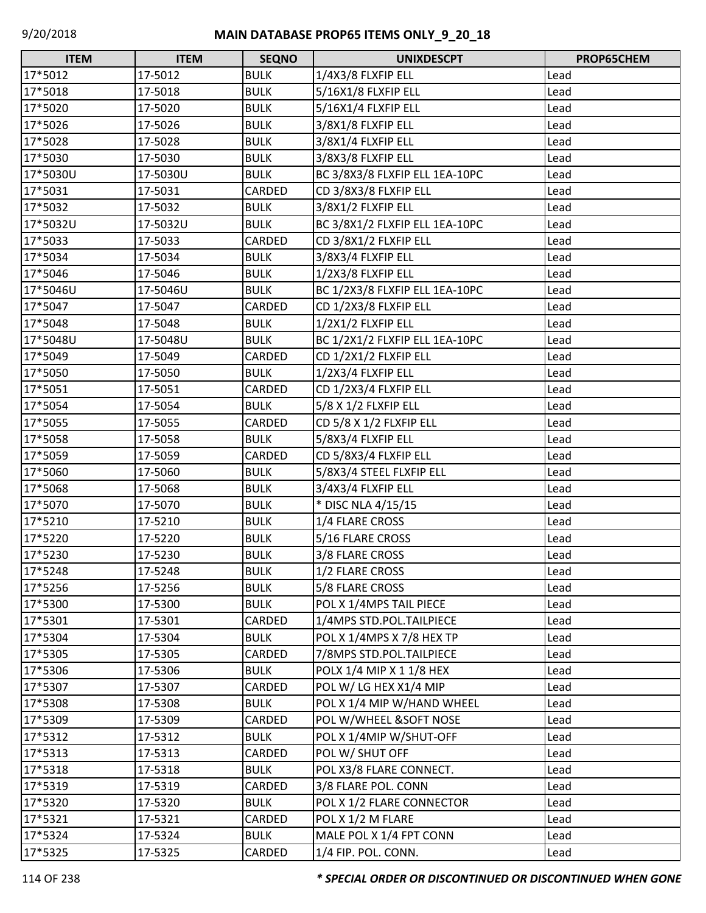# MAIN DATABASE PROP65 ITEMS ONLY_9_20_18

| ITEM | ITEM | SEQNO | UNIXDESCPT | PROP65CHEM |
|---|---|---|---|---|
| 17*5012 | 17-5012 | BULK | 1/4X3/8 FLXFIP ELL | Lead |
| 17*5018 | 17-5018 | BULK | 5/16X1/8 FLXFIP ELL | Lead |
| 17*5020 | 17-5020 | BULK | 5/16X1/4 FLXFIP ELL | Lead |
| 17*5026 | 17-5026 | BULK | 3/8X1/8 FLXFIP ELL | Lead |
| 17*5028 | 17-5028 | BULK | 3/8X1/4 FLXFIP ELL | Lead |
| 17*5030 | 17-5030 | BULK | 3/8X3/8 FLXFIP ELL | Lead |
| 17*5030U | 17-5030U | BULK | BC 3/8X3/8 FLXFIP ELL 1EA-10PC | Lead |
| 17*5031 | 17-5031 | CARDED | CD 3/8X3/8 FLXFIP ELL | Lead |
| 17*5032 | 17-5032 | BULK | 3/8X1/2 FLXFIP ELL | Lead |
| 17*5032U | 17-5032U | BULK | BC 3/8X1/2 FLXFIP ELL 1EA-10PC | Lead |
| 17*5033 | 17-5033 | CARDED | CD 3/8X1/2 FLXFIP ELL | Lead |
| 17*5034 | 17-5034 | BULK | 3/8X3/4 FLXFIP ELL | Lead |
| 17*5046 | 17-5046 | BULK | 1/2X3/8 FLXFIP ELL | Lead |
| 17*5046U | 17-5046U | BULK | BC 1/2X3/8 FLXFIP ELL 1EA-10PC | Lead |
| 17*5047 | 17-5047 | CARDED | CD 1/2X3/8 FLXFIP ELL | Lead |
| 17*5048 | 17-5048 | BULK | 1/2X1/2 FLXFIP ELL | Lead |
| 17*5048U | 17-5048U | BULK | BC 1/2X1/2 FLXFIP ELL 1EA-10PC | Lead |
| 17*5049 | 17-5049 | CARDED | CD 1/2X1/2 FLXFIP ELL | Lead |
| 17*5050 | 17-5050 | BULK | 1/2X3/4 FLXFIP ELL | Lead |
| 17*5051 | 17-5051 | CARDED | CD 1/2X3/4 FLXFIP ELL | Lead |
| 17*5054 | 17-5054 | BULK | 5/8 X 1/2 FLXFIP ELL | Lead |
| 17*5055 | 17-5055 | CARDED | CD 5/8 X 1/2 FLXFIP ELL | Lead |
| 17*5058 | 17-5058 | BULK | 5/8X3/4 FLXFIP ELL | Lead |
| 17*5059 | 17-5059 | CARDED | CD 5/8X3/4 FLXFIP ELL | Lead |
| 17*5060 | 17-5060 | BULK | 5/8X3/4 STEEL FLXFIP ELL | Lead |
| 17*5068 | 17-5068 | BULK | 3/4X3/4 FLXFIP ELL | Lead |
| 17*5070 | 17-5070 | BULK | * DISC NLA 4/15/15 | Lead |
| 17*5210 | 17-5210 | BULK | 1/4 FLARE CROSS | Lead |
| 17*5220 | 17-5220 | BULK | 5/16 FLARE CROSS | Lead |
| 17*5230 | 17-5230 | BULK | 3/8 FLARE CROSS | Lead |
| 17*5248 | 17-5248 | BULK | 1/2 FLARE CROSS | Lead |
| 17*5256 | 17-5256 | BULK | 5/8 FLARE CROSS | Lead |
| 17*5300 | 17-5300 | BULK | POL X 1/4MPS TAIL PIECE | Lead |
| 17*5301 | 17-5301 | CARDED | 1/4MPS STD.POL.TAILPIECE | Lead |
| 17*5304 | 17-5304 | BULK | POL X 1/4MPS X 7/8 HEX TP | Lead |
| 17*5305 | 17-5305 | CARDED | 7/8MPS STD.POL.TAILPIECE | Lead |
| 17*5306 | 17-5306 | BULK | POLX 1/4 MIP X 1 1/8 HEX | Lead |
| 17*5307 | 17-5307 | CARDED | POL W/ LG HEX X1/4 MIP | Lead |
| 17*5308 | 17-5308 | BULK | POL X 1/4 MIP W/HAND WHEEL | Lead |
| 17*5309 | 17-5309 | CARDED | POL W/WHEEL &SOFT NOSE | Lead |
| 17*5312 | 17-5312 | BULK | POL X 1/4MIP W/SHUT-OFF | Lead |
| 17*5313 | 17-5313 | CARDED | POL W/ SHUT OFF | Lead |
| 17*5318 | 17-5318 | BULK | POL X3/8 FLARE CONNECT. | Lead |
| 17*5319 | 17-5319 | CARDED | 3/8 FLARE POL. CONN | Lead |
| 17*5320 | 17-5320 | BULK | POL X 1/2 FLARE CONNECTOR | Lead |
| 17*5321 | 17-5321 | CARDED | POL X 1/2 M FLARE | Lead |
| 17*5324 | 17-5324 | BULK | MALE POL X 1/4 FPT CONN | Lead |
| 17*5325 | 17-5325 | CARDED | 1/4 FIP. POL. CONN. | Lead |

***\* SPECIAL ORDER OR DISCONTINUED OR DISCONTINUED WHEN GONE***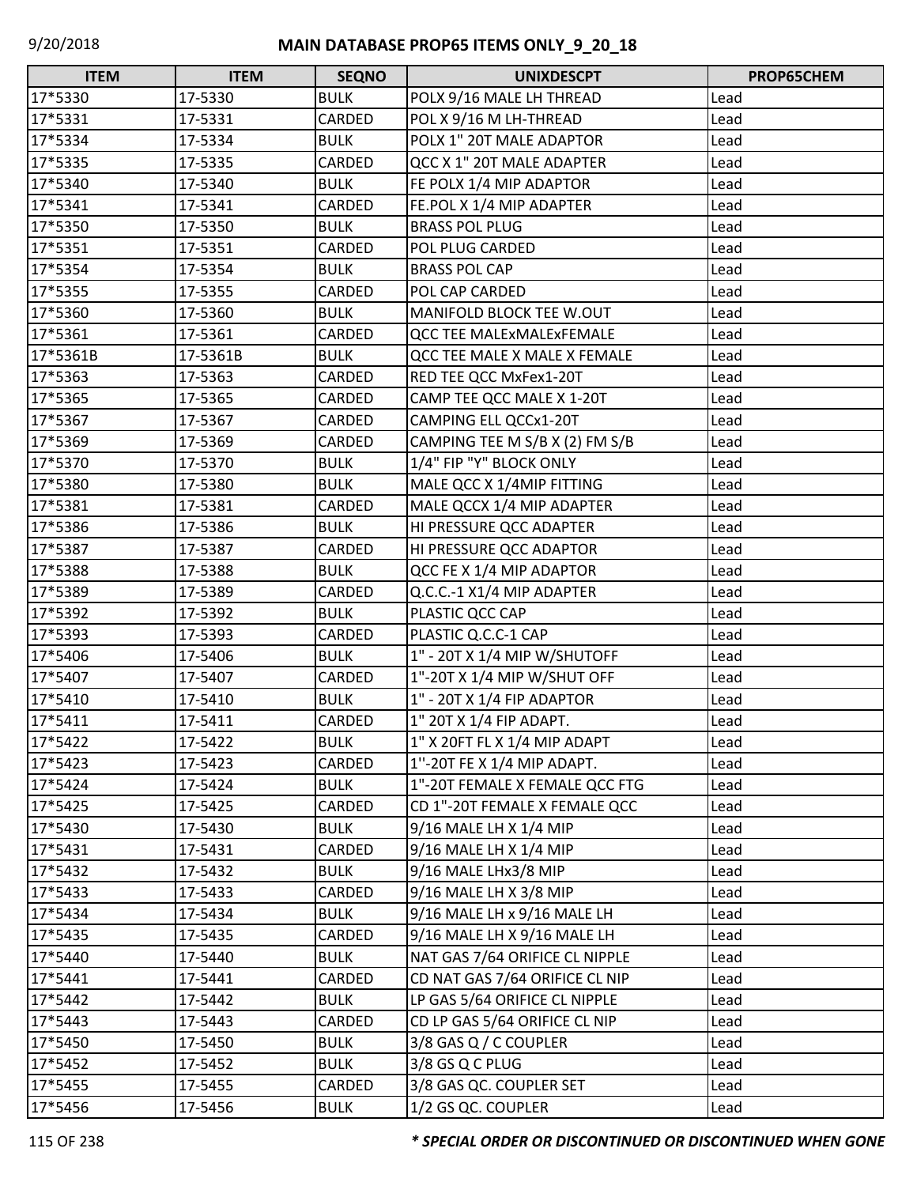# MAIN DATABASE PROP65 ITEMS ONLY_9_20_18

| ITEM | ITEM | SEQNO | UNIXDESCPT | PROP65CHEM |
|---|---|---|---|---|
| 17*5330 | 17-5330 | BULK | POLX 9/16 MALE LH THREAD | Lead |
| 17*5331 | 17-5331 | CARDED | POL X 9/16 M LH-THREAD | Lead |
| 17*5334 | 17-5334 | BULK | POLX 1" 20T MALE ADAPTOR | Lead |
| 17*5335 | 17-5335 | CARDED | QCC X 1" 20T MALE ADAPTER | Lead |
| 17*5340 | 17-5340 | BULK | FE POLX 1/4 MIP ADAPTOR | Lead |
| 17*5341 | 17-5341 | CARDED | FE.POL X 1/4 MIP ADAPTER | Lead |
| 17*5350 | 17-5350 | BULK | BRASS POL PLUG | Lead |
| 17*5351 | 17-5351 | CARDED | POL PLUG CARDED | Lead |
| 17*5354 | 17-5354 | BULK | BRASS POL CAP | Lead |
| 17*5355 | 17-5355 | CARDED | POL CAP CARDED | Lead |
| 17*5360 | 17-5360 | BULK | MANIFOLD BLOCK TEE W.OUT | Lead |
| 17*5361 | 17-5361 | CARDED | QCC TEE MALExMALExFEMALE | Lead |
| 17*5361B | 17-5361B | BULK | QCC TEE MALE X MALE X FEMALE | Lead |
| 17*5363 | 17-5363 | CARDED | RED TEE QCC MxFex1-20T | Lead |
| 17*5365 | 17-5365 | CARDED | CAMP TEE QCC MALE X 1-20T | Lead |
| 17*5367 | 17-5367 | CARDED | CAMPING ELL QCCx1-20T | Lead |
| 17*5369 | 17-5369 | CARDED | CAMPING TEE M S/B X (2) FM S/B | Lead |
| 17*5370 | 17-5370 | BULK | 1/4" FIP "Y" BLOCK ONLY | Lead |
| 17*5380 | 17-5380 | BULK | MALE QCC X 1/4MIP FITTING | Lead |
| 17*5381 | 17-5381 | CARDED | MALE QCCX 1/4 MIP ADAPTER | Lead |
| 17*5386 | 17-5386 | BULK | HI PRESSURE QCC ADAPTER | Lead |
| 17*5387 | 17-5387 | CARDED | HI PRESSURE QCC ADAPTOR | Lead |
| 17*5388 | 17-5388 | BULK | QCC FE X 1/4 MIP ADAPTOR | Lead |
| 17*5389 | 17-5389 | CARDED | Q.C.C.-1 X1/4 MIP ADAPTER | Lead |
| 17*5392 | 17-5392 | BULK | PLASTIC QCC CAP | Lead |
| 17*5393 | 17-5393 | CARDED | PLASTIC Q.C.C-1 CAP | Lead |
| 17*5406 | 17-5406 | BULK | 1" - 20T X 1/4 MIP W/SHUTOFF | Lead |
| 17*5407 | 17-5407 | CARDED | 1"-20T X 1/4 MIP W/SHUT OFF | Lead |
| 17*5410 | 17-5410 | BULK | 1" - 20T X 1/4 FIP ADAPTOR | Lead |
| 17*5411 | 17-5411 | CARDED | 1" 20T X 1/4 FIP ADAPT. | Lead |
| 17*5422 | 17-5422 | BULK | 1" X 20FT FL X 1/4 MIP ADAPT | Lead |
| 17*5423 | 17-5423 | CARDED | 1''-20T FE X 1/4 MIP ADAPT. | Lead |
| 17*5424 | 17-5424 | BULK | 1"-20T FEMALE X FEMALE QCC FTG | Lead |
| 17*5425 | 17-5425 | CARDED | CD 1"-20T FEMALE X FEMALE QCC | Lead |
| 17*5430 | 17-5430 | BULK | 9/16 MALE LH X 1/4 MIP | Lead |
| 17*5431 | 17-5431 | CARDED | 9/16 MALE LH X 1/4 MIP | Lead |
| 17*5432 | 17-5432 | BULK | 9/16 MALE LHx3/8 MIP | Lead |
| 17*5433 | 17-5433 | CARDED | 9/16 MALE LH X 3/8 MIP | Lead |
| 17*5434 | 17-5434 | BULK | 9/16 MALE LH x 9/16 MALE LH | Lead |
| 17*5435 | 17-5435 | CARDED | 9/16 MALE LH X 9/16 MALE LH | Lead |
| 17*5440 | 17-5440 | BULK | NAT GAS 7/64 ORIFICE CL NIPPLE | Lead |
| 17*5441 | 17-5441 | CARDED | CD NAT GAS 7/64 ORIFICE CL NIP | Lead |
| 17*5442 | 17-5442 | BULK | LP GAS 5/64 ORIFICE CL NIPPLE | Lead |
| 17*5443 | 17-5443 | CARDED | CD LP GAS 5/64 ORIFICE CL NIP | Lead |
| 17*5450 | 17-5450 | BULK | 3/8 GAS Q / C COUPLER | Lead |
| 17*5452 | 17-5452 | BULK | 3/8 GS Q C PLUG | Lead |
| 17*5455 | 17-5455 | CARDED | 3/8 GAS QC. COUPLER SET | Lead |
| 17*5456 | 17-5456 | BULK | 1/2 GS QC. COUPLER | Lead |

***\* SPECIAL ORDER OR DISCONTINUED OR DISCONTINUED WHEN GONE***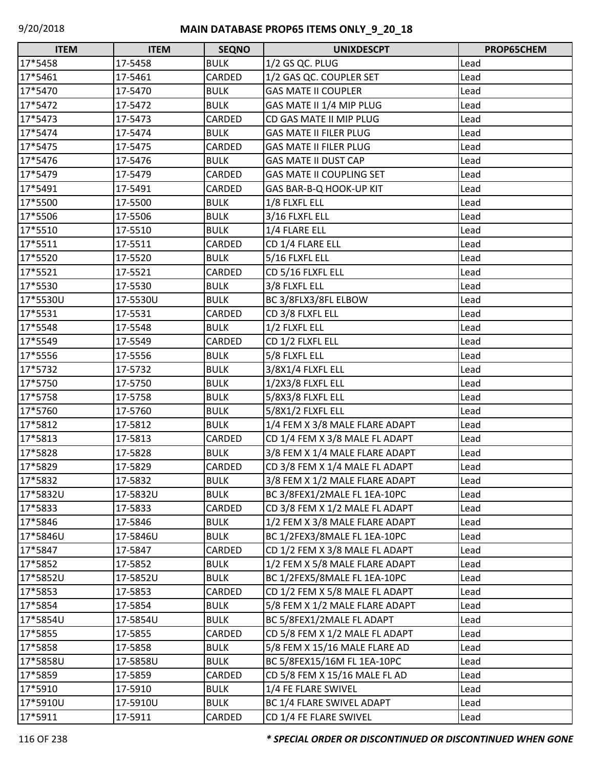| ITEM | ITEM | SEQNO | UNIXDESCPT | PROP65CHEM |
| --- | --- | --- | --- | --- |
| 17*5458 | 17-5458 | BULK | 1/2 GS QC. PLUG | Lead |
| 17*5461 | 17-5461 | CARDED | 1/2 GAS QC. COUPLER SET | Lead |
| 17*5470 | 17-5470 | BULK | GAS MATE II COUPLER | Lead |
| 17*5472 | 17-5472 | BULK | GAS MATE II 1/4 MIP PLUG | Lead |
| 17*5473 | 17-5473 | CARDED | CD GAS MATE II MIP PLUG | Lead |
| 17*5474 | 17-5474 | BULK | GAS MATE II FILER PLUG | Lead |
| 17*5475 | 17-5475 | CARDED | GAS MATE II FILER PLUG | Lead |
| 17*5476 | 17-5476 | BULK | GAS MATE II DUST CAP | Lead |
| 17*5479 | 17-5479 | CARDED | GAS MATE II COUPLING SET | Lead |
| 17*5491 | 17-5491 | CARDED | GAS BAR-B-Q HOOK-UP KIT | Lead |
| 17*5500 | 17-5500 | BULK | 1/8 FLXFL ELL | Lead |
| 17*5506 | 17-5506 | BULK | 3/16 FLXFL ELL | Lead |
| 17*5510 | 17-5510 | BULK | 1/4 FLARE ELL | Lead |
| 17*5511 | 17-5511 | CARDED | CD 1/4 FLARE ELL | Lead |
| 17*5520 | 17-5520 | BULK | 5/16 FLXFL ELL | Lead |
| 17*5521 | 17-5521 | CARDED | CD 5/16 FLXFL ELL | Lead |
| 17*5530 | 17-5530 | BULK | 3/8 FLXFL ELL | Lead |
| 17*5530U | 17-5530U | BULK | BC 3/8FLX3/8FL ELBOW | Lead |
| 17*5531 | 17-5531 | CARDED | CD 3/8 FLXFL ELL | Lead |
| 17*5548 | 17-5548 | BULK | 1/2 FLXFL ELL | Lead |
| 17*5549 | 17-5549 | CARDED | CD 1/2 FLXFL ELL | Lead |
| 17*5556 | 17-5556 | BULK | 5/8 FLXFL ELL | Lead |
| 17*5732 | 17-5732 | BULK | 3/8X1/4 FLXFL ELL | Lead |
| 17*5750 | 17-5750 | BULK | 1/2X3/8 FLXFL ELL | Lead |
| 17*5758 | 17-5758 | BULK | 5/8X3/8 FLXFL ELL | Lead |
| 17*5760 | 17-5760 | BULK | 5/8X1/2 FLXFL ELL | Lead |
| 17*5812 | 17-5812 | BULK | 1/4 FEM X 3/8 MALE FLARE ADAPT | Lead |
| 17*5813 | 17-5813 | CARDED | CD 1/4 FEM X 3/8 MALE FL ADAPT | Lead |
| 17*5828 | 17-5828 | BULK | 3/8 FEM X 1/4 MALE FLARE ADAPT | Lead |
| 17*5829 | 17-5829 | CARDED | CD 3/8 FEM X 1/4 MALE FL ADAPT | Lead |
| 17*5832 | 17-5832 | BULK | 3/8 FEM X 1/2 MALE FLARE ADAPT | Lead |
| 17*5832U | 17-5832U | BULK | BC 3/8FEX1/2MALE FL 1EA-10PC | Lead |
| 17*5833 | 17-5833 | CARDED | CD 3/8 FEM X 1/2 MALE FL ADAPT | Lead |
| 17*5846 | 17-5846 | BULK | 1/2 FEM X 3/8 MALE FLARE ADAPT | Lead |
| 17*5846U | 17-5846U | BULK | BC 1/2FEX3/8MALE FL 1EA-10PC | Lead |
| 17*5847 | 17-5847 | CARDED | CD 1/2 FEM X 3/8 MALE FL ADAPT | Lead |
| 17*5852 | 17-5852 | BULK | 1/2 FEM X 5/8 MALE FLARE ADAPT | Lead |
| 17*5852U | 17-5852U | BULK | BC 1/2FEX5/8MALE FL 1EA-10PC | Lead |
| 17*5853 | 17-5853 | CARDED | CD 1/2 FEM X 5/8 MALE FL ADAPT | Lead |
| 17*5854 | 17-5854 | BULK | 5/8 FEM X 1/2 MALE FLARE ADAPT | Lead |
| 17*5854U | 17-5854U | BULK | BC 5/8FEX1/2MALE FL ADAPT | Lead |
| 17*5855 | 17-5855 | CARDED | CD 5/8 FEM X 1/2 MALE FL ADAPT | Lead |
| 17*5858 | 17-5858 | BULK | 5/8 FEM X 15/16 MALE FLARE AD | Lead |
| 17*5858U | 17-5858U | BULK | BC 5/8FEX15/16M FL 1EA-10PC | Lead |
| 17*5859 | 17-5859 | CARDED | CD 5/8 FEM X 15/16 MALE FL AD | Lead |
| 17*5910 | 17-5910 | BULK | 1/4 FE FLARE SWIVEL | Lead |
| 17*5910U | 17-5910U | BULK | BC 1/4 FLARE SWIVEL ADAPT | Lead |
| 17*5911 | 17-5911 | CARDED | CD 1/4 FE FLARE SWIVEL | Lead |

*** SPECIAL ORDER OR DISCONTINUED OR DISCONTINUED WHEN GONE**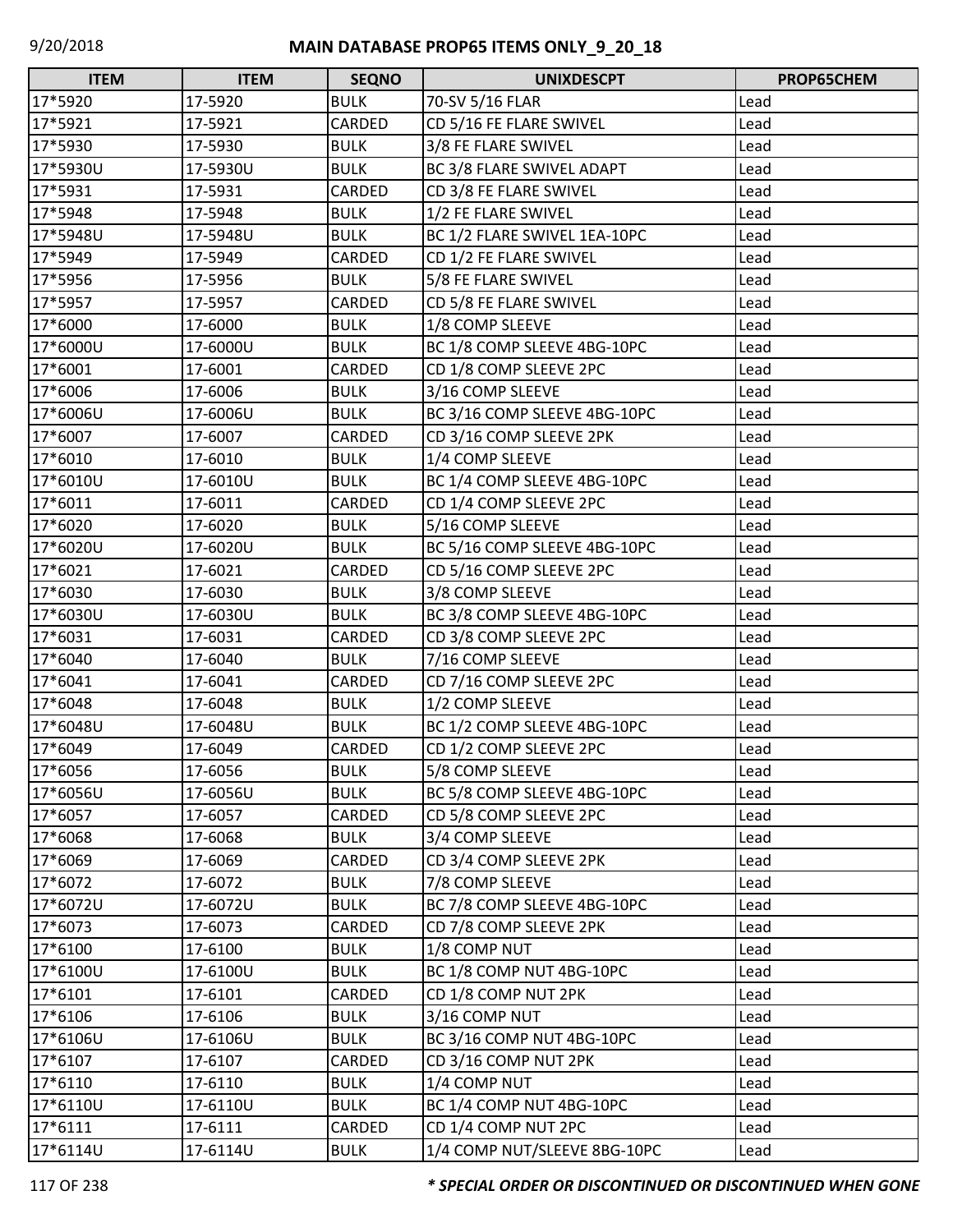| ITEM | ITEM | SEQNO | UNIXDESCPT | PROP65CHEM |
|---|---|---|---|---|
| 17*5920 | 17-5920 | BULK | 70-SV 5/16 FLAR | Lead |
| 17*5921 | 17-5921 | CARDED | CD 5/16 FE FLARE SWIVEL | Lead |
| 17*5930 | 17-5930 | BULK | 3/8 FE FLARE SWIVEL | Lead |
| 17*5930U | 17-5930U | BULK | BC 3/8 FLARE SWIVEL ADAPT | Lead |
| 17*5931 | 17-5931 | CARDED | CD 3/8 FE FLARE SWIVEL | Lead |
| 17*5948 | 17-5948 | BULK | 1/2 FE FLARE SWIVEL | Lead |
| 17*5948U | 17-5948U | BULK | BC 1/2 FLARE SWIVEL 1EA-10PC | Lead |
| 17*5949 | 17-5949 | CARDED | CD 1/2 FE FLARE SWIVEL | Lead |
| 17*5956 | 17-5956 | BULK | 5/8 FE FLARE SWIVEL | Lead |
| 17*5957 | 17-5957 | CARDED | CD 5/8 FE FLARE SWIVEL | Lead |
| 17*6000 | 17-6000 | BULK | 1/8 COMP SLEEVE | Lead |
| 17*6000U | 17-6000U | BULK | BC 1/8 COMP SLEEVE 4BG-10PC | Lead |
| 17*6001 | 17-6001 | CARDED | CD 1/8 COMP SLEEVE 2PC | Lead |
| 17*6006 | 17-6006 | BULK | 3/16 COMP SLEEVE | Lead |
| 17*6006U | 17-6006U | BULK | BC 3/16 COMP SLEEVE 4BG-10PC | Lead |
| 17*6007 | 17-6007 | CARDED | CD 3/16 COMP SLEEVE 2PK | Lead |
| 17*6010 | 17-6010 | BULK | 1/4 COMP SLEEVE | Lead |
| 17*6010U | 17-6010U | BULK | BC 1/4 COMP SLEEVE 4BG-10PC | Lead |
| 17*6011 | 17-6011 | CARDED | CD 1/4 COMP SLEEVE 2PC | Lead |
| 17*6020 | 17-6020 | BULK | 5/16 COMP SLEEVE | Lead |
| 17*6020U | 17-6020U | BULK | BC 5/16 COMP SLEEVE 4BG-10PC | Lead |
| 17*6021 | 17-6021 | CARDED | CD 5/16 COMP SLEEVE 2PC | Lead |
| 17*6030 | 17-6030 | BULK | 3/8 COMP SLEEVE | Lead |
| 17*6030U | 17-6030U | BULK | BC 3/8 COMP SLEEVE 4BG-10PC | Lead |
| 17*6031 | 17-6031 | CARDED | CD 3/8 COMP SLEEVE 2PC | Lead |
| 17*6040 | 17-6040 | BULK | 7/16 COMP SLEEVE | Lead |
| 17*6041 | 17-6041 | CARDED | CD 7/16 COMP SLEEVE 2PC | Lead |
| 17*6048 | 17-6048 | BULK | 1/2 COMP SLEEVE | Lead |
| 17*6048U | 17-6048U | BULK | BC 1/2 COMP SLEEVE 4BG-10PC | Lead |
| 17*6049 | 17-6049 | CARDED | CD 1/2 COMP SLEEVE 2PC | Lead |
| 17*6056 | 17-6056 | BULK | 5/8 COMP SLEEVE | Lead |
| 17*6056U | 17-6056U | BULK | BC 5/8 COMP SLEEVE 4BG-10PC | Lead |
| 17*6057 | 17-6057 | CARDED | CD 5/8 COMP SLEEVE 2PC | Lead |
| 17*6068 | 17-6068 | BULK | 3/4 COMP SLEEVE | Lead |
| 17*6069 | 17-6069 | CARDED | CD 3/4 COMP SLEEVE 2PK | Lead |
| 17*6072 | 17-6072 | BULK | 7/8 COMP SLEEVE | Lead |
| 17*6072U | 17-6072U | BULK | BC 7/8 COMP SLEEVE 4BG-10PC | Lead |
| 17*6073 | 17-6073 | CARDED | CD 7/8 COMP SLEEVE 2PK | Lead |
| 17*6100 | 17-6100 | BULK | 1/8 COMP NUT | Lead |
| 17*6100U | 17-6100U | BULK | BC 1/8 COMP NUT 4BG-10PC | Lead |
| 17*6101 | 17-6101 | CARDED | CD 1/8 COMP NUT 2PK | Lead |
| 17*6106 | 17-6106 | BULK | 3/16 COMP NUT | Lead |
| 17*6106U | 17-6106U | BULK | BC 3/16 COMP NUT 4BG-10PC | Lead |
| 17*6107 | 17-6107 | CARDED | CD 3/16 COMP NUT 2PK | Lead |
| 17*6110 | 17-6110 | BULK | 1/4 COMP NUT | Lead |
| 17*6110U | 17-6110U | BULK | BC 1/4 COMP NUT 4BG-10PC | Lead |
| 17*6111 | 17-6111 | CARDED | CD 1/4 COMP NUT 2PC | Lead |
| 17*6114U | 17-6114U | BULK | 1/4 COMP NUT/SLEEVE 8BG-10PC | Lead |

***** SPECIAL ORDER OR DISCONTINUED OR DISCONTINUED WHEN GONE**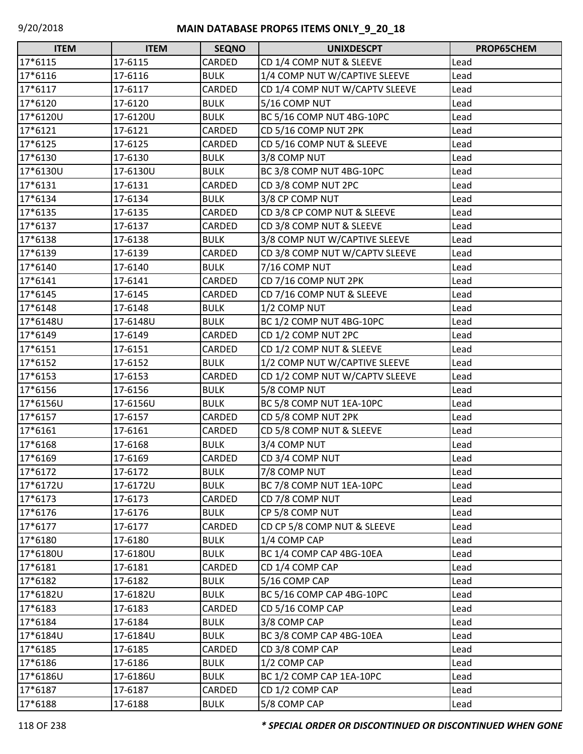| ITEM | ITEM | SEQNO | UNIXDESCPT | PROP65CHEM |
|---|---|---|---|---|
| 17*6115 | 17-6115 | CARDED | CD 1/4 COMP NUT & SLEEVE | Lead |
| 17*6116 | 17-6116 | BULK | 1/4 COMP NUT W/CAPTIVE SLEEVE | Lead |
| 17*6117 | 17-6117 | CARDED | CD 1/4 COMP NUT W/CAPTV SLEEVE | Lead |
| 17*6120 | 17-6120 | BULK | 5/16 COMP NUT | Lead |
| 17*6120U | 17-6120U | BULK | BC 5/16 COMP NUT 4BG-10PC | Lead |
| 17*6121 | 17-6121 | CARDED | CD 5/16 COMP NUT 2PK | Lead |
| 17*6125 | 17-6125 | CARDED | CD 5/16 COMP NUT & SLEEVE | Lead |
| 17*6130 | 17-6130 | BULK | 3/8 COMP NUT | Lead |
| 17*6130U | 17-6130U | BULK | BC 3/8 COMP NUT 4BG-10PC | Lead |
| 17*6131 | 17-6131 | CARDED | CD 3/8 COMP NUT 2PC | Lead |
| 17*6134 | 17-6134 | BULK | 3/8 CP COMP NUT | Lead |
| 17*6135 | 17-6135 | CARDED | CD 3/8 CP COMP NUT & SLEEVE | Lead |
| 17*6137 | 17-6137 | CARDED | CD 3/8 COMP NUT & SLEEVE | Lead |
| 17*6138 | 17-6138 | BULK | 3/8 COMP NUT W/CAPTIVE SLEEVE | Lead |
| 17*6139 | 17-6139 | CARDED | CD 3/8 COMP NUT W/CAPTV SLEEVE | Lead |
| 17*6140 | 17-6140 | BULK | 7/16 COMP NUT | Lead |
| 17*6141 | 17-6141 | CARDED | CD 7/16 COMP NUT 2PK | Lead |
| 17*6145 | 17-6145 | CARDED | CD 7/16 COMP NUT & SLEEVE | Lead |
| 17*6148 | 17-6148 | BULK | 1/2 COMP NUT | Lead |
| 17*6148U | 17-6148U | BULK | BC 1/2 COMP NUT 4BG-10PC | Lead |
| 17*6149 | 17-6149 | CARDED | CD 1/2 COMP NUT 2PC | Lead |
| 17*6151 | 17-6151 | CARDED | CD 1/2 COMP NUT & SLEEVE | Lead |
| 17*6152 | 17-6152 | BULK | 1/2 COMP NUT W/CAPTIVE SLEEVE | Lead |
| 17*6153 | 17-6153 | CARDED | CD 1/2 COMP NUT W/CAPTV SLEEVE | Lead |
| 17*6156 | 17-6156 | BULK | 5/8 COMP NUT | Lead |
| 17*6156U | 17-6156U | BULK | BC 5/8 COMP NUT 1EA-10PC | Lead |
| 17*6157 | 17-6157 | CARDED | CD 5/8 COMP NUT 2PK | Lead |
| 17*6161 | 17-6161 | CARDED | CD 5/8 COMP NUT & SLEEVE | Lead |
| 17*6168 | 17-6168 | BULK | 3/4 COMP NUT | Lead |
| 17*6169 | 17-6169 | CARDED | CD 3/4 COMP NUT | Lead |
| 17*6172 | 17-6172 | BULK | 7/8 COMP NUT | Lead |
| 17*6172U | 17-6172U | BULK | BC 7/8 COMP NUT 1EA-10PC | Lead |
| 17*6173 | 17-6173 | CARDED | CD 7/8 COMP NUT | Lead |
| 17*6176 | 17-6176 | BULK | CP 5/8 COMP NUT | Lead |
| 17*6177 | 17-6177 | CARDED | CD CP 5/8 COMP NUT & SLEEVE | Lead |
| 17*6180 | 17-6180 | BULK | 1/4 COMP CAP | Lead |
| 17*6180U | 17-6180U | BULK | BC 1/4 COMP CAP 4BG-10EA | Lead |
| 17*6181 | 17-6181 | CARDED | CD 1/4 COMP CAP | Lead |
| 17*6182 | 17-6182 | BULK | 5/16 COMP CAP | Lead |
| 17*6182U | 17-6182U | BULK | BC 5/16 COMP CAP 4BG-10PC | Lead |
| 17*6183 | 17-6183 | CARDED | CD 5/16 COMP CAP | Lead |
| 17*6184 | 17-6184 | BULK | 3/8 COMP CAP | Lead |
| 17*6184U | 17-6184U | BULK | BC 3/8 COMP CAP 4BG-10EA | Lead |
| 17*6185 | 17-6185 | CARDED | CD 3/8 COMP CAP | Lead |
| 17*6186 | 17-6186 | BULK | 1/2 COMP CAP | Lead |
| 17*6186U | 17-6186U | BULK | BC 1/2 COMP CAP 1EA-10PC | Lead |
| 17*6187 | 17-6187 | CARDED | CD 1/2 COMP CAP | Lead |
| 17*6188 | 17-6188 | BULK | 5/8 COMP CAP | Lead |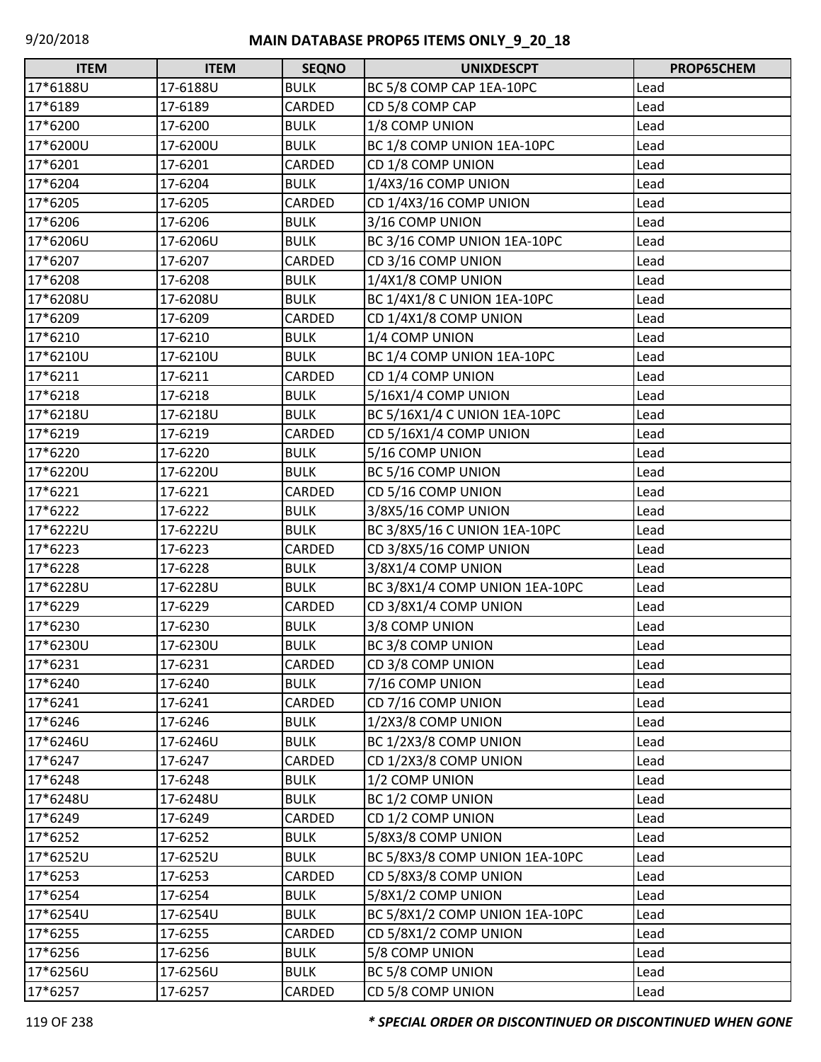| ITEM | ITEM | SEQNO | UNIXDESCPT | PROP65CHEM |
|---|---|---|---|---|
| 17*6188U | 17-6188U | BULK | BC 5/8 COMP CAP 1EA-10PC | Lead |
| 17*6189 | 17-6189 | CARDED | CD 5/8 COMP CAP | Lead |
| 17*6200 | 17-6200 | BULK | 1/8 COMP UNION | Lead |
| 17*6200U | 17-6200U | BULK | BC 1/8 COMP UNION 1EA-10PC | Lead |
| 17*6201 | 17-6201 | CARDED | CD 1/8 COMP UNION | Lead |
| 17*6204 | 17-6204 | BULK | 1/4X3/16 COMP UNION | Lead |
| 17*6205 | 17-6205 | CARDED | CD 1/4X3/16 COMP UNION | Lead |
| 17*6206 | 17-6206 | BULK | 3/16 COMP UNION | Lead |
| 17*6206U | 17-6206U | BULK | BC 3/16 COMP UNION 1EA-10PC | Lead |
| 17*6207 | 17-6207 | CARDED | CD 3/16 COMP UNION | Lead |
| 17*6208 | 17-6208 | BULK | 1/4X1/8 COMP UNION | Lead |
| 17*6208U | 17-6208U | BULK | BC 1/4X1/8 C UNION 1EA-10PC | Lead |
| 17*6209 | 17-6209 | CARDED | CD 1/4X1/8 COMP UNION | Lead |
| 17*6210 | 17-6210 | BULK | 1/4 COMP UNION | Lead |
| 17*6210U | 17-6210U | BULK | BC 1/4 COMP UNION 1EA-10PC | Lead |
| 17*6211 | 17-6211 | CARDED | CD 1/4 COMP UNION | Lead |
| 17*6218 | 17-6218 | BULK | 5/16X1/4 COMP UNION | Lead |
| 17*6218U | 17-6218U | BULK | BC 5/16X1/4 C UNION 1EA-10PC | Lead |
| 17*6219 | 17-6219 | CARDED | CD 5/16X1/4 COMP UNION | Lead |
| 17*6220 | 17-6220 | BULK | 5/16 COMP UNION | Lead |
| 17*6220U | 17-6220U | BULK | BC 5/16 COMP UNION | Lead |
| 17*6221 | 17-6221 | CARDED | CD 5/16 COMP UNION | Lead |
| 17*6222 | 17-6222 | BULK | 3/8X5/16 COMP UNION | Lead |
| 17*6222U | 17-6222U | BULK | BC 3/8X5/16 C UNION 1EA-10PC | Lead |
| 17*6223 | 17-6223 | CARDED | CD 3/8X5/16 COMP UNION | Lead |
| 17*6228 | 17-6228 | BULK | 3/8X1/4 COMP UNION | Lead |
| 17*6228U | 17-6228U | BULK | BC 3/8X1/4 COMP UNION 1EA-10PC | Lead |
| 17*6229 | 17-6229 | CARDED | CD 3/8X1/4 COMP UNION | Lead |
| 17*6230 | 17-6230 | BULK | 3/8 COMP UNION | Lead |
| 17*6230U | 17-6230U | BULK | BC 3/8 COMP UNION | Lead |
| 17*6231 | 17-6231 | CARDED | CD 3/8 COMP UNION | Lead |
| 17*6240 | 17-6240 | BULK | 7/16 COMP UNION | Lead |
| 17*6241 | 17-6241 | CARDED | CD 7/16 COMP UNION | Lead |
| 17*6246 | 17-6246 | BULK | 1/2X3/8 COMP UNION | Lead |
| 17*6246U | 17-6246U | BULK | BC 1/2X3/8 COMP UNION | Lead |
| 17*6247 | 17-6247 | CARDED | CD 1/2X3/8 COMP UNION | Lead |
| 17*6248 | 17-6248 | BULK | 1/2 COMP UNION | Lead |
| 17*6248U | 17-6248U | BULK | BC 1/2 COMP UNION | Lead |
| 17*6249 | 17-6249 | CARDED | CD 1/2 COMP UNION | Lead |
| 17*6252 | 17-6252 | BULK | 5/8X3/8 COMP UNION | Lead |
| 17*6252U | 17-6252U | BULK | BC 5/8X3/8 COMP UNION 1EA-10PC | Lead |
| 17*6253 | 17-6253 | CARDED | CD 5/8X3/8 COMP UNION | Lead |
| 17*6254 | 17-6254 | BULK | 5/8X1/2 COMP UNION | Lead |
| 17*6254U | 17-6254U | BULK | BC 5/8X1/2 COMP UNION 1EA-10PC | Lead |
| 17*6255 | 17-6255 | CARDED | CD 5/8X1/2 COMP UNION | Lead |
| 17*6256 | 17-6256 | BULK | 5/8 COMP UNION | Lead |
| 17*6256U | 17-6256U | BULK | BC 5/8 COMP UNION | Lead |
| 17*6257 | 17-6257 | CARDED | CD 5/8 COMP UNION | Lead |

*** SPECIAL ORDER OR DISCONTINUED OR DISCONTINUED WHEN GONE**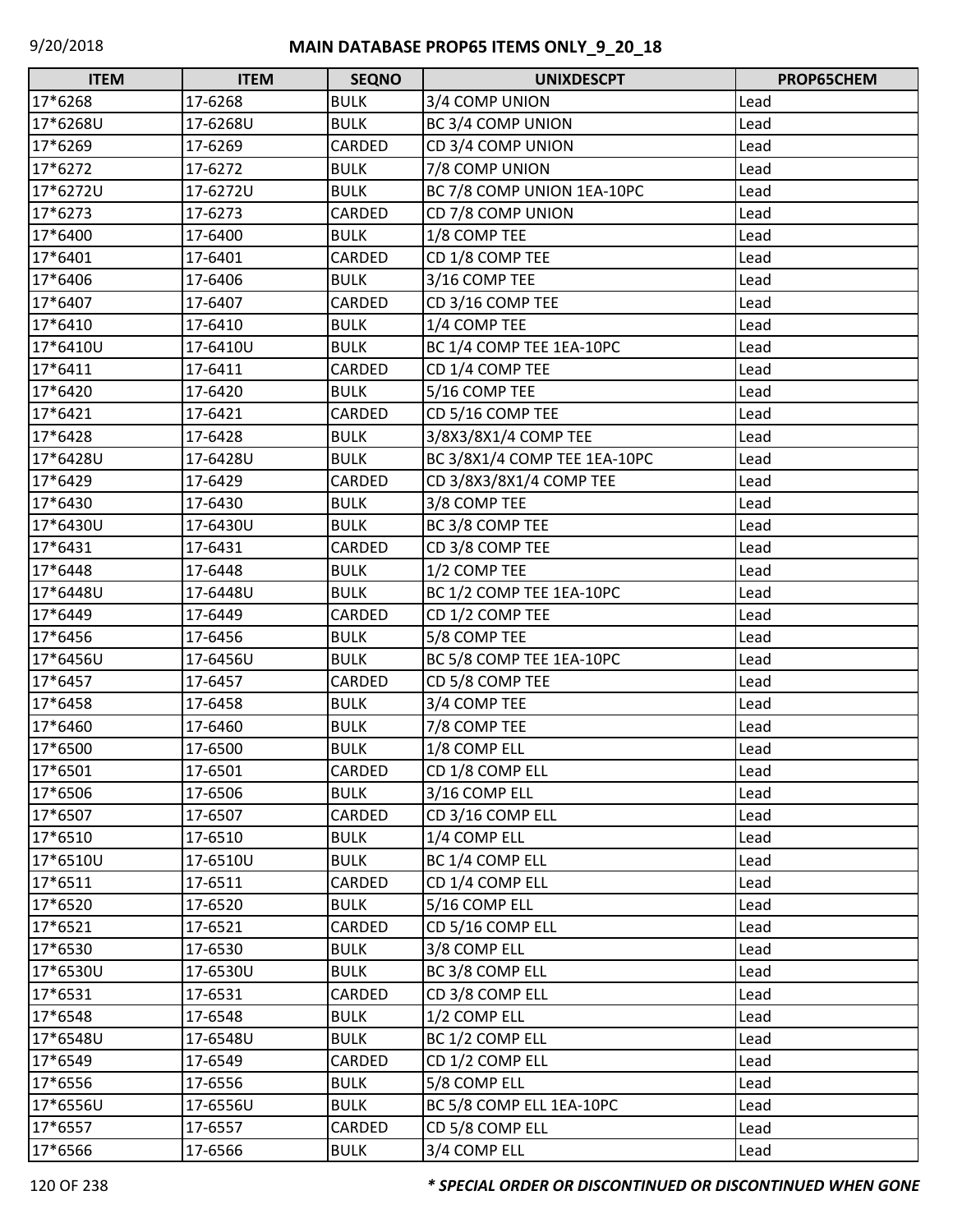## MAIN DATABASE PROP65 ITEMS ONLY_9_20_18

| ITEM | ITEM | SEQNO | UNIXDESCPT | PROP65CHEM |
|---|---|---|---|---|
| 17*6268 | 17-6268 | BULK | 3/4 COMP UNION | Lead |
| 17*6268U | 17-6268U | BULK | BC 3/4 COMP UNION | Lead |
| 17*6269 | 17-6269 | CARDED | CD 3/4 COMP UNION | Lead |
| 17*6272 | 17-6272 | BULK | 7/8 COMP UNION | Lead |
| 17*6272U | 17-6272U | BULK | BC 7/8 COMP UNION 1EA-10PC | Lead |
| 17*6273 | 17-6273 | CARDED | CD 7/8 COMP UNION | Lead |
| 17*6400 | 17-6400 | BULK | 1/8 COMP TEE | Lead |
| 17*6401 | 17-6401 | CARDED | CD 1/8 COMP TEE | Lead |
| 17*6406 | 17-6406 | BULK | 3/16 COMP TEE | Lead |
| 17*6407 | 17-6407 | CARDED | CD 3/16 COMP TEE | Lead |
| 17*6410 | 17-6410 | BULK | 1/4 COMP TEE | Lead |
| 17*6410U | 17-6410U | BULK | BC 1/4 COMP TEE 1EA-10PC | Lead |
| 17*6411 | 17-6411 | CARDED | CD 1/4 COMP TEE | Lead |
| 17*6420 | 17-6420 | BULK | 5/16 COMP TEE | Lead |
| 17*6421 | 17-6421 | CARDED | CD 5/16 COMP TEE | Lead |
| 17*6428 | 17-6428 | BULK | 3/8X3/8X1/4 COMP TEE | Lead |
| 17*6428U | 17-6428U | BULK | BC 3/8X1/4 COMP TEE 1EA-10PC | Lead |
| 17*6429 | 17-6429 | CARDED | CD 3/8X3/8X1/4 COMP TEE | Lead |
| 17*6430 | 17-6430 | BULK | 3/8 COMP TEE | Lead |
| 17*6430U | 17-6430U | BULK | BC 3/8 COMP TEE | Lead |
| 17*6431 | 17-6431 | CARDED | CD 3/8 COMP TEE | Lead |
| 17*6448 | 17-6448 | BULK | 1/2 COMP TEE | Lead |
| 17*6448U | 17-6448U | BULK | BC 1/2 COMP TEE 1EA-10PC | Lead |
| 17*6449 | 17-6449 | CARDED | CD 1/2 COMP TEE | Lead |
| 17*6456 | 17-6456 | BULK | 5/8 COMP TEE | Lead |
| 17*6456U | 17-6456U | BULK | BC 5/8 COMP TEE 1EA-10PC | Lead |
| 17*6457 | 17-6457 | CARDED | CD 5/8 COMP TEE | Lead |
| 17*6458 | 17-6458 | BULK | 3/4 COMP TEE | Lead |
| 17*6460 | 17-6460 | BULK | 7/8 COMP TEE | Lead |
| 17*6500 | 17-6500 | BULK | 1/8 COMP ELL | Lead |
| 17*6501 | 17-6501 | CARDED | CD 1/8 COMP ELL | Lead |
| 17*6506 | 17-6506 | BULK | 3/16 COMP ELL | Lead |
| 17*6507 | 17-6507 | CARDED | CD 3/16 COMP ELL | Lead |
| 17*6510 | 17-6510 | BULK | 1/4 COMP ELL | Lead |
| 17*6510U | 17-6510U | BULK | BC 1/4 COMP ELL | Lead |
| 17*6511 | 17-6511 | CARDED | CD 1/4 COMP ELL | Lead |
| 17*6520 | 17-6520 | BULK | 5/16 COMP ELL | Lead |
| 17*6521 | 17-6521 | CARDED | CD 5/16 COMP ELL | Lead |
| 17*6530 | 17-6530 | BULK | 3/8 COMP ELL | Lead |
| 17*6530U | 17-6530U | BULK | BC 3/8 COMP ELL | Lead |
| 17*6531 | 17-6531 | CARDED | CD 3/8 COMP ELL | Lead |
| 17*6548 | 17-6548 | BULK | 1/2 COMP ELL | Lead |
| 17*6548U | 17-6548U | BULK | BC 1/2 COMP ELL | Lead |
| 17*6549 | 17-6549 | CARDED | CD 1/2 COMP ELL | Lead |
| 17*6556 | 17-6556 | BULK | 5/8 COMP ELL | Lead |
| 17*6556U | 17-6556U | BULK | BC 5/8 COMP ELL 1EA-10PC | Lead |
| 17*6557 | 17-6557 | CARDED | CD 5/8 COMP ELL | Lead |
| 17*6566 | 17-6566 | BULK | 3/4 COMP ELL | Lead |

*** SPECIAL ORDER OR DISCONTINUED OR DISCONTINUED WHEN GONE**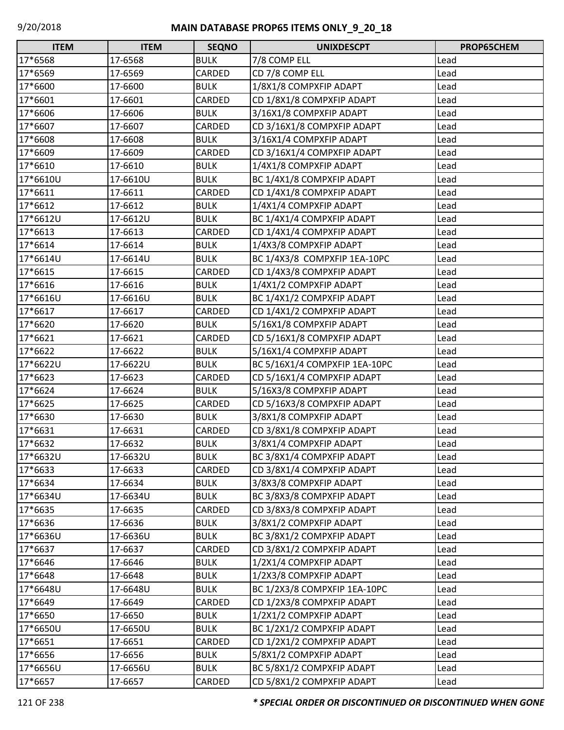| ITEM | ITEM | SEQNO | UNIXDESCPT | PROP65CHEM |
|---|---|---|---|---|
| 17*6568 | 17-6568 | BULK | 7/8 COMP ELL | Lead |
| 17*6569 | 17-6569 | CARDED | CD 7/8 COMP ELL | Lead |
| 17*6600 | 17-6600 | BULK | 1/8X1/8 COMPXFIP ADAPT | Lead |
| 17*6601 | 17-6601 | CARDED | CD 1/8X1/8 COMPXFIP ADAPT | Lead |
| 17*6606 | 17-6606 | BULK | 3/16X1/8 COMPXFIP ADAPT | Lead |
| 17*6607 | 17-6607 | CARDED | CD 3/16X1/8 COMPXFIP ADAPT | Lead |
| 17*6608 | 17-6608 | BULK | 3/16X1/4 COMPXFIP ADAPT | Lead |
| 17*6609 | 17-6609 | CARDED | CD 3/16X1/4 COMPXFIP ADAPT | Lead |
| 17*6610 | 17-6610 | BULK | 1/4X1/8 COMPXFIP ADAPT | Lead |
| 17*6610U | 17-6610U | BULK | BC 1/4X1/8 COMPXFIP ADAPT | Lead |
| 17*6611 | 17-6611 | CARDED | CD 1/4X1/8 COMPXFIP ADAPT | Lead |
| 17*6612 | 17-6612 | BULK | 1/4X1/4 COMPXFIP ADAPT | Lead |
| 17*6612U | 17-6612U | BULK | BC 1/4X1/4 COMPXFIP ADAPT | Lead |
| 17*6613 | 17-6613 | CARDED | CD 1/4X1/4 COMPXFIP ADAPT | Lead |
| 17*6614 | 17-6614 | BULK | 1/4X3/8 COMPXFIP ADAPT | Lead |
| 17*6614U | 17-6614U | BULK | BC 1/4X3/8 COMPXFIP 1EA-10PC | Lead |
| 17*6615 | 17-6615 | CARDED | CD 1/4X3/8 COMPXFIP ADAPT | Lead |
| 17*6616 | 17-6616 | BULK | 1/4X1/2 COMPXFIP ADAPT | Lead |
| 17*6616U | 17-6616U | BULK | BC 1/4X1/2 COMPXFIP ADAPT | Lead |
| 17*6617 | 17-6617 | CARDED | CD 1/4X1/2 COMPXFIP ADAPT | Lead |
| 17*6620 | 17-6620 | BULK | 5/16X1/8 COMPXFIP ADAPT | Lead |
| 17*6621 | 17-6621 | CARDED | CD 5/16X1/8 COMPXFIP ADAPT | Lead |
| 17*6622 | 17-6622 | BULK | 5/16X1/4 COMPXFIP ADAPT | Lead |
| 17*6622U | 17-6622U | BULK | BC 5/16X1/4 COMPXFIP 1EA-10PC | Lead |
| 17*6623 | 17-6623 | CARDED | CD 5/16X1/4 COMPXFIP ADAPT | Lead |
| 17*6624 | 17-6624 | BULK | 5/16X3/8 COMPXFIP ADAPT | Lead |
| 17*6625 | 17-6625 | CARDED | CD 5/16X3/8 COMPXFIP ADAPT | Lead |
| 17*6630 | 17-6630 | BULK | 3/8X1/8 COMPXFIP ADAPT | Lead |
| 17*6631 | 17-6631 | CARDED | CD 3/8X1/8 COMPXFIP ADAPT | Lead |
| 17*6632 | 17-6632 | BULK | 3/8X1/4 COMPXFIP ADAPT | Lead |
| 17*6632U | 17-6632U | BULK | BC 3/8X1/4 COMPXFIP ADAPT | Lead |
| 17*6633 | 17-6633 | CARDED | CD 3/8X1/4 COMPXFIP ADAPT | Lead |
| 17*6634 | 17-6634 | BULK | 3/8X3/8 COMPXFIP ADAPT | Lead |
| 17*6634U | 17-6634U | BULK | BC 3/8X3/8 COMPXFIP ADAPT | Lead |
| 17*6635 | 17-6635 | CARDED | CD 3/8X3/8 COMPXFIP ADAPT | Lead |
| 17*6636 | 17-6636 | BULK | 3/8X1/2 COMPXFIP ADAPT | Lead |
| 17*6636U | 17-6636U | BULK | BC 3/8X1/2 COMPXFIP ADAPT | Lead |
| 17*6637 | 17-6637 | CARDED | CD 3/8X1/2 COMPXFIP ADAPT | Lead |
| 17*6646 | 17-6646 | BULK | 1/2X1/4 COMPXFIP ADAPT | Lead |
| 17*6648 | 17-6648 | BULK | 1/2X3/8 COMPXFIP ADAPT | Lead |
| 17*6648U | 17-6648U | BULK | BC 1/2X3/8 COMPXFIP 1EA-10PC | Lead |
| 17*6649 | 17-6649 | CARDED | CD 1/2X3/8 COMPXFIP ADAPT | Lead |
| 17*6650 | 17-6650 | BULK | 1/2X1/2 COMPXFIP ADAPT | Lead |
| 17*6650U | 17-6650U | BULK | BC 1/2X1/2 COMPXFIP ADAPT | Lead |
| 17*6651 | 17-6651 | CARDED | CD 1/2X1/2 COMPXFIP ADAPT | Lead |
| 17*6656 | 17-6656 | BULK | 5/8X1/2 COMPXFIP ADAPT | Lead |
| 17*6656U | 17-6656U | BULK | BC 5/8X1/2 COMPXFIP ADAPT | Lead |
| 17*6657 | 17-6657 | CARDED | CD 5/8X1/2 COMPXFIP ADAPT | Lead |

*** SPECIAL ORDER OR DISCONTINUED OR DISCONTINUED WHEN GONE**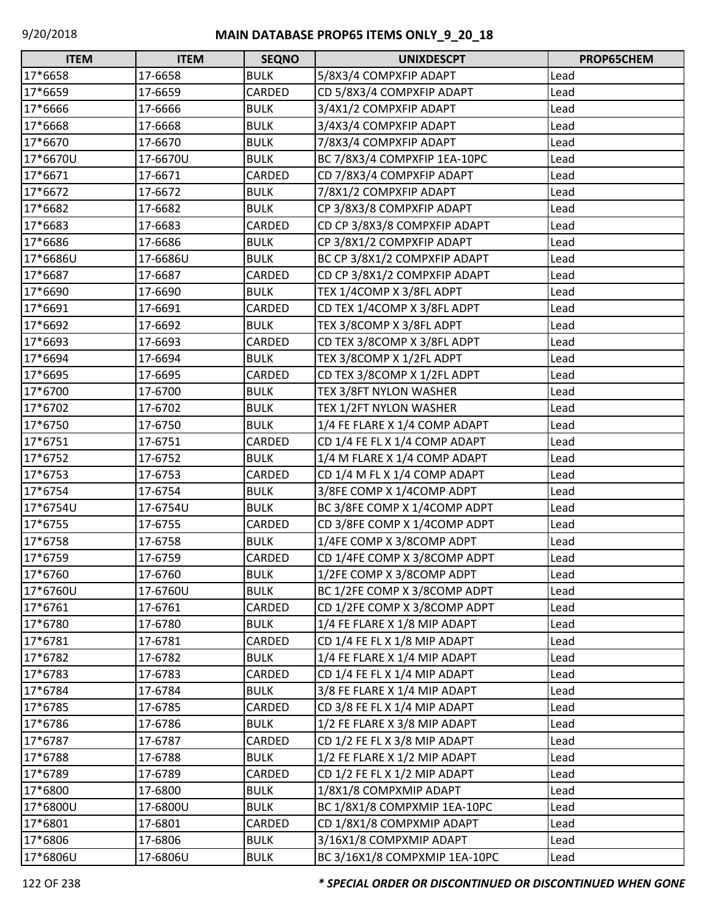| ITEM | ITEM | SEQNO | UNIXDESCPT | PROP65CHEM |
|---|---|---|---|---|
| 17*6658 | 17-6658 | BULK | 5/8X3/4 COMPXFIP ADAPT | Lead |
| 17*6659 | 17-6659 | CARDED | CD 5/8X3/4 COMPXFIP ADAPT | Lead |
| 17*6666 | 17-6666 | BULK | 3/4X1/2 COMPXFIP ADAPT | Lead |
| 17*6668 | 17-6668 | BULK | 3/4X3/4 COMPXFIP ADAPT | Lead |
| 17*6670 | 17-6670 | BULK | 7/8X3/4 COMPXFIP ADAPT | Lead |
| 17*6670U | 17-6670U | BULK | BC 7/8X3/4 COMPXFIP 1EA-10PC | Lead |
| 17*6671 | 17-6671 | CARDED | CD 7/8X3/4 COMPXFIP ADAPT | Lead |
| 17*6672 | 17-6672 | BULK | 7/8X1/2 COMPXFIP ADAPT | Lead |
| 17*6682 | 17-6682 | BULK | CP 3/8X3/8 COMPXFIP ADAPT | Lead |
| 17*6683 | 17-6683 | CARDED | CD CP 3/8X3/8 COMPXFIP ADAPT | Lead |
| 17*6686 | 17-6686 | BULK | CP 3/8X1/2 COMPXFIP ADAPT | Lead |
| 17*6686U | 17-6686U | BULK | BC CP 3/8X1/2 COMPXFIP ADAPT | Lead |
| 17*6687 | 17-6687 | CARDED | CD CP 3/8X1/2 COMPXFIP ADAPT | Lead |
| 17*6690 | 17-6690 | BULK | TEX 1/4COMP X 3/8FL ADPT | Lead |
| 17*6691 | 17-6691 | CARDED | CD TEX 1/4COMP X 3/8FL ADPT | Lead |
| 17*6692 | 17-6692 | BULK | TEX 3/8COMP X 3/8FL ADPT | Lead |
| 17*6693 | 17-6693 | CARDED | CD TEX 3/8COMP X 3/8FL ADPT | Lead |
| 17*6694 | 17-6694 | BULK | TEX 3/8COMP X 1/2FL ADPT | Lead |
| 17*6695 | 17-6695 | CARDED | CD TEX 3/8COMP X 1/2FL ADPT | Lead |
| 17*6700 | 17-6700 | BULK | TEX 3/8FT NYLON WASHER | Lead |
| 17*6702 | 17-6702 | BULK | TEX 1/2FT NYLON WASHER | Lead |
| 17*6750 | 17-6750 | BULK | 1/4 FE FLARE X 1/4 COMP ADAPT | Lead |
| 17*6751 | 17-6751 | CARDED | CD 1/4 FE FL X 1/4 COMP ADAPT | Lead |
| 17*6752 | 17-6752 | BULK | 1/4 M FLARE X 1/4 COMP ADAPT | Lead |
| 17*6753 | 17-6753 | CARDED | CD 1/4 M FL X 1/4 COMP ADAPT | Lead |
| 17*6754 | 17-6754 | BULK | 3/8FE COMP X 1/4COMP ADPT | Lead |
| 17*6754U | 17-6754U | BULK | BC 3/8FE COMP X 1/4COMP ADPT | Lead |
| 17*6755 | 17-6755 | CARDED | CD 3/8FE COMP X 1/4COMP ADPT | Lead |
| 17*6758 | 17-6758 | BULK | 1/4FE COMP X 3/8COMP ADPT | Lead |
| 17*6759 | 17-6759 | CARDED | CD 1/4FE COMP X 3/8COMP ADPT | Lead |
| 17*6760 | 17-6760 | BULK | 1/2FE COMP X 3/8COMP ADPT | Lead |
| 17*6760U | 17-6760U | BULK | BC 1/2FE COMP X 3/8COMP ADPT | Lead |
| 17*6761 | 17-6761 | CARDED | CD 1/2FE COMP X 3/8COMP ADPT | Lead |
| 17*6780 | 17-6780 | BULK | 1/4 FE FLARE X 1/8 MIP ADAPT | Lead |
| 17*6781 | 17-6781 | CARDED | CD 1/4 FE FL X 1/8 MIP ADAPT | Lead |
| 17*6782 | 17-6782 | BULK | 1/4 FE FLARE X 1/4 MIP ADAPT | Lead |
| 17*6783 | 17-6783 | CARDED | CD 1/4 FE FL X 1/4 MIP ADAPT | Lead |
| 17*6784 | 17-6784 | BULK | 3/8 FE FLARE X 1/4 MIP ADAPT | Lead |
| 17*6785 | 17-6785 | CARDED | CD 3/8 FE FL X 1/4 MIP ADAPT | Lead |
| 17*6786 | 17-6786 | BULK | 1/2 FE FLARE X 3/8 MIP ADAPT | Lead |
| 17*6787 | 17-6787 | CARDED | CD 1/2 FE FL X 3/8 MIP ADAPT | Lead |
| 17*6788 | 17-6788 | BULK | 1/2 FE FLARE X 1/2 MIP ADAPT | Lead |
| 17*6789 | 17-6789 | CARDED | CD 1/2 FE FL X 1/2 MIP ADAPT | Lead |
| 17*6800 | 17-6800 | BULK | 1/8X1/8 COMPXMIP ADAPT | Lead |
| 17*6800U | 17-6800U | BULK | BC 1/8X1/8 COMPXMIP 1EA-10PC | Lead |
| 17*6801 | 17-6801 | CARDED | CD 1/8X1/8 COMPXMIP ADAPT | Lead |
| 17*6806 | 17-6806 | BULK | 3/16X1/8 COMPXMIP ADAPT | Lead |
| 17*6806U | 17-6806U | BULK | BC 3/16X1/8 COMPXMIP 1EA-10PC | Lead |

*** SPECIAL ORDER OR DISCONTINUED OR DISCONTINUED WHEN GONE**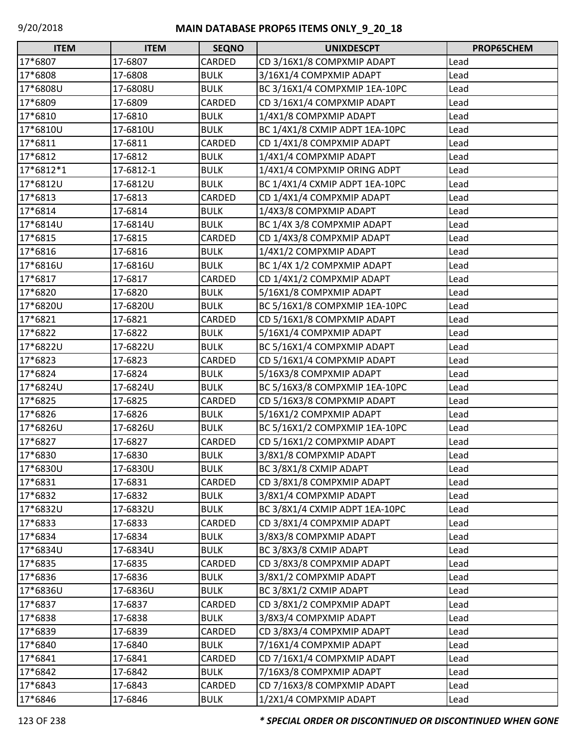# MAIN DATABASE PROP65 ITEMS ONLY_9_20_18

| ITEM | ITEM | SEQNO | UNIXDESCPT | PROP65CHEM |
|---|---|---|---|---|
| 17*6807 | 17-6807 | CARDED | CD 3/16X1/8 COMPXMIP ADAPT | Lead |
| 17*6808 | 17-6808 | BULK | 3/16X1/4 COMPXMIP ADAPT | Lead |
| 17*6808U | 17-6808U | BULK | BC 3/16X1/4 COMPXMIP 1EA-10PC | Lead |
| 17*6809 | 17-6809 | CARDED | CD 3/16X1/4 COMPXMIP ADAPT | Lead |
| 17*6810 | 17-6810 | BULK | 1/4X1/8 COMPXMIP ADAPT | Lead |
| 17*6810U | 17-6810U | BULK | BC 1/4X1/8 CXMIP ADPT 1EA-10PC | Lead |
| 17*6811 | 17-6811 | CARDED | CD 1/4X1/8 COMPXMIP ADAPT | Lead |
| 17*6812 | 17-6812 | BULK | 1/4X1/4 COMPXMIP ADAPT | Lead |
| 17*6812*1 | 17-6812-1 | BULK | 1/4X1/4 COMPXMIP ORING ADPT | Lead |
| 17*6812U | 17-6812U | BULK | BC 1/4X1/4 CXMIP ADPT 1EA-10PC | Lead |
| 17*6813 | 17-6813 | CARDED | CD 1/4X1/4 COMPXMIP ADAPT | Lead |
| 17*6814 | 17-6814 | BULK | 1/4X3/8 COMPXMIP ADAPT | Lead |
| 17*6814U | 17-6814U | BULK | BC 1/4X 3/8 COMPXMIP ADAPT | Lead |
| 17*6815 | 17-6815 | CARDED | CD 1/4X3/8 COMPXMIP ADAPT | Lead |
| 17*6816 | 17-6816 | BULK | 1/4X1/2 COMPXMIP ADAPT | Lead |
| 17*6816U | 17-6816U | BULK | BC 1/4X 1/2 COMPXMIP ADAPT | Lead |
| 17*6817 | 17-6817 | CARDED | CD 1/4X1/2 COMPXMIP ADAPT | Lead |
| 17*6820 | 17-6820 | BULK | 5/16X1/8 COMPXMIP ADAPT | Lead |
| 17*6820U | 17-6820U | BULK | BC 5/16X1/8 COMPXMIP 1EA-10PC | Lead |
| 17*6821 | 17-6821 | CARDED | CD 5/16X1/8 COMPXMIP ADAPT | Lead |
| 17*6822 | 17-6822 | BULK | 5/16X1/4 COMPXMIP ADAPT | Lead |
| 17*6822U | 17-6822U | BULK | BC 5/16X1/4 COMPXMIP ADAPT | Lead |
| 17*6823 | 17-6823 | CARDED | CD 5/16X1/4 COMPXMIP ADAPT | Lead |
| 17*6824 | 17-6824 | BULK | 5/16X3/8 COMPXMIP ADAPT | Lead |
| 17*6824U | 17-6824U | BULK | BC 5/16X3/8 COMPXMIP 1EA-10PC | Lead |
| 17*6825 | 17-6825 | CARDED | CD 5/16X3/8 COMPXMIP ADAPT | Lead |
| 17*6826 | 17-6826 | BULK | 5/16X1/2 COMPXMIP ADAPT | Lead |
| 17*6826U | 17-6826U | BULK | BC 5/16X1/2 COMPXMIP 1EA-10PC | Lead |
| 17*6827 | 17-6827 | CARDED | CD 5/16X1/2 COMPXMIP ADAPT | Lead |
| 17*6830 | 17-6830 | BULK | 3/8X1/8 COMPXMIP ADAPT | Lead |
| 17*6830U | 17-6830U | BULK | BC 3/8X1/8 CXMIP ADAPT | Lead |
| 17*6831 | 17-6831 | CARDED | CD 3/8X1/8 COMPXMIP ADAPT | Lead |
| 17*6832 | 17-6832 | BULK | 3/8X1/4 COMPXMIP ADAPT | Lead |
| 17*6832U | 17-6832U | BULK | BC 3/8X1/4 CXMIP ADPT 1EA-10PC | Lead |
| 17*6833 | 17-6833 | CARDED | CD 3/8X1/4 COMPXMIP ADAPT | Lead |
| 17*6834 | 17-6834 | BULK | 3/8X3/8 COMPXMIP ADAPT | Lead |
| 17*6834U | 17-6834U | BULK | BC 3/8X3/8 CXMIP ADAPT | Lead |
| 17*6835 | 17-6835 | CARDED | CD 3/8X3/8 COMPXMIP ADAPT | Lead |
| 17*6836 | 17-6836 | BULK | 3/8X1/2 COMPXMIP ADAPT | Lead |
| 17*6836U | 17-6836U | BULK | BC 3/8X1/2 CXMIP ADAPT | Lead |
| 17*6837 | 17-6837 | CARDED | CD 3/8X1/2 COMPXMIP ADAPT | Lead |
| 17*6838 | 17-6838 | BULK | 3/8X3/4 COMPXMIP ADAPT | Lead |
| 17*6839 | 17-6839 | CARDED | CD 3/8X3/4 COMPXMIP ADAPT | Lead |
| 17*6840 | 17-6840 | BULK | 7/16X1/4 COMPXMIP ADAPT | Lead |
| 17*6841 | 17-6841 | CARDED | CD 7/16X1/4 COMPXMIP ADAPT | Lead |
| 17*6842 | 17-6842 | BULK | 7/16X3/8 COMPXMIP ADAPT | Lead |
| 17*6843 | 17-6843 | CARDED | CD 7/16X3/8 COMPXMIP ADAPT | Lead |
| 17*6846 | 17-6846 | BULK | 1/2X1/4 COMPXMIP ADAPT | Lead |

*** SPECIAL ORDER OR DISCONTINUED OR DISCONTINUED WHEN GONE**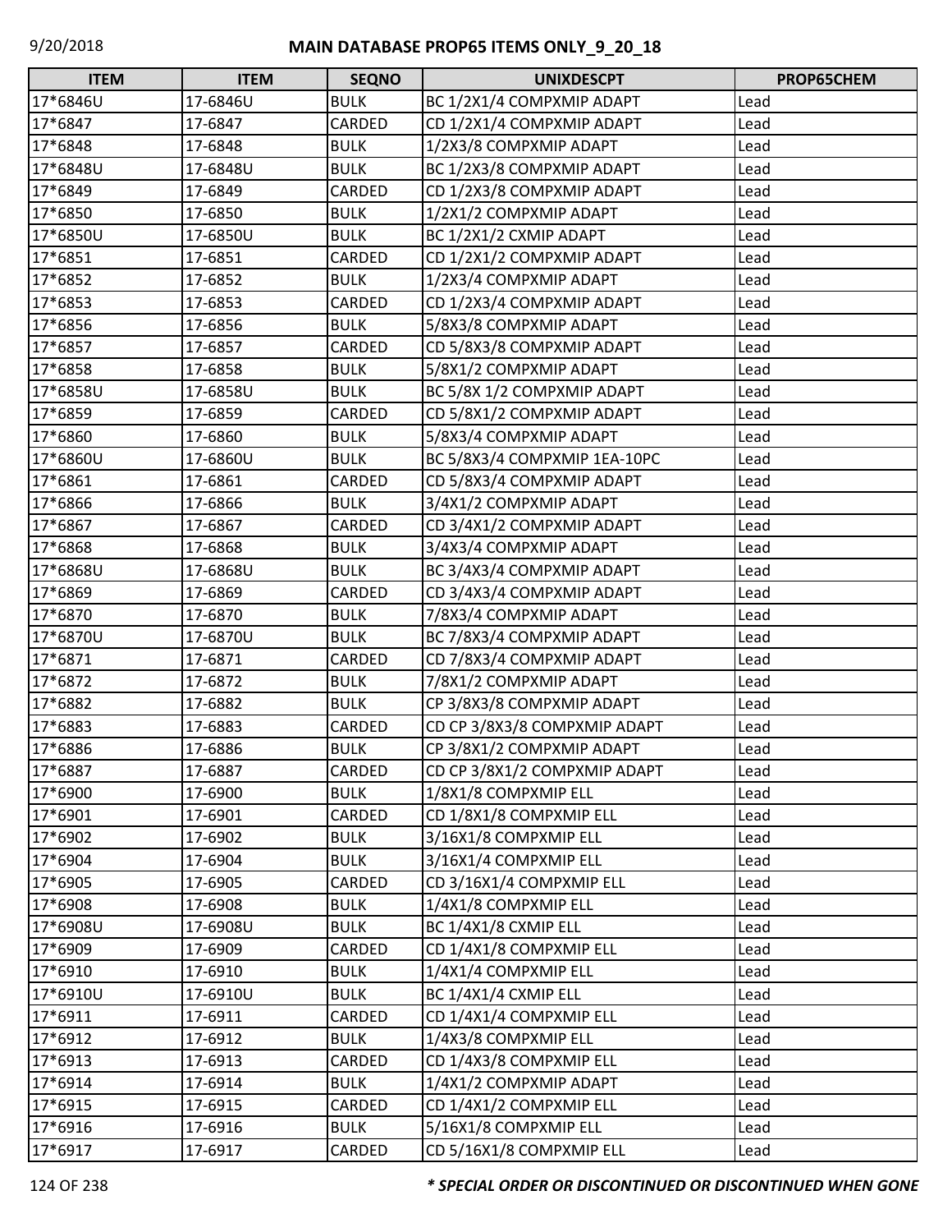| ITEM | ITEM | SEQNO | UNIXDESCPT | PROP65CHEM |
|---|---|---|---|---|
| 17*6846U | 17-6846U | BULK | BC 1/2X1/4 COMPXMIP ADAPT | Lead |
| 17*6847 | 17-6847 | CARDED | CD 1/2X1/4 COMPXMIP ADAPT | Lead |
| 17*6848 | 17-6848 | BULK | 1/2X3/8 COMPXMIP ADAPT | Lead |
| 17*6848U | 17-6848U | BULK | BC 1/2X3/8 COMPXMIP ADAPT | Lead |
| 17*6849 | 17-6849 | CARDED | CD 1/2X3/8 COMPXMIP ADAPT | Lead |
| 17*6850 | 17-6850 | BULK | 1/2X1/2 COMPXMIP ADAPT | Lead |
| 17*6850U | 17-6850U | BULK | BC 1/2X1/2 CXMIP ADAPT | Lead |
| 17*6851 | 17-6851 | CARDED | CD 1/2X1/2 COMPXMIP ADAPT | Lead |
| 17*6852 | 17-6852 | BULK | 1/2X3/4 COMPXMIP ADAPT | Lead |
| 17*6853 | 17-6853 | CARDED | CD 1/2X3/4 COMPXMIP ADAPT | Lead |
| 17*6856 | 17-6856 | BULK | 5/8X3/8 COMPXMIP ADAPT | Lead |
| 17*6857 | 17-6857 | CARDED | CD 5/8X3/8 COMPXMIP ADAPT | Lead |
| 17*6858 | 17-6858 | BULK | 5/8X1/2 COMPXMIP ADAPT | Lead |
| 17*6858U | 17-6858U | BULK | BC 5/8X 1/2 COMPXMIP ADAPT | Lead |
| 17*6859 | 17-6859 | CARDED | CD 5/8X1/2 COMPXMIP ADAPT | Lead |
| 17*6860 | 17-6860 | BULK | 5/8X3/4 COMPXMIP ADAPT | Lead |
| 17*6860U | 17-6860U | BULK | BC 5/8X3/4 COMPXMIP 1EA-10PC | Lead |
| 17*6861 | 17-6861 | CARDED | CD 5/8X3/4 COMPXMIP ADAPT | Lead |
| 17*6866 | 17-6866 | BULK | 3/4X1/2 COMPXMIP ADAPT | Lead |
| 17*6867 | 17-6867 | CARDED | CD 3/4X1/2 COMPXMIP ADAPT | Lead |
| 17*6868 | 17-6868 | BULK | 3/4X3/4 COMPXMIP ADAPT | Lead |
| 17*6868U | 17-6868U | BULK | BC 3/4X3/4 COMPXMIP ADAPT | Lead |
| 17*6869 | 17-6869 | CARDED | CD 3/4X3/4 COMPXMIP ADAPT | Lead |
| 17*6870 | 17-6870 | BULK | 7/8X3/4 COMPXMIP ADAPT | Lead |
| 17*6870U | 17-6870U | BULK | BC 7/8X3/4 COMPXMIP ADAPT | Lead |
| 17*6871 | 17-6871 | CARDED | CD 7/8X3/4 COMPXMIP ADAPT | Lead |
| 17*6872 | 17-6872 | BULK | 7/8X1/2 COMPXMIP ADAPT | Lead |
| 17*6882 | 17-6882 | BULK | CP 3/8X3/8 COMPXMIP ADAPT | Lead |
| 17*6883 | 17-6883 | CARDED | CD CP 3/8X3/8 COMPXMIP ADAPT | Lead |
| 17*6886 | 17-6886 | BULK | CP 3/8X1/2 COMPXMIP ADAPT | Lead |
| 17*6887 | 17-6887 | CARDED | CD CP 3/8X1/2 COMPXMIP ADAPT | Lead |
| 17*6900 | 17-6900 | BULK | 1/8X1/8 COMPXMIP ELL | Lead |
| 17*6901 | 17-6901 | CARDED | CD 1/8X1/8 COMPXMIP ELL | Lead |
| 17*6902 | 17-6902 | BULK | 3/16X1/8 COMPXMIP ELL | Lead |
| 17*6904 | 17-6904 | BULK | 3/16X1/4 COMPXMIP ELL | Lead |
| 17*6905 | 17-6905 | CARDED | CD 3/16X1/4 COMPXMIP ELL | Lead |
| 17*6908 | 17-6908 | BULK | 1/4X1/8 COMPXMIP ELL | Lead |
| 17*6908U | 17-6908U | BULK | BC 1/4X1/8 CXMIP ELL | Lead |
| 17*6909 | 17-6909 | CARDED | CD 1/4X1/8 COMPXMIP ELL | Lead |
| 17*6910 | 17-6910 | BULK | 1/4X1/4 COMPXMIP ELL | Lead |
| 17*6910U | 17-6910U | BULK | BC 1/4X1/4 CXMIP ELL | Lead |
| 17*6911 | 17-6911 | CARDED | CD 1/4X1/4 COMPXMIP ELL | Lead |
| 17*6912 | 17-6912 | BULK | 1/4X3/8 COMPXMIP ELL | Lead |
| 17*6913 | 17-6913 | CARDED | CD 1/4X3/8 COMPXMIP ELL | Lead |
| 17*6914 | 17-6914 | BULK | 1/4X1/2 COMPXMIP ADAPT | Lead |
| 17*6915 | 17-6915 | CARDED | CD 1/4X1/2 COMPXMIP ELL | Lead |
| 17*6916 | 17-6916 | BULK | 5/16X1/8 COMPXMIP ELL | Lead |
| 17*6917 | 17-6917 | CARDED | CD 5/16X1/8 COMPXMIP ELL | Lead |

*** SPECIAL ORDER OR DISCONTINUED OR DISCONTINUED WHEN GONE**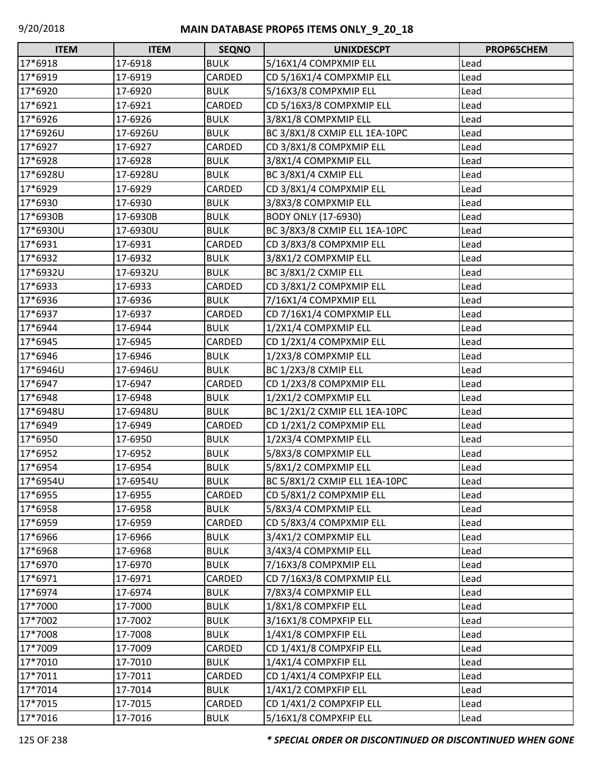| ITEM | ITEM | SEQNO | UNIXDESCPT | PROP65CHEM |
|---|---|---|---|---|
| 17*6918 | 17-6918 | BULK | 5/16X1/4 COMPXMIP ELL | Lead |
| 17*6919 | 17-6919 | CARDED | CD 5/16X1/4 COMPXMIP ELL | Lead |
| 17*6920 | 17-6920 | BULK | 5/16X3/8 COMPXMIP ELL | Lead |
| 17*6921 | 17-6921 | CARDED | CD 5/16X3/8 COMPXMIP ELL | Lead |
| 17*6926 | 17-6926 | BULK | 3/8X1/8 COMPXMIP ELL | Lead |
| 17*6926U | 17-6926U | BULK | BC 3/8X1/8 CXMIP ELL 1EA-10PC | Lead |
| 17*6927 | 17-6927 | CARDED | CD 3/8X1/8 COMPXMIP ELL | Lead |
| 17*6928 | 17-6928 | BULK | 3/8X1/4 COMPXMIP ELL | Lead |
| 17*6928U | 17-6928U | BULK | BC 3/8X1/4 CXMIP ELL | Lead |
| 17*6929 | 17-6929 | CARDED | CD 3/8X1/4 COMPXMIP ELL | Lead |
| 17*6930 | 17-6930 | BULK | 3/8X3/8 COMPXMIP ELL | Lead |
| 17*6930B | 17-6930B | BULK | BODY ONLY (17-6930) | Lead |
| 17*6930U | 17-6930U | BULK | BC 3/8X3/8 CXMIP ELL 1EA-10PC | Lead |
| 17*6931 | 17-6931 | CARDED | CD 3/8X3/8 COMPXMIP ELL | Lead |
| 17*6932 | 17-6932 | BULK | 3/8X1/2 COMPXMIP ELL | Lead |
| 17*6932U | 17-6932U | BULK | BC 3/8X1/2 CXMIP ELL | Lead |
| 17*6933 | 17-6933 | CARDED | CD 3/8X1/2 COMPXMIP ELL | Lead |
| 17*6936 | 17-6936 | BULK | 7/16X1/4 COMPXMIP ELL | Lead |
| 17*6937 | 17-6937 | CARDED | CD 7/16X1/4 COMPXMIP ELL | Lead |
| 17*6944 | 17-6944 | BULK | 1/2X1/4 COMPXMIP ELL | Lead |
| 17*6945 | 17-6945 | CARDED | CD 1/2X1/4 COMPXMIP ELL | Lead |
| 17*6946 | 17-6946 | BULK | 1/2X3/8 COMPXMIP ELL | Lead |
| 17*6946U | 17-6946U | BULK | BC 1/2X3/8 CXMIP ELL | Lead |
| 17*6947 | 17-6947 | CARDED | CD 1/2X3/8 COMPXMIP ELL | Lead |
| 17*6948 | 17-6948 | BULK | 1/2X1/2 COMPXMIP ELL | Lead |
| 17*6948U | 17-6948U | BULK | BC 1/2X1/2 CXMIP ELL 1EA-10PC | Lead |
| 17*6949 | 17-6949 | CARDED | CD 1/2X1/2 COMPXMIP ELL | Lead |
| 17*6950 | 17-6950 | BULK | 1/2X3/4 COMPXMIP ELL | Lead |
| 17*6952 | 17-6952 | BULK | 5/8X3/8 COMPXMIP ELL | Lead |
| 17*6954 | 17-6954 | BULK | 5/8X1/2 COMPXMIP ELL | Lead |
| 17*6954U | 17-6954U | BULK | BC 5/8X1/2 CXMIP ELL 1EA-10PC | Lead |
| 17*6955 | 17-6955 | CARDED | CD 5/8X1/2 COMPXMIP ELL | Lead |
| 17*6958 | 17-6958 | BULK | 5/8X3/4 COMPXMIP ELL | Lead |
| 17*6959 | 17-6959 | CARDED | CD 5/8X3/4 COMPXMIP ELL | Lead |
| 17*6966 | 17-6966 | BULK | 3/4X1/2 COMPXMIP ELL | Lead |
| 17*6968 | 17-6968 | BULK | 3/4X3/4 COMPXMIP ELL | Lead |
| 17*6970 | 17-6970 | BULK | 7/16X3/8 COMPXMIP ELL | Lead |
| 17*6971 | 17-6971 | CARDED | CD 7/16X3/8 COMPXMIP ELL | Lead |
| 17*6974 | 17-6974 | BULK | 7/8X3/4 COMPXMIP ELL | Lead |
| 17*7000 | 17-7000 | BULK | 1/8X1/8 COMPXFIP ELL | Lead |
| 17*7002 | 17-7002 | BULK | 3/16X1/8 COMPXFIP ELL | Lead |
| 17*7008 | 17-7008 | BULK | 1/4X1/8 COMPXFIP ELL | Lead |
| 17*7009 | 17-7009 | CARDED | CD 1/4X1/8 COMPXFIP ELL | Lead |
| 17*7010 | 17-7010 | BULK | 1/4X1/4 COMPXFIP ELL | Lead |
| 17*7011 | 17-7011 | CARDED | CD 1/4X1/4 COMPXFIP ELL | Lead |
| 17*7014 | 17-7014 | BULK | 1/4X1/2 COMPXFIP ELL | Lead |
| 17*7015 | 17-7015 | CARDED | CD 1/4X1/2 COMPXFIP ELL | Lead |
| 17*7016 | 17-7016 | BULK | 5/16X1/8 COMPXFIP ELL | Lead |

***\* SPECIAL ORDER OR DISCONTINUED OR DISCONTINUED WHEN GONE***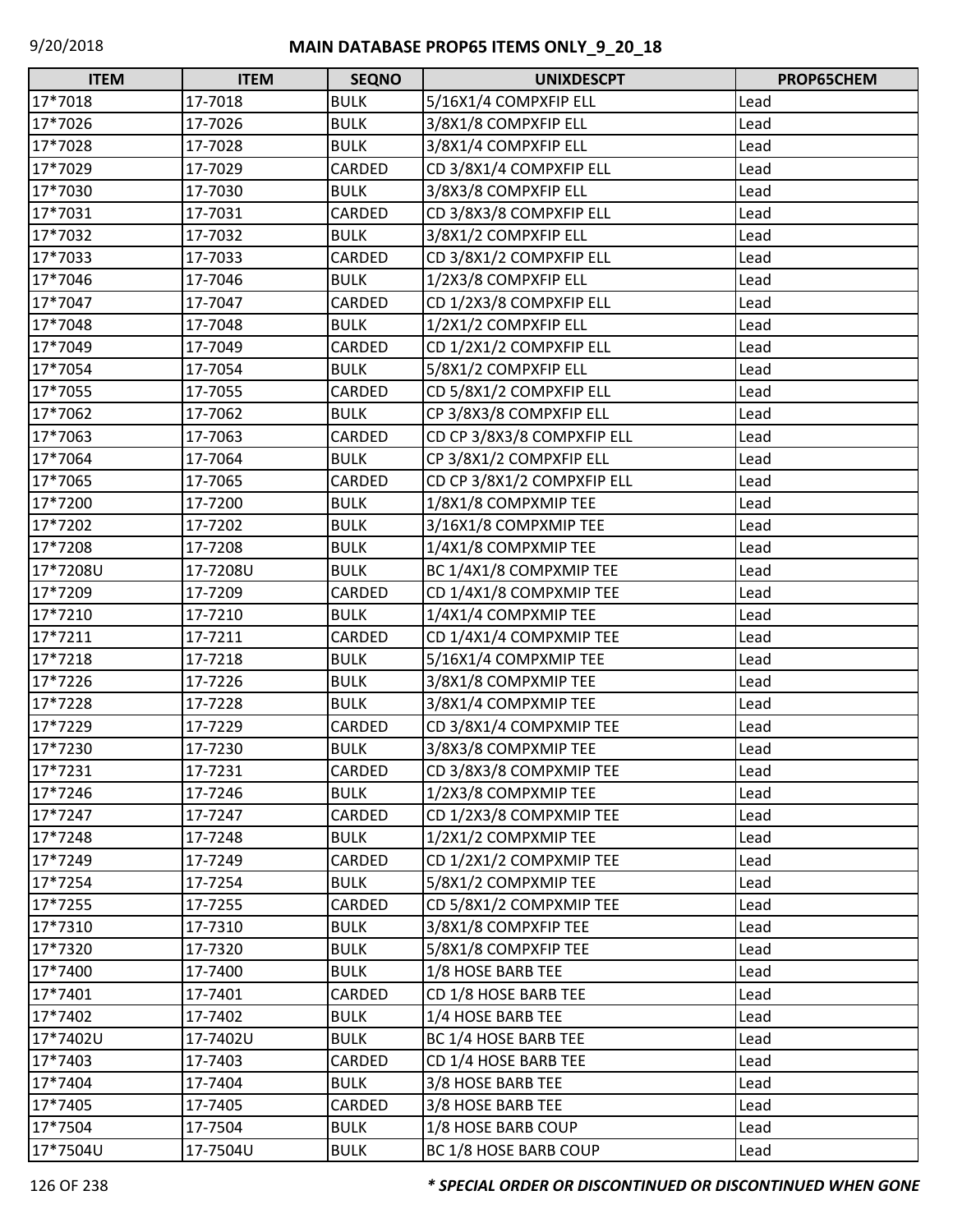| ITEM | ITEM | SEQNO | UNIXDESCPT | PROP65CHEM |
|---|---|---|---|---|
| 17*7018 | 17-7018 | BULK | 5/16X1/4 COMPXFIP ELL | Lead |
| 17*7026 | 17-7026 | BULK | 3/8X1/8 COMPXFIP ELL | Lead |
| 17*7028 | 17-7028 | BULK | 3/8X1/4 COMPXFIP ELL | Lead |
| 17*7029 | 17-7029 | CARDED | CD 3/8X1/4 COMPXFIP ELL | Lead |
| 17*7030 | 17-7030 | BULK | 3/8X3/8 COMPXFIP ELL | Lead |
| 17*7031 | 17-7031 | CARDED | CD 3/8X3/8 COMPXFIP ELL | Lead |
| 17*7032 | 17-7032 | BULK | 3/8X1/2 COMPXFIP ELL | Lead |
| 17*7033 | 17-7033 | CARDED | CD 3/8X1/2 COMPXFIP ELL | Lead |
| 17*7046 | 17-7046 | BULK | 1/2X3/8 COMPXFIP ELL | Lead |
| 17*7047 | 17-7047 | CARDED | CD 1/2X3/8 COMPXFIP ELL | Lead |
| 17*7048 | 17-7048 | BULK | 1/2X1/2 COMPXFIP ELL | Lead |
| 17*7049 | 17-7049 | CARDED | CD 1/2X1/2 COMPXFIP ELL | Lead |
| 17*7054 | 17-7054 | BULK | 5/8X1/2 COMPXFIP ELL | Lead |
| 17*7055 | 17-7055 | CARDED | CD 5/8X1/2 COMPXFIP ELL | Lead |
| 17*7062 | 17-7062 | BULK | CP 3/8X3/8 COMPXFIP ELL | Lead |
| 17*7063 | 17-7063 | CARDED | CD CP 3/8X3/8 COMPXFIP ELL | Lead |
| 17*7064 | 17-7064 | BULK | CP 3/8X1/2 COMPXFIP ELL | Lead |
| 17*7065 | 17-7065 | CARDED | CD CP 3/8X1/2 COMPXFIP ELL | Lead |
| 17*7200 | 17-7200 | BULK | 1/8X1/8 COMPXMIP TEE | Lead |
| 17*7202 | 17-7202 | BULK | 3/16X1/8 COMPXMIP TEE | Lead |
| 17*7208 | 17-7208 | BULK | 1/4X1/8 COMPXMIP TEE | Lead |
| 17*7208U | 17-7208U | BULK | BC 1/4X1/8 COMPXMIP TEE | Lead |
| 17*7209 | 17-7209 | CARDED | CD 1/4X1/8 COMPXMIP TEE | Lead |
| 17*7210 | 17-7210 | BULK | 1/4X1/4 COMPXMIP TEE | Lead |
| 17*7211 | 17-7211 | CARDED | CD 1/4X1/4 COMPXMIP TEE | Lead |
| 17*7218 | 17-7218 | BULK | 5/16X1/4 COMPXMIP TEE | Lead |
| 17*7226 | 17-7226 | BULK | 3/8X1/8 COMPXMIP TEE | Lead |
| 17*7228 | 17-7228 | BULK | 3/8X1/4 COMPXMIP TEE | Lead |
| 17*7229 | 17-7229 | CARDED | CD 3/8X1/4 COMPXMIP TEE | Lead |
| 17*7230 | 17-7230 | BULK | 3/8X3/8 COMPXMIP TEE | Lead |
| 17*7231 | 17-7231 | CARDED | CD 3/8X3/8 COMPXMIP TEE | Lead |
| 17*7246 | 17-7246 | BULK | 1/2X3/8 COMPXMIP TEE | Lead |
| 17*7247 | 17-7247 | CARDED | CD 1/2X3/8 COMPXMIP TEE | Lead |
| 17*7248 | 17-7248 | BULK | 1/2X1/2 COMPXMIP TEE | Lead |
| 17*7249 | 17-7249 | CARDED | CD 1/2X1/2 COMPXMIP TEE | Lead |
| 17*7254 | 17-7254 | BULK | 5/8X1/2 COMPXMIP TEE | Lead |
| 17*7255 | 17-7255 | CARDED | CD 5/8X1/2 COMPXMIP TEE | Lead |
| 17*7310 | 17-7310 | BULK | 3/8X1/8 COMPXFIP TEE | Lead |
| 17*7320 | 17-7320 | BULK | 5/8X1/8 COMPXFIP TEE | Lead |
| 17*7400 | 17-7400 | BULK | 1/8 HOSE BARB TEE | Lead |
| 17*7401 | 17-7401 | CARDED | CD 1/8 HOSE BARB TEE | Lead |
| 17*7402 | 17-7402 | BULK | 1/4 HOSE BARB TEE | Lead |
| 17*7402U | 17-7402U | BULK | BC 1/4 HOSE BARB TEE | Lead |
| 17*7403 | 17-7403 | CARDED | CD 1/4 HOSE BARB TEE | Lead |
| 17*7404 | 17-7404 | BULK | 3/8 HOSE BARB TEE | Lead |
| 17*7405 | 17-7405 | CARDED | 3/8 HOSE BARB TEE | Lead |
| 17*7504 | 17-7504 | BULK | 1/8 HOSE BARB COUP | Lead |
| 17*7504U | 17-7504U | BULK | BC 1/8 HOSE BARB COUP | Lead |

*** SPECIAL ORDER OR DISCONTINUED OR DISCONTINUED WHEN GONE**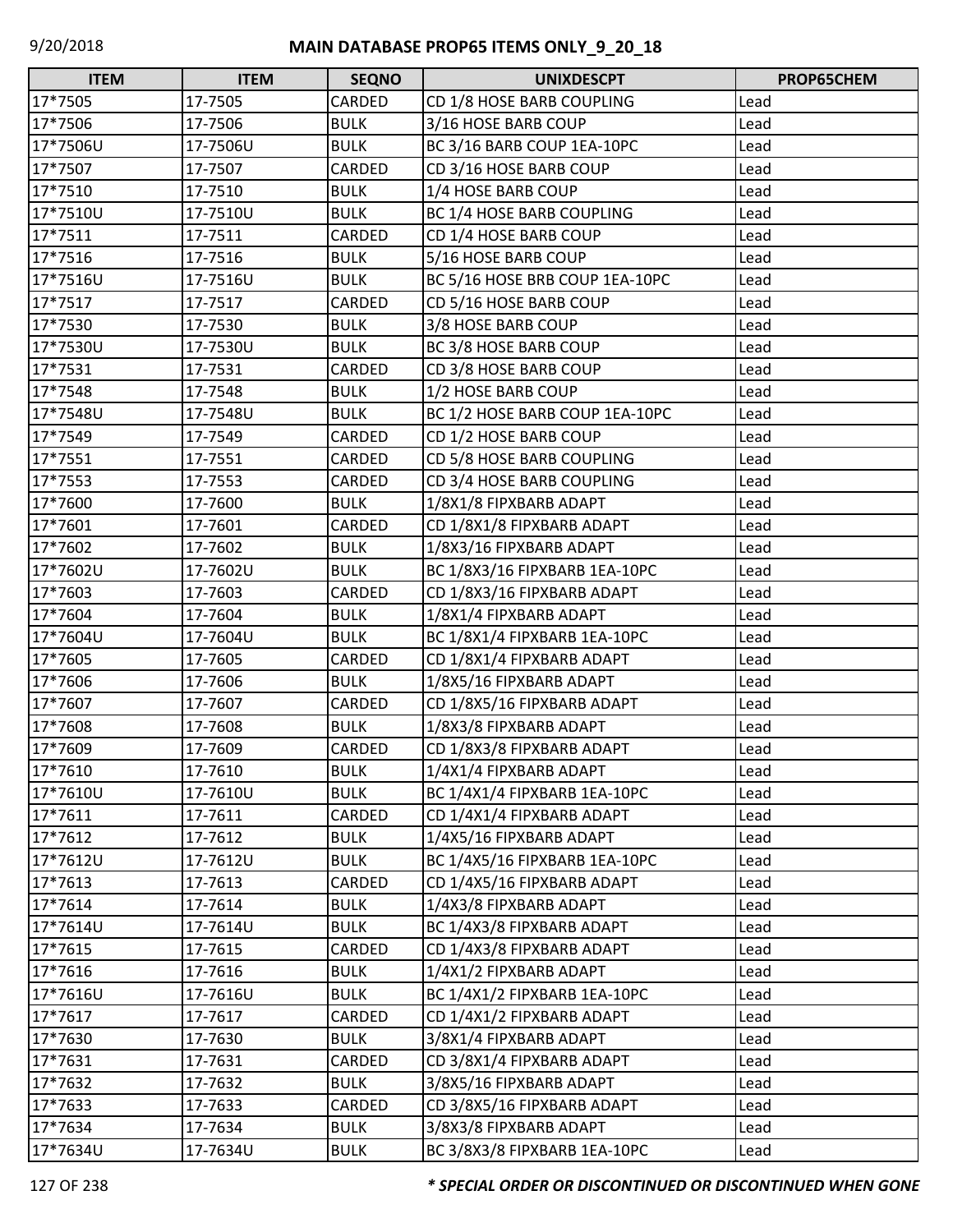| ITEM | ITEM | SEQNO | UNIXDESCPT | PROP65CHEM |
|---|---|---|---|---|
| 17*7505 | 17-7505 | CARDED | CD 1/8 HOSE BARB COUPLING | Lead |
| 17*7506 | 17-7506 | BULK | 3/16 HOSE BARB COUP | Lead |
| 17*7506U | 17-7506U | BULK | BC 3/16 BARB COUP 1EA-10PC | Lead |
| 17*7507 | 17-7507 | CARDED | CD 3/16 HOSE BARB COUP | Lead |
| 17*7510 | 17-7510 | BULK | 1/4 HOSE BARB COUP | Lead |
| 17*7510U | 17-7510U | BULK | BC 1/4 HOSE BARB COUPLING | Lead |
| 17*7511 | 17-7511 | CARDED | CD 1/4 HOSE BARB COUP | Lead |
| 17*7516 | 17-7516 | BULK | 5/16 HOSE BARB COUP | Lead |
| 17*7516U | 17-7516U | BULK | BC 5/16 HOSE BRB COUP 1EA-10PC | Lead |
| 17*7517 | 17-7517 | CARDED | CD 5/16 HOSE BARB COUP | Lead |
| 17*7530 | 17-7530 | BULK | 3/8 HOSE BARB COUP | Lead |
| 17*7530U | 17-7530U | BULK | BC 3/8 HOSE BARB COUP | Lead |
| 17*7531 | 17-7531 | CARDED | CD 3/8 HOSE BARB COUP | Lead |
| 17*7548 | 17-7548 | BULK | 1/2 HOSE BARB COUP | Lead |
| 17*7548U | 17-7548U | BULK | BC 1/2 HOSE BARB COUP 1EA-10PC | Lead |
| 17*7549 | 17-7549 | CARDED | CD 1/2 HOSE BARB COUP | Lead |
| 17*7551 | 17-7551 | CARDED | CD 5/8 HOSE BARB COUPLING | Lead |
| 17*7553 | 17-7553 | CARDED | CD 3/4 HOSE BARB COUPLING | Lead |
| 17*7600 | 17-7600 | BULK | 1/8X1/8 FIPXBARB ADAPT | Lead |
| 17*7601 | 17-7601 | CARDED | CD 1/8X1/8 FIPXBARB ADAPT | Lead |
| 17*7602 | 17-7602 | BULK | 1/8X3/16 FIPXBARB ADAPT | Lead |
| 17*7602U | 17-7602U | BULK | BC 1/8X3/16 FIPXBARB 1EA-10PC | Lead |
| 17*7603 | 17-7603 | CARDED | CD 1/8X3/16 FIPXBARB ADAPT | Lead |
| 17*7604 | 17-7604 | BULK | 1/8X1/4 FIPXBARB ADAPT | Lead |
| 17*7604U | 17-7604U | BULK | BC 1/8X1/4 FIPXBARB 1EA-10PC | Lead |
| 17*7605 | 17-7605 | CARDED | CD 1/8X1/4 FIPXBARB ADAPT | Lead |
| 17*7606 | 17-7606 | BULK | 1/8X5/16 FIPXBARB ADAPT | Lead |
| 17*7607 | 17-7607 | CARDED | CD 1/8X5/16 FIPXBARB ADAPT | Lead |
| 17*7608 | 17-7608 | BULK | 1/8X3/8 FIPXBARB ADAPT | Lead |
| 17*7609 | 17-7609 | CARDED | CD 1/8X3/8 FIPXBARB ADAPT | Lead |
| 17*7610 | 17-7610 | BULK | 1/4X1/4 FIPXBARB ADAPT | Lead |
| 17*7610U | 17-7610U | BULK | BC 1/4X1/4 FIPXBARB 1EA-10PC | Lead |
| 17*7611 | 17-7611 | CARDED | CD 1/4X1/4 FIPXBARB ADAPT | Lead |
| 17*7612 | 17-7612 | BULK | 1/4X5/16 FIPXBARB ADAPT | Lead |
| 17*7612U | 17-7612U | BULK | BC 1/4X5/16 FIPXBARB 1EA-10PC | Lead |
| 17*7613 | 17-7613 | CARDED | CD 1/4X5/16 FIPXBARB ADAPT | Lead |
| 17*7614 | 17-7614 | BULK | 1/4X3/8 FIPXBARB ADAPT | Lead |
| 17*7614U | 17-7614U | BULK | BC 1/4X3/8 FIPXBARB ADAPT | Lead |
| 17*7615 | 17-7615 | CARDED | CD 1/4X3/8 FIPXBARB ADAPT | Lead |
| 17*7616 | 17-7616 | BULK | 1/4X1/2 FIPXBARB ADAPT | Lead |
| 17*7616U | 17-7616U | BULK | BC 1/4X1/2 FIPXBARB 1EA-10PC | Lead |
| 17*7617 | 17-7617 | CARDED | CD 1/4X1/2 FIPXBARB ADAPT | Lead |
| 17*7630 | 17-7630 | BULK | 3/8X1/4 FIPXBARB ADAPT | Lead |
| 17*7631 | 17-7631 | CARDED | CD 3/8X1/4 FIPXBARB ADAPT | Lead |
| 17*7632 | 17-7632 | BULK | 3/8X5/16 FIPXBARB ADAPT | Lead |
| 17*7633 | 17-7633 | CARDED | CD 3/8X5/16 FIPXBARB ADAPT | Lead |
| 17*7634 | 17-7634 | BULK | 3/8X3/8 FIPXBARB ADAPT | Lead |
| 17*7634U | 17-7634U | BULK | BC 3/8X3/8 FIPXBARB 1EA-10PC | Lead |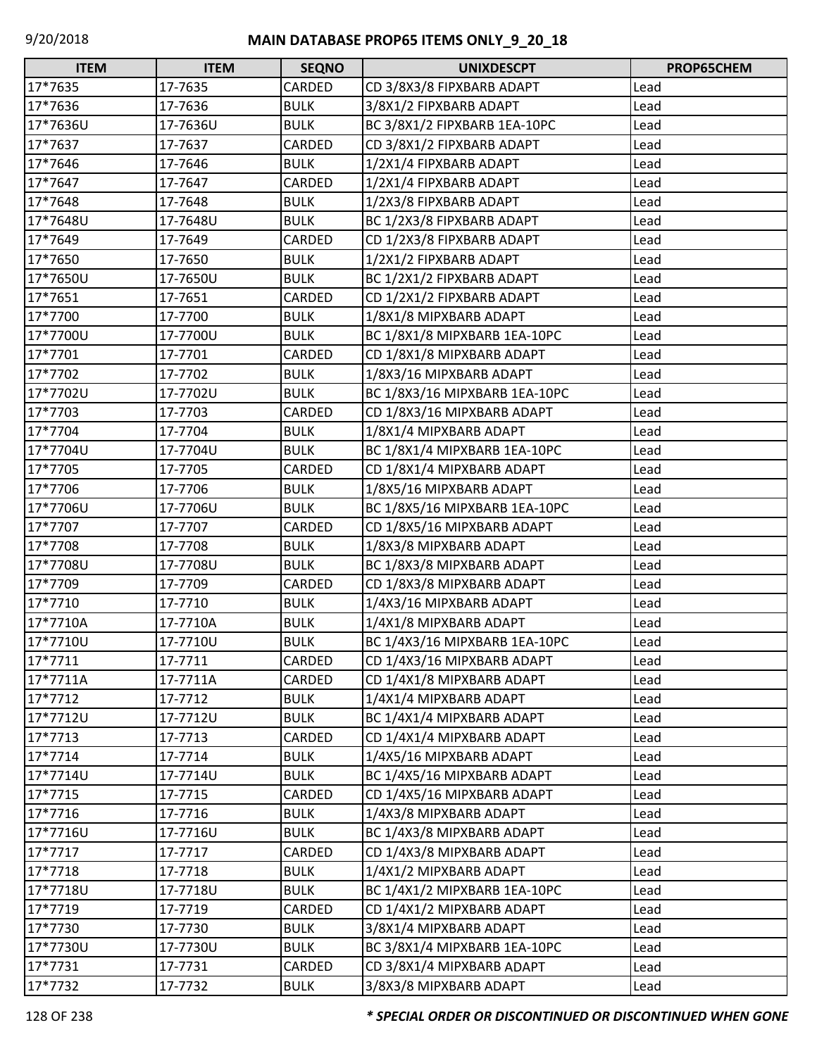| ITEM | ITEM | SEQNO | UNIXDESCPT | PROP65CHEM |
|---|---|---|---|---|
| 17*7635 | 17-7635 | CARDED | CD 3/8X3/8 FIPXBARB ADAPT | Lead |
| 17*7636 | 17-7636 | BULK | 3/8X1/2 FIPXBARB ADAPT | Lead |
| 17*7636U | 17-7636U | BULK | BC 3/8X1/2 FIPXBARB 1EA-10PC | Lead |
| 17*7637 | 17-7637 | CARDED | CD 3/8X1/2 FIPXBARB ADAPT | Lead |
| 17*7646 | 17-7646 | BULK | 1/2X1/4 FIPXBARB ADAPT | Lead |
| 17*7647 | 17-7647 | CARDED | 1/2X1/4 FIPXBARB ADAPT | Lead |
| 17*7648 | 17-7648 | BULK | 1/2X3/8 FIPXBARB ADAPT | Lead |
| 17*7648U | 17-7648U | BULK | BC 1/2X3/8 FIPXBARB ADAPT | Lead |
| 17*7649 | 17-7649 | CARDED | CD 1/2X3/8 FIPXBARB ADAPT | Lead |
| 17*7650 | 17-7650 | BULK | 1/2X1/2 FIPXBARB ADAPT | Lead |
| 17*7650U | 17-7650U | BULK | BC 1/2X1/2 FIPXBARB ADAPT | Lead |
| 17*7651 | 17-7651 | CARDED | CD 1/2X1/2 FIPXBARB ADAPT | Lead |
| 17*7700 | 17-7700 | BULK | 1/8X1/8 MIPXBARB ADAPT | Lead |
| 17*7700U | 17-7700U | BULK | BC 1/8X1/8 MIPXBARB 1EA-10PC | Lead |
| 17*7701 | 17-7701 | CARDED | CD 1/8X1/8 MIPXBARB ADAPT | Lead |
| 17*7702 | 17-7702 | BULK | 1/8X3/16 MIPXBARB ADAPT | Lead |
| 17*7702U | 17-7702U | BULK | BC 1/8X3/16 MIPXBARB 1EA-10PC | Lead |
| 17*7703 | 17-7703 | CARDED | CD 1/8X3/16 MIPXBARB ADAPT | Lead |
| 17*7704 | 17-7704 | BULK | 1/8X1/4 MIPXBARB ADAPT | Lead |
| 17*7704U | 17-7704U | BULK | BC 1/8X1/4 MIPXBARB 1EA-10PC | Lead |
| 17*7705 | 17-7705 | CARDED | CD 1/8X1/4 MIPXBARB ADAPT | Lead |
| 17*7706 | 17-7706 | BULK | 1/8X5/16 MIPXBARB ADAPT | Lead |
| 17*7706U | 17-7706U | BULK | BC 1/8X5/16 MIPXBARB 1EA-10PC | Lead |
| 17*7707 | 17-7707 | CARDED | CD 1/8X5/16 MIPXBARB ADAPT | Lead |
| 17*7708 | 17-7708 | BULK | 1/8X3/8 MIPXBARB ADAPT | Lead |
| 17*7708U | 17-7708U | BULK | BC 1/8X3/8 MIPXBARB ADAPT | Lead |
| 17*7709 | 17-7709 | CARDED | CD 1/8X3/8 MIPXBARB ADAPT | Lead |
| 17*7710 | 17-7710 | BULK | 1/4X3/16 MIPXBARB ADAPT | Lead |
| 17*7710A | 17-7710A | BULK | 1/4X1/8 MIPXBARB ADAPT | Lead |
| 17*7710U | 17-7710U | BULK | BC 1/4X3/16 MIPXBARB 1EA-10PC | Lead |
| 17*7711 | 17-7711 | CARDED | CD 1/4X3/16 MIPXBARB ADAPT | Lead |
| 17*7711A | 17-7711A | CARDED | CD 1/4X1/8 MIPXBARB ADAPT | Lead |
| 17*7712 | 17-7712 | BULK | 1/4X1/4 MIPXBARB ADAPT | Lead |
| 17*7712U | 17-7712U | BULK | BC 1/4X1/4 MIPXBARB ADAPT | Lead |
| 17*7713 | 17-7713 | CARDED | CD 1/4X1/4 MIPXBARB ADAPT | Lead |
| 17*7714 | 17-7714 | BULK | 1/4X5/16 MIPXBARB ADAPT | Lead |
| 17*7714U | 17-7714U | BULK | BC 1/4X5/16 MIPXBARB ADAPT | Lead |
| 17*7715 | 17-7715 | CARDED | CD 1/4X5/16 MIPXBARB ADAPT | Lead |
| 17*7716 | 17-7716 | BULK | 1/4X3/8 MIPXBARB ADAPT | Lead |
| 17*7716U | 17-7716U | BULK | BC 1/4X3/8 MIPXBARB ADAPT | Lead |
| 17*7717 | 17-7717 | CARDED | CD 1/4X3/8 MIPXBARB ADAPT | Lead |
| 17*7718 | 17-7718 | BULK | 1/4X1/2 MIPXBARB ADAPT | Lead |
| 17*7718U | 17-7718U | BULK | BC 1/4X1/2 MIPXBARB 1EA-10PC | Lead |
| 17*7719 | 17-7719 | CARDED | CD 1/4X1/2 MIPXBARB ADAPT | Lead |
| 17*7730 | 17-7730 | BULK | 3/8X1/4 MIPXBARB ADAPT | Lead |
| 17*7730U | 17-7730U | BULK | BC 3/8X1/4 MIPXBARB 1EA-10PC | Lead |
| 17*7731 | 17-7731 | CARDED | CD 3/8X1/4 MIPXBARB ADAPT | Lead |
| 17*7732 | 17-7732 | BULK | 3/8X3/8 MIPXBARB ADAPT | Lead |

*** SPECIAL ORDER OR DISCONTINUED OR DISCONTINUED WHEN GONE**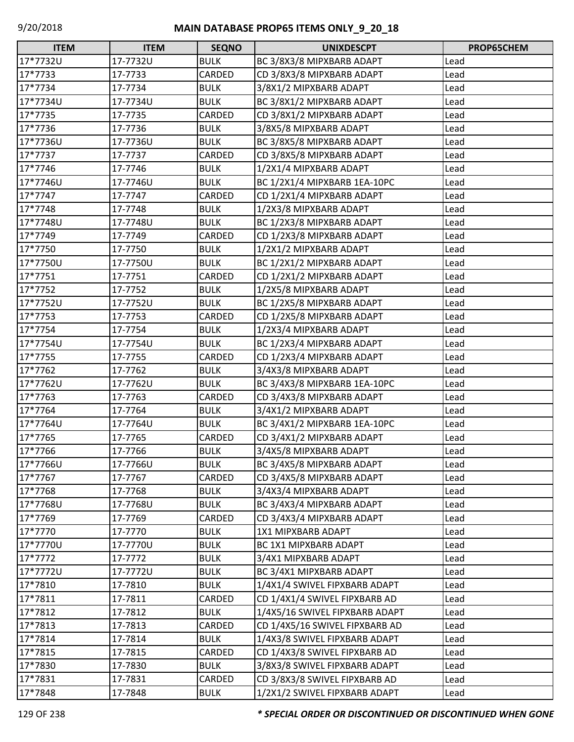# MAIN DATABASE PROP65 ITEMS ONLY_9_20_18

| ITEM | ITEM | SEQNO | UNIXDESCPT | PROP65CHEM |
|---|---|---|---|---|
| 17*7732U | 17-7732U | BULK | BC 3/8X3/8 MIPXBARB ADAPT | Lead |
| 17*7733 | 17-7733 | CARDED | CD 3/8X3/8 MIPXBARB ADAPT | Lead |
| 17*7734 | 17-7734 | BULK | 3/8X1/2 MIPXBARB ADAPT | Lead |
| 17*7734U | 17-7734U | BULK | BC 3/8X1/2 MIPXBARB ADAPT | Lead |
| 17*7735 | 17-7735 | CARDED | CD 3/8X1/2 MIPXBARB ADAPT | Lead |
| 17*7736 | 17-7736 | BULK | 3/8X5/8 MIPXBARB ADAPT | Lead |
| 17*7736U | 17-7736U | BULK | BC 3/8X5/8 MIPXBARB ADAPT | Lead |
| 17*7737 | 17-7737 | CARDED | CD 3/8X5/8 MIPXBARB ADAPT | Lead |
| 17*7746 | 17-7746 | BULK | 1/2X1/4 MIPXBARB ADAPT | Lead |
| 17*7746U | 17-7746U | BULK | BC 1/2X1/4 MIPXBARB 1EA-10PC | Lead |
| 17*7747 | 17-7747 | CARDED | CD 1/2X1/4 MIPXBARB ADAPT | Lead |
| 17*7748 | 17-7748 | BULK | 1/2X3/8 MIPXBARB ADAPT | Lead |
| 17*7748U | 17-7748U | BULK | BC 1/2X3/8 MIPXBARB ADAPT | Lead |
| 17*7749 | 17-7749 | CARDED | CD 1/2X3/8 MIPXBARB ADAPT | Lead |
| 17*7750 | 17-7750 | BULK | 1/2X1/2 MIPXBARB ADAPT | Lead |
| 17*7750U | 17-7750U | BULK | BC 1/2X1/2 MIPXBARB ADAPT | Lead |
| 17*7751 | 17-7751 | CARDED | CD 1/2X1/2 MIPXBARB ADAPT | Lead |
| 17*7752 | 17-7752 | BULK | 1/2X5/8 MIPXBARB ADAPT | Lead |
| 17*7752U | 17-7752U | BULK | BC 1/2X5/8 MIPXBARB ADAPT | Lead |
| 17*7753 | 17-7753 | CARDED | CD 1/2X5/8 MIPXBARB ADAPT | Lead |
| 17*7754 | 17-7754 | BULK | 1/2X3/4 MIPXBARB ADAPT | Lead |
| 17*7754U | 17-7754U | BULK | BC 1/2X3/4 MIPXBARB ADAPT | Lead |
| 17*7755 | 17-7755 | CARDED | CD 1/2X3/4 MIPXBARB ADAPT | Lead |
| 17*7762 | 17-7762 | BULK | 3/4X3/8 MIPXBARB ADAPT | Lead |
| 17*7762U | 17-7762U | BULK | BC 3/4X3/8 MIPXBARB 1EA-10PC | Lead |
| 17*7763 | 17-7763 | CARDED | CD 3/4X3/8 MIPXBARB ADAPT | Lead |
| 17*7764 | 17-7764 | BULK | 3/4X1/2 MIPXBARB ADAPT | Lead |
| 17*7764U | 17-7764U | BULK | BC 3/4X1/2 MIPXBARB 1EA-10PC | Lead |
| 17*7765 | 17-7765 | CARDED | CD 3/4X1/2 MIPXBARB ADAPT | Lead |
| 17*7766 | 17-7766 | BULK | 3/4X5/8 MIPXBARB ADAPT | Lead |
| 17*7766U | 17-7766U | BULK | BC 3/4X5/8 MIPXBARB ADAPT | Lead |
| 17*7767 | 17-7767 | CARDED | CD 3/4X5/8 MIPXBARB ADAPT | Lead |
| 17*7768 | 17-7768 | BULK | 3/4X3/4 MIPXBARB ADAPT | Lead |
| 17*7768U | 17-7768U | BULK | BC 3/4X3/4 MIPXBARB ADAPT | Lead |
| 17*7769 | 17-7769 | CARDED | CD 3/4X3/4 MIPXBARB ADAPT | Lead |
| 17*7770 | 17-7770 | BULK | 1X1 MIPXBARB ADAPT | Lead |
| 17*7770U | 17-7770U | BULK | BC 1X1 MIPXBARB ADAPT | Lead |
| 17*7772 | 17-7772 | BULK | 3/4X1 MIPXBARB ADAPT | Lead |
| 17*7772U | 17-7772U | BULK | BC 3/4X1 MIPXBARB ADAPT | Lead |
| 17*7810 | 17-7810 | BULK | 1/4X1/4 SWIVEL FIPXBARB ADAPT | Lead |
| 17*7811 | 17-7811 | CARDED | CD 1/4X1/4 SWIVEL FIPXBARB AD | Lead |
| 17*7812 | 17-7812 | BULK | 1/4X5/16 SWIVEL FIPXBARB ADAPT | Lead |
| 17*7813 | 17-7813 | CARDED | CD 1/4X5/16 SWIVEL FIPXBARB AD | Lead |
| 17*7814 | 17-7814 | BULK | 1/4X3/8 SWIVEL FIPXBARB ADAPT | Lead |
| 17*7815 | 17-7815 | CARDED | CD 1/4X3/8 SWIVEL FIPXBARB AD | Lead |
| 17*7830 | 17-7830 | BULK | 3/8X3/8 SWIVEL FIPXBARB ADAPT | Lead |
| 17*7831 | 17-7831 | CARDED | CD 3/8X3/8 SWIVEL FIPXBARB AD | Lead |
| 17*7848 | 17-7848 | BULK | 1/2X1/2 SWIVEL FIPXBARB ADAPT | Lead |

*** SPECIAL ORDER OR DISCONTINUED OR DISCONTINUED WHEN GONE**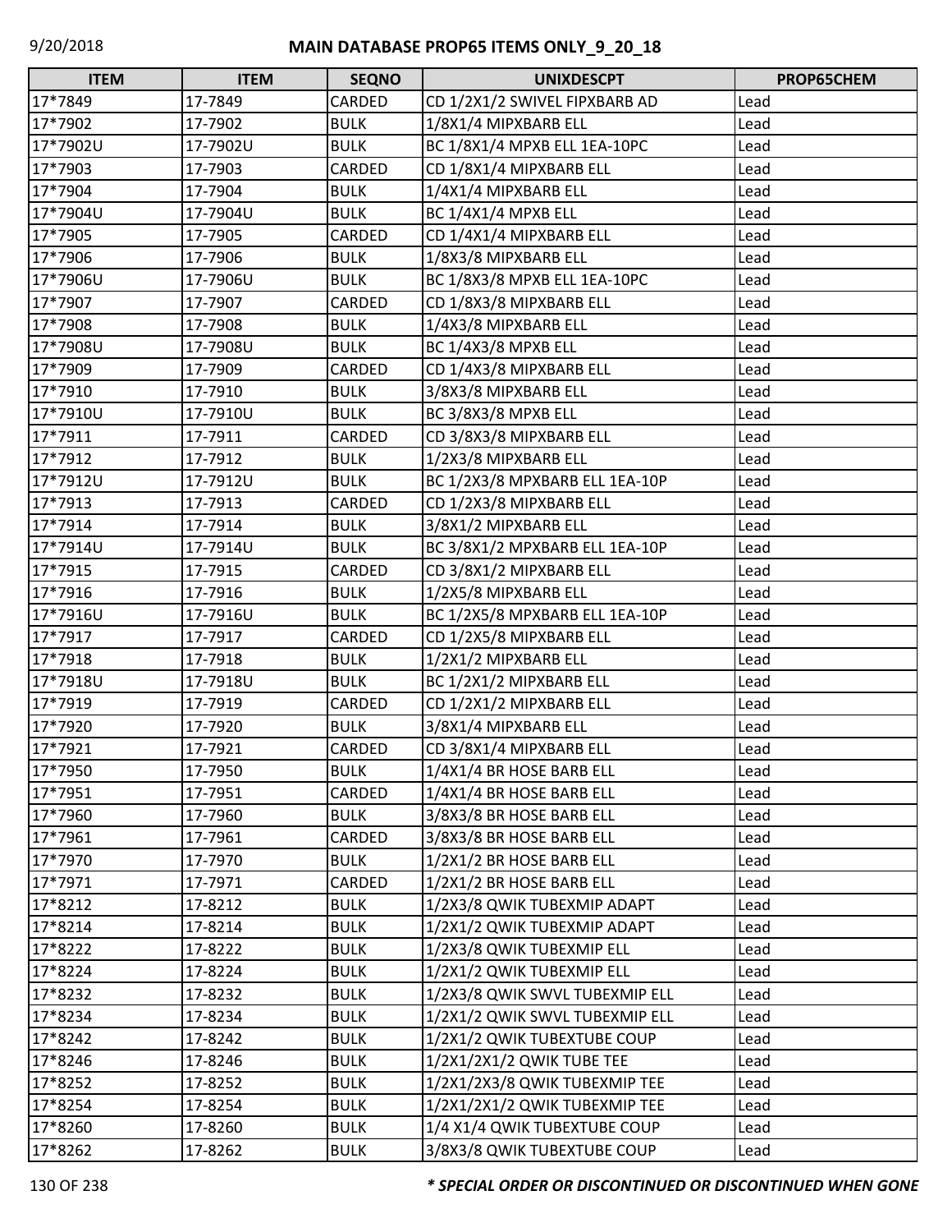# MAIN DATABASE PROP65 ITEMS ONLY_9_20_18

| ITEM | ITEM | SEQNO | UNIXDESCPT | PROP65CHEM |
|---|---|---|---|---|
| 17*7849 | 17-7849 | CARDED | CD 1/2X1/2 SWIVEL FIPXBARB AD | Lead |
| 17*7902 | 17-7902 | BULK | 1/8X1/4 MIPXBARB ELL | Lead |
| 17*7902U | 17-7902U | BULK | BC 1/8X1/4 MPXB ELL 1EA-10PC | Lead |
| 17*7903 | 17-7903 | CARDED | CD 1/8X1/4 MIPXBARB ELL | Lead |
| 17*7904 | 17-7904 | BULK | 1/4X1/4 MIPXBARB ELL | Lead |
| 17*7904U | 17-7904U | BULK | BC 1/4X1/4 MPXB ELL | Lead |
| 17*7905 | 17-7905 | CARDED | CD 1/4X1/4 MIPXBARB ELL | Lead |
| 17*7906 | 17-7906 | BULK | 1/8X3/8 MIPXBARB ELL | Lead |
| 17*7906U | 17-7906U | BULK | BC 1/8X3/8 MPXB ELL 1EA-10PC | Lead |
| 17*7907 | 17-7907 | CARDED | CD 1/8X3/8 MIPXBARB ELL | Lead |
| 17*7908 | 17-7908 | BULK | 1/4X3/8 MIPXBARB ELL | Lead |
| 17*7908U | 17-7908U | BULK | BC 1/4X3/8 MPXB ELL | Lead |
| 17*7909 | 17-7909 | CARDED | CD 1/4X3/8 MIPXBARB ELL | Lead |
| 17*7910 | 17-7910 | BULK | 3/8X3/8 MIPXBARB ELL | Lead |
| 17*7910U | 17-7910U | BULK | BC 3/8X3/8 MPXB ELL | Lead |
| 17*7911 | 17-7911 | CARDED | CD 3/8X3/8 MIPXBARB ELL | Lead |
| 17*7912 | 17-7912 | BULK | 1/2X3/8 MIPXBARB ELL | Lead |
| 17*7912U | 17-7912U | BULK | BC 1/2X3/8 MPXBARB ELL 1EA-10P | Lead |
| 17*7913 | 17-7913 | CARDED | CD 1/2X3/8 MIPXBARB ELL | Lead |
| 17*7914 | 17-7914 | BULK | 3/8X1/2 MIPXBARB ELL | Lead |
| 17*7914U | 17-7914U | BULK | BC 3/8X1/2 MPXBARB ELL 1EA-10P | Lead |
| 17*7915 | 17-7915 | CARDED | CD 3/8X1/2 MIPXBARB ELL | Lead |
| 17*7916 | 17-7916 | BULK | 1/2X5/8 MIPXBARB ELL | Lead |
| 17*7916U | 17-7916U | BULK | BC 1/2X5/8 MPXBARB ELL 1EA-10P | Lead |
| 17*7917 | 17-7917 | CARDED | CD 1/2X5/8 MIPXBARB ELL | Lead |
| 17*7918 | 17-7918 | BULK | 1/2X1/2 MIPXBARB ELL | Lead |
| 17*7918U | 17-7918U | BULK | BC 1/2X1/2 MIPXBARB ELL | Lead |
| 17*7919 | 17-7919 | CARDED | CD 1/2X1/2 MIPXBARB ELL | Lead |
| 17*7920 | 17-7920 | BULK | 3/8X1/4 MIPXBARB ELL | Lead |
| 17*7921 | 17-7921 | CARDED | CD 3/8X1/4 MIPXBARB ELL | Lead |
| 17*7950 | 17-7950 | BULK | 1/4X1/4 BR HOSE BARB ELL | Lead |
| 17*7951 | 17-7951 | CARDED | 1/4X1/4 BR HOSE BARB ELL | Lead |
| 17*7960 | 17-7960 | BULK | 3/8X3/8 BR HOSE BARB ELL | Lead |
| 17*7961 | 17-7961 | CARDED | 3/8X3/8 BR HOSE BARB ELL | Lead |
| 17*7970 | 17-7970 | BULK | 1/2X1/2 BR HOSE BARB ELL | Lead |
| 17*7971 | 17-7971 | CARDED | 1/2X1/2 BR HOSE BARB ELL | Lead |
| 17*8212 | 17-8212 | BULK | 1/2X3/8 QWIK TUBEXMIP ADAPT | Lead |
| 17*8214 | 17-8214 | BULK | 1/2X1/2 QWIK TUBEXMIP ADAPT | Lead |
| 17*8222 | 17-8222 | BULK | 1/2X3/8 QWIK TUBEXMIP ELL | Lead |
| 17*8224 | 17-8224 | BULK | 1/2X1/2 QWIK TUBEXMIP ELL | Lead |
| 17*8232 | 17-8232 | BULK | 1/2X3/8 QWIK SWVL TUBEXMIP ELL | Lead |
| 17*8234 | 17-8234 | BULK | 1/2X1/2 QWIK SWVL TUBEXMIP ELL | Lead |
| 17*8242 | 17-8242 | BULK | 1/2X1/2 QWIK TUBEXTUBE COUP | Lead |
| 17*8246 | 17-8246 | BULK | 1/2X1/2X1/2 QWIK TUBE TEE | Lead |
| 17*8252 | 17-8252 | BULK | 1/2X1/2X3/8 QWIK TUBEXMIP TEE | Lead |
| 17*8254 | 17-8254 | BULK | 1/2X1/2X1/2 QWIK TUBEXMIP TEE | Lead |
| 17*8260 | 17-8260 | BULK | 1/4 X1/4 QWIK TUBEXTUBE COUP | Lead |
| 17*8262 | 17-8262 | BULK | 3/8X3/8 QWIK TUBEXTUBE COUP | Lead |

*** SPECIAL ORDER OR DISCONTINUED OR DISCONTINUED WHEN GONE**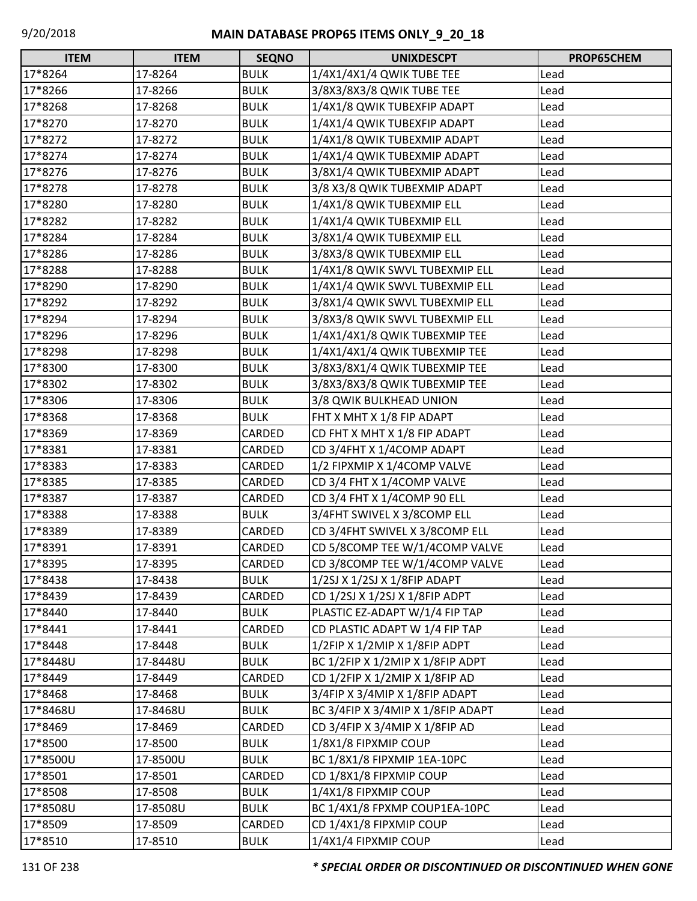# MAIN DATABASE PROP65 ITEMS ONLY_9_20_18

| ITEM | ITEM | SEQNO | UNIXDESCPT | PROP65CHEM |
|---|---|---|---|---|
| 17*8264 | 17-8264 | BULK | 1/4X1/4X1/4 QWIK TUBE TEE | Lead |
| 17*8266 | 17-8266 | BULK | 3/8X3/8X3/8 QWIK TUBE TEE | Lead |
| 17*8268 | 17-8268 | BULK | 1/4X1/8 QWIK TUBEXFIP ADAPT | Lead |
| 17*8270 | 17-8270 | BULK | 1/4X1/4 QWIK TUBEXFIP ADAPT | Lead |
| 17*8272 | 17-8272 | BULK | 1/4X1/8 QWIK TUBEXMIP ADAPT | Lead |
| 17*8274 | 17-8274 | BULK | 1/4X1/4 QWIK TUBEXMIP ADAPT | Lead |
| 17*8276 | 17-8276 | BULK | 3/8X1/4 QWIK TUBEXMIP ADAPT | Lead |
| 17*8278 | 17-8278 | BULK | 3/8 X3/8 QWIK TUBEXMIP ADAPT | Lead |
| 17*8280 | 17-8280 | BULK | 1/4X1/8 QWIK TUBEXMIP ELL | Lead |
| 17*8282 | 17-8282 | BULK | 1/4X1/4 QWIK TUBEXMIP ELL | Lead |
| 17*8284 | 17-8284 | BULK | 3/8X1/4 QWIK TUBEXMIP ELL | Lead |
| 17*8286 | 17-8286 | BULK | 3/8X3/8 QWIK TUBEXMIP ELL | Lead |
| 17*8288 | 17-8288 | BULK | 1/4X1/8 QWIK SWVL TUBEXMIP ELL | Lead |
| 17*8290 | 17-8290 | BULK | 1/4X1/4 QWIK SWVL TUBEXMIP ELL | Lead |
| 17*8292 | 17-8292 | BULK | 3/8X1/4 QWIK SWVL TUBEXMIP ELL | Lead |
| 17*8294 | 17-8294 | BULK | 3/8X3/8 QWIK SWVL TUBEXMIP ELL | Lead |
| 17*8296 | 17-8296 | BULK | 1/4X1/4X1/8 QWIK TUBEXMIP TEE | Lead |
| 17*8298 | 17-8298 | BULK | 1/4X1/4X1/4 QWIK TUBEXMIP TEE | Lead |
| 17*8300 | 17-8300 | BULK | 3/8X3/8X1/4 QWIK TUBEXMIP TEE | Lead |
| 17*8302 | 17-8302 | BULK | 3/8X3/8X3/8 QWIK TUBEXMIP TEE | Lead |
| 17*8306 | 17-8306 | BULK | 3/8 QWIK BULKHEAD UNION | Lead |
| 17*8368 | 17-8368 | BULK | FHT X MHT X 1/8 FIP ADAPT | Lead |
| 17*8369 | 17-8369 | CARDED | CD FHT X MHT X 1/8 FIP ADAPT | Lead |
| 17*8381 | 17-8381 | CARDED | CD 3/4FHT X 1/4COMP ADAPT | Lead |
| 17*8383 | 17-8383 | CARDED | 1/2 FIPXMIP X 1/4COMP VALVE | Lead |
| 17*8385 | 17-8385 | CARDED | CD 3/4 FHT X 1/4COMP VALVE | Lead |
| 17*8387 | 17-8387 | CARDED | CD 3/4 FHT X 1/4COMP 90 ELL | Lead |
| 17*8388 | 17-8388 | BULK | 3/4FHT SWIVEL X 3/8COMP ELL | Lead |
| 17*8389 | 17-8389 | CARDED | CD 3/4FHT SWIVEL X 3/8COMP ELL | Lead |
| 17*8391 | 17-8391 | CARDED | CD 5/8COMP TEE W/1/4COMP VALVE | Lead |
| 17*8395 | 17-8395 | CARDED | CD 3/8COMP TEE W/1/4COMP VALVE | Lead |
| 17*8438 | 17-8438 | BULK | 1/2SJ X 1/2SJ X 1/8FIP ADAPT | Lead |
| 17*8439 | 17-8439 | CARDED | CD 1/2SJ X 1/2SJ X 1/8FIP ADPT | Lead |
| 17*8440 | 17-8440 | BULK | PLASTIC EZ-ADAPT W/1/4 FIP TAP | Lead |
| 17*8441 | 17-8441 | CARDED | CD PLASTIC ADAPT W 1/4 FIP TAP | Lead |
| 17*8448 | 17-8448 | BULK | 1/2FIP X 1/2MIP X 1/8FIP ADPT | Lead |
| 17*8448U | 17-8448U | BULK | BC 1/2FIP X 1/2MIP X 1/8FIP ADPT | Lead |
| 17*8449 | 17-8449 | CARDED | CD 1/2FIP X 1/2MIP X 1/8FIP AD | Lead |
| 17*8468 | 17-8468 | BULK | 3/4FIP X 3/4MIP X 1/8FIP ADAPT | Lead |
| 17*8468U | 17-8468U | BULK | BC 3/4FIP X 3/4MIP X 1/8FIP ADAPT | Lead |
| 17*8469 | 17-8469 | CARDED | CD 3/4FIP X 3/4MIP X 1/8FIP AD | Lead |
| 17*8500 | 17-8500 | BULK | 1/8X1/8 FIPXMIP COUP | Lead |
| 17*8500U | 17-8500U | BULK | BC 1/8X1/8 FIPXMIP 1EA-10PC | Lead |
| 17*8501 | 17-8501 | CARDED | CD 1/8X1/8 FIPXMIP COUP | Lead |
| 17*8508 | 17-8508 | BULK | 1/4X1/8 FIPXMIP COUP | Lead |
| 17*8508U | 17-8508U | BULK | BC 1/4X1/8 FPXMP COUP1EA-10PC | Lead |
| 17*8509 | 17-8509 | CARDED | CD 1/4X1/8 FIPXMIP COUP | Lead |
| 17*8510 | 17-8510 | BULK | 1/4X1/4 FIPXMIP COUP | Lead |

*** SPECIAL ORDER OR DISCONTINUED OR DISCONTINUED WHEN GONE**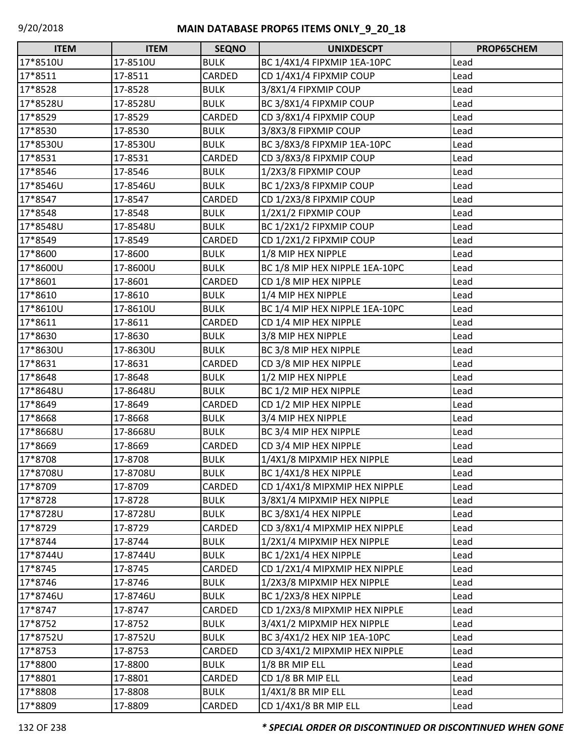| ITEM | ITEM | SEQNO | UNIXDESCPT | PROP65CHEM |
|---|---|---|---|---|
| 17*8510U | 17-8510U | BULK | BC 1/4X1/4 FIPXMIP 1EA-10PC | Lead |
| 17*8511 | 17-8511 | CARDED | CD 1/4X1/4 FIPXMIP COUP | Lead |
| 17*8528 | 17-8528 | BULK | 3/8X1/4 FIPXMIP COUP | Lead |
| 17*8528U | 17-8528U | BULK | BC 3/8X1/4 FIPXMIP COUP | Lead |
| 17*8529 | 17-8529 | CARDED | CD 3/8X1/4 FIPXMIP COUP | Lead |
| 17*8530 | 17-8530 | BULK | 3/8X3/8 FIPXMIP COUP | Lead |
| 17*8530U | 17-8530U | BULK | BC 3/8X3/8 FIPXMIP 1EA-10PC | Lead |
| 17*8531 | 17-8531 | CARDED | CD 3/8X3/8 FIPXMIP COUP | Lead |
| 17*8546 | 17-8546 | BULK | 1/2X3/8 FIPXMIP COUP | Lead |
| 17*8546U | 17-8546U | BULK | BC 1/2X3/8 FIPXMIP COUP | Lead |
| 17*8547 | 17-8547 | CARDED | CD 1/2X3/8 FIPXMIP COUP | Lead |
| 17*8548 | 17-8548 | BULK | 1/2X1/2 FIPXMIP COUP | Lead |
| 17*8548U | 17-8548U | BULK | BC 1/2X1/2 FIPXMIP COUP | Lead |
| 17*8549 | 17-8549 | CARDED | CD 1/2X1/2 FIPXMIP COUP | Lead |
| 17*8600 | 17-8600 | BULK | 1/8 MIP HEX NIPPLE | Lead |
| 17*8600U | 17-8600U | BULK | BC 1/8 MIP HEX NIPPLE 1EA-10PC | Lead |
| 17*8601 | 17-8601 | CARDED | CD 1/8 MIP HEX NIPPLE | Lead |
| 17*8610 | 17-8610 | BULK | 1/4 MIP HEX NIPPLE | Lead |
| 17*8610U | 17-8610U | BULK | BC 1/4 MIP HEX NIPPLE 1EA-10PC | Lead |
| 17*8611 | 17-8611 | CARDED | CD 1/4 MIP HEX NIPPLE | Lead |
| 17*8630 | 17-8630 | BULK | 3/8 MIP HEX NIPPLE | Lead |
| 17*8630U | 17-8630U | BULK | BC 3/8 MIP HEX NIPPLE | Lead |
| 17*8631 | 17-8631 | CARDED | CD 3/8 MIP HEX NIPPLE | Lead |
| 17*8648 | 17-8648 | BULK | 1/2 MIP HEX NIPPLE | Lead |
| 17*8648U | 17-8648U | BULK | BC 1/2 MIP HEX NIPPLE | Lead |
| 17*8649 | 17-8649 | CARDED | CD 1/2 MIP HEX NIPPLE | Lead |
| 17*8668 | 17-8668 | BULK | 3/4 MIP HEX NIPPLE | Lead |
| 17*8668U | 17-8668U | BULK | BC 3/4 MIP HEX NIPPLE | Lead |
| 17*8669 | 17-8669 | CARDED | CD 3/4 MIP HEX NIPPLE | Lead |
| 17*8708 | 17-8708 | BULK | 1/4X1/8 MIPXMIP HEX NIPPLE | Lead |
| 17*8708U | 17-8708U | BULK | BC 1/4X1/8 HEX NIPPLE | Lead |
| 17*8709 | 17-8709 | CARDED | CD 1/4X1/8 MIPXMIP HEX NIPPLE | Lead |
| 17*8728 | 17-8728 | BULK | 3/8X1/4 MIPXMIP HEX NIPPLE | Lead |
| 17*8728U | 17-8728U | BULK | BC 3/8X1/4 HEX NIPPLE | Lead |
| 17*8729 | 17-8729 | CARDED | CD 3/8X1/4 MIPXMIP HEX NIPPLE | Lead |
| 17*8744 | 17-8744 | BULK | 1/2X1/4 MIPXMIP HEX NIPPLE | Lead |
| 17*8744U | 17-8744U | BULK | BC 1/2X1/4 HEX NIPPLE | Lead |
| 17*8745 | 17-8745 | CARDED | CD 1/2X1/4 MIPXMIP HEX NIPPLE | Lead |
| 17*8746 | 17-8746 | BULK | 1/2X3/8 MIPXMIP HEX NIPPLE | Lead |
| 17*8746U | 17-8746U | BULK | BC 1/2X3/8 HEX NIPPLE | Lead |
| 17*8747 | 17-8747 | CARDED | CD 1/2X3/8 MIPXMIP HEX NIPPLE | Lead |
| 17*8752 | 17-8752 | BULK | 3/4X1/2 MIPXMIP HEX NIPPLE | Lead |
| 17*8752U | 17-8752U | BULK | BC 3/4X1/2 HEX NIP 1EA-10PC | Lead |
| 17*8753 | 17-8753 | CARDED | CD 3/4X1/2 MIPXMIP HEX NIPPLE | Lead |
| 17*8800 | 17-8800 | BULK | 1/8 BR MIP ELL | Lead |
| 17*8801 | 17-8801 | CARDED | CD 1/8 BR MIP ELL | Lead |
| 17*8808 | 17-8808 | BULK | 1/4X1/8 BR MIP ELL | Lead |
| 17*8809 | 17-8809 | CARDED | CD 1/4X1/8 BR MIP ELL | Lead |

*** SPECIAL ORDER OR DISCONTINUED OR DISCONTINUED WHEN GONE**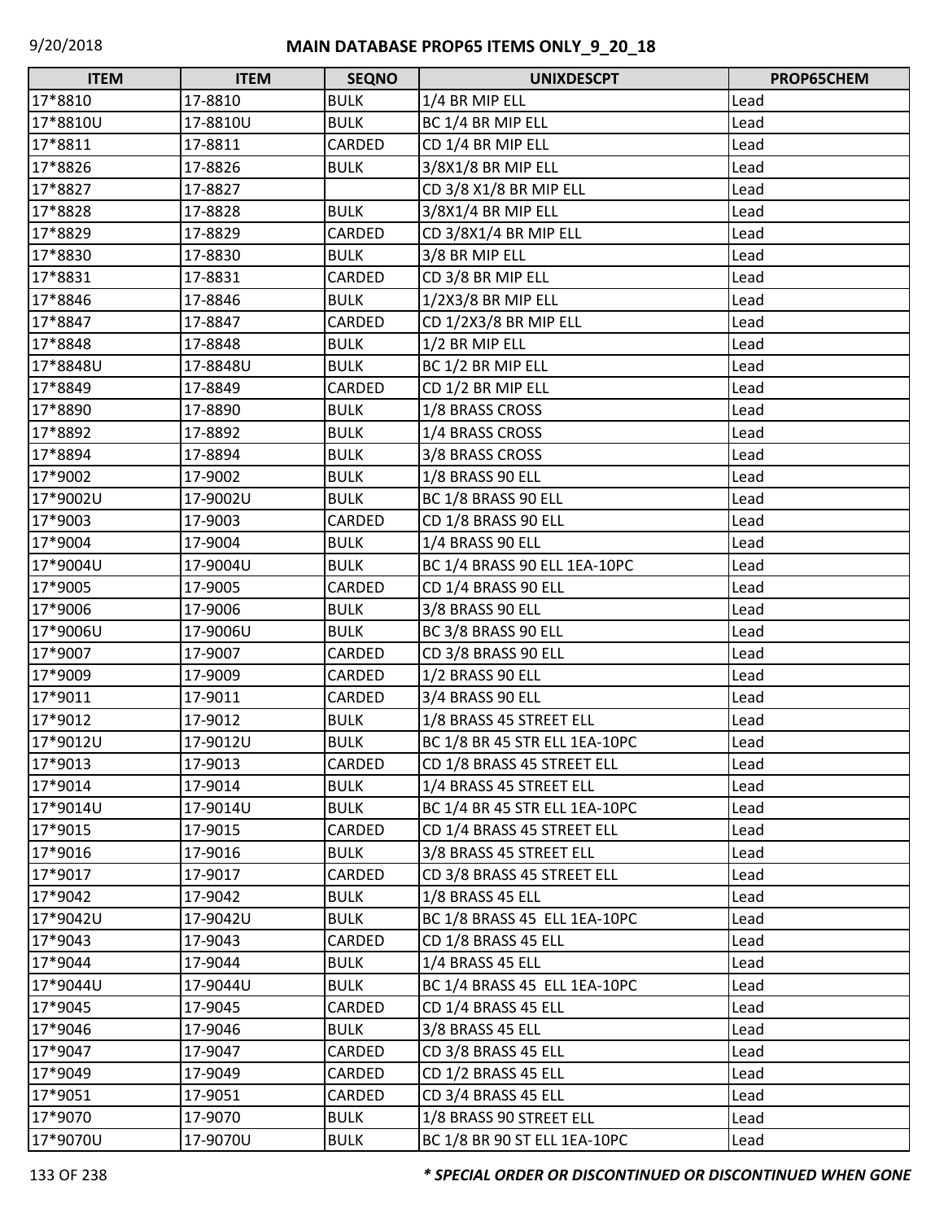| ITEM | ITEM | SEQNO | UNIXDESCPT | PROP65CHEM |
|---|---|---|---|---|
| 17*8810 | 17-8810 | BULK | 1/4 BR MIP ELL | Lead |
| 17*8810U | 17-8810U | BULK | BC 1/4 BR MIP ELL | Lead |
| 17*8811 | 17-8811 | CARDED | CD 1/4 BR MIP ELL | Lead |
| 17*8826 | 17-8826 | BULK | 3/8X1/8 BR MIP ELL | Lead |
| 17*8827 | 17-8827 | | CD 3/8 X1/8 BR MIP ELL | Lead |
| 17*8828 | 17-8828 | BULK | 3/8X1/4 BR MIP ELL | Lead |
| 17*8829 | 17-8829 | CARDED | CD 3/8X1/4 BR MIP ELL | Lead |
| 17*8830 | 17-8830 | BULK | 3/8 BR MIP ELL | Lead |
| 17*8831 | 17-8831 | CARDED | CD 3/8 BR MIP ELL | Lead |
| 17*8846 | 17-8846 | BULK | 1/2X3/8 BR MIP ELL | Lead |
| 17*8847 | 17-8847 | CARDED | CD 1/2X3/8 BR MIP ELL | Lead |
| 17*8848 | 17-8848 | BULK | 1/2 BR MIP ELL | Lead |
| 17*8848U | 17-8848U | BULK | BC 1/2 BR MIP ELL | Lead |
| 17*8849 | 17-8849 | CARDED | CD 1/2 BR MIP ELL | Lead |
| 17*8890 | 17-8890 | BULK | 1/8 BRASS CROSS | Lead |
| 17*8892 | 17-8892 | BULK | 1/4 BRASS CROSS | Lead |
| 17*8894 | 17-8894 | BULK | 3/8 BRASS CROSS | Lead |
| 17*9002 | 17-9002 | BULK | 1/8 BRASS 90 ELL | Lead |
| 17*9002U | 17-9002U | BULK | BC 1/8 BRASS 90 ELL | Lead |
| 17*9003 | 17-9003 | CARDED | CD 1/8 BRASS 90 ELL | Lead |
| 17*9004 | 17-9004 | BULK | 1/4 BRASS 90 ELL | Lead |
| 17*9004U | 17-9004U | BULK | BC 1/4 BRASS 90 ELL 1EA-10PC | Lead |
| 17*9005 | 17-9005 | CARDED | CD 1/4 BRASS 90 ELL | Lead |
| 17*9006 | 17-9006 | BULK | 3/8 BRASS 90 ELL | Lead |
| 17*9006U | 17-9006U | BULK | BC 3/8 BRASS 90 ELL | Lead |
| 17*9007 | 17-9007 | CARDED | CD 3/8 BRASS 90 ELL | Lead |
| 17*9009 | 17-9009 | CARDED | 1/2 BRASS 90 ELL | Lead |
| 17*9011 | 17-9011 | CARDED | 3/4 BRASS 90 ELL | Lead |
| 17*9012 | 17-9012 | BULK | 1/8 BRASS 45 STREET ELL | Lead |
| 17*9012U | 17-9012U | BULK | BC 1/8 BR 45 STR ELL 1EA-10PC | Lead |
| 17*9013 | 17-9013 | CARDED | CD 1/8 BRASS 45 STREET ELL | Lead |
| 17*9014 | 17-9014 | BULK | 1/4 BRASS 45 STREET ELL | Lead |
| 17*9014U | 17-9014U | BULK | BC 1/4 BR 45 STR ELL 1EA-10PC | Lead |
| 17*9015 | 17-9015 | CARDED | CD 1/4 BRASS 45 STREET ELL | Lead |
| 17*9016 | 17-9016 | BULK | 3/8 BRASS 45 STREET ELL | Lead |
| 17*9017 | 17-9017 | CARDED | CD 3/8 BRASS 45 STREET ELL | Lead |
| 17*9042 | 17-9042 | BULK | 1/8 BRASS 45 ELL | Lead |
| 17*9042U | 17-9042U | BULK | BC 1/8 BRASS 45 ELL 1EA-10PC | Lead |
| 17*9043 | 17-9043 | CARDED | CD 1/8 BRASS 45 ELL | Lead |
| 17*9044 | 17-9044 | BULK | 1/4 BRASS 45 ELL | Lead |
| 17*9044U | 17-9044U | BULK | BC 1/4 BRASS 45 ELL 1EA-10PC | Lead |
| 17*9045 | 17-9045 | CARDED | CD 1/4 BRASS 45 ELL | Lead |
| 17*9046 | 17-9046 | BULK | 3/8 BRASS 45 ELL | Lead |
| 17*9047 | 17-9047 | CARDED | CD 3/8 BRASS 45 ELL | Lead |
| 17*9049 | 17-9049 | CARDED | CD 1/2 BRASS 45 ELL | Lead |
| 17*9051 | 17-9051 | CARDED | CD 3/4 BRASS 45 ELL | Lead |
| 17*9070 | 17-9070 | BULK | 1/8 BRASS 90 STREET ELL | Lead |
| 17*9070U | 17-9070U | BULK | BC 1/8 BR 90 ST ELL 1EA-10PC | Lead |

***\* SPECIAL ORDER OR DISCONTINUED OR DISCONTINUED WHEN GONE***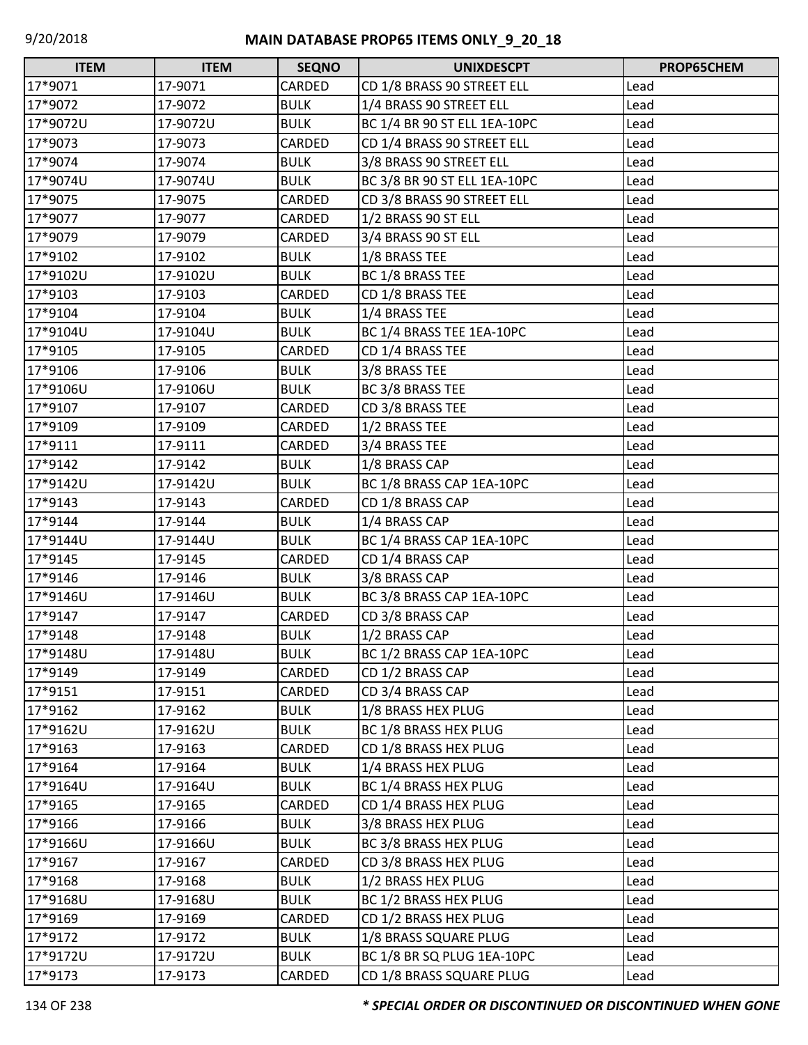# MAIN DATABASE PROP65 ITEMS ONLY_9_20_18

| ITEM | ITEM | SEQNO | UNIXDESCPT | PROP65CHEM |
|---|---|---|---|---|
| 17*9071 | 17-9071 | CARDED | CD 1/8 BRASS 90 STREET ELL | Lead |
| 17*9072 | 17-9072 | BULK | 1/4 BRASS 90 STREET ELL | Lead |
| 17*9072U | 17-9072U | BULK | BC 1/4 BR 90 ST ELL 1EA-10PC | Lead |
| 17*9073 | 17-9073 | CARDED | CD 1/4 BRASS 90 STREET ELL | Lead |
| 17*9074 | 17-9074 | BULK | 3/8 BRASS 90 STREET ELL | Lead |
| 17*9074U | 17-9074U | BULK | BC 3/8 BR 90 ST ELL 1EA-10PC | Lead |
| 17*9075 | 17-9075 | CARDED | CD 3/8 BRASS 90 STREET ELL | Lead |
| 17*9077 | 17-9077 | CARDED | 1/2 BRASS 90 ST ELL | Lead |
| 17*9079 | 17-9079 | CARDED | 3/4 BRASS 90 ST ELL | Lead |
| 17*9102 | 17-9102 | BULK | 1/8 BRASS TEE | Lead |
| 17*9102U | 17-9102U | BULK | BC 1/8 BRASS TEE | Lead |
| 17*9103 | 17-9103 | CARDED | CD 1/8 BRASS TEE | Lead |
| 17*9104 | 17-9104 | BULK | 1/4 BRASS TEE | Lead |
| 17*9104U | 17-9104U | BULK | BC 1/4 BRASS TEE 1EA-10PC | Lead |
| 17*9105 | 17-9105 | CARDED | CD 1/4 BRASS TEE | Lead |
| 17*9106 | 17-9106 | BULK | 3/8 BRASS TEE | Lead |
| 17*9106U | 17-9106U | BULK | BC 3/8 BRASS TEE | Lead |
| 17*9107 | 17-9107 | CARDED | CD 3/8 BRASS TEE | Lead |
| 17*9109 | 17-9109 | CARDED | 1/2 BRASS TEE | Lead |
| 17*9111 | 17-9111 | CARDED | 3/4 BRASS TEE | Lead |
| 17*9142 | 17-9142 | BULK | 1/8 BRASS CAP | Lead |
| 17*9142U | 17-9142U | BULK | BC 1/8 BRASS CAP 1EA-10PC | Lead |
| 17*9143 | 17-9143 | CARDED | CD 1/8 BRASS CAP | Lead |
| 17*9144 | 17-9144 | BULK | 1/4 BRASS CAP | Lead |
| 17*9144U | 17-9144U | BULK | BC 1/4 BRASS CAP 1EA-10PC | Lead |
| 17*9145 | 17-9145 | CARDED | CD 1/4 BRASS CAP | Lead |
| 17*9146 | 17-9146 | BULK | 3/8 BRASS CAP | Lead |
| 17*9146U | 17-9146U | BULK | BC 3/8 BRASS CAP 1EA-10PC | Lead |
| 17*9147 | 17-9147 | CARDED | CD 3/8 BRASS CAP | Lead |
| 17*9148 | 17-9148 | BULK | 1/2 BRASS CAP | Lead |
| 17*9148U | 17-9148U | BULK | BC 1/2 BRASS CAP 1EA-10PC | Lead |
| 17*9149 | 17-9149 | CARDED | CD 1/2 BRASS CAP | Lead |
| 17*9151 | 17-9151 | CARDED | CD 3/4 BRASS CAP | Lead |
| 17*9162 | 17-9162 | BULK | 1/8 BRASS HEX PLUG | Lead |
| 17*9162U | 17-9162U | BULK | BC 1/8 BRASS HEX PLUG | Lead |
| 17*9163 | 17-9163 | CARDED | CD 1/8 BRASS HEX PLUG | Lead |
| 17*9164 | 17-9164 | BULK | 1/4 BRASS HEX PLUG | Lead |
| 17*9164U | 17-9164U | BULK | BC 1/4 BRASS HEX PLUG | Lead |
| 17*9165 | 17-9165 | CARDED | CD 1/4 BRASS HEX PLUG | Lead |
| 17*9166 | 17-9166 | BULK | 3/8 BRASS HEX PLUG | Lead |
| 17*9166U | 17-9166U | BULK | BC 3/8 BRASS HEX PLUG | Lead |
| 17*9167 | 17-9167 | CARDED | CD 3/8 BRASS HEX PLUG | Lead |
| 17*9168 | 17-9168 | BULK | 1/2 BRASS HEX PLUG | Lead |
| 17*9168U | 17-9168U | BULK | BC 1/2 BRASS HEX PLUG | Lead |
| 17*9169 | 17-9169 | CARDED | CD 1/2 BRASS HEX PLUG | Lead |
| 17*9172 | 17-9172 | BULK | 1/8 BRASS SQUARE PLUG | Lead |
| 17*9172U | 17-9172U | BULK | BC 1/8 BR SQ PLUG 1EA-10PC | Lead |
| 17*9173 | 17-9173 | CARDED | CD 1/8 BRASS SQUARE PLUG | Lead |

***** *SPECIAL ORDER OR DISCONTINUED OR DISCONTINUED WHEN GONE*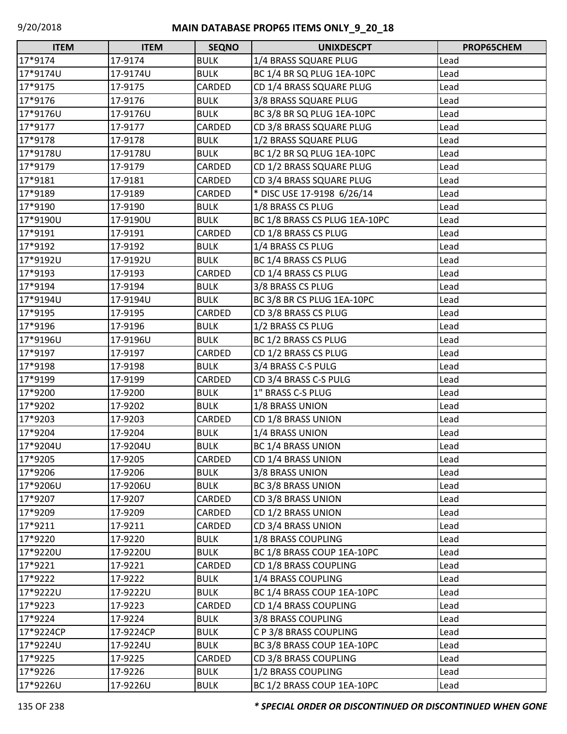| ITEM | ITEM | SEQNO | UNIXDESCPT | PROP65CHEM |
|---|---|---|---|---|
| 17*9174 | 17-9174 | BULK | 1/4 BRASS SQUARE PLUG | Lead |
| 17*9174U | 17-9174U | BULK | BC 1/4 BR SQ PLUG 1EA-10PC | Lead |
| 17*9175 | 17-9175 | CARDED | CD 1/4 BRASS SQUARE PLUG | Lead |
| 17*9176 | 17-9176 | BULK | 3/8 BRASS SQUARE PLUG | Lead |
| 17*9176U | 17-9176U | BULK | BC 3/8 BR SQ PLUG 1EA-10PC | Lead |
| 17*9177 | 17-9177 | CARDED | CD 3/8 BRASS SQUARE PLUG | Lead |
| 17*9178 | 17-9178 | BULK | 1/2 BRASS SQUARE PLUG | Lead |
| 17*9178U | 17-9178U | BULK | BC 1/2 BR SQ PLUG 1EA-10PC | Lead |
| 17*9179 | 17-9179 | CARDED | CD 1/2 BRASS SQUARE PLUG | Lead |
| 17*9181 | 17-9181 | CARDED | CD 3/4 BRASS SQUARE PLUG | Lead |
| 17*9189 | 17-9189 | CARDED | * DISC USE 17-9198 6/26/14 | Lead |
| 17*9190 | 17-9190 | BULK | 1/8 BRASS CS PLUG | Lead |
| 17*9190U | 17-9190U | BULK | BC 1/8 BRASS CS PLUG 1EA-10PC | Lead |
| 17*9191 | 17-9191 | CARDED | CD 1/8 BRASS CS PLUG | Lead |
| 17*9192 | 17-9192 | BULK | 1/4 BRASS CS PLUG | Lead |
| 17*9192U | 17-9192U | BULK | BC 1/4 BRASS CS PLUG | Lead |
| 17*9193 | 17-9193 | CARDED | CD 1/4 BRASS CS PLUG | Lead |
| 17*9194 | 17-9194 | BULK | 3/8 BRASS CS PLUG | Lead |
| 17*9194U | 17-9194U | BULK | BC 3/8 BR CS PLUG 1EA-10PC | Lead |
| 17*9195 | 17-9195 | CARDED | CD 3/8 BRASS CS PLUG | Lead |
| 17*9196 | 17-9196 | BULK | 1/2 BRASS CS PLUG | Lead |
| 17*9196U | 17-9196U | BULK | BC 1/2 BRASS CS PLUG | Lead |
| 17*9197 | 17-9197 | CARDED | CD 1/2 BRASS CS PLUG | Lead |
| 17*9198 | 17-9198 | BULK | 3/4 BRASS C-S PULG | Lead |
| 17*9199 | 17-9199 | CARDED | CD 3/4 BRASS C-S PULG | Lead |
| 17*9200 | 17-9200 | BULK | 1" BRASS C-S PLUG | Lead |
| 17*9202 | 17-9202 | BULK | 1/8 BRASS UNION | Lead |
| 17*9203 | 17-9203 | CARDED | CD 1/8 BRASS UNION | Lead |
| 17*9204 | 17-9204 | BULK | 1/4 BRASS UNION | Lead |
| 17*9204U | 17-9204U | BULK | BC 1/4 BRASS UNION | Lead |
| 17*9205 | 17-9205 | CARDED | CD 1/4 BRASS UNION | Lead |
| 17*9206 | 17-9206 | BULK | 3/8 BRASS UNION | Lead |
| 17*9206U | 17-9206U | BULK | BC 3/8 BRASS UNION | Lead |
| 17*9207 | 17-9207 | CARDED | CD 3/8 BRASS UNION | Lead |
| 17*9209 | 17-9209 | CARDED | CD 1/2 BRASS UNION | Lead |
| 17*9211 | 17-9211 | CARDED | CD 3/4 BRASS UNION | Lead |
| 17*9220 | 17-9220 | BULK | 1/8 BRASS COUPLING | Lead |
| 17*9220U | 17-9220U | BULK | BC 1/8 BRASS COUP 1EA-10PC | Lead |
| 17*9221 | 17-9221 | CARDED | CD 1/8 BRASS COUPLING | Lead |
| 17*9222 | 17-9222 | BULK | 1/4 BRASS COUPLING | Lead |
| 17*9222U | 17-9222U | BULK | BC 1/4 BRASS COUP 1EA-10PC | Lead |
| 17*9223 | 17-9223 | CARDED | CD 1/4 BRASS COUPLING | Lead |
| 17*9224 | 17-9224 | BULK | 3/8 BRASS COUPLING | Lead |
| 17*9224CP | 17-9224CP | BULK | C P 3/8 BRASS COUPLING | Lead |
| 17*9224U | 17-9224U | BULK | BC 3/8 BRASS COUP 1EA-10PC | Lead |
| 17*9225 | 17-9225 | CARDED | CD 3/8 BRASS COUPLING | Lead |
| 17*9226 | 17-9226 | BULK | 1/2 BRASS COUPLING | Lead |
| 17*9226U | 17-9226U | BULK | BC 1/2 BRASS COUP 1EA-10PC | Lead |

***\* SPECIAL ORDER OR DISCONTINUED OR DISCONTINUED WHEN GONE***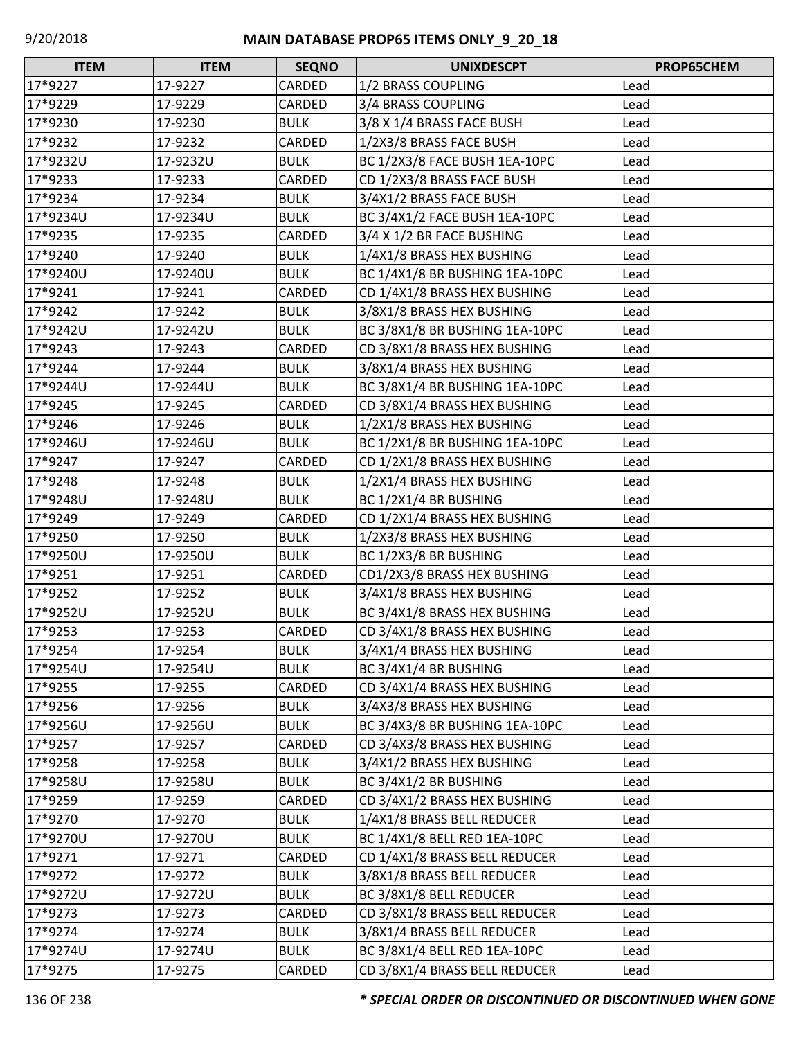# MAIN DATABASE PROP65 ITEMS ONLY_9_20_18

| ITEM | ITEM | SEQNO | UNIXDESCPT | PROP65CHEM |
|---|---|---|---|---|
| 17*9227 | 17-9227 | CARDED | 1/2 BRASS COUPLING | Lead |
| 17*9229 | 17-9229 | CARDED | 3/4 BRASS COUPLING | Lead |
| 17*9230 | 17-9230 | BULK | 3/8 X 1/4 BRASS FACE BUSH | Lead |
| 17*9232 | 17-9232 | CARDED | 1/2X3/8 BRASS FACE BUSH | Lead |
| 17*9232U | 17-9232U | BULK | BC 1/2X3/8 FACE BUSH 1EA-10PC | Lead |
| 17*9233 | 17-9233 | CARDED | CD 1/2X3/8 BRASS FACE BUSH | Lead |
| 17*9234 | 17-9234 | BULK | 3/4X1/2 BRASS FACE BUSH | Lead |
| 17*9234U | 17-9234U | BULK | BC 3/4X1/2 FACE BUSH 1EA-10PC | Lead |
| 17*9235 | 17-9235 | CARDED | 3/4 X 1/2 BR FACE BUSHING | Lead |
| 17*9240 | 17-9240 | BULK | 1/4X1/8 BRASS HEX BUSHING | Lead |
| 17*9240U | 17-9240U | BULK | BC 1/4X1/8 BR BUSHING 1EA-10PC | Lead |
| 17*9241 | 17-9241 | CARDED | CD 1/4X1/8 BRASS HEX BUSHING | Lead |
| 17*9242 | 17-9242 | BULK | 3/8X1/8 BRASS HEX BUSHING | Lead |
| 17*9242U | 17-9242U | BULK | BC 3/8X1/8 BR BUSHING 1EA-10PC | Lead |
| 17*9243 | 17-9243 | CARDED | CD 3/8X1/8 BRASS HEX BUSHING | Lead |
| 17*9244 | 17-9244 | BULK | 3/8X1/4 BRASS HEX BUSHING | Lead |
| 17*9244U | 17-9244U | BULK | BC 3/8X1/4 BR BUSHING 1EA-10PC | Lead |
| 17*9245 | 17-9245 | CARDED | CD 3/8X1/4 BRASS HEX BUSHING | Lead |
| 17*9246 | 17-9246 | BULK | 1/2X1/8 BRASS HEX BUSHING | Lead |
| 17*9246U | 17-9246U | BULK | BC 1/2X1/8 BR BUSHING 1EA-10PC | Lead |
| 17*9247 | 17-9247 | CARDED | CD 1/2X1/8 BRASS HEX BUSHING | Lead |
| 17*9248 | 17-9248 | BULK | 1/2X1/4 BRASS HEX BUSHING | Lead |
| 17*9248U | 17-9248U | BULK | BC 1/2X1/4 BR BUSHING | Lead |
| 17*9249 | 17-9249 | CARDED | CD 1/2X1/4 BRASS HEX BUSHING | Lead |
| 17*9250 | 17-9250 | BULK | 1/2X3/8 BRASS HEX BUSHING | Lead |
| 17*9250U | 17-9250U | BULK | BC 1/2X3/8 BR BUSHING | Lead |
| 17*9251 | 17-9251 | CARDED | CD1/2X3/8 BRASS HEX BUSHING | Lead |
| 17*9252 | 17-9252 | BULK | 3/4X1/8 BRASS HEX BUSHING | Lead |
| 17*9252U | 17-9252U | BULK | BC 3/4X1/8 BRASS HEX BUSHING | Lead |
| 17*9253 | 17-9253 | CARDED | CD 3/4X1/8 BRASS HEX BUSHING | Lead |
| 17*9254 | 17-9254 | BULK | 3/4X1/4 BRASS HEX BUSHING | Lead |
| 17*9254U | 17-9254U | BULK | BC 3/4X1/4 BR BUSHING | Lead |
| 17*9255 | 17-9255 | CARDED | CD 3/4X1/4 BRASS HEX BUSHING | Lead |
| 17*9256 | 17-9256 | BULK | 3/4X3/8 BRASS HEX BUSHING | Lead |
| 17*9256U | 17-9256U | BULK | BC 3/4X3/8 BR BUSHING 1EA-10PC | Lead |
| 17*9257 | 17-9257 | CARDED | CD 3/4X3/8 BRASS HEX BUSHING | Lead |
| 17*9258 | 17-9258 | BULK | 3/4X1/2 BRASS HEX BUSHING | Lead |
| 17*9258U | 17-9258U | BULK | BC 3/4X1/2 BR BUSHING | Lead |
| 17*9259 | 17-9259 | CARDED | CD 3/4X1/2 BRASS HEX BUSHING | Lead |
| 17*9270 | 17-9270 | BULK | 1/4X1/8 BRASS BELL REDUCER | Lead |
| 17*9270U | 17-9270U | BULK | BC 1/4X1/8 BELL RED 1EA-10PC | Lead |
| 17*9271 | 17-9271 | CARDED | CD 1/4X1/8 BRASS BELL REDUCER | Lead |
| 17*9272 | 17-9272 | BULK | 3/8X1/8 BRASS BELL REDUCER | Lead |
| 17*9272U | 17-9272U | BULK | BC 3/8X1/8 BELL REDUCER | Lead |
| 17*9273 | 17-9273 | CARDED | CD 3/8X1/8 BRASS BELL REDUCER | Lead |
| 17*9274 | 17-9274 | BULK | 3/8X1/4 BRASS BELL REDUCER | Lead |
| 17*9274U | 17-9274U | BULK | BC 3/8X1/4 BELL RED 1EA-10PC | Lead |
| 17*9275 | 17-9275 | CARDED | CD 3/8X1/4 BRASS BELL REDUCER | Lead |

*** SPECIAL ORDER OR DISCONTINUED OR DISCONTINUED WHEN GONE**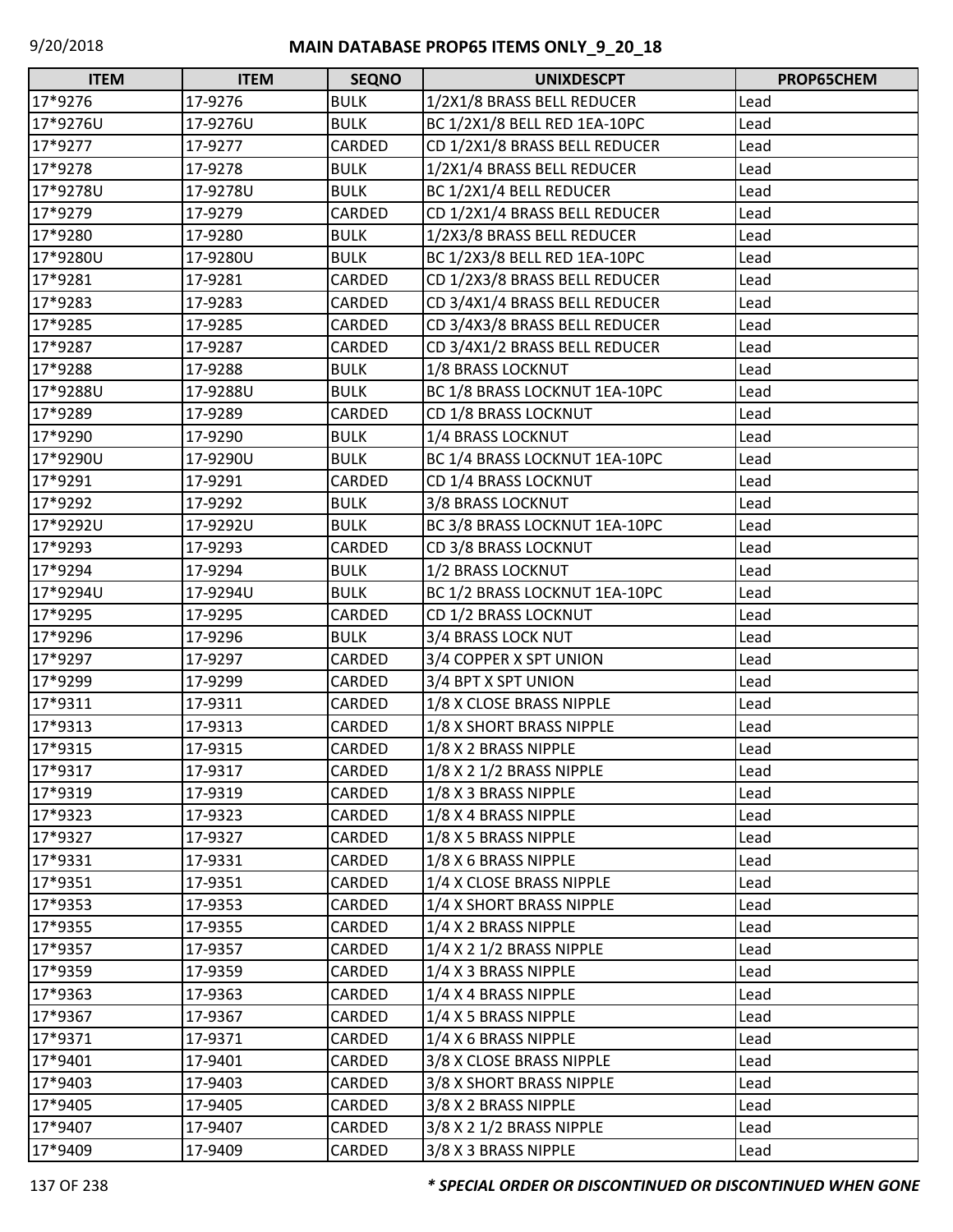# MAIN DATABASE PROP65 ITEMS ONLY_9_20_18

| ITEM | ITEM | SEQNO | UNIXDESCPT | PROP65CHEM |
|---|---|---|---|---|
| 17*9276 | 17-9276 | BULK | 1/2X1/8 BRASS BELL REDUCER | Lead |
| 17*9276U | 17-9276U | BULK | BC 1/2X1/8 BELL RED 1EA-10PC | Lead |
| 17*9277 | 17-9277 | CARDED | CD 1/2X1/8 BRASS BELL REDUCER | Lead |
| 17*9278 | 17-9278 | BULK | 1/2X1/4 BRASS BELL REDUCER | Lead |
| 17*9278U | 17-9278U | BULK | BC 1/2X1/4 BELL REDUCER | Lead |
| 17*9279 | 17-9279 | CARDED | CD 1/2X1/4 BRASS BELL REDUCER | Lead |
| 17*9280 | 17-9280 | BULK | 1/2X3/8 BRASS BELL REDUCER | Lead |
| 17*9280U | 17-9280U | BULK | BC 1/2X3/8 BELL RED 1EA-10PC | Lead |
| 17*9281 | 17-9281 | CARDED | CD 1/2X3/8 BRASS BELL REDUCER | Lead |
| 17*9283 | 17-9283 | CARDED | CD 3/4X1/4 BRASS BELL REDUCER | Lead |
| 17*9285 | 17-9285 | CARDED | CD 3/4X3/8 BRASS BELL REDUCER | Lead |
| 17*9287 | 17-9287 | CARDED | CD 3/4X1/2 BRASS BELL REDUCER | Lead |
| 17*9288 | 17-9288 | BULK | 1/8 BRASS LOCKNUT | Lead |
| 17*9288U | 17-9288U | BULK | BC 1/8 BRASS LOCKNUT 1EA-10PC | Lead |
| 17*9289 | 17-9289 | CARDED | CD 1/8 BRASS LOCKNUT | Lead |
| 17*9290 | 17-9290 | BULK | 1/4 BRASS LOCKNUT | Lead |
| 17*9290U | 17-9290U | BULK | BC 1/4 BRASS LOCKNUT 1EA-10PC | Lead |
| 17*9291 | 17-9291 | CARDED | CD 1/4 BRASS LOCKNUT | Lead |
| 17*9292 | 17-9292 | BULK | 3/8 BRASS LOCKNUT | Lead |
| 17*9292U | 17-9292U | BULK | BC 3/8 BRASS LOCKNUT 1EA-10PC | Lead |
| 17*9293 | 17-9293 | CARDED | CD 3/8 BRASS LOCKNUT | Lead |
| 17*9294 | 17-9294 | BULK | 1/2 BRASS LOCKNUT | Lead |
| 17*9294U | 17-9294U | BULK | BC 1/2 BRASS LOCKNUT 1EA-10PC | Lead |
| 17*9295 | 17-9295 | CARDED | CD 1/2 BRASS LOCKNUT | Lead |
| 17*9296 | 17-9296 | BULK | 3/4 BRASS LOCK NUT | Lead |
| 17*9297 | 17-9297 | CARDED | 3/4 COPPER X SPT UNION | Lead |
| 17*9299 | 17-9299 | CARDED | 3/4 BPT X SPT UNION | Lead |
| 17*9311 | 17-9311 | CARDED | 1/8 X CLOSE BRASS NIPPLE | Lead |
| 17*9313 | 17-9313 | CARDED | 1/8 X SHORT BRASS NIPPLE | Lead |
| 17*9315 | 17-9315 | CARDED | 1/8 X 2 BRASS NIPPLE | Lead |
| 17*9317 | 17-9317 | CARDED | 1/8 X 2 1/2 BRASS NIPPLE | Lead |
| 17*9319 | 17-9319 | CARDED | 1/8 X 3 BRASS NIPPLE | Lead |
| 17*9323 | 17-9323 | CARDED | 1/8 X 4 BRASS NIPPLE | Lead |
| 17*9327 | 17-9327 | CARDED | 1/8 X 5 BRASS NIPPLE | Lead |
| 17*9331 | 17-9331 | CARDED | 1/8 X 6 BRASS NIPPLE | Lead |
| 17*9351 | 17-9351 | CARDED | 1/4 X CLOSE BRASS NIPPLE | Lead |
| 17*9353 | 17-9353 | CARDED | 1/4 X SHORT BRASS NIPPLE | Lead |
| 17*9355 | 17-9355 | CARDED | 1/4 X 2 BRASS NIPPLE | Lead |
| 17*9357 | 17-9357 | CARDED | 1/4 X 2 1/2 BRASS NIPPLE | Lead |
| 17*9359 | 17-9359 | CARDED | 1/4 X 3 BRASS NIPPLE | Lead |
| 17*9363 | 17-9363 | CARDED | 1/4 X 4 BRASS NIPPLE | Lead |
| 17*9367 | 17-9367 | CARDED | 1/4 X 5 BRASS NIPPLE | Lead |
| 17*9371 | 17-9371 | CARDED | 1/4 X 6 BRASS NIPPLE | Lead |
| 17*9401 | 17-9401 | CARDED | 3/8 X CLOSE BRASS NIPPLE | Lead |
| 17*9403 | 17-9403 | CARDED | 3/8 X SHORT BRASS NIPPLE | Lead |
| 17*9405 | 17-9405 | CARDED | 3/8 X 2 BRASS NIPPLE | Lead |
| 17*9407 | 17-9407 | CARDED | 3/8 X 2 1/2 BRASS NIPPLE | Lead |
| 17*9409 | 17-9409 | CARDED | 3/8 X 3 BRASS NIPPLE | Lead |

*** SPECIAL ORDER OR DISCONTINUED OR DISCONTINUED WHEN GONE**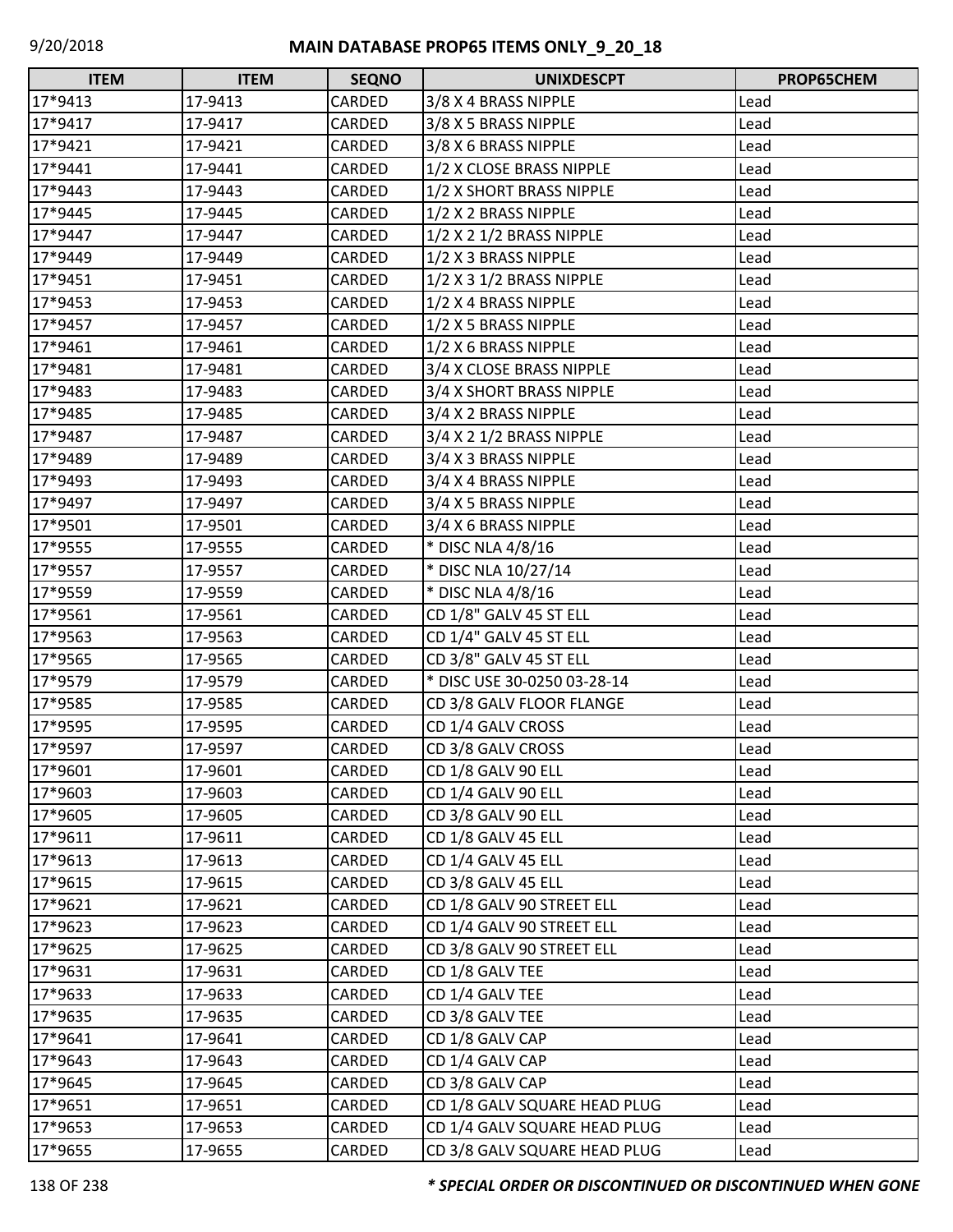| ITEM | ITEM | SEQNO | UNIXDESCPT | PROP65CHEM |
|---|---|---|---|---|
| 17*9413 | 17-9413 | CARDED | 3/8 X 4 BRASS NIPPLE | Lead |
| 17*9417 | 17-9417 | CARDED | 3/8 X 5 BRASS NIPPLE | Lead |
| 17*9421 | 17-9421 | CARDED | 3/8 X 6 BRASS NIPPLE | Lead |
| 17*9441 | 17-9441 | CARDED | 1/2 X CLOSE BRASS NIPPLE | Lead |
| 17*9443 | 17-9443 | CARDED | 1/2 X SHORT BRASS NIPPLE | Lead |
| 17*9445 | 17-9445 | CARDED | 1/2 X 2 BRASS NIPPLE | Lead |
| 17*9447 | 17-9447 | CARDED | 1/2 X 2 1/2 BRASS NIPPLE | Lead |
| 17*9449 | 17-9449 | CARDED | 1/2 X 3 BRASS NIPPLE | Lead |
| 17*9451 | 17-9451 | CARDED | 1/2 X 3 1/2 BRASS NIPPLE | Lead |
| 17*9453 | 17-9453 | CARDED | 1/2 X 4 BRASS NIPPLE | Lead |
| 17*9457 | 17-9457 | CARDED | 1/2 X 5 BRASS NIPPLE | Lead |
| 17*9461 | 17-9461 | CARDED | 1/2 X 6 BRASS NIPPLE | Lead |
| 17*9481 | 17-9481 | CARDED | 3/4 X CLOSE BRASS NIPPLE | Lead |
| 17*9483 | 17-9483 | CARDED | 3/4 X SHORT BRASS NIPPLE | Lead |
| 17*9485 | 17-9485 | CARDED | 3/4 X 2 BRASS NIPPLE | Lead |
| 17*9487 | 17-9487 | CARDED | 3/4 X 2 1/2 BRASS NIPPLE | Lead |
| 17*9489 | 17-9489 | CARDED | 3/4 X 3 BRASS NIPPLE | Lead |
| 17*9493 | 17-9493 | CARDED | 3/4 X 4 BRASS NIPPLE | Lead |
| 17*9497 | 17-9497 | CARDED | 3/4 X 5 BRASS NIPPLE | Lead |
| 17*9501 | 17-9501 | CARDED | 3/4 X 6 BRASS NIPPLE | Lead |
| 17*9555 | 17-9555 | CARDED | * DISC NLA 4/8/16 | Lead |
| 17*9557 | 17-9557 | CARDED | * DISC NLA 10/27/14 | Lead |
| 17*9559 | 17-9559 | CARDED | * DISC NLA 4/8/16 | Lead |
| 17*9561 | 17-9561 | CARDED | CD 1/8" GALV 45 ST ELL | Lead |
| 17*9563 | 17-9563 | CARDED | CD 1/4" GALV 45 ST ELL | Lead |
| 17*9565 | 17-9565 | CARDED | CD 3/8" GALV 45 ST ELL | Lead |
| 17*9579 | 17-9579 | CARDED | * DISC USE 30-0250 03-28-14 | Lead |
| 17*9585 | 17-9585 | CARDED | CD 3/8 GALV FLOOR FLANGE | Lead |
| 17*9595 | 17-9595 | CARDED | CD 1/4 GALV CROSS | Lead |
| 17*9597 | 17-9597 | CARDED | CD 3/8 GALV CROSS | Lead |
| 17*9601 | 17-9601 | CARDED | CD 1/8 GALV 90 ELL | Lead |
| 17*9603 | 17-9603 | CARDED | CD 1/4 GALV 90 ELL | Lead |
| 17*9605 | 17-9605 | CARDED | CD 3/8 GALV 90 ELL | Lead |
| 17*9611 | 17-9611 | CARDED | CD 1/8 GALV 45 ELL | Lead |
| 17*9613 | 17-9613 | CARDED | CD 1/4 GALV 45 ELL | Lead |
| 17*9615 | 17-9615 | CARDED | CD 3/8 GALV 45 ELL | Lead |
| 17*9621 | 17-9621 | CARDED | CD 1/8 GALV 90 STREET ELL | Lead |
| 17*9623 | 17-9623 | CARDED | CD 1/4 GALV 90 STREET ELL | Lead |
| 17*9625 | 17-9625 | CARDED | CD 3/8 GALV 90 STREET ELL | Lead |
| 17*9631 | 17-9631 | CARDED | CD 1/8 GALV TEE | Lead |
| 17*9633 | 17-9633 | CARDED | CD 1/4 GALV TEE | Lead |
| 17*9635 | 17-9635 | CARDED | CD 3/8 GALV TEE | Lead |
| 17*9641 | 17-9641 | CARDED | CD 1/8 GALV CAP | Lead |
| 17*9643 | 17-9643 | CARDED | CD 1/4 GALV CAP | Lead |
| 17*9645 | 17-9645 | CARDED | CD 3/8 GALV CAP | Lead |
| 17*9651 | 17-9651 | CARDED | CD 1/8 GALV SQUARE HEAD PLUG | Lead |
| 17*9653 | 17-9653 | CARDED | CD 1/4 GALV SQUARE HEAD PLUG | Lead |
| 17*9655 | 17-9655 | CARDED | CD 3/8 GALV SQUARE HEAD PLUG | Lead |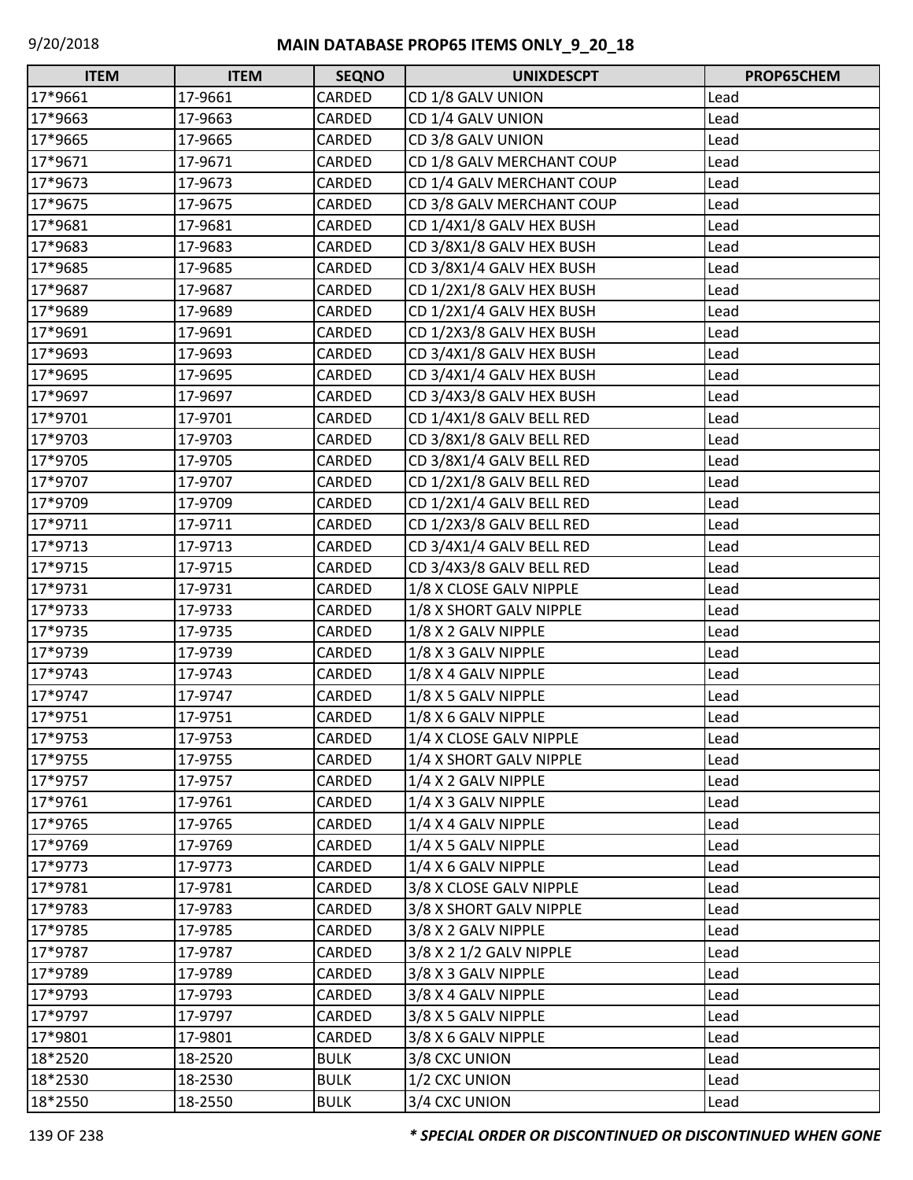# MAIN DATABASE PROP65 ITEMS ONLY_9_20_18

| ITEM | ITEM | SEQNO | UNIXDESCPT | PROP65CHEM |
|---|---|---|---|---|
| 17*9661 | 17-9661 | CARDED | CD 1/8 GALV UNION | Lead |
| 17*9663 | 17-9663 | CARDED | CD 1/4 GALV UNION | Lead |
| 17*9665 | 17-9665 | CARDED | CD 3/8 GALV UNION | Lead |
| 17*9671 | 17-9671 | CARDED | CD 1/8 GALV MERCHANT COUP | Lead |
| 17*9673 | 17-9673 | CARDED | CD 1/4 GALV MERCHANT COUP | Lead |
| 17*9675 | 17-9675 | CARDED | CD 3/8 GALV MERCHANT COUP | Lead |
| 17*9681 | 17-9681 | CARDED | CD 1/4X1/8 GALV HEX BUSH | Lead |
| 17*9683 | 17-9683 | CARDED | CD 3/8X1/8 GALV HEX BUSH | Lead |
| 17*9685 | 17-9685 | CARDED | CD 3/8X1/4 GALV HEX BUSH | Lead |
| 17*9687 | 17-9687 | CARDED | CD 1/2X1/8 GALV HEX BUSH | Lead |
| 17*9689 | 17-9689 | CARDED | CD 1/2X1/4 GALV HEX BUSH | Lead |
| 17*9691 | 17-9691 | CARDED | CD 1/2X3/8 GALV HEX BUSH | Lead |
| 17*9693 | 17-9693 | CARDED | CD 3/4X1/8 GALV HEX BUSH | Lead |
| 17*9695 | 17-9695 | CARDED | CD 3/4X1/4 GALV HEX BUSH | Lead |
| 17*9697 | 17-9697 | CARDED | CD 3/4X3/8 GALV HEX BUSH | Lead |
| 17*9701 | 17-9701 | CARDED | CD 1/4X1/8 GALV BELL RED | Lead |
| 17*9703 | 17-9703 | CARDED | CD 3/8X1/8 GALV BELL RED | Lead |
| 17*9705 | 17-9705 | CARDED | CD 3/8X1/4 GALV BELL RED | Lead |
| 17*9707 | 17-9707 | CARDED | CD 1/2X1/8 GALV BELL RED | Lead |
| 17*9709 | 17-9709 | CARDED | CD 1/2X1/4 GALV BELL RED | Lead |
| 17*9711 | 17-9711 | CARDED | CD 1/2X3/8 GALV BELL RED | Lead |
| 17*9713 | 17-9713 | CARDED | CD 3/4X1/4 GALV BELL RED | Lead |
| 17*9715 | 17-9715 | CARDED | CD 3/4X3/8 GALV BELL RED | Lead |
| 17*9731 | 17-9731 | CARDED | 1/8 X CLOSE GALV NIPPLE | Lead |
| 17*9733 | 17-9733 | CARDED | 1/8 X SHORT GALV NIPPLE | Lead |
| 17*9735 | 17-9735 | CARDED | 1/8 X 2 GALV NIPPLE | Lead |
| 17*9739 | 17-9739 | CARDED | 1/8 X 3 GALV NIPPLE | Lead |
| 17*9743 | 17-9743 | CARDED | 1/8 X 4 GALV NIPPLE | Lead |
| 17*9747 | 17-9747 | CARDED | 1/8 X 5 GALV NIPPLE | Lead |
| 17*9751 | 17-9751 | CARDED | 1/8 X 6 GALV NIPPLE | Lead |
| 17*9753 | 17-9753 | CARDED | 1/4 X CLOSE GALV NIPPLE | Lead |
| 17*9755 | 17-9755 | CARDED | 1/4 X SHORT GALV NIPPLE | Lead |
| 17*9757 | 17-9757 | CARDED | 1/4 X 2 GALV NIPPLE | Lead |
| 17*9761 | 17-9761 | CARDED | 1/4 X 3 GALV NIPPLE | Lead |
| 17*9765 | 17-9765 | CARDED | 1/4 X 4 GALV NIPPLE | Lead |
| 17*9769 | 17-9769 | CARDED | 1/4 X 5 GALV NIPPLE | Lead |
| 17*9773 | 17-9773 | CARDED | 1/4 X 6 GALV NIPPLE | Lead |
| 17*9781 | 17-9781 | CARDED | 3/8 X CLOSE GALV NIPPLE | Lead |
| 17*9783 | 17-9783 | CARDED | 3/8 X SHORT GALV NIPPLE | Lead |
| 17*9785 | 17-9785 | CARDED | 3/8 X 2 GALV NIPPLE | Lead |
| 17*9787 | 17-9787 | CARDED | 3/8 X 2 1/2 GALV NIPPLE | Lead |
| 17*9789 | 17-9789 | CARDED | 3/8 X 3 GALV NIPPLE | Lead |
| 17*9793 | 17-9793 | CARDED | 3/8 X 4 GALV NIPPLE | Lead |
| 17*9797 | 17-9797 | CARDED | 3/8 X 5 GALV NIPPLE | Lead |
| 17*9801 | 17-9801 | CARDED | 3/8 X 6 GALV NIPPLE | Lead |
| 18*2520 | 18-2520 | BULK | 3/8 CXC UNION | Lead |
| 18*2530 | 18-2530 | BULK | 1/2 CXC UNION | Lead |
| 18*2550 | 18-2550 | BULK | 3/4 CXC UNION | Lead |

*** SPECIAL ORDER OR DISCONTINUED OR DISCONTINUED WHEN GONE**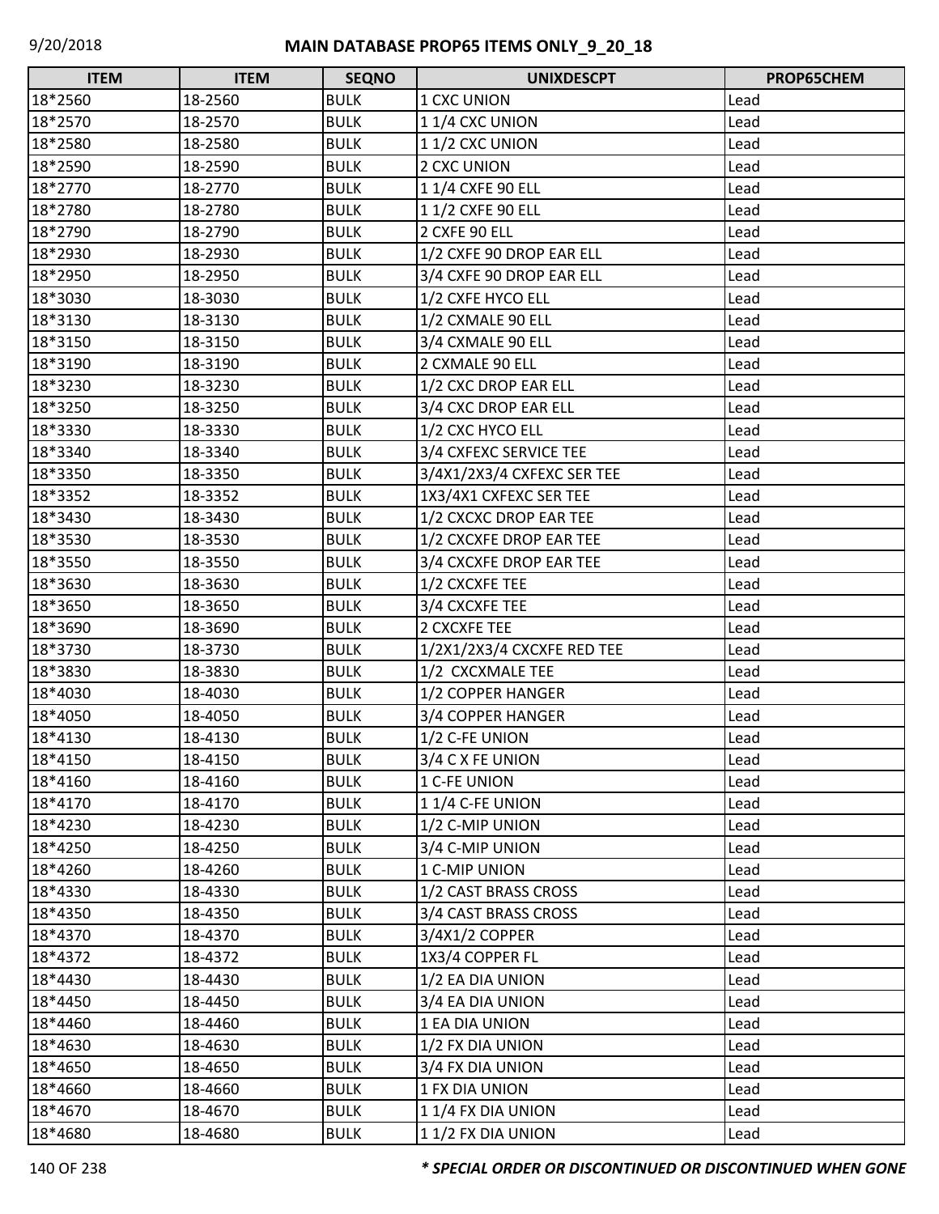| ITEM | ITEM | SEQNO | UNIXDESCPT | PROP65CHEM |
|---|---|---|---|---|
| 18*2560 | 18-2560 | BULK | 1 CXC UNION | Lead |
| 18*2570 | 18-2570 | BULK | 1 1/4 CXC UNION | Lead |
| 18*2580 | 18-2580 | BULK | 1 1/2 CXC UNION | Lead |
| 18*2590 | 18-2590 | BULK | 2 CXC UNION | Lead |
| 18*2770 | 18-2770 | BULK | 1 1/4 CXFE 90 ELL | Lead |
| 18*2780 | 18-2780 | BULK | 1 1/2 CXFE 90 ELL | Lead |
| 18*2790 | 18-2790 | BULK | 2 CXFE 90 ELL | Lead |
| 18*2930 | 18-2930 | BULK | 1/2 CXFE 90 DROP EAR ELL | Lead |
| 18*2950 | 18-2950 | BULK | 3/4 CXFE 90 DROP EAR ELL | Lead |
| 18*3030 | 18-3030 | BULK | 1/2 CXFE HYCO ELL | Lead |
| 18*3130 | 18-3130 | BULK | 1/2 CXMALE 90 ELL | Lead |
| 18*3150 | 18-3150 | BULK | 3/4 CXMALE 90 ELL | Lead |
| 18*3190 | 18-3190 | BULK | 2 CXMALE 90 ELL | Lead |
| 18*3230 | 18-3230 | BULK | 1/2 CXC DROP EAR ELL | Lead |
| 18*3250 | 18-3250 | BULK | 3/4 CXC DROP EAR ELL | Lead |
| 18*3330 | 18-3330 | BULK | 1/2 CXC HYCO ELL | Lead |
| 18*3340 | 18-3340 | BULK | 3/4 CXFEXC SERVICE TEE | Lead |
| 18*3350 | 18-3350 | BULK | 3/4X1/2X3/4 CXFEXC SER TEE | Lead |
| 18*3352 | 18-3352 | BULK | 1X3/4X1 CXFEXC SER TEE | Lead |
| 18*3430 | 18-3430 | BULK | 1/2 CXCXC DROP EAR TEE | Lead |
| 18*3530 | 18-3530 | BULK | 1/2 CXCXFE DROP EAR TEE | Lead |
| 18*3550 | 18-3550 | BULK | 3/4 CXCXFE DROP EAR TEE | Lead |
| 18*3630 | 18-3630 | BULK | 1/2 CXCXFE TEE | Lead |
| 18*3650 | 18-3650 | BULK | 3/4 CXCXFE TEE | Lead |
| 18*3690 | 18-3690 | BULK | 2 CXCXFE TEE | Lead |
| 18*3730 | 18-3730 | BULK | 1/2X1/2X3/4 CXCXFE RED TEE | Lead |
| 18*3830 | 18-3830 | BULK | 1/2  CXCXMALE TEE | Lead |
| 18*4030 | 18-4030 | BULK | 1/2 COPPER HANGER | Lead |
| 18*4050 | 18-4050 | BULK | 3/4 COPPER HANGER | Lead |
| 18*4130 | 18-4130 | BULK | 1/2 C-FE UNION | Lead |
| 18*4150 | 18-4150 | BULK | 3/4 C X FE UNION | Lead |
| 18*4160 | 18-4160 | BULK | 1 C-FE UNION | Lead |
| 18*4170 | 18-4170 | BULK | 1 1/4 C-FE UNION | Lead |
| 18*4230 | 18-4230 | BULK | 1/2 C-MIP UNION | Lead |
| 18*4250 | 18-4250 | BULK | 3/4 C-MIP UNION | Lead |
| 18*4260 | 18-4260 | BULK | 1 C-MIP UNION | Lead |
| 18*4330 | 18-4330 | BULK | 1/2 CAST BRASS CROSS | Lead |
| 18*4350 | 18-4350 | BULK | 3/4 CAST BRASS CROSS | Lead |
| 18*4370 | 18-4370 | BULK | 3/4X1/2 COPPER | Lead |
| 18*4372 | 18-4372 | BULK | 1X3/4 COPPER FL | Lead |
| 18*4430 | 18-4430 | BULK | 1/2 EA DIA UNION | Lead |
| 18*4450 | 18-4450 | BULK | 3/4 EA DIA UNION | Lead |
| 18*4460 | 18-4460 | BULK | 1 EA DIA UNION | Lead |
| 18*4630 | 18-4630 | BULK | 1/2 FX DIA UNION | Lead |
| 18*4650 | 18-4650 | BULK | 3/4 FX DIA UNION | Lead |
| 18*4660 | 18-4660 | BULK | 1 FX DIA UNION | Lead |
| 18*4670 | 18-4670 | BULK | 1 1/4 FX DIA UNION | Lead |
| 18*4680 | 18-4680 | BULK | 1 1/2 FX DIA UNION | Lead |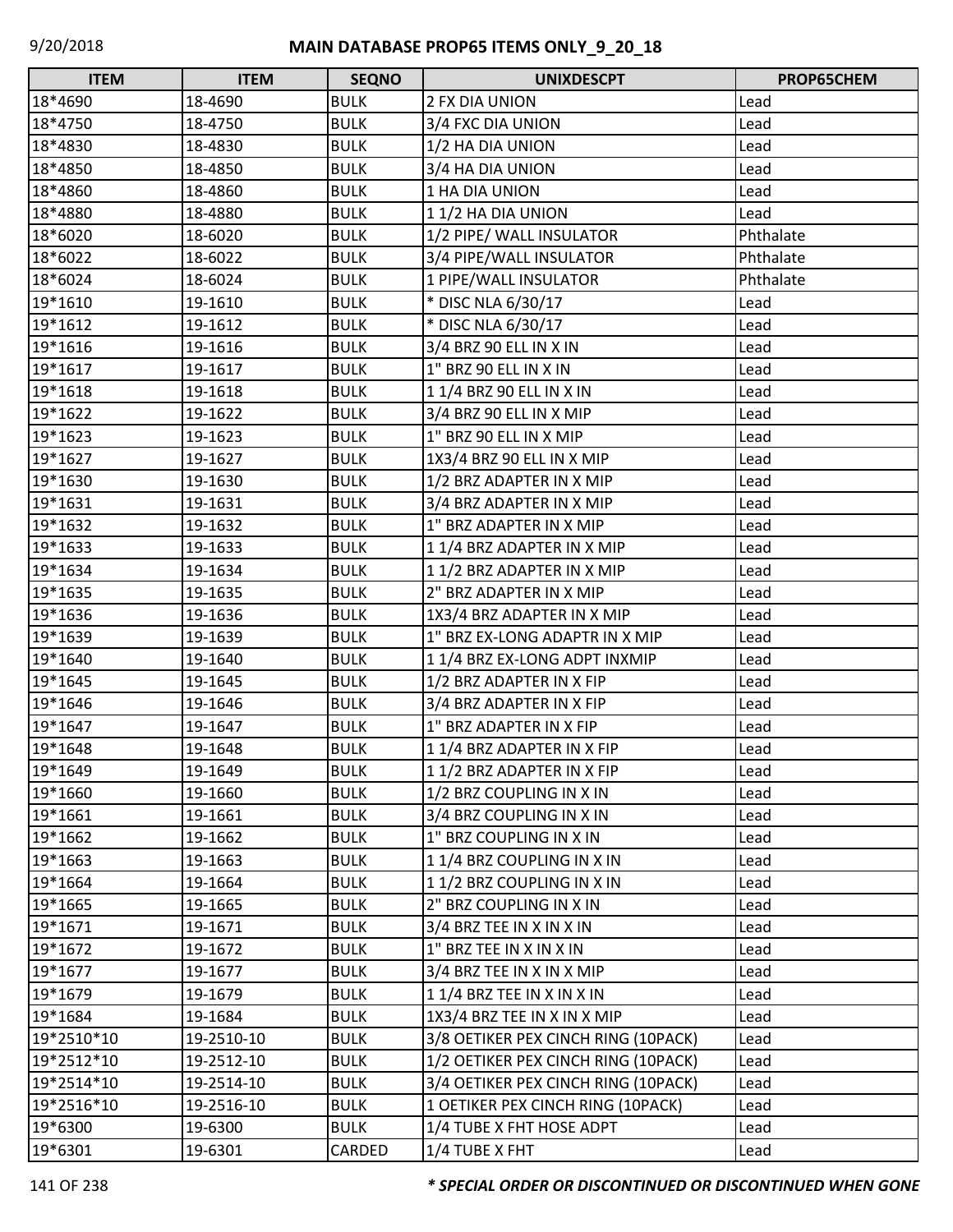# MAIN DATABASE PROP65 ITEMS ONLY_9_20_18

| ITEM | ITEM | SEQNO | UNIXDESCPT | PROP65CHEM |
|---|---|---|---|---|
| 18*4690 | 18-4690 | BULK | 2 FX DIA UNION | Lead |
| 18*4750 | 18-4750 | BULK | 3/4 FXC DIA UNION | Lead |
| 18*4830 | 18-4830 | BULK | 1/2 HA DIA UNION | Lead |
| 18*4850 | 18-4850 | BULK | 3/4 HA DIA UNION | Lead |
| 18*4860 | 18-4860 | BULK | 1 HA DIA UNION | Lead |
| 18*4880 | 18-4880 | BULK | 1 1/2 HA DIA UNION | Lead |
| 18*6020 | 18-6020 | BULK | 1/2 PIPE/ WALL INSULATOR | Phthalate |
| 18*6022 | 18-6022 | BULK | 3/4 PIPE/WALL INSULATOR | Phthalate |
| 18*6024 | 18-6024 | BULK | 1 PIPE/WALL INSULATOR | Phthalate |
| 19*1610 | 19-1610 | BULK | * DISC NLA 6/30/17 | Lead |
| 19*1612 | 19-1612 | BULK | * DISC NLA 6/30/17 | Lead |
| 19*1616 | 19-1616 | BULK | 3/4 BRZ 90 ELL IN X IN | Lead |
| 19*1617 | 19-1617 | BULK | 1" BRZ 90 ELL IN X IN | Lead |
| 19*1618 | 19-1618 | BULK | 1 1/4 BRZ 90 ELL IN X IN | Lead |
| 19*1622 | 19-1622 | BULK | 3/4 BRZ 90 ELL IN X MIP | Lead |
| 19*1623 | 19-1623 | BULK | 1" BRZ 90 ELL IN X MIP | Lead |
| 19*1627 | 19-1627 | BULK | 1X3/4 BRZ 90 ELL IN X MIP | Lead |
| 19*1630 | 19-1630 | BULK | 1/2 BRZ ADAPTER IN X MIP | Lead |
| 19*1631 | 19-1631 | BULK | 3/4 BRZ ADAPTER IN X MIP | Lead |
| 19*1632 | 19-1632 | BULK | 1" BRZ ADAPTER IN X MIP | Lead |
| 19*1633 | 19-1633 | BULK | 1 1/4 BRZ ADAPTER IN X MIP | Lead |
| 19*1634 | 19-1634 | BULK | 1 1/2 BRZ ADAPTER IN X MIP | Lead |
| 19*1635 | 19-1635 | BULK | 2" BRZ ADAPTER IN X MIP | Lead |
| 19*1636 | 19-1636 | BULK | 1X3/4 BRZ ADAPTER IN X MIP | Lead |
| 19*1639 | 19-1639 | BULK | 1" BRZ EX-LONG ADAPTR IN X MIP | Lead |
| 19*1640 | 19-1640 | BULK | 1 1/4 BRZ EX-LONG ADPT INXMIP | Lead |
| 19*1645 | 19-1645 | BULK | 1/2 BRZ ADAPTER IN X FIP | Lead |
| 19*1646 | 19-1646 | BULK | 3/4 BRZ ADAPTER IN X FIP | Lead |
| 19*1647 | 19-1647 | BULK | 1" BRZ ADAPTER IN X FIP | Lead |
| 19*1648 | 19-1648 | BULK | 1 1/4 BRZ ADAPTER IN X FIP | Lead |
| 19*1649 | 19-1649 | BULK | 1 1/2 BRZ ADAPTER IN X FIP | Lead |
| 19*1660 | 19-1660 | BULK | 1/2 BRZ COUPLING IN X IN | Lead |
| 19*1661 | 19-1661 | BULK | 3/4 BRZ COUPLING IN X IN | Lead |
| 19*1662 | 19-1662 | BULK | 1" BRZ COUPLING IN X IN | Lead |
| 19*1663 | 19-1663 | BULK | 1 1/4 BRZ COUPLING IN X IN | Lead |
| 19*1664 | 19-1664 | BULK | 1 1/2 BRZ COUPLING IN X IN | Lead |
| 19*1665 | 19-1665 | BULK | 2" BRZ COUPLING IN X IN | Lead |
| 19*1671 | 19-1671 | BULK | 3/4 BRZ TEE IN X IN X IN | Lead |
| 19*1672 | 19-1672 | BULK | 1" BRZ TEE IN X IN X IN | Lead |
| 19*1677 | 19-1677 | BULK | 3/4 BRZ TEE IN X IN X MIP | Lead |
| 19*1679 | 19-1679 | BULK | 1 1/4 BRZ TEE IN X IN X IN | Lead |
| 19*1684 | 19-1684 | BULK | 1X3/4 BRZ TEE IN X IN X MIP | Lead |
| 19*2510*10 | 19-2510-10 | BULK | 3/8 OETIKER PEX CINCH RING (10PACK) | Lead |
| 19*2512*10 | 19-2512-10 | BULK | 1/2 OETIKER PEX CINCH RING (10PACK) | Lead |
| 19*2514*10 | 19-2514-10 | BULK | 3/4 OETIKER PEX CINCH RING (10PACK) | Lead |
| 19*2516*10 | 19-2516-10 | BULK | 1 OETIKER PEX CINCH RING (10PACK) | Lead |
| 19*6300 | 19-6300 | BULK | 1/4 TUBE X FHT HOSE ADPT | Lead |
| 19*6301 | 19-6301 | CARDED | 1/4 TUBE X FHT | Lead |

*\* SPECIAL ORDER OR DISCONTINUED OR DISCONTINUED WHEN GONE*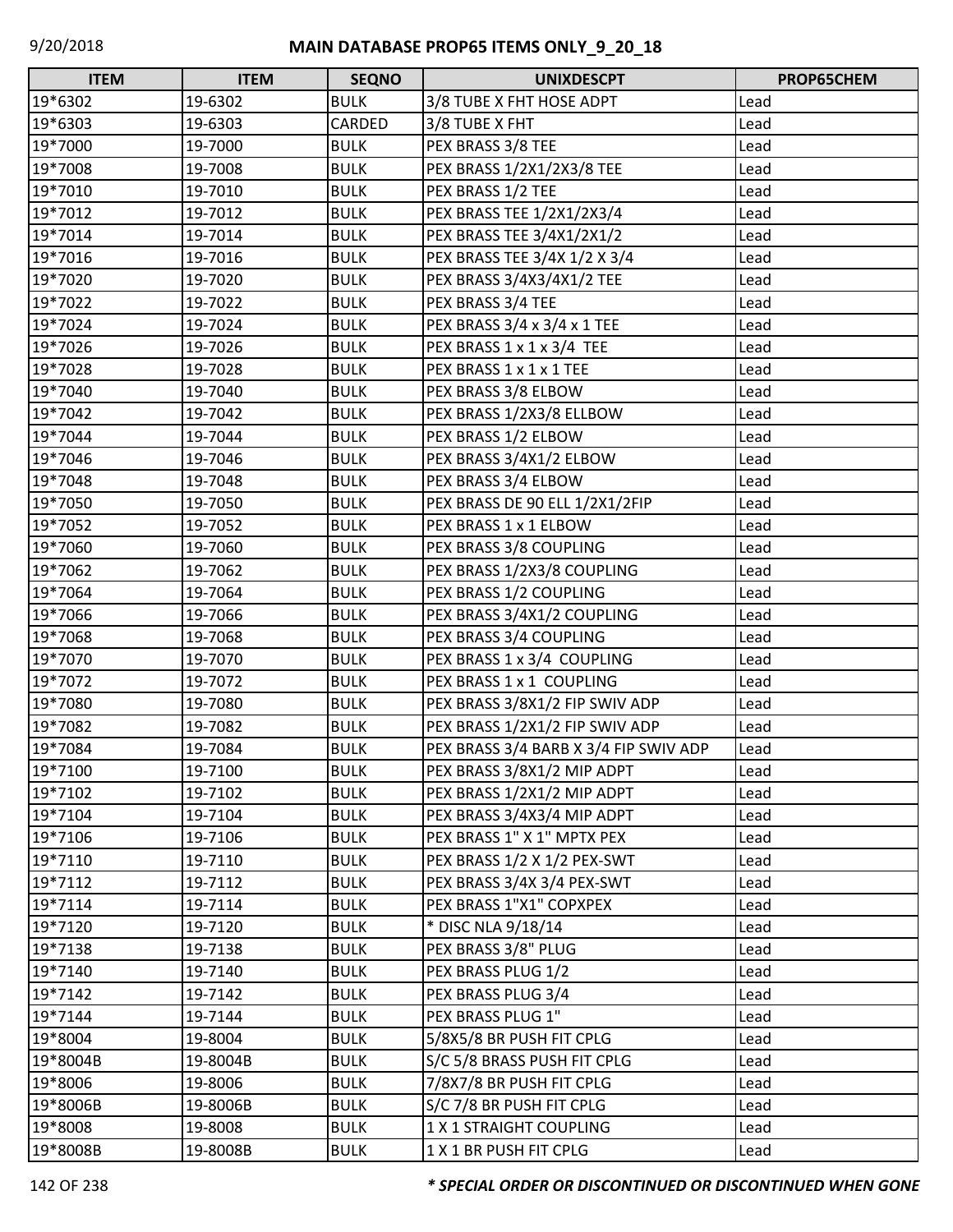| ITEM | ITEM | SEQNO | UNIXDESCPT | PROP65CHEM |
|---|---|---|---|---|
| 19*6302 | 19-6302 | BULK | 3/8 TUBE X FHT HOSE ADPT | Lead |
| 19*6303 | 19-6303 | CARDED | 3/8 TUBE X FHT | Lead |
| 19*7000 | 19-7000 | BULK | PEX BRASS 3/8 TEE | Lead |
| 19*7008 | 19-7008 | BULK | PEX BRASS 1/2X1/2X3/8 TEE | Lead |
| 19*7010 | 19-7010 | BULK | PEX BRASS 1/2 TEE | Lead |
| 19*7012 | 19-7012 | BULK | PEX BRASS TEE 1/2X1/2X3/4 | Lead |
| 19*7014 | 19-7014 | BULK | PEX BRASS TEE 3/4X1/2X1/2 | Lead |
| 19*7016 | 19-7016 | BULK | PEX BRASS TEE 3/4X 1/2 X 3/4 | Lead |
| 19*7020 | 19-7020 | BULK | PEX BRASS 3/4X3/4X1/2 TEE | Lead |
| 19*7022 | 19-7022 | BULK | PEX BRASS 3/4 TEE | Lead |
| 19*7024 | 19-7024 | BULK | PEX BRASS 3/4 x 3/4 x 1 TEE | Lead |
| 19*7026 | 19-7026 | BULK | PEX BRASS 1 x 1 x 3/4 TEE | Lead |
| 19*7028 | 19-7028 | BULK | PEX BRASS 1 x 1 x 1 TEE | Lead |
| 19*7040 | 19-7040 | BULK | PEX BRASS 3/8 ELBOW | Lead |
| 19*7042 | 19-7042 | BULK | PEX BRASS 1/2X3/8 ELLBOW | Lead |
| 19*7044 | 19-7044 | BULK | PEX BRASS 1/2 ELBOW | Lead |
| 19*7046 | 19-7046 | BULK | PEX BRASS 3/4X1/2 ELBOW | Lead |
| 19*7048 | 19-7048 | BULK | PEX BRASS 3/4 ELBOW | Lead |
| 19*7050 | 19-7050 | BULK | PEX BRASS DE 90 ELL 1/2X1/2FIP | Lead |
| 19*7052 | 19-7052 | BULK | PEX BRASS 1 x 1 ELBOW | Lead |
| 19*7060 | 19-7060 | BULK | PEX BRASS 3/8 COUPLING | Lead |
| 19*7062 | 19-7062 | BULK | PEX BRASS 1/2X3/8 COUPLING | Lead |
| 19*7064 | 19-7064 | BULK | PEX BRASS 1/2 COUPLING | Lead |
| 19*7066 | 19-7066 | BULK | PEX BRASS 3/4X1/2 COUPLING | Lead |
| 19*7068 | 19-7068 | BULK | PEX BRASS 3/4 COUPLING | Lead |
| 19*7070 | 19-7070 | BULK | PEX BRASS 1 x 3/4 COUPLING | Lead |
| 19*7072 | 19-7072 | BULK | PEX BRASS 1 x 1 COUPLING | Lead |
| 19*7080 | 19-7080 | BULK | PEX BRASS 3/8X1/2 FIP SWIV ADP | Lead |
| 19*7082 | 19-7082 | BULK | PEX BRASS 1/2X1/2 FIP SWIV ADP | Lead |
| 19*7084 | 19-7084 | BULK | PEX BRASS 3/4 BARB X 3/4 FIP SWIV ADP | Lead |
| 19*7100 | 19-7100 | BULK | PEX BRASS 3/8X1/2 MIP ADPT | Lead |
| 19*7102 | 19-7102 | BULK | PEX BRASS 1/2X1/2 MIP ADPT | Lead |
| 19*7104 | 19-7104 | BULK | PEX BRASS 3/4X3/4 MIP ADPT | Lead |
| 19*7106 | 19-7106 | BULK | PEX BRASS 1" X 1" MPTX PEX | Lead |
| 19*7110 | 19-7110 | BULK | PEX BRASS 1/2 X 1/2 PEX-SWT | Lead |
| 19*7112 | 19-7112 | BULK | PEX BRASS 3/4X 3/4 PEX-SWT | Lead |
| 19*7114 | 19-7114 | BULK | PEX BRASS 1"X1" COPXPEX | Lead |
| 19*7120 | 19-7120 | BULK | * DISC NLA 9/18/14 | Lead |
| 19*7138 | 19-7138 | BULK | PEX BRASS 3/8" PLUG | Lead |
| 19*7140 | 19-7140 | BULK | PEX BRASS PLUG 1/2 | Lead |
| 19*7142 | 19-7142 | BULK | PEX BRASS PLUG 3/4 | Lead |
| 19*7144 | 19-7144 | BULK | PEX BRASS PLUG 1" | Lead |
| 19*8004 | 19-8004 | BULK | 5/8X5/8 BR PUSH FIT CPLG | Lead |
| 19*8004B | 19-8004B | BULK | S/C 5/8 BRASS PUSH FIT CPLG | Lead |
| 19*8006 | 19-8006 | BULK | 7/8X7/8 BR PUSH FIT CPLG | Lead |
| 19*8006B | 19-8006B | BULK | S/C 7/8 BR PUSH FIT CPLG | Lead |
| 19*8008 | 19-8008 | BULK | 1 X 1 STRAIGHT COUPLING | Lead |
| 19*8008B | 19-8008B | BULK | 1 X 1 BR PUSH FIT CPLG | Lead |

*** SPECIAL ORDER OR DISCONTINUED OR DISCONTINUED WHEN GONE**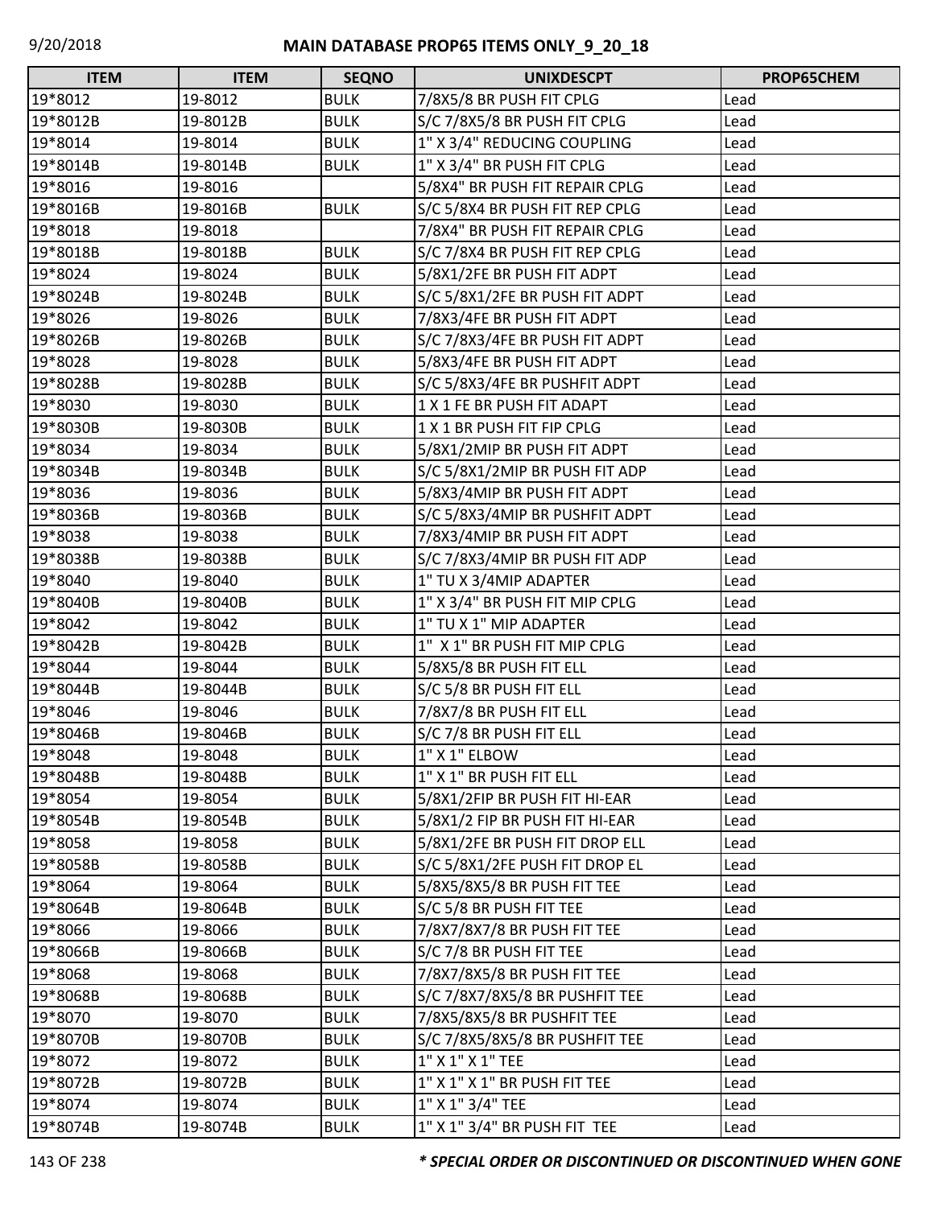**MAIN DATABASE PROP65 ITEMS ONLY_9_20_18**

| ITEM | ITEM | SEQNO | UNIXDESCPT | PROP65CHEM |
|---|---|---|---|---|
| 19*8012 | 19-8012 | BULK | 7/8X5/8 BR PUSH FIT CPLG | Lead |
| 19*8012B | 19-8012B | BULK | S/C 7/8X5/8 BR PUSH FIT CPLG | Lead |
| 19*8014 | 19-8014 | BULK | 1" X 3/4" REDUCING COUPLING | Lead |
| 19*8014B | 19-8014B | BULK | 1" X 3/4" BR PUSH FIT CPLG | Lead |
| 19*8016 | 19-8016 | | 5/8X4" BR PUSH FIT REPAIR CPLG | Lead |
| 19*8016B | 19-8016B | BULK | S/C 5/8X4 BR PUSH FIT REP CPLG | Lead |
| 19*8018 | 19-8018 | | 7/8X4" BR PUSH FIT REPAIR CPLG | Lead |
| 19*8018B | 19-8018B | BULK | S/C 7/8X4 BR PUSH FIT REP CPLG | Lead |
| 19*8024 | 19-8024 | BULK | 5/8X1/2FE BR PUSH FIT ADPT | Lead |
| 19*8024B | 19-8024B | BULK | S/C 5/8X1/2FE BR PUSH FIT ADPT | Lead |
| 19*8026 | 19-8026 | BULK | 7/8X3/4FE BR PUSH FIT ADPT | Lead |
| 19*8026B | 19-8026B | BULK | S/C 7/8X3/4FE BR PUSH FIT ADPT | Lead |
| 19*8028 | 19-8028 | BULK | 5/8X3/4FE BR PUSH FIT ADPT | Lead |
| 19*8028B | 19-8028B | BULK | S/C 5/8X3/4FE BR PUSHFIT ADPT | Lead |
| 19*8030 | 19-8030 | BULK | 1 X 1 FE BR PUSH FIT ADAPT | Lead |
| 19*8030B | 19-8030B | BULK | 1 X 1 BR PUSH FIT FIP CPLG | Lead |
| 19*8034 | 19-8034 | BULK | 5/8X1/2MIP BR PUSH FIT ADPT | Lead |
| 19*8034B | 19-8034B | BULK | S/C 5/8X1/2MIP BR PUSH FIT ADP | Lead |
| 19*8036 | 19-8036 | BULK | 5/8X3/4MIP BR PUSH FIT ADPT | Lead |
| 19*8036B | 19-8036B | BULK | S/C 5/8X3/4MIP BR PUSHFIT ADPT | Lead |
| 19*8038 | 19-8038 | BULK | 7/8X3/4MIP BR PUSH FIT ADPT | Lead |
| 19*8038B | 19-8038B | BULK | S/C 7/8X3/4MIP BR PUSH FIT ADP | Lead |
| 19*8040 | 19-8040 | BULK | 1" TU X 3/4MIP ADAPTER | Lead |
| 19*8040B | 19-8040B | BULK | 1" X 3/4" BR PUSH FIT MIP CPLG | Lead |
| 19*8042 | 19-8042 | BULK | 1" TU X 1" MIP ADAPTER | Lead |
| 19*8042B | 19-8042B | BULK | 1"  X 1" BR PUSH FIT MIP CPLG | Lead |
| 19*8044 | 19-8044 | BULK | 5/8X5/8 BR PUSH FIT ELL | Lead |
| 19*8044B | 19-8044B | BULK | S/C 5/8 BR PUSH FIT ELL | Lead |
| 19*8046 | 19-8046 | BULK | 7/8X7/8 BR PUSH FIT ELL | Lead |
| 19*8046B | 19-8046B | BULK | S/C 7/8 BR PUSH FIT ELL | Lead |
| 19*8048 | 19-8048 | BULK | 1" X 1" ELBOW | Lead |
| 19*8048B | 19-8048B | BULK | 1" X 1" BR PUSH FIT ELL | Lead |
| 19*8054 | 19-8054 | BULK | 5/8X1/2FIP BR PUSH FIT HI-EAR | Lead |
| 19*8054B | 19-8054B | BULK | 5/8X1/2 FIP BR PUSH FIT HI-EAR | Lead |
| 19*8058 | 19-8058 | BULK | 5/8X1/2FE BR PUSH FIT DROP ELL | Lead |
| 19*8058B | 19-8058B | BULK | S/C 5/8X1/2FE PUSH FIT DROP EL | Lead |
| 19*8064 | 19-8064 | BULK | 5/8X5/8X5/8 BR PUSH FIT TEE | Lead |
| 19*8064B | 19-8064B | BULK | S/C 5/8 BR PUSH FIT TEE | Lead |
| 19*8066 | 19-8066 | BULK | 7/8X7/8X7/8 BR PUSH FIT TEE | Lead |
| 19*8066B | 19-8066B | BULK | S/C 7/8 BR PUSH FIT TEE | Lead |
| 19*8068 | 19-8068 | BULK | 7/8X7/8X5/8 BR PUSH FIT TEE | Lead |
| 19*8068B | 19-8068B | BULK | S/C 7/8X7/8X5/8 BR PUSHFIT TEE | Lead |
| 19*8070 | 19-8070 | BULK | 7/8X5/8X5/8 BR PUSHFIT TEE | Lead |
| 19*8070B | 19-8070B | BULK | S/C 7/8X5/8X5/8 BR PUSHFIT TEE | Lead |
| 19*8072 | 19-8072 | BULK | 1" X 1" X 1" TEE | Lead |
| 19*8072B | 19-8072B | BULK | 1" X 1" X 1" BR PUSH FIT TEE | Lead |
| 19*8074 | 19-8074 | BULK | 1" X 1" 3/4" TEE | Lead |
| 19*8074B | 19-8074B | BULK | 1" X 1" 3/4" BR PUSH FIT  TEE | Lead |

*** SPECIAL ORDER OR DISCONTINUED OR DISCONTINUED WHEN GONE**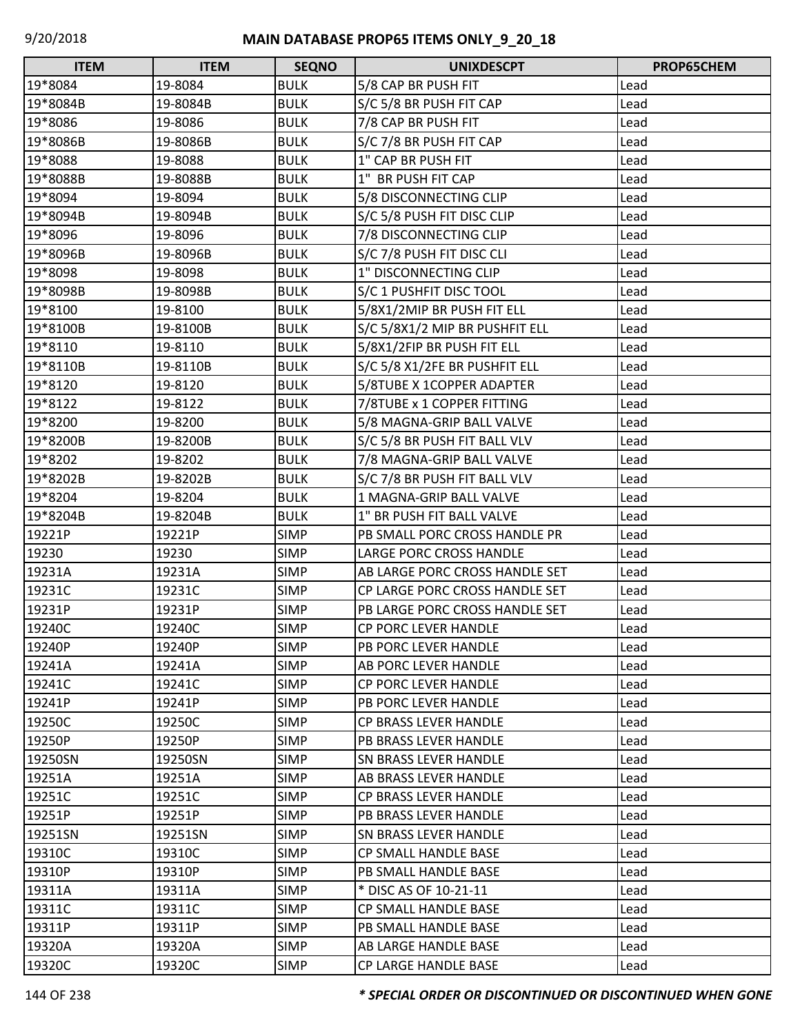| ITEM | ITEM | SEQNO | UNIXDESCPT | PROP65CHEM |
|---|---|---|---|---|
| 19*8084 | 19-8084 | BULK | 5/8 CAP BR PUSH FIT | Lead |
| 19*8084B | 19-8084B | BULK | S/C 5/8 BR PUSH FIT CAP | Lead |
| 19*8086 | 19-8086 | BULK | 7/8 CAP BR PUSH FIT | Lead |
| 19*8086B | 19-8086B | BULK | S/C 7/8 BR PUSH FIT CAP | Lead |
| 19*8088 | 19-8088 | BULK | 1" CAP BR PUSH FIT | Lead |
| 19*8088B | 19-8088B | BULK | 1" BR PUSH FIT CAP | Lead |
| 19*8094 | 19-8094 | BULK | 5/8 DISCONNECTING CLIP | Lead |
| 19*8094B | 19-8094B | BULK | S/C 5/8 PUSH FIT DISC CLIP | Lead |
| 19*8096 | 19-8096 | BULK | 7/8 DISCONNECTING CLIP | Lead |
| 19*8096B | 19-8096B | BULK | S/C 7/8 PUSH FIT DISC CLI | Lead |
| 19*8098 | 19-8098 | BULK | 1" DISCONNECTING CLIP | Lead |
| 19*8098B | 19-8098B | BULK | S/C 1 PUSHFIT DISC TOOL | Lead |
| 19*8100 | 19-8100 | BULK | 5/8X1/2MIP BR PUSH FIT ELL | Lead |
| 19*8100B | 19-8100B | BULK | S/C 5/8X1/2 MIP BR PUSHFIT ELL | Lead |
| 19*8110 | 19-8110 | BULK | 5/8X1/2FIP BR PUSH FIT ELL | Lead |
| 19*8110B | 19-8110B | BULK | S/C 5/8 X1/2FE BR PUSHFIT ELL | Lead |
| 19*8120 | 19-8120 | BULK | 5/8TUBE X 1COPPER ADAPTER | Lead |
| 19*8122 | 19-8122 | BULK | 7/8TUBE x 1 COPPER FITTING | Lead |
| 19*8200 | 19-8200 | BULK | 5/8 MAGNA-GRIP BALL VALVE | Lead |
| 19*8200B | 19-8200B | BULK | S/C 5/8 BR PUSH FIT BALL VLV | Lead |
| 19*8202 | 19-8202 | BULK | 7/8 MAGNA-GRIP BALL VALVE | Lead |
| 19*8202B | 19-8202B | BULK | S/C 7/8 BR PUSH FIT BALL VLV | Lead |
| 19*8204 | 19-8204 | BULK | 1 MAGNA-GRIP BALL VALVE | Lead |
| 19*8204B | 19-8204B | BULK | 1" BR PUSH FIT BALL VALVE | Lead |
| 19221P | 19221P | SIMP | PB SMALL PORC CROSS HANDLE PR | Lead |
| 19230 | 19230 | SIMP | LARGE PORC CROSS HANDLE | Lead |
| 19231A | 19231A | SIMP | AB LARGE PORC CROSS HANDLE SET | Lead |
| 19231C | 19231C | SIMP | CP LARGE PORC CROSS HANDLE SET | Lead |
| 19231P | 19231P | SIMP | PB LARGE PORC CROSS HANDLE SET | Lead |
| 19240C | 19240C | SIMP | CP PORC LEVER HANDLE | Lead |
| 19240P | 19240P | SIMP | PB PORC LEVER HANDLE | Lead |
| 19241A | 19241A | SIMP | AB PORC LEVER HANDLE | Lead |
| 19241C | 19241C | SIMP | CP PORC LEVER HANDLE | Lead |
| 19241P | 19241P | SIMP | PB PORC LEVER HANDLE | Lead |
| 19250C | 19250C | SIMP | CP BRASS LEVER HANDLE | Lead |
| 19250P | 19250P | SIMP | PB BRASS LEVER HANDLE | Lead |
| 19250SN | 19250SN | SIMP | SN BRASS LEVER HANDLE | Lead |
| 19251A | 19251A | SIMP | AB BRASS LEVER HANDLE | Lead |
| 19251C | 19251C | SIMP | CP BRASS LEVER HANDLE | Lead |
| 19251P | 19251P | SIMP | PB BRASS LEVER HANDLE | Lead |
| 19251SN | 19251SN | SIMP | SN BRASS LEVER HANDLE | Lead |
| 19310C | 19310C | SIMP | CP SMALL HANDLE BASE | Lead |
| 19310P | 19310P | SIMP | PB SMALL HANDLE BASE | Lead |
| 19311A | 19311A | SIMP | * DISC AS OF 10-21-11 | Lead |
| 19311C | 19311C | SIMP | CP SMALL HANDLE BASE | Lead |
| 19311P | 19311P | SIMP | PB SMALL HANDLE BASE | Lead |
| 19320A | 19320A | SIMP | AB LARGE HANDLE BASE | Lead |
| 19320C | 19320C | SIMP | CP LARGE HANDLE BASE | Lead |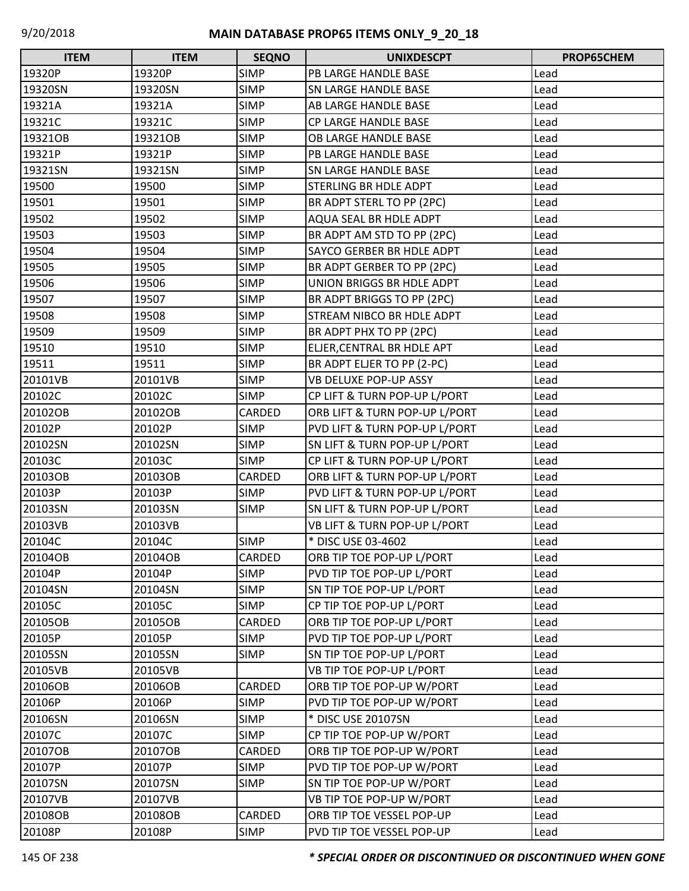# MAIN DATABASE PROP65 ITEMS ONLY_9_20_18

| ITEM | ITEM | SEQNO | UNIXDESCPT | PROP65CHEM |
|---|---|---|---|---|
| 19320P | 19320P | SIMP | PB LARGE HANDLE BASE | Lead |
| 19320SN | 19320SN | SIMP | SN LARGE HANDLE BASE | Lead |
| 19321A | 19321A | SIMP | AB LARGE HANDLE BASE | Lead |
| 19321C | 19321C | SIMP | CP LARGE HANDLE BASE | Lead |
| 19321OB | 19321OB | SIMP | OB LARGE HANDLE BASE | Lead |
| 19321P | 19321P | SIMP | PB LARGE HANDLE BASE | Lead |
| 19321SN | 19321SN | SIMP | SN LARGE HANDLE BASE | Lead |
| 19500 | 19500 | SIMP | STERLING BR HDLE ADPT | Lead |
| 19501 | 19501 | SIMP | BR ADPT STERL TO PP (2PC) | Lead |
| 19502 | 19502 | SIMP | AQUA SEAL BR HDLE ADPT | Lead |
| 19503 | 19503 | SIMP | BR ADPT AM STD TO PP (2PC) | Lead |
| 19504 | 19504 | SIMP | SAYCO GERBER BR HDLE ADPT | Lead |
| 19505 | 19505 | SIMP | BR ADPT GERBER TO PP (2PC) | Lead |
| 19506 | 19506 | SIMP | UNION BRIGGS BR HDLE ADPT | Lead |
| 19507 | 19507 | SIMP | BR ADPT BRIGGS TO PP (2PC) | Lead |
| 19508 | 19508 | SIMP | STREAM NIBCO BR HDLE ADPT | Lead |
| 19509 | 19509 | SIMP | BR ADPT PHX TO PP (2PC) | Lead |
| 19510 | 19510 | SIMP | ELJER,CENTRAL BR HDLE APT | Lead |
| 19511 | 19511 | SIMP | BR ADPT ELJER TO PP (2-PC) | Lead |
| 20101VB | 20101VB | SIMP | VB DELUXE POP-UP ASSY | Lead |
| 20102C | 20102C | SIMP | CP LIFT & TURN POP-UP L/PORT | Lead |
| 20102OB | 20102OB | CARDED | ORB LIFT & TURN POP-UP L/PORT | Lead |
| 20102P | 20102P | SIMP | PVD LIFT & TURN POP-UP L/PORT | Lead |
| 20102SN | 20102SN | SIMP | SN LIFT & TURN POP-UP L/PORT | Lead |
| 20103C | 20103C | SIMP | CP LIFT & TURN POP-UP L/PORT | Lead |
| 20103OB | 20103OB | CARDED | ORB LIFT & TURN POP-UP L/PORT | Lead |
| 20103P | 20103P | SIMP | PVD LIFT & TURN POP-UP L/PORT | Lead |
| 20103SN | 20103SN | SIMP | SN LIFT & TURN POP-UP L/PORT | Lead |
| 20103VB | 20103VB | | VB LIFT & TURN POP-UP L/PORT | Lead |
| 20104C | 20104C | SIMP | * DISC USE 03-4602 | Lead |
| 20104OB | 20104OB | CARDED | ORB TIP TOE POP-UP L/PORT | Lead |
| 20104P | 20104P | SIMP | PVD TIP TOE POP-UP L/PORT | Lead |
| 20104SN | 20104SN | SIMP | SN TIP TOE POP-UP L/PORT | Lead |
| 20105C | 20105C | SIMP | CP TIP TOE POP-UP L/PORT | Lead |
| 20105OB | 20105OB | CARDED | ORB TIP TOE POP-UP L/PORT | Lead |
| 20105P | 20105P | SIMP | PVD TIP TOE POP-UP L/PORT | Lead |
| 20105SN | 20105SN | SIMP | SN TIP TOE POP-UP L/PORT | Lead |
| 20105VB | 20105VB | | VB TIP TOE POP-UP L/PORT | Lead |
| 20106OB | 20106OB | CARDED | ORB TIP TOE POP-UP W/PORT | Lead |
| 20106P | 20106P | SIMP | PVD TIP TOE POP-UP W/PORT | Lead |
| 20106SN | 20106SN | SIMP | * DISC USE 20107SN | Lead |
| 20107C | 20107C | SIMP | CP TIP TOE POP-UP W/PORT | Lead |
| 20107OB | 20107OB | CARDED | ORB TIP TOE POP-UP W/PORT | Lead |
| 20107P | 20107P | SIMP | PVD TIP TOE POP-UP W/PORT | Lead |
| 20107SN | 20107SN | SIMP | SN TIP TOE POP-UP W/PORT | Lead |
| 20107VB | 20107VB | | VB TIP TOE POP-UP W/PORT | Lead |
| 20108OB | 20108OB | CARDED | ORB TIP TOE VESSEL POP-UP | Lead |
| 20108P | 20108P | SIMP | PVD TIP TOE VESSEL POP-UP | Lead |

***\* SPECIAL ORDER OR DISCONTINUED OR DISCONTINUED WHEN GONE***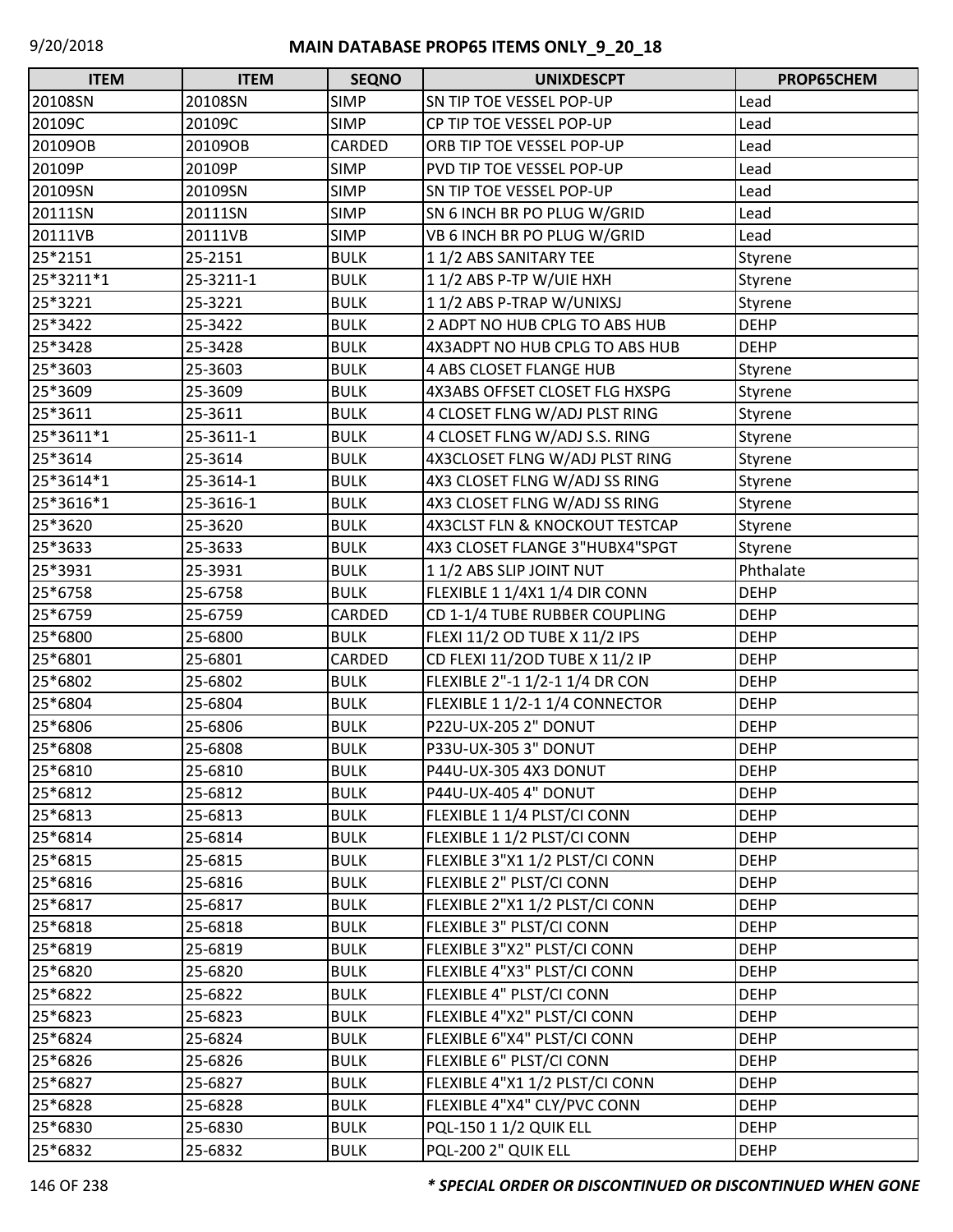# MAIN DATABASE PROP65 ITEMS ONLY_9_20_18

| ITEM | ITEM | SEQNO | UNIXDESCPT | PROP65CHEM |
|---|---|---|---|---|
| 20108SN | 20108SN | SIMP | SN TIP TOE VESSEL POP-UP | Lead |
| 20109C | 20109C | SIMP | CP TIP TOE VESSEL POP-UP | Lead |
| 20109OB | 20109OB | CARDED | ORB TIP TOE VESSEL POP-UP | Lead |
| 20109P | 20109P | SIMP | PVD TIP TOE VESSEL POP-UP | Lead |
| 20109SN | 20109SN | SIMP | SN TIP TOE VESSEL POP-UP | Lead |
| 20111SN | 20111SN | SIMP | SN 6 INCH BR PO PLUG W/GRID | Lead |
| 20111VB | 20111VB | SIMP | VB 6 INCH BR PO PLUG W/GRID | Lead |
| 25*2151 | 25-2151 | BULK | 1 1/2 ABS SANITARY TEE | Styrene |
| 25*3211*1 | 25-3211-1 | BULK | 1 1/2 ABS P-TP W/UIE HXH | Styrene |
| 25*3221 | 25-3221 | BULK | 1 1/2 ABS P-TRAP W/UNIXSJ | Styrene |
| 25*3422 | 25-3422 | BULK | 2 ADPT NO HUB CPLG TO ABS HUB | DEHP |
| 25*3428 | 25-3428 | BULK | 4X3ADPT NO HUB CPLG TO ABS HUB | DEHP |
| 25*3603 | 25-3603 | BULK | 4 ABS CLOSET FLANGE HUB | Styrene |
| 25*3609 | 25-3609 | BULK | 4X3ABS OFFSET CLOSET FLG HXSPG | Styrene |
| 25*3611 | 25-3611 | BULK | 4 CLOSET FLNG W/ADJ PLST RING | Styrene |
| 25*3611*1 | 25-3611-1 | BULK | 4 CLOSET FLNG W/ADJ S.S. RING | Styrene |
| 25*3614 | 25-3614 | BULK | 4X3CLOSET FLNG W/ADJ PLST RING | Styrene |
| 25*3614*1 | 25-3614-1 | BULK | 4X3 CLOSET FLNG W/ADJ SS RING | Styrene |
| 25*3616*1 | 25-3616-1 | BULK | 4X3 CLOSET FLNG W/ADJ SS RING | Styrene |
| 25*3620 | 25-3620 | BULK | 4X3CLST FLN & KNOCKOUT TESTCAP | Styrene |
| 25*3633 | 25-3633 | BULK | 4X3 CLOSET FLANGE 3"HUBX4"SPGT | Styrene |
| 25*3931 | 25-3931 | BULK | 1 1/2 ABS SLIP JOINT NUT | Phthalate |
| 25*6758 | 25-6758 | BULK | FLEXIBLE 1 1/4X1 1/4 DIR CONN | DEHP |
| 25*6759 | 25-6759 | CARDED | CD 1-1/4 TUBE RUBBER COUPLING | DEHP |
| 25*6800 | 25-6800 | BULK | FLEXI 11/2 OD TUBE X 11/2 IPS | DEHP |
| 25*6801 | 25-6801 | CARDED | CD FLEXI 11/2OD TUBE X 11/2 IP | DEHP |
| 25*6802 | 25-6802 | BULK | FLEXIBLE 2"-1 1/2-1 1/4 DR CON | DEHP |
| 25*6804 | 25-6804 | BULK | FLEXIBLE 1 1/2-1 1/4 CONNECTOR | DEHP |
| 25*6806 | 25-6806 | BULK | P22U-UX-205 2" DONUT | DEHP |
| 25*6808 | 25-6808 | BULK | P33U-UX-305 3" DONUT | DEHP |
| 25*6810 | 25-6810 | BULK | P44U-UX-305 4X3 DONUT | DEHP |
| 25*6812 | 25-6812 | BULK | P44U-UX-405 4" DONUT | DEHP |
| 25*6813 | 25-6813 | BULK | FLEXIBLE 1 1/4 PLST/CI CONN | DEHP |
| 25*6814 | 25-6814 | BULK | FLEXIBLE 1 1/2 PLST/CI CONN | DEHP |
| 25*6815 | 25-6815 | BULK | FLEXIBLE 3"X1 1/2 PLST/CI CONN | DEHP |
| 25*6816 | 25-6816 | BULK | FLEXIBLE 2" PLST/CI CONN | DEHP |
| 25*6817 | 25-6817 | BULK | FLEXIBLE 2"X1 1/2 PLST/CI CONN | DEHP |
| 25*6818 | 25-6818 | BULK | FLEXIBLE 3" PLST/CI CONN | DEHP |
| 25*6819 | 25-6819 | BULK | FLEXIBLE 3"X2" PLST/CI CONN | DEHP |
| 25*6820 | 25-6820 | BULK | FLEXIBLE 4"X3" PLST/CI CONN | DEHP |
| 25*6822 | 25-6822 | BULK | FLEXIBLE 4" PLST/CI CONN | DEHP |
| 25*6823 | 25-6823 | BULK | FLEXIBLE 4"X2" PLST/CI CONN | DEHP |
| 25*6824 | 25-6824 | BULK | FLEXIBLE 6"X4" PLST/CI CONN | DEHP |
| 25*6826 | 25-6826 | BULK | FLEXIBLE 6" PLST/CI CONN | DEHP |
| 25*6827 | 25-6827 | BULK | FLEXIBLE 4"X1 1/2 PLST/CI CONN | DEHP |
| 25*6828 | 25-6828 | BULK | FLEXIBLE 4"X4" CLY/PVC CONN | DEHP |
| 25*6830 | 25-6830 | BULK | PQL-150 1 1/2 QUIK ELL | DEHP |
| 25*6832 | 25-6832 | BULK | PQL-200 2" QUIK ELL | DEHP |

*** SPECIAL ORDER OR DISCONTINUED OR DISCONTINUED WHEN GONE**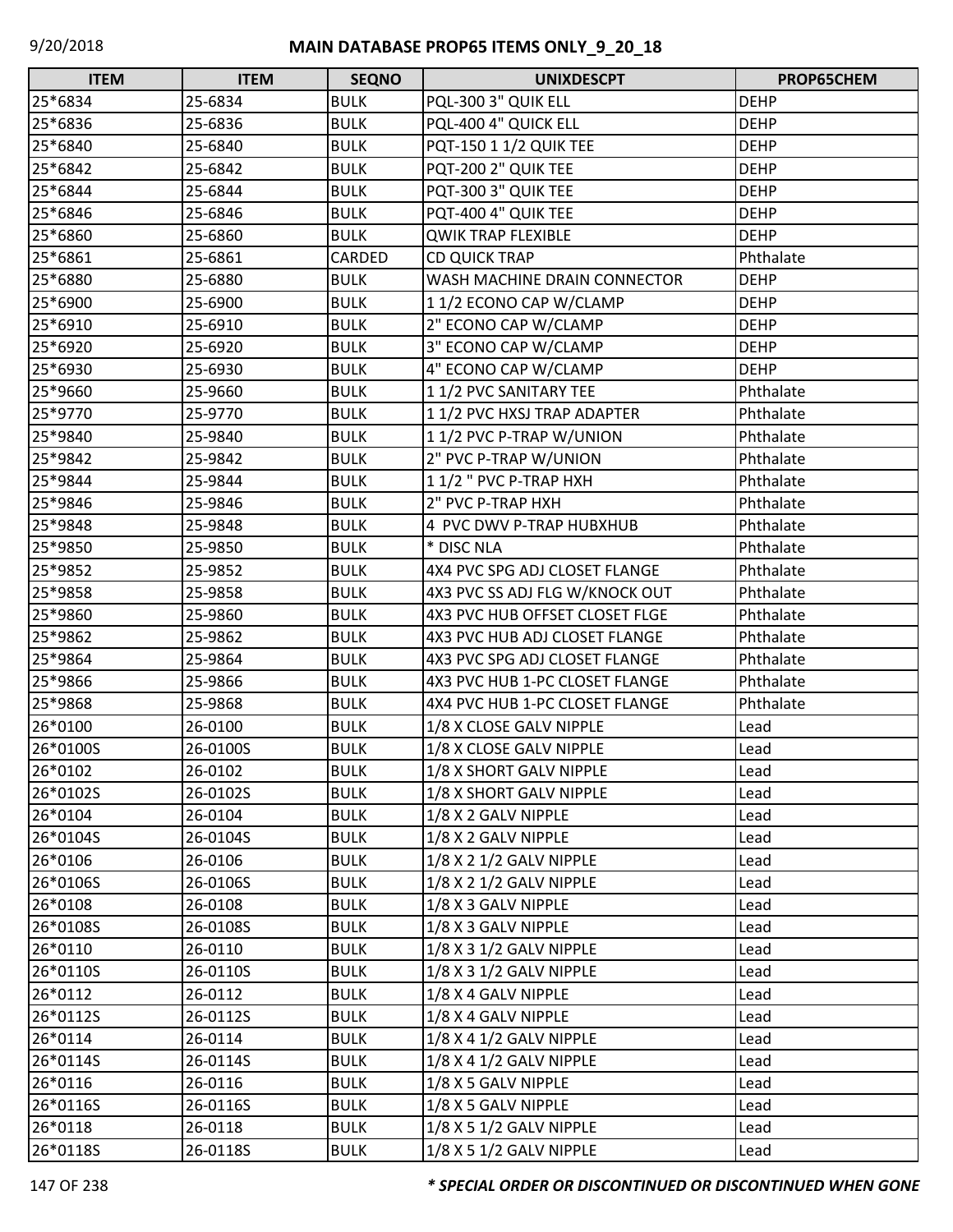## MAIN DATABASE PROP65 ITEMS ONLY_9_20_18

| ITEM | ITEM | SEQNO | UNIXDESCPT | PROP65CHEM |
|---|---|---|---|---|
| 25*6834 | 25-6834 | BULK | PQL-300 3" QUIK ELL | DEHP |
| 25*6836 | 25-6836 | BULK | PQL-400 4" QUICK ELL | DEHP |
| 25*6840 | 25-6840 | BULK | PQT-150 1 1/2 QUIK TEE | DEHP |
| 25*6842 | 25-6842 | BULK | PQT-200 2" QUIK TEE | DEHP |
| 25*6844 | 25-6844 | BULK | PQT-300 3" QUIK TEE | DEHP |
| 25*6846 | 25-6846 | BULK | PQT-400 4" QUIK TEE | DEHP |
| 25*6860 | 25-6860 | BULK | QWIK TRAP FLEXIBLE | DEHP |
| 25*6861 | 25-6861 | CARDED | CD QUICK TRAP | Phthalate |
| 25*6880 | 25-6880 | BULK | WASH MACHINE DRAIN CONNECTOR | DEHP |
| 25*6900 | 25-6900 | BULK | 1 1/2 ECONO CAP W/CLAMP | DEHP |
| 25*6910 | 25-6910 | BULK | 2" ECONO CAP W/CLAMP | DEHP |
| 25*6920 | 25-6920 | BULK | 3" ECONO CAP W/CLAMP | DEHP |
| 25*6930 | 25-6930 | BULK | 4" ECONO CAP W/CLAMP | DEHP |
| 25*9660 | 25-9660 | BULK | 1 1/2 PVC SANITARY TEE | Phthalate |
| 25*9770 | 25-9770 | BULK | 1 1/2 PVC HXSJ TRAP ADAPTER | Phthalate |
| 25*9840 | 25-9840 | BULK | 1 1/2 PVC P-TRAP W/UNION | Phthalate |
| 25*9842 | 25-9842 | BULK | 2" PVC P-TRAP W/UNION | Phthalate |
| 25*9844 | 25-9844 | BULK | 1 1/2 " PVC P-TRAP HXH | Phthalate |
| 25*9846 | 25-9846 | BULK | 2" PVC P-TRAP HXH | Phthalate |
| 25*9848 | 25-9848 | BULK | 4 PVC DWV P-TRAP HUBXHUB | Phthalate |
| 25*9850 | 25-9850 | BULK | * DISC NLA | Phthalate |
| 25*9852 | 25-9852 | BULK | 4X4 PVC SPG ADJ CLOSET FLANGE | Phthalate |
| 25*9858 | 25-9858 | BULK | 4X3 PVC SS ADJ FLG W/KNOCK OUT | Phthalate |
| 25*9860 | 25-9860 | BULK | 4X3 PVC HUB OFFSET CLOSET FLGE | Phthalate |
| 25*9862 | 25-9862 | BULK | 4X3 PVC HUB ADJ CLOSET FLANGE | Phthalate |
| 25*9864 | 25-9864 | BULK | 4X3 PVC SPG ADJ CLOSET FLANGE | Phthalate |
| 25*9866 | 25-9866 | BULK | 4X3 PVC HUB 1-PC CLOSET FLANGE | Phthalate |
| 25*9868 | 25-9868 | BULK | 4X4 PVC HUB 1-PC CLOSET FLANGE | Phthalate |
| 26*0100 | 26-0100 | BULK | 1/8 X CLOSE GALV NIPPLE | Lead |
| 26*0100S | 26-0100S | BULK | 1/8 X CLOSE GALV NIPPLE | Lead |
| 26*0102 | 26-0102 | BULK | 1/8 X SHORT GALV NIPPLE | Lead |
| 26*0102S | 26-0102S | BULK | 1/8 X SHORT GALV NIPPLE | Lead |
| 26*0104 | 26-0104 | BULK | 1/8 X 2 GALV NIPPLE | Lead |
| 26*0104S | 26-0104S | BULK | 1/8 X 2 GALV NIPPLE | Lead |
| 26*0106 | 26-0106 | BULK | 1/8 X 2 1/2 GALV NIPPLE | Lead |
| 26*0106S | 26-0106S | BULK | 1/8 X 2 1/2 GALV NIPPLE | Lead |
| 26*0108 | 26-0108 | BULK | 1/8 X 3 GALV NIPPLE | Lead |
| 26*0108S | 26-0108S | BULK | 1/8 X 3 GALV NIPPLE | Lead |
| 26*0110 | 26-0110 | BULK | 1/8 X 3 1/2 GALV NIPPLE | Lead |
| 26*0110S | 26-0110S | BULK | 1/8 X 3 1/2 GALV NIPPLE | Lead |
| 26*0112 | 26-0112 | BULK | 1/8 X 4 GALV NIPPLE | Lead |
| 26*0112S | 26-0112S | BULK | 1/8 X 4 GALV NIPPLE | Lead |
| 26*0114 | 26-0114 | BULK | 1/8 X 4 1/2 GALV NIPPLE | Lead |
| 26*0114S | 26-0114S | BULK | 1/8 X 4 1/2 GALV NIPPLE | Lead |
| 26*0116 | 26-0116 | BULK | 1/8 X 5 GALV NIPPLE | Lead |
| 26*0116S | 26-0116S | BULK | 1/8 X 5 GALV NIPPLE | Lead |
| 26*0118 | 26-0118 | BULK | 1/8 X 5 1/2 GALV NIPPLE | Lead |
| 26*0118S | 26-0118S | BULK | 1/8 X 5 1/2 GALV NIPPLE | Lead |

***\* SPECIAL ORDER OR DISCONTINUED OR DISCONTINUED WHEN GONE***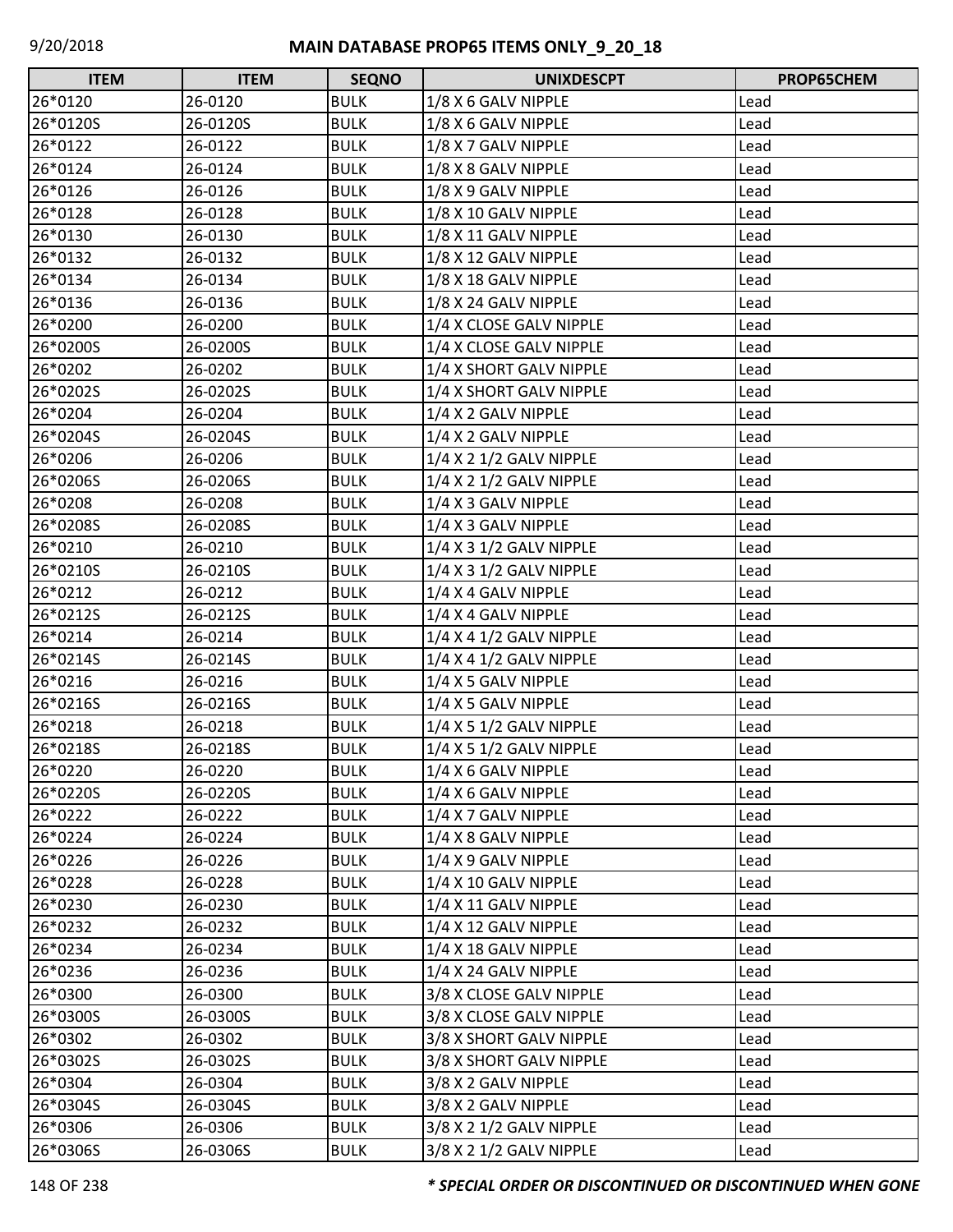| ITEM | ITEM | SEQNO | UNIXDESCPT | PROP65CHEM |
|---|---|---|---|---|
| 26*0120 | 26-0120 | BULK | 1/8 X 6 GALV NIPPLE | Lead |
| 26*0120S | 26-0120S | BULK | 1/8 X 6 GALV NIPPLE | Lead |
| 26*0122 | 26-0122 | BULK | 1/8 X 7 GALV NIPPLE | Lead |
| 26*0124 | 26-0124 | BULK | 1/8 X 8 GALV NIPPLE | Lead |
| 26*0126 | 26-0126 | BULK | 1/8 X 9 GALV NIPPLE | Lead |
| 26*0128 | 26-0128 | BULK | 1/8 X 10 GALV NIPPLE | Lead |
| 26*0130 | 26-0130 | BULK | 1/8 X 11 GALV NIPPLE | Lead |
| 26*0132 | 26-0132 | BULK | 1/8 X 12 GALV NIPPLE | Lead |
| 26*0134 | 26-0134 | BULK | 1/8 X 18 GALV NIPPLE | Lead |
| 26*0136 | 26-0136 | BULK | 1/8 X 24 GALV NIPPLE | Lead |
| 26*0200 | 26-0200 | BULK | 1/4 X CLOSE GALV NIPPLE | Lead |
| 26*0200S | 26-0200S | BULK | 1/4 X CLOSE GALV NIPPLE | Lead |
| 26*0202 | 26-0202 | BULK | 1/4 X SHORT GALV NIPPLE | Lead |
| 26*0202S | 26-0202S | BULK | 1/4 X SHORT GALV NIPPLE | Lead |
| 26*0204 | 26-0204 | BULK | 1/4 X 2 GALV NIPPLE | Lead |
| 26*0204S | 26-0204S | BULK | 1/4 X 2 GALV NIPPLE | Lead |
| 26*0206 | 26-0206 | BULK | 1/4 X 2 1/2 GALV NIPPLE | Lead |
| 26*0206S | 26-0206S | BULK | 1/4 X 2 1/2 GALV NIPPLE | Lead |
| 26*0208 | 26-0208 | BULK | 1/4 X 3 GALV NIPPLE | Lead |
| 26*0208S | 26-0208S | BULK | 1/4 X 3 GALV NIPPLE | Lead |
| 26*0210 | 26-0210 | BULK | 1/4 X 3 1/2 GALV NIPPLE | Lead |
| 26*0210S | 26-0210S | BULK | 1/4 X 3 1/2 GALV NIPPLE | Lead |
| 26*0212 | 26-0212 | BULK | 1/4 X 4 GALV NIPPLE | Lead |
| 26*0212S | 26-0212S | BULK | 1/4 X 4 GALV NIPPLE | Lead |
| 26*0214 | 26-0214 | BULK | 1/4 X 4 1/2 GALV NIPPLE | Lead |
| 26*0214S | 26-0214S | BULK | 1/4 X 4 1/2 GALV NIPPLE | Lead |
| 26*0216 | 26-0216 | BULK | 1/4 X 5 GALV NIPPLE | Lead |
| 26*0216S | 26-0216S | BULK | 1/4 X 5 GALV NIPPLE | Lead |
| 26*0218 | 26-0218 | BULK | 1/4 X 5 1/2 GALV NIPPLE | Lead |
| 26*0218S | 26-0218S | BULK | 1/4 X 5 1/2 GALV NIPPLE | Lead |
| 26*0220 | 26-0220 | BULK | 1/4 X 6 GALV NIPPLE | Lead |
| 26*0220S | 26-0220S | BULK | 1/4 X 6 GALV NIPPLE | Lead |
| 26*0222 | 26-0222 | BULK | 1/4 X 7 GALV NIPPLE | Lead |
| 26*0224 | 26-0224 | BULK | 1/4 X 8 GALV NIPPLE | Lead |
| 26*0226 | 26-0226 | BULK | 1/4 X 9 GALV NIPPLE | Lead |
| 26*0228 | 26-0228 | BULK | 1/4 X 10 GALV NIPPLE | Lead |
| 26*0230 | 26-0230 | BULK | 1/4 X 11 GALV NIPPLE | Lead |
| 26*0232 | 26-0232 | BULK | 1/4 X 12 GALV NIPPLE | Lead |
| 26*0234 | 26-0234 | BULK | 1/4 X 18 GALV NIPPLE | Lead |
| 26*0236 | 26-0236 | BULK | 1/4 X 24 GALV NIPPLE | Lead |
| 26*0300 | 26-0300 | BULK | 3/8 X CLOSE GALV NIPPLE | Lead |
| 26*0300S | 26-0300S | BULK | 3/8 X CLOSE GALV NIPPLE | Lead |
| 26*0302 | 26-0302 | BULK | 3/8 X SHORT GALV NIPPLE | Lead |
| 26*0302S | 26-0302S | BULK | 3/8 X SHORT GALV NIPPLE | Lead |
| 26*0304 | 26-0304 | BULK | 3/8 X 2 GALV NIPPLE | Lead |
| 26*0304S | 26-0304S | BULK | 3/8 X 2 GALV NIPPLE | Lead |
| 26*0306 | 26-0306 | BULK | 3/8 X 2 1/2 GALV NIPPLE | Lead |
| 26*0306S | 26-0306S | BULK | 3/8 X 2 1/2 GALV NIPPLE | Lead |

***\* SPECIAL ORDER OR DISCONTINUED OR DISCONTINUED WHEN GONE***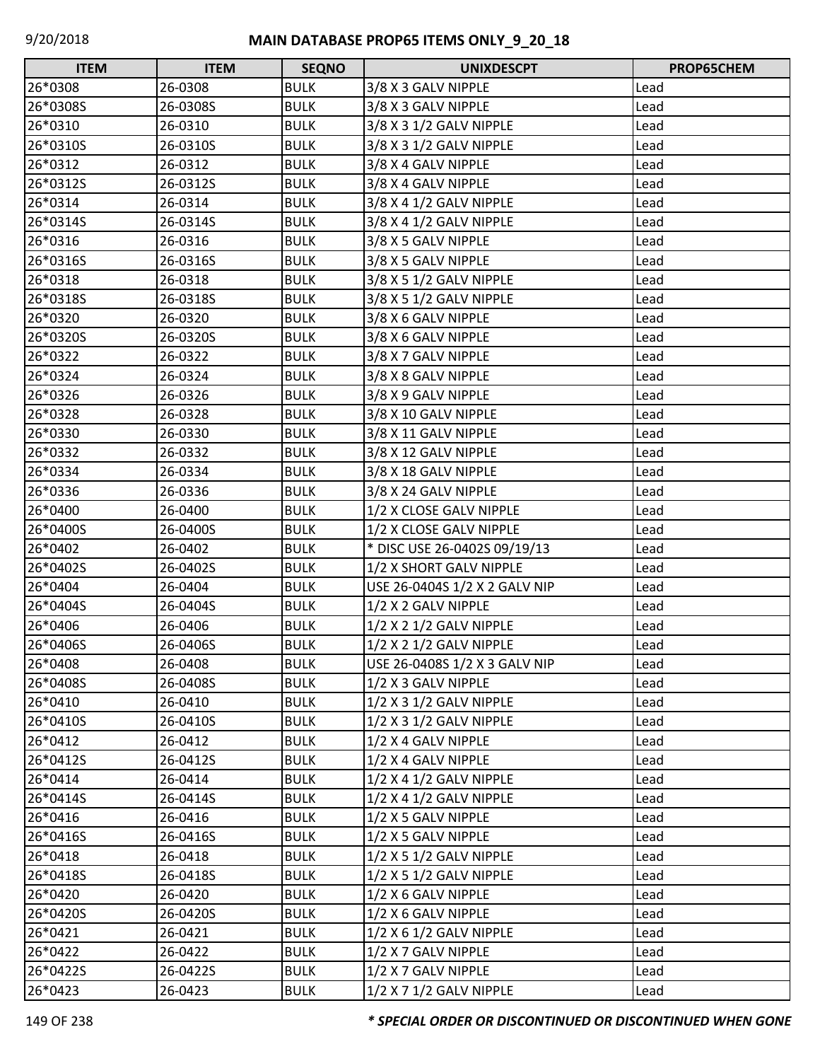| ITEM | ITEM | SEQNO | UNIXDESCPT | PROP65CHEM |
| --- | --- | --- | --- | --- |
| 26*0308 | 26-0308 | BULK | 3/8 X 3 GALV NIPPLE | Lead |
| 26*0308S | 26-0308S | BULK | 3/8 X 3 GALV NIPPLE | Lead |
| 26*0310 | 26-0310 | BULK | 3/8 X 3 1/2 GALV NIPPLE | Lead |
| 26*0310S | 26-0310S | BULK | 3/8 X 3 1/2 GALV NIPPLE | Lead |
| 26*0312 | 26-0312 | BULK | 3/8 X 4 GALV NIPPLE | Lead |
| 26*0312S | 26-0312S | BULK | 3/8 X 4 GALV NIPPLE | Lead |
| 26*0314 | 26-0314 | BULK | 3/8 X 4 1/2 GALV NIPPLE | Lead |
| 26*0314S | 26-0314S | BULK | 3/8 X 4 1/2 GALV NIPPLE | Lead |
| 26*0316 | 26-0316 | BULK | 3/8 X 5 GALV NIPPLE | Lead |
| 26*0316S | 26-0316S | BULK | 3/8 X 5 GALV NIPPLE | Lead |
| 26*0318 | 26-0318 | BULK | 3/8 X 5 1/2 GALV NIPPLE | Lead |
| 26*0318S | 26-0318S | BULK | 3/8 X 5 1/2 GALV NIPPLE | Lead |
| 26*0320 | 26-0320 | BULK | 3/8 X 6 GALV NIPPLE | Lead |
| 26*0320S | 26-0320S | BULK | 3/8 X 6 GALV NIPPLE | Lead |
| 26*0322 | 26-0322 | BULK | 3/8 X 7 GALV NIPPLE | Lead |
| 26*0324 | 26-0324 | BULK | 3/8 X 8 GALV NIPPLE | Lead |
| 26*0326 | 26-0326 | BULK | 3/8 X 9 GALV NIPPLE | Lead |
| 26*0328 | 26-0328 | BULK | 3/8 X 10 GALV NIPPLE | Lead |
| 26*0330 | 26-0330 | BULK | 3/8 X 11 GALV NIPPLE | Lead |
| 26*0332 | 26-0332 | BULK | 3/8 X 12 GALV NIPPLE | Lead |
| 26*0334 | 26-0334 | BULK | 3/8 X 18 GALV NIPPLE | Lead |
| 26*0336 | 26-0336 | BULK | 3/8 X 24 GALV NIPPLE | Lead |
| 26*0400 | 26-0400 | BULK | 1/2 X CLOSE GALV NIPPLE | Lead |
| 26*0400S | 26-0400S | BULK | 1/2 X CLOSE GALV NIPPLE | Lead |
| 26*0402 | 26-0402 | BULK | * DISC USE 26-0402S 09/19/13 | Lead |
| 26*0402S | 26-0402S | BULK | 1/2 X SHORT GALV NIPPLE | Lead |
| 26*0404 | 26-0404 | BULK | USE 26-0404S 1/2 X 2 GALV NIP | Lead |
| 26*0404S | 26-0404S | BULK | 1/2 X 2 GALV NIPPLE | Lead |
| 26*0406 | 26-0406 | BULK | 1/2 X 2 1/2 GALV NIPPLE | Lead |
| 26*0406S | 26-0406S | BULK | 1/2 X 2 1/2 GALV NIPPLE | Lead |
| 26*0408 | 26-0408 | BULK | USE 26-0408S 1/2 X 3 GALV NIP | Lead |
| 26*0408S | 26-0408S | BULK | 1/2 X 3 GALV NIPPLE | Lead |
| 26*0410 | 26-0410 | BULK | 1/2 X 3 1/2 GALV NIPPLE | Lead |
| 26*0410S | 26-0410S | BULK | 1/2 X 3 1/2 GALV NIPPLE | Lead |
| 26*0412 | 26-0412 | BULK | 1/2 X 4 GALV NIPPLE | Lead |
| 26*0412S | 26-0412S | BULK | 1/2 X 4 GALV NIPPLE | Lead |
| 26*0414 | 26-0414 | BULK | 1/2 X 4 1/2 GALV NIPPLE | Lead |
| 26*0414S | 26-0414S | BULK | 1/2 X 4 1/2 GALV NIPPLE | Lead |
| 26*0416 | 26-0416 | BULK | 1/2 X 5 GALV NIPPLE | Lead |
| 26*0416S | 26-0416S | BULK | 1/2 X 5 GALV NIPPLE | Lead |
| 26*0418 | 26-0418 | BULK | 1/2 X 5 1/2 GALV NIPPLE | Lead |
| 26*0418S | 26-0418S | BULK | 1/2 X 5 1/2 GALV NIPPLE | Lead |
| 26*0420 | 26-0420 | BULK | 1/2 X 6 GALV NIPPLE | Lead |
| 26*0420S | 26-0420S | BULK | 1/2 X 6 GALV NIPPLE | Lead |
| 26*0421 | 26-0421 | BULK | 1/2 X 6 1/2 GALV NIPPLE | Lead |
| 26*0422 | 26-0422 | BULK | 1/2 X 7 GALV NIPPLE | Lead |
| 26*0422S | 26-0422S | BULK | 1/2 X 7 GALV NIPPLE | Lead |
| 26*0423 | 26-0423 | BULK | 1/2 X 7 1/2 GALV NIPPLE | Lead |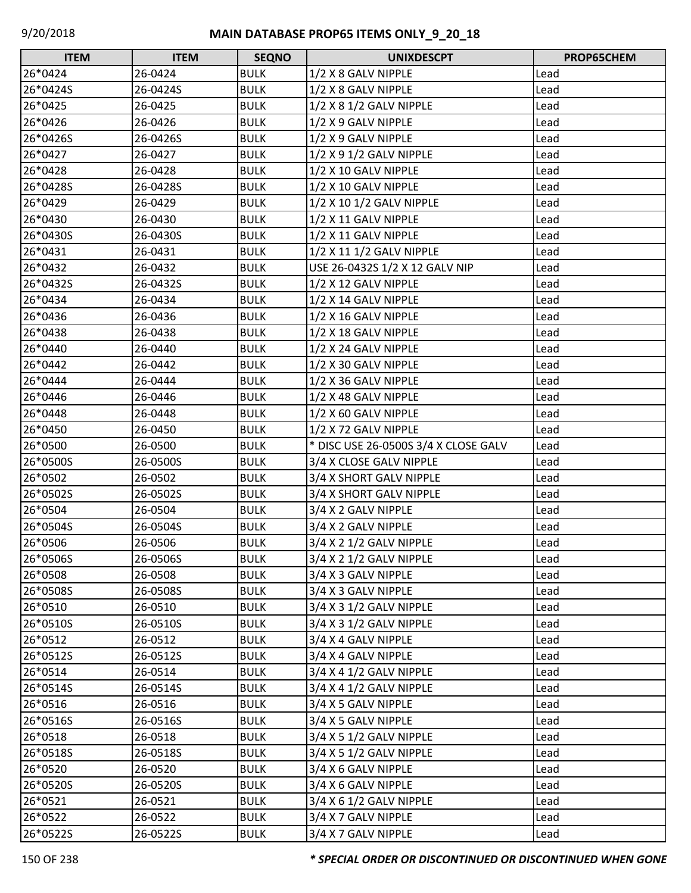# MAIN DATABASE PROP65 ITEMS ONLY_9_20_18

| ITEM | ITEM | SEQNO | UNIXDESCPT | PROP65CHEM |
|---|---|---|---|---|
| 26*0424 | 26-0424 | BULK | 1/2 X 8 GALV NIPPLE | Lead |
| 26*0424S | 26-0424S | BULK | 1/2 X 8 GALV NIPPLE | Lead |
| 26*0425 | 26-0425 | BULK | 1/2 X 8 1/2 GALV NIPPLE | Lead |
| 26*0426 | 26-0426 | BULK | 1/2 X 9 GALV NIPPLE | Lead |
| 26*0426S | 26-0426S | BULK | 1/2 X 9 GALV NIPPLE | Lead |
| 26*0427 | 26-0427 | BULK | 1/2 X 9 1/2 GALV NIPPLE | Lead |
| 26*0428 | 26-0428 | BULK | 1/2 X 10 GALV NIPPLE | Lead |
| 26*0428S | 26-0428S | BULK | 1/2 X 10 GALV NIPPLE | Lead |
| 26*0429 | 26-0429 | BULK | 1/2 X 10 1/2 GALV NIPPLE | Lead |
| 26*0430 | 26-0430 | BULK | 1/2 X 11 GALV NIPPLE | Lead |
| 26*0430S | 26-0430S | BULK | 1/2 X 11 GALV NIPPLE | Lead |
| 26*0431 | 26-0431 | BULK | 1/2 X 11 1/2 GALV NIPPLE | Lead |
| 26*0432 | 26-0432 | BULK | USE 26-0432S 1/2 X 12 GALV NIP | Lead |
| 26*0432S | 26-0432S | BULK | 1/2 X 12 GALV NIPPLE | Lead |
| 26*0434 | 26-0434 | BULK | 1/2 X 14 GALV NIPPLE | Lead |
| 26*0436 | 26-0436 | BULK | 1/2 X 16 GALV NIPPLE | Lead |
| 26*0438 | 26-0438 | BULK | 1/2 X 18 GALV NIPPLE | Lead |
| 26*0440 | 26-0440 | BULK | 1/2 X 24 GALV NIPPLE | Lead |
| 26*0442 | 26-0442 | BULK | 1/2 X 30 GALV NIPPLE | Lead |
| 26*0444 | 26-0444 | BULK | 1/2 X 36 GALV NIPPLE | Lead |
| 26*0446 | 26-0446 | BULK | 1/2 X 48 GALV NIPPLE | Lead |
| 26*0448 | 26-0448 | BULK | 1/2 X 60 GALV NIPPLE | Lead |
| 26*0450 | 26-0450 | BULK | 1/2 X 72 GALV NIPPLE | Lead |
| 26*0500 | 26-0500 | BULK | * DISC USE 26-0500S 3/4 X CLOSE GALV | Lead |
| 26*0500S | 26-0500S | BULK | 3/4 X CLOSE GALV NIPPLE | Lead |
| 26*0502 | 26-0502 | BULK | 3/4 X SHORT GALV NIPPLE | Lead |
| 26*0502S | 26-0502S | BULK | 3/4 X SHORT GALV NIPPLE | Lead |
| 26*0504 | 26-0504 | BULK | 3/4 X 2 GALV NIPPLE | Lead |
| 26*0504S | 26-0504S | BULK | 3/4 X 2 GALV NIPPLE | Lead |
| 26*0506 | 26-0506 | BULK | 3/4 X 2 1/2 GALV NIPPLE | Lead |
| 26*0506S | 26-0506S | BULK | 3/4 X 2 1/2 GALV NIPPLE | Lead |
| 26*0508 | 26-0508 | BULK | 3/4 X 3 GALV NIPPLE | Lead |
| 26*0508S | 26-0508S | BULK | 3/4 X 3 GALV NIPPLE | Lead |
| 26*0510 | 26-0510 | BULK | 3/4 X 3 1/2 GALV NIPPLE | Lead |
| 26*0510S | 26-0510S | BULK | 3/4 X 3 1/2 GALV NIPPLE | Lead |
| 26*0512 | 26-0512 | BULK | 3/4 X 4 GALV NIPPLE | Lead |
| 26*0512S | 26-0512S | BULK | 3/4 X 4 GALV NIPPLE | Lead |
| 26*0514 | 26-0514 | BULK | 3/4 X 4 1/2 GALV NIPPLE | Lead |
| 26*0514S | 26-0514S | BULK | 3/4 X 4 1/2 GALV NIPPLE | Lead |
| 26*0516 | 26-0516 | BULK | 3/4 X 5 GALV NIPPLE | Lead |
| 26*0516S | 26-0516S | BULK | 3/4 X 5 GALV NIPPLE | Lead |
| 26*0518 | 26-0518 | BULK | 3/4 X 5 1/2 GALV NIPPLE | Lead |
| 26*0518S | 26-0518S | BULK | 3/4 X 5 1/2 GALV NIPPLE | Lead |
| 26*0520 | 26-0520 | BULK | 3/4 X 6 GALV NIPPLE | Lead |
| 26*0520S | 26-0520S | BULK | 3/4 X 6 GALV NIPPLE | Lead |
| 26*0521 | 26-0521 | BULK | 3/4 X 6 1/2 GALV NIPPLE | Lead |
| 26*0522 | 26-0522 | BULK | 3/4 X 7 GALV NIPPLE | Lead |
| 26*0522S | 26-0522S | BULK | 3/4 X 7 GALV NIPPLE | Lead |

***\* SPECIAL ORDER OR DISCONTINUED OR DISCONTINUED WHEN GONE***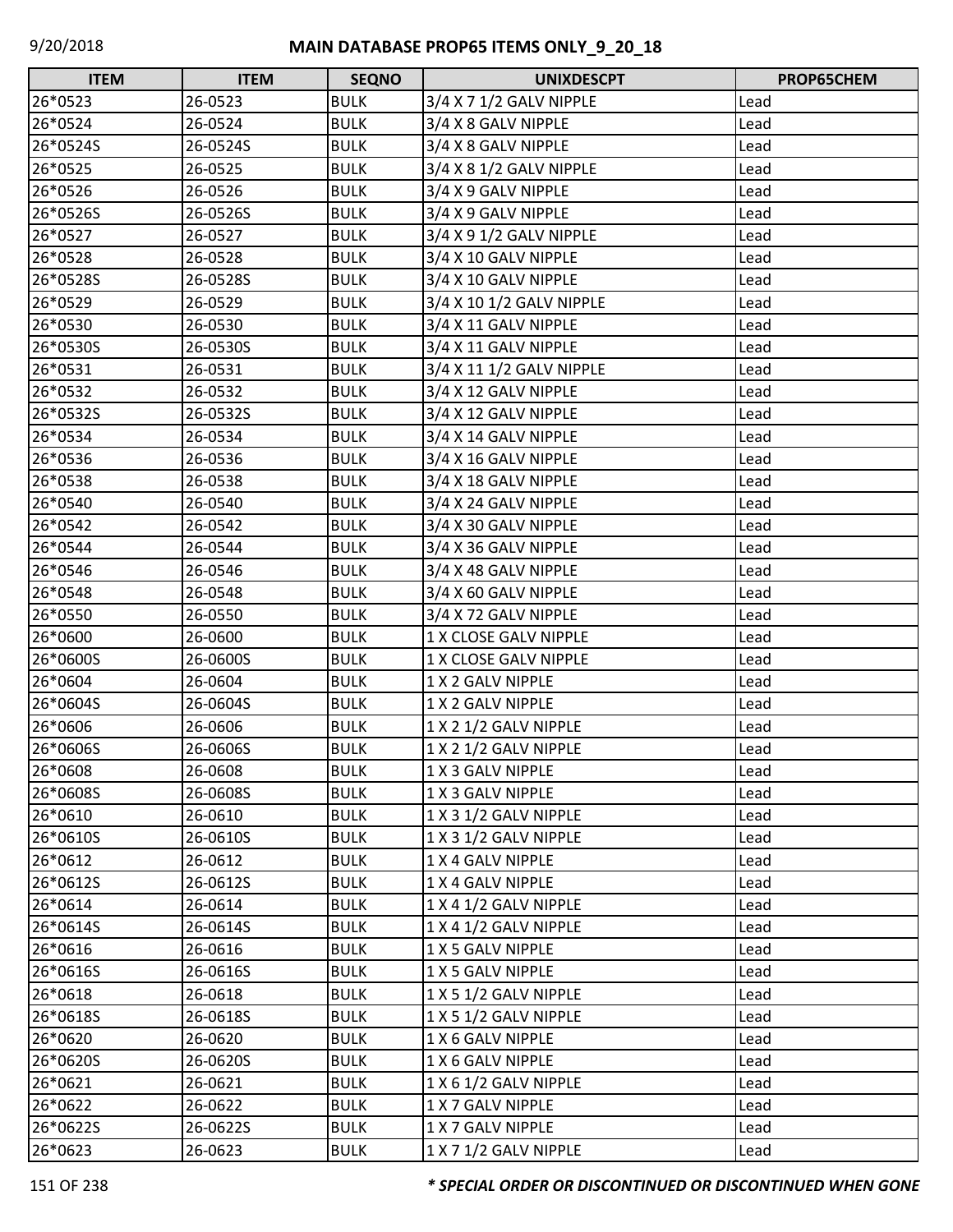# MAIN DATABASE PROP65 ITEMS ONLY_9_20_18

| ITEM | ITEM | SEQNO | UNIXDESCPT | PROP65CHEM |
|---|---|---|---|---|
| 26*0523 | 26-0523 | BULK | 3/4 X 7 1/2 GALV NIPPLE | Lead |
| 26*0524 | 26-0524 | BULK | 3/4 X 8 GALV NIPPLE | Lead |
| 26*0524S | 26-0524S | BULK | 3/4 X 8 GALV NIPPLE | Lead |
| 26*0525 | 26-0525 | BULK | 3/4 X 8 1/2 GALV NIPPLE | Lead |
| 26*0526 | 26-0526 | BULK | 3/4 X 9 GALV NIPPLE | Lead |
| 26*0526S | 26-0526S | BULK | 3/4 X 9 GALV NIPPLE | Lead |
| 26*0527 | 26-0527 | BULK | 3/4 X 9 1/2 GALV NIPPLE | Lead |
| 26*0528 | 26-0528 | BULK | 3/4 X 10 GALV NIPPLE | Lead |
| 26*0528S | 26-0528S | BULK | 3/4 X 10 GALV NIPPLE | Lead |
| 26*0529 | 26-0529 | BULK | 3/4 X 10 1/2 GALV NIPPLE | Lead |
| 26*0530 | 26-0530 | BULK | 3/4 X 11 GALV NIPPLE | Lead |
| 26*0530S | 26-0530S | BULK | 3/4 X 11 GALV NIPPLE | Lead |
| 26*0531 | 26-0531 | BULK | 3/4 X 11 1/2 GALV NIPPLE | Lead |
| 26*0532 | 26-0532 | BULK | 3/4 X 12 GALV NIPPLE | Lead |
| 26*0532S | 26-0532S | BULK | 3/4 X 12 GALV NIPPLE | Lead |
| 26*0534 | 26-0534 | BULK | 3/4 X 14 GALV NIPPLE | Lead |
| 26*0536 | 26-0536 | BULK | 3/4 X 16 GALV NIPPLE | Lead |
| 26*0538 | 26-0538 | BULK | 3/4 X 18 GALV NIPPLE | Lead |
| 26*0540 | 26-0540 | BULK | 3/4 X 24 GALV NIPPLE | Lead |
| 26*0542 | 26-0542 | BULK | 3/4 X 30 GALV NIPPLE | Lead |
| 26*0544 | 26-0544 | BULK | 3/4 X 36 GALV NIPPLE | Lead |
| 26*0546 | 26-0546 | BULK | 3/4 X 48 GALV NIPPLE | Lead |
| 26*0548 | 26-0548 | BULK | 3/4 X 60 GALV NIPPLE | Lead |
| 26*0550 | 26-0550 | BULK | 3/4 X 72 GALV NIPPLE | Lead |
| 26*0600 | 26-0600 | BULK | 1 X CLOSE GALV NIPPLE | Lead |
| 26*0600S | 26-0600S | BULK | 1 X CLOSE GALV NIPPLE | Lead |
| 26*0604 | 26-0604 | BULK | 1 X 2 GALV NIPPLE | Lead |
| 26*0604S | 26-0604S | BULK | 1 X 2 GALV NIPPLE | Lead |
| 26*0606 | 26-0606 | BULK | 1 X 2 1/2 GALV NIPPLE | Lead |
| 26*0606S | 26-0606S | BULK | 1 X 2 1/2 GALV NIPPLE | Lead |
| 26*0608 | 26-0608 | BULK | 1 X 3 GALV NIPPLE | Lead |
| 26*0608S | 26-0608S | BULK | 1 X 3 GALV NIPPLE | Lead |
| 26*0610 | 26-0610 | BULK | 1 X 3 1/2 GALV NIPPLE | Lead |
| 26*0610S | 26-0610S | BULK | 1 X 3 1/2 GALV NIPPLE | Lead |
| 26*0612 | 26-0612 | BULK | 1 X 4 GALV NIPPLE | Lead |
| 26*0612S | 26-0612S | BULK | 1 X 4 GALV NIPPLE | Lead |
| 26*0614 | 26-0614 | BULK | 1 X 4 1/2 GALV NIPPLE | Lead |
| 26*0614S | 26-0614S | BULK | 1 X 4 1/2 GALV NIPPLE | Lead |
| 26*0616 | 26-0616 | BULK | 1 X 5 GALV NIPPLE | Lead |
| 26*0616S | 26-0616S | BULK | 1 X 5 GALV NIPPLE | Lead |
| 26*0618 | 26-0618 | BULK | 1 X 5 1/2 GALV NIPPLE | Lead |
| 26*0618S | 26-0618S | BULK | 1 X 5 1/2 GALV NIPPLE | Lead |
| 26*0620 | 26-0620 | BULK | 1 X 6 GALV NIPPLE | Lead |
| 26*0620S | 26-0620S | BULK | 1 X 6 GALV NIPPLE | Lead |
| 26*0621 | 26-0621 | BULK | 1 X 6 1/2 GALV NIPPLE | Lead |
| 26*0622 | 26-0622 | BULK | 1 X 7 GALV NIPPLE | Lead |
| 26*0622S | 26-0622S | BULK | 1 X 7 GALV NIPPLE | Lead |
| 26*0623 | 26-0623 | BULK | 1 X 7 1/2 GALV NIPPLE | Lead |

*** SPECIAL ORDER OR DISCONTINUED OR DISCONTINUED WHEN GONE**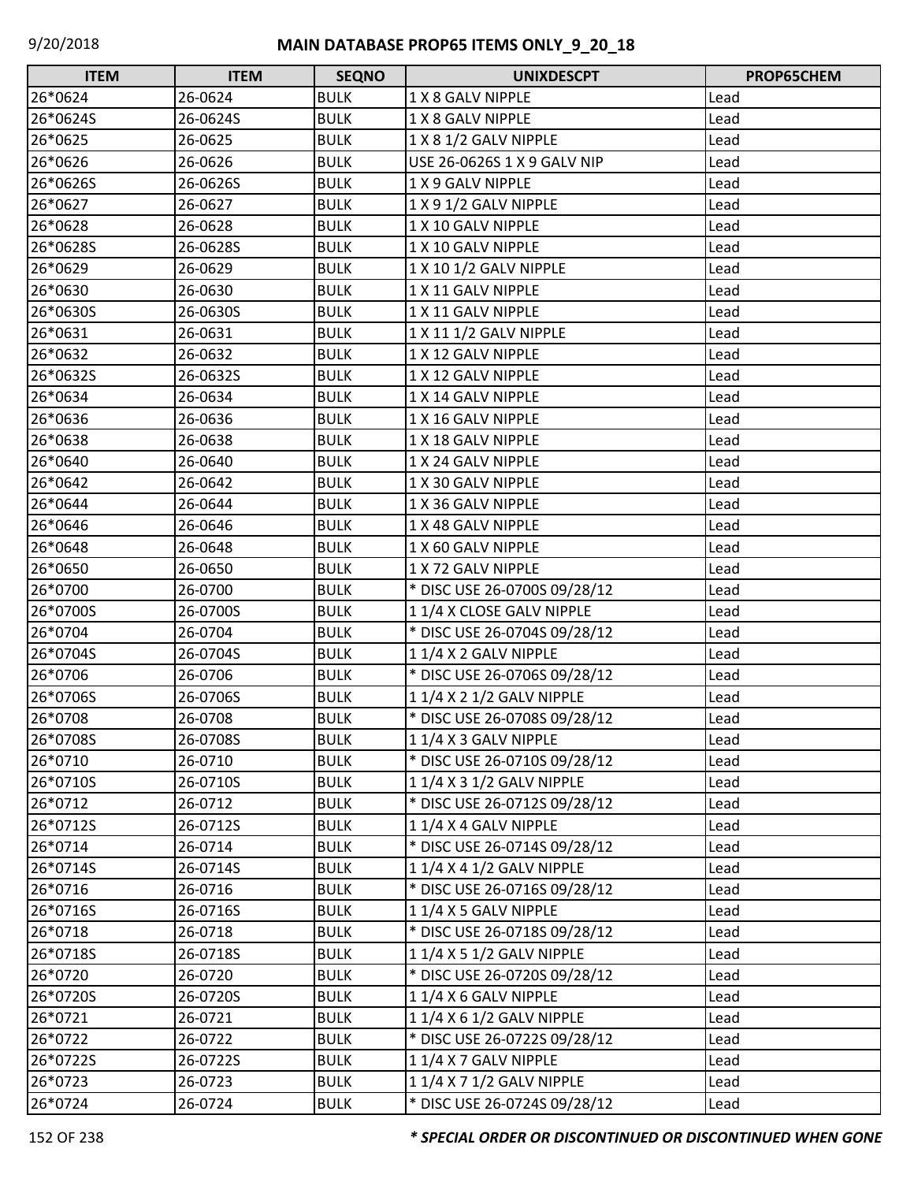# MAIN DATABASE PROP65 ITEMS ONLY_9_20_18

| ITEM | ITEM | SEQNO | UNIXDESCPT | PROP65CHEM |
|---|---|---|---|---|
| 26*0624 | 26-0624 | BULK | 1 X 8 GALV NIPPLE | Lead |
| 26*0624S | 26-0624S | BULK | 1 X 8 GALV NIPPLE | Lead |
| 26*0625 | 26-0625 | BULK | 1 X 8 1/2 GALV NIPPLE | Lead |
| 26*0626 | 26-0626 | BULK | USE 26-0626S 1 X 9 GALV NIP | Lead |
| 26*0626S | 26-0626S | BULK | 1 X 9 GALV NIPPLE | Lead |
| 26*0627 | 26-0627 | BULK | 1 X 9 1/2 GALV NIPPLE | Lead |
| 26*0628 | 26-0628 | BULK | 1 X 10 GALV NIPPLE | Lead |
| 26*0628S | 26-0628S | BULK | 1 X 10 GALV NIPPLE | Lead |
| 26*0629 | 26-0629 | BULK | 1 X 10 1/2 GALV NIPPLE | Lead |
| 26*0630 | 26-0630 | BULK | 1 X 11 GALV NIPPLE | Lead |
| 26*0630S | 26-0630S | BULK | 1 X 11 GALV NIPPLE | Lead |
| 26*0631 | 26-0631 | BULK | 1 X 11 1/2 GALV NIPPLE | Lead |
| 26*0632 | 26-0632 | BULK | 1 X 12 GALV NIPPLE | Lead |
| 26*0632S | 26-0632S | BULK | 1 X 12 GALV NIPPLE | Lead |
| 26*0634 | 26-0634 | BULK | 1 X 14 GALV NIPPLE | Lead |
| 26*0636 | 26-0636 | BULK | 1 X 16 GALV NIPPLE | Lead |
| 26*0638 | 26-0638 | BULK | 1 X 18 GALV NIPPLE | Lead |
| 26*0640 | 26-0640 | BULK | 1 X 24 GALV NIPPLE | Lead |
| 26*0642 | 26-0642 | BULK | 1 X 30 GALV NIPPLE | Lead |
| 26*0644 | 26-0644 | BULK | 1 X 36 GALV NIPPLE | Lead |
| 26*0646 | 26-0646 | BULK | 1 X 48 GALV NIPPLE | Lead |
| 26*0648 | 26-0648 | BULK | 1 X 60 GALV NIPPLE | Lead |
| 26*0650 | 26-0650 | BULK | 1 X 72 GALV NIPPLE | Lead |
| 26*0700 | 26-0700 | BULK | * DISC USE 26-0700S 09/28/12 | Lead |
| 26*0700S | 26-0700S | BULK | 1 1/4 X CLOSE GALV NIPPLE | Lead |
| 26*0704 | 26-0704 | BULK | * DISC USE 26-0704S 09/28/12 | Lead |
| 26*0704S | 26-0704S | BULK | 1 1/4 X 2 GALV NIPPLE | Lead |
| 26*0706 | 26-0706 | BULK | * DISC USE 26-0706S 09/28/12 | Lead |
| 26*0706S | 26-0706S | BULK | 1 1/4 X 2 1/2 GALV NIPPLE | Lead |
| 26*0708 | 26-0708 | BULK | * DISC USE 26-0708S 09/28/12 | Lead |
| 26*0708S | 26-0708S | BULK | 1 1/4 X 3 GALV NIPPLE | Lead |
| 26*0710 | 26-0710 | BULK | * DISC USE 26-0710S 09/28/12 | Lead |
| 26*0710S | 26-0710S | BULK | 1 1/4 X 3 1/2 GALV NIPPLE | Lead |
| 26*0712 | 26-0712 | BULK | * DISC USE 26-0712S 09/28/12 | Lead |
| 26*0712S | 26-0712S | BULK | 1 1/4 X 4 GALV NIPPLE | Lead |
| 26*0714 | 26-0714 | BULK | * DISC USE 26-0714S 09/28/12 | Lead |
| 26*0714S | 26-0714S | BULK | 1 1/4 X 4 1/2 GALV NIPPLE | Lead |
| 26*0716 | 26-0716 | BULK | * DISC USE 26-0716S 09/28/12 | Lead |
| 26*0716S | 26-0716S | BULK | 1 1/4 X 5 GALV NIPPLE | Lead |
| 26*0718 | 26-0718 | BULK | * DISC USE 26-0718S 09/28/12 | Lead |
| 26*0718S | 26-0718S | BULK | 1 1/4 X 5 1/2 GALV NIPPLE | Lead |
| 26*0720 | 26-0720 | BULK | * DISC USE 26-0720S 09/28/12 | Lead |
| 26*0720S | 26-0720S | BULK | 1 1/4 X 6 GALV NIPPLE | Lead |
| 26*0721 | 26-0721 | BULK | 1 1/4 X 6 1/2 GALV NIPPLE | Lead |
| 26*0722 | 26-0722 | BULK | * DISC USE 26-0722S 09/28/12 | Lead |
| 26*0722S | 26-0722S | BULK | 1 1/4 X 7 GALV NIPPLE | Lead |
| 26*0723 | 26-0723 | BULK | 1 1/4 X 7 1/2 GALV NIPPLE | Lead |
| 26*0724 | 26-0724 | BULK | * DISC USE 26-0724S 09/28/12 | Lead |

***\* SPECIAL ORDER OR DISCONTINUED OR DISCONTINUED WHEN GONE***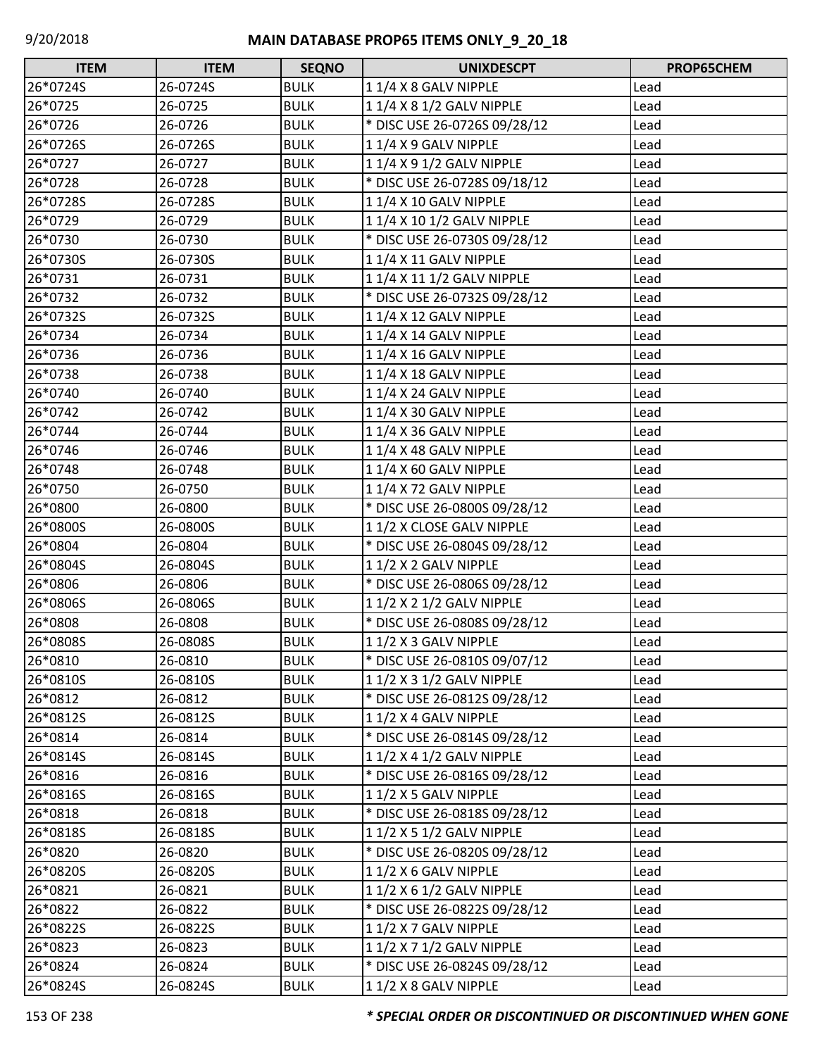# MAIN DATABASE PROP65 ITEMS ONLY_9_20_18

| ITEM | ITEM | SEQNO | UNIXDESCPT | PROP65CHEM |
|---|---|---|---|---|
| 26*0724S | 26-0724S | BULK | 1 1/4 X 8 GALV NIPPLE | Lead |
| 26*0725 | 26-0725 | BULK | 1 1/4 X 8 1/2 GALV NIPPLE | Lead |
| 26*0726 | 26-0726 | BULK | * DISC USE 26-0726S 09/28/12 | Lead |
| 26*0726S | 26-0726S | BULK | 1 1/4 X 9 GALV NIPPLE | Lead |
| 26*0727 | 26-0727 | BULK | 1 1/4 X 9 1/2 GALV NIPPLE | Lead |
| 26*0728 | 26-0728 | BULK | * DISC USE 26-0728S 09/18/12 | Lead |
| 26*0728S | 26-0728S | BULK | 1 1/4 X 10 GALV NIPPLE | Lead |
| 26*0729 | 26-0729 | BULK | 1 1/4 X 10 1/2 GALV NIPPLE | Lead |
| 26*0730 | 26-0730 | BULK | * DISC USE 26-0730S 09/28/12 | Lead |
| 26*0730S | 26-0730S | BULK | 1 1/4 X 11 GALV NIPPLE | Lead |
| 26*0731 | 26-0731 | BULK | 1 1/4 X 11 1/2 GALV NIPPLE | Lead |
| 26*0732 | 26-0732 | BULK | * DISC USE 26-0732S 09/28/12 | Lead |
| 26*0732S | 26-0732S | BULK | 1 1/4 X 12 GALV NIPPLE | Lead |
| 26*0734 | 26-0734 | BULK | 1 1/4 X 14 GALV NIPPLE | Lead |
| 26*0736 | 26-0736 | BULK | 1 1/4 X 16 GALV NIPPLE | Lead |
| 26*0738 | 26-0738 | BULK | 1 1/4 X 18 GALV NIPPLE | Lead |
| 26*0740 | 26-0740 | BULK | 1 1/4 X 24 GALV NIPPLE | Lead |
| 26*0742 | 26-0742 | BULK | 1 1/4 X 30 GALV NIPPLE | Lead |
| 26*0744 | 26-0744 | BULK | 1 1/4 X 36 GALV NIPPLE | Lead |
| 26*0746 | 26-0746 | BULK | 1 1/4 X 48 GALV NIPPLE | Lead |
| 26*0748 | 26-0748 | BULK | 1 1/4 X 60 GALV NIPPLE | Lead |
| 26*0750 | 26-0750 | BULK | 1 1/4 X 72 GALV NIPPLE | Lead |
| 26*0800 | 26-0800 | BULK | * DISC USE 26-0800S 09/28/12 | Lead |
| 26*0800S | 26-0800S | BULK | 1 1/2 X CLOSE GALV NIPPLE | Lead |
| 26*0804 | 26-0804 | BULK | * DISC USE 26-0804S 09/28/12 | Lead |
| 26*0804S | 26-0804S | BULK | 1 1/2 X 2 GALV NIPPLE | Lead |
| 26*0806 | 26-0806 | BULK | * DISC USE 26-0806S 09/28/12 | Lead |
| 26*0806S | 26-0806S | BULK | 1 1/2 X 2 1/2 GALV NIPPLE | Lead |
| 26*0808 | 26-0808 | BULK | * DISC USE 26-0808S 09/28/12 | Lead |
| 26*0808S | 26-0808S | BULK | 1 1/2 X 3 GALV NIPPLE | Lead |
| 26*0810 | 26-0810 | BULK | * DISC USE 26-0810S 09/07/12 | Lead |
| 26*0810S | 26-0810S | BULK | 1 1/2 X 3 1/2 GALV NIPPLE | Lead |
| 26*0812 | 26-0812 | BULK | * DISC USE 26-0812S 09/28/12 | Lead |
| 26*0812S | 26-0812S | BULK | 1 1/2 X 4 GALV NIPPLE | Lead |
| 26*0814 | 26-0814 | BULK | * DISC USE 26-0814S 09/28/12 | Lead |
| 26*0814S | 26-0814S | BULK | 1 1/2 X 4 1/2 GALV NIPPLE | Lead |
| 26*0816 | 26-0816 | BULK | * DISC USE 26-0816S 09/28/12 | Lead |
| 26*0816S | 26-0816S | BULK | 1 1/2 X 5 GALV NIPPLE | Lead |
| 26*0818 | 26-0818 | BULK | * DISC USE 26-0818S 09/28/12 | Lead |
| 26*0818S | 26-0818S | BULK | 1 1/2 X 5 1/2 GALV NIPPLE | Lead |
| 26*0820 | 26-0820 | BULK | * DISC USE 26-0820S 09/28/12 | Lead |
| 26*0820S | 26-0820S | BULK | 1 1/2 X 6 GALV NIPPLE | Lead |
| 26*0821 | 26-0821 | BULK | 1 1/2 X 6 1/2 GALV NIPPLE | Lead |
| 26*0822 | 26-0822 | BULK | * DISC USE 26-0822S 09/28/12 | Lead |
| 26*0822S | 26-0822S | BULK | 1 1/2 X 7 GALV NIPPLE | Lead |
| 26*0823 | 26-0823 | BULK | 1 1/2 X 7 1/2 GALV NIPPLE | Lead |
| 26*0824 | 26-0824 | BULK | * DISC USE 26-0824S 09/28/12 | Lead |
| 26*0824S | 26-0824S | BULK | 1 1/2 X 8 GALV NIPPLE | Lead |

***\* SPECIAL ORDER OR DISCONTINUED OR DISCONTINUED WHEN GONE***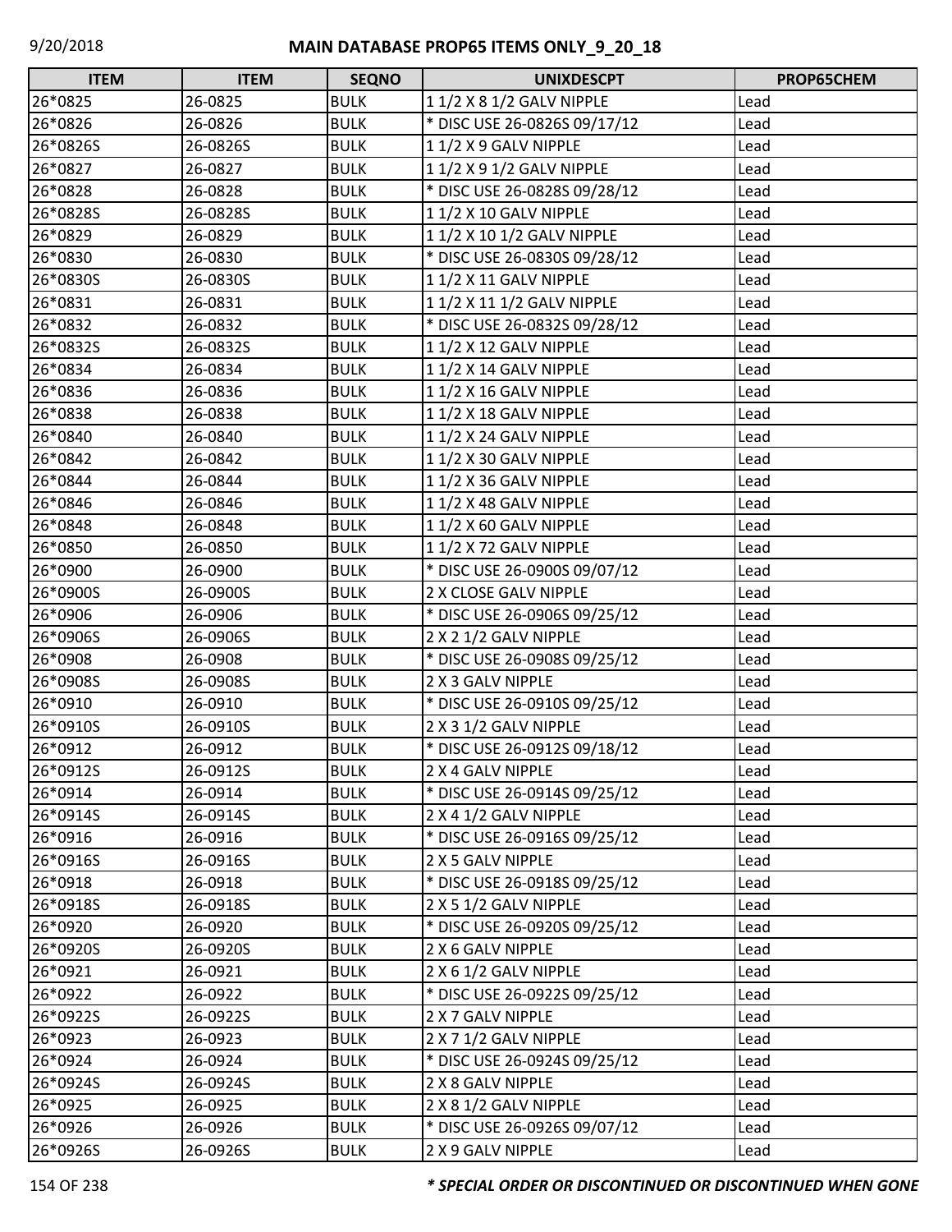| ITEM | ITEM | SEQNO | UNIXDESCPT | PROP65CHEM |
|---|---|---|---|---|
| 26*0825 | 26-0825 | BULK | 1 1/2 X 8 1/2 GALV NIPPLE | Lead |
| 26*0826 | 26-0826 | BULK | * DISC USE 26-0826S 09/17/12 | Lead |
| 26*0826S | 26-0826S | BULK | 1 1/2 X 9 GALV NIPPLE | Lead |
| 26*0827 | 26-0827 | BULK | 1 1/2 X 9 1/2 GALV NIPPLE | Lead |
| 26*0828 | 26-0828 | BULK | * DISC USE 26-0828S 09/28/12 | Lead |
| 26*0828S | 26-0828S | BULK | 1 1/2 X 10 GALV NIPPLE | Lead |
| 26*0829 | 26-0829 | BULK | 1 1/2 X 10 1/2 GALV NIPPLE | Lead |
| 26*0830 | 26-0830 | BULK | * DISC USE 26-0830S 09/28/12 | Lead |
| 26*0830S | 26-0830S | BULK | 1 1/2 X 11 GALV NIPPLE | Lead |
| 26*0831 | 26-0831 | BULK | 1 1/2 X 11 1/2 GALV NIPPLE | Lead |
| 26*0832 | 26-0832 | BULK | * DISC USE 26-0832S 09/28/12 | Lead |
| 26*0832S | 26-0832S | BULK | 1 1/2 X 12 GALV NIPPLE | Lead |
| 26*0834 | 26-0834 | BULK | 1 1/2 X 14 GALV NIPPLE | Lead |
| 26*0836 | 26-0836 | BULK | 1 1/2 X 16 GALV NIPPLE | Lead |
| 26*0838 | 26-0838 | BULK | 1 1/2 X 18 GALV NIPPLE | Lead |
| 26*0840 | 26-0840 | BULK | 1 1/2 X 24 GALV NIPPLE | Lead |
| 26*0842 | 26-0842 | BULK | 1 1/2 X 30 GALV NIPPLE | Lead |
| 26*0844 | 26-0844 | BULK | 1 1/2 X 36 GALV NIPPLE | Lead |
| 26*0846 | 26-0846 | BULK | 1 1/2 X 48 GALV NIPPLE | Lead |
| 26*0848 | 26-0848 | BULK | 1 1/2 X 60 GALV NIPPLE | Lead |
| 26*0850 | 26-0850 | BULK | 1 1/2 X 72 GALV NIPPLE | Lead |
| 26*0900 | 26-0900 | BULK | * DISC USE 26-0900S 09/07/12 | Lead |
| 26*0900S | 26-0900S | BULK | 2 X CLOSE GALV NIPPLE | Lead |
| 26*0906 | 26-0906 | BULK | * DISC USE 26-0906S 09/25/12 | Lead |
| 26*0906S | 26-0906S | BULK | 2 X 2 1/2 GALV NIPPLE | Lead |
| 26*0908 | 26-0908 | BULK | * DISC USE 26-0908S 09/25/12 | Lead |
| 26*0908S | 26-0908S | BULK | 2 X 3 GALV NIPPLE | Lead |
| 26*0910 | 26-0910 | BULK | * DISC USE 26-0910S 09/25/12 | Lead |
| 26*0910S | 26-0910S | BULK | 2 X 3 1/2 GALV NIPPLE | Lead |
| 26*0912 | 26-0912 | BULK | * DISC USE 26-0912S 09/18/12 | Lead |
| 26*0912S | 26-0912S | BULK | 2 X 4 GALV NIPPLE | Lead |
| 26*0914 | 26-0914 | BULK | * DISC USE 26-0914S 09/25/12 | Lead |
| 26*0914S | 26-0914S | BULK | 2 X 4 1/2 GALV NIPPLE | Lead |
| 26*0916 | 26-0916 | BULK | * DISC USE 26-0916S 09/25/12 | Lead |
| 26*0916S | 26-0916S | BULK | 2 X 5 GALV NIPPLE | Lead |
| 26*0918 | 26-0918 | BULK | * DISC USE 26-0918S 09/25/12 | Lead |
| 26*0918S | 26-0918S | BULK | 2 X 5 1/2 GALV NIPPLE | Lead |
| 26*0920 | 26-0920 | BULK | * DISC USE 26-0920S 09/25/12 | Lead |
| 26*0920S | 26-0920S | BULK | 2 X 6 GALV NIPPLE | Lead |
| 26*0921 | 26-0921 | BULK | 2 X 6 1/2 GALV NIPPLE | Lead |
| 26*0922 | 26-0922 | BULK | * DISC USE 26-0922S 09/25/12 | Lead |
| 26*0922S | 26-0922S | BULK | 2 X 7 GALV NIPPLE | Lead |
| 26*0923 | 26-0923 | BULK | 2 X 7 1/2 GALV NIPPLE | Lead |
| 26*0924 | 26-0924 | BULK | * DISC USE 26-0924S 09/25/12 | Lead |
| 26*0924S | 26-0924S | BULK | 2 X 8 GALV NIPPLE | Lead |
| 26*0925 | 26-0925 | BULK | 2 X 8 1/2 GALV NIPPLE | Lead |
| 26*0926 | 26-0926 | BULK | * DISC USE 26-0926S 09/07/12 | Lead |
| 26*0926S | 26-0926S | BULK | 2 X 9 GALV NIPPLE | Lead |

*** SPECIAL ORDER OR DISCONTINUED OR DISCONTINUED WHEN GONE**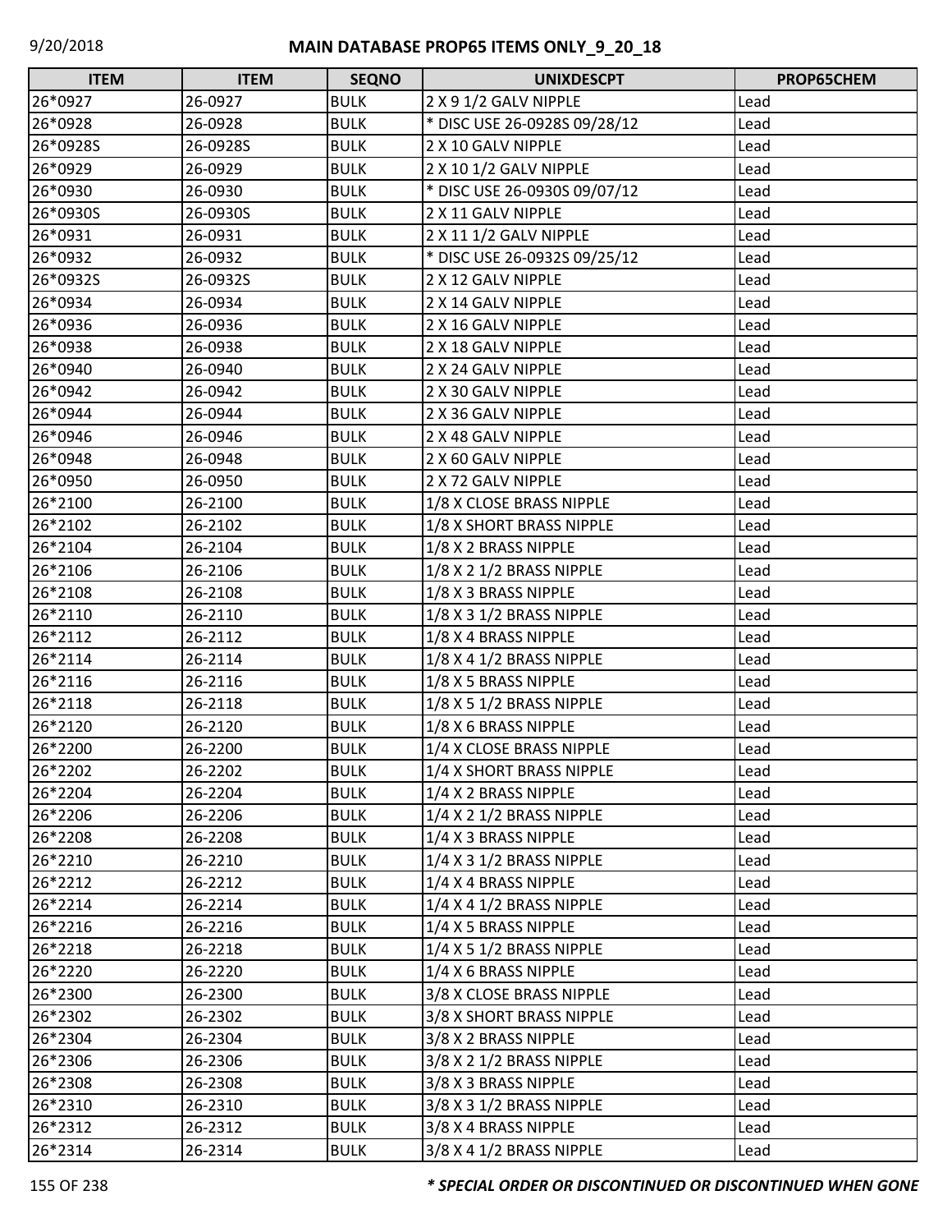# MAIN DATABASE PROP65 ITEMS ONLY_9_20_18

| ITEM | ITEM | SEQNO | UNIXDESCPT | PROP65CHEM |
|---|---|---|---|---|
| 26*0927 | 26-0927 | BULK | 2 X 9 1/2 GALV NIPPLE | Lead |
| 26*0928 | 26-0928 | BULK | * DISC USE 26-0928S 09/28/12 | Lead |
| 26*0928S | 26-0928S | BULK | 2 X 10 GALV NIPPLE | Lead |
| 26*0929 | 26-0929 | BULK | 2 X 10 1/2 GALV NIPPLE | Lead |
| 26*0930 | 26-0930 | BULK | * DISC USE 26-0930S 09/07/12 | Lead |
| 26*0930S | 26-0930S | BULK | 2 X 11 GALV NIPPLE | Lead |
| 26*0931 | 26-0931 | BULK | 2 X 11 1/2 GALV NIPPLE | Lead |
| 26*0932 | 26-0932 | BULK | * DISC USE 26-0932S 09/25/12 | Lead |
| 26*0932S | 26-0932S | BULK | 2 X 12 GALV NIPPLE | Lead |
| 26*0934 | 26-0934 | BULK | 2 X 14 GALV NIPPLE | Lead |
| 26*0936 | 26-0936 | BULK | 2 X 16 GALV NIPPLE | Lead |
| 26*0938 | 26-0938 | BULK | 2 X 18 GALV NIPPLE | Lead |
| 26*0940 | 26-0940 | BULK | 2 X 24 GALV NIPPLE | Lead |
| 26*0942 | 26-0942 | BULK | 2 X 30 GALV NIPPLE | Lead |
| 26*0944 | 26-0944 | BULK | 2 X 36 GALV NIPPLE | Lead |
| 26*0946 | 26-0946 | BULK | 2 X 48 GALV NIPPLE | Lead |
| 26*0948 | 26-0948 | BULK | 2 X 60 GALV NIPPLE | Lead |
| 26*0950 | 26-0950 | BULK | 2 X 72 GALV NIPPLE | Lead |
| 26*2100 | 26-2100 | BULK | 1/8 X CLOSE BRASS NIPPLE | Lead |
| 26*2102 | 26-2102 | BULK | 1/8 X SHORT BRASS NIPPLE | Lead |
| 26*2104 | 26-2104 | BULK | 1/8 X 2 BRASS NIPPLE | Lead |
| 26*2106 | 26-2106 | BULK | 1/8 X 2 1/2 BRASS NIPPLE | Lead |
| 26*2108 | 26-2108 | BULK | 1/8 X 3 BRASS NIPPLE | Lead |
| 26*2110 | 26-2110 | BULK | 1/8 X 3 1/2 BRASS NIPPLE | Lead |
| 26*2112 | 26-2112 | BULK | 1/8 X 4 BRASS NIPPLE | Lead |
| 26*2114 | 26-2114 | BULK | 1/8 X 4 1/2 BRASS NIPPLE | Lead |
| 26*2116 | 26-2116 | BULK | 1/8 X 5 BRASS NIPPLE | Lead |
| 26*2118 | 26-2118 | BULK | 1/8 X 5 1/2 BRASS NIPPLE | Lead |
| 26*2120 | 26-2120 | BULK | 1/8 X 6 BRASS NIPPLE | Lead |
| 26*2200 | 26-2200 | BULK | 1/4 X CLOSE BRASS NIPPLE | Lead |
| 26*2202 | 26-2202 | BULK | 1/4 X SHORT BRASS NIPPLE | Lead |
| 26*2204 | 26-2204 | BULK | 1/4 X 2 BRASS NIPPLE | Lead |
| 26*2206 | 26-2206 | BULK | 1/4 X 2 1/2 BRASS NIPPLE | Lead |
| 26*2208 | 26-2208 | BULK | 1/4 X 3 BRASS NIPPLE | Lead |
| 26*2210 | 26-2210 | BULK | 1/4 X 3 1/2 BRASS NIPPLE | Lead |
| 26*2212 | 26-2212 | BULK | 1/4 X 4 BRASS NIPPLE | Lead |
| 26*2214 | 26-2214 | BULK | 1/4 X 4 1/2 BRASS NIPPLE | Lead |
| 26*2216 | 26-2216 | BULK | 1/4 X 5 BRASS NIPPLE | Lead |
| 26*2218 | 26-2218 | BULK | 1/4 X 5 1/2 BRASS NIPPLE | Lead |
| 26*2220 | 26-2220 | BULK | 1/4 X 6 BRASS NIPPLE | Lead |
| 26*2300 | 26-2300 | BULK | 3/8 X CLOSE BRASS NIPPLE | Lead |
| 26*2302 | 26-2302 | BULK | 3/8 X SHORT BRASS NIPPLE | Lead |
| 26*2304 | 26-2304 | BULK | 3/8 X 2 BRASS NIPPLE | Lead |
| 26*2306 | 26-2306 | BULK | 3/8 X 2 1/2 BRASS NIPPLE | Lead |
| 26*2308 | 26-2308 | BULK | 3/8 X 3 BRASS NIPPLE | Lead |
| 26*2310 | 26-2310 | BULK | 3/8 X 3 1/2 BRASS NIPPLE | Lead |
| 26*2312 | 26-2312 | BULK | 3/8 X 4 BRASS NIPPLE | Lead |
| 26*2314 | 26-2314 | BULK | 3/8 X 4 1/2 BRASS NIPPLE | Lead |

***\* SPECIAL ORDER OR DISCONTINUED OR DISCONTINUED WHEN GONE***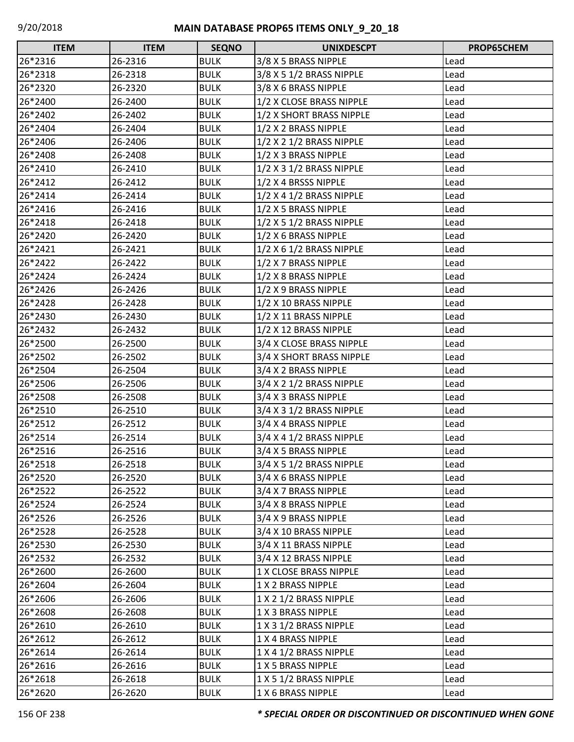| ITEM | ITEM | SEQNO | UNIXDESCPT | PROP65CHEM |
|---|---|---|---|---|
| 26*2316 | 26-2316 | BULK | 3/8 X 5 BRASS NIPPLE | Lead |
| 26*2318 | 26-2318 | BULK | 3/8 X 5 1/2 BRASS NIPPLE | Lead |
| 26*2320 | 26-2320 | BULK | 3/8 X 6 BRASS NIPPLE | Lead |
| 26*2400 | 26-2400 | BULK | 1/2 X CLOSE BRASS NIPPLE | Lead |
| 26*2402 | 26-2402 | BULK | 1/2 X SHORT BRASS NIPPLE | Lead |
| 26*2404 | 26-2404 | BULK | 1/2 X 2 BRASS NIPPLE | Lead |
| 26*2406 | 26-2406 | BULK | 1/2 X 2 1/2 BRASS NIPPLE | Lead |
| 26*2408 | 26-2408 | BULK | 1/2 X 3 BRASS NIPPLE | Lead |
| 26*2410 | 26-2410 | BULK | 1/2 X 3 1/2 BRASS NIPPLE | Lead |
| 26*2412 | 26-2412 | BULK | 1/2 X 4 BRSSS NIPPLE | Lead |
| 26*2414 | 26-2414 | BULK | 1/2 X 4 1/2 BRASS NIPPLE | Lead |
| 26*2416 | 26-2416 | BULK | 1/2 X 5 BRASS NIPPLE | Lead |
| 26*2418 | 26-2418 | BULK | 1/2 X 5 1/2 BRASS NIPPLE | Lead |
| 26*2420 | 26-2420 | BULK | 1/2 X 6 BRASS NIPPLE | Lead |
| 26*2421 | 26-2421 | BULK | 1/2 X 6 1/2 BRASS NIPPLE | Lead |
| 26*2422 | 26-2422 | BULK | 1/2 X 7 BRASS NIPPLE | Lead |
| 26*2424 | 26-2424 | BULK | 1/2 X 8 BRASS NIPPLE | Lead |
| 26*2426 | 26-2426 | BULK | 1/2 X 9 BRASS NIPPLE | Lead |
| 26*2428 | 26-2428 | BULK | 1/2 X 10 BRASS NIPPLE | Lead |
| 26*2430 | 26-2430 | BULK | 1/2 X 11 BRASS NIPPLE | Lead |
| 26*2432 | 26-2432 | BULK | 1/2 X 12 BRASS NIPPLE | Lead |
| 26*2500 | 26-2500 | BULK | 3/4 X CLOSE BRASS NIPPLE | Lead |
| 26*2502 | 26-2502 | BULK | 3/4 X SHORT BRASS NIPPLE | Lead |
| 26*2504 | 26-2504 | BULK | 3/4 X 2 BRASS NIPPLE | Lead |
| 26*2506 | 26-2506 | BULK | 3/4 X 2 1/2 BRASS NIPPLE | Lead |
| 26*2508 | 26-2508 | BULK | 3/4 X 3 BRASS NIPPLE | Lead |
| 26*2510 | 26-2510 | BULK | 3/4 X 3 1/2 BRASS NIPPLE | Lead |
| 26*2512 | 26-2512 | BULK | 3/4 X 4 BRASS NIPPLE | Lead |
| 26*2514 | 26-2514 | BULK | 3/4 X 4 1/2 BRASS NIPPLE | Lead |
| 26*2516 | 26-2516 | BULK | 3/4 X 5 BRASS NIPPLE | Lead |
| 26*2518 | 26-2518 | BULK | 3/4 X 5 1/2 BRASS NIPPLE | Lead |
| 26*2520 | 26-2520 | BULK | 3/4 X 6 BRASS NIPPLE | Lead |
| 26*2522 | 26-2522 | BULK | 3/4 X 7 BRASS NIPPLE | Lead |
| 26*2524 | 26-2524 | BULK | 3/4 X 8 BRASS NIPPLE | Lead |
| 26*2526 | 26-2526 | BULK | 3/4 X 9 BRASS NIPPLE | Lead |
| 26*2528 | 26-2528 | BULK | 3/4 X 10 BRASS NIPPLE | Lead |
| 26*2530 | 26-2530 | BULK | 3/4 X 11 BRASS NIPPLE | Lead |
| 26*2532 | 26-2532 | BULK | 3/4 X 12 BRASS NIPPLE | Lead |
| 26*2600 | 26-2600 | BULK | 1 X CLOSE BRASS NIPPLE | Lead |
| 26*2604 | 26-2604 | BULK | 1 X 2 BRASS NIPPLE | Lead |
| 26*2606 | 26-2606 | BULK | 1 X 2 1/2 BRASS NIPPLE | Lead |
| 26*2608 | 26-2608 | BULK | 1 X 3 BRASS NIPPLE | Lead |
| 26*2610 | 26-2610 | BULK | 1 X 3 1/2 BRASS NIPPLE | Lead |
| 26*2612 | 26-2612 | BULK | 1 X 4 BRASS NIPPLE | Lead |
| 26*2614 | 26-2614 | BULK | 1 X 4 1/2 BRASS NIPPLE | Lead |
| 26*2616 | 26-2616 | BULK | 1 X 5 BRASS NIPPLE | Lead |
| 26*2618 | 26-2618 | BULK | 1 X 5 1/2 BRASS NIPPLE | Lead |
| 26*2620 | 26-2620 | BULK | 1 X 6 BRASS NIPPLE | Lead |

***\* SPECIAL ORDER OR DISCONTINUED OR DISCONTINUED WHEN GONE***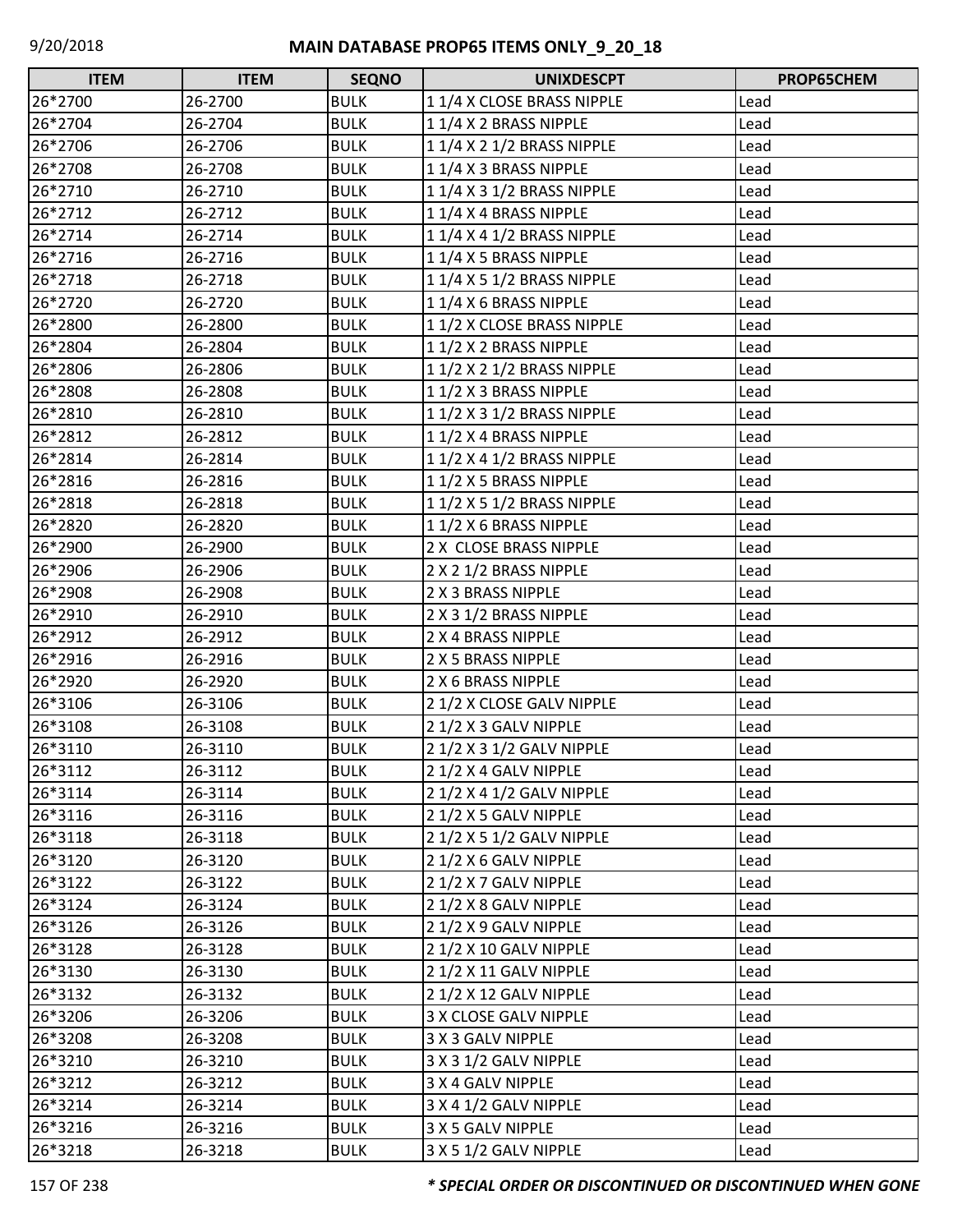# MAIN DATABASE PROP65 ITEMS ONLY_9_20_18

| ITEM | ITEM | SEQNO | UNIXDESCPT | PROP65CHEM |
|---|---|---|---|---|
| 26*2700 | 26-2700 | BULK | 1 1/4 X CLOSE BRASS NIPPLE | Lead |
| 26*2704 | 26-2704 | BULK | 1 1/4 X 2 BRASS NIPPLE | Lead |
| 26*2706 | 26-2706 | BULK | 1 1/4 X 2 1/2 BRASS NIPPLE | Lead |
| 26*2708 | 26-2708 | BULK | 1 1/4 X 3 BRASS NIPPLE | Lead |
| 26*2710 | 26-2710 | BULK | 1 1/4 X 3 1/2 BRASS NIPPLE | Lead |
| 26*2712 | 26-2712 | BULK | 1 1/4 X 4 BRASS NIPPLE | Lead |
| 26*2714 | 26-2714 | BULK | 1 1/4 X 4 1/2 BRASS NIPPLE | Lead |
| 26*2716 | 26-2716 | BULK | 1 1/4 X 5 BRASS NIPPLE | Lead |
| 26*2718 | 26-2718 | BULK | 1 1/4 X 5 1/2 BRASS NIPPLE | Lead |
| 26*2720 | 26-2720 | BULK | 1 1/4 X 6 BRASS NIPPLE | Lead |
| 26*2800 | 26-2800 | BULK | 1 1/2 X CLOSE BRASS NIPPLE | Lead |
| 26*2804 | 26-2804 | BULK | 1 1/2 X 2 BRASS NIPPLE | Lead |
| 26*2806 | 26-2806 | BULK | 1 1/2 X 2 1/2 BRASS NIPPLE | Lead |
| 26*2808 | 26-2808 | BULK | 1 1/2 X 3 BRASS NIPPLE | Lead |
| 26*2810 | 26-2810 | BULK | 1 1/2 X 3 1/2 BRASS NIPPLE | Lead |
| 26*2812 | 26-2812 | BULK | 1 1/2 X 4 BRASS NIPPLE | Lead |
| 26*2814 | 26-2814 | BULK | 1 1/2 X 4 1/2 BRASS NIPPLE | Lead |
| 26*2816 | 26-2816 | BULK | 1 1/2 X 5 BRASS NIPPLE | Lead |
| 26*2818 | 26-2818 | BULK | 1 1/2 X 5 1/2 BRASS NIPPLE | Lead |
| 26*2820 | 26-2820 | BULK | 1 1/2 X 6 BRASS NIPPLE | Lead |
| 26*2900 | 26-2900 | BULK | 2 X CLOSE BRASS NIPPLE | Lead |
| 26*2906 | 26-2906 | BULK | 2 X 2 1/2 BRASS NIPPLE | Lead |
| 26*2908 | 26-2908 | BULK | 2 X 3 BRASS NIPPLE | Lead |
| 26*2910 | 26-2910 | BULK | 2 X 3 1/2 BRASS NIPPLE | Lead |
| 26*2912 | 26-2912 | BULK | 2 X 4 BRASS NIPPLE | Lead |
| 26*2916 | 26-2916 | BULK | 2 X 5 BRASS NIPPLE | Lead |
| 26*2920 | 26-2920 | BULK | 2 X 6 BRASS NIPPLE | Lead |
| 26*3106 | 26-3106 | BULK | 2 1/2 X CLOSE GALV NIPPLE | Lead |
| 26*3108 | 26-3108 | BULK | 2 1/2 X 3 GALV NIPPLE | Lead |
| 26*3110 | 26-3110 | BULK | 2 1/2 X 3 1/2 GALV NIPPLE | Lead |
| 26*3112 | 26-3112 | BULK | 2 1/2 X 4 GALV NIPPLE | Lead |
| 26*3114 | 26-3114 | BULK | 2 1/2 X 4 1/2 GALV NIPPLE | Lead |
| 26*3116 | 26-3116 | BULK | 2 1/2 X 5 GALV NIPPLE | Lead |
| 26*3118 | 26-3118 | BULK | 2 1/2 X 5 1/2 GALV NIPPLE | Lead |
| 26*3120 | 26-3120 | BULK | 2 1/2 X 6 GALV NIPPLE | Lead |
| 26*3122 | 26-3122 | BULK | 2 1/2 X 7 GALV NIPPLE | Lead |
| 26*3124 | 26-3124 | BULK | 2 1/2 X 8 GALV NIPPLE | Lead |
| 26*3126 | 26-3126 | BULK | 2 1/2 X 9 GALV NIPPLE | Lead |
| 26*3128 | 26-3128 | BULK | 2 1/2 X 10 GALV NIPPLE | Lead |
| 26*3130 | 26-3130 | BULK | 2 1/2 X 11 GALV NIPPLE | Lead |
| 26*3132 | 26-3132 | BULK | 2 1/2 X 12 GALV NIPPLE | Lead |
| 26*3206 | 26-3206 | BULK | 3 X CLOSE GALV NIPPLE | Lead |
| 26*3208 | 26-3208 | BULK | 3 X 3 GALV NIPPLE | Lead |
| 26*3210 | 26-3210 | BULK | 3 X 3 1/2 GALV NIPPLE | Lead |
| 26*3212 | 26-3212 | BULK | 3 X 4 GALV NIPPLE | Lead |
| 26*3214 | 26-3214 | BULK | 3 X 4 1/2 GALV NIPPLE | Lead |
| 26*3216 | 26-3216 | BULK | 3 X 5 GALV NIPPLE | Lead |
| 26*3218 | 26-3218 | BULK | 3 X 5 1/2 GALV NIPPLE | Lead |

*** SPECIAL ORDER OR DISCONTINUED OR DISCONTINUED WHEN GONE**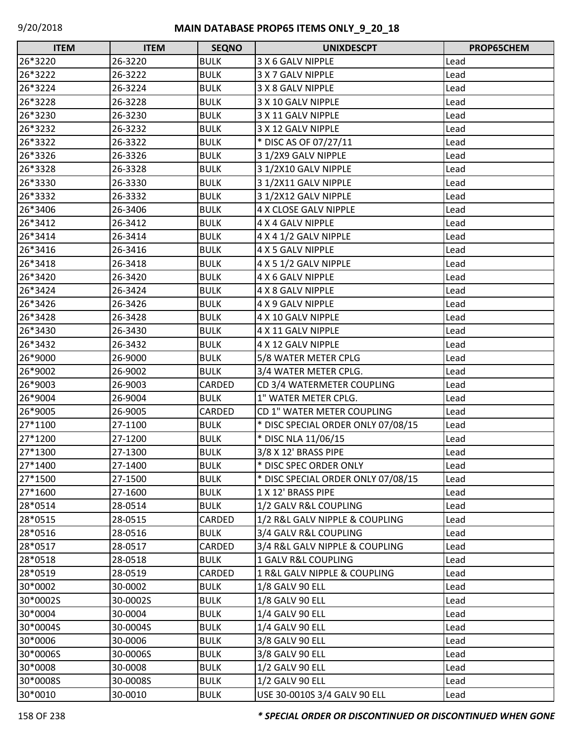| ITEM | ITEM | SEQNO | UNIXDESCPT | PROP65CHEM |
|---|---|---|---|---|
| 26*3220 | 26-3220 | BULK | 3 X 6 GALV NIPPLE | Lead |
| 26*3222 | 26-3222 | BULK | 3 X 7 GALV NIPPLE | Lead |
| 26*3224 | 26-3224 | BULK | 3 X 8 GALV NIPPLE | Lead |
| 26*3228 | 26-3228 | BULK | 3 X 10 GALV NIPPLE | Lead |
| 26*3230 | 26-3230 | BULK | 3 X 11 GALV NIPPLE | Lead |
| 26*3232 | 26-3232 | BULK | 3 X 12 GALV NIPPLE | Lead |
| 26*3322 | 26-3322 | BULK | * DISC AS OF 07/27/11 | Lead |
| 26*3326 | 26-3326 | BULK | 3 1/2X9 GALV NIPPLE | Lead |
| 26*3328 | 26-3328 | BULK | 3 1/2X10 GALV NIPPLE | Lead |
| 26*3330 | 26-3330 | BULK | 3 1/2X11 GALV NIPPLE | Lead |
| 26*3332 | 26-3332 | BULK | 3 1/2X12 GALV NIPPLE | Lead |
| 26*3406 | 26-3406 | BULK | 4 X CLOSE GALV NIPPLE | Lead |
| 26*3412 | 26-3412 | BULK | 4 X 4 GALV NIPPLE | Lead |
| 26*3414 | 26-3414 | BULK | 4 X 4 1/2 GALV NIPPLE | Lead |
| 26*3416 | 26-3416 | BULK | 4 X 5 GALV NIPPLE | Lead |
| 26*3418 | 26-3418 | BULK | 4 X 5 1/2 GALV NIPPLE | Lead |
| 26*3420 | 26-3420 | BULK | 4 X 6 GALV NIPPLE | Lead |
| 26*3424 | 26-3424 | BULK | 4 X 8 GALV NIPPLE | Lead |
| 26*3426 | 26-3426 | BULK | 4 X 9 GALV NIPPLE | Lead |
| 26*3428 | 26-3428 | BULK | 4 X 10 GALV NIPPLE | Lead |
| 26*3430 | 26-3430 | BULK | 4 X 11 GALV NIPPLE | Lead |
| 26*3432 | 26-3432 | BULK | 4 X 12 GALV NIPPLE | Lead |
| 26*9000 | 26-9000 | BULK | 5/8 WATER METER CPLG | Lead |
| 26*9002 | 26-9002 | BULK | 3/4 WATER METER CPLG. | Lead |
| 26*9003 | 26-9003 | CARDED | CD 3/4 WATERMETER COUPLING | Lead |
| 26*9004 | 26-9004 | BULK | 1" WATER METER CPLG. | Lead |
| 26*9005 | 26-9005 | CARDED | CD 1" WATER METER COUPLING | Lead |
| 27*1100 | 27-1100 | BULK | * DISC SPECIAL ORDER ONLY 07/08/15 | Lead |
| 27*1200 | 27-1200 | BULK | * DISC NLA 11/06/15 | Lead |
| 27*1300 | 27-1300 | BULK | 3/8 X 12' BRASS PIPE | Lead |
| 27*1400 | 27-1400 | BULK | * DISC SPEC ORDER ONLY | Lead |
| 27*1500 | 27-1500 | BULK | * DISC SPECIAL ORDER ONLY 07/08/15 | Lead |
| 27*1600 | 27-1600 | BULK | 1 X 12' BRASS PIPE | Lead |
| 28*0514 | 28-0514 | BULK | 1/2 GALV R&L COUPLING | Lead |
| 28*0515 | 28-0515 | CARDED | 1/2 R&L GALV NIPPLE & COUPLING | Lead |
| 28*0516 | 28-0516 | BULK | 3/4 GALV R&L COUPLING | Lead |
| 28*0517 | 28-0517 | CARDED | 3/4 R&L GALV NIPPLE & COUPLING | Lead |
| 28*0518 | 28-0518 | BULK | 1 GALV R&L COUPLING | Lead |
| 28*0519 | 28-0519 | CARDED | 1 R&L GALV NIPPLE & COUPLING | Lead |
| 30*0002 | 30-0002 | BULK | 1/8 GALV 90 ELL | Lead |
| 30*0002S | 30-0002S | BULK | 1/8 GALV 90 ELL | Lead |
| 30*0004 | 30-0004 | BULK | 1/4 GALV 90 ELL | Lead |
| 30*0004S | 30-0004S | BULK | 1/4 GALV 90 ELL | Lead |
| 30*0006 | 30-0006 | BULK | 3/8 GALV 90 ELL | Lead |
| 30*0006S | 30-0006S | BULK | 3/8 GALV 90 ELL | Lead |
| 30*0008 | 30-0008 | BULK | 1/2 GALV 90 ELL | Lead |
| 30*0008S | 30-0008S | BULK | 1/2 GALV 90 ELL | Lead |
| 30*0010 | 30-0010 | BULK | USE 30-0010S 3/4 GALV 90 ELL | Lead |

***\* SPECIAL ORDER OR DISCONTINUED OR DISCONTINUED WHEN GONE***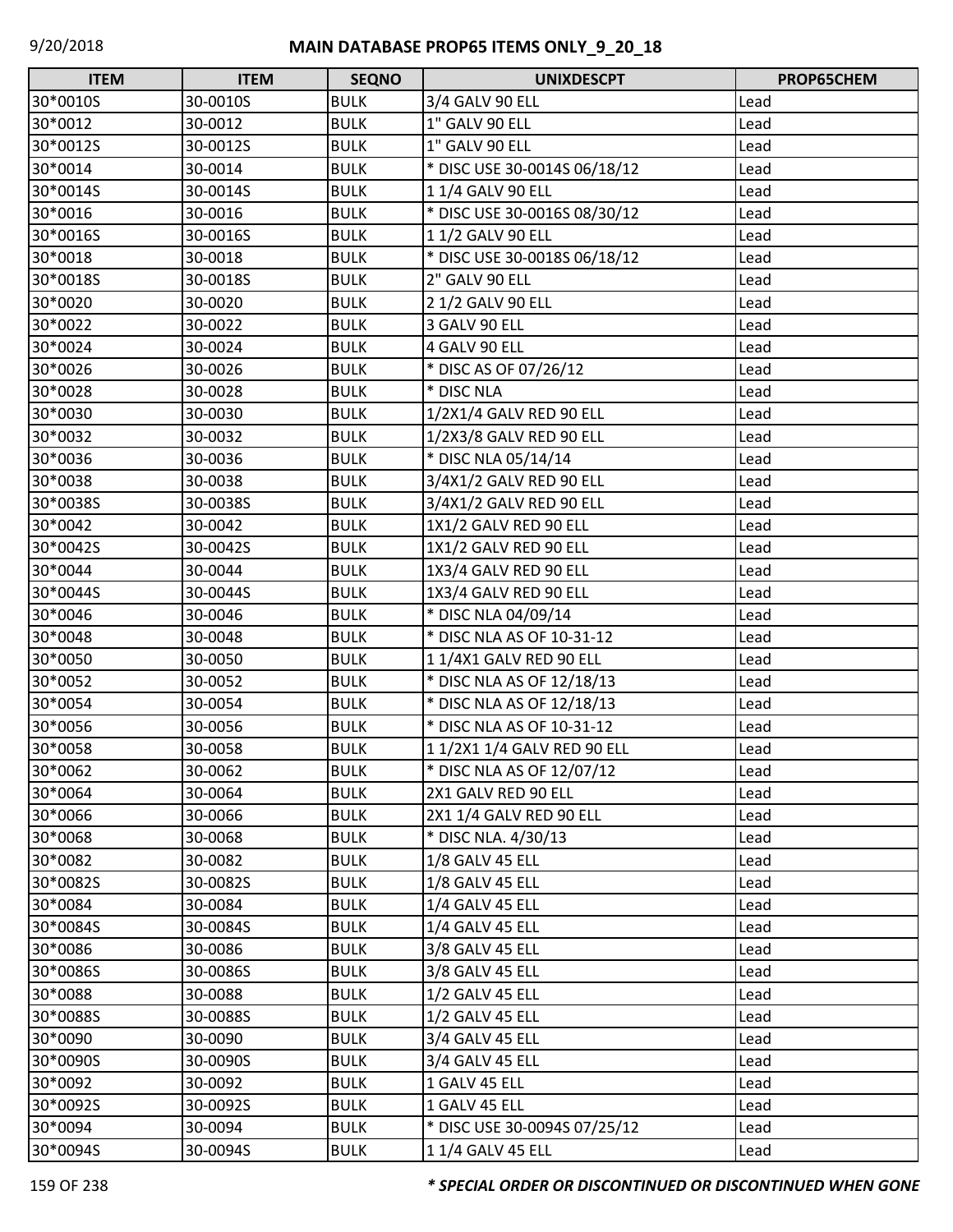# MAIN DATABASE PROP65 ITEMS ONLY_9_20_18

| ITEM | ITEM | SEQNO | UNIXDESCPT | PROP65CHEM |
|---|---|---|---|---|
| 30*0010S | 30-0010S | BULK | 3/4 GALV 90 ELL | Lead |
| 30*0012 | 30-0012 | BULK | 1" GALV 90 ELL | Lead |
| 30*0012S | 30-0012S | BULK | 1" GALV 90 ELL | Lead |
| 30*0014 | 30-0014 | BULK | * DISC USE 30-0014S 06/18/12 | Lead |
| 30*0014S | 30-0014S | BULK | 1 1/4 GALV 90 ELL | Lead |
| 30*0016 | 30-0016 | BULK | * DISC USE 30-0016S 08/30/12 | Lead |
| 30*0016S | 30-0016S | BULK | 1 1/2 GALV 90 ELL | Lead |
| 30*0018 | 30-0018 | BULK | * DISC USE 30-0018S 06/18/12 | Lead |
| 30*0018S | 30-0018S | BULK | 2" GALV 90 ELL | Lead |
| 30*0020 | 30-0020 | BULK | 2 1/2 GALV 90 ELL | Lead |
| 30*0022 | 30-0022 | BULK | 3 GALV 90 ELL | Lead |
| 30*0024 | 30-0024 | BULK | 4 GALV 90 ELL | Lead |
| 30*0026 | 30-0026 | BULK | * DISC AS OF 07/26/12 | Lead |
| 30*0028 | 30-0028 | BULK | * DISC NLA | Lead |
| 30*0030 | 30-0030 | BULK | 1/2X1/4 GALV RED 90 ELL | Lead |
| 30*0032 | 30-0032 | BULK | 1/2X3/8 GALV RED 90 ELL | Lead |
| 30*0036 | 30-0036 | BULK | * DISC NLA 05/14/14 | Lead |
| 30*0038 | 30-0038 | BULK | 3/4X1/2 GALV RED 90 ELL | Lead |
| 30*0038S | 30-0038S | BULK | 3/4X1/2 GALV RED 90 ELL | Lead |
| 30*0042 | 30-0042 | BULK | 1X1/2 GALV RED 90 ELL | Lead |
| 30*0042S | 30-0042S | BULK | 1X1/2 GALV RED 90 ELL | Lead |
| 30*0044 | 30-0044 | BULK | 1X3/4 GALV RED 90 ELL | Lead |
| 30*0044S | 30-0044S | BULK | 1X3/4 GALV RED 90 ELL | Lead |
| 30*0046 | 30-0046 | BULK | * DISC NLA 04/09/14 | Lead |
| 30*0048 | 30-0048 | BULK | * DISC NLA AS OF 10-31-12 | Lead |
| 30*0050 | 30-0050 | BULK | 1 1/4X1 GALV RED 90 ELL | Lead |
| 30*0052 | 30-0052 | BULK | * DISC NLA AS OF 12/18/13 | Lead |
| 30*0054 | 30-0054 | BULK | * DISC NLA AS OF 12/18/13 | Lead |
| 30*0056 | 30-0056 | BULK | * DISC NLA AS OF 10-31-12 | Lead |
| 30*0058 | 30-0058 | BULK | 1 1/2X1 1/4 GALV RED 90 ELL | Lead |
| 30*0062 | 30-0062 | BULK | * DISC NLA AS OF 12/07/12 | Lead |
| 30*0064 | 30-0064 | BULK | 2X1 GALV RED 90 ELL | Lead |
| 30*0066 | 30-0066 | BULK | 2X1 1/4 GALV RED 90 ELL | Lead |
| 30*0068 | 30-0068 | BULK | * DISC NLA. 4/30/13 | Lead |
| 30*0082 | 30-0082 | BULK | 1/8 GALV 45 ELL | Lead |
| 30*0082S | 30-0082S | BULK | 1/8 GALV 45 ELL | Lead |
| 30*0084 | 30-0084 | BULK | 1/4 GALV 45 ELL | Lead |
| 30*0084S | 30-0084S | BULK | 1/4 GALV 45 ELL | Lead |
| 30*0086 | 30-0086 | BULK | 3/8 GALV 45 ELL | Lead |
| 30*0086S | 30-0086S | BULK | 3/8 GALV 45 ELL | Lead |
| 30*0088 | 30-0088 | BULK | 1/2 GALV 45 ELL | Lead |
| 30*0088S | 30-0088S | BULK | 1/2 GALV 45 ELL | Lead |
| 30*0090 | 30-0090 | BULK | 3/4 GALV 45 ELL | Lead |
| 30*0090S | 30-0090S | BULK | 3/4 GALV 45 ELL | Lead |
| 30*0092 | 30-0092 | BULK | 1 GALV 45 ELL | Lead |
| 30*0092S | 30-0092S | BULK | 1 GALV 45 ELL | Lead |
| 30*0094 | 30-0094 | BULK | * DISC USE 30-0094S 07/25/12 | Lead |
| 30*0094S | 30-0094S | BULK | 1 1/4 GALV 45 ELL | Lead |

*** SPECIAL ORDER OR DISCONTINUED OR DISCONTINUED WHEN GONE**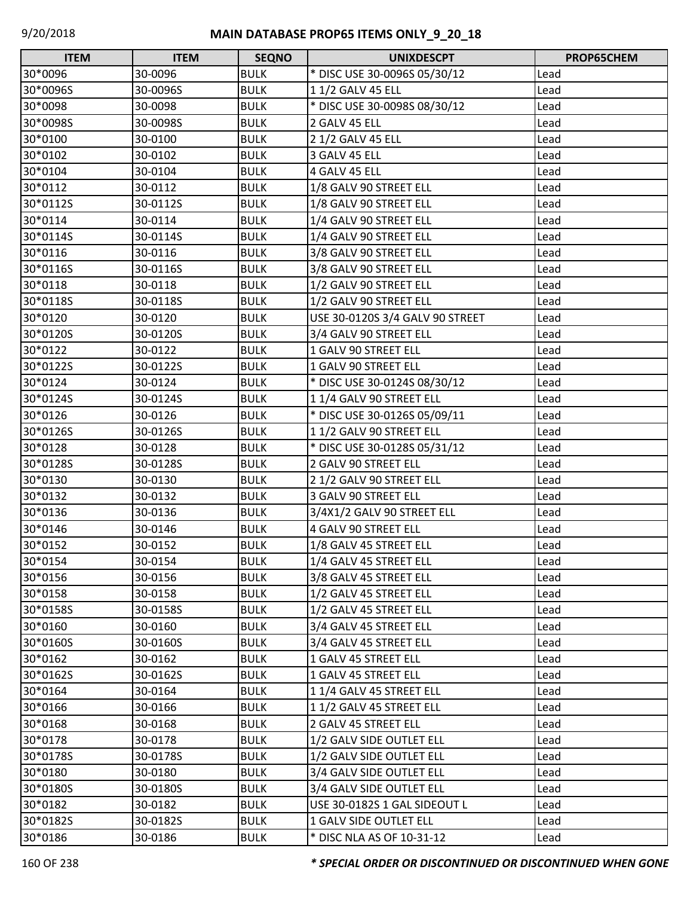## MAIN DATABASE PROP65 ITEMS ONLY_9_20_18

| ITEM | ITEM | SEQNO | UNIXDESCPT | PROP65CHEM |
|---|---|---|---|---|
| 30*0096 | 30-0096 | BULK | * DISC USE 30-0096S 05/30/12 | Lead |
| 30*0096S | 30-0096S | BULK | 1 1/2 GALV 45 ELL | Lead |
| 30*0098 | 30-0098 | BULK | * DISC USE 30-0098S 08/30/12 | Lead |
| 30*0098S | 30-0098S | BULK | 2 GALV 45 ELL | Lead |
| 30*0100 | 30-0100 | BULK | 2 1/2 GALV 45 ELL | Lead |
| 30*0102 | 30-0102 | BULK | 3 GALV 45 ELL | Lead |
| 30*0104 | 30-0104 | BULK | 4 GALV 45 ELL | Lead |
| 30*0112 | 30-0112 | BULK | 1/8 GALV 90 STREET ELL | Lead |
| 30*0112S | 30-0112S | BULK | 1/8 GALV 90 STREET ELL | Lead |
| 30*0114 | 30-0114 | BULK | 1/4 GALV 90 STREET ELL | Lead |
| 30*0114S | 30-0114S | BULK | 1/4 GALV 90 STREET ELL | Lead |
| 30*0116 | 30-0116 | BULK | 3/8 GALV 90 STREET ELL | Lead |
| 30*0116S | 30-0116S | BULK | 3/8 GALV 90 STREET ELL | Lead |
| 30*0118 | 30-0118 | BULK | 1/2 GALV 90 STREET ELL | Lead |
| 30*0118S | 30-0118S | BULK | 1/2 GALV 90 STREET ELL | Lead |
| 30*0120 | 30-0120 | BULK | USE 30-0120S 3/4 GALV 90 STREET | Lead |
| 30*0120S | 30-0120S | BULK | 3/4 GALV 90 STREET ELL | Lead |
| 30*0122 | 30-0122 | BULK | 1 GALV 90 STREET ELL | Lead |
| 30*0122S | 30-0122S | BULK | 1 GALV 90 STREET ELL | Lead |
| 30*0124 | 30-0124 | BULK | * DISC USE 30-0124S 08/30/12 | Lead |
| 30*0124S | 30-0124S | BULK | 1 1/4 GALV 90 STREET ELL | Lead |
| 30*0126 | 30-0126 | BULK | * DISC USE 30-0126S 05/09/11 | Lead |
| 30*0126S | 30-0126S | BULK | 1 1/2 GALV 90 STREET ELL | Lead |
| 30*0128 | 30-0128 | BULK | * DISC USE 30-0128S 05/31/12 | Lead |
| 30*0128S | 30-0128S | BULK | 2 GALV 90 STREET ELL | Lead |
| 30*0130 | 30-0130 | BULK | 2 1/2 GALV 90 STREET ELL | Lead |
| 30*0132 | 30-0132 | BULK | 3 GALV 90 STREET ELL | Lead |
| 30*0136 | 30-0136 | BULK | 3/4X1/2 GALV 90 STREET ELL | Lead |
| 30*0146 | 30-0146 | BULK | 4 GALV 90 STREET ELL | Lead |
| 30*0152 | 30-0152 | BULK | 1/8 GALV 45 STREET ELL | Lead |
| 30*0154 | 30-0154 | BULK | 1/4 GALV 45 STREET ELL | Lead |
| 30*0156 | 30-0156 | BULK | 3/8 GALV 45 STREET ELL | Lead |
| 30*0158 | 30-0158 | BULK | 1/2 GALV 45 STREET ELL | Lead |
| 30*0158S | 30-0158S | BULK | 1/2 GALV 45 STREET ELL | Lead |
| 30*0160 | 30-0160 | BULK | 3/4 GALV 45 STREET ELL | Lead |
| 30*0160S | 30-0160S | BULK | 3/4 GALV 45 STREET ELL | Lead |
| 30*0162 | 30-0162 | BULK | 1 GALV 45 STREET ELL | Lead |
| 30*0162S | 30-0162S | BULK | 1 GALV 45 STREET ELL | Lead |
| 30*0164 | 30-0164 | BULK | 1 1/4 GALV 45 STREET ELL | Lead |
| 30*0166 | 30-0166 | BULK | 1 1/2 GALV 45 STREET ELL | Lead |
| 30*0168 | 30-0168 | BULK | 2 GALV 45 STREET ELL | Lead |
| 30*0178 | 30-0178 | BULK | 1/2 GALV SIDE OUTLET ELL | Lead |
| 30*0178S | 30-0178S | BULK | 1/2 GALV SIDE OUTLET ELL | Lead |
| 30*0180 | 30-0180 | BULK | 3/4 GALV SIDE OUTLET ELL | Lead |
| 30*0180S | 30-0180S | BULK | 3/4 GALV SIDE OUTLET ELL | Lead |
| 30*0182 | 30-0182 | BULK | USE 30-0182S 1 GAL SIDEOUT L | Lead |
| 30*0182S | 30-0182S | BULK | 1 GALV SIDE OUTLET ELL | Lead |
| 30*0186 | 30-0186 | BULK | * DISC NLA AS OF 10-31-12 | Lead |

*** SPECIAL ORDER OR DISCONTINUED OR DISCONTINUED WHEN GONE**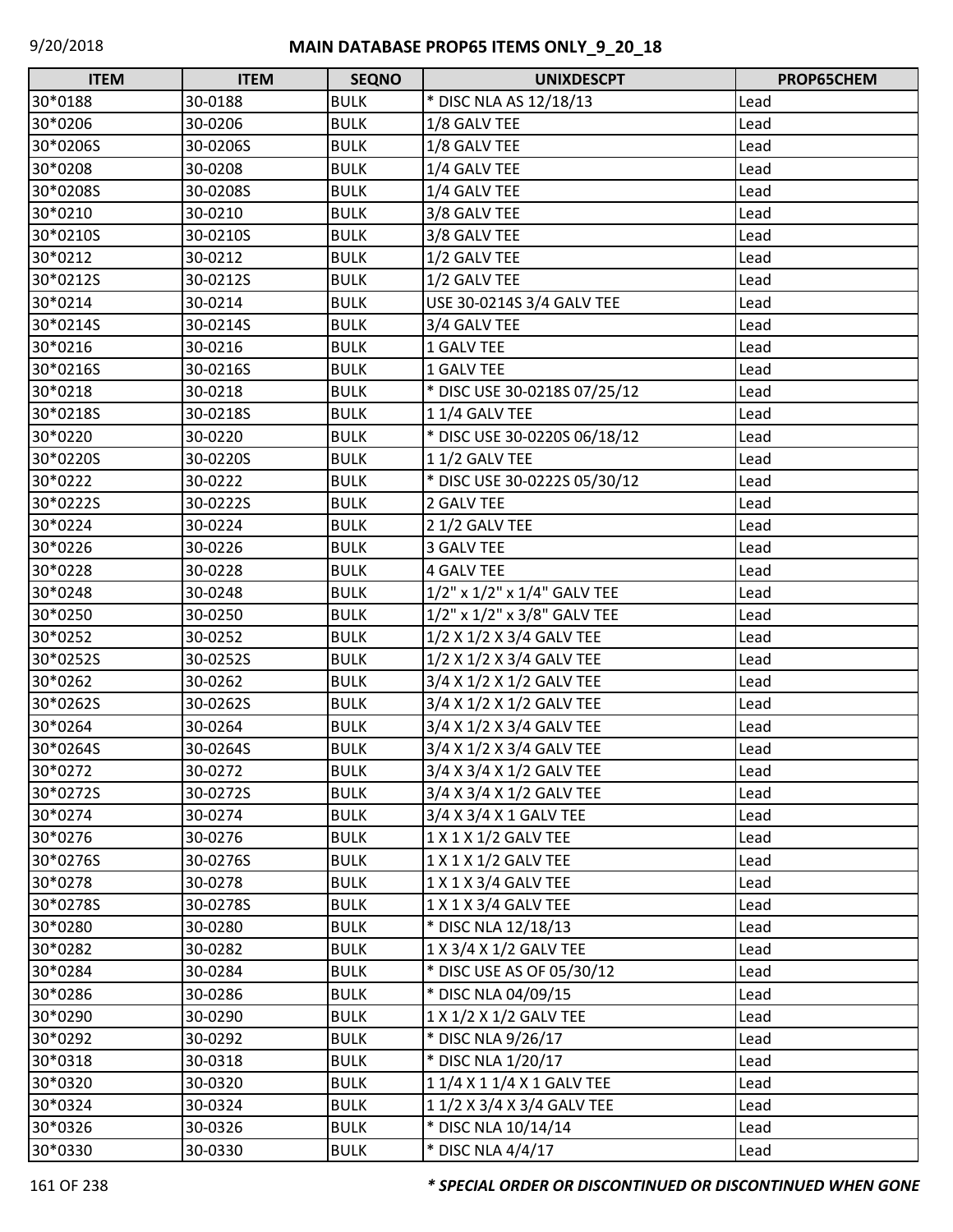# MAIN DATABASE PROP65 ITEMS ONLY_9_20_18

| ITEM | ITEM | SEQNO | UNIXDESCPT | PROP65CHEM |
|---|---|---|---|---|
| 30*0188 | 30-0188 | BULK | * DISC NLA AS 12/18/13 | Lead |
| 30*0206 | 30-0206 | BULK | 1/8 GALV TEE | Lead |
| 30*0206S | 30-0206S | BULK | 1/8 GALV TEE | Lead |
| 30*0208 | 30-0208 | BULK | 1/4 GALV TEE | Lead |
| 30*0208S | 30-0208S | BULK | 1/4 GALV TEE | Lead |
| 30*0210 | 30-0210 | BULK | 3/8 GALV TEE | Lead |
| 30*0210S | 30-0210S | BULK | 3/8 GALV TEE | Lead |
| 30*0212 | 30-0212 | BULK | 1/2 GALV TEE | Lead |
| 30*0212S | 30-0212S | BULK | 1/2 GALV TEE | Lead |
| 30*0214 | 30-0214 | BULK | USE 30-0214S 3/4 GALV TEE | Lead |
| 30*0214S | 30-0214S | BULK | 3/4 GALV TEE | Lead |
| 30*0216 | 30-0216 | BULK | 1 GALV TEE | Lead |
| 30*0216S | 30-0216S | BULK | 1 GALV TEE | Lead |
| 30*0218 | 30-0218 | BULK | * DISC USE 30-0218S 07/25/12 | Lead |
| 30*0218S | 30-0218S | BULK | 1 1/4 GALV TEE | Lead |
| 30*0220 | 30-0220 | BULK | * DISC USE 30-0220S 06/18/12 | Lead |
| 30*0220S | 30-0220S | BULK | 1 1/2 GALV TEE | Lead |
| 30*0222 | 30-0222 | BULK | * DISC USE 30-0222S 05/30/12 | Lead |
| 30*0222S | 30-0222S | BULK | 2 GALV TEE | Lead |
| 30*0224 | 30-0224 | BULK | 2 1/2 GALV TEE | Lead |
| 30*0226 | 30-0226 | BULK | 3 GALV TEE | Lead |
| 30*0228 | 30-0228 | BULK | 4 GALV TEE | Lead |
| 30*0248 | 30-0248 | BULK | 1/2" x 1/2" x 1/4" GALV TEE | Lead |
| 30*0250 | 30-0250 | BULK | 1/2" x 1/2" x 3/8" GALV TEE | Lead |
| 30*0252 | 30-0252 | BULK | 1/2 X 1/2 X 3/4 GALV TEE | Lead |
| 30*0252S | 30-0252S | BULK | 1/2 X 1/2 X 3/4 GALV TEE | Lead |
| 30*0262 | 30-0262 | BULK | 3/4 X 1/2 X 1/2 GALV TEE | Lead |
| 30*0262S | 30-0262S | BULK | 3/4 X 1/2 X 1/2 GALV TEE | Lead |
| 30*0264 | 30-0264 | BULK | 3/4 X 1/2 X 3/4 GALV TEE | Lead |
| 30*0264S | 30-0264S | BULK | 3/4 X 1/2 X 3/4 GALV TEE | Lead |
| 30*0272 | 30-0272 | BULK | 3/4 X 3/4 X 1/2 GALV TEE | Lead |
| 30*0272S | 30-0272S | BULK | 3/4 X 3/4 X 1/2 GALV TEE | Lead |
| 30*0274 | 30-0274 | BULK | 3/4 X 3/4 X 1 GALV TEE | Lead |
| 30*0276 | 30-0276 | BULK | 1 X 1 X 1/2 GALV TEE | Lead |
| 30*0276S | 30-0276S | BULK | 1 X 1 X 1/2 GALV TEE | Lead |
| 30*0278 | 30-0278 | BULK | 1 X 1 X 3/4 GALV TEE | Lead |
| 30*0278S | 30-0278S | BULK | 1 X 1 X 3/4 GALV TEE | Lead |
| 30*0280 | 30-0280 | BULK | * DISC NLA 12/18/13 | Lead |
| 30*0282 | 30-0282 | BULK | 1 X 3/4 X 1/2 GALV TEE | Lead |
| 30*0284 | 30-0284 | BULK | * DISC USE AS OF 05/30/12 | Lead |
| 30*0286 | 30-0286 | BULK | * DISC NLA 04/09/15 | Lead |
| 30*0290 | 30-0290 | BULK | 1 X 1/2 X 1/2 GALV TEE | Lead |
| 30*0292 | 30-0292 | BULK | * DISC NLA 9/26/17 | Lead |
| 30*0318 | 30-0318 | BULK | * DISC NLA 1/20/17 | Lead |
| 30*0320 | 30-0320 | BULK | 1 1/4 X 1 1/4 X 1 GALV TEE | Lead |
| 30*0324 | 30-0324 | BULK | 1 1/2 X 3/4 X 3/4 GALV TEE | Lead |
| 30*0326 | 30-0326 | BULK | * DISC NLA 10/14/14 | Lead |
| 30*0330 | 30-0330 | BULK | * DISC NLA 4/4/17 | Lead |

***\* SPECIAL ORDER OR DISCONTINUED OR DISCONTINUED WHEN GONE***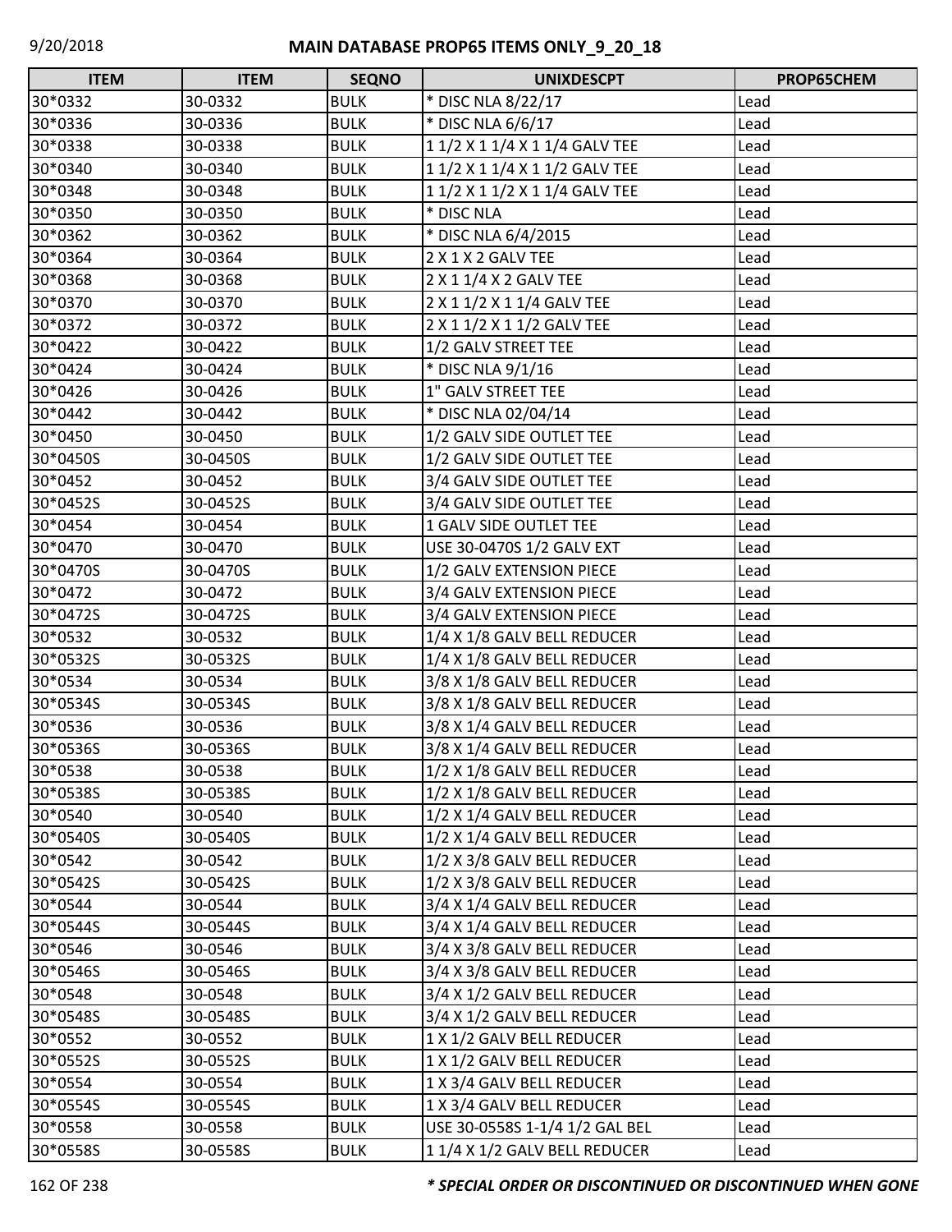| ITEM | ITEM | SEQNO | UNIXDESCPT | PROP65CHEM |
|---|---|---|---|---|
| 30*0332 | 30-0332 | BULK | * DISC NLA 8/22/17 | Lead |
| 30*0336 | 30-0336 | BULK | * DISC NLA 6/6/17 | Lead |
| 30*0338 | 30-0338 | BULK | 1 1/2 X 1 1/4 X 1 1/4 GALV TEE | Lead |
| 30*0340 | 30-0340 | BULK | 1 1/2 X 1 1/4 X 1 1/2 GALV TEE | Lead |
| 30*0348 | 30-0348 | BULK | 1 1/2 X 1 1/2 X 1 1/4 GALV TEE | Lead |
| 30*0350 | 30-0350 | BULK | * DISC NLA | Lead |
| 30*0362 | 30-0362 | BULK | * DISC NLA 6/4/2015 | Lead |
| 30*0364 | 30-0364 | BULK | 2 X 1 X 2 GALV TEE | Lead |
| 30*0368 | 30-0368 | BULK | 2 X 1 1/4 X 2 GALV TEE | Lead |
| 30*0370 | 30-0370 | BULK | 2 X 1 1/2 X 1 1/4 GALV TEE | Lead |
| 30*0372 | 30-0372 | BULK | 2 X 1 1/2 X 1 1/2 GALV TEE | Lead |
| 30*0422 | 30-0422 | BULK | 1/2 GALV STREET TEE | Lead |
| 30*0424 | 30-0424 | BULK | * DISC NLA 9/1/16 | Lead |
| 30*0426 | 30-0426 | BULK | 1" GALV STREET TEE | Lead |
| 30*0442 | 30-0442 | BULK | * DISC NLA 02/04/14 | Lead |
| 30*0450 | 30-0450 | BULK | 1/2 GALV SIDE OUTLET TEE | Lead |
| 30*0450S | 30-0450S | BULK | 1/2 GALV SIDE OUTLET TEE | Lead |
| 30*0452 | 30-0452 | BULK | 3/4 GALV SIDE OUTLET TEE | Lead |
| 30*0452S | 30-0452S | BULK | 3/4 GALV SIDE OUTLET TEE | Lead |
| 30*0454 | 30-0454 | BULK | 1 GALV SIDE OUTLET TEE | Lead |
| 30*0470 | 30-0470 | BULK | USE 30-0470S 1/2 GALV EXT | Lead |
| 30*0470S | 30-0470S | BULK | 1/2 GALV EXTENSION PIECE | Lead |
| 30*0472 | 30-0472 | BULK | 3/4 GALV EXTENSION PIECE | Lead |
| 30*0472S | 30-0472S | BULK | 3/4 GALV EXTENSION PIECE | Lead |
| 30*0532 | 30-0532 | BULK | 1/4 X 1/8 GALV BELL REDUCER | Lead |
| 30*0532S | 30-0532S | BULK | 1/4 X 1/8 GALV BELL REDUCER | Lead |
| 30*0534 | 30-0534 | BULK | 3/8 X 1/8 GALV BELL REDUCER | Lead |
| 30*0534S | 30-0534S | BULK | 3/8 X 1/8 GALV BELL REDUCER | Lead |
| 30*0536 | 30-0536 | BULK | 3/8 X 1/4 GALV BELL REDUCER | Lead |
| 30*0536S | 30-0536S | BULK | 3/8 X 1/4 GALV BELL REDUCER | Lead |
| 30*0538 | 30-0538 | BULK | 1/2 X 1/8 GALV BELL REDUCER | Lead |
| 30*0538S | 30-0538S | BULK | 1/2 X 1/8 GALV BELL REDUCER | Lead |
| 30*0540 | 30-0540 | BULK | 1/2 X 1/4 GALV BELL REDUCER | Lead |
| 30*0540S | 30-0540S | BULK | 1/2 X 1/4 GALV BELL REDUCER | Lead |
| 30*0542 | 30-0542 | BULK | 1/2 X 3/8 GALV BELL REDUCER | Lead |
| 30*0542S | 30-0542S | BULK | 1/2 X 3/8 GALV BELL REDUCER | Lead |
| 30*0544 | 30-0544 | BULK | 3/4 X 1/4 GALV BELL REDUCER | Lead |
| 30*0544S | 30-0544S | BULK | 3/4 X 1/4 GALV BELL REDUCER | Lead |
| 30*0546 | 30-0546 | BULK | 3/4 X 3/8 GALV BELL REDUCER | Lead |
| 30*0546S | 30-0546S | BULK | 3/4 X 3/8 GALV BELL REDUCER | Lead |
| 30*0548 | 30-0548 | BULK | 3/4 X 1/2 GALV BELL REDUCER | Lead |
| 30*0548S | 30-0548S | BULK | 3/4 X 1/2 GALV BELL REDUCER | Lead |
| 30*0552 | 30-0552 | BULK | 1 X 1/2 GALV BELL REDUCER | Lead |
| 30*0552S | 30-0552S | BULK | 1 X 1/2 GALV BELL REDUCER | Lead |
| 30*0554 | 30-0554 | BULK | 1 X 3/4 GALV BELL REDUCER | Lead |
| 30*0554S | 30-0554S | BULK | 1 X 3/4 GALV BELL REDUCER | Lead |
| 30*0558 | 30-0558 | BULK | USE 30-0558S 1-1/4 1/2 GAL BEL | Lead |
| 30*0558S | 30-0558S | BULK | 1 1/4 X 1/2 GALV BELL REDUCER | Lead |

***\* SPECIAL ORDER OR DISCONTINUED OR DISCONTINUED WHEN GONE***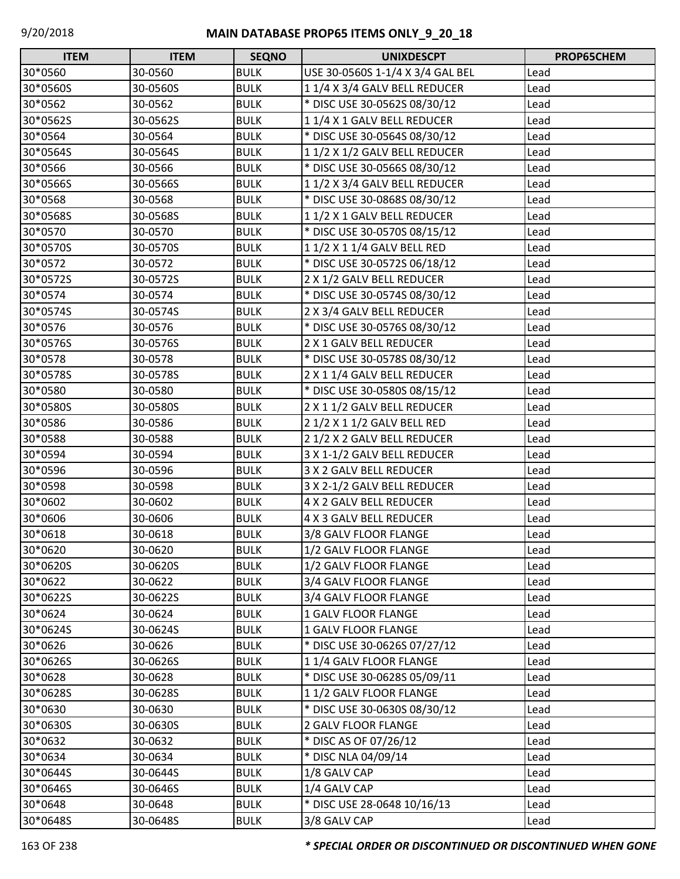| ITEM | ITEM | SEQNO | UNIXDESCPT | PROP65CHEM |
|---|---|---|---|---|
| 30*0560 | 30-0560 | BULK | USE 30-0560S 1-1/4 X 3/4 GAL BEL | Lead |
| 30*0560S | 30-0560S | BULK | 1 1/4 X 3/4 GALV BELL REDUCER | Lead |
| 30*0562 | 30-0562 | BULK | * DISC USE 30-0562S 08/30/12 | Lead |
| 30*0562S | 30-0562S | BULK | 1 1/4 X 1 GALV BELL REDUCER | Lead |
| 30*0564 | 30-0564 | BULK | * DISC USE 30-0564S 08/30/12 | Lead |
| 30*0564S | 30-0564S | BULK | 1 1/2 X 1/2 GALV BELL REDUCER | Lead |
| 30*0566 | 30-0566 | BULK | * DISC USE 30-0566S 08/30/12 | Lead |
| 30*0566S | 30-0566S | BULK | 1 1/2 X 3/4 GALV BELL REDUCER | Lead |
| 30*0568 | 30-0568 | BULK | * DISC USE 30-0868S 08/30/12 | Lead |
| 30*0568S | 30-0568S | BULK | 1 1/2 X 1 GALV BELL REDUCER | Lead |
| 30*0570 | 30-0570 | BULK | * DISC USE 30-0570S 08/15/12 | Lead |
| 30*0570S | 30-0570S | BULK | 1 1/2 X 1 1/4 GALV BELL RED | Lead |
| 30*0572 | 30-0572 | BULK | * DISC USE 30-0572S 06/18/12 | Lead |
| 30*0572S | 30-0572S | BULK | 2 X 1/2 GALV BELL REDUCER | Lead |
| 30*0574 | 30-0574 | BULK | * DISC USE 30-0574S 08/30/12 | Lead |
| 30*0574S | 30-0574S | BULK | 2 X 3/4 GALV BELL REDUCER | Lead |
| 30*0576 | 30-0576 | BULK | * DISC USE 30-0576S 08/30/12 | Lead |
| 30*0576S | 30-0576S | BULK | 2 X 1 GALV BELL REDUCER | Lead |
| 30*0578 | 30-0578 | BULK | * DISC USE 30-0578S 08/30/12 | Lead |
| 30*0578S | 30-0578S | BULK | 2 X 1 1/4 GALV BELL REDUCER | Lead |
| 30*0580 | 30-0580 | BULK | * DISC USE 30-0580S 08/15/12 | Lead |
| 30*0580S | 30-0580S | BULK | 2 X 1 1/2 GALV BELL REDUCER | Lead |
| 30*0586 | 30-0586 | BULK | 2 1/2 X 1 1/2 GALV BELL RED | Lead |
| 30*0588 | 30-0588 | BULK | 2 1/2 X 2 GALV BELL REDUCER | Lead |
| 30*0594 | 30-0594 | BULK | 3 X 1-1/2 GALV BELL REDUCER | Lead |
| 30*0596 | 30-0596 | BULK | 3 X 2 GALV BELL REDUCER | Lead |
| 30*0598 | 30-0598 | BULK | 3 X 2-1/2 GALV BELL REDUCER | Lead |
| 30*0602 | 30-0602 | BULK | 4 X 2 GALV BELL REDUCER | Lead |
| 30*0606 | 30-0606 | BULK | 4 X 3 GALV BELL REDUCER | Lead |
| 30*0618 | 30-0618 | BULK | 3/8 GALV FLOOR FLANGE | Lead |
| 30*0620 | 30-0620 | BULK | 1/2 GALV FLOOR FLANGE | Lead |
| 30*0620S | 30-0620S | BULK | 1/2 GALV FLOOR FLANGE | Lead |
| 30*0622 | 30-0622 | BULK | 3/4 GALV FLOOR FLANGE | Lead |
| 30*0622S | 30-0622S | BULK | 3/4 GALV FLOOR FLANGE | Lead |
| 30*0624 | 30-0624 | BULK | 1 GALV FLOOR FLANGE | Lead |
| 30*0624S | 30-0624S | BULK | 1 GALV FLOOR FLANGE | Lead |
| 30*0626 | 30-0626 | BULK | * DISC USE 30-0626S 07/27/12 | Lead |
| 30*0626S | 30-0626S | BULK | 1 1/4 GALV FLOOR FLANGE | Lead |
| 30*0628 | 30-0628 | BULK | * DISC USE 30-0628S 05/09/11 | Lead |
| 30*0628S | 30-0628S | BULK | 1 1/2 GALV FLOOR FLANGE | Lead |
| 30*0630 | 30-0630 | BULK | * DISC USE 30-0630S 08/30/12 | Lead |
| 30*0630S | 30-0630S | BULK | 2 GALV FLOOR FLANGE | Lead |
| 30*0632 | 30-0632 | BULK | * DISC AS OF 07/26/12 | Lead |
| 30*0634 | 30-0634 | BULK | * DISC NLA 04/09/14 | Lead |
| 30*0644S | 30-0644S | BULK | 1/8 GALV CAP | Lead |
| 30*0646S | 30-0646S | BULK | 1/4 GALV CAP | Lead |
| 30*0648 | 30-0648 | BULK | * DISC USE 28-0648 10/16/13 | Lead |
| 30*0648S | 30-0648S | BULK | 3/8 GALV CAP | Lead |

***\* SPECIAL ORDER OR DISCONTINUED OR DISCONTINUED WHEN GONE***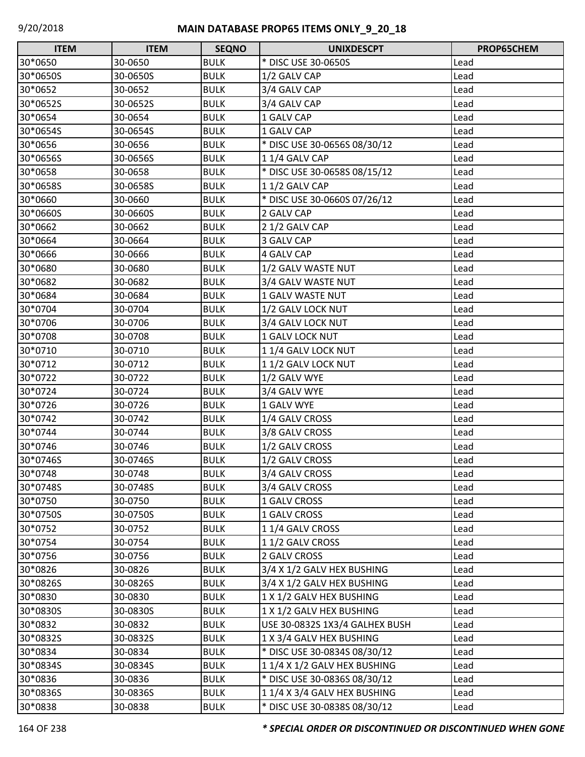| ITEM | ITEM | SEQNO | UNIXDESCPT | PROP65CHEM |
|---|---|---|---|---|
| 30*0650 | 30-0650 | BULK | * DISC USE 30-0650S | Lead |
| 30*0650S | 30-0650S | BULK | 1/2 GALV CAP | Lead |
| 30*0652 | 30-0652 | BULK | 3/4 GALV CAP | Lead |
| 30*0652S | 30-0652S | BULK | 3/4 GALV CAP | Lead |
| 30*0654 | 30-0654 | BULK | 1 GALV CAP | Lead |
| 30*0654S | 30-0654S | BULK | 1 GALV CAP | Lead |
| 30*0656 | 30-0656 | BULK | * DISC USE 30-0656S 08/30/12 | Lead |
| 30*0656S | 30-0656S | BULK | 1 1/4 GALV CAP | Lead |
| 30*0658 | 30-0658 | BULK | * DISC USE 30-0658S 08/15/12 | Lead |
| 30*0658S | 30-0658S | BULK | 1 1/2 GALV CAP | Lead |
| 30*0660 | 30-0660 | BULK | * DISC USE 30-0660S 07/26/12 | Lead |
| 30*0660S | 30-0660S | BULK | 2 GALV CAP | Lead |
| 30*0662 | 30-0662 | BULK | 2 1/2 GALV CAP | Lead |
| 30*0664 | 30-0664 | BULK | 3 GALV CAP | Lead |
| 30*0666 | 30-0666 | BULK | 4 GALV CAP | Lead |
| 30*0680 | 30-0680 | BULK | 1/2 GALV WASTE NUT | Lead |
| 30*0682 | 30-0682 | BULK | 3/4 GALV WASTE NUT | Lead |
| 30*0684 | 30-0684 | BULK | 1 GALV WASTE NUT | Lead |
| 30*0704 | 30-0704 | BULK | 1/2 GALV LOCK NUT | Lead |
| 30*0706 | 30-0706 | BULK | 3/4 GALV LOCK NUT | Lead |
| 30*0708 | 30-0708 | BULK | 1 GALV LOCK NUT | Lead |
| 30*0710 | 30-0710 | BULK | 1 1/4 GALV LOCK NUT | Lead |
| 30*0712 | 30-0712 | BULK | 1 1/2 GALV LOCK NUT | Lead |
| 30*0722 | 30-0722 | BULK | 1/2 GALV WYE | Lead |
| 30*0724 | 30-0724 | BULK | 3/4 GALV WYE | Lead |
| 30*0726 | 30-0726 | BULK | 1 GALV WYE | Lead |
| 30*0742 | 30-0742 | BULK | 1/4 GALV CROSS | Lead |
| 30*0744 | 30-0744 | BULK | 3/8 GALV CROSS | Lead |
| 30*0746 | 30-0746 | BULK | 1/2 GALV CROSS | Lead |
| 30*0746S | 30-0746S | BULK | 1/2 GALV CROSS | Lead |
| 30*0748 | 30-0748 | BULK | 3/4 GALV CROSS | Lead |
| 30*0748S | 30-0748S | BULK | 3/4 GALV CROSS | Lead |
| 30*0750 | 30-0750 | BULK | 1 GALV CROSS | Lead |
| 30*0750S | 30-0750S | BULK | 1 GALV CROSS | Lead |
| 30*0752 | 30-0752 | BULK | 1 1/4 GALV CROSS | Lead |
| 30*0754 | 30-0754 | BULK | 1 1/2 GALV CROSS | Lead |
| 30*0756 | 30-0756 | BULK | 2 GALV CROSS | Lead |
| 30*0826 | 30-0826 | BULK | 3/4 X 1/2 GALV HEX BUSHING | Lead |
| 30*0826S | 30-0826S | BULK | 3/4 X 1/2 GALV HEX BUSHING | Lead |
| 30*0830 | 30-0830 | BULK | 1 X 1/2 GALV HEX BUSHING | Lead |
| 30*0830S | 30-0830S | BULK | 1 X 1/2 GALV HEX BUSHING | Lead |
| 30*0832 | 30-0832 | BULK | USE 30-0832S 1X3/4 GALHEX BUSH | Lead |
| 30*0832S | 30-0832S | BULK | 1 X 3/4 GALV HEX BUSHING | Lead |
| 30*0834 | 30-0834 | BULK | * DISC USE 30-0834S 08/30/12 | Lead |
| 30*0834S | 30-0834S | BULK | 1 1/4 X 1/2 GALV HEX BUSHING | Lead |
| 30*0836 | 30-0836 | BULK | * DISC USE 30-0836S 08/30/12 | Lead |
| 30*0836S | 30-0836S | BULK | 1 1/4 X 3/4 GALV HEX BUSHING | Lead |
| 30*0838 | 30-0838 | BULK | * DISC USE 30-0838S 08/30/12 | Lead |

***\* SPECIAL ORDER OR DISCONTINUED OR DISCONTINUED WHEN GONE***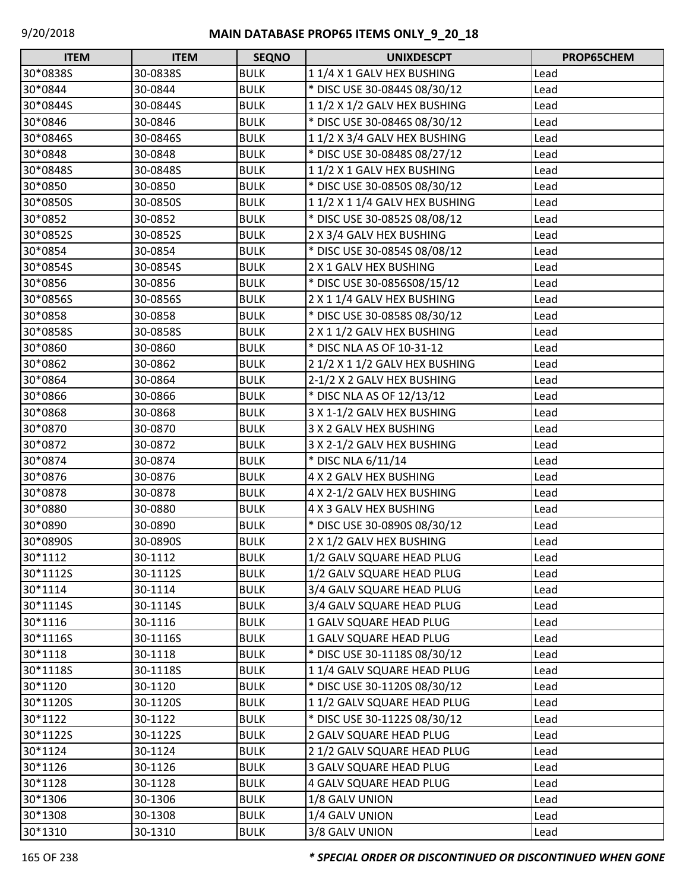| ITEM | ITEM | SEQNO | UNIXDESCPT | PROP65CHEM |
|---|---|---|---|---|
| 30*0838S | 30-0838S | BULK | 1 1/4 X 1 GALV HEX BUSHING | Lead |
| 30*0844 | 30-0844 | BULK | * DISC USE 30-0844S 08/30/12 | Lead |
| 30*0844S | 30-0844S | BULK | 1 1/2 X 1/2 GALV HEX BUSHING | Lead |
| 30*0846 | 30-0846 | BULK | * DISC USE 30-0846S 08/30/12 | Lead |
| 30*0846S | 30-0846S | BULK | 1 1/2 X 3/4 GALV HEX BUSHING | Lead |
| 30*0848 | 30-0848 | BULK | * DISC USE 30-0848S 08/27/12 | Lead |
| 30*0848S | 30-0848S | BULK | 1 1/2 X 1 GALV HEX BUSHING | Lead |
| 30*0850 | 30-0850 | BULK | * DISC USE 30-0850S 08/30/12 | Lead |
| 30*0850S | 30-0850S | BULK | 1 1/2 X 1 1/4 GALV HEX BUSHING | Lead |
| 30*0852 | 30-0852 | BULK | * DISC USE 30-0852S 08/08/12 | Lead |
| 30*0852S | 30-0852S | BULK | 2 X 3/4 GALV HEX BUSHING | Lead |
| 30*0854 | 30-0854 | BULK | * DISC USE 30-0854S 08/08/12 | Lead |
| 30*0854S | 30-0854S | BULK | 2 X 1 GALV HEX BUSHING | Lead |
| 30*0856 | 30-0856 | BULK | * DISC USE 30-0856S08/15/12 | Lead |
| 30*0856S | 30-0856S | BULK | 2 X 1 1/4 GALV HEX BUSHING | Lead |
| 30*0858 | 30-0858 | BULK | * DISC USE 30-0858S 08/30/12 | Lead |
| 30*0858S | 30-0858S | BULK | 2 X 1 1/2 GALV HEX BUSHING | Lead |
| 30*0860 | 30-0860 | BULK | * DISC NLA AS OF 10-31-12 | Lead |
| 30*0862 | 30-0862 | BULK | 2 1/2 X 1 1/2 GALV HEX BUSHING | Lead |
| 30*0864 | 30-0864 | BULK | 2-1/2 X 2 GALV HEX BUSHING | Lead |
| 30*0866 | 30-0866 | BULK | * DISC NLA AS OF 12/13/12 | Lead |
| 30*0868 | 30-0868 | BULK | 3 X 1-1/2 GALV HEX BUSHING | Lead |
| 30*0870 | 30-0870 | BULK | 3 X 2 GALV HEX BUSHING | Lead |
| 30*0872 | 30-0872 | BULK | 3 X 2-1/2 GALV HEX BUSHING | Lead |
| 30*0874 | 30-0874 | BULK | * DISC NLA 6/11/14 | Lead |
| 30*0876 | 30-0876 | BULK | 4 X 2 GALV HEX BUSHING | Lead |
| 30*0878 | 30-0878 | BULK | 4 X 2-1/2 GALV HEX BUSHING | Lead |
| 30*0880 | 30-0880 | BULK | 4 X 3 GALV HEX BUSHING | Lead |
| 30*0890 | 30-0890 | BULK | * DISC USE 30-0890S 08/30/12 | Lead |
| 30*0890S | 30-0890S | BULK | 2 X 1/2 GALV HEX BUSHING | Lead |
| 30*1112 | 30-1112 | BULK | 1/2 GALV SQUARE HEAD PLUG | Lead |
| 30*1112S | 30-1112S | BULK | 1/2 GALV SQUARE HEAD PLUG | Lead |
| 30*1114 | 30-1114 | BULK | 3/4 GALV SQUARE HEAD PLUG | Lead |
| 30*1114S | 30-1114S | BULK | 3/4 GALV SQUARE HEAD PLUG | Lead |
| 30*1116 | 30-1116 | BULK | 1 GALV SQUARE HEAD PLUG | Lead |
| 30*1116S | 30-1116S | BULK | 1 GALV SQUARE HEAD PLUG | Lead |
| 30*1118 | 30-1118 | BULK | * DISC USE 30-1118S 08/30/12 | Lead |
| 30*1118S | 30-1118S | BULK | 1 1/4 GALV SQUARE HEAD PLUG | Lead |
| 30*1120 | 30-1120 | BULK | * DISC USE 30-1120S 08/30/12 | Lead |
| 30*1120S | 30-1120S | BULK | 1 1/2 GALV SQUARE HEAD PLUG | Lead |
| 30*1122 | 30-1122 | BULK | * DISC USE 30-1122S 08/30/12 | Lead |
| 30*1122S | 30-1122S | BULK | 2 GALV SQUARE HEAD PLUG | Lead |
| 30*1124 | 30-1124 | BULK | 2 1/2 GALV SQUARE HEAD PLUG | Lead |
| 30*1126 | 30-1126 | BULK | 3 GALV SQUARE HEAD PLUG | Lead |
| 30*1128 | 30-1128 | BULK | 4 GALV SQUARE HEAD PLUG | Lead |
| 30*1306 | 30-1306 | BULK | 1/8 GALV UNION | Lead |
| 30*1308 | 30-1308 | BULK | 1/4 GALV UNION | Lead |
| 30*1310 | 30-1310 | BULK | 3/8 GALV UNION | Lead |

***\* SPECIAL ORDER OR DISCONTINUED OR DISCONTINUED WHEN GONE***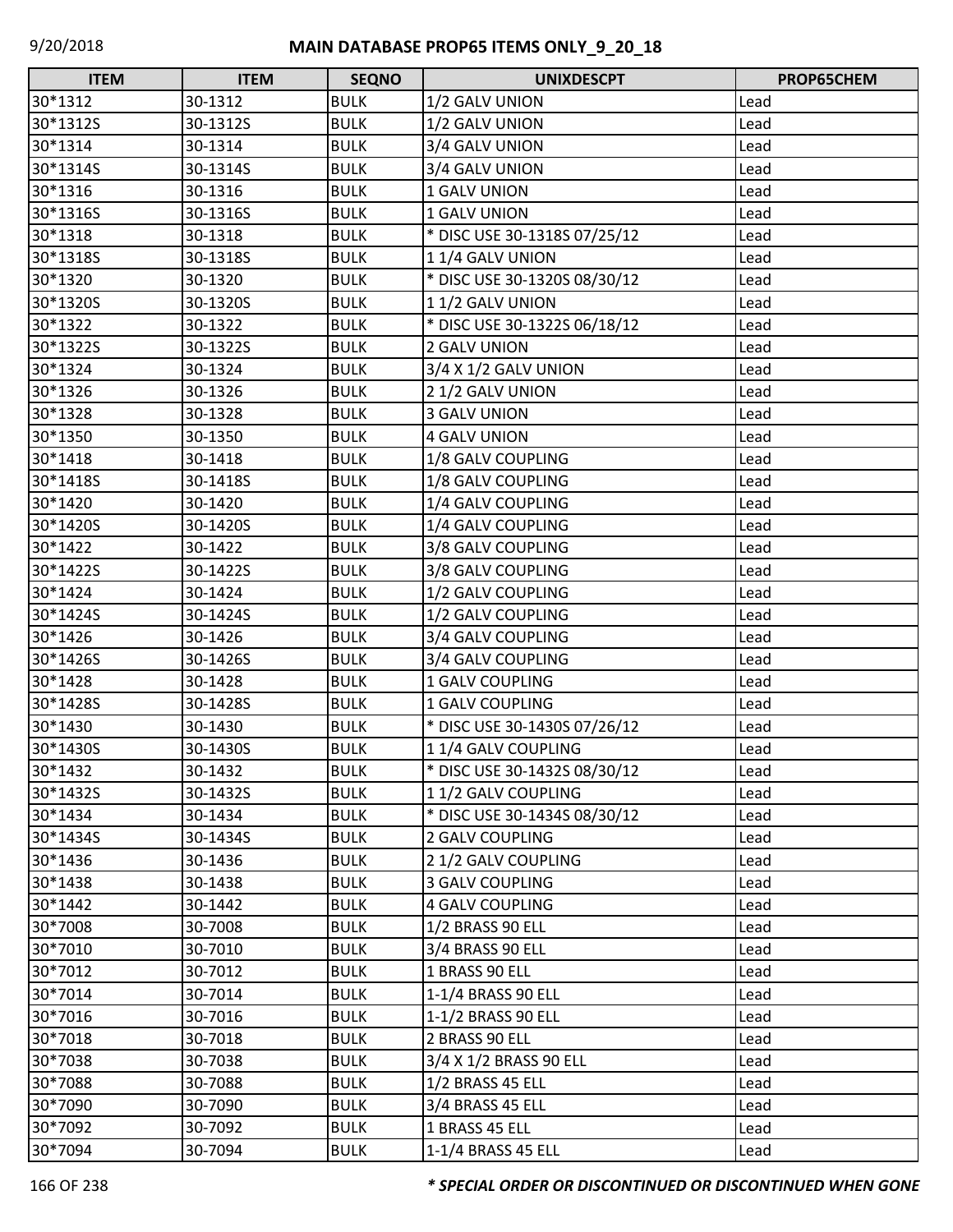| ITEM | ITEM | SEQNO | UNIXDESCPT | PROP65CHEM |
|---|---|---|---|---|
| 30*1312 | 30-1312 | BULK | 1/2 GALV UNION | Lead |
| 30*1312S | 30-1312S | BULK | 1/2 GALV UNION | Lead |
| 30*1314 | 30-1314 | BULK | 3/4 GALV UNION | Lead |
| 30*1314S | 30-1314S | BULK | 3/4 GALV UNION | Lead |
| 30*1316 | 30-1316 | BULK | 1 GALV UNION | Lead |
| 30*1316S | 30-1316S | BULK | 1 GALV UNION | Lead |
| 30*1318 | 30-1318 | BULK | * DISC USE 30-1318S 07/25/12 | Lead |
| 30*1318S | 30-1318S | BULK | 1 1/4 GALV UNION | Lead |
| 30*1320 | 30-1320 | BULK | * DISC USE 30-1320S 08/30/12 | Lead |
| 30*1320S | 30-1320S | BULK | 1 1/2 GALV UNION | Lead |
| 30*1322 | 30-1322 | BULK | * DISC USE 30-1322S 06/18/12 | Lead |
| 30*1322S | 30-1322S | BULK | 2 GALV UNION | Lead |
| 30*1324 | 30-1324 | BULK | 3/4 X 1/2 GALV UNION | Lead |
| 30*1326 | 30-1326 | BULK | 2 1/2 GALV UNION | Lead |
| 30*1328 | 30-1328 | BULK | 3 GALV UNION | Lead |
| 30*1350 | 30-1350 | BULK | 4 GALV UNION | Lead |
| 30*1418 | 30-1418 | BULK | 1/8 GALV COUPLING | Lead |
| 30*1418S | 30-1418S | BULK | 1/8 GALV COUPLING | Lead |
| 30*1420 | 30-1420 | BULK | 1/4 GALV COUPLING | Lead |
| 30*1420S | 30-1420S | BULK | 1/4 GALV COUPLING | Lead |
| 30*1422 | 30-1422 | BULK | 3/8 GALV COUPLING | Lead |
| 30*1422S | 30-1422S | BULK | 3/8 GALV COUPLING | Lead |
| 30*1424 | 30-1424 | BULK | 1/2 GALV COUPLING | Lead |
| 30*1424S | 30-1424S | BULK | 1/2 GALV COUPLING | Lead |
| 30*1426 | 30-1426 | BULK | 3/4 GALV COUPLING | Lead |
| 30*1426S | 30-1426S | BULK | 3/4 GALV COUPLING | Lead |
| 30*1428 | 30-1428 | BULK | 1 GALV COUPLING | Lead |
| 30*1428S | 30-1428S | BULK | 1 GALV COUPLING | Lead |
| 30*1430 | 30-1430 | BULK | * DISC USE 30-1430S 07/26/12 | Lead |
| 30*1430S | 30-1430S | BULK | 1 1/4 GALV COUPLING | Lead |
| 30*1432 | 30-1432 | BULK | * DISC USE 30-1432S 08/30/12 | Lead |
| 30*1432S | 30-1432S | BULK | 1 1/2 GALV COUPLING | Lead |
| 30*1434 | 30-1434 | BULK | * DISC USE 30-1434S 08/30/12 | Lead |
| 30*1434S | 30-1434S | BULK | 2 GALV COUPLING | Lead |
| 30*1436 | 30-1436 | BULK | 2 1/2 GALV COUPLING | Lead |
| 30*1438 | 30-1438 | BULK | 3 GALV COUPLING | Lead |
| 30*1442 | 30-1442 | BULK | 4 GALV COUPLING | Lead |
| 30*7008 | 30-7008 | BULK | 1/2 BRASS 90 ELL | Lead |
| 30*7010 | 30-7010 | BULK | 3/4 BRASS 90 ELL | Lead |
| 30*7012 | 30-7012 | BULK | 1 BRASS 90 ELL | Lead |
| 30*7014 | 30-7014 | BULK | 1-1/4 BRASS 90 ELL | Lead |
| 30*7016 | 30-7016 | BULK | 1-1/2 BRASS 90 ELL | Lead |
| 30*7018 | 30-7018 | BULK | 2 BRASS 90 ELL | Lead |
| 30*7038 | 30-7038 | BULK | 3/4 X 1/2 BRASS 90 ELL | Lead |
| 30*7088 | 30-7088 | BULK | 1/2 BRASS 45 ELL | Lead |
| 30*7090 | 30-7090 | BULK | 3/4 BRASS 45 ELL | Lead |
| 30*7092 | 30-7092 | BULK | 1 BRASS 45 ELL | Lead |
| 30*7094 | 30-7094 | BULK | 1-1/4 BRASS 45 ELL | Lead |

***** SPECIAL ORDER OR DISCONTINUED OR DISCONTINUED WHEN GONE**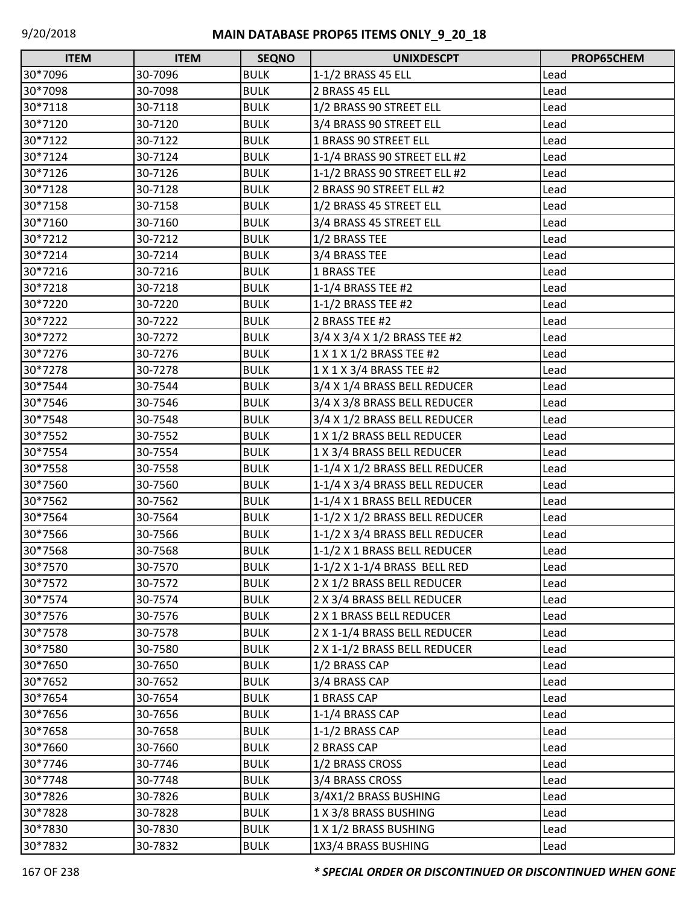| ITEM | ITEM | SEQNO | UNIXDESCPT | PROP65CHEM |
|---|---|---|---|---|
| 30*7096 | 30-7096 | BULK | 1-1/2 BRASS 45 ELL | Lead |
| 30*7098 | 30-7098 | BULK | 2 BRASS 45 ELL | Lead |
| 30*7118 | 30-7118 | BULK | 1/2 BRASS 90 STREET ELL | Lead |
| 30*7120 | 30-7120 | BULK | 3/4 BRASS 90 STREET ELL | Lead |
| 30*7122 | 30-7122 | BULK | 1 BRASS 90 STREET ELL | Lead |
| 30*7124 | 30-7124 | BULK | 1-1/4 BRASS 90 STREET ELL #2 | Lead |
| 30*7126 | 30-7126 | BULK | 1-1/2 BRASS 90 STREET ELL #2 | Lead |
| 30*7128 | 30-7128 | BULK | 2 BRASS 90 STREET ELL #2 | Lead |
| 30*7158 | 30-7158 | BULK | 1/2 BRASS 45 STREET ELL | Lead |
| 30*7160 | 30-7160 | BULK | 3/4 BRASS 45 STREET ELL | Lead |
| 30*7212 | 30-7212 | BULK | 1/2 BRASS TEE | Lead |
| 30*7214 | 30-7214 | BULK | 3/4 BRASS TEE | Lead |
| 30*7216 | 30-7216 | BULK | 1 BRASS TEE | Lead |
| 30*7218 | 30-7218 | BULK | 1-1/4 BRASS TEE #2 | Lead |
| 30*7220 | 30-7220 | BULK | 1-1/2 BRASS TEE #2 | Lead |
| 30*7222 | 30-7222 | BULK | 2 BRASS TEE #2 | Lead |
| 30*7272 | 30-7272 | BULK | 3/4 X 3/4 X 1/2 BRASS TEE #2 | Lead |
| 30*7276 | 30-7276 | BULK | 1 X 1 X 1/2 BRASS TEE #2 | Lead |
| 30*7278 | 30-7278 | BULK | 1 X 1 X 3/4 BRASS TEE #2 | Lead |
| 30*7544 | 30-7544 | BULK | 3/4 X 1/4 BRASS BELL REDUCER | Lead |
| 30*7546 | 30-7546 | BULK | 3/4 X 3/8 BRASS BELL REDUCER | Lead |
| 30*7548 | 30-7548 | BULK | 3/4 X 1/2 BRASS BELL REDUCER | Lead |
| 30*7552 | 30-7552 | BULK | 1 X 1/2 BRASS BELL REDUCER | Lead |
| 30*7554 | 30-7554 | BULK | 1 X 3/4 BRASS BELL REDUCER | Lead |
| 30*7558 | 30-7558 | BULK | 1-1/4 X 1/2 BRASS BELL REDUCER | Lead |
| 30*7560 | 30-7560 | BULK | 1-1/4 X 3/4 BRASS BELL REDUCER | Lead |
| 30*7562 | 30-7562 | BULK | 1-1/4 X 1 BRASS BELL REDUCER | Lead |
| 30*7564 | 30-7564 | BULK | 1-1/2 X 1/2 BRASS BELL REDUCER | Lead |
| 30*7566 | 30-7566 | BULK | 1-1/2 X 3/4 BRASS BELL REDUCER | Lead |
| 30*7568 | 30-7568 | BULK | 1-1/2 X 1 BRASS BELL REDUCER | Lead |
| 30*7570 | 30-7570 | BULK | 1-1/2 X 1-1/4 BRASS  BELL RED | Lead |
| 30*7572 | 30-7572 | BULK | 2 X 1/2 BRASS BELL REDUCER | Lead |
| 30*7574 | 30-7574 | BULK | 2 X 3/4 BRASS BELL REDUCER | Lead |
| 30*7576 | 30-7576 | BULK | 2 X 1 BRASS BELL REDUCER | Lead |
| 30*7578 | 30-7578 | BULK | 2 X 1-1/4 BRASS BELL REDUCER | Lead |
| 30*7580 | 30-7580 | BULK | 2 X 1-1/2 BRASS BELL REDUCER | Lead |
| 30*7650 | 30-7650 | BULK | 1/2 BRASS CAP | Lead |
| 30*7652 | 30-7652 | BULK | 3/4 BRASS CAP | Lead |
| 30*7654 | 30-7654 | BULK | 1 BRASS CAP | Lead |
| 30*7656 | 30-7656 | BULK | 1-1/4 BRASS CAP | Lead |
| 30*7658 | 30-7658 | BULK | 1-1/2 BRASS CAP | Lead |
| 30*7660 | 30-7660 | BULK | 2 BRASS CAP | Lead |
| 30*7746 | 30-7746 | BULK | 1/2 BRASS CROSS | Lead |
| 30*7748 | 30-7748 | BULK | 3/4 BRASS CROSS | Lead |
| 30*7826 | 30-7826 | BULK | 3/4X1/2 BRASS BUSHING | Lead |
| 30*7828 | 30-7828 | BULK | 1 X 3/8 BRASS BUSHING | Lead |
| 30*7830 | 30-7830 | BULK | 1 X 1/2 BRASS BUSHING | Lead |
| 30*7832 | 30-7832 | BULK | 1X3/4 BRASS BUSHING | Lead |

***\* SPECIAL ORDER OR DISCONTINUED OR DISCONTINUED WHEN GONE***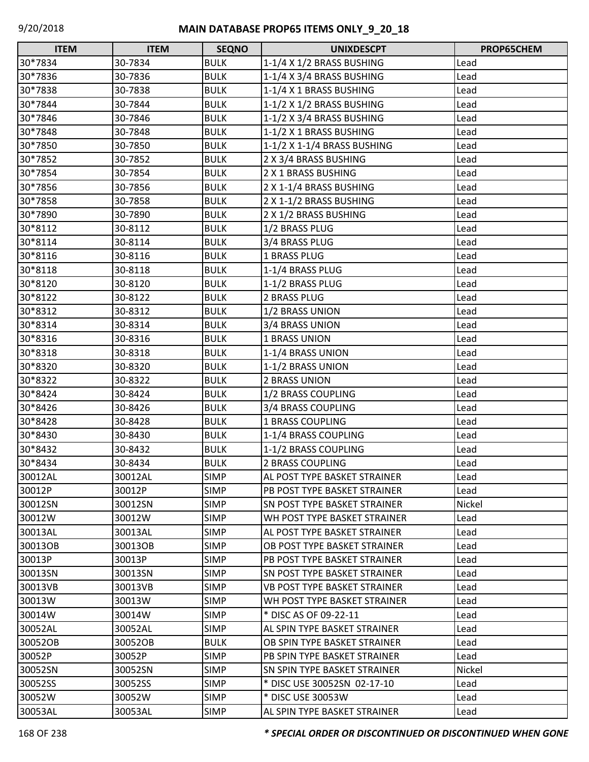| ITEM | ITEM | SEQNO | UNIXDESCPT | PROP65CHEM |
|---|---|---|---|---|
| 30*7834 | 30-7834 | BULK | 1-1/4 X 1/2 BRASS BUSHING | Lead |
| 30*7836 | 30-7836 | BULK | 1-1/4 X 3/4 BRASS BUSHING | Lead |
| 30*7838 | 30-7838 | BULK | 1-1/4 X 1 BRASS BUSHING | Lead |
| 30*7844 | 30-7844 | BULK | 1-1/2 X 1/2 BRASS BUSHING | Lead |
| 30*7846 | 30-7846 | BULK | 1-1/2 X 3/4 BRASS BUSHING | Lead |
| 30*7848 | 30-7848 | BULK | 1-1/2 X 1 BRASS BUSHING | Lead |
| 30*7850 | 30-7850 | BULK | 1-1/2 X 1-1/4 BRASS BUSHING | Lead |
| 30*7852 | 30-7852 | BULK | 2 X 3/4 BRASS BUSHING | Lead |
| 30*7854 | 30-7854 | BULK | 2 X 1 BRASS BUSHING | Lead |
| 30*7856 | 30-7856 | BULK | 2 X 1-1/4 BRASS BUSHING | Lead |
| 30*7858 | 30-7858 | BULK | 2 X 1-1/2 BRASS BUSHING | Lead |
| 30*7890 | 30-7890 | BULK | 2 X 1/2 BRASS BUSHING | Lead |
| 30*8112 | 30-8112 | BULK | 1/2 BRASS PLUG | Lead |
| 30*8114 | 30-8114 | BULK | 3/4 BRASS PLUG | Lead |
| 30*8116 | 30-8116 | BULK | 1 BRASS PLUG | Lead |
| 30*8118 | 30-8118 | BULK | 1-1/4 BRASS PLUG | Lead |
| 30*8120 | 30-8120 | BULK | 1-1/2 BRASS PLUG | Lead |
| 30*8122 | 30-8122 | BULK | 2 BRASS PLUG | Lead |
| 30*8312 | 30-8312 | BULK | 1/2 BRASS UNION | Lead |
| 30*8314 | 30-8314 | BULK | 3/4 BRASS UNION | Lead |
| 30*8316 | 30-8316 | BULK | 1 BRASS UNION | Lead |
| 30*8318 | 30-8318 | BULK | 1-1/4 BRASS UNION | Lead |
| 30*8320 | 30-8320 | BULK | 1-1/2 BRASS UNION | Lead |
| 30*8322 | 30-8322 | BULK | 2 BRASS UNION | Lead |
| 30*8424 | 30-8424 | BULK | 1/2 BRASS COUPLING | Lead |
| 30*8426 | 30-8426 | BULK | 3/4 BRASS COUPLING | Lead |
| 30*8428 | 30-8428 | BULK | 1 BRASS COUPLING | Lead |
| 30*8430 | 30-8430 | BULK | 1-1/4 BRASS COUPLING | Lead |
| 30*8432 | 30-8432 | BULK | 1-1/2 BRASS COUPLING | Lead |
| 30*8434 | 30-8434 | BULK | 2 BRASS COUPLING | Lead |
| 30012AL | 30012AL | SIMP | AL POST TYPE BASKET STRAINER | Lead |
| 30012P | 30012P | SIMP | PB POST TYPE BASKET STRAINER | Lead |
| 30012SN | 30012SN | SIMP | SN POST TYPE BASKET STRAINER | Nickel |
| 30012W | 30012W | SIMP | WH POST TYPE BASKET STRAINER | Lead |
| 30013AL | 30013AL | SIMP | AL POST TYPE BASKET STRAINER | Lead |
| 30013OB | 30013OB | SIMP | OB POST TYPE BASKET STRAINER | Lead |
| 30013P | 30013P | SIMP | PB POST TYPE BASKET STRAINER | Lead |
| 30013SN | 30013SN | SIMP | SN POST TYPE BASKET STRAINER | Lead |
| 30013VB | 30013VB | SIMP | VB POST TYPE BASKET STRAINER | Lead |
| 30013W | 30013W | SIMP | WH POST TYPE BASKET STRAINER | Lead |
| 30014W | 30014W | SIMP | * DISC AS OF 09-22-11 | Lead |
| 30052AL | 30052AL | SIMP | AL SPIN TYPE BASKET STRAINER | Lead |
| 30052OB | 30052OB | BULK | OB SPIN TYPE BASKET STRAINER | Lead |
| 30052P | 30052P | SIMP | PB SPIN TYPE BASKET STRAINER | Lead |
| 30052SN | 30052SN | SIMP | SN SPIN TYPE BASKET STRAINER | Nickel |
| 30052SS | 30052SS | SIMP | * DISC USE 30052SN 02-17-10 | Lead |
| 30052W | 30052W | SIMP | * DISC USE 30053W | Lead |
| 30053AL | 30053AL | SIMP | AL SPIN TYPE BASKET STRAINER | Lead |

***\* SPECIAL ORDER OR DISCONTINUED OR DISCONTINUED WHEN GONE***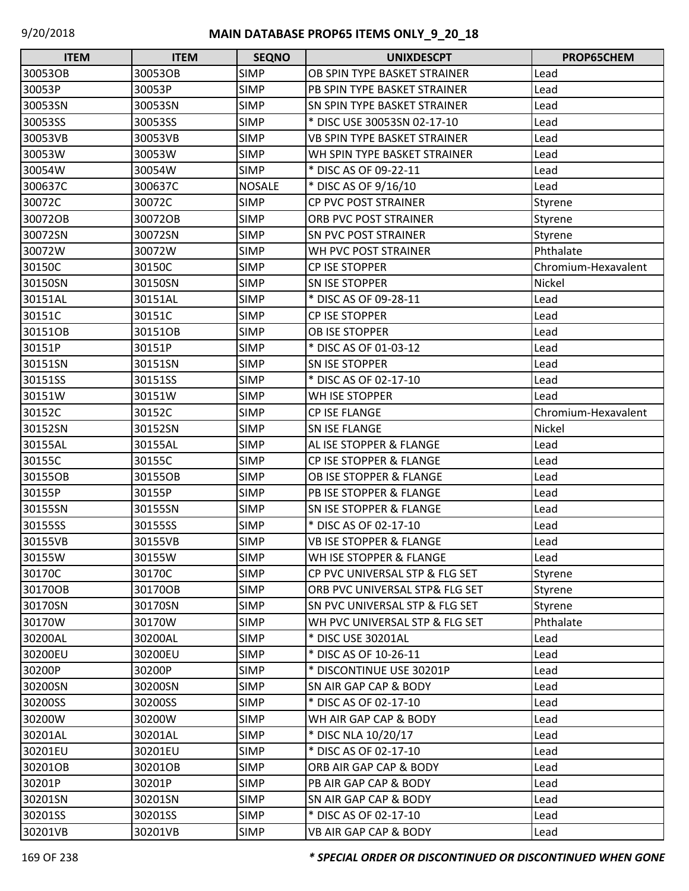# MAIN DATABASE PROP65 ITEMS ONLY_9_20_18

| ITEM | ITEM | SEQNO | UNIXDESCPT | PROP65CHEM |
|---|---|---|---|---|
| 30053OB | 30053OB | SIMP | OB SPIN TYPE BASKET STRAINER | Lead |
| 30053P | 30053P | SIMP | PB SPIN TYPE BASKET STRAINER | Lead |
| 30053SN | 30053SN | SIMP | SN SPIN TYPE BASKET STRAINER | Lead |
| 30053SS | 30053SS | SIMP | * DISC USE 30053SN 02-17-10 | Lead |
| 30053VB | 30053VB | SIMP | VB SPIN TYPE BASKET STRAINER | Lead |
| 30053W | 30053W | SIMP | WH SPIN TYPE BASKET STRAINER | Lead |
| 30054W | 30054W | SIMP | * DISC AS OF 09-22-11 | Lead |
| 300637C | 300637C | NOSALE | * DISC AS OF 9/16/10 | Lead |
| 30072C | 30072C | SIMP | CP PVC POST STRAINER | Styrene |
| 30072OB | 30072OB | SIMP | ORB PVC POST STRAINER | Styrene |
| 30072SN | 30072SN | SIMP | SN PVC POST STRAINER | Styrene |
| 30072W | 30072W | SIMP | WH PVC POST STRAINER | Phthalate |
| 30150C | 30150C | SIMP | CP ISE STOPPER | Chromium-Hexavalent |
| 30150SN | 30150SN | SIMP | SN ISE STOPPER | Nickel |
| 30151AL | 30151AL | SIMP | * DISC AS OF 09-28-11 | Lead |
| 30151C | 30151C | SIMP | CP ISE STOPPER | Lead |
| 30151OB | 30151OB | SIMP | OB ISE STOPPER | Lead |
| 30151P | 30151P | SIMP | * DISC AS OF 01-03-12 | Lead |
| 30151SN | 30151SN | SIMP | SN ISE STOPPER | Lead |
| 30151SS | 30151SS | SIMP | * DISC AS OF 02-17-10 | Lead |
| 30151W | 30151W | SIMP | WH ISE STOPPER | Lead |
| 30152C | 30152C | SIMP | CP ISE FLANGE | Chromium-Hexavalent |
| 30152SN | 30152SN | SIMP | SN ISE FLANGE | Nickel |
| 30155AL | 30155AL | SIMP | AL ISE STOPPER & FLANGE | Lead |
| 30155C | 30155C | SIMP | CP ISE STOPPER & FLANGE | Lead |
| 30155OB | 30155OB | SIMP | OB ISE STOPPER & FLANGE | Lead |
| 30155P | 30155P | SIMP | PB ISE STOPPER & FLANGE | Lead |
| 30155SN | 30155SN | SIMP | SN ISE STOPPER & FLANGE | Lead |
| 30155SS | 30155SS | SIMP | * DISC AS OF 02-17-10 | Lead |
| 30155VB | 30155VB | SIMP | VB ISE STOPPER & FLANGE | Lead |
| 30155W | 30155W | SIMP | WH ISE STOPPER & FLANGE | Lead |
| 30170C | 30170C | SIMP | CP PVC UNIVERSAL STP & FLG SET | Styrene |
| 30170OB | 30170OB | SIMP | ORB PVC UNIVERSAL STP& FLG SET | Styrene |
| 30170SN | 30170SN | SIMP | SN PVC UNIVERSAL STP & FLG SET | Styrene |
| 30170W | 30170W | SIMP | WH PVC UNIVERSAL STP & FLG SET | Phthalate |
| 30200AL | 30200AL | SIMP | * DISC USE 30201AL | Lead |
| 30200EU | 30200EU | SIMP | * DISC AS OF 10-26-11 | Lead |
| 30200P | 30200P | SIMP | * DISCONTINUE USE 30201P | Lead |
| 30200SN | 30200SN | SIMP | SN AIR GAP CAP & BODY | Lead |
| 30200SS | 30200SS | SIMP | * DISC AS OF 02-17-10 | Lead |
| 30200W | 30200W | SIMP | WH AIR GAP CAP & BODY | Lead |
| 30201AL | 30201AL | SIMP | * DISC NLA 10/20/17 | Lead |
| 30201EU | 30201EU | SIMP | * DISC AS OF 02-17-10 | Lead |
| 30201OB | 30201OB | SIMP | ORB AIR GAP CAP & BODY | Lead |
| 30201P | 30201P | SIMP | PB AIR GAP CAP & BODY | Lead |
| 30201SN | 30201SN | SIMP | SN AIR GAP CAP & BODY | Lead |
| 30201SS | 30201SS | SIMP | * DISC AS OF 02-17-10 | Lead |
| 30201VB | 30201VB | SIMP | VB AIR GAP CAP & BODY | Lead |

*** SPECIAL ORDER OR DISCONTINUED OR DISCONTINUED WHEN GONE**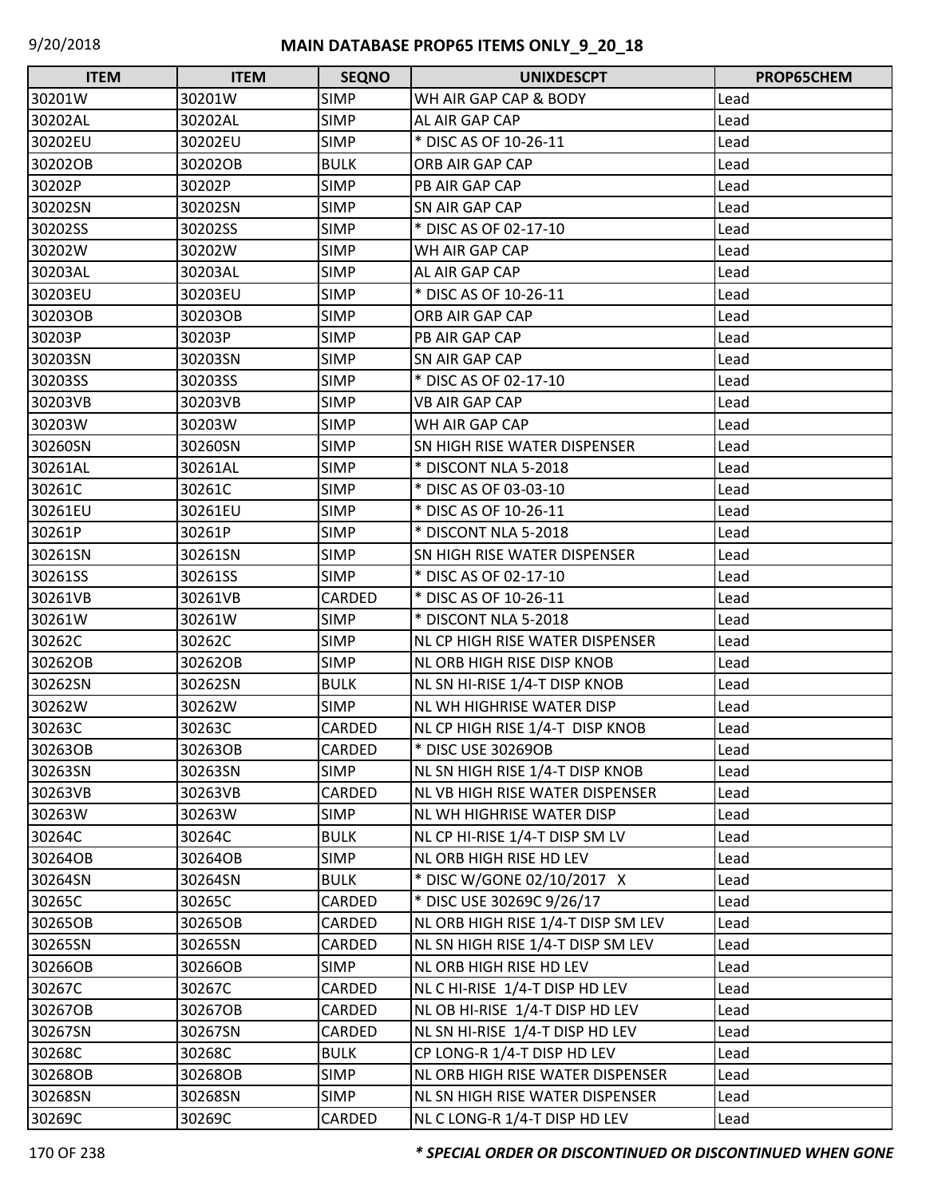# MAIN DATABASE PROP65 ITEMS ONLY_9_20_18

| ITEM | ITEM | SEQNO | UNIXDESCPT | PROP65CHEM |
|---|---|---|---|---|
| 30201W | 30201W | SIMP | WH AIR GAP CAP & BODY | Lead |
| 30202AL | 30202AL | SIMP | AL AIR GAP CAP | Lead |
| 30202EU | 30202EU | SIMP | * DISC AS OF 10-26-11 | Lead |
| 30202OB | 30202OB | BULK | ORB AIR GAP CAP | Lead |
| 30202P | 30202P | SIMP | PB AIR GAP CAP | Lead |
| 30202SN | 30202SN | SIMP | SN AIR GAP CAP | Lead |
| 30202SS | 30202SS | SIMP | * DISC AS OF 02-17-10 | Lead |
| 30202W | 30202W | SIMP | WH AIR GAP CAP | Lead |
| 30203AL | 30203AL | SIMP | AL AIR GAP CAP | Lead |
| 30203EU | 30203EU | SIMP | * DISC AS OF 10-26-11 | Lead |
| 30203OB | 30203OB | SIMP | ORB AIR GAP CAP | Lead |
| 30203P | 30203P | SIMP | PB AIR GAP CAP | Lead |
| 30203SN | 30203SN | SIMP | SN AIR GAP CAP | Lead |
| 30203SS | 30203SS | SIMP | * DISC AS OF 02-17-10 | Lead |
| 30203VB | 30203VB | SIMP | VB AIR GAP CAP | Lead |
| 30203W | 30203W | SIMP | WH AIR GAP CAP | Lead |
| 30260SN | 30260SN | SIMP | SN HIGH RISE WATER DISPENSER | Lead |
| 30261AL | 30261AL | SIMP | * DISCONT NLA 5-2018 | Lead |
| 30261C | 30261C | SIMP | * DISC AS OF 03-03-10 | Lead |
| 30261EU | 30261EU | SIMP | * DISC AS OF 10-26-11 | Lead |
| 30261P | 30261P | SIMP | * DISCONT NLA 5-2018 | Lead |
| 30261SN | 30261SN | SIMP | SN HIGH RISE WATER DISPENSER | Lead |
| 30261SS | 30261SS | SIMP | * DISC AS OF 02-17-10 | Lead |
| 30261VB | 30261VB | CARDED | * DISC AS OF 10-26-11 | Lead |
| 30261W | 30261W | SIMP | * DISCONT NLA 5-2018 | Lead |
| 30262C | 30262C | SIMP | NL CP HIGH RISE WATER DISPENSER | Lead |
| 30262OB | 30262OB | SIMP | NL ORB HIGH RISE DISP KNOB | Lead |
| 30262SN | 30262SN | BULK | NL SN HI-RISE 1/4-T DISP KNOB | Lead |
| 30262W | 30262W | SIMP | NL WH HIGHRISE WATER DISP | Lead |
| 30263C | 30263C | CARDED | NL CP HIGH RISE 1/4-T  DISP KNOB | Lead |
| 30263OB | 30263OB | CARDED | * DISC USE 30269OB | Lead |
| 30263SN | 30263SN | SIMP | NL SN HIGH RISE 1/4-T DISP KNOB | Lead |
| 30263VB | 30263VB | CARDED | NL VB HIGH RISE WATER DISPENSER | Lead |
| 30263W | 30263W | SIMP | NL WH HIGHRISE WATER DISP | Lead |
| 30264C | 30264C | BULK | NL CP HI-RISE 1/4-T DISP SM LV | Lead |
| 30264OB | 30264OB | SIMP | NL ORB HIGH RISE HD LEV | Lead |
| 30264SN | 30264SN | BULK | * DISC W/GONE 02/10/2017   X | Lead |
| 30265C | 30265C | CARDED | * DISC USE 30269C 9/26/17 | Lead |
| 30265OB | 30265OB | CARDED | NL ORB HIGH RISE 1/4-T DISP SM LEV | Lead |
| 30265SN | 30265SN | CARDED | NL SN HIGH RISE 1/4-T DISP SM LEV | Lead |
| 30266OB | 30266OB | SIMP | NL ORB HIGH RISE HD LEV | Lead |
| 30267C | 30267C | CARDED | NL C HI-RISE  1/4-T DISP HD LEV | Lead |
| 30267OB | 30267OB | CARDED | NL OB HI-RISE  1/4-T DISP HD LEV | Lead |
| 30267SN | 30267SN | CARDED | NL SN HI-RISE  1/4-T DISP HD LEV | Lead |
| 30268C | 30268C | BULK | CP LONG-R 1/4-T DISP HD LEV | Lead |
| 30268OB | 30268OB | SIMP | NL ORB HIGH RISE WATER DISPENSER | Lead |
| 30268SN | 30268SN | SIMP | NL SN HIGH RISE WATER DISPENSER | Lead |
| 30269C | 30269C | CARDED | NL C LONG-R 1/4-T DISP HD LEV | Lead |

***\* SPECIAL ORDER OR DISCONTINUED OR DISCONTINUED WHEN GONE***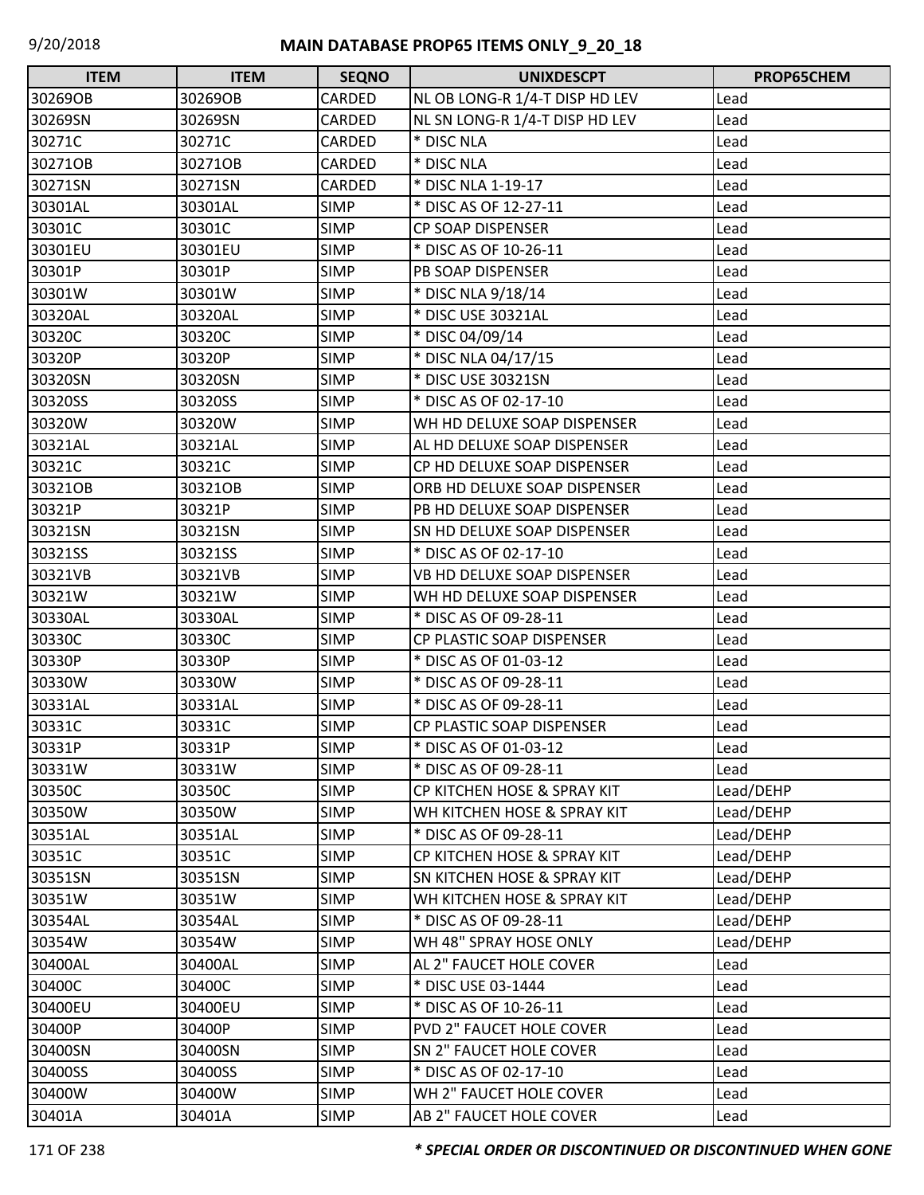# MAIN DATABASE PROP65 ITEMS ONLY_9_20_18

| ITEM | ITEM | SEQNO | UNIXDESCPT | PROP65CHEM |
|---|---|---|---|---|
| 30269OB | 30269OB | CARDED | NL OB LONG-R 1/4-T DISP HD LEV | Lead |
| 30269SN | 30269SN | CARDED | NL SN LONG-R 1/4-T DISP HD LEV | Lead |
| 30271C | 30271C | CARDED | * DISC NLA | Lead |
| 30271OB | 30271OB | CARDED | * DISC NLA | Lead |
| 30271SN | 30271SN | CARDED | * DISC NLA 1-19-17 | Lead |
| 30301AL | 30301AL | SIMP | * DISC AS OF 12-27-11 | Lead |
| 30301C | 30301C | SIMP | CP SOAP DISPENSER | Lead |
| 30301EU | 30301EU | SIMP | * DISC AS OF 10-26-11 | Lead |
| 30301P | 30301P | SIMP | PB SOAP DISPENSER | Lead |
| 30301W | 30301W | SIMP | * DISC NLA 9/18/14 | Lead |
| 30320AL | 30320AL | SIMP | * DISC USE 30321AL | Lead |
| 30320C | 30320C | SIMP | * DISC 04/09/14 | Lead |
| 30320P | 30320P | SIMP | * DISC NLA 04/17/15 | Lead |
| 30320SN | 30320SN | SIMP | * DISC USE 30321SN | Lead |
| 30320SS | 30320SS | SIMP | * DISC AS OF 02-17-10 | Lead |
| 30320W | 30320W | SIMP | WH HD DELUXE SOAP DISPENSER | Lead |
| 30321AL | 30321AL | SIMP | AL HD DELUXE SOAP DISPENSER | Lead |
| 30321C | 30321C | SIMP | CP HD DELUXE SOAP DISPENSER | Lead |
| 30321OB | 30321OB | SIMP | ORB HD DELUXE SOAP DISPENSER | Lead |
| 30321P | 30321P | SIMP | PB HD DELUXE SOAP DISPENSER | Lead |
| 30321SN | 30321SN | SIMP | SN HD DELUXE SOAP DISPENSER | Lead |
| 30321SS | 30321SS | SIMP | * DISC AS OF 02-17-10 | Lead |
| 30321VB | 30321VB | SIMP | VB HD DELUXE SOAP DISPENSER | Lead |
| 30321W | 30321W | SIMP | WH HD DELUXE SOAP DISPENSER | Lead |
| 30330AL | 30330AL | SIMP | * DISC AS OF 09-28-11 | Lead |
| 30330C | 30330C | SIMP | CP PLASTIC SOAP DISPENSER | Lead |
| 30330P | 30330P | SIMP | * DISC AS OF 01-03-12 | Lead |
| 30330W | 30330W | SIMP | * DISC AS OF 09-28-11 | Lead |
| 30331AL | 30331AL | SIMP | * DISC AS OF 09-28-11 | Lead |
| 30331C | 30331C | SIMP | CP PLASTIC SOAP DISPENSER | Lead |
| 30331P | 30331P | SIMP | * DISC AS OF 01-03-12 | Lead |
| 30331W | 30331W | SIMP | * DISC AS OF 09-28-11 | Lead |
| 30350C | 30350C | SIMP | CP KITCHEN HOSE & SPRAY KIT | Lead/DEHP |
| 30350W | 30350W | SIMP | WH KITCHEN HOSE & SPRAY KIT | Lead/DEHP |
| 30351AL | 30351AL | SIMP | * DISC AS OF 09-28-11 | Lead/DEHP |
| 30351C | 30351C | SIMP | CP KITCHEN HOSE & SPRAY KIT | Lead/DEHP |
| 30351SN | 30351SN | SIMP | SN KITCHEN HOSE & SPRAY KIT | Lead/DEHP |
| 30351W | 30351W | SIMP | WH KITCHEN HOSE & SPRAY KIT | Lead/DEHP |
| 30354AL | 30354AL | SIMP | * DISC AS OF 09-28-11 | Lead/DEHP |
| 30354W | 30354W | SIMP | WH 48" SPRAY HOSE ONLY | Lead/DEHP |
| 30400AL | 30400AL | SIMP | AL 2" FAUCET HOLE COVER | Lead |
| 30400C | 30400C | SIMP | * DISC USE 03-1444 | Lead |
| 30400EU | 30400EU | SIMP | * DISC AS OF 10-26-11 | Lead |
| 30400P | 30400P | SIMP | PVD 2" FAUCET HOLE COVER | Lead |
| 30400SN | 30400SN | SIMP | SN 2" FAUCET HOLE COVER | Lead |
| 30400SS | 30400SS | SIMP | * DISC AS OF 02-17-10 | Lead |
| 30400W | 30400W | SIMP | WH 2" FAUCET HOLE COVER | Lead |
| 30401A | 30401A | SIMP | AB 2" FAUCET HOLE COVER | Lead |

***\* SPECIAL ORDER OR DISCONTINUED OR DISCONTINUED WHEN GONE***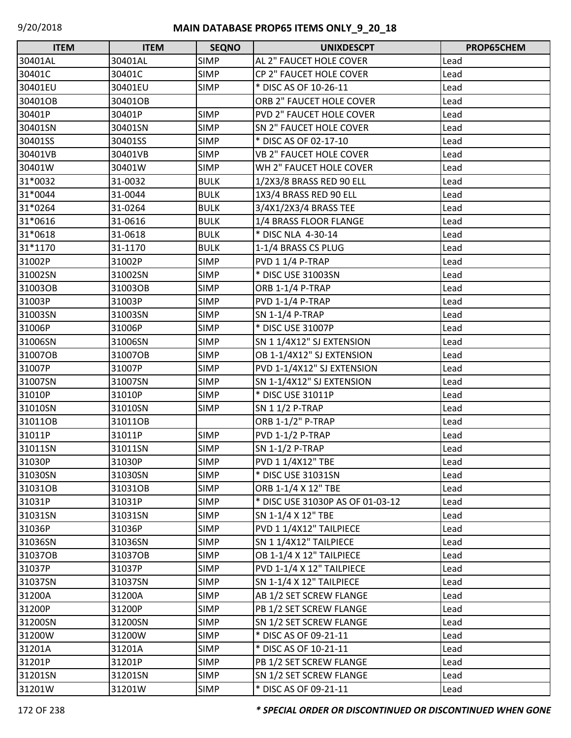## MAIN DATABASE PROP65 ITEMS ONLY_9_20_18

| ITEM | ITEM | SEQNO | UNIXDESCPT | PROP65CHEM |
|---|---|---|---|---|
| 30401AL | 30401AL | SIMP | AL 2" FAUCET HOLE COVER | Lead |
| 30401C | 30401C | SIMP | CP 2" FAUCET HOLE COVER | Lead |
| 30401EU | 30401EU | SIMP | * DISC AS OF 10-26-11 | Lead |
| 30401OB | 30401OB | | ORB 2" FAUCET HOLE COVER | Lead |
| 30401P | 30401P | SIMP | PVD 2" FAUCET HOLE COVER | Lead |
| 30401SN | 30401SN | SIMP | SN 2" FAUCET HOLE COVER | Lead |
| 30401SS | 30401SS | SIMP | * DISC AS OF 02-17-10 | Lead |
| 30401VB | 30401VB | SIMP | VB 2" FAUCET HOLE COVER | Lead |
| 30401W | 30401W | SIMP | WH 2" FAUCET HOLE COVER | Lead |
| 31*0032 | 31-0032 | BULK | 1/2X3/8 BRASS RED 90 ELL | Lead |
| 31*0044 | 31-0044 | BULK | 1X3/4 BRASS RED 90 ELL | Lead |
| 31*0264 | 31-0264 | BULK | 3/4X1/2X3/4 BRASS TEE | Lead |
| 31*0616 | 31-0616 | BULK | 1/4 BRASS FLOOR FLANGE | Lead |
| 31*0618 | 31-0618 | BULK | * DISC NLA 4-30-14 | Lead |
| 31*1170 | 31-1170 | BULK | 1-1/4 BRASS CS PLUG | Lead |
| 31002P | 31002P | SIMP | PVD 1 1/4 P-TRAP | Lead |
| 31002SN | 31002SN | SIMP | * DISC USE 31003SN | Lead |
| 31003OB | 31003OB | SIMP | ORB 1-1/4 P-TRAP | Lead |
| 31003P | 31003P | SIMP | PVD 1-1/4 P-TRAP | Lead |
| 31003SN | 31003SN | SIMP | SN 1-1/4 P-TRAP | Lead |
| 31006P | 31006P | SIMP | * DISC USE 31007P | Lead |
| 31006SN | 31006SN | SIMP | SN 1 1/4X12" SJ EXTENSION | Lead |
| 31007OB | 31007OB | SIMP | OB 1-1/4X12" SJ EXTENSION | Lead |
| 31007P | 31007P | SIMP | PVD 1-1/4X12" SJ EXTENSION | Lead |
| 31007SN | 31007SN | SIMP | SN 1-1/4X12" SJ EXTENSION | Lead |
| 31010P | 31010P | SIMP | * DISC USE 31011P | Lead |
| 31010SN | 31010SN | SIMP | SN 1 1/2 P-TRAP | Lead |
| 31011OB | 31011OB | | ORB 1-1/2" P-TRAP | Lead |
| 31011P | 31011P | SIMP | PVD 1-1/2 P-TRAP | Lead |
| 31011SN | 31011SN | SIMP | SN 1-1/2 P-TRAP | Lead |
| 31030P | 31030P | SIMP | PVD 1 1/4X12" TBE | Lead |
| 31030SN | 31030SN | SIMP | * DISC USE 31031SN | Lead |
| 31031OB | 31031OB | SIMP | ORB 1-1/4 X 12" TBE | Lead |
| 31031P | 31031P | SIMP | * DISC USE 31030P AS OF 01-03-12 | Lead |
| 31031SN | 31031SN | SIMP | SN 1-1/4 X 12" TBE | Lead |
| 31036P | 31036P | SIMP | PVD 1 1/4X12" TAILPIECE | Lead |
| 31036SN | 31036SN | SIMP | SN 1 1/4X12" TAILPIECE | Lead |
| 31037OB | 31037OB | SIMP | OB 1-1/4 X 12" TAILPIECE | Lead |
| 31037P | 31037P | SIMP | PVD 1-1/4 X 12" TAILPIECE | Lead |
| 31037SN | 31037SN | SIMP | SN 1-1/4 X 12" TAILPIECE | Lead |
| 31200A | 31200A | SIMP | AB 1/2 SET SCREW FLANGE | Lead |
| 31200P | 31200P | SIMP | PB 1/2 SET SCREW FLANGE | Lead |
| 31200SN | 31200SN | SIMP | SN 1/2 SET SCREW FLANGE | Lead |
| 31200W | 31200W | SIMP | * DISC AS OF 09-21-11 | Lead |
| 31201A | 31201A | SIMP | * DISC AS OF 10-21-11 | Lead |
| 31201P | 31201P | SIMP | PB 1/2 SET SCREW FLANGE | Lead |
| 31201SN | 31201SN | SIMP | SN 1/2 SET SCREW FLANGE | Lead |
| 31201W | 31201W | SIMP | * DISC AS OF 09-21-11 | Lead |

*** SPECIAL ORDER OR DISCONTINUED OR DISCONTINUED WHEN GONE**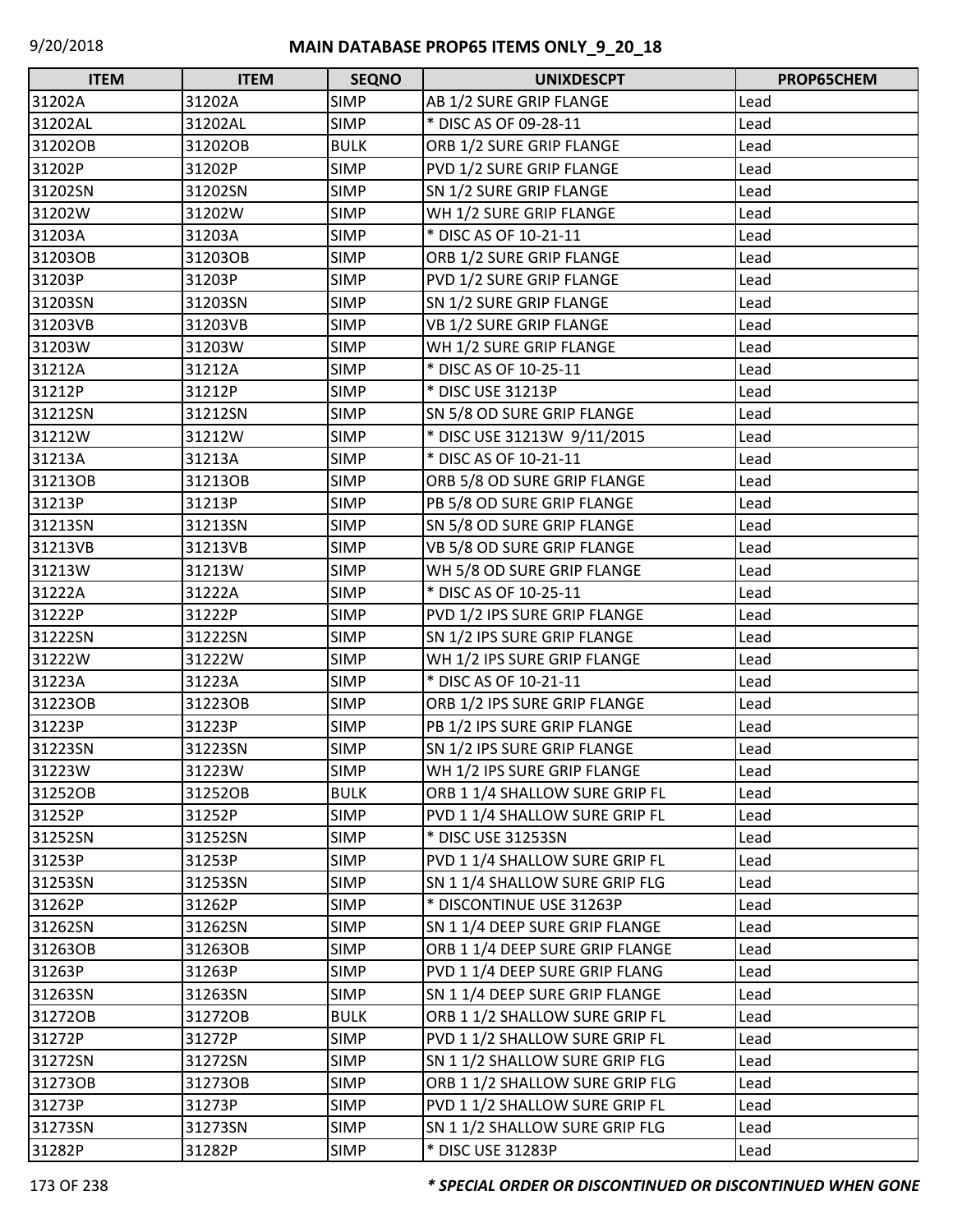# MAIN DATABASE PROP65 ITEMS ONLY_9_20_18

| ITEM | ITEM | SEQNO | UNIXDESCPT | PROP65CHEM |
|---|---|---|---|---|
| 31202A | 31202A | SIMP | AB 1/2 SURE GRIP FLANGE | Lead |
| 31202AL | 31202AL | SIMP | * DISC AS OF 09-28-11 | Lead |
| 31202OB | 31202OB | BULK | ORB 1/2 SURE GRIP FLANGE | Lead |
| 31202P | 31202P | SIMP | PVD 1/2 SURE GRIP FLANGE | Lead |
| 31202SN | 31202SN | SIMP | SN 1/2 SURE GRIP FLANGE | Lead |
| 31202W | 31202W | SIMP | WH 1/2 SURE GRIP FLANGE | Lead |
| 31203A | 31203A | SIMP | * DISC AS OF 10-21-11 | Lead |
| 31203OB | 31203OB | SIMP | ORB 1/2 SURE GRIP FLANGE | Lead |
| 31203P | 31203P | SIMP | PVD 1/2 SURE GRIP FLANGE | Lead |
| 31203SN | 31203SN | SIMP | SN 1/2 SURE GRIP FLANGE | Lead |
| 31203VB | 31203VB | SIMP | VB 1/2 SURE GRIP FLANGE | Lead |
| 31203W | 31203W | SIMP | WH 1/2 SURE GRIP FLANGE | Lead |
| 31212A | 31212A | SIMP | * DISC AS OF 10-25-11 | Lead |
| 31212P | 31212P | SIMP | * DISC USE 31213P | Lead |
| 31212SN | 31212SN | SIMP | SN 5/8 OD SURE GRIP FLANGE | Lead |
| 31212W | 31212W | SIMP | * DISC USE 31213W 9/11/2015 | Lead |
| 31213A | 31213A | SIMP | * DISC AS OF 10-21-11 | Lead |
| 31213OB | 31213OB | SIMP | ORB 5/8 OD SURE GRIP FLANGE | Lead |
| 31213P | 31213P | SIMP | PB 5/8 OD SURE GRIP FLANGE | Lead |
| 31213SN | 31213SN | SIMP | SN 5/8 OD SURE GRIP FLANGE | Lead |
| 31213VB | 31213VB | SIMP | VB 5/8 OD SURE GRIP FLANGE | Lead |
| 31213W | 31213W | SIMP | WH 5/8 OD SURE GRIP FLANGE | Lead |
| 31222A | 31222A | SIMP | * DISC AS OF 10-25-11 | Lead |
| 31222P | 31222P | SIMP | PVD 1/2 IPS SURE GRIP FLANGE | Lead |
| 31222SN | 31222SN | SIMP | SN 1/2 IPS SURE GRIP FLANGE | Lead |
| 31222W | 31222W | SIMP | WH 1/2 IPS SURE GRIP FLANGE | Lead |
| 31223A | 31223A | SIMP | * DISC AS OF 10-21-11 | Lead |
| 31223OB | 31223OB | SIMP | ORB 1/2 IPS SURE GRIP FLANGE | Lead |
| 31223P | 31223P | SIMP | PB 1/2 IPS SURE GRIP FLANGE | Lead |
| 31223SN | 31223SN | SIMP | SN 1/2 IPS SURE GRIP FLANGE | Lead |
| 31223W | 31223W | SIMP | WH 1/2 IPS SURE GRIP FLANGE | Lead |
| 31252OB | 31252OB | BULK | ORB 1 1/4 SHALLOW SURE GRIP FL | Lead |
| 31252P | 31252P | SIMP | PVD 1 1/4 SHALLOW SURE GRIP FL | Lead |
| 31252SN | 31252SN | SIMP | * DISC USE 31253SN | Lead |
| 31253P | 31253P | SIMP | PVD 1 1/4 SHALLOW SURE GRIP FL | Lead |
| 31253SN | 31253SN | SIMP | SN 1 1/4 SHALLOW SURE GRIP FLG | Lead |
| 31262P | 31262P | SIMP | * DISCONTINUE USE 31263P | Lead |
| 31262SN | 31262SN | SIMP | SN 1 1/4 DEEP SURE GRIP FLANGE | Lead |
| 31263OB | 31263OB | SIMP | ORB 1 1/4 DEEP SURE GRIP FLANGE | Lead |
| 31263P | 31263P | SIMP | PVD 1 1/4 DEEP SURE GRIP FLANG | Lead |
| 31263SN | 31263SN | SIMP | SN 1 1/4 DEEP SURE GRIP FLANGE | Lead |
| 31272OB | 31272OB | BULK | ORB 1 1/2 SHALLOW SURE GRIP FL | Lead |
| 31272P | 31272P | SIMP | PVD 1 1/2 SHALLOW SURE GRIP FL | Lead |
| 31272SN | 31272SN | SIMP | SN 1 1/2 SHALLOW SURE GRIP FLG | Lead |
| 31273OB | 31273OB | SIMP | ORB 1 1/2 SHALLOW SURE GRIP FLG | Lead |
| 31273P | 31273P | SIMP | PVD 1 1/2 SHALLOW SURE GRIP FL | Lead |
| 31273SN | 31273SN | SIMP | SN 1 1/2 SHALLOW SURE GRIP FLG | Lead |
| 31282P | 31282P | SIMP | * DISC USE 31283P | Lead |

***\* SPECIAL ORDER OR DISCONTINUED OR DISCONTINUED WHEN GONE***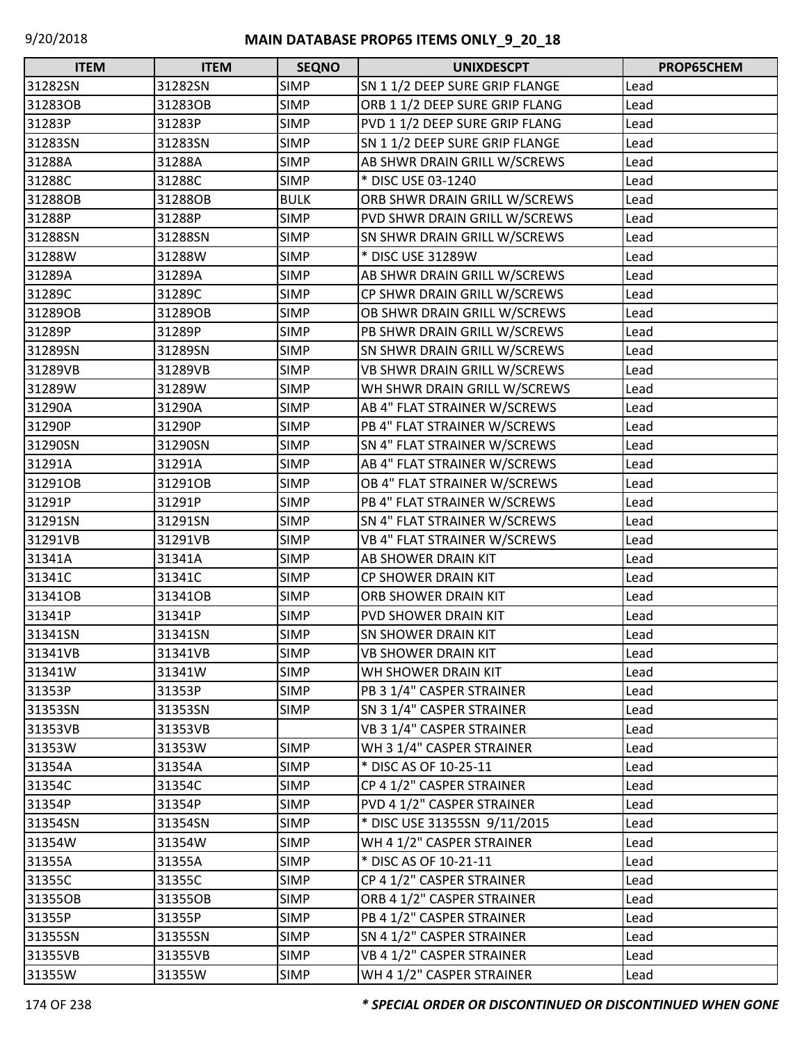# MAIN DATABASE PROP65 ITEMS ONLY_9_20_18

| ITEM | ITEM | SEQNO | UNIXDESCPT | PROP65CHEM |
|---|---|---|---|---|
| 31282SN | 31282SN | SIMP | SN 1 1/2 DEEP SURE GRIP FLANGE | Lead |
| 31283OB | 31283OB | SIMP | ORB 1 1/2 DEEP SURE GRIP FLANG | Lead |
| 31283P | 31283P | SIMP | PVD 1 1/2 DEEP SURE GRIP FLANG | Lead |
| 31283SN | 31283SN | SIMP | SN 1 1/2 DEEP SURE GRIP FLANGE | Lead |
| 31288A | 31288A | SIMP | AB SHWR DRAIN GRILL W/SCREWS | Lead |
| 31288C | 31288C | SIMP | * DISC USE 03-1240 | Lead |
| 31288OB | 31288OB | BULK | ORB SHWR DRAIN GRILL W/SCREWS | Lead |
| 31288P | 31288P | SIMP | PVD SHWR DRAIN GRILL W/SCREWS | Lead |
| 31288SN | 31288SN | SIMP | SN SHWR DRAIN GRILL W/SCREWS | Lead |
| 31288W | 31288W | SIMP | * DISC USE 31289W | Lead |
| 31289A | 31289A | SIMP | AB SHWR DRAIN GRILL W/SCREWS | Lead |
| 31289C | 31289C | SIMP | CP SHWR DRAIN GRILL W/SCREWS | Lead |
| 31289OB | 31289OB | SIMP | OB SHWR DRAIN GRILL W/SCREWS | Lead |
| 31289P | 31289P | SIMP | PB SHWR DRAIN GRILL W/SCREWS | Lead |
| 31289SN | 31289SN | SIMP | SN SHWR DRAIN GRILL W/SCREWS | Lead |
| 31289VB | 31289VB | SIMP | VB SHWR DRAIN GRILL W/SCREWS | Lead |
| 31289W | 31289W | SIMP | WH SHWR DRAIN GRILL W/SCREWS | Lead |
| 31290A | 31290A | SIMP | AB 4" FLAT STRAINER W/SCREWS | Lead |
| 31290P | 31290P | SIMP | PB 4" FLAT STRAINER W/SCREWS | Lead |
| 31290SN | 31290SN | SIMP | SN 4" FLAT STRAINER W/SCREWS | Lead |
| 31291A | 31291A | SIMP | AB 4" FLAT STRAINER W/SCREWS | Lead |
| 31291OB | 31291OB | SIMP | OB 4" FLAT STRAINER W/SCREWS | Lead |
| 31291P | 31291P | SIMP | PB 4" FLAT STRAINER W/SCREWS | Lead |
| 31291SN | 31291SN | SIMP | SN 4" FLAT STRAINER W/SCREWS | Lead |
| 31291VB | 31291VB | SIMP | VB 4" FLAT STRAINER W/SCREWS | Lead |
| 31341A | 31341A | SIMP | AB SHOWER DRAIN KIT | Lead |
| 31341C | 31341C | SIMP | CP SHOWER DRAIN KIT | Lead |
| 31341OB | 31341OB | SIMP | ORB SHOWER DRAIN KIT | Lead |
| 31341P | 31341P | SIMP | PVD SHOWER DRAIN KIT | Lead |
| 31341SN | 31341SN | SIMP | SN SHOWER DRAIN KIT | Lead |
| 31341VB | 31341VB | SIMP | VB SHOWER DRAIN KIT | Lead |
| 31341W | 31341W | SIMP | WH SHOWER DRAIN KIT | Lead |
| 31353P | 31353P | SIMP | PB 3 1/4" CASPER STRAINER | Lead |
| 31353SN | 31353SN | SIMP | SN 3 1/4" CASPER STRAINER | Lead |
| 31353VB | 31353VB | | VB 3 1/4" CASPER STRAINER | Lead |
| 31353W | 31353W | SIMP | WH 3 1/4" CASPER STRAINER | Lead |
| 31354A | 31354A | SIMP | * DISC AS OF 10-25-11 | Lead |
| 31354C | 31354C | SIMP | CP 4 1/2" CASPER STRAINER | Lead |
| 31354P | 31354P | SIMP | PVD 4 1/2" CASPER STRAINER | Lead |
| 31354SN | 31354SN | SIMP | * DISC USE 31355SN 9/11/2015 | Lead |
| 31354W | 31354W | SIMP | WH 4 1/2" CASPER STRAINER | Lead |
| 31355A | 31355A | SIMP | * DISC AS OF 10-21-11 | Lead |
| 31355C | 31355C | SIMP | CP 4 1/2" CASPER STRAINER | Lead |
| 31355OB | 31355OB | SIMP | ORB 4 1/2" CASPER STRAINER | Lead |
| 31355P | 31355P | SIMP | PB 4 1/2" CASPER STRAINER | Lead |
| 31355SN | 31355SN | SIMP | SN 4 1/2" CASPER STRAINER | Lead |
| 31355VB | 31355VB | SIMP | VB 4 1/2" CASPER STRAINER | Lead |
| 31355W | 31355W | SIMP | WH 4 1/2" CASPER STRAINER | Lead |

*** SPECIAL ORDER OR DISCONTINUED OR DISCONTINUED WHEN GONE**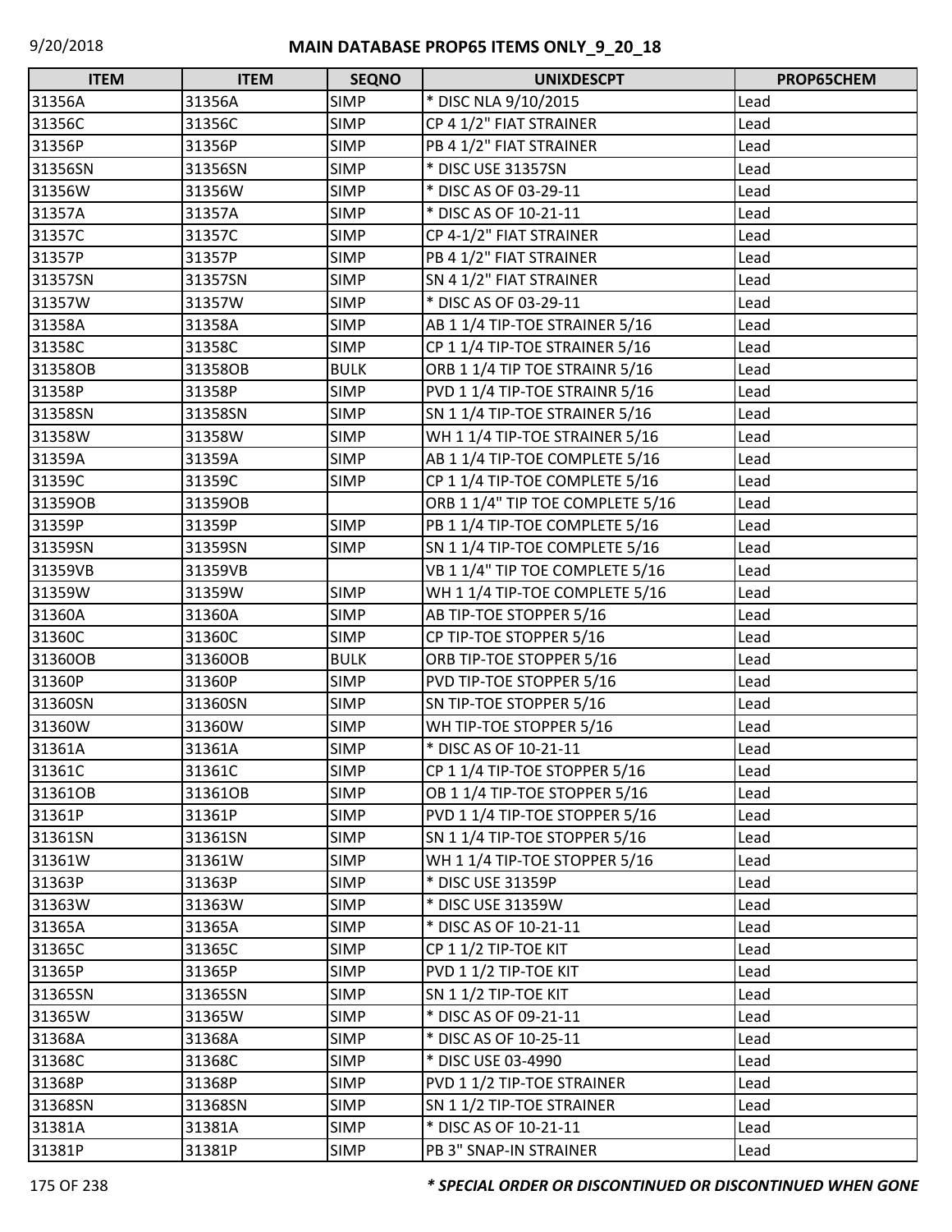# MAIN DATABASE PROP65 ITEMS ONLY_9_20_18

| ITEM | ITEM | SEQNO | UNIXDESCPT | PROP65CHEM |
|---|---|---|---|---|
| 31356A | 31356A | SIMP | * DISC NLA 9/10/2015 | Lead |
| 31356C | 31356C | SIMP | CP 4 1/2" FIAT STRAINER | Lead |
| 31356P | 31356P | SIMP | PB 4 1/2" FIAT STRAINER | Lead |
| 31356SN | 31356SN | SIMP | * DISC USE 31357SN | Lead |
| 31356W | 31356W | SIMP | * DISC AS OF 03-29-11 | Lead |
| 31357A | 31357A | SIMP | * DISC AS OF 10-21-11 | Lead |
| 31357C | 31357C | SIMP | CP 4-1/2" FIAT STRAINER | Lead |
| 31357P | 31357P | SIMP | PB 4 1/2" FIAT STRAINER | Lead |
| 31357SN | 31357SN | SIMP | SN 4 1/2" FIAT STRAINER | Lead |
| 31357W | 31357W | SIMP | * DISC AS OF 03-29-11 | Lead |
| 31358A | 31358A | SIMP | AB 1 1/4 TIP-TOE STRAINER 5/16 | Lead |
| 31358C | 31358C | SIMP | CP 1 1/4 TIP-TOE STRAINER 5/16 | Lead |
| 31358OB | 31358OB | BULK | ORB 1 1/4 TIP TOE STRAINR 5/16 | Lead |
| 31358P | 31358P | SIMP | PVD 1 1/4 TIP-TOE STRAINR 5/16 | Lead |
| 31358SN | 31358SN | SIMP | SN 1 1/4 TIP-TOE STRAINER 5/16 | Lead |
| 31358W | 31358W | SIMP | WH 1 1/4 TIP-TOE STRAINER 5/16 | Lead |
| 31359A | 31359A | SIMP | AB 1 1/4 TIP-TOE COMPLETE 5/16 | Lead |
| 31359C | 31359C | SIMP | CP 1 1/4 TIP-TOE COMPLETE 5/16 | Lead |
| 31359OB | 31359OB | | ORB 1 1/4" TIP TOE COMPLETE 5/16 | Lead |
| 31359P | 31359P | SIMP | PB 1 1/4 TIP-TOE COMPLETE 5/16 | Lead |
| 31359SN | 31359SN | SIMP | SN 1 1/4 TIP-TOE COMPLETE 5/16 | Lead |
| 31359VB | 31359VB | | VB 1 1/4" TIP TOE COMPLETE 5/16 | Lead |
| 31359W | 31359W | SIMP | WH 1 1/4 TIP-TOE COMPLETE 5/16 | Lead |
| 31360A | 31360A | SIMP | AB TIP-TOE STOPPER 5/16 | Lead |
| 31360C | 31360C | SIMP | CP TIP-TOE STOPPER 5/16 | Lead |
| 31360OB | 31360OB | BULK | ORB TIP-TOE STOPPER 5/16 | Lead |
| 31360P | 31360P | SIMP | PVD TIP-TOE STOPPER 5/16 | Lead |
| 31360SN | 31360SN | SIMP | SN TIP-TOE STOPPER 5/16 | Lead |
| 31360W | 31360W | SIMP | WH TIP-TOE STOPPER 5/16 | Lead |
| 31361A | 31361A | SIMP | * DISC AS OF 10-21-11 | Lead |
| 31361C | 31361C | SIMP | CP 1 1/4 TIP-TOE STOPPER 5/16 | Lead |
| 31361OB | 31361OB | SIMP | OB 1 1/4 TIP-TOE STOPPER 5/16 | Lead |
| 31361P | 31361P | SIMP | PVD 1 1/4 TIP-TOE STOPPER 5/16 | Lead |
| 31361SN | 31361SN | SIMP | SN 1 1/4 TIP-TOE STOPPER 5/16 | Lead |
| 31361W | 31361W | SIMP | WH 1 1/4 TIP-TOE STOPPER 5/16 | Lead |
| 31363P | 31363P | SIMP | * DISC USE 31359P | Lead |
| 31363W | 31363W | SIMP | * DISC USE 31359W | Lead |
| 31365A | 31365A | SIMP | * DISC AS OF 10-21-11 | Lead |
| 31365C | 31365C | SIMP | CP 1 1/2 TIP-TOE KIT | Lead |
| 31365P | 31365P | SIMP | PVD 1 1/2 TIP-TOE KIT | Lead |
| 31365SN | 31365SN | SIMP | SN 1 1/2 TIP-TOE KIT | Lead |
| 31365W | 31365W | SIMP | * DISC AS OF 09-21-11 | Lead |
| 31368A | 31368A | SIMP | * DISC AS OF 10-25-11 | Lead |
| 31368C | 31368C | SIMP | * DISC USE 03-4990 | Lead |
| 31368P | 31368P | SIMP | PVD 1 1/2 TIP-TOE STRAINER | Lead |
| 31368SN | 31368SN | SIMP | SN 1 1/2 TIP-TOE STRAINER | Lead |
| 31381A | 31381A | SIMP | * DISC AS OF 10-21-11 | Lead |
| 31381P | 31381P | SIMP | PB 3" SNAP-IN STRAINER | Lead |

*** SPECIAL ORDER OR DISCONTINUED OR DISCONTINUED WHEN GONE**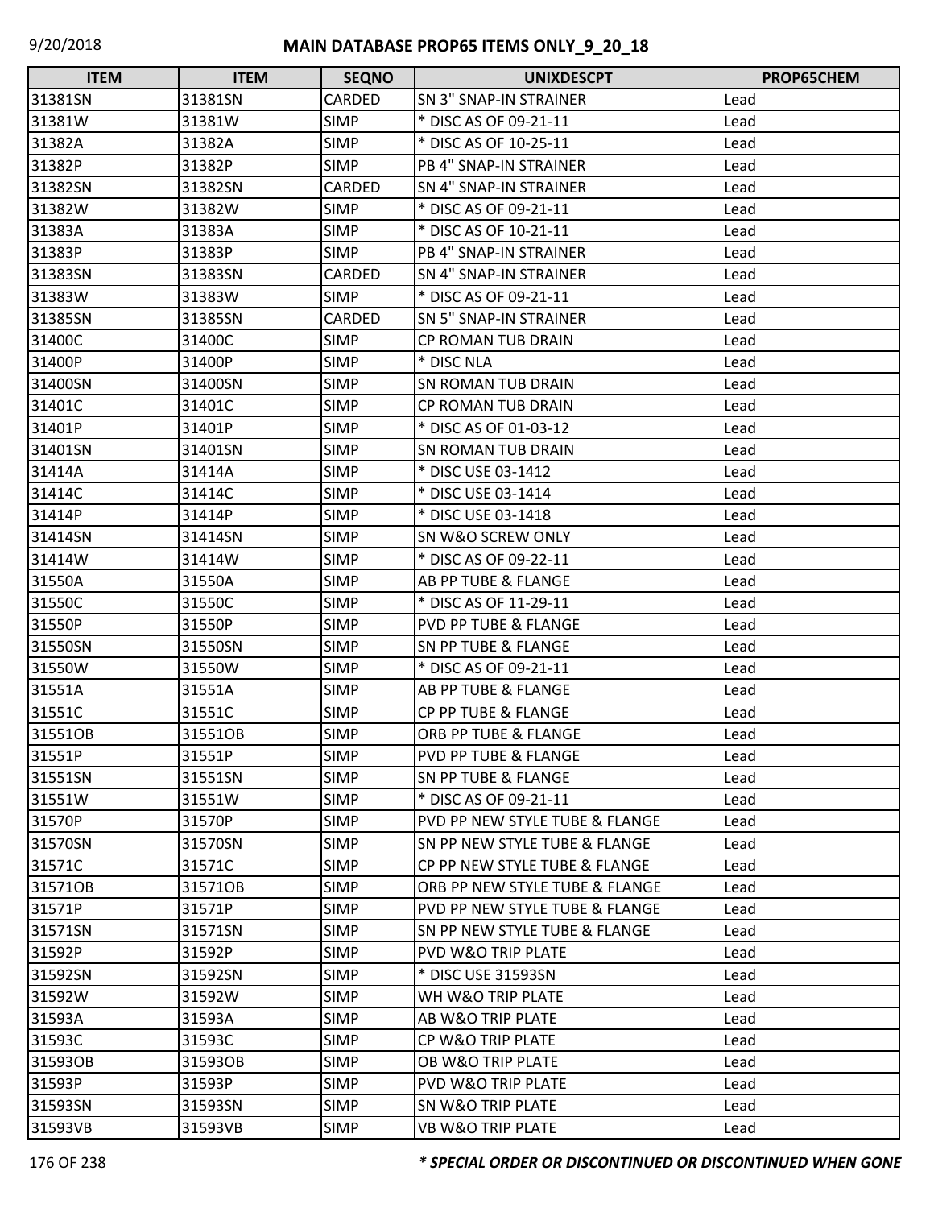| ITEM | ITEM | SEQNO | UNIXDESCPT | PROP65CHEM |
|---|---|---|---|---|
| 31381SN | 31381SN | CARDED | SN 3" SNAP-IN STRAINER | Lead |
| 31381W | 31381W | SIMP | * DISC AS OF 09-21-11 | Lead |
| 31382A | 31382A | SIMP | * DISC AS OF 10-25-11 | Lead |
| 31382P | 31382P | SIMP | PB 4" SNAP-IN STRAINER | Lead |
| 31382SN | 31382SN | CARDED | SN 4" SNAP-IN STRAINER | Lead |
| 31382W | 31382W | SIMP | * DISC AS OF 09-21-11 | Lead |
| 31383A | 31383A | SIMP | * DISC AS OF 10-21-11 | Lead |
| 31383P | 31383P | SIMP | PB 4" SNAP-IN STRAINER | Lead |
| 31383SN | 31383SN | CARDED | SN 4" SNAP-IN STRAINER | Lead |
| 31383W | 31383W | SIMP | * DISC AS OF 09-21-11 | Lead |
| 31385SN | 31385SN | CARDED | SN 5" SNAP-IN STRAINER | Lead |
| 31400C | 31400C | SIMP | CP ROMAN TUB DRAIN | Lead |
| 31400P | 31400P | SIMP | * DISC NLA | Lead |
| 31400SN | 31400SN | SIMP | SN ROMAN TUB DRAIN | Lead |
| 31401C | 31401C | SIMP | CP ROMAN TUB DRAIN | Lead |
| 31401P | 31401P | SIMP | * DISC AS OF 01-03-12 | Lead |
| 31401SN | 31401SN | SIMP | SN ROMAN TUB DRAIN | Lead |
| 31414A | 31414A | SIMP | * DISC USE 03-1412 | Lead |
| 31414C | 31414C | SIMP | * DISC USE 03-1414 | Lead |
| 31414P | 31414P | SIMP | * DISC USE 03-1418 | Lead |
| 31414SN | 31414SN | SIMP | SN W&O SCREW ONLY | Lead |
| 31414W | 31414W | SIMP | * DISC AS OF 09-22-11 | Lead |
| 31550A | 31550A | SIMP | AB PP TUBE & FLANGE | Lead |
| 31550C | 31550C | SIMP | * DISC AS OF 11-29-11 | Lead |
| 31550P | 31550P | SIMP | PVD PP TUBE & FLANGE | Lead |
| 31550SN | 31550SN | SIMP | SN PP TUBE & FLANGE | Lead |
| 31550W | 31550W | SIMP | * DISC AS OF 09-21-11 | Lead |
| 31551A | 31551A | SIMP | AB PP TUBE & FLANGE | Lead |
| 31551C | 31551C | SIMP | CP PP TUBE & FLANGE | Lead |
| 31551OB | 31551OB | SIMP | ORB PP TUBE & FLANGE | Lead |
| 31551P | 31551P | SIMP | PVD PP TUBE & FLANGE | Lead |
| 31551SN | 31551SN | SIMP | SN PP TUBE & FLANGE | Lead |
| 31551W | 31551W | SIMP | * DISC AS OF 09-21-11 | Lead |
| 31570P | 31570P | SIMP | PVD PP NEW STYLE TUBE & FLANGE | Lead |
| 31570SN | 31570SN | SIMP | SN PP NEW STYLE TUBE & FLANGE | Lead |
| 31571C | 31571C | SIMP | CP PP NEW STYLE TUBE & FLANGE | Lead |
| 31571OB | 31571OB | SIMP | ORB PP NEW STYLE TUBE & FLANGE | Lead |
| 31571P | 31571P | SIMP | PVD PP NEW STYLE TUBE & FLANGE | Lead |
| 31571SN | 31571SN | SIMP | SN PP NEW STYLE TUBE & FLANGE | Lead |
| 31592P | 31592P | SIMP | PVD W&O TRIP PLATE | Lead |
| 31592SN | 31592SN | SIMP | * DISC USE 31593SN | Lead |
| 31592W | 31592W | SIMP | WH W&O TRIP PLATE | Lead |
| 31593A | 31593A | SIMP | AB W&O TRIP PLATE | Lead |
| 31593C | 31593C | SIMP | CP W&O TRIP PLATE | Lead |
| 31593OB | 31593OB | SIMP | OB W&O TRIP PLATE | Lead |
| 31593P | 31593P | SIMP | PVD W&O TRIP PLATE | Lead |
| 31593SN | 31593SN | SIMP | SN W&O TRIP PLATE | Lead |
| 31593VB | 31593VB | SIMP | VB W&O TRIP PLATE | Lead |

***\* SPECIAL ORDER OR DISCONTINUED OR DISCONTINUED WHEN GONE***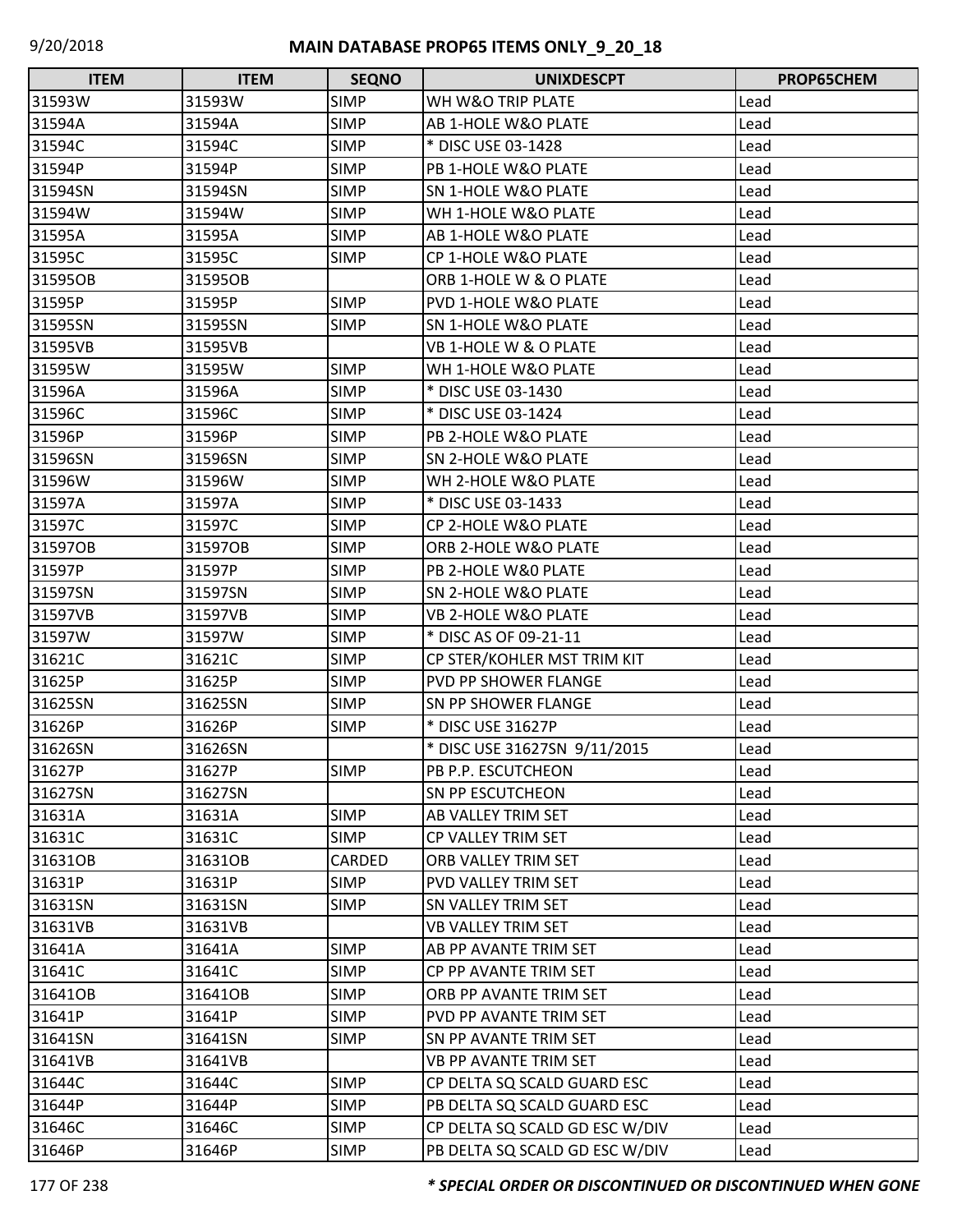# MAIN DATABASE PROP65 ITEMS ONLY_9_20_18

| ITEM | ITEM | SEQNO | UNIXDESCPT | PROP65CHEM |
|---|---|---|---|---|
| 31593W | 31593W | SIMP | WH W&O TRIP PLATE | Lead |
| 31594A | 31594A | SIMP | AB 1-HOLE W&O PLATE | Lead |
| 31594C | 31594C | SIMP | * DISC USE 03-1428 | Lead |
| 31594P | 31594P | SIMP | PB 1-HOLE W&O PLATE | Lead |
| 31594SN | 31594SN | SIMP | SN 1-HOLE W&O PLATE | Lead |
| 31594W | 31594W | SIMP | WH 1-HOLE W&O PLATE | Lead |
| 31595A | 31595A | SIMP | AB 1-HOLE W&O PLATE | Lead |
| 31595C | 31595C | SIMP | CP 1-HOLE W&O PLATE | Lead |
| 31595OB | 31595OB | | ORB 1-HOLE W & O PLATE | Lead |
| 31595P | 31595P | SIMP | PVD 1-HOLE W&O PLATE | Lead |
| 31595SN | 31595SN | SIMP | SN 1-HOLE W&O PLATE | Lead |
| 31595VB | 31595VB | | VB 1-HOLE W & O PLATE | Lead |
| 31595W | 31595W | SIMP | WH 1-HOLE W&O PLATE | Lead |
| 31596A | 31596A | SIMP | * DISC USE 03-1430 | Lead |
| 31596C | 31596C | SIMP | * DISC USE 03-1424 | Lead |
| 31596P | 31596P | SIMP | PB 2-HOLE W&O PLATE | Lead |
| 31596SN | 31596SN | SIMP | SN 2-HOLE W&O PLATE | Lead |
| 31596W | 31596W | SIMP | WH 2-HOLE W&O PLATE | Lead |
| 31597A | 31597A | SIMP | * DISC USE 03-1433 | Lead |
| 31597C | 31597C | SIMP | CP 2-HOLE W&O PLATE | Lead |
| 31597OB | 31597OB | SIMP | ORB 2-HOLE W&O PLATE | Lead |
| 31597P | 31597P | SIMP | PB 2-HOLE W&0 PLATE | Lead |
| 31597SN | 31597SN | SIMP | SN 2-HOLE W&O PLATE | Lead |
| 31597VB | 31597VB | SIMP | VB 2-HOLE W&O PLATE | Lead |
| 31597W | 31597W | SIMP | * DISC AS OF 09-21-11 | Lead |
| 31621C | 31621C | SIMP | CP STER/KOHLER MST TRIM KIT | Lead |
| 31625P | 31625P | SIMP | PVD PP SHOWER FLANGE | Lead |
| 31625SN | 31625SN | SIMP | SN PP SHOWER FLANGE | Lead |
| 31626P | 31626P | SIMP | * DISC USE 31627P | Lead |
| 31626SN | 31626SN | | * DISC USE 31627SN 9/11/2015 | Lead |
| 31627P | 31627P | SIMP | PB P.P. ESCUTCHEON | Lead |
| 31627SN | 31627SN | | SN PP ESCUTCHEON | Lead |
| 31631A | 31631A | SIMP | AB VALLEY TRIM SET | Lead |
| 31631C | 31631C | SIMP | CP VALLEY TRIM SET | Lead |
| 31631OB | 31631OB | CARDED | ORB VALLEY TRIM SET | Lead |
| 31631P | 31631P | SIMP | PVD VALLEY TRIM SET | Lead |
| 31631SN | 31631SN | SIMP | SN VALLEY TRIM SET | Lead |
| 31631VB | 31631VB | | VB VALLEY TRIM SET | Lead |
| 31641A | 31641A | SIMP | AB PP AVANTE TRIM SET | Lead |
| 31641C | 31641C | SIMP | CP PP AVANTE TRIM SET | Lead |
| 31641OB | 31641OB | SIMP | ORB PP AVANTE TRIM SET | Lead |
| 31641P | 31641P | SIMP | PVD PP AVANTE TRIM SET | Lead |
| 31641SN | 31641SN | SIMP | SN PP AVANTE TRIM SET | Lead |
| 31641VB | 31641VB | | VB PP AVANTE TRIM SET | Lead |
| 31644C | 31644C | SIMP | CP DELTA SQ SCALD GUARD ESC | Lead |
| 31644P | 31644P | SIMP | PB DELTA SQ SCALD GUARD ESC | Lead |
| 31646C | 31646C | SIMP | CP DELTA SQ SCALD GD ESC W/DIV | Lead |
| 31646P | 31646P | SIMP | PB DELTA SQ SCALD GD ESC W/DIV | Lead |

***\* SPECIAL ORDER OR DISCONTINUED OR DISCONTINUED WHEN GONE***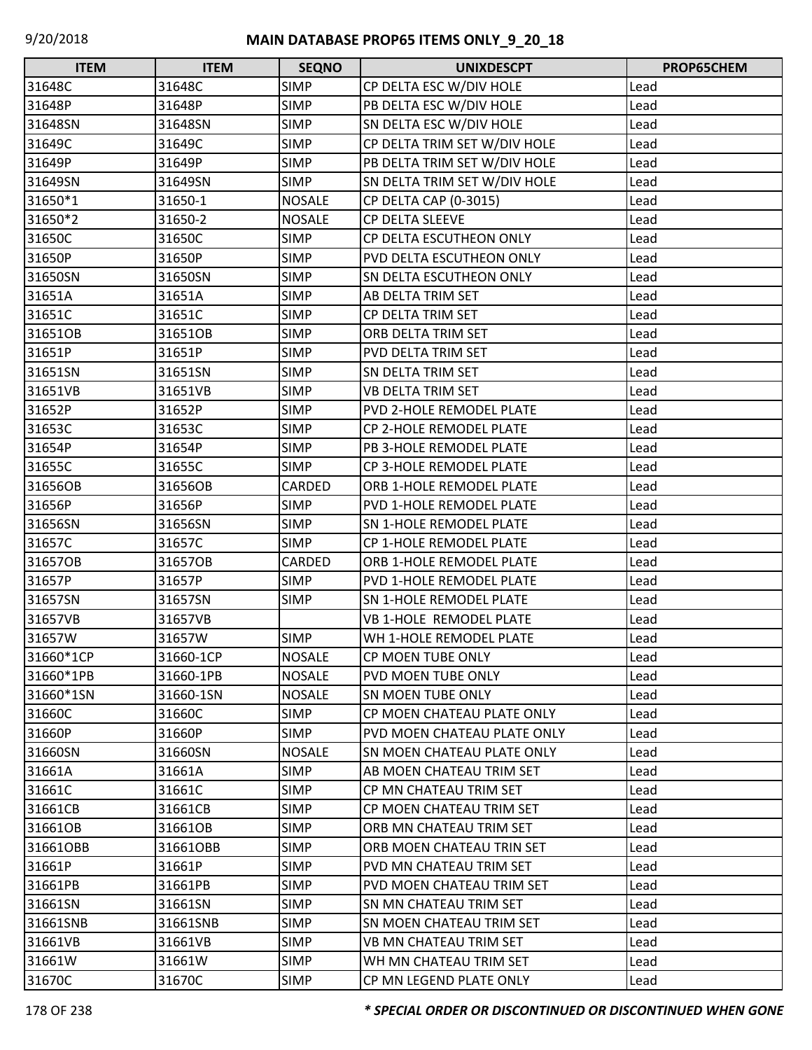| ITEM | ITEM | SEQNO | UNIXDESCPT | PROP65CHEM |
|---|---|---|---|---|
| 31648C | 31648C | SIMP | CP DELTA ESC W/DIV HOLE | Lead |
| 31648P | 31648P | SIMP | PB DELTA ESC W/DIV HOLE | Lead |
| 31648SN | 31648SN | SIMP | SN DELTA ESC W/DIV HOLE | Lead |
| 31649C | 31649C | SIMP | CP DELTA TRIM SET W/DIV HOLE | Lead |
| 31649P | 31649P | SIMP | PB DELTA TRIM SET W/DIV HOLE | Lead |
| 31649SN | 31649SN | SIMP | SN DELTA TRIM SET W/DIV HOLE | Lead |
| 31650*1 | 31650-1 | NOSALE | CP DELTA CAP (0-3015) | Lead |
| 31650*2 | 31650-2 | NOSALE | CP DELTA SLEEVE | Lead |
| 31650C | 31650C | SIMP | CP DELTA ESCUTHEON ONLY | Lead |
| 31650P | 31650P | SIMP | PVD DELTA ESCUTHEON ONLY | Lead |
| 31650SN | 31650SN | SIMP | SN DELTA ESCUTHEON ONLY | Lead |
| 31651A | 31651A | SIMP | AB DELTA TRIM SET | Lead |
| 31651C | 31651C | SIMP | CP DELTA TRIM SET | Lead |
| 31651OB | 31651OB | SIMP | ORB DELTA TRIM SET | Lead |
| 31651P | 31651P | SIMP | PVD DELTA TRIM SET | Lead |
| 31651SN | 31651SN | SIMP | SN DELTA TRIM SET | Lead |
| 31651VB | 31651VB | SIMP | VB DELTA TRIM SET | Lead |
| 31652P | 31652P | SIMP | PVD 2-HOLE REMODEL PLATE | Lead |
| 31653C | 31653C | SIMP | CP 2-HOLE REMODEL PLATE | Lead |
| 31654P | 31654P | SIMP | PB 3-HOLE REMODEL PLATE | Lead |
| 31655C | 31655C | SIMP | CP 3-HOLE REMODEL PLATE | Lead |
| 31656OB | 31656OB | CARDED | ORB 1-HOLE REMODEL PLATE | Lead |
| 31656P | 31656P | SIMP | PVD 1-HOLE REMODEL PLATE | Lead |
| 31656SN | 31656SN | SIMP | SN 1-HOLE REMODEL PLATE | Lead |
| 31657C | 31657C | SIMP | CP 1-HOLE REMODEL PLATE | Lead |
| 31657OB | 31657OB | CARDED | ORB 1-HOLE REMODEL PLATE | Lead |
| 31657P | 31657P | SIMP | PVD 1-HOLE REMODEL PLATE | Lead |
| 31657SN | 31657SN | SIMP | SN 1-HOLE REMODEL PLATE | Lead |
| 31657VB | 31657VB | | VB 1-HOLE REMODEL PLATE | Lead |
| 31657W | 31657W | SIMP | WH 1-HOLE REMODEL PLATE | Lead |
| 31660*1CP | 31660-1CP | NOSALE | CP MOEN TUBE ONLY | Lead |
| 31660*1PB | 31660-1PB | NOSALE | PVD MOEN TUBE ONLY | Lead |
| 31660*1SN | 31660-1SN | NOSALE | SN MOEN TUBE ONLY | Lead |
| 31660C | 31660C | SIMP | CP MOEN CHATEAU PLATE ONLY | Lead |
| 31660P | 31660P | SIMP | PVD MOEN CHATEAU PLATE ONLY | Lead |
| 31660SN | 31660SN | NOSALE | SN MOEN CHATEAU PLATE ONLY | Lead |
| 31661A | 31661A | SIMP | AB MOEN CHATEAU TRIM SET | Lead |
| 31661C | 31661C | SIMP | CP MN CHATEAU TRIM SET | Lead |
| 31661CB | 31661CB | SIMP | CP MOEN CHATEAU TRIM SET | Lead |
| 31661OB | 31661OB | SIMP | ORB MN CHATEAU TRIM SET | Lead |
| 31661OBB | 31661OBB | SIMP | ORB MOEN CHATEAU TRIN SET | Lead |
| 31661P | 31661P | SIMP | PVD MN CHATEAU TRIM SET | Lead |
| 31661PB | 31661PB | SIMP | PVD MOEN CHATEAU TRIM SET | Lead |
| 31661SN | 31661SN | SIMP | SN MN CHATEAU TRIM SET | Lead |
| 31661SNB | 31661SNB | SIMP | SN MOEN CHATEAU TRIM SET | Lead |
| 31661VB | 31661VB | SIMP | VB MN CHATEAU TRIM SET | Lead |
| 31661W | 31661W | SIMP | WH MN CHATEAU TRIM SET | Lead |
| 31670C | 31670C | SIMP | CP MN LEGEND PLATE ONLY | Lead |

***** SPECIAL ORDER OR DISCONTINUED OR DISCONTINUED WHEN GONE*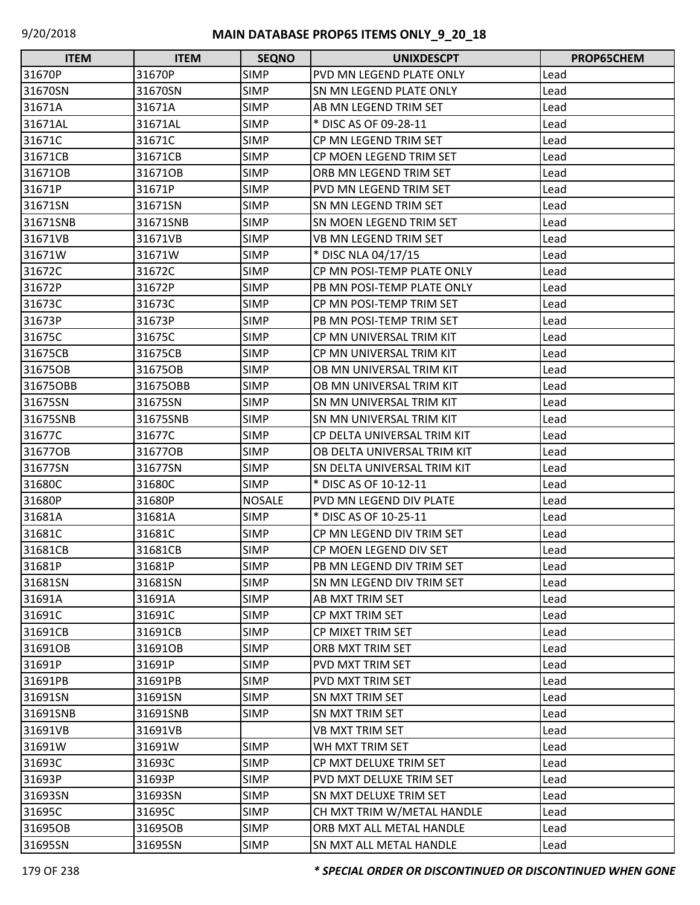# MAIN DATABASE PROP65 ITEMS ONLY_9_20_18

| ITEM | ITEM | SEQNO | UNIXDESCPT | PROP65CHEM |
|---|---|---|---|---|
| 31670P | 31670P | SIMP | PVD MN LEGEND PLATE ONLY | Lead |
| 31670SN | 31670SN | SIMP | SN MN LEGEND PLATE ONLY | Lead |
| 31671A | 31671A | SIMP | AB MN LEGEND TRIM SET | Lead |
| 31671AL | 31671AL | SIMP | * DISC AS OF 09-28-11 | Lead |
| 31671C | 31671C | SIMP | CP MN LEGEND TRIM SET | Lead |
| 31671CB | 31671CB | SIMP | CP MOEN LEGEND TRIM SET | Lead |
| 31671OB | 31671OB | SIMP | ORB MN LEGEND TRIM SET | Lead |
| 31671P | 31671P | SIMP | PVD MN LEGEND TRIM SET | Lead |
| 31671SN | 31671SN | SIMP | SN MN LEGEND TRIM SET | Lead |
| 31671SNB | 31671SNB | SIMP | SN MOEN LEGEND TRIM SET | Lead |
| 31671VB | 31671VB | SIMP | VB MN LEGEND TRIM SET | Lead |
| 31671W | 31671W | SIMP | * DISC NLA 04/17/15 | Lead |
| 31672C | 31672C | SIMP | CP MN POSI-TEMP PLATE ONLY | Lead |
| 31672P | 31672P | SIMP | PB MN POSI-TEMP PLATE ONLY | Lead |
| 31673C | 31673C | SIMP | CP MN POSI-TEMP TRIM SET | Lead |
| 31673P | 31673P | SIMP | PB MN POSI-TEMP TRIM SET | Lead |
| 31675C | 31675C | SIMP | CP MN UNIVERSAL TRIM KIT | Lead |
| 31675CB | 31675CB | SIMP | CP MN UNIVERSAL TRIM KIT | Lead |
| 31675OB | 31675OB | SIMP | OB MN UNIVERSAL TRIM KIT | Lead |
| 31675OBB | 31675OBB | SIMP | OB MN UNIVERSAL TRIM KIT | Lead |
| 31675SN | 31675SN | SIMP | SN MN UNIVERSAL TRIM KIT | Lead |
| 31675SNB | 31675SNB | SIMP | SN MN UNIVERSAL TRIM KIT | Lead |
| 31677C | 31677C | SIMP | CP DELTA UNIVERSAL TRIM KIT | Lead |
| 31677OB | 31677OB | SIMP | OB DELTA UNIVERSAL TRIM KIT | Lead |
| 31677SN | 31677SN | SIMP | SN DELTA UNIVERSAL TRIM KIT | Lead |
| 31680C | 31680C | SIMP | * DISC AS OF 10-12-11 | Lead |
| 31680P | 31680P | NOSALE | PVD MN LEGEND DIV PLATE | Lead |
| 31681A | 31681A | SIMP | * DISC AS OF 10-25-11 | Lead |
| 31681C | 31681C | SIMP | CP MN LEGEND DIV TRIM SET | Lead |
| 31681CB | 31681CB | SIMP | CP MOEN LEGEND DIV SET | Lead |
| 31681P | 31681P | SIMP | PB MN LEGEND DIV TRIM SET | Lead |
| 31681SN | 31681SN | SIMP | SN MN LEGEND DIV TRIM SET | Lead |
| 31691A | 31691A | SIMP | AB MXT TRIM SET | Lead |
| 31691C | 31691C | SIMP | CP MXT TRIM SET | Lead |
| 31691CB | 31691CB | SIMP | CP MIXET TRIM SET | Lead |
| 31691OB | 31691OB | SIMP | ORB MXT TRIM SET | Lead |
| 31691P | 31691P | SIMP | PVD MXT TRIM SET | Lead |
| 31691PB | 31691PB | SIMP | PVD MXT TRIM SET | Lead |
| 31691SN | 31691SN | SIMP | SN MXT TRIM SET | Lead |
| 31691SNB | 31691SNB | SIMP | SN MXT TRIM SET | Lead |
| 31691VB | 31691VB | | VB MXT TRIM SET | Lead |
| 31691W | 31691W | SIMP | WH MXT TRIM SET | Lead |
| 31693C | 31693C | SIMP | CP MXT DELUXE TRIM SET | Lead |
| 31693P | 31693P | SIMP | PVD MXT DELUXE TRIM SET | Lead |
| 31693SN | 31693SN | SIMP | SN MXT DELUXE TRIM SET | Lead |
| 31695C | 31695C | SIMP | CH MXT TRIM W/METAL HANDLE | Lead |
| 31695OB | 31695OB | SIMP | ORB MXT ALL METAL HANDLE | Lead |
| 31695SN | 31695SN | SIMP | SN MXT ALL METAL HANDLE | Lead |

*\* SPECIAL ORDER OR DISCONTINUED OR DISCONTINUED WHEN GONE*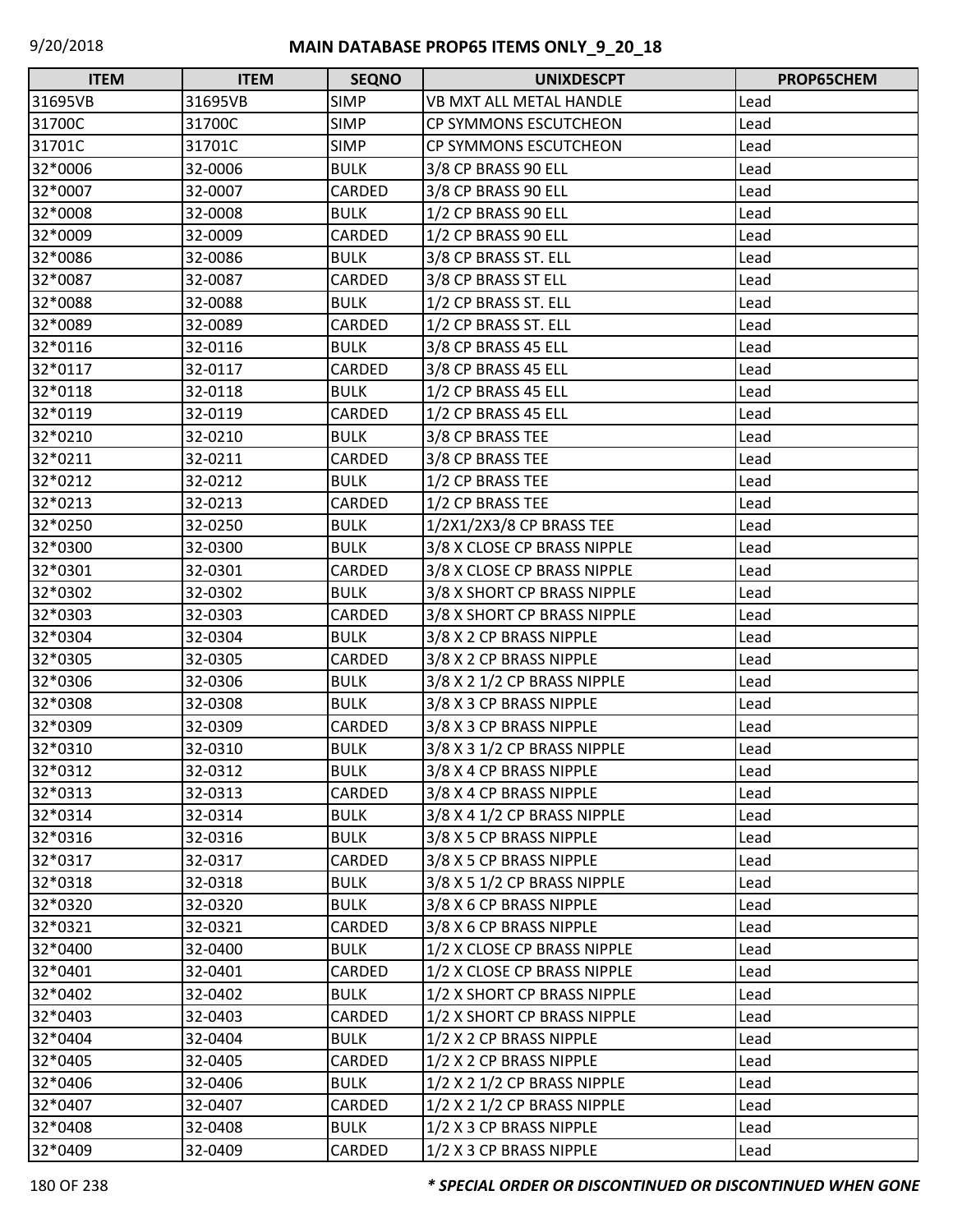| ITEM | ITEM | SEQNO | UNIXDESCPT | PROP65CHEM |
|---|---|---|---|---|
| 31695VB | 31695VB | SIMP | VB MXT ALL METAL HANDLE | Lead |
| 31700C | 31700C | SIMP | CP SYMMONS ESCUTCHEON | Lead |
| 31701C | 31701C | SIMP | CP SYMMONS ESCUTCHEON | Lead |
| 32*0006 | 32-0006 | BULK | 3/8 CP BRASS 90 ELL | Lead |
| 32*0007 | 32-0007 | CARDED | 3/8 CP BRASS 90 ELL | Lead |
| 32*0008 | 32-0008 | BULK | 1/2 CP BRASS 90 ELL | Lead |
| 32*0009 | 32-0009 | CARDED | 1/2 CP BRASS 90 ELL | Lead |
| 32*0086 | 32-0086 | BULK | 3/8 CP BRASS ST. ELL | Lead |
| 32*0087 | 32-0087 | CARDED | 3/8 CP BRASS ST ELL | Lead |
| 32*0088 | 32-0088 | BULK | 1/2 CP BRASS ST. ELL | Lead |
| 32*0089 | 32-0089 | CARDED | 1/2 CP BRASS ST. ELL | Lead |
| 32*0116 | 32-0116 | BULK | 3/8 CP BRASS 45 ELL | Lead |
| 32*0117 | 32-0117 | CARDED | 3/8 CP BRASS 45 ELL | Lead |
| 32*0118 | 32-0118 | BULK | 1/2 CP BRASS 45 ELL | Lead |
| 32*0119 | 32-0119 | CARDED | 1/2 CP BRASS 45 ELL | Lead |
| 32*0210 | 32-0210 | BULK | 3/8 CP BRASS TEE | Lead |
| 32*0211 | 32-0211 | CARDED | 3/8 CP BRASS TEE | Lead |
| 32*0212 | 32-0212 | BULK | 1/2 CP BRASS TEE | Lead |
| 32*0213 | 32-0213 | CARDED | 1/2 CP BRASS TEE | Lead |
| 32*0250 | 32-0250 | BULK | 1/2X1/2X3/8 CP BRASS TEE | Lead |
| 32*0300 | 32-0300 | BULK | 3/8 X CLOSE CP BRASS NIPPLE | Lead |
| 32*0301 | 32-0301 | CARDED | 3/8 X CLOSE CP BRASS NIPPLE | Lead |
| 32*0302 | 32-0302 | BULK | 3/8 X SHORT CP BRASS NIPPLE | Lead |
| 32*0303 | 32-0303 | CARDED | 3/8 X SHORT CP BRASS NIPPLE | Lead |
| 32*0304 | 32-0304 | BULK | 3/8 X 2 CP BRASS NIPPLE | Lead |
| 32*0305 | 32-0305 | CARDED | 3/8 X 2 CP BRASS NIPPLE | Lead |
| 32*0306 | 32-0306 | BULK | 3/8 X 2 1/2 CP BRASS NIPPLE | Lead |
| 32*0308 | 32-0308 | BULK | 3/8 X 3 CP BRASS NIPPLE | Lead |
| 32*0309 | 32-0309 | CARDED | 3/8 X 3 CP BRASS NIPPLE | Lead |
| 32*0310 | 32-0310 | BULK | 3/8 X 3 1/2 CP BRASS NIPPLE | Lead |
| 32*0312 | 32-0312 | BULK | 3/8 X 4 CP BRASS NIPPLE | Lead |
| 32*0313 | 32-0313 | CARDED | 3/8 X 4 CP BRASS NIPPLE | Lead |
| 32*0314 | 32-0314 | BULK | 3/8 X 4 1/2 CP BRASS NIPPLE | Lead |
| 32*0316 | 32-0316 | BULK | 3/8 X 5 CP BRASS NIPPLE | Lead |
| 32*0317 | 32-0317 | CARDED | 3/8 X 5 CP BRASS NIPPLE | Lead |
| 32*0318 | 32-0318 | BULK | 3/8 X 5 1/2 CP BRASS NIPPLE | Lead |
| 32*0320 | 32-0320 | BULK | 3/8 X 6 CP BRASS NIPPLE | Lead |
| 32*0321 | 32-0321 | CARDED | 3/8 X 6 CP BRASS NIPPLE | Lead |
| 32*0400 | 32-0400 | BULK | 1/2 X CLOSE CP BRASS NIPPLE | Lead |
| 32*0401 | 32-0401 | CARDED | 1/2 X CLOSE CP BRASS NIPPLE | Lead |
| 32*0402 | 32-0402 | BULK | 1/2 X SHORT CP BRASS NIPPLE | Lead |
| 32*0403 | 32-0403 | CARDED | 1/2 X SHORT CP BRASS NIPPLE | Lead |
| 32*0404 | 32-0404 | BULK | 1/2 X 2 CP BRASS NIPPLE | Lead |
| 32*0405 | 32-0405 | CARDED | 1/2 X 2 CP BRASS NIPPLE | Lead |
| 32*0406 | 32-0406 | BULK | 1/2 X 2 1/2 CP BRASS NIPPLE | Lead |
| 32*0407 | 32-0407 | CARDED | 1/2 X 2 1/2 CP BRASS NIPPLE | Lead |
| 32*0408 | 32-0408 | BULK | 1/2 X 3 CP BRASS NIPPLE | Lead |
| 32*0409 | 32-0409 | CARDED | 1/2 X 3 CP BRASS NIPPLE | Lead |

*** SPECIAL ORDER OR DISCONTINUED OR DISCONTINUED WHEN GONE**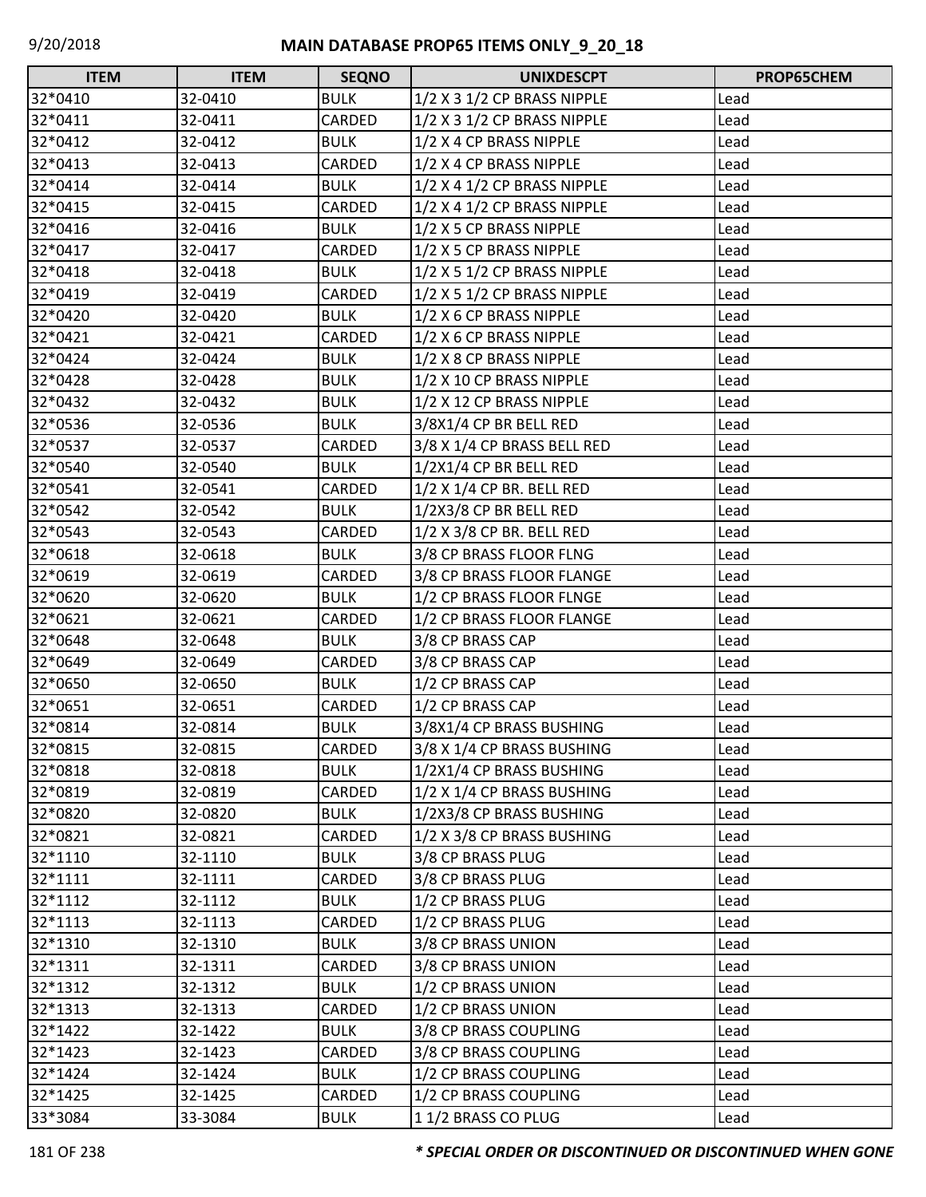## MAIN DATABASE PROP65 ITEMS ONLY_9_20_18

| ITEM | ITEM | SEQNO | UNIXDESCPT | PROP65CHEM |
|---|---|---|---|---|
| 32*0410 | 32-0410 | BULK | 1/2 X 3 1/2 CP BRASS NIPPLE | Lead |
| 32*0411 | 32-0411 | CARDED | 1/2 X 3 1/2 CP BRASS NIPPLE | Lead |
| 32*0412 | 32-0412 | BULK | 1/2 X 4 CP BRASS NIPPLE | Lead |
| 32*0413 | 32-0413 | CARDED | 1/2 X 4 CP BRASS NIPPLE | Lead |
| 32*0414 | 32-0414 | BULK | 1/2 X 4 1/2 CP BRASS NIPPLE | Lead |
| 32*0415 | 32-0415 | CARDED | 1/2 X 4 1/2 CP BRASS NIPPLE | Lead |
| 32*0416 | 32-0416 | BULK | 1/2 X 5 CP BRASS NIPPLE | Lead |
| 32*0417 | 32-0417 | CARDED | 1/2 X 5 CP BRASS NIPPLE | Lead |
| 32*0418 | 32-0418 | BULK | 1/2 X 5 1/2 CP BRASS NIPPLE | Lead |
| 32*0419 | 32-0419 | CARDED | 1/2 X 5 1/2 CP BRASS NIPPLE | Lead |
| 32*0420 | 32-0420 | BULK | 1/2 X 6 CP BRASS NIPPLE | Lead |
| 32*0421 | 32-0421 | CARDED | 1/2 X 6 CP BRASS NIPPLE | Lead |
| 32*0424 | 32-0424 | BULK | 1/2 X 8 CP BRASS NIPPLE | Lead |
| 32*0428 | 32-0428 | BULK | 1/2 X 10 CP BRASS NIPPLE | Lead |
| 32*0432 | 32-0432 | BULK | 1/2 X 12 CP BRASS NIPPLE | Lead |
| 32*0536 | 32-0536 | BULK | 3/8X1/4 CP BR BELL RED | Lead |
| 32*0537 | 32-0537 | CARDED | 3/8 X 1/4 CP BRASS BELL RED | Lead |
| 32*0540 | 32-0540 | BULK | 1/2X1/4 CP BR BELL RED | Lead |
| 32*0541 | 32-0541 | CARDED | 1/2 X 1/4 CP BR. BELL RED | Lead |
| 32*0542 | 32-0542 | BULK | 1/2X3/8 CP BR BELL RED | Lead |
| 32*0543 | 32-0543 | CARDED | 1/2 X 3/8 CP BR. BELL RED | Lead |
| 32*0618 | 32-0618 | BULK | 3/8 CP BRASS FLOOR FLNG | Lead |
| 32*0619 | 32-0619 | CARDED | 3/8 CP BRASS FLOOR FLANGE | Lead |
| 32*0620 | 32-0620 | BULK | 1/2 CP BRASS FLOOR FLNGE | Lead |
| 32*0621 | 32-0621 | CARDED | 1/2 CP BRASS FLOOR FLANGE | Lead |
| 32*0648 | 32-0648 | BULK | 3/8 CP BRASS CAP | Lead |
| 32*0649 | 32-0649 | CARDED | 3/8 CP BRASS CAP | Lead |
| 32*0650 | 32-0650 | BULK | 1/2 CP BRASS CAP | Lead |
| 32*0651 | 32-0651 | CARDED | 1/2 CP BRASS CAP | Lead |
| 32*0814 | 32-0814 | BULK | 3/8X1/4 CP BRASS BUSHING | Lead |
| 32*0815 | 32-0815 | CARDED | 3/8 X 1/4 CP BRASS BUSHING | Lead |
| 32*0818 | 32-0818 | BULK | 1/2X1/4 CP BRASS BUSHING | Lead |
| 32*0819 | 32-0819 | CARDED | 1/2 X 1/4 CP BRASS BUSHING | Lead |
| 32*0820 | 32-0820 | BULK | 1/2X3/8 CP BRASS BUSHING | Lead |
| 32*0821 | 32-0821 | CARDED | 1/2 X 3/8 CP BRASS BUSHING | Lead |
| 32*1110 | 32-1110 | BULK | 3/8 CP BRASS PLUG | Lead |
| 32*1111 | 32-1111 | CARDED | 3/8 CP BRASS PLUG | Lead |
| 32*1112 | 32-1112 | BULK | 1/2 CP BRASS PLUG | Lead |
| 32*1113 | 32-1113 | CARDED | 1/2 CP BRASS PLUG | Lead |
| 32*1310 | 32-1310 | BULK | 3/8 CP BRASS UNION | Lead |
| 32*1311 | 32-1311 | CARDED | 3/8 CP BRASS UNION | Lead |
| 32*1312 | 32-1312 | BULK | 1/2 CP BRASS UNION | Lead |
| 32*1313 | 32-1313 | CARDED | 1/2 CP BRASS UNION | Lead |
| 32*1422 | 32-1422 | BULK | 3/8 CP BRASS COUPLING | Lead |
| 32*1423 | 32-1423 | CARDED | 3/8 CP BRASS COUPLING | Lead |
| 32*1424 | 32-1424 | BULK | 1/2 CP BRASS COUPLING | Lead |
| 32*1425 | 32-1425 | CARDED | 1/2 CP BRASS COUPLING | Lead |
| 33*3084 | 33-3084 | BULK | 1 1/2 BRASS CO PLUG | Lead |

*** SPECIAL ORDER OR DISCONTINUED OR DISCONTINUED WHEN GONE**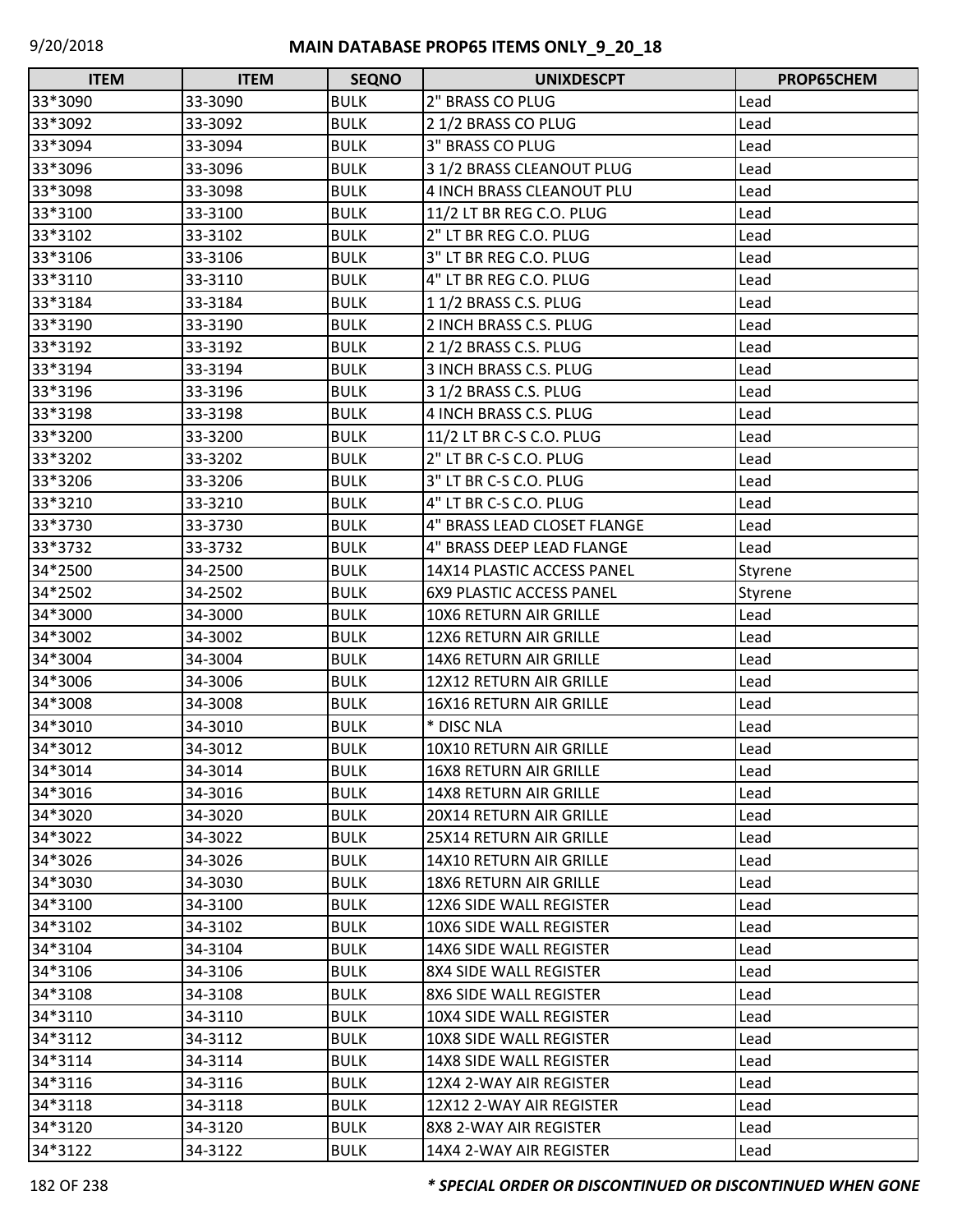| ITEM | ITEM | SEQNO | UNIXDESCPT | PROP65CHEM |
|---|---|---|---|---|
| 33*3090 | 33-3090 | BULK | 2" BRASS CO PLUG | Lead |
| 33*3092 | 33-3092 | BULK | 2 1/2 BRASS CO PLUG | Lead |
| 33*3094 | 33-3094 | BULK | 3" BRASS CO PLUG | Lead |
| 33*3096 | 33-3096 | BULK | 3 1/2 BRASS CLEANOUT PLUG | Lead |
| 33*3098 | 33-3098 | BULK | 4 INCH BRASS CLEANOUT PLU | Lead |
| 33*3100 | 33-3100 | BULK | 11/2 LT BR REG C.O. PLUG | Lead |
| 33*3102 | 33-3102 | BULK | 2" LT BR REG C.O. PLUG | Lead |
| 33*3106 | 33-3106 | BULK | 3" LT BR REG C.O. PLUG | Lead |
| 33*3110 | 33-3110 | BULK | 4" LT BR REG C.O. PLUG | Lead |
| 33*3184 | 33-3184 | BULK | 1 1/2 BRASS C.S. PLUG | Lead |
| 33*3190 | 33-3190 | BULK | 2 INCH BRASS C.S. PLUG | Lead |
| 33*3192 | 33-3192 | BULK | 2 1/2 BRASS C.S. PLUG | Lead |
| 33*3194 | 33-3194 | BULK | 3 INCH BRASS C.S. PLUG | Lead |
| 33*3196 | 33-3196 | BULK | 3 1/2 BRASS C.S. PLUG | Lead |
| 33*3198 | 33-3198 | BULK | 4 INCH BRASS C.S. PLUG | Lead |
| 33*3200 | 33-3200 | BULK | 11/2 LT BR C-S C.O. PLUG | Lead |
| 33*3202 | 33-3202 | BULK | 2" LT BR C-S C.O. PLUG | Lead |
| 33*3206 | 33-3206 | BULK | 3" LT BR C-S C.O. PLUG | Lead |
| 33*3210 | 33-3210 | BULK | 4" LT BR C-S C.O. PLUG | Lead |
| 33*3730 | 33-3730 | BULK | 4" BRASS LEAD CLOSET FLANGE | Lead |
| 33*3732 | 33-3732 | BULK | 4" BRASS DEEP LEAD FLANGE | Lead |
| 34*2500 | 34-2500 | BULK | 14X14 PLASTIC ACCESS PANEL | Styrene |
| 34*2502 | 34-2502 | BULK | 6X9 PLASTIC ACCESS PANEL | Styrene |
| 34*3000 | 34-3000 | BULK | 10X6 RETURN AIR GRILLE | Lead |
| 34*3002 | 34-3002 | BULK | 12X6 RETURN AIR GRILLE | Lead |
| 34*3004 | 34-3004 | BULK | 14X6 RETURN AIR GRILLE | Lead |
| 34*3006 | 34-3006 | BULK | 12X12 RETURN AIR GRILLE | Lead |
| 34*3008 | 34-3008 | BULK | 16X16 RETURN AIR GRILLE | Lead |
| 34*3010 | 34-3010 | BULK | * DISC NLA | Lead |
| 34*3012 | 34-3012 | BULK | 10X10 RETURN AIR GRILLE | Lead |
| 34*3014 | 34-3014 | BULK | 16X8 RETURN AIR GRILLE | Lead |
| 34*3016 | 34-3016 | BULK | 14X8 RETURN AIR GRILLE | Lead |
| 34*3020 | 34-3020 | BULK | 20X14 RETURN AIR GRILLE | Lead |
| 34*3022 | 34-3022 | BULK | 25X14 RETURN AIR GRILLE | Lead |
| 34*3026 | 34-3026 | BULK | 14X10 RETURN AIR GRILLE | Lead |
| 34*3030 | 34-3030 | BULK | 18X6 RETURN AIR GRILLE | Lead |
| 34*3100 | 34-3100 | BULK | 12X6 SIDE WALL REGISTER | Lead |
| 34*3102 | 34-3102 | BULK | 10X6 SIDE WALL REGISTER | Lead |
| 34*3104 | 34-3104 | BULK | 14X6 SIDE WALL REGISTER | Lead |
| 34*3106 | 34-3106 | BULK | 8X4 SIDE WALL REGISTER | Lead |
| 34*3108 | 34-3108 | BULK | 8X6 SIDE WALL REGISTER | Lead |
| 34*3110 | 34-3110 | BULK | 10X4 SIDE WALL REGISTER | Lead |
| 34*3112 | 34-3112 | BULK | 10X8 SIDE WALL REGISTER | Lead |
| 34*3114 | 34-3114 | BULK | 14X8 SIDE WALL REGISTER | Lead |
| 34*3116 | 34-3116 | BULK | 12X4 2-WAY AIR REGISTER | Lead |
| 34*3118 | 34-3118 | BULK | 12X12 2-WAY AIR REGISTER | Lead |
| 34*3120 | 34-3120 | BULK | 8X8 2-WAY AIR REGISTER | Lead |
| 34*3122 | 34-3122 | BULK | 14X4 2-WAY AIR REGISTER | Lead |

***\* SPECIAL ORDER OR DISCONTINUED OR DISCONTINUED WHEN GONE***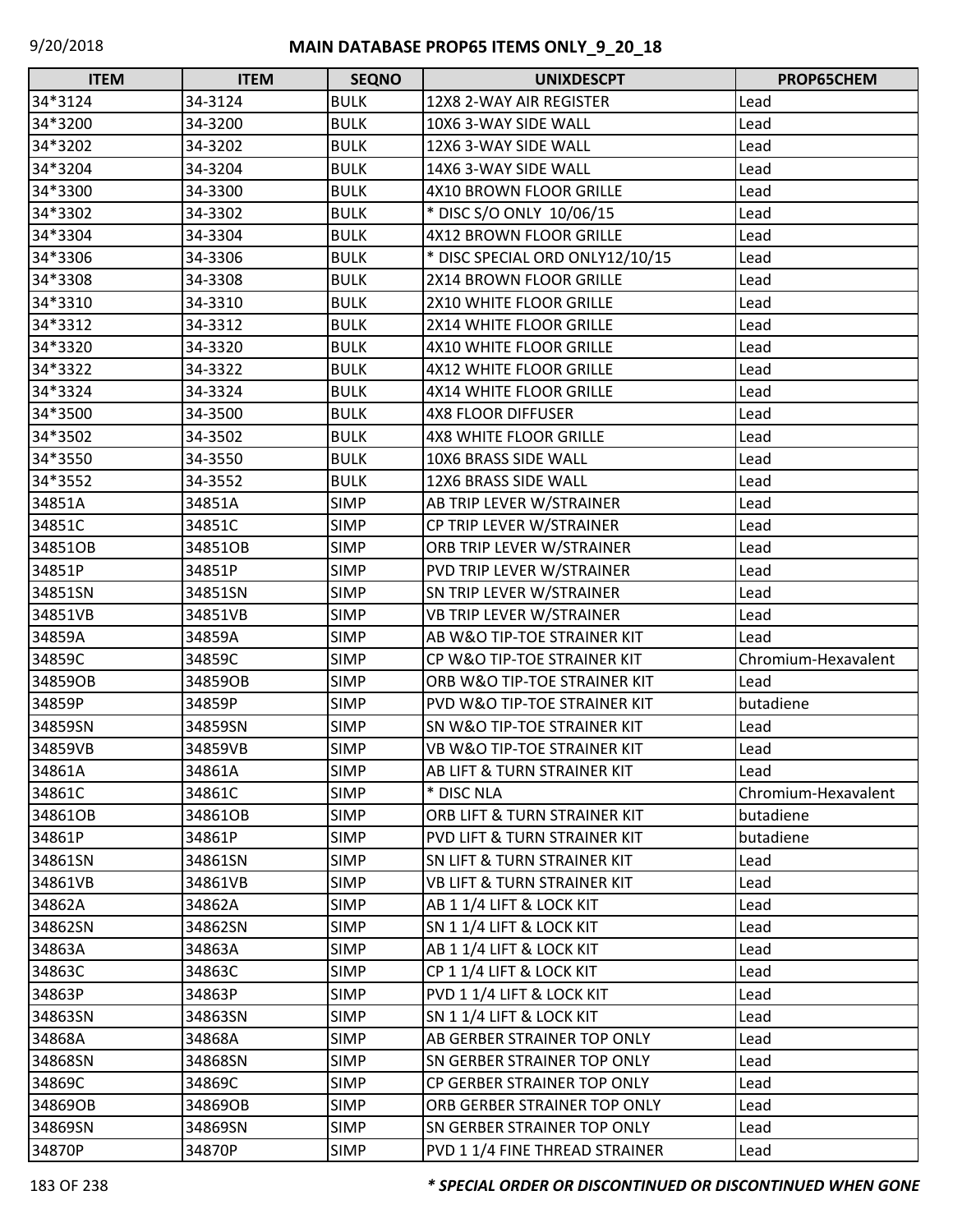# MAIN DATABASE PROP65 ITEMS ONLY_9_20_18

| ITEM | ITEM | SEQNO | UNIXDESCPT | PROP65CHEM |
|---|---|---|---|---|
| 34*3124 | 34-3124 | BULK | 12X8 2-WAY AIR REGISTER | Lead |
| 34*3200 | 34-3200 | BULK | 10X6 3-WAY SIDE WALL | Lead |
| 34*3202 | 34-3202 | BULK | 12X6 3-WAY SIDE WALL | Lead |
| 34*3204 | 34-3204 | BULK | 14X6 3-WAY SIDE WALL | Lead |
| 34*3300 | 34-3300 | BULK | 4X10 BROWN FLOOR GRILLE | Lead |
| 34*3302 | 34-3302 | BULK | * DISC S/O ONLY 10/06/15 | Lead |
| 34*3304 | 34-3304 | BULK | 4X12 BROWN FLOOR GRILLE | Lead |
| 34*3306 | 34-3306 | BULK | * DISC SPECIAL ORD ONLY12/10/15 | Lead |
| 34*3308 | 34-3308 | BULK | 2X14 BROWN FLOOR GRILLE | Lead |
| 34*3310 | 34-3310 | BULK | 2X10 WHITE FLOOR GRILLE | Lead |
| 34*3312 | 34-3312 | BULK | 2X14 WHITE FLOOR GRILLE | Lead |
| 34*3320 | 34-3320 | BULK | 4X10 WHITE FLOOR GRILLE | Lead |
| 34*3322 | 34-3322 | BULK | 4X12 WHITE FLOOR GRILLE | Lead |
| 34*3324 | 34-3324 | BULK | 4X14 WHITE FLOOR GRILLE | Lead |
| 34*3500 | 34-3500 | BULK | 4X8 FLOOR DIFFUSER | Lead |
| 34*3502 | 34-3502 | BULK | 4X8 WHITE FLOOR GRILLE | Lead |
| 34*3550 | 34-3550 | BULK | 10X6 BRASS SIDE WALL | Lead |
| 34*3552 | 34-3552 | BULK | 12X6 BRASS SIDE WALL | Lead |
| 34851A | 34851A | SIMP | AB TRIP LEVER W/STRAINER | Lead |
| 34851C | 34851C | SIMP | CP TRIP LEVER W/STRAINER | Lead |
| 34851OB | 34851OB | SIMP | ORB TRIP LEVER W/STRAINER | Lead |
| 34851P | 34851P | SIMP | PVD TRIP LEVER W/STRAINER | Lead |
| 34851SN | 34851SN | SIMP | SN TRIP LEVER W/STRAINER | Lead |
| 34851VB | 34851VB | SIMP | VB TRIP LEVER W/STRAINER | Lead |
| 34859A | 34859A | SIMP | AB W&O TIP-TOE STRAINER KIT | Lead |
| 34859C | 34859C | SIMP | CP W&O TIP-TOE STRAINER KIT | Chromium-Hexavalent |
| 34859OB | 34859OB | SIMP | ORB W&O TIP-TOE STRAINER KIT | Lead |
| 34859P | 34859P | SIMP | PVD W&O TIP-TOE STRAINER KIT | butadiene |
| 34859SN | 34859SN | SIMP | SN W&O TIP-TOE STRAINER KIT | Lead |
| 34859VB | 34859VB | SIMP | VB W&O TIP-TOE STRAINER KIT | Lead |
| 34861A | 34861A | SIMP | AB LIFT & TURN STRAINER KIT | Lead |
| 34861C | 34861C | SIMP | * DISC NLA | Chromium-Hexavalent |
| 34861OB | 34861OB | SIMP | ORB LIFT & TURN STRAINER KIT | butadiene |
| 34861P | 34861P | SIMP | PVD LIFT & TURN STRAINER KIT | butadiene |
| 34861SN | 34861SN | SIMP | SN LIFT & TURN STRAINER KIT | Lead |
| 34861VB | 34861VB | SIMP | VB LIFT & TURN STRAINER KIT | Lead |
| 34862A | 34862A | SIMP | AB 1 1/4 LIFT & LOCK KIT | Lead |
| 34862SN | 34862SN | SIMP | SN 1 1/4 LIFT & LOCK KIT | Lead |
| 34863A | 34863A | SIMP | AB 1 1/4 LIFT & LOCK KIT | Lead |
| 34863C | 34863C | SIMP | CP 1 1/4 LIFT & LOCK KIT | Lead |
| 34863P | 34863P | SIMP | PVD 1 1/4 LIFT & LOCK KIT | Lead |
| 34863SN | 34863SN | SIMP | SN 1 1/4 LIFT & LOCK KIT | Lead |
| 34868A | 34868A | SIMP | AB GERBER STRAINER TOP ONLY | Lead |
| 34868SN | 34868SN | SIMP | SN GERBER STRAINER TOP ONLY | Lead |
| 34869C | 34869C | SIMP | CP GERBER STRAINER TOP ONLY | Lead |
| 34869OB | 34869OB | SIMP | ORB GERBER STRAINER TOP ONLY | Lead |
| 34869SN | 34869SN | SIMP | SN GERBER STRAINER TOP ONLY | Lead |
| 34870P | 34870P | SIMP | PVD 1 1/4 FINE THREAD STRAINER | Lead |

*** SPECIAL ORDER OR DISCONTINUED OR DISCONTINUED WHEN GONE**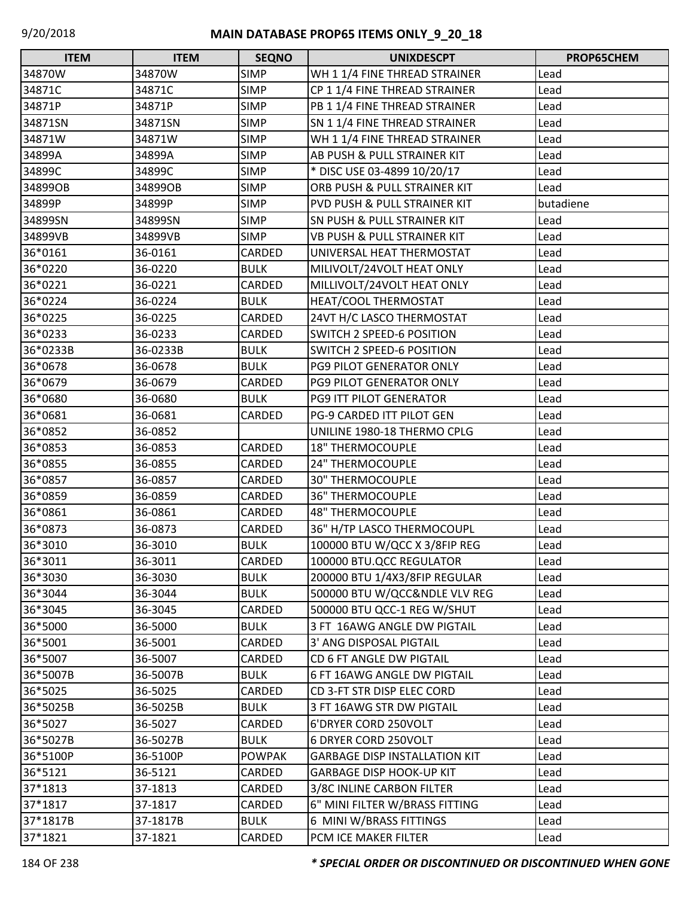| ITEM | ITEM | SEQNO | UNIXDESCPT | PROP65CHEM |
|---|---|---|---|---|
| 34870W | 34870W | SIMP | WH 1 1/4 FINE THREAD STRAINER | Lead |
| 34871C | 34871C | SIMP | CP 1 1/4 FINE THREAD STRAINER | Lead |
| 34871P | 34871P | SIMP | PB 1 1/4 FINE THREAD STRAINER | Lead |
| 34871SN | 34871SN | SIMP | SN 1 1/4 FINE THREAD STRAINER | Lead |
| 34871W | 34871W | SIMP | WH 1 1/4 FINE THREAD STRAINER | Lead |
| 34899A | 34899A | SIMP | AB PUSH & PULL STRAINER KIT | Lead |
| 34899C | 34899C | SIMP | * DISC USE 03-4899 10/20/17 | Lead |
| 34899OB | 34899OB | SIMP | ORB PUSH & PULL STRAINER KIT | Lead |
| 34899P | 34899P | SIMP | PVD PUSH & PULL STRAINER KIT | butadiene |
| 34899SN | 34899SN | SIMP | SN PUSH & PULL STRAINER KIT | Lead |
| 34899VB | 34899VB | SIMP | VB PUSH & PULL STRAINER KIT | Lead |
| 36*0161 | 36-0161 | CARDED | UNIVERSAL HEAT THERMOSTAT | Lead |
| 36*0220 | 36-0220 | BULK | MILIVOLT/24VOLT HEAT ONLY | Lead |
| 36*0221 | 36-0221 | CARDED | MILLIVOLT/24VOLT HEAT ONLY | Lead |
| 36*0224 | 36-0224 | BULK | HEAT/COOL THERMOSTAT | Lead |
| 36*0225 | 36-0225 | CARDED | 24VT H/C LASCO THERMOSTAT | Lead |
| 36*0233 | 36-0233 | CARDED | SWITCH 2 SPEED-6 POSITION | Lead |
| 36*0233B | 36-0233B | BULK | SWITCH 2 SPEED-6 POSITION | Lead |
| 36*0678 | 36-0678 | BULK | PG9 PILOT GENERATOR ONLY | Lead |
| 36*0679 | 36-0679 | CARDED | PG9 PILOT GENERATOR ONLY | Lead |
| 36*0680 | 36-0680 | BULK | PG9 ITT PILOT GENERATOR | Lead |
| 36*0681 | 36-0681 | CARDED | PG-9 CARDED ITT PILOT GEN | Lead |
| 36*0852 | 36-0852 | | UNILINE 1980-18 THERMO CPLG | Lead |
| 36*0853 | 36-0853 | CARDED | 18" THERMOCOUPLE | Lead |
| 36*0855 | 36-0855 | CARDED | 24" THERMOCOUPLE | Lead |
| 36*0857 | 36-0857 | CARDED | 30" THERMOCOUPLE | Lead |
| 36*0859 | 36-0859 | CARDED | 36" THERMOCOUPLE | Lead |
| 36*0861 | 36-0861 | CARDED | 48" THERMOCOUPLE | Lead |
| 36*0873 | 36-0873 | CARDED | 36" H/TP LASCO THERMOCOUPL | Lead |
| 36*3010 | 36-3010 | BULK | 100000 BTU W/QCC X 3/8FIP REG | Lead |
| 36*3011 | 36-3011 | CARDED | 100000 BTU.QCC REGULATOR | Lead |
| 36*3030 | 36-3030 | BULK | 200000 BTU 1/4X3/8FIP REGULAR | Lead |
| 36*3044 | 36-3044 | BULK | 500000 BTU W/QCC&NDLE VLV REG | Lead |
| 36*3045 | 36-3045 | CARDED | 500000 BTU QCC-1 REG W/SHUT | Lead |
| 36*5000 | 36-5000 | BULK | 3 FT 16AWG ANGLE DW PIGTAIL | Lead |
| 36*5001 | 36-5001 | CARDED | 3' ANG DISPOSAL PIGTAIL | Lead |
| 36*5007 | 36-5007 | CARDED | CD 6 FT ANGLE DW PIGTAIL | Lead |
| 36*5007B | 36-5007B | BULK | 6 FT 16AWG ANGLE DW PIGTAIL | Lead |
| 36*5025 | 36-5025 | CARDED | CD 3-FT STR DISP ELEC CORD | Lead |
| 36*5025B | 36-5025B | BULK | 3 FT 16AWG STR DW PIGTAIL | Lead |
| 36*5027 | 36-5027 | CARDED | 6'DRYER CORD 250VOLT | Lead |
| 36*5027B | 36-5027B | BULK | 6 DRYER CORD 250VOLT | Lead |
| 36*5100P | 36-5100P | POWPAK | GARBAGE DISP INSTALLATION KIT | Lead |
| 36*5121 | 36-5121 | CARDED | GARBAGE DISP HOOK-UP KIT | Lead |
| 37*1813 | 37-1813 | CARDED | 3/8C INLINE CARBON FILTER | Lead |
| 37*1817 | 37-1817 | CARDED | 6" MINI FILTER W/BRASS FITTING | Lead |
| 37*1817B | 37-1817B | BULK | 6 MINI W/BRASS FITTINGS | Lead |
| 37*1821 | 37-1821 | CARDED | PCM ICE MAKER FILTER | Lead |

***\* SPECIAL ORDER OR DISCONTINUED OR DISCONTINUED WHEN GONE***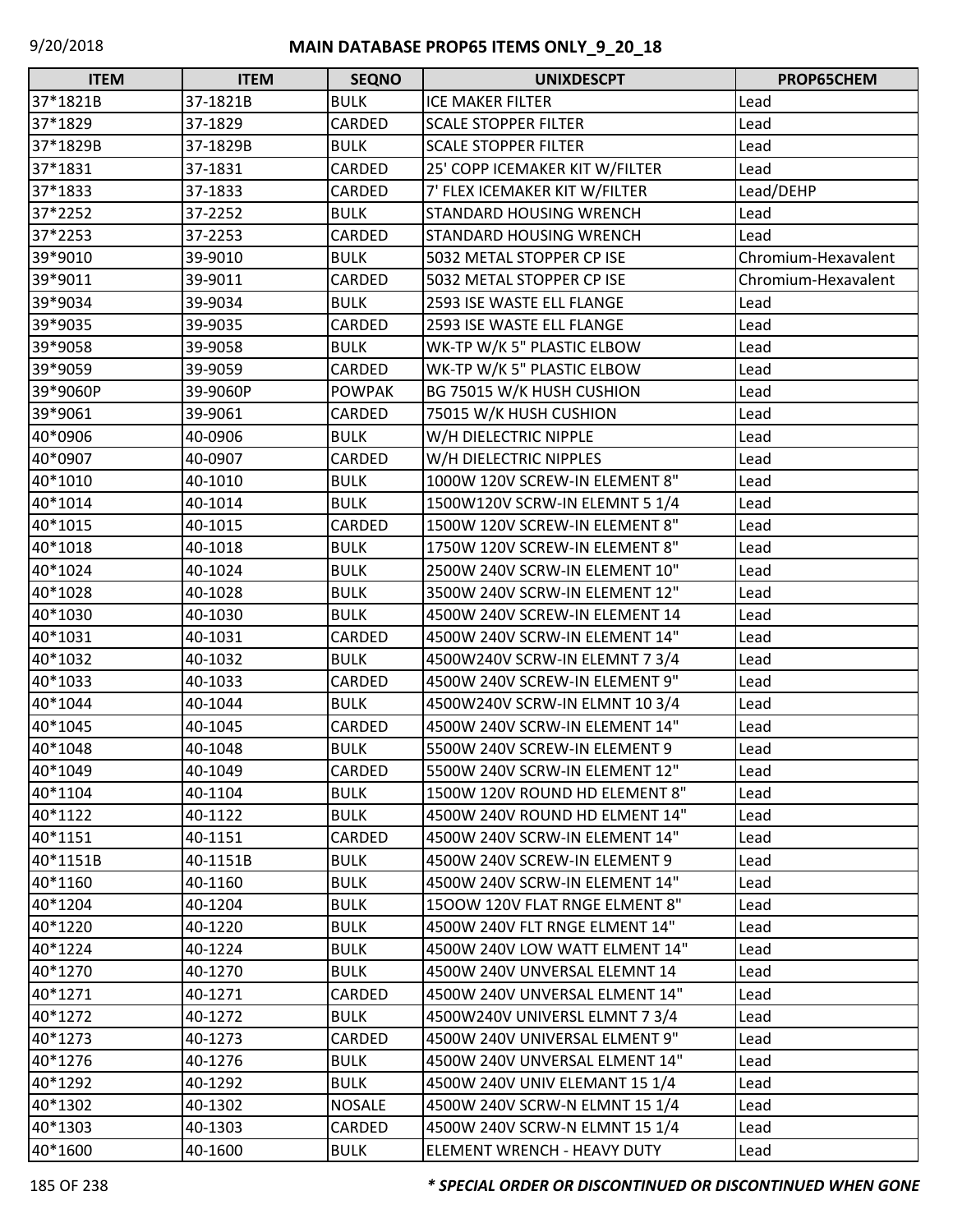# MAIN DATABASE PROP65 ITEMS ONLY_9_20_18

| ITEM | ITEM | SEQNO | UNIXDESCPT | PROP65CHEM |
|---|---|---|---|---|
| 37*1821B | 37-1821B | BULK | ICE MAKER FILTER | Lead |
| 37*1829 | 37-1829 | CARDED | SCALE STOPPER FILTER | Lead |
| 37*1829B | 37-1829B | BULK | SCALE STOPPER FILTER | Lead |
| 37*1831 | 37-1831 | CARDED | 25' COPP ICEMAKER KIT W/FILTER | Lead |
| 37*1833 | 37-1833 | CARDED | 7' FLEX ICEMAKER KIT W/FILTER | Lead/DEHP |
| 37*2252 | 37-2252 | BULK | STANDARD HOUSING WRENCH | Lead |
| 37*2253 | 37-2253 | CARDED | STANDARD HOUSING WRENCH | Lead |
| 39*9010 | 39-9010 | BULK | 5032 METAL STOPPER CP ISE | Chromium-Hexavalent |
| 39*9011 | 39-9011 | CARDED | 5032 METAL STOPPER CP ISE | Chromium-Hexavalent |
| 39*9034 | 39-9034 | BULK | 2593 ISE WASTE ELL FLANGE | Lead |
| 39*9035 | 39-9035 | CARDED | 2593 ISE WASTE ELL FLANGE | Lead |
| 39*9058 | 39-9058 | BULK | WK-TP W/K 5" PLASTIC ELBOW | Lead |
| 39*9059 | 39-9059 | CARDED | WK-TP W/K 5" PLASTIC ELBOW | Lead |
| 39*9060P | 39-9060P | POWPAK | BG 75015 W/K HUSH CUSHION | Lead |
| 39*9061 | 39-9061 | CARDED | 75015 W/K HUSH CUSHION | Lead |
| 40*0906 | 40-0906 | BULK | W/H DIELECTRIC NIPPLE | Lead |
| 40*0907 | 40-0907 | CARDED | W/H DIELECTRIC NIPPLES | Lead |
| 40*1010 | 40-1010 | BULK | 1000W 120V SCREW-IN ELEMENT 8" | Lead |
| 40*1014 | 40-1014 | BULK | 1500W120V SCRW-IN ELEMNT 5 1/4 | Lead |
| 40*1015 | 40-1015 | CARDED | 1500W 120V SCREW-IN ELEMENT 8" | Lead |
| 40*1018 | 40-1018 | BULK | 1750W 120V SCREW-IN ELEMENT 8" | Lead |
| 40*1024 | 40-1024 | BULK | 2500W 240V SCRW-IN ELEMENT 10" | Lead |
| 40*1028 | 40-1028 | BULK | 3500W 240V SCRW-IN ELEMENT 12" | Lead |
| 40*1030 | 40-1030 | BULK | 4500W 240V SCREW-IN ELEMENT 14 | Lead |
| 40*1031 | 40-1031 | CARDED | 4500W 240V SCRW-IN ELEMENT 14" | Lead |
| 40*1032 | 40-1032 | BULK | 4500W240V SCRW-IN ELEMNT 7 3/4 | Lead |
| 40*1033 | 40-1033 | CARDED | 4500W 240V SCREW-IN ELEMENT 9" | Lead |
| 40*1044 | 40-1044 | BULK | 4500W240V SCRW-IN ELMNT 10 3/4 | Lead |
| 40*1045 | 40-1045 | CARDED | 4500W 240V SCRW-IN ELEMENT 14" | Lead |
| 40*1048 | 40-1048 | BULK | 5500W 240V SCREW-IN ELEMENT 9 | Lead |
| 40*1049 | 40-1049 | CARDED | 5500W 240V SCRW-IN ELEMENT 12" | Lead |
| 40*1104 | 40-1104 | BULK | 1500W 120V ROUND HD ELEMENT 8" | Lead |
| 40*1122 | 40-1122 | BULK | 4500W 240V ROUND HD ELMENT 14" | Lead |
| 40*1151 | 40-1151 | CARDED | 4500W 240V SCRW-IN ELEMENT 14" | Lead |
| 40*1151B | 40-1151B | BULK | 4500W 240V SCREW-IN ELEMENT 9 | Lead |
| 40*1160 | 40-1160 | BULK | 4500W 240V SCRW-IN ELEMENT 14" | Lead |
| 40*1204 | 40-1204 | BULK | 15OOW 120V FLAT RNGE ELMENT 8" | Lead |
| 40*1220 | 40-1220 | BULK | 4500W 240V FLT RNGE ELMENT 14" | Lead |
| 40*1224 | 40-1224 | BULK | 4500W 240V LOW WATT ELMENT 14" | Lead |
| 40*1270 | 40-1270 | BULK | 4500W 240V UNVERSAL ELEMNT 14 | Lead |
| 40*1271 | 40-1271 | CARDED | 4500W 240V UNVERSAL ELMENT 14" | Lead |
| 40*1272 | 40-1272 | BULK | 4500W240V UNIVERSL ELMNT 7 3/4 | Lead |
| 40*1273 | 40-1273 | CARDED | 4500W 240V UNIVERSAL ELMENT 9" | Lead |
| 40*1276 | 40-1276 | BULK | 4500W 240V UNVERSAL ELMENT 14" | Lead |
| 40*1292 | 40-1292 | BULK | 4500W 240V UNIV ELEMANT 15 1/4 | Lead |
| 40*1302 | 40-1302 | NOSALE | 4500W 240V SCRW-N ELMNT 15 1/4 | Lead |
| 40*1303 | 40-1303 | CARDED | 4500W 240V SCRW-N ELMNT 15 1/4 | Lead |
| 40*1600 | 40-1600 | BULK | ELEMENT WRENCH - HEAVY DUTY | Lead |

***\* SPECIAL ORDER OR DISCONTINUED OR DISCONTINUED WHEN GONE***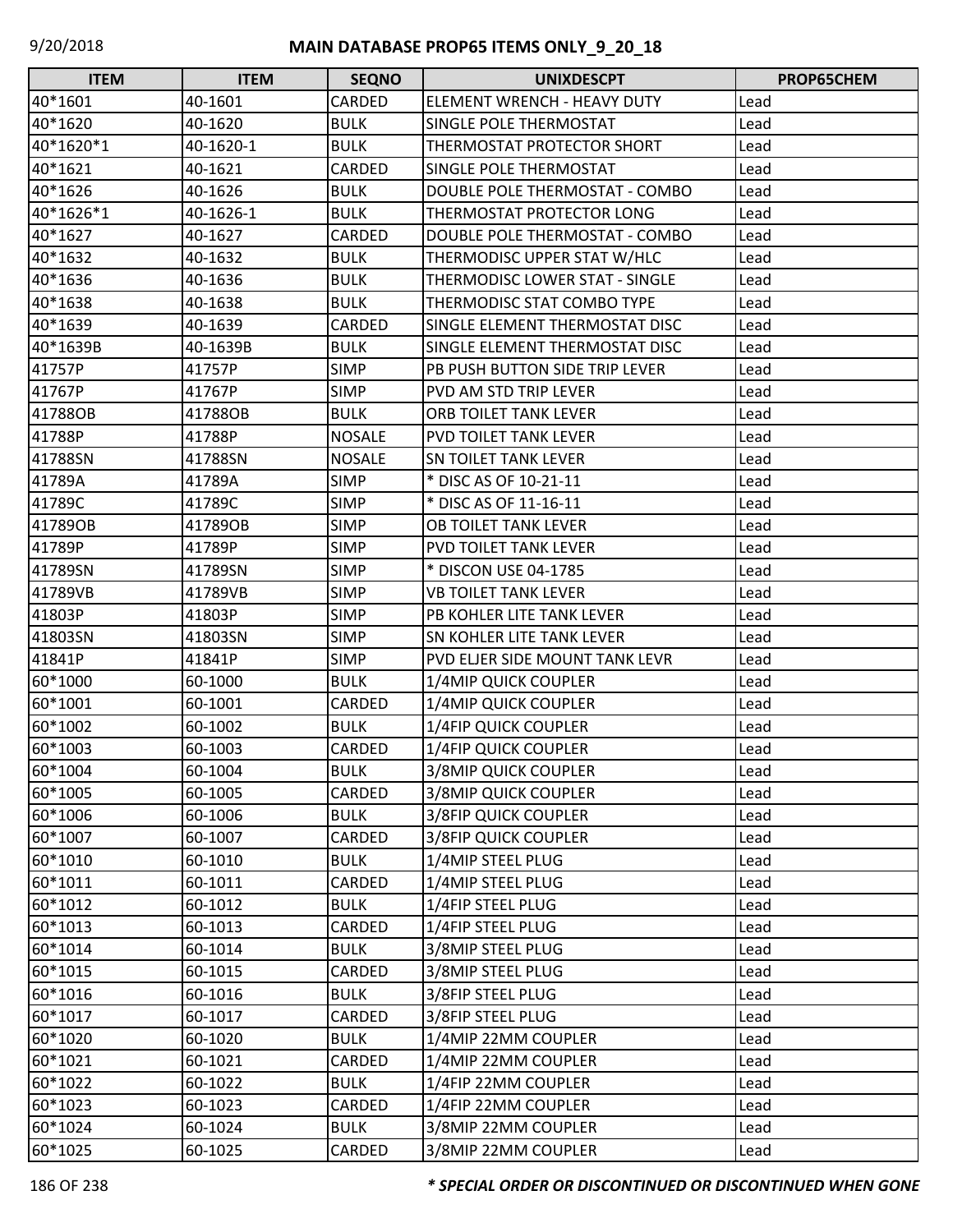| ITEM | ITEM | SEQNO | UNIXDESCPT | PROP65CHEM |
| --- | --- | --- | --- | --- |
| 40*1601 | 40-1601 | CARDED | ELEMENT WRENCH - HEAVY DUTY | Lead |
| 40*1620 | 40-1620 | BULK | SINGLE POLE THERMOSTAT | Lead |
| 40*1620*1 | 40-1620-1 | BULK | THERMOSTAT PROTECTOR SHORT | Lead |
| 40*1621 | 40-1621 | CARDED | SINGLE POLE THERMOSTAT | Lead |
| 40*1626 | 40-1626 | BULK | DOUBLE POLE THERMOSTAT - COMBO | Lead |
| 40*1626*1 | 40-1626-1 | BULK | THERMOSTAT PROTECTOR LONG | Lead |
| 40*1627 | 40-1627 | CARDED | DOUBLE POLE THERMOSTAT - COMBO | Lead |
| 40*1632 | 40-1632 | BULK | THERMODISC UPPER STAT W/HLC | Lead |
| 40*1636 | 40-1636 | BULK | THERMODISC LOWER STAT - SINGLE | Lead |
| 40*1638 | 40-1638 | BULK | THERMODISC STAT COMBO TYPE | Lead |
| 40*1639 | 40-1639 | CARDED | SINGLE ELEMENT THERMOSTAT DISC | Lead |
| 40*1639B | 40-1639B | BULK | SINGLE ELEMENT THERMOSTAT DISC | Lead |
| 41757P | 41757P | SIMP | PB PUSH BUTTON SIDE TRIP LEVER | Lead |
| 41767P | 41767P | SIMP | PVD AM STD TRIP LEVER | Lead |
| 41788OB | 41788OB | BULK | ORB TOILET TANK LEVER | Lead |
| 41788P | 41788P | NOSALE | PVD TOILET TANK LEVER | Lead |
| 41788SN | 41788SN | NOSALE | SN TOILET TANK LEVER | Lead |
| 41789A | 41789A | SIMP | * DISC AS OF 10-21-11 | Lead |
| 41789C | 41789C | SIMP | * DISC AS OF 11-16-11 | Lead |
| 41789OB | 41789OB | SIMP | OB TOILET TANK LEVER | Lead |
| 41789P | 41789P | SIMP | PVD TOILET TANK LEVER | Lead |
| 41789SN | 41789SN | SIMP | * DISCON USE 04-1785 | Lead |
| 41789VB | 41789VB | SIMP | VB TOILET TANK LEVER | Lead |
| 41803P | 41803P | SIMP | PB KOHLER LITE TANK LEVER | Lead |
| 41803SN | 41803SN | SIMP | SN KOHLER LITE TANK LEVER | Lead |
| 41841P | 41841P | SIMP | PVD ELJER SIDE MOUNT TANK LEVR | Lead |
| 60*1000 | 60-1000 | BULK | 1/4MIP QUICK COUPLER | Lead |
| 60*1001 | 60-1001 | CARDED | 1/4MIP QUICK COUPLER | Lead |
| 60*1002 | 60-1002 | BULK | 1/4FIP QUICK COUPLER | Lead |
| 60*1003 | 60-1003 | CARDED | 1/4FIP QUICK COUPLER | Lead |
| 60*1004 | 60-1004 | BULK | 3/8MIP QUICK COUPLER | Lead |
| 60*1005 | 60-1005 | CARDED | 3/8MIP QUICK COUPLER | Lead |
| 60*1006 | 60-1006 | BULK | 3/8FIP QUICK COUPLER | Lead |
| 60*1007 | 60-1007 | CARDED | 3/8FIP QUICK COUPLER | Lead |
| 60*1010 | 60-1010 | BULK | 1/4MIP STEEL PLUG | Lead |
| 60*1011 | 60-1011 | CARDED | 1/4MIP STEEL PLUG | Lead |
| 60*1012 | 60-1012 | BULK | 1/4FIP STEEL PLUG | Lead |
| 60*1013 | 60-1013 | CARDED | 1/4FIP STEEL PLUG | Lead |
| 60*1014 | 60-1014 | BULK | 3/8MIP STEEL PLUG | Lead |
| 60*1015 | 60-1015 | CARDED | 3/8MIP STEEL PLUG | Lead |
| 60*1016 | 60-1016 | BULK | 3/8FIP STEEL PLUG | Lead |
| 60*1017 | 60-1017 | CARDED | 3/8FIP STEEL PLUG | Lead |
| 60*1020 | 60-1020 | BULK | 1/4MIP 22MM COUPLER | Lead |
| 60*1021 | 60-1021 | CARDED | 1/4MIP 22MM COUPLER | Lead |
| 60*1022 | 60-1022 | BULK | 1/4FIP 22MM COUPLER | Lead |
| 60*1023 | 60-1023 | CARDED | 1/4FIP 22MM COUPLER | Lead |
| 60*1024 | 60-1024 | BULK | 3/8MIP 22MM COUPLER | Lead |
| 60*1025 | 60-1025 | CARDED | 3/8MIP 22MM COUPLER | Lead |

***\* SPECIAL ORDER OR DISCONTINUED OR DISCONTINUED WHEN GONE***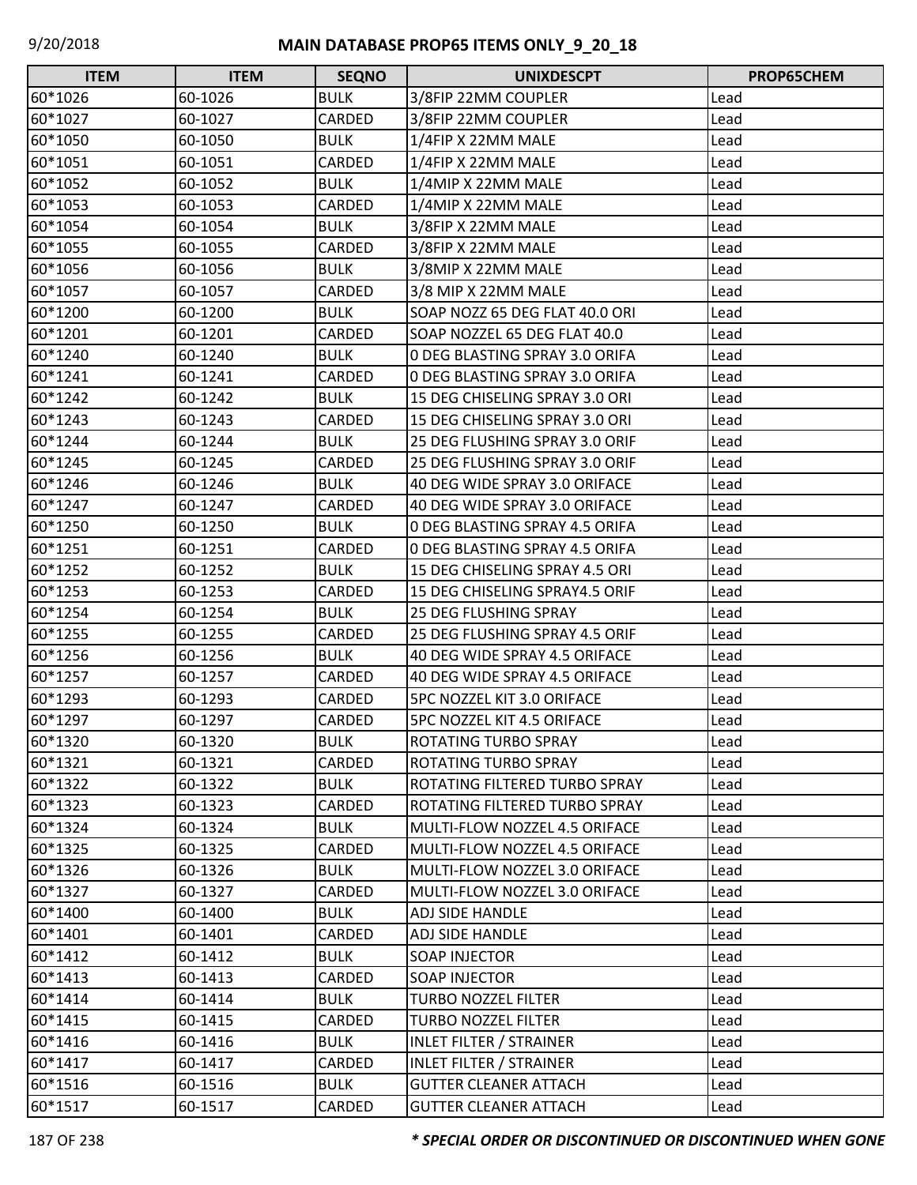| ITEM | ITEM | SEQNO | UNIXDESCPT | PROP65CHEM |
|---|---|---|---|---|
| 60*1026 | 60-1026 | BULK | 3/8FIP 22MM COUPLER | Lead |
| 60*1027 | 60-1027 | CARDED | 3/8FIP 22MM COUPLER | Lead |
| 60*1050 | 60-1050 | BULK | 1/4FIP X 22MM MALE | Lead |
| 60*1051 | 60-1051 | CARDED | 1/4FIP X 22MM MALE | Lead |
| 60*1052 | 60-1052 | BULK | 1/4MIP X 22MM MALE | Lead |
| 60*1053 | 60-1053 | CARDED | 1/4MIP X 22MM MALE | Lead |
| 60*1054 | 60-1054 | BULK | 3/8FIP X 22MM MALE | Lead |
| 60*1055 | 60-1055 | CARDED | 3/8FIP X 22MM MALE | Lead |
| 60*1056 | 60-1056 | BULK | 3/8MIP X 22MM MALE | Lead |
| 60*1057 | 60-1057 | CARDED | 3/8 MIP X 22MM MALE | Lead |
| 60*1200 | 60-1200 | BULK | SOAP NOZZ 65 DEG FLAT 40.0 ORI | Lead |
| 60*1201 | 60-1201 | CARDED | SOAP NOZZEL 65 DEG FLAT 40.0 | Lead |
| 60*1240 | 60-1240 | BULK | 0 DEG BLASTING SPRAY 3.0 ORIFA | Lead |
| 60*1241 | 60-1241 | CARDED | 0 DEG BLASTING SPRAY 3.0 ORIFA | Lead |
| 60*1242 | 60-1242 | BULK | 15 DEG CHISELING SPRAY 3.0 ORI | Lead |
| 60*1243 | 60-1243 | CARDED | 15 DEG CHISELING SPRAY 3.0 ORI | Lead |
| 60*1244 | 60-1244 | BULK | 25 DEG FLUSHING SPRAY 3.0 ORIF | Lead |
| 60*1245 | 60-1245 | CARDED | 25 DEG FLUSHING SPRAY 3.0 ORIF | Lead |
| 60*1246 | 60-1246 | BULK | 40 DEG WIDE SPRAY 3.0 ORIFACE | Lead |
| 60*1247 | 60-1247 | CARDED | 40 DEG WIDE SPRAY 3.0 ORIFACE | Lead |
| 60*1250 | 60-1250 | BULK | 0 DEG BLASTING SPRAY 4.5 ORIFA | Lead |
| 60*1251 | 60-1251 | CARDED | 0 DEG BLASTING SPRAY 4.5 ORIFA | Lead |
| 60*1252 | 60-1252 | BULK | 15 DEG CHISELING SPRAY 4.5 ORI | Lead |
| 60*1253 | 60-1253 | CARDED | 15 DEG CHISELING SPRAY4.5 ORIF | Lead |
| 60*1254 | 60-1254 | BULK | 25 DEG FLUSHING SPRAY | Lead |
| 60*1255 | 60-1255 | CARDED | 25 DEG FLUSHING SPRAY 4.5 ORIF | Lead |
| 60*1256 | 60-1256 | BULK | 40 DEG WIDE SPRAY 4.5 ORIFACE | Lead |
| 60*1257 | 60-1257 | CARDED | 40 DEG WIDE SPRAY 4.5 ORIFACE | Lead |
| 60*1293 | 60-1293 | CARDED | 5PC NOZZEL KIT 3.0 ORIFACE | Lead |
| 60*1297 | 60-1297 | CARDED | 5PC NOZZEL KIT 4.5 ORIFACE | Lead |
| 60*1320 | 60-1320 | BULK | ROTATING TURBO SPRAY | Lead |
| 60*1321 | 60-1321 | CARDED | ROTATING TURBO SPRAY | Lead |
| 60*1322 | 60-1322 | BULK | ROTATING FILTERED TURBO SPRAY | Lead |
| 60*1323 | 60-1323 | CARDED | ROTATING FILTERED TURBO SPRAY | Lead |
| 60*1324 | 60-1324 | BULK | MULTI-FLOW NOZZEL 4.5 ORIFACE | Lead |
| 60*1325 | 60-1325 | CARDED | MULTI-FLOW NOZZEL 4.5 ORIFACE | Lead |
| 60*1326 | 60-1326 | BULK | MULTI-FLOW NOZZEL 3.0 ORIFACE | Lead |
| 60*1327 | 60-1327 | CARDED | MULTI-FLOW NOZZEL 3.0 ORIFACE | Lead |
| 60*1400 | 60-1400 | BULK | ADJ SIDE HANDLE | Lead |
| 60*1401 | 60-1401 | CARDED | ADJ SIDE HANDLE | Lead |
| 60*1412 | 60-1412 | BULK | SOAP INJECTOR | Lead |
| 60*1413 | 60-1413 | CARDED | SOAP INJECTOR | Lead |
| 60*1414 | 60-1414 | BULK | TURBO NOZZEL FILTER | Lead |
| 60*1415 | 60-1415 | CARDED | TURBO NOZZEL FILTER | Lead |
| 60*1416 | 60-1416 | BULK | INLET FILTER / STRAINER | Lead |
| 60*1417 | 60-1417 | CARDED | INLET FILTER / STRAINER | Lead |
| 60*1516 | 60-1516 | BULK | GUTTER CLEANER ATTACH | Lead |
| 60*1517 | 60-1517 | CARDED | GUTTER CLEANER ATTACH | Lead |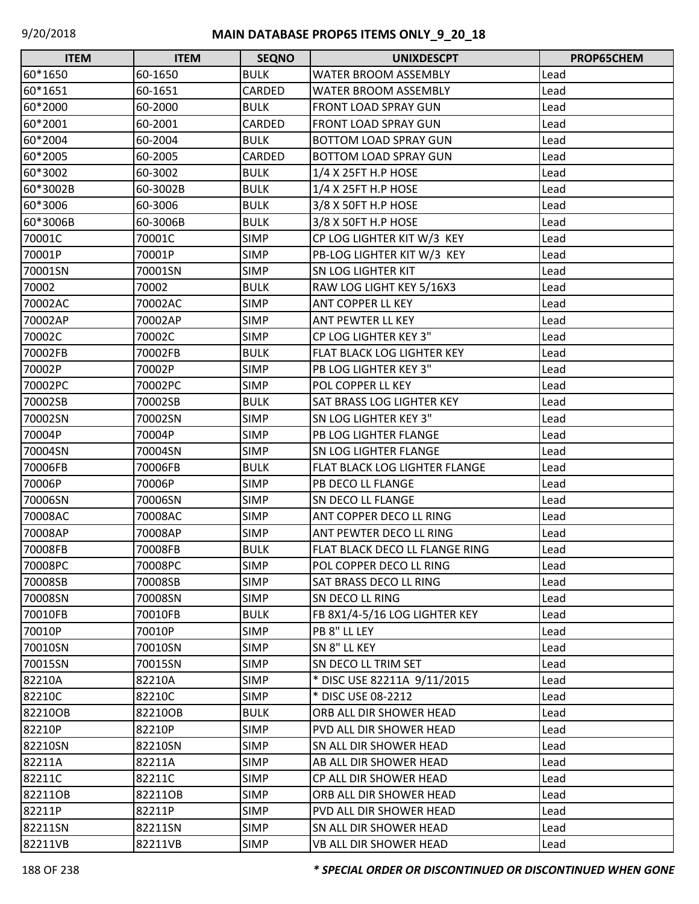## MAIN DATABASE PROP65 ITEMS ONLY_9_20_18

| ITEM | ITEM | SEQNO | UNIXDESCPT | PROP65CHEM |
|---|---|---|---|---|
| 60*1650 | 60-1650 | BULK | WATER BROOM ASSEMBLY | Lead |
| 60*1651 | 60-1651 | CARDED | WATER BROOM ASSEMBLY | Lead |
| 60*2000 | 60-2000 | BULK | FRONT LOAD SPRAY GUN | Lead |
| 60*2001 | 60-2001 | CARDED | FRONT LOAD SPRAY GUN | Lead |
| 60*2004 | 60-2004 | BULK | BOTTOM LOAD SPRAY GUN | Lead |
| 60*2005 | 60-2005 | CARDED | BOTTOM LOAD SPRAY GUN | Lead |
| 60*3002 | 60-3002 | BULK | 1/4 X 25FT H.P HOSE | Lead |
| 60*3002B | 60-3002B | BULK | 1/4 X 25FT H.P HOSE | Lead |
| 60*3006 | 60-3006 | BULK | 3/8 X 50FT H.P HOSE | Lead |
| 60*3006B | 60-3006B | BULK | 3/8 X 50FT H.P HOSE | Lead |
| 70001C | 70001C | SIMP | CP LOG LIGHTER KIT W/3 KEY | Lead |
| 70001P | 70001P | SIMP | PB-LOG LIGHTER KIT W/3 KEY | Lead |
| 70001SN | 70001SN | SIMP | SN LOG LIGHTER KIT | Lead |
| 70002 | 70002 | BULK | RAW LOG LIGHT KEY 5/16X3 | Lead |
| 70002AC | 70002AC | SIMP | ANT COPPER LL KEY | Lead |
| 70002AP | 70002AP | SIMP | ANT PEWTER LL KEY | Lead |
| 70002C | 70002C | SIMP | CP LOG LIGHTER KEY 3" | Lead |
| 70002FB | 70002FB | BULK | FLAT BLACK LOG LIGHTER KEY | Lead |
| 70002P | 70002P | SIMP | PB LOG LIGHTER KEY 3" | Lead |
| 70002PC | 70002PC | SIMP | POL COPPER LL KEY | Lead |
| 70002SB | 70002SB | BULK | SAT BRASS LOG LIGHTER KEY | Lead |
| 70002SN | 70002SN | SIMP | SN LOG LIGHTER KEY 3" | Lead |
| 70004P | 70004P | SIMP | PB LOG LIGHTER FLANGE | Lead |
| 70004SN | 70004SN | SIMP | SN LOG LIGHTER FLANGE | Lead |
| 70006FB | 70006FB | BULK | FLAT BLACK LOG LIGHTER FLANGE | Lead |
| 70006P | 70006P | SIMP | PB DECO LL FLANGE | Lead |
| 70006SN | 70006SN | SIMP | SN DECO LL FLANGE | Lead |
| 70008AC | 70008AC | SIMP | ANT COPPER DECO LL RING | Lead |
| 70008AP | 70008AP | SIMP | ANT PEWTER DECO LL RING | Lead |
| 70008FB | 70008FB | BULK | FLAT BLACK DECO LL FLANGE RING | Lead |
| 70008PC | 70008PC | SIMP | POL COPPER DECO LL RING | Lead |
| 70008SB | 70008SB | SIMP | SAT BRASS DECO LL RING | Lead |
| 70008SN | 70008SN | SIMP | SN DECO LL RING | Lead |
| 70010FB | 70010FB | BULK | FB 8X1/4-5/16 LOG LIGHTER KEY | Lead |
| 70010P | 70010P | SIMP | PB 8" LL LEY | Lead |
| 70010SN | 70010SN | SIMP | SN 8" LL KEY | Lead |
| 70015SN | 70015SN | SIMP | SN DECO LL TRIM SET | Lead |
| 82210A | 82210A | SIMP | * DISC USE 82211A 9/11/2015 | Lead |
| 82210C | 82210C | SIMP | * DISC USE 08-2212 | Lead |
| 82210OB | 82210OB | BULK | ORB ALL DIR SHOWER HEAD | Lead |
| 82210P | 82210P | SIMP | PVD ALL DIR SHOWER HEAD | Lead |
| 82210SN | 82210SN | SIMP | SN ALL DIR SHOWER HEAD | Lead |
| 82211A | 82211A | SIMP | AB ALL DIR SHOWER HEAD | Lead |
| 82211C | 82211C | SIMP | CP ALL DIR SHOWER HEAD | Lead |
| 82211OB | 82211OB | SIMP | ORB ALL DIR SHOWER HEAD | Lead |
| 82211P | 82211P | SIMP | PVD ALL DIR SHOWER HEAD | Lead |
| 82211SN | 82211SN | SIMP | SN ALL DIR SHOWER HEAD | Lead |
| 82211VB | 82211VB | SIMP | VB ALL DIR SHOWER HEAD | Lead |

***\* SPECIAL ORDER OR DISCONTINUED OR DISCONTINUED WHEN GONE***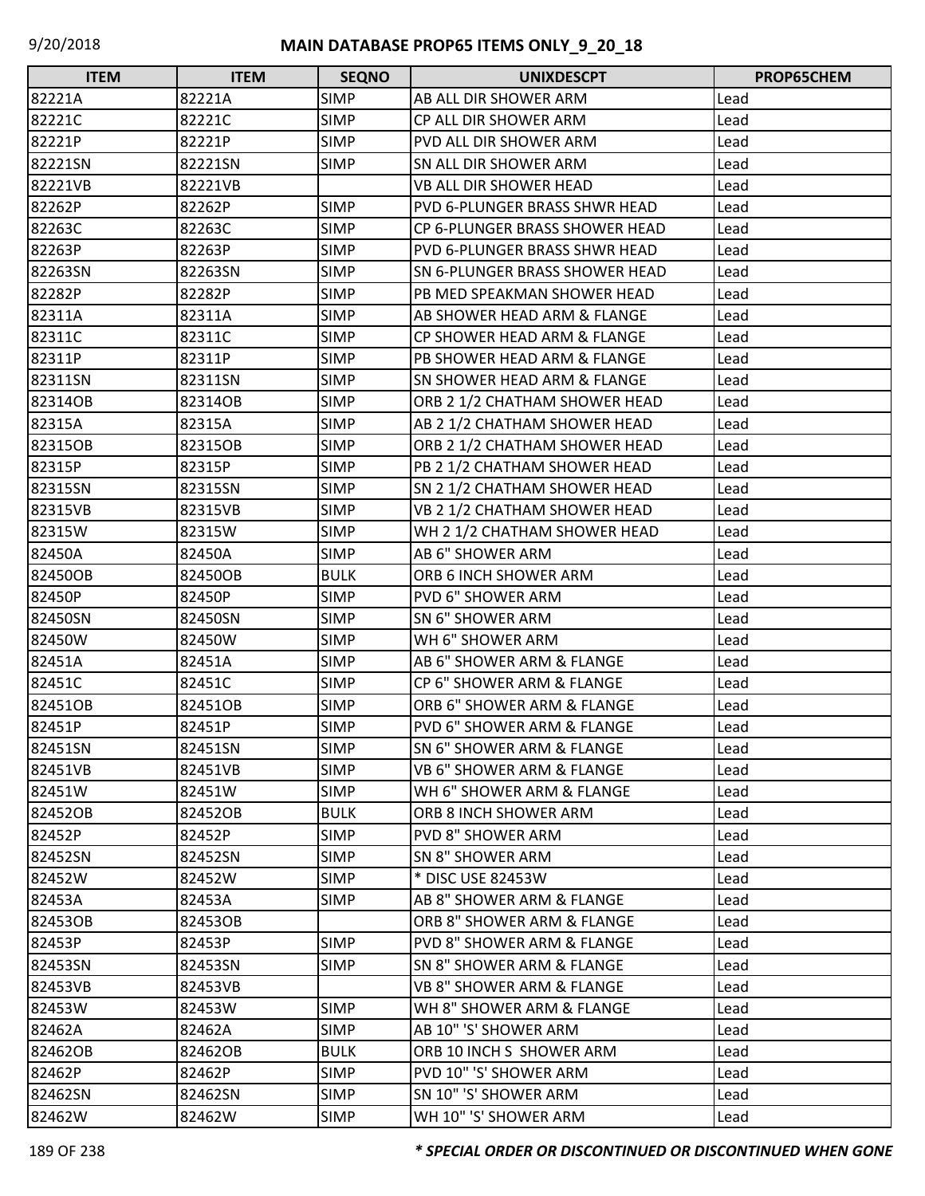| ITEM | ITEM | SEQNO | UNIXDESCPT | PROP65CHEM |
|---|---|---|---|---|
| 82221A | 82221A | SIMP | AB ALL DIR SHOWER ARM | Lead |
| 82221C | 82221C | SIMP | CP ALL DIR SHOWER ARM | Lead |
| 82221P | 82221P | SIMP | PVD ALL DIR SHOWER ARM | Lead |
| 82221SN | 82221SN | SIMP | SN ALL DIR SHOWER ARM | Lead |
| 82221VB | 82221VB | | VB ALL DIR SHOWER HEAD | Lead |
| 82262P | 82262P | SIMP | PVD 6-PLUNGER BRASS SHWR HEAD | Lead |
| 82263C | 82263C | SIMP | CP 6-PLUNGER BRASS SHOWER HEAD | Lead |
| 82263P | 82263P | SIMP | PVD 6-PLUNGER BRASS SHWR HEAD | Lead |
| 82263SN | 82263SN | SIMP | SN 6-PLUNGER BRASS SHOWER HEAD | Lead |
| 82282P | 82282P | SIMP | PB MED SPEAKMAN SHOWER HEAD | Lead |
| 82311A | 82311A | SIMP | AB SHOWER HEAD ARM & FLANGE | Lead |
| 82311C | 82311C | SIMP | CP SHOWER HEAD ARM & FLANGE | Lead |
| 82311P | 82311P | SIMP | PB SHOWER HEAD ARM & FLANGE | Lead |
| 82311SN | 82311SN | SIMP | SN SHOWER HEAD ARM & FLANGE | Lead |
| 82314OB | 82314OB | SIMP | ORB 2 1/2 CHATHAM SHOWER HEAD | Lead |
| 82315A | 82315A | SIMP | AB 2 1/2 CHATHAM SHOWER HEAD | Lead |
| 82315OB | 82315OB | SIMP | ORB 2 1/2 CHATHAM SHOWER HEAD | Lead |
| 82315P | 82315P | SIMP | PB 2 1/2 CHATHAM SHOWER HEAD | Lead |
| 82315SN | 82315SN | SIMP | SN 2 1/2 CHATHAM SHOWER HEAD | Lead |
| 82315VB | 82315VB | SIMP | VB 2 1/2 CHATHAM SHOWER HEAD | Lead |
| 82315W | 82315W | SIMP | WH 2 1/2 CHATHAM SHOWER HEAD | Lead |
| 82450A | 82450A | SIMP | AB 6" SHOWER ARM | Lead |
| 82450OB | 82450OB | BULK | ORB 6 INCH SHOWER ARM | Lead |
| 82450P | 82450P | SIMP | PVD 6" SHOWER ARM | Lead |
| 82450SN | 82450SN | SIMP | SN 6" SHOWER ARM | Lead |
| 82450W | 82450W | SIMP | WH 6" SHOWER ARM | Lead |
| 82451A | 82451A | SIMP | AB 6" SHOWER ARM & FLANGE | Lead |
| 82451C | 82451C | SIMP | CP 6" SHOWER ARM & FLANGE | Lead |
| 82451OB | 82451OB | SIMP | ORB 6" SHOWER ARM & FLANGE | Lead |
| 82451P | 82451P | SIMP | PVD 6" SHOWER ARM & FLANGE | Lead |
| 82451SN | 82451SN | SIMP | SN 6" SHOWER ARM & FLANGE | Lead |
| 82451VB | 82451VB | SIMP | VB 6" SHOWER ARM & FLANGE | Lead |
| 82451W | 82451W | SIMP | WH 6" SHOWER ARM & FLANGE | Lead |
| 82452OB | 82452OB | BULK | ORB 8 INCH SHOWER ARM | Lead |
| 82452P | 82452P | SIMP | PVD 8" SHOWER ARM | Lead |
| 82452SN | 82452SN | SIMP | SN 8" SHOWER ARM | Lead |
| 82452W | 82452W | SIMP | * DISC USE 82453W | Lead |
| 82453A | 82453A | SIMP | AB 8" SHOWER ARM & FLANGE | Lead |
| 82453OB | 82453OB | | ORB 8" SHOWER ARM & FLANGE | Lead |
| 82453P | 82453P | SIMP | PVD 8" SHOWER ARM & FLANGE | Lead |
| 82453SN | 82453SN | SIMP | SN 8" SHOWER ARM & FLANGE | Lead |
| 82453VB | 82453VB | | VB 8" SHOWER ARM & FLANGE | Lead |
| 82453W | 82453W | SIMP | WH 8" SHOWER ARM & FLANGE | Lead |
| 82462A | 82462A | SIMP | AB 10" 'S' SHOWER ARM | Lead |
| 82462OB | 82462OB | BULK | ORB 10 INCH S SHOWER ARM | Lead |
| 82462P | 82462P | SIMP | PVD 10" 'S' SHOWER ARM | Lead |
| 82462SN | 82462SN | SIMP | SN 10" 'S' SHOWER ARM | Lead |
| 82462W | 82462W | SIMP | WH 10" 'S' SHOWER ARM | Lead |

*** SPECIAL ORDER OR DISCONTINUED OR DISCONTINUED WHEN GONE**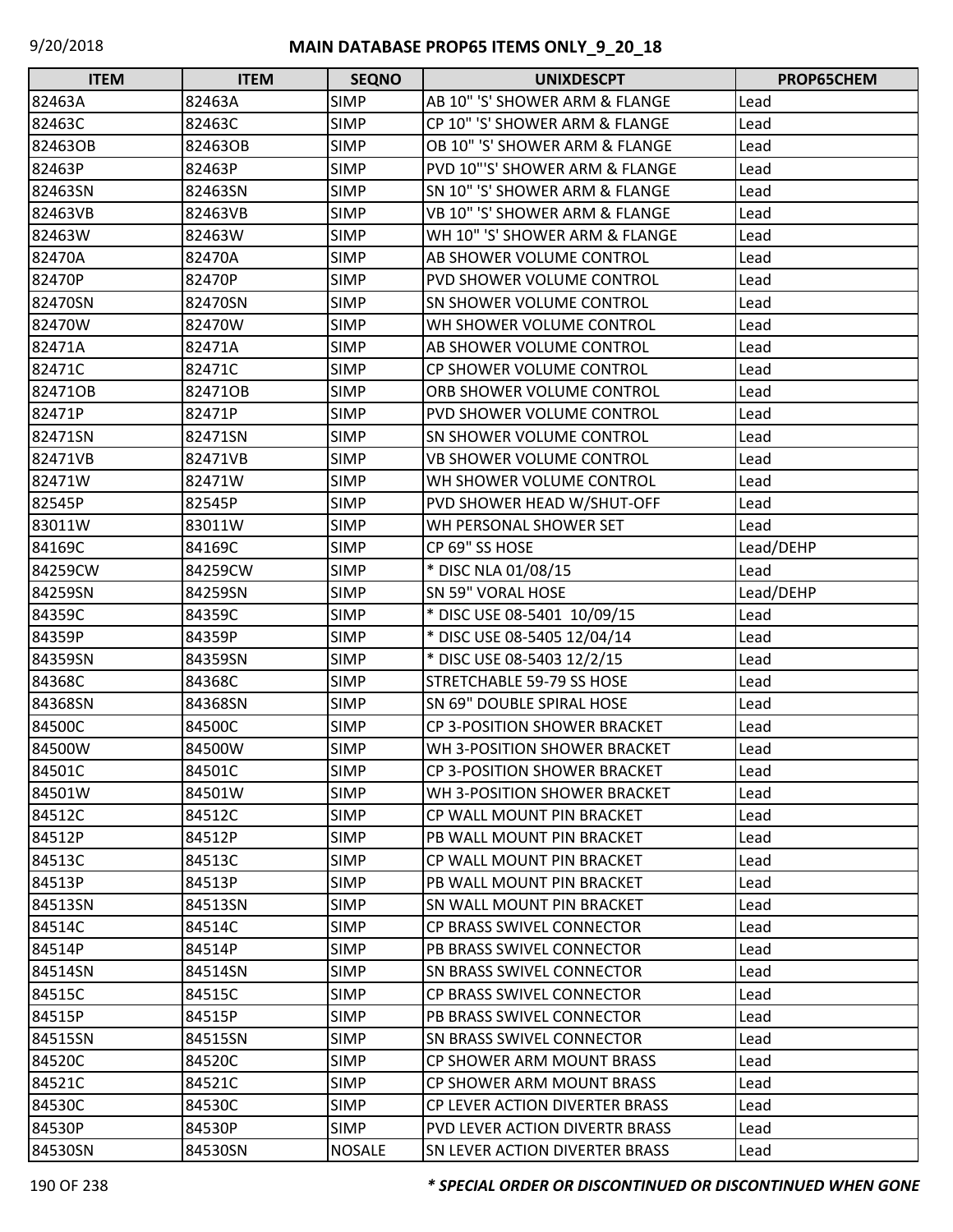| ITEM | ITEM | SEQNO | UNIXDESCPT | PROP65CHEM |
|---|---|---|---|---|
| 82463A | 82463A | SIMP | AB 10" 'S' SHOWER ARM & FLANGE | Lead |
| 82463C | 82463C | SIMP | CP 10" 'S' SHOWER ARM & FLANGE | Lead |
| 82463OB | 82463OB | SIMP | OB 10" 'S' SHOWER ARM & FLANGE | Lead |
| 82463P | 82463P | SIMP | PVD 10"'S' SHOWER ARM & FLANGE | Lead |
| 82463SN | 82463SN | SIMP | SN 10" 'S' SHOWER ARM & FLANGE | Lead |
| 82463VB | 82463VB | SIMP | VB 10" 'S' SHOWER ARM & FLANGE | Lead |
| 82463W | 82463W | SIMP | WH 10" 'S' SHOWER ARM & FLANGE | Lead |
| 82470A | 82470A | SIMP | AB SHOWER VOLUME CONTROL | Lead |
| 82470P | 82470P | SIMP | PVD SHOWER VOLUME CONTROL | Lead |
| 82470SN | 82470SN | SIMP | SN SHOWER VOLUME CONTROL | Lead |
| 82470W | 82470W | SIMP | WH SHOWER VOLUME CONTROL | Lead |
| 82471A | 82471A | SIMP | AB SHOWER VOLUME CONTROL | Lead |
| 82471C | 82471C | SIMP | CP SHOWER VOLUME CONTROL | Lead |
| 82471OB | 82471OB | SIMP | ORB SHOWER VOLUME CONTROL | Lead |
| 82471P | 82471P | SIMP | PVD SHOWER VOLUME CONTROL | Lead |
| 82471SN | 82471SN | SIMP | SN SHOWER VOLUME CONTROL | Lead |
| 82471VB | 82471VB | SIMP | VB SHOWER VOLUME CONTROL | Lead |
| 82471W | 82471W | SIMP | WH SHOWER VOLUME CONTROL | Lead |
| 82545P | 82545P | SIMP | PVD SHOWER HEAD W/SHUT-OFF | Lead |
| 83011W | 83011W | SIMP | WH PERSONAL SHOWER SET | Lead |
| 84169C | 84169C | SIMP | CP 69" SS HOSE | Lead/DEHP |
| 84259CW | 84259CW | SIMP | * DISC NLA 01/08/15 | Lead |
| 84259SN | 84259SN | SIMP | SN 59" VORAL HOSE | Lead/DEHP |
| 84359C | 84359C | SIMP | * DISC USE 08-5401 10/09/15 | Lead |
| 84359P | 84359P | SIMP | * DISC USE 08-5405 12/04/14 | Lead |
| 84359SN | 84359SN | SIMP | * DISC USE 08-5403 12/2/15 | Lead |
| 84368C | 84368C | SIMP | STRETCHABLE 59-79 SS HOSE | Lead |
| 84368SN | 84368SN | SIMP | SN 69" DOUBLE SPIRAL HOSE | Lead |
| 84500C | 84500C | SIMP | CP 3-POSITION SHOWER BRACKET | Lead |
| 84500W | 84500W | SIMP | WH 3-POSITION SHOWER BRACKET | Lead |
| 84501C | 84501C | SIMP | CP 3-POSITION SHOWER BRACKET | Lead |
| 84501W | 84501W | SIMP | WH 3-POSITION SHOWER BRACKET | Lead |
| 84512C | 84512C | SIMP | CP WALL MOUNT PIN BRACKET | Lead |
| 84512P | 84512P | SIMP | PB WALL MOUNT PIN BRACKET | Lead |
| 84513C | 84513C | SIMP | CP WALL MOUNT PIN BRACKET | Lead |
| 84513P | 84513P | SIMP | PB WALL MOUNT PIN BRACKET | Lead |
| 84513SN | 84513SN | SIMP | SN WALL MOUNT PIN BRACKET | Lead |
| 84514C | 84514C | SIMP | CP BRASS SWIVEL CONNECTOR | Lead |
| 84514P | 84514P | SIMP | PB BRASS SWIVEL CONNECTOR | Lead |
| 84514SN | 84514SN | SIMP | SN BRASS SWIVEL CONNECTOR | Lead |
| 84515C | 84515C | SIMP | CP BRASS SWIVEL CONNECTOR | Lead |
| 84515P | 84515P | SIMP | PB BRASS SWIVEL CONNECTOR | Lead |
| 84515SN | 84515SN | SIMP | SN BRASS SWIVEL CONNECTOR | Lead |
| 84520C | 84520C | SIMP | CP SHOWER ARM MOUNT BRASS | Lead |
| 84521C | 84521C | SIMP | CP SHOWER ARM MOUNT BRASS | Lead |
| 84530C | 84530C | SIMP | CP LEVER ACTION DIVERTER BRASS | Lead |
| 84530P | 84530P | SIMP | PVD LEVER ACTION DIVERTR BRASS | Lead |
| 84530SN | 84530SN | NOSALE | SN LEVER ACTION DIVERTER BRASS | Lead |

*** SPECIAL ORDER OR DISCONTINUED OR DISCONTINUED WHEN GONE**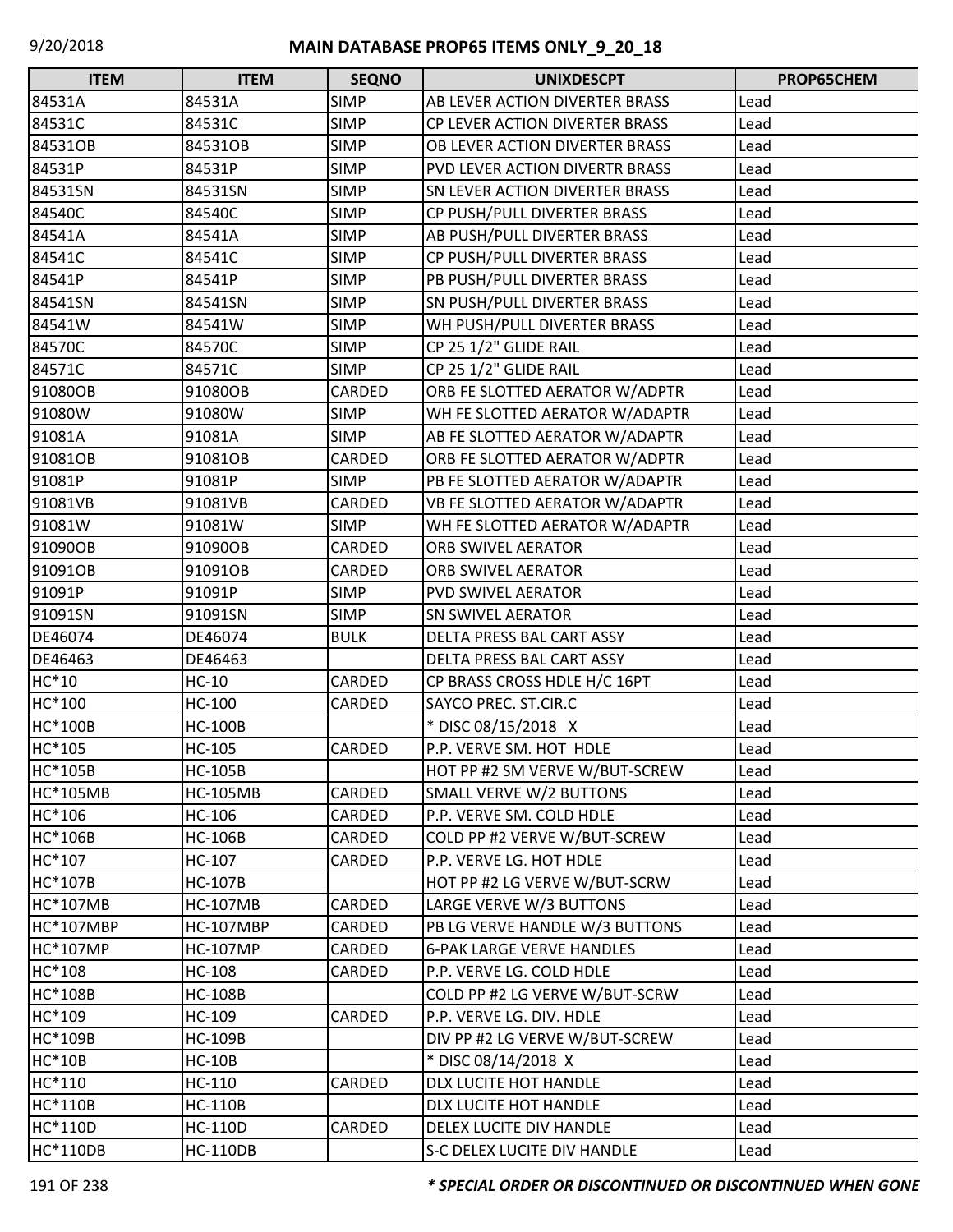# MAIN DATABASE PROP65 ITEMS ONLY_9_20_18

| ITEM | ITEM | SEQNO | UNIXDESCPT | PROP65CHEM |
|---|---|---|---|---|
| 84531A | 84531A | SIMP | AB LEVER ACTION DIVERTER BRASS | Lead |
| 84531C | 84531C | SIMP | CP LEVER ACTION DIVERTER BRASS | Lead |
| 84531OB | 84531OB | SIMP | OB LEVER ACTION DIVERTER BRASS | Lead |
| 84531P | 84531P | SIMP | PVD LEVER ACTION DIVERTR BRASS | Lead |
| 84531SN | 84531SN | SIMP | SN LEVER ACTION DIVERTER BRASS | Lead |
| 84540C | 84540C | SIMP | CP PUSH/PULL DIVERTER BRASS | Lead |
| 84541A | 84541A | SIMP | AB PUSH/PULL DIVERTER BRASS | Lead |
| 84541C | 84541C | SIMP | CP PUSH/PULL DIVERTER BRASS | Lead |
| 84541P | 84541P | SIMP | PB PUSH/PULL DIVERTER BRASS | Lead |
| 84541SN | 84541SN | SIMP | SN PUSH/PULL DIVERTER BRASS | Lead |
| 84541W | 84541W | SIMP | WH PUSH/PULL DIVERTER BRASS | Lead |
| 84570C | 84570C | SIMP | CP 25 1/2" GLIDE RAIL | Lead |
| 84571C | 84571C | SIMP | CP 25 1/2" GLIDE RAIL | Lead |
| 91080OB | 91080OB | CARDED | ORB FE SLOTTED AERATOR W/ADPTR | Lead |
| 91080W | 91080W | SIMP | WH FE SLOTTED AERATOR W/ADAPTR | Lead |
| 91081A | 91081A | SIMP | AB FE SLOTTED AERATOR W/ADAPTR | Lead |
| 91081OB | 91081OB | CARDED | ORB FE SLOTTED AERATOR W/ADPTR | Lead |
| 91081P | 91081P | SIMP | PB FE SLOTTED AERATOR W/ADAPTR | Lead |
| 91081VB | 91081VB | CARDED | VB FE SLOTTED AERATOR W/ADAPTR | Lead |
| 91081W | 91081W | SIMP | WH FE SLOTTED AERATOR W/ADAPTR | Lead |
| 91090OB | 91090OB | CARDED | ORB SWIVEL AERATOR | Lead |
| 91091OB | 91091OB | CARDED | ORB SWIVEL AERATOR | Lead |
| 91091P | 91091P | SIMP | PVD SWIVEL AERATOR | Lead |
| 91091SN | 91091SN | SIMP | SN SWIVEL AERATOR | Lead |
| DE46074 | DE46074 | BULK | DELTA PRESS BAL CART ASSY | Lead |
| DE46463 | DE46463 | | DELTA PRESS BAL CART ASSY | Lead |
| HC*10 | HC-10 | CARDED | CP BRASS CROSS HDLE H/C 16PT | Lead |
| HC*100 | HC-100 | CARDED | SAYCO PREC. ST.CIR.C | Lead |
| HC*100B | HC-100B | | * DISC 08/15/2018 X | Lead |
| HC*105 | HC-105 | CARDED | P.P. VERVE SM. HOT HDLE | Lead |
| HC*105B | HC-105B | | HOT PP #2 SM VERVE W/BUT-SCREW | Lead |
| HC*105MB | HC-105MB | CARDED | SMALL VERVE W/2 BUTTONS | Lead |
| HC*106 | HC-106 | CARDED | P.P. VERVE SM. COLD HDLE | Lead |
| HC*106B | HC-106B | CARDED | COLD PP #2 VERVE W/BUT-SCREW | Lead |
| HC*107 | HC-107 | CARDED | P.P. VERVE LG. HOT HDLE | Lead |
| HC*107B | HC-107B | | HOT PP #2 LG VERVE W/BUT-SCRW | Lead |
| HC*107MB | HC-107MB | CARDED | LARGE VERVE W/3 BUTTONS | Lead |
| HC*107MBP | HC-107MBP | CARDED | PB LG VERVE HANDLE W/3 BUTTONS | Lead |
| HC*107MP | HC-107MP | CARDED | 6-PAK LARGE VERVE HANDLES | Lead |
| HC*108 | HC-108 | CARDED | P.P. VERVE LG. COLD HDLE | Lead |
| HC*108B | HC-108B | | COLD PP #2 LG VERVE W/BUT-SCRW | Lead |
| HC*109 | HC-109 | CARDED | P.P. VERVE LG. DIV. HDLE | Lead |
| HC*109B | HC-109B | | DIV PP #2 LG VERVE W/BUT-SCREW | Lead |
| HC*10B | HC-10B | | * DISC 08/14/2018 X | Lead |
| HC*110 | HC-110 | CARDED | DLX LUCITE HOT HANDLE | Lead |
| HC*110B | HC-110B | | DLX LUCITE HOT HANDLE | Lead |
| HC*110D | HC-110D | CARDED | DELEX LUCITE DIV HANDLE | Lead |
| HC*110DB | HC-110DB | | S-C DELEX LUCITE DIV HANDLE | Lead |

*\* SPECIAL ORDER OR DISCONTINUED OR DISCONTINUED WHEN GONE*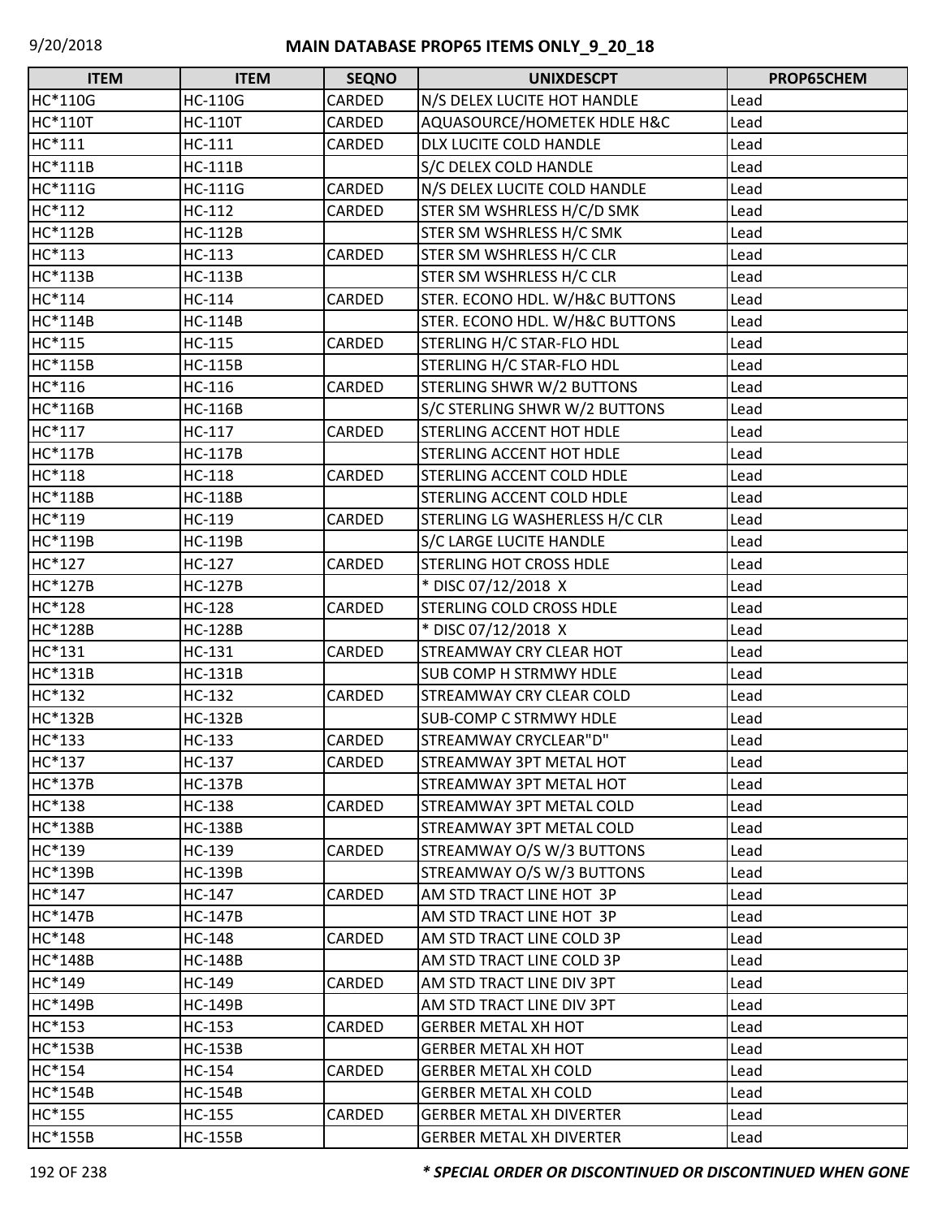| ITEM | ITEM | SEQNO | UNIXDESCPT | PROP65CHEM |
|---|---|---|---|---|
| HC*110G | HC-110G | CARDED | N/S DELEX LUCITE HOT HANDLE | Lead |
| HC*110T | HC-110T | CARDED | AQUASOURCE/HOMETEK HDLE H&C | Lead |
| HC*111 | HC-111 | CARDED | DLX LUCITE COLD HANDLE | Lead |
| HC*111B | HC-111B | | S/C DELEX COLD HANDLE | Lead |
| HC*111G | HC-111G | CARDED | N/S DELEX LUCITE COLD HANDLE | Lead |
| HC*112 | HC-112 | CARDED | STER SM WSHRLESS H/C/D SMK | Lead |
| HC*112B | HC-112B | | STER SM WSHRLESS H/C SMK | Lead |
| HC*113 | HC-113 | CARDED | STER SM WSHRLESS H/C CLR | Lead |
| HC*113B | HC-113B | | STER SM WSHRLESS H/C CLR | Lead |
| HC*114 | HC-114 | CARDED | STER. ECONO HDL. W/H&C BUTTONS | Lead |
| HC*114B | HC-114B | | STER. ECONO HDL. W/H&C BUTTONS | Lead |
| HC*115 | HC-115 | CARDED | STERLING H/C STAR-FLO HDL | Lead |
| HC*115B | HC-115B | | STERLING H/C STAR-FLO HDL | Lead |
| HC*116 | HC-116 | CARDED | STERLING SHWR W/2 BUTTONS | Lead |
| HC*116B | HC-116B | | S/C STERLING SHWR W/2 BUTTONS | Lead |
| HC*117 | HC-117 | CARDED | STERLING ACCENT HOT HDLE | Lead |
| HC*117B | HC-117B | | STERLING ACCENT HOT HDLE | Lead |
| HC*118 | HC-118 | CARDED | STERLING ACCENT COLD HDLE | Lead |
| HC*118B | HC-118B | | STERLING ACCENT COLD HDLE | Lead |
| HC*119 | HC-119 | CARDED | STERLING LG WASHERLESS H/C CLR | Lead |
| HC*119B | HC-119B | | S/C LARGE LUCITE HANDLE | Lead |
| HC*127 | HC-127 | CARDED | STERLING HOT CROSS HDLE | Lead |
| HC*127B | HC-127B | | * DISC 07/12/2018 X | Lead |
| HC*128 | HC-128 | CARDED | STERLING COLD CROSS HDLE | Lead |
| HC*128B | HC-128B | | * DISC 07/12/2018 X | Lead |
| HC*131 | HC-131 | CARDED | STREAMWAY CRY CLEAR HOT | Lead |
| HC*131B | HC-131B | | SUB COMP H STRMWY HDLE | Lead |
| HC*132 | HC-132 | CARDED | STREAMWAY CRY CLEAR COLD | Lead |
| HC*132B | HC-132B | | SUB-COMP C STRMWY HDLE | Lead |
| HC*133 | HC-133 | CARDED | STREAMWAY CRYCLEAR"D" | Lead |
| HC*137 | HC-137 | CARDED | STREAMWAY 3PT METAL HOT | Lead |
| HC*137B | HC-137B | | STREAMWAY 3PT METAL HOT | Lead |
| HC*138 | HC-138 | CARDED | STREAMWAY 3PT METAL COLD | Lead |
| HC*138B | HC-138B | | STREAMWAY 3PT METAL COLD | Lead |
| HC*139 | HC-139 | CARDED | STREAMWAY O/S W/3 BUTTONS | Lead |
| HC*139B | HC-139B | | STREAMWAY O/S W/3 BUTTONS | Lead |
| HC*147 | HC-147 | CARDED | AM STD TRACT LINE HOT 3P | Lead |
| HC*147B | HC-147B | | AM STD TRACT LINE HOT 3P | Lead |
| HC*148 | HC-148 | CARDED | AM STD TRACT LINE COLD 3P | Lead |
| HC*148B | HC-148B | | AM STD TRACT LINE COLD 3P | Lead |
| HC*149 | HC-149 | CARDED | AM STD TRACT LINE DIV 3PT | Lead |
| HC*149B | HC-149B | | AM STD TRACT LINE DIV 3PT | Lead |
| HC*153 | HC-153 | CARDED | GERBER METAL XH HOT | Lead |
| HC*153B | HC-153B | | GERBER METAL XH HOT | Lead |
| HC*154 | HC-154 | CARDED | GERBER METAL XH COLD | Lead |
| HC*154B | HC-154B | | GERBER METAL XH COLD | Lead |
| HC*155 | HC-155 | CARDED | GERBER METAL XH DIVERTER | Lead |
| HC*155B | HC-155B | | GERBER METAL XH DIVERTER | Lead |

***\* SPECIAL ORDER OR DISCONTINUED OR DISCONTINUED WHEN GONE***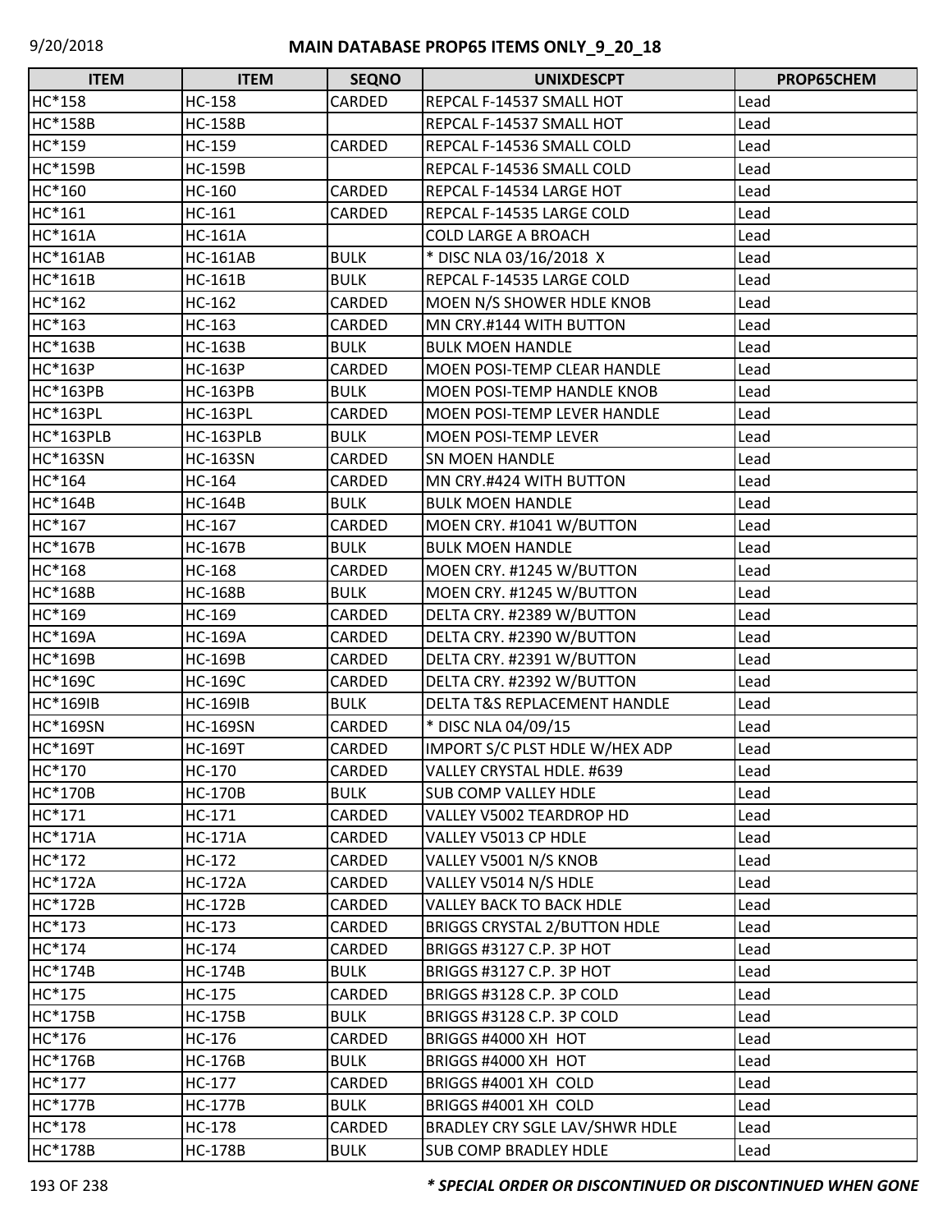| ITEM | ITEM | SEQNO | UNIXDESCPT | PROP65CHEM |
|---|---|---|---|---|
| HC*158 | HC-158 | CARDED | REPCAL F-14537 SMALL HOT | Lead |
| HC*158B | HC-158B | | REPCAL F-14537 SMALL HOT | Lead |
| HC*159 | HC-159 | CARDED | REPCAL F-14536 SMALL COLD | Lead |
| HC*159B | HC-159B | | REPCAL F-14536 SMALL COLD | Lead |
| HC*160 | HC-160 | CARDED | REPCAL F-14534 LARGE HOT | Lead |
| HC*161 | HC-161 | CARDED | REPCAL F-14535 LARGE COLD | Lead |
| HC*161A | HC-161A | | COLD LARGE A BROACH | Lead |
| HC*161AB | HC-161AB | BULK | * DISC NLA 03/16/2018 X | Lead |
| HC*161B | HC-161B | BULK | REPCAL F-14535 LARGE COLD | Lead |
| HC*162 | HC-162 | CARDED | MOEN N/S SHOWER HDLE KNOB | Lead |
| HC*163 | HC-163 | CARDED | MN CRY.#144 WITH BUTTON | Lead |
| HC*163B | HC-163B | BULK | BULK MOEN HANDLE | Lead |
| HC*163P | HC-163P | CARDED | MOEN POSI-TEMP CLEAR HANDLE | Lead |
| HC*163PB | HC-163PB | BULK | MOEN POSI-TEMP HANDLE KNOB | Lead |
| HC*163PL | HC-163PL | CARDED | MOEN POSI-TEMP LEVER HANDLE | Lead |
| HC*163PLB | HC-163PLB | BULK | MOEN POSI-TEMP LEVER | Lead |
| HC*163SN | HC-163SN | CARDED | SN MOEN HANDLE | Lead |
| HC*164 | HC-164 | CARDED | MN CRY.#424 WITH BUTTON | Lead |
| HC*164B | HC-164B | BULK | BULK MOEN HANDLE | Lead |
| HC*167 | HC-167 | CARDED | MOEN CRY. #1041 W/BUTTON | Lead |
| HC*167B | HC-167B | BULK | BULK MOEN HANDLE | Lead |
| HC*168 | HC-168 | CARDED | MOEN CRY. #1245 W/BUTTON | Lead |
| HC*168B | HC-168B | BULK | MOEN CRY. #1245 W/BUTTON | Lead |
| HC*169 | HC-169 | CARDED | DELTA CRY. #2389 W/BUTTON | Lead |
| HC*169A | HC-169A | CARDED | DELTA CRY. #2390 W/BUTTON | Lead |
| HC*169B | HC-169B | CARDED | DELTA CRY. #2391 W/BUTTON | Lead |
| HC*169C | HC-169C | CARDED | DELTA CRY. #2392 W/BUTTON | Lead |
| HC*169IB | HC-169IB | BULK | DELTA T&S REPLACEMENT HANDLE | Lead |
| HC*169SN | HC-169SN | CARDED | * DISC NLA 04/09/15 | Lead |
| HC*169T | HC-169T | CARDED | IMPORT S/C PLST HDLE W/HEX ADP | Lead |
| HC*170 | HC-170 | CARDED | VALLEY CRYSTAL HDLE. #639 | Lead |
| HC*170B | HC-170B | BULK | SUB COMP VALLEY HDLE | Lead |
| HC*171 | HC-171 | CARDED | VALLEY V5002 TEARDROP HD | Lead |
| HC*171A | HC-171A | CARDED | VALLEY V5013 CP HDLE | Lead |
| HC*172 | HC-172 | CARDED | VALLEY V5001 N/S KNOB | Lead |
| HC*172A | HC-172A | CARDED | VALLEY V5014 N/S HDLE | Lead |
| HC*172B | HC-172B | CARDED | VALLEY BACK TO BACK HDLE | Lead |
| HC*173 | HC-173 | CARDED | BRIGGS CRYSTAL 2/BUTTON HDLE | Lead |
| HC*174 | HC-174 | CARDED | BRIGGS #3127 C.P. 3P HOT | Lead |
| HC*174B | HC-174B | BULK | BRIGGS #3127 C.P. 3P HOT | Lead |
| HC*175 | HC-175 | CARDED | BRIGGS #3128 C.P. 3P COLD | Lead |
| HC*175B | HC-175B | BULK | BRIGGS #3128 C.P. 3P COLD | Lead |
| HC*176 | HC-176 | CARDED | BRIGGS #4000 XH HOT | Lead |
| HC*176B | HC-176B | BULK | BRIGGS #4000 XH HOT | Lead |
| HC*177 | HC-177 | CARDED | BRIGGS #4001 XH COLD | Lead |
| HC*177B | HC-177B | BULK | BRIGGS #4001 XH COLD | Lead |
| HC*178 | HC-178 | CARDED | BRADLEY CRY SGLE LAV/SHWR HDLE | Lead |
| HC*178B | HC-178B | BULK | SUB COMP BRADLEY HDLE | Lead |

***\* SPECIAL ORDER OR DISCONTINUED OR DISCONTINUED WHEN GONE***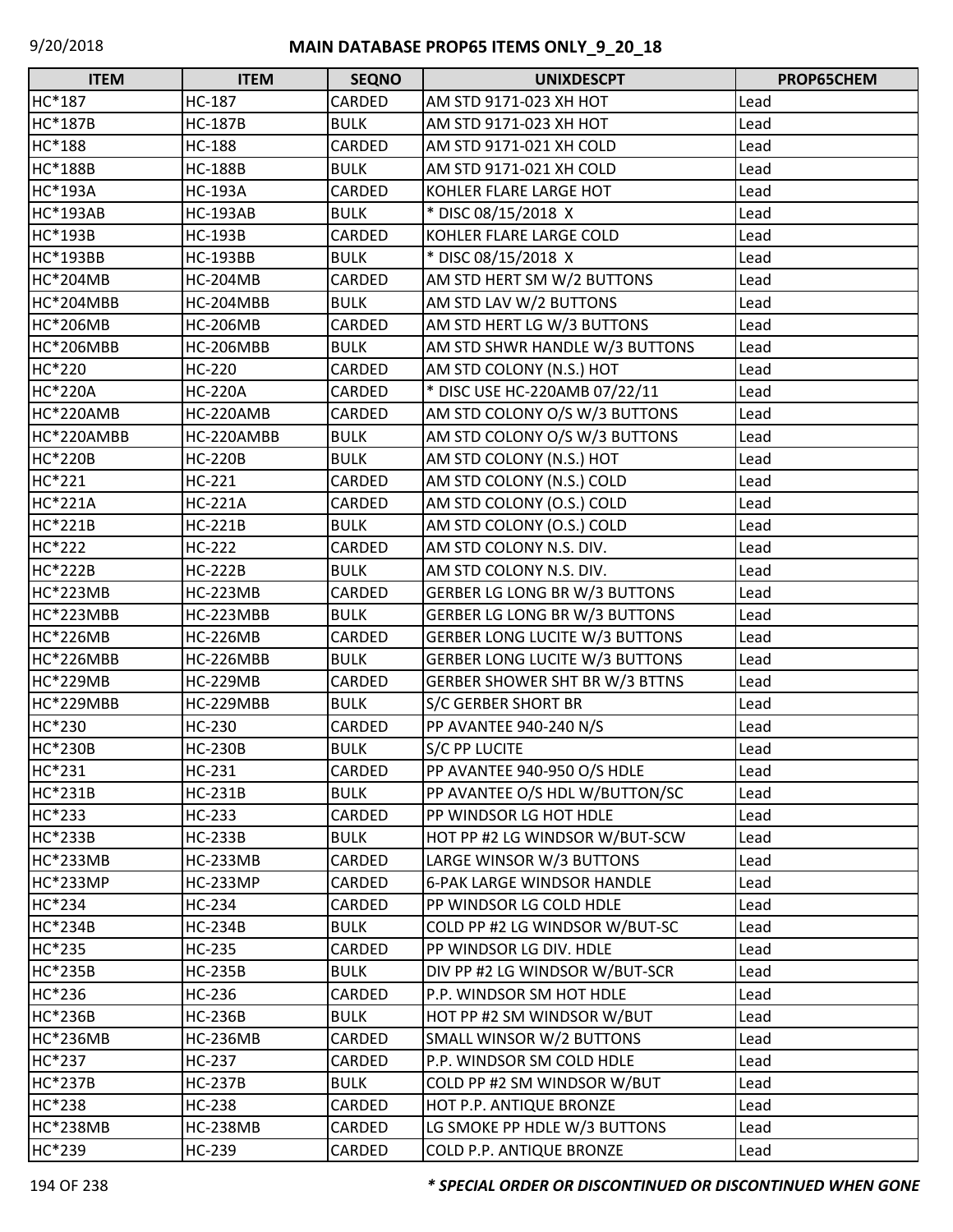# MAIN DATABASE PROP65 ITEMS ONLY_9_20_18

| ITEM | ITEM | SEQNO | UNIXDESCPT | PROP65CHEM |
|---|---|---|---|---|
| HC*187 | HC-187 | CARDED | AM STD 9171-023 XH HOT | Lead |
| HC*187B | HC-187B | BULK | AM STD 9171-023 XH HOT | Lead |
| HC*188 | HC-188 | CARDED | AM STD 9171-021 XH COLD | Lead |
| HC*188B | HC-188B | BULK | AM STD 9171-021 XH COLD | Lead |
| HC*193A | HC-193A | CARDED | KOHLER FLARE LARGE HOT | Lead |
| HC*193AB | HC-193AB | BULK | * DISC 08/15/2018 X | Lead |
| HC*193B | HC-193B | CARDED | KOHLER FLARE LARGE COLD | Lead |
| HC*193BB | HC-193BB | BULK | * DISC 08/15/2018 X | Lead |
| HC*204MB | HC-204MB | CARDED | AM STD HERT SM W/2 BUTTONS | Lead |
| HC*204MBB | HC-204MBB | BULK | AM STD LAV W/2 BUTTONS | Lead |
| HC*206MB | HC-206MB | CARDED | AM STD HERT LG W/3 BUTTONS | Lead |
| HC*206MBB | HC-206MBB | BULK | AM STD SHWR HANDLE W/3 BUTTONS | Lead |
| HC*220 | HC-220 | CARDED | AM STD COLONY (N.S.) HOT | Lead |
| HC*220A | HC-220A | CARDED | * DISC USE HC-220AMB 07/22/11 | Lead |
| HC*220AMB | HC-220AMB | CARDED | AM STD COLONY O/S W/3 BUTTONS | Lead |
| HC*220AMBB | HC-220AMBB | BULK | AM STD COLONY O/S W/3 BUTTONS | Lead |
| HC*220B | HC-220B | BULK | AM STD COLONY (N.S.) HOT | Lead |
| HC*221 | HC-221 | CARDED | AM STD COLONY (N.S.) COLD | Lead |
| HC*221A | HC-221A | CARDED | AM STD COLONY (O.S.) COLD | Lead |
| HC*221B | HC-221B | BULK | AM STD COLONY (O.S.) COLD | Lead |
| HC*222 | HC-222 | CARDED | AM STD COLONY N.S. DIV. | Lead |
| HC*222B | HC-222B | BULK | AM STD COLONY N.S. DIV. | Lead |
| HC*223MB | HC-223MB | CARDED | GERBER LG LONG BR W/3 BUTTONS | Lead |
| HC*223MBB | HC-223MBB | BULK | GERBER LG LONG BR W/3 BUTTONS | Lead |
| HC*226MB | HC-226MB | CARDED | GERBER LONG LUCITE W/3 BUTTONS | Lead |
| HC*226MBB | HC-226MBB | BULK | GERBER LONG LUCITE W/3 BUTTONS | Lead |
| HC*229MB | HC-229MB | CARDED | GERBER SHOWER SHT BR W/3 BTTNS | Lead |
| HC*229MBB | HC-229MBB | BULK | S/C GERBER SHORT BR | Lead |
| HC*230 | HC-230 | CARDED | PP AVANTEE 940-240 N/S | Lead |
| HC*230B | HC-230B | BULK | S/C PP LUCITE | Lead |
| HC*231 | HC-231 | CARDED | PP AVANTEE 940-950 O/S HDLE | Lead |
| HC*231B | HC-231B | BULK | PP AVANTEE O/S HDL W/BUTTON/SC | Lead |
| HC*233 | HC-233 | CARDED | PP WINDSOR LG HOT HDLE | Lead |
| HC*233B | HC-233B | BULK | HOT PP #2 LG WINDSOR W/BUT-SCW | Lead |
| HC*233MB | HC-233MB | CARDED | LARGE WINSOR W/3 BUTTONS | Lead |
| HC*233MP | HC-233MP | CARDED | 6-PAK LARGE WINDSOR HANDLE | Lead |
| HC*234 | HC-234 | CARDED | PP WINDSOR LG COLD HDLE | Lead |
| HC*234B | HC-234B | BULK | COLD PP #2 LG WINDSOR W/BUT-SC | Lead |
| HC*235 | HC-235 | CARDED | PP WINDSOR LG DIV. HDLE | Lead |
| HC*235B | HC-235B | BULK | DIV PP #2 LG WINDSOR W/BUT-SCR | Lead |
| HC*236 | HC-236 | CARDED | P.P. WINDSOR SM HOT HDLE | Lead |
| HC*236B | HC-236B | BULK | HOT PP #2 SM WINDSOR W/BUT | Lead |
| HC*236MB | HC-236MB | CARDED | SMALL WINSOR W/2 BUTTONS | Lead |
| HC*237 | HC-237 | CARDED | P.P. WINDSOR SM COLD HDLE | Lead |
| HC*237B | HC-237B | BULK | COLD PP #2 SM WINDSOR W/BUT | Lead |
| HC*238 | HC-238 | CARDED | HOT P.P. ANTIQUE BRONZE | Lead |
| HC*238MB | HC-238MB | CARDED | LG SMOKE PP HDLE W/3 BUTTONS | Lead |
| HC*239 | HC-239 | CARDED | COLD P.P. ANTIQUE BRONZE | Lead |

***\* SPECIAL ORDER OR DISCONTINUED OR DISCONTINUED WHEN GONE***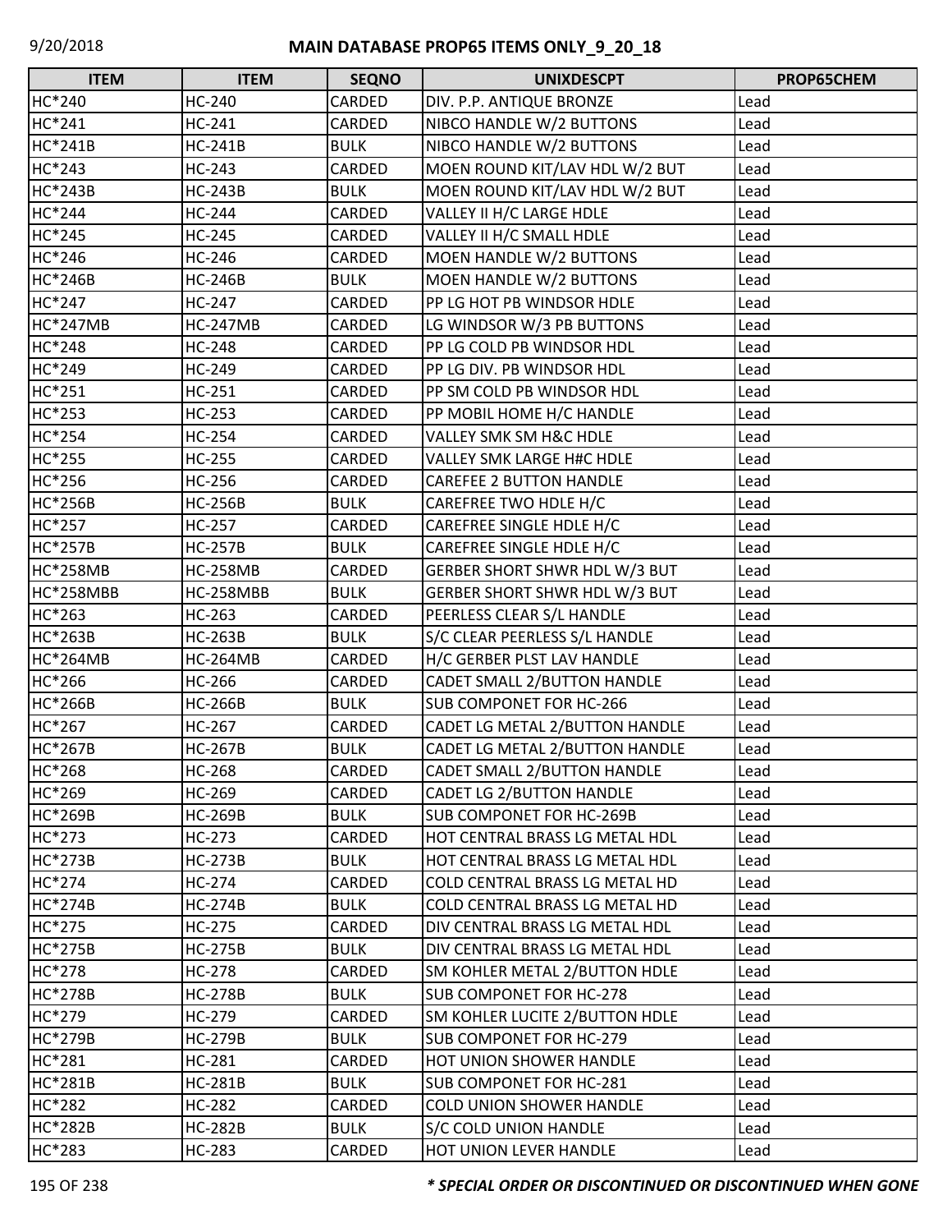## MAIN DATABASE PROP65 ITEMS ONLY_9_20_18

| ITEM | ITEM | SEQNO | UNIXDESCPT | PROP65CHEM |
|---|---|---|---|---|
| HC*240 | HC-240 | CARDED | DIV. P.P. ANTIQUE BRONZE | Lead |
| HC*241 | HC-241 | CARDED | NIBCO HANDLE W/2 BUTTONS | Lead |
| HC*241B | HC-241B | BULK | NIBCO HANDLE W/2 BUTTONS | Lead |
| HC*243 | HC-243 | CARDED | MOEN ROUND KIT/LAV HDL W/2 BUT | Lead |
| HC*243B | HC-243B | BULK | MOEN ROUND KIT/LAV HDL W/2 BUT | Lead |
| HC*244 | HC-244 | CARDED | VALLEY II H/C LARGE HDLE | Lead |
| HC*245 | HC-245 | CARDED | VALLEY II H/C SMALL HDLE | Lead |
| HC*246 | HC-246 | CARDED | MOEN HANDLE W/2 BUTTONS | Lead |
| HC*246B | HC-246B | BULK | MOEN HANDLE W/2 BUTTONS | Lead |
| HC*247 | HC-247 | CARDED | PP LG HOT PB WINDSOR HDLE | Lead |
| HC*247MB | HC-247MB | CARDED | LG WINDSOR W/3 PB BUTTONS | Lead |
| HC*248 | HC-248 | CARDED | PP LG COLD PB WINDSOR HDL | Lead |
| HC*249 | HC-249 | CARDED | PP LG DIV. PB WINDSOR HDL | Lead |
| HC*251 | HC-251 | CARDED | PP SM COLD PB WINDSOR HDL | Lead |
| HC*253 | HC-253 | CARDED | PP MOBIL HOME H/C HANDLE | Lead |
| HC*254 | HC-254 | CARDED | VALLEY SMK SM H&C HDLE | Lead |
| HC*255 | HC-255 | CARDED | VALLEY SMK LARGE H#C HDLE | Lead |
| HC*256 | HC-256 | CARDED | CAREFEE 2 BUTTON HANDLE | Lead |
| HC*256B | HC-256B | BULK | CAREFREE TWO HDLE H/C | Lead |
| HC*257 | HC-257 | CARDED | CAREFREE SINGLE HDLE H/C | Lead |
| HC*257B | HC-257B | BULK | CAREFREE SINGLE HDLE H/C | Lead |
| HC*258MB | HC-258MB | CARDED | GERBER SHORT SHWR HDL W/3 BUT | Lead |
| HC*258MBB | HC-258MBB | BULK | GERBER SHORT SHWR HDL W/3 BUT | Lead |
| HC*263 | HC-263 | CARDED | PEERLESS CLEAR S/L HANDLE | Lead |
| HC*263B | HC-263B | BULK | S/C CLEAR PEERLESS S/L HANDLE | Lead |
| HC*264MB | HC-264MB | CARDED | H/C GERBER PLST LAV HANDLE | Lead |
| HC*266 | HC-266 | CARDED | CADET SMALL 2/BUTTON HANDLE | Lead |
| HC*266B | HC-266B | BULK | SUB COMPONET FOR HC-266 | Lead |
| HC*267 | HC-267 | CARDED | CADET LG METAL 2/BUTTON HANDLE | Lead |
| HC*267B | HC-267B | BULK | CADET LG METAL 2/BUTTON HANDLE | Lead |
| HC*268 | HC-268 | CARDED | CADET SMALL 2/BUTTON HANDLE | Lead |
| HC*269 | HC-269 | CARDED | CADET LG 2/BUTTON HANDLE | Lead |
| HC*269B | HC-269B | BULK | SUB COMPONET FOR HC-269B | Lead |
| HC*273 | HC-273 | CARDED | HOT CENTRAL BRASS LG METAL HDL | Lead |
| HC*273B | HC-273B | BULK | HOT CENTRAL BRASS LG METAL HDL | Lead |
| HC*274 | HC-274 | CARDED | COLD CENTRAL BRASS LG METAL HD | Lead |
| HC*274B | HC-274B | BULK | COLD CENTRAL BRASS LG METAL HD | Lead |
| HC*275 | HC-275 | CARDED | DIV CENTRAL BRASS LG METAL HDL | Lead |
| HC*275B | HC-275B | BULK | DIV CENTRAL BRASS LG METAL HDL | Lead |
| HC*278 | HC-278 | CARDED | SM KOHLER METAL 2/BUTTON HDLE | Lead |
| HC*278B | HC-278B | BULK | SUB COMPONET FOR HC-278 | Lead |
| HC*279 | HC-279 | CARDED | SM KOHLER LUCITE 2/BUTTON HDLE | Lead |
| HC*279B | HC-279B | BULK | SUB COMPONET FOR HC-279 | Lead |
| HC*281 | HC-281 | CARDED | HOT UNION SHOWER HANDLE | Lead |
| HC*281B | HC-281B | BULK | SUB COMPONET FOR HC-281 | Lead |
| HC*282 | HC-282 | CARDED | COLD UNION SHOWER HANDLE | Lead |
| HC*282B | HC-282B | BULK | S/C COLD UNION HANDLE | Lead |
| HC*283 | HC-283 | CARDED | HOT UNION LEVER HANDLE | Lead |

***\* SPECIAL ORDER OR DISCONTINUED OR DISCONTINUED WHEN GONE***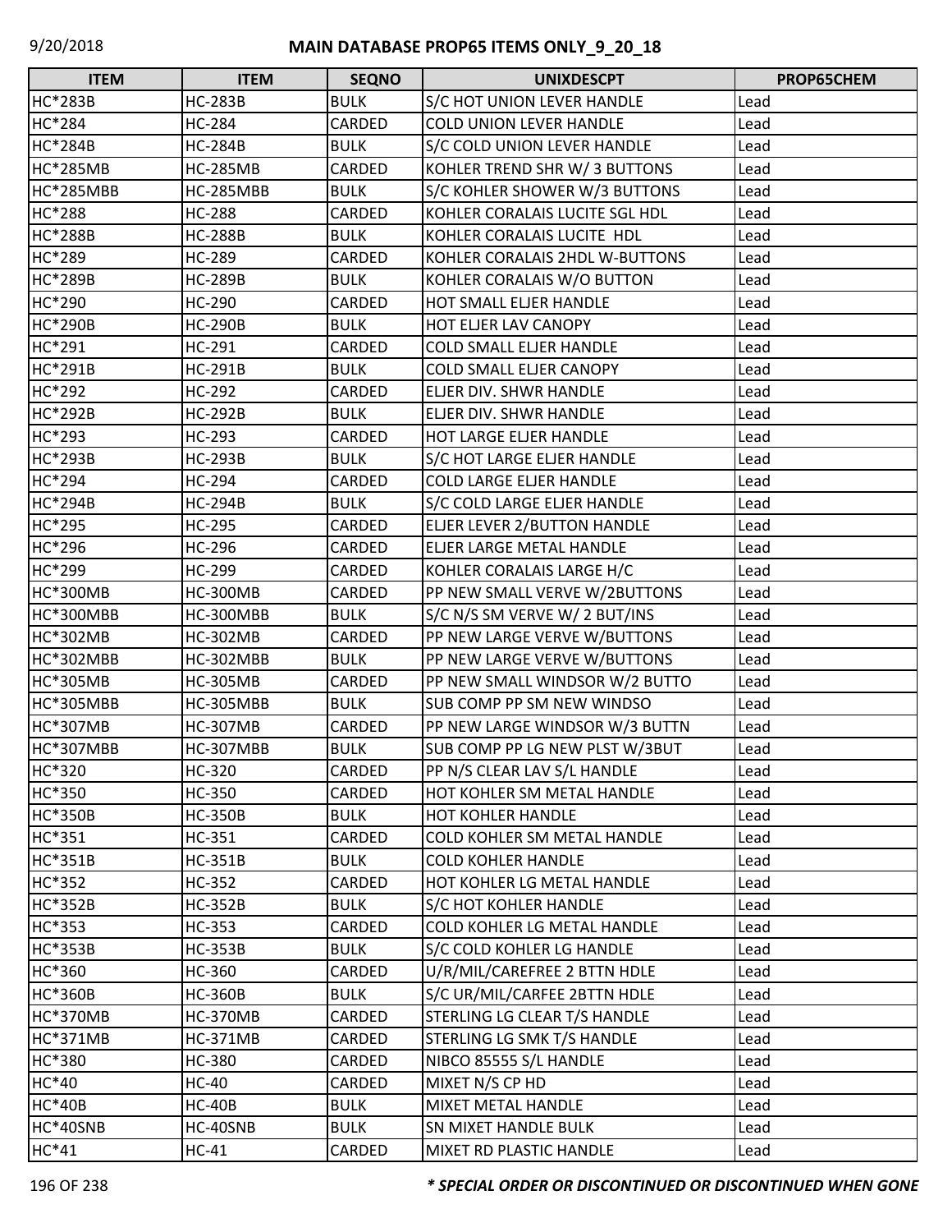| ITEM | ITEM | SEQNO | UNIXDESCPT | PROP65CHEM |
|---|---|---|---|---|
| HC*283B | HC-283B | BULK | S/C HOT UNION LEVER HANDLE | Lead |
| HC*284 | HC-284 | CARDED | COLD UNION LEVER HANDLE | Lead |
| HC*284B | HC-284B | BULK | S/C COLD UNION LEVER HANDLE | Lead |
| HC*285MB | HC-285MB | CARDED | KOHLER TREND SHR W/ 3 BUTTONS | Lead |
| HC*285MBB | HC-285MBB | BULK | S/C KOHLER SHOWER W/3 BUTTONS | Lead |
| HC*288 | HC-288 | CARDED | KOHLER CORALAIS LUCITE SGL HDL | Lead |
| HC*288B | HC-288B | BULK | KOHLER CORALAIS LUCITE HDL | Lead |
| HC*289 | HC-289 | CARDED | KOHLER CORALAIS 2HDL W-BUTTONS | Lead |
| HC*289B | HC-289B | BULK | KOHLER CORALAIS W/O BUTTON | Lead |
| HC*290 | HC-290 | CARDED | HOT SMALL ELJER HANDLE | Lead |
| HC*290B | HC-290B | BULK | HOT ELJER LAV CANOPY | Lead |
| HC*291 | HC-291 | CARDED | COLD SMALL ELJER HANDLE | Lead |
| HC*291B | HC-291B | BULK | COLD SMALL ELJER CANOPY | Lead |
| HC*292 | HC-292 | CARDED | ELJER DIV. SHWR HANDLE | Lead |
| HC*292B | HC-292B | BULK | ELJER DIV. SHWR HANDLE | Lead |
| HC*293 | HC-293 | CARDED | HOT LARGE ELJER HANDLE | Lead |
| HC*293B | HC-293B | BULK | S/C HOT LARGE ELJER HANDLE | Lead |
| HC*294 | HC-294 | CARDED | COLD LARGE ELJER HANDLE | Lead |
| HC*294B | HC-294B | BULK | S/C COLD LARGE ELJER HANDLE | Lead |
| HC*295 | HC-295 | CARDED | ELJER LEVER 2/BUTTON HANDLE | Lead |
| HC*296 | HC-296 | CARDED | ELJER LARGE METAL HANDLE | Lead |
| HC*299 | HC-299 | CARDED | KOHLER CORALAIS LARGE H/C | Lead |
| HC*300MB | HC-300MB | CARDED | PP NEW SMALL VERVE W/2BUTTONS | Lead |
| HC*300MBB | HC-300MBB | BULK | S/C N/S SM VERVE W/ 2 BUT/INS | Lead |
| HC*302MB | HC-302MB | CARDED | PP NEW LARGE VERVE W/BUTTONS | Lead |
| HC*302MBB | HC-302MBB | BULK | PP NEW LARGE VERVE W/BUTTONS | Lead |
| HC*305MB | HC-305MB | CARDED | PP NEW SMALL WINDSOR W/2 BUTTO | Lead |
| HC*305MBB | HC-305MBB | BULK | SUB COMP PP SM NEW WINDSO | Lead |
| HC*307MB | HC-307MB | CARDED | PP NEW LARGE WINDSOR W/3 BUTTN | Lead |
| HC*307MBB | HC-307MBB | BULK | SUB COMP PP LG NEW PLST W/3BUT | Lead |
| HC*320 | HC-320 | CARDED | PP N/S CLEAR LAV S/L HANDLE | Lead |
| HC*350 | HC-350 | CARDED | HOT KOHLER SM METAL HANDLE | Lead |
| HC*350B | HC-350B | BULK | HOT KOHLER HANDLE | Lead |
| HC*351 | HC-351 | CARDED | COLD KOHLER SM METAL HANDLE | Lead |
| HC*351B | HC-351B | BULK | COLD KOHLER HANDLE | Lead |
| HC*352 | HC-352 | CARDED | HOT KOHLER LG METAL HANDLE | Lead |
| HC*352B | HC-352B | BULK | S/C HOT KOHLER HANDLE | Lead |
| HC*353 | HC-353 | CARDED | COLD KOHLER LG METAL HANDLE | Lead |
| HC*353B | HC-353B | BULK | S/C COLD KOHLER LG HANDLE | Lead |
| HC*360 | HC-360 | CARDED | U/R/MIL/CAREFREE 2 BTTN HDLE | Lead |
| HC*360B | HC-360B | BULK | S/C UR/MIL/CARFEE 2BTTN HDLE | Lead |
| HC*370MB | HC-370MB | CARDED | STERLING LG CLEAR T/S HANDLE | Lead |
| HC*371MB | HC-371MB | CARDED | STERLING LG SMK T/S HANDLE | Lead |
| HC*380 | HC-380 | CARDED | NIBCO 85555 S/L HANDLE | Lead |
| HC*40 | HC-40 | CARDED | MIXET N/S CP HD | Lead |
| HC*40B | HC-40B | BULK | MIXET METAL HANDLE | Lead |
| HC*40SNB | HC-40SNB | BULK | SN MIXET HANDLE BULK | Lead |
| HC*41 | HC-41 | CARDED | MIXET RD PLASTIC HANDLE | Lead |

***** SPECIAL ORDER OR DISCONTINUED OR DISCONTINUED WHEN GONE**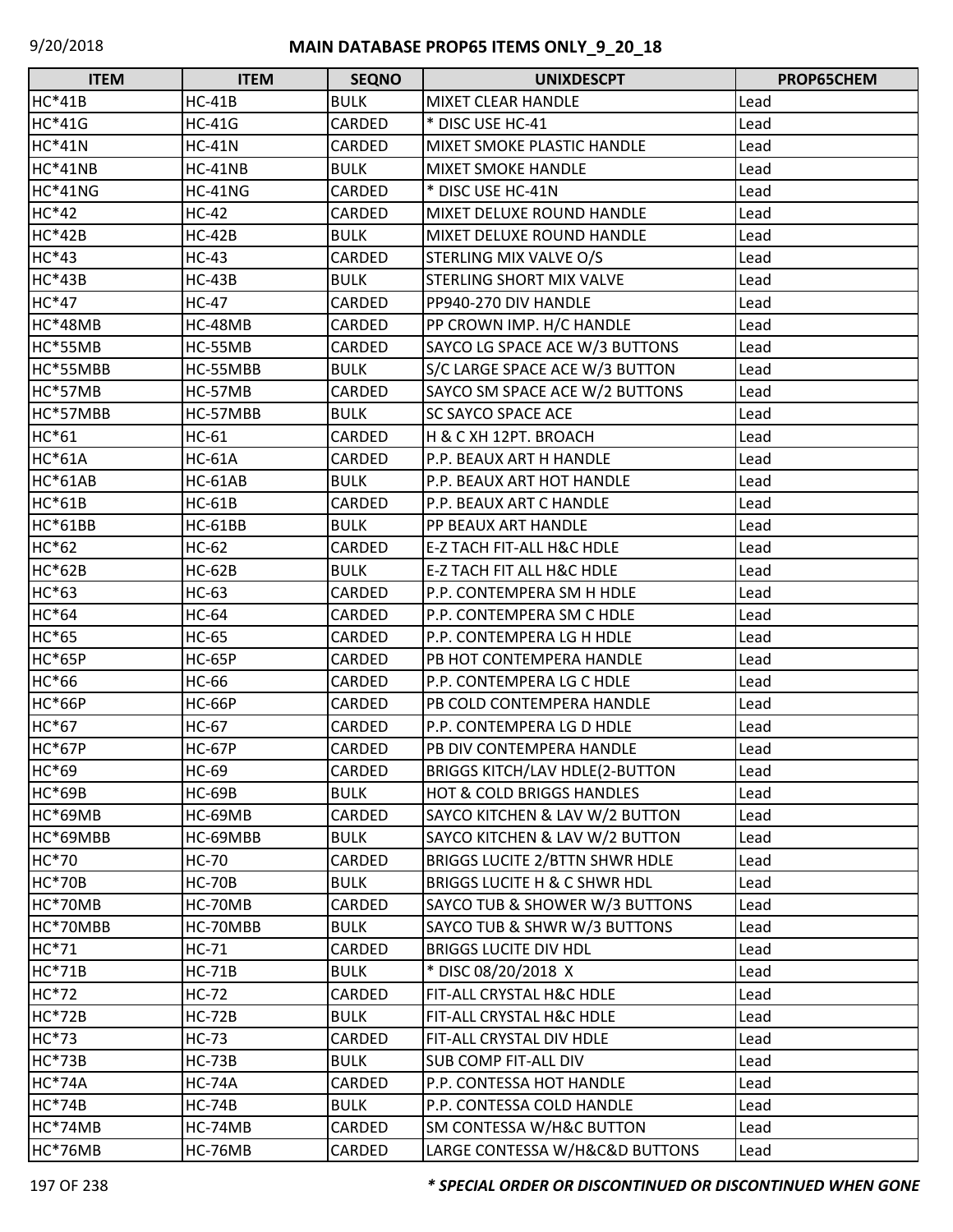| ITEM | ITEM | SEQNO | UNIXDESCPT | PROP65CHEM |
|---|---|---|---|---|
| HC*41B | HC-41B | BULK | MIXET CLEAR HANDLE | Lead |
| HC*41G | HC-41G | CARDED | * DISC USE HC-41 | Lead |
| HC*41N | HC-41N | CARDED | MIXET SMOKE PLASTIC HANDLE | Lead |
| HC*41NB | HC-41NB | BULK | MIXET SMOKE HANDLE | Lead |
| HC*41NG | HC-41NG | CARDED | * DISC USE HC-41N | Lead |
| HC*42 | HC-42 | CARDED | MIXET DELUXE ROUND HANDLE | Lead |
| HC*42B | HC-42B | BULK | MIXET DELUXE ROUND HANDLE | Lead |
| HC*43 | HC-43 | CARDED | STERLING MIX VALVE O/S | Lead |
| HC*43B | HC-43B | BULK | STERLING SHORT MIX VALVE | Lead |
| HC*47 | HC-47 | CARDED | PP940-270 DIV HANDLE | Lead |
| HC*48MB | HC-48MB | CARDED | PP CROWN IMP. H/C HANDLE | Lead |
| HC*55MB | HC-55MB | CARDED | SAYCO LG SPACE ACE W/3 BUTTONS | Lead |
| HC*55MBB | HC-55MBB | BULK | S/C LARGE SPACE ACE W/3 BUTTON | Lead |
| HC*57MB | HC-57MB | CARDED | SAYCO SM SPACE ACE W/2 BUTTONS | Lead |
| HC*57MBB | HC-57MBB | BULK | SC SAYCO SPACE ACE | Lead |
| HC*61 | HC-61 | CARDED | H & C XH 12PT. BROACH | Lead |
| HC*61A | HC-61A | CARDED | P.P. BEAUX ART H HANDLE | Lead |
| HC*61AB | HC-61AB | BULK | P.P. BEAUX ART HOT HANDLE | Lead |
| HC*61B | HC-61B | CARDED | P.P. BEAUX ART C HANDLE | Lead |
| HC*61BB | HC-61BB | BULK | PP BEAUX ART HANDLE | Lead |
| HC*62 | HC-62 | CARDED | E-Z TACH FIT-ALL H&C HDLE | Lead |
| HC*62B | HC-62B | BULK | E-Z TACH FIT ALL H&C HDLE | Lead |
| HC*63 | HC-63 | CARDED | P.P. CONTEMPERA SM H HDLE | Lead |
| HC*64 | HC-64 | CARDED | P.P. CONTEMPERA SM C HDLE | Lead |
| HC*65 | HC-65 | CARDED | P.P. CONTEMPERA LG H HDLE | Lead |
| HC*65P | HC-65P | CARDED | PB HOT CONTEMPERA HANDLE | Lead |
| HC*66 | HC-66 | CARDED | P.P. CONTEMPERA LG C HDLE | Lead |
| HC*66P | HC-66P | CARDED | PB COLD CONTEMPERA HANDLE | Lead |
| HC*67 | HC-67 | CARDED | P.P. CONTEMPERA LG D HDLE | Lead |
| HC*67P | HC-67P | CARDED | PB DIV CONTEMPERA HANDLE | Lead |
| HC*69 | HC-69 | CARDED | BRIGGS KITCH/LAV HDLE(2-BUTTON | Lead |
| HC*69B | HC-69B | BULK | HOT & COLD BRIGGS HANDLES | Lead |
| HC*69MB | HC-69MB | CARDED | SAYCO KITCHEN & LAV W/2 BUTTON | Lead |
| HC*69MBB | HC-69MBB | BULK | SAYCO KITCHEN & LAV W/2 BUTTON | Lead |
| HC*70 | HC-70 | CARDED | BRIGGS LUCITE 2/BTTN SHWR HDLE | Lead |
| HC*70B | HC-70B | BULK | BRIGGS LUCITE H & C SHWR HDL | Lead |
| HC*70MB | HC-70MB | CARDED | SAYCO TUB & SHOWER W/3 BUTTONS | Lead |
| HC*70MBB | HC-70MBB | BULK | SAYCO TUB & SHWR W/3 BUTTONS | Lead |
| HC*71 | HC-71 | CARDED | BRIGGS LUCITE DIV HDL | Lead |
| HC*71B | HC-71B | BULK | * DISC 08/20/2018 X | Lead |
| HC*72 | HC-72 | CARDED | FIT-ALL CRYSTAL H&C HDLE | Lead |
| HC*72B | HC-72B | BULK | FIT-ALL CRYSTAL H&C HDLE | Lead |
| HC*73 | HC-73 | CARDED | FIT-ALL CRYSTAL DIV HDLE | Lead |
| HC*73B | HC-73B | BULK | SUB COMP FIT-ALL DIV | Lead |
| HC*74A | HC-74A | CARDED | P.P. CONTESSA HOT HANDLE | Lead |
| HC*74B | HC-74B | BULK | P.P. CONTESSA COLD HANDLE | Lead |
| HC*74MB | HC-74MB | CARDED | SM CONTESSA W/H&C BUTTON | Lead |
| HC*76MB | HC-76MB | CARDED | LARGE CONTESSA W/H&C&D BUTTONS | Lead |

***\* SPECIAL ORDER OR DISCONTINUED OR DISCONTINUED WHEN GONE***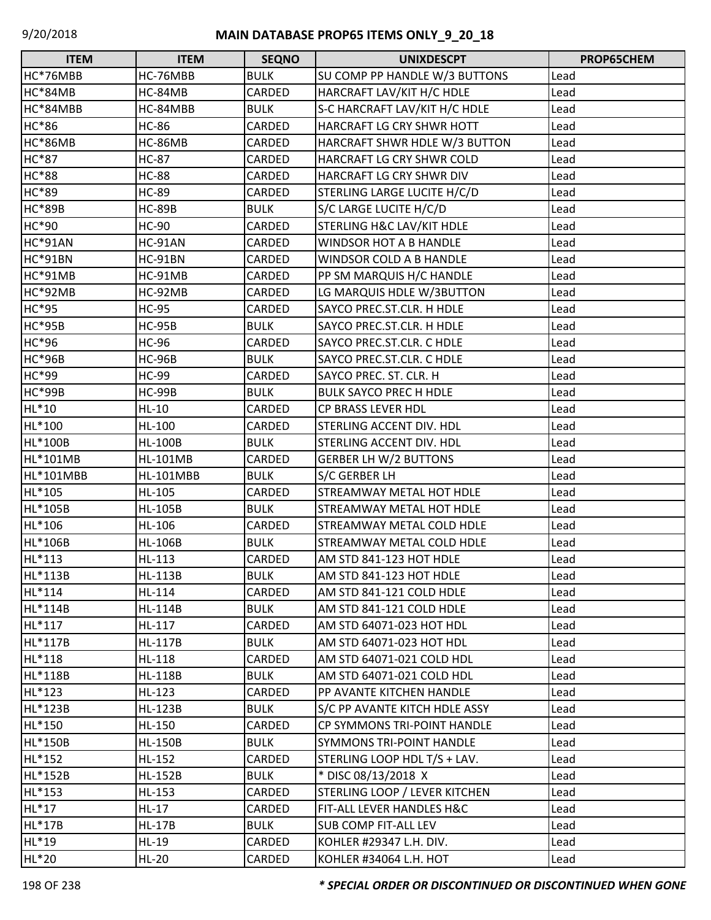| ITEM | ITEM | SEQNO | UNIXDESCPT | PROP65CHEM |
|---|---|---|---|---|
| HC*76MBB | HC-76MBB | BULK | SU COMP PP HANDLE W/3 BUTTONS | Lead |
| HC*84MB | HC-84MB | CARDED | HARCRAFT LAV/KIT H/C HDLE | Lead |
| HC*84MBB | HC-84MBB | BULK | S-C HARCRAFT LAV/KIT H/C HDLE | Lead |
| HC*86 | HC-86 | CARDED | HARCRAFT LG CRY SHWR HOTT | Lead |
| HC*86MB | HC-86MB | CARDED | HARCRAFT SHWR HDLE W/3 BUTTON | Lead |
| HC*87 | HC-87 | CARDED | HARCRAFT LG CRY SHWR COLD | Lead |
| HC*88 | HC-88 | CARDED | HARCRAFT LG CRY SHWR DIV | Lead |
| HC*89 | HC-89 | CARDED | STERLING LARGE LUCITE H/C/D | Lead |
| HC*89B | HC-89B | BULK | S/C LARGE LUCITE H/C/D | Lead |
| HC*90 | HC-90 | CARDED | STERLING H&C LAV/KIT HDLE | Lead |
| HC*91AN | HC-91AN | CARDED | WINDSOR HOT A B HANDLE | Lead |
| HC*91BN | HC-91BN | CARDED | WINDSOR COLD A B HANDLE | Lead |
| HC*91MB | HC-91MB | CARDED | PP SM MARQUIS H/C HANDLE | Lead |
| HC*92MB | HC-92MB | CARDED | LG MARQUIS HDLE W/3BUTTON | Lead |
| HC*95 | HC-95 | CARDED | SAYCO PREC.ST.CLR. H HDLE | Lead |
| HC*95B | HC-95B | BULK | SAYCO PREC.ST.CLR. H HDLE | Lead |
| HC*96 | HC-96 | CARDED | SAYCO PREC.ST.CLR. C HDLE | Lead |
| HC*96B | HC-96B | BULK | SAYCO PREC.ST.CLR. C HDLE | Lead |
| HC*99 | HC-99 | CARDED | SAYCO PREC. ST. CLR. H | Lead |
| HC*99B | HC-99B | BULK | BULK SAYCO PREC H HDLE | Lead |
| HL*10 | HL-10 | CARDED | CP BRASS LEVER HDL | Lead |
| HL*100 | HL-100 | CARDED | STERLING ACCENT DIV. HDL | Lead |
| HL*100B | HL-100B | BULK | STERLING ACCENT DIV. HDL | Lead |
| HL*101MB | HL-101MB | CARDED | GERBER LH W/2 BUTTONS | Lead |
| HL*101MBB | HL-101MBB | BULK | S/C GERBER LH | Lead |
| HL*105 | HL-105 | CARDED | STREAMWAY METAL HOT HDLE | Lead |
| HL*105B | HL-105B | BULK | STREAMWAY METAL HOT HDLE | Lead |
| HL*106 | HL-106 | CARDED | STREAMWAY METAL COLD HDLE | Lead |
| HL*106B | HL-106B | BULK | STREAMWAY METAL COLD HDLE | Lead |
| HL*113 | HL-113 | CARDED | AM STD 841-123 HOT HDLE | Lead |
| HL*113B | HL-113B | BULK | AM STD 841-123 HOT HDLE | Lead |
| HL*114 | HL-114 | CARDED | AM STD 841-121 COLD HDLE | Lead |
| HL*114B | HL-114B | BULK | AM STD 841-121 COLD HDLE | Lead |
| HL*117 | HL-117 | CARDED | AM STD 64071-023 HOT HDL | Lead |
| HL*117B | HL-117B | BULK | AM STD 64071-023 HOT HDL | Lead |
| HL*118 | HL-118 | CARDED | AM STD 64071-021 COLD HDL | Lead |
| HL*118B | HL-118B | BULK | AM STD 64071-021 COLD HDL | Lead |
| HL*123 | HL-123 | CARDED | PP AVANTE KITCHEN HANDLE | Lead |
| HL*123B | HL-123B | BULK | S/C PP AVANTE KITCH HDLE ASSY | Lead |
| HL*150 | HL-150 | CARDED | CP SYMMONS TRI-POINT HANDLE | Lead |
| HL*150B | HL-150B | BULK | SYMMONS TRI-POINT HANDLE | Lead |
| HL*152 | HL-152 | CARDED | STERLING LOOP HDL T/S + LAV. | Lead |
| HL*152B | HL-152B | BULK | * DISC 08/13/2018 X | Lead |
| HL*153 | HL-153 | CARDED | STERLING LOOP / LEVER KITCHEN | Lead |
| HL*17 | HL-17 | CARDED | FIT-ALL LEVER HANDLES H&C | Lead |
| HL*17B | HL-17B | BULK | SUB COMP FIT-ALL LEV | Lead |
| HL*19 | HL-19 | CARDED | KOHLER #29347 L.H. DIV. | Lead |
| HL*20 | HL-20 | CARDED | KOHLER #34064 L.H. HOT | Lead |

***\* SPECIAL ORDER OR DISCONTINUED OR DISCONTINUED WHEN GONE***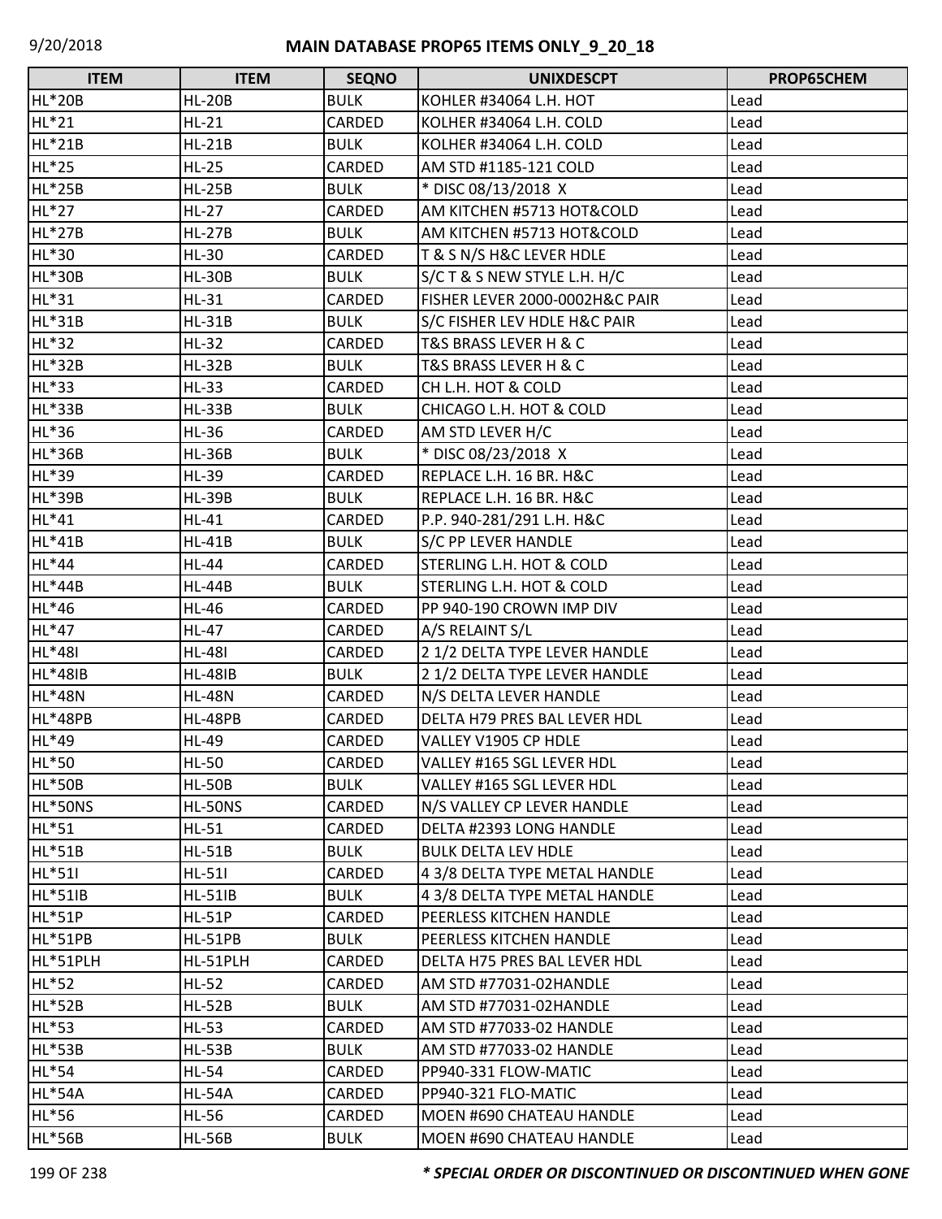# MAIN DATABASE PROP65 ITEMS ONLY_9_20_18

| ITEM | ITEM | SEQNO | UNIXDESCPT | PROP65CHEM |
|---|---|---|---|---|
| HL*20B | HL-20B | BULK | KOHLER #34064 L.H. HOT | Lead |
| HL*21 | HL-21 | CARDED | KOLHER #34064 L.H. COLD | Lead |
| HL*21B | HL-21B | BULK | KOLHER #34064 L.H. COLD | Lead |
| HL*25 | HL-25 | CARDED | AM STD #1185-121 COLD | Lead |
| HL*25B | HL-25B | BULK | * DISC 08/13/2018 X | Lead |
| HL*27 | HL-27 | CARDED | AM KITCHEN #5713 HOT&COLD | Lead |
| HL*27B | HL-27B | BULK | AM KITCHEN #5713 HOT&COLD | Lead |
| HL*30 | HL-30 | CARDED | T & S N/S H&C LEVER HDLE | Lead |
| HL*30B | HL-30B | BULK | S/C T & S NEW STYLE L.H. H/C | Lead |
| HL*31 | HL-31 | CARDED | FISHER LEVER 2000-0002H&C PAIR | Lead |
| HL*31B | HL-31B | BULK | S/C FISHER LEV HDLE H&C PAIR | Lead |
| HL*32 | HL-32 | CARDED | T&S BRASS LEVER H & C | Lead |
| HL*32B | HL-32B | BULK | T&S BRASS LEVER H & C | Lead |
| HL*33 | HL-33 | CARDED | CH L.H. HOT & COLD | Lead |
| HL*33B | HL-33B | BULK | CHICAGO L.H. HOT & COLD | Lead |
| HL*36 | HL-36 | CARDED | AM STD LEVER H/C | Lead |
| HL*36B | HL-36B | BULK | * DISC 08/23/2018 X | Lead |
| HL*39 | HL-39 | CARDED | REPLACE L.H. 16 BR. H&C | Lead |
| HL*39B | HL-39B | BULK | REPLACE L.H. 16 BR. H&C | Lead |
| HL*41 | HL-41 | CARDED | P.P. 940-281/291 L.H. H&C | Lead |
| HL*41B | HL-41B | BULK | S/C PP LEVER HANDLE | Lead |
| HL*44 | HL-44 | CARDED | STERLING L.H. HOT & COLD | Lead |
| HL*44B | HL-44B | BULK | STERLING L.H. HOT & COLD | Lead |
| HL*46 | HL-46 | CARDED | PP 940-190 CROWN IMP DIV | Lead |
| HL*47 | HL-47 | CARDED | A/S RELAINT S/L | Lead |
| HL*48I | HL-48I | CARDED | 2 1/2 DELTA TYPE LEVER HANDLE | Lead |
| HL*48IB | HL-48IB | BULK | 2 1/2 DELTA TYPE LEVER HANDLE | Lead |
| HL*48N | HL-48N | CARDED | N/S DELTA LEVER HANDLE | Lead |
| HL*48PB | HL-48PB | CARDED | DELTA H79 PRES BAL LEVER HDL | Lead |
| HL*49 | HL-49 | CARDED | VALLEY V1905 CP HDLE | Lead |
| HL*50 | HL-50 | CARDED | VALLEY #165 SGL LEVER HDL | Lead |
| HL*50B | HL-50B | BULK | VALLEY #165 SGL LEVER HDL | Lead |
| HL*50NS | HL-50NS | CARDED | N/S VALLEY CP LEVER HANDLE | Lead |
| HL*51 | HL-51 | CARDED | DELTA #2393 LONG HANDLE | Lead |
| HL*51B | HL-51B | BULK | BULK DELTA LEV HDLE | Lead |
| HL*51I | HL-51I | CARDED | 4 3/8 DELTA TYPE METAL HANDLE | Lead |
| HL*51IB | HL-51IB | BULK | 4 3/8 DELTA TYPE METAL HANDLE | Lead |
| HL*51P | HL-51P | CARDED | PEERLESS KITCHEN HANDLE | Lead |
| HL*51PB | HL-51PB | BULK | PEERLESS KITCHEN HANDLE | Lead |
| HL*51PLH | HL-51PLH | CARDED | DELTA H75 PRES BAL LEVER HDL | Lead |
| HL*52 | HL-52 | CARDED | AM STD #77031-02HANDLE | Lead |
| HL*52B | HL-52B | BULK | AM STD #77031-02HANDLE | Lead |
| HL*53 | HL-53 | CARDED | AM STD #77033-02 HANDLE | Lead |
| HL*53B | HL-53B | BULK | AM STD #77033-02 HANDLE | Lead |
| HL*54 | HL-54 | CARDED | PP940-331 FLOW-MATIC | Lead |
| HL*54A | HL-54A | CARDED | PP940-321 FLO-MATIC | Lead |
| HL*56 | HL-56 | CARDED | MOEN #690 CHATEAU HANDLE | Lead |
| HL*56B | HL-56B | BULK | MOEN #690 CHATEAU HANDLE | Lead |

*** SPECIAL ORDER OR DISCONTINUED OR DISCONTINUED WHEN GONE**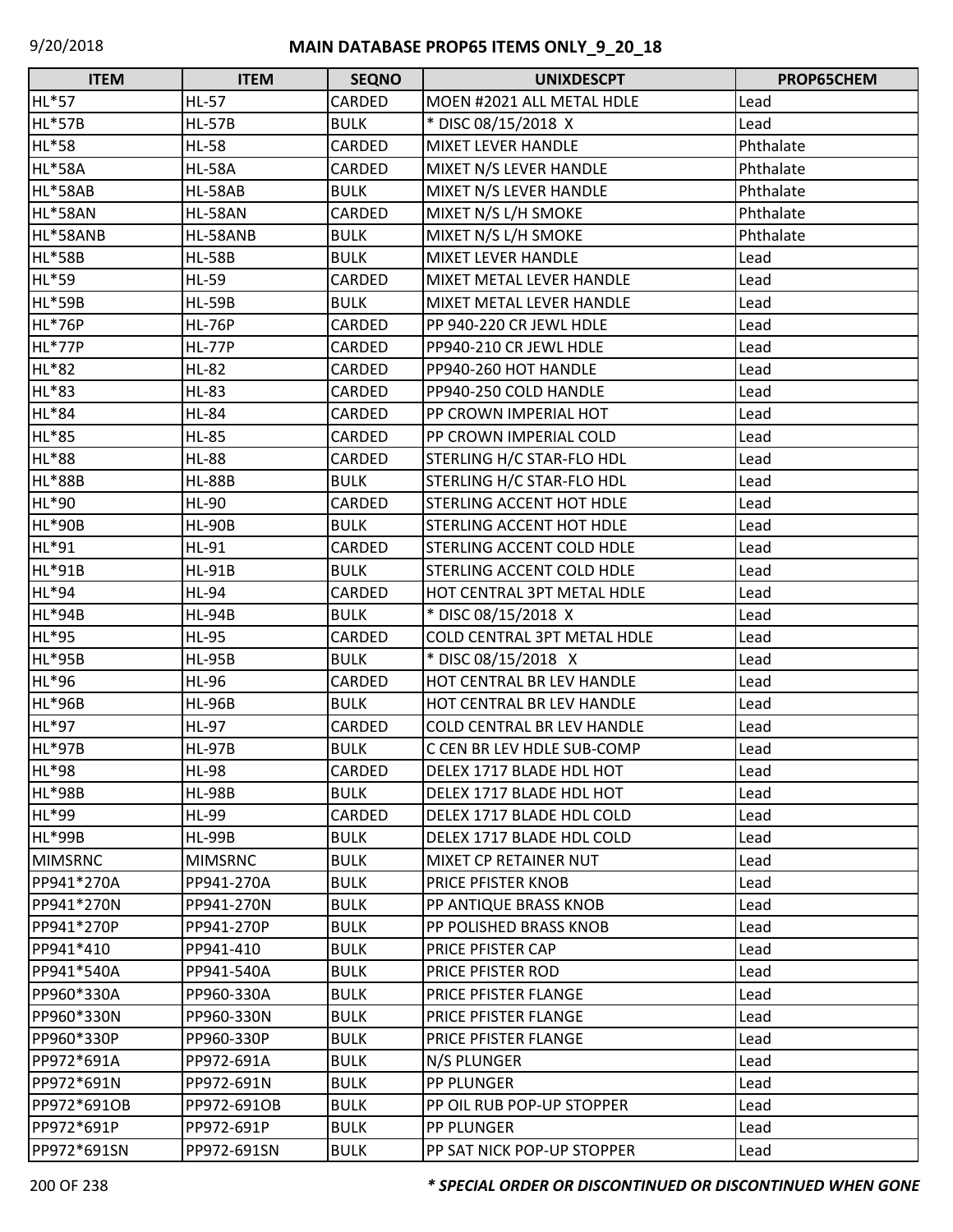# MAIN DATABASE PROP65 ITEMS ONLY_9_20_18

| ITEM | ITEM | SEQNO | UNIXDESCPT | PROP65CHEM |
|---|---|---|---|---|
| HL*57 | HL-57 | CARDED | MOEN #2021 ALL METAL HDLE | Lead |
| HL*57B | HL-57B | BULK | * DISC 08/15/2018 X | Lead |
| HL*58 | HL-58 | CARDED | MIXET LEVER HANDLE | Phthalate |
| HL*58A | HL-58A | CARDED | MIXET N/S LEVER HANDLE | Phthalate |
| HL*58AB | HL-58AB | BULK | MIXET N/S LEVER HANDLE | Phthalate |
| HL*58AN | HL-58AN | CARDED | MIXET N/S L/H SMOKE | Phthalate |
| HL*58ANB | HL-58ANB | BULK | MIXET N/S L/H SMOKE | Phthalate |
| HL*58B | HL-58B | BULK | MIXET LEVER HANDLE | Lead |
| HL*59 | HL-59 | CARDED | MIXET METAL LEVER HANDLE | Lead |
| HL*59B | HL-59B | BULK | MIXET METAL LEVER HANDLE | Lead |
| HL*76P | HL-76P | CARDED | PP 940-220 CR JEWL HDLE | Lead |
| HL*77P | HL-77P | CARDED | PP940-210 CR JEWL HDLE | Lead |
| HL*82 | HL-82 | CARDED | PP940-260 HOT HANDLE | Lead |
| HL*83 | HL-83 | CARDED | PP940-250 COLD HANDLE | Lead |
| HL*84 | HL-84 | CARDED | PP CROWN IMPERIAL HOT | Lead |
| HL*85 | HL-85 | CARDED | PP CROWN IMPERIAL COLD | Lead |
| HL*88 | HL-88 | CARDED | STERLING H/C STAR-FLO HDL | Lead |
| HL*88B | HL-88B | BULK | STERLING H/C STAR-FLO HDL | Lead |
| HL*90 | HL-90 | CARDED | STERLING ACCENT HOT HDLE | Lead |
| HL*90B | HL-90B | BULK | STERLING ACCENT HOT HDLE | Lead |
| HL*91 | HL-91 | CARDED | STERLING ACCENT COLD HDLE | Lead |
| HL*91B | HL-91B | BULK | STERLING ACCENT COLD HDLE | Lead |
| HL*94 | HL-94 | CARDED | HOT CENTRAL 3PT METAL HDLE | Lead |
| HL*94B | HL-94B | BULK | * DISC 08/15/2018 X | Lead |
| HL*95 | HL-95 | CARDED | COLD CENTRAL 3PT METAL HDLE | Lead |
| HL*95B | HL-95B | BULK | * DISC 08/15/2018 X | Lead |
| HL*96 | HL-96 | CARDED | HOT CENTRAL BR LEV HANDLE | Lead |
| HL*96B | HL-96B | BULK | HOT CENTRAL BR LEV HANDLE | Lead |
| HL*97 | HL-97 | CARDED | COLD CENTRAL BR LEV HANDLE | Lead |
| HL*97B | HL-97B | BULK | C CEN BR LEV HDLE SUB-COMP | Lead |
| HL*98 | HL-98 | CARDED | DELEX 1717 BLADE HDL HOT | Lead |
| HL*98B | HL-98B | BULK | DELEX 1717 BLADE HDL HOT | Lead |
| HL*99 | HL-99 | CARDED | DELEX 1717 BLADE HDL COLD | Lead |
| HL*99B | HL-99B | BULK | DELEX 1717 BLADE HDL COLD | Lead |
| MIMSRNC | MIMSRNC | BULK | MIXET CP RETAINER NUT | Lead |
| PP941*270A | PP941-270A | BULK | PRICE PFISTER KNOB | Lead |
| PP941*270N | PP941-270N | BULK | PP ANTIQUE BRASS KNOB | Lead |
| PP941*270P | PP941-270P | BULK | PP POLISHED BRASS KNOB | Lead |
| PP941*410 | PP941-410 | BULK | PRICE PFISTER CAP | Lead |
| PP941*540A | PP941-540A | BULK | PRICE PFISTER ROD | Lead |
| PP960*330A | PP960-330A | BULK | PRICE PFISTER FLANGE | Lead |
| PP960*330N | PP960-330N | BULK | PRICE PFISTER FLANGE | Lead |
| PP960*330P | PP960-330P | BULK | PRICE PFISTER FLANGE | Lead |
| PP972*691A | PP972-691A | BULK | N/S PLUNGER | Lead |
| PP972*691N | PP972-691N | BULK | PP PLUNGER | Lead |
| PP972*691OB | PP972-691OB | BULK | PP OIL RUB POP-UP STOPPER | Lead |
| PP972*691P | PP972-691P | BULK | PP PLUNGER | Lead |
| PP972*691SN | PP972-691SN | BULK | PP SAT NICK POP-UP STOPPER | Lead |

*** SPECIAL ORDER OR DISCONTINUED OR DISCONTINUED WHEN GONE**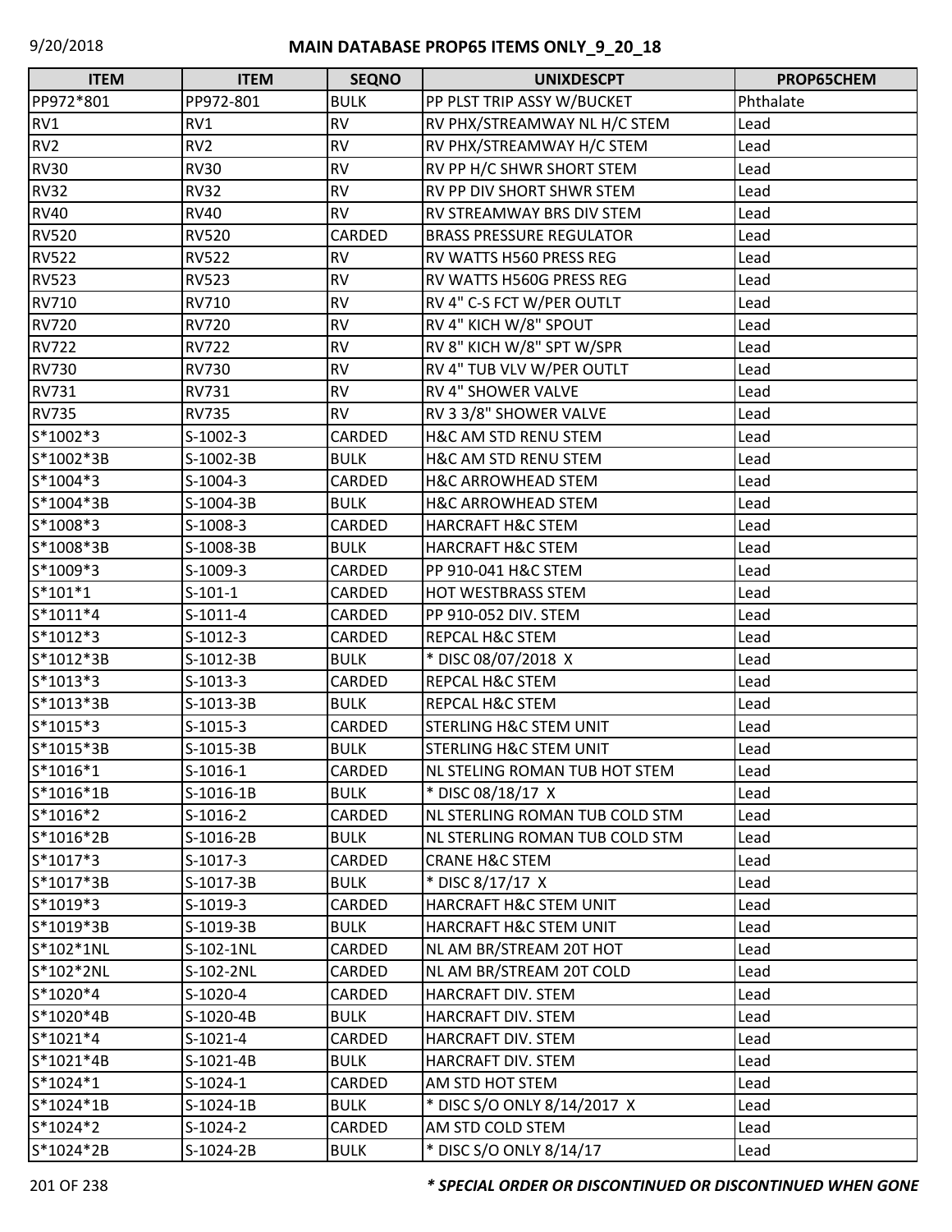# MAIN DATABASE PROP65 ITEMS ONLY_9_20_18

| ITEM | ITEM | SEQNO | UNIXDESCPT | PROP65CHEM |
|---|---|---|---|---|
| PP972*801 | PP972-801 | BULK | PP PLST TRIP ASSY W/BUCKET | Phthalate |
| RV1 | RV1 | RV | RV PHX/STREAMWAY NL H/C STEM | Lead |
| RV2 | RV2 | RV | RV PHX/STREAMWAY H/C STEM | Lead |
| RV30 | RV30 | RV | RV PP H/C SHWR SHORT STEM | Lead |
| RV32 | RV32 | RV | RV PP DIV SHORT SHWR STEM | Lead |
| RV40 | RV40 | RV | RV STREAMWAY BRS DIV STEM | Lead |
| RV520 | RV520 | CARDED | BRASS PRESSURE REGULATOR | Lead |
| RV522 | RV522 | RV | RV WATTS H560 PRESS REG | Lead |
| RV523 | RV523 | RV | RV WATTS H560G PRESS REG | Lead |
| RV710 | RV710 | RV | RV 4" C-S FCT W/PER OUTLT | Lead |
| RV720 | RV720 | RV | RV 4" KICH W/8" SPOUT | Lead |
| RV722 | RV722 | RV | RV 8" KICH W/8" SPT W/SPR | Lead |
| RV730 | RV730 | RV | RV 4" TUB VLV W/PER OUTLT | Lead |
| RV731 | RV731 | RV | RV 4" SHOWER VALVE | Lead |
| RV735 | RV735 | RV | RV 3 3/8" SHOWER VALVE | Lead |
| S*1002*3 | S-1002-3 | CARDED | H&C AM STD RENU STEM | Lead |
| S*1002*3B | S-1002-3B | BULK | H&C AM STD RENU STEM | Lead |
| S*1004*3 | S-1004-3 | CARDED | H&C ARROWHEAD STEM | Lead |
| S*1004*3B | S-1004-3B | BULK | H&C ARROWHEAD STEM | Lead |
| S*1008*3 | S-1008-3 | CARDED | HARCRAFT H&C STEM | Lead |
| S*1008*3B | S-1008-3B | BULK | HARCRAFT H&C STEM | Lead |
| S*1009*3 | S-1009-3 | CARDED | PP 910-041 H&C STEM | Lead |
| S*101*1 | S-101-1 | CARDED | HOT WESTBRASS STEM | Lead |
| S*1011*4 | S-1011-4 | CARDED | PP 910-052 DIV. STEM | Lead |
| S*1012*3 | S-1012-3 | CARDED | REPCAL H&C STEM | Lead |
| S*1012*3B | S-1012-3B | BULK | * DISC 08/07/2018 X | Lead |
| S*1013*3 | S-1013-3 | CARDED | REPCAL H&C STEM | Lead |
| S*1013*3B | S-1013-3B | BULK | REPCAL H&C STEM | Lead |
| S*1015*3 | S-1015-3 | CARDED | STERLING H&C STEM UNIT | Lead |
| S*1015*3B | S-1015-3B | BULK | STERLING H&C STEM UNIT | Lead |
| S*1016*1 | S-1016-1 | CARDED | NL STELING ROMAN TUB HOT STEM | Lead |
| S*1016*1B | S-1016-1B | BULK | * DISC 08/18/17 X | Lead |
| S*1016*2 | S-1016-2 | CARDED | NL STERLING ROMAN TUB COLD STM | Lead |
| S*1016*2B | S-1016-2B | BULK | NL STERLING ROMAN TUB COLD STM | Lead |
| S*1017*3 | S-1017-3 | CARDED | CRANE H&C STEM | Lead |
| S*1017*3B | S-1017-3B | BULK | * DISC 8/17/17 X | Lead |
| S*1019*3 | S-1019-3 | CARDED | HARCRAFT H&C STEM UNIT | Lead |
| S*1019*3B | S-1019-3B | BULK | HARCRAFT H&C STEM UNIT | Lead |
| S*102*1NL | S-102-1NL | CARDED | NL AM BR/STREAM 20T HOT | Lead |
| S*102*2NL | S-102-2NL | CARDED | NL AM BR/STREAM 20T COLD | Lead |
| S*1020*4 | S-1020-4 | CARDED | HARCRAFT DIV. STEM | Lead |
| S*1020*4B | S-1020-4B | BULK | HARCRAFT DIV. STEM | Lead |
| S*1021*4 | S-1021-4 | CARDED | HARCRAFT DIV. STEM | Lead |
| S*1021*4B | S-1021-4B | BULK | HARCRAFT DIV. STEM | Lead |
| S*1024*1 | S-1024-1 | CARDED | AM STD HOT STEM | Lead |
| S*1024*1B | S-1024-1B | BULK | * DISC S/O ONLY 8/14/2017 X | Lead |
| S*1024*2 | S-1024-2 | CARDED | AM STD COLD STEM | Lead |
| S*1024*2B | S-1024-2B | BULK | * DISC S/O ONLY 8/14/17 | Lead |

***\* SPECIAL ORDER OR DISCONTINUED OR DISCONTINUED WHEN GONE***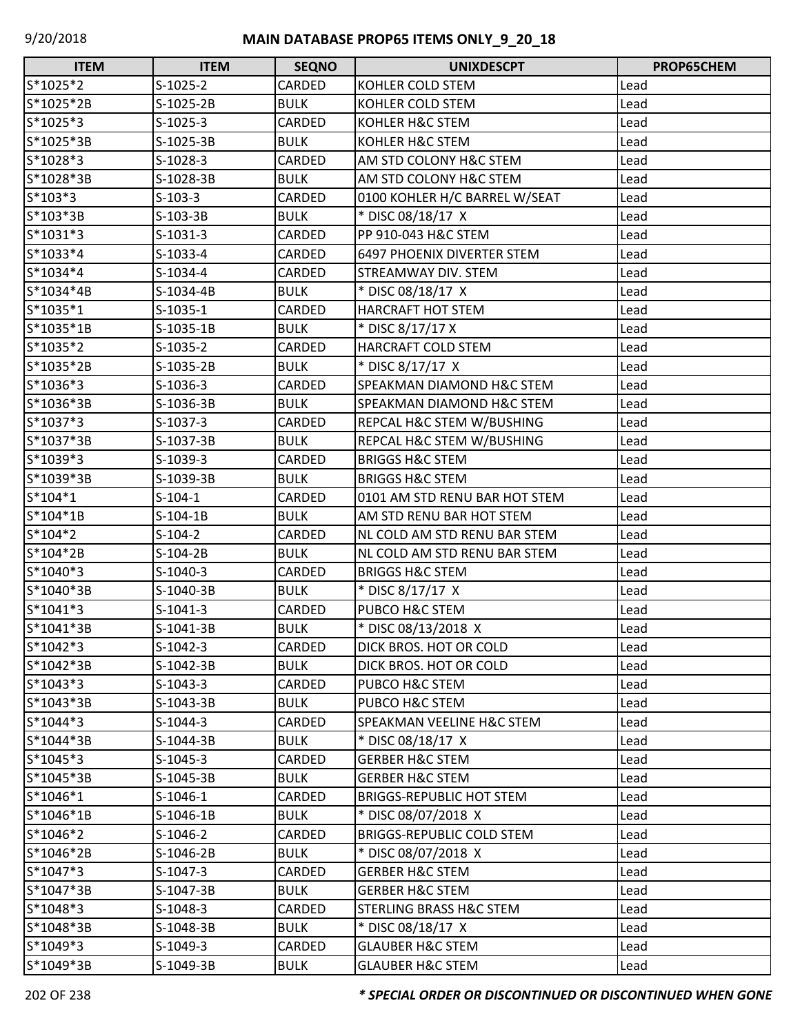# MAIN DATABASE PROP65 ITEMS ONLY_9_20_18

| ITEM | ITEM | SEQNO | UNIXDESCPT | PROP65CHEM |
|---|---|---|---|---|
| S*1025*2 | S-1025-2 | CARDED | KOHLER COLD STEM | Lead |
| S*1025*2B | S-1025-2B | BULK | KOHLER COLD STEM | Lead |
| S*1025*3 | S-1025-3 | CARDED | KOHLER H&C STEM | Lead |
| S*1025*3B | S-1025-3B | BULK | KOHLER H&C STEM | Lead |
| S*1028*3 | S-1028-3 | CARDED | AM STD COLONY H&C STEM | Lead |
| S*1028*3B | S-1028-3B | BULK | AM STD COLONY H&C STEM | Lead |
| S*103*3 | S-103-3 | CARDED | 0100 KOHLER H/C BARREL W/SEAT | Lead |
| S*103*3B | S-103-3B | BULK | * DISC 08/18/17 X | Lead |
| S*1031*3 | S-1031-3 | CARDED | PP 910-043 H&C STEM | Lead |
| S*1033*4 | S-1033-4 | CARDED | 6497 PHOENIX DIVERTER STEM | Lead |
| S*1034*4 | S-1034-4 | CARDED | STREAMWAY DIV. STEM | Lead |
| S*1034*4B | S-1034-4B | BULK | * DISC 08/18/17 X | Lead |
| S*1035*1 | S-1035-1 | CARDED | HARCRAFT HOT STEM | Lead |
| S*1035*1B | S-1035-1B | BULK | * DISC 8/17/17 X | Lead |
| S*1035*2 | S-1035-2 | CARDED | HARCRAFT COLD STEM | Lead |
| S*1035*2B | S-1035-2B | BULK | * DISC 8/17/17 X | Lead |
| S*1036*3 | S-1036-3 | CARDED | SPEAKMAN DIAMOND H&C STEM | Lead |
| S*1036*3B | S-1036-3B | BULK | SPEAKMAN DIAMOND H&C STEM | Lead |
| S*1037*3 | S-1037-3 | CARDED | REPCAL H&C STEM W/BUSHING | Lead |
| S*1037*3B | S-1037-3B | BULK | REPCAL H&C STEM W/BUSHING | Lead |
| S*1039*3 | S-1039-3 | CARDED | BRIGGS H&C STEM | Lead |
| S*1039*3B | S-1039-3B | BULK | BRIGGS H&C STEM | Lead |
| S*104*1 | S-104-1 | CARDED | 0101 AM STD RENU BAR HOT STEM | Lead |
| S*104*1B | S-104-1B | BULK | AM STD RENU BAR HOT STEM | Lead |
| S*104*2 | S-104-2 | CARDED | NL COLD AM STD RENU BAR STEM | Lead |
| S*104*2B | S-104-2B | BULK | NL COLD AM STD RENU BAR STEM | Lead |
| S*1040*3 | S-1040-3 | CARDED | BRIGGS H&C STEM | Lead |
| S*1040*3B | S-1040-3B | BULK | * DISC 8/17/17 X | Lead |
| S*1041*3 | S-1041-3 | CARDED | PUBCO H&C STEM | Lead |
| S*1041*3B | S-1041-3B | BULK | * DISC 08/13/2018 X | Lead |
| S*1042*3 | S-1042-3 | CARDED | DICK BROS. HOT OR COLD | Lead |
| S*1042*3B | S-1042-3B | BULK | DICK BROS. HOT OR COLD | Lead |
| S*1043*3 | S-1043-3 | CARDED | PUBCO H&C STEM | Lead |
| S*1043*3B | S-1043-3B | BULK | PUBCO H&C STEM | Lead |
| S*1044*3 | S-1044-3 | CARDED | SPEAKMAN VEELINE H&C STEM | Lead |
| S*1044*3B | S-1044-3B | BULK | * DISC 08/18/17 X | Lead |
| S*1045*3 | S-1045-3 | CARDED | GERBER H&C STEM | Lead |
| S*1045*3B | S-1045-3B | BULK | GERBER H&C STEM | Lead |
| S*1046*1 | S-1046-1 | CARDED | BRIGGS-REPUBLIC HOT STEM | Lead |
| S*1046*1B | S-1046-1B | BULK | * DISC 08/07/2018 X | Lead |
| S*1046*2 | S-1046-2 | CARDED | BRIGGS-REPUBLIC COLD STEM | Lead |
| S*1046*2B | S-1046-2B | BULK | * DISC 08/07/2018 X | Lead |
| S*1047*3 | S-1047-3 | CARDED | GERBER H&C STEM | Lead |
| S*1047*3B | S-1047-3B | BULK | GERBER H&C STEM | Lead |
| S*1048*3 | S-1048-3 | CARDED | STERLING BRASS H&C STEM | Lead |
| S*1048*3B | S-1048-3B | BULK | * DISC 08/18/17 X | Lead |
| S*1049*3 | S-1049-3 | CARDED | GLAUBER H&C STEM | Lead |
| S*1049*3B | S-1049-3B | BULK | GLAUBER H&C STEM | Lead |

***\* SPECIAL ORDER OR DISCONTINUED OR DISCONTINUED WHEN GONE***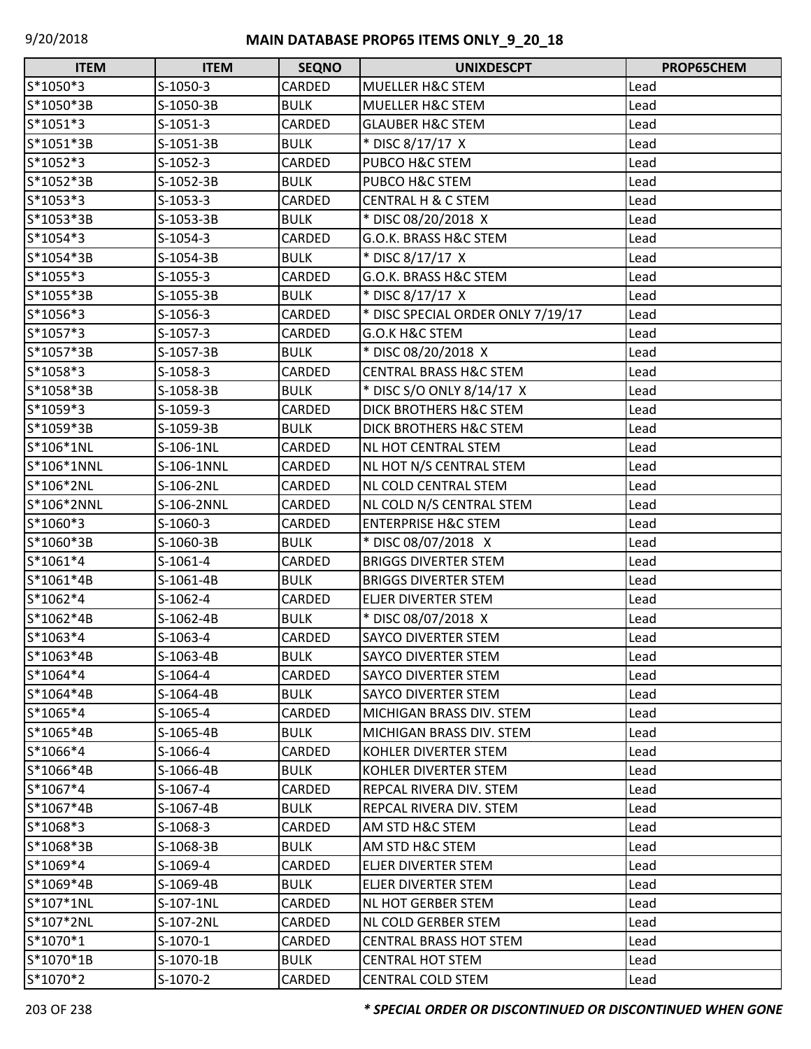# MAIN DATABASE PROP65 ITEMS ONLY_9_20_18

| ITEM | ITEM | SEQNO | UNIXDESCPT | PROP65CHEM |
|---|---|---|---|---|
| S*1050*3 | S-1050-3 | CARDED | MUELLER H&C STEM | Lead |
| S*1050*3B | S-1050-3B | BULK | MUELLER H&C STEM | Lead |
| S*1051*3 | S-1051-3 | CARDED | GLAUBER H&C STEM | Lead |
| S*1051*3B | S-1051-3B | BULK | * DISC 8/17/17 X | Lead |
| S*1052*3 | S-1052-3 | CARDED | PUBCO H&C STEM | Lead |
| S*1052*3B | S-1052-3B | BULK | PUBCO H&C STEM | Lead |
| S*1053*3 | S-1053-3 | CARDED | CENTRAL H & C STEM | Lead |
| S*1053*3B | S-1053-3B | BULK | * DISC 08/20/2018 X | Lead |
| S*1054*3 | S-1054-3 | CARDED | G.O.K. BRASS H&C STEM | Lead |
| S*1054*3B | S-1054-3B | BULK | * DISC 8/17/17 X | Lead |
| S*1055*3 | S-1055-3 | CARDED | G.O.K. BRASS H&C STEM | Lead |
| S*1055*3B | S-1055-3B | BULK | * DISC 8/17/17 X | Lead |
| S*1056*3 | S-1056-3 | CARDED | * DISC SPECIAL ORDER ONLY 7/19/17 | Lead |
| S*1057*3 | S-1057-3 | CARDED | G.O.K H&C STEM | Lead |
| S*1057*3B | S-1057-3B | BULK | * DISC 08/20/2018 X | Lead |
| S*1058*3 | S-1058-3 | CARDED | CENTRAL BRASS H&C STEM | Lead |
| S*1058*3B | S-1058-3B | BULK | * DISC S/O ONLY 8/14/17 X | Lead |
| S*1059*3 | S-1059-3 | CARDED | DICK BROTHERS H&C STEM | Lead |
| S*1059*3B | S-1059-3B | BULK | DICK BROTHERS H&C STEM | Lead |
| S*106*1NL | S-106-1NL | CARDED | NL HOT CENTRAL STEM | Lead |
| S*106*1NNL | S-106-1NNL | CARDED | NL HOT N/S CENTRAL STEM | Lead |
| S*106*2NL | S-106-2NL | CARDED | NL COLD CENTRAL STEM | Lead |
| S*106*2NNL | S-106-2NNL | CARDED | NL COLD N/S CENTRAL STEM | Lead |
| S*1060*3 | S-1060-3 | CARDED | ENTERPRISE H&C STEM | Lead |
| S*1060*3B | S-1060-3B | BULK | * DISC 08/07/2018 X | Lead |
| S*1061*4 | S-1061-4 | CARDED | BRIGGS DIVERTER STEM | Lead |
| S*1061*4B | S-1061-4B | BULK | BRIGGS DIVERTER STEM | Lead |
| S*1062*4 | S-1062-4 | CARDED | ELJER DIVERTER STEM | Lead |
| S*1062*4B | S-1062-4B | BULK | * DISC 08/07/2018 X | Lead |
| S*1063*4 | S-1063-4 | CARDED | SAYCO DIVERTER STEM | Lead |
| S*1063*4B | S-1063-4B | BULK | SAYCO DIVERTER STEM | Lead |
| S*1064*4 | S-1064-4 | CARDED | SAYCO DIVERTER STEM | Lead |
| S*1064*4B | S-1064-4B | BULK | SAYCO DIVERTER STEM | Lead |
| S*1065*4 | S-1065-4 | CARDED | MICHIGAN BRASS DIV. STEM | Lead |
| S*1065*4B | S-1065-4B | BULK | MICHIGAN BRASS DIV. STEM | Lead |
| S*1066*4 | S-1066-4 | CARDED | KOHLER DIVERTER STEM | Lead |
| S*1066*4B | S-1066-4B | BULK | KOHLER DIVERTER STEM | Lead |
| S*1067*4 | S-1067-4 | CARDED | REPCAL RIVERA DIV. STEM | Lead |
| S*1067*4B | S-1067-4B | BULK | REPCAL RIVERA DIV. STEM | Lead |
| S*1068*3 | S-1068-3 | CARDED | AM STD H&C STEM | Lead |
| S*1068*3B | S-1068-3B | BULK | AM STD H&C STEM | Lead |
| S*1069*4 | S-1069-4 | CARDED | ELJER DIVERTER STEM | Lead |
| S*1069*4B | S-1069-4B | BULK | ELJER DIVERTER STEM | Lead |
| S*107*1NL | S-107-1NL | CARDED | NL HOT GERBER STEM | Lead |
| S*107*2NL | S-107-2NL | CARDED | NL COLD GERBER STEM | Lead |
| S*1070*1 | S-1070-1 | CARDED | CENTRAL BRASS HOT STEM | Lead |
| S*1070*1B | S-1070-1B | BULK | CENTRAL HOT STEM | Lead |
| S*1070*2 | S-1070-2 | CARDED | CENTRAL COLD STEM | Lead |

*** SPECIAL ORDER OR DISCONTINUED OR DISCONTINUED WHEN GONE**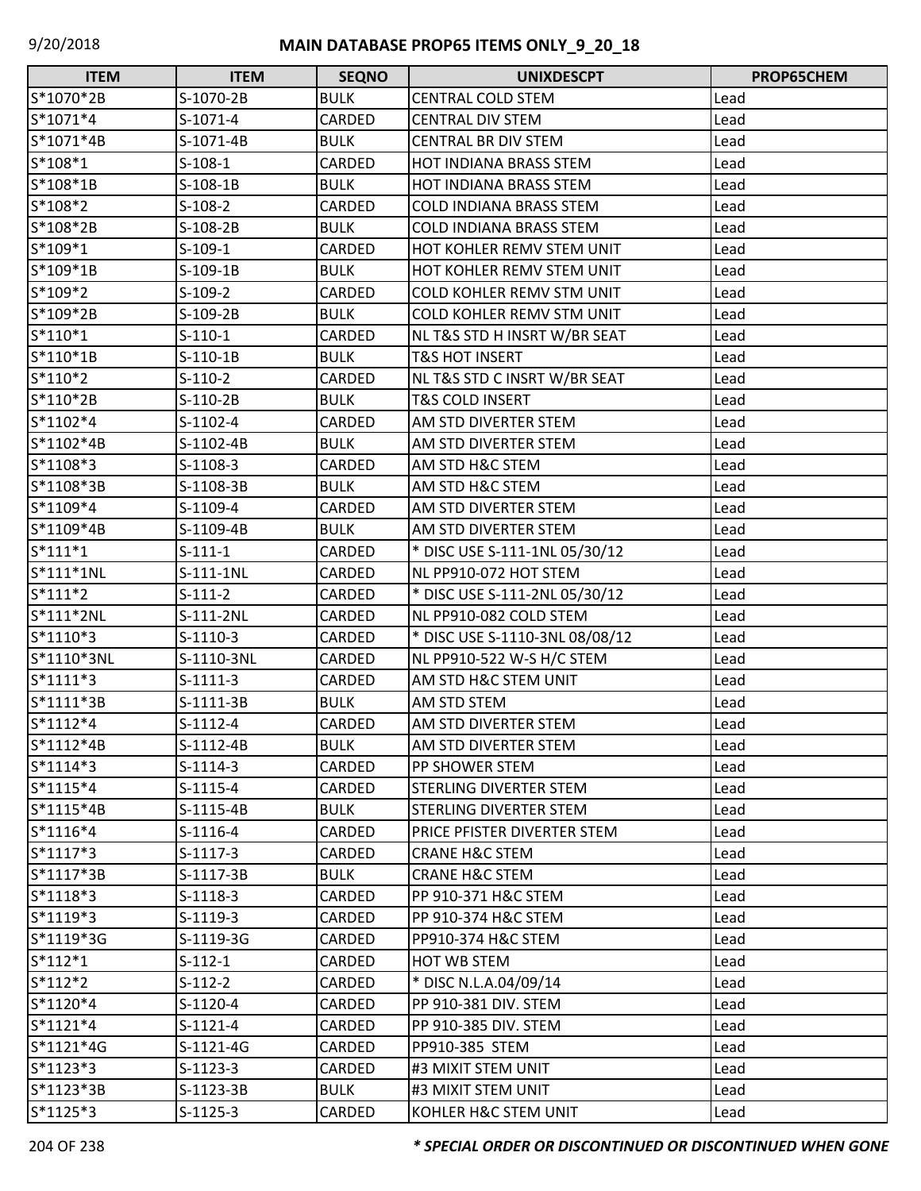# MAIN DATABASE PROP65 ITEMS ONLY_9_20_18

| ITEM | ITEM | SEQNO | UNIXDESCPT | PROP65CHEM |
|---|---|---|---|---|
| S*1070*2B | S-1070-2B | BULK | CENTRAL COLD STEM | Lead |
| S*1071*4 | S-1071-4 | CARDED | CENTRAL DIV STEM | Lead |
| S*1071*4B | S-1071-4B | BULK | CENTRAL BR DIV STEM | Lead |
| S*108*1 | S-108-1 | CARDED | HOT INDIANA BRASS STEM | Lead |
| S*108*1B | S-108-1B | BULK | HOT INDIANA BRASS STEM | Lead |
| S*108*2 | S-108-2 | CARDED | COLD INDIANA BRASS STEM | Lead |
| S*108*2B | S-108-2B | BULK | COLD INDIANA BRASS STEM | Lead |
| S*109*1 | S-109-1 | CARDED | HOT KOHLER REMV STEM UNIT | Lead |
| S*109*1B | S-109-1B | BULK | HOT KOHLER REMV STEM UNIT | Lead |
| S*109*2 | S-109-2 | CARDED | COLD KOHLER REMV STM UNIT | Lead |
| S*109*2B | S-109-2B | BULK | COLD KOHLER REMV STM UNIT | Lead |
| S*110*1 | S-110-1 | CARDED | NL T&S STD H INSRT W/BR SEAT | Lead |
| S*110*1B | S-110-1B | BULK | T&S HOT INSERT | Lead |
| S*110*2 | S-110-2 | CARDED | NL T&S STD C INSRT W/BR SEAT | Lead |
| S*110*2B | S-110-2B | BULK | T&S COLD INSERT | Lead |
| S*1102*4 | S-1102-4 | CARDED | AM STD DIVERTER STEM | Lead |
| S*1102*4B | S-1102-4B | BULK | AM STD DIVERTER STEM | Lead |
| S*1108*3 | S-1108-3 | CARDED | AM STD H&C STEM | Lead |
| S*1108*3B | S-1108-3B | BULK | AM STD H&C STEM | Lead |
| S*1109*4 | S-1109-4 | CARDED | AM STD DIVERTER STEM | Lead |
| S*1109*4B | S-1109-4B | BULK | AM STD DIVERTER STEM | Lead |
| S*111*1 | S-111-1 | CARDED | * DISC USE S-111-1NL 05/30/12 | Lead |
| S*111*1NL | S-111-1NL | CARDED | NL PP910-072 HOT STEM | Lead |
| S*111*2 | S-111-2 | CARDED | * DISC USE S-111-2NL 05/30/12 | Lead |
| S*111*2NL | S-111-2NL | CARDED | NL PP910-082 COLD STEM | Lead |
| S*1110*3 | S-1110-3 | CARDED | * DISC USE S-1110-3NL 08/08/12 | Lead |
| S*1110*3NL | S-1110-3NL | CARDED | NL PP910-522 W-S H/C STEM | Lead |
| S*1111*3 | S-1111-3 | CARDED | AM STD H&C STEM UNIT | Lead |
| S*1111*3B | S-1111-3B | BULK | AM STD STEM | Lead |
| S*1112*4 | S-1112-4 | CARDED | AM STD DIVERTER STEM | Lead |
| S*1112*4B | S-1112-4B | BULK | AM STD DIVERTER STEM | Lead |
| S*1114*3 | S-1114-3 | CARDED | PP SHOWER STEM | Lead |
| S*1115*4 | S-1115-4 | CARDED | STERLING DIVERTER STEM | Lead |
| S*1115*4B | S-1115-4B | BULK | STERLING DIVERTER STEM | Lead |
| S*1116*4 | S-1116-4 | CARDED | PRICE PFISTER DIVERTER STEM | Lead |
| S*1117*3 | S-1117-3 | CARDED | CRANE H&C STEM | Lead |
| S*1117*3B | S-1117-3B | BULK | CRANE H&C STEM | Lead |
| S*1118*3 | S-1118-3 | CARDED | PP 910-371 H&C STEM | Lead |
| S*1119*3 | S-1119-3 | CARDED | PP 910-374 H&C STEM | Lead |
| S*1119*3G | S-1119-3G | CARDED | PP910-374 H&C STEM | Lead |
| S*112*1 | S-112-1 | CARDED | HOT WB STEM | Lead |
| S*112*2 | S-112-2 | CARDED | * DISC N.L.A.04/09/14 | Lead |
| S*1120*4 | S-1120-4 | CARDED | PP 910-381 DIV. STEM | Lead |
| S*1121*4 | S-1121-4 | CARDED | PP 910-385 DIV. STEM | Lead |
| S*1121*4G | S-1121-4G | CARDED | PP910-385 STEM | Lead |
| S*1123*3 | S-1123-3 | CARDED | #3 MIXIT STEM UNIT | Lead |
| S*1123*3B | S-1123-3B | BULK | #3 MIXIT STEM UNIT | Lead |
| S*1125*3 | S-1125-3 | CARDED | KOHLER H&C STEM UNIT | Lead |

***\* SPECIAL ORDER OR DISCONTINUED OR DISCONTINUED WHEN GONE***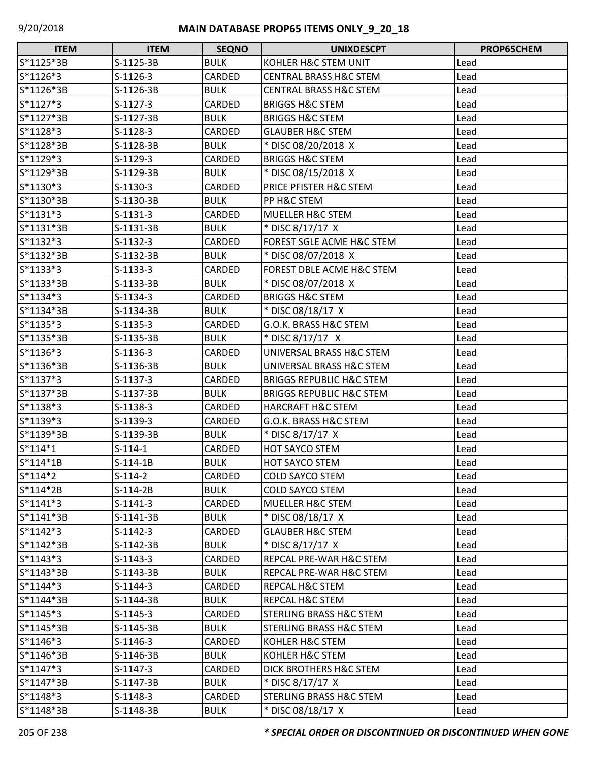| ITEM | ITEM | SEQNO | UNIXDESCPT | PROP65CHEM |
|---|---|---|---|---|
| S*1125*3B | S-1125-3B | BULK | KOHLER H&C STEM UNIT | Lead |
| S*1126*3 | S-1126-3 | CARDED | CENTRAL BRASS H&C STEM | Lead |
| S*1126*3B | S-1126-3B | BULK | CENTRAL BRASS H&C STEM | Lead |
| S*1127*3 | S-1127-3 | CARDED | BRIGGS H&C STEM | Lead |
| S*1127*3B | S-1127-3B | BULK | BRIGGS H&C STEM | Lead |
| S*1128*3 | S-1128-3 | CARDED | GLAUBER H&C STEM | Lead |
| S*1128*3B | S-1128-3B | BULK | * DISC 08/20/2018 X | Lead |
| S*1129*3 | S-1129-3 | CARDED | BRIGGS H&C STEM | Lead |
| S*1129*3B | S-1129-3B | BULK | * DISC 08/15/2018 X | Lead |
| S*1130*3 | S-1130-3 | CARDED | PRICE PFISTER H&C STEM | Lead |
| S*1130*3B | S-1130-3B | BULK | PP H&C STEM | Lead |
| S*1131*3 | S-1131-3 | CARDED | MUELLER H&C STEM | Lead |
| S*1131*3B | S-1131-3B | BULK | * DISC 8/17/17 X | Lead |
| S*1132*3 | S-1132-3 | CARDED | FOREST SGLE ACME H&C STEM | Lead |
| S*1132*3B | S-1132-3B | BULK | * DISC 08/07/2018 X | Lead |
| S*1133*3 | S-1133-3 | CARDED | FOREST DBLE ACME H&C STEM | Lead |
| S*1133*3B | S-1133-3B | BULK | * DISC 08/07/2018 X | Lead |
| S*1134*3 | S-1134-3 | CARDED | BRIGGS H&C STEM | Lead |
| S*1134*3B | S-1134-3B | BULK | * DISC 08/18/17 X | Lead |
| S*1135*3 | S-1135-3 | CARDED | G.O.K. BRASS H&C STEM | Lead |
| S*1135*3B | S-1135-3B | BULK | * DISC 8/17/17 X | Lead |
| S*1136*3 | S-1136-3 | CARDED | UNIVERSAL BRASS H&C STEM | Lead |
| S*1136*3B | S-1136-3B | BULK | UNIVERSAL BRASS H&C STEM | Lead |
| S*1137*3 | S-1137-3 | CARDED | BRIGGS REPUBLIC H&C STEM | Lead |
| S*1137*3B | S-1137-3B | BULK | BRIGGS REPUBLIC H&C STEM | Lead |
| S*1138*3 | S-1138-3 | CARDED | HARCRAFT H&C STEM | Lead |
| S*1139*3 | S-1139-3 | CARDED | G.O.K. BRASS H&C STEM | Lead |
| S*1139*3B | S-1139-3B | BULK | * DISC 8/17/17 X | Lead |
| S*114*1 | S-114-1 | CARDED | HOT SAYCO STEM | Lead |
| S*114*1B | S-114-1B | BULK | HOT SAYCO STEM | Lead |
| S*114*2 | S-114-2 | CARDED | COLD SAYCO STEM | Lead |
| S*114*2B | S-114-2B | BULK | COLD SAYCO STEM | Lead |
| S*1141*3 | S-1141-3 | CARDED | MUELLER H&C STEM | Lead |
| S*1141*3B | S-1141-3B | BULK | * DISC 08/18/17 X | Lead |
| S*1142*3 | S-1142-3 | CARDED | GLAUBER H&C STEM | Lead |
| S*1142*3B | S-1142-3B | BULK | * DISC 8/17/17 X | Lead |
| S*1143*3 | S-1143-3 | CARDED | REPCAL PRE-WAR H&C STEM | Lead |
| S*1143*3B | S-1143-3B | BULK | REPCAL PRE-WAR H&C STEM | Lead |
| S*1144*3 | S-1144-3 | CARDED | REPCAL H&C STEM | Lead |
| S*1144*3B | S-1144-3B | BULK | REPCAL H&C STEM | Lead |
| S*1145*3 | S-1145-3 | CARDED | STERLING BRASS H&C STEM | Lead |
| S*1145*3B | S-1145-3B | BULK | STERLING BRASS H&C STEM | Lead |
| S*1146*3 | S-1146-3 | CARDED | KOHLER H&C STEM | Lead |
| S*1146*3B | S-1146-3B | BULK | KOHLER H&C STEM | Lead |
| S*1147*3 | S-1147-3 | CARDED | DICK BROTHERS H&C STEM | Lead |
| S*1147*3B | S-1147-3B | BULK | * DISC 8/17/17 X | Lead |
| S*1148*3 | S-1148-3 | CARDED | STERLING BRASS H&C STEM | Lead |
| S*1148*3B | S-1148-3B | BULK | * DISC 08/18/17 X | Lead |

***\* SPECIAL ORDER OR DISCONTINUED OR DISCONTINUED WHEN GONE***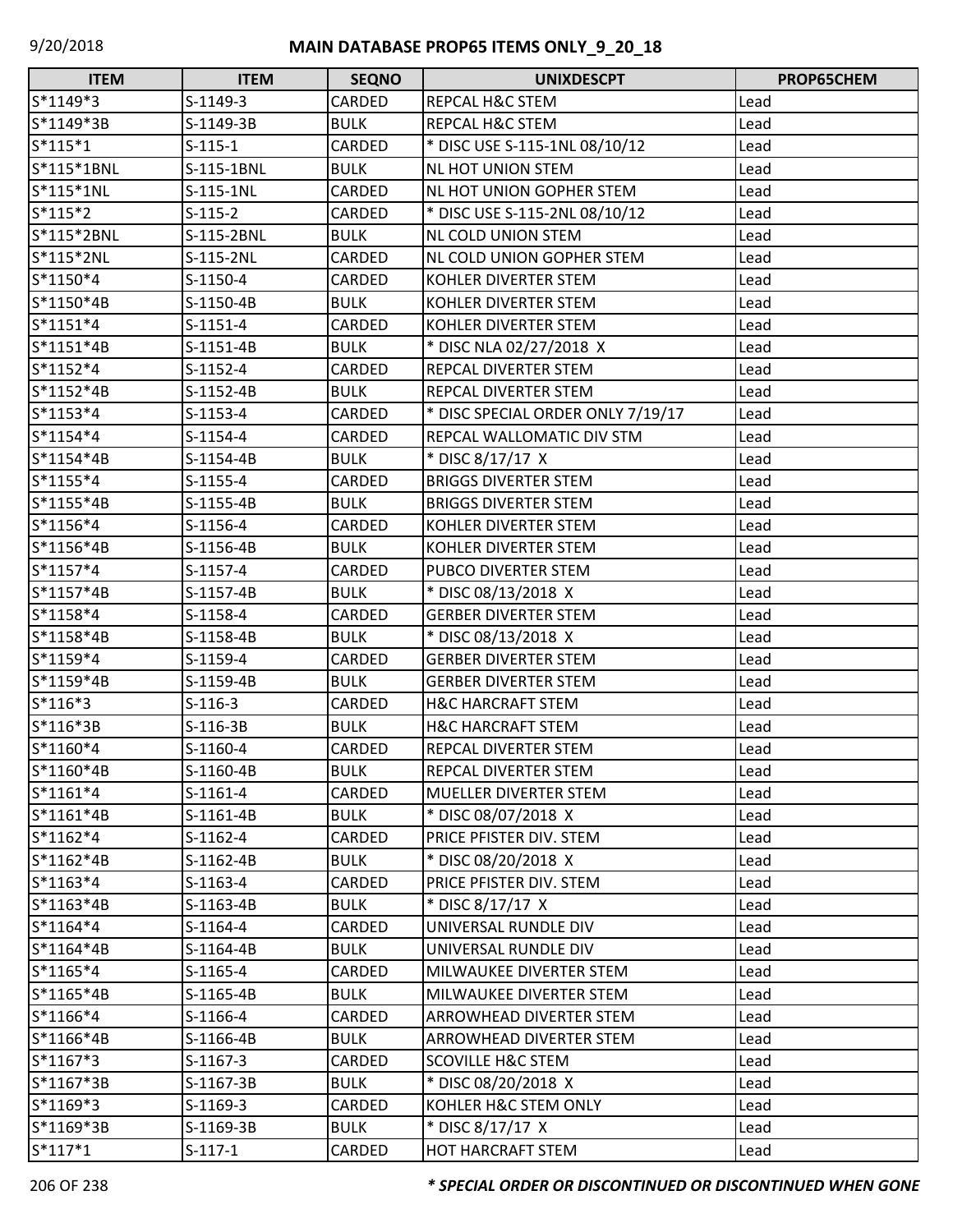# MAIN DATABASE PROP65 ITEMS ONLY_9_20_18

| ITEM | ITEM | SEQNO | UNIXDESCPT | PROP65CHEM |
|---|---|---|---|---|
| S*1149*3 | S-1149-3 | CARDED | REPCAL H&C STEM | Lead |
| S*1149*3B | S-1149-3B | BULK | REPCAL H&C STEM | Lead |
| S*115*1 | S-115-1 | CARDED | * DISC USE S-115-1NL 08/10/12 | Lead |
| S*115*1BNL | S-115-1BNL | BULK | NL HOT UNION STEM | Lead |
| S*115*1NL | S-115-1NL | CARDED | NL HOT UNION GOPHER STEM | Lead |
| S*115*2 | S-115-2 | CARDED | * DISC USE S-115-2NL 08/10/12 | Lead |
| S*115*2BNL | S-115-2BNL | BULK | NL COLD UNION STEM | Lead |
| S*115*2NL | S-115-2NL | CARDED | NL COLD UNION GOPHER STEM | Lead |
| S*1150*4 | S-1150-4 | CARDED | KOHLER DIVERTER STEM | Lead |
| S*1150*4B | S-1150-4B | BULK | KOHLER DIVERTER STEM | Lead |
| S*1151*4 | S-1151-4 | CARDED | KOHLER DIVERTER STEM | Lead |
| S*1151*4B | S-1151-4B | BULK | * DISC NLA 02/27/2018 X | Lead |
| S*1152*4 | S-1152-4 | CARDED | REPCAL DIVERTER STEM | Lead |
| S*1152*4B | S-1152-4B | BULK | REPCAL DIVERTER STEM | Lead |
| S*1153*4 | S-1153-4 | CARDED | * DISC SPECIAL ORDER ONLY 7/19/17 | Lead |
| S*1154*4 | S-1154-4 | CARDED | REPCAL WALLOMATIC DIV STM | Lead |
| S*1154*4B | S-1154-4B | BULK | * DISC 8/17/17 X | Lead |
| S*1155*4 | S-1155-4 | CARDED | BRIGGS DIVERTER STEM | Lead |
| S*1155*4B | S-1155-4B | BULK | BRIGGS DIVERTER STEM | Lead |
| S*1156*4 | S-1156-4 | CARDED | KOHLER DIVERTER STEM | Lead |
| S*1156*4B | S-1156-4B | BULK | KOHLER DIVERTER STEM | Lead |
| S*1157*4 | S-1157-4 | CARDED | PUBCO DIVERTER STEM | Lead |
| S*1157*4B | S-1157-4B | BULK | * DISC 08/13/2018 X | Lead |
| S*1158*4 | S-1158-4 | CARDED | GERBER DIVERTER STEM | Lead |
| S*1158*4B | S-1158-4B | BULK | * DISC 08/13/2018 X | Lead |
| S*1159*4 | S-1159-4 | CARDED | GERBER DIVERTER STEM | Lead |
| S*1159*4B | S-1159-4B | BULK | GERBER DIVERTER STEM | Lead |
| S*116*3 | S-116-3 | CARDED | H&C HARCRAFT STEM | Lead |
| S*116*3B | S-116-3B | BULK | H&C HARCRAFT STEM | Lead |
| S*1160*4 | S-1160-4 | CARDED | REPCAL DIVERTER STEM | Lead |
| S*1160*4B | S-1160-4B | BULK | REPCAL DIVERTER STEM | Lead |
| S*1161*4 | S-1161-4 | CARDED | MUELLER DIVERTER STEM | Lead |
| S*1161*4B | S-1161-4B | BULK | * DISC 08/07/2018 X | Lead |
| S*1162*4 | S-1162-4 | CARDED | PRICE PFISTER DIV. STEM | Lead |
| S*1162*4B | S-1162-4B | BULK | * DISC 08/20/2018 X | Lead |
| S*1163*4 | S-1163-4 | CARDED | PRICE PFISTER DIV. STEM | Lead |
| S*1163*4B | S-1163-4B | BULK | * DISC 8/17/17 X | Lead |
| S*1164*4 | S-1164-4 | CARDED | UNIVERSAL RUNDLE DIV | Lead |
| S*1164*4B | S-1164-4B | BULK | UNIVERSAL RUNDLE DIV | Lead |
| S*1165*4 | S-1165-4 | CARDED | MILWAUKEE DIVERTER STEM | Lead |
| S*1165*4B | S-1165-4B | BULK | MILWAUKEE DIVERTER STEM | Lead |
| S*1166*4 | S-1166-4 | CARDED | ARROWHEAD DIVERTER STEM | Lead |
| S*1166*4B | S-1166-4B | BULK | ARROWHEAD DIVERTER STEM | Lead |
| S*1167*3 | S-1167-3 | CARDED | SCOVILLE H&C STEM | Lead |
| S*1167*3B | S-1167-3B | BULK | * DISC 08/20/2018 X | Lead |
| S*1169*3 | S-1169-3 | CARDED | KOHLER H&C STEM ONLY | Lead |
| S*1169*3B | S-1169-3B | BULK | * DISC 8/17/17 X | Lead |
| S*117*1 | S-117-1 | CARDED | HOT HARCRAFT STEM | Lead |

*** SPECIAL ORDER OR DISCONTINUED OR DISCONTINUED WHEN GONE**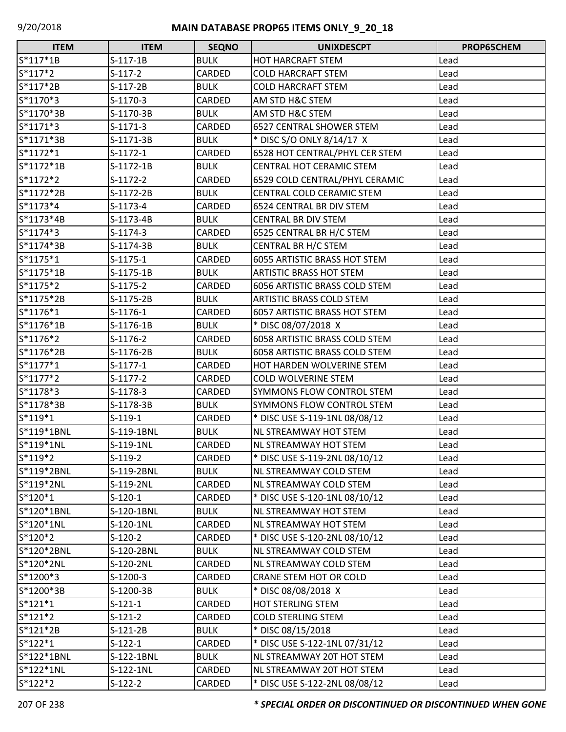| ITEM | ITEM | SEQNO | UNIXDESCPT | PROP65CHEM |
|---|---|---|---|---|
| S*117*1B | S-117-1B | BULK | HOT HARCRAFT STEM | Lead |
| S*117*2 | S-117-2 | CARDED | COLD HARCRAFT STEM | Lead |
| S*117*2B | S-117-2B | BULK | COLD HARCRAFT STEM | Lead |
| S*1170*3 | S-1170-3 | CARDED | AM STD H&C STEM | Lead |
| S*1170*3B | S-1170-3B | BULK | AM STD H&C STEM | Lead |
| S*1171*3 | S-1171-3 | CARDED | 6527 CENTRAL SHOWER STEM | Lead |
| S*1171*3B | S-1171-3B | BULK | * DISC S/O ONLY 8/14/17 X | Lead |
| S*1172*1 | S-1172-1 | CARDED | 6528 HOT CENTRAL/PHYL CER STEM | Lead |
| S*1172*1B | S-1172-1B | BULK | CENTRAL HOT CERAMIC STEM | Lead |
| S*1172*2 | S-1172-2 | CARDED | 6529 COLD CENTRAL/PHYL CERAMIC | Lead |
| S*1172*2B | S-1172-2B | BULK | CENTRAL COLD CERAMIC STEM | Lead |
| S*1173*4 | S-1173-4 | CARDED | 6524 CENTRAL BR DIV STEM | Lead |
| S*1173*4B | S-1173-4B | BULK | CENTRAL BR DIV STEM | Lead |
| S*1174*3 | S-1174-3 | CARDED | 6525 CENTRAL BR H/C STEM | Lead |
| S*1174*3B | S-1174-3B | BULK | CENTRAL BR H/C STEM | Lead |
| S*1175*1 | S-1175-1 | CARDED | 6055 ARTISTIC BRASS HOT STEM | Lead |
| S*1175*1B | S-1175-1B | BULK | ARTISTIC BRASS HOT STEM | Lead |
| S*1175*2 | S-1175-2 | CARDED | 6056 ARTISTIC BRASS COLD STEM | Lead |
| S*1175*2B | S-1175-2B | BULK | ARTISTIC BRASS COLD STEM | Lead |
| S*1176*1 | S-1176-1 | CARDED | 6057 ARTISTIC BRASS HOT STEM | Lead |
| S*1176*1B | S-1176-1B | BULK | * DISC 08/07/2018 X | Lead |
| S*1176*2 | S-1176-2 | CARDED | 6058 ARTISTIC BRASS COLD STEM | Lead |
| S*1176*2B | S-1176-2B | BULK | 6058 ARTISTIC BRASS COLD STEM | Lead |
| S*1177*1 | S-1177-1 | CARDED | HOT HARDEN WOLVERINE STEM | Lead |
| S*1177*2 | S-1177-2 | CARDED | COLD WOLVERINE STEM | Lead |
| S*1178*3 | S-1178-3 | CARDED | SYMMONS FLOW CONTROL STEM | Lead |
| S*1178*3B | S-1178-3B | BULK | SYMMONS FLOW CONTROL STEM | Lead |
| S*119*1 | S-119-1 | CARDED | * DISC USE S-119-1NL 08/08/12 | Lead |
| S*119*1BNL | S-119-1BNL | BULK | NL STREAMWAY HOT STEM | Lead |
| S*119*1NL | S-119-1NL | CARDED | NL STREAMWAY HOT STEM | Lead |
| S*119*2 | S-119-2 | CARDED | * DISC USE S-119-2NL 08/10/12 | Lead |
| S*119*2BNL | S-119-2BNL | BULK | NL STREAMWAY COLD STEM | Lead |
| S*119*2NL | S-119-2NL | CARDED | NL STREAMWAY COLD STEM | Lead |
| S*120*1 | S-120-1 | CARDED | * DISC USE S-120-1NL 08/10/12 | Lead |
| S*120*1BNL | S-120-1BNL | BULK | NL STREAMWAY HOT STEM | Lead |
| S*120*1NL | S-120-1NL | CARDED | NL STREAMWAY HOT STEM | Lead |
| S*120*2 | S-120-2 | CARDED | * DISC USE S-120-2NL 08/10/12 | Lead |
| S*120*2BNL | S-120-2BNL | BULK | NL STREAMWAY COLD STEM | Lead |
| S*120*2NL | S-120-2NL | CARDED | NL STREAMWAY COLD STEM | Lead |
| S*1200*3 | S-1200-3 | CARDED | CRANE STEM HOT OR COLD | Lead |
| S*1200*3B | S-1200-3B | BULK | * DISC 08/08/2018 X | Lead |
| S*121*1 | S-121-1 | CARDED | HOT STERLING STEM | Lead |
| S*121*2 | S-121-2 | CARDED | COLD STERLING STEM | Lead |
| S*121*2B | S-121-2B | BULK | * DISC 08/15/2018 | Lead |
| S*122*1 | S-122-1 | CARDED | * DISC USE S-122-1NL 07/31/12 | Lead |
| S*122*1BNL | S-122-1BNL | BULK | NL STREAMWAY 20T HOT STEM | Lead |
| S*122*1NL | S-122-1NL | CARDED | NL STREAMWAY 20T HOT STEM | Lead |
| S*122*2 | S-122-2 | CARDED | * DISC USE S-122-2NL 08/08/12 | Lead |

*** SPECIAL ORDER OR DISCONTINUED OR DISCONTINUED WHEN GONE***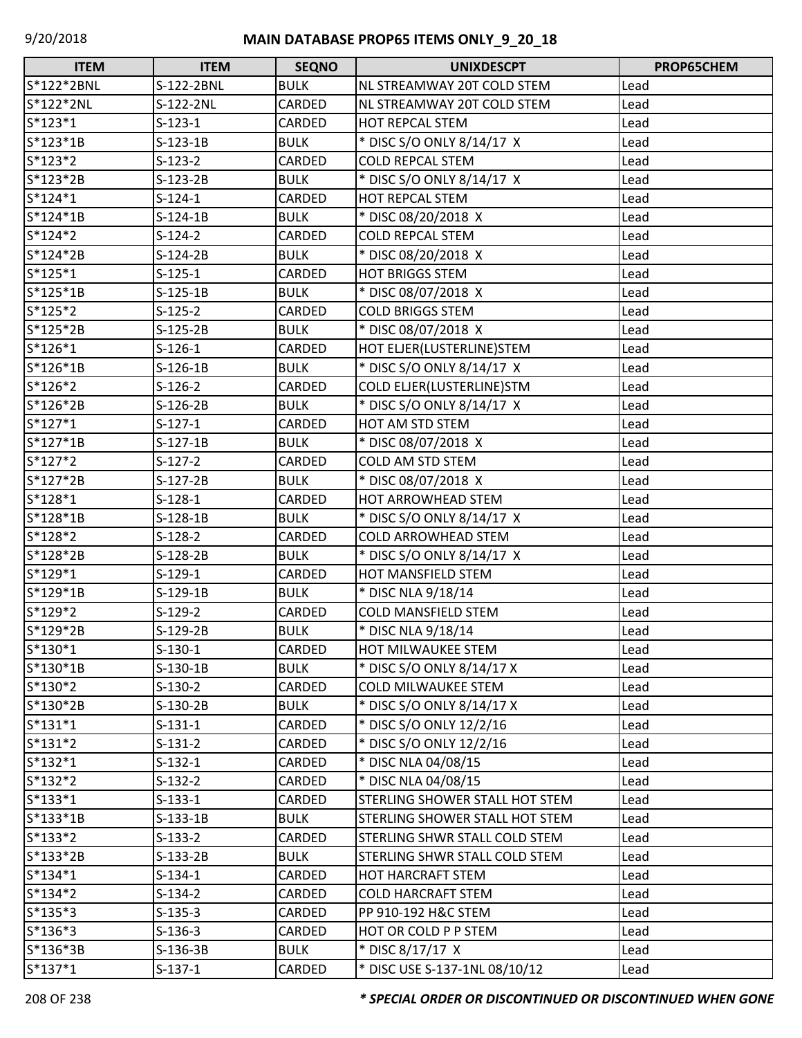# MAIN DATABASE PROP65 ITEMS ONLY_9_20_18

| ITEM | ITEM | SEQNO | UNIXDESCPT | PROP65CHEM |
|---|---|---|---|---|
| S*122*2BNL | S-122-2BNL | BULK | NL STREAMWAY 20T COLD STEM | Lead |
| S*122*2NL | S-122-2NL | CARDED | NL STREAMWAY 20T COLD STEM | Lead |
| S*123*1 | S-123-1 | CARDED | HOT REPCAL STEM | Lead |
| S*123*1B | S-123-1B | BULK | * DISC S/O ONLY 8/14/17 X | Lead |
| S*123*2 | S-123-2 | CARDED | COLD REPCAL STEM | Lead |
| S*123*2B | S-123-2B | BULK | * DISC S/O ONLY 8/14/17 X | Lead |
| S*124*1 | S-124-1 | CARDED | HOT REPCAL STEM | Lead |
| S*124*1B | S-124-1B | BULK | * DISC 08/20/2018 X | Lead |
| S*124*2 | S-124-2 | CARDED | COLD REPCAL STEM | Lead |
| S*124*2B | S-124-2B | BULK | * DISC 08/20/2018 X | Lead |
| S*125*1 | S-125-1 | CARDED | HOT BRIGGS STEM | Lead |
| S*125*1B | S-125-1B | BULK | * DISC 08/07/2018 X | Lead |
| S*125*2 | S-125-2 | CARDED | COLD BRIGGS STEM | Lead |
| S*125*2B | S-125-2B | BULK | * DISC 08/07/2018 X | Lead |
| S*126*1 | S-126-1 | CARDED | HOT ELJER(LUSTERLINE)STEM | Lead |
| S*126*1B | S-126-1B | BULK | * DISC S/O ONLY 8/14/17 X | Lead |
| S*126*2 | S-126-2 | CARDED | COLD ELJER(LUSTERLINE)STM | Lead |
| S*126*2B | S-126-2B | BULK | * DISC S/O ONLY 8/14/17 X | Lead |
| S*127*1 | S-127-1 | CARDED | HOT AM STD STEM | Lead |
| S*127*1B | S-127-1B | BULK | * DISC 08/07/2018 X | Lead |
| S*127*2 | S-127-2 | CARDED | COLD AM STD STEM | Lead |
| S*127*2B | S-127-2B | BULK | * DISC 08/07/2018 X | Lead |
| S*128*1 | S-128-1 | CARDED | HOT ARROWHEAD STEM | Lead |
| S*128*1B | S-128-1B | BULK | * DISC S/O ONLY 8/14/17 X | Lead |
| S*128*2 | S-128-2 | CARDED | COLD ARROWHEAD STEM | Lead |
| S*128*2B | S-128-2B | BULK | * DISC S/O ONLY 8/14/17 X | Lead |
| S*129*1 | S-129-1 | CARDED | HOT MANSFIELD STEM | Lead |
| S*129*1B | S-129-1B | BULK | * DISC NLA 9/18/14 | Lead |
| S*129*2 | S-129-2 | CARDED | COLD MANSFIELD STEM | Lead |
| S*129*2B | S-129-2B | BULK | * DISC NLA 9/18/14 | Lead |
| S*130*1 | S-130-1 | CARDED | HOT MILWAUKEE STEM | Lead |
| S*130*1B | S-130-1B | BULK | * DISC S/O ONLY 8/14/17 X | Lead |
| S*130*2 | S-130-2 | CARDED | COLD MILWAUKEE STEM | Lead |
| S*130*2B | S-130-2B | BULK | * DISC S/O ONLY 8/14/17 X | Lead |
| S*131*1 | S-131-1 | CARDED | * DISC S/O ONLY 12/2/16 | Lead |
| S*131*2 | S-131-2 | CARDED | * DISC S/O ONLY 12/2/16 | Lead |
| S*132*1 | S-132-1 | CARDED | * DISC NLA 04/08/15 | Lead |
| S*132*2 | S-132-2 | CARDED | * DISC NLA 04/08/15 | Lead |
| S*133*1 | S-133-1 | CARDED | STERLING SHOWER STALL HOT STEM | Lead |
| S*133*1B | S-133-1B | BULK | STERLING SHOWER STALL HOT STEM | Lead |
| S*133*2 | S-133-2 | CARDED | STERLING SHWR STALL COLD STEM | Lead |
| S*133*2B | S-133-2B | BULK | STERLING SHWR STALL COLD STEM | Lead |
| S*134*1 | S-134-1 | CARDED | HOT HARCRAFT STEM | Lead |
| S*134*2 | S-134-2 | CARDED | COLD HARCRAFT STEM | Lead |
| S*135*3 | S-135-3 | CARDED | PP 910-192 H&C STEM | Lead |
| S*136*3 | S-136-3 | CARDED | HOT OR COLD P P STEM | Lead |
| S*136*3B | S-136-3B | BULK | * DISC 8/17/17 X | Lead |
| S*137*1 | S-137-1 | CARDED | * DISC USE S-137-1NL 08/10/12 | Lead |

*** SPECIAL ORDER OR DISCONTINUED OR DISCONTINUED WHEN GONE**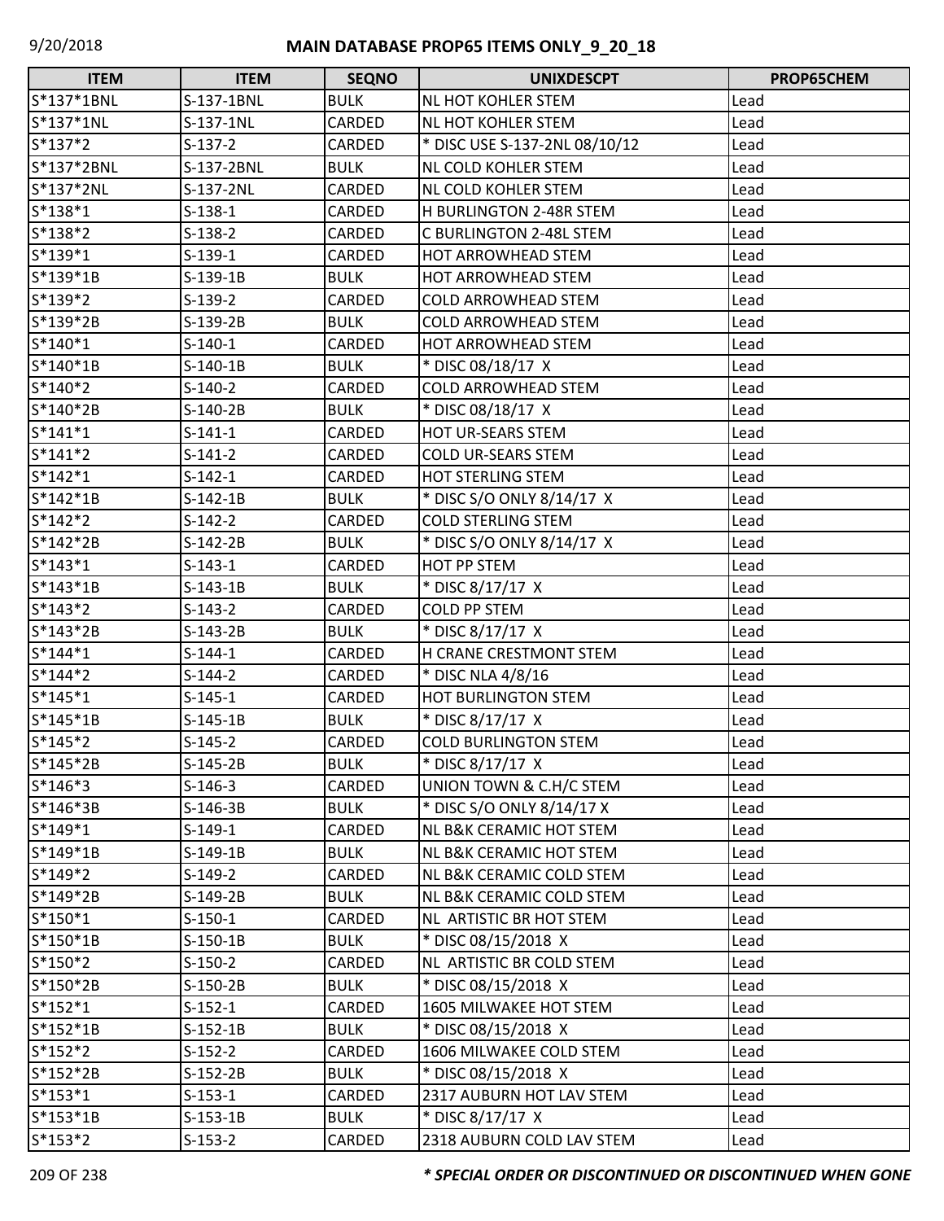# MAIN DATABASE PROP65 ITEMS ONLY_9_20_18

| ITEM | ITEM | SEQNO | UNIXDESCPT | PROP65CHEM |
|---|---|---|---|---|
| S*137*1BNL | S-137-1BNL | BULK | NL HOT KOHLER STEM | Lead |
| S*137*1NL | S-137-1NL | CARDED | NL HOT KOHLER STEM | Lead |
| S*137*2 | S-137-2 | CARDED | * DISC USE S-137-2NL 08/10/12 | Lead |
| S*137*2BNL | S-137-2BNL | BULK | NL COLD KOHLER STEM | Lead |
| S*137*2NL | S-137-2NL | CARDED | NL COLD KOHLER STEM | Lead |
| S*138*1 | S-138-1 | CARDED | H BURLINGTON 2-48R STEM | Lead |
| S*138*2 | S-138-2 | CARDED | C BURLINGTON 2-48L STEM | Lead |
| S*139*1 | S-139-1 | CARDED | HOT ARROWHEAD STEM | Lead |
| S*139*1B | S-139-1B | BULK | HOT ARROWHEAD STEM | Lead |
| S*139*2 | S-139-2 | CARDED | COLD ARROWHEAD STEM | Lead |
| S*139*2B | S-139-2B | BULK | COLD ARROWHEAD STEM | Lead |
| S*140*1 | S-140-1 | CARDED | HOT ARROWHEAD STEM | Lead |
| S*140*1B | S-140-1B | BULK | * DISC 08/18/17 X | Lead |
| S*140*2 | S-140-2 | CARDED | COLD ARROWHEAD STEM | Lead |
| S*140*2B | S-140-2B | BULK | * DISC 08/18/17 X | Lead |
| S*141*1 | S-141-1 | CARDED | HOT UR-SEARS STEM | Lead |
| S*141*2 | S-141-2 | CARDED | COLD UR-SEARS STEM | Lead |
| S*142*1 | S-142-1 | CARDED | HOT STERLING STEM | Lead |
| S*142*1B | S-142-1B | BULK | * DISC S/O ONLY 8/14/17 X | Lead |
| S*142*2 | S-142-2 | CARDED | COLD STERLING STEM | Lead |
| S*142*2B | S-142-2B | BULK | * DISC S/O ONLY 8/14/17 X | Lead |
| S*143*1 | S-143-1 | CARDED | HOT PP STEM | Lead |
| S*143*1B | S-143-1B | BULK | * DISC 8/17/17 X | Lead |
| S*143*2 | S-143-2 | CARDED | COLD PP STEM | Lead |
| S*143*2B | S-143-2B | BULK | * DISC 8/17/17 X | Lead |
| S*144*1 | S-144-1 | CARDED | H CRANE CRESTMONT STEM | Lead |
| S*144*2 | S-144-2 | CARDED | * DISC NLA 4/8/16 | Lead |
| S*145*1 | S-145-1 | CARDED | HOT BURLINGTON STEM | Lead |
| S*145*1B | S-145-1B | BULK | * DISC 8/17/17 X | Lead |
| S*145*2 | S-145-2 | CARDED | COLD BURLINGTON STEM | Lead |
| S*145*2B | S-145-2B | BULK | * DISC 8/17/17 X | Lead |
| S*146*3 | S-146-3 | CARDED | UNION TOWN & C.H/C STEM | Lead |
| S*146*3B | S-146-3B | BULK | * DISC S/O ONLY 8/14/17 X | Lead |
| S*149*1 | S-149-1 | CARDED | NL B&K CERAMIC HOT STEM | Lead |
| S*149*1B | S-149-1B | BULK | NL B&K CERAMIC HOT STEM | Lead |
| S*149*2 | S-149-2 | CARDED | NL B&K CERAMIC COLD STEM | Lead |
| S*149*2B | S-149-2B | BULK | NL B&K CERAMIC COLD STEM | Lead |
| S*150*1 | S-150-1 | CARDED | NL ARTISTIC BR HOT STEM | Lead |
| S*150*1B | S-150-1B | BULK | * DISC 08/15/2018 X | Lead |
| S*150*2 | S-150-2 | CARDED | NL ARTISTIC BR COLD STEM | Lead |
| S*150*2B | S-150-2B | BULK | * DISC 08/15/2018 X | Lead |
| S*152*1 | S-152-1 | CARDED | 1605 MILWAKEE HOT STEM | Lead |
| S*152*1B | S-152-1B | BULK | * DISC 08/15/2018 X | Lead |
| S*152*2 | S-152-2 | CARDED | 1606 MILWAKEE COLD STEM | Lead |
| S*152*2B | S-152-2B | BULK | * DISC 08/15/2018 X | Lead |
| S*153*1 | S-153-1 | CARDED | 2317 AUBURN HOT LAV STEM | Lead |
| S*153*1B | S-153-1B | BULK | * DISC 8/17/17 X | Lead |
| S*153*2 | S-153-2 | CARDED | 2318 AUBURN COLD LAV STEM | Lead |

***\* SPECIAL ORDER OR DISCONTINUED OR DISCONTINUED WHEN GONE***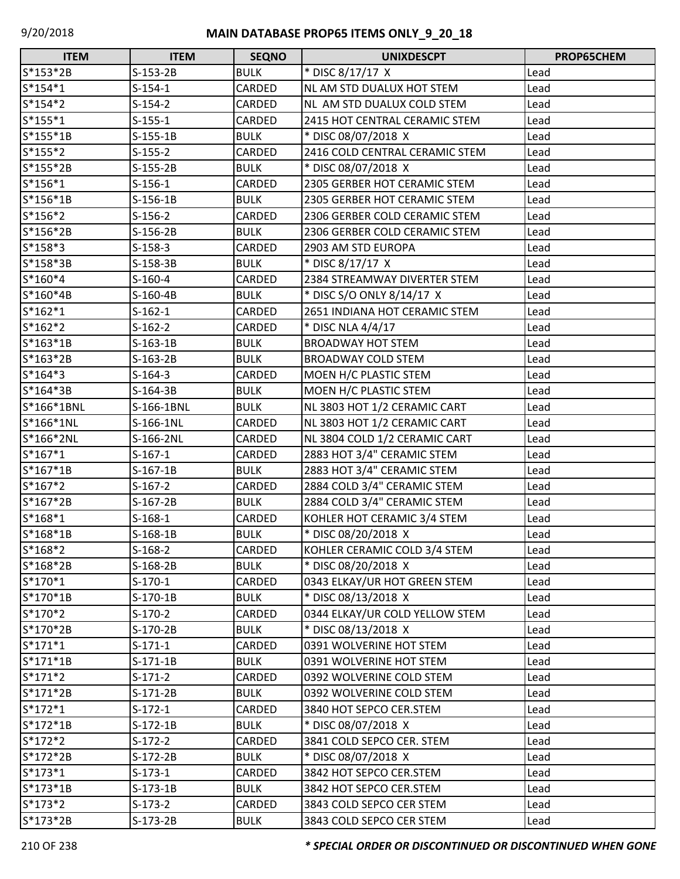| ITEM | ITEM | SEQNO | UNIXDESCPT | PROP65CHEM |
|---|---|---|---|---|
| S*153*2B | S-153-2B | BULK | * DISC 8/17/17 X | Lead |
| S*154*1 | S-154-1 | CARDED | NL AM STD DUALUX HOT STEM | Lead |
| S*154*2 | S-154-2 | CARDED | NL AM STD DUALUX COLD STEM | Lead |
| S*155*1 | S-155-1 | CARDED | 2415 HOT CENTRAL CERAMIC STEM | Lead |
| S*155*1B | S-155-1B | BULK | * DISC 08/07/2018 X | Lead |
| S*155*2 | S-155-2 | CARDED | 2416 COLD CENTRAL CERAMIC STEM | Lead |
| S*155*2B | S-155-2B | BULK | * DISC 08/07/2018 X | Lead |
| S*156*1 | S-156-1 | CARDED | 2305 GERBER HOT CERAMIC STEM | Lead |
| S*156*1B | S-156-1B | BULK | 2305 GERBER HOT CERAMIC STEM | Lead |
| S*156*2 | S-156-2 | CARDED | 2306 GERBER COLD CERAMIC STEM | Lead |
| S*156*2B | S-156-2B | BULK | 2306 GERBER COLD CERAMIC STEM | Lead |
| S*158*3 | S-158-3 | CARDED | 2903 AM STD EUROPA | Lead |
| S*158*3B | S-158-3B | BULK | * DISC 8/17/17 X | Lead |
| S*160*4 | S-160-4 | CARDED | 2384 STREAMWAY DIVERTER STEM | Lead |
| S*160*4B | S-160-4B | BULK | * DISC S/O ONLY 8/14/17 X | Lead |
| S*162*1 | S-162-1 | CARDED | 2651 INDIANA HOT CERAMIC STEM | Lead |
| S*162*2 | S-162-2 | CARDED | * DISC NLA 4/4/17 | Lead |
| S*163*1B | S-163-1B | BULK | BROADWAY HOT STEM | Lead |
| S*163*2B | S-163-2B | BULK | BROADWAY COLD STEM | Lead |
| S*164*3 | S-164-3 | CARDED | MOEN H/C PLASTIC STEM | Lead |
| S*164*3B | S-164-3B | BULK | MOEN H/C PLASTIC STEM | Lead |
| S*166*1BNL | S-166-1BNL | BULK | NL 3803 HOT 1/2 CERAMIC CART | Lead |
| S*166*1NL | S-166-1NL | CARDED | NL 3803 HOT 1/2 CERAMIC CART | Lead |
| S*166*2NL | S-166-2NL | CARDED | NL 3804 COLD 1/2 CERAMIC CART | Lead |
| S*167*1 | S-167-1 | CARDED | 2883 HOT 3/4" CERAMIC STEM | Lead |
| S*167*1B | S-167-1B | BULK | 2883 HOT 3/4" CERAMIC STEM | Lead |
| S*167*2 | S-167-2 | CARDED | 2884 COLD 3/4" CERAMIC STEM | Lead |
| S*167*2B | S-167-2B | BULK | 2884 COLD 3/4" CERAMIC STEM | Lead |
| S*168*1 | S-168-1 | CARDED | KOHLER HOT CERAMIC 3/4 STEM | Lead |
| S*168*1B | S-168-1B | BULK | * DISC 08/20/2018 X | Lead |
| S*168*2 | S-168-2 | CARDED | KOHLER CERAMIC COLD 3/4 STEM | Lead |
| S*168*2B | S-168-2B | BULK | * DISC 08/20/2018 X | Lead |
| S*170*1 | S-170-1 | CARDED | 0343 ELKAY/UR HOT GREEN STEM | Lead |
| S*170*1B | S-170-1B | BULK | * DISC 08/13/2018 X | Lead |
| S*170*2 | S-170-2 | CARDED | 0344 ELKAY/UR COLD YELLOW STEM | Lead |
| S*170*2B | S-170-2B | BULK | * DISC 08/13/2018 X | Lead |
| S*171*1 | S-171-1 | CARDED | 0391 WOLVERINE HOT STEM | Lead |
| S*171*1B | S-171-1B | BULK | 0391 WOLVERINE HOT STEM | Lead |
| S*171*2 | S-171-2 | CARDED | 0392 WOLVERINE COLD STEM | Lead |
| S*171*2B | S-171-2B | BULK | 0392 WOLVERINE COLD STEM | Lead |
| S*172*1 | S-172-1 | CARDED | 3840 HOT SEPCO CER.STEM | Lead |
| S*172*1B | S-172-1B | BULK | * DISC 08/07/2018 X | Lead |
| S*172*2 | S-172-2 | CARDED | 3841 COLD SEPCO CER. STEM | Lead |
| S*172*2B | S-172-2B | BULK | * DISC 08/07/2018 X | Lead |
| S*173*1 | S-173-1 | CARDED | 3842 HOT SEPCO CER.STEM | Lead |
| S*173*1B | S-173-1B | BULK | 3842 HOT SEPCO CER.STEM | Lead |
| S*173*2 | S-173-2 | CARDED | 3843 COLD SEPCO CER STEM | Lead |
| S*173*2B | S-173-2B | BULK | 3843 COLD SEPCO CER STEM | Lead |

***\* SPECIAL ORDER OR DISCONTINUED OR DISCONTINUED WHEN GONE***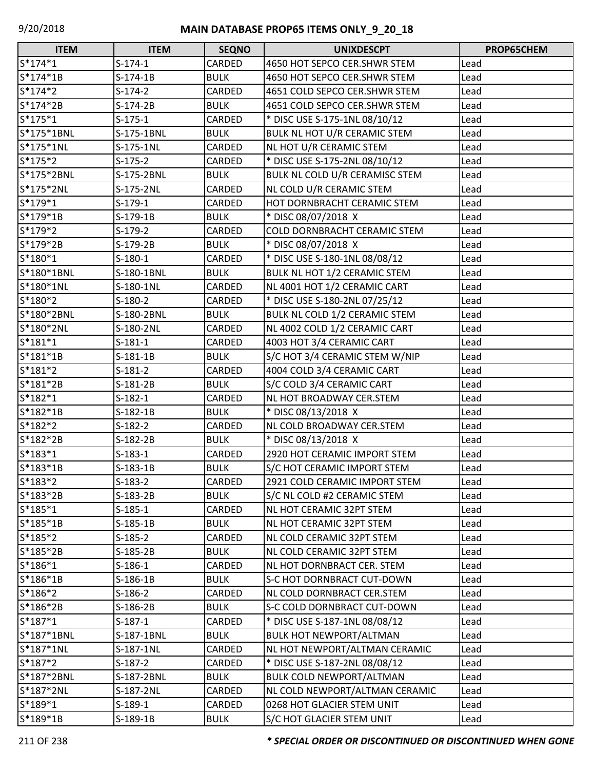| ITEM | ITEM | SEQNO | UNIXDESCPT | PROP65CHEM |
|---|---|---|---|---|
| S*174*1 | S-174-1 | CARDED | 4650 HOT SEPCO CER.SHWR STEM | Lead |
| S*174*1B | S-174-1B | BULK | 4650 HOT SEPCO CER.SHWR STEM | Lead |
| S*174*2 | S-174-2 | CARDED | 4651 COLD SEPCO CER.SHWR STEM | Lead |
| S*174*2B | S-174-2B | BULK | 4651 COLD SEPCO CER.SHWR STEM | Lead |
| S*175*1 | S-175-1 | CARDED | * DISC USE S-175-1NL 08/10/12 | Lead |
| S*175*1BNL | S-175-1BNL | BULK | BULK NL HOT U/R CERAMIC STEM | Lead |
| S*175*1NL | S-175-1NL | CARDED | NL HOT U/R CERAMIC STEM | Lead |
| S*175*2 | S-175-2 | CARDED | * DISC USE S-175-2NL 08/10/12 | Lead |
| S*175*2BNL | S-175-2BNL | BULK | BULK NL COLD U/R CERAMISC STEM | Lead |
| S*175*2NL | S-175-2NL | CARDED | NL COLD U/R CERAMIC STEM | Lead |
| S*179*1 | S-179-1 | CARDED | HOT DORNBRACHT CERAMIC STEM | Lead |
| S*179*1B | S-179-1B | BULK | * DISC 08/07/2018 X | Lead |
| S*179*2 | S-179-2 | CARDED | COLD DORNBRACHT CERAMIC STEM | Lead |
| S*179*2B | S-179-2B | BULK | * DISC 08/07/2018 X | Lead |
| S*180*1 | S-180-1 | CARDED | * DISC USE S-180-1NL 08/08/12 | Lead |
| S*180*1BNL | S-180-1BNL | BULK | BULK NL HOT 1/2 CERAMIC STEM | Lead |
| S*180*1NL | S-180-1NL | CARDED | NL 4001 HOT 1/2 CERAMIC CART | Lead |
| S*180*2 | S-180-2 | CARDED | * DISC USE S-180-2NL 07/25/12 | Lead |
| S*180*2BNL | S-180-2BNL | BULK | BULK NL COLD 1/2 CERAMIC STEM | Lead |
| S*180*2NL | S-180-2NL | CARDED | NL 4002 COLD 1/2 CERAMIC CART | Lead |
| S*181*1 | S-181-1 | CARDED | 4003 HOT 3/4 CERAMIC CART | Lead |
| S*181*1B | S-181-1B | BULK | S/C HOT 3/4 CERAMIC STEM W/NIP | Lead |
| S*181*2 | S-181-2 | CARDED | 4004 COLD 3/4 CERAMIC CART | Lead |
| S*181*2B | S-181-2B | BULK | S/C COLD 3/4 CERAMIC CART | Lead |
| S*182*1 | S-182-1 | CARDED | NL HOT BROADWAY CER.STEM | Lead |
| S*182*1B | S-182-1B | BULK | * DISC 08/13/2018 X | Lead |
| S*182*2 | S-182-2 | CARDED | NL COLD BROADWAY CER.STEM | Lead |
| S*182*2B | S-182-2B | BULK | * DISC 08/13/2018 X | Lead |
| S*183*1 | S-183-1 | CARDED | 2920 HOT CERAMIC IMPORT STEM | Lead |
| S*183*1B | S-183-1B | BULK | S/C HOT CERAMIC IMPORT STEM | Lead |
| S*183*2 | S-183-2 | CARDED | 2921 COLD CERAMIC IMPORT STEM | Lead |
| S*183*2B | S-183-2B | BULK | S/C NL COLD #2 CERAMIC STEM | Lead |
| S*185*1 | S-185-1 | CARDED | NL HOT CERAMIC 32PT STEM | Lead |
| S*185*1B | S-185-1B | BULK | NL HOT CERAMIC 32PT STEM | Lead |
| S*185*2 | S-185-2 | CARDED | NL COLD CERAMIC 32PT STEM | Lead |
| S*185*2B | S-185-2B | BULK | NL COLD CERAMIC 32PT STEM | Lead |
| S*186*1 | S-186-1 | CARDED | NL HOT DORNBRACT CER. STEM | Lead |
| S*186*1B | S-186-1B | BULK | S-C HOT DORNBRACT CUT-DOWN | Lead |
| S*186*2 | S-186-2 | CARDED | NL COLD DORNBRACT CER.STEM | Lead |
| S*186*2B | S-186-2B | BULK | S-C COLD DORNBRACT CUT-DOWN | Lead |
| S*187*1 | S-187-1 | CARDED | * DISC USE S-187-1NL 08/08/12 | Lead |
| S*187*1BNL | S-187-1BNL | BULK | BULK HOT NEWPORT/ALTMAN | Lead |
| S*187*1NL | S-187-1NL | CARDED | NL HOT NEWPORT/ALTMAN CERAMIC | Lead |
| S*187*2 | S-187-2 | CARDED | * DISC USE S-187-2NL 08/08/12 | Lead |
| S*187*2BNL | S-187-2BNL | BULK | BULK COLD NEWPORT/ALTMAN | Lead |
| S*187*2NL | S-187-2NL | CARDED | NL COLD NEWPORT/ALTMAN CERAMIC | Lead |
| S*189*1 | S-189-1 | CARDED | 0268 HOT GLACIER STEM UNIT | Lead |
| S*189*1B | S-189-1B | BULK | S/C HOT GLACIER STEM UNIT | Lead |

***\* SPECIAL ORDER OR DISCONTINUED OR DISCONTINUED WHEN GONE***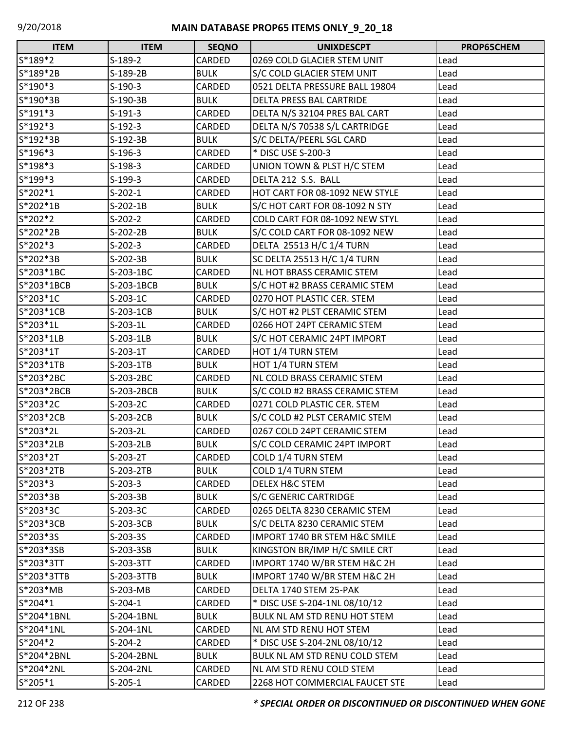| ITEM | ITEM | SEQNO | UNIXDESCPT | PROP65CHEM |
|---|---|---|---|---|
| S*189*2 | S-189-2 | CARDED | 0269 COLD GLACIER STEM UNIT | Lead |
| S*189*2B | S-189-2B | BULK | S/C COLD GLACIER STEM UNIT | Lead |
| S*190*3 | S-190-3 | CARDED | 0521 DELTA PRESSURE BALL 19804 | Lead |
| S*190*3B | S-190-3B | BULK | DELTA PRESS BAL CARTRIDE | Lead |
| S*191*3 | S-191-3 | CARDED | DELTA N/S 32104 PRES BAL CART | Lead |
| S*192*3 | S-192-3 | CARDED | DELTA N/S 70538 S/L CARTRIDGE | Lead |
| S*192*3B | S-192-3B | BULK | S/C DELTA/PEERL SGL CARD | Lead |
| S*196*3 | S-196-3 | CARDED | * DISC USE S-200-3 | Lead |
| S*198*3 | S-198-3 | CARDED | UNION TOWN & PLST H/C STEM | Lead |
| S*199*3 | S-199-3 | CARDED | DELTA 212 S.S. BALL | Lead |
| S*202*1 | S-202-1 | CARDED | HOT CART FOR 08-1092 NEW STYLE | Lead |
| S*202*1B | S-202-1B | BULK | S/C HOT CART FOR 08-1092 N STY | Lead |
| S*202*2 | S-202-2 | CARDED | COLD CART FOR 08-1092 NEW STYL | Lead |
| S*202*2B | S-202-2B | BULK | S/C COLD CART FOR 08-1092 NEW | Lead |
| S*202*3 | S-202-3 | CARDED | DELTA 25513 H/C 1/4 TURN | Lead |
| S*202*3B | S-202-3B | BULK | SC DELTA 25513 H/C 1/4 TURN | Lead |
| S*203*1BC | S-203-1BC | CARDED | NL HOT BRASS CERAMIC STEM | Lead |
| S*203*1BCB | S-203-1BCB | BULK | S/C HOT #2 BRASS CERAMIC STEM | Lead |
| S*203*1C | S-203-1C | CARDED | 0270 HOT PLASTIC CER. STEM | Lead |
| S*203*1CB | S-203-1CB | BULK | S/C HOT #2 PLST CERAMIC STEM | Lead |
| S*203*1L | S-203-1L | CARDED | 0266 HOT 24PT CERAMIC STEM | Lead |
| S*203*1LB | S-203-1LB | BULK | S/C HOT CERAMIC 24PT IMPORT | Lead |
| S*203*1T | S-203-1T | CARDED | HOT 1/4 TURN STEM | Lead |
| S*203*1TB | S-203-1TB | BULK | HOT 1/4 TURN STEM | Lead |
| S*203*2BC | S-203-2BC | CARDED | NL COLD BRASS CERAMIC STEM | Lead |
| S*203*2BCB | S-203-2BCB | BULK | S/C COLD #2 BRASS CERAMIC STEM | Lead |
| S*203*2C | S-203-2C | CARDED | 0271 COLD PLASTIC CER. STEM | Lead |
| S*203*2CB | S-203-2CB | BULK | S/C COLD #2 PLST CERAMIC STEM | Lead |
| S*203*2L | S-203-2L | CARDED | 0267 COLD 24PT CERAMIC STEM | Lead |
| S*203*2LB | S-203-2LB | BULK | S/C COLD CERAMIC 24PT IMPORT | Lead |
| S*203*2T | S-203-2T | CARDED | COLD 1/4 TURN STEM | Lead |
| S*203*2TB | S-203-2TB | BULK | COLD 1/4 TURN STEM | Lead |
| S*203*3 | S-203-3 | CARDED | DELEX H&C STEM | Lead |
| S*203*3B | S-203-3B | BULK | S/C GENERIC CARTRIDGE | Lead |
| S*203*3C | S-203-3C | CARDED | 0265 DELTA 8230 CERAMIC STEM | Lead |
| S*203*3CB | S-203-3CB | BULK | S/C DELTA 8230 CERAMIC STEM | Lead |
| S*203*3S | S-203-3S | CARDED | IMPORT 1740 BR STEM H&C SMILE | Lead |
| S*203*3SB | S-203-3SB | BULK | KINGSTON BR/IMP H/C SMILE CRT | Lead |
| S*203*3TT | S-203-3TT | CARDED | IMPORT 1740 W/BR STEM H&C 2H | Lead |
| S*203*3TTB | S-203-3TTB | BULK | IMPORT 1740 W/BR STEM H&C 2H | Lead |
| S*203*MB | S-203-MB | CARDED | DELTA 1740 STEM 25-PAK | Lead |
| S*204*1 | S-204-1 | CARDED | * DISC USE S-204-1NL 08/10/12 | Lead |
| S*204*1BNL | S-204-1BNL | BULK | BULK NL AM STD RENU HOT STEM | Lead |
| S*204*1NL | S-204-1NL | CARDED | NL AM STD RENU HOT STEM | Lead |
| S*204*2 | S-204-2 | CARDED | * DISC USE S-204-2NL 08/10/12 | Lead |
| S*204*2BNL | S-204-2BNL | BULK | BULK NL AM STD RENU COLD STEM | Lead |
| S*204*2NL | S-204-2NL | CARDED | NL AM STD RENU COLD STEM | Lead |
| S*205*1 | S-205-1 | CARDED | 2268 HOT COMMERCIAL FAUCET STE | Lead |

***\* SPECIAL ORDER OR DISCONTINUED OR DISCONTINUED WHEN GONE***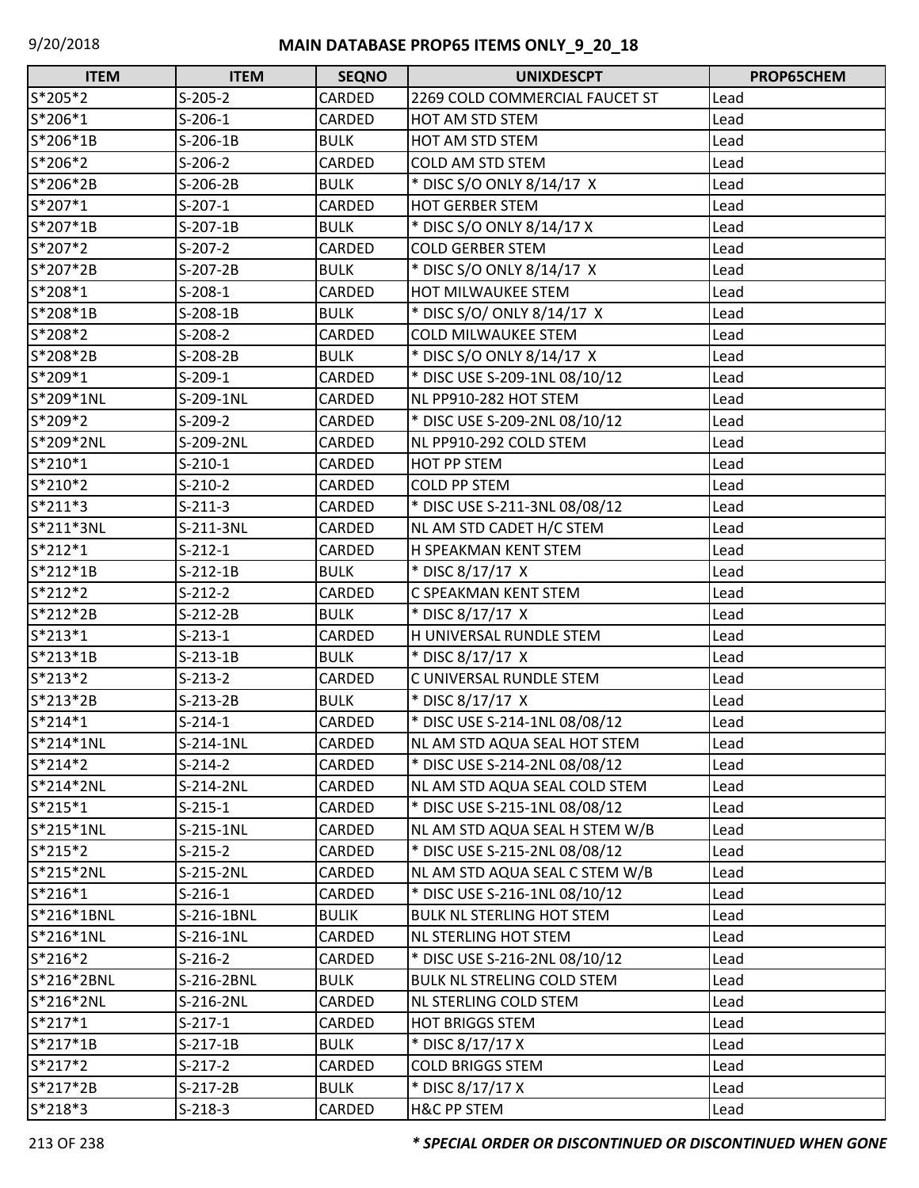# MAIN DATABASE PROP65 ITEMS ONLY_9_20_18

| ITEM | ITEM | SEQNO | UNIXDESCPT | PROP65CHEM |
|---|---|---|---|---|
| S*205*2 | S-205-2 | CARDED | 2269 COLD COMMERCIAL FAUCET ST | Lead |
| S*206*1 | S-206-1 | CARDED | HOT AM STD STEM | Lead |
| S*206*1B | S-206-1B | BULK | HOT AM STD STEM | Lead |
| S*206*2 | S-206-2 | CARDED | COLD AM STD STEM | Lead |
| S*206*2B | S-206-2B | BULK | * DISC S/O ONLY 8/14/17 X | Lead |
| S*207*1 | S-207-1 | CARDED | HOT GERBER STEM | Lead |
| S*207*1B | S-207-1B | BULK | * DISC S/O ONLY 8/14/17 X | Lead |
| S*207*2 | S-207-2 | CARDED | COLD GERBER STEM | Lead |
| S*207*2B | S-207-2B | BULK | * DISC S/O ONLY 8/14/17 X | Lead |
| S*208*1 | S-208-1 | CARDED | HOT MILWAUKEE STEM | Lead |
| S*208*1B | S-208-1B | BULK | * DISC S/O/ ONLY 8/14/17 X | Lead |
| S*208*2 | S-208-2 | CARDED | COLD MILWAUKEE STEM | Lead |
| S*208*2B | S-208-2B | BULK | * DISC S/O ONLY 8/14/17 X | Lead |
| S*209*1 | S-209-1 | CARDED | * DISC USE S-209-1NL 08/10/12 | Lead |
| S*209*1NL | S-209-1NL | CARDED | NL PP910-282 HOT STEM | Lead |
| S*209*2 | S-209-2 | CARDED | * DISC USE S-209-2NL 08/10/12 | Lead |
| S*209*2NL | S-209-2NL | CARDED | NL PP910-292 COLD STEM | Lead |
| S*210*1 | S-210-1 | CARDED | HOT PP STEM | Lead |
| S*210*2 | S-210-2 | CARDED | COLD PP STEM | Lead |
| S*211*3 | S-211-3 | CARDED | * DISC USE S-211-3NL 08/08/12 | Lead |
| S*211*3NL | S-211-3NL | CARDED | NL AM STD CADET H/C STEM | Lead |
| S*212*1 | S-212-1 | CARDED | H SPEAKMAN KENT STEM | Lead |
| S*212*1B | S-212-1B | BULK | * DISC 8/17/17 X | Lead |
| S*212*2 | S-212-2 | CARDED | C SPEAKMAN KENT STEM | Lead |
| S*212*2B | S-212-2B | BULK | * DISC 8/17/17 X | Lead |
| S*213*1 | S-213-1 | CARDED | H UNIVERSAL RUNDLE STEM | Lead |
| S*213*1B | S-213-1B | BULK | * DISC 8/17/17 X | Lead |
| S*213*2 | S-213-2 | CARDED | C UNIVERSAL RUNDLE STEM | Lead |
| S*213*2B | S-213-2B | BULK | * DISC 8/17/17 X | Lead |
| S*214*1 | S-214-1 | CARDED | * DISC USE S-214-1NL 08/08/12 | Lead |
| S*214*1NL | S-214-1NL | CARDED | NL AM STD AQUA SEAL HOT STEM | Lead |
| S*214*2 | S-214-2 | CARDED | * DISC USE S-214-2NL 08/08/12 | Lead |
| S*214*2NL | S-214-2NL | CARDED | NL AM STD AQUA SEAL COLD STEM | Lead |
| S*215*1 | S-215-1 | CARDED | * DISC USE S-215-1NL 08/08/12 | Lead |
| S*215*1NL | S-215-1NL | CARDED | NL AM STD AQUA SEAL H STEM W/B | Lead |
| S*215*2 | S-215-2 | CARDED | * DISC USE S-215-2NL 08/08/12 | Lead |
| S*215*2NL | S-215-2NL | CARDED | NL AM STD AQUA SEAL C STEM W/B | Lead |
| S*216*1 | S-216-1 | CARDED | * DISC USE S-216-1NL 08/10/12 | Lead |
| S*216*1BNL | S-216-1BNL | BULIK | BULK NL STERLING HOT STEM | Lead |
| S*216*1NL | S-216-1NL | CARDED | NL STERLING HOT STEM | Lead |
| S*216*2 | S-216-2 | CARDED | * DISC USE S-216-2NL 08/10/12 | Lead |
| S*216*2BNL | S-216-2BNL | BULK | BULK NL STRELING COLD STEM | Lead |
| S*216*2NL | S-216-2NL | CARDED | NL STERLING COLD STEM | Lead |
| S*217*1 | S-217-1 | CARDED | HOT BRIGGS STEM | Lead |
| S*217*1B | S-217-1B | BULK | * DISC 8/17/17 X | Lead |
| S*217*2 | S-217-2 | CARDED | COLD BRIGGS STEM | Lead |
| S*217*2B | S-217-2B | BULK | * DISC 8/17/17 X | Lead |
| S*218*3 | S-218-3 | CARDED | H&C PP STEM | Lead |

***\* SPECIAL ORDER OR DISCONTINUED OR DISCONTINUED WHEN GONE***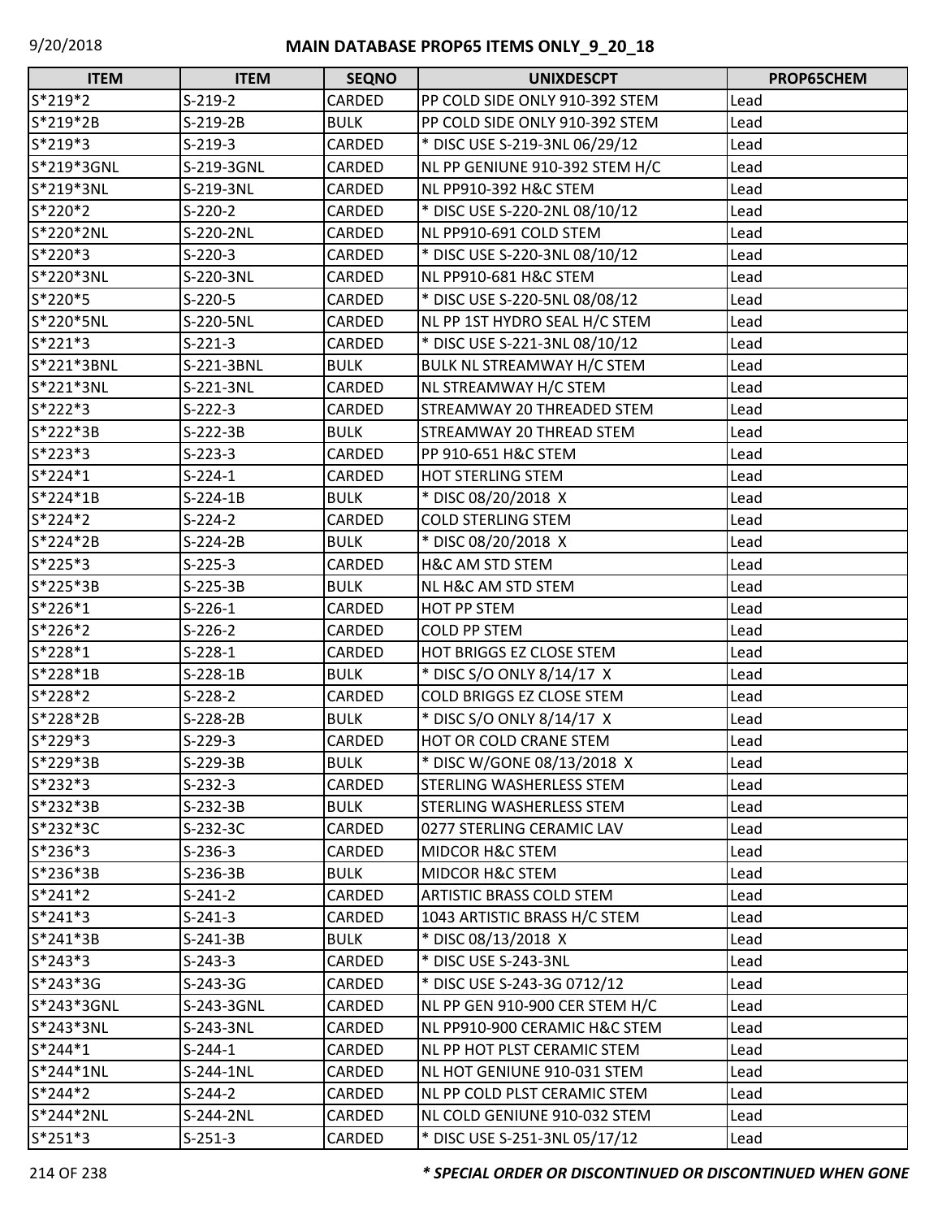# MAIN DATABASE PROP65 ITEMS ONLY_9_20_18

| ITEM | ITEM | SEQNO | UNIXDESCPT | PROP65CHEM |
|---|---|---|---|---|
| S*219*2 | S-219-2 | CARDED | PP COLD SIDE ONLY 910-392 STEM | Lead |
| S*219*2B | S-219-2B | BULK | PP COLD SIDE ONLY 910-392 STEM | Lead |
| S*219*3 | S-219-3 | CARDED | * DISC USE S-219-3NL 06/29/12 | Lead |
| S*219*3GNL | S-219-3GNL | CARDED | NL PP GENIUNE 910-392 STEM H/C | Lead |
| S*219*3NL | S-219-3NL | CARDED | NL PP910-392 H&C STEM | Lead |
| S*220*2 | S-220-2 | CARDED | * DISC USE S-220-2NL 08/10/12 | Lead |
| S*220*2NL | S-220-2NL | CARDED | NL PP910-691 COLD STEM | Lead |
| S*220*3 | S-220-3 | CARDED | * DISC USE S-220-3NL 08/10/12 | Lead |
| S*220*3NL | S-220-3NL | CARDED | NL PP910-681 H&C STEM | Lead |
| S*220*5 | S-220-5 | CARDED | * DISC USE S-220-5NL 08/08/12 | Lead |
| S*220*5NL | S-220-5NL | CARDED | NL PP 1ST HYDRO SEAL H/C STEM | Lead |
| S*221*3 | S-221-3 | CARDED | * DISC USE S-221-3NL 08/10/12 | Lead |
| S*221*3BNL | S-221-3BNL | BULK | BULK NL STREAMWAY H/C STEM | Lead |
| S*221*3NL | S-221-3NL | CARDED | NL STREAMWAY H/C STEM | Lead |
| S*222*3 | S-222-3 | CARDED | STREAMWAY 20 THREADED STEM | Lead |
| S*222*3B | S-222-3B | BULK | STREAMWAY 20 THREAD STEM | Lead |
| S*223*3 | S-223-3 | CARDED | PP 910-651 H&C STEM | Lead |
| S*224*1 | S-224-1 | CARDED | HOT STERLING STEM | Lead |
| S*224*1B | S-224-1B | BULK | * DISC 08/20/2018 X | Lead |
| S*224*2 | S-224-2 | CARDED | COLD STERLING STEM | Lead |
| S*224*2B | S-224-2B | BULK | * DISC 08/20/2018 X | Lead |
| S*225*3 | S-225-3 | CARDED | H&C AM STD STEM | Lead |
| S*225*3B | S-225-3B | BULK | NL H&C AM STD STEM | Lead |
| S*226*1 | S-226-1 | CARDED | HOT PP STEM | Lead |
| S*226*2 | S-226-2 | CARDED | COLD PP STEM | Lead |
| S*228*1 | S-228-1 | CARDED | HOT BRIGGS EZ CLOSE STEM | Lead |
| S*228*1B | S-228-1B | BULK | * DISC S/O ONLY 8/14/17 X | Lead |
| S*228*2 | S-228-2 | CARDED | COLD BRIGGS EZ CLOSE STEM | Lead |
| S*228*2B | S-228-2B | BULK | * DISC S/O ONLY 8/14/17 X | Lead |
| S*229*3 | S-229-3 | CARDED | HOT OR COLD CRANE STEM | Lead |
| S*229*3B | S-229-3B | BULK | * DISC W/GONE 08/13/2018 X | Lead |
| S*232*3 | S-232-3 | CARDED | STERLING WASHERLESS STEM | Lead |
| S*232*3B | S-232-3B | BULK | STERLING WASHERLESS STEM | Lead |
| S*232*3C | S-232-3C | CARDED | 0277 STERLING CERAMIC LAV | Lead |
| S*236*3 | S-236-3 | CARDED | MIDCOR H&C STEM | Lead |
| S*236*3B | S-236-3B | BULK | MIDCOR H&C STEM | Lead |
| S*241*2 | S-241-2 | CARDED | ARTISTIC BRASS COLD STEM | Lead |
| S*241*3 | S-241-3 | CARDED | 1043 ARTISTIC BRASS H/C STEM | Lead |
| S*241*3B | S-241-3B | BULK | * DISC 08/13/2018 X | Lead |
| S*243*3 | S-243-3 | CARDED | * DISC USE S-243-3NL | Lead |
| S*243*3G | S-243-3G | CARDED | * DISC USE S-243-3G 0712/12 | Lead |
| S*243*3GNL | S-243-3GNL | CARDED | NL PP GEN 910-900 CER STEM H/C | Lead |
| S*243*3NL | S-243-3NL | CARDED | NL PP910-900 CERAMIC H&C STEM | Lead |
| S*244*1 | S-244-1 | CARDED | NL PP HOT PLST CERAMIC STEM | Lead |
| S*244*1NL | S-244-1NL | CARDED | NL HOT GENIUNE 910-031 STEM | Lead |
| S*244*2 | S-244-2 | CARDED | NL PP COLD PLST CERAMIC STEM | Lead |
| S*244*2NL | S-244-2NL | CARDED | NL COLD GENIUNE 910-032 STEM | Lead |
| S*251*3 | S-251-3 | CARDED | * DISC USE S-251-3NL 05/17/12 | Lead |

***\* SPECIAL ORDER OR DISCONTINUED OR DISCONTINUED WHEN GONE***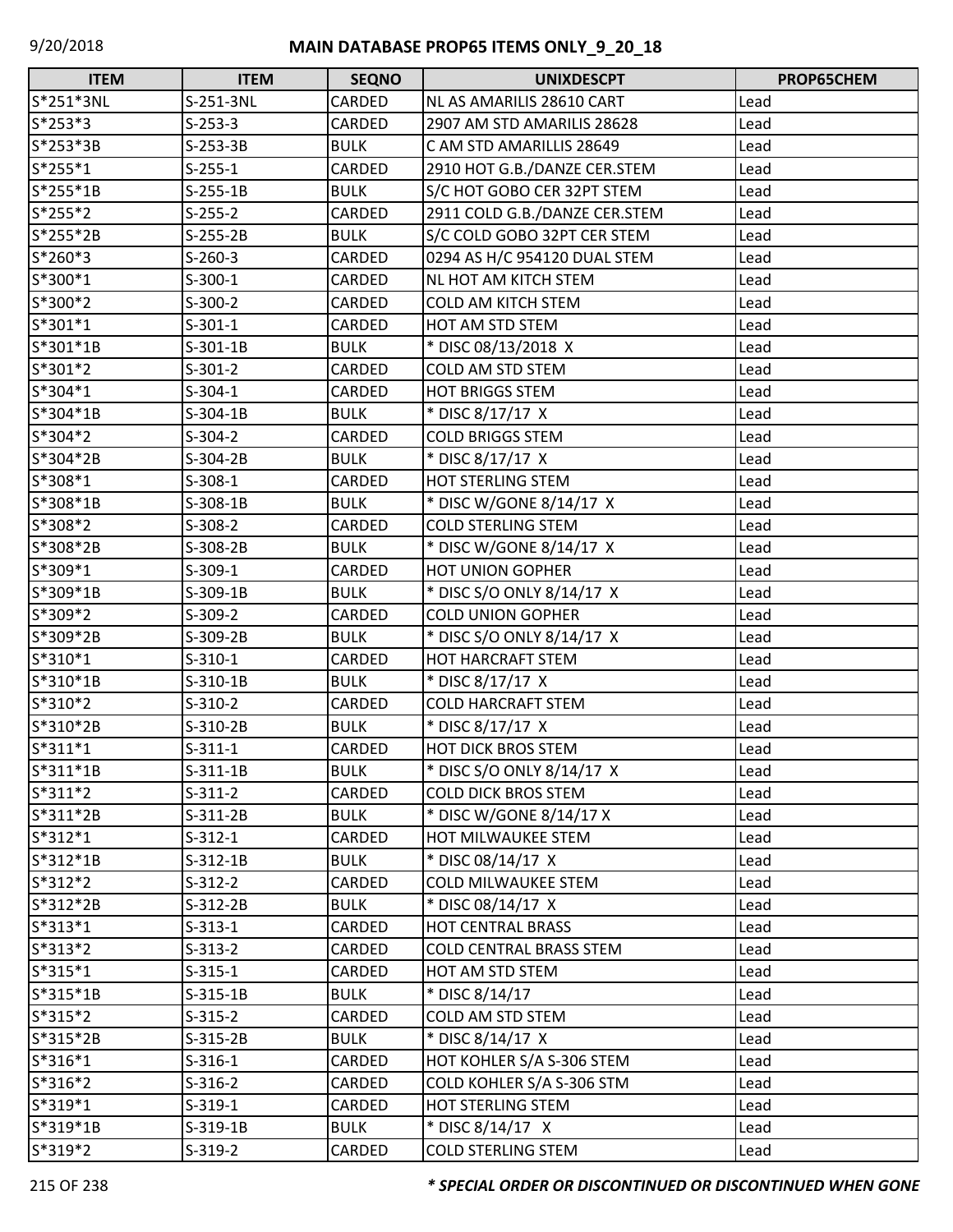## MAIN DATABASE PROP65 ITEMS ONLY_9_20_18

| ITEM | ITEM | SEQNO | UNIXDESCPT | PROP65CHEM |
|---|---|---|---|---|
| S*251*3NL | S-251-3NL | CARDED | NL AS AMARILIS 28610 CART | Lead |
| S*253*3 | S-253-3 | CARDED | 2907 AM STD AMARILIS 28628 | Lead |
| S*253*3B | S-253-3B | BULK | C AM STD AMARILLIS 28649 | Lead |
| S*255*1 | S-255-1 | CARDED | 2910 HOT G.B./DANZE CER.STEM | Lead |
| S*255*1B | S-255-1B | BULK | S/C HOT GOBO CER 32PT STEM | Lead |
| S*255*2 | S-255-2 | CARDED | 2911 COLD G.B./DANZE CER.STEM | Lead |
| S*255*2B | S-255-2B | BULK | S/C COLD GOBO 32PT CER STEM | Lead |
| S*260*3 | S-260-3 | CARDED | 0294 AS H/C 954120 DUAL STEM | Lead |
| S*300*1 | S-300-1 | CARDED | NL HOT AM KITCH STEM | Lead |
| S*300*2 | S-300-2 | CARDED | COLD AM KITCH STEM | Lead |
| S*301*1 | S-301-1 | CARDED | HOT AM STD STEM | Lead |
| S*301*1B | S-301-1B | BULK | * DISC 08/13/2018 X | Lead |
| S*301*2 | S-301-2 | CARDED | COLD AM STD STEM | Lead |
| S*304*1 | S-304-1 | CARDED | HOT BRIGGS STEM | Lead |
| S*304*1B | S-304-1B | BULK | * DISC 8/17/17 X | Lead |
| S*304*2 | S-304-2 | CARDED | COLD BRIGGS STEM | Lead |
| S*304*2B | S-304-2B | BULK | * DISC 8/17/17 X | Lead |
| S*308*1 | S-308-1 | CARDED | HOT STERLING STEM | Lead |
| S*308*1B | S-308-1B | BULK | * DISC W/GONE 8/14/17 X | Lead |
| S*308*2 | S-308-2 | CARDED | COLD STERLING STEM | Lead |
| S*308*2B | S-308-2B | BULK | * DISC W/GONE 8/14/17 X | Lead |
| S*309*1 | S-309-1 | CARDED | HOT UNION GOPHER | Lead |
| S*309*1B | S-309-1B | BULK | * DISC S/O ONLY 8/14/17 X | Lead |
| S*309*2 | S-309-2 | CARDED | COLD UNION GOPHER | Lead |
| S*309*2B | S-309-2B | BULK | * DISC S/O ONLY 8/14/17 X | Lead |
| S*310*1 | S-310-1 | CARDED | HOT HARCRAFT STEM | Lead |
| S*310*1B | S-310-1B | BULK | * DISC 8/17/17 X | Lead |
| S*310*2 | S-310-2 | CARDED | COLD HARCRAFT STEM | Lead |
| S*310*2B | S-310-2B | BULK | * DISC 8/17/17 X | Lead |
| S*311*1 | S-311-1 | CARDED | HOT DICK BROS STEM | Lead |
| S*311*1B | S-311-1B | BULK | * DISC S/O ONLY 8/14/17 X | Lead |
| S*311*2 | S-311-2 | CARDED | COLD DICK BROS STEM | Lead |
| S*311*2B | S-311-2B | BULK | * DISC W/GONE 8/14/17 X | Lead |
| S*312*1 | S-312-1 | CARDED | HOT MILWAUKEE STEM | Lead |
| S*312*1B | S-312-1B | BULK | * DISC 08/14/17 X | Lead |
| S*312*2 | S-312-2 | CARDED | COLD MILWAUKEE STEM | Lead |
| S*312*2B | S-312-2B | BULK | * DISC 08/14/17 X | Lead |
| S*313*1 | S-313-1 | CARDED | HOT CENTRAL BRASS | Lead |
| S*313*2 | S-313-2 | CARDED | COLD CENTRAL BRASS STEM | Lead |
| S*315*1 | S-315-1 | CARDED | HOT AM STD STEM | Lead |
| S*315*1B | S-315-1B | BULK | * DISC 8/14/17 | Lead |
| S*315*2 | S-315-2 | CARDED | COLD AM STD STEM | Lead |
| S*315*2B | S-315-2B | BULK | * DISC 8/14/17 X | Lead |
| S*316*1 | S-316-1 | CARDED | HOT KOHLER S/A S-306 STEM | Lead |
| S*316*2 | S-316-2 | CARDED | COLD KOHLER S/A S-306 STM | Lead |
| S*319*1 | S-319-1 | CARDED | HOT STERLING STEM | Lead |
| S*319*1B | S-319-1B | BULK | * DISC 8/14/17 X | Lead |
| S*319*2 | S-319-2 | CARDED | COLD STERLING STEM | Lead |

***\* SPECIAL ORDER OR DISCONTINUED OR DISCONTINUED WHEN GONE***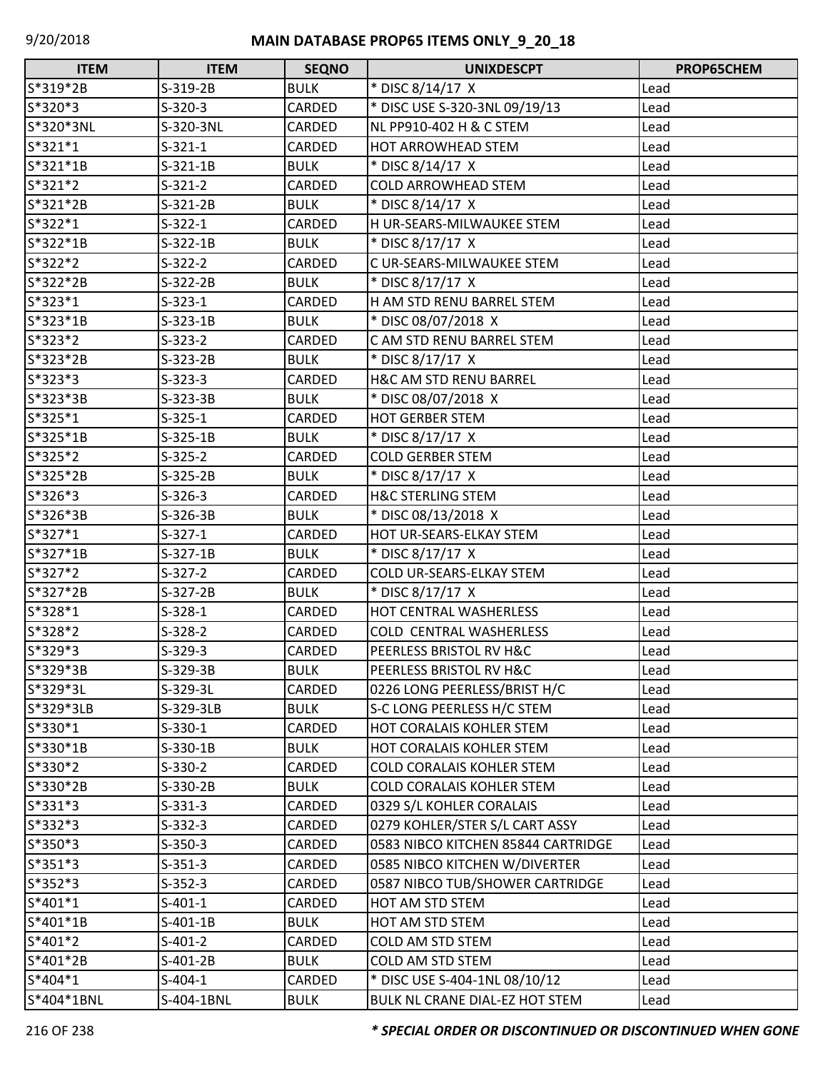# MAIN DATABASE PROP65 ITEMS ONLY_9_20_18

| ITEM | ITEM | SEQNO | UNIXDESCPT | PROP65CHEM |
|---|---|---|---|---|
| S*319*2B | S-319-2B | BULK | * DISC 8/14/17 X | Lead |
| S*320*3 | S-320-3 | CARDED | * DISC USE S-320-3NL 09/19/13 | Lead |
| S*320*3NL | S-320-3NL | CARDED | NL PP910-402 H & C STEM | Lead |
| S*321*1 | S-321-1 | CARDED | HOT ARROWHEAD STEM | Lead |
| S*321*1B | S-321-1B | BULK | * DISC 8/14/17 X | Lead |
| S*321*2 | S-321-2 | CARDED | COLD ARROWHEAD STEM | Lead |
| S*321*2B | S-321-2B | BULK | * DISC 8/14/17 X | Lead |
| S*322*1 | S-322-1 | CARDED | H UR-SEARS-MILWAUKEE STEM | Lead |
| S*322*1B | S-322-1B | BULK | * DISC 8/17/17 X | Lead |
| S*322*2 | S-322-2 | CARDED | C UR-SEARS-MILWAUKEE STEM | Lead |
| S*322*2B | S-322-2B | BULK | * DISC 8/17/17 X | Lead |
| S*323*1 | S-323-1 | CARDED | H AM STD RENU BARREL STEM | Lead |
| S*323*1B | S-323-1B | BULK | * DISC 08/07/2018 X | Lead |
| S*323*2 | S-323-2 | CARDED | C AM STD RENU BARREL STEM | Lead |
| S*323*2B | S-323-2B | BULK | * DISC 8/17/17 X | Lead |
| S*323*3 | S-323-3 | CARDED | H&C AM STD RENU BARREL | Lead |
| S*323*3B | S-323-3B | BULK | * DISC 08/07/2018 X | Lead |
| S*325*1 | S-325-1 | CARDED | HOT GERBER STEM | Lead |
| S*325*1B | S-325-1B | BULK | * DISC 8/17/17 X | Lead |
| S*325*2 | S-325-2 | CARDED | COLD GERBER STEM | Lead |
| S*325*2B | S-325-2B | BULK | * DISC 8/17/17 X | Lead |
| S*326*3 | S-326-3 | CARDED | H&C STERLING STEM | Lead |
| S*326*3B | S-326-3B | BULK | * DISC 08/13/2018 X | Lead |
| S*327*1 | S-327-1 | CARDED | HOT UR-SEARS-ELKAY STEM | Lead |
| S*327*1B | S-327-1B | BULK | * DISC 8/17/17 X | Lead |
| S*327*2 | S-327-2 | CARDED | COLD UR-SEARS-ELKAY STEM | Lead |
| S*327*2B | S-327-2B | BULK | * DISC 8/17/17 X | Lead |
| S*328*1 | S-328-1 | CARDED | HOT CENTRAL WASHERLESS | Lead |
| S*328*2 | S-328-2 | CARDED | COLD  CENTRAL WASHERLESS | Lead |
| S*329*3 | S-329-3 | CARDED | PEERLESS BRISTOL RV H&C | Lead |
| S*329*3B | S-329-3B | BULK | PEERLESS BRISTOL RV H&C | Lead |
| S*329*3L | S-329-3L | CARDED | 0226 LONG PEERLESS/BRIST H/C | Lead |
| S*329*3LB | S-329-3LB | BULK | S-C LONG PEERLESS H/C STEM | Lead |
| S*330*1 | S-330-1 | CARDED | HOT CORALAIS KOHLER STEM | Lead |
| S*330*1B | S-330-1B | BULK | HOT CORALAIS KOHLER STEM | Lead |
| S*330*2 | S-330-2 | CARDED | COLD CORALAIS KOHLER STEM | Lead |
| S*330*2B | S-330-2B | BULK | COLD CORALAIS KOHLER STEM | Lead |
| S*331*3 | S-331-3 | CARDED | 0329 S/L KOHLER CORALAIS | Lead |
| S*332*3 | S-332-3 | CARDED | 0279 KOHLER/STER S/L CART ASSY | Lead |
| S*350*3 | S-350-3 | CARDED | 0583 NIBCO KITCHEN 85844 CARTRIDGE | Lead |
| S*351*3 | S-351-3 | CARDED | 0585 NIBCO KITCHEN W/DIVERTER | Lead |
| S*352*3 | S-352-3 | CARDED | 0587 NIBCO TUB/SHOWER CARTRIDGE | Lead |
| S*401*1 | S-401-1 | CARDED | HOT AM STD STEM | Lead |
| S*401*1B | S-401-1B | BULK | HOT AM STD STEM | Lead |
| S*401*2 | S-401-2 | CARDED | COLD AM STD STEM | Lead |
| S*401*2B | S-401-2B | BULK | COLD AM STD STEM | Lead |
| S*404*1 | S-404-1 | CARDED | * DISC USE S-404-1NL 08/10/12 | Lead |
| S*404*1BNL | S-404-1BNL | BULK | BULK NL CRANE DIAL-EZ HOT STEM | Lead |

***\* SPECIAL ORDER OR DISCONTINUED OR DISCONTINUED WHEN GONE***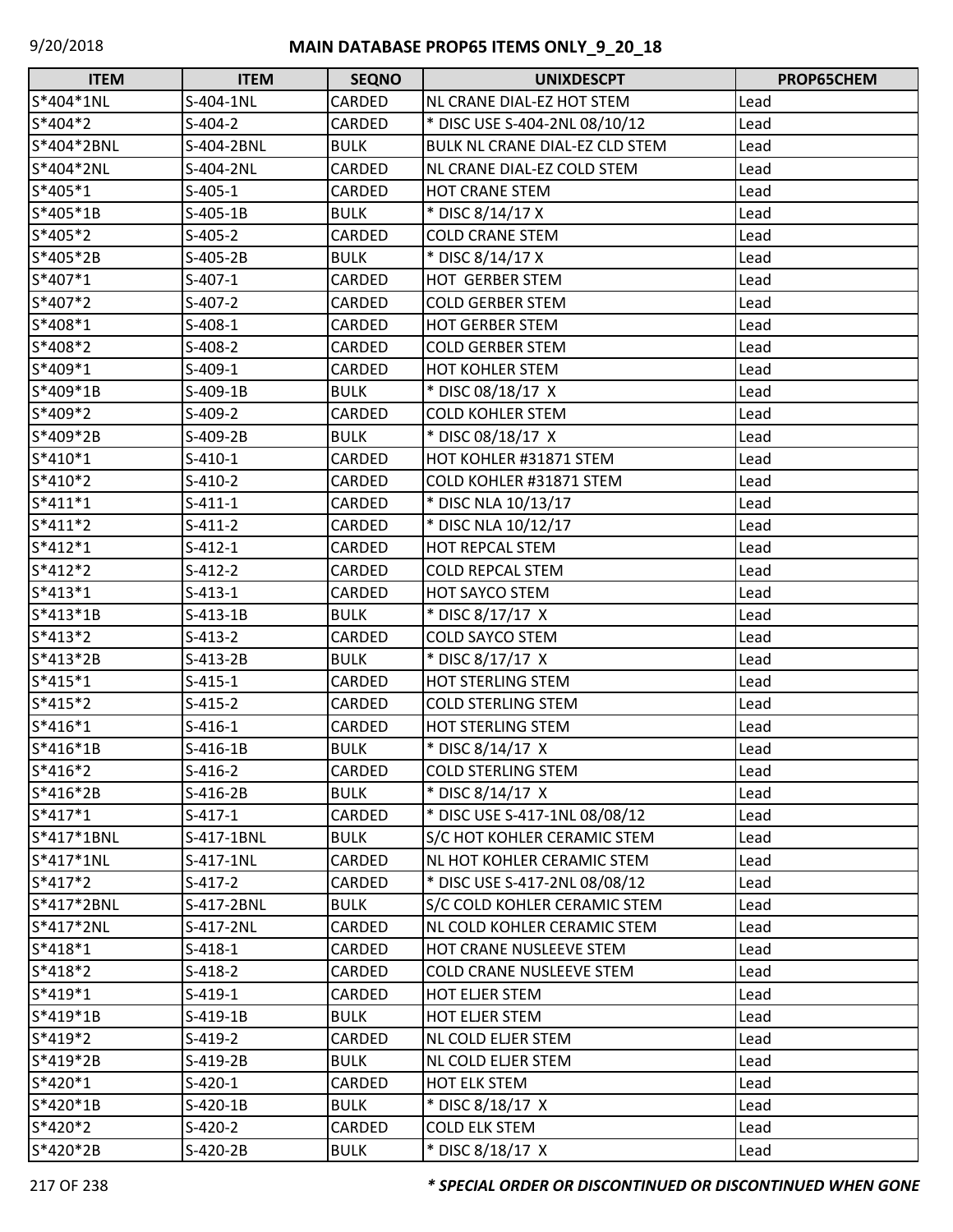| ITEM | ITEM | SEQNO | UNIXDESCPT | PROP65CHEM |
|---|---|---|---|---|
| S*404*1NL | S-404-1NL | CARDED | NL CRANE DIAL-EZ HOT STEM | Lead |
| S*404*2 | S-404-2 | CARDED | * DISC USE S-404-2NL 08/10/12 | Lead |
| S*404*2BNL | S-404-2BNL | BULK | BULK NL CRANE DIAL-EZ CLD STEM | Lead |
| S*404*2NL | S-404-2NL | CARDED | NL CRANE DIAL-EZ COLD STEM | Lead |
| S*405*1 | S-405-1 | CARDED | HOT CRANE STEM | Lead |
| S*405*1B | S-405-1B | BULK | * DISC 8/14/17 X | Lead |
| S*405*2 | S-405-2 | CARDED | COLD CRANE STEM | Lead |
| S*405*2B | S-405-2B | BULK | * DISC 8/14/17 X | Lead |
| S*407*1 | S-407-1 | CARDED | HOT  GERBER STEM | Lead |
| S*407*2 | S-407-2 | CARDED | COLD GERBER STEM | Lead |
| S*408*1 | S-408-1 | CARDED | HOT GERBER STEM | Lead |
| S*408*2 | S-408-2 | CARDED | COLD GERBER STEM | Lead |
| S*409*1 | S-409-1 | CARDED | HOT KOHLER STEM | Lead |
| S*409*1B | S-409-1B | BULK | * DISC 08/18/17  X | Lead |
| S*409*2 | S-409-2 | CARDED | COLD KOHLER STEM | Lead |
| S*409*2B | S-409-2B | BULK | * DISC 08/18/17  X | Lead |
| S*410*1 | S-410-1 | CARDED | HOT KOHLER #31871 STEM | Lead |
| S*410*2 | S-410-2 | CARDED | COLD KOHLER #31871 STEM | Lead |
| S*411*1 | S-411-1 | CARDED | * DISC NLA 10/13/17 | Lead |
| S*411*2 | S-411-2 | CARDED | * DISC NLA 10/12/17 | Lead |
| S*412*1 | S-412-1 | CARDED | HOT REPCAL STEM | Lead |
| S*412*2 | S-412-2 | CARDED | COLD REPCAL STEM | Lead |
| S*413*1 | S-413-1 | CARDED | HOT SAYCO STEM | Lead |
| S*413*1B | S-413-1B | BULK | * DISC 8/17/17  X | Lead |
| S*413*2 | S-413-2 | CARDED | COLD SAYCO STEM | Lead |
| S*413*2B | S-413-2B | BULK | * DISC 8/17/17  X | Lead |
| S*415*1 | S-415-1 | CARDED | HOT STERLING STEM | Lead |
| S*415*2 | S-415-2 | CARDED | COLD STERLING STEM | Lead |
| S*416*1 | S-416-1 | CARDED | HOT STERLING STEM | Lead |
| S*416*1B | S-416-1B | BULK | * DISC 8/14/17  X | Lead |
| S*416*2 | S-416-2 | CARDED | COLD STERLING STEM | Lead |
| S*416*2B | S-416-2B | BULK | * DISC 8/14/17  X | Lead |
| S*417*1 | S-417-1 | CARDED | * DISC USE S-417-1NL 08/08/12 | Lead |
| S*417*1BNL | S-417-1BNL | BULK | S/C HOT KOHLER CERAMIC STEM | Lead |
| S*417*1NL | S-417-1NL | CARDED | NL HOT KOHLER CERAMIC STEM | Lead |
| S*417*2 | S-417-2 | CARDED | * DISC USE S-417-2NL 08/08/12 | Lead |
| S*417*2BNL | S-417-2BNL | BULK | S/C COLD KOHLER CERAMIC STEM | Lead |
| S*417*2NL | S-417-2NL | CARDED | NL COLD KOHLER CERAMIC STEM | Lead |
| S*418*1 | S-418-1 | CARDED | HOT CRANE NUSLEEVE STEM | Lead |
| S*418*2 | S-418-2 | CARDED | COLD CRANE NUSLEEVE STEM | Lead |
| S*419*1 | S-419-1 | CARDED | HOT ELJER STEM | Lead |
| S*419*1B | S-419-1B | BULK | HOT ELJER STEM | Lead |
| S*419*2 | S-419-2 | CARDED | NL COLD ELJER STEM | Lead |
| S*419*2B | S-419-2B | BULK | NL COLD ELJER STEM | Lead |
| S*420*1 | S-420-1 | CARDED | HOT ELK STEM | Lead |
| S*420*1B | S-420-1B | BULK | * DISC 8/18/17  X | Lead |
| S*420*2 | S-420-2 | CARDED | COLD ELK STEM | Lead |
| S*420*2B | S-420-2B | BULK | * DISC 8/18/17  X | Lead |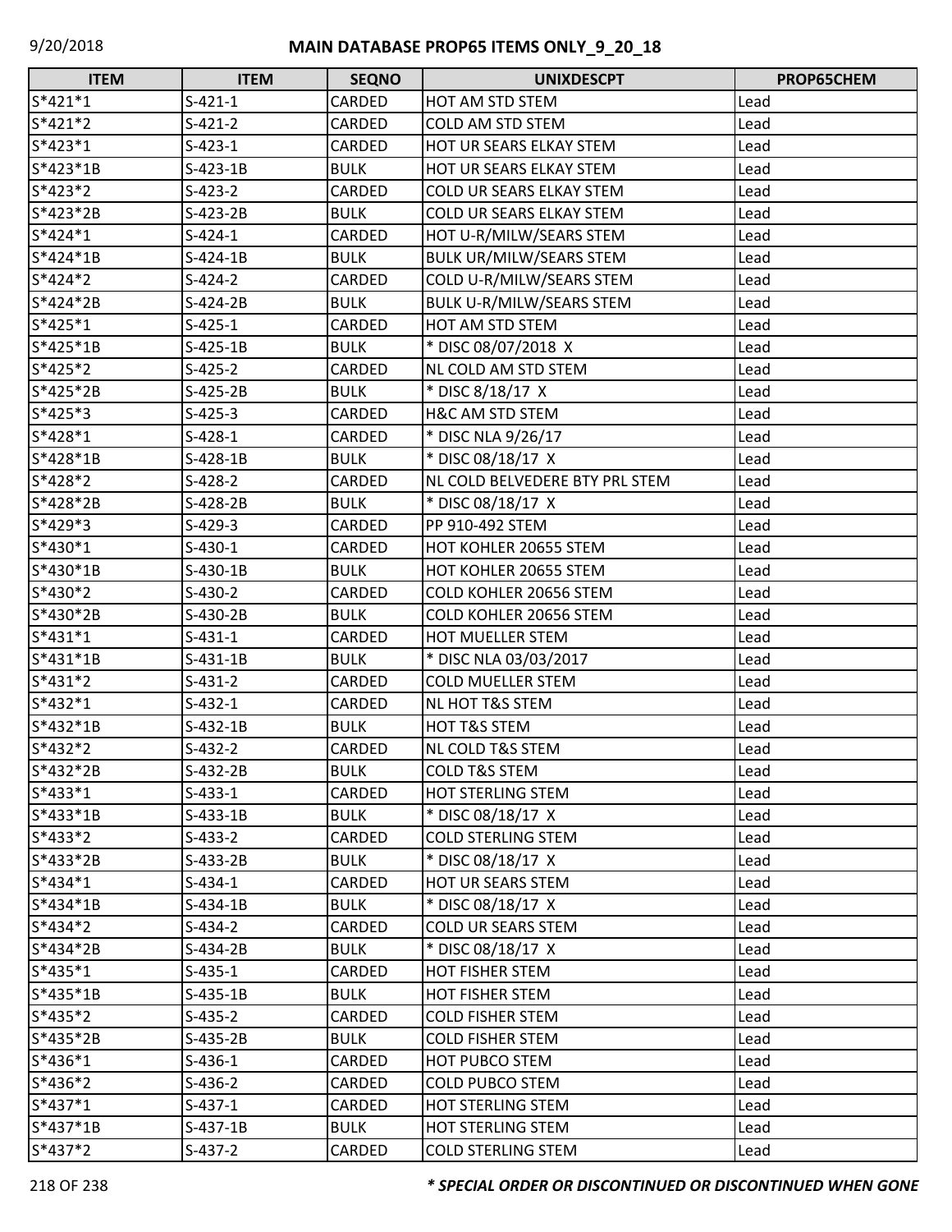## MAIN DATABASE PROP65 ITEMS ONLY_9_20_18

| ITEM | ITEM | SEQNO | UNIXDESCPT | PROP65CHEM |
|---|---|---|---|---|
| S*421*1 | S-421-1 | CARDED | HOT AM STD STEM | Lead |
| S*421*2 | S-421-2 | CARDED | COLD AM STD STEM | Lead |
| S*423*1 | S-423-1 | CARDED | HOT UR SEARS ELKAY STEM | Lead |
| S*423*1B | S-423-1B | BULK | HOT UR SEARS ELKAY STEM | Lead |
| S*423*2 | S-423-2 | CARDED | COLD UR SEARS ELKAY STEM | Lead |
| S*423*2B | S-423-2B | BULK | COLD UR SEARS ELKAY STEM | Lead |
| S*424*1 | S-424-1 | CARDED | HOT U-R/MILW/SEARS STEM | Lead |
| S*424*1B | S-424-1B | BULK | BULK UR/MILW/SEARS STEM | Lead |
| S*424*2 | S-424-2 | CARDED | COLD U-R/MILW/SEARS STEM | Lead |
| S*424*2B | S-424-2B | BULK | BULK U-R/MILW/SEARS STEM | Lead |
| S*425*1 | S-425-1 | CARDED | HOT AM STD STEM | Lead |
| S*425*1B | S-425-1B | BULK | * DISC 08/07/2018 X | Lead |
| S*425*2 | S-425-2 | CARDED | NL COLD AM STD STEM | Lead |
| S*425*2B | S-425-2B | BULK | * DISC 8/18/17 X | Lead |
| S*425*3 | S-425-3 | CARDED | H&C AM STD STEM | Lead |
| S*428*1 | S-428-1 | CARDED | * DISC NLA 9/26/17 | Lead |
| S*428*1B | S-428-1B | BULK | * DISC 08/18/17 X | Lead |
| S*428*2 | S-428-2 | CARDED | NL COLD BELVEDERE BTY PRL STEM | Lead |
| S*428*2B | S-428-2B | BULK | * DISC 08/18/17 X | Lead |
| S*429*3 | S-429-3 | CARDED | PP 910-492 STEM | Lead |
| S*430*1 | S-430-1 | CARDED | HOT KOHLER 20655 STEM | Lead |
| S*430*1B | S-430-1B | BULK | HOT KOHLER 20655 STEM | Lead |
| S*430*2 | S-430-2 | CARDED | COLD KOHLER 20656 STEM | Lead |
| S*430*2B | S-430-2B | BULK | COLD KOHLER 20656 STEM | Lead |
| S*431*1 | S-431-1 | CARDED | HOT MUELLER STEM | Lead |
| S*431*1B | S-431-1B | BULK | * DISC NLA 03/03/2017 | Lead |
| S*431*2 | S-431-2 | CARDED | COLD MUELLER STEM | Lead |
| S*432*1 | S-432-1 | CARDED | NL HOT T&S STEM | Lead |
| S*432*1B | S-432-1B | BULK | HOT T&S STEM | Lead |
| S*432*2 | S-432-2 | CARDED | NL COLD T&S STEM | Lead |
| S*432*2B | S-432-2B | BULK | COLD T&S STEM | Lead |
| S*433*1 | S-433-1 | CARDED | HOT STERLING STEM | Lead |
| S*433*1B | S-433-1B | BULK | * DISC 08/18/17 X | Lead |
| S*433*2 | S-433-2 | CARDED | COLD STERLING STEM | Lead |
| S*433*2B | S-433-2B | BULK | * DISC 08/18/17 X | Lead |
| S*434*1 | S-434-1 | CARDED | HOT UR SEARS STEM | Lead |
| S*434*1B | S-434-1B | BULK | * DISC 08/18/17 X | Lead |
| S*434*2 | S-434-2 | CARDED | COLD UR SEARS STEM | Lead |
| S*434*2B | S-434-2B | BULK | * DISC 08/18/17 X | Lead |
| S*435*1 | S-435-1 | CARDED | HOT FISHER STEM | Lead |
| S*435*1B | S-435-1B | BULK | HOT FISHER STEM | Lead |
| S*435*2 | S-435-2 | CARDED | COLD FISHER STEM | Lead |
| S*435*2B | S-435-2B | BULK | COLD FISHER STEM | Lead |
| S*436*1 | S-436-1 | CARDED | HOT PUBCO STEM | Lead |
| S*436*2 | S-436-2 | CARDED | COLD PUBCO STEM | Lead |
| S*437*1 | S-437-1 | CARDED | HOT STERLING STEM | Lead |
| S*437*1B | S-437-1B | BULK | HOT STERLING STEM | Lead |
| S*437*2 | S-437-2 | CARDED | COLD STERLING STEM | Lead |

***\* SPECIAL ORDER OR DISCONTINUED OR DISCONTINUED WHEN GONE***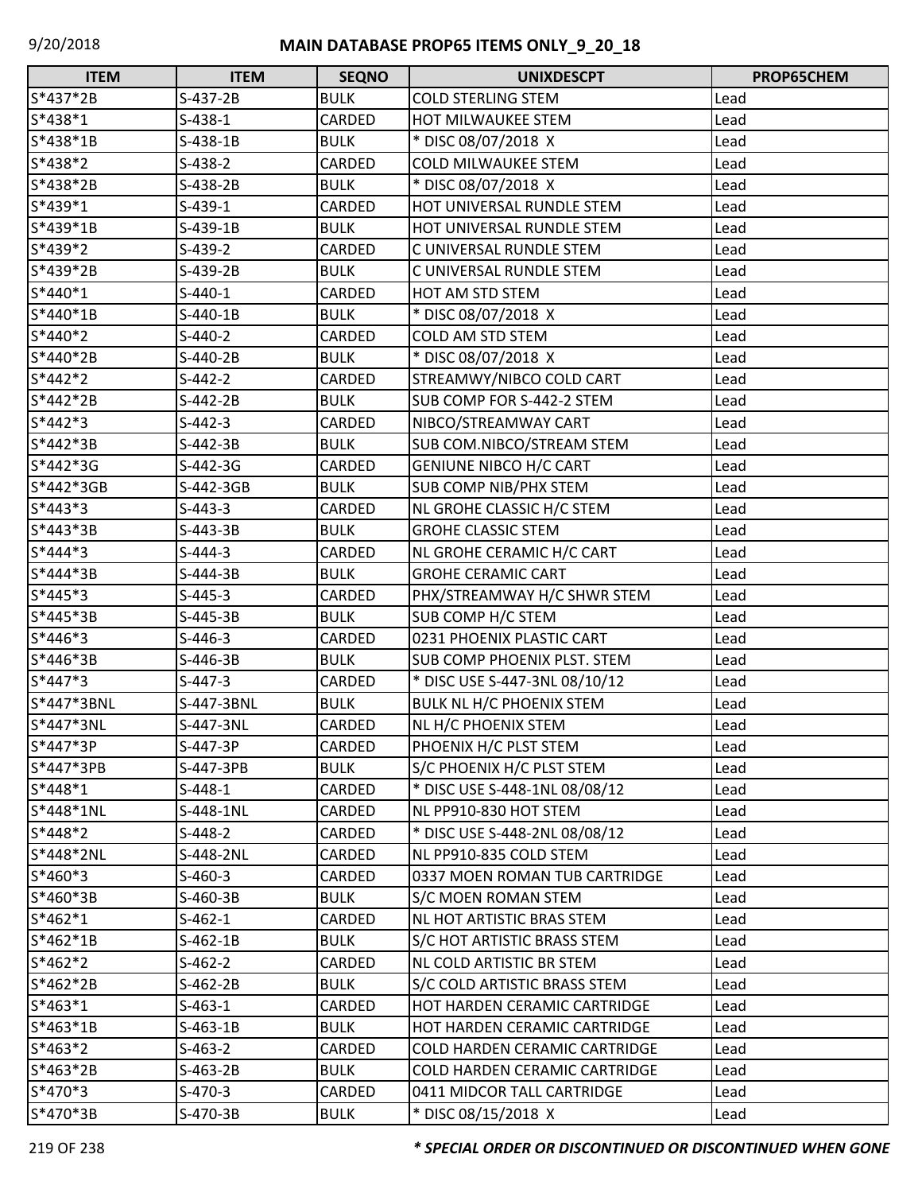| ITEM | ITEM | SEQNO | UNIXDESCPT | PROP65CHEM |
|---|---|---|---|---|
| S*437*2B | S-437-2B | BULK | COLD STERLING STEM | Lead |
| S*438*1 | S-438-1 | CARDED | HOT MILWAUKEE STEM | Lead |
| S*438*1B | S-438-1B | BULK | * DISC 08/07/2018 X | Lead |
| S*438*2 | S-438-2 | CARDED | COLD MILWAUKEE STEM | Lead |
| S*438*2B | S-438-2B | BULK | * DISC 08/07/2018 X | Lead |
| S*439*1 | S-439-1 | CARDED | HOT UNIVERSAL RUNDLE STEM | Lead |
| S*439*1B | S-439-1B | BULK | HOT UNIVERSAL RUNDLE STEM | Lead |
| S*439*2 | S-439-2 | CARDED | C UNIVERSAL RUNDLE STEM | Lead |
| S*439*2B | S-439-2B | BULK | C UNIVERSAL RUNDLE STEM | Lead |
| S*440*1 | S-440-1 | CARDED | HOT AM STD STEM | Lead |
| S*440*1B | S-440-1B | BULK | * DISC 08/07/2018 X | Lead |
| S*440*2 | S-440-2 | CARDED | COLD AM STD STEM | Lead |
| S*440*2B | S-440-2B | BULK | * DISC 08/07/2018 X | Lead |
| S*442*2 | S-442-2 | CARDED | STREAMWY/NIBCO COLD CART | Lead |
| S*442*2B | S-442-2B | BULK | SUB COMP FOR S-442-2 STEM | Lead |
| S*442*3 | S-442-3 | CARDED | NIBCO/STREAMWAY CART | Lead |
| S*442*3B | S-442-3B | BULK | SUB COM.NIBCO/STREAM STEM | Lead |
| S*442*3G | S-442-3G | CARDED | GENIUNE NIBCO H/C CART | Lead |
| S*442*3GB | S-442-3GB | BULK | SUB COMP NIB/PHX STEM | Lead |
| S*443*3 | S-443-3 | CARDED | NL GROHE CLASSIC H/C STEM | Lead |
| S*443*3B | S-443-3B | BULK | GROHE CLASSIC STEM | Lead |
| S*444*3 | S-444-3 | CARDED | NL GROHE CERAMIC H/C CART | Lead |
| S*444*3B | S-444-3B | BULK | GROHE CERAMIC CART | Lead |
| S*445*3 | S-445-3 | CARDED | PHX/STREAMWAY H/C SHWR STEM | Lead |
| S*445*3B | S-445-3B | BULK | SUB COMP H/C STEM | Lead |
| S*446*3 | S-446-3 | CARDED | 0231 PHOENIX PLASTIC CART | Lead |
| S*446*3B | S-446-3B | BULK | SUB COMP PHOENIX PLST. STEM | Lead |
| S*447*3 | S-447-3 | CARDED | * DISC USE S-447-3NL 08/10/12 | Lead |
| S*447*3BNL | S-447-3BNL | BULK | BULK NL H/C PHOENIX STEM | Lead |
| S*447*3NL | S-447-3NL | CARDED | NL H/C PHOENIX STEM | Lead |
| S*447*3P | S-447-3P | CARDED | PHOENIX H/C PLST STEM | Lead |
| S*447*3PB | S-447-3PB | BULK | S/C PHOENIX H/C PLST STEM | Lead |
| S*448*1 | S-448-1 | CARDED | * DISC USE S-448-1NL 08/08/12 | Lead |
| S*448*1NL | S-448-1NL | CARDED | NL PP910-830 HOT STEM | Lead |
| S*448*2 | S-448-2 | CARDED | * DISC USE S-448-2NL 08/08/12 | Lead |
| S*448*2NL | S-448-2NL | CARDED | NL PP910-835 COLD STEM | Lead |
| S*460*3 | S-460-3 | CARDED | 0337 MOEN ROMAN TUB CARTRIDGE | Lead |
| S*460*3B | S-460-3B | BULK | S/C MOEN ROMAN STEM | Lead |
| S*462*1 | S-462-1 | CARDED | NL HOT ARTISTIC BRAS STEM | Lead |
| S*462*1B | S-462-1B | BULK | S/C HOT ARTISTIC BRASS STEM | Lead |
| S*462*2 | S-462-2 | CARDED | NL COLD ARTISTIC BR STEM | Lead |
| S*462*2B | S-462-2B | BULK | S/C COLD ARTISTIC BRASS STEM | Lead |
| S*463*1 | S-463-1 | CARDED | HOT HARDEN CERAMIC CARTRIDGE | Lead |
| S*463*1B | S-463-1B | BULK | HOT HARDEN CERAMIC CARTRIDGE | Lead |
| S*463*2 | S-463-2 | CARDED | COLD HARDEN CERAMIC CARTRIDGE | Lead |
| S*463*2B | S-463-2B | BULK | COLD HARDEN CERAMIC CARTRIDGE | Lead |
| S*470*3 | S-470-3 | CARDED | 0411 MIDCOR TALL CARTRIDGE | Lead |
| S*470*3B | S-470-3B | BULK | * DISC 08/15/2018 X | Lead |

***\* SPECIAL ORDER OR DISCONTINUED OR DISCONTINUED WHEN GONE***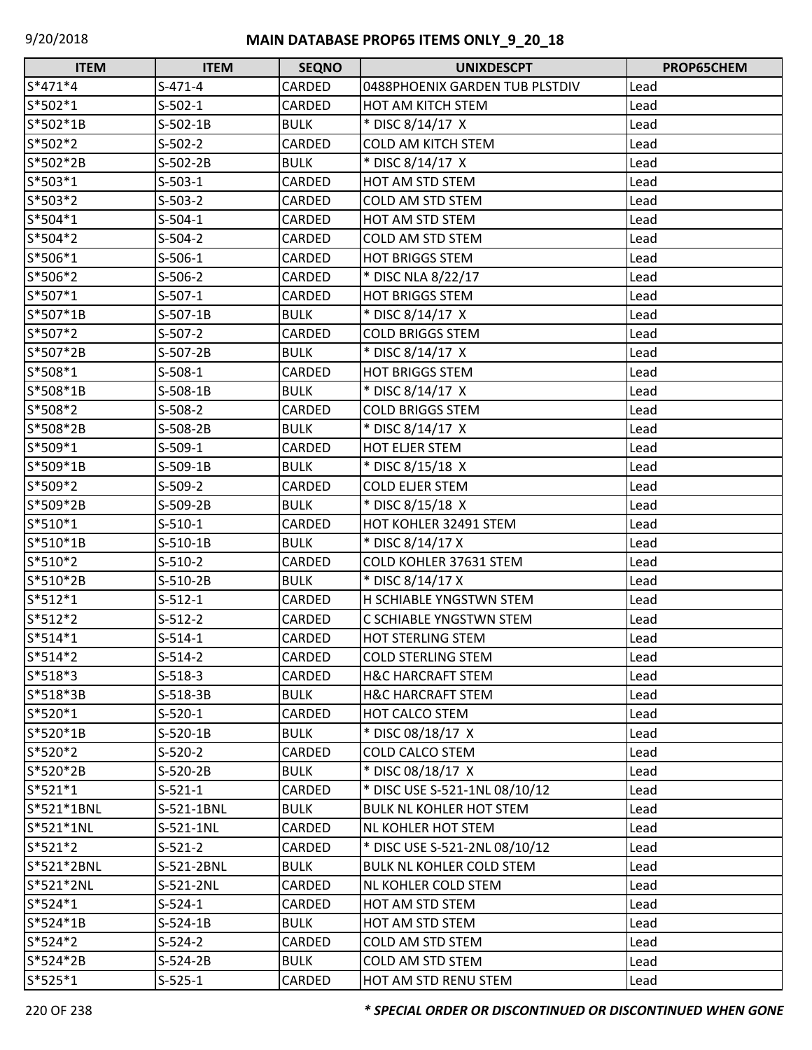# MAIN DATABASE PROP65 ITEMS ONLY_9_20_18

9/20/2018

| ITEM | ITEM | SEQNO | UNIXDESCPT | PROP65CHEM |
|---|---|---|---|---|
| S*471*4 | S-471-4 | CARDED | 0488PHOENIX GARDEN TUB PLSTDIV | Lead |
| S*502*1 | S-502-1 | CARDED | HOT AM KITCH STEM | Lead |
| S*502*1B | S-502-1B | BULK | * DISC 8/14/17 X | Lead |
| S*502*2 | S-502-2 | CARDED | COLD AM KITCH STEM | Lead |
| S*502*2B | S-502-2B | BULK | * DISC 8/14/17 X | Lead |
| S*503*1 | S-503-1 | CARDED | HOT AM STD STEM | Lead |
| S*503*2 | S-503-2 | CARDED | COLD AM STD STEM | Lead |
| S*504*1 | S-504-1 | CARDED | HOT AM STD STEM | Lead |
| S*504*2 | S-504-2 | CARDED | COLD AM STD STEM | Lead |
| S*506*1 | S-506-1 | CARDED | HOT BRIGGS STEM | Lead |
| S*506*2 | S-506-2 | CARDED | * DISC NLA 8/22/17 | Lead |
| S*507*1 | S-507-1 | CARDED | HOT BRIGGS STEM | Lead |
| S*507*1B | S-507-1B | BULK | * DISC 8/14/17 X | Lead |
| S*507*2 | S-507-2 | CARDED | COLD BRIGGS STEM | Lead |
| S*507*2B | S-507-2B | BULK | * DISC 8/14/17 X | Lead |
| S*508*1 | S-508-1 | CARDED | HOT BRIGGS STEM | Lead |
| S*508*1B | S-508-1B | BULK | * DISC 8/14/17 X | Lead |
| S*508*2 | S-508-2 | CARDED | COLD BRIGGS STEM | Lead |
| S*508*2B | S-508-2B | BULK | * DISC 8/14/17 X | Lead |
| S*509*1 | S-509-1 | CARDED | HOT ELJER STEM | Lead |
| S*509*1B | S-509-1B | BULK | * DISC 8/15/18 X | Lead |
| S*509*2 | S-509-2 | CARDED | COLD ELJER STEM | Lead |
| S*509*2B | S-509-2B | BULK | * DISC 8/15/18 X | Lead |
| S*510*1 | S-510-1 | CARDED | HOT KOHLER 32491 STEM | Lead |
| S*510*1B | S-510-1B | BULK | * DISC 8/14/17 X | Lead |
| S*510*2 | S-510-2 | CARDED | COLD KOHLER 37631 STEM | Lead |
| S*510*2B | S-510-2B | BULK | * DISC 8/14/17 X | Lead |
| S*512*1 | S-512-1 | CARDED | H SCHIABLE YNGSTWN STEM | Lead |
| S*512*2 | S-512-2 | CARDED | C SCHIABLE YNGSTWN STEM | Lead |
| S*514*1 | S-514-1 | CARDED | HOT STERLING STEM | Lead |
| S*514*2 | S-514-2 | CARDED | COLD STERLING STEM | Lead |
| S*518*3 | S-518-3 | CARDED | H&C HARCRAFT STEM | Lead |
| S*518*3B | S-518-3B | BULK | H&C HARCRAFT STEM | Lead |
| S*520*1 | S-520-1 | CARDED | HOT CALCO STEM | Lead |
| S*520*1B | S-520-1B | BULK | * DISC 08/18/17 X | Lead |
| S*520*2 | S-520-2 | CARDED | COLD CALCO STEM | Lead |
| S*520*2B | S-520-2B | BULK | * DISC 08/18/17 X | Lead |
| S*521*1 | S-521-1 | CARDED | * DISC USE S-521-1NL 08/10/12 | Lead |
| S*521*1BNL | S-521-1BNL | BULK | BULK NL KOHLER HOT STEM | Lead |
| S*521*1NL | S-521-1NL | CARDED | NL KOHLER HOT STEM | Lead |
| S*521*2 | S-521-2 | CARDED | * DISC USE S-521-2NL 08/10/12 | Lead |
| S*521*2BNL | S-521-2BNL | BULK | BULK NL KOHLER COLD STEM | Lead |
| S*521*2NL | S-521-2NL | CARDED | NL KOHLER COLD STEM | Lead |
| S*524*1 | S-524-1 | CARDED | HOT AM STD STEM | Lead |
| S*524*1B | S-524-1B | BULK | HOT AM STD STEM | Lead |
| S*524*2 | S-524-2 | CARDED | COLD AM STD STEM | Lead |
| S*524*2B | S-524-2B | BULK | COLD AM STD STEM | Lead |
| S*525*1 | S-525-1 | CARDED | HOT AM STD RENU STEM | Lead |

***\* SPECIAL ORDER OR DISCONTINUED OR DISCONTINUED WHEN GONE***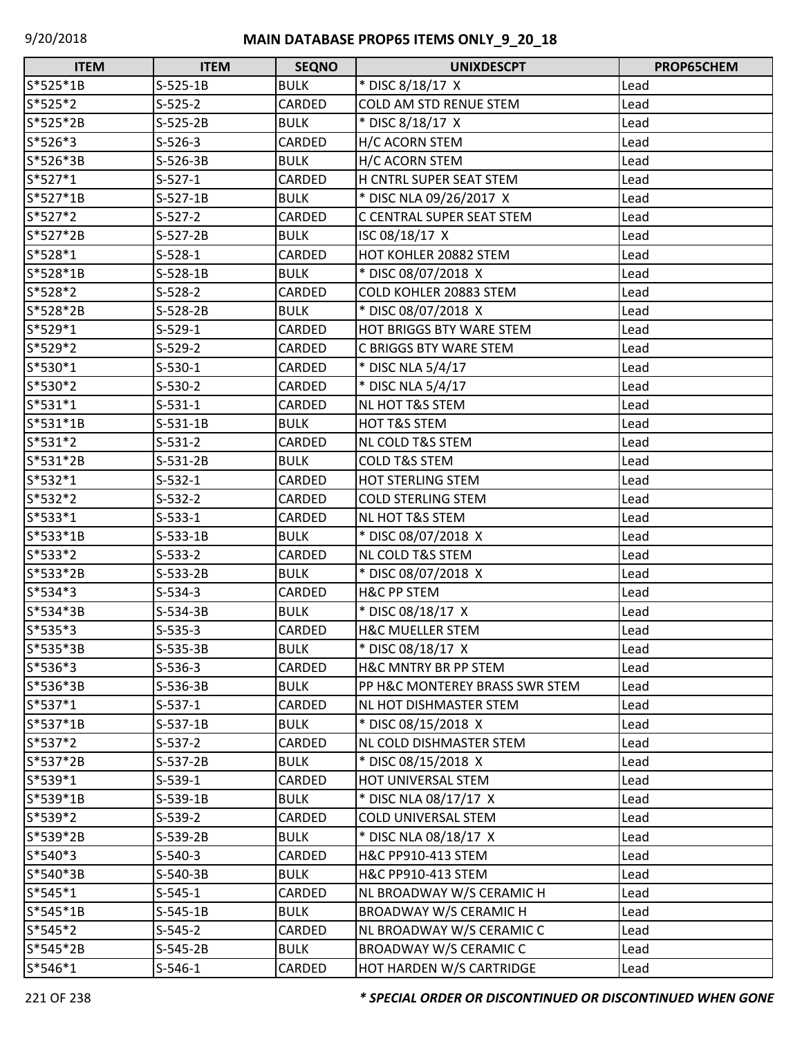# MAIN DATABASE PROP65 ITEMS ONLY_9_20_18

| ITEM | ITEM | SEQNO | UNIXDESCPT | PROP65CHEM |
|---|---|---|---|---|
| S*525*1B | S-525-1B | BULK | * DISC 8/18/17 X | Lead |
| S*525*2 | S-525-2 | CARDED | COLD AM STD RENUE STEM | Lead |
| S*525*2B | S-525-2B | BULK | * DISC 8/18/17 X | Lead |
| S*526*3 | S-526-3 | CARDED | H/C ACORN STEM | Lead |
| S*526*3B | S-526-3B | BULK | H/C ACORN STEM | Lead |
| S*527*1 | S-527-1 | CARDED | H CNTRL SUPER SEAT STEM | Lead |
| S*527*1B | S-527-1B | BULK | * DISC NLA 09/26/2017 X | Lead |
| S*527*2 | S-527-2 | CARDED | C CENTRAL SUPER SEAT STEM | Lead |
| S*527*2B | S-527-2B | BULK | ISC 08/18/17 X | Lead |
| S*528*1 | S-528-1 | CARDED | HOT KOHLER 20882 STEM | Lead |
| S*528*1B | S-528-1B | BULK | * DISC 08/07/2018 X | Lead |
| S*528*2 | S-528-2 | CARDED | COLD KOHLER 20883 STEM | Lead |
| S*528*2B | S-528-2B | BULK | * DISC 08/07/2018 X | Lead |
| S*529*1 | S-529-1 | CARDED | HOT BRIGGS BTY WARE STEM | Lead |
| S*529*2 | S-529-2 | CARDED | C BRIGGS BTY WARE STEM | Lead |
| S*530*1 | S-530-1 | CARDED | * DISC NLA 5/4/17 | Lead |
| S*530*2 | S-530-2 | CARDED | * DISC NLA 5/4/17 | Lead |
| S*531*1 | S-531-1 | CARDED | NL HOT T&S STEM | Lead |
| S*531*1B | S-531-1B | BULK | HOT T&S STEM | Lead |
| S*531*2 | S-531-2 | CARDED | NL COLD T&S STEM | Lead |
| S*531*2B | S-531-2B | BULK | COLD T&S STEM | Lead |
| S*532*1 | S-532-1 | CARDED | HOT STERLING STEM | Lead |
| S*532*2 | S-532-2 | CARDED | COLD STERLING STEM | Lead |
| S*533*1 | S-533-1 | CARDED | NL HOT T&S STEM | Lead |
| S*533*1B | S-533-1B | BULK | * DISC 08/07/2018 X | Lead |
| S*533*2 | S-533-2 | CARDED | NL COLD T&S STEM | Lead |
| S*533*2B | S-533-2B | BULK | * DISC 08/07/2018 X | Lead |
| S*534*3 | S-534-3 | CARDED | H&C PP STEM | Lead |
| S*534*3B | S-534-3B | BULK | * DISC 08/18/17 X | Lead |
| S*535*3 | S-535-3 | CARDED | H&C MUELLER STEM | Lead |
| S*535*3B | S-535-3B | BULK | * DISC 08/18/17 X | Lead |
| S*536*3 | S-536-3 | CARDED | H&C MNTRY BR PP STEM | Lead |
| S*536*3B | S-536-3B | BULK | PP H&C MONTEREY BRASS SWR STEM | Lead |
| S*537*1 | S-537-1 | CARDED | NL HOT DISHMASTER STEM | Lead |
| S*537*1B | S-537-1B | BULK | * DISC 08/15/2018 X | Lead |
| S*537*2 | S-537-2 | CARDED | NL COLD DISHMASTER STEM | Lead |
| S*537*2B | S-537-2B | BULK | * DISC 08/15/2018 X | Lead |
| S*539*1 | S-539-1 | CARDED | HOT UNIVERSAL STEM | Lead |
| S*539*1B | S-539-1B | BULK | * DISC NLA 08/17/17 X | Lead |
| S*539*2 | S-539-2 | CARDED | COLD UNIVERSAL STEM | Lead |
| S*539*2B | S-539-2B | BULK | * DISC NLA 08/18/17 X | Lead |
| S*540*3 | S-540-3 | CARDED | H&C PP910-413 STEM | Lead |
| S*540*3B | S-540-3B | BULK | H&C PP910-413 STEM | Lead |
| S*545*1 | S-545-1 | CARDED | NL BROADWAY W/S CERAMIC H | Lead |
| S*545*1B | S-545-1B | BULK | BROADWAY W/S CERAMIC H | Lead |
| S*545*2 | S-545-2 | CARDED | NL BROADWAY W/S CERAMIC C | Lead |
| S*545*2B | S-545-2B | BULK | BROADWAY W/S CERAMIC C | Lead |
| S*546*1 | S-546-1 | CARDED | HOT HARDEN W/S CARTRIDGE | Lead |

***\* SPECIAL ORDER OR DISCONTINUED OR DISCONTINUED WHEN GONE***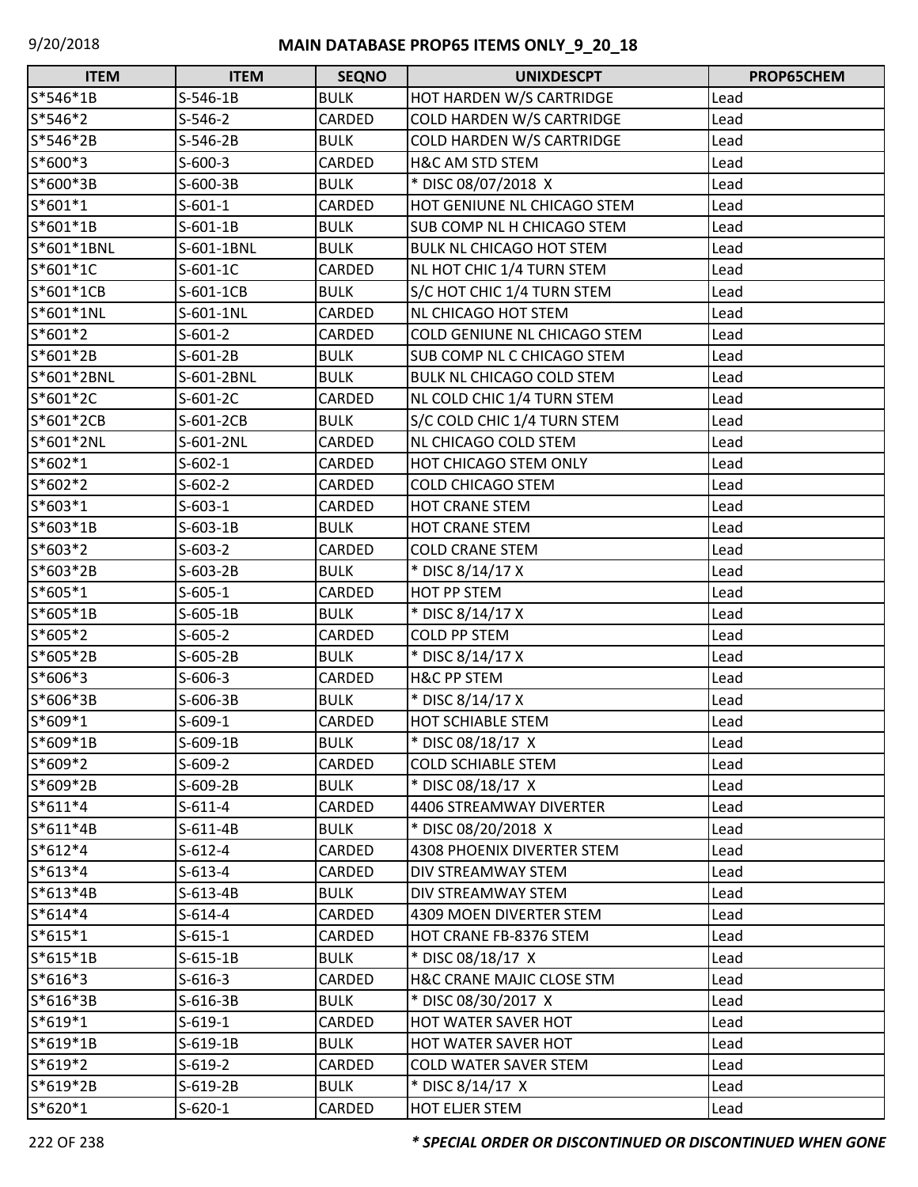# MAIN DATABASE PROP65 ITEMS ONLY_9_20_18

| ITEM | ITEM | SEQNO | UNIXDESCPT | PROP65CHEM |
|---|---|---|---|---|
| S*546*1B | S-546-1B | BULK | HOT HARDEN W/S CARTRIDGE | Lead |
| S*546*2 | S-546-2 | CARDED | COLD HARDEN W/S CARTRIDGE | Lead |
| S*546*2B | S-546-2B | BULK | COLD HARDEN W/S CARTRIDGE | Lead |
| S*600*3 | S-600-3 | CARDED | H&C AM STD STEM | Lead |
| S*600*3B | S-600-3B | BULK | * DISC 08/07/2018 X | Lead |
| S*601*1 | S-601-1 | CARDED | HOT GENIUNE NL CHICAGO STEM | Lead |
| S*601*1B | S-601-1B | BULK | SUB COMP NL H CHICAGO STEM | Lead |
| S*601*1BNL | S-601-1BNL | BULK | BULK NL CHICAGO HOT STEM | Lead |
| S*601*1C | S-601-1C | CARDED | NL HOT CHIC 1/4 TURN STEM | Lead |
| S*601*1CB | S-601-1CB | BULK | S/C HOT CHIC 1/4 TURN STEM | Lead |
| S*601*1NL | S-601-1NL | CARDED | NL CHICAGO HOT STEM | Lead |
| S*601*2 | S-601-2 | CARDED | COLD GENIUNE NL CHICAGO STEM | Lead |
| S*601*2B | S-601-2B | BULK | SUB COMP NL C CHICAGO STEM | Lead |
| S*601*2BNL | S-601-2BNL | BULK | BULK NL CHICAGO COLD STEM | Lead |
| S*601*2C | S-601-2C | CARDED | NL COLD CHIC 1/4 TURN STEM | Lead |
| S*601*2CB | S-601-2CB | BULK | S/C COLD CHIC 1/4 TURN STEM | Lead |
| S*601*2NL | S-601-2NL | CARDED | NL CHICAGO COLD STEM | Lead |
| S*602*1 | S-602-1 | CARDED | HOT CHICAGO STEM ONLY | Lead |
| S*602*2 | S-602-2 | CARDED | COLD CHICAGO STEM | Lead |
| S*603*1 | S-603-1 | CARDED | HOT CRANE STEM | Lead |
| S*603*1B | S-603-1B | BULK | HOT CRANE STEM | Lead |
| S*603*2 | S-603-2 | CARDED | COLD CRANE STEM | Lead |
| S*603*2B | S-603-2B | BULK | * DISC 8/14/17 X | Lead |
| S*605*1 | S-605-1 | CARDED | HOT PP STEM | Lead |
| S*605*1B | S-605-1B | BULK | * DISC 8/14/17 X | Lead |
| S*605*2 | S-605-2 | CARDED | COLD PP STEM | Lead |
| S*605*2B | S-605-2B | BULK | * DISC 8/14/17 X | Lead |
| S*606*3 | S-606-3 | CARDED | H&C PP STEM | Lead |
| S*606*3B | S-606-3B | BULK | * DISC 8/14/17 X | Lead |
| S*609*1 | S-609-1 | CARDED | HOT SCHIABLE STEM | Lead |
| S*609*1B | S-609-1B | BULK | * DISC 08/18/17 X | Lead |
| S*609*2 | S-609-2 | CARDED | COLD SCHIABLE STEM | Lead |
| S*609*2B | S-609-2B | BULK | * DISC 08/18/17 X | Lead |
| S*611*4 | S-611-4 | CARDED | 4406 STREAMWAY DIVERTER | Lead |
| S*611*4B | S-611-4B | BULK | * DISC 08/20/2018 X | Lead |
| S*612*4 | S-612-4 | CARDED | 4308 PHOENIX DIVERTER STEM | Lead |
| S*613*4 | S-613-4 | CARDED | DIV STREAMWAY STEM | Lead |
| S*613*4B | S-613-4B | BULK | DIV STREAMWAY STEM | Lead |
| S*614*4 | S-614-4 | CARDED | 4309 MOEN DIVERTER STEM | Lead |
| S*615*1 | S-615-1 | CARDED | HOT CRANE FB-8376 STEM | Lead |
| S*615*1B | S-615-1B | BULK | * DISC 08/18/17 X | Lead |
| S*616*3 | S-616-3 | CARDED | H&C CRANE MAJIC CLOSE STM | Lead |
| S*616*3B | S-616-3B | BULK | * DISC 08/30/2017 X | Lead |
| S*619*1 | S-619-1 | CARDED | HOT WATER SAVER HOT | Lead |
| S*619*1B | S-619-1B | BULK | HOT WATER SAVER HOT | Lead |
| S*619*2 | S-619-2 | CARDED | COLD WATER SAVER STEM | Lead |
| S*619*2B | S-619-2B | BULK | * DISC 8/14/17 X | Lead |
| S*620*1 | S-620-1 | CARDED | HOT ELJER STEM | Lead |

*** SPECIAL ORDER OR DISCONTINUED OR DISCONTINUED WHEN GONE**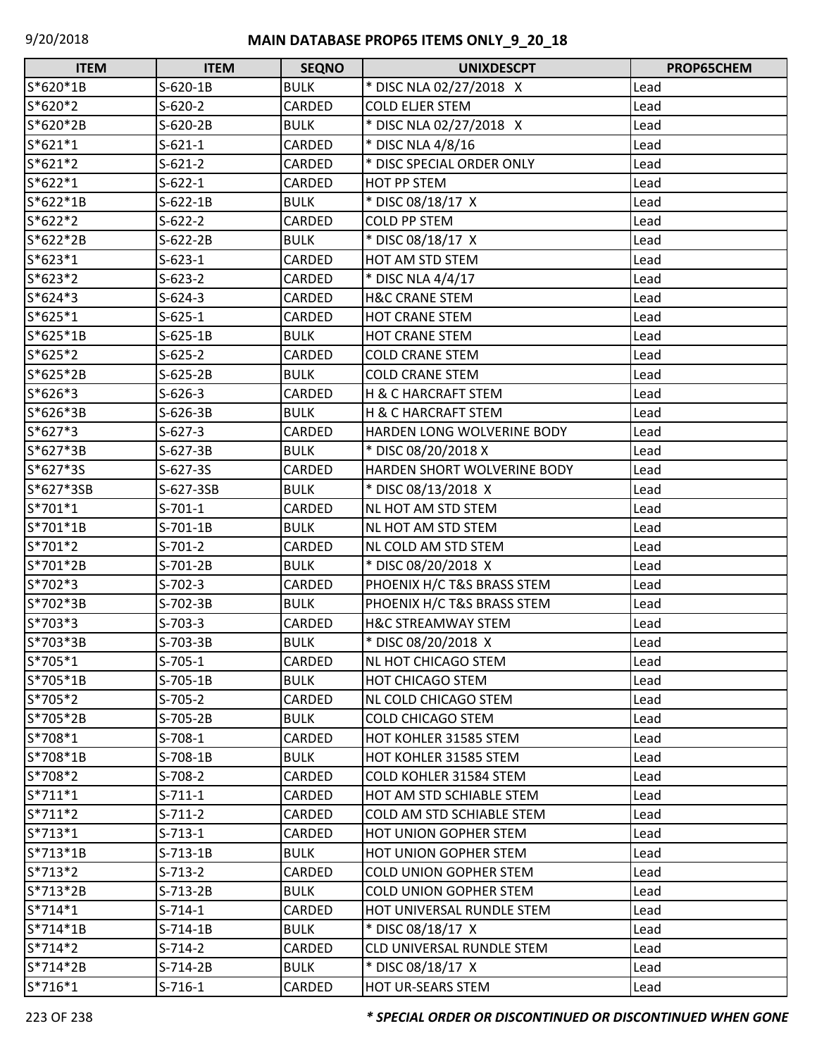| ITEM | ITEM | SEQNO | UNIXDESCPT | PROP65CHEM |
|---|---|---|---|---|
| S*620*1B | S-620-1B | BULK | * DISC NLA 02/27/2018 X | Lead |
| S*620*2 | S-620-2 | CARDED | COLD ELJER STEM | Lead |
| S*620*2B | S-620-2B | BULK | * DISC NLA 02/27/2018 X | Lead |
| S*621*1 | S-621-1 | CARDED | * DISC NLA 4/8/16 | Lead |
| S*621*2 | S-621-2 | CARDED | * DISC SPECIAL ORDER ONLY | Lead |
| S*622*1 | S-622-1 | CARDED | HOT PP STEM | Lead |
| S*622*1B | S-622-1B | BULK | * DISC 08/18/17 X | Lead |
| S*622*2 | S-622-2 | CARDED | COLD PP STEM | Lead |
| S*622*2B | S-622-2B | BULK | * DISC 08/18/17 X | Lead |
| S*623*1 | S-623-1 | CARDED | HOT AM STD STEM | Lead |
| S*623*2 | S-623-2 | CARDED | * DISC NLA 4/4/17 | Lead |
| S*624*3 | S-624-3 | CARDED | H&C CRANE STEM | Lead |
| S*625*1 | S-625-1 | CARDED | HOT CRANE STEM | Lead |
| S*625*1B | S-625-1B | BULK | HOT CRANE STEM | Lead |
| S*625*2 | S-625-2 | CARDED | COLD CRANE STEM | Lead |
| S*625*2B | S-625-2B | BULK | COLD CRANE STEM | Lead |
| S*626*3 | S-626-3 | CARDED | H & C HARCRAFT STEM | Lead |
| S*626*3B | S-626-3B | BULK | H & C HARCRAFT STEM | Lead |
| S*627*3 | S-627-3 | CARDED | HARDEN LONG WOLVERINE BODY | Lead |
| S*627*3B | S-627-3B | BULK | * DISC 08/20/2018 X | Lead |
| S*627*3S | S-627-3S | CARDED | HARDEN SHORT WOLVERINE BODY | Lead |
| S*627*3SB | S-627-3SB | BULK | * DISC 08/13/2018 X | Lead |
| S*701*1 | S-701-1 | CARDED | NL HOT AM STD STEM | Lead |
| S*701*1B | S-701-1B | BULK | NL HOT AM STD STEM | Lead |
| S*701*2 | S-701-2 | CARDED | NL COLD AM STD STEM | Lead |
| S*701*2B | S-701-2B | BULK | * DISC 08/20/2018 X | Lead |
| S*702*3 | S-702-3 | CARDED | PHOENIX H/C T&S BRASS STEM | Lead |
| S*702*3B | S-702-3B | BULK | PHOENIX H/C T&S BRASS STEM | Lead |
| S*703*3 | S-703-3 | CARDED | H&C STREAMWAY STEM | Lead |
| S*703*3B | S-703-3B | BULK | * DISC 08/20/2018 X | Lead |
| S*705*1 | S-705-1 | CARDED | NL HOT CHICAGO STEM | Lead |
| S*705*1B | S-705-1B | BULK | HOT CHICAGO STEM | Lead |
| S*705*2 | S-705-2 | CARDED | NL COLD CHICAGO STEM | Lead |
| S*705*2B | S-705-2B | BULK | COLD CHICAGO STEM | Lead |
| S*708*1 | S-708-1 | CARDED | HOT KOHLER 31585 STEM | Lead |
| S*708*1B | S-708-1B | BULK | HOT KOHLER 31585 STEM | Lead |
| S*708*2 | S-708-2 | CARDED | COLD KOHLER 31584 STEM | Lead |
| S*711*1 | S-711-1 | CARDED | HOT AM STD SCHIABLE STEM | Lead |
| S*711*2 | S-711-2 | CARDED | COLD AM STD SCHIABLE STEM | Lead |
| S*713*1 | S-713-1 | CARDED | HOT UNION GOPHER STEM | Lead |
| S*713*1B | S-713-1B | BULK | HOT UNION GOPHER STEM | Lead |
| S*713*2 | S-713-2 | CARDED | COLD UNION GOPHER STEM | Lead |
| S*713*2B | S-713-2B | BULK | COLD UNION GOPHER STEM | Lead |
| S*714*1 | S-714-1 | CARDED | HOT UNIVERSAL RUNDLE STEM | Lead |
| S*714*1B | S-714-1B | BULK | * DISC 08/18/17 X | Lead |
| S*714*2 | S-714-2 | CARDED | CLD UNIVERSAL RUNDLE STEM | Lead |
| S*714*2B | S-714-2B | BULK | * DISC 08/18/17 X | Lead |
| S*716*1 | S-716-1 | CARDED | HOT UR-SEARS STEM | Lead |

***\* SPECIAL ORDER OR DISCONTINUED OR DISCONTINUED WHEN GONE***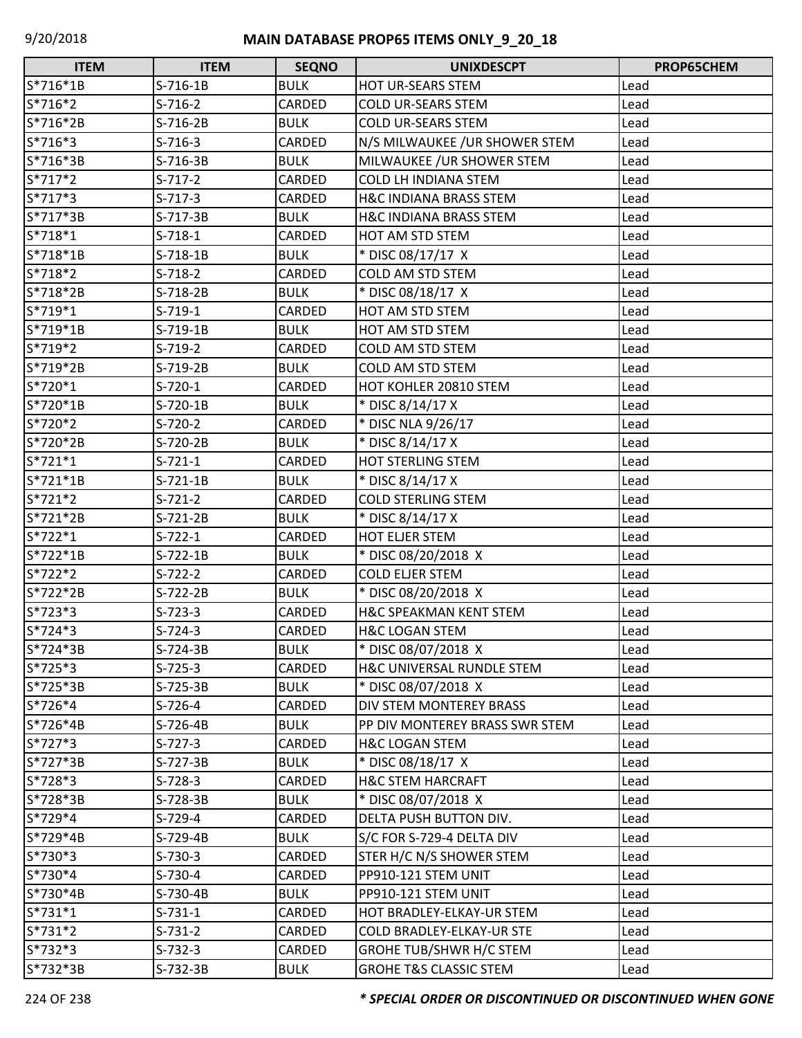# MAIN DATABASE PROP65 ITEMS ONLY_9_20_18

| ITEM | ITEM | SEQNO | UNIXDESCPT | PROP65CHEM |
|---|---|---|---|---|
| S*716*1B | S-716-1B | BULK | HOT UR-SEARS STEM | Lead |
| S*716*2 | S-716-2 | CARDED | COLD UR-SEARS STEM | Lead |
| S*716*2B | S-716-2B | BULK | COLD UR-SEARS STEM | Lead |
| S*716*3 | S-716-3 | CARDED | N/S MILWAUKEE /UR SHOWER STEM | Lead |
| S*716*3B | S-716-3B | BULK | MILWAUKEE /UR SHOWER STEM | Lead |
| S*717*2 | S-717-2 | CARDED | COLD LH INDIANA STEM | Lead |
| S*717*3 | S-717-3 | CARDED | H&C INDIANA BRASS STEM | Lead |
| S*717*3B | S-717-3B | BULK | H&C INDIANA BRASS STEM | Lead |
| S*718*1 | S-718-1 | CARDED | HOT AM STD STEM | Lead |
| S*718*1B | S-718-1B | BULK | * DISC 08/17/17 X | Lead |
| S*718*2 | S-718-2 | CARDED | COLD AM STD STEM | Lead |
| S*718*2B | S-718-2B | BULK | * DISC 08/18/17 X | Lead |
| S*719*1 | S-719-1 | CARDED | HOT AM STD STEM | Lead |
| S*719*1B | S-719-1B | BULK | HOT AM STD STEM | Lead |
| S*719*2 | S-719-2 | CARDED | COLD AM STD STEM | Lead |
| S*719*2B | S-719-2B | BULK | COLD AM STD STEM | Lead |
| S*720*1 | S-720-1 | CARDED | HOT KOHLER 20810 STEM | Lead |
| S*720*1B | S-720-1B | BULK | * DISC 8/14/17 X | Lead |
| S*720*2 | S-720-2 | CARDED | * DISC NLA 9/26/17 | Lead |
| S*720*2B | S-720-2B | BULK | * DISC 8/14/17 X | Lead |
| S*721*1 | S-721-1 | CARDED | HOT STERLING STEM | Lead |
| S*721*1B | S-721-1B | BULK | * DISC 8/14/17 X | Lead |
| S*721*2 | S-721-2 | CARDED | COLD STERLING STEM | Lead |
| S*721*2B | S-721-2B | BULK | * DISC 8/14/17 X | Lead |
| S*722*1 | S-722-1 | CARDED | HOT ELJER STEM | Lead |
| S*722*1B | S-722-1B | BULK | * DISC 08/20/2018 X | Lead |
| S*722*2 | S-722-2 | CARDED | COLD ELJER STEM | Lead |
| S*722*2B | S-722-2B | BULK | * DISC 08/20/2018 X | Lead |
| S*723*3 | S-723-3 | CARDED | H&C SPEAKMAN KENT STEM | Lead |
| S*724*3 | S-724-3 | CARDED | H&C LOGAN STEM | Lead |
| S*724*3B | S-724-3B | BULK | * DISC 08/07/2018 X | Lead |
| S*725*3 | S-725-3 | CARDED | H&C UNIVERSAL RUNDLE STEM | Lead |
| S*725*3B | S-725-3B | BULK | * DISC 08/07/2018 X | Lead |
| S*726*4 | S-726-4 | CARDED | DIV STEM MONTEREY BRASS | Lead |
| S*726*4B | S-726-4B | BULK | PP DIV MONTEREY BRASS SWR STEM | Lead |
| S*727*3 | S-727-3 | CARDED | H&C LOGAN STEM | Lead |
| S*727*3B | S-727-3B | BULK | * DISC 08/18/17 X | Lead |
| S*728*3 | S-728-3 | CARDED | H&C STEM HARCRAFT | Lead |
| S*728*3B | S-728-3B | BULK | * DISC 08/07/2018 X | Lead |
| S*729*4 | S-729-4 | CARDED | DELTA PUSH BUTTON DIV. | Lead |
| S*729*4B | S-729-4B | BULK | S/C FOR S-729-4 DELTA DIV | Lead |
| S*730*3 | S-730-3 | CARDED | STER H/C N/S SHOWER STEM | Lead |
| S*730*4 | S-730-4 | CARDED | PP910-121 STEM UNIT | Lead |
| S*730*4B | S-730-4B | BULK | PP910-121 STEM UNIT | Lead |
| S*731*1 | S-731-1 | CARDED | HOT BRADLEY-ELKAY-UR STEM | Lead |
| S*731*2 | S-731-2 | CARDED | COLD BRADLEY-ELKAY-UR STE | Lead |
| S*732*3 | S-732-3 | CARDED | GROHE TUB/SHWR H/C STEM | Lead |
| S*732*3B | S-732-3B | BULK | GROHE T&S CLASSIC STEM | Lead |

***\* SPECIAL ORDER OR DISCONTINUED OR DISCONTINUED WHEN GONE***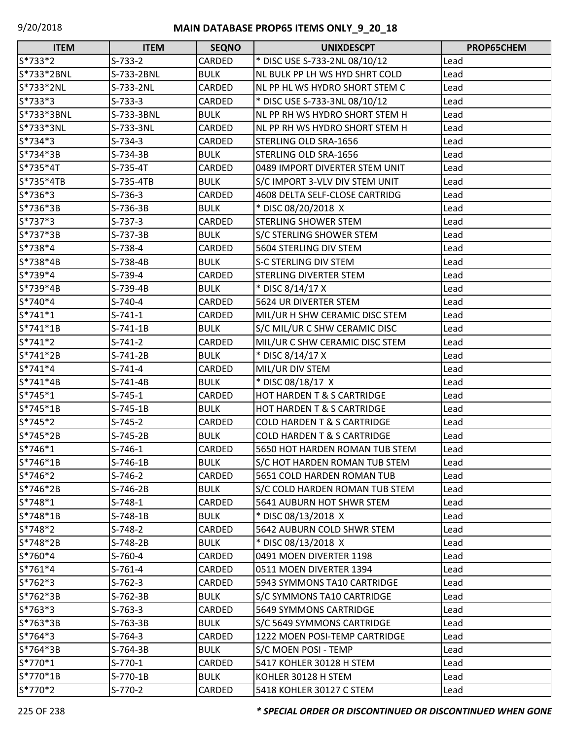| ITEM | ITEM | SEQNO | UNIXDESCPT | PROP65CHEM |
|---|---|---|---|---|
| S*733*2 | S-733-2 | CARDED | * DISC USE S-733-2NL 08/10/12 | Lead |
| S*733*2BNL | S-733-2BNL | BULK | NL BULK PP LH WS HYD SHRT COLD | Lead |
| S*733*2NL | S-733-2NL | CARDED | NL PP HL WS HYDRO SHORT STEM C | Lead |
| S*733*3 | S-733-3 | CARDED | * DISC USE S-733-3NL 08/10/12 | Lead |
| S*733*3BNL | S-733-3BNL | BULK | NL PP RH WS HYDRO SHORT STEM H | Lead |
| S*733*3NL | S-733-3NL | CARDED | NL PP RH WS HYDRO SHORT STEM H | Lead |
| S*734*3 | S-734-3 | CARDED | STERLING OLD SRA-1656 | Lead |
| S*734*3B | S-734-3B | BULK | STERLING OLD SRA-1656 | Lead |
| S*735*4T | S-735-4T | CARDED | 0489 IMPORT DIVERTER STEM UNIT | Lead |
| S*735*4TB | S-735-4TB | BULK | S/C IMPORT 3-VLV DIV STEM UNIT | Lead |
| S*736*3 | S-736-3 | CARDED | 4608 DELTA SELF-CLOSE CARTRIDG | Lead |
| S*736*3B | S-736-3B | BULK | * DISC 08/20/2018 X | Lead |
| S*737*3 | S-737-3 | CARDED | STERLING SHOWER STEM | Lead |
| S*737*3B | S-737-3B | BULK | S/C STERLING SHOWER STEM | Lead |
| S*738*4 | S-738-4 | CARDED | 5604 STERLING DIV STEM | Lead |
| S*738*4B | S-738-4B | BULK | S-C STERLING DIV STEM | Lead |
| S*739*4 | S-739-4 | CARDED | STERLING DIVERTER STEM | Lead |
| S*739*4B | S-739-4B | BULK | * DISC 8/14/17 X | Lead |
| S*740*4 | S-740-4 | CARDED | 5624 UR DIVERTER STEM | Lead |
| S*741*1 | S-741-1 | CARDED | MIL/UR H SHW CERAMIC DISC STEM | Lead |
| S*741*1B | S-741-1B | BULK | S/C MIL/UR C SHW CERAMIC DISC | Lead |
| S*741*2 | S-741-2 | CARDED | MIL/UR C SHW CERAMIC DISC STEM | Lead |
| S*741*2B | S-741-2B | BULK | * DISC 8/14/17 X | Lead |
| S*741*4 | S-741-4 | CARDED | MIL/UR DIV STEM | Lead |
| S*741*4B | S-741-4B | BULK | * DISC 08/18/17 X | Lead |
| S*745*1 | S-745-1 | CARDED | HOT HARDEN T & S CARTRIDGE | Lead |
| S*745*1B | S-745-1B | BULK | HOT HARDEN T & S CARTRIDGE | Lead |
| S*745*2 | S-745-2 | CARDED | COLD HARDEN T & S CARTRIDGE | Lead |
| S*745*2B | S-745-2B | BULK | COLD HARDEN T & S CARTRIDGE | Lead |
| S*746*1 | S-746-1 | CARDED | 5650 HOT HARDEN ROMAN TUB STEM | Lead |
| S*746*1B | S-746-1B | BULK | S/C HOT HARDEN ROMAN TUB STEM | Lead |
| S*746*2 | S-746-2 | CARDED | 5651 COLD HARDEN ROMAN TUB | Lead |
| S*746*2B | S-746-2B | BULK | S/C COLD HARDEN ROMAN TUB STEM | Lead |
| S*748*1 | S-748-1 | CARDED | 5641 AUBURN HOT SHWR STEM | Lead |
| S*748*1B | S-748-1B | BULK | * DISC 08/13/2018 X | Lead |
| S*748*2 | S-748-2 | CARDED | 5642 AUBURN COLD SHWR STEM | Lead |
| S*748*2B | S-748-2B | BULK | * DISC 08/13/2018 X | Lead |
| S*760*4 | S-760-4 | CARDED | 0491 MOEN DIVERTER 1198 | Lead |
| S*761*4 | S-761-4 | CARDED | 0511 MOEN DIVERTER 1394 | Lead |
| S*762*3 | S-762-3 | CARDED | 5943 SYMMONS TA10 CARTRIDGE | Lead |
| S*762*3B | S-762-3B | BULK | S/C SYMMONS TA10 CARTRIDGE | Lead |
| S*763*3 | S-763-3 | CARDED | 5649 SYMMONS CARTRIDGE | Lead |
| S*763*3B | S-763-3B | BULK | S/C 5649 SYMMONS CARTRIDGE | Lead |
| S*764*3 | S-764-3 | CARDED | 1222 MOEN POSI-TEMP CARTRIDGE | Lead |
| S*764*3B | S-764-3B | BULK | S/C MOEN POSI - TEMP | Lead |
| S*770*1 | S-770-1 | CARDED | 5417 KOHLER 30128 H STEM | Lead |
| S*770*1B | S-770-1B | BULK | KOHLER 30128 H STEM | Lead |
| S*770*2 | S-770-2 | CARDED | 5418 KOHLER 30127 C STEM | Lead |

***** SPECIAL ORDER OR DISCONTINUED OR DISCONTINUED WHEN GONE**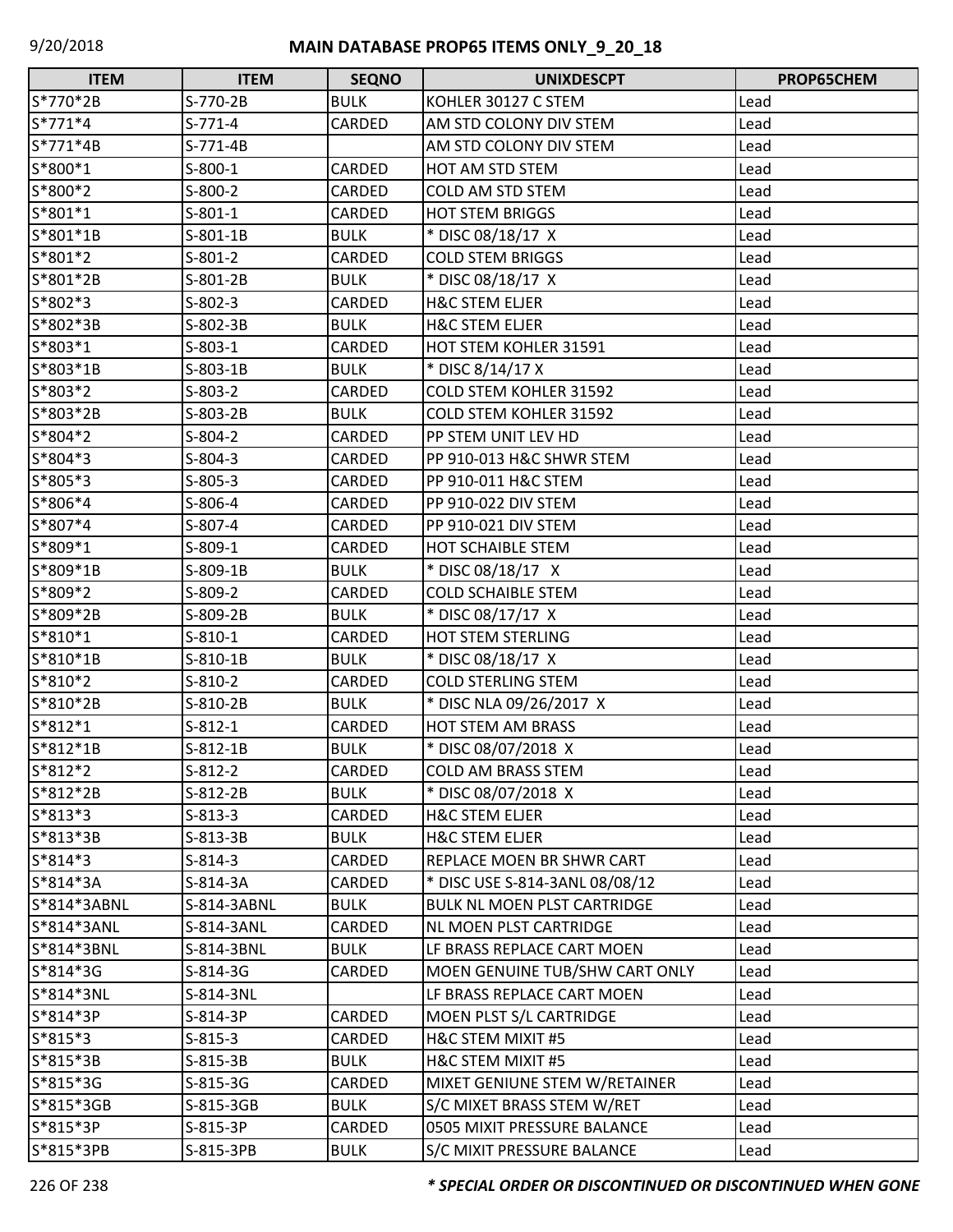## MAIN DATABASE PROP65 ITEMS ONLY_9_20_18

| ITEM | ITEM | SEQNO | UNIXDESCPT | PROP65CHEM |
|---|---|---|---|---|
| S*770*2B | S-770-2B | BULK | KOHLER 30127 C STEM | Lead |
| S*771*4 | S-771-4 | CARDED | AM STD COLONY DIV STEM | Lead |
| S*771*4B | S-771-4B | | AM STD COLONY DIV STEM | Lead |
| S*800*1 | S-800-1 | CARDED | HOT AM STD STEM | Lead |
| S*800*2 | S-800-2 | CARDED | COLD AM STD STEM | Lead |
| S*801*1 | S-801-1 | CARDED | HOT STEM BRIGGS | Lead |
| S*801*1B | S-801-1B | BULK | * DISC 08/18/17 X | Lead |
| S*801*2 | S-801-2 | CARDED | COLD STEM BRIGGS | Lead |
| S*801*2B | S-801-2B | BULK | * DISC 08/18/17 X | Lead |
| S*802*3 | S-802-3 | CARDED | H&C STEM ELJER | Lead |
| S*802*3B | S-802-3B | BULK | H&C STEM ELJER | Lead |
| S*803*1 | S-803-1 | CARDED | HOT STEM KOHLER 31591 | Lead |
| S*803*1B | S-803-1B | BULK | * DISC 8/14/17 X | Lead |
| S*803*2 | S-803-2 | CARDED | COLD STEM KOHLER 31592 | Lead |
| S*803*2B | S-803-2B | BULK | COLD STEM KOHLER 31592 | Lead |
| S*804*2 | S-804-2 | CARDED | PP STEM UNIT LEV HD | Lead |
| S*804*3 | S-804-3 | CARDED | PP 910-013 H&C SHWR STEM | Lead |
| S*805*3 | S-805-3 | CARDED | PP 910-011 H&C STEM | Lead |
| S*806*4 | S-806-4 | CARDED | PP 910-022 DIV STEM | Lead |
| S*807*4 | S-807-4 | CARDED | PP 910-021 DIV STEM | Lead |
| S*809*1 | S-809-1 | CARDED | HOT SCHAIBLE STEM | Lead |
| S*809*1B | S-809-1B | BULK | * DISC 08/18/17 X | Lead |
| S*809*2 | S-809-2 | CARDED | COLD SCHAIBLE STEM | Lead |
| S*809*2B | S-809-2B | BULK | * DISC 08/17/17 X | Lead |
| S*810*1 | S-810-1 | CARDED | HOT STEM STERLING | Lead |
| S*810*1B | S-810-1B | BULK | * DISC 08/18/17 X | Lead |
| S*810*2 | S-810-2 | CARDED | COLD STERLING STEM | Lead |
| S*810*2B | S-810-2B | BULK | * DISC NLA 09/26/2017 X | Lead |
| S*812*1 | S-812-1 | CARDED | HOT STEM AM BRASS | Lead |
| S*812*1B | S-812-1B | BULK | * DISC 08/07/2018 X | Lead |
| S*812*2 | S-812-2 | CARDED | COLD AM BRASS STEM | Lead |
| S*812*2B | S-812-2B | BULK | * DISC 08/07/2018 X | Lead |
| S*813*3 | S-813-3 | CARDED | H&C STEM ELJER | Lead |
| S*813*3B | S-813-3B | BULK | H&C STEM ELJER | Lead |
| S*814*3 | S-814-3 | CARDED | REPLACE MOEN BR SHWR CART | Lead |
| S*814*3A | S-814-3A | CARDED | * DISC USE S-814-3ANL 08/08/12 | Lead |
| S*814*3ABNL | S-814-3ABNL | BULK | BULK NL MOEN PLST CARTRIDGE | Lead |
| S*814*3ANL | S-814-3ANL | CARDED | NL MOEN PLST CARTRIDGE | Lead |
| S*814*3BNL | S-814-3BNL | BULK | LF BRASS REPLACE CART MOEN | Lead |
| S*814*3G | S-814-3G | CARDED | MOEN GENUINE TUB/SHW CART ONLY | Lead |
| S*814*3NL | S-814-3NL | | LF BRASS REPLACE CART MOEN | Lead |
| S*814*3P | S-814-3P | CARDED | MOEN PLST S/L CARTRIDGE | Lead |
| S*815*3 | S-815-3 | CARDED | H&C STEM MIXIT #5 | Lead |
| S*815*3B | S-815-3B | BULK | H&C STEM MIXIT #5 | Lead |
| S*815*3G | S-815-3G | CARDED | MIXET GENIUNE STEM W/RETAINER | Lead |
| S*815*3GB | S-815-3GB | BULK | S/C MIXET BRASS STEM W/RET | Lead |
| S*815*3P | S-815-3P | CARDED | 0505 MIXIT PRESSURE BALANCE | Lead |
| S*815*3PB | S-815-3PB | BULK | S/C MIXIT PRESSURE BALANCE | Lead |

***\* SPECIAL ORDER OR DISCONTINUED OR DISCONTINUED WHEN GONE***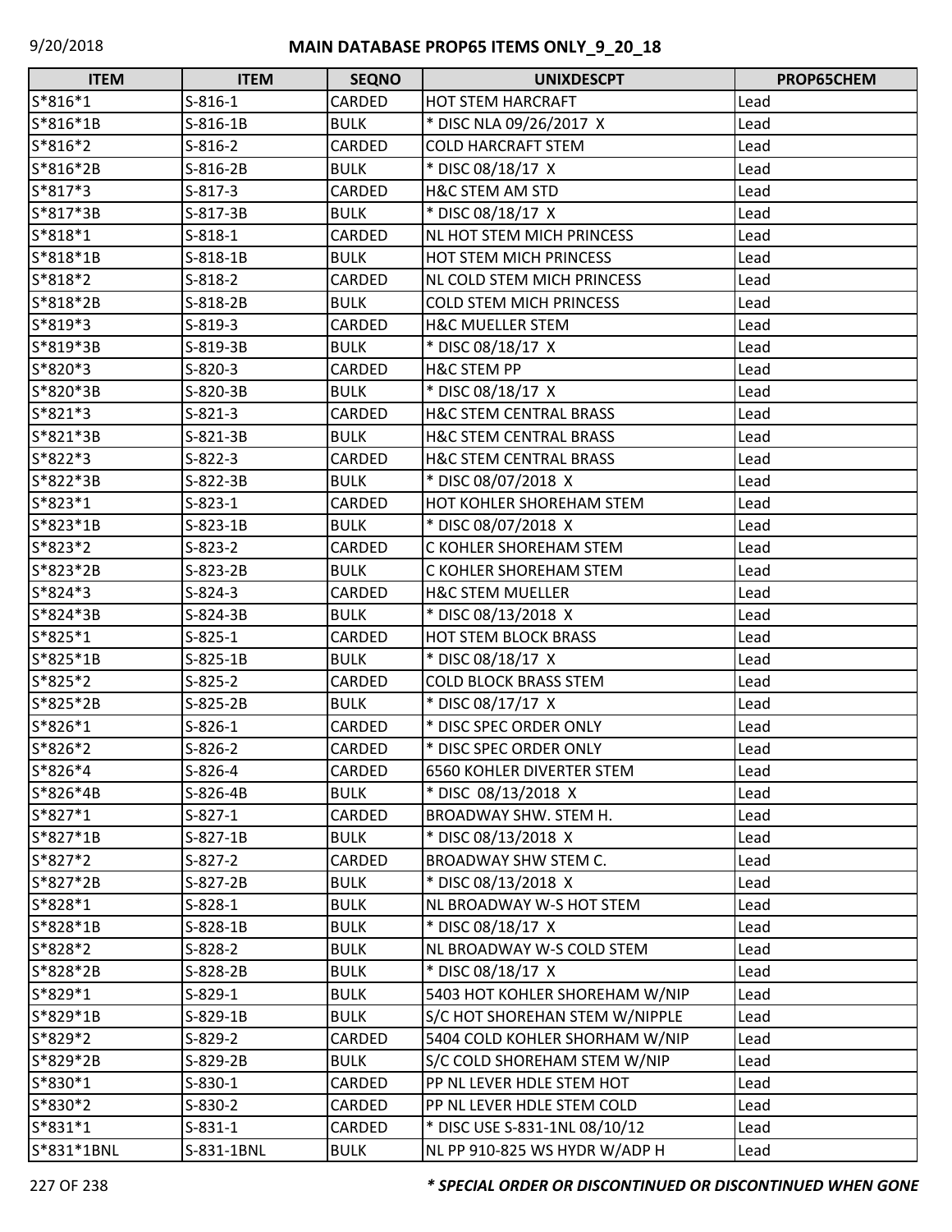# MAIN DATABASE PROP65 ITEMS ONLY_9_20_18

| ITEM | ITEM | SEQNO | UNIXDESCPT | PROP65CHEM |
|---|---|---|---|---|
| S*816*1 | S-816-1 | CARDED | HOT STEM HARCRAFT | Lead |
| S*816*1B | S-816-1B | BULK | * DISC NLA 09/26/2017 X | Lead |
| S*816*2 | S-816-2 | CARDED | COLD HARCRAFT STEM | Lead |
| S*816*2B | S-816-2B | BULK | * DISC 08/18/17 X | Lead |
| S*817*3 | S-817-3 | CARDED | H&C STEM AM STD | Lead |
| S*817*3B | S-817-3B | BULK | * DISC 08/18/17 X | Lead |
| S*818*1 | S-818-1 | CARDED | NL HOT STEM MICH PRINCESS | Lead |
| S*818*1B | S-818-1B | BULK | HOT STEM MICH PRINCESS | Lead |
| S*818*2 | S-818-2 | CARDED | NL COLD STEM MICH PRINCESS | Lead |
| S*818*2B | S-818-2B | BULK | COLD STEM MICH PRINCESS | Lead |
| S*819*3 | S-819-3 | CARDED | H&C MUELLER STEM | Lead |
| S*819*3B | S-819-3B | BULK | * DISC 08/18/17 X | Lead |
| S*820*3 | S-820-3 | CARDED | H&C STEM PP | Lead |
| S*820*3B | S-820-3B | BULK | * DISC 08/18/17 X | Lead |
| S*821*3 | S-821-3 | CARDED | H&C STEM CENTRAL BRASS | Lead |
| S*821*3B | S-821-3B | BULK | H&C STEM CENTRAL BRASS | Lead |
| S*822*3 | S-822-3 | CARDED | H&C STEM CENTRAL BRASS | Lead |
| S*822*3B | S-822-3B | BULK | * DISC 08/07/2018 X | Lead |
| S*823*1 | S-823-1 | CARDED | HOT KOHLER SHOREHAM STEM | Lead |
| S*823*1B | S-823-1B | BULK | * DISC 08/07/2018 X | Lead |
| S*823*2 | S-823-2 | CARDED | C KOHLER SHOREHAM STEM | Lead |
| S*823*2B | S-823-2B | BULK | C KOHLER SHOREHAM STEM | Lead |
| S*824*3 | S-824-3 | CARDED | H&C STEM MUELLER | Lead |
| S*824*3B | S-824-3B | BULK | * DISC 08/13/2018 X | Lead |
| S*825*1 | S-825-1 | CARDED | HOT STEM BLOCK BRASS | Lead |
| S*825*1B | S-825-1B | BULK | * DISC 08/18/17 X | Lead |
| S*825*2 | S-825-2 | CARDED | COLD BLOCK BRASS STEM | Lead |
| S*825*2B | S-825-2B | BULK | * DISC 08/17/17 X | Lead |
| S*826*1 | S-826-1 | CARDED | * DISC SPEC ORDER ONLY | Lead |
| S*826*2 | S-826-2 | CARDED | * DISC SPEC ORDER ONLY | Lead |
| S*826*4 | S-826-4 | CARDED | 6560 KOHLER DIVERTER STEM | Lead |
| S*826*4B | S-826-4B | BULK | * DISC 08/13/2018 X | Lead |
| S*827*1 | S-827-1 | CARDED | BROADWAY SHW. STEM H. | Lead |
| S*827*1B | S-827-1B | BULK | * DISC 08/13/2018 X | Lead |
| S*827*2 | S-827-2 | CARDED | BROADWAY SHW STEM C. | Lead |
| S*827*2B | S-827-2B | BULK | * DISC 08/13/2018 X | Lead |
| S*828*1 | S-828-1 | BULK | NL BROADWAY W-S HOT STEM | Lead |
| S*828*1B | S-828-1B | BULK | * DISC 08/18/17 X | Lead |
| S*828*2 | S-828-2 | BULK | NL BROADWAY W-S COLD STEM | Lead |
| S*828*2B | S-828-2B | BULK | * DISC 08/18/17 X | Lead |
| S*829*1 | S-829-1 | BULK | 5403 HOT KOHLER SHOREHAM W/NIP | Lead |
| S*829*1B | S-829-1B | BULK | S/C HOT SHOREHAN STEM W/NIPPLE | Lead |
| S*829*2 | S-829-2 | CARDED | 5404 COLD KOHLER SHORHAM W/NIP | Lead |
| S*829*2B | S-829-2B | BULK | S/C COLD SHOREHAM STEM W/NIP | Lead |
| S*830*1 | S-830-1 | CARDED | PP NL LEVER HDLE STEM HOT | Lead |
| S*830*2 | S-830-2 | CARDED | PP NL LEVER HDLE STEM COLD | Lead |
| S*831*1 | S-831-1 | CARDED | * DISC USE S-831-1NL 08/10/12 | Lead |
| S*831*1BNL | S-831-1BNL | BULK | NL PP 910-825 WS HYDR W/ADP H | Lead |

***\* SPECIAL ORDER OR DISCONTINUED OR DISCONTINUED WHEN GONE***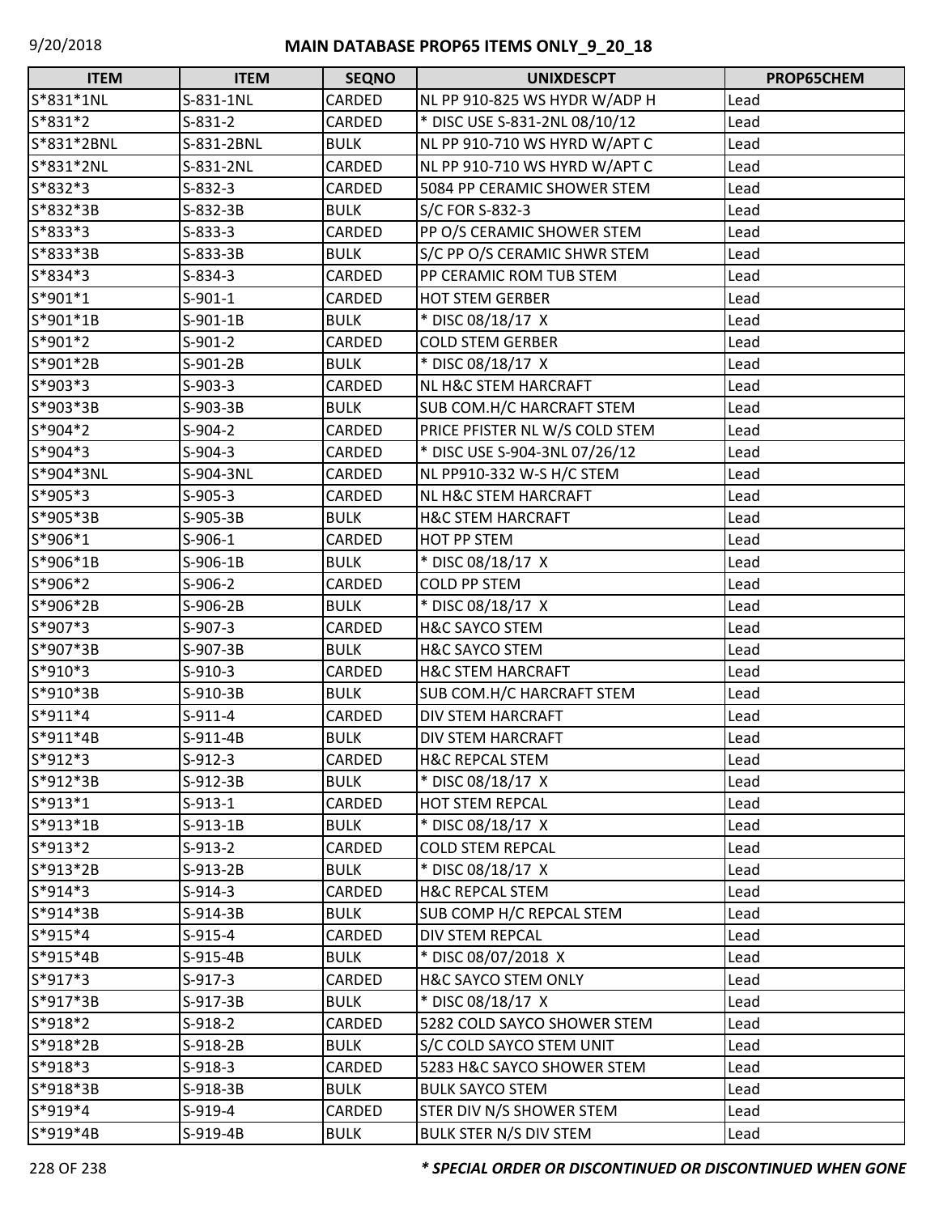# MAIN DATABASE PROP65 ITEMS ONLY_9_20_18

| ITEM | ITEM | SEQNO | UNIXDESCPT | PROP65CHEM |
|---|---|---|---|---|
| S*831*1NL | S-831-1NL | CARDED | NL PP 910-825 WS HYDR W/ADP H | Lead |
| S*831*2 | S-831-2 | CARDED | * DISC USE S-831-2NL 08/10/12 | Lead |
| S*831*2BNL | S-831-2BNL | BULK | NL PP 910-710 WS HYRD W/APT C | Lead |
| S*831*2NL | S-831-2NL | CARDED | NL PP 910-710 WS HYRD W/APT C | Lead |
| S*832*3 | S-832-3 | CARDED | 5084 PP CERAMIC SHOWER STEM | Lead |
| S*832*3B | S-832-3B | BULK | S/C FOR S-832-3 | Lead |
| S*833*3 | S-833-3 | CARDED | PP O/S CERAMIC SHOWER STEM | Lead |
| S*833*3B | S-833-3B | BULK | S/C PP O/S CERAMIC SHWR STEM | Lead |
| S*834*3 | S-834-3 | CARDED | PP CERAMIC ROM TUB STEM | Lead |
| S*901*1 | S-901-1 | CARDED | HOT STEM GERBER | Lead |
| S*901*1B | S-901-1B | BULK | * DISC 08/18/17 X | Lead |
| S*901*2 | S-901-2 | CARDED | COLD STEM GERBER | Lead |
| S*901*2B | S-901-2B | BULK | * DISC 08/18/17 X | Lead |
| S*903*3 | S-903-3 | CARDED | NL H&C STEM HARCRAFT | Lead |
| S*903*3B | S-903-3B | BULK | SUB COM.H/C HARCRAFT STEM | Lead |
| S*904*2 | S-904-2 | CARDED | PRICE PFISTER NL W/S COLD STEM | Lead |
| S*904*3 | S-904-3 | CARDED | * DISC USE S-904-3NL 07/26/12 | Lead |
| S*904*3NL | S-904-3NL | CARDED | NL PP910-332 W-S H/C STEM | Lead |
| S*905*3 | S-905-3 | CARDED | NL H&C STEM HARCRAFT | Lead |
| S*905*3B | S-905-3B | BULK | H&C STEM HARCRAFT | Lead |
| S*906*1 | S-906-1 | CARDED | HOT PP STEM | Lead |
| S*906*1B | S-906-1B | BULK | * DISC 08/18/17 X | Lead |
| S*906*2 | S-906-2 | CARDED | COLD PP STEM | Lead |
| S*906*2B | S-906-2B | BULK | * DISC 08/18/17 X | Lead |
| S*907*3 | S-907-3 | CARDED | H&C SAYCO STEM | Lead |
| S*907*3B | S-907-3B | BULK | H&C SAYCO STEM | Lead |
| S*910*3 | S-910-3 | CARDED | H&C STEM HARCRAFT | Lead |
| S*910*3B | S-910-3B | BULK | SUB COM.H/C HARCRAFT STEM | Lead |
| S*911*4 | S-911-4 | CARDED | DIV STEM HARCRAFT | Lead |
| S*911*4B | S-911-4B | BULK | DIV STEM HARCRAFT | Lead |
| S*912*3 | S-912-3 | CARDED | H&C REPCAL STEM | Lead |
| S*912*3B | S-912-3B | BULK | * DISC 08/18/17 X | Lead |
| S*913*1 | S-913-1 | CARDED | HOT STEM REPCAL | Lead |
| S*913*1B | S-913-1B | BULK | * DISC 08/18/17 X | Lead |
| S*913*2 | S-913-2 | CARDED | COLD STEM REPCAL | Lead |
| S*913*2B | S-913-2B | BULK | * DISC 08/18/17 X | Lead |
| S*914*3 | S-914-3 | CARDED | H&C REPCAL STEM | Lead |
| S*914*3B | S-914-3B | BULK | SUB COMP H/C REPCAL STEM | Lead |
| S*915*4 | S-915-4 | CARDED | DIV STEM REPCAL | Lead |
| S*915*4B | S-915-4B | BULK | * DISC 08/07/2018 X | Lead |
| S*917*3 | S-917-3 | CARDED | H&C SAYCO STEM ONLY | Lead |
| S*917*3B | S-917-3B | BULK | * DISC 08/18/17 X | Lead |
| S*918*2 | S-918-2 | CARDED | 5282 COLD SAYCO SHOWER STEM | Lead |
| S*918*2B | S-918-2B | BULK | S/C COLD SAYCO STEM UNIT | Lead |
| S*918*3 | S-918-3 | CARDED | 5283 H&C SAYCO SHOWER STEM | Lead |
| S*918*3B | S-918-3B | BULK | BULK SAYCO STEM | Lead |
| S*919*4 | S-919-4 | CARDED | STER DIV N/S SHOWER STEM | Lead |
| S*919*4B | S-919-4B | BULK | BULK STER N/S DIV STEM | Lead |

***\* SPECIAL ORDER OR DISCONTINUED OR DISCONTINUED WHEN GONE***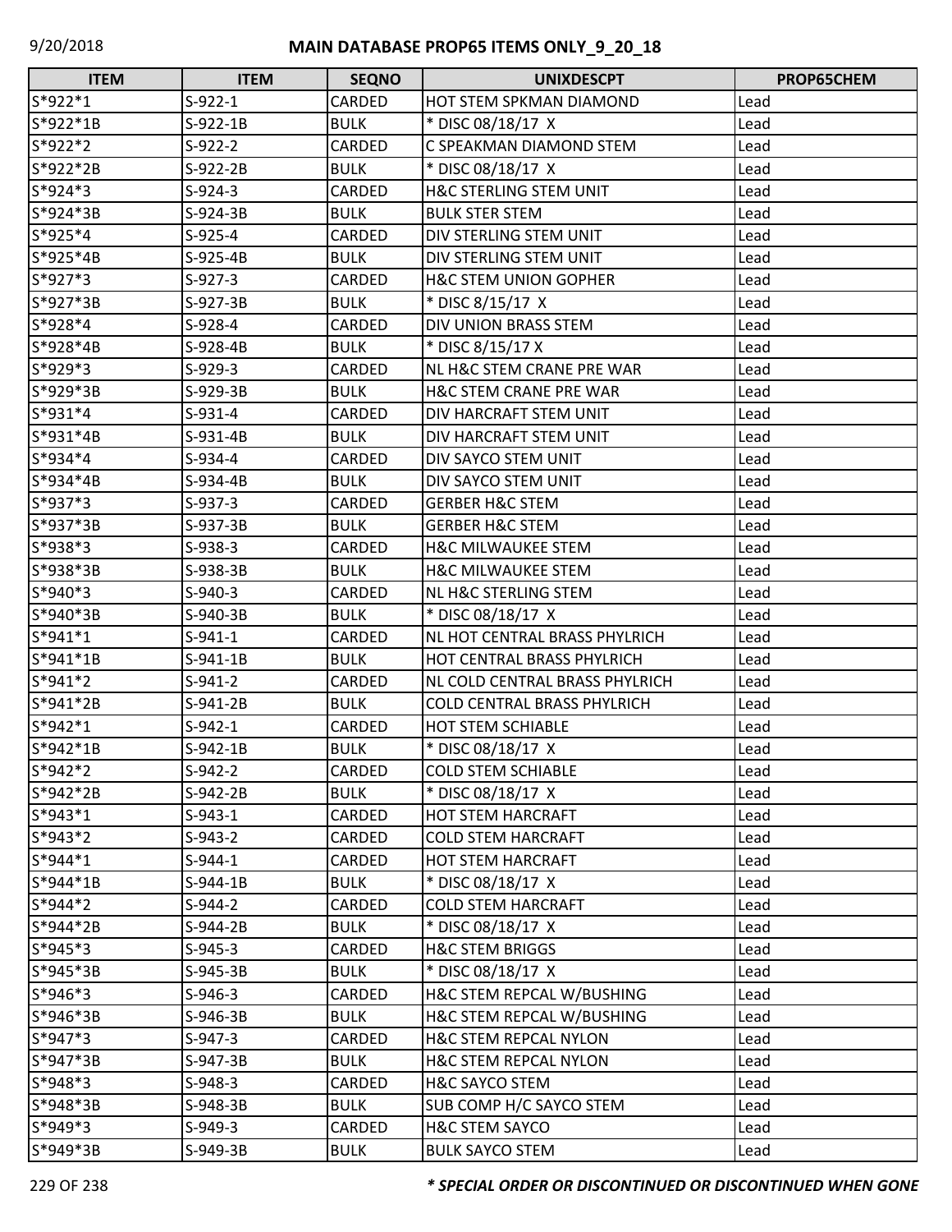# MAIN DATABASE PROP65 ITEMS ONLY_9_20_18

| ITEM | ITEM | SEQNO | UNIXDESCPT | PROP65CHEM |
|---|---|---|---|---|
| S*922*1 | S-922-1 | CARDED | HOT STEM SPKMAN DIAMOND | Lead |
| S*922*1B | S-922-1B | BULK | * DISC 08/18/17 X | Lead |
| S*922*2 | S-922-2 | CARDED | C SPEAKMAN DIAMOND STEM | Lead |
| S*922*2B | S-922-2B | BULK | * DISC 08/18/17 X | Lead |
| S*924*3 | S-924-3 | CARDED | H&C STERLING STEM UNIT | Lead |
| S*924*3B | S-924-3B | BULK | BULK STER STEM | Lead |
| S*925*4 | S-925-4 | CARDED | DIV STERLING STEM UNIT | Lead |
| S*925*4B | S-925-4B | BULK | DIV STERLING STEM UNIT | Lead |
| S*927*3 | S-927-3 | CARDED | H&C STEM UNION GOPHER | Lead |
| S*927*3B | S-927-3B | BULK | * DISC 8/15/17 X | Lead |
| S*928*4 | S-928-4 | CARDED | DIV UNION BRASS STEM | Lead |
| S*928*4B | S-928-4B | BULK | * DISC 8/15/17 X | Lead |
| S*929*3 | S-929-3 | CARDED | NL H&C STEM CRANE PRE WAR | Lead |
| S*929*3B | S-929-3B | BULK | H&C STEM CRANE PRE WAR | Lead |
| S*931*4 | S-931-4 | CARDED | DIV HARCRAFT STEM UNIT | Lead |
| S*931*4B | S-931-4B | BULK | DIV HARCRAFT STEM UNIT | Lead |
| S*934*4 | S-934-4 | CARDED | DIV SAYCO STEM UNIT | Lead |
| S*934*4B | S-934-4B | BULK | DIV SAYCO STEM UNIT | Lead |
| S*937*3 | S-937-3 | CARDED | GERBER H&C STEM | Lead |
| S*937*3B | S-937-3B | BULK | GERBER H&C STEM | Lead |
| S*938*3 | S-938-3 | CARDED | H&C MILWAUKEE STEM | Lead |
| S*938*3B | S-938-3B | BULK | H&C MILWAUKEE STEM | Lead |
| S*940*3 | S-940-3 | CARDED | NL H&C STERLING STEM | Lead |
| S*940*3B | S-940-3B | BULK | * DISC 08/18/17 X | Lead |
| S*941*1 | S-941-1 | CARDED | NL HOT CENTRAL BRASS PHYLRICH | Lead |
| S*941*1B | S-941-1B | BULK | HOT CENTRAL BRASS PHYLRICH | Lead |
| S*941*2 | S-941-2 | CARDED | NL COLD CENTRAL BRASS PHYLRICH | Lead |
| S*941*2B | S-941-2B | BULK | COLD CENTRAL BRASS PHYLRICH | Lead |
| S*942*1 | S-942-1 | CARDED | HOT STEM SCHIABLE | Lead |
| S*942*1B | S-942-1B | BULK | * DISC 08/18/17 X | Lead |
| S*942*2 | S-942-2 | CARDED | COLD STEM SCHIABLE | Lead |
| S*942*2B | S-942-2B | BULK | * DISC 08/18/17 X | Lead |
| S*943*1 | S-943-1 | CARDED | HOT STEM HARCRAFT | Lead |
| S*943*2 | S-943-2 | CARDED | COLD STEM HARCRAFT | Lead |
| S*944*1 | S-944-1 | CARDED | HOT STEM HARCRAFT | Lead |
| S*944*1B | S-944-1B | BULK | * DISC 08/18/17 X | Lead |
| S*944*2 | S-944-2 | CARDED | COLD STEM HARCRAFT | Lead |
| S*944*2B | S-944-2B | BULK | * DISC 08/18/17 X | Lead |
| S*945*3 | S-945-3 | CARDED | H&C STEM BRIGGS | Lead |
| S*945*3B | S-945-3B | BULK | * DISC 08/18/17 X | Lead |
| S*946*3 | S-946-3 | CARDED | H&C STEM REPCAL W/BUSHING | Lead |
| S*946*3B | S-946-3B | BULK | H&C STEM REPCAL W/BUSHING | Lead |
| S*947*3 | S-947-3 | CARDED | H&C STEM REPCAL NYLON | Lead |
| S*947*3B | S-947-3B | BULK | H&C STEM REPCAL NYLON | Lead |
| S*948*3 | S-948-3 | CARDED | H&C SAYCO STEM | Lead |
| S*948*3B | S-948-3B | BULK | SUB COMP H/C SAYCO STEM | Lead |
| S*949*3 | S-949-3 | CARDED | H&C STEM SAYCO | Lead |
| S*949*3B | S-949-3B | BULK | BULK SAYCO STEM | Lead |

***\* SPECIAL ORDER OR DISCONTINUED OR DISCONTINUED WHEN GONE***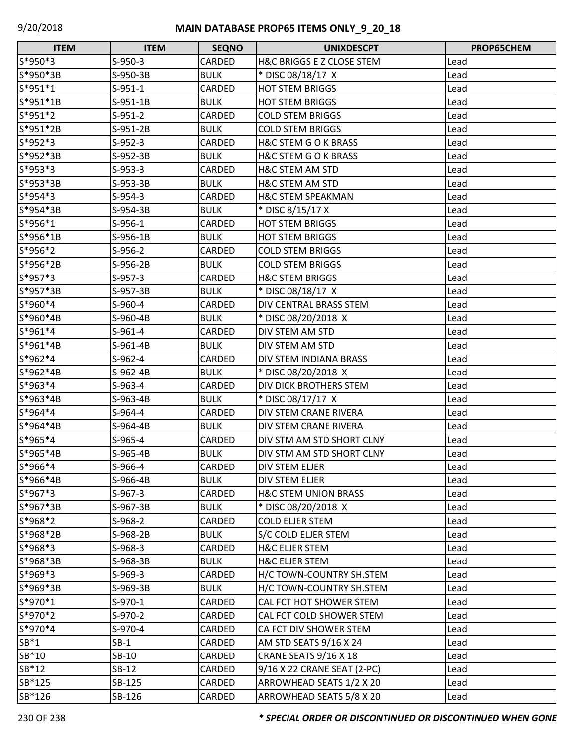| ITEM | ITEM | SEQNO | UNIXDESCPT | PROP65CHEM |
|---|---|---|---|---|
| S*950*3 | S-950-3 | CARDED | H&C BRIGGS E Z CLOSE STEM | Lead |
| S*950*3B | S-950-3B | BULK | * DISC 08/18/17 X | Lead |
| S*951*1 | S-951-1 | CARDED | HOT STEM BRIGGS | Lead |
| S*951*1B | S-951-1B | BULK | HOT STEM BRIGGS | Lead |
| S*951*2 | S-951-2 | CARDED | COLD STEM BRIGGS | Lead |
| S*951*2B | S-951-2B | BULK | COLD STEM BRIGGS | Lead |
| S*952*3 | S-952-3 | CARDED | H&C STEM G O K BRASS | Lead |
| S*952*3B | S-952-3B | BULK | H&C STEM G O K BRASS | Lead |
| S*953*3 | S-953-3 | CARDED | H&C STEM AM STD | Lead |
| S*953*3B | S-953-3B | BULK | H&C STEM AM STD | Lead |
| S*954*3 | S-954-3 | CARDED | H&C STEM SPEAKMAN | Lead |
| S*954*3B | S-954-3B | BULK | * DISC 8/15/17 X | Lead |
| S*956*1 | S-956-1 | CARDED | HOT STEM BRIGGS | Lead |
| S*956*1B | S-956-1B | BULK | HOT STEM BRIGGS | Lead |
| S*956*2 | S-956-2 | CARDED | COLD STEM BRIGGS | Lead |
| S*956*2B | S-956-2B | BULK | COLD STEM BRIGGS | Lead |
| S*957*3 | S-957-3 | CARDED | H&C STEM BRIGGS | Lead |
| S*957*3B | S-957-3B | BULK | * DISC 08/18/17 X | Lead |
| S*960*4 | S-960-4 | CARDED | DIV CENTRAL BRASS STEM | Lead |
| S*960*4B | S-960-4B | BULK | * DISC 08/20/2018 X | Lead |
| S*961*4 | S-961-4 | CARDED | DIV STEM AM STD | Lead |
| S*961*4B | S-961-4B | BULK | DIV STEM AM STD | Lead |
| S*962*4 | S-962-4 | CARDED | DIV STEM INDIANA BRASS | Lead |
| S*962*4B | S-962-4B | BULK | * DISC 08/20/2018 X | Lead |
| S*963*4 | S-963-4 | CARDED | DIV DICK BROTHERS STEM | Lead |
| S*963*4B | S-963-4B | BULK | * DISC 08/17/17 X | Lead |
| S*964*4 | S-964-4 | CARDED | DIV STEM CRANE RIVERA | Lead |
| S*964*4B | S-964-4B | BULK | DIV STEM CRANE RIVERA | Lead |
| S*965*4 | S-965-4 | CARDED | DIV STM AM STD SHORT CLNY | Lead |
| S*965*4B | S-965-4B | BULK | DIV STM AM STD SHORT CLNY | Lead |
| S*966*4 | S-966-4 | CARDED | DIV STEM ELJER | Lead |
| S*966*4B | S-966-4B | BULK | DIV STEM ELJER | Lead |
| S*967*3 | S-967-3 | CARDED | H&C STEM UNION BRASS | Lead |
| S*967*3B | S-967-3B | BULK | * DISC 08/20/2018 X | Lead |
| S*968*2 | S-968-2 | CARDED | COLD ELJER STEM | Lead |
| S*968*2B | S-968-2B | BULK | S/C COLD ELJER STEM | Lead |
| S*968*3 | S-968-3 | CARDED | H&C ELJER STEM | Lead |
| S*968*3B | S-968-3B | BULK | H&C ELJER STEM | Lead |
| S*969*3 | S-969-3 | CARDED | H/C TOWN-COUNTRY SH.STEM | Lead |
| S*969*3B | S-969-3B | BULK | H/C TOWN-COUNTRY SH.STEM | Lead |
| S*970*1 | S-970-1 | CARDED | CAL FCT HOT SHOWER STEM | Lead |
| S*970*2 | S-970-2 | CARDED | CAL FCT COLD SHOWER STEM | Lead |
| S*970*4 | S-970-4 | CARDED | CA FCT DIV SHOWER STEM | Lead |
| SB*1 | SB-1 | CARDED | AM STD SEATS 9/16 X 24 | Lead |
| SB*10 | SB-10 | CARDED | CRANE SEATS 9/16 X 18 | Lead |
| SB*12 | SB-12 | CARDED | 9/16 X 22 CRANE SEAT (2-PC) | Lead |
| SB*125 | SB-125 | CARDED | ARROWHEAD SEATS 1/2 X 20 | Lead |
| SB*126 | SB-126 | CARDED | ARROWHEAD SEATS 5/8 X 20 | Lead |

***\* SPECIAL ORDER OR DISCONTINUED OR DISCONTINUED WHEN GONE***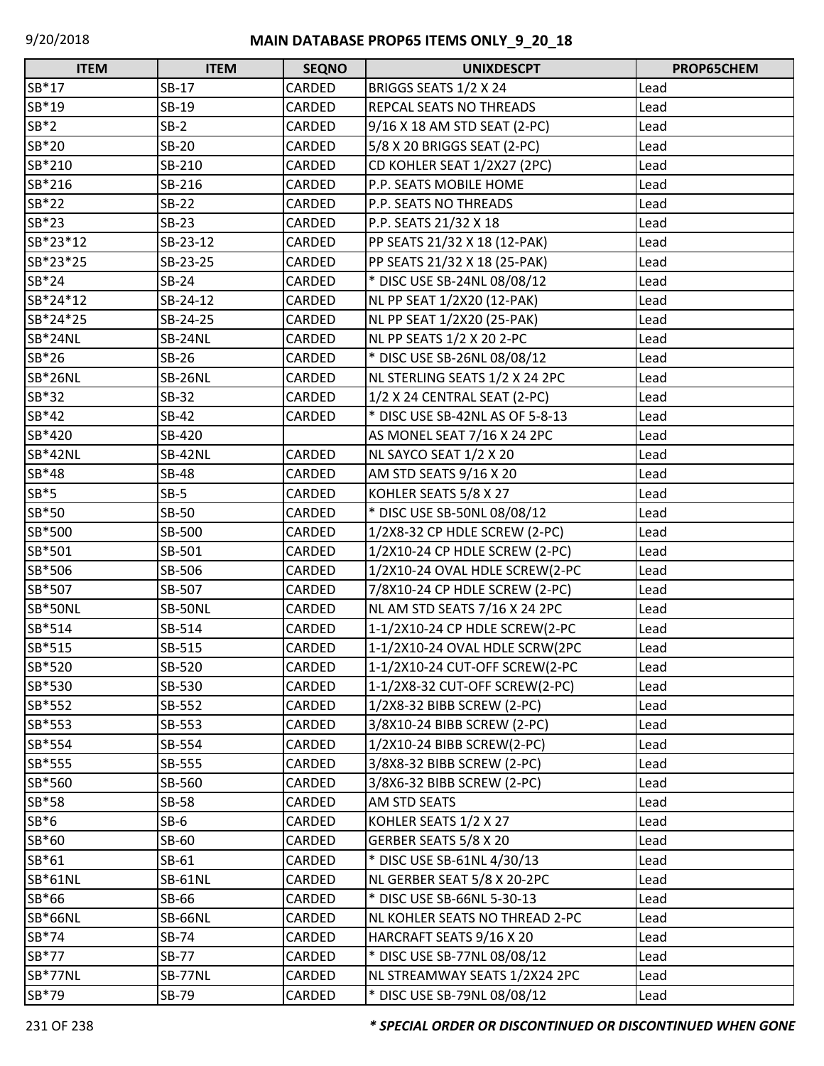# MAIN DATABASE PROP65 ITEMS ONLY_9_20_18

| ITEM | ITEM | SEQNO | UNIXDESCPT | PROP65CHEM |
|---|---|---|---|---|
| SB*17 | SB-17 | CARDED | BRIGGS SEATS 1/2 X 24 | Lead |
| SB*19 | SB-19 | CARDED | REPCAL SEATS NO THREADS | Lead |
| SB*2 | SB-2 | CARDED | 9/16 X 18 AM STD SEAT (2-PC) | Lead |
| SB*20 | SB-20 | CARDED | 5/8 X 20 BRIGGS SEAT (2-PC) | Lead |
| SB*210 | SB-210 | CARDED | CD KOHLER SEAT 1/2X27 (2PC) | Lead |
| SB*216 | SB-216 | CARDED | P.P. SEATS MOBILE HOME | Lead |
| SB*22 | SB-22 | CARDED | P.P. SEATS NO THREADS | Lead |
| SB*23 | SB-23 | CARDED | P.P. SEATS 21/32 X 18 | Lead |
| SB*23*12 | SB-23-12 | CARDED | PP SEATS 21/32 X 18 (12-PAK) | Lead |
| SB*23*25 | SB-23-25 | CARDED | PP SEATS 21/32 X 18 (25-PAK) | Lead |
| SB*24 | SB-24 | CARDED | * DISC USE SB-24NL 08/08/12 | Lead |
| SB*24*12 | SB-24-12 | CARDED | NL PP SEAT 1/2X20 (12-PAK) | Lead |
| SB*24*25 | SB-24-25 | CARDED | NL PP SEAT 1/2X20 (25-PAK) | Lead |
| SB*24NL | SB-24NL | CARDED | NL PP SEATS 1/2 X 20 2-PC | Lead |
| SB*26 | SB-26 | CARDED | * DISC USE SB-26NL 08/08/12 | Lead |
| SB*26NL | SB-26NL | CARDED | NL STERLING SEATS 1/2 X 24 2PC | Lead |
| SB*32 | SB-32 | CARDED | 1/2 X 24 CENTRAL SEAT (2-PC) | Lead |
| SB*42 | SB-42 | CARDED | * DISC USE SB-42NL AS OF 5-8-13 | Lead |
| SB*420 | SB-420 | | AS MONEL SEAT 7/16 X 24 2PC | Lead |
| SB*42NL | SB-42NL | CARDED | NL SAYCO SEAT 1/2 X 20 | Lead |
| SB*48 | SB-48 | CARDED | AM STD SEATS 9/16 X 20 | Lead |
| SB*5 | SB-5 | CARDED | KOHLER SEATS 5/8 X 27 | Lead |
| SB*50 | SB-50 | CARDED | * DISC USE SB-50NL 08/08/12 | Lead |
| SB*500 | SB-500 | CARDED | 1/2X8-32 CP HDLE SCREW (2-PC) | Lead |
| SB*501 | SB-501 | CARDED | 1/2X10-24 CP HDLE SCREW (2-PC) | Lead |
| SB*506 | SB-506 | CARDED | 1/2X10-24 OVAL HDLE SCREW(2-PC | Lead |
| SB*507 | SB-507 | CARDED | 7/8X10-24 CP HDLE SCREW (2-PC) | Lead |
| SB*50NL | SB-50NL | CARDED | NL AM STD SEATS 7/16 X 24 2PC | Lead |
| SB*514 | SB-514 | CARDED | 1-1/2X10-24 CP HDLE SCREW(2-PC | Lead |
| SB*515 | SB-515 | CARDED | 1-1/2X10-24 OVAL HDLE SCRW(2PC | Lead |
| SB*520 | SB-520 | CARDED | 1-1/2X10-24 CUT-OFF SCREW(2-PC | Lead |
| SB*530 | SB-530 | CARDED | 1-1/2X8-32 CUT-OFF SCREW(2-PC) | Lead |
| SB*552 | SB-552 | CARDED | 1/2X8-32 BIBB SCREW (2-PC) | Lead |
| SB*553 | SB-553 | CARDED | 3/8X10-24 BIBB SCREW (2-PC) | Lead |
| SB*554 | SB-554 | CARDED | 1/2X10-24 BIBB SCREW(2-PC) | Lead |
| SB*555 | SB-555 | CARDED | 3/8X8-32 BIBB SCREW (2-PC) | Lead |
| SB*560 | SB-560 | CARDED | 3/8X6-32 BIBB SCREW (2-PC) | Lead |
| SB*58 | SB-58 | CARDED | AM STD SEATS | Lead |
| SB*6 | SB-6 | CARDED | KOHLER SEATS 1/2 X 27 | Lead |
| SB*60 | SB-60 | CARDED | GERBER SEATS 5/8 X 20 | Lead |
| SB*61 | SB-61 | CARDED | * DISC USE SB-61NL 4/30/13 | Lead |
| SB*61NL | SB-61NL | CARDED | NL GERBER SEAT 5/8 X 20-2PC | Lead |
| SB*66 | SB-66 | CARDED | * DISC USE SB-66NL 5-30-13 | Lead |
| SB*66NL | SB-66NL | CARDED | NL KOHLER SEATS NO THREAD 2-PC | Lead |
| SB*74 | SB-74 | CARDED | HARCRAFT SEATS 9/16 X 20 | Lead |
| SB*77 | SB-77 | CARDED | * DISC USE SB-77NL 08/08/12 | Lead |
| SB*77NL | SB-77NL | CARDED | NL STREAMWAY SEATS 1/2X24 2PC | Lead |
| SB*79 | SB-79 | CARDED | * DISC USE SB-79NL 08/08/12 | Lead |

***\* SPECIAL ORDER OR DISCONTINUED OR DISCONTINUED WHEN GONE***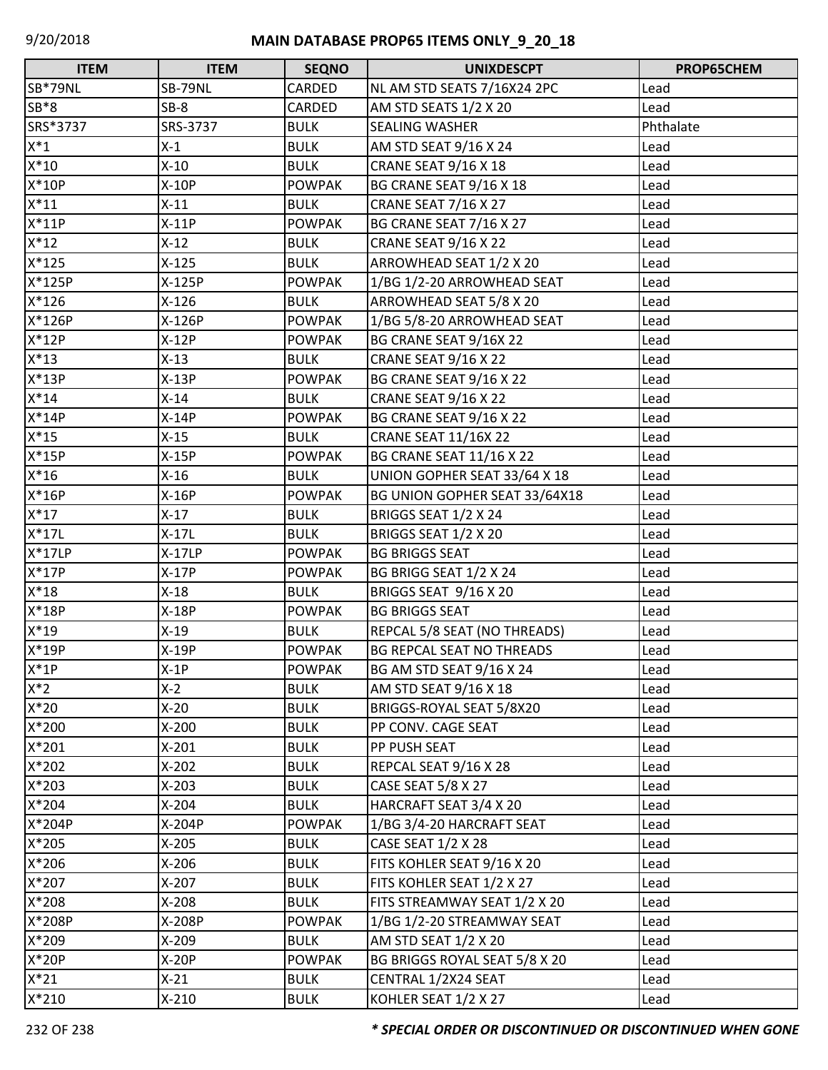## MAIN DATABASE PROP65 ITEMS ONLY_9_20_18

| ITEM | ITEM | SEQNO | UNIXDESCPT | PROP65CHEM |
|---|---|---|---|---|
| SB*79NL | SB-79NL | CARDED | NL AM STD SEATS 7/16X24 2PC | Lead |
| SB*8 | SB-8 | CARDED | AM STD SEATS 1/2 X 20 | Lead |
| SRS*3737 | SRS-3737 | BULK | SEALING WASHER | Phthalate |
| X*1 | X-1 | BULK | AM STD SEAT 9/16 X 24 | Lead |
| X*10 | X-10 | BULK | CRANE SEAT 9/16 X 18 | Lead |
| X*10P | X-10P | POWPAK | BG CRANE SEAT 9/16 X 18 | Lead |
| X*11 | X-11 | BULK | CRANE SEAT 7/16 X 27 | Lead |
| X*11P | X-11P | POWPAK | BG CRANE SEAT 7/16 X 27 | Lead |
| X*12 | X-12 | BULK | CRANE SEAT 9/16 X 22 | Lead |
| X*125 | X-125 | BULK | ARROWHEAD SEAT 1/2 X 20 | Lead |
| X*125P | X-125P | POWPAK | 1/BG 1/2-20 ARROWHEAD SEAT | Lead |
| X*126 | X-126 | BULK | ARROWHEAD SEAT 5/8 X 20 | Lead |
| X*126P | X-126P | POWPAK | 1/BG 5/8-20 ARROWHEAD SEAT | Lead |
| X*12P | X-12P | POWPAK | BG CRANE SEAT 9/16X 22 | Lead |
| X*13 | X-13 | BULK | CRANE SEAT 9/16 X 22 | Lead |
| X*13P | X-13P | POWPAK | BG CRANE SEAT 9/16 X 22 | Lead |
| X*14 | X-14 | BULK | CRANE SEAT 9/16 X 22 | Lead |
| X*14P | X-14P | POWPAK | BG CRANE SEAT 9/16 X 22 | Lead |
| X*15 | X-15 | BULK | CRANE SEAT 11/16X 22 | Lead |
| X*15P | X-15P | POWPAK | BG CRANE SEAT 11/16 X 22 | Lead |
| X*16 | X-16 | BULK | UNION GOPHER SEAT 33/64 X 18 | Lead |
| X*16P | X-16P | POWPAK | BG UNION GOPHER SEAT 33/64X18 | Lead |
| X*17 | X-17 | BULK | BRIGGS SEAT 1/2 X 24 | Lead |
| X*17L | X-17L | BULK | BRIGGS SEAT 1/2 X 20 | Lead |
| X*17LP | X-17LP | POWPAK | BG BRIGGS SEAT | Lead |
| X*17P | X-17P | POWPAK | BG BRIGG SEAT 1/2 X 24 | Lead |
| X*18 | X-18 | BULK | BRIGGS SEAT 9/16 X 20 | Lead |
| X*18P | X-18P | POWPAK | BG BRIGGS SEAT | Lead |
| X*19 | X-19 | BULK | REPCAL 5/8 SEAT (NO THREADS) | Lead |
| X*19P | X-19P | POWPAK | BG REPCAL SEAT NO THREADS | Lead |
| X*1P | X-1P | POWPAK | BG AM STD SEAT 9/16 X 24 | Lead |
| X*2 | X-2 | BULK | AM STD SEAT 9/16 X 18 | Lead |
| X*20 | X-20 | BULK | BRIGGS-ROYAL SEAT 5/8X20 | Lead |
| X*200 | X-200 | BULK | PP CONV. CAGE SEAT | Lead |
| X*201 | X-201 | BULK | PP PUSH SEAT | Lead |
| X*202 | X-202 | BULK | REPCAL SEAT 9/16 X 28 | Lead |
| X*203 | X-203 | BULK | CASE SEAT 5/8 X 27 | Lead |
| X*204 | X-204 | BULK | HARCRAFT SEAT 3/4 X 20 | Lead |
| X*204P | X-204P | POWPAK | 1/BG 3/4-20 HARCRAFT SEAT | Lead |
| X*205 | X-205 | BULK | CASE SEAT 1/2 X 28 | Lead |
| X*206 | X-206 | BULK | FITS KOHLER SEAT 9/16 X 20 | Lead |
| X*207 | X-207 | BULK | FITS KOHLER SEAT 1/2 X 27 | Lead |
| X*208 | X-208 | BULK | FITS STREAMWAY SEAT 1/2 X 20 | Lead |
| X*208P | X-208P | POWPAK | 1/BG 1/2-20 STREAMWAY SEAT | Lead |
| X*209 | X-209 | BULK | AM STD SEAT 1/2 X 20 | Lead |
| X*20P | X-20P | POWPAK | BG BRIGGS ROYAL SEAT 5/8 X 20 | Lead |
| X*21 | X-21 | BULK | CENTRAL 1/2X24 SEAT | Lead |
| X*210 | X-210 | BULK | KOHLER SEAT 1/2 X 27 | Lead |

***\* SPECIAL ORDER OR DISCONTINUED OR DISCONTINUED WHEN GONE***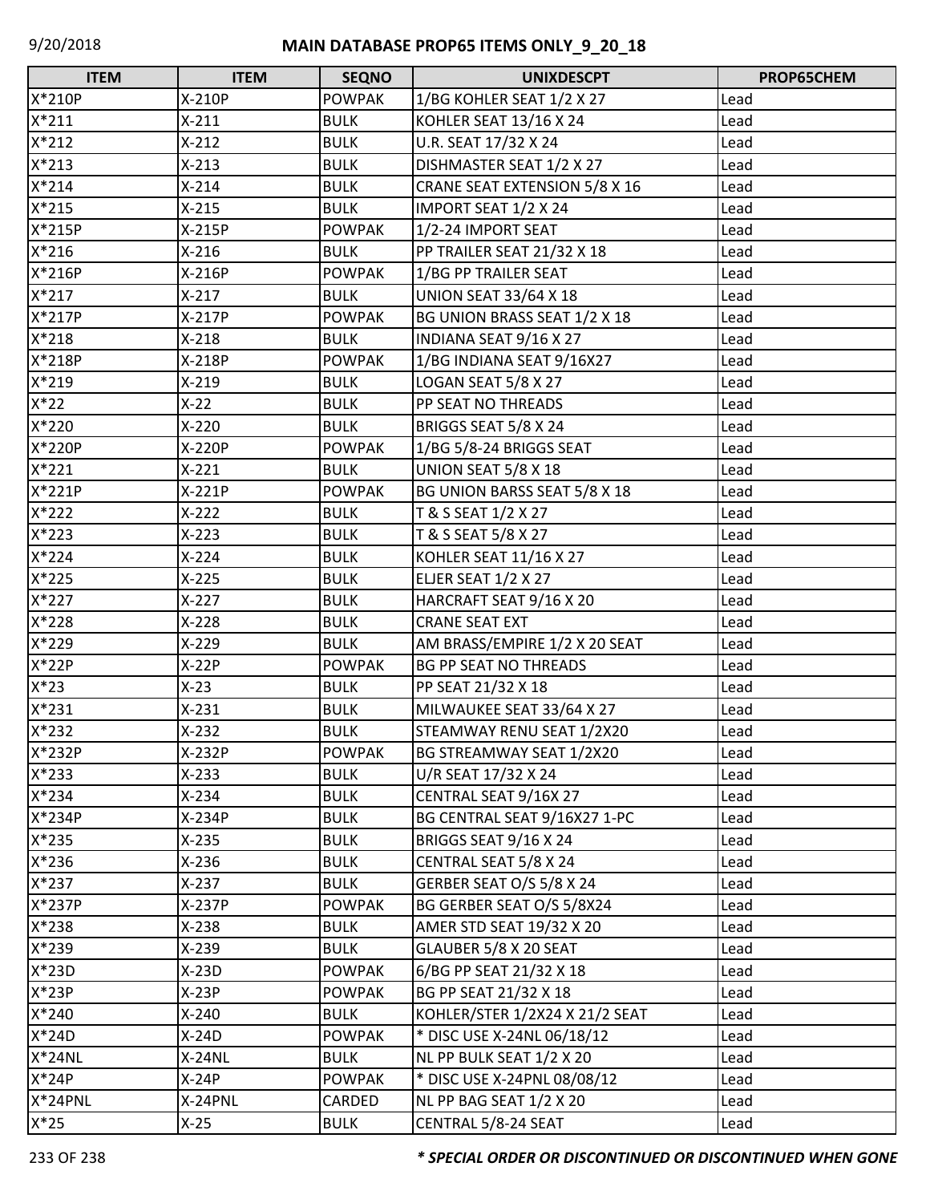| ITEM | ITEM | SEQNO | UNIXDESCPT | PROP65CHEM |
|---|---|---|---|---|
| X*210P | X-210P | POWPAK | 1/BG KOHLER SEAT 1/2 X 27 | Lead |
| X*211 | X-211 | BULK | KOHLER SEAT 13/16 X 24 | Lead |
| X*212 | X-212 | BULK | U.R. SEAT 17/32 X 24 | Lead |
| X*213 | X-213 | BULK | DISHMASTER SEAT 1/2 X 27 | Lead |
| X*214 | X-214 | BULK | CRANE SEAT EXTENSION 5/8 X 16 | Lead |
| X*215 | X-215 | BULK | IMPORT SEAT 1/2 X 24 | Lead |
| X*215P | X-215P | POWPAK | 1/2-24 IMPORT SEAT | Lead |
| X*216 | X-216 | BULK | PP TRAILER SEAT 21/32 X 18 | Lead |
| X*216P | X-216P | POWPAK | 1/BG PP TRAILER SEAT | Lead |
| X*217 | X-217 | BULK | UNION SEAT 33/64 X 18 | Lead |
| X*217P | X-217P | POWPAK | BG UNION BRASS SEAT 1/2 X 18 | Lead |
| X*218 | X-218 | BULK | INDIANA SEAT 9/16 X 27 | Lead |
| X*218P | X-218P | POWPAK | 1/BG INDIANA SEAT 9/16X27 | Lead |
| X*219 | X-219 | BULK | LOGAN SEAT 5/8 X 27 | Lead |
| X*22 | X-22 | BULK | PP SEAT NO THREADS | Lead |
| X*220 | X-220 | BULK | BRIGGS SEAT 5/8 X 24 | Lead |
| X*220P | X-220P | POWPAK | 1/BG 5/8-24 BRIGGS SEAT | Lead |
| X*221 | X-221 | BULK | UNION SEAT 5/8 X 18 | Lead |
| X*221P | X-221P | POWPAK | BG UNION BARSS SEAT 5/8 X 18 | Lead |
| X*222 | X-222 | BULK | T & S SEAT 1/2 X 27 | Lead |
| X*223 | X-223 | BULK | T & S SEAT 5/8 X 27 | Lead |
| X*224 | X-224 | BULK | KOHLER SEAT 11/16 X 27 | Lead |
| X*225 | X-225 | BULK | ELJER SEAT 1/2 X 27 | Lead |
| X*227 | X-227 | BULK | HARCRAFT SEAT 9/16 X 20 | Lead |
| X*228 | X-228 | BULK | CRANE SEAT EXT | Lead |
| X*229 | X-229 | BULK | AM BRASS/EMPIRE 1/2 X 20 SEAT | Lead |
| X*22P | X-22P | POWPAK | BG PP SEAT NO THREADS | Lead |
| X*23 | X-23 | BULK | PP SEAT 21/32 X 18 | Lead |
| X*231 | X-231 | BULK | MILWAUKEE SEAT 33/64 X 27 | Lead |
| X*232 | X-232 | BULK | STEAMWAY RENU SEAT 1/2X20 | Lead |
| X*232P | X-232P | POWPAK | BG STREAMWAY SEAT 1/2X20 | Lead |
| X*233 | X-233 | BULK | U/R SEAT 17/32 X 24 | Lead |
| X*234 | X-234 | BULK | CENTRAL SEAT 9/16X 27 | Lead |
| X*234P | X-234P | BULK | BG CENTRAL SEAT 9/16X27 1-PC | Lead |
| X*235 | X-235 | BULK | BRIGGS SEAT 9/16 X 24 | Lead |
| X*236 | X-236 | BULK | CENTRAL SEAT 5/8 X 24 | Lead |
| X*237 | X-237 | BULK | GERBER SEAT O/S 5/8 X 24 | Lead |
| X*237P | X-237P | POWPAK | BG GERBER SEAT O/S 5/8X24 | Lead |
| X*238 | X-238 | BULK | AMER STD SEAT 19/32 X 20 | Lead |
| X*239 | X-239 | BULK | GLAUBER 5/8 X 20 SEAT | Lead |
| X*23D | X-23D | POWPAK | 6/BG PP SEAT 21/32 X 18 | Lead |
| X*23P | X-23P | POWPAK | BG PP SEAT 21/32 X 18 | Lead |
| X*240 | X-240 | BULK | KOHLER/STER 1/2X24 X 21/2 SEAT | Lead |
| X*24D | X-24D | POWPAK | * DISC USE X-24NL 06/18/12 | Lead |
| X*24NL | X-24NL | BULK | NL PP BULK SEAT 1/2 X 20 | Lead |
| X*24P | X-24P | POWPAK | * DISC USE X-24PNL 08/08/12 | Lead |
| X*24PNL | X-24PNL | CARDED | NL PP BAG SEAT 1/2 X 20 | Lead |
| X*25 | X-25 | BULK | CENTRAL 5/8-24 SEAT | Lead |

***\* SPECIAL ORDER OR DISCONTINUED OR DISCONTINUED WHEN GONE***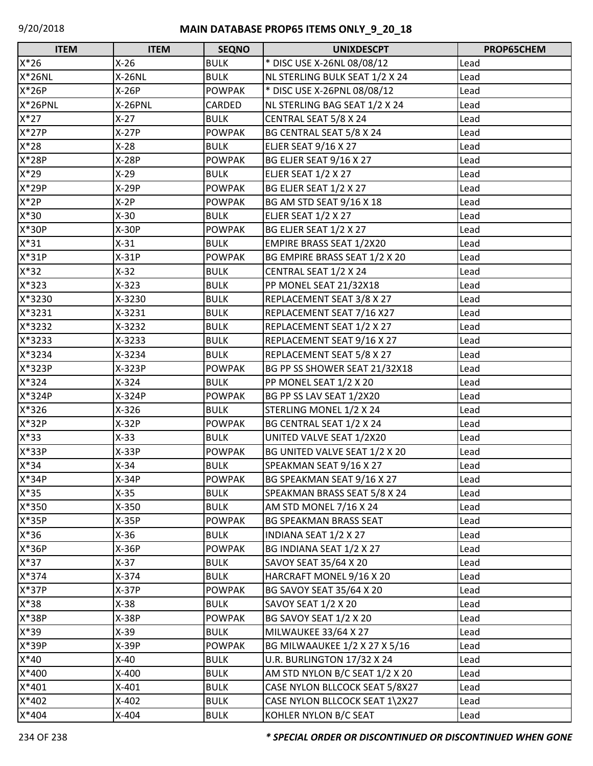| ITEM | ITEM | SEQNO | UNIXDESCPT | PROP65CHEM |
|---|---|---|---|---|
| X*26 | X-26 | BULK | * DISC USE X-26NL 08/08/12 | Lead |
| X*26NL | X-26NL | BULK | NL STERLING BULK SEAT 1/2 X 24 | Lead |
| X*26P | X-26P | POWPAK | * DISC USE X-26PNL 08/08/12 | Lead |
| X*26PNL | X-26PNL | CARDED | NL STERLING BAG SEAT 1/2 X 24 | Lead |
| X*27 | X-27 | BULK | CENTRAL SEAT 5/8 X 24 | Lead |
| X*27P | X-27P | POWPAK | BG CENTRAL SEAT 5/8 X 24 | Lead |
| X*28 | X-28 | BULK | ELJER SEAT 9/16 X 27 | Lead |
| X*28P | X-28P | POWPAK | BG ELJER SEAT 9/16 X 27 | Lead |
| X*29 | X-29 | BULK | ELJER SEAT 1/2 X 27 | Lead |
| X*29P | X-29P | POWPAK | BG ELJER SEAT 1/2 X 27 | Lead |
| X*2P | X-2P | POWPAK | BG AM STD SEAT 9/16 X 18 | Lead |
| X*30 | X-30 | BULK | ELJER SEAT 1/2 X 27 | Lead |
| X*30P | X-30P | POWPAK | BG ELJER SEAT 1/2 X 27 | Lead |
| X*31 | X-31 | BULK | EMPIRE BRASS SEAT 1/2X20 | Lead |
| X*31P | X-31P | POWPAK | BG EMPIRE BRASS SEAT 1/2 X 20 | Lead |
| X*32 | X-32 | BULK | CENTRAL SEAT 1/2 X 24 | Lead |
| X*323 | X-323 | BULK | PP MONEL SEAT 21/32X18 | Lead |
| X*3230 | X-3230 | BULK | REPLACEMENT SEAT 3/8 X 27 | Lead |
| X*3231 | X-3231 | BULK | REPLACEMENT SEAT 7/16 X27 | Lead |
| X*3232 | X-3232 | BULK | REPLACEMENT SEAT 1/2 X 27 | Lead |
| X*3233 | X-3233 | BULK | REPLACEMENT SEAT 9/16 X 27 | Lead |
| X*3234 | X-3234 | BULK | REPLACEMENT SEAT 5/8 X 27 | Lead |
| X*323P | X-323P | POWPAK | BG PP SS SHOWER SEAT 21/32X18 | Lead |
| X*324 | X-324 | BULK | PP MONEL SEAT 1/2 X 20 | Lead |
| X*324P | X-324P | POWPAK | BG PP SS LAV SEAT 1/2X20 | Lead |
| X*326 | X-326 | BULK | STERLING MONEL 1/2 X 24 | Lead |
| X*32P | X-32P | POWPAK | BG CENTRAL SEAT 1/2 X 24 | Lead |
| X*33 | X-33 | BULK | UNITED VALVE SEAT 1/2X20 | Lead |
| X*33P | X-33P | POWPAK | BG UNITED VALVE SEAT 1/2 X 20 | Lead |
| X*34 | X-34 | BULK | SPEAKMAN SEAT 9/16 X 27 | Lead |
| X*34P | X-34P | POWPAK | BG SPEAKMAN SEAT 9/16 X 27 | Lead |
| X*35 | X-35 | BULK | SPEAKMAN BRASS SEAT 5/8 X 24 | Lead |
| X*350 | X-350 | BULK | AM STD MONEL 7/16 X 24 | Lead |
| X*35P | X-35P | POWPAK | BG SPEAKMAN BRASS SEAT | Lead |
| X*36 | X-36 | BULK | INDIANA SEAT 1/2 X 27 | Lead |
| X*36P | X-36P | POWPAK | BG INDIANA SEAT 1/2 X 27 | Lead |
| X*37 | X-37 | BULK | SAVOY SEAT 35/64 X 20 | Lead |
| X*374 | X-374 | BULK | HARCRAFT MONEL 9/16 X 20 | Lead |
| X*37P | X-37P | POWPAK | BG SAVOY SEAT 35/64 X 20 | Lead |
| X*38 | X-38 | BULK | SAVOY SEAT 1/2 X 20 | Lead |
| X*38P | X-38P | POWPAK | BG SAVOY SEAT 1/2 X 20 | Lead |
| X*39 | X-39 | BULK | MILWAUKEE 33/64 X 27 | Lead |
| X*39P | X-39P | POWPAK | BG MILWAAUKEE 1/2 X 27 X 5/16 | Lead |
| X*40 | X-40 | BULK | U.R. BURLINGTON 17/32 X 24 | Lead |
| X*400 | X-400 | BULK | AM STD NYLON B/C SEAT 1/2 X 20 | Lead |
| X*401 | X-401 | BULK | CASE NYLON BLLCOCK SEAT 5/8X27 | Lead |
| X*402 | X-402 | BULK | CASE NYLON BLLCOCK SEAT 1\2X27 | Lead |
| X*404 | X-404 | BULK | KOHLER NYLON B/C SEAT | Lead |

***\* SPECIAL ORDER OR DISCONTINUED OR DISCONTINUED WHEN GONE***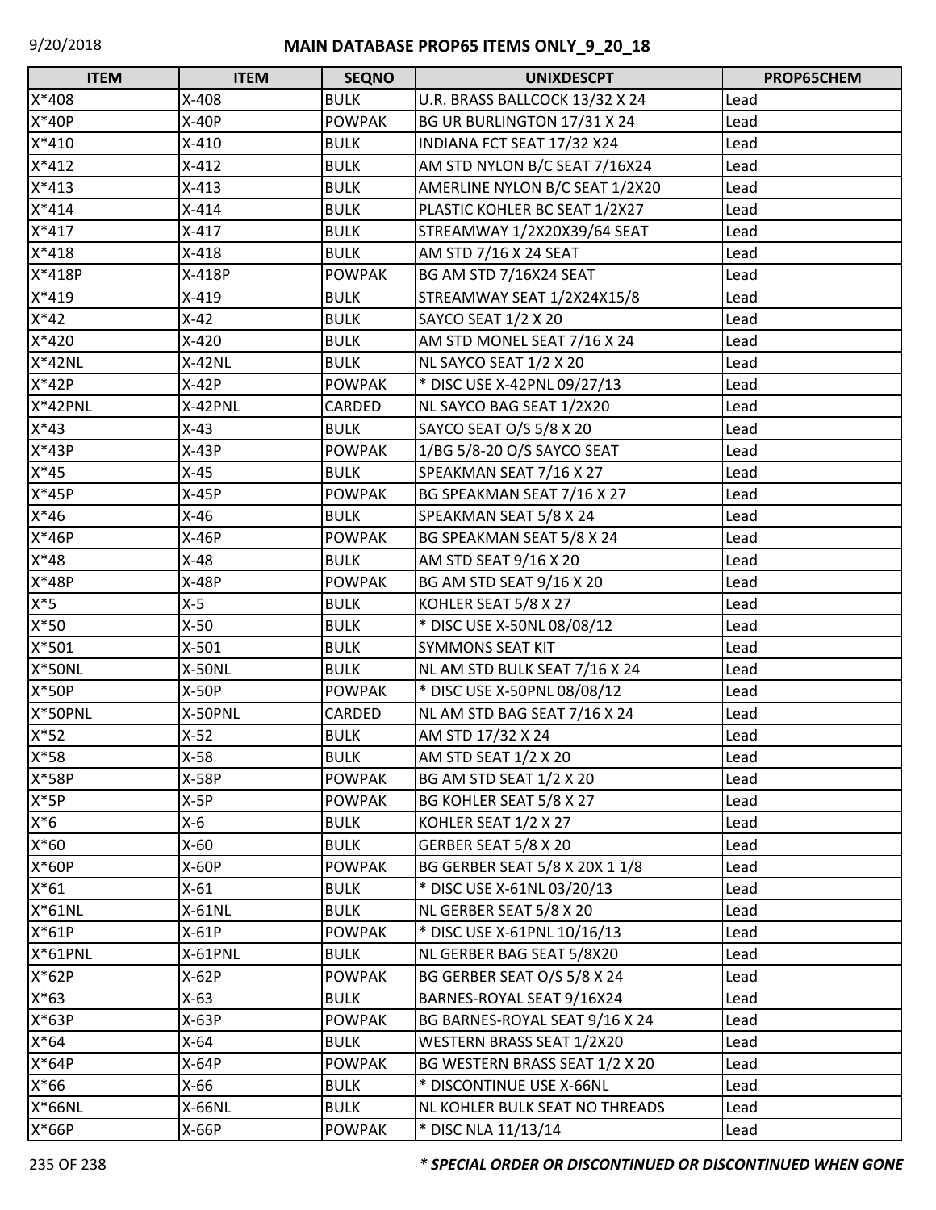# MAIN DATABASE PROP65 ITEMS ONLY_9_20_18

| ITEM | ITEM | SEQNO | UNIXDESCPT | PROP65CHEM |
|---|---|---|---|---|
| X*408 | X-408 | BULK | U.R. BRASS BALLCOCK 13/32 X 24 | Lead |
| X*40P | X-40P | POWPAK | BG UR BURLINGTON 17/31 X 24 | Lead |
| X*410 | X-410 | BULK | INDIANA FCT SEAT 17/32 X24 | Lead |
| X*412 | X-412 | BULK | AM STD NYLON B/C SEAT 7/16X24 | Lead |
| X*413 | X-413 | BULK | AMERLINE NYLON B/C SEAT 1/2X20 | Lead |
| X*414 | X-414 | BULK | PLASTIC KOHLER BC SEAT 1/2X27 | Lead |
| X*417 | X-417 | BULK | STREAMWAY 1/2X20X39/64 SEAT | Lead |
| X*418 | X-418 | BULK | AM STD 7/16 X 24 SEAT | Lead |
| X*418P | X-418P | POWPAK | BG AM STD 7/16X24 SEAT | Lead |
| X*419 | X-419 | BULK | STREAMWAY SEAT 1/2X24X15/8 | Lead |
| X*42 | X-42 | BULK | SAYCO SEAT 1/2 X 20 | Lead |
| X*420 | X-420 | BULK | AM STD MONEL SEAT 7/16 X 24 | Lead |
| X*42NL | X-42NL | BULK | NL SAYCO SEAT 1/2 X 20 | Lead |
| X*42P | X-42P | POWPAK | * DISC USE X-42PNL 09/27/13 | Lead |
| X*42PNL | X-42PNL | CARDED | NL SAYCO BAG SEAT 1/2X20 | Lead |
| X*43 | X-43 | BULK | SAYCO SEAT O/S 5/8 X 20 | Lead |
| X*43P | X-43P | POWPAK | 1/BG 5/8-20 O/S SAYCO SEAT | Lead |
| X*45 | X-45 | BULK | SPEAKMAN SEAT 7/16 X 27 | Lead |
| X*45P | X-45P | POWPAK | BG SPEAKMAN SEAT 7/16 X 27 | Lead |
| X*46 | X-46 | BULK | SPEAKMAN SEAT 5/8 X 24 | Lead |
| X*46P | X-46P | POWPAK | BG SPEAKMAN SEAT 5/8 X 24 | Lead |
| X*48 | X-48 | BULK | AM STD SEAT 9/16 X 20 | Lead |
| X*48P | X-48P | POWPAK | BG AM STD SEAT 9/16 X 20 | Lead |
| X*5 | X-5 | BULK | KOHLER SEAT 5/8 X 27 | Lead |
| X*50 | X-50 | BULK | * DISC USE X-50NL 08/08/12 | Lead |
| X*501 | X-501 | BULK | SYMMONS SEAT KIT | Lead |
| X*50NL | X-50NL | BULK | NL AM STD BULK SEAT 7/16 X 24 | Lead |
| X*50P | X-50P | POWPAK | * DISC USE X-50PNL 08/08/12 | Lead |
| X*50PNL | X-50PNL | CARDED | NL AM STD BAG SEAT 7/16 X 24 | Lead |
| X*52 | X-52 | BULK | AM STD 17/32 X 24 | Lead |
| X*58 | X-58 | BULK | AM STD SEAT 1/2 X 20 | Lead |
| X*58P | X-58P | POWPAK | BG AM STD SEAT 1/2 X 20 | Lead |
| X*5P | X-5P | POWPAK | BG KOHLER SEAT 5/8 X 27 | Lead |
| X*6 | X-6 | BULK | KOHLER SEAT 1/2 X 27 | Lead |
| X*60 | X-60 | BULK | GERBER SEAT 5/8 X 20 | Lead |
| X*60P | X-60P | POWPAK | BG GERBER SEAT 5/8 X 20X 1 1/8 | Lead |
| X*61 | X-61 | BULK | * DISC USE X-61NL 03/20/13 | Lead |
| X*61NL | X-61NL | BULK | NL GERBER SEAT 5/8 X 20 | Lead |
| X*61P | X-61P | POWPAK | * DISC USE X-61PNL 10/16/13 | Lead |
| X*61PNL | X-61PNL | BULK | NL GERBER BAG SEAT 5/8X20 | Lead |
| X*62P | X-62P | POWPAK | BG GERBER SEAT O/S 5/8 X 24 | Lead |
| X*63 | X-63 | BULK | BARNES-ROYAL SEAT 9/16X24 | Lead |
| X*63P | X-63P | POWPAK | BG BARNES-ROYAL SEAT 9/16 X 24 | Lead |
| X*64 | X-64 | BULK | WESTERN BRASS SEAT 1/2X20 | Lead |
| X*64P | X-64P | POWPAK | BG WESTERN BRASS SEAT 1/2 X 20 | Lead |
| X*66 | X-66 | BULK | * DISCONTINUE USE X-66NL | Lead |
| X*66NL | X-66NL | BULK | NL KOHLER BULK SEAT NO THREADS | Lead |
| X*66P | X-66P | POWPAK | * DISC NLA 11/13/14 | Lead |

***\* SPECIAL ORDER OR DISCONTINUED OR DISCONTINUED WHEN GONE***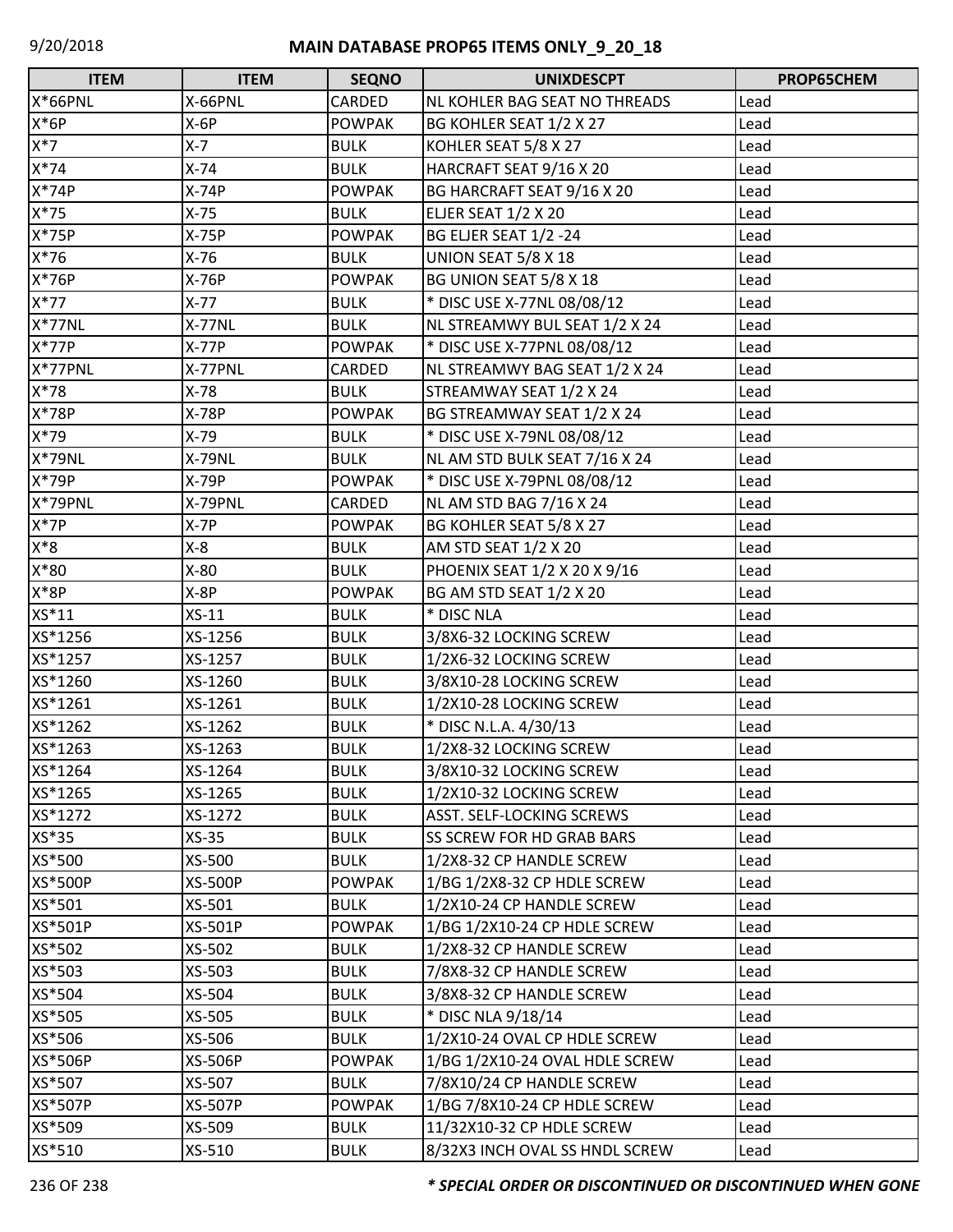| ITEM | ITEM | SEQNO | UNIXDESCPT | PROP65CHEM |
|---|---|---|---|---|
| X*66PNL | X-66PNL | CARDED | NL KOHLER BAG SEAT NO THREADS | Lead |
| X*6P | X-6P | POWPAK | BG KOHLER SEAT 1/2 X 27 | Lead |
| X*7 | X-7 | BULK | KOHLER SEAT 5/8 X 27 | Lead |
| X*74 | X-74 | BULK | HARCRAFT SEAT 9/16 X 20 | Lead |
| X*74P | X-74P | POWPAK | BG HARCRAFT SEAT 9/16 X 20 | Lead |
| X*75 | X-75 | BULK | ELJER SEAT 1/2 X 20 | Lead |
| X*75P | X-75P | POWPAK | BG ELJER SEAT 1/2 -24 | Lead |
| X*76 | X-76 | BULK | UNION SEAT 5/8 X 18 | Lead |
| X*76P | X-76P | POWPAK | BG UNION SEAT 5/8 X 18 | Lead |
| X*77 | X-77 | BULK | * DISC USE X-77NL 08/08/12 | Lead |
| X*77NL | X-77NL | BULK | NL STREAMWY BUL SEAT 1/2 X 24 | Lead |
| X*77P | X-77P | POWPAK | * DISC USE X-77PNL 08/08/12 | Lead |
| X*77PNL | X-77PNL | CARDED | NL STREAMWY BAG SEAT 1/2 X 24 | Lead |
| X*78 | X-78 | BULK | STREAMWAY SEAT 1/2 X 24 | Lead |
| X*78P | X-78P | POWPAK | BG STREAMWAY SEAT 1/2 X 24 | Lead |
| X*79 | X-79 | BULK | * DISC USE X-79NL 08/08/12 | Lead |
| X*79NL | X-79NL | BULK | NL AM STD BULK SEAT 7/16 X 24 | Lead |
| X*79P | X-79P | POWPAK | * DISC USE X-79PNL 08/08/12 | Lead |
| X*79PNL | X-79PNL | CARDED | NL AM STD BAG 7/16 X 24 | Lead |
| X*7P | X-7P | POWPAK | BG KOHLER SEAT 5/8 X 27 | Lead |
| X*8 | X-8 | BULK | AM STD SEAT 1/2 X 20 | Lead |
| X*80 | X-80 | BULK | PHOENIX SEAT 1/2 X 20 X 9/16 | Lead |
| X*8P | X-8P | POWPAK | BG AM STD SEAT 1/2 X 20 | Lead |
| XS*11 | XS-11 | BULK | * DISC NLA | Lead |
| XS*1256 | XS-1256 | BULK | 3/8X6-32 LOCKING SCREW | Lead |
| XS*1257 | XS-1257 | BULK | 1/2X6-32 LOCKING SCREW | Lead |
| XS*1260 | XS-1260 | BULK | 3/8X10-28 LOCKING SCREW | Lead |
| XS*1261 | XS-1261 | BULK | 1/2X10-28 LOCKING SCREW | Lead |
| XS*1262 | XS-1262 | BULK | * DISC N.L.A. 4/30/13 | Lead |
| XS*1263 | XS-1263 | BULK | 1/2X8-32 LOCKING SCREW | Lead |
| XS*1264 | XS-1264 | BULK | 3/8X10-32 LOCKING SCREW | Lead |
| XS*1265 | XS-1265 | BULK | 1/2X10-32 LOCKING SCREW | Lead |
| XS*1272 | XS-1272 | BULK | ASST. SELF-LOCKING SCREWS | Lead |
| XS*35 | XS-35 | BULK | SS SCREW FOR HD GRAB BARS | Lead |
| XS*500 | XS-500 | BULK | 1/2X8-32 CP HANDLE SCREW | Lead |
| XS*500P | XS-500P | POWPAK | 1/BG 1/2X8-32 CP HDLE SCREW | Lead |
| XS*501 | XS-501 | BULK | 1/2X10-24 CP HANDLE SCREW | Lead |
| XS*501P | XS-501P | POWPAK | 1/BG 1/2X10-24 CP HDLE SCREW | Lead |
| XS*502 | XS-502 | BULK | 1/2X8-32 CP HANDLE SCREW | Lead |
| XS*503 | XS-503 | BULK | 7/8X8-32 CP HANDLE SCREW | Lead |
| XS*504 | XS-504 | BULK | 3/8X8-32 CP HANDLE SCREW | Lead |
| XS*505 | XS-505 | BULK | * DISC NLA 9/18/14 | Lead |
| XS*506 | XS-506 | BULK | 1/2X10-24 OVAL CP HDLE SCREW | Lead |
| XS*506P | XS-506P | POWPAK | 1/BG 1/2X10-24 OVAL HDLE SCREW | Lead |
| XS*507 | XS-507 | BULK | 7/8X10/24 CP HANDLE SCREW | Lead |
| XS*507P | XS-507P | POWPAK | 1/BG 7/8X10-24 CP HDLE SCREW | Lead |
| XS*509 | XS-509 | BULK | 11/32X10-32 CP HDLE SCREW | Lead |
| XS*510 | XS-510 | BULK | 8/32X3 INCH OVAL SS HNDL SCREW | Lead |

***\* SPECIAL ORDER OR DISCONTINUED OR DISCONTINUED WHEN GONE***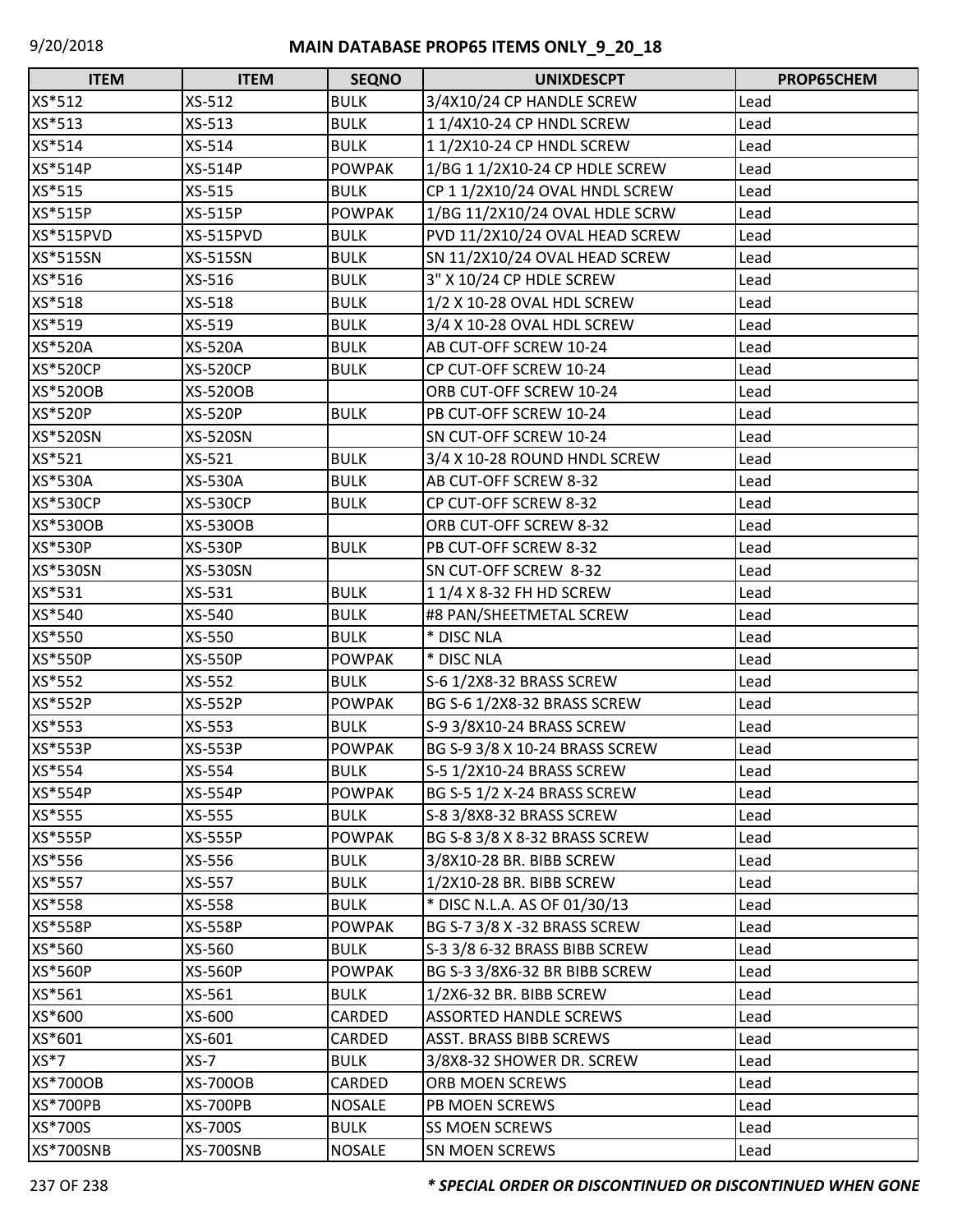| ITEM | ITEM | SEQNO | UNIXDESCPT | PROP65CHEM |
|---|---|---|---|---|
| XS*512 | XS-512 | BULK | 3/4X10/24 CP HANDLE SCREW | Lead |
| XS*513 | XS-513 | BULK | 1 1/4X10-24 CP HNDL SCREW | Lead |
| XS*514 | XS-514 | BULK | 1 1/2X10-24 CP HNDL SCREW | Lead |
| XS*514P | XS-514P | POWPAK | 1/BG 1 1/2X10-24 CP HDLE SCREW | Lead |
| XS*515 | XS-515 | BULK | CP 1 1/2X10/24 OVAL HNDL SCREW | Lead |
| XS*515P | XS-515P | POWPAK | 1/BG 11/2X10/24 OVAL HDLE SCRW | Lead |
| XS*515PVD | XS-515PVD | BULK | PVD 11/2X10/24 OVAL HEAD SCREW | Lead |
| XS*515SN | XS-515SN | BULK | SN 11/2X10/24 OVAL HEAD SCREW | Lead |
| XS*516 | XS-516 | BULK | 3" X 10/24 CP HDLE SCREW | Lead |
| XS*518 | XS-518 | BULK | 1/2 X 10-28 OVAL HDL SCREW | Lead |
| XS*519 | XS-519 | BULK | 3/4 X 10-28 OVAL HDL SCREW | Lead |
| XS*520A | XS-520A | BULK | AB CUT-OFF SCREW 10-24 | Lead |
| XS*520CP | XS-520CP | BULK | CP CUT-OFF SCREW 10-24 | Lead |
| XS*520OB | XS-520OB | | ORB CUT-OFF SCREW 10-24 | Lead |
| XS*520P | XS-520P | BULK | PB CUT-OFF SCREW 10-24 | Lead |
| XS*520SN | XS-520SN | | SN CUT-OFF SCREW 10-24 | Lead |
| XS*521 | XS-521 | BULK | 3/4 X 10-28 ROUND HNDL SCREW | Lead |
| XS*530A | XS-530A | BULK | AB CUT-OFF SCREW 8-32 | Lead |
| XS*530CP | XS-530CP | BULK | CP CUT-OFF SCREW 8-32 | Lead |
| XS*530OB | XS-530OB | | ORB CUT-OFF SCREW 8-32 | Lead |
| XS*530P | XS-530P | BULK | PB CUT-OFF SCREW 8-32 | Lead |
| XS*530SN | XS-530SN | | SN CUT-OFF SCREW 8-32 | Lead |
| XS*531 | XS-531 | BULK | 1 1/4 X 8-32 FH HD SCREW | Lead |
| XS*540 | XS-540 | BULK | #8 PAN/SHEETMETAL SCREW | Lead |
| XS*550 | XS-550 | BULK | * DISC NLA | Lead |
| XS*550P | XS-550P | POWPAK | * DISC NLA | Lead |
| XS*552 | XS-552 | BULK | S-6 1/2X8-32 BRASS SCREW | Lead |
| XS*552P | XS-552P | POWPAK | BG S-6 1/2X8-32 BRASS SCREW | Lead |
| XS*553 | XS-553 | BULK | S-9 3/8X10-24 BRASS SCREW | Lead |
| XS*553P | XS-553P | POWPAK | BG S-9 3/8 X 10-24 BRASS SCREW | Lead |
| XS*554 | XS-554 | BULK | S-5 1/2X10-24 BRASS SCREW | Lead |
| XS*554P | XS-554P | POWPAK | BG S-5 1/2 X-24 BRASS SCREW | Lead |
| XS*555 | XS-555 | BULK | S-8 3/8X8-32 BRASS SCREW | Lead |
| XS*555P | XS-555P | POWPAK | BG S-8 3/8 X 8-32 BRASS SCREW | Lead |
| XS*556 | XS-556 | BULK | 3/8X10-28 BR. BIBB SCREW | Lead |
| XS*557 | XS-557 | BULK | 1/2X10-28 BR. BIBB SCREW | Lead |
| XS*558 | XS-558 | BULK | * DISC N.L.A. AS OF 01/30/13 | Lead |
| XS*558P | XS-558P | POWPAK | BG S-7 3/8 X -32 BRASS SCREW | Lead |
| XS*560 | XS-560 | BULK | S-3 3/8 6-32 BRASS BIBB SCREW | Lead |
| XS*560P | XS-560P | POWPAK | BG S-3 3/8X6-32 BR BIBB SCREW | Lead |
| XS*561 | XS-561 | BULK | 1/2X6-32 BR. BIBB SCREW | Lead |
| XS*600 | XS-600 | CARDED | ASSORTED HANDLE SCREWS | Lead |
| XS*601 | XS-601 | CARDED | ASST. BRASS BIBB SCREWS | Lead |
| XS*7 | XS-7 | BULK | 3/8X8-32 SHOWER DR. SCREW | Lead |
| XS*700OB | XS-700OB | CARDED | ORB MOEN SCREWS | Lead |
| XS*700PB | XS-700PB | NOSALE | PB MOEN SCREWS | Lead |
| XS*700S | XS-700S | BULK | SS MOEN SCREWS | Lead |
| XS*700SNB | XS-700SNB | NOSALE | SN MOEN SCREWS | Lead |

***\* SPECIAL ORDER OR DISCONTINUED OR DISCONTINUED WHEN GONE***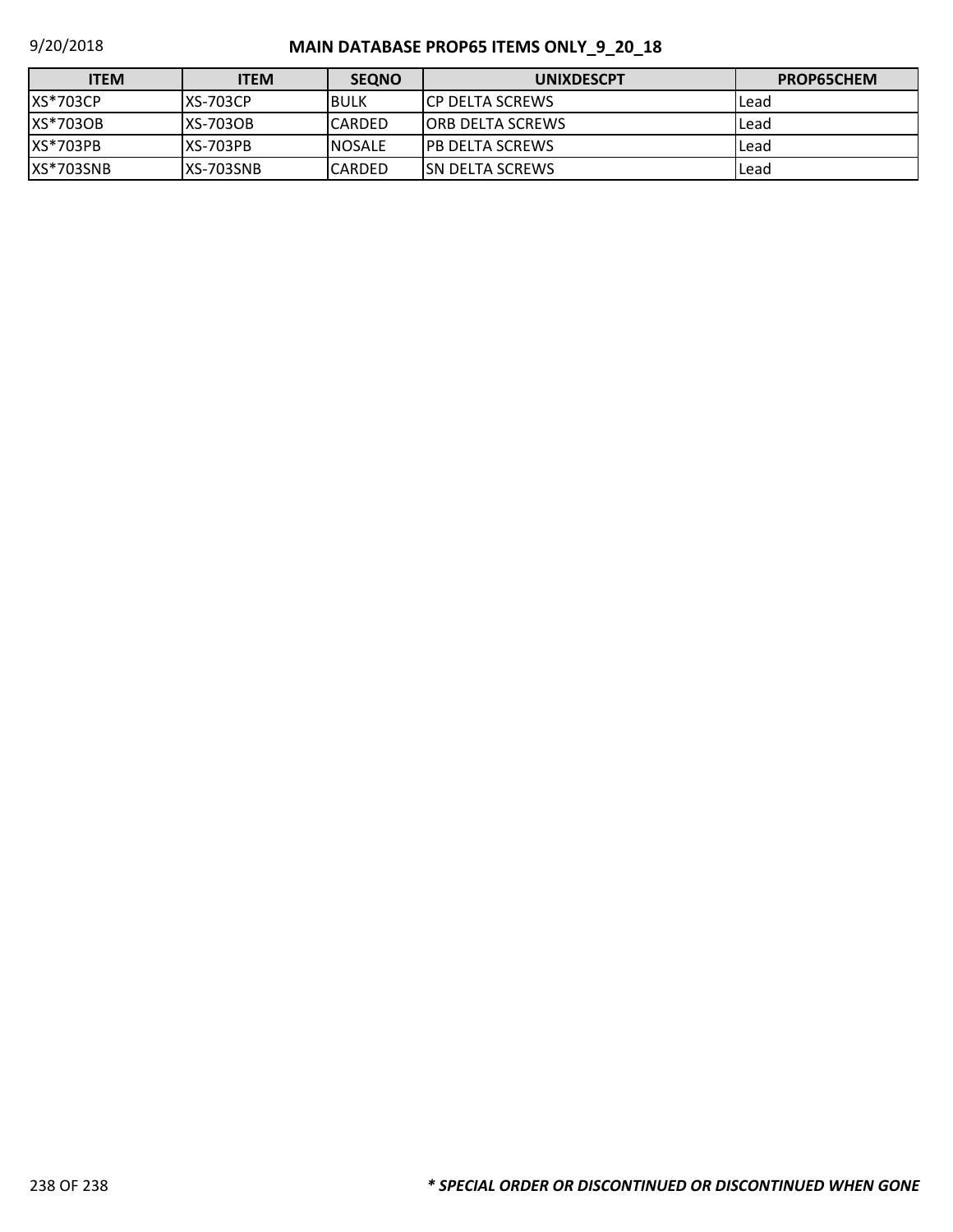| ITEM | ITEM | SEQNO | UNIXDESCPT | PROP65CHEM |
|---|---|---|---|---|
| XS*703CP | XS-703CP | BULK | CP DELTA SCREWS | Lead |
| XS*703OB | XS-703OB | CARDED | ORB DELTA SCREWS | Lead |
| XS*703PB | XS-703PB | NOSALE | PB DELTA SCREWS | Lead |
| XS*703SNB | XS-703SNB | CARDED | SN DELTA SCREWS | Lead |

*** SPECIAL ORDER OR DISCONTINUED OR DISCONTINUED WHEN GONE**